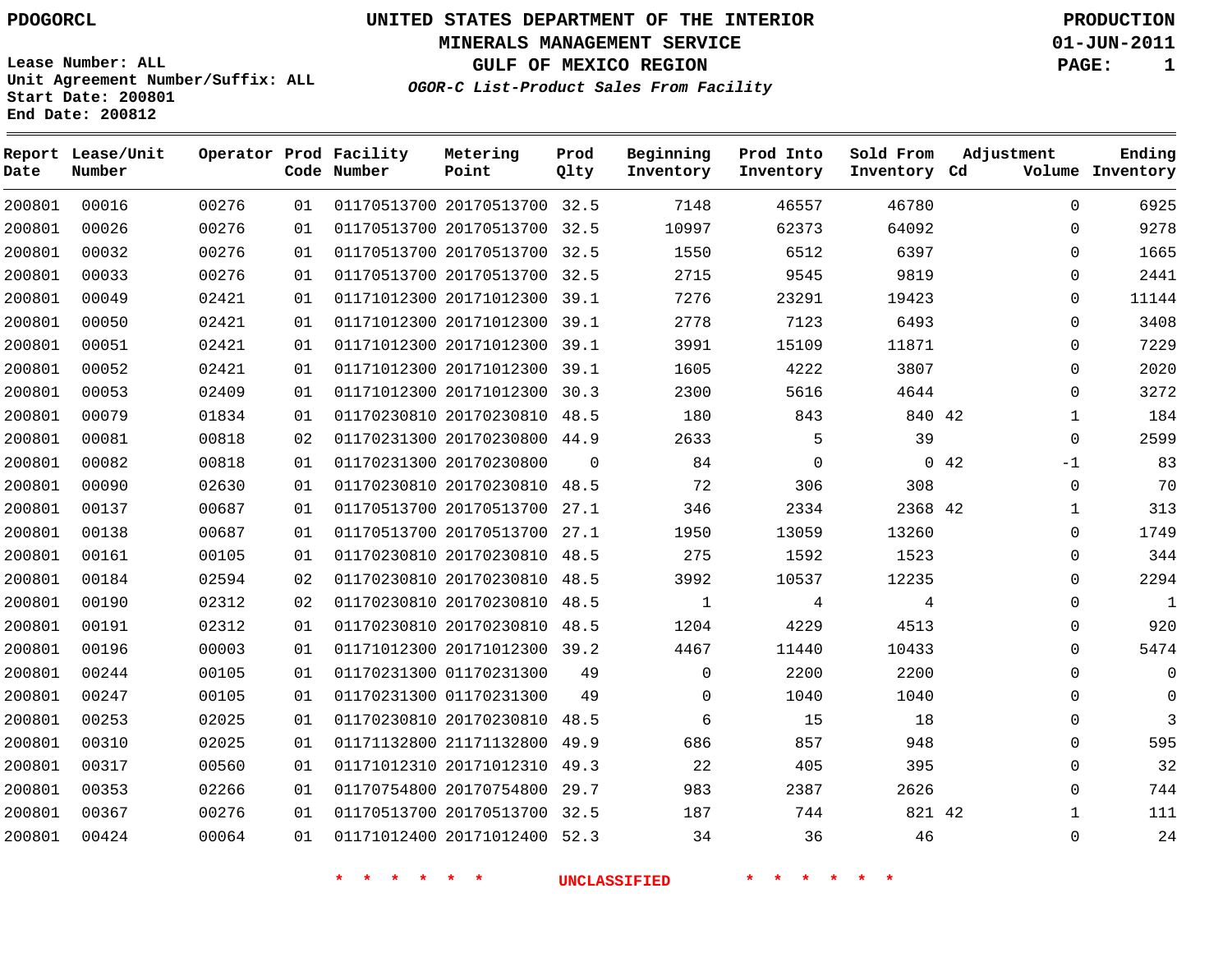PDOGORCL

# UNITED STATES DEPARTMENT OF THE INTERIOR
## MINERALS MANAGEMENT SERVICE
## GULF OF MEXICO REGION
### *OGOR-C List-Product Sales From Facility*

PRODUCTION
01-JUN-2011

Lease Number: ALL
Unit Agreement Number/Suffix: ALL
Start Date: 200801
End Date: 200812

| Report Date | Lease/Unit Number | Operator | Prod Code | Facility Number | Metering Point | Prod Qlty | Beginning Inventory | Prod Into Inventory | Sold From Inventory | Adjustment Cd | Adjustment Volume | Ending Inventory |
|---|---|---|---|---|---|---|---|---|---|---|---|---|
| 200801 | 00016 | 00276 | 01 | 01170513700 | 20170513700 | 32.5 | 7148 | 46557 | 46780 | | 0 | 6925 |
| 200801 | 00026 | 00276 | 01 | 01170513700 | 20170513700 | 32.5 | 10997 | 62373 | 64092 | | 0 | 9278 |
| 200801 | 00032 | 00276 | 01 | 01170513700 | 20170513700 | 32.5 | 1550 | 6512 | 6397 | | 0 | 1665 |
| 200801 | 00033 | 00276 | 01 | 01170513700 | 20170513700 | 32.5 | 2715 | 9545 | 9819 | | 0 | 2441 |
| 200801 | 00049 | 02421 | 01 | 01171012300 | 20171012300 | 39.1 | 7276 | 23291 | 19423 | | 0 | 11144 |
| 200801 | 00050 | 02421 | 01 | 01171012300 | 20171012300 | 39.1 | 2778 | 7123 | 6493 | | 0 | 3408 |
| 200801 | 00051 | 02421 | 01 | 01171012300 | 20171012300 | 39.1 | 3991 | 15109 | 11871 | | 0 | 7229 |
| 200801 | 00052 | 02421 | 01 | 01171012300 | 20171012300 | 39.1 | 1605 | 4222 | 3807 | | 0 | 2020 |
| 200801 | 00053 | 02409 | 01 | 01171012300 | 20171012300 | 30.3 | 2300 | 5616 | 4644 | | 0 | 3272 |
| 200801 | 00079 | 01834 | 01 | 01170230810 | 20170230810 | 48.5 | 180 | 843 | 840 | 42 | 1 | 184 |
| 200801 | 00081 | 00818 | 02 | 01170231300 | 20170230800 | 44.9 | 2633 | 5 | 39 | | 0 | 2599 |
| 200801 | 00082 | 00818 | 01 | 01170231300 | 20170230800 | 0 | 84 | 0 | 0 | 42 | -1 | 83 |
| 200801 | 00090 | 02630 | 01 | 01170230810 | 20170230810 | 48.5 | 72 | 306 | 308 | | 0 | 70 |
| 200801 | 00137 | 00687 | 01 | 01170513700 | 20170513700 | 27.1 | 346 | 2334 | 2368 | 42 | 1 | 313 |
| 200801 | 00138 | 00687 | 01 | 01170513700 | 20170513700 | 27.1 | 1950 | 13059 | 13260 | | 0 | 1749 |
| 200801 | 00161 | 00105 | 01 | 01170230810 | 20170230810 | 48.5 | 275 | 1592 | 1523 | | 0 | 344 |
| 200801 | 00184 | 02594 | 02 | 01170230810 | 20170230810 | 48.5 | 3992 | 10537 | 12235 | | 0 | 2294 |
| 200801 | 00190 | 02312 | 02 | 01170230810 | 20170230810 | 48.5 | 1 | 4 | 4 | | 0 | 1 |
| 200801 | 00191 | 02312 | 01 | 01170230810 | 20170230810 | 48.5 | 1204 | 4229 | 4513 | | 0 | 920 |
| 200801 | 00196 | 00003 | 01 | 01171012300 | 20171012300 | 39.2 | 4467 | 11440 | 10433 | | 0 | 5474 |
| 200801 | 00244 | 00105 | 01 | 01170231300 | 01170231300 | 49 | 0 | 2200 | 2200 | | 0 | 0 |
| 200801 | 00247 | 00105 | 01 | 01170231300 | 01170231300 | 49 | 0 | 1040 | 1040 | | 0 | 0 |
| 200801 | 00253 | 02025 | 01 | 01170230810 | 20170230810 | 48.5 | 6 | 15 | 18 | | 0 | 3 |
| 200801 | 00310 | 02025 | 01 | 01171132800 | 21171132800 | 49.9 | 686 | 857 | 948 | | 0 | 595 |
| 200801 | 00317 | 00560 | 01 | 01171012310 | 20171012310 | 49.3 | 22 | 405 | 395 | | 0 | 32 |
| 200801 | 00353 | 02266 | 01 | 01170754800 | 20170754800 | 29.7 | 983 | 2387 | 2626 | | 0 | 744 |
| 200801 | 00367 | 00276 | 01 | 01170513700 | 20170513700 | 32.5 | 187 | 744 | 821 | 42 | 1 | 111 |
| 200801 | 00424 | 00064 | 01 | 01171012400 | 20171012400 | 52.3 | 34 | 36 | 46 | | 0 | 24 |

* * * * * * UNCLASSIFIED * * * * * *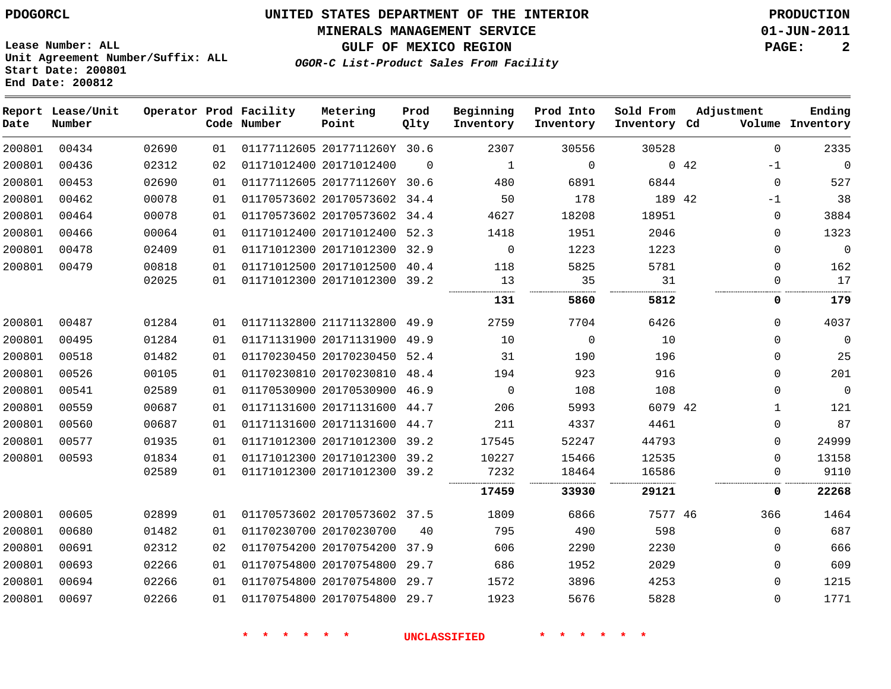PDOGORCL

# UNITED STATES DEPARTMENT OF THE INTERIOR
## MINERALS MANAGEMENT SERVICE
## GULF OF MEXICO REGION
### *OGOR-C List-Product Sales From Facility*

PRODUCTION
01-JUN-2011

Lease Number: ALL
Unit Agreement Number/Suffix: ALL
Start Date: 200801
End Date: 200812

| Report Date | Lease/Unit Number | Operator | Prod Code | Facility Number | Metering Point | Prod Qlty | Beginning Inventory | Prod Into Inventory | Sold From Inventory | Adjustment Cd | Adjustment Volume | Ending Inventory |
|---|---|---|---|---|---|---|---|---|---|---|---|---|
| 200801 | 00434 | 02690 | 01 | 01177112605 | 2017711260Y | 30.6 | 2307 | 30556 | 30528 | | 0 | 2335 |
| 200801 | 00436 | 02312 | 02 | 01171012400 | 20171012400 | 0 | 1 | 0 | 0 | 42 | -1 | 0 |
| 200801 | 00453 | 02690 | 01 | 01177112605 | 2017711260Y | 30.6 | 480 | 6891 | 6844 | | 0 | 527 |
| 200801 | 00462 | 00078 | 01 | 01170573602 | 20170573602 | 34.4 | 50 | 178 | 189 | 42 | -1 | 38 |
| 200801 | 00464 | 00078 | 01 | 01170573602 | 20170573602 | 34.4 | 4627 | 18208 | 18951 | | 0 | 3884 |
| 200801 | 00466 | 00064 | 01 | 01171012400 | 20171012400 | 52.3 | 1418 | 1951 | 2046 | | 0 | 1323 |
| 200801 | 00478 | 02409 | 01 | 01171012300 | 20171012300 | 32.9 | 0 | 1223 | 1223 | | 0 | 0 |
| 200801 | 00479 | 00818 | 01 | 01171012500 | 20171012500 | 40.4 | 118 | 5825 | 5781 | | 0 | 162 |
| | | 02025 | 01 | 01171012300 | 20171012300 | 39.2 | 13 | 35 | 31 | | 0 | 17 |
| | | | | | | | **131** | **5860** | **5812** | | **0** | **179** |
| 200801 | 00487 | 01284 | 01 | 01171132800 | 21171132800 | 49.9 | 2759 | 7704 | 6426 | | 0 | 4037 |
| 200801 | 00495 | 01284 | 01 | 01171131900 | 20171131900 | 49.9 | 10 | 0 | 10 | | 0 | 0 |
| 200801 | 00518 | 01482 | 01 | 01170230450 | 20170230450 | 52.4 | 31 | 190 | 196 | | 0 | 25 |
| 200801 | 00526 | 00105 | 01 | 01170230810 | 20170230810 | 48.4 | 194 | 923 | 916 | | 0 | 201 |
| 200801 | 00541 | 02589 | 01 | 01170530900 | 20170530900 | 46.9 | 0 | 108 | 108 | | 0 | 0 |
| 200801 | 00559 | 00687 | 01 | 01171131600 | 20171131600 | 44.7 | 206 | 5993 | 6079 | 42 | 1 | 121 |
| 200801 | 00560 | 00687 | 01 | 01171131600 | 20171131600 | 44.7 | 211 | 4337 | 4461 | | 0 | 87 |
| 200801 | 00577 | 01935 | 01 | 01171012300 | 20171012300 | 39.2 | 17545 | 52247 | 44793 | | 0 | 24999 |
| 200801 | 00593 | 01834 | 01 | 01171012300 | 20171012300 | 39.2 | 10227 | 15466 | 12535 | | 0 | 13158 |
| | | 02589 | 01 | 01171012300 | 20171012300 | 39.2 | 7232 | 18464 | 16586 | | 0 | 9110 |
| | | | | | | | **17459** | **33930** | **29121** | | **0** | **22268** |
| 200801 | 00605 | 02899 | 01 | 01170573602 | 20170573602 | 37.5 | 1809 | 6866 | 7577 | 46 | 366 | 1464 |
| 200801 | 00680 | 01482 | 01 | 01170230700 | 20170230700 | 40 | 795 | 490 | 598 | | 0 | 687 |
| 200801 | 00691 | 02312 | 02 | 01170754200 | 20170754200 | 37.9 | 606 | 2290 | 2230 | | 0 | 666 |
| 200801 | 00693 | 02266 | 01 | 01170754800 | 20170754800 | 29.7 | 686 | 1952 | 2029 | | 0 | 609 |
| 200801 | 00694 | 02266 | 01 | 01170754800 | 20170754800 | 29.7 | 1572 | 3896 | 4253 | | 0 | 1215 |
| 200801 | 00697 | 02266 | 01 | 01170754800 | 20170754800 | 29.7 | 1923 | 5676 | 5828 | | 0 | 1771 |

\* \* \* \* \* \* UNCLASSIFIED \* \* \* \* \* \*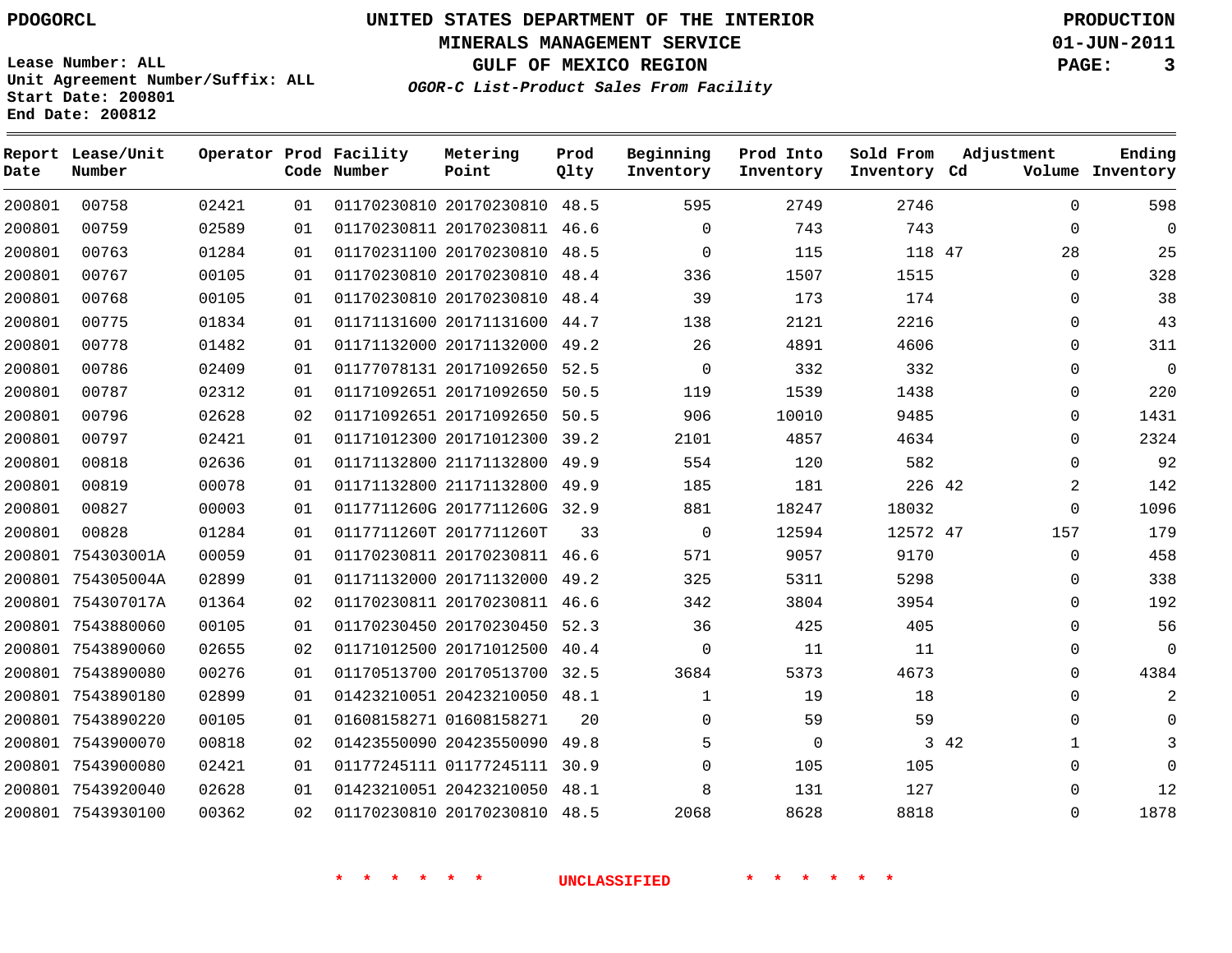PDOGORCL

# UNITED STATES DEPARTMENT OF THE INTERIOR
## MINERALS MANAGEMENT SERVICE
## GULF OF MEXICO REGION
### *OGOR-C List-Product Sales From Facility*

PRODUCTION
01-JUN-2011

Lease Number: ALL
Unit Agreement Number/Suffix: ALL
Start Date: 200801
End Date: 200812

| Report Date | Lease/Unit Number | Operator | Prod Code | Facility Number | Metering Point | Prod Qlty | Beginning Inventory | Prod Into Inventory | Sold From Inventory | Adjustment Cd | Adjustment Volume | Ending Inventory |
|---|---|---|---|---|---|---|---|---|---|---|---|---|
| 200801 | 00758 | 02421 | 01 | 01170230810 | 20170230810 | 48.5 | 595 | 2749 | 2746 | | 0 | 598 |
| 200801 | 00759 | 02589 | 01 | 01170230811 | 20170230811 | 46.6 | 0 | 743 | 743 | | 0 | 0 |
| 200801 | 00763 | 01284 | 01 | 01170231100 | 20170230810 | 48.5 | 0 | 115 | 118 | 47 | 28 | 25 |
| 200801 | 00767 | 00105 | 01 | 01170230810 | 20170230810 | 48.4 | 336 | 1507 | 1515 | | 0 | 328 |
| 200801 | 00768 | 00105 | 01 | 01170230810 | 20170230810 | 48.4 | 39 | 173 | 174 | | 0 | 38 |
| 200801 | 00775 | 01834 | 01 | 01171131600 | 20171131600 | 44.7 | 138 | 2121 | 2216 | | 0 | 43 |
| 200801 | 00778 | 01482 | 01 | 01171132000 | 20171132000 | 49.2 | 26 | 4891 | 4606 | | 0 | 311 |
| 200801 | 00786 | 02409 | 01 | 01177078131 | 20171092650 | 52.5 | 0 | 332 | 332 | | 0 | 0 |
| 200801 | 00787 | 02312 | 01 | 01171092651 | 20171092650 | 50.5 | 119 | 1539 | 1438 | | 0 | 220 |
| 200801 | 00796 | 02628 | 02 | 01171092651 | 20171092650 | 50.5 | 906 | 10010 | 9485 | | 0 | 1431 |
| 200801 | 00797 | 02421 | 01 | 01171012300 | 20171012300 | 39.2 | 2101 | 4857 | 4634 | | 0 | 2324 |
| 200801 | 00818 | 02636 | 01 | 01171132800 | 21171132800 | 49.9 | 554 | 120 | 582 | | 0 | 92 |
| 200801 | 00819 | 00078 | 01 | 01171132800 | 21171132800 | 49.9 | 185 | 181 | 226 | 42 | 2 | 142 |
| 200801 | 00827 | 00003 | 01 | 0117711260G | 2017711260G | 32.9 | 881 | 18247 | 18032 | | 0 | 1096 |
| 200801 | 00828 | 01284 | 01 | 0117711260T | 2017711260T | 33 | 0 | 12594 | 12572 | 47 | 157 | 179 |
| 200801 | 754303001A | 00059 | 01 | 01170230811 | 20170230811 | 46.6 | 571 | 9057 | 9170 | | 0 | 458 |
| 200801 | 754305004A | 02899 | 01 | 01171132000 | 20171132000 | 49.2 | 325 | 5311 | 5298 | | 0 | 338 |
| 200801 | 754307017A | 01364 | 02 | 01170230811 | 20170230811 | 46.6 | 342 | 3804 | 3954 | | 0 | 192 |
| 200801 | 7543880060 | 00105 | 01 | 01170230450 | 20170230450 | 52.3 | 36 | 425 | 405 | | 0 | 56 |
| 200801 | 7543890060 | 02655 | 02 | 01171012500 | 20171012500 | 40.4 | 0 | 11 | 11 | | 0 | 0 |
| 200801 | 7543890080 | 00276 | 01 | 01170513700 | 20170513700 | 32.5 | 3684 | 5373 | 4673 | | 0 | 4384 |
| 200801 | 7543890180 | 02899 | 01 | 01423210051 | 20423210050 | 48.1 | 1 | 19 | 18 | | 0 | 2 |
| 200801 | 7543890220 | 00105 | 01 | 01608158271 | 01608158271 | 20 | 0 | 59 | 59 | | 0 | 0 |
| 200801 | 7543900070 | 00818 | 02 | 01423550090 | 20423550090 | 49.8 | 5 | 0 | 3 | 42 | 1 | 3 |
| 200801 | 7543900080 | 02421 | 01 | 01177245111 | 01177245111 | 30.9 | 0 | 105 | 105 | | 0 | 0 |
| 200801 | 7543920040 | 02628 | 01 | 01423210051 | 20423210050 | 48.1 | 8 | 131 | 127 | | 0 | 12 |
| 200801 | 7543930100 | 00362 | 02 | 01170230810 | 20170230810 | 48.5 | 2068 | 8628 | 8818 | | 0 | 1878 |

* * * * * * UNCLASSIFIED * * * * * *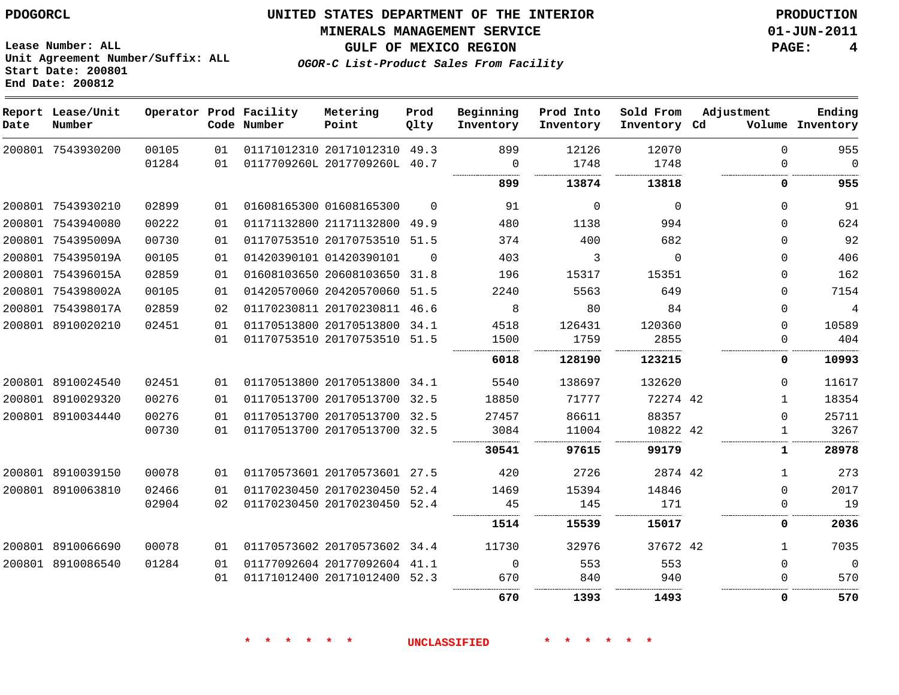PDOGORCL

Lease Number: ALL
Unit Agreement Number/Suffix: ALL
Start Date: 200801
End Date: 200812

# UNITED STATES DEPARTMENT OF THE INTERIOR
## MINERALS MANAGEMENT SERVICE
## GULF OF MEXICO REGION
### *OGOR-C List-Product Sales From Facility*

PRODUCTION
01-JUN-2011

| Report Date | Lease/Unit Number | Operator | Prod Code | Facility Number | Metering Point | Prod Qlty | Beginning Inventory | Prod Into Inventory | Sold From Inventory | Adjustment Cd | Volume | Ending Inventory |
|---|---|---|---|---|---|---|---|---|---|---|---|---|
| 200801 | 7543930200 | 00105 | 01 | 01171012310 | 20171012310 | 49.3 | 899 | 12126 | 12070 | | 0 | 955 |
| | | 01284 | 01 | 0117709260L | 2017709260L | 40.7 | 0 | 1748 | 1748 | | 0 | 0 |
| | | | | | | | **899** | **13874** | **13818** | | **0** | **955** |
| 200801 | 7543930210 | 02899 | 01 | 01608165300 | 01608165300 | 0 | 91 | 0 | 0 | | 0 | 91 |
| 200801 | 7543940080 | 00222 | 01 | 01171132800 | 21171132800 | 49.9 | 480 | 1138 | 994 | | 0 | 624 |
| 200801 | 754395009A | 00730 | 01 | 01170753510 | 20170753510 | 51.5 | 374 | 400 | 682 | | 0 | 92 |
| 200801 | 754395019A | 00105 | 01 | 01420390101 | 01420390101 | 0 | 403 | 3 | 0 | | 0 | 406 |
| 200801 | 754396015A | 02859 | 01 | 01608103650 | 20608103650 | 31.8 | 196 | 15317 | 15351 | | 0 | 162 |
| 200801 | 754398002A | 00105 | 01 | 01420570060 | 20420570060 | 51.5 | 2240 | 5563 | 649 | | 0 | 7154 |
| 200801 | 754398017A | 02859 | 02 | 01170230811 | 20170230811 | 46.6 | 8 | 80 | 84 | | 0 | 4 |
| 200801 | 8910020210 | 02451 | 01 | 01170513800 | 20170513800 | 34.1 | 4518 | 126431 | 120360 | | 0 | 10589 |
| | | | 01 | 01170753510 | 20170753510 | 51.5 | 1500 | 1759 | 2855 | | 0 | 404 |
| | | | | | | | **6018** | **128190** | **123215** | | **0** | **10993** |
| 200801 | 8910024540 | 02451 | 01 | 01170513800 | 20170513800 | 34.1 | 5540 | 138697 | 132620 | | 0 | 11617 |
| 200801 | 8910029320 | 00276 | 01 | 01170513700 | 20170513700 | 32.5 | 18850 | 71777 | 72274 | 42 | 1 | 18354 |
| 200801 | 8910034440 | 00276 | 01 | 01170513700 | 20170513700 | 32.5 | 27457 | 86611 | 88357 | | 0 | 25711 |
| | | 00730 | 01 | 01170513700 | 20170513700 | 32.5 | 3084 | 11004 | 10822 | 42 | 1 | 3267 |
| | | | | | | | **30541** | **97615** | **99179** | | **1** | **28978** |
| 200801 | 8910039150 | 00078 | 01 | 01170573601 | 20170573601 | 27.5 | 420 | 2726 | 2874 | 42 | 1 | 273 |
| 200801 | 8910063810 | 02466 | 01 | 01170230450 | 20170230450 | 52.4 | 1469 | 15394 | 14846 | | 0 | 2017 |
| | | 02904 | 02 | 01170230450 | 20170230450 | 52.4 | 45 | 145 | 171 | | 0 | 19 |
| | | | | | | | **1514** | **15539** | **15017** | | **0** | **2036** |
| 200801 | 8910066690 | 00078 | 01 | 01170573602 | 20170573602 | 34.4 | 11730 | 32976 | 37672 | 42 | 1 | 7035 |
| 200801 | 8910086540 | 01284 | 01 | 01177092604 | 20177092604 | 41.1 | 0 | 553 | 553 | | 0 | 0 |
| | | | 01 | 01171012400 | 20171012400 | 52.3 | 670 | 840 | 940 | | 0 | 570 |
| | | | | | | | **670** | **1393** | **1493** | | **0** | **570** |

\* \* \* \* \* \* UNCLASSIFIED \* \* \* \* \* \*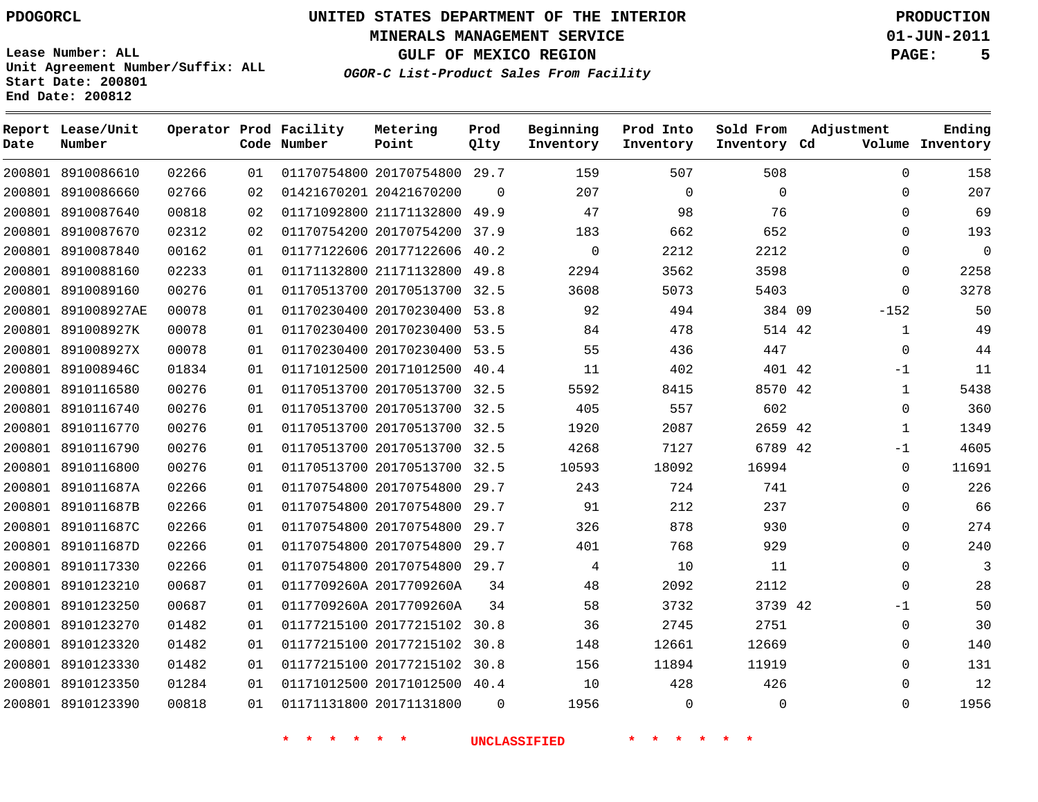PDOGORCL

# UNITED STATES DEPARTMENT OF THE INTERIOR
## MINERALS MANAGEMENT SERVICE
## GULF OF MEXICO REGION
### *OGOR-C List-Product Sales From Facility*

PRODUCTION
01-JUN-2011

Lease Number: ALL
Unit Agreement Number/Suffix: ALL
Start Date: 200801
End Date: 200812

| Report Date | Lease/Unit Number | Operator | Prod Code | Facility Number | Metering Point | Prod Qlty | Beginning Inventory | Prod Into Inventory | Sold From Inventory | Adjustment Cd | Adjustment Volume | Ending Inventory |
|---|---|---|---|---|---|---|---|---|---|---|---|---|
| 200801 | 8910086610 | 02266 | 01 | 01170754800 | 20170754800 | 29.7 | 159 | 507 | 508 | | 0 | 158 |
| 200801 | 8910086660 | 02766 | 02 | 01421670201 | 20421670200 | 0 | 207 | 0 | 0 | | 0 | 207 |
| 200801 | 8910087640 | 00818 | 02 | 01171092800 | 21171132800 | 49.9 | 47 | 98 | 76 | | 0 | 69 |
| 200801 | 8910087670 | 02312 | 02 | 01170754200 | 20170754200 | 37.9 | 183 | 662 | 652 | | 0 | 193 |
| 200801 | 8910087840 | 00162 | 01 | 01177122606 | 20177122606 | 40.2 | 0 | 2212 | 2212 | | 0 | 0 |
| 200801 | 8910088160 | 02233 | 01 | 01171132800 | 21171132800 | 49.8 | 2294 | 3562 | 3598 | | 0 | 2258 |
| 200801 | 8910089160 | 00276 | 01 | 01170513700 | 20170513700 | 32.5 | 3608 | 5073 | 5403 | | 0 | 3278 |
| 200801 | 891008927AE | 00078 | 01 | 01170230400 | 20170230400 | 53.8 | 92 | 494 | 384 | 09 | -152 | 50 |
| 200801 | 891008927K | 00078 | 01 | 01170230400 | 20170230400 | 53.5 | 84 | 478 | 514 | 42 | 1 | 49 |
| 200801 | 891008927X | 00078 | 01 | 01170230400 | 20170230400 | 53.5 | 55 | 436 | 447 | | 0 | 44 |
| 200801 | 891008946C | 01834 | 01 | 01171012500 | 20171012500 | 40.4 | 11 | 402 | 401 | 42 | -1 | 11 |
| 200801 | 8910116580 | 00276 | 01 | 01170513700 | 20170513700 | 32.5 | 5592 | 8415 | 8570 | 42 | 1 | 5438 |
| 200801 | 8910116740 | 00276 | 01 | 01170513700 | 20170513700 | 32.5 | 405 | 557 | 602 | | 0 | 360 |
| 200801 | 8910116770 | 00276 | 01 | 01170513700 | 20170513700 | 32.5 | 1920 | 2087 | 2659 | 42 | 1 | 1349 |
| 200801 | 8910116790 | 00276 | 01 | 01170513700 | 20170513700 | 32.5 | 4268 | 7127 | 6789 | 42 | -1 | 4605 |
| 200801 | 8910116800 | 00276 | 01 | 01170513700 | 20170513700 | 32.5 | 10593 | 18092 | 16994 | | 0 | 11691 |
| 200801 | 891011687A | 02266 | 01 | 01170754800 | 20170754800 | 29.7 | 243 | 724 | 741 | | 0 | 226 |
| 200801 | 891011687B | 02266 | 01 | 01170754800 | 20170754800 | 29.7 | 91 | 212 | 237 | | 0 | 66 |
| 200801 | 891011687C | 02266 | 01 | 01170754800 | 20170754800 | 29.7 | 326 | 878 | 930 | | 0 | 274 |
| 200801 | 891011687D | 02266 | 01 | 01170754800 | 20170754800 | 29.7 | 401 | 768 | 929 | | 0 | 240 |
| 200801 | 8910117330 | 02266 | 01 | 01170754800 | 20170754800 | 29.7 | 4 | 10 | 11 | | 0 | 3 |
| 200801 | 8910123210 | 00687 | 01 | 0117709260A | 2017709260A | 34 | 48 | 2092 | 2112 | | 0 | 28 |
| 200801 | 8910123250 | 00687 | 01 | 0117709260A | 2017709260A | 34 | 58 | 3732 | 3739 | 42 | -1 | 50 |
| 200801 | 8910123270 | 01482 | 01 | 01177215100 | 20177215102 | 30.8 | 36 | 2745 | 2751 | | 0 | 30 |
| 200801 | 8910123320 | 01482 | 01 | 01177215100 | 20177215102 | 30.8 | 148 | 12661 | 12669 | | 0 | 140 |
| 200801 | 8910123330 | 01482 | 01 | 01177215100 | 20177215102 | 30.8 | 156 | 11894 | 11919 | | 0 | 131 |
| 200801 | 8910123350 | 01284 | 01 | 01171012500 | 20171012500 | 40.4 | 10 | 428 | 426 | | 0 | 12 |
| 200801 | 8910123390 | 00818 | 01 | 01171131800 | 20171131800 | 0 | 1956 | 0 | 0 | | 0 | 1956 |

\* \* \* \* \* \* UNCLASSIFIED \* \* \* \* \* \*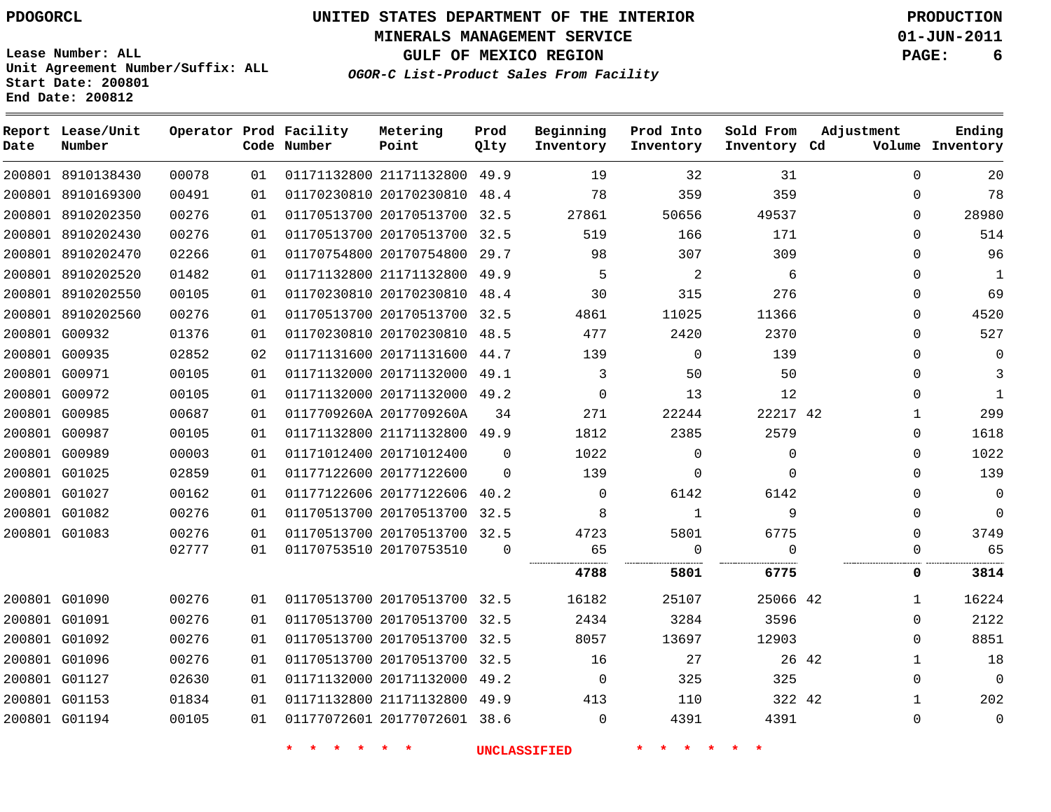PDOGORCL

# UNITED STATES DEPARTMENT OF THE INTERIOR
## MINERALS MANAGEMENT SERVICE
## GULF OF MEXICO REGION
### *OGOR-C List-Product Sales From Facility*

PRODUCTION
01-JUN-2011

Lease Number: ALL
Unit Agreement Number/Suffix: ALL
Start Date: 200801
End Date: 200812

| Report Date | Lease/Unit Number | Operator | Prod Code | Facility Number | Metering Point | Prod Qlty | Beginning Inventory | Prod Into Inventory | Sold From Inventory | Adjustment Cd | Adjustment Volume | Ending Inventory |
|---|---|---|---|---|---|---|---|---|---|---|---|---|
| 200801 | 8910138430 | 00078 | 01 | 01171132800 | 21171132800 | 49.9 | 19 | 32 | 31 | | 0 | 20 |
| 200801 | 8910169300 | 00491 | 01 | 01170230810 | 20170230810 | 48.4 | 78 | 359 | 359 | | 0 | 78 |
| 200801 | 8910202350 | 00276 | 01 | 01170513700 | 20170513700 | 32.5 | 27861 | 50656 | 49537 | | 0 | 28980 |
| 200801 | 8910202430 | 00276 | 01 | 01170513700 | 20170513700 | 32.5 | 519 | 166 | 171 | | 0 | 514 |
| 200801 | 8910202470 | 02266 | 01 | 01170754800 | 20170754800 | 29.7 | 98 | 307 | 309 | | 0 | 96 |
| 200801 | 8910202520 | 01482 | 01 | 01171132800 | 21171132800 | 49.9 | 5 | 2 | 6 | | 0 | 1 |
| 200801 | 8910202550 | 00105 | 01 | 01170230810 | 20170230810 | 48.4 | 30 | 315 | 276 | | 0 | 69 |
| 200801 | 8910202560 | 00276 | 01 | 01170513700 | 20170513700 | 32.5 | 4861 | 11025 | 11366 | | 0 | 4520 |
| 200801 | G00932 | 01376 | 01 | 01170230810 | 20170230810 | 48.5 | 477 | 2420 | 2370 | | 0 | 527 |
| 200801 | G00935 | 02852 | 02 | 01171131600 | 20171131600 | 44.7 | 139 | 0 | 139 | | 0 | 0 |
| 200801 | G00971 | 00105 | 01 | 01171132000 | 20171132000 | 49.1 | 3 | 50 | 50 | | 0 | 3 |
| 200801 | G00972 | 00105 | 01 | 01171132000 | 20171132000 | 49.2 | 0 | 13 | 12 | | 0 | 1 |
| 200801 | G00985 | 00687 | 01 | 0117709260A | 2017709260A | 34 | 271 | 22244 | 22217 | 42 | 1 | 299 |
| 200801 | G00987 | 00105 | 01 | 01171132800 | 21171132800 | 49.9 | 1812 | 2385 | 2579 | | 0 | 1618 |
| 200801 | G00989 | 00003 | 01 | 01171012400 | 20171012400 | 0 | 1022 | 0 | 0 | | 0 | 1022 |
| 200801 | G01025 | 02859 | 01 | 01177122600 | 20177122600 | 0 | 139 | 0 | 0 | | 0 | 139 |
| 200801 | G01027 | 00162 | 01 | 01177122606 | 20177122606 | 40.2 | 0 | 6142 | 6142 | | 0 | 0 |
| 200801 | G01082 | 00276 | 01 | 01170513700 | 20170513700 | 32.5 | 8 | 1 | 9 | | 0 | 0 |
| 200801 | G01083 | 00276 | 01 | 01170513700 | 20170513700 | 32.5 | 4723 | 5801 | 6775 | | 0 | 3749 |
| | | 02777 | 01 | 01170753510 | 20170753510 | 0 | 65 | 0 | 0 | | 0 | 65 |
| | | | | | | | **4788** | **5801** | **6775** | | **0** | **3814** |
| 200801 | G01090 | 00276 | 01 | 01170513700 | 20170513700 | 32.5 | 16182 | 25107 | 25066 | 42 | 1 | 16224 |
| 200801 | G01091 | 00276 | 01 | 01170513700 | 20170513700 | 32.5 | 2434 | 3284 | 3596 | | 0 | 2122 |
| 200801 | G01092 | 00276 | 01 | 01170513700 | 20170513700 | 32.5 | 8057 | 13697 | 12903 | | 0 | 8851 |
| 200801 | G01096 | 00276 | 01 | 01170513700 | 20170513700 | 32.5 | 16 | 27 | 26 | 42 | 1 | 18 |
| 200801 | G01127 | 02630 | 01 | 01171132000 | 20171132000 | 49.2 | 0 | 325 | 325 | | 0 | 0 |
| 200801 | G01153 | 01834 | 01 | 01171132800 | 21171132800 | 49.9 | 413 | 110 | 322 | 42 | 1 | 202 |
| 200801 | G01194 | 00105 | 01 | 01177072601 | 20177072601 | 38.6 | 0 | 4391 | 4391 | | 0 | 0 |

* * * * * * UNCLASSIFIED * * * * * *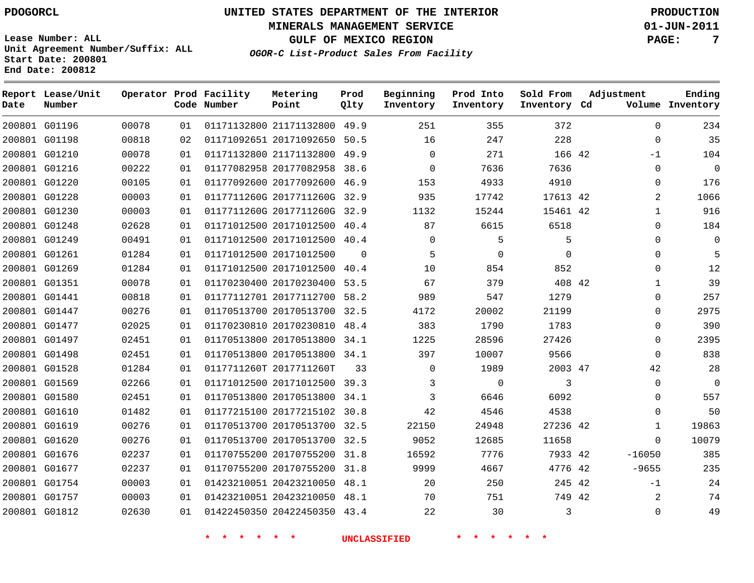PDOGORCL

# UNITED STATES DEPARTMENT OF THE INTERIOR
## MINERALS MANAGEMENT SERVICE
## GULF OF MEXICO REGION
### *OGOR-C List-Product Sales From Facility*

PRODUCTION
01-JUN-2011

Lease Number: ALL
Unit Agreement Number/Suffix: ALL
Start Date: 200801
End Date: 200812

| Report Date | Lease/Unit Number | Operator | Prod Code | Facility Number | Metering Point | Prod Qlty | Beginning Inventory | Prod Into Inventory | Sold From Inventory | Adjustment Cd | Adjustment Volume | Ending Inventory |
|---|---|---|---|---|---|---|---|---|---|---|---|---|
| 200801 | G01196 | 00078 | 01 | 01171132800 | 21171132800 | 49.9 | 251 | 355 | 372 | | 0 | 234 |
| 200801 | G01198 | 00818 | 02 | 01171092651 | 20171092650 | 50.5 | 16 | 247 | 228 | | 0 | 35 |
| 200801 | G01210 | 00078 | 01 | 01171132800 | 21171132800 | 49.9 | 0 | 271 | 166 | 42 | -1 | 104 |
| 200801 | G01216 | 00222 | 01 | 01177082958 | 20177082958 | 38.6 | 0 | 7636 | 7636 | | 0 | 0 |
| 200801 | G01220 | 00105 | 01 | 01177092600 | 20177092600 | 46.9 | 153 | 4933 | 4910 | | 0 | 176 |
| 200801 | G01228 | 00003 | 01 | 0117711260G | 2017711260G | 32.9 | 935 | 17742 | 17613 | 42 | 2 | 1066 |
| 200801 | G01230 | 00003 | 01 | 0117711260G | 2017711260G | 32.9 | 1132 | 15244 | 15461 | 42 | 1 | 916 |
| 200801 | G01248 | 02628 | 01 | 01171012500 | 20171012500 | 40.4 | 87 | 6615 | 6518 | | 0 | 184 |
| 200801 | G01249 | 00491 | 01 | 01171012500 | 20171012500 | 40.4 | 0 | 5 | 5 | | 0 | 0 |
| 200801 | G01261 | 01284 | 01 | 01171012500 | 20171012500 | 0 | 5 | 0 | 0 | | 0 | 5 |
| 200801 | G01269 | 01284 | 01 | 01171012500 | 20171012500 | 40.4 | 10 | 854 | 852 | | 0 | 12 |
| 200801 | G01351 | 00078 | 01 | 01170230400 | 20170230400 | 53.5 | 67 | 379 | 408 | 42 | 1 | 39 |
| 200801 | G01441 | 00818 | 01 | 01177112701 | 20177112700 | 58.2 | 989 | 547 | 1279 | | 0 | 257 |
| 200801 | G01447 | 00276 | 01 | 01170513700 | 20170513700 | 32.5 | 4172 | 20002 | 21199 | | 0 | 2975 |
| 200801 | G01477 | 02025 | 01 | 01170230810 | 20170230810 | 48.4 | 383 | 1790 | 1783 | | 0 | 390 |
| 200801 | G01497 | 02451 | 01 | 01170513800 | 20170513800 | 34.1 | 1225 | 28596 | 27426 | | 0 | 2395 |
| 200801 | G01498 | 02451 | 01 | 01170513800 | 20170513800 | 34.1 | 397 | 10007 | 9566 | | 0 | 838 |
| 200801 | G01528 | 01284 | 01 | 0117711260T | 2017711260T | 33 | 0 | 1989 | 2003 | 47 | 42 | 28 |
| 200801 | G01569 | 02266 | 01 | 01171012500 | 20171012500 | 39.3 | 3 | 0 | 3 | | 0 | 0 |
| 200801 | G01580 | 02451 | 01 | 01170513800 | 20170513800 | 34.1 | 3 | 6646 | 6092 | | 0 | 557 |
| 200801 | G01610 | 01482 | 01 | 01177215100 | 20177215102 | 30.8 | 42 | 4546 | 4538 | | 0 | 50 |
| 200801 | G01619 | 00276 | 01 | 01170513700 | 20170513700 | 32.5 | 22150 | 24948 | 27236 | 42 | 1 | 19863 |
| 200801 | G01620 | 00276 | 01 | 01170513700 | 20170513700 | 32.5 | 9052 | 12685 | 11658 | | 0 | 10079 |
| 200801 | G01676 | 02237 | 01 | 01170755200 | 20170755200 | 31.8 | 16592 | 7776 | 7933 | 42 | -16050 | 385 |
| 200801 | G01677 | 02237 | 01 | 01170755200 | 20170755200 | 31.8 | 9999 | 4667 | 4776 | 42 | -9655 | 235 |
| 200801 | G01754 | 00003 | 01 | 01423210051 | 20423210050 | 48.1 | 20 | 250 | 245 | 42 | -1 | 24 |
| 200801 | G01757 | 00003 | 01 | 01423210051 | 20423210050 | 48.1 | 70 | 751 | 749 | 42 | 2 | 74 |
| 200801 | G01812 | 02630 | 01 | 01422450350 | 20422450350 | 43.4 | 22 | 30 | 3 | | 0 | 49 |

* * * * * * UNCLASSIFIED * * * * * *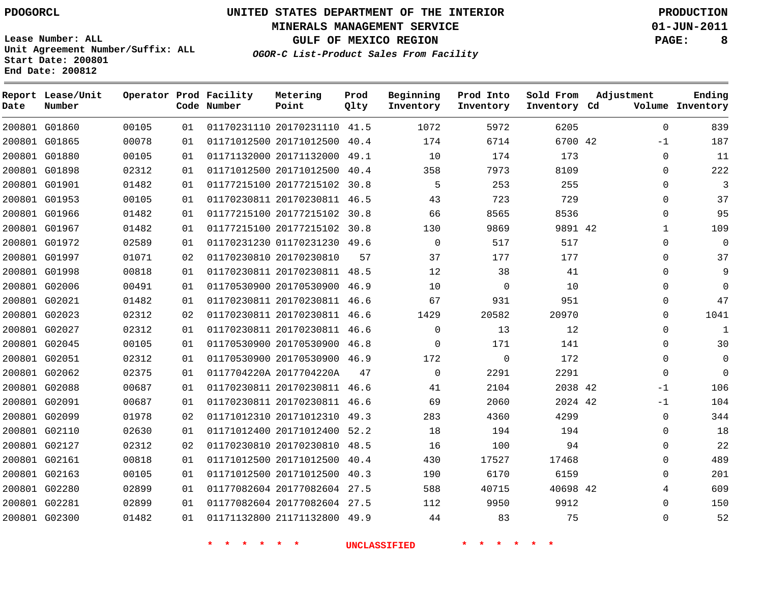PDOGORCL

# UNITED STATES DEPARTMENT OF THE INTERIOR
## MINERALS MANAGEMENT SERVICE
## GULF OF MEXICO REGION
### *OGOR-C List-Product Sales From Facility*

PRODUCTION
01-JUN-2011

Lease Number: ALL
Unit Agreement Number/Suffix: ALL
Start Date: 200801
End Date: 200812

| Report Date | Lease/Unit Number | Operator | Prod Code | Facility Number | Metering Point | Prod Qlty | Beginning Inventory | Prod Into Inventory | Sold From Inventory | Adjustment Cd | Adjustment Volume | Ending Inventory |
|---|---|---|---|---|---|---|---|---|---|---|---|---|
| 200801 | G01860 | 00105 | 01 | 01170231110 | 20170231110 | 41.5 | 1072 | 5972 | 6205 | | 0 | 839 |
| 200801 | G01865 | 00078 | 01 | 01171012500 | 20171012500 | 40.4 | 174 | 6714 | 6700 | 42 | -1 | 187 |
| 200801 | G01880 | 00105 | 01 | 01171132000 | 20171132000 | 49.1 | 10 | 174 | 173 | | 0 | 11 |
| 200801 | G01898 | 02312 | 01 | 01171012500 | 20171012500 | 40.4 | 358 | 7973 | 8109 | | 0 | 222 |
| 200801 | G01901 | 01482 | 01 | 01177215100 | 20177215102 | 30.8 | 5 | 253 | 255 | | 0 | 3 |
| 200801 | G01953 | 00105 | 01 | 01170230811 | 20170230811 | 46.5 | 43 | 723 | 729 | | 0 | 37 |
| 200801 | G01966 | 01482 | 01 | 01177215100 | 20177215102 | 30.8 | 66 | 8565 | 8536 | | 0 | 95 |
| 200801 | G01967 | 01482 | 01 | 01177215100 | 20177215102 | 30.8 | 130 | 9869 | 9891 | 42 | 1 | 109 |
| 200801 | G01972 | 02589 | 01 | 01170231230 | 01170231230 | 49.6 | 0 | 517 | 517 | | 0 | 0 |
| 200801 | G01997 | 01071 | 02 | 01170230810 | 20170230810 | 57 | 37 | 177 | 177 | | 0 | 37 |
| 200801 | G01998 | 00818 | 01 | 01170230811 | 20170230811 | 48.5 | 12 | 38 | 41 | | 0 | 9 |
| 200801 | G02006 | 00491 | 01 | 01170530900 | 20170530900 | 46.9 | 10 | 0 | 10 | | 0 | 0 |
| 200801 | G02021 | 01482 | 01 | 01170230811 | 20170230811 | 46.6 | 67 | 931 | 951 | | 0 | 47 |
| 200801 | G02023 | 02312 | 02 | 01170230811 | 20170230811 | 46.6 | 1429 | 20582 | 20970 | | 0 | 1041 |
| 200801 | G02027 | 02312 | 01 | 01170230811 | 20170230811 | 46.6 | 0 | 13 | 12 | | 0 | 1 |
| 200801 | G02045 | 00105 | 01 | 01170530900 | 20170530900 | 46.8 | 0 | 171 | 141 | | 0 | 30 |
| 200801 | G02051 | 02312 | 01 | 01170530900 | 20170530900 | 46.9 | 172 | 0 | 172 | | 0 | 0 |
| 200801 | G02062 | 02375 | 01 | 0117704220A | 2017704220A | 47 | 0 | 2291 | 2291 | | 0 | 0 |
| 200801 | G02088 | 00687 | 01 | 01170230811 | 20170230811 | 46.6 | 41 | 2104 | 2038 | 42 | -1 | 106 |
| 200801 | G02091 | 00687 | 01 | 01170230811 | 20170230811 | 46.6 | 69 | 2060 | 2024 | 42 | -1 | 104 |
| 200801 | G02099 | 01978 | 02 | 01171012310 | 20171012310 | 49.3 | 283 | 4360 | 4299 | | 0 | 344 |
| 200801 | G02110 | 02630 | 01 | 01171012400 | 20171012400 | 52.2 | 18 | 194 | 194 | | 0 | 18 |
| 200801 | G02127 | 02312 | 02 | 01170230810 | 20170230810 | 48.5 | 16 | 100 | 94 | | 0 | 22 |
| 200801 | G02161 | 00818 | 01 | 01171012500 | 20171012500 | 40.4 | 430 | 17527 | 17468 | | 0 | 489 |
| 200801 | G02163 | 00105 | 01 | 01171012500 | 20171012500 | 40.3 | 190 | 6170 | 6159 | | 0 | 201 |
| 200801 | G02280 | 02899 | 01 | 01177082604 | 20177082604 | 27.5 | 588 | 40715 | 40698 | 42 | 4 | 609 |
| 200801 | G02281 | 02899 | 01 | 01177082604 | 20177082604 | 27.5 | 112 | 9950 | 9912 | | 0 | 150 |
| 200801 | G02300 | 01482 | 01 | 01171132800 | 21171132800 | 49.9 | 44 | 83 | 75 | | 0 | 52 |

\* \* \* \* \* \* UNCLASSIFIED \* \* \* \* \* \*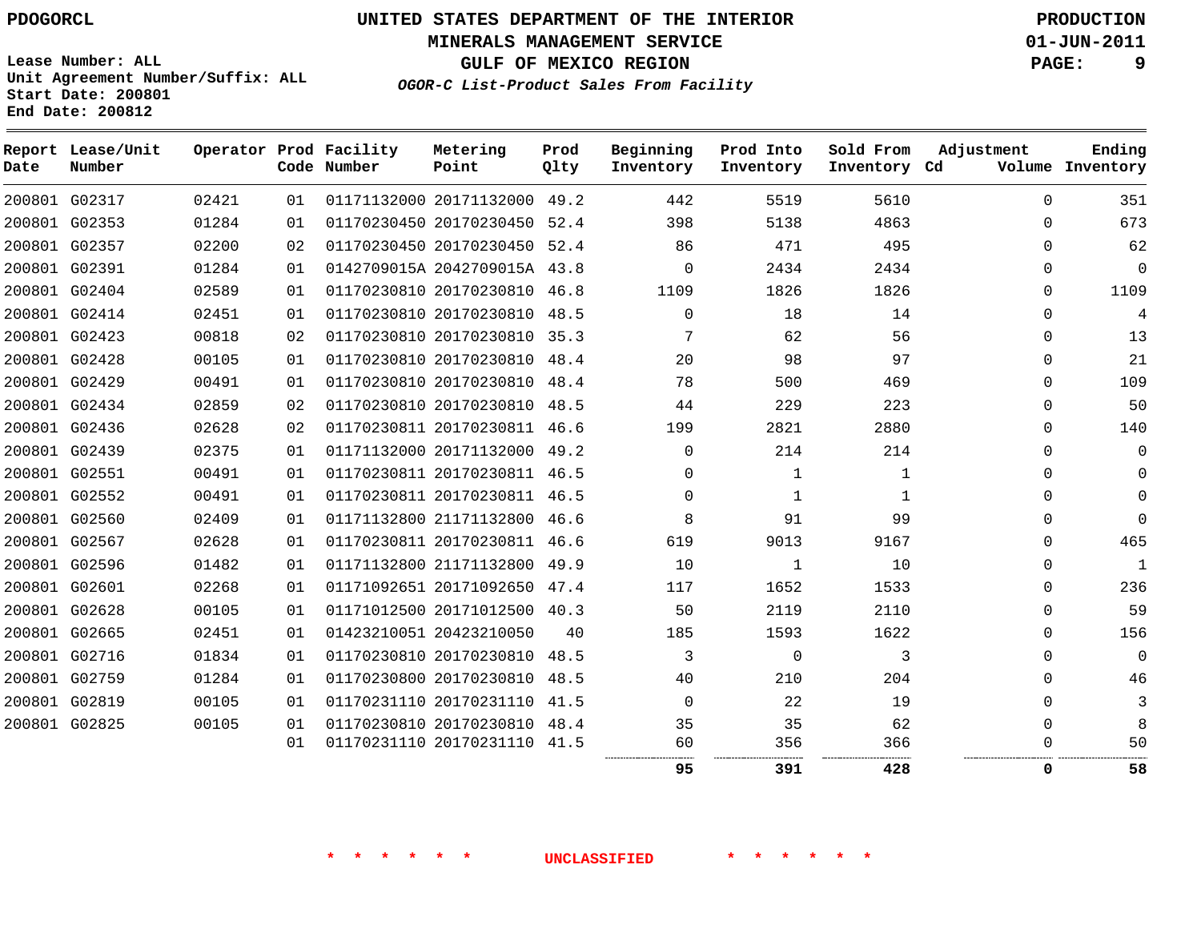**UNITED STATES DEPARTMENT OF THE INTERIOR**
**MINERALS MANAGEMENT SERVICE**
**GULF OF MEXICO REGION**
***OGOR-C List-Product Sales From Facility***

**PDOGORCL**

Lease Number: ALL
Unit Agreement Number/Suffix: ALL
Start Date: 200801
End Date: 200812

**PRODUCTION**
**01-JUN-2011**

| Report Date | Lease/Unit Number | Operator | Prod Code | Facility Number | Metering Point | Prod Qlty | Beginning Inventory | Prod Into Inventory | Sold From Inventory | Adjustment Cd | Adjustment Volume | Ending Inventory |
|---|---|---|---|---|---|---|---|---|---|---|---|---|
| 200801 | G02317 | 02421 | 01 | 01171132000 | 20171132000 | 49.2 | 442 | 5519 | 5610 | | 0 | 351 |
| 200801 | G02353 | 01284 | 01 | 01170230450 | 20170230450 | 52.4 | 398 | 5138 | 4863 | | 0 | 673 |
| 200801 | G02357 | 02200 | 02 | 01170230450 | 20170230450 | 52.4 | 86 | 471 | 495 | | 0 | 62 |
| 200801 | G02391 | 01284 | 01 | 0142709015A | 2042709015A | 43.8 | 0 | 2434 | 2434 | | 0 | 0 |
| 200801 | G02404 | 02589 | 01 | 01170230810 | 20170230810 | 46.8 | 1109 | 1826 | 1826 | | 0 | 1109 |
| 200801 | G02414 | 02451 | 01 | 01170230810 | 20170230810 | 48.5 | 0 | 18 | 14 | | 0 | 4 |
| 200801 | G02423 | 00818 | 02 | 01170230810 | 20170230810 | 35.3 | 7 | 62 | 56 | | 0 | 13 |
| 200801 | G02428 | 00105 | 01 | 01170230810 | 20170230810 | 48.4 | 20 | 98 | 97 | | 0 | 21 |
| 200801 | G02429 | 00491 | 01 | 01170230810 | 20170230810 | 48.4 | 78 | 500 | 469 | | 0 | 109 |
| 200801 | G02434 | 02859 | 02 | 01170230810 | 20170230810 | 48.5 | 44 | 229 | 223 | | 0 | 50 |
| 200801 | G02436 | 02628 | 02 | 01170230811 | 20170230811 | 46.6 | 199 | 2821 | 2880 | | 0 | 140 |
| 200801 | G02439 | 02375 | 01 | 01171132000 | 20171132000 | 49.2 | 0 | 214 | 214 | | 0 | 0 |
| 200801 | G02551 | 00491 | 01 | 01170230811 | 20170230811 | 46.5 | 0 | 1 | 1 | | 0 | 0 |
| 200801 | G02552 | 00491 | 01 | 01170230811 | 20170230811 | 46.5 | 0 | 1 | 1 | | 0 | 0 |
| 200801 | G02560 | 02409 | 01 | 01171132800 | 21171132800 | 46.6 | 8 | 91 | 99 | | 0 | 0 |
| 200801 | G02567 | 02628 | 01 | 01170230811 | 20170230811 | 46.6 | 619 | 9013 | 9167 | | 0 | 465 |
| 200801 | G02596 | 01482 | 01 | 01171132800 | 21171132800 | 49.9 | 10 | 1 | 10 | | 0 | 1 |
| 200801 | G02601 | 02268 | 01 | 01171092651 | 20171092650 | 47.4 | 117 | 1652 | 1533 | | 0 | 236 |
| 200801 | G02628 | 00105 | 01 | 01171012500 | 20171012500 | 40.3 | 50 | 2119 | 2110 | | 0 | 59 |
| 200801 | G02665 | 02451 | 01 | 01423210051 | 20423210050 | 40 | 185 | 1593 | 1622 | | 0 | 156 |
| 200801 | G02716 | 01834 | 01 | 01170230810 | 20170230810 | 48.5 | 3 | 0 | 3 | | 0 | 0 |
| 200801 | G02759 | 01284 | 01 | 01170230800 | 20170230810 | 48.5 | 40 | 210 | 204 | | 0 | 46 |
| 200801 | G02819 | 00105 | 01 | 01170231110 | 20170231110 | 41.5 | 0 | 22 | 19 | | 0 | 3 |
| 200801 | G02825 | 00105 | 01 | 01170230810 | 20170230810 | 48.4 | 35 | 35 | 62 | | 0 | 8 |
| | | | 01 | 01170231110 | 20170231110 | 41.5 | 60 | 356 | 366 | | 0 | 50 |
| | | | | | | | **95** | **391** | **428** | | **0** | **58** |

**\* \* \* \* \* \* UNCLASSIFIED \* \* \* \* \* \***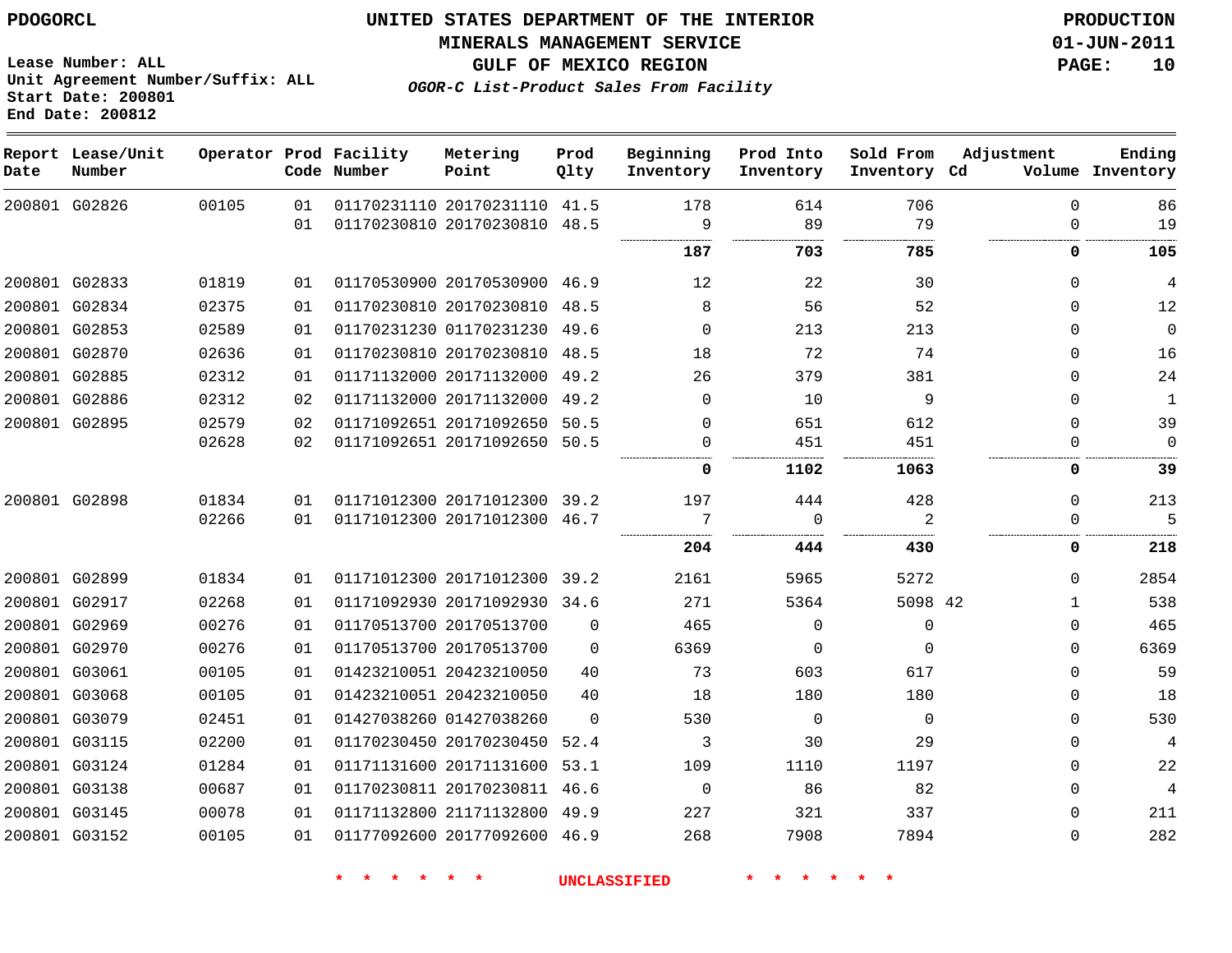PDOGORCL

# UNITED STATES DEPARTMENT OF THE INTERIOR
## MINERALS MANAGEMENT SERVICE
## GULF OF MEXICO REGION
### *OGOR-C List-Product Sales From Facility*

PRODUCTION
01-JUN-2011

Lease Number: ALL
Unit Agreement Number/Suffix: ALL
Start Date: 200801
End Date: 200812

| Report Date | Lease/Unit Number | Operator | Prod Code | Facility Number | Metering Point | Prod Qlty | Beginning Inventory | Prod Into Inventory | Sold From Inventory | Adjustment Cd | Adjustment Volume | Ending Inventory |
|---|---|---|---|---|---|---|---|---|---|---|---|---|
| 200801 | G02826 | 00105 | 01 | 01170231110 | 20170231110 | 41.5 | 178 | 614 | 706 | | 0 | 86 |
| | | | 01 | 01170230810 | 20170230810 | 48.5 | 9 | 89 | 79 | | 0 | 19 |
| | | | | | | | **187** | **703** | **785** | | **0** | **105** |
| 200801 | G02833 | 01819 | 01 | 01170530900 | 20170530900 | 46.9 | 12 | 22 | 30 | | 0 | 4 |
| 200801 | G02834 | 02375 | 01 | 01170230810 | 20170230810 | 48.5 | 8 | 56 | 52 | | 0 | 12 |
| 200801 | G02853 | 02589 | 01 | 01170231230 | 01170231230 | 49.6 | 0 | 213 | 213 | | 0 | 0 |
| 200801 | G02870 | 02636 | 01 | 01170230810 | 20170230810 | 48.5 | 18 | 72 | 74 | | 0 | 16 |
| 200801 | G02885 | 02312 | 01 | 01171132000 | 20171132000 | 49.2 | 26 | 379 | 381 | | 0 | 24 |
| 200801 | G02886 | 02312 | 02 | 01171132000 | 20171132000 | 49.2 | 0 | 10 | 9 | | 0 | 1 |
| 200801 | G02895 | 02579 | 02 | 01171092651 | 20171092650 | 50.5 | 0 | 651 | 612 | | 0 | 39 |
| | | 02628 | 02 | 01171092651 | 20171092650 | 50.5 | 0 | 451 | 451 | | 0 | 0 |
| | | | | | | | **0** | **1102** | **1063** | | **0** | **39** |
| 200801 | G02898 | 01834 | 01 | 01171012300 | 20171012300 | 39.2 | 197 | 444 | 428 | | 0 | 213 |
| | | 02266 | 01 | 01171012300 | 20171012300 | 46.7 | 7 | 0 | 2 | | 0 | 5 |
| | | | | | | | **204** | **444** | **430** | | **0** | **218** |
| 200801 | G02899 | 01834 | 01 | 01171012300 | 20171012300 | 39.2 | 2161 | 5965 | 5272 | | 0 | 2854 |
| 200801 | G02917 | 02268 | 01 | 01171092930 | 20171092930 | 34.6 | 271 | 5364 | 5098 | 42 | 1 | 538 |
| 200801 | G02969 | 00276 | 01 | 01170513700 | 20170513700 | 0 | 465 | 0 | 0 | | 0 | 465 |
| 200801 | G02970 | 00276 | 01 | 01170513700 | 20170513700 | 0 | 6369 | 0 | 0 | | 0 | 6369 |
| 200801 | G03061 | 00105 | 01 | 01423210051 | 20423210050 | 40 | 73 | 603 | 617 | | 0 | 59 |
| 200801 | G03068 | 00105 | 01 | 01423210051 | 20423210050 | 40 | 18 | 180 | 180 | | 0 | 18 |
| 200801 | G03079 | 02451 | 01 | 01427038260 | 01427038260 | 0 | 530 | 0 | 0 | | 0 | 530 |
| 200801 | G03115 | 02200 | 01 | 01170230450 | 20170230450 | 52.4 | 3 | 30 | 29 | | 0 | 4 |
| 200801 | G03124 | 01284 | 01 | 01171131600 | 20171131600 | 53.1 | 109 | 1110 | 1197 | | 0 | 22 |
| 200801 | G03138 | 00687 | 01 | 01170230811 | 20170230811 | 46.6 | 0 | 86 | 82 | | 0 | 4 |
| 200801 | G03145 | 00078 | 01 | 01171132800 | 21171132800 | 49.9 | 227 | 321 | 337 | | 0 | 211 |
| 200801 | G03152 | 00105 | 01 | 01177092600 | 20177092600 | 46.9 | 268 | 7908 | 7894 | | 0 | 282 |

* * * * * * UNCLASSIFIED * * * * * *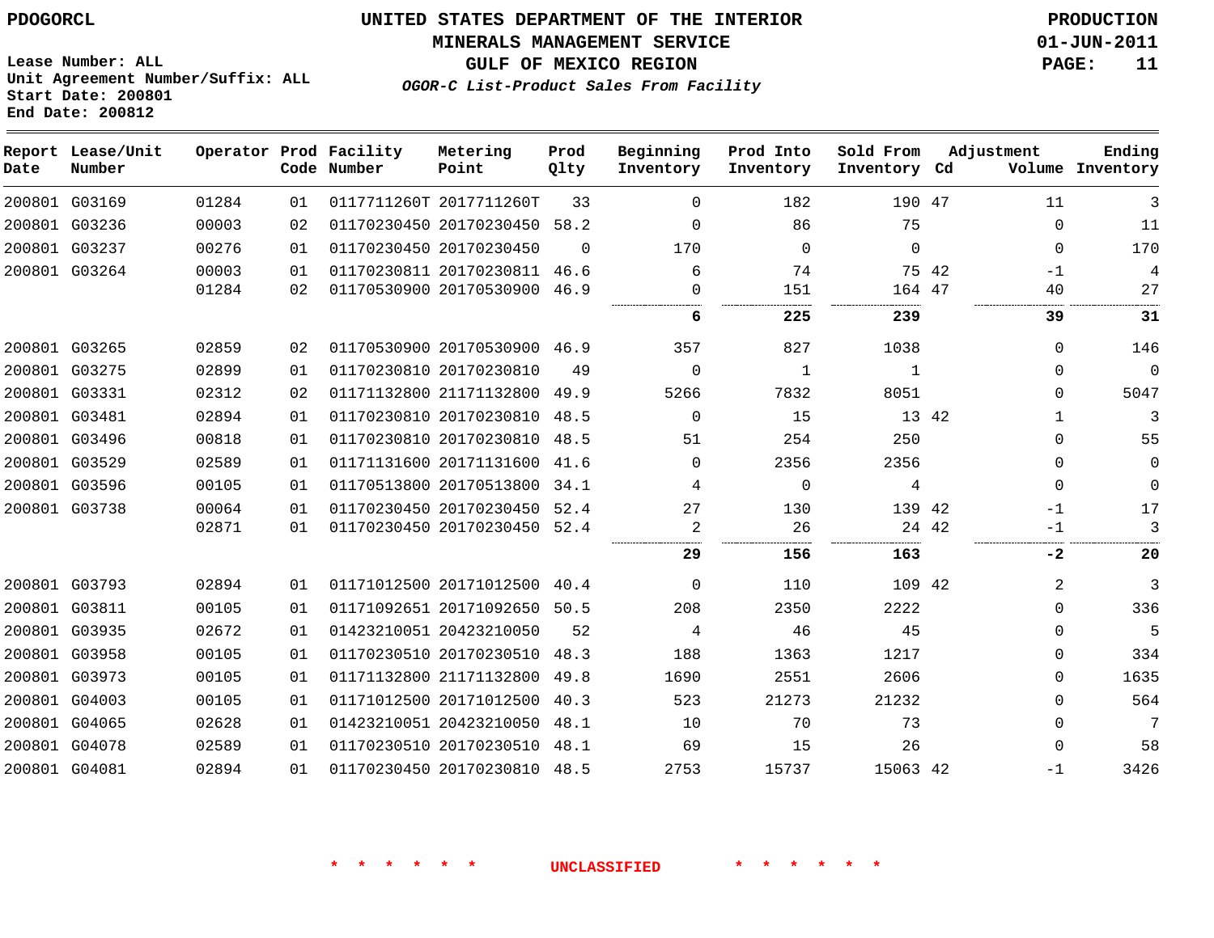PDOGORCL

# UNITED STATES DEPARTMENT OF THE INTERIOR
## MINERALS MANAGEMENT SERVICE
## GULF OF MEXICO REGION
### *OGOR-C List-Product Sales From Facility*

PRODUCTION
01-JUN-2011

Lease Number: ALL
Unit Agreement Number/Suffix: ALL
Start Date: 200801
End Date: 200812

| Report Date | Lease/Unit Number | Operator | Prod Code | Facility Number | Metering Point | Prod Qlty | Beginning Inventory | Prod Into Inventory | Sold From Inventory | Adjustment Cd | Adjustment Volume | Ending Inventory |
|---|---|---|---|---|---|---|---|---|---|---|---|---|
| 200801 | G03169 | 01284 | 01 | 0117711260T | 2017711260T | 33 | 0 | 182 | 190 | 47 | 11 | 3 |
| 200801 | G03236 | 00003 | 02 | 01170230450 | 20170230450 | 58.2 | 0 | 86 | 75 | | 0 | 11 |
| 200801 | G03237 | 00276 | 01 | 01170230450 | 20170230450 | 0 | 170 | 0 | 0 | | 0 | 170 |
| 200801 | G03264 | 00003 | 01 | 01170230811 | 20170230811 | 46.6 | 6 | 74 | 75 | 42 | -1 | 4 |
| | | 01284 | 02 | 01170530900 | 20170530900 | 46.9 | 0 | 151 | 164 | 47 | 40 | 27 |
| | | | | | | | **6** | **225** | **239** | | **39** | **31** |
| 200801 | G03265 | 02859 | 02 | 01170530900 | 20170530900 | 46.9 | 357 | 827 | 1038 | | 0 | 146 |
| 200801 | G03275 | 02899 | 01 | 01170230810 | 20170230810 | 49 | 0 | 1 | 1 | | 0 | 0 |
| 200801 | G03331 | 02312 | 02 | 01171132800 | 21171132800 | 49.9 | 5266 | 7832 | 8051 | | 0 | 5047 |
| 200801 | G03481 | 02894 | 01 | 01170230810 | 20170230810 | 48.5 | 0 | 15 | 13 | 42 | 1 | 3 |
| 200801 | G03496 | 00818 | 01 | 01170230810 | 20170230810 | 48.5 | 51 | 254 | 250 | | 0 | 55 |
| 200801 | G03529 | 02589 | 01 | 01171131600 | 20171131600 | 41.6 | 0 | 2356 | 2356 | | 0 | 0 |
| 200801 | G03596 | 00105 | 01 | 01170513800 | 20170513800 | 34.1 | 4 | 0 | 4 | | 0 | 0 |
| 200801 | G03738 | 00064 | 01 | 01170230450 | 20170230450 | 52.4 | 27 | 130 | 139 | 42 | -1 | 17 |
| | | 02871 | 01 | 01170230450 | 20170230450 | 52.4 | 2 | 26 | 24 | 42 | -1 | 3 |
| | | | | | | | **29** | **156** | **163** | | **-2** | **20** |
| 200801 | G03793 | 02894 | 01 | 01171012500 | 20171012500 | 40.4 | 0 | 110 | 109 | 42 | 2 | 3 |
| 200801 | G03811 | 00105 | 01 | 01171092651 | 20171092650 | 50.5 | 208 | 2350 | 2222 | | 0 | 336 |
| 200801 | G03935 | 02672 | 01 | 01423210051 | 20423210050 | 52 | 4 | 46 | 45 | | 0 | 5 |
| 200801 | G03958 | 00105 | 01 | 01170230510 | 20170230510 | 48.3 | 188 | 1363 | 1217 | | 0 | 334 |
| 200801 | G03973 | 00105 | 01 | 01171132800 | 21171132800 | 49.8 | 1690 | 2551 | 2606 | | 0 | 1635 |
| 200801 | G04003 | 00105 | 01 | 01171012500 | 20171012500 | 40.3 | 523 | 21273 | 21232 | | 0 | 564 |
| 200801 | G04065 | 02628 | 01 | 01423210051 | 20423210050 | 48.1 | 10 | 70 | 73 | | 0 | 7 |
| 200801 | G04078 | 02589 | 01 | 01170230510 | 20170230510 | 48.1 | 69 | 15 | 26 | | 0 | 58 |
| 200801 | G04081 | 02894 | 01 | 01170230450 | 20170230810 | 48.5 | 2753 | 15737 | 15063 | 42 | -1 | 3426 |

* * * * * * UNCLASSIFIED * * * * * *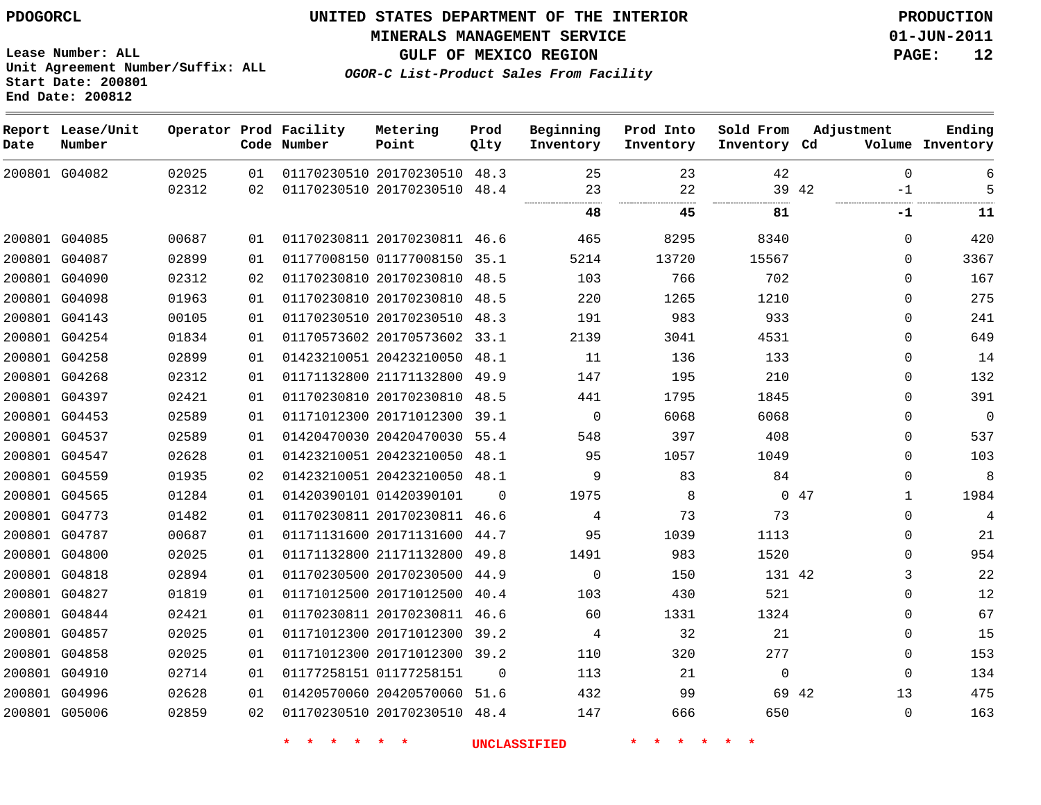PDOGORCL

# UNITED STATES DEPARTMENT OF THE INTERIOR
## MINERALS MANAGEMENT SERVICE
## GULF OF MEXICO REGION
### *OGOR-C List-Product Sales From Facility*

PRODUCTION
01-JUN-2011

Lease Number: ALL
Unit Agreement Number/Suffix: ALL
Start Date: 200801
End Date: 200812

| Report Date | Lease/Unit Number | Operator | Prod Code | Facility Number | Metering Point | Prod Qlty | Beginning Inventory | Prod Into Inventory | Sold From Inventory | Adjustment Cd | Adjustment Volume | Ending Inventory |
|---|---|---|---|---|---|---|---|---|---|---|---|---|
| 200801 | G04082 | 02025 | 01 | 01170230510 | 20170230510 | 48.3 | 25 | 23 | 42 | | 0 | 6 |
| | | 02312 | 02 | 01170230510 | 20170230510 | 48.4 | 23 | 22 | 39 | 42 | -1 | 5 |
| | | | | | | | **48** | **45** | **81** | | **-1** | **11** |
| 200801 | G04085 | 00687 | 01 | 01170230811 | 20170230811 | 46.6 | 465 | 8295 | 8340 | | 0 | 420 |
| 200801 | G04087 | 02899 | 01 | 01177008150 | 01177008150 | 35.1 | 5214 | 13720 | 15567 | | 0 | 3367 |
| 200801 | G04090 | 02312 | 02 | 01170230810 | 20170230810 | 48.5 | 103 | 766 | 702 | | 0 | 167 |
| 200801 | G04098 | 01963 | 01 | 01170230810 | 20170230810 | 48.5 | 220 | 1265 | 1210 | | 0 | 275 |
| 200801 | G04143 | 00105 | 01 | 01170230510 | 20170230510 | 48.3 | 191 | 983 | 933 | | 0 | 241 |
| 200801 | G04254 | 01834 | 01 | 01170573602 | 20170573602 | 33.1 | 2139 | 3041 | 4531 | | 0 | 649 |
| 200801 | G04258 | 02899 | 01 | 01423210051 | 20423210050 | 48.1 | 11 | 136 | 133 | | 0 | 14 |
| 200801 | G04268 | 02312 | 01 | 01171132800 | 21171132800 | 49.9 | 147 | 195 | 210 | | 0 | 132 |
| 200801 | G04397 | 02421 | 01 | 01170230810 | 20170230810 | 48.5 | 441 | 1795 | 1845 | | 0 | 391 |
| 200801 | G04453 | 02589 | 01 | 01171012300 | 20171012300 | 39.1 | 0 | 6068 | 6068 | | 0 | 0 |
| 200801 | G04537 | 02589 | 01 | 01420470030 | 20420470030 | 55.4 | 548 | 397 | 408 | | 0 | 537 |
| 200801 | G04547 | 02628 | 01 | 01423210051 | 20423210050 | 48.1 | 95 | 1057 | 1049 | | 0 | 103 |
| 200801 | G04559 | 01935 | 02 | 01423210051 | 20423210050 | 48.1 | 9 | 83 | 84 | | 0 | 8 |
| 200801 | G04565 | 01284 | 01 | 01420390101 | 01420390101 | 0 | 1975 | 8 | 0 | 47 | 1 | 1984 |
| 200801 | G04773 | 01482 | 01 | 01170230811 | 20170230811 | 46.6 | 4 | 73 | 73 | | 0 | 4 |
| 200801 | G04787 | 00687 | 01 | 01171131600 | 20171131600 | 44.7 | 95 | 1039 | 1113 | | 0 | 21 |
| 200801 | G04800 | 02025 | 01 | 01171132800 | 21171132800 | 49.8 | 1491 | 983 | 1520 | | 0 | 954 |
| 200801 | G04818 | 02894 | 01 | 01170230500 | 20170230500 | 44.9 | 0 | 150 | 131 | 42 | 3 | 22 |
| 200801 | G04827 | 01819 | 01 | 01171012500 | 20171012500 | 40.4 | 103 | 430 | 521 | | 0 | 12 |
| 200801 | G04844 | 02421 | 01 | 01170230811 | 20170230811 | 46.6 | 60 | 1331 | 1324 | | 0 | 67 |
| 200801 | G04857 | 02025 | 01 | 01171012300 | 20171012300 | 39.2 | 4 | 32 | 21 | | 0 | 15 |
| 200801 | G04858 | 02025 | 01 | 01171012300 | 20171012300 | 39.2 | 110 | 320 | 277 | | 0 | 153 |
| 200801 | G04910 | 02714 | 01 | 01177258151 | 01177258151 | 0 | 113 | 21 | 0 | | 0 | 134 |
| 200801 | G04996 | 02628 | 01 | 01420570060 | 20420570060 | 51.6 | 432 | 99 | 69 | 42 | 13 | 475 |
| 200801 | G05006 | 02859 | 02 | 01170230510 | 20170230510 | 48.4 | 147 | 666 | 650 | | 0 | 163 |

* * * * * * UNCLASSIFIED * * * * * *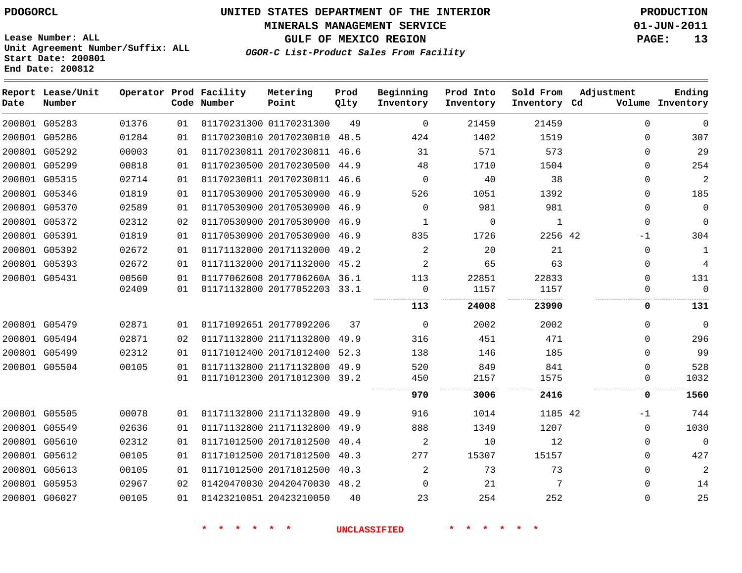PDOGORCL

# UNITED STATES DEPARTMENT OF THE INTERIOR
## MINERALS MANAGEMENT SERVICE
## GULF OF MEXICO REGION
### *OGOR-C List-Product Sales From Facility*

PRODUCTION
01-JUN-2011

Lease Number: ALL
Unit Agreement Number/Suffix: ALL
Start Date: 200801
End Date: 200812

| Report Date | Lease/Unit Number | Operator | Prod Code | Facility Number | Metering Point | Prod Qlty | Beginning Inventory | Prod Into Inventory | Sold From Inventory | Adjustment Cd | Adjustment Volume | Ending Inventory |
|---|---|---|---|---|---|---|---|---|---|---|---|---|
| 200801 | G05283 | 01376 | 01 | 01170231300 | 01170231300 | 49 | 0 | 21459 | 21459 | | 0 | 0 |
| 200801 | G05286 | 01284 | 01 | 01170230810 | 20170230810 | 48.5 | 424 | 1402 | 1519 | | 0 | 307 |
| 200801 | G05292 | 00003 | 01 | 01170230811 | 20170230811 | 46.6 | 31 | 571 | 573 | | 0 | 29 |
| 200801 | G05299 | 00818 | 01 | 01170230500 | 20170230500 | 44.9 | 48 | 1710 | 1504 | | 0 | 254 |
| 200801 | G05315 | 02714 | 01 | 01170230811 | 20170230811 | 46.6 | 0 | 40 | 38 | | 0 | 2 |
| 200801 | G05346 | 01819 | 01 | 01170530900 | 20170530900 | 46.9 | 526 | 1051 | 1392 | | 0 | 185 |
| 200801 | G05370 | 02589 | 01 | 01170530900 | 20170530900 | 46.9 | 0 | 981 | 981 | | 0 | 0 |
| 200801 | G05372 | 02312 | 02 | 01170530900 | 20170530900 | 46.9 | 1 | 0 | 1 | | 0 | 0 |
| 200801 | G05391 | 01819 | 01 | 01170530900 | 20170530900 | 46.9 | 835 | 1726 | 2256 | 42 | -1 | 304 |
| 200801 | G05392 | 02672 | 01 | 01171132000 | 20171132000 | 49.2 | 2 | 20 | 21 | | 0 | 1 |
| 200801 | G05393 | 02672 | 01 | 01171132000 | 20171132000 | 45.2 | 2 | 65 | 63 | | 0 | 4 |
| 200801 | G05431 | 00560 | 01 | 01177062608 | 2017706260A | 36.1 | 113 | 22851 | 22833 | | 0 | 131 |
| | | 02409 | 01 | 01171132800 | 20177052203 | 33.1 | 0 | 1157 | 1157 | | 0 | 0 |
| | | | | | | | **113** | **24008** | **23990** | | **0** | **131** |
| 200801 | G05479 | 02871 | 01 | 01171092651 | 20177092206 | 37 | 0 | 2002 | 2002 | | 0 | 0 |
| 200801 | G05494 | 02871 | 02 | 01171132800 | 21171132800 | 49.9 | 316 | 451 | 471 | | 0 | 296 |
| 200801 | G05499 | 02312 | 01 | 01171012400 | 20171012400 | 52.3 | 138 | 146 | 185 | | 0 | 99 |
| 200801 | G05504 | 00105 | 01 | 01171132800 | 21171132800 | 49.9 | 520 | 849 | 841 | | 0 | 528 |
| | | | 01 | 01171012300 | 20171012300 | 39.2 | 450 | 2157 | 1575 | | 0 | 1032 |
| | | | | | | | **970** | **3006** | **2416** | | **0** | **1560** |
| 200801 | G05505 | 00078 | 01 | 01171132800 | 21171132800 | 49.9 | 916 | 1014 | 1185 | 42 | -1 | 744 |
| 200801 | G05549 | 02636 | 01 | 01171132800 | 21171132800 | 49.9 | 888 | 1349 | 1207 | | 0 | 1030 |
| 200801 | G05610 | 02312 | 01 | 01171012500 | 20171012500 | 40.4 | 2 | 10 | 12 | | 0 | 0 |
| 200801 | G05612 | 00105 | 01 | 01171012500 | 20171012500 | 40.3 | 277 | 15307 | 15157 | | 0 | 427 |
| 200801 | G05613 | 00105 | 01 | 01171012500 | 20171012500 | 40.3 | 2 | 73 | 73 | | 0 | 2 |
| 200801 | G05953 | 02967 | 02 | 01420470030 | 20420470030 | 48.2 | 0 | 21 | 7 | | 0 | 14 |
| 200801 | G06027 | 00105 | 01 | 01423210051 | 20423210050 | 40 | 23 | 254 | 252 | | 0 | 25 |

* * * * * * UNCLASSIFIED * * * * * *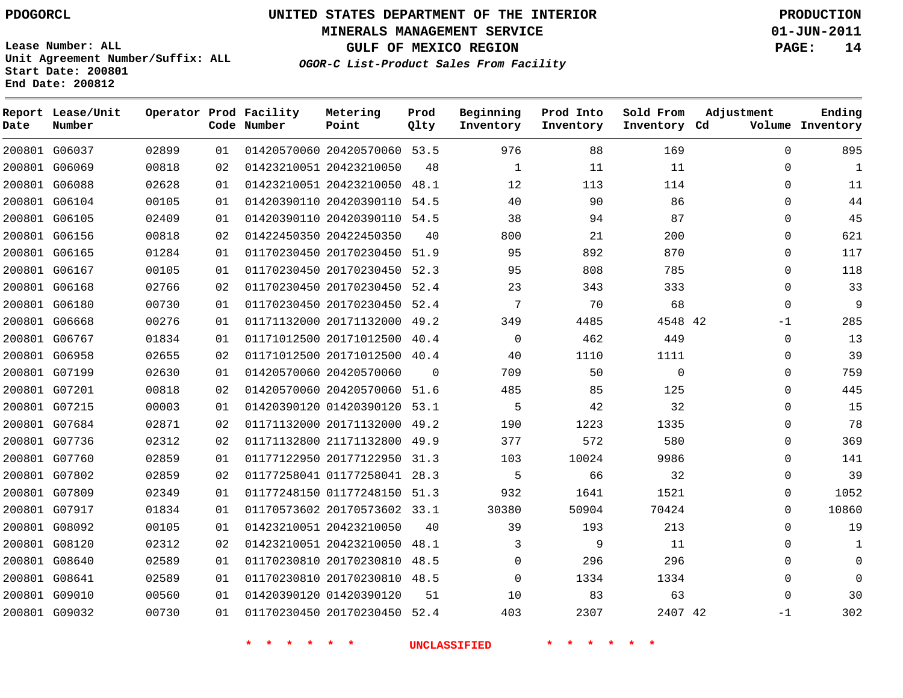PDOGORCL

# UNITED STATES DEPARTMENT OF THE INTERIOR
## MINERALS MANAGEMENT SERVICE
## GULF OF MEXICO REGION
### *OGOR-C List-Product Sales From Facility*

PRODUCTION
01-JUN-2011

Lease Number: ALL
Unit Agreement Number/Suffix: ALL
Start Date: 200801
End Date: 200812

| Report Date | Lease/Unit Number | Operator | Prod Code | Facility Number | Metering Point | Prod Qlty | Beginning Inventory | Prod Into Inventory | Sold From Inventory | Adjustment Cd | Adjustment Volume | Ending Inventory |
|---|---|---|---|---|---|---|---|---|---|---|---|---|
| 200801 | G06037 | 02899 | 01 | 01420570060 | 20420570060 | 53.5 | 976 | 88 | 169 | | 0 | 895 |
| 200801 | G06069 | 00818 | 02 | 01423210051 | 20423210050 | 48 | 1 | 11 | 11 | | 0 | 1 |
| 200801 | G06088 | 02628 | 01 | 01423210051 | 20423210050 | 48.1 | 12 | 113 | 114 | | 0 | 11 |
| 200801 | G06104 | 00105 | 01 | 01420390110 | 20420390110 | 54.5 | 40 | 90 | 86 | | 0 | 44 |
| 200801 | G06105 | 02409 | 01 | 01420390110 | 20420390110 | 54.5 | 38 | 94 | 87 | | 0 | 45 |
| 200801 | G06156 | 00818 | 02 | 01422450350 | 20422450350 | 40 | 800 | 21 | 200 | | 0 | 621 |
| 200801 | G06165 | 01284 | 01 | 01170230450 | 20170230450 | 51.9 | 95 | 892 | 870 | | 0 | 117 |
| 200801 | G06167 | 00105 | 01 | 01170230450 | 20170230450 | 52.3 | 95 | 808 | 785 | | 0 | 118 |
| 200801 | G06168 | 02766 | 02 | 01170230450 | 20170230450 | 52.4 | 23 | 343 | 333 | | 0 | 33 |
| 200801 | G06180 | 00730 | 01 | 01170230450 | 20170230450 | 52.4 | 7 | 70 | 68 | | 0 | 9 |
| 200801 | G06668 | 00276 | 01 | 01171132000 | 20171132000 | 49.2 | 349 | 4485 | 4548 | 42 | -1 | 285 |
| 200801 | G06767 | 01834 | 01 | 01171012500 | 20171012500 | 40.4 | 0 | 462 | 449 | | 0 | 13 |
| 200801 | G06958 | 02655 | 02 | 01171012500 | 20171012500 | 40.4 | 40 | 1110 | 1111 | | 0 | 39 |
| 200801 | G07199 | 02630 | 01 | 01420570060 | 20420570060 | 0 | 709 | 50 | 0 | | 0 | 759 |
| 200801 | G07201 | 00818 | 02 | 01420570060 | 20420570060 | 51.6 | 485 | 85 | 125 | | 0 | 445 |
| 200801 | G07215 | 00003 | 01 | 01420390120 | 01420390120 | 53.1 | 5 | 42 | 32 | | 0 | 15 |
| 200801 | G07684 | 02871 | 02 | 01171132000 | 20171132000 | 49.2 | 190 | 1223 | 1335 | | 0 | 78 |
| 200801 | G07736 | 02312 | 02 | 01171132800 | 21171132800 | 49.9 | 377 | 572 | 580 | | 0 | 369 |
| 200801 | G07760 | 02859 | 01 | 01177122950 | 20177122950 | 31.3 | 103 | 10024 | 9986 | | 0 | 141 |
| 200801 | G07802 | 02859 | 02 | 01177258041 | 01177258041 | 28.3 | 5 | 66 | 32 | | 0 | 39 |
| 200801 | G07809 | 02349 | 01 | 01177248150 | 01177248150 | 51.3 | 932 | 1641 | 1521 | | 0 | 1052 |
| 200801 | G07917 | 01834 | 01 | 01170573602 | 20170573602 | 33.1 | 30380 | 50904 | 70424 | | 0 | 10860 |
| 200801 | G08092 | 00105 | 01 | 01423210051 | 20423210050 | 40 | 39 | 193 | 213 | | 0 | 19 |
| 200801 | G08120 | 02312 | 02 | 01423210051 | 20423210050 | 48.1 | 3 | 9 | 11 | | 0 | 1 |
| 200801 | G08640 | 02589 | 01 | 01170230810 | 20170230810 | 48.5 | 0 | 296 | 296 | | 0 | 0 |
| 200801 | G08641 | 02589 | 01 | 01170230810 | 20170230810 | 48.5 | 0 | 1334 | 1334 | | 0 | 0 |
| 200801 | G09010 | 00560 | 01 | 01420390120 | 01420390120 | 51 | 10 | 83 | 63 | | 0 | 30 |
| 200801 | G09032 | 00730 | 01 | 01170230450 | 20170230450 | 52.4 | 403 | 2307 | 2407 | 42 | -1 | 302 |

* * * * * * UNCLASSIFIED * * * * * *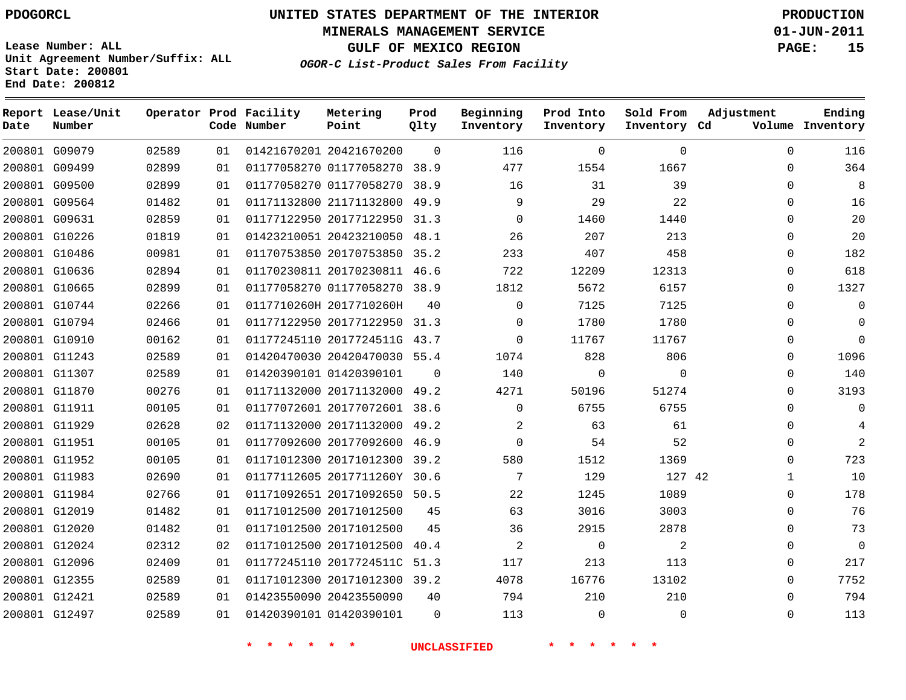PDOGORCL

# UNITED STATES DEPARTMENT OF THE INTERIOR
## MINERALS MANAGEMENT SERVICE
## GULF OF MEXICO REGION
### *OGOR-C List-Product Sales From Facility*

PRODUCTION
01-JUN-2011

Lease Number: ALL
Unit Agreement Number/Suffix: ALL
Start Date: 200801
End Date: 200812

| Report Date | Lease/Unit Number | Operator | Prod Code | Facility Number | Metering Point | Prod Qlty | Beginning Inventory | Prod Into Inventory | Sold From Inventory | Adjustment Cd | Adjustment Volume | Ending Inventory |
|---|---|---|---|---|---|---|---|---|---|---|---|---|
| 200801 | G09079 | 02589 | 01 | 01421670201 | 20421670200 | 0 | 116 | 0 | 0 | | 0 | 116 |
| 200801 | G09499 | 02899 | 01 | 01177058270 | 01177058270 | 38.9 | 477 | 1554 | 1667 | | 0 | 364 |
| 200801 | G09500 | 02899 | 01 | 01177058270 | 01177058270 | 38.9 | 16 | 31 | 39 | | 0 | 8 |
| 200801 | G09564 | 01482 | 01 | 01171132800 | 21171132800 | 49.9 | 9 | 29 | 22 | | 0 | 16 |
| 200801 | G09631 | 02859 | 01 | 01177122950 | 20177122950 | 31.3 | 0 | 1460 | 1440 | | 0 | 20 |
| 200801 | G10226 | 01819 | 01 | 01423210051 | 20423210050 | 48.1 | 26 | 207 | 213 | | 0 | 20 |
| 200801 | G10486 | 00981 | 01 | 01170753850 | 20170753850 | 35.2 | 233 | 407 | 458 | | 0 | 182 |
| 200801 | G10636 | 02894 | 01 | 01170230811 | 20170230811 | 46.6 | 722 | 12209 | 12313 | | 0 | 618 |
| 200801 | G10665 | 02899 | 01 | 01177058270 | 01177058270 | 38.9 | 1812 | 5672 | 6157 | | 0 | 1327 |
| 200801 | G10744 | 02266 | 01 | 0117710260H | 2017710260H | 40 | 0 | 7125 | 7125 | | 0 | 0 |
| 200801 | G10794 | 02466 | 01 | 01177122950 | 20177122950 | 31.3 | 0 | 1780 | 1780 | | 0 | 0 |
| 200801 | G10910 | 00162 | 01 | 01177245110 | 2017724511G | 43.7 | 0 | 11767 | 11767 | | 0 | 0 |
| 200801 | G11243 | 02589 | 01 | 01420470030 | 20420470030 | 55.4 | 1074 | 828 | 806 | | 0 | 1096 |
| 200801 | G11307 | 02589 | 01 | 01420390101 | 01420390101 | 0 | 140 | 0 | 0 | | 0 | 140 |
| 200801 | G11870 | 00276 | 01 | 01171132000 | 20171132000 | 49.2 | 4271 | 50196 | 51274 | | 0 | 3193 |
| 200801 | G11911 | 00105 | 01 | 01177072601 | 20177072601 | 38.6 | 0 | 6755 | 6755 | | 0 | 0 |
| 200801 | G11929 | 02628 | 02 | 01171132000 | 20171132000 | 49.2 | 2 | 63 | 61 | | 0 | 4 |
| 200801 | G11951 | 00105 | 01 | 01177092600 | 20177092600 | 46.9 | 0 | 54 | 52 | | 0 | 2 |
| 200801 | G11952 | 00105 | 01 | 01171012300 | 20171012300 | 39.2 | 580 | 1512 | 1369 | | 0 | 723 |
| 200801 | G11983 | 02690 | 01 | 01177112605 | 2017711260Y | 30.6 | 7 | 129 | 127 | 42 | 1 | 10 |
| 200801 | G11984 | 02766 | 01 | 01171092651 | 20171092650 | 50.5 | 22 | 1245 | 1089 | | 0 | 178 |
| 200801 | G12019 | 01482 | 01 | 01171012500 | 20171012500 | 45 | 63 | 3016 | 3003 | | 0 | 76 |
| 200801 | G12020 | 01482 | 01 | 01171012500 | 20171012500 | 45 | 36 | 2915 | 2878 | | 0 | 73 |
| 200801 | G12024 | 02312 | 02 | 01171012500 | 20171012500 | 40.4 | 2 | 0 | 2 | | 0 | 0 |
| 200801 | G12096 | 02409 | 01 | 01177245110 | 2017724511C | 51.3 | 117 | 213 | 113 | | 0 | 217 |
| 200801 | G12355 | 02589 | 01 | 01171012300 | 20171012300 | 39.2 | 4078 | 16776 | 13102 | | 0 | 7752 |
| 200801 | G12421 | 02589 | 01 | 01423550090 | 20423550090 | 40 | 794 | 210 | 210 | | 0 | 794 |
| 200801 | G12497 | 02589 | 01 | 01420390101 | 01420390101 | 0 | 113 | 0 | 0 | | 0 | 113 |

* * * * * * UNCLASSIFIED * * * * * *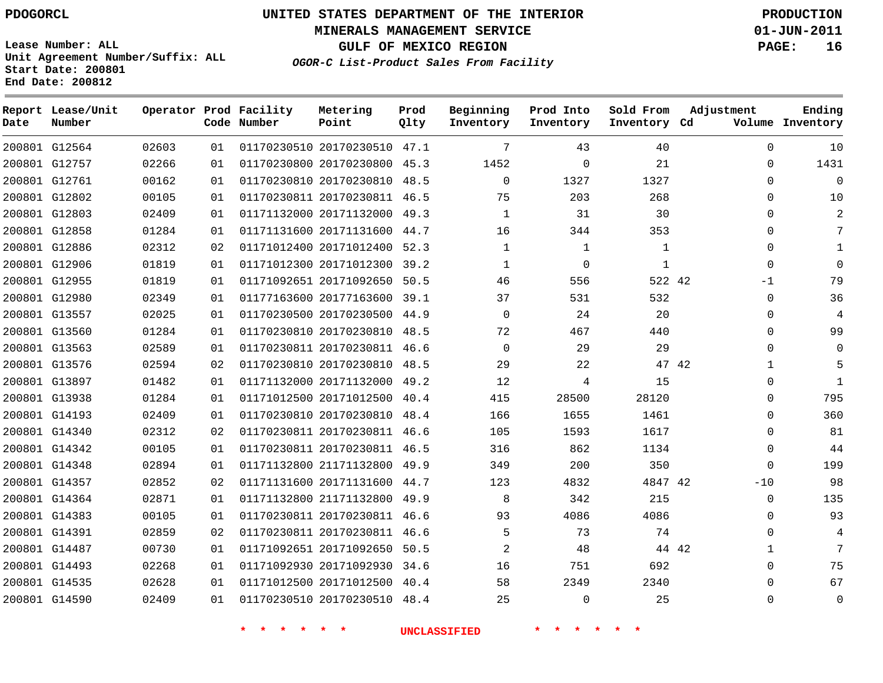PDOGORCL

# UNITED STATES DEPARTMENT OF THE INTERIOR
## MINERALS MANAGEMENT SERVICE
## GULF OF MEXICO REGION
### *OGOR-C List-Product Sales From Facility*

PRODUCTION
01-JUN-2011

Lease Number: ALL
Unit Agreement Number/Suffix: ALL
Start Date: 200801
End Date: 200812

| Report Date | Lease/Unit Number | Operator | Prod Code | Facility Number | Metering Point | Prod Qlty | Beginning Inventory | Prod Into Inventory | Sold From Inventory | Adjustment Cd | Adjustment Volume | Ending Inventory |
|---|---|---|---|---|---|---|---|---|---|---|---|---|
| 200801 | G12564 | 02603 | 01 | 01170230510 | 20170230510 | 47.1 | 7 | 43 | 40 | | 0 | 10 |
| 200801 | G12757 | 02266 | 01 | 01170230800 | 20170230800 | 45.3 | 1452 | 0 | 21 | | 0 | 1431 |
| 200801 | G12761 | 00162 | 01 | 01170230810 | 20170230810 | 48.5 | 0 | 1327 | 1327 | | 0 | 0 |
| 200801 | G12802 | 00105 | 01 | 01170230811 | 20170230811 | 46.5 | 75 | 203 | 268 | | 0 | 10 |
| 200801 | G12803 | 02409 | 01 | 01171132000 | 20171132000 | 49.3 | 1 | 31 | 30 | | 0 | 2 |
| 200801 | G12858 | 01284 | 01 | 01171131600 | 20171131600 | 44.7 | 16 | 344 | 353 | | 0 | 7 |
| 200801 | G12886 | 02312 | 02 | 01171012400 | 20171012400 | 52.3 | 1 | 1 | 1 | | 0 | 1 |
| 200801 | G12906 | 01819 | 01 | 01171012300 | 20171012300 | 39.2 | 1 | 0 | 1 | | 0 | 0 |
| 200801 | G12955 | 01819 | 01 | 01171092651 | 20171092650 | 50.5 | 46 | 556 | 522 | 42 | -1 | 79 |
| 200801 | G12980 | 02349 | 01 | 01177163600 | 20177163600 | 39.1 | 37 | 531 | 532 | | 0 | 36 |
| 200801 | G13557 | 02025 | 01 | 01170230500 | 20170230500 | 44.9 | 0 | 24 | 20 | | 0 | 4 |
| 200801 | G13560 | 01284 | 01 | 01170230810 | 20170230810 | 48.5 | 72 | 467 | 440 | | 0 | 99 |
| 200801 | G13563 | 02589 | 01 | 01170230811 | 20170230811 | 46.6 | 0 | 29 | 29 | | 0 | 0 |
| 200801 | G13576 | 02594 | 02 | 01170230810 | 20170230810 | 48.5 | 29 | 22 | 47 | 42 | 1 | 5 |
| 200801 | G13897 | 01482 | 01 | 01171132000 | 20171132000 | 49.2 | 12 | 4 | 15 | | 0 | 1 |
| 200801 | G13938 | 01284 | 01 | 01171012500 | 20171012500 | 40.4 | 415 | 28500 | 28120 | | 0 | 795 |
| 200801 | G14193 | 02409 | 01 | 01170230810 | 20170230810 | 48.4 | 166 | 1655 | 1461 | | 0 | 360 |
| 200801 | G14340 | 02312 | 02 | 01170230811 | 20170230811 | 46.6 | 105 | 1593 | 1617 | | 0 | 81 |
| 200801 | G14342 | 00105 | 01 | 01170230811 | 20170230811 | 46.5 | 316 | 862 | 1134 | | 0 | 44 |
| 200801 | G14348 | 02894 | 01 | 01171132800 | 21171132800 | 49.9 | 349 | 200 | 350 | | 0 | 199 |
| 200801 | G14357 | 02852 | 02 | 01171131600 | 20171131600 | 44.7 | 123 | 4832 | 4847 | 42 | -10 | 98 |
| 200801 | G14364 | 02871 | 01 | 01171132800 | 21171132800 | 49.9 | 8 | 342 | 215 | | 0 | 135 |
| 200801 | G14383 | 00105 | 01 | 01170230811 | 20170230811 | 46.6 | 93 | 4086 | 4086 | | 0 | 93 |
| 200801 | G14391 | 02859 | 02 | 01170230811 | 20170230811 | 46.6 | 5 | 73 | 74 | | 0 | 4 |
| 200801 | G14487 | 00730 | 01 | 01171092651 | 20171092650 | 50.5 | 2 | 48 | 44 | 42 | 1 | 7 |
| 200801 | G14493 | 02268 | 01 | 01171092930 | 20171092930 | 34.6 | 16 | 751 | 692 | | 0 | 75 |
| 200801 | G14535 | 02628 | 01 | 01171012500 | 20171012500 | 40.4 | 58 | 2349 | 2340 | | 0 | 67 |
| 200801 | G14590 | 02409 | 01 | 01170230510 | 20170230510 | 48.4 | 25 | 0 | 25 | | 0 | 0 |

* * * * * * UNCLASSIFIED * * * * * *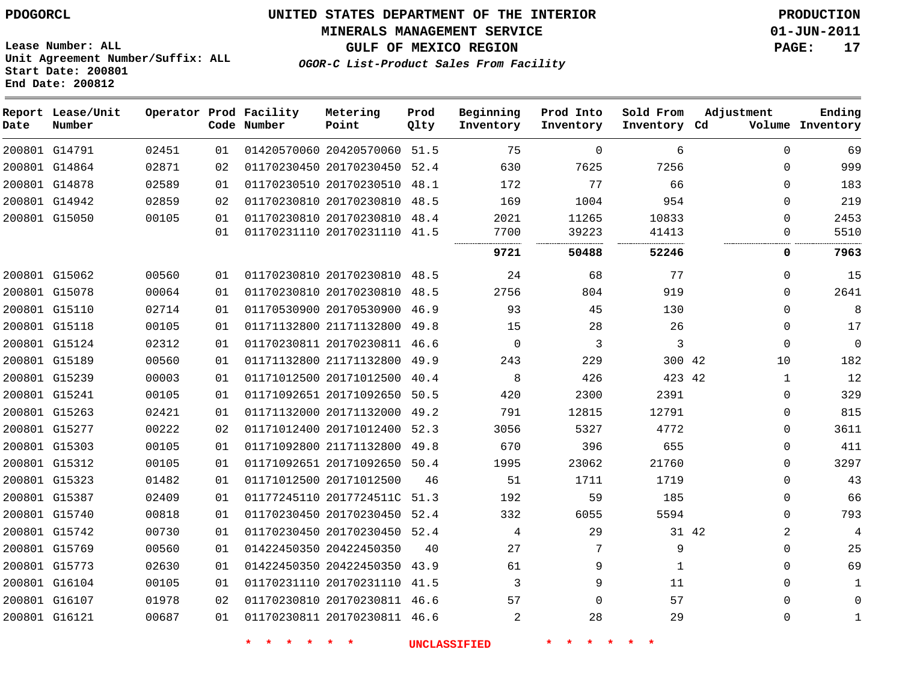PDOGORCL

Lease Number: ALL
Unit Agreement Number/Suffix: ALL
Start Date: 200801
End Date: 200812

# UNITED STATES DEPARTMENT OF THE INTERIOR
## MINERALS MANAGEMENT SERVICE
## GULF OF MEXICO REGION
### *OGOR-C List-Product Sales From Facility*

PRODUCTION
01-JUN-2011

| Report Date | Lease/Unit Number | Operator | Prod Code | Facility Number | Metering Point | Prod Qlty | Beginning Inventory | Prod Into Inventory | Sold From Inventory | Adjustment Cd | Adjustment Volume | Ending Inventory |
|---|---|---|---|---|---|---|---|---|---|---|---|---|
| 200801 | G14791 | 02451 | 01 | 01420570060 | 20420570060 | 51.5 | 75 | 0 | 6 | | 0 | 69 |
| 200801 | G14864 | 02871 | 02 | 01170230450 | 20170230450 | 52.4 | 630 | 7625 | 7256 | | 0 | 999 |
| 200801 | G14878 | 02589 | 01 | 01170230510 | 20170230510 | 48.1 | 172 | 77 | 66 | | 0 | 183 |
| 200801 | G14942 | 02859 | 02 | 01170230810 | 20170230810 | 48.5 | 169 | 1004 | 954 | | 0 | 219 |
| 200801 | G15050 | 00105 | 01 | 01170230810 | 20170230810 | 48.4 | 2021 | 11265 | 10833 | | 0 | 2453 |
| | | | 01 | 01170231110 | 20170231110 | 41.5 | 7700 | 39223 | 41413 | | 0 | 5510 |
| | | | | | | | **9721** | **50488** | **52246** | | **0** | **7963** |
| 200801 | G15062 | 00560 | 01 | 01170230810 | 20170230810 | 48.5 | 24 | 68 | 77 | | 0 | 15 |
| 200801 | G15078 | 00064 | 01 | 01170230810 | 20170230810 | 48.5 | 2756 | 804 | 919 | | 0 | 2641 |
| 200801 | G15110 | 02714 | 01 | 01170530900 | 20170530900 | 46.9 | 93 | 45 | 130 | | 0 | 8 |
| 200801 | G15118 | 00105 | 01 | 01171132800 | 21171132800 | 49.8 | 15 | 28 | 26 | | 0 | 17 |
| 200801 | G15124 | 02312 | 01 | 01170230811 | 20170230811 | 46.6 | 0 | 3 | 3 | | 0 | 0 |
| 200801 | G15189 | 00560 | 01 | 01171132800 | 21171132800 | 49.9 | 243 | 229 | 300 | 42 | 10 | 182 |
| 200801 | G15239 | 00003 | 01 | 01171012500 | 20171012500 | 40.4 | 8 | 426 | 423 | 42 | 1 | 12 |
| 200801 | G15241 | 00105 | 01 | 01171092651 | 20171092650 | 50.5 | 420 | 2300 | 2391 | | 0 | 329 |
| 200801 | G15263 | 02421 | 01 | 01171132000 | 20171132000 | 49.2 | 791 | 12815 | 12791 | | 0 | 815 |
| 200801 | G15277 | 00222 | 02 | 01171012400 | 20171012400 | 52.3 | 3056 | 5327 | 4772 | | 0 | 3611 |
| 200801 | G15303 | 00105 | 01 | 01171092800 | 21171132800 | 49.8 | 670 | 396 | 655 | | 0 | 411 |
| 200801 | G15312 | 00105 | 01 | 01171092651 | 20171092650 | 50.4 | 1995 | 23062 | 21760 | | 0 | 3297 |
| 200801 | G15323 | 01482 | 01 | 01171012500 | 20171012500 | 46 | 51 | 1711 | 1719 | | 0 | 43 |
| 200801 | G15387 | 02409 | 01 | 01177245110 | 2017724511C | 51.3 | 192 | 59 | 185 | | 0 | 66 |
| 200801 | G15740 | 00818 | 01 | 01170230450 | 20170230450 | 52.4 | 332 | 6055 | 5594 | | 0 | 793 |
| 200801 | G15742 | 00730 | 01 | 01170230450 | 20170230450 | 52.4 | 4 | 29 | 31 | 42 | 2 | 4 |
| 200801 | G15769 | 00560 | 01 | 01422450350 | 20422450350 | 40 | 27 | 7 | 9 | | 0 | 25 |
| 200801 | G15773 | 02630 | 01 | 01422450350 | 20422450350 | 43.9 | 61 | 9 | 1 | | 0 | 69 |
| 200801 | G16104 | 00105 | 01 | 01170231110 | 20170231110 | 41.5 | 3 | 9 | 11 | | 0 | 1 |
| 200801 | G16107 | 01978 | 02 | 01170230810 | 20170230811 | 46.6 | 57 | 0 | 57 | | 0 | 0 |
| 200801 | G16121 | 00687 | 01 | 01170230811 | 20170230811 | 46.6 | 2 | 28 | 29 | | 0 | 1 |

\* \* \* \* \* \* UNCLASSIFIED \* \* \* \* \* \*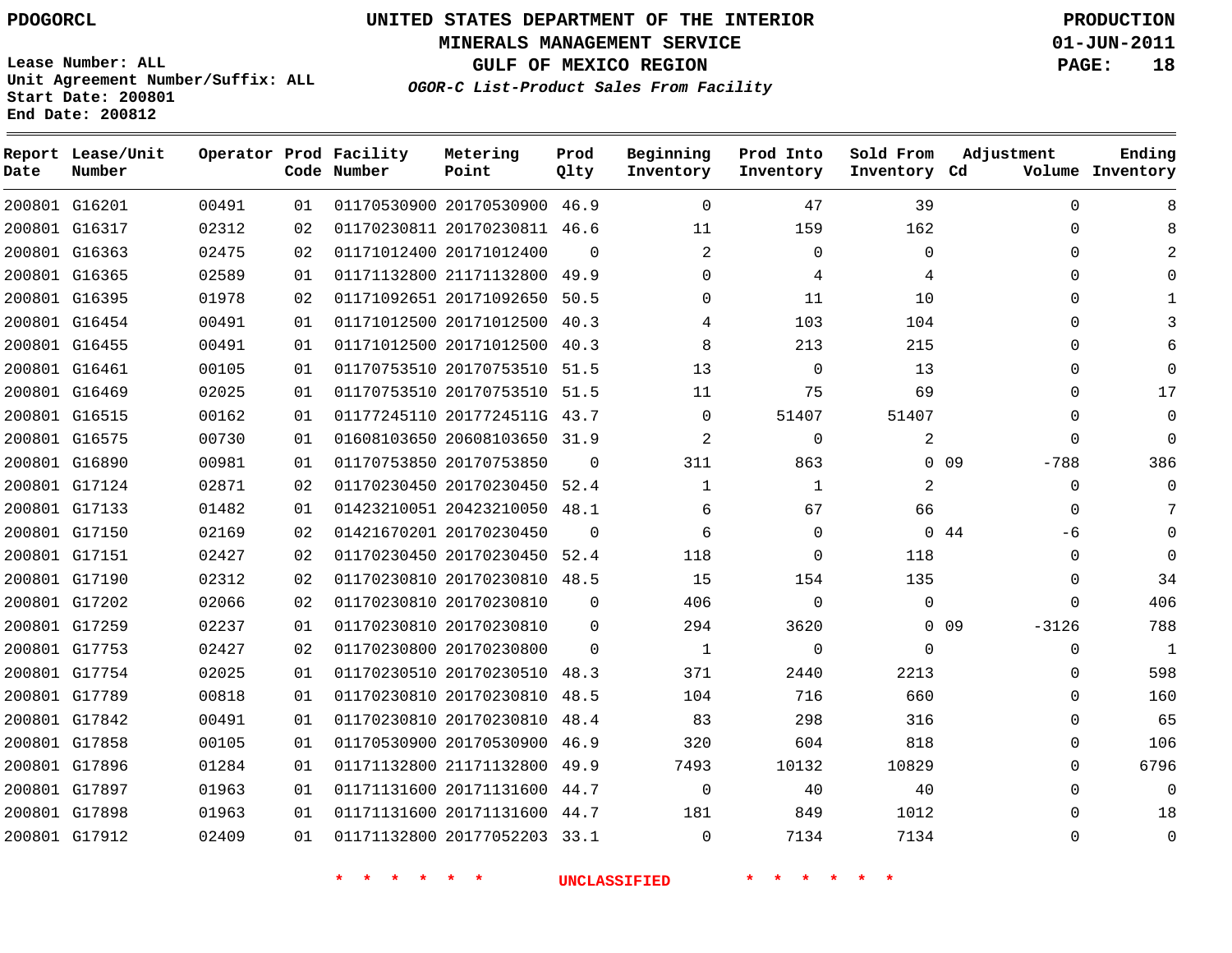PDOGORCL

# UNITED STATES DEPARTMENT OF THE INTERIOR
## MINERALS MANAGEMENT SERVICE
## GULF OF MEXICO REGION
### *OGOR-C List-Product Sales From Facility*

**PRODUCTION**
**01-JUN-2011**
**PAGE: 18**

Lease Number: ALL
Unit Agreement Number/Suffix: ALL
Start Date: 200801
End Date: 200812

| Report Date | Lease/Unit Number | Operator | Prod Code | Facility Number | Metering Point | Prod Qlty | Beginning Inventory | Prod Into Inventory | Sold From Inventory | Adjustment Cd | Adjustment Volume | Ending Inventory |
|---|---|---|---|---|---|---|---|---|---|---|---|---|
| 200801 | G16201 | 00491 | 01 | 01170530900 | 20170530900 | 46.9 | 0 | 47 | 39 | | 0 | 8 |
| 200801 | G16317 | 02312 | 02 | 01170230811 | 20170230811 | 46.6 | 11 | 159 | 162 | | 0 | 8 |
| 200801 | G16363 | 02475 | 02 | 01171012400 | 20171012400 | 0 | 2 | 0 | 0 | | 0 | 2 |
| 200801 | G16365 | 02589 | 01 | 01171132800 | 21171132800 | 49.9 | 0 | 4 | 4 | | 0 | 0 |
| 200801 | G16395 | 01978 | 02 | 01171092651 | 20171092650 | 50.5 | 0 | 11 | 10 | | 0 | 1 |
| 200801 | G16454 | 00491 | 01 | 01171012500 | 20171012500 | 40.3 | 4 | 103 | 104 | | 0 | 3 |
| 200801 | G16455 | 00491 | 01 | 01171012500 | 20171012500 | 40.3 | 8 | 213 | 215 | | 0 | 6 |
| 200801 | G16461 | 00105 | 01 | 01170753510 | 20170753510 | 51.5 | 13 | 0 | 13 | | 0 | 0 |
| 200801 | G16469 | 02025 | 01 | 01170753510 | 20170753510 | 51.5 | 11 | 75 | 69 | | 0 | 17 |
| 200801 | G16515 | 00162 | 01 | 01177245110 | 2017724511G | 43.7 | 0 | 51407 | 51407 | | 0 | 0 |
| 200801 | G16575 | 00730 | 01 | 01608103650 | 20608103650 | 31.9 | 2 | 0 | 2 | | 0 | 0 |
| 200801 | G16890 | 00981 | 01 | 01170753850 | 20170753850 | 0 | 311 | 863 | 0 | 09 | -788 | 386 |
| 200801 | G17124 | 02871 | 02 | 01170230450 | 20170230450 | 52.4 | 1 | 1 | 2 | | 0 | 0 |
| 200801 | G17133 | 01482 | 01 | 01423210051 | 20423210050 | 48.1 | 6 | 67 | 66 | | 0 | 7 |
| 200801 | G17150 | 02169 | 02 | 01421670201 | 20170230450 | 0 | 6 | 0 | 0 | 44 | -6 | 0 |
| 200801 | G17151 | 02427 | 02 | 01170230450 | 20170230450 | 52.4 | 118 | 0 | 118 | | 0 | 0 |
| 200801 | G17190 | 02312 | 02 | 01170230810 | 20170230810 | 48.5 | 15 | 154 | 135 | | 0 | 34 |
| 200801 | G17202 | 02066 | 02 | 01170230810 | 20170230810 | 0 | 406 | 0 | 0 | | 0 | 406 |
| 200801 | G17259 | 02237 | 01 | 01170230810 | 20170230810 | 0 | 294 | 3620 | 0 | 09 | -3126 | 788 |
| 200801 | G17753 | 02427 | 02 | 01170230800 | 20170230800 | 0 | 1 | 0 | 0 | | 0 | 1 |
| 200801 | G17754 | 02025 | 01 | 01170230510 | 20170230510 | 48.3 | 371 | 2440 | 2213 | | 0 | 598 |
| 200801 | G17789 | 00818 | 01 | 01170230810 | 20170230810 | 48.5 | 104 | 716 | 660 | | 0 | 160 |
| 200801 | G17842 | 00491 | 01 | 01170230810 | 20170230810 | 48.4 | 83 | 298 | 316 | | 0 | 65 |
| 200801 | G17858 | 00105 | 01 | 01170530900 | 20170530900 | 46.9 | 320 | 604 | 818 | | 0 | 106 |
| 200801 | G17896 | 01284 | 01 | 01171132800 | 21171132800 | 49.9 | 7493 | 10132 | 10829 | | 0 | 6796 |
| 200801 | G17897 | 01963 | 01 | 01171131600 | 20171131600 | 44.7 | 0 | 40 | 40 | | 0 | 0 |
| 200801 | G17898 | 01963 | 01 | 01171131600 | 20171131600 | 44.7 | 181 | 849 | 1012 | | 0 | 18 |
| 200801 | G17912 | 02409 | 01 | 01171132800 | 20177052203 | 33.1 | 0 | 7134 | 7134 | | 0 | 0 |

\* \* \* \* \* \* UNCLASSIFIED \* \* \* \* \* \*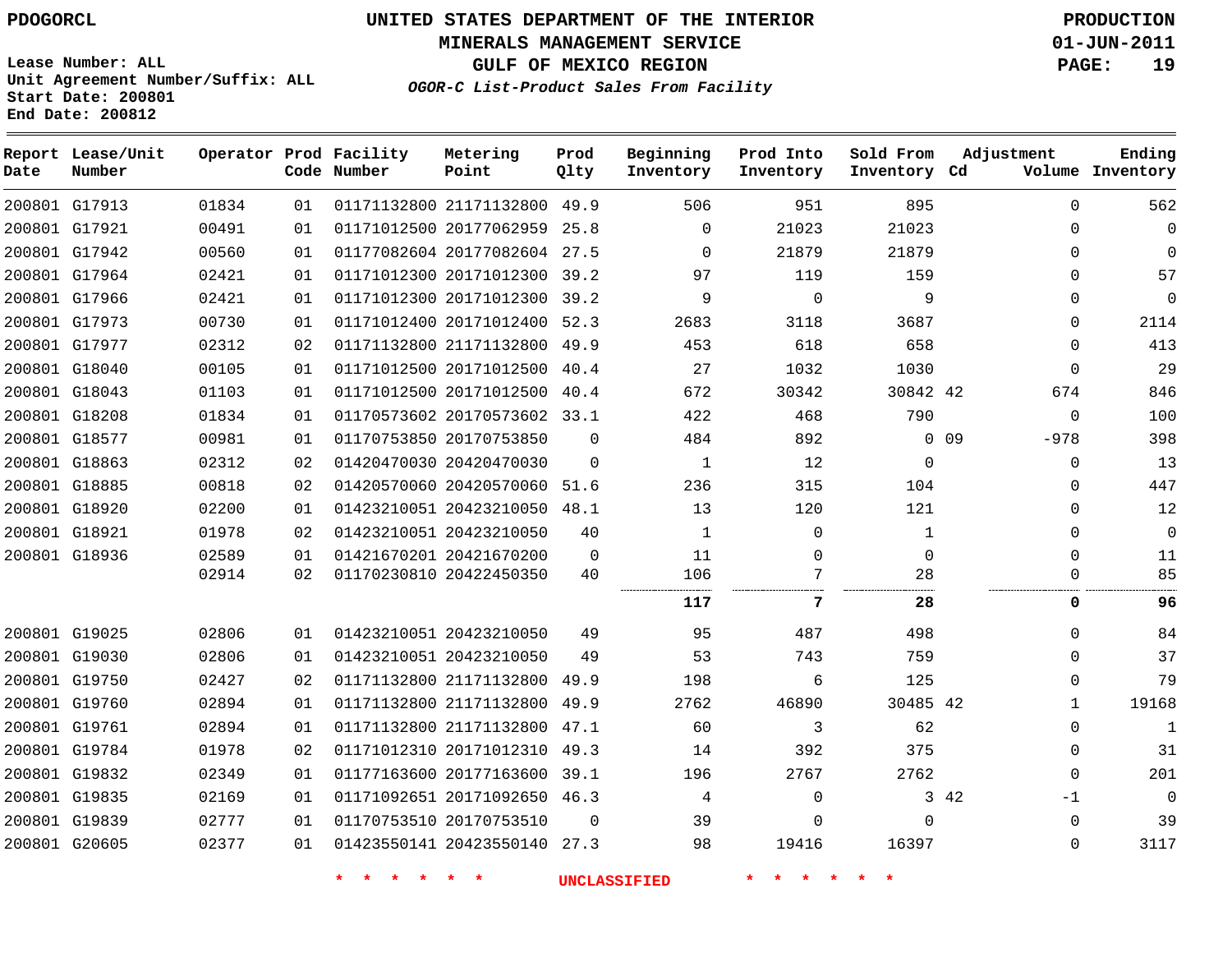PDOGORCL

# UNITED STATES DEPARTMENT OF THE INTERIOR
## MINERALS MANAGEMENT SERVICE
## GULF OF MEXICO REGION
### *OGOR-C List-Product Sales From Facility*

PRODUCTION
01-JUN-2011

Lease Number: ALL
Unit Agreement Number/Suffix: ALL
Start Date: 200801
End Date: 200812

| Report Date | Lease/Unit Number | Operator | Prod Code | Facility Number | Metering Point | Prod Qlty | Beginning Inventory | Prod Into Inventory | Sold From Inventory | Adjustment Cd | Adjustment Volume | Ending Inventory |
|---|---|---|---|---|---|---|---|---|---|---|---|---|
| 200801 | G17913 | 01834 | 01 | 01171132800 | 21171132800 | 49.9 | 506 | 951 | 895 | | 0 | 562 |
| 200801 | G17921 | 00491 | 01 | 01171012500 | 20177062959 | 25.8 | 0 | 21023 | 21023 | | 0 | 0 |
| 200801 | G17942 | 00560 | 01 | 01177082604 | 20177082604 | 27.5 | 0 | 21879 | 21879 | | 0 | 0 |
| 200801 | G17964 | 02421 | 01 | 01171012300 | 20171012300 | 39.2 | 97 | 119 | 159 | | 0 | 57 |
| 200801 | G17966 | 02421 | 01 | 01171012300 | 20171012300 | 39.2 | 9 | 0 | 9 | | 0 | 0 |
| 200801 | G17973 | 00730 | 01 | 01171012400 | 20171012400 | 52.3 | 2683 | 3118 | 3687 | | 0 | 2114 |
| 200801 | G17977 | 02312 | 02 | 01171132800 | 21171132800 | 49.9 | 453 | 618 | 658 | | 0 | 413 |
| 200801 | G18040 | 00105 | 01 | 01171012500 | 20171012500 | 40.4 | 27 | 1032 | 1030 | | 0 | 29 |
| 200801 | G18043 | 01103 | 01 | 01171012500 | 20171012500 | 40.4 | 672 | 30342 | 30842 | 42 | 674 | 846 |
| 200801 | G18208 | 01834 | 01 | 01170573602 | 20170573602 | 33.1 | 422 | 468 | 790 | | 0 | 100 |
| 200801 | G18577 | 00981 | 01 | 01170753850 | 20170753850 | 0 | 484 | 892 | 0 | 09 | -978 | 398 |
| 200801 | G18863 | 02312 | 02 | 01420470030 | 20420470030 | 0 | 1 | 12 | 0 | | 0 | 13 |
| 200801 | G18885 | 00818 | 02 | 01420570060 | 20420570060 | 51.6 | 236 | 315 | 104 | | 0 | 447 |
| 200801 | G18920 | 02200 | 01 | 01423210051 | 20423210050 | 48.1 | 13 | 120 | 121 | | 0 | 12 |
| 200801 | G18921 | 01978 | 02 | 01423210051 | 20423210050 | 40 | 1 | 0 | 1 | | 0 | 0 |
| 200801 | G18936 | 02589 | 01 | 01421670201 | 20421670200 | 0 | 11 | 0 | 0 | | 0 | 11 |
| | | 02914 | 02 | 01170230810 | 20422450350 | 40 | 106 | 7 | 28 | | 0 | 85 |
| | | | | | | | **117** | **7** | **28** | | **0** | **96** |
| 200801 | G19025 | 02806 | 01 | 01423210051 | 20423210050 | 49 | 95 | 487 | 498 | | 0 | 84 |
| 200801 | G19030 | 02806 | 01 | 01423210051 | 20423210050 | 49 | 53 | 743 | 759 | | 0 | 37 |
| 200801 | G19750 | 02427 | 02 | 01171132800 | 21171132800 | 49.9 | 198 | 6 | 125 | | 0 | 79 |
| 200801 | G19760 | 02894 | 01 | 01171132800 | 21171132800 | 49.9 | 2762 | 46890 | 30485 | 42 | 1 | 19168 |
| 200801 | G19761 | 02894 | 01 | 01171132800 | 21171132800 | 47.1 | 60 | 3 | 62 | | 0 | 1 |
| 200801 | G19784 | 01978 | 02 | 01171012310 | 20171012310 | 49.3 | 14 | 392 | 375 | | 0 | 31 |
| 200801 | G19832 | 02349 | 01 | 01177163600 | 20177163600 | 39.1 | 196 | 2767 | 2762 | | 0 | 201 |
| 200801 | G19835 | 02169 | 01 | 01171092651 | 20171092650 | 46.3 | 4 | 0 | 3 | 42 | -1 | 0 |
| 200801 | G19839 | 02777 | 01 | 01170753510 | 20170753510 | 0 | 39 | 0 | 0 | | 0 | 39 |
| 200801 | G20605 | 02377 | 01 | 01423550141 | 20423550140 | 27.3 | 98 | 19416 | 16397 | | 0 | 3117 |

* * * * * * UNCLASSIFIED * * * * * *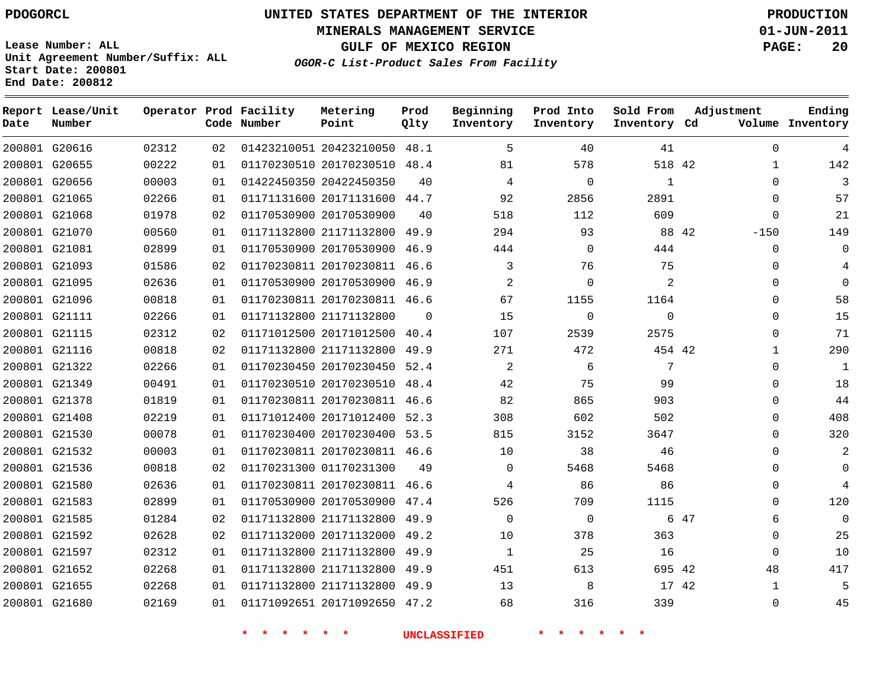PDOGORCL

# UNITED STATES DEPARTMENT OF THE INTERIOR
## MINERALS MANAGEMENT SERVICE
## GULF OF MEXICO REGION
### *OGOR-C List-Product Sales From Facility*

PRODUCTION
01-JUN-2011

Lease Number: ALL
Unit Agreement Number/Suffix: ALL
Start Date: 200801
End Date: 200812

| Report Date | Lease/Unit Number | Operator | Prod Code | Facility Number | Metering Point | Prod Qlty | Beginning Inventory | Prod Into Inventory | Sold From Inventory | Adjustment Cd | Adjustment Volume | Ending Inventory |
|---|---|---|---|---|---|---|---|---|---|---|---|---|
| 200801 | G20616 | 02312 | 02 | 01423210051 | 20423210050 | 48.1 | 5 | 40 | 41 | | 0 | 4 |
| 200801 | G20655 | 00222 | 01 | 01170230510 | 20170230510 | 48.4 | 81 | 578 | 518 | 42 | 1 | 142 |
| 200801 | G20656 | 00003 | 01 | 01422450350 | 20422450350 | 40 | 4 | 0 | 1 | | 0 | 3 |
| 200801 | G21065 | 02266 | 01 | 01171131600 | 20171131600 | 44.7 | 92 | 2856 | 2891 | | 0 | 57 |
| 200801 | G21068 | 01978 | 02 | 01170530900 | 20170530900 | 40 | 518 | 112 | 609 | | 0 | 21 |
| 200801 | G21070 | 00560 | 01 | 01171132800 | 21171132800 | 49.9 | 294 | 93 | 88 | 42 | -150 | 149 |
| 200801 | G21081 | 02899 | 01 | 01170530900 | 20170530900 | 46.9 | 444 | 0 | 444 | | 0 | 0 |
| 200801 | G21093 | 01586 | 02 | 01170230811 | 20170230811 | 46.6 | 3 | 76 | 75 | | 0 | 4 |
| 200801 | G21095 | 02636 | 01 | 01170530900 | 20170530900 | 46.9 | 2 | 0 | 2 | | 0 | 0 |
| 200801 | G21096 | 00818 | 01 | 01170230811 | 20170230811 | 46.6 | 67 | 1155 | 1164 | | 0 | 58 |
| 200801 | G21111 | 02266 | 01 | 01171132800 | 21171132800 | 0 | 15 | 0 | 0 | | 0 | 15 |
| 200801 | G21115 | 02312 | 02 | 01171012500 | 20171012500 | 40.4 | 107 | 2539 | 2575 | | 0 | 71 |
| 200801 | G21116 | 00818 | 02 | 01171132800 | 21171132800 | 49.9 | 271 | 472 | 454 | 42 | 1 | 290 |
| 200801 | G21322 | 02266 | 01 | 01170230450 | 20170230450 | 52.4 | 2 | 6 | 7 | | 0 | 1 |
| 200801 | G21349 | 00491 | 01 | 01170230510 | 20170230510 | 48.4 | 42 | 75 | 99 | | 0 | 18 |
| 200801 | G21378 | 01819 | 01 | 01170230811 | 20170230811 | 46.6 | 82 | 865 | 903 | | 0 | 44 |
| 200801 | G21408 | 02219 | 01 | 01171012400 | 20171012400 | 52.3 | 308 | 602 | 502 | | 0 | 408 |
| 200801 | G21530 | 00078 | 01 | 01170230400 | 20170230400 | 53.5 | 815 | 3152 | 3647 | | 0 | 320 |
| 200801 | G21532 | 00003 | 01 | 01170230811 | 20170230811 | 46.6 | 10 | 38 | 46 | | 0 | 2 |
| 200801 | G21536 | 00818 | 02 | 01170231300 | 01170231300 | 49 | 0 | 5468 | 5468 | | 0 | 0 |
| 200801 | G21580 | 02636 | 01 | 01170230811 | 20170230811 | 46.6 | 4 | 86 | 86 | | 0 | 4 |
| 200801 | G21583 | 02899 | 01 | 01170530900 | 20170530900 | 47.4 | 526 | 709 | 1115 | | 0 | 120 |
| 200801 | G21585 | 01284 | 02 | 01171132800 | 21171132800 | 49.9 | 0 | 0 | 6 | 47 | 6 | 0 |
| 200801 | G21592 | 02628 | 02 | 01171132000 | 20171132000 | 49.2 | 10 | 378 | 363 | | 0 | 25 |
| 200801 | G21597 | 02312 | 01 | 01171132800 | 21171132800 | 49.9 | 1 | 25 | 16 | | 0 | 10 |
| 200801 | G21652 | 02268 | 01 | 01171132800 | 21171132800 | 49.9 | 451 | 613 | 695 | 42 | 48 | 417 |
| 200801 | G21655 | 02268 | 01 | 01171132800 | 21171132800 | 49.9 | 13 | 8 | 17 | 42 | 1 | 5 |
| 200801 | G21680 | 02169 | 01 | 01171092651 | 20171092650 | 47.2 | 68 | 316 | 339 | | 0 | 45 |

* * * * * * UNCLASSIFIED * * * * * *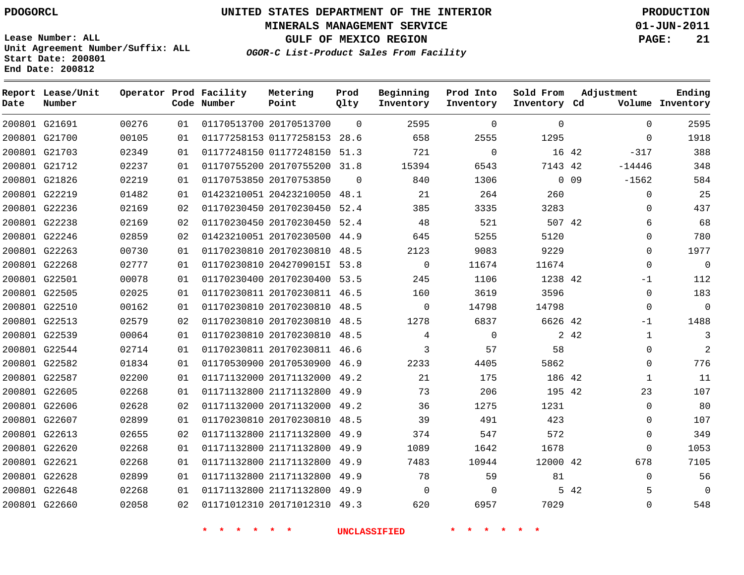PDOGORCL

# UNITED STATES DEPARTMENT OF THE INTERIOR
## MINERALS MANAGEMENT SERVICE
## GULF OF MEXICO REGION
### *OGOR-C List-Product Sales From Facility*

PRODUCTION
01-JUN-2011

Lease Number: ALL
Unit Agreement Number/Suffix: ALL
Start Date: 200801
End Date: 200812

| Report Date | Lease/Unit Number | Operator | Prod Code | Facility Number | Metering Point | Prod Qlty | Beginning Inventory | Prod Into Inventory | Sold From Inventory | Adjustment Cd | Adjustment Volume | Ending Inventory |
|---|---|---|---|---|---|---|---|---|---|---|---|---|
| 200801 | G21691 | 00276 | 01 | 01170513700 | 20170513700 | 0 | 2595 | 0 | 0 | | 0 | 2595 |
| 200801 | G21700 | 00105 | 01 | 01177258153 | 01177258153 | 28.6 | 658 | 2555 | 1295 | | 0 | 1918 |
| 200801 | G21703 | 02349 | 01 | 01177248150 | 01177248150 | 51.3 | 721 | 0 | 16 | 42 | -317 | 388 |
| 200801 | G21712 | 02237 | 01 | 01170755200 | 20170755200 | 31.8 | 15394 | 6543 | 7143 | 42 | -14446 | 348 |
| 200801 | G21826 | 02219 | 01 | 01170753850 | 20170753850 | 0 | 840 | 1306 | 0 | 09 | -1562 | 584 |
| 200801 | G22219 | 01482 | 01 | 01423210051 | 20423210050 | 48.1 | 21 | 264 | 260 | | 0 | 25 |
| 200801 | G22236 | 02169 | 02 | 01170230450 | 20170230450 | 52.4 | 385 | 3335 | 3283 | | 0 | 437 |
| 200801 | G22238 | 02169 | 02 | 01170230450 | 20170230450 | 52.4 | 48 | 521 | 507 | 42 | 6 | 68 |
| 200801 | G22246 | 02859 | 02 | 01423210051 | 20170230500 | 44.9 | 645 | 5255 | 5120 | | 0 | 780 |
| 200801 | G22263 | 00730 | 01 | 01170230810 | 20170230810 | 48.5 | 2123 | 9083 | 9229 | | 0 | 1977 |
| 200801 | G22268 | 02777 | 01 | 01170230810 | 2042709015I | 53.8 | 0 | 11674 | 11674 | | 0 | 0 |
| 200801 | G22501 | 00078 | 01 | 01170230400 | 20170230400 | 53.5 | 245 | 1106 | 1238 | 42 | -1 | 112 |
| 200801 | G22505 | 02025 | 01 | 01170230811 | 20170230811 | 46.5 | 160 | 3619 | 3596 | | 0 | 183 |
| 200801 | G22510 | 00162 | 01 | 01170230810 | 20170230810 | 48.5 | 0 | 14798 | 14798 | | 0 | 0 |
| 200801 | G22513 | 02579 | 02 | 01170230810 | 20170230810 | 48.5 | 1278 | 6837 | 6626 | 42 | -1 | 1488 |
| 200801 | G22539 | 00064 | 01 | 01170230810 | 20170230810 | 48.5 | 4 | 0 | 2 | 42 | 1 | 3 |
| 200801 | G22544 | 02714 | 01 | 01170230811 | 20170230811 | 46.6 | 3 | 57 | 58 | | 0 | 2 |
| 200801 | G22582 | 01834 | 01 | 01170530900 | 20170530900 | 46.9 | 2233 | 4405 | 5862 | | 0 | 776 |
| 200801 | G22587 | 02200 | 01 | 01171132000 | 20171132000 | 49.2 | 21 | 175 | 186 | 42 | 1 | 11 |
| 200801 | G22605 | 02268 | 01 | 01171132800 | 21171132800 | 49.9 | 73 | 206 | 195 | 42 | 23 | 107 |
| 200801 | G22606 | 02628 | 02 | 01171132000 | 20171132000 | 49.2 | 36 | 1275 | 1231 | | 0 | 80 |
| 200801 | G22607 | 02899 | 01 | 01170230810 | 20170230810 | 48.5 | 39 | 491 | 423 | | 0 | 107 |
| 200801 | G22613 | 02655 | 02 | 01171132800 | 21171132800 | 49.9 | 374 | 547 | 572 | | 0 | 349 |
| 200801 | G22620 | 02268 | 01 | 01171132800 | 21171132800 | 49.9 | 1089 | 1642 | 1678 | | 0 | 1053 |
| 200801 | G22621 | 02268 | 01 | 01171132800 | 21171132800 | 49.9 | 7483 | 10944 | 12000 | 42 | 678 | 7105 |
| 200801 | G22628 | 02899 | 01 | 01171132800 | 21171132800 | 49.9 | 78 | 59 | 81 | | 0 | 56 |
| 200801 | G22648 | 02268 | 01 | 01171132800 | 21171132800 | 49.9 | 0 | 0 | 5 | 42 | 5 | 0 |
| 200801 | G22660 | 02058 | 02 | 01171012310 | 20171012310 | 49.3 | 620 | 6957 | 7029 | | 0 | 548 |

\* \* \* \* \* \* UNCLASSIFIED \* \* \* \* \* \*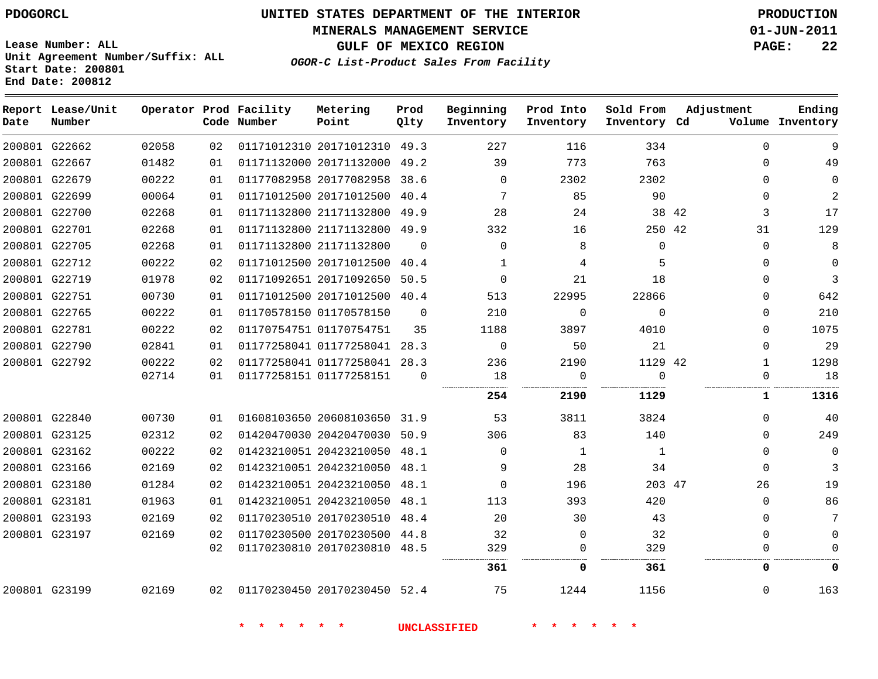PDOGORCL

# UNITED STATES DEPARTMENT OF THE INTERIOR
## MINERALS MANAGEMENT SERVICE
## GULF OF MEXICO REGION
### *OGOR-C List-Product Sales From Facility*

PRODUCTION
01-JUN-2011

Lease Number: ALL
Unit Agreement Number/Suffix: ALL
Start Date: 200801
End Date: 200812

| Report Date | Lease/Unit Number | Operator | Prod Code | Facility Number | Metering Point | Prod Qlty | Beginning Inventory | Prod Into Inventory | Sold From Inventory | Adjustment Cd | Adjustment Volume | Ending Inventory |
|---|---|---|---|---|---|---|---|---|---|---|---|---|
| 200801 | G22662 | 02058 | 02 | 01171012310 | 20171012310 | 49.3 | 227 | 116 | 334 | | 0 | 9 |
| 200801 | G22667 | 01482 | 01 | 01171132000 | 20171132000 | 49.2 | 39 | 773 | 763 | | 0 | 49 |
| 200801 | G22679 | 00222 | 01 | 01177082958 | 20177082958 | 38.6 | 0 | 2302 | 2302 | | 0 | 0 |
| 200801 | G22699 | 00064 | 01 | 01171012500 | 20171012500 | 40.4 | 7 | 85 | 90 | | 0 | 2 |
| 200801 | G22700 | 02268 | 01 | 01171132800 | 21171132800 | 49.9 | 28 | 24 | 38 | 42 | 3 | 17 |
| 200801 | G22701 | 02268 | 01 | 01171132800 | 21171132800 | 49.9 | 332 | 16 | 250 | 42 | 31 | 129 |
| 200801 | G22705 | 02268 | 01 | 01171132800 | 21171132800 | 0 | 0 | 8 | 0 | | 0 | 8 |
| 200801 | G22712 | 00222 | 02 | 01171012500 | 20171012500 | 40.4 | 1 | 4 | 5 | | 0 | 0 |
| 200801 | G22719 | 01978 | 02 | 01171092651 | 20171092650 | 50.5 | 0 | 21 | 18 | | 0 | 3 |
| 200801 | G22751 | 00730 | 01 | 01171012500 | 20171012500 | 40.4 | 513 | 22995 | 22866 | | 0 | 642 |
| 200801 | G22765 | 00222 | 01 | 01170578150 | 01170578150 | 0 | 210 | 0 | 0 | | 0 | 210 |
| 200801 | G22781 | 00222 | 02 | 01170754751 | 01170754751 | 35 | 1188 | 3897 | 4010 | | 0 | 1075 |
| 200801 | G22790 | 02841 | 01 | 01177258041 | 01177258041 | 28.3 | 0 | 50 | 21 | | 0 | 29 |
| 200801 | G22792 | 00222 | 02 | 01177258041 | 01177258041 | 28.3 | 236 | 2190 | 1129 | 42 | 1 | 1298 |
| | | 02714 | 01 | 01177258151 | 01177258151 | 0 | 18 | 0 | 0 | | 0 | 18 |
| | | | | | | | **254** | **2190** | **1129** | | **1** | **1316** |
| 200801 | G22840 | 00730 | 01 | 01608103650 | 20608103650 | 31.9 | 53 | 3811 | 3824 | | 0 | 40 |
| 200801 | G23125 | 02312 | 02 | 01420470030 | 20420470030 | 50.9 | 306 | 83 | 140 | | 0 | 249 |
| 200801 | G23162 | 00222 | 02 | 01423210051 | 20423210050 | 48.1 | 0 | 1 | 1 | | 0 | 0 |
| 200801 | G23166 | 02169 | 02 | 01423210051 | 20423210050 | 48.1 | 9 | 28 | 34 | | 0 | 3 |
| 200801 | G23180 | 01284 | 02 | 01423210051 | 20423210050 | 48.1 | 0 | 196 | 203 | 47 | 26 | 19 |
| 200801 | G23181 | 01963 | 01 | 01423210051 | 20423210050 | 48.1 | 113 | 393 | 420 | | 0 | 86 |
| 200801 | G23193 | 02169 | 02 | 01170230510 | 20170230510 | 48.4 | 20 | 30 | 43 | | 0 | 7 |
| 200801 | G23197 | 02169 | 02 | 01170230500 | 20170230500 | 44.8 | 32 | 0 | 32 | | 0 | 0 |
| | | | 02 | 01170230810 | 20170230810 | 48.5 | 329 | 0 | 329 | | 0 | 0 |
| | | | | | | | **361** | **0** | **361** | | **0** | **0** |
| 200801 | G23199 | 02169 | 02 | 01170230450 | 20170230450 | 52.4 | 75 | 1244 | 1156 | | 0 | 163 |

* * * * * * UNCLASSIFIED * * * * * *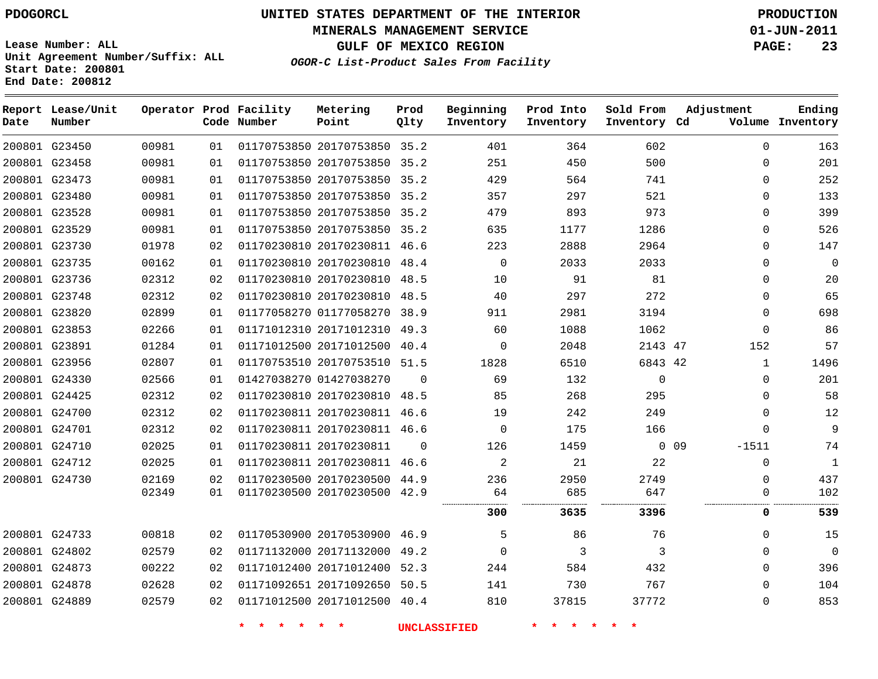PDOGORCL

# UNITED STATES DEPARTMENT OF THE INTERIOR
## MINERALS MANAGEMENT SERVICE
## GULF OF MEXICO REGION
### *OGOR-C List-Product Sales From Facility*

PRODUCTION
01-JUN-2011

Lease Number: ALL
Unit Agreement Number/Suffix: ALL
Start Date: 200801
End Date: 200812

| Report Date | Lease/Unit Number | Operator | Prod Code | Facility Number | Metering Point | Prod Qlty | Beginning Inventory | Prod Into Inventory | Sold From Inventory | Adjustment Cd | Adjustment Volume | Ending Inventory |
|---|---|---|---|---|---|---|---|---|---|---|---|---|
| 200801 | G23450 | 00981 | 01 | 01170753850 | 20170753850 | 35.2 | 401 | 364 | 602 | | 0 | 163 |
| 200801 | G23458 | 00981 | 01 | 01170753850 | 20170753850 | 35.2 | 251 | 450 | 500 | | 0 | 201 |
| 200801 | G23473 | 00981 | 01 | 01170753850 | 20170753850 | 35.2 | 429 | 564 | 741 | | 0 | 252 |
| 200801 | G23480 | 00981 | 01 | 01170753850 | 20170753850 | 35.2 | 357 | 297 | 521 | | 0 | 133 |
| 200801 | G23528 | 00981 | 01 | 01170753850 | 20170753850 | 35.2 | 479 | 893 | 973 | | 0 | 399 |
| 200801 | G23529 | 00981 | 01 | 01170753850 | 20170753850 | 35.2 | 635 | 1177 | 1286 | | 0 | 526 |
| 200801 | G23730 | 01978 | 02 | 01170230810 | 20170230811 | 46.6 | 223 | 2888 | 2964 | | 0 | 147 |
| 200801 | G23735 | 00162 | 01 | 01170230810 | 20170230810 | 48.4 | 0 | 2033 | 2033 | | 0 | 0 |
| 200801 | G23736 | 02312 | 02 | 01170230810 | 20170230810 | 48.5 | 10 | 91 | 81 | | 0 | 20 |
| 200801 | G23748 | 02312 | 02 | 01170230810 | 20170230810 | 48.5 | 40 | 297 | 272 | | 0 | 65 |
| 200801 | G23820 | 02899 | 01 | 01177058270 | 01177058270 | 38.9 | 911 | 2981 | 3194 | | 0 | 698 |
| 200801 | G23853 | 02266 | 01 | 01171012310 | 20171012310 | 49.3 | 60 | 1088 | 1062 | | 0 | 86 |
| 200801 | G23891 | 01284 | 01 | 01171012500 | 20171012500 | 40.4 | 0 | 2048 | 2143 | 47 | 152 | 57 |
| 200801 | G23956 | 02807 | 01 | 01170753510 | 20170753510 | 51.5 | 1828 | 6510 | 6843 | 42 | 1 | 1496 |
| 200801 | G24330 | 02566 | 01 | 01427038270 | 01427038270 | 0 | 69 | 132 | 0 | | 0 | 201 |
| 200801 | G24425 | 02312 | 02 | 01170230810 | 20170230810 | 48.5 | 85 | 268 | 295 | | 0 | 58 |
| 200801 | G24700 | 02312 | 02 | 01170230811 | 20170230811 | 46.6 | 19 | 242 | 249 | | 0 | 12 |
| 200801 | G24701 | 02312 | 02 | 01170230811 | 20170230811 | 46.6 | 0 | 175 | 166 | | 0 | 9 |
| 200801 | G24710 | 02025 | 01 | 01170230811 | 20170230811 | 0 | 126 | 1459 | 0 | 09 | -1511 | 74 |
| 200801 | G24712 | 02025 | 01 | 01170230811 | 20170230811 | 46.6 | 2 | 21 | 22 | | 0 | 1 |
| 200801 | G24730 | 02169 | 02 | 01170230500 | 20170230500 | 44.9 | 236 | 2950 | 2749 | | 0 | 437 |
| | | 02349 | 01 | 01170230500 | 20170230500 | 42.9 | 64 | 685 | 647 | | 0 | 102 |
| | | | | | | | **300** | **3635** | **3396** | | **0** | **539** |
| 200801 | G24733 | 00818 | 02 | 01170530900 | 20170530900 | 46.9 | 5 | 86 | 76 | | 0 | 15 |
| 200801 | G24802 | 02579 | 02 | 01171132000 | 20171132000 | 49.2 | 0 | 3 | 3 | | 0 | 0 |
| 200801 | G24873 | 00222 | 02 | 01171012400 | 20171012400 | 52.3 | 244 | 584 | 432 | | 0 | 396 |
| 200801 | G24878 | 02628 | 02 | 01171092651 | 20171092650 | 50.5 | 141 | 730 | 767 | | 0 | 104 |
| 200801 | G24889 | 02579 | 02 | 01171012500 | 20171012500 | 40.4 | 810 | 37815 | 37772 | | 0 | 853 |

\* \* \* \* \* \* UNCLASSIFIED \* \* \* \* \* \*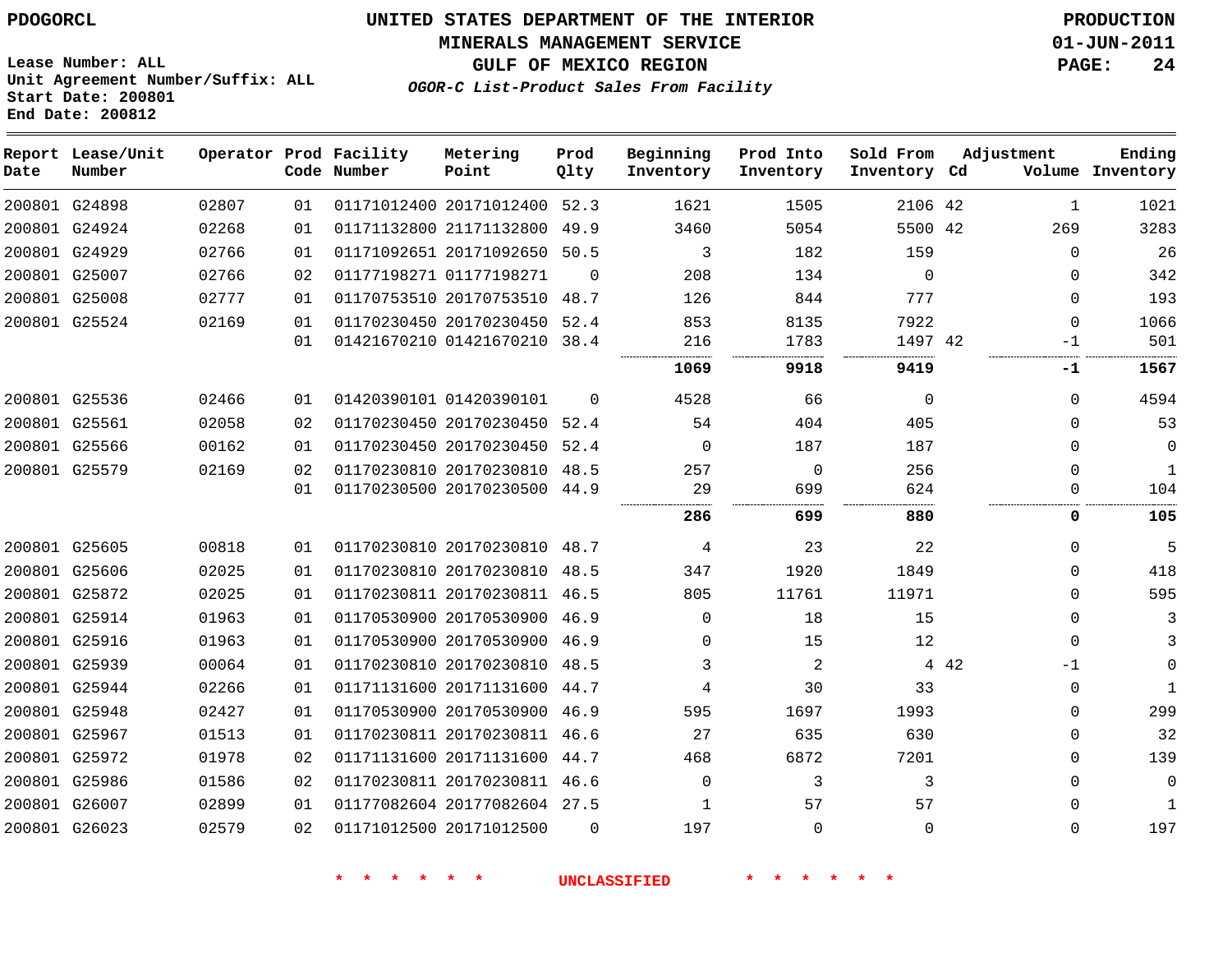PDOGORCL

Lease Number: ALL
Unit Agreement Number/Suffix: ALL
Start Date: 200801
End Date: 200812

# UNITED STATES DEPARTMENT OF THE INTERIOR
## MINERALS MANAGEMENT SERVICE
## GULF OF MEXICO REGION
*OGOR-C List-Product Sales From Facility*

PRODUCTION
01-JUN-2011

| Report Date | Lease/Unit Number | Operator | Prod Code | Facility Number | Metering Point | Prod Qlty | Beginning Inventory | Prod Into Inventory | Sold From Inventory | Adjustment Cd | Volume | Ending Inventory |
|---|---|---|---|---|---|---|---|---|---|---|---|---|
| 200801 | G24898 | 02807 | 01 | 01171012400 | 20171012400 | 52.3 | 1621 | 1505 | 2106 | 42 | 1 | 1021 |
| 200801 | G24924 | 02268 | 01 | 01171132800 | 21171132800 | 49.9 | 3460 | 5054 | 5500 | 42 | 269 | 3283 |
| 200801 | G24929 | 02766 | 01 | 01171092651 | 20171092650 | 50.5 | 3 | 182 | 159 | | 0 | 26 |
| 200801 | G25007 | 02766 | 02 | 01177198271 | 01177198271 | 0 | 208 | 134 | 0 | | 0 | 342 |
| 200801 | G25008 | 02777 | 01 | 01170753510 | 20170753510 | 48.7 | 126 | 844 | 777 | | 0 | 193 |
| 200801 | G25524 | 02169 | 01 | 01170230450 | 20170230450 | 52.4 | 853 | 8135 | 7922 | | 0 | 1066 |
| | | | 01 | 01421670210 | 01421670210 | 38.4 | 216 | 1783 | 1497 | 42 | -1 | 501 |
| | | | | | | | **1069** | **9918** | **9419** | | **-1** | **1567** |
| 200801 | G25536 | 02466 | 01 | 01420390101 | 01420390101 | 0 | 4528 | 66 | 0 | | 0 | 4594 |
| 200801 | G25561 | 02058 | 02 | 01170230450 | 20170230450 | 52.4 | 54 | 404 | 405 | | 0 | 53 |
| 200801 | G25566 | 00162 | 01 | 01170230450 | 20170230450 | 52.4 | 0 | 187 | 187 | | 0 | 0 |
| 200801 | G25579 | 02169 | 02 | 01170230810 | 20170230810 | 48.5 | 257 | 0 | 256 | | 0 | 1 |
| | | | 01 | 01170230500 | 20170230500 | 44.9 | 29 | 699 | 624 | | 0 | 104 |
| | | | | | | | **286** | **699** | **880** | | **0** | **105** |
| 200801 | G25605 | 00818 | 01 | 01170230810 | 20170230810 | 48.7 | 4 | 23 | 22 | | 0 | 5 |
| 200801 | G25606 | 02025 | 01 | 01170230810 | 20170230810 | 48.5 | 347 | 1920 | 1849 | | 0 | 418 |
| 200801 | G25872 | 02025 | 01 | 01170230811 | 20170230811 | 46.5 | 805 | 11761 | 11971 | | 0 | 595 |
| 200801 | G25914 | 01963 | 01 | 01170530900 | 20170530900 | 46.9 | 0 | 18 | 15 | | 0 | 3 |
| 200801 | G25916 | 01963 | 01 | 01170530900 | 20170530900 | 46.9 | 0 | 15 | 12 | | 0 | 3 |
| 200801 | G25939 | 00064 | 01 | 01170230810 | 20170230810 | 48.5 | 3 | 2 | 4 | 42 | -1 | 0 |
| 200801 | G25944 | 02266 | 01 | 01171131600 | 20171131600 | 44.7 | 4 | 30 | 33 | | 0 | 1 |
| 200801 | G25948 | 02427 | 01 | 01170530900 | 20170530900 | 46.9 | 595 | 1697 | 1993 | | 0 | 299 |
| 200801 | G25967 | 01513 | 01 | 01170230811 | 20170230811 | 46.6 | 27 | 635 | 630 | | 0 | 32 |
| 200801 | G25972 | 01978 | 02 | 01171131600 | 20171131600 | 44.7 | 468 | 6872 | 7201 | | 0 | 139 |
| 200801 | G25986 | 01586 | 02 | 01170230811 | 20170230811 | 46.6 | 0 | 3 | 3 | | 0 | 0 |
| 200801 | G26007 | 02899 | 01 | 01177082604 | 20177082604 | 27.5 | 1 | 57 | 57 | | 0 | 1 |
| 200801 | G26023 | 02579 | 02 | 01171012500 | 20171012500 | 0 | 197 | 0 | 0 | | 0 | 197 |

* * * * * * UNCLASSIFIED * * * * * *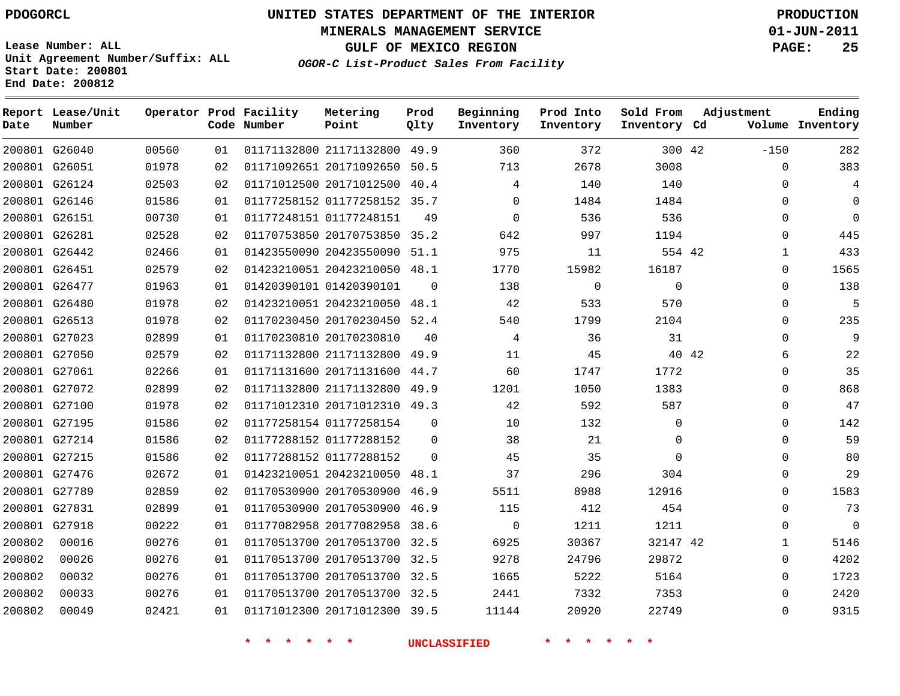PDOGORCL

# UNITED STATES DEPARTMENT OF THE INTERIOR
## MINERALS MANAGEMENT SERVICE
## GULF OF MEXICO REGION
### *OGOR-C List-Product Sales From Facility*

PRODUCTION
01-JUN-2011

Lease Number: ALL
Unit Agreement Number/Suffix: ALL
Start Date: 200801
End Date: 200812

| Report Date | Lease/Unit Number | Operator | Prod Code | Facility Number | Metering Point | Prod Qlty | Beginning Inventory | Prod Into Inventory | Sold From Inventory | Adjustment Cd | Volume | Ending Inventory |
|---|---|---|---|---|---|---|---|---|---|---|---|---|
| 200801 | G26040 | 00560 | 01 | 01171132800 | 21171132800 | 49.9 | 360 | 372 | 300 | 42 | -150 | 282 |
| 200801 | G26051 | 01978 | 02 | 01171092651 | 20171092650 | 50.5 | 713 | 2678 | 3008 | | 0 | 383 |
| 200801 | G26124 | 02503 | 02 | 01171012500 | 20171012500 | 40.4 | 4 | 140 | 140 | | 0 | 4 |
| 200801 | G26146 | 01586 | 01 | 01177258152 | 01177258152 | 35.7 | 0 | 1484 | 1484 | | 0 | 0 |
| 200801 | G26151 | 00730 | 01 | 01177248151 | 01177248151 | 49 | 0 | 536 | 536 | | 0 | 0 |
| 200801 | G26281 | 02528 | 02 | 01170753850 | 20170753850 | 35.2 | 642 | 997 | 1194 | | 0 | 445 |
| 200801 | G26442 | 02466 | 01 | 01423550090 | 20423550090 | 51.1 | 975 | 11 | 554 | 42 | 1 | 433 |
| 200801 | G26451 | 02579 | 02 | 01423210051 | 20423210050 | 48.1 | 1770 | 15982 | 16187 | | 0 | 1565 |
| 200801 | G26477 | 01963 | 01 | 01420390101 | 01420390101 | 0 | 138 | 0 | 0 | | 0 | 138 |
| 200801 | G26480 | 01978 | 02 | 01423210051 | 20423210050 | 48.1 | 42 | 533 | 570 | | 0 | 5 |
| 200801 | G26513 | 01978 | 02 | 01170230450 | 20170230450 | 52.4 | 540 | 1799 | 2104 | | 0 | 235 |
| 200801 | G27023 | 02899 | 01 | 01170230810 | 20170230810 | 40 | 4 | 36 | 31 | | 0 | 9 |
| 200801 | G27050 | 02579 | 02 | 01171132800 | 21171132800 | 49.9 | 11 | 45 | 40 | 42 | 6 | 22 |
| 200801 | G27061 | 02266 | 01 | 01171131600 | 20171131600 | 44.7 | 60 | 1747 | 1772 | | 0 | 35 |
| 200801 | G27072 | 02899 | 02 | 01171132800 | 21171132800 | 49.9 | 1201 | 1050 | 1383 | | 0 | 868 |
| 200801 | G27100 | 01978 | 02 | 01171012310 | 20171012310 | 49.3 | 42 | 592 | 587 | | 0 | 47 |
| 200801 | G27195 | 01586 | 02 | 01177258154 | 01177258154 | 0 | 10 | 132 | 0 | | 0 | 142 |
| 200801 | G27214 | 01586 | 02 | 01177288152 | 01177288152 | 0 | 38 | 21 | 0 | | 0 | 59 |
| 200801 | G27215 | 01586 | 02 | 01177288152 | 01177288152 | 0 | 45 | 35 | 0 | | 0 | 80 |
| 200801 | G27476 | 02672 | 01 | 01423210051 | 20423210050 | 48.1 | 37 | 296 | 304 | | 0 | 29 |
| 200801 | G27789 | 02859 | 02 | 01170530900 | 20170530900 | 46.9 | 5511 | 8988 | 12916 | | 0 | 1583 |
| 200801 | G27831 | 02899 | 01 | 01170530900 | 20170530900 | 46.9 | 115 | 412 | 454 | | 0 | 73 |
| 200801 | G27918 | 00222 | 01 | 01177082958 | 20177082958 | 38.6 | 0 | 1211 | 1211 | | 0 | 0 |
| 200802 | 00016 | 00276 | 01 | 01170513700 | 20170513700 | 32.5 | 6925 | 30367 | 32147 | 42 | 1 | 5146 |
| 200802 | 00026 | 00276 | 01 | 01170513700 | 20170513700 | 32.5 | 9278 | 24796 | 29872 | | 0 | 4202 |
| 200802 | 00032 | 00276 | 01 | 01170513700 | 20170513700 | 32.5 | 1665 | 5222 | 5164 | | 0 | 1723 |
| 200802 | 00033 | 00276 | 01 | 01170513700 | 20170513700 | 32.5 | 2441 | 7332 | 7353 | | 0 | 2420 |
| 200802 | 00049 | 02421 | 01 | 01171012300 | 20171012300 | 39.5 | 11144 | 20920 | 22749 | | 0 | 9315 |

* * * * * * UNCLASSIFIED * * * * * *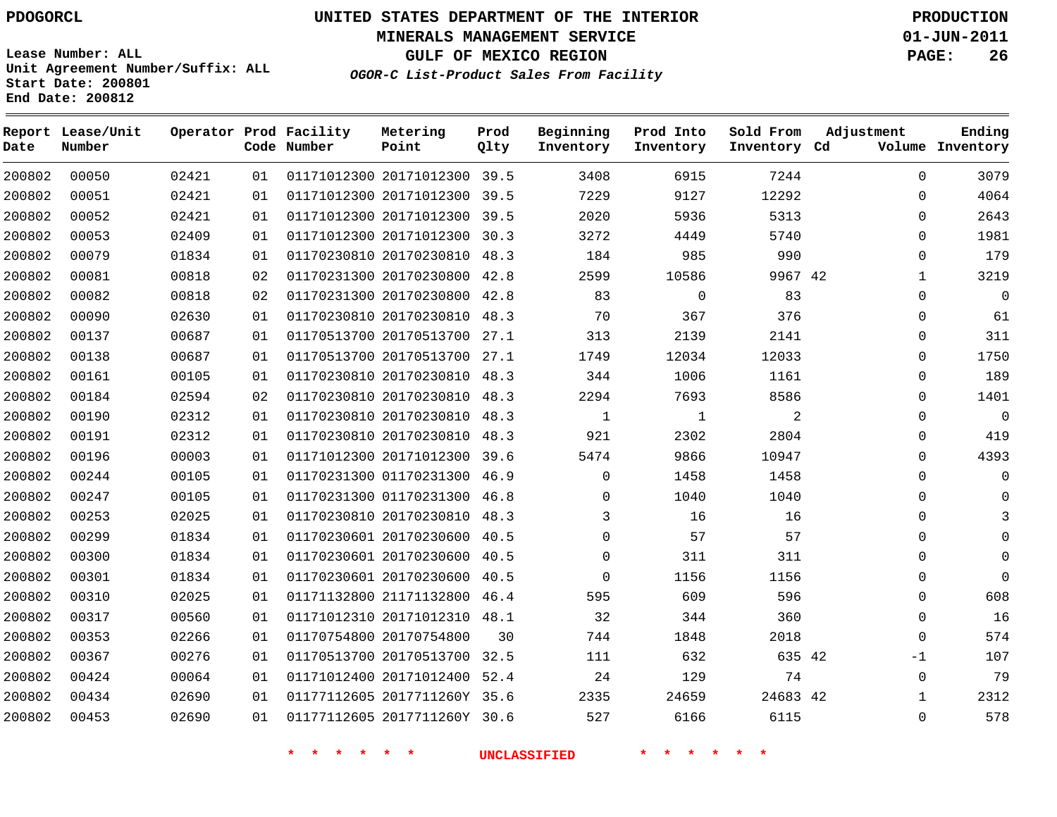PDOGORCL

# UNITED STATES DEPARTMENT OF THE INTERIOR
## MINERALS MANAGEMENT SERVICE
## GULF OF MEXICO REGION
### *OGOR-C List-Product Sales From Facility*

PRODUCTION
01-JUN-2011

Lease Number: ALL
Unit Agreement Number/Suffix: ALL
Start Date: 200801
End Date: 200812

| Report Date | Lease/Unit Number | Operator | Prod Code | Facility Number | Metering Point | Prod Qlty | Beginning Inventory | Prod Into Inventory | Sold From Inventory | Adjustment Cd | Volume | Ending Inventory |
|---|---|---|---|---|---|---|---|---|---|---|---|---|
| 200802 | 00050 | 02421 | 01 | 01171012300 | 20171012300 | 39.5 | 3408 | 6915 | 7244 | | 0 | 3079 |
| 200802 | 00051 | 02421 | 01 | 01171012300 | 20171012300 | 39.5 | 7229 | 9127 | 12292 | | 0 | 4064 |
| 200802 | 00052 | 02421 | 01 | 01171012300 | 20171012300 | 39.5 | 2020 | 5936 | 5313 | | 0 | 2643 |
| 200802 | 00053 | 02409 | 01 | 01171012300 | 20171012300 | 30.3 | 3272 | 4449 | 5740 | | 0 | 1981 |
| 200802 | 00079 | 01834 | 01 | 01170230810 | 20170230810 | 48.3 | 184 | 985 | 990 | | 0 | 179 |
| 200802 | 00081 | 00818 | 02 | 01170231300 | 20170230800 | 42.8 | 2599 | 10586 | 9967 | 42 | 1 | 3219 |
| 200802 | 00082 | 00818 | 02 | 01170231300 | 20170230800 | 42.8 | 83 | 0 | 83 | | 0 | 0 |
| 200802 | 00090 | 02630 | 01 | 01170230810 | 20170230810 | 48.3 | 70 | 367 | 376 | | 0 | 61 |
| 200802 | 00137 | 00687 | 01 | 01170513700 | 20170513700 | 27.1 | 313 | 2139 | 2141 | | 0 | 311 |
| 200802 | 00138 | 00687 | 01 | 01170513700 | 20170513700 | 27.1 | 1749 | 12034 | 12033 | | 0 | 1750 |
| 200802 | 00161 | 00105 | 01 | 01170230810 | 20170230810 | 48.3 | 344 | 1006 | 1161 | | 0 | 189 |
| 200802 | 00184 | 02594 | 02 | 01170230810 | 20170230810 | 48.3 | 2294 | 7693 | 8586 | | 0 | 1401 |
| 200802 | 00190 | 02312 | 01 | 01170230810 | 20170230810 | 48.3 | 1 | 1 | 2 | | 0 | 0 |
| 200802 | 00191 | 02312 | 01 | 01170230810 | 20170230810 | 48.3 | 921 | 2302 | 2804 | | 0 | 419 |
| 200802 | 00196 | 00003 | 01 | 01171012300 | 20171012300 | 39.6 | 5474 | 9866 | 10947 | | 0 | 4393 |
| 200802 | 00244 | 00105 | 01 | 01170231300 | 01170231300 | 46.9 | 0 | 1458 | 1458 | | 0 | 0 |
| 200802 | 00247 | 00105 | 01 | 01170231300 | 01170231300 | 46.8 | 0 | 1040 | 1040 | | 0 | 0 |
| 200802 | 00253 | 02025 | 01 | 01170230810 | 20170230810 | 48.3 | 3 | 16 | 16 | | 0 | 3 |
| 200802 | 00299 | 01834 | 01 | 01170230601 | 20170230600 | 40.5 | 0 | 57 | 57 | | 0 | 0 |
| 200802 | 00300 | 01834 | 01 | 01170230601 | 20170230600 | 40.5 | 0 | 311 | 311 | | 0 | 0 |
| 200802 | 00301 | 01834 | 01 | 01170230601 | 20170230600 | 40.5 | 0 | 1156 | 1156 | | 0 | 0 |
| 200802 | 00310 | 02025 | 01 | 01171132800 | 21171132800 | 46.4 | 595 | 609 | 596 | | 0 | 608 |
| 200802 | 00317 | 00560 | 01 | 01171012310 | 20171012310 | 48.1 | 32 | 344 | 360 | | 0 | 16 |
| 200802 | 00353 | 02266 | 01 | 01170754800 | 20170754800 | 30 | 744 | 1848 | 2018 | | 0 | 574 |
| 200802 | 00367 | 00276 | 01 | 01170513700 | 20170513700 | 32.5 | 111 | 632 | 635 | 42 | -1 | 107 |
| 200802 | 00424 | 00064 | 01 | 01171012400 | 20171012400 | 52.4 | 24 | 129 | 74 | | 0 | 79 |
| 200802 | 00434 | 02690 | 01 | 01177112605 | 2017711260Y | 35.6 | 2335 | 24659 | 24683 | 42 | 1 | 2312 |
| 200802 | 00453 | 02690 | 01 | 01177112605 | 2017711260Y | 30.6 | 527 | 6166 | 6115 | | 0 | 578 |

* * * * * * UNCLASSIFIED * * * * * *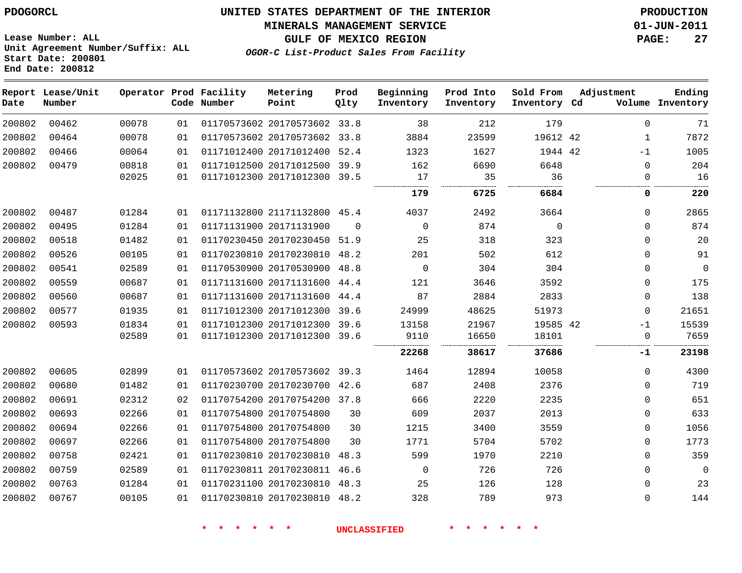PDOGORCL

Lease Number: ALL
Unit Agreement Number/Suffix: ALL
Start Date: 200801
End Date: 200812

# UNITED STATES DEPARTMENT OF THE INTERIOR
## MINERALS MANAGEMENT SERVICE
## GULF OF MEXICO REGION
### *OGOR-C List-Product Sales From Facility*

PRODUCTION
01-JUN-2011

| Report Date | Lease/Unit Number | Operator | Prod Code | Facility Number | Metering Point | Prod Qlty | Beginning Inventory | Prod Into Inventory | Sold From Inventory | Adjustment Cd | Adjustment Volume | Ending Inventory |
|---|---|---|---|---|---|---|---|---|---|---|---|---|
| 200802 | 00462 | 00078 | 01 | 01170573602 | 20170573602 | 33.8 | 38 | 212 | 179 | | 0 | 71 |
| 200802 | 00464 | 00078 | 01 | 01170573602 | 20170573602 | 33.8 | 3884 | 23599 | 19612 | 42 | 1 | 7872 |
| 200802 | 00466 | 00064 | 01 | 01171012400 | 20171012400 | 52.4 | 1323 | 1627 | 1944 | 42 | -1 | 1005 |
| 200802 | 00479 | 00818 | 01 | 01171012500 | 20171012500 | 39.9 | 162 | 6690 | 6648 | | 0 | 204 |
| | | 02025 | 01 | 01171012300 | 20171012300 | 39.5 | 17 | 35 | 36 | | 0 | 16 |
| | | | | | | | **179** | **6725** | **6684** | | **0** | **220** |
| 200802 | 00487 | 01284 | 01 | 01171132800 | 21171132800 | 45.4 | 4037 | 2492 | 3664 | | 0 | 2865 |
| 200802 | 00495 | 01284 | 01 | 01171131900 | 20171131900 | 0 | 0 | 874 | 0 | | 0 | 874 |
| 200802 | 00518 | 01482 | 01 | 01170230450 | 20170230450 | 51.9 | 25 | 318 | 323 | | 0 | 20 |
| 200802 | 00526 | 00105 | 01 | 01170230810 | 20170230810 | 48.2 | 201 | 502 | 612 | | 0 | 91 |
| 200802 | 00541 | 02589 | 01 | 01170530900 | 20170530900 | 48.8 | 0 | 304 | 304 | | 0 | 0 |
| 200802 | 00559 | 00687 | 01 | 01171131600 | 20171131600 | 44.4 | 121 | 3646 | 3592 | | 0 | 175 |
| 200802 | 00560 | 00687 | 01 | 01171131600 | 20171131600 | 44.4 | 87 | 2884 | 2833 | | 0 | 138 |
| 200802 | 00577 | 01935 | 01 | 01171012300 | 20171012300 | 39.6 | 24999 | 48625 | 51973 | | 0 | 21651 |
| 200802 | 00593 | 01834 | 01 | 01171012300 | 20171012300 | 39.6 | 13158 | 21967 | 19585 | 42 | -1 | 15539 |
| | | 02589 | 01 | 01171012300 | 20171012300 | 39.6 | 9110 | 16650 | 18101 | | 0 | 7659 |
| | | | | | | | **22268** | **38617** | **37686** | | **-1** | **23198** |
| 200802 | 00605 | 02899 | 01 | 01170573602 | 20170573602 | 39.3 | 1464 | 12894 | 10058 | | 0 | 4300 |
| 200802 | 00680 | 01482 | 01 | 01170230700 | 20170230700 | 42.6 | 687 | 2408 | 2376 | | 0 | 719 |
| 200802 | 00691 | 02312 | 02 | 01170754200 | 20170754200 | 37.8 | 666 | 2220 | 2235 | | 0 | 651 |
| 200802 | 00693 | 02266 | 01 | 01170754800 | 20170754800 | 30 | 609 | 2037 | 2013 | | 0 | 633 |
| 200802 | 00694 | 02266 | 01 | 01170754800 | 20170754800 | 30 | 1215 | 3400 | 3559 | | 0 | 1056 |
| 200802 | 00697 | 02266 | 01 | 01170754800 | 20170754800 | 30 | 1771 | 5704 | 5702 | | 0 | 1773 |
| 200802 | 00758 | 02421 | 01 | 01170230810 | 20170230810 | 48.3 | 599 | 1970 | 2210 | | 0 | 359 |
| 200802 | 00759 | 02589 | 01 | 01170230811 | 20170230811 | 46.6 | 0 | 726 | 726 | | 0 | 0 |
| 200802 | 00763 | 01284 | 01 | 01170231100 | 20170230810 | 48.3 | 25 | 126 | 128 | | 0 | 23 |
| 200802 | 00767 | 00105 | 01 | 01170230810 | 20170230810 | 48.2 | 328 | 789 | 973 | | 0 | 144 |

* * * * * * UNCLASSIFIED * * * * * *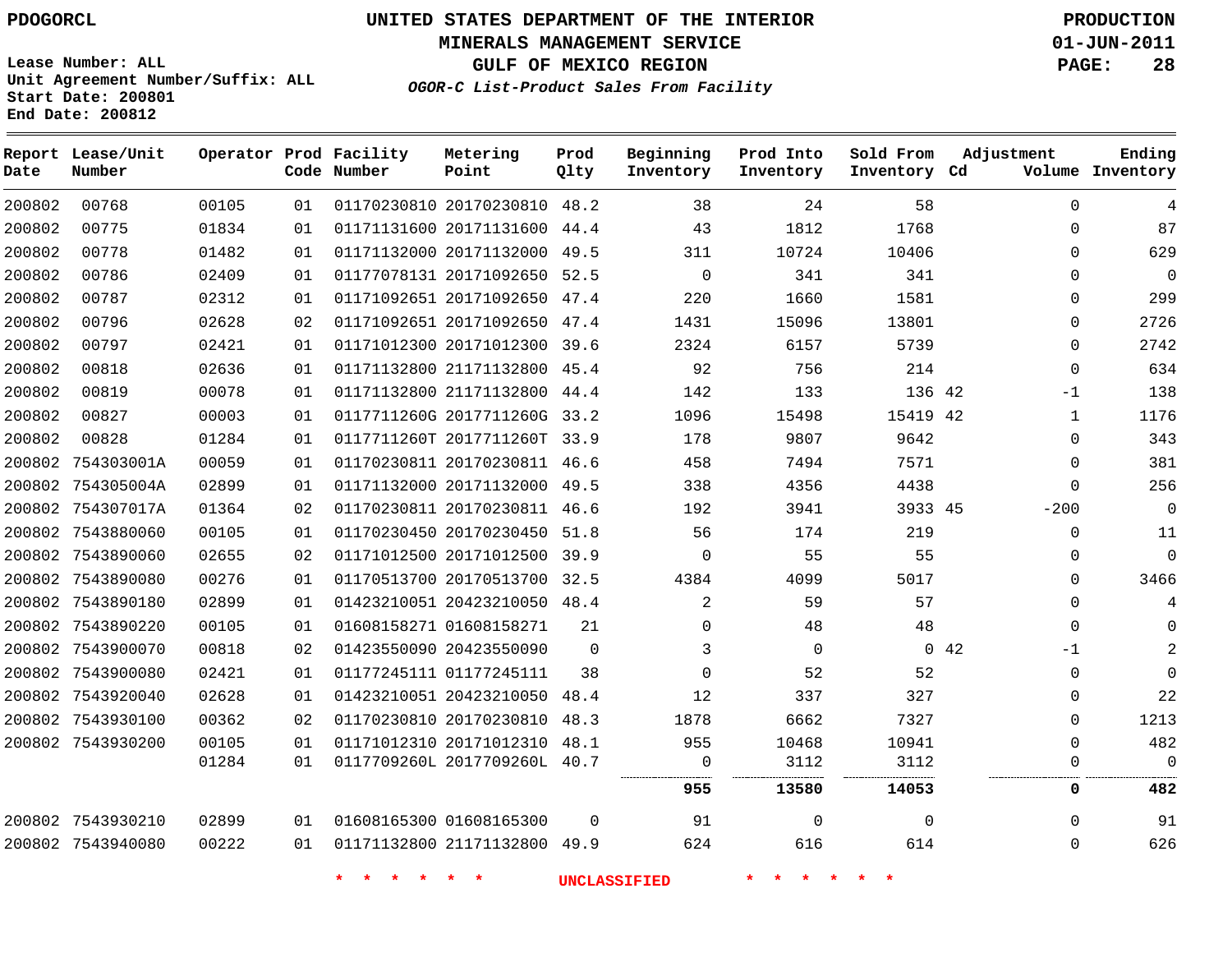PDOGORCL

# UNITED STATES DEPARTMENT OF THE INTERIOR
## MINERALS MANAGEMENT SERVICE
## GULF OF MEXICO REGION
### *OGOR-C List-Product Sales From Facility*

PRODUCTION
01-JUN-2011

Lease Number: ALL
Unit Agreement Number/Suffix: ALL
Start Date: 200801
End Date: 200812

| Report Date | Lease/Unit Number | Operator | Prod Code | Facility Number | Metering Point | Prod Qlty | Beginning Inventory | Prod Into Inventory | Sold From Inventory | Adjustment Cd | Adjustment Volume | Ending Inventory |
|---|---|---|---|---|---|---|---|---|---|---|---|---|
| 200802 | 00768 | 00105 | 01 | 01170230810 | 20170230810 | 48.2 | 38 | 24 | 58 | | 0 | 4 |
| 200802 | 00775 | 01834 | 01 | 01171131600 | 20171131600 | 44.4 | 43 | 1812 | 1768 | | 0 | 87 |
| 200802 | 00778 | 01482 | 01 | 01171132000 | 20171132000 | 49.5 | 311 | 10724 | 10406 | | 0 | 629 |
| 200802 | 00786 | 02409 | 01 | 01177078131 | 20171092650 | 52.5 | 0 | 341 | 341 | | 0 | 0 |
| 200802 | 00787 | 02312 | 01 | 01171092651 | 20171092650 | 47.4 | 220 | 1660 | 1581 | | 0 | 299 |
| 200802 | 00796 | 02628 | 02 | 01171092651 | 20171092650 | 47.4 | 1431 | 15096 | 13801 | | 0 | 2726 |
| 200802 | 00797 | 02421 | 01 | 01171012300 | 20171012300 | 39.6 | 2324 | 6157 | 5739 | | 0 | 2742 |
| 200802 | 00818 | 02636 | 01 | 01171132800 | 21171132800 | 45.4 | 92 | 756 | 214 | | 0 | 634 |
| 200802 | 00819 | 00078 | 01 | 01171132800 | 21171132800 | 44.4 | 142 | 133 | 136 | 42 | -1 | 138 |
| 200802 | 00827 | 00003 | 01 | 0117711260G | 2017711260G | 33.2 | 1096 | 15498 | 15419 | 42 | 1 | 1176 |
| 200802 | 00828 | 01284 | 01 | 0117711260T | 2017711260T | 33.9 | 178 | 9807 | 9642 | | 0 | 343 |
| 200802 | 754303001A | 00059 | 01 | 01170230811 | 20170230811 | 46.6 | 458 | 7494 | 7571 | | 0 | 381 |
| 200802 | 754305004A | 02899 | 01 | 01171132000 | 20171132000 | 49.5 | 338 | 4356 | 4438 | | 0 | 256 |
| 200802 | 754307017A | 01364 | 02 | 01170230811 | 20170230811 | 46.6 | 192 | 3941 | 3933 | 45 | -200 | 0 |
| 200802 | 7543880060 | 00105 | 01 | 01170230450 | 20170230450 | 51.8 | 56 | 174 | 219 | | 0 | 11 |
| 200802 | 7543890060 | 02655 | 02 | 01171012500 | 20171012500 | 39.9 | 0 | 55 | 55 | | 0 | 0 |
| 200802 | 7543890080 | 00276 | 01 | 01170513700 | 20170513700 | 32.5 | 4384 | 4099 | 5017 | | 0 | 3466 |
| 200802 | 7543890180 | 02899 | 01 | 01423210051 | 20423210050 | 48.4 | 2 | 59 | 57 | | 0 | 4 |
| 200802 | 7543890220 | 00105 | 01 | 01608158271 | 01608158271 | 21 | 0 | 48 | 48 | | 0 | 0 |
| 200802 | 7543900070 | 00818 | 02 | 01423550090 | 20423550090 | 0 | 3 | 0 | 0 | 42 | -1 | 2 |
| 200802 | 7543900080 | 02421 | 01 | 01177245111 | 01177245111 | 38 | 0 | 52 | 52 | | 0 | 0 |
| 200802 | 7543920040 | 02628 | 01 | 01423210051 | 20423210050 | 48.4 | 12 | 337 | 327 | | 0 | 22 |
| 200802 | 7543930100 | 00362 | 02 | 01170230810 | 20170230810 | 48.3 | 1878 | 6662 | 7327 | | 0 | 1213 |
| 200802 | 7543930200 | 00105 | 01 | 01171012310 | 20171012310 | 48.1 | 955 | 10468 | 10941 | | 0 | 482 |
| | | 01284 | 01 | 0117709260L | 2017709260L | 40.7 | 0 | 3112 | 3112 | | 0 | 0 |
| | | | | | | | **955** | **13580** | **14053** | | **0** | **482** |
| 200802 | 7543930210 | 02899 | 01 | 01608165300 | 01608165300 | 0 | 91 | 0 | 0 | | 0 | 91 |
| 200802 | 7543940080 | 00222 | 01 | 01171132800 | 21171132800 | 49.9 | 624 | 616 | 614 | | 0 | 626 |

\* \* \* \* \* \* UNCLASSIFIED \* \* \* \* \* \*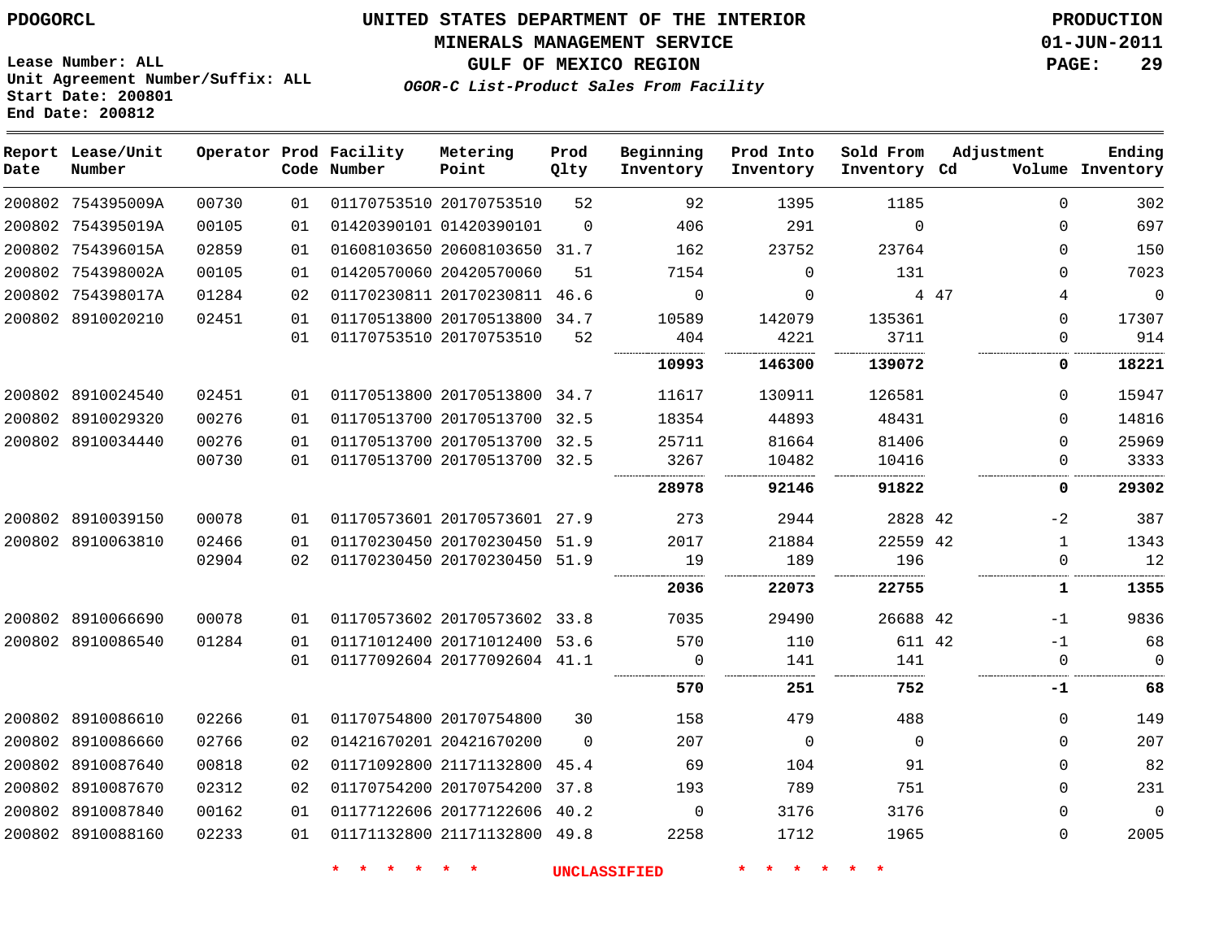**UNITED STATES DEPARTMENT OF THE INTERIOR**
**MINERALS MANAGEMENT SERVICE**
**GULF OF MEXICO REGION**
***OGOR-C List-Product Sales From Facility***

PDOGORCL

Lease Number: ALL
Unit Agreement Number/Suffix: ALL
Start Date: 200801
End Date: 200812

PRODUCTION
01-JUN-2011

| Report Date | Lease/Unit Number | Operator | Prod Code | Facility Number | Metering Point | Prod Qlty | Beginning Inventory | Prod Into Inventory | Sold From Inventory | Adjustment Cd | Adjustment Volume | Ending Inventory |
|---|---|---|---|---|---|---|---|---|---|---|---|---|
| 200802 | 754395009A | 00730 | 01 | 01170753510 | 20170753510 | 52 | 92 | 1395 | 1185 | | 0 | 302 |
| 200802 | 754395019A | 00105 | 01 | 01420390101 | 01420390101 | 0 | 406 | 291 | 0 | | 0 | 697 |
| 200802 | 754396015A | 02859 | 01 | 01608103650 | 20608103650 | 31.7 | 162 | 23752 | 23764 | | 0 | 150 |
| 200802 | 754398002A | 00105 | 01 | 01420570060 | 20420570060 | 51 | 7154 | 0 | 131 | | 0 | 7023 |
| 200802 | 754398017A | 01284 | 02 | 01170230811 | 20170230811 | 46.6 | 0 | 0 | 4 | 47 | 4 | 0 |
| 200802 | 8910020210 | 02451 | 01 | 01170513800 | 20170513800 | 34.7 | 10589 | 142079 | 135361 | | 0 | 17307 |
| | | | 01 | 01170753510 | 20170753510 | 52 | 404 | 4221 | 3711 | | 0 | 914 |
| | | | | | | | **10993** | **146300** | **139072** | | **0** | **18221** |
| 200802 | 8910024540 | 02451 | 01 | 01170513800 | 20170513800 | 34.7 | 11617 | 130911 | 126581 | | 0 | 15947 |
| 200802 | 8910029320 | 00276 | 01 | 01170513700 | 20170513700 | 32.5 | 18354 | 44893 | 48431 | | 0 | 14816 |
| 200802 | 8910034440 | 00276 | 01 | 01170513700 | 20170513700 | 32.5 | 25711 | 81664 | 81406 | | 0 | 25969 |
| | | 00730 | 01 | 01170513700 | 20170513700 | 32.5 | 3267 | 10482 | 10416 | | 0 | 3333 |
| | | | | | | | **28978** | **92146** | **91822** | | **0** | **29302** |
| 200802 | 8910039150 | 00078 | 01 | 01170573601 | 20170573601 | 27.9 | 273 | 2944 | 2828 | 42 | -2 | 387 |
| 200802 | 8910063810 | 02466 | 01 | 01170230450 | 20170230450 | 51.9 | 2017 | 21884 | 22559 | 42 | 1 | 1343 |
| | | 02904 | 02 | 01170230450 | 20170230450 | 51.9 | 19 | 189 | 196 | | 0 | 12 |
| | | | | | | | **2036** | **22073** | **22755** | | **1** | **1355** |
| 200802 | 8910066690 | 00078 | 01 | 01170573602 | 20170573602 | 33.8 | 7035 | 29490 | 26688 | 42 | -1 | 9836 |
| 200802 | 8910086540 | 01284 | 01 | 01171012400 | 20171012400 | 53.6 | 570 | 110 | 611 | 42 | -1 | 68 |
| | | | 01 | 01177092604 | 20177092604 | 41.1 | 0 | 141 | 141 | | 0 | 0 |
| | | | | | | | **570** | **251** | **752** | | **-1** | **68** |
| 200802 | 8910086610 | 02266 | 01 | 01170754800 | 20170754800 | 30 | 158 | 479 | 488 | | 0 | 149 |
| 200802 | 8910086660 | 02766 | 02 | 01421670201 | 20421670200 | 0 | 207 | 0 | 0 | | 0 | 207 |
| 200802 | 8910087640 | 00818 | 02 | 01171092800 | 21171132800 | 45.4 | 69 | 104 | 91 | | 0 | 82 |
| 200802 | 8910087670 | 02312 | 02 | 01170754200 | 20170754200 | 37.8 | 193 | 789 | 751 | | 0 | 231 |
| 200802 | 8910087840 | 00162 | 01 | 01177122606 | 20177122606 | 40.2 | 0 | 3176 | 3176 | | 0 | 0 |
| 200802 | 8910088160 | 02233 | 01 | 01171132800 | 21171132800 | 49.8 | 2258 | 1712 | 1965 | | 0 | 2005 |

* * * * * * UNCLASSIFIED * * * * * *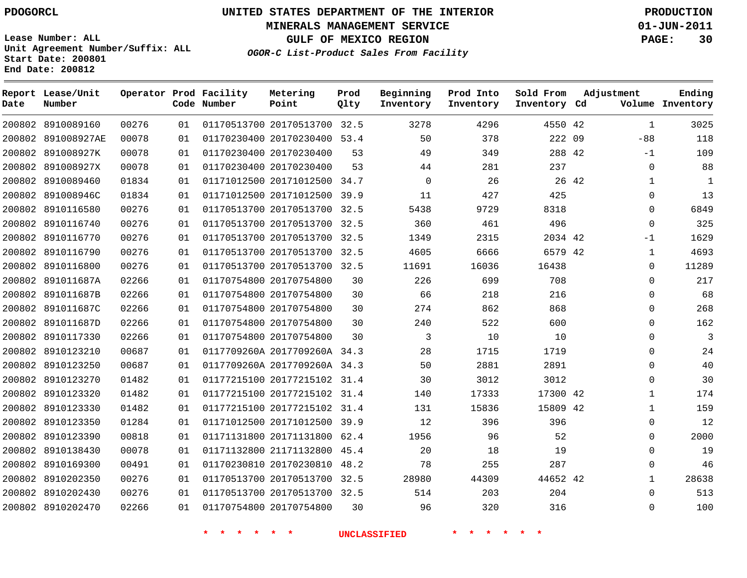PDOGORCL

# UNITED STATES DEPARTMENT OF THE INTERIOR
## MINERALS MANAGEMENT SERVICE
## GULF OF MEXICO REGION
### *OGOR-C List-Product Sales From Facility*

PRODUCTION
01-JUN-2011

Lease Number: ALL
Unit Agreement Number/Suffix: ALL
Start Date: 200801
End Date: 200812

| Report Date | Lease/Unit Number | Operator | Prod Code | Facility Number | Metering Point | Prod Qlty | Beginning Inventory | Prod Into Inventory | Sold From Inventory | Adjustment Cd | Volume | Ending Inventory |
|---|---|---|---|---|---|---|---|---|---|---|---|---|
| 200802 | 8910089160 | 00276 | 01 | 01170513700 | 20170513700 | 32.5 | 3278 | 4296 | 4550 | 42 | 1 | 3025 |
| 200802 | 891008927AE | 00078 | 01 | 01170230400 | 20170230400 | 53.4 | 50 | 378 | 222 | 09 | -88 | 118 |
| 200802 | 891008927K | 00078 | 01 | 01170230400 | 20170230400 | 53 | 49 | 349 | 288 | 42 | -1 | 109 |
| 200802 | 891008927X | 00078 | 01 | 01170230400 | 20170230400 | 53 | 44 | 281 | 237 | | 0 | 88 |
| 200802 | 8910089460 | 01834 | 01 | 01171012500 | 20171012500 | 34.7 | 0 | 26 | 26 | 42 | 1 | 1 |
| 200802 | 891008946C | 01834 | 01 | 01171012500 | 20171012500 | 39.9 | 11 | 427 | 425 | | 0 | 13 |
| 200802 | 8910116580 | 00276 | 01 | 01170513700 | 20170513700 | 32.5 | 5438 | 9729 | 8318 | | 0 | 6849 |
| 200802 | 8910116740 | 00276 | 01 | 01170513700 | 20170513700 | 32.5 | 360 | 461 | 496 | | 0 | 325 |
| 200802 | 8910116770 | 00276 | 01 | 01170513700 | 20170513700 | 32.5 | 1349 | 2315 | 2034 | 42 | -1 | 1629 |
| 200802 | 8910116790 | 00276 | 01 | 01170513700 | 20170513700 | 32.5 | 4605 | 6666 | 6579 | 42 | 1 | 4693 |
| 200802 | 8910116800 | 00276 | 01 | 01170513700 | 20170513700 | 32.5 | 11691 | 16036 | 16438 | | 0 | 11289 |
| 200802 | 891011687A | 02266 | 01 | 01170754800 | 20170754800 | 30 | 226 | 699 | 708 | | 0 | 217 |
| 200802 | 891011687B | 02266 | 01 | 01170754800 | 20170754800 | 30 | 66 | 218 | 216 | | 0 | 68 |
| 200802 | 891011687C | 02266 | 01 | 01170754800 | 20170754800 | 30 | 274 | 862 | 868 | | 0 | 268 |
| 200802 | 891011687D | 02266 | 01 | 01170754800 | 20170754800 | 30 | 240 | 522 | 600 | | 0 | 162 |
| 200802 | 8910117330 | 02266 | 01 | 01170754800 | 20170754800 | 30 | 3 | 10 | 10 | | 0 | 3 |
| 200802 | 8910123210 | 00687 | 01 | 0117709260A | 2017709260A | 34.3 | 28 | 1715 | 1719 | | 0 | 24 |
| 200802 | 8910123250 | 00687 | 01 | 0117709260A | 2017709260A | 34.3 | 50 | 2881 | 2891 | | 0 | 40 |
| 200802 | 8910123270 | 01482 | 01 | 01177215100 | 20177215102 | 31.4 | 30 | 3012 | 3012 | | 0 | 30 |
| 200802 | 8910123320 | 01482 | 01 | 01177215100 | 20177215102 | 31.4 | 140 | 17333 | 17300 | 42 | 1 | 174 |
| 200802 | 8910123330 | 01482 | 01 | 01177215100 | 20177215102 | 31.4 | 131 | 15836 | 15809 | 42 | 1 | 159 |
| 200802 | 8910123350 | 01284 | 01 | 01171012500 | 20171012500 | 39.9 | 12 | 396 | 396 | | 0 | 12 |
| 200802 | 8910123390 | 00818 | 01 | 01171131800 | 20171131800 | 62.4 | 1956 | 96 | 52 | | 0 | 2000 |
| 200802 | 8910138430 | 00078 | 01 | 01171132800 | 21171132800 | 45.4 | 20 | 18 | 19 | | 0 | 19 |
| 200802 | 8910169300 | 00491 | 01 | 01170230810 | 20170230810 | 48.2 | 78 | 255 | 287 | | 0 | 46 |
| 200802 | 8910202350 | 00276 | 01 | 01170513700 | 20170513700 | 32.5 | 28980 | 44309 | 44652 | 42 | 1 | 28638 |
| 200802 | 8910202430 | 00276 | 01 | 01170513700 | 20170513700 | 32.5 | 514 | 203 | 204 | | 0 | 513 |
| 200802 | 8910202470 | 02266 | 01 | 01170754800 | 20170754800 | 30 | 96 | 320 | 316 | | 0 | 100 |

\* \* \* \* \* \* UNCLASSIFIED \* \* \* \* \* \*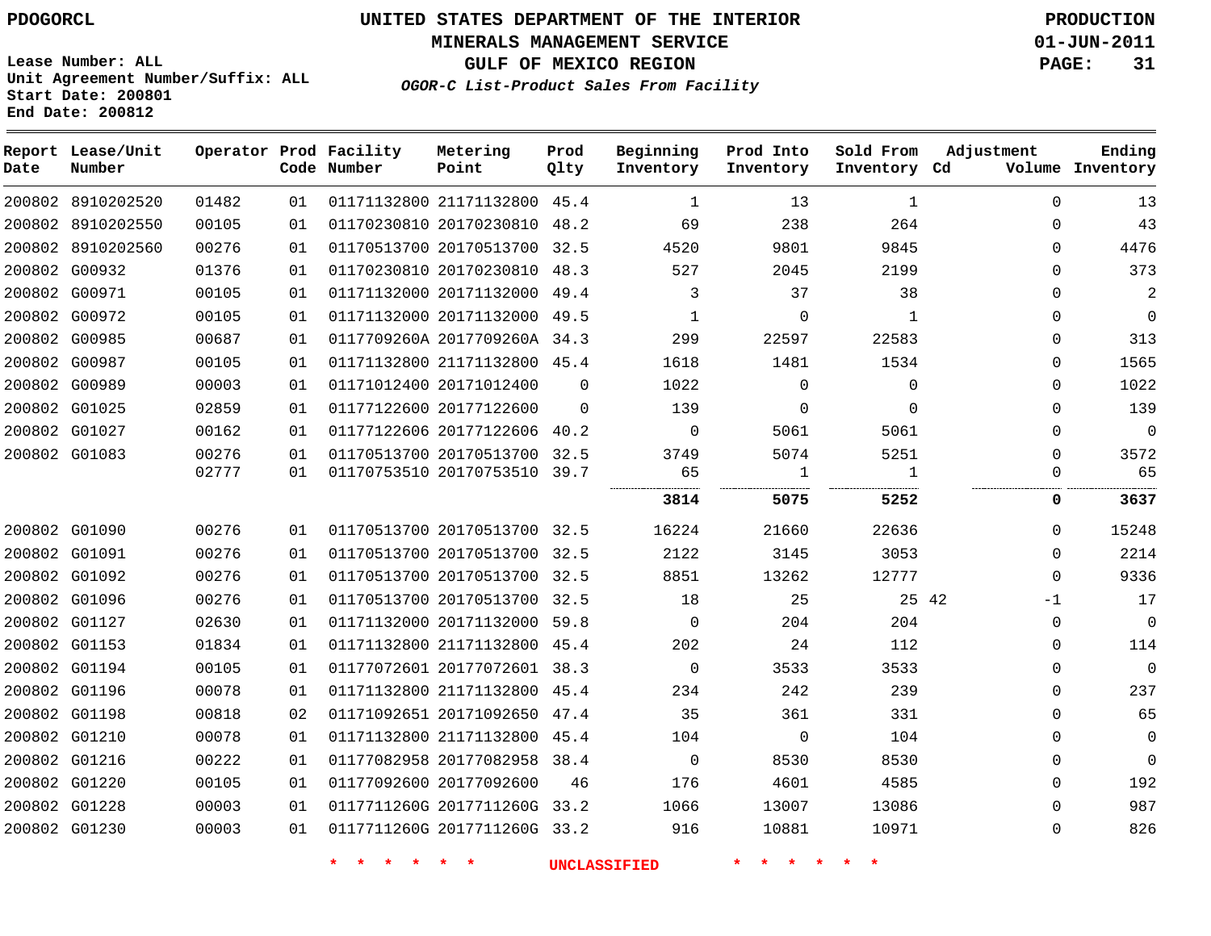PDOGORCL

# UNITED STATES DEPARTMENT OF THE INTERIOR
## MINERALS MANAGEMENT SERVICE
## GULF OF MEXICO REGION
### *OGOR-C List-Product Sales From Facility*

PRODUCTION
01-JUN-2011

Lease Number: ALL
Unit Agreement Number/Suffix: ALL
Start Date: 200801
End Date: 200812

| Report Date | Lease/Unit Number | Operator | Prod Code | Facility Number | Metering Point | Prod Qlty | Beginning Inventory | Prod Into Inventory | Sold From Inventory | Adjustment Cd | Adjustment Volume | Ending Inventory |
|---|---|---|---|---|---|---|---|---|---|---|---|---|
| 200802 | 8910202520 | 01482 | 01 | 01171132800 | 21171132800 | 45.4 | 1 | 13 | 1 | | 0 | 13 |
| 200802 | 8910202550 | 00105 | 01 | 01170230810 | 20170230810 | 48.2 | 69 | 238 | 264 | | 0 | 43 |
| 200802 | 8910202560 | 00276 | 01 | 01170513700 | 20170513700 | 32.5 | 4520 | 9801 | 9845 | | 0 | 4476 |
| 200802 | G00932 | 01376 | 01 | 01170230810 | 20170230810 | 48.3 | 527 | 2045 | 2199 | | 0 | 373 |
| 200802 | G00971 | 00105 | 01 | 01171132000 | 20171132000 | 49.4 | 3 | 37 | 38 | | 0 | 2 |
| 200802 | G00972 | 00105 | 01 | 01171132000 | 20171132000 | 49.5 | 1 | 0 | 1 | | 0 | 0 |
| 200802 | G00985 | 00687 | 01 | 0117709260A | 2017709260A | 34.3 | 299 | 22597 | 22583 | | 0 | 313 |
| 200802 | G00987 | 00105 | 01 | 01171132800 | 21171132800 | 45.4 | 1618 | 1481 | 1534 | | 0 | 1565 |
| 200802 | G00989 | 00003 | 01 | 01171012400 | 20171012400 | 0 | 1022 | 0 | 0 | | 0 | 1022 |
| 200802 | G01025 | 02859 | 01 | 01177122600 | 20177122600 | 0 | 139 | 0 | 0 | | 0 | 139 |
| 200802 | G01027 | 00162 | 01 | 01177122606 | 20177122606 | 40.2 | 0 | 5061 | 5061 | | 0 | 0 |
| 200802 | G01083 | 00276 | 01 | 01170513700 | 20170513700 | 32.5 | 3749 | 5074 | 5251 | | 0 | 3572 |
| | | 02777 | 01 | 01170753510 | 20170753510 | 39.7 | 65 | 1 | 1 | | 0 | 65 |
| | | | | | | | **3814** | **5075** | **5252** | | **0** | **3637** |
| 200802 | G01090 | 00276 | 01 | 01170513700 | 20170513700 | 32.5 | 16224 | 21660 | 22636 | | 0 | 15248 |
| 200802 | G01091 | 00276 | 01 | 01170513700 | 20170513700 | 32.5 | 2122 | 3145 | 3053 | | 0 | 2214 |
| 200802 | G01092 | 00276 | 01 | 01170513700 | 20170513700 | 32.5 | 8851 | 13262 | 12777 | | 0 | 9336 |
| 200802 | G01096 | 00276 | 01 | 01170513700 | 20170513700 | 32.5 | 18 | 25 | 25 | 42 | -1 | 17 |
| 200802 | G01127 | 02630 | 01 | 01171132000 | 20171132000 | 59.8 | 0 | 204 | 204 | | 0 | 0 |
| 200802 | G01153 | 01834 | 01 | 01171132800 | 21171132800 | 45.4 | 202 | 24 | 112 | | 0 | 114 |
| 200802 | G01194 | 00105 | 01 | 01177072601 | 20177072601 | 38.3 | 0 | 3533 | 3533 | | 0 | 0 |
| 200802 | G01196 | 00078 | 01 | 01171132800 | 21171132800 | 45.4 | 234 | 242 | 239 | | 0 | 237 |
| 200802 | G01198 | 00818 | 02 | 01171092651 | 20171092650 | 47.4 | 35 | 361 | 331 | | 0 | 65 |
| 200802 | G01210 | 00078 | 01 | 01171132800 | 21171132800 | 45.4 | 104 | 0 | 104 | | 0 | 0 |
| 200802 | G01216 | 00222 | 01 | 01177082958 | 20177082958 | 38.4 | 0 | 8530 | 8530 | | 0 | 0 |
| 200802 | G01220 | 00105 | 01 | 01177092600 | 20177092600 | 46 | 176 | 4601 | 4585 | | 0 | 192 |
| 200802 | G01228 | 00003 | 01 | 0117711260G | 2017711260G | 33.2 | 1066 | 13007 | 13086 | | 0 | 987 |
| 200802 | G01230 | 00003 | 01 | 0117711260G | 2017711260G | 33.2 | 916 | 10881 | 10971 | | 0 | 826 |

* * * * * * UNCLASSIFIED * * * * * *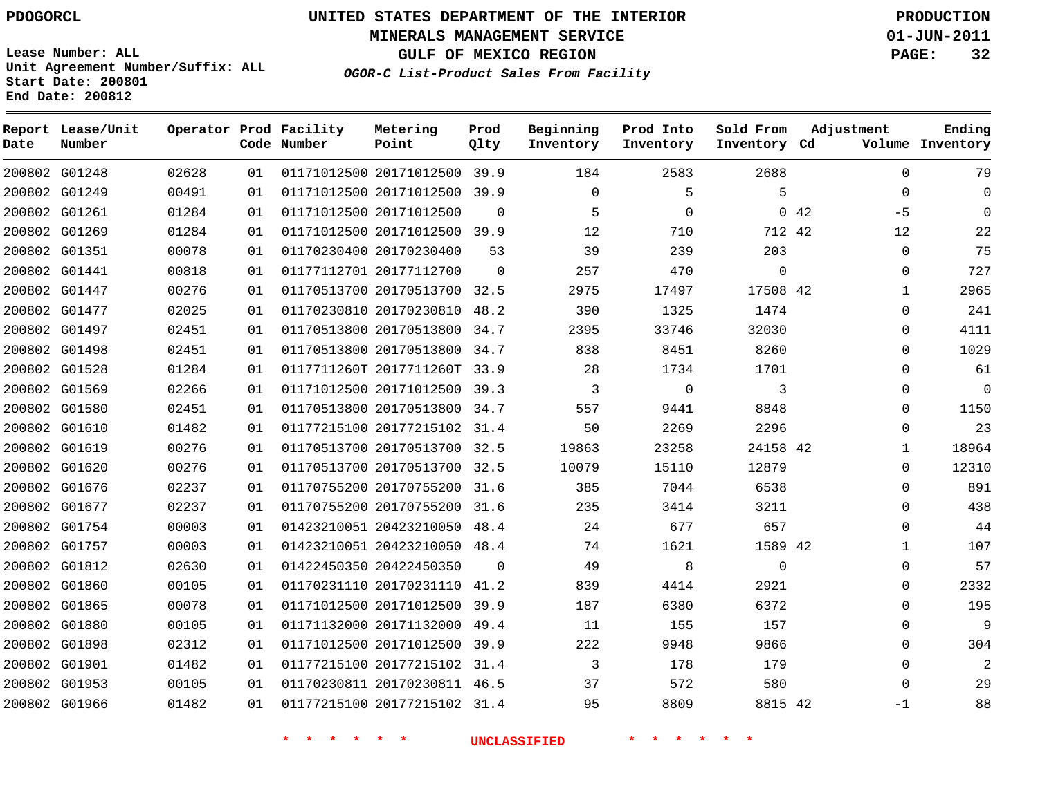PDOGORCL

**UNITED STATES DEPARTMENT OF THE INTERIOR**
**MINERALS MANAGEMENT SERVICE**
**GULF OF MEXICO REGION**
***OGOR-C List-Product Sales From Facility***

PRODUCTION
01-JUN-2011

Lease Number: ALL
Unit Agreement Number/Suffix: ALL
Start Date: 200801
End Date: 200812

| Report Date | Lease/Unit Number | Operator | Prod Code | Facility Number | Metering Point | Prod Qlty | Beginning Inventory | Prod Into Inventory | Sold From Inventory | Adjustment Cd | Volume | Ending Inventory |
|---|---|---|---|---|---|---|---|---|---|---|---|---|
| 200802 | G01248 | 02628 | 01 | 01171012500 | 20171012500 | 39.9 | 184 | 2583 | 2688 | | 0 | 79 |
| 200802 | G01249 | 00491 | 01 | 01171012500 | 20171012500 | 39.9 | 0 | 5 | 5 | | 0 | 0 |
| 200802 | G01261 | 01284 | 01 | 01171012500 | 20171012500 | 0 | 5 | 0 | 0 | 42 | -5 | 0 |
| 200802 | G01269 | 01284 | 01 | 01171012500 | 20171012500 | 39.9 | 12 | 710 | 712 | 42 | 12 | 22 |
| 200802 | G01351 | 00078 | 01 | 01170230400 | 20170230400 | 53 | 39 | 239 | 203 | | 0 | 75 |
| 200802 | G01441 | 00818 | 01 | 01177112701 | 20177112700 | 0 | 257 | 470 | 0 | | 0 | 727 |
| 200802 | G01447 | 00276 | 01 | 01170513700 | 20170513700 | 32.5 | 2975 | 17497 | 17508 | 42 | 1 | 2965 |
| 200802 | G01477 | 02025 | 01 | 01170230810 | 20170230810 | 48.2 | 390 | 1325 | 1474 | | 0 | 241 |
| 200802 | G01497 | 02451 | 01 | 01170513800 | 20170513800 | 34.7 | 2395 | 33746 | 32030 | | 0 | 4111 |
| 200802 | G01498 | 02451 | 01 | 01170513800 | 20170513800 | 34.7 | 838 | 8451 | 8260 | | 0 | 1029 |
| 200802 | G01528 | 01284 | 01 | 0117711260T | 2017711260T | 33.9 | 28 | 1734 | 1701 | | 0 | 61 |
| 200802 | G01569 | 02266 | 01 | 01171012500 | 20171012500 | 39.3 | 3 | 0 | 3 | | 0 | 0 |
| 200802 | G01580 | 02451 | 01 | 01170513800 | 20170513800 | 34.7 | 557 | 9441 | 8848 | | 0 | 1150 |
| 200802 | G01610 | 01482 | 01 | 01177215100 | 20177215102 | 31.4 | 50 | 2269 | 2296 | | 0 | 23 |
| 200802 | G01619 | 00276 | 01 | 01170513700 | 20170513700 | 32.5 | 19863 | 23258 | 24158 | 42 | 1 | 18964 |
| 200802 | G01620 | 00276 | 01 | 01170513700 | 20170513700 | 32.5 | 10079 | 15110 | 12879 | | 0 | 12310 |
| 200802 | G01676 | 02237 | 01 | 01170755200 | 20170755200 | 31.6 | 385 | 7044 | 6538 | | 0 | 891 |
| 200802 | G01677 | 02237 | 01 | 01170755200 | 20170755200 | 31.6 | 235 | 3414 | 3211 | | 0 | 438 |
| 200802 | G01754 | 00003 | 01 | 01423210051 | 20423210050 | 48.4 | 24 | 677 | 657 | | 0 | 44 |
| 200802 | G01757 | 00003 | 01 | 01423210051 | 20423210050 | 48.4 | 74 | 1621 | 1589 | 42 | 1 | 107 |
| 200802 | G01812 | 02630 | 01 | 01422450350 | 20422450350 | 0 | 49 | 8 | 0 | | 0 | 57 |
| 200802 | G01860 | 00105 | 01 | 01170231110 | 20170231110 | 41.2 | 839 | 4414 | 2921 | | 0 | 2332 |
| 200802 | G01865 | 00078 | 01 | 01171012500 | 20171012500 | 39.9 | 187 | 6380 | 6372 | | 0 | 195 |
| 200802 | G01880 | 00105 | 01 | 01171132000 | 20171132000 | 49.4 | 11 | 155 | 157 | | 0 | 9 |
| 200802 | G01898 | 02312 | 01 | 01171012500 | 20171012500 | 39.9 | 222 | 9948 | 9866 | | 0 | 304 |
| 200802 | G01901 | 01482 | 01 | 01177215100 | 20177215102 | 31.4 | 3 | 178 | 179 | | 0 | 2 |
| 200802 | G01953 | 00105 | 01 | 01170230811 | 20170230811 | 46.5 | 37 | 572 | 580 | | 0 | 29 |
| 200802 | G01966 | 01482 | 01 | 01177215100 | 20177215102 | 31.4 | 95 | 8809 | 8815 | 42 | -1 | 88 |

\* \* \* \* \* \* UNCLASSIFIED \* \* \* \* \* \*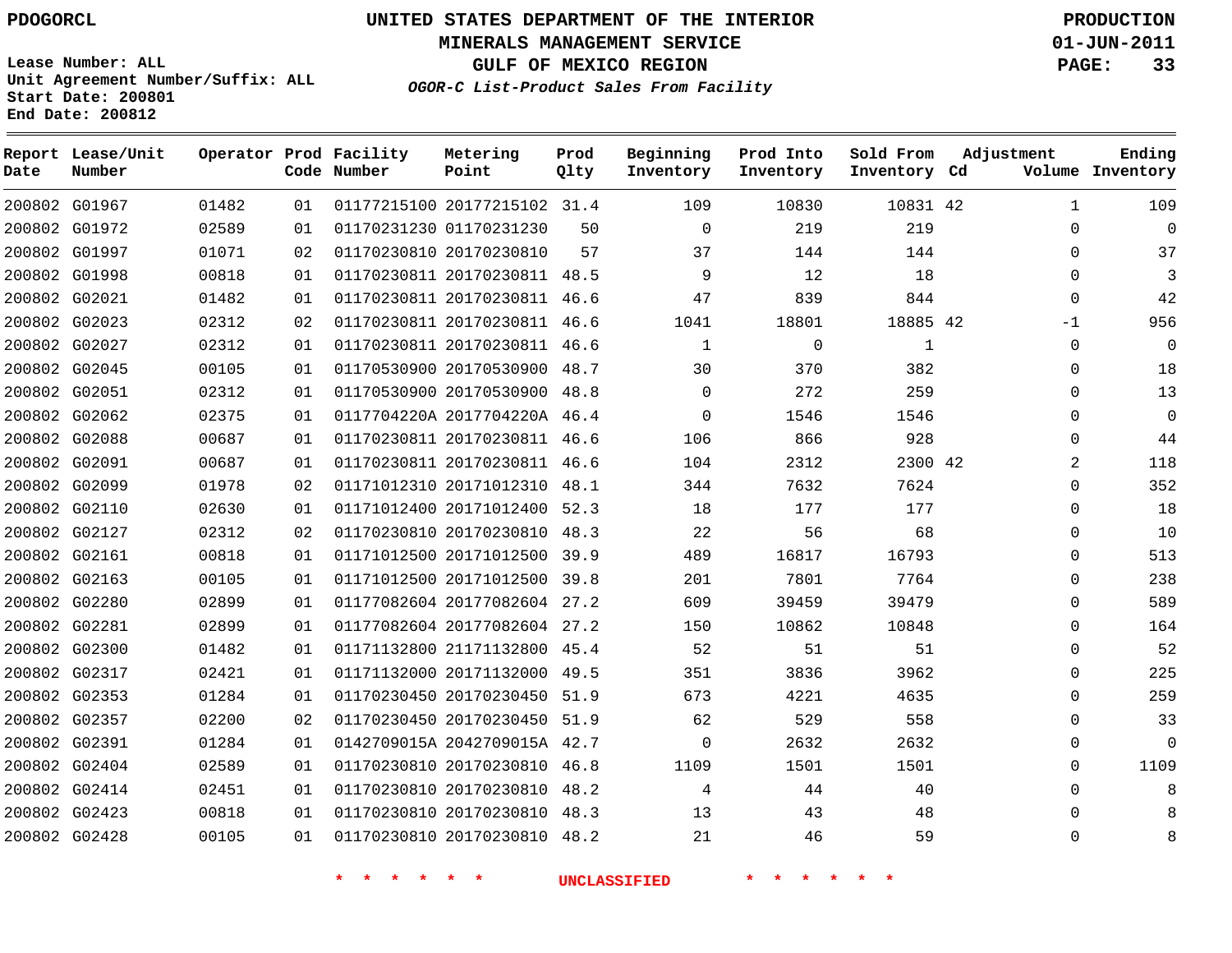PDOGORCL

Lease Number: ALL
Unit Agreement Number/Suffix: ALL
Start Date: 200801
End Date: 200812

# UNITED STATES DEPARTMENT OF THE INTERIOR
## MINERALS MANAGEMENT SERVICE
## GULF OF MEXICO REGION
### *OGOR-C List-Product Sales From Facility*

PRODUCTION
01-JUN-2011

| Report Date | Lease/Unit Number | Operator | Prod Code | Facility Number | Metering Point | Prod Qlty | Beginning Inventory | Prod Into Inventory | Sold From Inventory | Adjustment Cd | Adjustment Volume | Ending Inventory |
|---|---|---|---|---|---|---|---|---|---|---|---|---|
| 200802 | G01967 | 01482 | 01 | 01177215100 | 20177215102 | 31.4 | 109 | 10830 | 10831 | 42 | 1 | 109 |
| 200802 | G01972 | 02589 | 01 | 01170231230 | 01170231230 | 50 | 0 | 219 | 219 | | 0 | 0 |
| 200802 | G01997 | 01071 | 02 | 01170230810 | 20170230810 | 57 | 37 | 144 | 144 | | 0 | 37 |
| 200802 | G01998 | 00818 | 01 | 01170230811 | 20170230811 | 48.5 | 9 | 12 | 18 | | 0 | 3 |
| 200802 | G02021 | 01482 | 01 | 01170230811 | 20170230811 | 46.6 | 47 | 839 | 844 | | 0 | 42 |
| 200802 | G02023 | 02312 | 02 | 01170230811 | 20170230811 | 46.6 | 1041 | 18801 | 18885 | 42 | -1 | 956 |
| 200802 | G02027 | 02312 | 01 | 01170230811 | 20170230811 | 46.6 | 1 | 0 | 1 | | 0 | 0 |
| 200802 | G02045 | 00105 | 01 | 01170530900 | 20170530900 | 48.7 | 30 | 370 | 382 | | 0 | 18 |
| 200802 | G02051 | 02312 | 01 | 01170530900 | 20170530900 | 48.8 | 0 | 272 | 259 | | 0 | 13 |
| 200802 | G02062 | 02375 | 01 | 0117704220A | 2017704220A | 46.4 | 0 | 1546 | 1546 | | 0 | 0 |
| 200802 | G02088 | 00687 | 01 | 01170230811 | 20170230811 | 46.6 | 106 | 866 | 928 | | 0 | 44 |
| 200802 | G02091 | 00687 | 01 | 01170230811 | 20170230811 | 46.6 | 104 | 2312 | 2300 | 42 | 2 | 118 |
| 200802 | G02099 | 01978 | 02 | 01171012310 | 20171012310 | 48.1 | 344 | 7632 | 7624 | | 0 | 352 |
| 200802 | G02110 | 02630 | 01 | 01171012400 | 20171012400 | 52.3 | 18 | 177 | 177 | | 0 | 18 |
| 200802 | G02127 | 02312 | 02 | 01170230810 | 20170230810 | 48.3 | 22 | 56 | 68 | | 0 | 10 |
| 200802 | G02161 | 00818 | 01 | 01171012500 | 20171012500 | 39.9 | 489 | 16817 | 16793 | | 0 | 513 |
| 200802 | G02163 | 00105 | 01 | 01171012500 | 20171012500 | 39.8 | 201 | 7801 | 7764 | | 0 | 238 |
| 200802 | G02280 | 02899 | 01 | 01177082604 | 20177082604 | 27.2 | 609 | 39459 | 39479 | | 0 | 589 |
| 200802 | G02281 | 02899 | 01 | 01177082604 | 20177082604 | 27.2 | 150 | 10862 | 10848 | | 0 | 164 |
| 200802 | G02300 | 01482 | 01 | 01171132800 | 21171132800 | 45.4 | 52 | 51 | 51 | | 0 | 52 |
| 200802 | G02317 | 02421 | 01 | 01171132000 | 20171132000 | 49.5 | 351 | 3836 | 3962 | | 0 | 225 |
| 200802 | G02353 | 01284 | 01 | 01170230450 | 20170230450 | 51.9 | 673 | 4221 | 4635 | | 0 | 259 |
| 200802 | G02357 | 02200 | 02 | 01170230450 | 20170230450 | 51.9 | 62 | 529 | 558 | | 0 | 33 |
| 200802 | G02391 | 01284 | 01 | 0142709015A | 2042709015A | 42.7 | 0 | 2632 | 2632 | | 0 | 0 |
| 200802 | G02404 | 02589 | 01 | 01170230810 | 20170230810 | 46.8 | 1109 | 1501 | 1501 | | 0 | 1109 |
| 200802 | G02414 | 02451 | 01 | 01170230810 | 20170230810 | 48.2 | 4 | 44 | 40 | | 0 | 8 |
| 200802 | G02423 | 00818 | 01 | 01170230810 | 20170230810 | 48.3 | 13 | 43 | 48 | | 0 | 8 |
| 200802 | G02428 | 00105 | 01 | 01170230810 | 20170230810 | 48.2 | 21 | 46 | 59 | | 0 | 8 |

\* \* \* \* \* \* UNCLASSIFIED \* \* \* \* \* \*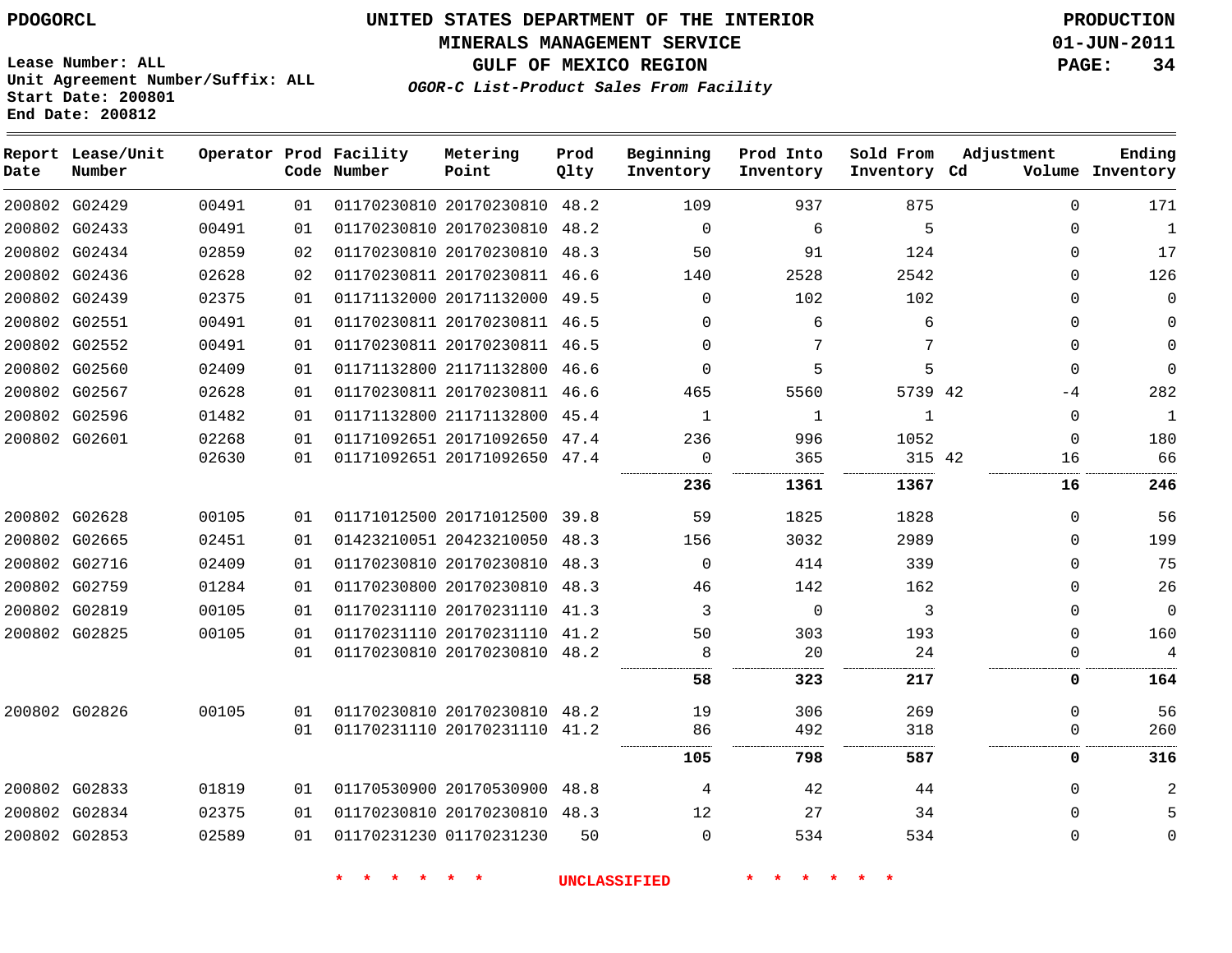PDOGORCL

**UNITED STATES DEPARTMENT OF THE INTERIOR**
**MINERALS MANAGEMENT SERVICE**
**GULF OF MEXICO REGION**
*OGOR-C List-Product Sales From Facility*

**PRODUCTION**
**01-JUN-2011**

Lease Number: ALL
Unit Agreement Number/Suffix: ALL
Start Date: 200801
End Date: 200812

| Report Date | Lease/Unit Number | Operator | Prod Code | Facility Number | Metering Point | Prod Qlty | Beginning Inventory | Prod Into Inventory | Sold From Inventory | Adjustment Cd | Adjustment Volume | Ending Inventory |
|---|---|---|---|---|---|---|---|---|---|---|---|---|
| 200802 | G02429 | 00491 | 01 | 01170230810 | 20170230810 | 48.2 | 109 | 937 | 875 | | 0 | 171 |
| 200802 | G02433 | 00491 | 01 | 01170230810 | 20170230810 | 48.2 | 0 | 6 | 5 | | 0 | 1 |
| 200802 | G02434 | 02859 | 02 | 01170230810 | 20170230810 | 48.3 | 50 | 91 | 124 | | 0 | 17 |
| 200802 | G02436 | 02628 | 02 | 01170230811 | 20170230811 | 46.6 | 140 | 2528 | 2542 | | 0 | 126 |
| 200802 | G02439 | 02375 | 01 | 01171132000 | 20171132000 | 49.5 | 0 | 102 | 102 | | 0 | 0 |
| 200802 | G02551 | 00491 | 01 | 01170230811 | 20170230811 | 46.5 | 0 | 6 | 6 | | 0 | 0 |
| 200802 | G02552 | 00491 | 01 | 01170230811 | 20170230811 | 46.5 | 0 | 7 | 7 | | 0 | 0 |
| 200802 | G02560 | 02409 | 01 | 01171132800 | 21171132800 | 46.6 | 0 | 5 | 5 | | 0 | 0 |
| 200802 | G02567 | 02628 | 01 | 01170230811 | 20170230811 | 46.6 | 465 | 5560 | 5739 | 42 | -4 | 282 |
| 200802 | G02596 | 01482 | 01 | 01171132800 | 21171132800 | 45.4 | 1 | 1 | 1 | | 0 | 1 |
| 200802 | G02601 | 02268 | 01 | 01171092651 | 20171092650 | 47.4 | 236 | 996 | 1052 | | 0 | 180 |
| | | 02630 | 01 | 01171092651 | 20171092650 | 47.4 | 0 | 365 | 315 | 42 | 16 | 66 |
| | | | | | | | **236** | **1361** | **1367** | | **16** | **246** |
| 200802 | G02628 | 00105 | 01 | 01171012500 | 20171012500 | 39.8 | 59 | 1825 | 1828 | | 0 | 56 |
| 200802 | G02665 | 02451 | 01 | 01423210051 | 20423210050 | 48.3 | 156 | 3032 | 2989 | | 0 | 199 |
| 200802 | G02716 | 02409 | 01 | 01170230810 | 20170230810 | 48.3 | 0 | 414 | 339 | | 0 | 75 |
| 200802 | G02759 | 01284 | 01 | 01170230800 | 20170230810 | 48.3 | 46 | 142 | 162 | | 0 | 26 |
| 200802 | G02819 | 00105 | 01 | 01170231110 | 20170231110 | 41.3 | 3 | 0 | 3 | | 0 | 0 |
| 200802 | G02825 | 00105 | 01 | 01170231110 | 20170231110 | 41.2 | 50 | 303 | 193 | | 0 | 160 |
| | | | 01 | 01170230810 | 20170230810 | 48.2 | 8 | 20 | 24 | | 0 | 4 |
| | | | | | | | **58** | **323** | **217** | | **0** | **164** |
| 200802 | G02826 | 00105 | 01 | 01170230810 | 20170230810 | 48.2 | 19 | 306 | 269 | | 0 | 56 |
| | | | 01 | 01170231110 | 20170231110 | 41.2 | 86 | 492 | 318 | | 0 | 260 |
| | | | | | | | **105** | **798** | **587** | | **0** | **316** |
| 200802 | G02833 | 01819 | 01 | 01170530900 | 20170530900 | 48.8 | 4 | 42 | 44 | | 0 | 2 |
| 200802 | G02834 | 02375 | 01 | 01170230810 | 20170230810 | 48.3 | 12 | 27 | 34 | | 0 | 5 |
| 200802 | G02853 | 02589 | 01 | 01170231230 | 01170231230 | 50 | 0 | 534 | 534 | | 0 | 0 |

\* \* \* \* \* \* \* UNCLASSIFIED \* \* \* \* \* \* \*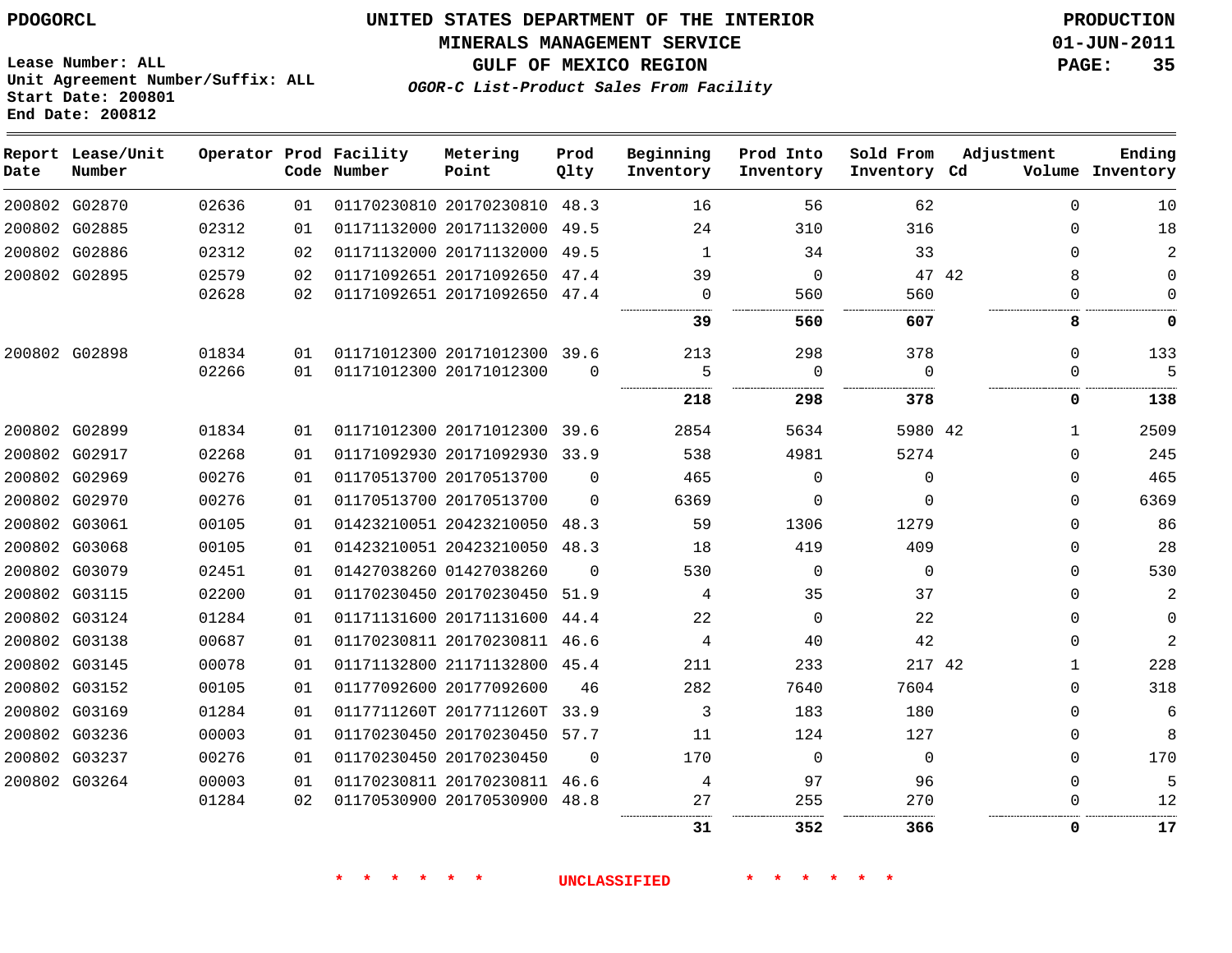PDOGORCL

# UNITED STATES DEPARTMENT OF THE INTERIOR
## MINERALS MANAGEMENT SERVICE
## GULF OF MEXICO REGION
### *OGOR-C List-Product Sales From Facility*

PRODUCTION
01-JUN-2011

Lease Number: ALL
Unit Agreement Number/Suffix: ALL
Start Date: 200801
End Date: 200812

| Report Date | Lease/Unit Number | Operator | Prod Code | Facility Number | Metering Point | Prod Qlty | Beginning Inventory | Prod Into Inventory | Sold From Inventory | Adjustment Cd | Adjustment Volume | Ending Inventory |
|---|---|---|---|---|---|---|---|---|---|---|---|---|
| 200802 | G02870 | 02636 | 01 | 01170230810 | 20170230810 | 48.3 | 16 | 56 | 62 | | 0 | 10 |
| 200802 | G02885 | 02312 | 01 | 01171132000 | 20171132000 | 49.5 | 24 | 310 | 316 | | 0 | 18 |
| 200802 | G02886 | 02312 | 02 | 01171132000 | 20171132000 | 49.5 | 1 | 34 | 33 | | 0 | 2 |
| 200802 | G02895 | 02579 | 02 | 01171092651 | 20171092650 | 47.4 | 39 | 0 | 47 | 42 | 8 | 0 |
| | | 02628 | 02 | 01171092651 | 20171092650 | 47.4 | 0 | 560 | 560 | | 0 | 0 |
| | | | | | | | **39** | **560** | **607** | | **8** | **0** |
| 200802 | G02898 | 01834 | 01 | 01171012300 | 20171012300 | 39.6 | 213 | 298 | 378 | | 0 | 133 |
| | | 02266 | 01 | 01171012300 | 20171012300 | 0 | 5 | 0 | 0 | | 0 | 5 |
| | | | | | | | **218** | **298** | **378** | | **0** | **138** |
| 200802 | G02899 | 01834 | 01 | 01171012300 | 20171012300 | 39.6 | 2854 | 5634 | 5980 | 42 | 1 | 2509 |
| 200802 | G02917 | 02268 | 01 | 01171092930 | 20171092930 | 33.9 | 538 | 4981 | 5274 | | 0 | 245 |
| 200802 | G02969 | 00276 | 01 | 01170513700 | 20170513700 | 0 | 465 | 0 | 0 | | 0 | 465 |
| 200802 | G02970 | 00276 | 01 | 01170513700 | 20170513700 | 0 | 6369 | 0 | 0 | | 0 | 6369 |
| 200802 | G03061 | 00105 | 01 | 01423210051 | 20423210050 | 48.3 | 59 | 1306 | 1279 | | 0 | 86 |
| 200802 | G03068 | 00105 | 01 | 01423210051 | 20423210050 | 48.3 | 18 | 419 | 409 | | 0 | 28 |
| 200802 | G03079 | 02451 | 01 | 01427038260 | 01427038260 | 0 | 530 | 0 | 0 | | 0 | 530 |
| 200802 | G03115 | 02200 | 01 | 01170230450 | 20170230450 | 51.9 | 4 | 35 | 37 | | 0 | 2 |
| 200802 | G03124 | 01284 | 01 | 01171131600 | 20171131600 | 44.4 | 22 | 0 | 22 | | 0 | 0 |
| 200802 | G03138 | 00687 | 01 | 01170230811 | 20170230811 | 46.6 | 4 | 40 | 42 | | 0 | 2 |
| 200802 | G03145 | 00078 | 01 | 01171132800 | 21171132800 | 45.4 | 211 | 233 | 217 | 42 | 1 | 228 |
| 200802 | G03152 | 00105 | 01 | 01177092600 | 20177092600 | 46 | 282 | 7640 | 7604 | | 0 | 318 |
| 200802 | G03169 | 01284 | 01 | 0117711260T | 2017711260T | 33.9 | 3 | 183 | 180 | | 0 | 6 |
| 200802 | G03236 | 00003 | 01 | 01170230450 | 20170230450 | 57.7 | 11 | 124 | 127 | | 0 | 8 |
| 200802 | G03237 | 00276 | 01 | 01170230450 | 20170230450 | 0 | 170 | 0 | 0 | | 0 | 170 |
| 200802 | G03264 | 00003 | 01 | 01170230811 | 20170230811 | 46.6 | 4 | 97 | 96 | | 0 | 5 |
| | | 01284 | 02 | 01170530900 | 20170530900 | 48.8 | 27 | 255 | 270 | | 0 | 12 |
| | | | | | | | **31** | **352** | **366** | | **0** | **17** |

\* \* \* \* \* \* UNCLASSIFIED \* \* \* \* \* \*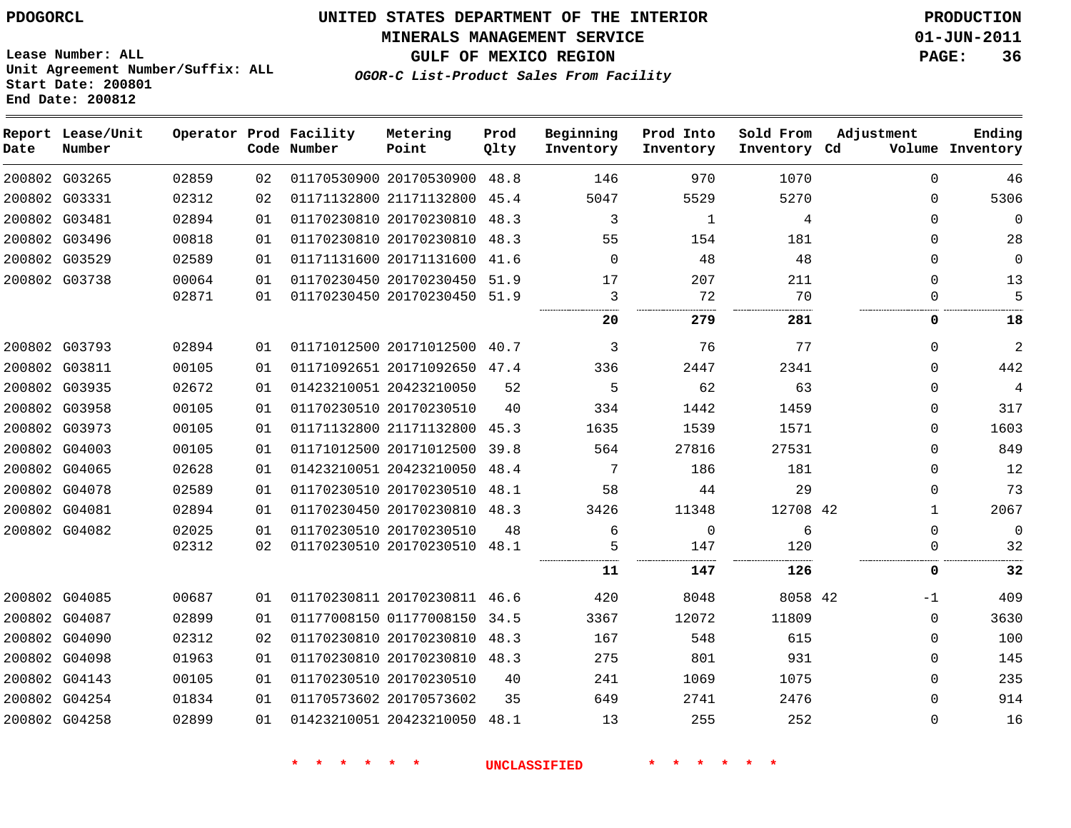PDOGORCL

Lease Number: ALL
Unit Agreement Number/Suffix: ALL
Start Date: 200801
End Date: 200812

# UNITED STATES DEPARTMENT OF THE INTERIOR
## MINERALS MANAGEMENT SERVICE
## GULF OF MEXICO REGION
### *OGOR-C List-Product Sales From Facility*

PRODUCTION
01-JUN-2011

| Report Date | Lease/Unit Number | Operator | Prod Code | Facility Number | Metering Point | Prod Qlty | Beginning Inventory | Prod Into Inventory | Sold From Inventory | Adjustment Cd | Volume | Ending Inventory |
|---|---|---|---|---|---|---|---|---|---|---|---|---|
| 200802 | G03265 | 02859 | 02 | 01170530900 | 20170530900 | 48.8 | 146 | 970 | 1070 | | 0 | 46 |
| 200802 | G03331 | 02312 | 02 | 01171132800 | 21171132800 | 45.4 | 5047 | 5529 | 5270 | | 0 | 5306 |
| 200802 | G03481 | 02894 | 01 | 01170230810 | 20170230810 | 48.3 | 3 | 1 | 4 | | 0 | 0 |
| 200802 | G03496 | 00818 | 01 | 01170230810 | 20170230810 | 48.3 | 55 | 154 | 181 | | 0 | 28 |
| 200802 | G03529 | 02589 | 01 | 01171131600 | 20171131600 | 41.6 | 0 | 48 | 48 | | 0 | 0 |
| 200802 | G03738 | 00064 | 01 | 01170230450 | 20170230450 | 51.9 | 17 | 207 | 211 | | 0 | 13 |
| | | 02871 | 01 | 01170230450 | 20170230450 | 51.9 | 3 | 72 | 70 | | 0 | 5 |
| | | | | | | | **20** | **279** | **281** | | **0** | **18** |
| 200802 | G03793 | 02894 | 01 | 01171012500 | 20171012500 | 40.7 | 3 | 76 | 77 | | 0 | 2 |
| 200802 | G03811 | 00105 | 01 | 01171092651 | 20171092650 | 47.4 | 336 | 2447 | 2341 | | 0 | 442 |
| 200802 | G03935 | 02672 | 01 | 01423210051 | 20423210050 | 52 | 5 | 62 | 63 | | 0 | 4 |
| 200802 | G03958 | 00105 | 01 | 01170230510 | 20170230510 | 40 | 334 | 1442 | 1459 | | 0 | 317 |
| 200802 | G03973 | 00105 | 01 | 01171132800 | 21171132800 | 45.3 | 1635 | 1539 | 1571 | | 0 | 1603 |
| 200802 | G04003 | 00105 | 01 | 01171012500 | 20171012500 | 39.8 | 564 | 27816 | 27531 | | 0 | 849 |
| 200802 | G04065 | 02628 | 01 | 01423210051 | 20423210050 | 48.4 | 7 | 186 | 181 | | 0 | 12 |
| 200802 | G04078 | 02589 | 01 | 01170230510 | 20170230510 | 48.1 | 58 | 44 | 29 | | 0 | 73 |
| 200802 | G04081 | 02894 | 01 | 01170230450 | 20170230810 | 48.3 | 3426 | 11348 | 12708 | 42 | 1 | 2067 |
| 200802 | G04082 | 02025 | 01 | 01170230510 | 20170230510 | 48 | 6 | 0 | 6 | | 0 | 0 |
| | | 02312 | 02 | 01170230510 | 20170230510 | 48.1 | 5 | 147 | 120 | | 0 | 32 |
| | | | | | | | **11** | **147** | **126** | | **0** | **32** |
| 200802 | G04085 | 00687 | 01 | 01170230811 | 20170230811 | 46.6 | 420 | 8048 | 8058 | 42 | -1 | 409 |
| 200802 | G04087 | 02899 | 01 | 01177008150 | 01177008150 | 34.5 | 3367 | 12072 | 11809 | | 0 | 3630 |
| 200802 | G04090 | 02312 | 02 | 01170230810 | 20170230810 | 48.3 | 167 | 548 | 615 | | 0 | 100 |
| 200802 | G04098 | 01963 | 01 | 01170230810 | 20170230810 | 48.3 | 275 | 801 | 931 | | 0 | 145 |
| 200802 | G04143 | 00105 | 01 | 01170230510 | 20170230510 | 40 | 241 | 1069 | 1075 | | 0 | 235 |
| 200802 | G04254 | 01834 | 01 | 01170573602 | 20170573602 | 35 | 649 | 2741 | 2476 | | 0 | 914 |
| 200802 | G04258 | 02899 | 01 | 01423210051 | 20423210050 | 48.1 | 13 | 255 | 252 | | 0 | 16 |

* * * * * * UNCLASSIFIED * * * * * *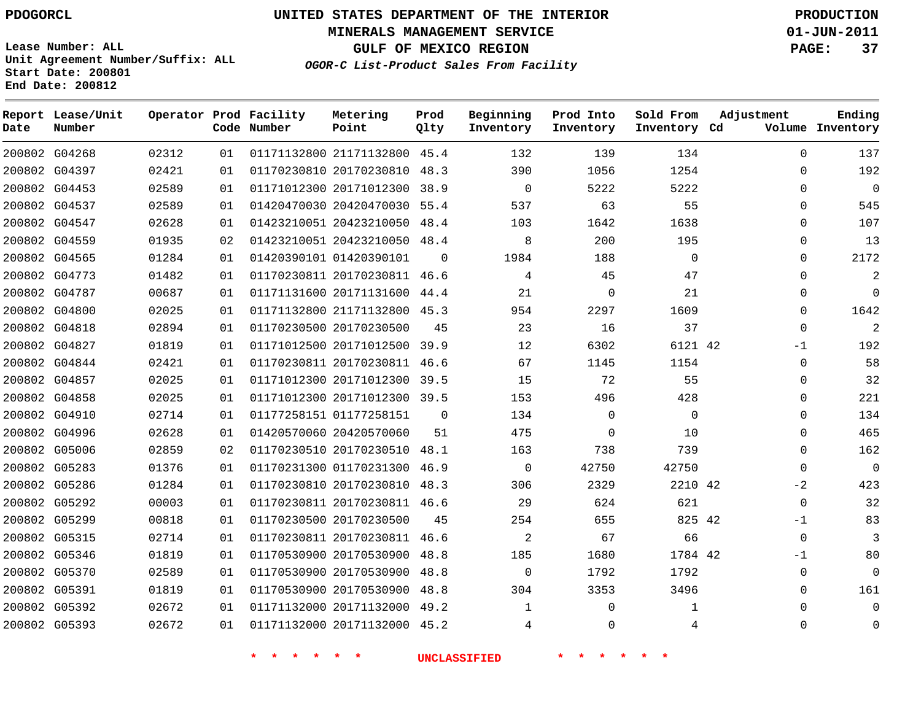PDOGORCL

# UNITED STATES DEPARTMENT OF THE INTERIOR
## MINERALS MANAGEMENT SERVICE
## GULF OF MEXICO REGION
### *OGOR-C List-Product Sales From Facility*

**PRODUCTION**
**01-JUN-2011**

Lease Number: ALL
Unit Agreement Number/Suffix: ALL
Start Date: 200801
End Date: 200812

| Report Date | Lease/Unit Number | Operator | Prod Code | Facility Number | Metering Point | Prod Qlty | Beginning Inventory | Prod Into Inventory | Sold From Inventory | Adjustment Cd | Adjustment Volume | Ending Inventory |
|---|---|---|---|---|---|---|---|---|---|---|---|---|
| 200802 | G04268 | 02312 | 01 | 01171132800 | 21171132800 | 45.4 | 132 | 139 | 134 | | 0 | 137 |
| 200802 | G04397 | 02421 | 01 | 01170230810 | 20170230810 | 48.3 | 390 | 1056 | 1254 | | 0 | 192 |
| 200802 | G04453 | 02589 | 01 | 01171012300 | 20171012300 | 38.9 | 0 | 5222 | 5222 | | 0 | 0 |
| 200802 | G04537 | 02589 | 01 | 01420470030 | 20420470030 | 55.4 | 537 | 63 | 55 | | 0 | 545 |
| 200802 | G04547 | 02628 | 01 | 01423210051 | 20423210050 | 48.4 | 103 | 1642 | 1638 | | 0 | 107 |
| 200802 | G04559 | 01935 | 02 | 01423210051 | 20423210050 | 48.4 | 8 | 200 | 195 | | 0 | 13 |
| 200802 | G04565 | 01284 | 01 | 01420390101 | 01420390101 | 0 | 1984 | 188 | 0 | | 0 | 2172 |
| 200802 | G04773 | 01482 | 01 | 01170230811 | 20170230811 | 46.6 | 4 | 45 | 47 | | 0 | 2 |
| 200802 | G04787 | 00687 | 01 | 01171131600 | 20171131600 | 44.4 | 21 | 0 | 21 | | 0 | 0 |
| 200802 | G04800 | 02025 | 01 | 01171132800 | 21171132800 | 45.3 | 954 | 2297 | 1609 | | 0 | 1642 |
| 200802 | G04818 | 02894 | 01 | 01170230500 | 20170230500 | 45 | 23 | 16 | 37 | | 0 | 2 |
| 200802 | G04827 | 01819 | 01 | 01171012500 | 20171012500 | 39.9 | 12 | 6302 | 6121 | 42 | -1 | 192 |
| 200802 | G04844 | 02421 | 01 | 01170230811 | 20170230811 | 46.6 | 67 | 1145 | 1154 | | 0 | 58 |
| 200802 | G04857 | 02025 | 01 | 01171012300 | 20171012300 | 39.5 | 15 | 72 | 55 | | 0 | 32 |
| 200802 | G04858 | 02025 | 01 | 01171012300 | 20171012300 | 39.5 | 153 | 496 | 428 | | 0 | 221 |
| 200802 | G04910 | 02714 | 01 | 01177258151 | 01177258151 | 0 | 134 | 0 | 0 | | 0 | 134 |
| 200802 | G04996 | 02628 | 01 | 01420570060 | 20420570060 | 51 | 475 | 0 | 10 | | 0 | 465 |
| 200802 | G05006 | 02859 | 02 | 01170230510 | 20170230510 | 48.1 | 163 | 738 | 739 | | 0 | 162 |
| 200802 | G05283 | 01376 | 01 | 01170231300 | 01170231300 | 46.9 | 0 | 42750 | 42750 | | 0 | 0 |
| 200802 | G05286 | 01284 | 01 | 01170230810 | 20170230810 | 48.3 | 306 | 2329 | 2210 | 42 | -2 | 423 |
| 200802 | G05292 | 00003 | 01 | 01170230811 | 20170230811 | 46.6 | 29 | 624 | 621 | | 0 | 32 |
| 200802 | G05299 | 00818 | 01 | 01170230500 | 20170230500 | 45 | 254 | 655 | 825 | 42 | -1 | 83 |
| 200802 | G05315 | 02714 | 01 | 01170230811 | 20170230811 | 46.6 | 2 | 67 | 66 | | 0 | 3 |
| 200802 | G05346 | 01819 | 01 | 01170530900 | 20170530900 | 48.8 | 185 | 1680 | 1784 | 42 | -1 | 80 |
| 200802 | G05370 | 02589 | 01 | 01170530900 | 20170530900 | 48.8 | 0 | 1792 | 1792 | | 0 | 0 |
| 200802 | G05391 | 01819 | 01 | 01170530900 | 20170530900 | 48.8 | 304 | 3353 | 3496 | | 0 | 161 |
| 200802 | G05392 | 02672 | 01 | 01171132000 | 20171132000 | 49.2 | 1 | 0 | 1 | | 0 | 0 |
| 200802 | G05393 | 02672 | 01 | 01171132000 | 20171132000 | 45.2 | 4 | 0 | 4 | | 0 | 0 |

* * * * * * UNCLASSIFIED * * * * * *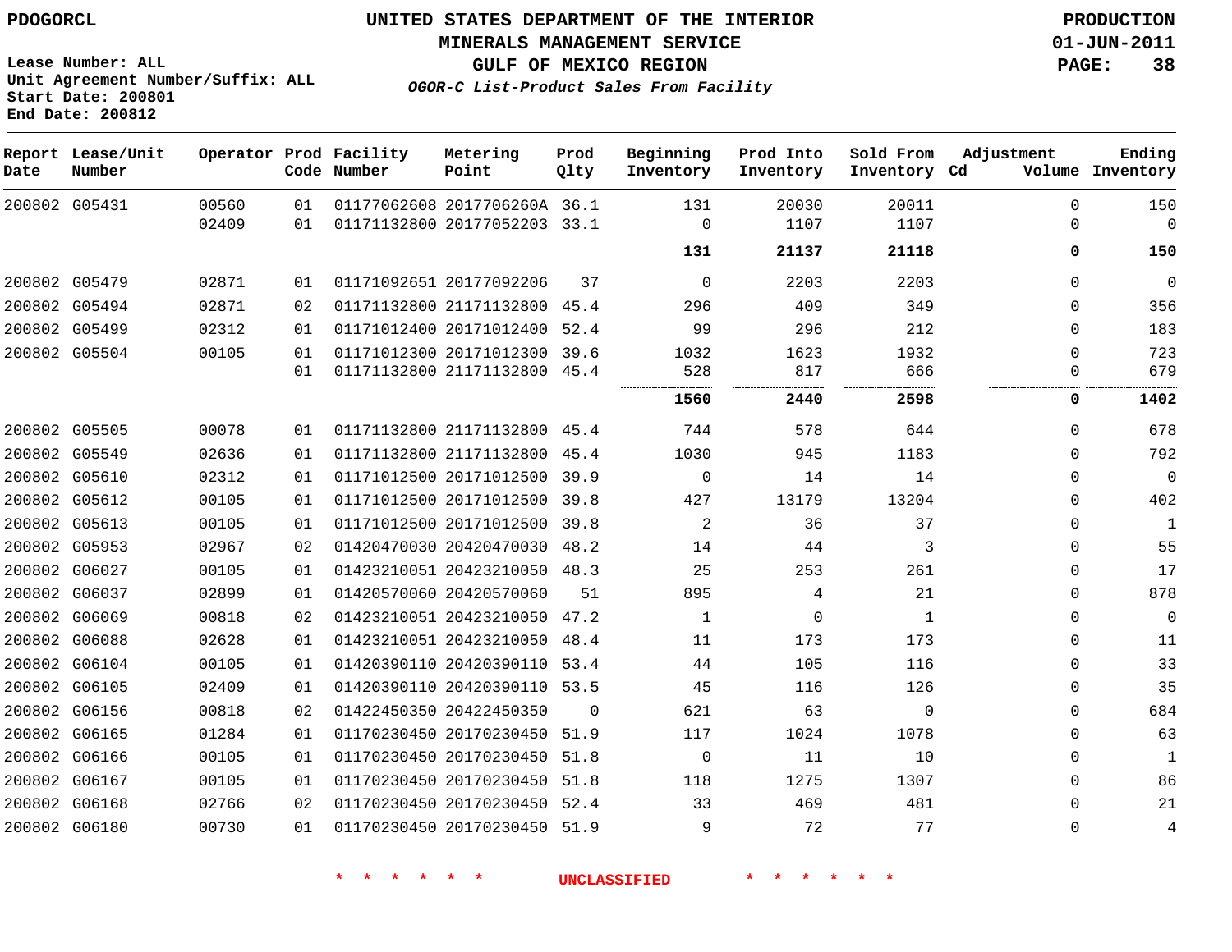PDOGORCL

# UNITED STATES DEPARTMENT OF THE INTERIOR
## MINERALS MANAGEMENT SERVICE
## GULF OF MEXICO REGION
### *OGOR-C List-Product Sales From Facility*

PRODUCTION
01-JUN-2011

Lease Number: ALL
Unit Agreement Number/Suffix: ALL
Start Date: 200801
End Date: 200812

| Report Date | Lease/Unit Number | Operator | Prod Code | Facility Number | Metering Point | Prod Qlty | Beginning Inventory | Prod Into Inventory | Sold From Inventory | Adjustment Cd | Volume | Ending Inventory |
|---|---|---|---|---|---|---|---|---|---|---|---|---|
| 200802 | G05431 | 00560 | 01 | 01177062608 | 2017706260A | 36.1 | 131 | 20030 | 20011 | | 0 | 150 |
| | | 02409 | 01 | 01171132800 | 20177052203 | 33.1 | 0 | 1107 | 1107 | | 0 | 0 |
| | | | | | | | **131** | **21137** | **21118** | | **0** | **150** |
| 200802 | G05479 | 02871 | 01 | 01171092651 | 20177092206 | 37 | 0 | 2203 | 2203 | | 0 | 0 |
| 200802 | G05494 | 02871 | 02 | 01171132800 | 21171132800 | 45.4 | 296 | 409 | 349 | | 0 | 356 |
| 200802 | G05499 | 02312 | 01 | 01171012400 | 20171012400 | 52.4 | 99 | 296 | 212 | | 0 | 183 |
| 200802 | G05504 | 00105 | 01 | 01171012300 | 20171012300 | 39.6 | 1032 | 1623 | 1932 | | 0 | 723 |
| | | | 01 | 01171132800 | 21171132800 | 45.4 | 528 | 817 | 666 | | 0 | 679 |
| | | | | | | | **1560** | **2440** | **2598** | | **0** | **1402** |
| 200802 | G05505 | 00078 | 01 | 01171132800 | 21171132800 | 45.4 | 744 | 578 | 644 | | 0 | 678 |
| 200802 | G05549 | 02636 | 01 | 01171132800 | 21171132800 | 45.4 | 1030 | 945 | 1183 | | 0 | 792 |
| 200802 | G05610 | 02312 | 01 | 01171012500 | 20171012500 | 39.9 | 0 | 14 | 14 | | 0 | 0 |
| 200802 | G05612 | 00105 | 01 | 01171012500 | 20171012500 | 39.8 | 427 | 13179 | 13204 | | 0 | 402 |
| 200802 | G05613 | 00105 | 01 | 01171012500 | 20171012500 | 39.8 | 2 | 36 | 37 | | 0 | 1 |
| 200802 | G05953 | 02967 | 02 | 01420470030 | 20420470030 | 48.2 | 14 | 44 | 3 | | 0 | 55 |
| 200802 | G06027 | 00105 | 01 | 01423210051 | 20423210050 | 48.3 | 25 | 253 | 261 | | 0 | 17 |
| 200802 | G06037 | 02899 | 01 | 01420570060 | 20420570060 | 51 | 895 | 4 | 21 | | 0 | 878 |
| 200802 | G06069 | 00818 | 02 | 01423210051 | 20423210050 | 47.2 | 1 | 0 | 1 | | 0 | 0 |
| 200802 | G06088 | 02628 | 01 | 01423210051 | 20423210050 | 48.4 | 11 | 173 | 173 | | 0 | 11 |
| 200802 | G06104 | 00105 | 01 | 01420390110 | 20420390110 | 53.4 | 44 | 105 | 116 | | 0 | 33 |
| 200802 | G06105 | 02409 | 01 | 01420390110 | 20420390110 | 53.5 | 45 | 116 | 126 | | 0 | 35 |
| 200802 | G06156 | 00818 | 02 | 01422450350 | 20422450350 | 0 | 621 | 63 | 0 | | 0 | 684 |
| 200802 | G06165 | 01284 | 01 | 01170230450 | 20170230450 | 51.9 | 117 | 1024 | 1078 | | 0 | 63 |
| 200802 | G06166 | 00105 | 01 | 01170230450 | 20170230450 | 51.8 | 0 | 11 | 10 | | 0 | 1 |
| 200802 | G06167 | 00105 | 01 | 01170230450 | 20170230450 | 51.8 | 118 | 1275 | 1307 | | 0 | 86 |
| 200802 | G06168 | 02766 | 02 | 01170230450 | 20170230450 | 52.4 | 33 | 469 | 481 | | 0 | 21 |
| 200802 | G06180 | 00730 | 01 | 01170230450 | 20170230450 | 51.9 | 9 | 72 | 77 | | 0 | 4 |

\* \* \* \* \* \* UNCLASSIFIED \* \* \* \* \* \*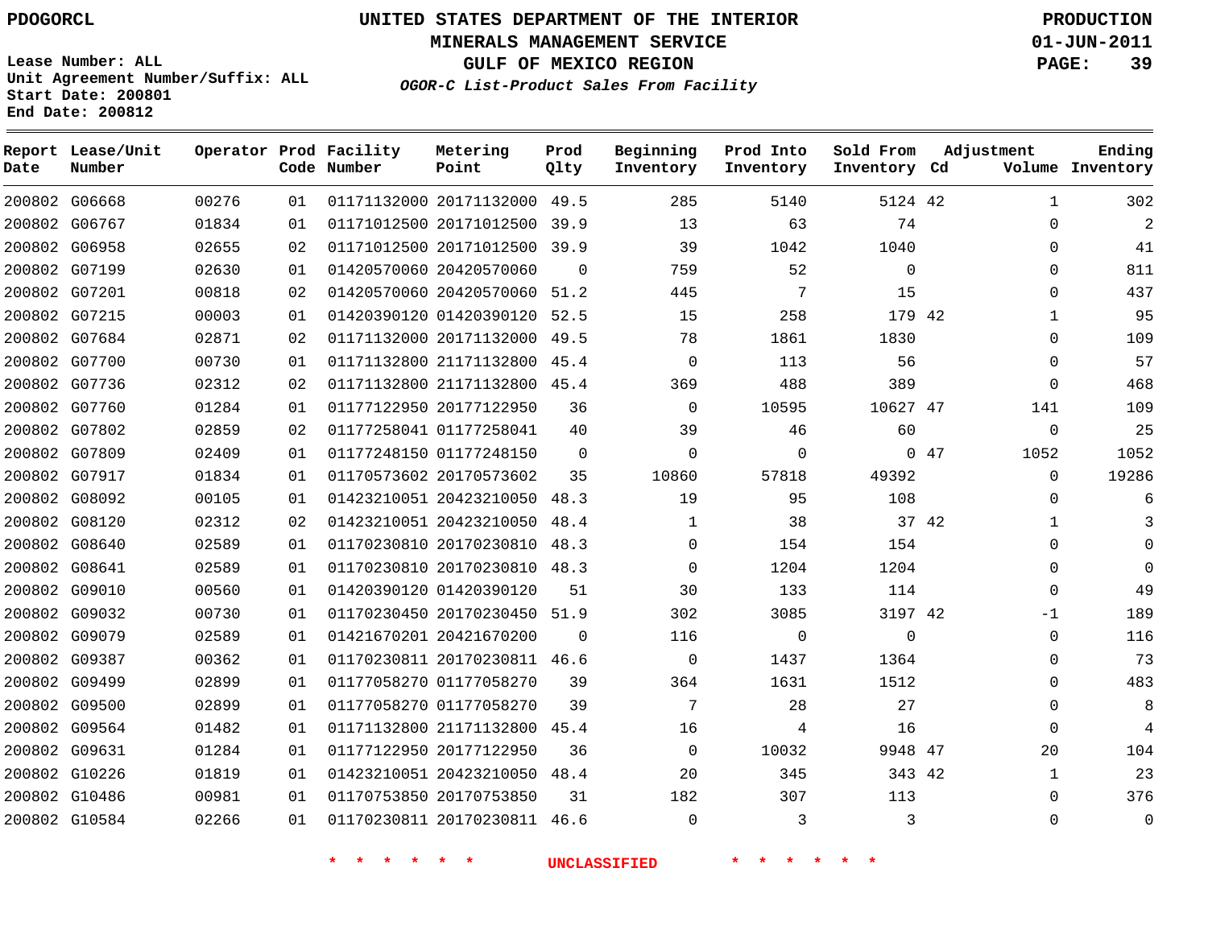PDOGORCL

# UNITED STATES DEPARTMENT OF THE INTERIOR
## MINERALS MANAGEMENT SERVICE
## GULF OF MEXICO REGION
### *OGOR-C List-Product Sales From Facility*

PRODUCTION
01-JUN-2011

Lease Number: ALL
Unit Agreement Number/Suffix: ALL
Start Date: 200801
End Date: 200812

| Report Date | Lease/Unit Number | Operator | Prod Code | Facility Number | Metering Point | Prod Qlty | Beginning Inventory | Prod Into Inventory | Sold From Inventory | Adjustment Cd | Adjustment Volume | Ending Inventory |
|---|---|---|---|---|---|---|---|---|---|---|---|---|
| 200802 | G06668 | 00276 | 01 | 01171132000 | 20171132000 | 49.5 | 285 | 5140 | 5124 | 42 | 1 | 302 |
| 200802 | G06767 | 01834 | 01 | 01171012500 | 20171012500 | 39.9 | 13 | 63 | 74 | | 0 | 2 |
| 200802 | G06958 | 02655 | 02 | 01171012500 | 20171012500 | 39.9 | 39 | 1042 | 1040 | | 0 | 41 |
| 200802 | G07199 | 02630 | 01 | 01420570060 | 20420570060 | 0 | 759 | 52 | 0 | | 0 | 811 |
| 200802 | G07201 | 00818 | 02 | 01420570060 | 20420570060 | 51.2 | 445 | 7 | 15 | | 0 | 437 |
| 200802 | G07215 | 00003 | 01 | 01420390120 | 01420390120 | 52.5 | 15 | 258 | 179 | 42 | 1 | 95 |
| 200802 | G07684 | 02871 | 02 | 01171132000 | 20171132000 | 49.5 | 78 | 1861 | 1830 | | 0 | 109 |
| 200802 | G07700 | 00730 | 01 | 01171132800 | 21171132800 | 45.4 | 0 | 113 | 56 | | 0 | 57 |
| 200802 | G07736 | 02312 | 02 | 01171132800 | 21171132800 | 45.4 | 369 | 488 | 389 | | 0 | 468 |
| 200802 | G07760 | 01284 | 01 | 01177122950 | 20177122950 | 36 | 0 | 10595 | 10627 | 47 | 141 | 109 |
| 200802 | G07802 | 02859 | 02 | 01177258041 | 01177258041 | 40 | 39 | 46 | 60 | | 0 | 25 |
| 200802 | G07809 | 02409 | 01 | 01177248150 | 01177248150 | 0 | 0 | 0 | 0 | 47 | 1052 | 1052 |
| 200802 | G07917 | 01834 | 01 | 01170573602 | 20170573602 | 35 | 10860 | 57818 | 49392 | | 0 | 19286 |
| 200802 | G08092 | 00105 | 01 | 01423210051 | 20423210050 | 48.3 | 19 | 95 | 108 | | 0 | 6 |
| 200802 | G08120 | 02312 | 02 | 01423210051 | 20423210050 | 48.4 | 1 | 38 | 37 | 42 | 1 | 3 |
| 200802 | G08640 | 02589 | 01 | 01170230810 | 20170230810 | 48.3 | 0 | 154 | 154 | | 0 | 0 |
| 200802 | G08641 | 02589 | 01 | 01170230810 | 20170230810 | 48.3 | 0 | 1204 | 1204 | | 0 | 0 |
| 200802 | G09010 | 00560 | 01 | 01420390120 | 01420390120 | 51 | 30 | 133 | 114 | | 0 | 49 |
| 200802 | G09032 | 00730 | 01 | 01170230450 | 20170230450 | 51.9 | 302 | 3085 | 3197 | 42 | -1 | 189 |
| 200802 | G09079 | 02589 | 01 | 01421670201 | 20421670200 | 0 | 116 | 0 | 0 | | 0 | 116 |
| 200802 | G09387 | 00362 | 01 | 01170230811 | 20170230811 | 46.6 | 0 | 1437 | 1364 | | 0 | 73 |
| 200802 | G09499 | 02899 | 01 | 01177058270 | 01177058270 | 39 | 364 | 1631 | 1512 | | 0 | 483 |
| 200802 | G09500 | 02899 | 01 | 01177058270 | 01177058270 | 39 | 7 | 28 | 27 | | 0 | 8 |
| 200802 | G09564 | 01482 | 01 | 01171132800 | 21171132800 | 45.4 | 16 | 4 | 16 | | 0 | 4 |
| 200802 | G09631 | 01284 | 01 | 01177122950 | 20177122950 | 36 | 0 | 10032 | 9948 | 47 | 20 | 104 |
| 200802 | G10226 | 01819 | 01 | 01423210051 | 20423210050 | 48.4 | 20 | 345 | 343 | 42 | 1 | 23 |
| 200802 | G10486 | 00981 | 01 | 01170753850 | 20170753850 | 31 | 182 | 307 | 113 | | 0 | 376 |
| 200802 | G10584 | 02266 | 01 | 01170230811 | 20170230811 | 46.6 | 0 | 3 | 3 | | 0 | 0 |

\* \* \* \* \* \* UNCLASSIFIED \* \* \* \* \* \*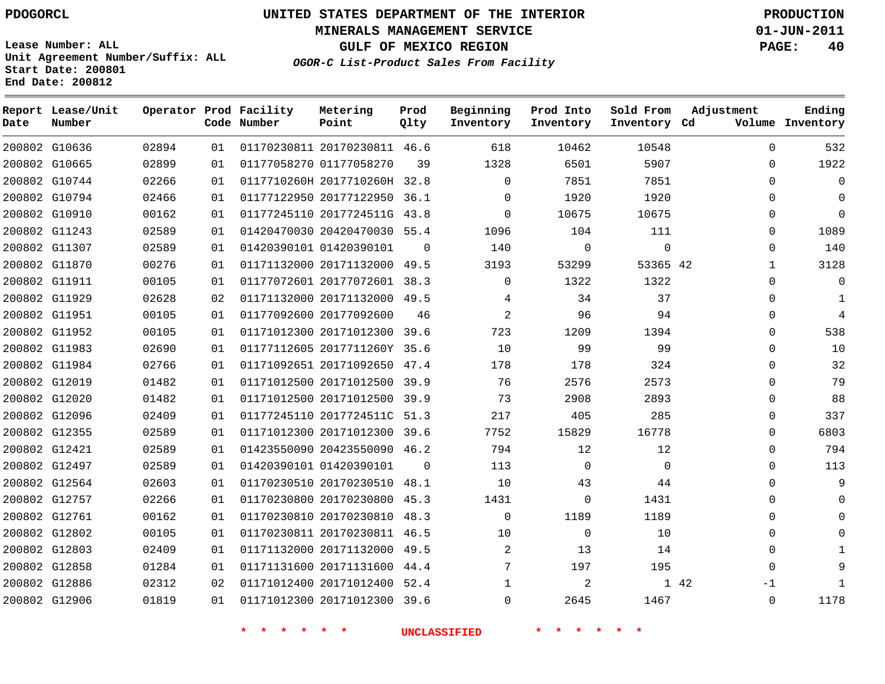PDOGORCL

# UNITED STATES DEPARTMENT OF THE INTERIOR
## MINERALS MANAGEMENT SERVICE
## GULF OF MEXICO REGION
### *OGOR-C List-Product Sales From Facility*

PRODUCTION
01-JUN-2011

Lease Number: ALL
Unit Agreement Number/Suffix: ALL
Start Date: 200801
End Date: 200812

| Report Date | Lease/Unit Number | Operator | Prod Code | Facility Number | Metering Point | Prod Qlty | Beginning Inventory | Prod Into Inventory | Sold From Inventory | Adjustment Cd | Adjustment Volume | Ending Inventory |
|---|---|---|---|---|---|---|---|---|---|---|---|---|
| 200802 | G10636 | 02894 | 01 | 01170230811 | 20170230811 | 46.6 | 618 | 10462 | 10548 | | 0 | 532 |
| 200802 | G10665 | 02899 | 01 | 01177058270 | 01177058270 | 39 | 1328 | 6501 | 5907 | | 0 | 1922 |
| 200802 | G10744 | 02266 | 01 | 0117710260H | 2017710260H | 32.8 | 0 | 7851 | 7851 | | 0 | 0 |
| 200802 | G10794 | 02466 | 01 | 01177122950 | 20177122950 | 36.1 | 0 | 1920 | 1920 | | 0 | 0 |
| 200802 | G10910 | 00162 | 01 | 01177245110 | 2017724511G | 43.8 | 0 | 10675 | 10675 | | 0 | 0 |
| 200802 | G11243 | 02589 | 01 | 01420470030 | 20420470030 | 55.4 | 1096 | 104 | 111 | | 0 | 1089 |
| 200802 | G11307 | 02589 | 01 | 01420390101 | 01420390101 | 0 | 140 | 0 | 0 | | 0 | 140 |
| 200802 | G11870 | 00276 | 01 | 01171132000 | 20171132000 | 49.5 | 3193 | 53299 | 53365 | 42 | 1 | 3128 |
| 200802 | G11911 | 00105 | 01 | 01177072601 | 20177072601 | 38.3 | 0 | 1322 | 1322 | | 0 | 0 |
| 200802 | G11929 | 02628 | 02 | 01171132000 | 20171132000 | 49.5 | 4 | 34 | 37 | | 0 | 1 |
| 200802 | G11951 | 00105 | 01 | 01177092600 | 20177092600 | 46 | 2 | 96 | 94 | | 0 | 4 |
| 200802 | G11952 | 00105 | 01 | 01171012300 | 20171012300 | 39.6 | 723 | 1209 | 1394 | | 0 | 538 |
| 200802 | G11983 | 02690 | 01 | 01177112605 | 2017711260Y | 35.6 | 10 | 99 | 99 | | 0 | 10 |
| 200802 | G11984 | 02766 | 01 | 01171092651 | 20171092650 | 47.4 | 178 | 178 | 324 | | 0 | 32 |
| 200802 | G12019 | 01482 | 01 | 01171012500 | 20171012500 | 39.9 | 76 | 2576 | 2573 | | 0 | 79 |
| 200802 | G12020 | 01482 | 01 | 01171012500 | 20171012500 | 39.9 | 73 | 2908 | 2893 | | 0 | 88 |
| 200802 | G12096 | 02409 | 01 | 01177245110 | 2017724511C | 51.3 | 217 | 405 | 285 | | 0 | 337 |
| 200802 | G12355 | 02589 | 01 | 01171012300 | 20171012300 | 39.6 | 7752 | 15829 | 16778 | | 0 | 6803 |
| 200802 | G12421 | 02589 | 01 | 01423550090 | 20423550090 | 46.2 | 794 | 12 | 12 | | 0 | 794 |
| 200802 | G12497 | 02589 | 01 | 01420390101 | 01420390101 | 0 | 113 | 0 | 0 | | 0 | 113 |
| 200802 | G12564 | 02603 | 01 | 01170230510 | 20170230510 | 48.1 | 10 | 43 | 44 | | 0 | 9 |
| 200802 | G12757 | 02266 | 01 | 01170230800 | 20170230800 | 45.3 | 1431 | 0 | 1431 | | 0 | 0 |
| 200802 | G12761 | 00162 | 01 | 01170230810 | 20170230810 | 48.3 | 0 | 1189 | 1189 | | 0 | 0 |
| 200802 | G12802 | 00105 | 01 | 01170230811 | 20170230811 | 46.5 | 10 | 0 | 10 | | 0 | 0 |
| 200802 | G12803 | 02409 | 01 | 01171132000 | 20171132000 | 49.5 | 2 | 13 | 14 | | 0 | 1 |
| 200802 | G12858 | 01284 | 01 | 01171131600 | 20171131600 | 44.4 | 7 | 197 | 195 | | 0 | 9 |
| 200802 | G12886 | 02312 | 02 | 01171012400 | 20171012400 | 52.4 | 1 | 2 | 1 | 42 | -1 | 1 |
| 200802 | G12906 | 01819 | 01 | 01171012300 | 20171012300 | 39.6 | 0 | 2645 | 1467 | | 0 | 1178 |

\* \* \* \* \* \* UNCLASSIFIED \* \* \* \* \* \*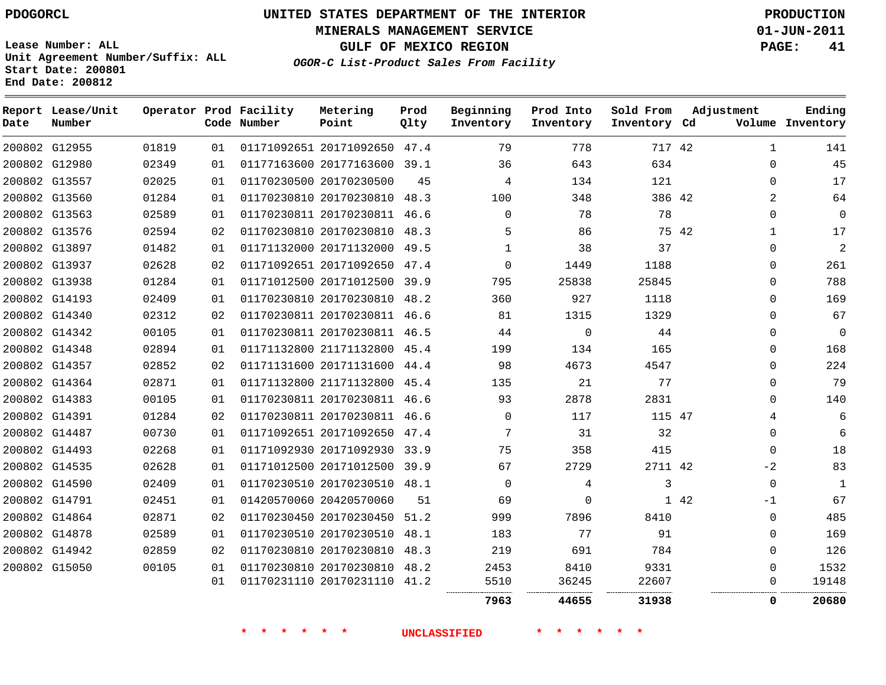PDOGORCL

# UNITED STATES DEPARTMENT OF THE INTERIOR
## MINERALS MANAGEMENT SERVICE
## GULF OF MEXICO REGION
### *OGOR-C List-Product Sales From Facility*

PRODUCTION
01-JUN-2011
PAGE: 41

Lease Number: ALL
Unit Agreement Number/Suffix: ALL
Start Date: 200801
End Date: 200812

| Report Date | Lease/Unit Number | Operator | Prod Code | Facility Number | Metering Point | Prod Qlty | Beginning Inventory | Prod Into Inventory | Sold From Inventory | Adjustment Cd | Adjustment Volume | Ending Inventory |
|---|---|---|---|---|---|---|---|---|---|---|---|---|
| 200802 | G12955 | 01819 | 01 | 01171092651 | 20171092650 | 47.4 | 79 | 778 | 717 | 42 | 1 | 141 |
| 200802 | G12980 | 02349 | 01 | 01177163600 | 20177163600 | 39.1 | 36 | 643 | 634 | | 0 | 45 |
| 200802 | G13557 | 02025 | 01 | 01170230500 | 20170230500 | 45 | 4 | 134 | 121 | | 0 | 17 |
| 200802 | G13560 | 01284 | 01 | 01170230810 | 20170230810 | 48.3 | 100 | 348 | 386 | 42 | 2 | 64 |
| 200802 | G13563 | 02589 | 01 | 01170230811 | 20170230811 | 46.6 | 0 | 78 | 78 | | 0 | 0 |
| 200802 | G13576 | 02594 | 02 | 01170230810 | 20170230810 | 48.3 | 5 | 86 | 75 | 42 | 1 | 17 |
| 200802 | G13897 | 01482 | 01 | 01171132000 | 20171132000 | 49.5 | 1 | 38 | 37 | | 0 | 2 |
| 200802 | G13937 | 02628 | 02 | 01171092651 | 20171092650 | 47.4 | 0 | 1449 | 1188 | | 0 | 261 |
| 200802 | G13938 | 01284 | 01 | 01171012500 | 20171012500 | 39.9 | 795 | 25838 | 25845 | | 0 | 788 |
| 200802 | G14193 | 02409 | 01 | 01170230810 | 20170230810 | 48.2 | 360 | 927 | 1118 | | 0 | 169 |
| 200802 | G14340 | 02312 | 02 | 01170230811 | 20170230811 | 46.6 | 81 | 1315 | 1329 | | 0 | 67 |
| 200802 | G14342 | 00105 | 01 | 01170230811 | 20170230811 | 46.5 | 44 | 0 | 44 | | 0 | 0 |
| 200802 | G14348 | 02894 | 01 | 01171132800 | 21171132800 | 45.4 | 199 | 134 | 165 | | 0 | 168 |
| 200802 | G14357 | 02852 | 02 | 01171131600 | 20171131600 | 44.4 | 98 | 4673 | 4547 | | 0 | 224 |
| 200802 | G14364 | 02871 | 01 | 01171132800 | 21171132800 | 45.4 | 135 | 21 | 77 | | 0 | 79 |
| 200802 | G14383 | 00105 | 01 | 01170230811 | 20170230811 | 46.6 | 93 | 2878 | 2831 | | 0 | 140 |
| 200802 | G14391 | 01284 | 02 | 01170230811 | 20170230811 | 46.6 | 0 | 117 | 115 | 47 | 4 | 6 |
| 200802 | G14487 | 00730 | 01 | 01171092651 | 20171092650 | 47.4 | 7 | 31 | 32 | | 0 | 6 |
| 200802 | G14493 | 02268 | 01 | 01171092930 | 20171092930 | 33.9 | 75 | 358 | 415 | | 0 | 18 |
| 200802 | G14535 | 02628 | 01 | 01171012500 | 20171012500 | 39.9 | 67 | 2729 | 2711 | 42 | -2 | 83 |
| 200802 | G14590 | 02409 | 01 | 01170230510 | 20170230510 | 48.1 | 0 | 4 | 3 | | 0 | 1 |
| 200802 | G14791 | 02451 | 01 | 01420570060 | 20420570060 | 51 | 69 | 0 | 1 | 42 | -1 | 67 |
| 200802 | G14864 | 02871 | 02 | 01170230450 | 20170230450 | 51.2 | 999 | 7896 | 8410 | | 0 | 485 |
| 200802 | G14878 | 02589 | 01 | 01170230510 | 20170230510 | 48.1 | 183 | 77 | 91 | | 0 | 169 |
| 200802 | G14942 | 02859 | 02 | 01170230810 | 20170230810 | 48.3 | 219 | 691 | 784 | | 0 | 126 |
| 200802 | G15050 | 00105 | 01 | 01170230810 | 20170230810 | 48.2 | 2453 | 8410 | 9331 | | 0 | 1532 |
| | | | 01 | 01170231110 | 20170231110 | 41.2 | 5510 | 36245 | 22607 | | 0 | 19148 |
| | | | | | | | **7963** | **44655** | **31938** | | **0** | **20680** |

\* \* \* \* \* \* UNCLASSIFIED \* \* \* \* \* \*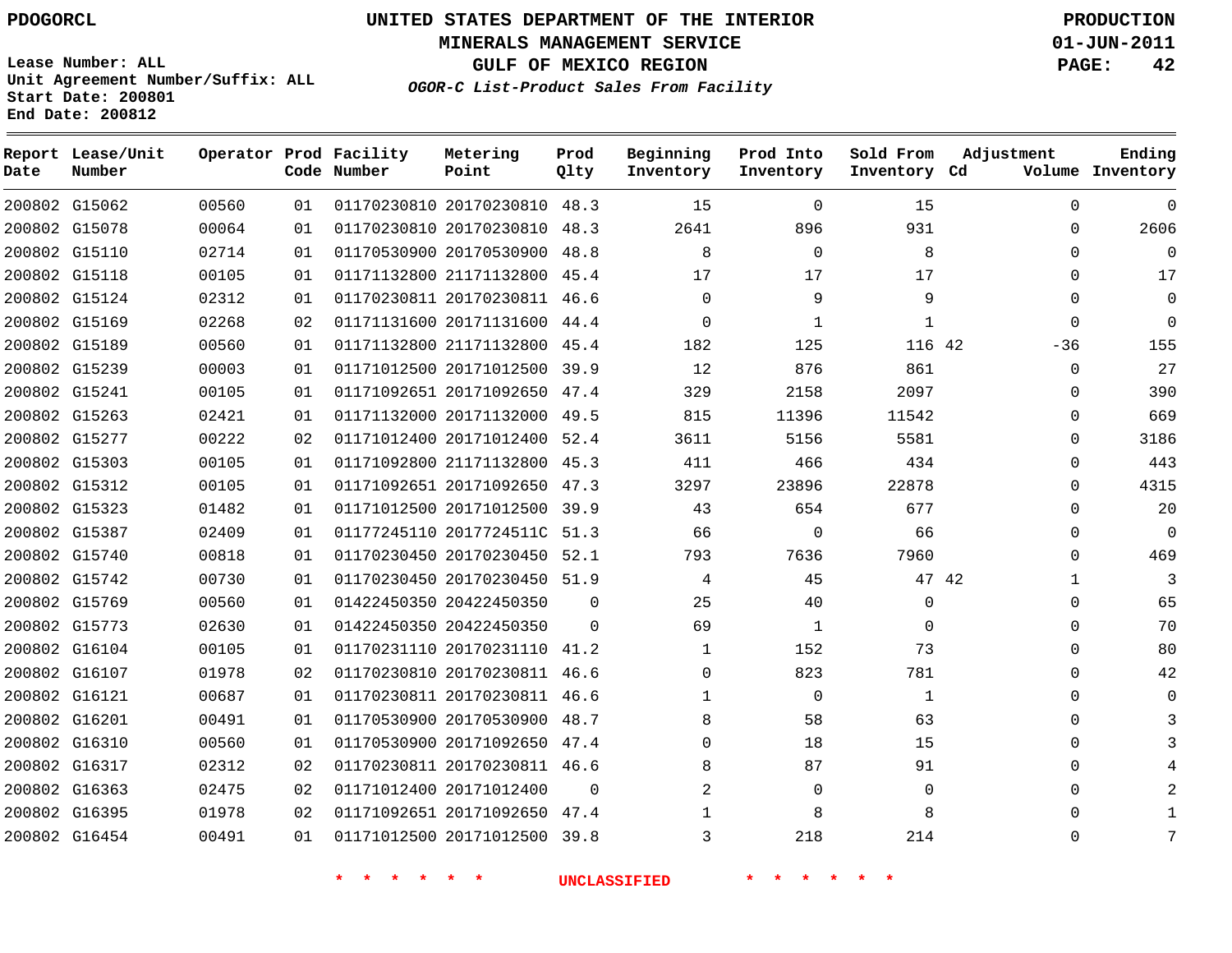PDOGORCL

# UNITED STATES DEPARTMENT OF THE INTERIOR
## MINERALS MANAGEMENT SERVICE
## GULF OF MEXICO REGION
### *OGOR-C List-Product Sales From Facility*

**PRODUCTION**
**01-JUN-2011**

Lease Number: ALL
Unit Agreement Number/Suffix: ALL
Start Date: 200801
End Date: 200812

| Report Date | Lease/Unit Number | Operator | Prod Code | Facility Number | Metering Point | Prod Qlty | Beginning Inventory | Prod Into Inventory | Sold From Inventory | Adjustment Cd | Adjustment Volume | Ending Inventory |
|---|---|---|---|---|---|---|---|---|---|---|---|---|
| 200802 | G15062 | 00560 | 01 | 01170230810 | 20170230810 | 48.3 | 15 | 0 | 15 | | 0 | 0 |
| 200802 | G15078 | 00064 | 01 | 01170230810 | 20170230810 | 48.3 | 2641 | 896 | 931 | | 0 | 2606 |
| 200802 | G15110 | 02714 | 01 | 01170530900 | 20170530900 | 48.8 | 8 | 0 | 8 | | 0 | 0 |
| 200802 | G15118 | 00105 | 01 | 01171132800 | 21171132800 | 45.4 | 17 | 17 | 17 | | 0 | 17 |
| 200802 | G15124 | 02312 | 01 | 01170230811 | 20170230811 | 46.6 | 0 | 9 | 9 | | 0 | 0 |
| 200802 | G15169 | 02268 | 02 | 01171131600 | 20171131600 | 44.4 | 0 | 1 | 1 | | 0 | 0 |
| 200802 | G15189 | 00560 | 01 | 01171132800 | 21171132800 | 45.4 | 182 | 125 | 116 | 42 | -36 | 155 |
| 200802 | G15239 | 00003 | 01 | 01171012500 | 20171012500 | 39.9 | 12 | 876 | 861 | | 0 | 27 |
| 200802 | G15241 | 00105 | 01 | 01171092651 | 20171092650 | 47.4 | 329 | 2158 | 2097 | | 0 | 390 |
| 200802 | G15263 | 02421 | 01 | 01171132000 | 20171132000 | 49.5 | 815 | 11396 | 11542 | | 0 | 669 |
| 200802 | G15277 | 00222 | 02 | 01171012400 | 20171012400 | 52.4 | 3611 | 5156 | 5581 | | 0 | 3186 |
| 200802 | G15303 | 00105 | 01 | 01171092800 | 21171132800 | 45.3 | 411 | 466 | 434 | | 0 | 443 |
| 200802 | G15312 | 00105 | 01 | 01171092651 | 20171092650 | 47.3 | 3297 | 23896 | 22878 | | 0 | 4315 |
| 200802 | G15323 | 01482 | 01 | 01171012500 | 20171012500 | 39.9 | 43 | 654 | 677 | | 0 | 20 |
| 200802 | G15387 | 02409 | 01 | 01177245110 | 2017724511C | 51.3 | 66 | 0 | 66 | | 0 | 0 |
| 200802 | G15740 | 00818 | 01 | 01170230450 | 20170230450 | 52.1 | 793 | 7636 | 7960 | | 0 | 469 |
| 200802 | G15742 | 00730 | 01 | 01170230450 | 20170230450 | 51.9 | 4 | 45 | 47 | 42 | 1 | 3 |
| 200802 | G15769 | 00560 | 01 | 01422450350 | 20422450350 | 0 | 25 | 40 | 0 | | 0 | 65 |
| 200802 | G15773 | 02630 | 01 | 01422450350 | 20422450350 | 0 | 69 | 1 | 0 | | 0 | 70 |
| 200802 | G16104 | 00105 | 01 | 01170231110 | 20170231110 | 41.2 | 1 | 152 | 73 | | 0 | 80 |
| 200802 | G16107 | 01978 | 02 | 01170230810 | 20170230811 | 46.6 | 0 | 823 | 781 | | 0 | 42 |
| 200802 | G16121 | 00687 | 01 | 01170230811 | 20170230811 | 46.6 | 1 | 0 | 1 | | 0 | 0 |
| 200802 | G16201 | 00491 | 01 | 01170530900 | 20170530900 | 48.7 | 8 | 58 | 63 | | 0 | 3 |
| 200802 | G16310 | 00560 | 01 | 01170530900 | 20171092650 | 47.4 | 0 | 18 | 15 | | 0 | 3 |
| 200802 | G16317 | 02312 | 02 | 01170230811 | 20170230811 | 46.6 | 8 | 87 | 91 | | 0 | 4 |
| 200802 | G16363 | 02475 | 02 | 01171012400 | 20171012400 | 0 | 2 | 0 | 0 | | 0 | 2 |
| 200802 | G16395 | 01978 | 02 | 01171092651 | 20171092650 | 47.4 | 1 | 8 | 8 | | 0 | 1 |
| 200802 | G16454 | 00491 | 01 | 01171012500 | 20171012500 | 39.8 | 3 | 218 | 214 | | 0 | 7 |

* * * * * * UNCLASSIFIED * * * * * *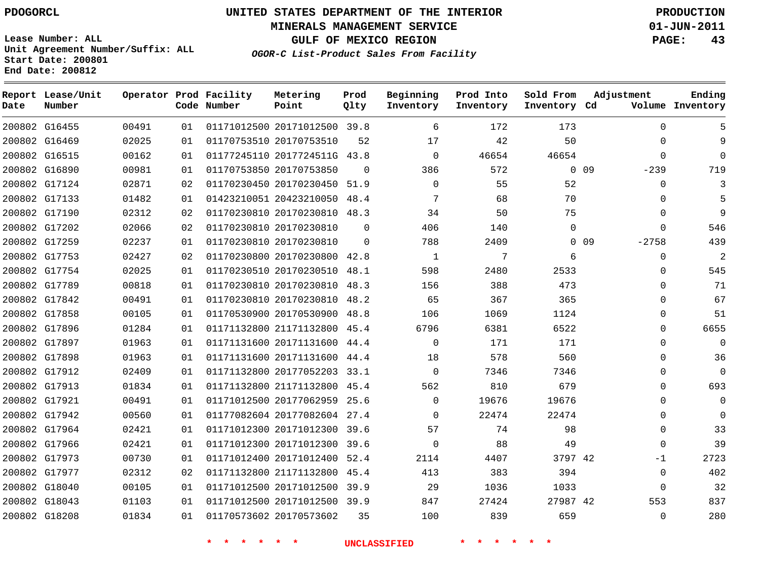PDOGORCL

# UNITED STATES DEPARTMENT OF THE INTERIOR
## MINERALS MANAGEMENT SERVICE
## GULF OF MEXICO REGION
### *OGOR-C List-Product Sales From Facility*

PRODUCTION
01-JUN-2011

Lease Number: ALL
Unit Agreement Number/Suffix: ALL
Start Date: 200801
End Date: 200812

| Report Date | Lease/Unit Number | Operator | Prod Code | Facility Number | Metering Point | Prod Qlty | Beginning Inventory | Prod Into Inventory | Sold From Inventory | Adjustment Cd | Adjustment Volume | Ending Inventory |
|---|---|---|---|---|---|---|---|---|---|---|---|---|
| 200802 | G16455 | 00491 | 01 | 01171012500 | 20171012500 | 39.8 | 6 | 172 | 173 | | 0 | 5 |
| 200802 | G16469 | 02025 | 01 | 01170753510 | 20170753510 | 52 | 17 | 42 | 50 | | 0 | 9 |
| 200802 | G16515 | 00162 | 01 | 01177245110 | 2017724511G | 43.8 | 0 | 46654 | 46654 | | 0 | 0 |
| 200802 | G16890 | 00981 | 01 | 01170753850 | 20170753850 | 0 | 386 | 572 | 0 | 09 | -239 | 719 |
| 200802 | G17124 | 02871 | 02 | 01170230450 | 20170230450 | 51.9 | 0 | 55 | 52 | | 0 | 3 |
| 200802 | G17133 | 01482 | 01 | 01423210051 | 20423210050 | 48.4 | 7 | 68 | 70 | | 0 | 5 |
| 200802 | G17190 | 02312 | 02 | 01170230810 | 20170230810 | 48.3 | 34 | 50 | 75 | | 0 | 9 |
| 200802 | G17202 | 02066 | 02 | 01170230810 | 20170230810 | 0 | 406 | 140 | 0 | | 0 | 546 |
| 200802 | G17259 | 02237 | 01 | 01170230810 | 20170230810 | 0 | 788 | 2409 | 0 | 09 | -2758 | 439 |
| 200802 | G17753 | 02427 | 02 | 01170230800 | 20170230800 | 42.8 | 1 | 7 | 6 | | 0 | 2 |
| 200802 | G17754 | 02025 | 01 | 01170230510 | 20170230510 | 48.1 | 598 | 2480 | 2533 | | 0 | 545 |
| 200802 | G17789 | 00818 | 01 | 01170230810 | 20170230810 | 48.3 | 156 | 388 | 473 | | 0 | 71 |
| 200802 | G17842 | 00491 | 01 | 01170230810 | 20170230810 | 48.2 | 65 | 367 | 365 | | 0 | 67 |
| 200802 | G17858 | 00105 | 01 | 01170530900 | 20170530900 | 48.8 | 106 | 1069 | 1124 | | 0 | 51 |
| 200802 | G17896 | 01284 | 01 | 01171132800 | 21171132800 | 45.4 | 6796 | 6381 | 6522 | | 0 | 6655 |
| 200802 | G17897 | 01963 | 01 | 01171131600 | 20171131600 | 44.4 | 0 | 171 | 171 | | 0 | 0 |
| 200802 | G17898 | 01963 | 01 | 01171131600 | 20171131600 | 44.4 | 18 | 578 | 560 | | 0 | 36 |
| 200802 | G17912 | 02409 | 01 | 01171132800 | 20177052203 | 33.1 | 0 | 7346 | 7346 | | 0 | 0 |
| 200802 | G17913 | 01834 | 01 | 01171132800 | 21171132800 | 45.4 | 562 | 810 | 679 | | 0 | 693 |
| 200802 | G17921 | 00491 | 01 | 01171012500 | 20177062959 | 25.6 | 0 | 19676 | 19676 | | 0 | 0 |
| 200802 | G17942 | 00560 | 01 | 01177082604 | 20177082604 | 27.4 | 0 | 22474 | 22474 | | 0 | 0 |
| 200802 | G17964 | 02421 | 01 | 01171012300 | 20171012300 | 39.6 | 57 | 74 | 98 | | 0 | 33 |
| 200802 | G17966 | 02421 | 01 | 01171012300 | 20171012300 | 39.6 | 0 | 88 | 49 | | 0 | 39 |
| 200802 | G17973 | 00730 | 01 | 01171012400 | 20171012400 | 52.4 | 2114 | 4407 | 3797 | 42 | -1 | 2723 |
| 200802 | G17977 | 02312 | 02 | 01171132800 | 21171132800 | 45.4 | 413 | 383 | 394 | | 0 | 402 |
| 200802 | G18040 | 00105 | 01 | 01171012500 | 20171012500 | 39.9 | 29 | 1036 | 1033 | | 0 | 32 |
| 200802 | G18043 | 01103 | 01 | 01171012500 | 20171012500 | 39.9 | 847 | 27424 | 27987 | 42 | 553 | 837 |
| 200802 | G18208 | 01834 | 01 | 01170573602 | 20170573602 | 35 | 100 | 839 | 659 | | 0 | 280 |

\* \* \* \* \* \* UNCLASSIFIED \* \* \* \* \* \*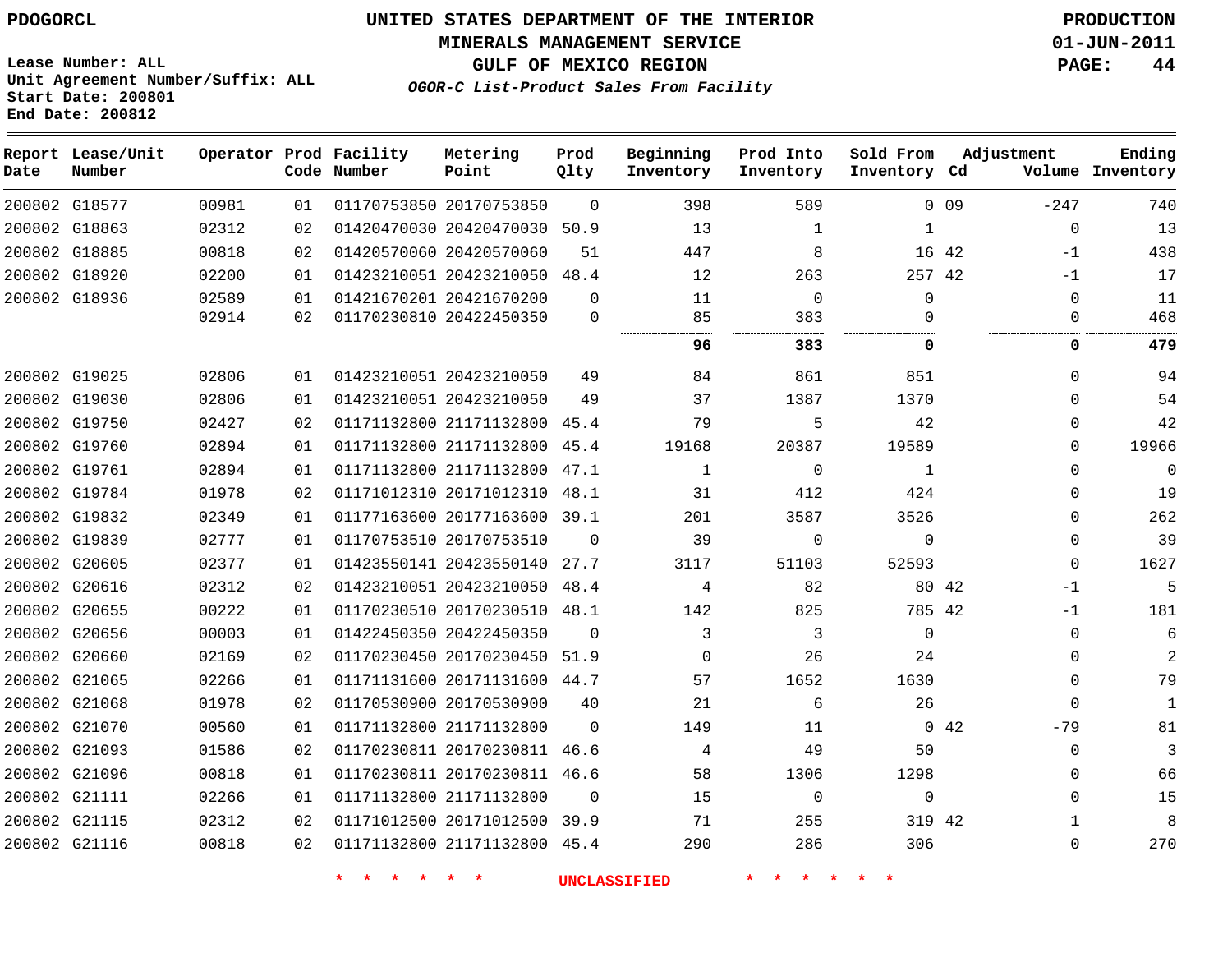PDOGORCL

# UNITED STATES DEPARTMENT OF THE INTERIOR
## MINERALS MANAGEMENT SERVICE
## GULF OF MEXICO REGION
### *OGOR-C List-Product Sales From Facility*

PRODUCTION
01-JUN-2011
PAGE: 44

Lease Number: ALL
Unit Agreement Number/Suffix: ALL
Start Date: 200801
End Date: 200812

| Report Date | Lease/Unit Number | Operator | Prod Code | Facility Number | Metering Point | Prod Qlty | Beginning Inventory | Prod Into Inventory | Sold From Inventory | Adjustment Cd | Adjustment Volume | Ending Inventory |
|---|---|---|---|---|---|---|---|---|---|---|---|---|
| 200802 | G18577 | 00981 | 01 | 01170753850 | 20170753850 | 0 | 398 | 589 | 0 | 09 | -247 | 740 |
| 200802 | G18863 | 02312 | 02 | 01420470030 | 20420470030 | 50.9 | 13 | 1 | 1 | | 0 | 13 |
| 200802 | G18885 | 00818 | 02 | 01420570060 | 20420570060 | 51 | 447 | 8 | 16 | 42 | -1 | 438 |
| 200802 | G18920 | 02200 | 01 | 01423210051 | 20423210050 | 48.4 | 12 | 263 | 257 | 42 | -1 | 17 |
| 200802 | G18936 | 02589 | 01 | 01421670201 | 20421670200 | 0 | 11 | 0 | 0 | | 0 | 11 |
| | | 02914 | 02 | 01170230810 | 20422450350 | 0 | 85 | 383 | 0 | | 0 | 468 |
| | | | | | | | **96** | **383** | **0** | | **0** | **479** |
| 200802 | G19025 | 02806 | 01 | 01423210051 | 20423210050 | 49 | 84 | 861 | 851 | | 0 | 94 |
| 200802 | G19030 | 02806 | 01 | 01423210051 | 20423210050 | 49 | 37 | 1387 | 1370 | | 0 | 54 |
| 200802 | G19750 | 02427 | 02 | 01171132800 | 21171132800 | 45.4 | 79 | 5 | 42 | | 0 | 42 |
| 200802 | G19760 | 02894 | 01 | 01171132800 | 21171132800 | 45.4 | 19168 | 20387 | 19589 | | 0 | 19966 |
| 200802 | G19761 | 02894 | 01 | 01171132800 | 21171132800 | 47.1 | 1 | 0 | 1 | | 0 | 0 |
| 200802 | G19784 | 01978 | 02 | 01171012310 | 20171012310 | 48.1 | 31 | 412 | 424 | | 0 | 19 |
| 200802 | G19832 | 02349 | 01 | 01177163600 | 20177163600 | 39.1 | 201 | 3587 | 3526 | | 0 | 262 |
| 200802 | G19839 | 02777 | 01 | 01170753510 | 20170753510 | 0 | 39 | 0 | 0 | | 0 | 39 |
| 200802 | G20605 | 02377 | 01 | 01423550141 | 20423550140 | 27.7 | 3117 | 51103 | 52593 | | 0 | 1627 |
| 200802 | G20616 | 02312 | 02 | 01423210051 | 20423210050 | 48.4 | 4 | 82 | 80 | 42 | -1 | 5 |
| 200802 | G20655 | 00222 | 01 | 01170230510 | 20170230510 | 48.1 | 142 | 825 | 785 | 42 | -1 | 181 |
| 200802 | G20656 | 00003 | 01 | 01422450350 | 20422450350 | 0 | 3 | 3 | 0 | | 0 | 6 |
| 200802 | G20660 | 02169 | 02 | 01170230450 | 20170230450 | 51.9 | 0 | 26 | 24 | | 0 | 2 |
| 200802 | G21065 | 02266 | 01 | 01171131600 | 20171131600 | 44.7 | 57 | 1652 | 1630 | | 0 | 79 |
| 200802 | G21068 | 01978 | 02 | 01170530900 | 20170530900 | 40 | 21 | 6 | 26 | | 0 | 1 |
| 200802 | G21070 | 00560 | 01 | 01171132800 | 21171132800 | 0 | 149 | 11 | 0 | 42 | -79 | 81 |
| 200802 | G21093 | 01586 | 02 | 01170230811 | 20170230811 | 46.6 | 4 | 49 | 50 | | 0 | 3 |
| 200802 | G21096 | 00818 | 01 | 01170230811 | 20170230811 | 46.6 | 58 | 1306 | 1298 | | 0 | 66 |
| 200802 | G21111 | 02266 | 01 | 01171132800 | 21171132800 | 0 | 15 | 0 | 0 | | 0 | 15 |
| 200802 | G21115 | 02312 | 02 | 01171012500 | 20171012500 | 39.9 | 71 | 255 | 319 | 42 | 1 | 8 |
| 200802 | G21116 | 00818 | 02 | 01171132800 | 21171132800 | 45.4 | 290 | 286 | 306 | | 0 | 270 |

* * * * * * UNCLASSIFIED * * * * * *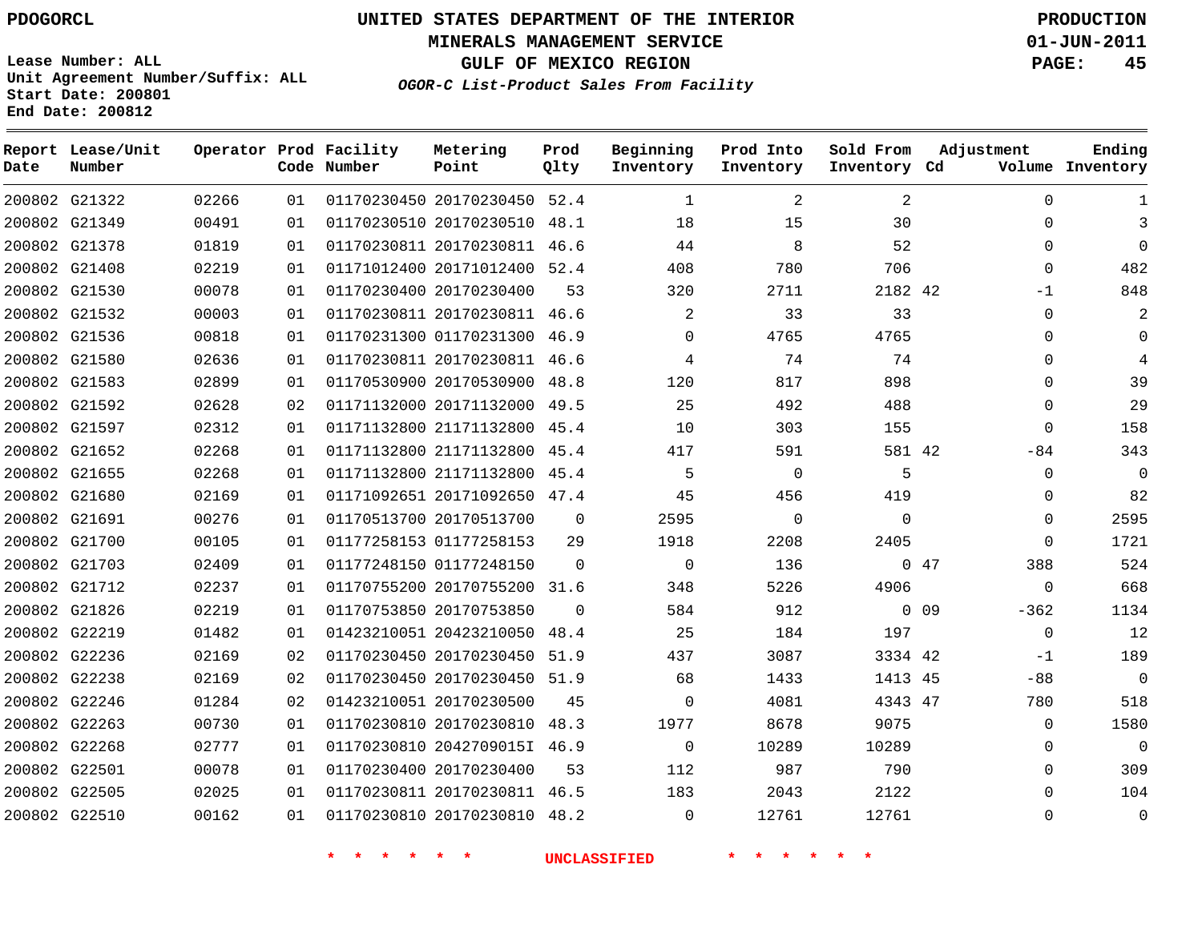PDOGORCL

# UNITED STATES DEPARTMENT OF THE INTERIOR
## MINERALS MANAGEMENT SERVICE
## GULF OF MEXICO REGION
### *OGOR-C List-Product Sales From Facility*

PRODUCTION
01-JUN-2011

Lease Number: ALL
Unit Agreement Number/Suffix: ALL
Start Date: 200801
End Date: 200812

| Report Date | Lease/Unit Number | Operator | Prod Code | Facility Number | Metering Point | Prod Qlty | Beginning Inventory | Prod Into Inventory | Sold From Inventory | Adjustment Cd | Adjustment Volume | Ending Inventory |
|---|---|---|---|---|---|---|---|---|---|---|---|---|
| 200802 | G21322 | 02266 | 01 | 01170230450 | 20170230450 | 52.4 | 1 | 2 | 2 | | 0 | 1 |
| 200802 | G21349 | 00491 | 01 | 01170230510 | 20170230510 | 48.1 | 18 | 15 | 30 | | 0 | 3 |
| 200802 | G21378 | 01819 | 01 | 01170230811 | 20170230811 | 46.6 | 44 | 8 | 52 | | 0 | 0 |
| 200802 | G21408 | 02219 | 01 | 01171012400 | 20171012400 | 52.4 | 408 | 780 | 706 | | 0 | 482 |
| 200802 | G21530 | 00078 | 01 | 01170230400 | 20170230400 | 53 | 320 | 2711 | 2182 | 42 | -1 | 848 |
| 200802 | G21532 | 00003 | 01 | 01170230811 | 20170230811 | 46.6 | 2 | 33 | 33 | | 0 | 2 |
| 200802 | G21536 | 00818 | 01 | 01170231300 | 01170231300 | 46.9 | 0 | 4765 | 4765 | | 0 | 0 |
| 200802 | G21580 | 02636 | 01 | 01170230811 | 20170230811 | 46.6 | 4 | 74 | 74 | | 0 | 4 |
| 200802 | G21583 | 02899 | 01 | 01170530900 | 20170530900 | 48.8 | 120 | 817 | 898 | | 0 | 39 |
| 200802 | G21592 | 02628 | 02 | 01171132000 | 20171132000 | 49.5 | 25 | 492 | 488 | | 0 | 29 |
| 200802 | G21597 | 02312 | 01 | 01171132800 | 21171132800 | 45.4 | 10 | 303 | 155 | | 0 | 158 |
| 200802 | G21652 | 02268 | 01 | 01171132800 | 21171132800 | 45.4 | 417 | 591 | 581 | 42 | -84 | 343 |
| 200802 | G21655 | 02268 | 01 | 01171132800 | 21171132800 | 45.4 | 5 | 0 | 5 | | 0 | 0 |
| 200802 | G21680 | 02169 | 01 | 01171092651 | 20171092650 | 47.4 | 45 | 456 | 419 | | 0 | 82 |
| 200802 | G21691 | 00276 | 01 | 01170513700 | 20170513700 | 0 | 2595 | 0 | 0 | | 0 | 2595 |
| 200802 | G21700 | 00105 | 01 | 01177258153 | 01177258153 | 29 | 1918 | 2208 | 2405 | | 0 | 1721 |
| 200802 | G21703 | 02409 | 01 | 01177248150 | 01177248150 | 0 | 0 | 136 | 0 | 47 | 388 | 524 |
| 200802 | G21712 | 02237 | 01 | 01170755200 | 20170755200 | 31.6 | 348 | 5226 | 4906 | | 0 | 668 |
| 200802 | G21826 | 02219 | 01 | 01170753850 | 20170753850 | 0 | 584 | 912 | 0 | 09 | -362 | 1134 |
| 200802 | G22219 | 01482 | 01 | 01423210051 | 20423210050 | 48.4 | 25 | 184 | 197 | | 0 | 12 |
| 200802 | G22236 | 02169 | 02 | 01170230450 | 20170230450 | 51.9 | 437 | 3087 | 3334 | 42 | -1 | 189 |
| 200802 | G22238 | 02169 | 02 | 01170230450 | 20170230450 | 51.9 | 68 | 1433 | 1413 | 45 | -88 | 0 |
| 200802 | G22246 | 01284 | 02 | 01423210051 | 20170230500 | 45 | 0 | 4081 | 4343 | 47 | 780 | 518 |
| 200802 | G22263 | 00730 | 01 | 01170230810 | 20170230810 | 48.3 | 1977 | 8678 | 9075 | | 0 | 1580 |
| 200802 | G22268 | 02777 | 01 | 01170230810 | 2042709015I | 46.9 | 0 | 10289 | 10289 | | 0 | 0 |
| 200802 | G22501 | 00078 | 01 | 01170230400 | 20170230400 | 53 | 112 | 987 | 790 | | 0 | 309 |
| 200802 | G22505 | 02025 | 01 | 01170230811 | 20170230811 | 46.5 | 183 | 2043 | 2122 | | 0 | 104 |
| 200802 | G22510 | 00162 | 01 | 01170230810 | 20170230810 | 48.2 | 0 | 12761 | 12761 | | 0 | 0 |

\* \* \* \* \* \* UNCLASSIFIED \* \* \* \* \* \*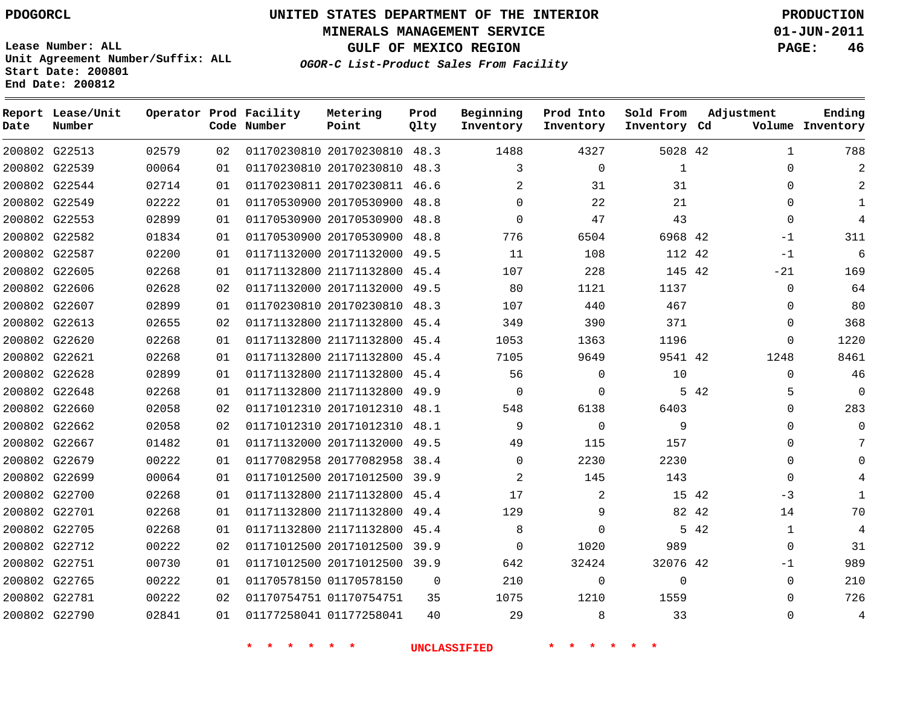PDOGORCL

# UNITED STATES DEPARTMENT OF THE INTERIOR
## MINERALS MANAGEMENT SERVICE
## GULF OF MEXICO REGION
### *OGOR-C List-Product Sales From Facility*

PRODUCTION
01-JUN-2011

Lease Number: ALL
Unit Agreement Number/Suffix: ALL
Start Date: 200801
End Date: 200812

| Report Date | Lease/Unit Number | Operator | Prod Code | Facility Number | Metering Point | Prod Qlty | Beginning Inventory | Prod Into Inventory | Sold From Inventory | Adjustment Cd | Adjustment Volume | Ending Inventory |
|---|---|---|---|---|---|---|---|---|---|---|---|---|
| 200802 | G22513 | 02579 | 02 | 01170230810 | 20170230810 | 48.3 | 1488 | 4327 | 5028 | 42 | 1 | 788 |
| 200802 | G22539 | 00064 | 01 | 01170230810 | 20170230810 | 48.3 | 3 | 0 | 1 | | 0 | 2 |
| 200802 | G22544 | 02714 | 01 | 01170230811 | 20170230811 | 46.6 | 2 | 31 | 31 | | 0 | 2 |
| 200802 | G22549 | 02222 | 01 | 01170530900 | 20170530900 | 48.8 | 0 | 22 | 21 | | 0 | 1 |
| 200802 | G22553 | 02899 | 01 | 01170530900 | 20170530900 | 48.8 | 0 | 47 | 43 | | 0 | 4 |
| 200802 | G22582 | 01834 | 01 | 01170530900 | 20170530900 | 48.8 | 776 | 6504 | 6968 | 42 | -1 | 311 |
| 200802 | G22587 | 02200 | 01 | 01171132000 | 20171132000 | 49.5 | 11 | 108 | 112 | 42 | -1 | 6 |
| 200802 | G22605 | 02268 | 01 | 01171132800 | 21171132800 | 45.4 | 107 | 228 | 145 | 42 | -21 | 169 |
| 200802 | G22606 | 02628 | 02 | 01171132000 | 20171132000 | 49.5 | 80 | 1121 | 1137 | | 0 | 64 |
| 200802 | G22607 | 02899 | 01 | 01170230810 | 20170230810 | 48.3 | 107 | 440 | 467 | | 0 | 80 |
| 200802 | G22613 | 02655 | 02 | 01171132800 | 21171132800 | 45.4 | 349 | 390 | 371 | | 0 | 368 |
| 200802 | G22620 | 02268 | 01 | 01171132800 | 21171132800 | 45.4 | 1053 | 1363 | 1196 | | 0 | 1220 |
| 200802 | G22621 | 02268 | 01 | 01171132800 | 21171132800 | 45.4 | 7105 | 9649 | 9541 | 42 | 1248 | 8461 |
| 200802 | G22628 | 02899 | 01 | 01171132800 | 21171132800 | 45.4 | 56 | 0 | 10 | | 0 | 46 |
| 200802 | G22648 | 02268 | 01 | 01171132800 | 21171132800 | 49.9 | 0 | 0 | 5 | 42 | 5 | 0 |
| 200802 | G22660 | 02058 | 02 | 01171012310 | 20171012310 | 48.1 | 548 | 6138 | 6403 | | 0 | 283 |
| 200802 | G22662 | 02058 | 02 | 01171012310 | 20171012310 | 48.1 | 9 | 0 | 9 | | 0 | 0 |
| 200802 | G22667 | 01482 | 01 | 01171132000 | 20171132000 | 49.5 | 49 | 115 | 157 | | 0 | 7 |
| 200802 | G22679 | 00222 | 01 | 01177082958 | 20177082958 | 38.4 | 0 | 2230 | 2230 | | 0 | 0 |
| 200802 | G22699 | 00064 | 01 | 01171012500 | 20171012500 | 39.9 | 2 | 145 | 143 | | 0 | 4 |
| 200802 | G22700 | 02268 | 01 | 01171132800 | 21171132800 | 45.4 | 17 | 2 | 15 | 42 | -3 | 1 |
| 200802 | G22701 | 02268 | 01 | 01171132800 | 21171132800 | 49.4 | 129 | 9 | 82 | 42 | 14 | 70 |
| 200802 | G22705 | 02268 | 01 | 01171132800 | 21171132800 | 45.4 | 8 | 0 | 5 | 42 | 1 | 4 |
| 200802 | G22712 | 00222 | 02 | 01171012500 | 20171012500 | 39.9 | 0 | 1020 | 989 | | 0 | 31 |
| 200802 | G22751 | 00730 | 01 | 01171012500 | 20171012500 | 39.9 | 642 | 32424 | 32076 | 42 | -1 | 989 |
| 200802 | G22765 | 00222 | 01 | 01170578150 | 01170578150 | 0 | 210 | 0 | 0 | | 0 | 210 |
| 200802 | G22781 | 00222 | 02 | 01170754751 | 01170754751 | 35 | 1075 | 1210 | 1559 | | 0 | 726 |
| 200802 | G22790 | 02841 | 01 | 01177258041 | 01177258041 | 40 | 29 | 8 | 33 | | 0 | 4 |

* * * * * * * UNCLASSIFIED * * * * * * *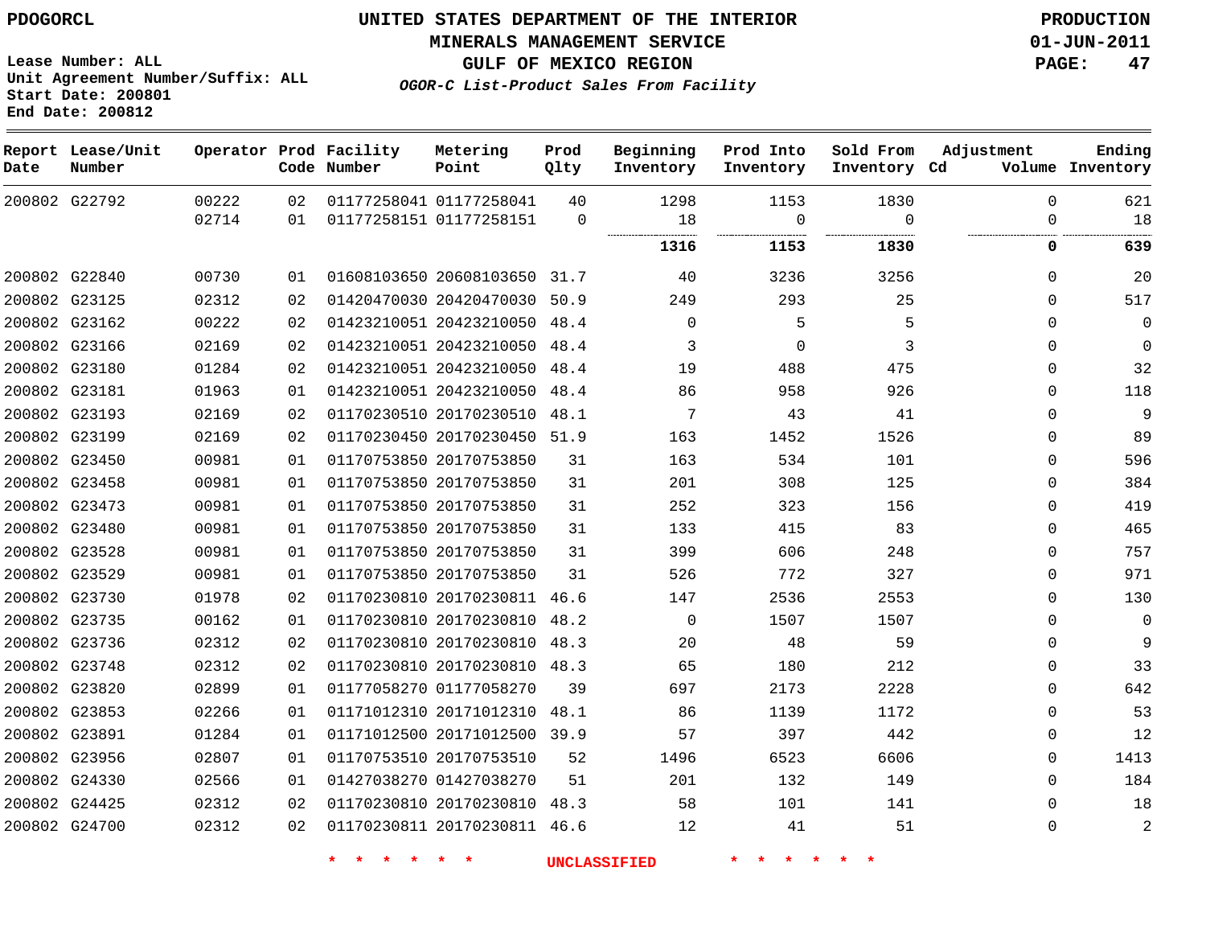**PDOGORCL**

Lease Number: ALL
Unit Agreement Number/Suffix: ALL
Start Date: 200801
End Date: 200812

# UNITED STATES DEPARTMENT OF THE INTERIOR
## MINERALS MANAGEMENT SERVICE
## GULF OF MEXICO REGION
### *OGOR-C List-Product Sales From Facility*

**PRODUCTION**
**01-JUN-2011**

| Report Date | Lease/Unit Number | Operator | Prod Code | Facility Number | Metering Point | Prod Qlty | Beginning Inventory | Prod Into Inventory | Sold From Inventory | Adjustment Cd | Volume | Ending Inventory |
|---|---|---|---|---|---|---|---|---|---|---|---|---|
| 200802 | G22792 | 00222 | 02 | 01177258041 | 01177258041 | 40 | 1298 | 1153 | 1830 | | 0 | 621 |
| | | 02714 | 01 | 01177258151 | 01177258151 | 0 | 18 | 0 | 0 | | 0 | 18 |
| | | | | | | | **1316** | **1153** | **1830** | | **0** | **639** |
| 200802 | G22840 | 00730 | 01 | 01608103650 | 20608103650 | 31.7 | 40 | 3236 | 3256 | | 0 | 20 |
| 200802 | G23125 | 02312 | 02 | 01420470030 | 20420470030 | 50.9 | 249 | 293 | 25 | | 0 | 517 |
| 200802 | G23162 | 00222 | 02 | 01423210051 | 20423210050 | 48.4 | 0 | 5 | 5 | | 0 | 0 |
| 200802 | G23166 | 02169 | 02 | 01423210051 | 20423210050 | 48.4 | 3 | 0 | 3 | | 0 | 0 |
| 200802 | G23180 | 01284 | 02 | 01423210051 | 20423210050 | 48.4 | 19 | 488 | 475 | | 0 | 32 |
| 200802 | G23181 | 01963 | 01 | 01423210051 | 20423210050 | 48.4 | 86 | 958 | 926 | | 0 | 118 |
| 200802 | G23193 | 02169 | 02 | 01170230510 | 20170230510 | 48.1 | 7 | 43 | 41 | | 0 | 9 |
| 200802 | G23199 | 02169 | 02 | 01170230450 | 20170230450 | 51.9 | 163 | 1452 | 1526 | | 0 | 89 |
| 200802 | G23450 | 00981 | 01 | 01170753850 | 20170753850 | 31 | 163 | 534 | 101 | | 0 | 596 |
| 200802 | G23458 | 00981 | 01 | 01170753850 | 20170753850 | 31 | 201 | 308 | 125 | | 0 | 384 |
| 200802 | G23473 | 00981 | 01 | 01170753850 | 20170753850 | 31 | 252 | 323 | 156 | | 0 | 419 |
| 200802 | G23480 | 00981 | 01 | 01170753850 | 20170753850 | 31 | 133 | 415 | 83 | | 0 | 465 |
| 200802 | G23528 | 00981 | 01 | 01170753850 | 20170753850 | 31 | 399 | 606 | 248 | | 0 | 757 |
| 200802 | G23529 | 00981 | 01 | 01170753850 | 20170753850 | 31 | 526 | 772 | 327 | | 0 | 971 |
| 200802 | G23730 | 01978 | 02 | 01170230810 | 20170230811 | 46.6 | 147 | 2536 | 2553 | | 0 | 130 |
| 200802 | G23735 | 00162 | 01 | 01170230810 | 20170230810 | 48.2 | 0 | 1507 | 1507 | | 0 | 0 |
| 200802 | G23736 | 02312 | 02 | 01170230810 | 20170230810 | 48.3 | 20 | 48 | 59 | | 0 | 9 |
| 200802 | G23748 | 02312 | 02 | 01170230810 | 20170230810 | 48.3 | 65 | 180 | 212 | | 0 | 33 |
| 200802 | G23820 | 02899 | 01 | 01177058270 | 01177058270 | 39 | 697 | 2173 | 2228 | | 0 | 642 |
| 200802 | G23853 | 02266 | 01 | 01171012310 | 20171012310 | 48.1 | 86 | 1139 | 1172 | | 0 | 53 |
| 200802 | G23891 | 01284 | 01 | 01171012500 | 20171012500 | 39.9 | 57 | 397 | 442 | | 0 | 12 |
| 200802 | G23956 | 02807 | 01 | 01170753510 | 20170753510 | 52 | 1496 | 6523 | 6606 | | 0 | 1413 |
| 200802 | G24330 | 02566 | 01 | 01427038270 | 01427038270 | 51 | 201 | 132 | 149 | | 0 | 184 |
| 200802 | G24425 | 02312 | 02 | 01170230810 | 20170230810 | 48.3 | 58 | 101 | 141 | | 0 | 18 |
| 200802 | G24700 | 02312 | 02 | 01170230811 | 20170230811 | 46.6 | 12 | 41 | 51 | | 0 | 2 |

\* \* \* \* \* \* UNCLASSIFIED \* \* \* \* \* \*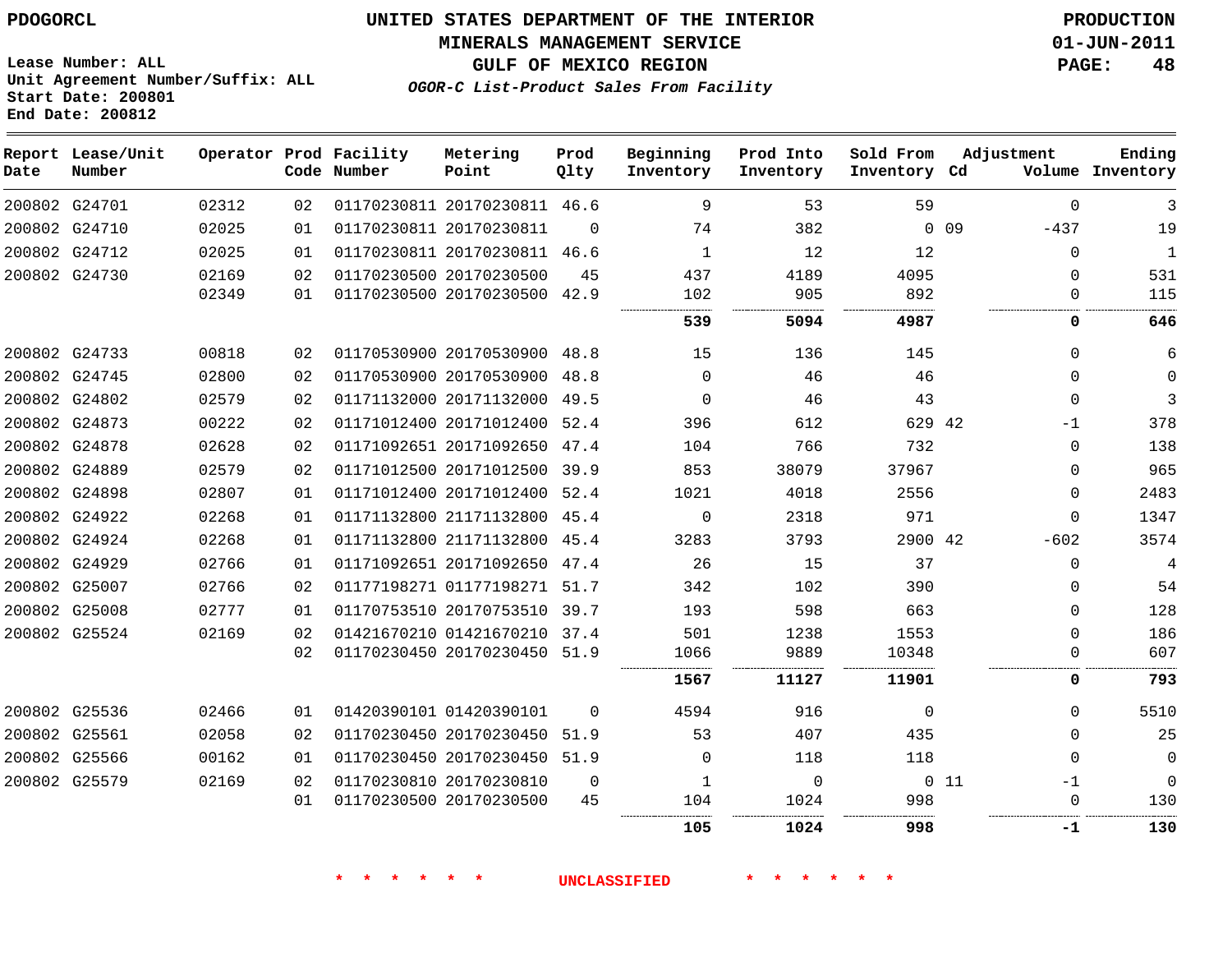PDOGORCL

Lease Number: ALL
Unit Agreement Number/Suffix: ALL
Start Date: 200801
End Date: 200812

# UNITED STATES DEPARTMENT OF THE INTERIOR
## MINERALS MANAGEMENT SERVICE
## GULF OF MEXICO REGION
### *OGOR-C List-Product Sales From Facility*

PRODUCTION
01-JUN-2011

| Report Date | Lease/Unit Number | Operator | Prod Code | Facility Number | Metering Point | Prod Qlty | Beginning Inventory | Prod Into Inventory | Sold From Inventory | Adjustment Cd | Volume | Ending Inventory |
|---|---|---|---|---|---|---|---|---|---|---|---|---|
| 200802 | G24701 | 02312 | 02 | 01170230811 | 20170230811 | 46.6 | 9 | 53 | 59 | | 0 | 3 |
| 200802 | G24710 | 02025 | 01 | 01170230811 | 20170230811 | 0 | 74 | 382 | 0 | 09 | -437 | 19 |
| 200802 | G24712 | 02025 | 01 | 01170230811 | 20170230811 | 46.6 | 1 | 12 | 12 | | 0 | 1 |
| 200802 | G24730 | 02169 | 02 | 01170230500 | 20170230500 | 45 | 437 | 4189 | 4095 | | 0 | 531 |
| | | 02349 | 01 | 01170230500 | 20170230500 | 42.9 | 102 | 905 | 892 | | 0 | 115 |
| | | | | | | | **539** | **5094** | **4987** | | **0** | **646** |
| 200802 | G24733 | 00818 | 02 | 01170530900 | 20170530900 | 48.8 | 15 | 136 | 145 | | 0 | 6 |
| 200802 | G24745 | 02800 | 02 | 01170530900 | 20170530900 | 48.8 | 0 | 46 | 46 | | 0 | 0 |
| 200802 | G24802 | 02579 | 02 | 01171132000 | 20171132000 | 49.5 | 0 | 46 | 43 | | 0 | 3 |
| 200802 | G24873 | 00222 | 02 | 01171012400 | 20171012400 | 52.4 | 396 | 612 | 629 | 42 | -1 | 378 |
| 200802 | G24878 | 02628 | 02 | 01171092651 | 20171092650 | 47.4 | 104 | 766 | 732 | | 0 | 138 |
| 200802 | G24889 | 02579 | 02 | 01171012500 | 20171012500 | 39.9 | 853 | 38079 | 37967 | | 0 | 965 |
| 200802 | G24898 | 02807 | 01 | 01171012400 | 20171012400 | 52.4 | 1021 | 4018 | 2556 | | 0 | 2483 |
| 200802 | G24922 | 02268 | 01 | 01171132800 | 21171132800 | 45.4 | 0 | 2318 | 971 | | 0 | 1347 |
| 200802 | G24924 | 02268 | 01 | 01171132800 | 21171132800 | 45.4 | 3283 | 3793 | 2900 | 42 | -602 | 3574 |
| 200802 | G24929 | 02766 | 01 | 01171092651 | 20171092650 | 47.4 | 26 | 15 | 37 | | 0 | 4 |
| 200802 | G25007 | 02766 | 02 | 01177198271 | 01177198271 | 51.7 | 342 | 102 | 390 | | 0 | 54 |
| 200802 | G25008 | 02777 | 01 | 01170753510 | 20170753510 | 39.7 | 193 | 598 | 663 | | 0 | 128 |
| 200802 | G25524 | 02169 | 02 | 01421670210 | 01421670210 | 37.4 | 501 | 1238 | 1553 | | 0 | 186 |
| | | | 02 | 01170230450 | 20170230450 | 51.9 | 1066 | 9889 | 10348 | | 0 | 607 |
| | | | | | | | **1567** | **11127** | **11901** | | **0** | **793** |
| 200802 | G25536 | 02466 | 01 | 01420390101 | 01420390101 | 0 | 4594 | 916 | 0 | | 0 | 5510 |
| 200802 | G25561 | 02058 | 02 | 01170230450 | 20170230450 | 51.9 | 53 | 407 | 435 | | 0 | 25 |
| 200802 | G25566 | 00162 | 01 | 01170230450 | 20170230450 | 51.9 | 0 | 118 | 118 | | 0 | 0 |
| 200802 | G25579 | 02169 | 02 | 01170230810 | 20170230810 | 0 | 1 | 0 | 0 | 11 | -1 | 0 |
| | | | 01 | 01170230500 | 20170230500 | 45 | 104 | 1024 | 998 | | 0 | 130 |
| | | | | | | | **105** | **1024** | **998** | | **-1** | **130** |

\* \* \* \* \* \* UNCLASSIFIED \* \* \* \* \* \*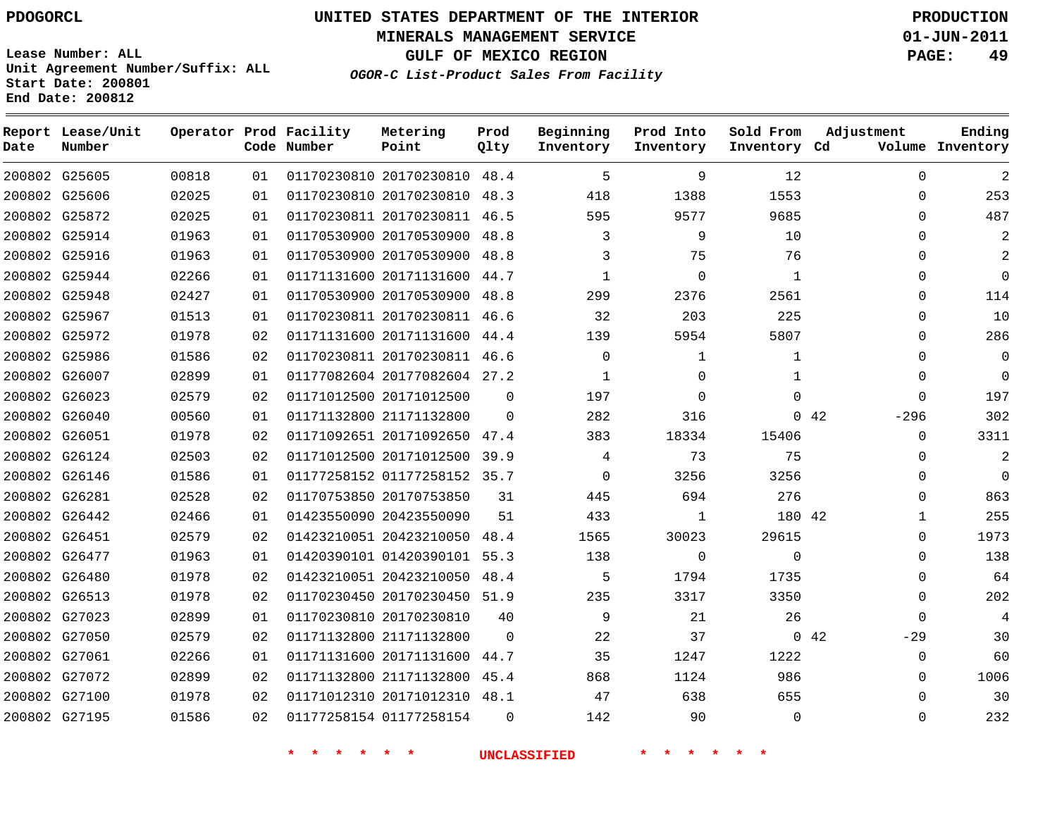PDOGORCL

# UNITED STATES DEPARTMENT OF THE INTERIOR
## MINERALS MANAGEMENT SERVICE
## GULF OF MEXICO REGION
### *OGOR-C List-Product Sales From Facility*

PRODUCTION
01-JUN-2011

Lease Number: ALL
Unit Agreement Number/Suffix: ALL
Start Date: 200801
End Date: 200812

| Report Date | Lease/Unit Number | Operator | Prod Code | Facility Number | Metering Point | Prod Qlty | Beginning Inventory | Prod Into Inventory | Sold From Inventory | Adjustment Cd | Adjustment Volume | Ending Inventory |
|---|---|---|---|---|---|---|---|---|---|---|---|---|
| 200802 | G25605 | 00818 | 01 | 01170230810 | 20170230810 | 48.4 | 5 | 9 | 12 | | 0 | 2 |
| 200802 | G25606 | 02025 | 01 | 01170230810 | 20170230810 | 48.3 | 418 | 1388 | 1553 | | 0 | 253 |
| 200802 | G25872 | 02025 | 01 | 01170230811 | 20170230811 | 46.5 | 595 | 9577 | 9685 | | 0 | 487 |
| 200802 | G25914 | 01963 | 01 | 01170530900 | 20170530900 | 48.8 | 3 | 9 | 10 | | 0 | 2 |
| 200802 | G25916 | 01963 | 01 | 01170530900 | 20170530900 | 48.8 | 3 | 75 | 76 | | 0 | 2 |
| 200802 | G25944 | 02266 | 01 | 01171131600 | 20171131600 | 44.7 | 1 | 0 | 1 | | 0 | 0 |
| 200802 | G25948 | 02427 | 01 | 01170530900 | 20170530900 | 48.8 | 299 | 2376 | 2561 | | 0 | 114 |
| 200802 | G25967 | 01513 | 01 | 01170230811 | 20170230811 | 46.6 | 32 | 203 | 225 | | 0 | 10 |
| 200802 | G25972 | 01978 | 02 | 01171131600 | 20171131600 | 44.4 | 139 | 5954 | 5807 | | 0 | 286 |
| 200802 | G25986 | 01586 | 02 | 01170230811 | 20170230811 | 46.6 | 0 | 1 | 1 | | 0 | 0 |
| 200802 | G26007 | 02899 | 01 | 01177082604 | 20177082604 | 27.2 | 1 | 0 | 1 | | 0 | 0 |
| 200802 | G26023 | 02579 | 02 | 01171012500 | 20171012500 | 0 | 197 | 0 | 0 | | 0 | 197 |
| 200802 | G26040 | 00560 | 01 | 01171132800 | 21171132800 | 0 | 282 | 316 | 0 | 42 | -296 | 302 |
| 200802 | G26051 | 01978 | 02 | 01171092651 | 20171092650 | 47.4 | 383 | 18334 | 15406 | | 0 | 3311 |
| 200802 | G26124 | 02503 | 02 | 01171012500 | 20171012500 | 39.9 | 4 | 73 | 75 | | 0 | 2 |
| 200802 | G26146 | 01586 | 01 | 01177258152 | 01177258152 | 35.7 | 0 | 3256 | 3256 | | 0 | 0 |
| 200802 | G26281 | 02528 | 02 | 01170753850 | 20170753850 | 31 | 445 | 694 | 276 | | 0 | 863 |
| 200802 | G26442 | 02466 | 01 | 01423550090 | 20423550090 | 51 | 433 | 1 | 180 | 42 | 1 | 255 |
| 200802 | G26451 | 02579 | 02 | 01423210051 | 20423210050 | 48.4 | 1565 | 30023 | 29615 | | 0 | 1973 |
| 200802 | G26477 | 01963 | 01 | 01420390101 | 01420390101 | 55.3 | 138 | 0 | 0 | | 0 | 138 |
| 200802 | G26480 | 01978 | 02 | 01423210051 | 20423210050 | 48.4 | 5 | 1794 | 1735 | | 0 | 64 |
| 200802 | G26513 | 01978 | 02 | 01170230450 | 20170230450 | 51.9 | 235 | 3317 | 3350 | | 0 | 202 |
| 200802 | G27023 | 02899 | 01 | 01170230810 | 20170230810 | 40 | 9 | 21 | 26 | | 0 | 4 |
| 200802 | G27050 | 02579 | 02 | 01171132800 | 21171132800 | 0 | 22 | 37 | 0 | 42 | -29 | 30 |
| 200802 | G27061 | 02266 | 01 | 01171131600 | 20171131600 | 44.7 | 35 | 1247 | 1222 | | 0 | 60 |
| 200802 | G27072 | 02899 | 02 | 01171132800 | 21171132800 | 45.4 | 868 | 1124 | 986 | | 0 | 1006 |
| 200802 | G27100 | 01978 | 02 | 01171012310 | 20171012310 | 48.1 | 47 | 638 | 655 | | 0 | 30 |
| 200802 | G27195 | 01586 | 02 | 01177258154 | 01177258154 | 0 | 142 | 90 | 0 | | 0 | 232 |

* * * * * * UNCLASSIFIED * * * * * *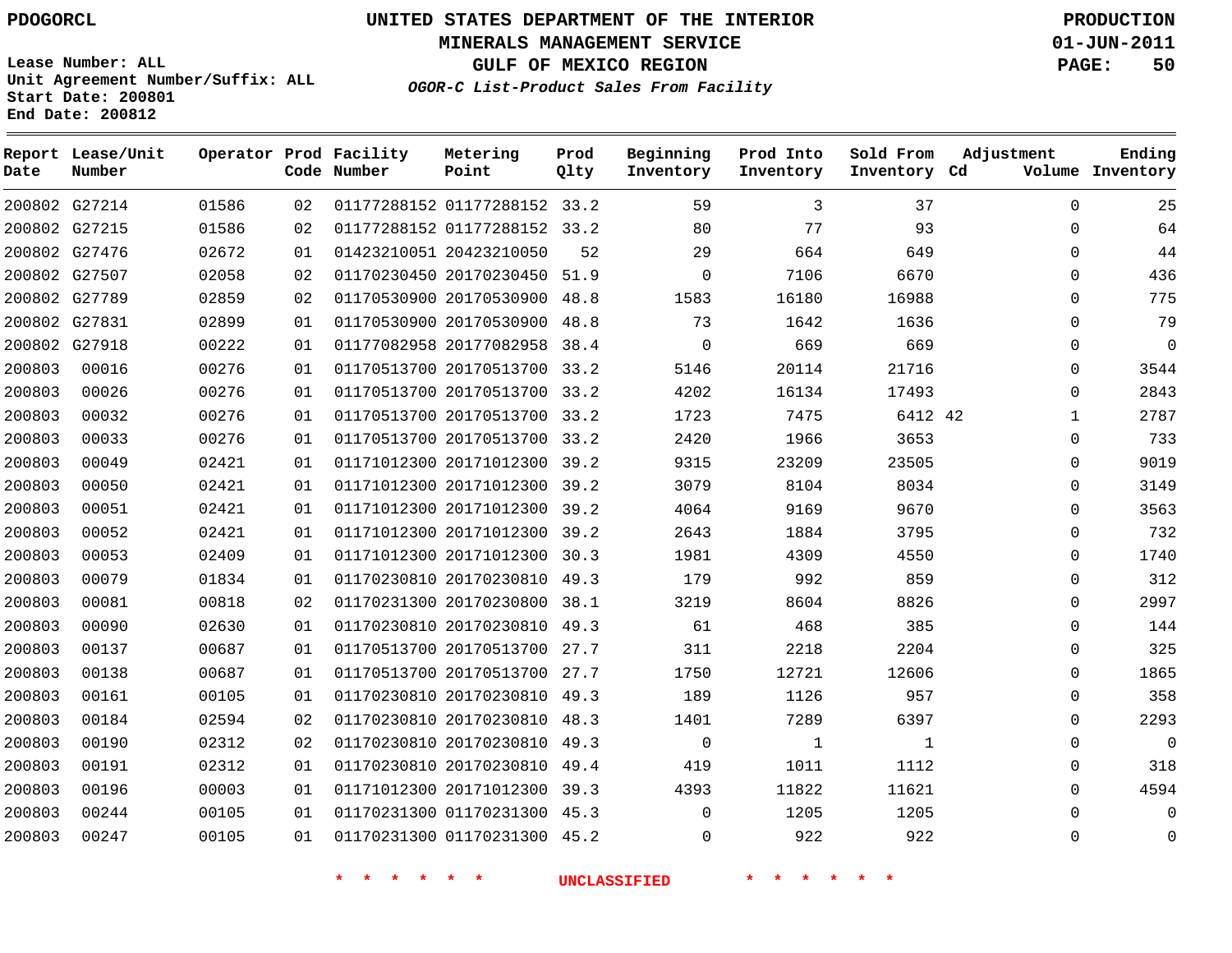PDOGORCL

# UNITED STATES DEPARTMENT OF THE INTERIOR
## MINERALS MANAGEMENT SERVICE
## GULF OF MEXICO REGION
### *OGOR-C List-Product Sales From Facility*

PRODUCTION
01-JUN-2011

Lease Number: ALL
Unit Agreement Number/Suffix: ALL
Start Date: 200801
End Date: 200812

| Report Date | Lease/Unit Number | Operator | Prod Code | Facility Number | Metering Point | Prod Qlty | Beginning Inventory | Prod Into Inventory | Sold From Inventory | Adjustment Cd | Volume | Ending Inventory |
|---|---|---|---|---|---|---|---|---|---|---|---|---|
| 200802 | G27214 | 01586 | 02 | 01177288152 | 01177288152 | 33.2 | 59 | 3 | 37 | | 0 | 25 |
| 200802 | G27215 | 01586 | 02 | 01177288152 | 01177288152 | 33.2 | 80 | 77 | 93 | | 0 | 64 |
| 200802 | G27476 | 02672 | 01 | 01423210051 | 20423210050 | 52 | 29 | 664 | 649 | | 0 | 44 |
| 200802 | G27507 | 02058 | 02 | 01170230450 | 20170230450 | 51.9 | 0 | 7106 | 6670 | | 0 | 436 |
| 200802 | G27789 | 02859 | 02 | 01170530900 | 20170530900 | 48.8 | 1583 | 16180 | 16988 | | 0 | 775 |
| 200802 | G27831 | 02899 | 01 | 01170530900 | 20170530900 | 48.8 | 73 | 1642 | 1636 | | 0 | 79 |
| 200802 | G27918 | 00222 | 01 | 01177082958 | 20177082958 | 38.4 | 0 | 669 | 669 | | 0 | 0 |
| 200803 | 00016 | 00276 | 01 | 01170513700 | 20170513700 | 33.2 | 5146 | 20114 | 21716 | | 0 | 3544 |
| 200803 | 00026 | 00276 | 01 | 01170513700 | 20170513700 | 33.2 | 4202 | 16134 | 17493 | | 0 | 2843 |
| 200803 | 00032 | 00276 | 01 | 01170513700 | 20170513700 | 33.2 | 1723 | 7475 | 6412 | 42 | 1 | 2787 |
| 200803 | 00033 | 00276 | 01 | 01170513700 | 20170513700 | 33.2 | 2420 | 1966 | 3653 | | 0 | 733 |
| 200803 | 00049 | 02421 | 01 | 01171012300 | 20171012300 | 39.2 | 9315 | 23209 | 23505 | | 0 | 9019 |
| 200803 | 00050 | 02421 | 01 | 01171012300 | 20171012300 | 39.2 | 3079 | 8104 | 8034 | | 0 | 3149 |
| 200803 | 00051 | 02421 | 01 | 01171012300 | 20171012300 | 39.2 | 4064 | 9169 | 9670 | | 0 | 3563 |
| 200803 | 00052 | 02421 | 01 | 01171012300 | 20171012300 | 39.2 | 2643 | 1884 | 3795 | | 0 | 732 |
| 200803 | 00053 | 02409 | 01 | 01171012300 | 20171012300 | 30.3 | 1981 | 4309 | 4550 | | 0 | 1740 |
| 200803 | 00079 | 01834 | 01 | 01170230810 | 20170230810 | 49.3 | 179 | 992 | 859 | | 0 | 312 |
| 200803 | 00081 | 00818 | 02 | 01170231300 | 20170230800 | 38.1 | 3219 | 8604 | 8826 | | 0 | 2997 |
| 200803 | 00090 | 02630 | 01 | 01170230810 | 20170230810 | 49.3 | 61 | 468 | 385 | | 0 | 144 |
| 200803 | 00137 | 00687 | 01 | 01170513700 | 20170513700 | 27.7 | 311 | 2218 | 2204 | | 0 | 325 |
| 200803 | 00138 | 00687 | 01 | 01170513700 | 20170513700 | 27.7 | 1750 | 12721 | 12606 | | 0 | 1865 |
| 200803 | 00161 | 00105 | 01 | 01170230810 | 20170230810 | 49.3 | 189 | 1126 | 957 | | 0 | 358 |
| 200803 | 00184 | 02594 | 02 | 01170230810 | 20170230810 | 48.3 | 1401 | 7289 | 6397 | | 0 | 2293 |
| 200803 | 00190 | 02312 | 02 | 01170230810 | 20170230810 | 49.3 | 0 | 1 | 1 | | 0 | 0 |
| 200803 | 00191 | 02312 | 01 | 01170230810 | 20170230810 | 49.4 | 419 | 1011 | 1112 | | 0 | 318 |
| 200803 | 00196 | 00003 | 01 | 01171012300 | 20171012300 | 39.3 | 4393 | 11822 | 11621 | | 0 | 4594 |
| 200803 | 00244 | 00105 | 01 | 01170231300 | 01170231300 | 45.3 | 0 | 1205 | 1205 | | 0 | 0 |
| 200803 | 00247 | 00105 | 01 | 01170231300 | 01170231300 | 45.2 | 0 | 922 | 922 | | 0 | 0 |

* * * * * * UNCLASSIFIED * * * * * *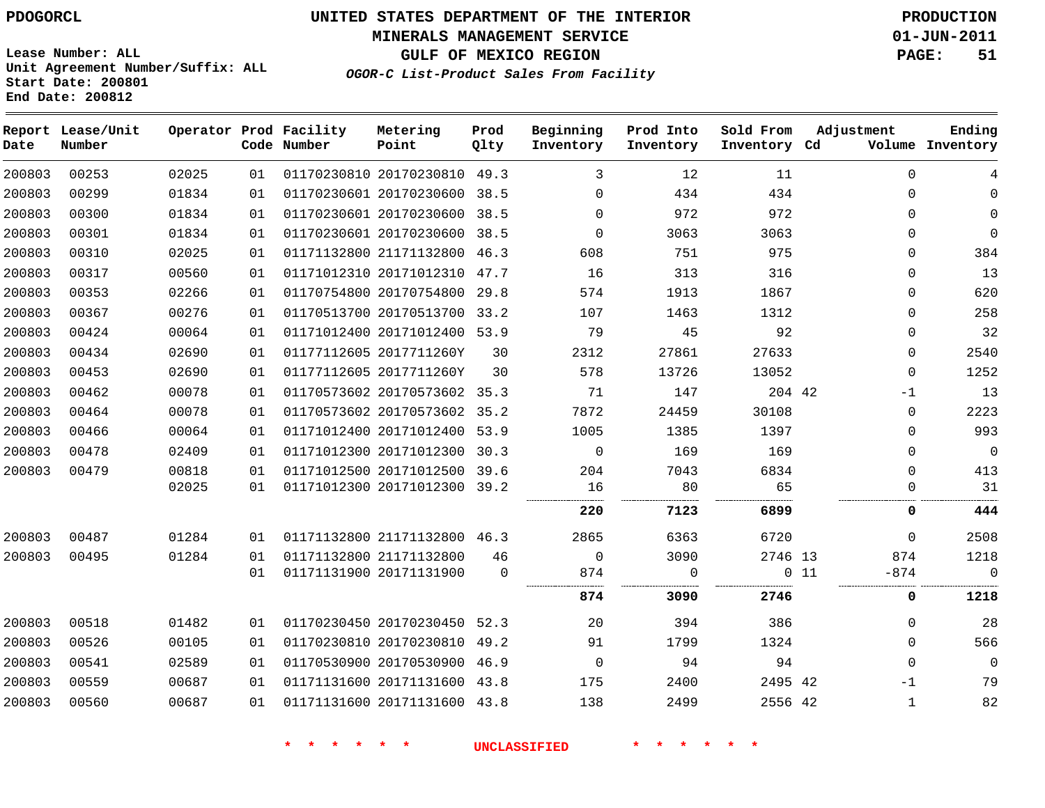PDOGORCL

# UNITED STATES DEPARTMENT OF THE INTERIOR
## MINERALS MANAGEMENT SERVICE
## GULF OF MEXICO REGION
### *OGOR-C List-Product Sales From Facility*

PRODUCTION
01-JUN-2011

Lease Number: ALL
Unit Agreement Number/Suffix: ALL
Start Date: 200801
End Date: 200812

| Report Date | Lease/Unit Number | Operator | Prod Code | Facility Number | Metering Point | Prod Qlty | Beginning Inventory | Prod Into Inventory | Sold From Inventory | Adjustment Cd | Adjustment Volume | Ending Inventory |
|---|---|---|---|---|---|---|---|---|---|---|---|---|
| 200803 | 00253 | 02025 | 01 | 01170230810 | 20170230810 | 49.3 | 3 | 12 | 11 | | 0 | 4 |
| 200803 | 00299 | 01834 | 01 | 01170230601 | 20170230600 | 38.5 | 0 | 434 | 434 | | 0 | 0 |
| 200803 | 00300 | 01834 | 01 | 01170230601 | 20170230600 | 38.5 | 0 | 972 | 972 | | 0 | 0 |
| 200803 | 00301 | 01834 | 01 | 01170230601 | 20170230600 | 38.5 | 0 | 3063 | 3063 | | 0 | 0 |
| 200803 | 00310 | 02025 | 01 | 01171132800 | 21171132800 | 46.3 | 608 | 751 | 975 | | 0 | 384 |
| 200803 | 00317 | 00560 | 01 | 01171012310 | 20171012310 | 47.7 | 16 | 313 | 316 | | 0 | 13 |
| 200803 | 00353 | 02266 | 01 | 01170754800 | 20170754800 | 29.8 | 574 | 1913 | 1867 | | 0 | 620 |
| 200803 | 00367 | 00276 | 01 | 01170513700 | 20170513700 | 33.2 | 107 | 1463 | 1312 | | 0 | 258 |
| 200803 | 00424 | 00064 | 01 | 01171012400 | 20171012400 | 53.9 | 79 | 45 | 92 | | 0 | 32 |
| 200803 | 00434 | 02690 | 01 | 01177112605 | 2017711260Y | 30 | 2312 | 27861 | 27633 | | 0 | 2540 |
| 200803 | 00453 | 02690 | 01 | 01177112605 | 2017711260Y | 30 | 578 | 13726 | 13052 | | 0 | 1252 |
| 200803 | 00462 | 00078 | 01 | 01170573602 | 20170573602 | 35.3 | 71 | 147 | 204 | 42 | -1 | 13 |
| 200803 | 00464 | 00078 | 01 | 01170573602 | 20170573602 | 35.2 | 7872 | 24459 | 30108 | | 0 | 2223 |
| 200803 | 00466 | 00064 | 01 | 01171012400 | 20171012400 | 53.9 | 1005 | 1385 | 1397 | | 0 | 993 |
| 200803 | 00478 | 02409 | 01 | 01171012300 | 20171012300 | 30.3 | 0 | 169 | 169 | | 0 | 0 |
| 200803 | 00479 | 00818 | 01 | 01171012500 | 20171012500 | 39.6 | 204 | 7043 | 6834 | | 0 | 413 |
| | | 02025 | 01 | 01171012300 | 20171012300 | 39.2 | 16 | 80 | 65 | | 0 | 31 |
| | | | | | | | **220** | **7123** | **6899** | | **0** | **444** |
| 200803 | 00487 | 01284 | 01 | 01171132800 | 21171132800 | 46.3 | 2865 | 6363 | 6720 | | 0 | 2508 |
| 200803 | 00495 | 01284 | 01 | 01171132800 | 21171132800 | 46 | 0 | 3090 | 2746 | 13 | 874 | 1218 |
| | | | 01 | 01171131900 | 20171131900 | 0 | 874 | 0 | 0 | 11 | -874 | 0 |
| | | | | | | | **874** | **3090** | **2746** | | **0** | **1218** |
| 200803 | 00518 | 01482 | 01 | 01170230450 | 20170230450 | 52.3 | 20 | 394 | 386 | | 0 | 28 |
| 200803 | 00526 | 00105 | 01 | 01170230810 | 20170230810 | 49.2 | 91 | 1799 | 1324 | | 0 | 566 |
| 200803 | 00541 | 02589 | 01 | 01170530900 | 20170530900 | 46.9 | 0 | 94 | 94 | | 0 | 0 |
| 200803 | 00559 | 00687 | 01 | 01171131600 | 20171131600 | 43.8 | 175 | 2400 | 2495 | 42 | -1 | 79 |
| 200803 | 00560 | 00687 | 01 | 01171131600 | 20171131600 | 43.8 | 138 | 2499 | 2556 | 42 | 1 | 82 |

\* \* \* \* \* \* UNCLASSIFIED \* \* \* \* \* \*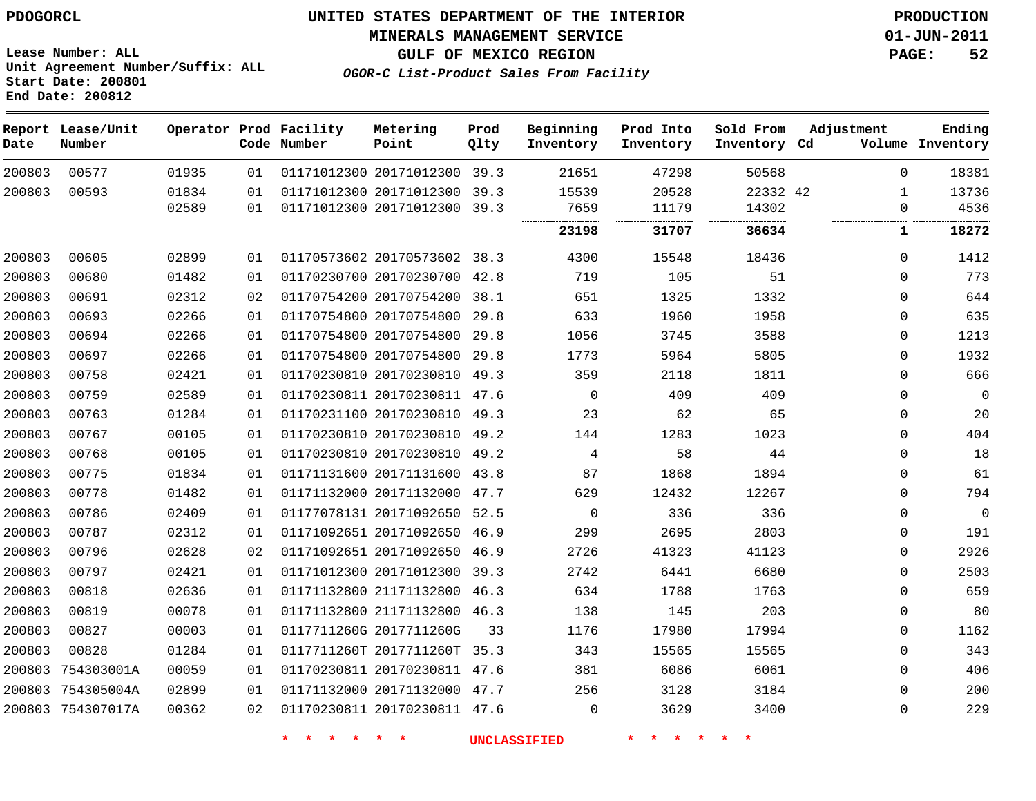PDOGORCL

# UNITED STATES DEPARTMENT OF THE INTERIOR
## MINERALS MANAGEMENT SERVICE
## GULF OF MEXICO REGION
### *OGOR-C List-Product Sales From Facility*

PRODUCTION
01-JUN-2011
PAGE: 52

Lease Number: ALL
Unit Agreement Number/Suffix: ALL
Start Date: 200801
End Date: 200812

| Report Date | Lease/Unit Number | Operator | Prod Code | Facility Number | Metering Point | Prod Qlty | Beginning Inventory | Prod Into Inventory | Sold From Inventory | Adjustment Cd | Adjustment Volume | Ending Inventory |
|---|---|---|---|---|---|---|---|---|---|---|---|---|
| 200803 | 00577 | 01935 | 01 | 01171012300 | 20171012300 | 39.3 | 21651 | 47298 | 50568 | | 0 | 18381 |
| 200803 | 00593 | 01834 | 01 | 01171012300 | 20171012300 | 39.3 | 15539 | 20528 | 22332 | 42 | 1 | 13736 |
| | | 02589 | 01 | 01171012300 | 20171012300 | 39.3 | 7659 | 11179 | 14302 | | 0 | 4536 |
| | | | | | | | **23198** | **31707** | **36634** | | **1** | **18272** |
| 200803 | 00605 | 02899 | 01 | 01170573602 | 20170573602 | 38.3 | 4300 | 15548 | 18436 | | 0 | 1412 |
| 200803 | 00680 | 01482 | 01 | 01170230700 | 20170230700 | 42.8 | 719 | 105 | 51 | | 0 | 773 |
| 200803 | 00691 | 02312 | 02 | 01170754200 | 20170754200 | 38.1 | 651 | 1325 | 1332 | | 0 | 644 |
| 200803 | 00693 | 02266 | 01 | 01170754800 | 20170754800 | 29.8 | 633 | 1960 | 1958 | | 0 | 635 |
| 200803 | 00694 | 02266 | 01 | 01170754800 | 20170754800 | 29.8 | 1056 | 3745 | 3588 | | 0 | 1213 |
| 200803 | 00697 | 02266 | 01 | 01170754800 | 20170754800 | 29.8 | 1773 | 5964 | 5805 | | 0 | 1932 |
| 200803 | 00758 | 02421 | 01 | 01170230810 | 20170230810 | 49.3 | 359 | 2118 | 1811 | | 0 | 666 |
| 200803 | 00759 | 02589 | 01 | 01170230811 | 20170230811 | 47.6 | 0 | 409 | 409 | | 0 | 0 |
| 200803 | 00763 | 01284 | 01 | 01170231100 | 20170230810 | 49.3 | 23 | 62 | 65 | | 0 | 20 |
| 200803 | 00767 | 00105 | 01 | 01170230810 | 20170230810 | 49.2 | 144 | 1283 | 1023 | | 0 | 404 |
| 200803 | 00768 | 00105 | 01 | 01170230810 | 20170230810 | 49.2 | 4 | 58 | 44 | | 0 | 18 |
| 200803 | 00775 | 01834 | 01 | 01171131600 | 20171131600 | 43.8 | 87 | 1868 | 1894 | | 0 | 61 |
| 200803 | 00778 | 01482 | 01 | 01171132000 | 20171132000 | 47.7 | 629 | 12432 | 12267 | | 0 | 794 |
| 200803 | 00786 | 02409 | 01 | 01177078131 | 20171092650 | 52.5 | 0 | 336 | 336 | | 0 | 0 |
| 200803 | 00787 | 02312 | 01 | 01171092651 | 20171092650 | 46.9 | 299 | 2695 | 2803 | | 0 | 191 |
| 200803 | 00796 | 02628 | 02 | 01171092651 | 20171092650 | 46.9 | 2726 | 41323 | 41123 | | 0 | 2926 |
| 200803 | 00797 | 02421 | 01 | 01171012300 | 20171012300 | 39.3 | 2742 | 6441 | 6680 | | 0 | 2503 |
| 200803 | 00818 | 02636 | 01 | 01171132800 | 21171132800 | 46.3 | 634 | 1788 | 1763 | | 0 | 659 |
| 200803 | 00819 | 00078 | 01 | 01171132800 | 21171132800 | 46.3 | 138 | 145 | 203 | | 0 | 80 |
| 200803 | 00827 | 00003 | 01 | 0117711260G | 2017711260G | 33 | 1176 | 17980 | 17994 | | 0 | 1162 |
| 200803 | 00828 | 01284 | 01 | 0117711260T | 2017711260T | 35.3 | 343 | 15565 | 15565 | | 0 | 343 |
| 200803 | 754303001A | 00059 | 01 | 01170230811 | 20170230811 | 47.6 | 381 | 6086 | 6061 | | 0 | 406 |
| 200803 | 754305004A | 02899 | 01 | 01171132000 | 20171132000 | 47.7 | 256 | 3128 | 3184 | | 0 | 200 |
| 200803 | 754307017A | 00362 | 02 | 01170230811 | 20170230811 | 47.6 | 0 | 3629 | 3400 | | 0 | 229 |

\* \* \* \* \* \* UNCLASSIFIED \* \* \* \* \* \*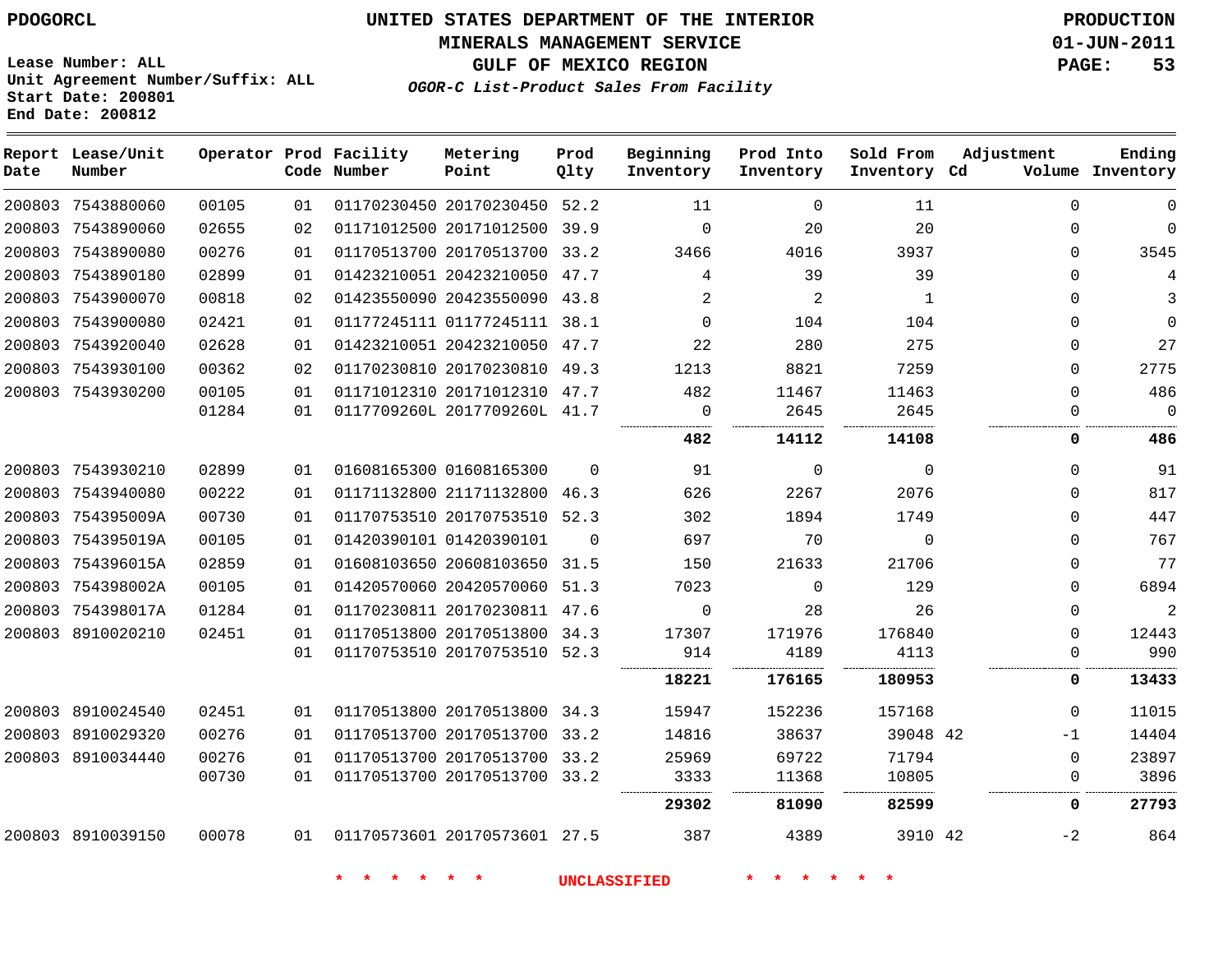PDOGORCL

# UNITED STATES DEPARTMENT OF THE INTERIOR
## MINERALS MANAGEMENT SERVICE
## GULF OF MEXICO REGION
### *OGOR-C List-Product Sales From Facility*

PRODUCTION
01-JUN-2011

Lease Number: ALL
Unit Agreement Number/Suffix: ALL
Start Date: 200801
End Date: 200812

| Report Date | Lease/Unit Number | Operator | Prod Code | Facility Number | Metering Point | Prod Qlty | Beginning Inventory | Prod Into Inventory | Sold From Inventory | Adjustment Cd | Volume | Ending Inventory |
|---|---|---|---|---|---|---|---|---|---|---|---|---|
| 200803 | 7543880060 | 00105 | 01 | 01170230450 | 20170230450 | 52.2 | 11 | 0 | 11 | | 0 | 0 |
| 200803 | 7543890060 | 02655 | 02 | 01171012500 | 20171012500 | 39.9 | 0 | 20 | 20 | | 0 | 0 |
| 200803 | 7543890080 | 00276 | 01 | 01170513700 | 20170513700 | 33.2 | 3466 | 4016 | 3937 | | 0 | 3545 |
| 200803 | 7543890180 | 02899 | 01 | 01423210051 | 20423210050 | 47.7 | 4 | 39 | 39 | | 0 | 4 |
| 200803 | 7543900070 | 00818 | 02 | 01423550090 | 20423550090 | 43.8 | 2 | 2 | 1 | | 0 | 3 |
| 200803 | 7543900080 | 02421 | 01 | 01177245111 | 01177245111 | 38.1 | 0 | 104 | 104 | | 0 | 0 |
| 200803 | 7543920040 | 02628 | 01 | 01423210051 | 20423210050 | 47.7 | 22 | 280 | 275 | | 0 | 27 |
| 200803 | 7543930100 | 00362 | 02 | 01170230810 | 20170230810 | 49.3 | 1213 | 8821 | 7259 | | 0 | 2775 |
| 200803 | 7543930200 | 00105 | 01 | 01171012310 | 20171012310 | 47.7 | 482 | 11467 | 11463 | | 0 | 486 |
| | | 01284 | 01 | 0117709260L | 2017709260L | 41.7 | 0 | 2645 | 2645 | | 0 | 0 |
| | | | | | | | **482** | **14112** | **14108** | | **0** | **486** |
| 200803 | 7543930210 | 02899 | 01 | 01608165300 | 01608165300 | 0 | 91 | 0 | 0 | | 0 | 91 |
| 200803 | 7543940080 | 00222 | 01 | 01171132800 | 21171132800 | 46.3 | 626 | 2267 | 2076 | | 0 | 817 |
| 200803 | 754395009A | 00730 | 01 | 01170753510 | 20170753510 | 52.3 | 302 | 1894 | 1749 | | 0 | 447 |
| 200803 | 754395019A | 00105 | 01 | 01420390101 | 01420390101 | 0 | 697 | 70 | 0 | | 0 | 767 |
| 200803 | 754396015A | 02859 | 01 | 01608103650 | 20608103650 | 31.5 | 150 | 21633 | 21706 | | 0 | 77 |
| 200803 | 754398002A | 00105 | 01 | 01420570060 | 20420570060 | 51.3 | 7023 | 0 | 129 | | 0 | 6894 |
| 200803 | 754398017A | 01284 | 01 | 01170230811 | 20170230811 | 47.6 | 0 | 28 | 26 | | 0 | 2 |
| 200803 | 8910020210 | 02451 | 01 | 01170513800 | 20170513800 | 34.3 | 17307 | 171976 | 176840 | | 0 | 12443 |
| | | | 01 | 01170753510 | 20170753510 | 52.3 | 914 | 4189 | 4113 | | 0 | 990 |
| | | | | | | | **18221** | **176165** | **180953** | | **0** | **13433** |
| 200803 | 8910024540 | 02451 | 01 | 01170513800 | 20170513800 | 34.3 | 15947 | 152236 | 157168 | | 0 | 11015 |
| 200803 | 8910029320 | 00276 | 01 | 01170513700 | 20170513700 | 33.2 | 14816 | 38637 | 39048 | 42 | -1 | 14404 |
| 200803 | 8910034440 | 00276 | 01 | 01170513700 | 20170513700 | 33.2 | 25969 | 69722 | 71794 | | 0 | 23897 |
| | | 00730 | 01 | 01170513700 | 20170513700 | 33.2 | 3333 | 11368 | 10805 | | 0 | 3896 |
| | | | | | | | **29302** | **81090** | **82599** | | **0** | **27793** |
| 200803 | 8910039150 | 00078 | 01 | 01170573601 | 20170573601 | 27.5 | 387 | 4389 | 3910 | 42 | -2 | 864 |

* * * * * * UNCLASSIFIED * * * * * *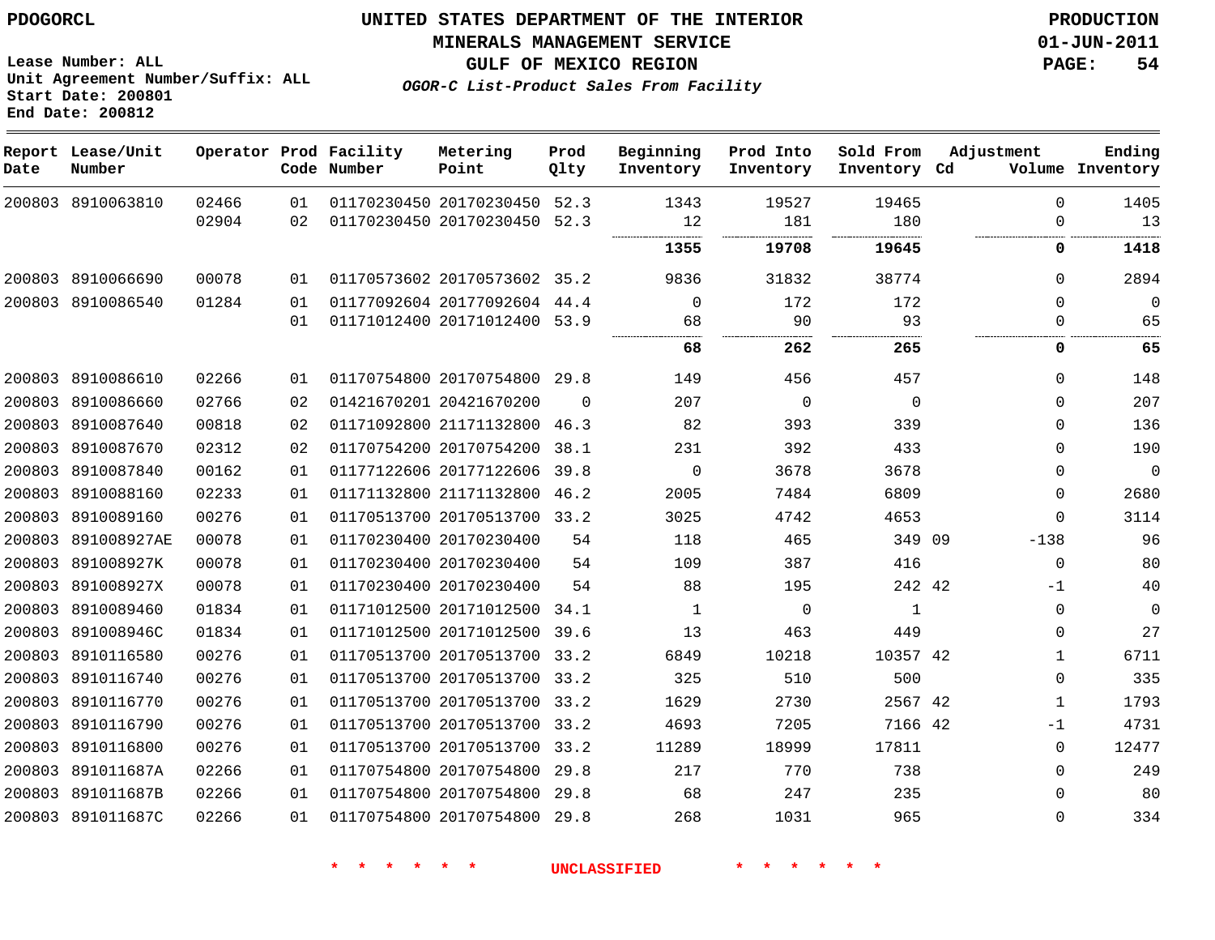PDOGORCL

# UNITED STATES DEPARTMENT OF THE INTERIOR
## MINERALS MANAGEMENT SERVICE
## GULF OF MEXICO REGION
### *OGOR-C List-Product Sales From Facility*

PRODUCTION
01-JUN-2011

Lease Number: ALL
Unit Agreement Number/Suffix: ALL
Start Date: 200801
End Date: 200812

| Report Date | Lease/Unit Number | Operator | Prod Code | Facility Number | Metering Point | Prod Qlty | Beginning Inventory | Prod Into Inventory | Sold From Inventory | Adjustment Cd | Volume | Ending Inventory |
|---|---|---|---|---|---|---|---|---|---|---|---|---|
| 200803 | 8910063810 | 02466 | 01 | 01170230450 | 20170230450 | 52.3 | 1343 | 19527 | 19465 | | 0 | 1405 |
| | | 02904 | 02 | 01170230450 | 20170230450 | 52.3 | 12 | 181 | 180 | | 0 | 13 |
| | | | | | | | **1355** | **19708** | **19645** | | **0** | **1418** |
| 200803 | 8910066690 | 00078 | 01 | 01170573602 | 20170573602 | 35.2 | 9836 | 31832 | 38774 | | 0 | 2894 |
| 200803 | 8910086540 | 01284 | 01 | 01177092604 | 20177092604 | 44.4 | 0 | 172 | 172 | | 0 | 0 |
| | | | 01 | 01171012400 | 20171012400 | 53.9 | 68 | 90 | 93 | | 0 | 65 |
| | | | | | | | **68** | **262** | **265** | | **0** | **65** |
| 200803 | 8910086610 | 02266 | 01 | 01170754800 | 20170754800 | 29.8 | 149 | 456 | 457 | | 0 | 148 |
| 200803 | 8910086660 | 02766 | 02 | 01421670201 | 20421670200 | 0 | 207 | 0 | 0 | | 0 | 207 |
| 200803 | 8910087640 | 00818 | 02 | 01171092800 | 21171132800 | 46.3 | 82 | 393 | 339 | | 0 | 136 |
| 200803 | 8910087670 | 02312 | 02 | 01170754200 | 20170754200 | 38.1 | 231 | 392 | 433 | | 0 | 190 |
| 200803 | 8910087840 | 00162 | 01 | 01177122606 | 20177122606 | 39.8 | 0 | 3678 | 3678 | | 0 | 0 |
| 200803 | 8910088160 | 02233 | 01 | 01171132800 | 21171132800 | 46.2 | 2005 | 7484 | 6809 | | 0 | 2680 |
| 200803 | 8910089160 | 00276 | 01 | 01170513700 | 20170513700 | 33.2 | 3025 | 4742 | 4653 | | 0 | 3114 |
| 200803 | 891008927AE | 00078 | 01 | 01170230400 | 20170230400 | 54 | 118 | 465 | 349 | 09 | -138 | 96 |
| 200803 | 891008927K | 00078 | 01 | 01170230400 | 20170230400 | 54 | 109 | 387 | 416 | | 0 | 80 |
| 200803 | 891008927X | 00078 | 01 | 01170230400 | 20170230400 | 54 | 88 | 195 | 242 | 42 | -1 | 40 |
| 200803 | 8910089460 | 01834 | 01 | 01171012500 | 20171012500 | 34.1 | 1 | 0 | 1 | | 0 | 0 |
| 200803 | 891008946C | 01834 | 01 | 01171012500 | 20171012500 | 39.6 | 13 | 463 | 449 | | 0 | 27 |
| 200803 | 8910116580 | 00276 | 01 | 01170513700 | 20170513700 | 33.2 | 6849 | 10218 | 10357 | 42 | 1 | 6711 |
| 200803 | 8910116740 | 00276 | 01 | 01170513700 | 20170513700 | 33.2 | 325 | 510 | 500 | | 0 | 335 |
| 200803 | 8910116770 | 00276 | 01 | 01170513700 | 20170513700 | 33.2 | 1629 | 2730 | 2567 | 42 | 1 | 1793 |
| 200803 | 8910116790 | 00276 | 01 | 01170513700 | 20170513700 | 33.2 | 4693 | 7205 | 7166 | 42 | -1 | 4731 |
| 200803 | 8910116800 | 00276 | 01 | 01170513700 | 20170513700 | 33.2 | 11289 | 18999 | 17811 | | 0 | 12477 |
| 200803 | 891011687A | 02266 | 01 | 01170754800 | 20170754800 | 29.8 | 217 | 770 | 738 | | 0 | 249 |
| 200803 | 891011687B | 02266 | 01 | 01170754800 | 20170754800 | 29.8 | 68 | 247 | 235 | | 0 | 80 |
| 200803 | 891011687C | 02266 | 01 | 01170754800 | 20170754800 | 29.8 | 268 | 1031 | 965 | | 0 | 334 |

* * * * * * UNCLASSIFIED * * * * * *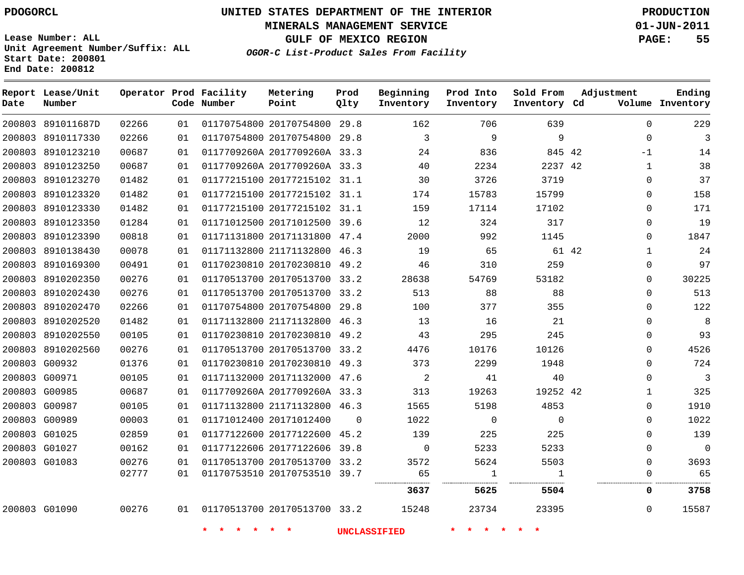PDOGORCL

# UNITED STATES DEPARTMENT OF THE INTERIOR
## MINERALS MANAGEMENT SERVICE
## GULF OF MEXICO REGION
### *OGOR-C List-Product Sales From Facility*

PRODUCTION
01-JUN-2011

Lease Number: ALL
Unit Agreement Number/Suffix: ALL
Start Date: 200801
End Date: 200812

| Report Date | Lease/Unit Number | Operator | Prod Code | Facility Number | Metering Point | Prod Qlty | Beginning Inventory | Prod Into Inventory | Sold From Inventory | Adjustment Cd | Adjustment Volume | Ending Inventory |
|---|---|---|---|---|---|---|---|---|---|---|---|---|
| 200803 | 891011687D | 02266 | 01 | 01170754800 | 20170754800 | 29.8 | 162 | 706 | 639 | | 0 | 229 |
| 200803 | 8910117330 | 02266 | 01 | 01170754800 | 20170754800 | 29.8 | 3 | 9 | 9 | | 0 | 3 |
| 200803 | 8910123210 | 00687 | 01 | 0117709260A | 2017709260A | 33.3 | 24 | 836 | 845 | 42 | -1 | 14 |
| 200803 | 8910123250 | 00687 | 01 | 0117709260A | 2017709260A | 33.3 | 40 | 2234 | 2237 | 42 | 1 | 38 |
| 200803 | 8910123270 | 01482 | 01 | 01177215100 | 20177215102 | 31.1 | 30 | 3726 | 3719 | | 0 | 37 |
| 200803 | 8910123320 | 01482 | 01 | 01177215100 | 20177215102 | 31.1 | 174 | 15783 | 15799 | | 0 | 158 |
| 200803 | 8910123330 | 01482 | 01 | 01177215100 | 20177215102 | 31.1 | 159 | 17114 | 17102 | | 0 | 171 |
| 200803 | 8910123350 | 01284 | 01 | 01171012500 | 20171012500 | 39.6 | 12 | 324 | 317 | | 0 | 19 |
| 200803 | 8910123390 | 00818 | 01 | 01171131800 | 20171131800 | 47.4 | 2000 | 992 | 1145 | | 0 | 1847 |
| 200803 | 8910138430 | 00078 | 01 | 01171132800 | 21171132800 | 46.3 | 19 | 65 | 61 | 42 | 1 | 24 |
| 200803 | 8910169300 | 00491 | 01 | 01170230810 | 20170230810 | 49.2 | 46 | 310 | 259 | | 0 | 97 |
| 200803 | 8910202350 | 00276 | 01 | 01170513700 | 20170513700 | 33.2 | 28638 | 54769 | 53182 | | 0 | 30225 |
| 200803 | 8910202430 | 00276 | 01 | 01170513700 | 20170513700 | 33.2 | 513 | 88 | 88 | | 0 | 513 |
| 200803 | 8910202470 | 02266 | 01 | 01170754800 | 20170754800 | 29.8 | 100 | 377 | 355 | | 0 | 122 |
| 200803 | 8910202520 | 01482 | 01 | 01171132800 | 21171132800 | 46.3 | 13 | 16 | 21 | | 0 | 8 |
| 200803 | 8910202550 | 00105 | 01 | 01170230810 | 20170230810 | 49.2 | 43 | 295 | 245 | | 0 | 93 |
| 200803 | 8910202560 | 00276 | 01 | 01170513700 | 20170513700 | 33.2 | 4476 | 10176 | 10126 | | 0 | 4526 |
| 200803 | G00932 | 01376 | 01 | 01170230810 | 20170230810 | 49.3 | 373 | 2299 | 1948 | | 0 | 724 |
| 200803 | G00971 | 00105 | 01 | 01171132000 | 20171132000 | 47.6 | 2 | 41 | 40 | | 0 | 3 |
| 200803 | G00985 | 00687 | 01 | 0117709260A | 2017709260A | 33.3 | 313 | 19263 | 19252 | 42 | 1 | 325 |
| 200803 | G00987 | 00105 | 01 | 01171132800 | 21171132800 | 46.3 | 1565 | 5198 | 4853 | | 0 | 1910 |
| 200803 | G00989 | 00003 | 01 | 01171012400 | 20171012400 | 0 | 1022 | 0 | 0 | | 0 | 1022 |
| 200803 | G01025 | 02859 | 01 | 01177122600 | 20177122600 | 45.2 | 139 | 225 | 225 | | 0 | 139 |
| 200803 | G01027 | 00162 | 01 | 01177122606 | 20177122606 | 39.8 | 0 | 5233 | 5233 | | 0 | 0 |
| 200803 | G01083 | 00276 | 01 | 01170513700 | 20170513700 | 33.2 | 3572 | 5624 | 5503 | | 0 | 3693 |
| | | 02777 | 01 | 01170753510 | 20170753510 | 39.7 | 65 | 1 | 1 | | 0 | 65 |
| | | | | | | | **3637** | **5625** | **5504** | | **0** | **3758** |
| 200803 | G01090 | 00276 | 01 | 01170513700 | 20170513700 | 33.2 | 15248 | 23734 | 23395 | | 0 | 15587 |

* * * * * * UNCLASSIFIED * * * * * *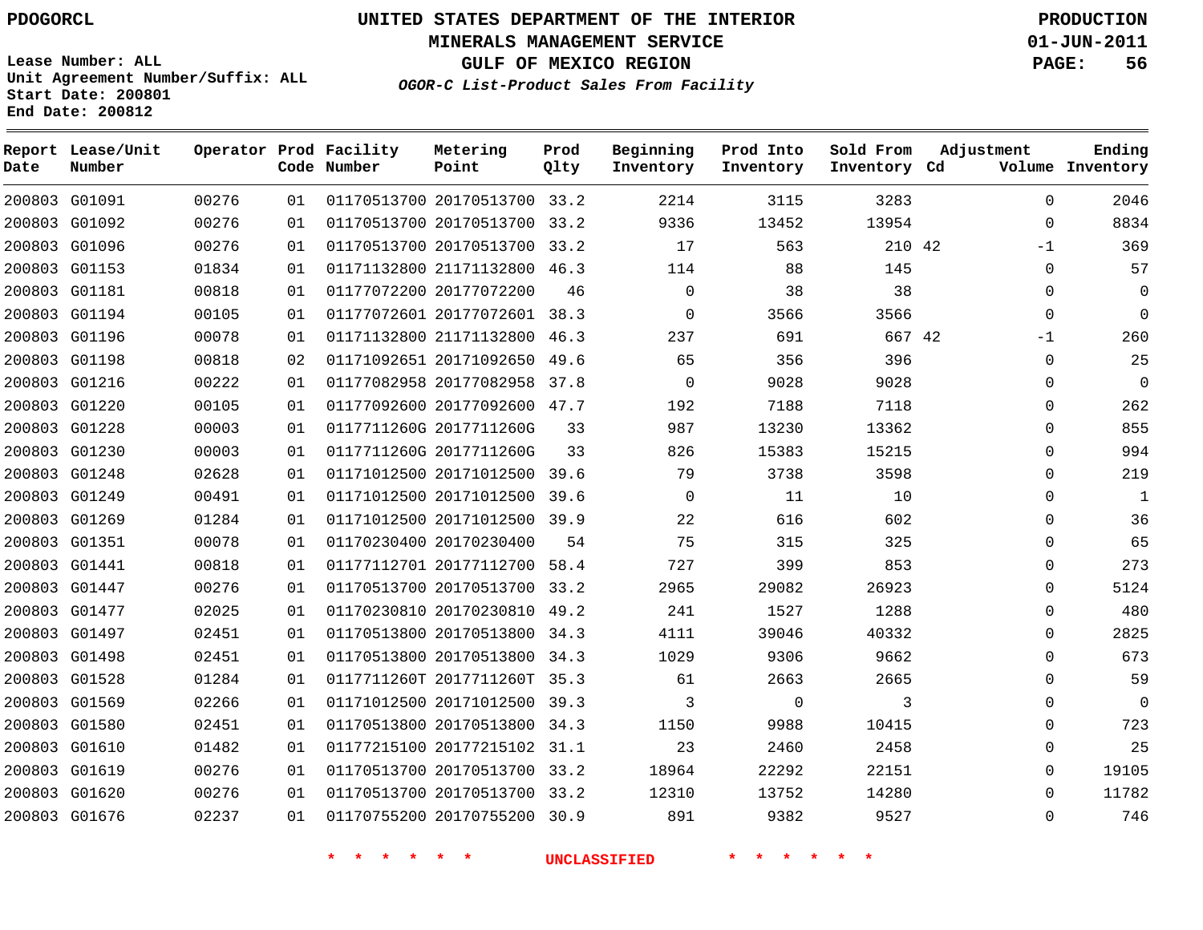PDOGORCL

# UNITED STATES DEPARTMENT OF THE INTERIOR
## MINERALS MANAGEMENT SERVICE
## GULF OF MEXICO REGION
### *OGOR-C List-Product Sales From Facility*

PRODUCTION
01-JUN-2011

Lease Number: ALL
Unit Agreement Number/Suffix: ALL
Start Date: 200801
End Date: 200812

| Report Date | Lease/Unit Number | Operator | Prod Code | Facility Number | Metering Point | Prod Qlty | Beginning Inventory | Prod Into Inventory | Sold From Inventory | Adjustment Cd | Adjustment Volume | Ending Inventory |
|---|---|---|---|---|---|---|---|---|---|---|---|---|
| 200803 | G01091 | 00276 | 01 | 01170513700 | 20170513700 | 33.2 | 2214 | 3115 | 3283 | | 0 | 2046 |
| 200803 | G01092 | 00276 | 01 | 01170513700 | 20170513700 | 33.2 | 9336 | 13452 | 13954 | | 0 | 8834 |
| 200803 | G01096 | 00276 | 01 | 01170513700 | 20170513700 | 33.2 | 17 | 563 | 210 | 42 | -1 | 369 |
| 200803 | G01153 | 01834 | 01 | 01171132800 | 21171132800 | 46.3 | 114 | 88 | 145 | | 0 | 57 |
| 200803 | G01181 | 00818 | 01 | 01177072200 | 20177072200 | 46 | 0 | 38 | 38 | | 0 | 0 |
| 200803 | G01194 | 00105 | 01 | 01177072601 | 20177072601 | 38.3 | 0 | 3566 | 3566 | | 0 | 0 |
| 200803 | G01196 | 00078 | 01 | 01171132800 | 21171132800 | 46.3 | 237 | 691 | 667 | 42 | -1 | 260 |
| 200803 | G01198 | 00818 | 02 | 01171092651 | 20171092650 | 49.6 | 65 | 356 | 396 | | 0 | 25 |
| 200803 | G01216 | 00222 | 01 | 01177082958 | 20177082958 | 37.8 | 0 | 9028 | 9028 | | 0 | 0 |
| 200803 | G01220 | 00105 | 01 | 01177092600 | 20177092600 | 47.7 | 192 | 7188 | 7118 | | 0 | 262 |
| 200803 | G01228 | 00003 | 01 | 0117711260G | 2017711260G | 33 | 987 | 13230 | 13362 | | 0 | 855 |
| 200803 | G01230 | 00003 | 01 | 0117711260G | 2017711260G | 33 | 826 | 15383 | 15215 | | 0 | 994 |
| 200803 | G01248 | 02628 | 01 | 01171012500 | 20171012500 | 39.6 | 79 | 3738 | 3598 | | 0 | 219 |
| 200803 | G01249 | 00491 | 01 | 01171012500 | 20171012500 | 39.6 | 0 | 11 | 10 | | 0 | 1 |
| 200803 | G01269 | 01284 | 01 | 01171012500 | 20171012500 | 39.9 | 22 | 616 | 602 | | 0 | 36 |
| 200803 | G01351 | 00078 | 01 | 01170230400 | 20170230400 | 54 | 75 | 315 | 325 | | 0 | 65 |
| 200803 | G01441 | 00818 | 01 | 01177112701 | 20177112700 | 58.4 | 727 | 399 | 853 | | 0 | 273 |
| 200803 | G01447 | 00276 | 01 | 01170513700 | 20170513700 | 33.2 | 2965 | 29082 | 26923 | | 0 | 5124 |
| 200803 | G01477 | 02025 | 01 | 01170230810 | 20170230810 | 49.2 | 241 | 1527 | 1288 | | 0 | 480 |
| 200803 | G01497 | 02451 | 01 | 01170513800 | 20170513800 | 34.3 | 4111 | 39046 | 40332 | | 0 | 2825 |
| 200803 | G01498 | 02451 | 01 | 01170513800 | 20170513800 | 34.3 | 1029 | 9306 | 9662 | | 0 | 673 |
| 200803 | G01528 | 01284 | 01 | 0117711260T | 2017711260T | 35.3 | 61 | 2663 | 2665 | | 0 | 59 |
| 200803 | G01569 | 02266 | 01 | 01171012500 | 20171012500 | 39.3 | 3 | 0 | 3 | | 0 | 0 |
| 200803 | G01580 | 02451 | 01 | 01170513800 | 20170513800 | 34.3 | 1150 | 9988 | 10415 | | 0 | 723 |
| 200803 | G01610 | 01482 | 01 | 01177215100 | 20177215102 | 31.1 | 23 | 2460 | 2458 | | 0 | 25 |
| 200803 | G01619 | 00276 | 01 | 01170513700 | 20170513700 | 33.2 | 18964 | 22292 | 22151 | | 0 | 19105 |
| 200803 | G01620 | 00276 | 01 | 01170513700 | 20170513700 | 33.2 | 12310 | 13752 | 14280 | | 0 | 11782 |
| 200803 | G01676 | 02237 | 01 | 01170755200 | 20170755200 | 30.9 | 891 | 9382 | 9527 | | 0 | 746 |

\* \* \* \* \* \* UNCLASSIFIED \* \* \* \* \* \*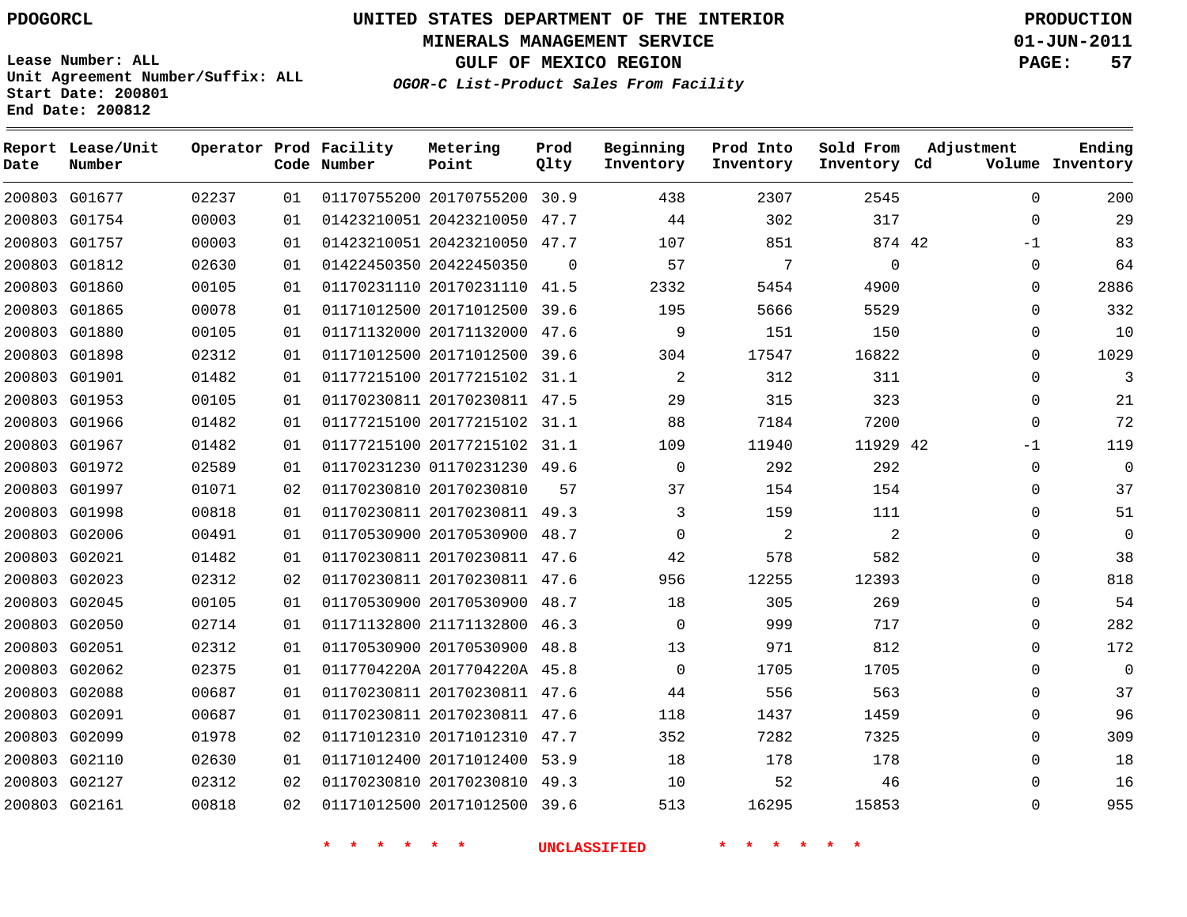PDOGORCL

# UNITED STATES DEPARTMENT OF THE INTERIOR
## MINERALS MANAGEMENT SERVICE
## GULF OF MEXICO REGION
### *OGOR-C List-Product Sales From Facility*

PRODUCTION
01-JUN-2011

Lease Number: ALL
Unit Agreement Number/Suffix: ALL
Start Date: 200801
End Date: 200812

| Report Date | Lease/Unit Number | Operator | Prod Code | Facility Number | Metering Point | Prod Qlty | Beginning Inventory | Prod Into Inventory | Sold From Inventory | Adjustment Cd | Adjustment Volume | Ending Inventory |
|---|---|---|---|---|---|---|---|---|---|---|---|---|
| 200803 | G01677 | 02237 | 01 | 01170755200 | 20170755200 | 30.9 | 438 | 2307 | 2545 | | 0 | 200 |
| 200803 | G01754 | 00003 | 01 | 01423210051 | 20423210050 | 47.7 | 44 | 302 | 317 | | 0 | 29 |
| 200803 | G01757 | 00003 | 01 | 01423210051 | 20423210050 | 47.7 | 107 | 851 | 874 | 42 | -1 | 83 |
| 200803 | G01812 | 02630 | 01 | 01422450350 | 20422450350 | 0 | 57 | 7 | 0 | | 0 | 64 |
| 200803 | G01860 | 00105 | 01 | 01170231110 | 20170231110 | 41.5 | 2332 | 5454 | 4900 | | 0 | 2886 |
| 200803 | G01865 | 00078 | 01 | 01171012500 | 20171012500 | 39.6 | 195 | 5666 | 5529 | | 0 | 332 |
| 200803 | G01880 | 00105 | 01 | 01171132000 | 20171132000 | 47.6 | 9 | 151 | 150 | | 0 | 10 |
| 200803 | G01898 | 02312 | 01 | 01171012500 | 20171012500 | 39.6 | 304 | 17547 | 16822 | | 0 | 1029 |
| 200803 | G01901 | 01482 | 01 | 01177215100 | 20177215102 | 31.1 | 2 | 312 | 311 | | 0 | 3 |
| 200803 | G01953 | 00105 | 01 | 01170230811 | 20170230811 | 47.5 | 29 | 315 | 323 | | 0 | 21 |
| 200803 | G01966 | 01482 | 01 | 01177215100 | 20177215102 | 31.1 | 88 | 7184 | 7200 | | 0 | 72 |
| 200803 | G01967 | 01482 | 01 | 01177215100 | 20177215102 | 31.1 | 109 | 11940 | 11929 | 42 | -1 | 119 |
| 200803 | G01972 | 02589 | 01 | 01170231230 | 01170231230 | 49.6 | 0 | 292 | 292 | | 0 | 0 |
| 200803 | G01997 | 01071 | 02 | 01170230810 | 20170230810 | 57 | 37 | 154 | 154 | | 0 | 37 |
| 200803 | G01998 | 00818 | 01 | 01170230811 | 20170230811 | 49.3 | 3 | 159 | 111 | | 0 | 51 |
| 200803 | G02006 | 00491 | 01 | 01170530900 | 20170530900 | 48.7 | 0 | 2 | 2 | | 0 | 0 |
| 200803 | G02021 | 01482 | 01 | 01170230811 | 20170230811 | 47.6 | 42 | 578 | 582 | | 0 | 38 |
| 200803 | G02023 | 02312 | 02 | 01170230811 | 20170230811 | 47.6 | 956 | 12255 | 12393 | | 0 | 818 |
| 200803 | G02045 | 00105 | 01 | 01170530900 | 20170530900 | 48.7 | 18 | 305 | 269 | | 0 | 54 |
| 200803 | G02050 | 02714 | 01 | 01171132800 | 21171132800 | 46.3 | 0 | 999 | 717 | | 0 | 282 |
| 200803 | G02051 | 02312 | 01 | 01170530900 | 20170530900 | 48.8 | 13 | 971 | 812 | | 0 | 172 |
| 200803 | G02062 | 02375 | 01 | 0117704220A | 2017704220A | 45.8 | 0 | 1705 | 1705 | | 0 | 0 |
| 200803 | G02088 | 00687 | 01 | 01170230811 | 20170230811 | 47.6 | 44 | 556 | 563 | | 0 | 37 |
| 200803 | G02091 | 00687 | 01 | 01170230811 | 20170230811 | 47.6 | 118 | 1437 | 1459 | | 0 | 96 |
| 200803 | G02099 | 01978 | 02 | 01171012310 | 20171012310 | 47.7 | 352 | 7282 | 7325 | | 0 | 309 |
| 200803 | G02110 | 02630 | 01 | 01171012400 | 20171012400 | 53.9 | 18 | 178 | 178 | | 0 | 18 |
| 200803 | G02127 | 02312 | 02 | 01170230810 | 20170230810 | 49.3 | 10 | 52 | 46 | | 0 | 16 |
| 200803 | G02161 | 00818 | 02 | 01171012500 | 20171012500 | 39.6 | 513 | 16295 | 15853 | | 0 | 955 |

* * * * * * UNCLASSIFIED * * * * * *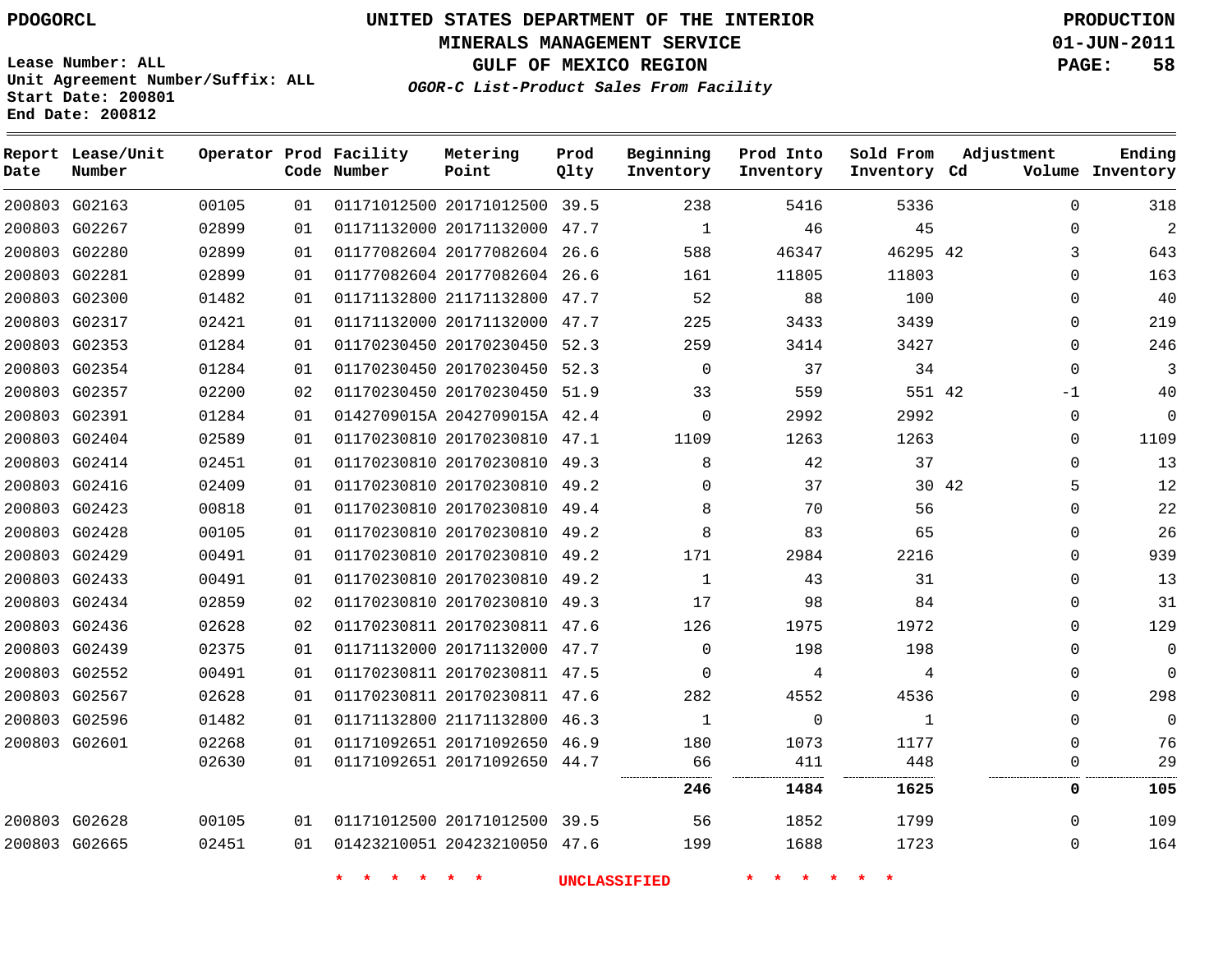PDOGORCL

Lease Number: ALL
Unit Agreement Number/Suffix: ALL
Start Date: 200801
End Date: 200812

# UNITED STATES DEPARTMENT OF THE INTERIOR
## MINERALS MANAGEMENT SERVICE
## GULF OF MEXICO REGION
### *OGOR-C List-Product Sales From Facility*

PRODUCTION
01-JUN-2011

| Report Date | Lease/Unit Number | Operator | Prod Code | Facility Number | Metering Point | Prod Qlty | Beginning Inventory | Prod Into Inventory | Sold From Inventory | Adjustment Cd | Adjustment Volume | Ending Inventory |
|---|---|---|---|---|---|---|---|---|---|---|---|---|
| 200803 | G02163 | 00105 | 01 | 01171012500 | 20171012500 | 39.5 | 238 | 5416 | 5336 | | 0 | 318 |
| 200803 | G02267 | 02899 | 01 | 01171132000 | 20171132000 | 47.7 | 1 | 46 | 45 | | 0 | 2 |
| 200803 | G02280 | 02899 | 01 | 01177082604 | 20177082604 | 26.6 | 588 | 46347 | 46295 | 42 | 3 | 643 |
| 200803 | G02281 | 02899 | 01 | 01177082604 | 20177082604 | 26.6 | 161 | 11805 | 11803 | | 0 | 163 |
| 200803 | G02300 | 01482 | 01 | 01171132800 | 21171132800 | 47.7 | 52 | 88 | 100 | | 0 | 40 |
| 200803 | G02317 | 02421 | 01 | 01171132000 | 20171132000 | 47.7 | 225 | 3433 | 3439 | | 0 | 219 |
| 200803 | G02353 | 01284 | 01 | 01170230450 | 20170230450 | 52.3 | 259 | 3414 | 3427 | | 0 | 246 |
| 200803 | G02354 | 01284 | 01 | 01170230450 | 20170230450 | 52.3 | 0 | 37 | 34 | | 0 | 3 |
| 200803 | G02357 | 02200 | 02 | 01170230450 | 20170230450 | 51.9 | 33 | 559 | 551 | 42 | -1 | 40 |
| 200803 | G02391 | 01284 | 01 | 0142709015A | 2042709015A | 42.4 | 0 | 2992 | 2992 | | 0 | 0 |
| 200803 | G02404 | 02589 | 01 | 01170230810 | 20170230810 | 47.1 | 1109 | 1263 | 1263 | | 0 | 1109 |
| 200803 | G02414 | 02451 | 01 | 01170230810 | 20170230810 | 49.3 | 8 | 42 | 37 | | 0 | 13 |
| 200803 | G02416 | 02409 | 01 | 01170230810 | 20170230810 | 49.2 | 0 | 37 | 30 | 42 | 5 | 12 |
| 200803 | G02423 | 00818 | 01 | 01170230810 | 20170230810 | 49.4 | 8 | 70 | 56 | | 0 | 22 |
| 200803 | G02428 | 00105 | 01 | 01170230810 | 20170230810 | 49.2 | 8 | 83 | 65 | | 0 | 26 |
| 200803 | G02429 | 00491 | 01 | 01170230810 | 20170230810 | 49.2 | 171 | 2984 | 2216 | | 0 | 939 |
| 200803 | G02433 | 00491 | 01 | 01170230810 | 20170230810 | 49.2 | 1 | 43 | 31 | | 0 | 13 |
| 200803 | G02434 | 02859 | 02 | 01170230810 | 20170230810 | 49.3 | 17 | 98 | 84 | | 0 | 31 |
| 200803 | G02436 | 02628 | 02 | 01170230811 | 20170230811 | 47.6 | 126 | 1975 | 1972 | | 0 | 129 |
| 200803 | G02439 | 02375 | 01 | 01171132000 | 20171132000 | 47.7 | 0 | 198 | 198 | | 0 | 0 |
| 200803 | G02552 | 00491 | 01 | 01170230811 | 20170230811 | 47.5 | 0 | 4 | 4 | | 0 | 0 |
| 200803 | G02567 | 02628 | 01 | 01170230811 | 20170230811 | 47.6 | 282 | 4552 | 4536 | | 0 | 298 |
| 200803 | G02596 | 01482 | 01 | 01171132800 | 21171132800 | 46.3 | 1 | 0 | 1 | | 0 | 0 |
| 200803 | G02601 | 02268 | 01 | 01171092651 | 20171092650 | 46.9 | 180 | 1073 | 1177 | | 0 | 76 |
| | | 02630 | 01 | 01171092651 | 20171092650 | 44.7 | 66 | 411 | 448 | | 0 | 29 |
| | | | | | | | **246** | **1484** | **1625** | | **0** | **105** |
| 200803 | G02628 | 00105 | 01 | 01171012500 | 20171012500 | 39.5 | 56 | 1852 | 1799 | | 0 | 109 |
| 200803 | G02665 | 02451 | 01 | 01423210051 | 20423210050 | 47.6 | 199 | 1688 | 1723 | | 0 | 164 |

* * * * * * UNCLASSIFIED * * * * * *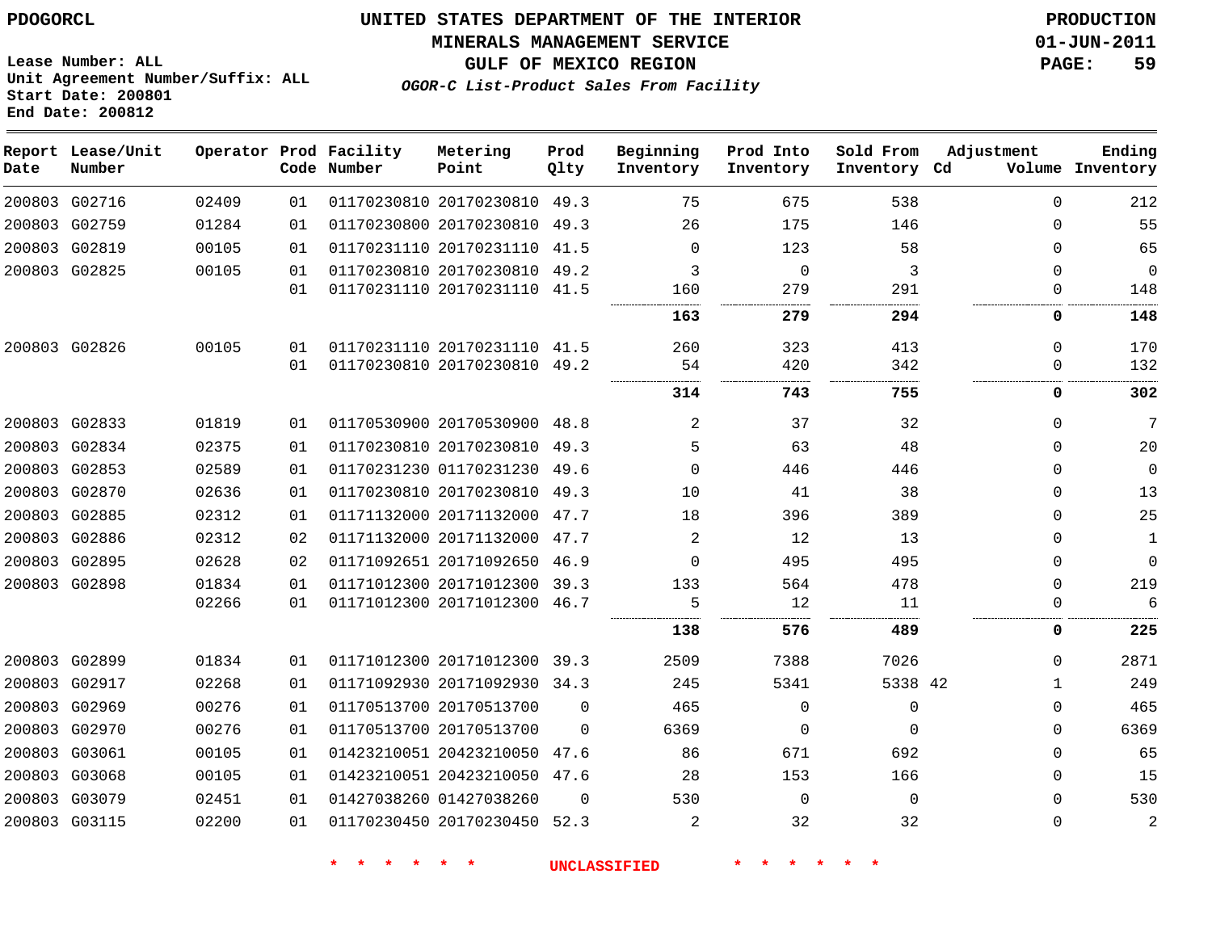**PDOGORCL**

Lease Number: ALL
Unit Agreement Number/Suffix: ALL
Start Date: 200801
End Date: 200812

# UNITED STATES DEPARTMENT OF THE INTERIOR
## MINERALS MANAGEMENT SERVICE
## GULF OF MEXICO REGION
### *OGOR-C List-Product Sales From Facility*

**PRODUCTION**
**01-JUN-2011**

| Report Date | Lease/Unit Number | Operator | Prod Code | Facility Number | Metering Point | Prod Qlty | Beginning Inventory | Prod Into Inventory | Sold From Inventory | Adjustment Cd | Adjustment Volume | Ending Inventory |
|---|---|---|---|---|---|---|---|---|---|---|---|---|
| 200803 | G02716 | 02409 | 01 | 01170230810 | 20170230810 | 49.3 | 75 | 675 | 538 | | 0 | 212 |
| 200803 | G02759 | 01284 | 01 | 01170230800 | 20170230810 | 49.3 | 26 | 175 | 146 | | 0 | 55 |
| 200803 | G02819 | 00105 | 01 | 01170231110 | 20170231110 | 41.5 | 0 | 123 | 58 | | 0 | 65 |
| 200803 | G02825 | 00105 | 01 | 01170230810 | 20170230810 | 49.2 | 3 | 0 | 3 | | 0 | 0 |
| | | | 01 | 01170231110 | 20170231110 | 41.5 | 160 | 279 | 291 | | 0 | 148 |
| | | | | | | | **163** | **279** | **294** | | **0** | **148** |
| 200803 | G02826 | 00105 | 01 | 01170231110 | 20170231110 | 41.5 | 260 | 323 | 413 | | 0 | 170 |
| | | | 01 | 01170230810 | 20170230810 | 49.2 | 54 | 420 | 342 | | 0 | 132 |
| | | | | | | | **314** | **743** | **755** | | **0** | **302** |
| 200803 | G02833 | 01819 | 01 | 01170530900 | 20170530900 | 48.8 | 2 | 37 | 32 | | 0 | 7 |
| 200803 | G02834 | 02375 | 01 | 01170230810 | 20170230810 | 49.3 | 5 | 63 | 48 | | 0 | 20 |
| 200803 | G02853 | 02589 | 01 | 01170231230 | 01170231230 | 49.6 | 0 | 446 | 446 | | 0 | 0 |
| 200803 | G02870 | 02636 | 01 | 01170230810 | 20170230810 | 49.3 | 10 | 41 | 38 | | 0 | 13 |
| 200803 | G02885 | 02312 | 01 | 01171132000 | 20171132000 | 47.7 | 18 | 396 | 389 | | 0 | 25 |
| 200803 | G02886 | 02312 | 02 | 01171132000 | 20171132000 | 47.7 | 2 | 12 | 13 | | 0 | 1 |
| 200803 | G02895 | 02628 | 02 | 01171092651 | 20171092650 | 46.9 | 0 | 495 | 495 | | 0 | 0 |
| 200803 | G02898 | 01834 | 01 | 01171012300 | 20171012300 | 39.3 | 133 | 564 | 478 | | 0 | 219 |
| | | 02266 | 01 | 01171012300 | 20171012300 | 46.7 | 5 | 12 | 11 | | 0 | 6 |
| | | | | | | | **138** | **576** | **489** | | **0** | **225** |
| 200803 | G02899 | 01834 | 01 | 01171012300 | 20171012300 | 39.3 | 2509 | 7388 | 7026 | | 0 | 2871 |
| 200803 | G02917 | 02268 | 01 | 01171092930 | 20171092930 | 34.3 | 245 | 5341 | 5338 | 42 | 1 | 249 |
| 200803 | G02969 | 00276 | 01 | 01170513700 | 20170513700 | 0 | 465 | 0 | 0 | | 0 | 465 |
| 200803 | G02970 | 00276 | 01 | 01170513700 | 20170513700 | 0 | 6369 | 0 | 0 | | 0 | 6369 |
| 200803 | G03061 | 00105 | 01 | 01423210051 | 20423210050 | 47.6 | 86 | 671 | 692 | | 0 | 65 |
| 200803 | G03068 | 00105 | 01 | 01423210051 | 20423210050 | 47.6 | 28 | 153 | 166 | | 0 | 15 |
| 200803 | G03079 | 02451 | 01 | 01427038260 | 01427038260 | 0 | 530 | 0 | 0 | | 0 | 530 |
| 200803 | G03115 | 02200 | 01 | 01170230450 | 20170230450 | 52.3 | 2 | 32 | 32 | | 0 | 2 |

\* \* \* \* \* \* UNCLASSIFIED \* \* \* \* \* \*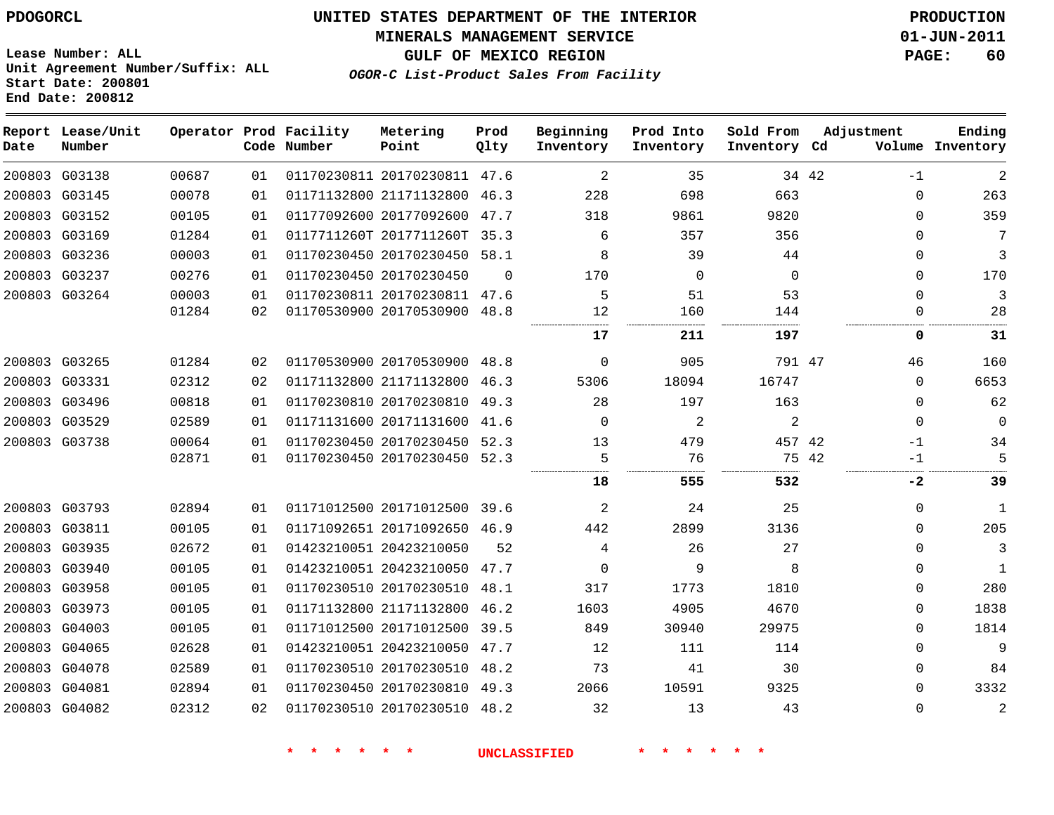PDOGORCL

# UNITED STATES DEPARTMENT OF THE INTERIOR
## MINERALS MANAGEMENT SERVICE
## GULF OF MEXICO REGION
### *OGOR-C List-Product Sales From Facility*

PRODUCTION
01-JUN-2011

Lease Number: ALL
Unit Agreement Number/Suffix: ALL
Start Date: 200801
End Date: 200812

| Report Date | Lease/Unit Number | Operator | Prod Code | Facility Number | Metering Point | Prod Qlty | Beginning Inventory | Prod Into Inventory | Sold From Inventory | Adjustment Cd | Adjustment Volume | Ending Inventory |
|---|---|---|---|---|---|---|---|---|---|---|---|---|
| 200803 | G03138 | 00687 | 01 | 01170230811 | 20170230811 | 47.6 | 2 | 35 | 34 | 42 | -1 | 2 |
| 200803 | G03145 | 00078 | 01 | 01171132800 | 21171132800 | 46.3 | 228 | 698 | 663 | | 0 | 263 |
| 200803 | G03152 | 00105 | 01 | 01177092600 | 20177092600 | 47.7 | 318 | 9861 | 9820 | | 0 | 359 |
| 200803 | G03169 | 01284 | 01 | 0117711260T | 2017711260T | 35.3 | 6 | 357 | 356 | | 0 | 7 |
| 200803 | G03236 | 00003 | 01 | 01170230450 | 20170230450 | 58.1 | 8 | 39 | 44 | | 0 | 3 |
| 200803 | G03237 | 00276 | 01 | 01170230450 | 20170230450 | 0 | 170 | 0 | 0 | | 0 | 170 |
| 200803 | G03264 | 00003 | 01 | 01170230811 | 20170230811 | 47.6 | 5 | 51 | 53 | | 0 | 3 |
| | | 01284 | 02 | 01170530900 | 20170530900 | 48.8 | 12 | 160 | 144 | | 0 | 28 |
| | | | | | | | **17** | **211** | **197** | | **0** | **31** |
| 200803 | G03265 | 01284 | 02 | 01170530900 | 20170530900 | 48.8 | 0 | 905 | 791 | 47 | 46 | 160 |
| 200803 | G03331 | 02312 | 02 | 01171132800 | 21171132800 | 46.3 | 5306 | 18094 | 16747 | | 0 | 6653 |
| 200803 | G03496 | 00818 | 01 | 01170230810 | 20170230810 | 49.3 | 28 | 197 | 163 | | 0 | 62 |
| 200803 | G03529 | 02589 | 01 | 01171131600 | 20171131600 | 41.6 | 0 | 2 | 2 | | 0 | 0 |
| 200803 | G03738 | 00064 | 01 | 01170230450 | 20170230450 | 52.3 | 13 | 479 | 457 | 42 | -1 | 34 |
| | | 02871 | 01 | 01170230450 | 20170230450 | 52.3 | 5 | 76 | 75 | 42 | -1 | 5 |
| | | | | | | | **18** | **555** | **532** | | **-2** | **39** |
| 200803 | G03793 | 02894 | 01 | 01171012500 | 20171012500 | 39.6 | 2 | 24 | 25 | | 0 | 1 |
| 200803 | G03811 | 00105 | 01 | 01171092651 | 20171092650 | 46.9 | 442 | 2899 | 3136 | | 0 | 205 |
| 200803 | G03935 | 02672 | 01 | 01423210051 | 20423210050 | 52 | 4 | 26 | 27 | | 0 | 3 |
| 200803 | G03940 | 00105 | 01 | 01423210051 | 20423210050 | 47.7 | 0 | 9 | 8 | | 0 | 1 |
| 200803 | G03958 | 00105 | 01 | 01170230510 | 20170230510 | 48.1 | 317 | 1773 | 1810 | | 0 | 280 |
| 200803 | G03973 | 00105 | 01 | 01171132800 | 21171132800 | 46.2 | 1603 | 4905 | 4670 | | 0 | 1838 |
| 200803 | G04003 | 00105 | 01 | 01171012500 | 20171012500 | 39.5 | 849 | 30940 | 29975 | | 0 | 1814 |
| 200803 | G04065 | 02628 | 01 | 01423210051 | 20423210050 | 47.7 | 12 | 111 | 114 | | 0 | 9 |
| 200803 | G04078 | 02589 | 01 | 01170230510 | 20170230510 | 48.2 | 73 | 41 | 30 | | 0 | 84 |
| 200803 | G04081 | 02894 | 01 | 01170230450 | 20170230810 | 49.3 | 2066 | 10591 | 9325 | | 0 | 3332 |
| 200803 | G04082 | 02312 | 02 | 01170230510 | 20170230510 | 48.2 | 32 | 13 | 43 | | 0 | 2 |

* * * * * * UNCLASSIFIED * * * * * *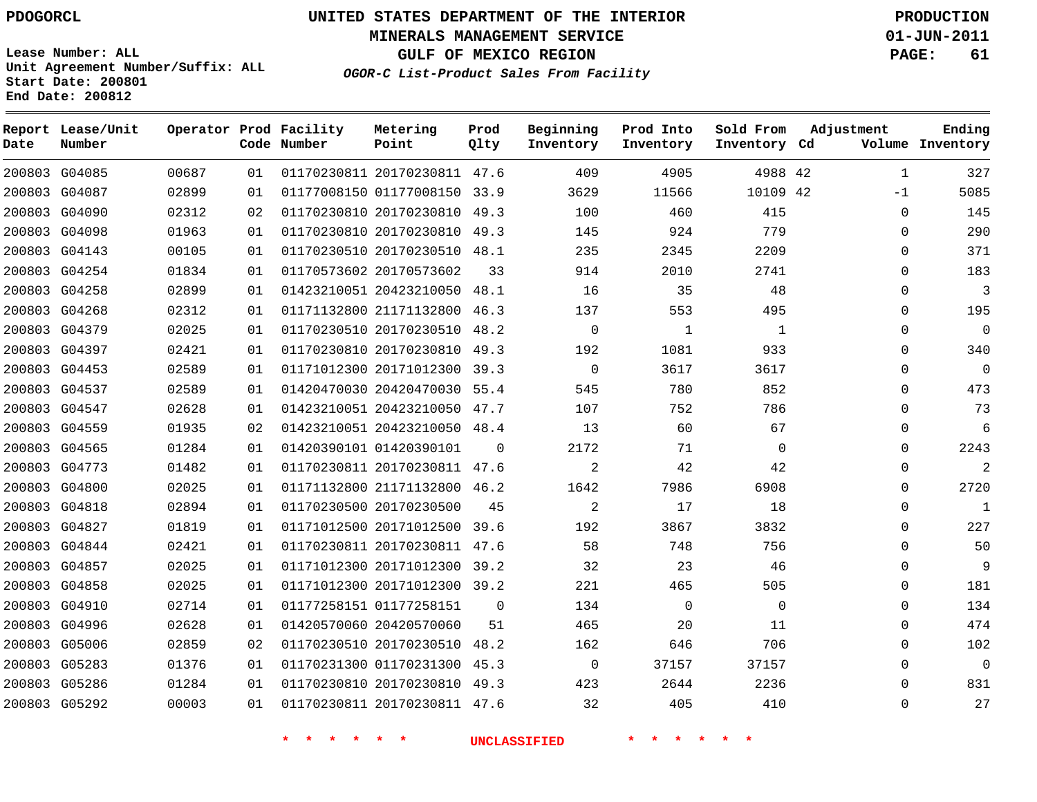PDOGORCL

# UNITED STATES DEPARTMENT OF THE INTERIOR
## MINERALS MANAGEMENT SERVICE
## GULF OF MEXICO REGION
### *OGOR-C List-Product Sales From Facility*

PRODUCTION
01-JUN-2011

Lease Number: ALL
Unit Agreement Number/Suffix: ALL
Start Date: 200801
End Date: 200812

| Report Date | Lease/Unit Number | Operator | Prod Code | Facility Number | Metering Point | Prod Qlty | Beginning Inventory | Prod Into Inventory | Sold From Inventory | Adjustment Cd | Adjustment Volume | Ending Inventory |
|---|---|---|---|---|---|---|---|---|---|---|---|---|
| 200803 | G04085 | 00687 | 01 | 01170230811 | 20170230811 | 47.6 | 409 | 4905 | 4988 | 42 | 1 | 327 |
| 200803 | G04087 | 02899 | 01 | 01177008150 | 01177008150 | 33.9 | 3629 | 11566 | 10109 | 42 | -1 | 5085 |
| 200803 | G04090 | 02312 | 02 | 01170230810 | 20170230810 | 49.3 | 100 | 460 | 415 | | 0 | 145 |
| 200803 | G04098 | 01963 | 01 | 01170230810 | 20170230810 | 49.3 | 145 | 924 | 779 | | 0 | 290 |
| 200803 | G04143 | 00105 | 01 | 01170230510 | 20170230510 | 48.1 | 235 | 2345 | 2209 | | 0 | 371 |
| 200803 | G04254 | 01834 | 01 | 01170573602 | 20170573602 | 33 | 914 | 2010 | 2741 | | 0 | 183 |
| 200803 | G04258 | 02899 | 01 | 01423210051 | 20423210050 | 48.1 | 16 | 35 | 48 | | 0 | 3 |
| 200803 | G04268 | 02312 | 01 | 01171132800 | 21171132800 | 46.3 | 137 | 553 | 495 | | 0 | 195 |
| 200803 | G04379 | 02025 | 01 | 01170230510 | 20170230510 | 48.2 | 0 | 1 | 1 | | 0 | 0 |
| 200803 | G04397 | 02421 | 01 | 01170230810 | 20170230810 | 49.3 | 192 | 1081 | 933 | | 0 | 340 |
| 200803 | G04453 | 02589 | 01 | 01171012300 | 20171012300 | 39.3 | 0 | 3617 | 3617 | | 0 | 0 |
| 200803 | G04537 | 02589 | 01 | 01420470030 | 20420470030 | 55.4 | 545 | 780 | 852 | | 0 | 473 |
| 200803 | G04547 | 02628 | 01 | 01423210051 | 20423210050 | 47.7 | 107 | 752 | 786 | | 0 | 73 |
| 200803 | G04559 | 01935 | 02 | 01423210051 | 20423210050 | 48.4 | 13 | 60 | 67 | | 0 | 6 |
| 200803 | G04565 | 01284 | 01 | 01420390101 | 01420390101 | 0 | 2172 | 71 | 0 | | 0 | 2243 |
| 200803 | G04773 | 01482 | 01 | 01170230811 | 20170230811 | 47.6 | 2 | 42 | 42 | | 0 | 2 |
| 200803 | G04800 | 02025 | 01 | 01171132800 | 21171132800 | 46.2 | 1642 | 7986 | 6908 | | 0 | 2720 |
| 200803 | G04818 | 02894 | 01 | 01170230500 | 20170230500 | 45 | 2 | 17 | 18 | | 0 | 1 |
| 200803 | G04827 | 01819 | 01 | 01171012500 | 20171012500 | 39.6 | 192 | 3867 | 3832 | | 0 | 227 |
| 200803 | G04844 | 02421 | 01 | 01170230811 | 20170230811 | 47.6 | 58 | 748 | 756 | | 0 | 50 |
| 200803 | G04857 | 02025 | 01 | 01171012300 | 20171012300 | 39.2 | 32 | 23 | 46 | | 0 | 9 |
| 200803 | G04858 | 02025 | 01 | 01171012300 | 20171012300 | 39.2 | 221 | 465 | 505 | | 0 | 181 |
| 200803 | G04910 | 02714 | 01 | 01177258151 | 01177258151 | 0 | 134 | 0 | 0 | | 0 | 134 |
| 200803 | G04996 | 02628 | 01 | 01420570060 | 20420570060 | 51 | 465 | 20 | 11 | | 0 | 474 |
| 200803 | G05006 | 02859 | 02 | 01170230510 | 20170230510 | 48.2 | 162 | 646 | 706 | | 0 | 102 |
| 200803 | G05283 | 01376 | 01 | 01170231300 | 01170231300 | 45.3 | 0 | 37157 | 37157 | | 0 | 0 |
| 200803 | G05286 | 01284 | 01 | 01170230810 | 20170230810 | 49.3 | 423 | 2644 | 2236 | | 0 | 831 |
| 200803 | G05292 | 00003 | 01 | 01170230811 | 20170230811 | 47.6 | 32 | 405 | 410 | | 0 | 27 |

* * * * * * UNCLASSIFIED * * * * * *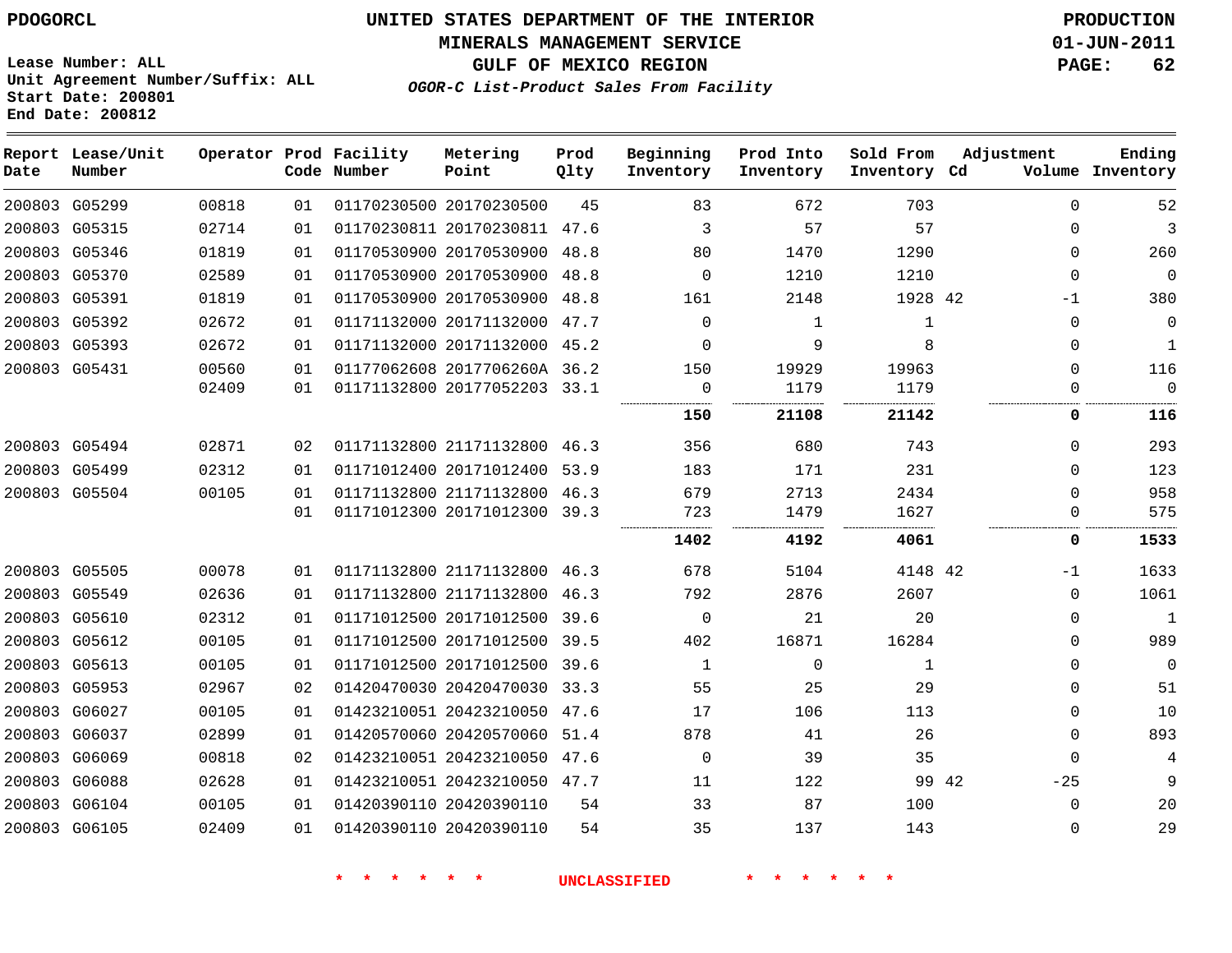PDOGORCL

Lease Number: ALL
Unit Agreement Number/Suffix: ALL
Start Date: 200801
End Date: 200812

# UNITED STATES DEPARTMENT OF THE INTERIOR
## MINERALS MANAGEMENT SERVICE
## GULF OF MEXICO REGION
### *OGOR-C List-Product Sales From Facility*

PRODUCTION
01-JUN-2011

| Report Date | Lease/Unit Number | Operator | Prod Code | Facility Number | Metering Point | Prod Qlty | Beginning Inventory | Prod Into Inventory | Sold From Inventory | Adjustment Cd | Volume | Ending Inventory |
|---|---|---|---|---|---|---|---|---|---|---|---|---|
| 200803 | G05299 | 00818 | 01 | 01170230500 | 20170230500 | 45 | 83 | 672 | 703 | | 0 | 52 |
| 200803 | G05315 | 02714 | 01 | 01170230811 | 20170230811 | 47.6 | 3 | 57 | 57 | | 0 | 3 |
| 200803 | G05346 | 01819 | 01 | 01170530900 | 20170530900 | 48.8 | 80 | 1470 | 1290 | | 0 | 260 |
| 200803 | G05370 | 02589 | 01 | 01170530900 | 20170530900 | 48.8 | 0 | 1210 | 1210 | | 0 | 0 |
| 200803 | G05391 | 01819 | 01 | 01170530900 | 20170530900 | 48.8 | 161 | 2148 | 1928 | 42 | -1 | 380 |
| 200803 | G05392 | 02672 | 01 | 01171132000 | 20171132000 | 47.7 | 0 | 1 | 1 | | 0 | 0 |
| 200803 | G05393 | 02672 | 01 | 01171132000 | 20171132000 | 45.2 | 0 | 9 | 8 | | 0 | 1 |
| 200803 | G05431 | 00560 | 01 | 01177062608 | 2017706260A | 36.2 | 150 | 19929 | 19963 | | 0 | 116 |
| | | 02409 | 01 | 01171132800 | 20177052203 | 33.1 | 0 | 1179 | 1179 | | 0 | 0 |
| | | | | | | | **150** | **21108** | **21142** | | **0** | **116** |
| 200803 | G05494 | 02871 | 02 | 01171132800 | 21171132800 | 46.3 | 356 | 680 | 743 | | 0 | 293 |
| 200803 | G05499 | 02312 | 01 | 01171012400 | 20171012400 | 53.9 | 183 | 171 | 231 | | 0 | 123 |
| 200803 | G05504 | 00105 | 01 | 01171132800 | 21171132800 | 46.3 | 679 | 2713 | 2434 | | 0 | 958 |
| | | | 01 | 01171012300 | 20171012300 | 39.3 | 723 | 1479 | 1627 | | 0 | 575 |
| | | | | | | | **1402** | **4192** | **4061** | | **0** | **1533** |
| 200803 | G05505 | 00078 | 01 | 01171132800 | 21171132800 | 46.3 | 678 | 5104 | 4148 | 42 | -1 | 1633 |
| 200803 | G05549 | 02636 | 01 | 01171132800 | 21171132800 | 46.3 | 792 | 2876 | 2607 | | 0 | 1061 |
| 200803 | G05610 | 02312 | 01 | 01171012500 | 20171012500 | 39.6 | 0 | 21 | 20 | | 0 | 1 |
| 200803 | G05612 | 00105 | 01 | 01171012500 | 20171012500 | 39.5 | 402 | 16871 | 16284 | | 0 | 989 |
| 200803 | G05613 | 00105 | 01 | 01171012500 | 20171012500 | 39.6 | 1 | 0 | 1 | | 0 | 0 |
| 200803 | G05953 | 02967 | 02 | 01420470030 | 20420470030 | 33.3 | 55 | 25 | 29 | | 0 | 51 |
| 200803 | G06027 | 00105 | 01 | 01423210051 | 20423210050 | 47.6 | 17 | 106 | 113 | | 0 | 10 |
| 200803 | G06037 | 02899 | 01 | 01420570060 | 20420570060 | 51.4 | 878 | 41 | 26 | | 0 | 893 |
| 200803 | G06069 | 00818 | 02 | 01423210051 | 20423210050 | 47.6 | 0 | 39 | 35 | | 0 | 4 |
| 200803 | G06088 | 02628 | 01 | 01423210051 | 20423210050 | 47.7 | 11 | 122 | 99 | 42 | -25 | 9 |
| 200803 | G06104 | 00105 | 01 | 01420390110 | 20420390110 | 54 | 33 | 87 | 100 | | 0 | 20 |
| 200803 | G06105 | 02409 | 01 | 01420390110 | 20420390110 | 54 | 35 | 137 | 143 | | 0 | 29 |

* * * * * * UNCLASSIFIED * * * * * *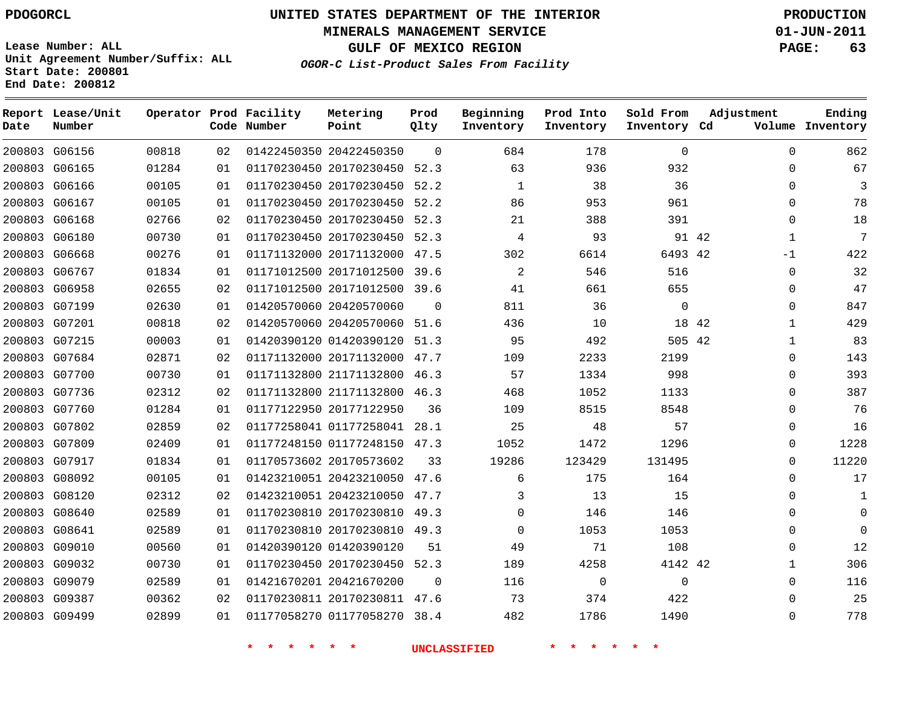PDOGORCL

# UNITED STATES DEPARTMENT OF THE INTERIOR
## MINERALS MANAGEMENT SERVICE
## GULF OF MEXICO REGION
### *OGOR-C List-Product Sales From Facility*

PRODUCTION
01-JUN-2011

Lease Number: ALL
Unit Agreement Number/Suffix: ALL
Start Date: 200801
End Date: 200812

| Report Date | Lease/Unit Number | Operator | Prod Code | Facility Number | Metering Point | Prod Qlty | Beginning Inventory | Prod Into Inventory | Sold From Inventory | Adjustment Cd | Adjustment Volume | Ending Inventory |
|---|---|---|---|---|---|---|---|---|---|---|---|---|
| 200803 | G06156 | 00818 | 02 | 01422450350 | 20422450350 | 0 | 684 | 178 | 0 | | 0 | 862 |
| 200803 | G06165 | 01284 | 01 | 01170230450 | 20170230450 | 52.3 | 63 | 936 | 932 | | 0 | 67 |
| 200803 | G06166 | 00105 | 01 | 01170230450 | 20170230450 | 52.2 | 1 | 38 | 36 | | 0 | 3 |
| 200803 | G06167 | 00105 | 01 | 01170230450 | 20170230450 | 52.2 | 86 | 953 | 961 | | 0 | 78 |
| 200803 | G06168 | 02766 | 02 | 01170230450 | 20170230450 | 52.3 | 21 | 388 | 391 | | 0 | 18 |
| 200803 | G06180 | 00730 | 01 | 01170230450 | 20170230450 | 52.3 | 4 | 93 | 91 | 42 | 1 | 7 |
| 200803 | G06668 | 00276 | 01 | 01171132000 | 20171132000 | 47.5 | 302 | 6614 | 6493 | 42 | -1 | 422 |
| 200803 | G06767 | 01834 | 01 | 01171012500 | 20171012500 | 39.6 | 2 | 546 | 516 | | 0 | 32 |
| 200803 | G06958 | 02655 | 02 | 01171012500 | 20171012500 | 39.6 | 41 | 661 | 655 | | 0 | 47 |
| 200803 | G07199 | 02630 | 01 | 01420570060 | 20420570060 | 0 | 811 | 36 | 0 | | 0 | 847 |
| 200803 | G07201 | 00818 | 02 | 01420570060 | 20420570060 | 51.6 | 436 | 10 | 18 | 42 | 1 | 429 |
| 200803 | G07215 | 00003 | 01 | 01420390120 | 01420390120 | 51.3 | 95 | 492 | 505 | 42 | 1 | 83 |
| 200803 | G07684 | 02871 | 02 | 01171132000 | 20171132000 | 47.7 | 109 | 2233 | 2199 | | 0 | 143 |
| 200803 | G07700 | 00730 | 01 | 01171132800 | 21171132800 | 46.3 | 57 | 1334 | 998 | | 0 | 393 |
| 200803 | G07736 | 02312 | 02 | 01171132800 | 21171132800 | 46.3 | 468 | 1052 | 1133 | | 0 | 387 |
| 200803 | G07760 | 01284 | 01 | 01177122950 | 20177122950 | 36 | 109 | 8515 | 8548 | | 0 | 76 |
| 200803 | G07802 | 02859 | 02 | 01177258041 | 01177258041 | 28.1 | 25 | 48 | 57 | | 0 | 16 |
| 200803 | G07809 | 02409 | 01 | 01177248150 | 01177248150 | 47.3 | 1052 | 1472 | 1296 | | 0 | 1228 |
| 200803 | G07917 | 01834 | 01 | 01170573602 | 20170573602 | 33 | 19286 | 123429 | 131495 | | 0 | 11220 |
| 200803 | G08092 | 00105 | 01 | 01423210051 | 20423210050 | 47.6 | 6 | 175 | 164 | | 0 | 17 |
| 200803 | G08120 | 02312 | 02 | 01423210051 | 20423210050 | 47.7 | 3 | 13 | 15 | | 0 | 1 |
| 200803 | G08640 | 02589 | 01 | 01170230810 | 20170230810 | 49.3 | 0 | 146 | 146 | | 0 | 0 |
| 200803 | G08641 | 02589 | 01 | 01170230810 | 20170230810 | 49.3 | 0 | 1053 | 1053 | | 0 | 0 |
| 200803 | G09010 | 00560 | 01 | 01420390120 | 01420390120 | 51 | 49 | 71 | 108 | | 0 | 12 |
| 200803 | G09032 | 00730 | 01 | 01170230450 | 20170230450 | 52.3 | 189 | 4258 | 4142 | 42 | 1 | 306 |
| 200803 | G09079 | 02589 | 01 | 01421670201 | 20421670200 | 0 | 116 | 0 | 0 | | 0 | 116 |
| 200803 | G09387 | 00362 | 02 | 01170230811 | 20170230811 | 47.6 | 73 | 374 | 422 | | 0 | 25 |
| 200803 | G09499 | 02899 | 01 | 01177058270 | 01177058270 | 38.4 | 482 | 1786 | 1490 | | 0 | 778 |

* * * * * * UNCLASSIFIED * * * * * *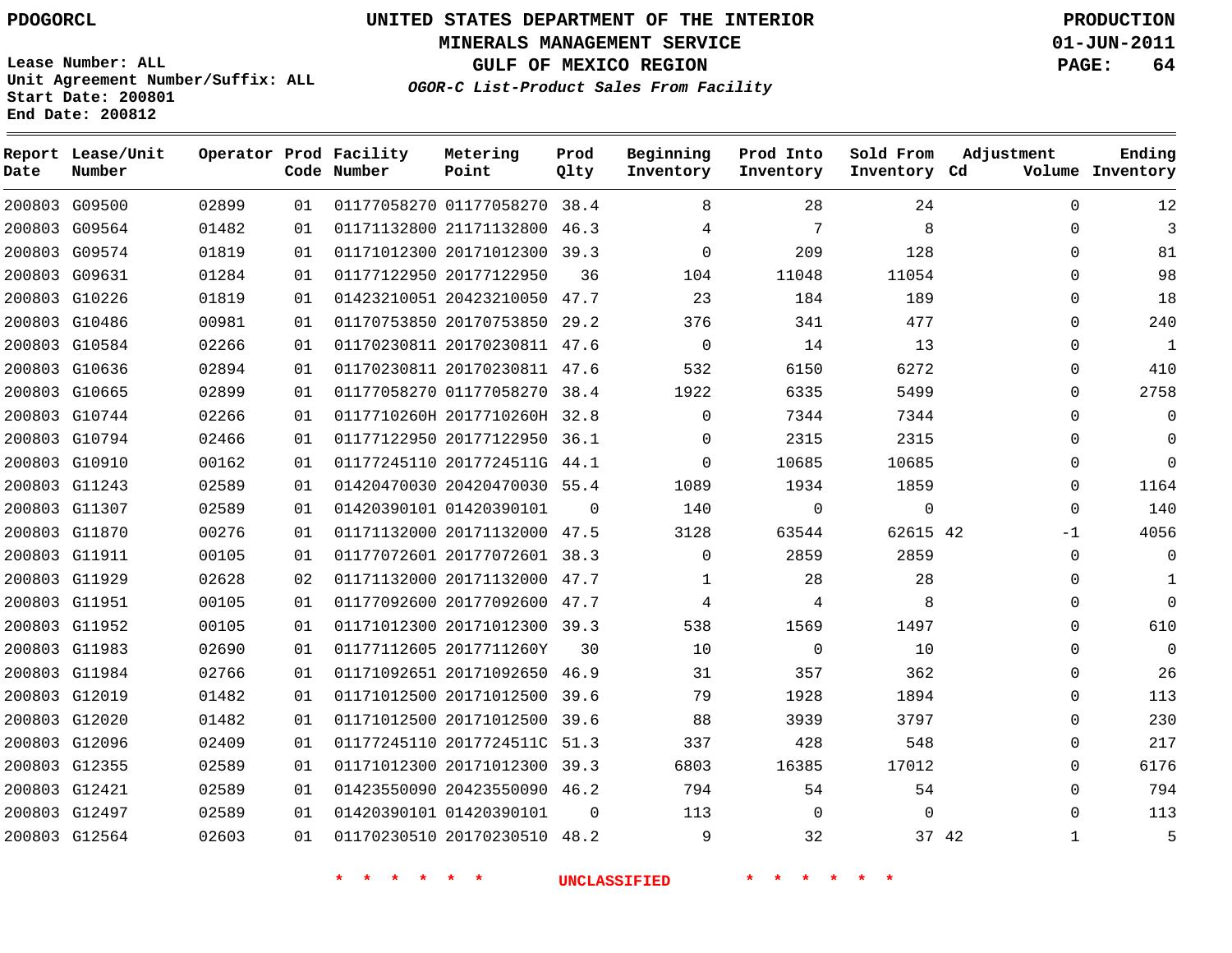PDOGORCL

# UNITED STATES DEPARTMENT OF THE INTERIOR
## MINERALS MANAGEMENT SERVICE
## GULF OF MEXICO REGION
### *OGOR-C List-Product Sales From Facility*

PRODUCTION
01-JUN-2011

Lease Number: ALL
Unit Agreement Number/Suffix: ALL
Start Date: 200801
End Date: 200812

| Report Date | Lease/Unit Number | Operator | Prod Code | Facility Number | Metering Point | Prod Qlty | Beginning Inventory | Prod Into Inventory | Sold From Inventory | Adjustment Cd | Adjustment Volume | Ending Inventory |
|---|---|---|---|---|---|---|---|---|---|---|---|---|
| 200803 | G09500 | 02899 | 01 | 01177058270 | 01177058270 | 38.4 | 8 | 28 | 24 | | 0 | 12 |
| 200803 | G09564 | 01482 | 01 | 01171132800 | 21171132800 | 46.3 | 4 | 7 | 8 | | 0 | 3 |
| 200803 | G09574 | 01819 | 01 | 01171012300 | 20171012300 | 39.3 | 0 | 209 | 128 | | 0 | 81 |
| 200803 | G09631 | 01284 | 01 | 01177122950 | 20177122950 | 36 | 104 | 11048 | 11054 | | 0 | 98 |
| 200803 | G10226 | 01819 | 01 | 01423210051 | 20423210050 | 47.7 | 23 | 184 | 189 | | 0 | 18 |
| 200803 | G10486 | 00981 | 01 | 01170753850 | 20170753850 | 29.2 | 376 | 341 | 477 | | 0 | 240 |
| 200803 | G10584 | 02266 | 01 | 01170230811 | 20170230811 | 47.6 | 0 | 14 | 13 | | 0 | 1 |
| 200803 | G10636 | 02894 | 01 | 01170230811 | 20170230811 | 47.6 | 532 | 6150 | 6272 | | 0 | 410 |
| 200803 | G10665 | 02899 | 01 | 01177058270 | 01177058270 | 38.4 | 1922 | 6335 | 5499 | | 0 | 2758 |
| 200803 | G10744 | 02266 | 01 | 0117710260H | 2017710260H | 32.8 | 0 | 7344 | 7344 | | 0 | 0 |
| 200803 | G10794 | 02466 | 01 | 01177122950 | 20177122950 | 36.1 | 0 | 2315 | 2315 | | 0 | 0 |
| 200803 | G10910 | 00162 | 01 | 01177245110 | 2017724511G | 44.1 | 0 | 10685 | 10685 | | 0 | 0 |
| 200803 | G11243 | 02589 | 01 | 01420470030 | 20420470030 | 55.4 | 1089 | 1934 | 1859 | | 0 | 1164 |
| 200803 | G11307 | 02589 | 01 | 01420390101 | 01420390101 | 0 | 140 | 0 | 0 | | 0 | 140 |
| 200803 | G11870 | 00276 | 01 | 01171132000 | 20171132000 | 47.5 | 3128 | 63544 | 62615 | 42 | -1 | 4056 |
| 200803 | G11911 | 00105 | 01 | 01177072601 | 20177072601 | 38.3 | 0 | 2859 | 2859 | | 0 | 0 |
| 200803 | G11929 | 02628 | 02 | 01171132000 | 20171132000 | 47.7 | 1 | 28 | 28 | | 0 | 1 |
| 200803 | G11951 | 00105 | 01 | 01177092600 | 20177092600 | 47.7 | 4 | 4 | 8 | | 0 | 0 |
| 200803 | G11952 | 00105 | 01 | 01171012300 | 20171012300 | 39.3 | 538 | 1569 | 1497 | | 0 | 610 |
| 200803 | G11983 | 02690 | 01 | 01177112605 | 2017711260Y | 30 | 10 | 0 | 10 | | 0 | 0 |
| 200803 | G11984 | 02766 | 01 | 01171092651 | 20171092650 | 46.9 | 31 | 357 | 362 | | 0 | 26 |
| 200803 | G12019 | 01482 | 01 | 01171012500 | 20171012500 | 39.6 | 79 | 1928 | 1894 | | 0 | 113 |
| 200803 | G12020 | 01482 | 01 | 01171012500 | 20171012500 | 39.6 | 88 | 3939 | 3797 | | 0 | 230 |
| 200803 | G12096 | 02409 | 01 | 01177245110 | 2017724511C | 51.3 | 337 | 428 | 548 | | 0 | 217 |
| 200803 | G12355 | 02589 | 01 | 01171012300 | 20171012300 | 39.3 | 6803 | 16385 | 17012 | | 0 | 6176 |
| 200803 | G12421 | 02589 | 01 | 01423550090 | 20423550090 | 46.2 | 794 | 54 | 54 | | 0 | 794 |
| 200803 | G12497 | 02589 | 01 | 01420390101 | 01420390101 | 0 | 113 | 0 | 0 | | 0 | 113 |
| 200803 | G12564 | 02603 | 01 | 01170230510 | 20170230510 | 48.2 | 9 | 32 | 37 | 42 | 1 | 5 |

\* \* \* \* \* \* UNCLASSIFIED \* \* \* \* \* \*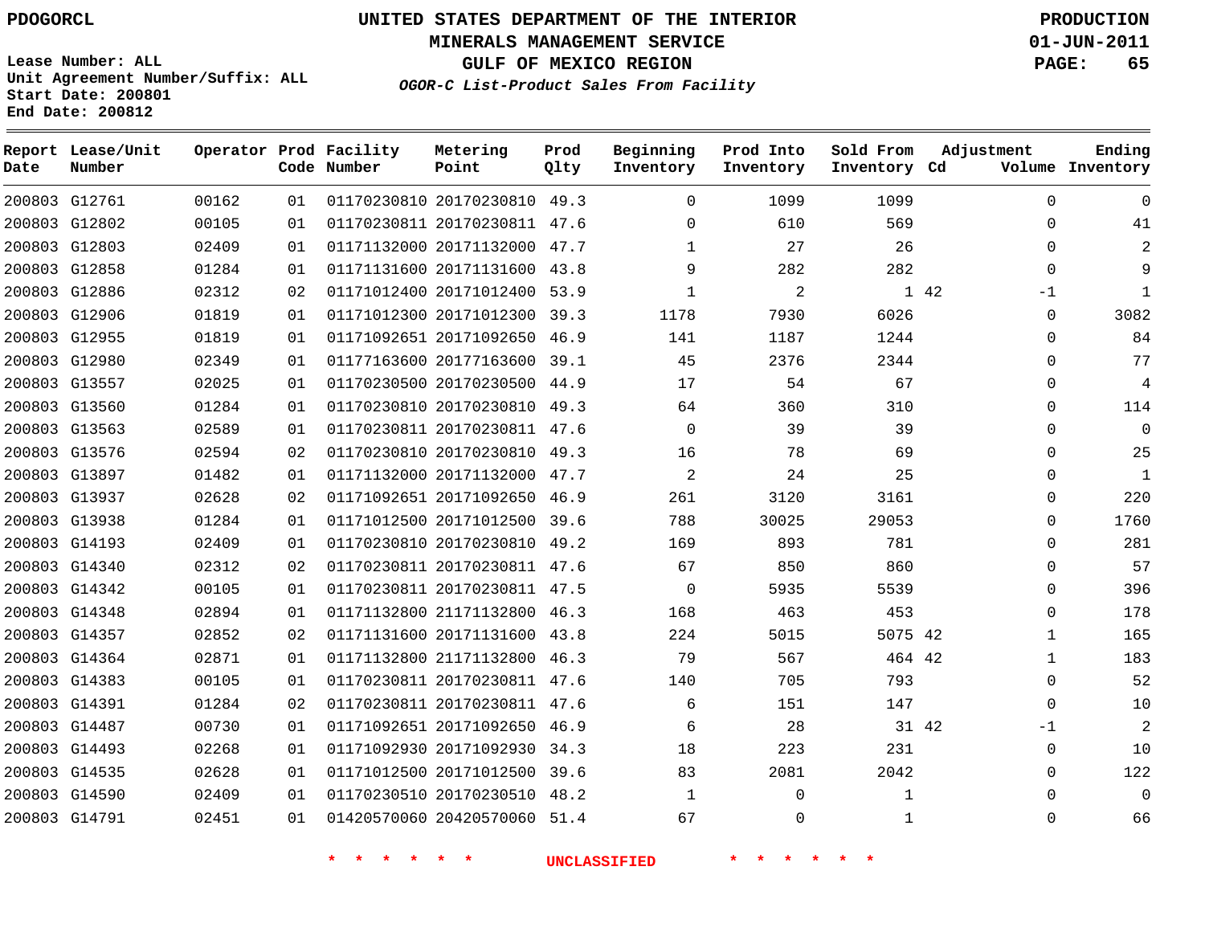PDOGORCL

# UNITED STATES DEPARTMENT OF THE INTERIOR
## MINERALS MANAGEMENT SERVICE
## GULF OF MEXICO REGION
### *OGOR-C List-Product Sales From Facility*

**PRODUCTION**
**01-JUN-2011**

Lease Number: ALL
Unit Agreement Number/Suffix: ALL
Start Date: 200801
End Date: 200812

| Report Date | Lease/Unit Number | Operator | Prod Code | Facility Number | Metering Point | Prod Qlty | Beginning Inventory | Prod Into Inventory | Sold From Inventory | Adjustment Cd | Adjustment Volume | Ending Inventory |
|---|---|---|---|---|---|---|---|---|---|---|---|---|
| 200803 | G12761 | 00162 | 01 | 01170230810 | 20170230810 | 49.3 | 0 | 1099 | 1099 | | 0 | 0 |
| 200803 | G12802 | 00105 | 01 | 01170230811 | 20170230811 | 47.6 | 0 | 610 | 569 | | 0 | 41 |
| 200803 | G12803 | 02409 | 01 | 01171132000 | 20171132000 | 47.7 | 1 | 27 | 26 | | 0 | 2 |
| 200803 | G12858 | 01284 | 01 | 01171131600 | 20171131600 | 43.8 | 9 | 282 | 282 | | 0 | 9 |
| 200803 | G12886 | 02312 | 02 | 01171012400 | 20171012400 | 53.9 | 1 | 2 | 1 | 42 | -1 | 1 |
| 200803 | G12906 | 01819 | 01 | 01171012300 | 20171012300 | 39.3 | 1178 | 7930 | 6026 | | 0 | 3082 |
| 200803 | G12955 | 01819 | 01 | 01171092651 | 20171092650 | 46.9 | 141 | 1187 | 1244 | | 0 | 84 |
| 200803 | G12980 | 02349 | 01 | 01177163600 | 20177163600 | 39.1 | 45 | 2376 | 2344 | | 0 | 77 |
| 200803 | G13557 | 02025 | 01 | 01170230500 | 20170230500 | 44.9 | 17 | 54 | 67 | | 0 | 4 |
| 200803 | G13560 | 01284 | 01 | 01170230810 | 20170230810 | 49.3 | 64 | 360 | 310 | | 0 | 114 |
| 200803 | G13563 | 02589 | 01 | 01170230811 | 20170230811 | 47.6 | 0 | 39 | 39 | | 0 | 0 |
| 200803 | G13576 | 02594 | 02 | 01170230810 | 20170230810 | 49.3 | 16 | 78 | 69 | | 0 | 25 |
| 200803 | G13897 | 01482 | 01 | 01171132000 | 20171132000 | 47.7 | 2 | 24 | 25 | | 0 | 1 |
| 200803 | G13937 | 02628 | 02 | 01171092651 | 20171092650 | 46.9 | 261 | 3120 | 3161 | | 0 | 220 |
| 200803 | G13938 | 01284 | 01 | 01171012500 | 20171012500 | 39.6 | 788 | 30025 | 29053 | | 0 | 1760 |
| 200803 | G14193 | 02409 | 01 | 01170230810 | 20170230810 | 49.2 | 169 | 893 | 781 | | 0 | 281 |
| 200803 | G14340 | 02312 | 02 | 01170230811 | 20170230811 | 47.6 | 67 | 850 | 860 | | 0 | 57 |
| 200803 | G14342 | 00105 | 01 | 01170230811 | 20170230811 | 47.5 | 0 | 5935 | 5539 | | 0 | 396 |
| 200803 | G14348 | 02894 | 01 | 01171132800 | 21171132800 | 46.3 | 168 | 463 | 453 | | 0 | 178 |
| 200803 | G14357 | 02852 | 02 | 01171131600 | 20171131600 | 43.8 | 224 | 5015 | 5075 | 42 | 1 | 165 |
| 200803 | G14364 | 02871 | 01 | 01171132800 | 21171132800 | 46.3 | 79 | 567 | 464 | 42 | 1 | 183 |
| 200803 | G14383 | 00105 | 01 | 01170230811 | 20170230811 | 47.6 | 140 | 705 | 793 | | 0 | 52 |
| 200803 | G14391 | 01284 | 02 | 01170230811 | 20170230811 | 47.6 | 6 | 151 | 147 | | 0 | 10 |
| 200803 | G14487 | 00730 | 01 | 01171092651 | 20171092650 | 46.9 | 6 | 28 | 31 | 42 | -1 | 2 |
| 200803 | G14493 | 02268 | 01 | 01171092930 | 20171092930 | 34.3 | 18 | 223 | 231 | | 0 | 10 |
| 200803 | G14535 | 02628 | 01 | 01171012500 | 20171012500 | 39.6 | 83 | 2081 | 2042 | | 0 | 122 |
| 200803 | G14590 | 02409 | 01 | 01170230510 | 20170230510 | 48.2 | 1 | 0 | 1 | | 0 | 0 |
| 200803 | G14791 | 02451 | 01 | 01420570060 | 20420570060 | 51.4 | 67 | 0 | 1 | | 0 | 66 |

* * * * * * * UNCLASSIFIED * * * * * * *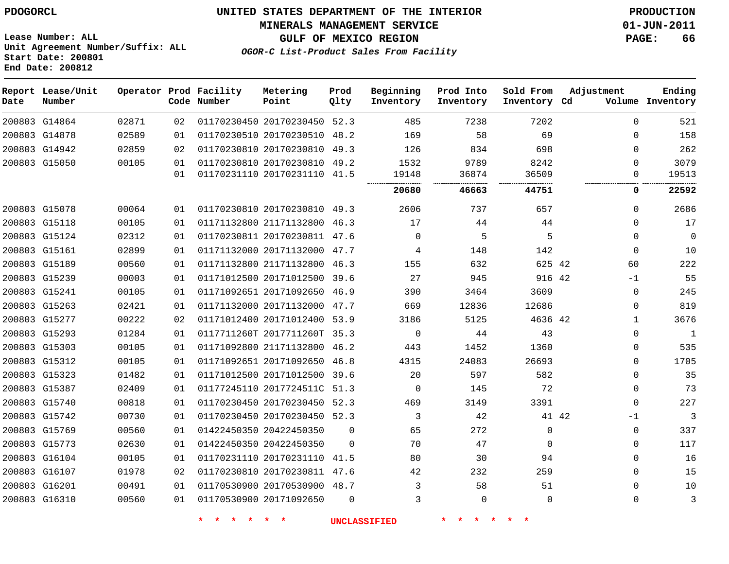PDOGORCL

# UNITED STATES DEPARTMENT OF THE INTERIOR
## MINERALS MANAGEMENT SERVICE
## GULF OF MEXICO REGION
### *OGOR-C List-Product Sales From Facility*

PRODUCTION
01-JUN-2011

Lease Number: ALL
Unit Agreement Number/Suffix: ALL
Start Date: 200801
End Date: 200812

| Report Date | Lease/Unit Number | Operator | Prod Code | Facility Number | Metering Point | Prod Qlty | Beginning Inventory | Prod Into Inventory | Sold From Inventory | Adjustment Cd | Adjustment Volume | Ending Inventory |
|---|---|---|---|---|---|---|---|---|---|---|---|---|
| 200803 | G14864 | 02871 | 02 | 01170230450 | 20170230450 | 52.3 | 485 | 7238 | 7202 | | 0 | 521 |
| 200803 | G14878 | 02589 | 01 | 01170230510 | 20170230510 | 48.2 | 169 | 58 | 69 | | 0 | 158 |
| 200803 | G14942 | 02859 | 02 | 01170230810 | 20170230810 | 49.3 | 126 | 834 | 698 | | 0 | 262 |
| 200803 | G15050 | 00105 | 01 | 01170230810 | 20170230810 | 49.2 | 1532 | 9789 | 8242 | | 0 | 3079 |
| | | | 01 | 01170231110 | 20170231110 | 41.5 | 19148 | 36874 | 36509 | | 0 | 19513 |
| | | | | | | | **20680** | **46663** | **44751** | | **0** | **22592** |
| 200803 | G15078 | 00064 | 01 | 01170230810 | 20170230810 | 49.3 | 2606 | 737 | 657 | | 0 | 2686 |
| 200803 | G15118 | 00105 | 01 | 01171132800 | 21171132800 | 46.3 | 17 | 44 | 44 | | 0 | 17 |
| 200803 | G15124 | 02312 | 01 | 01170230811 | 20170230811 | 47.6 | 0 | 5 | 5 | | 0 | 0 |
| 200803 | G15161 | 02899 | 01 | 01171132000 | 20171132000 | 47.7 | 4 | 148 | 142 | | 0 | 10 |
| 200803 | G15189 | 00560 | 01 | 01171132800 | 21171132800 | 46.3 | 155 | 632 | 625 | 42 | 60 | 222 |
| 200803 | G15239 | 00003 | 01 | 01171012500 | 20171012500 | 39.6 | 27 | 945 | 916 | 42 | -1 | 55 |
| 200803 | G15241 | 00105 | 01 | 01171092651 | 20171092650 | 46.9 | 390 | 3464 | 3609 | | 0 | 245 |
| 200803 | G15263 | 02421 | 01 | 01171132000 | 20171132000 | 47.7 | 669 | 12836 | 12686 | | 0 | 819 |
| 200803 | G15277 | 00222 | 02 | 01171012400 | 20171012400 | 53.9 | 3186 | 5125 | 4636 | 42 | 1 | 3676 |
| 200803 | G15293 | 01284 | 01 | 0117711260T | 2017711260T | 35.3 | 0 | 44 | 43 | | 0 | 1 |
| 200803 | G15303 | 00105 | 01 | 01171092800 | 21171132800 | 46.2 | 443 | 1452 | 1360 | | 0 | 535 |
| 200803 | G15312 | 00105 | 01 | 01171092651 | 20171092650 | 46.8 | 4315 | 24083 | 26693 | | 0 | 1705 |
| 200803 | G15323 | 01482 | 01 | 01171012500 | 20171012500 | 39.6 | 20 | 597 | 582 | | 0 | 35 |
| 200803 | G15387 | 02409 | 01 | 01177245110 | 2017724511C | 51.3 | 0 | 145 | 72 | | 0 | 73 |
| 200803 | G15740 | 00818 | 01 | 01170230450 | 20170230450 | 52.3 | 469 | 3149 | 3391 | | 0 | 227 |
| 200803 | G15742 | 00730 | 01 | 01170230450 | 20170230450 | 52.3 | 3 | 42 | 41 | 42 | -1 | 3 |
| 200803 | G15769 | 00560 | 01 | 01422450350 | 20422450350 | 0 | 65 | 272 | 0 | | 0 | 337 |
| 200803 | G15773 | 02630 | 01 | 01422450350 | 20422450350 | 0 | 70 | 47 | 0 | | 0 | 117 |
| 200803 | G16104 | 00105 | 01 | 01170231110 | 20170231110 | 41.5 | 80 | 30 | 94 | | 0 | 16 |
| 200803 | G16107 | 01978 | 02 | 01170230810 | 20170230811 | 47.6 | 42 | 232 | 259 | | 0 | 15 |
| 200803 | G16201 | 00491 | 01 | 01170530900 | 20170530900 | 48.7 | 3 | 58 | 51 | | 0 | 10 |
| 200803 | G16310 | 00560 | 01 | 01170530900 | 20171092650 | 0 | 3 | 0 | 0 | | 0 | 3 |

* * * * * * UNCLASSIFIED * * * * * *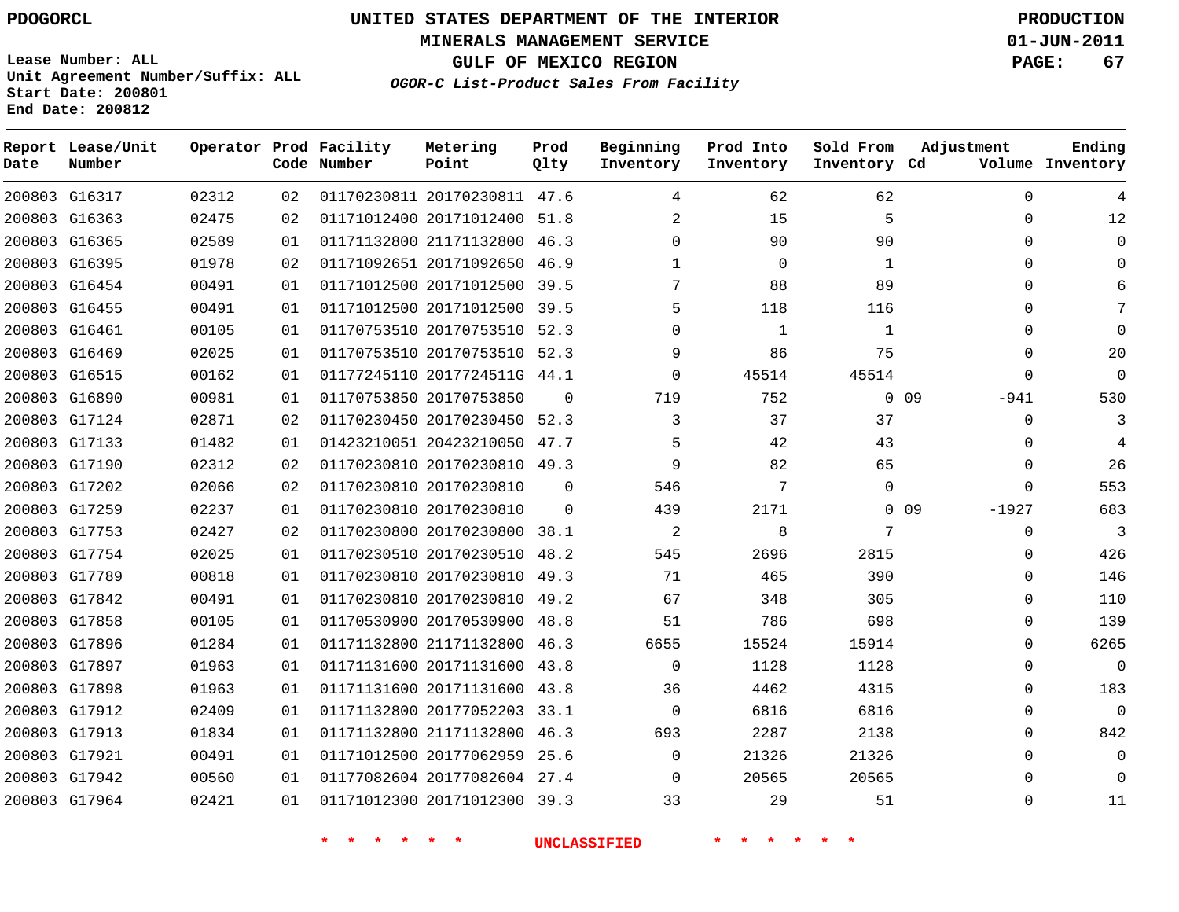PDOGORCL

# UNITED STATES DEPARTMENT OF THE INTERIOR
## MINERALS MANAGEMENT SERVICE
## GULF OF MEXICO REGION
### *OGOR-C List-Product Sales From Facility*

PRODUCTION
01-JUN-2011

Lease Number: ALL
Unit Agreement Number/Suffix: ALL
Start Date: 200801
End Date: 200812

| Report Date | Lease/Unit Number | Operator | Prod Code | Facility Number | Metering Point | Prod Qlty | Beginning Inventory | Prod Into Inventory | Sold From Inventory | Adjustment Cd | Adjustment Volume | Ending Inventory |
|---|---|---|---|---|---|---|---|---|---|---|---|---|
| 200803 | G16317 | 02312 | 02 | 01170230811 | 20170230811 | 47.6 | 4 | 62 | 62 | | 0 | 4 |
| 200803 | G16363 | 02475 | 02 | 01171012400 | 20171012400 | 51.8 | 2 | 15 | 5 | | 0 | 12 |
| 200803 | G16365 | 02589 | 01 | 01171132800 | 21171132800 | 46.3 | 0 | 90 | 90 | | 0 | 0 |
| 200803 | G16395 | 01978 | 02 | 01171092651 | 20171092650 | 46.9 | 1 | 0 | 1 | | 0 | 0 |
| 200803 | G16454 | 00491 | 01 | 01171012500 | 20171012500 | 39.5 | 7 | 88 | 89 | | 0 | 6 |
| 200803 | G16455 | 00491 | 01 | 01171012500 | 20171012500 | 39.5 | 5 | 118 | 116 | | 0 | 7 |
| 200803 | G16461 | 00105 | 01 | 01170753510 | 20170753510 | 52.3 | 0 | 1 | 1 | | 0 | 0 |
| 200803 | G16469 | 02025 | 01 | 01170753510 | 20170753510 | 52.3 | 9 | 86 | 75 | | 0 | 20 |
| 200803 | G16515 | 00162 | 01 | 01177245110 | 2017724511G | 44.1 | 0 | 45514 | 45514 | | 0 | 0 |
| 200803 | G16890 | 00981 | 01 | 01170753850 | 20170753850 | 0 | 719 | 752 | 0 | 09 | -941 | 530 |
| 200803 | G17124 | 02871 | 02 | 01170230450 | 20170230450 | 52.3 | 3 | 37 | 37 | | 0 | 3 |
| 200803 | G17133 | 01482 | 01 | 01423210051 | 20423210050 | 47.7 | 5 | 42 | 43 | | 0 | 4 |
| 200803 | G17190 | 02312 | 02 | 01170230810 | 20170230810 | 49.3 | 9 | 82 | 65 | | 0 | 26 |
| 200803 | G17202 | 02066 | 02 | 01170230810 | 20170230810 | 0 | 546 | 7 | 0 | | 0 | 553 |
| 200803 | G17259 | 02237 | 01 | 01170230810 | 20170230810 | 0 | 439 | 2171 | 0 | 09 | -1927 | 683 |
| 200803 | G17753 | 02427 | 02 | 01170230800 | 20170230800 | 38.1 | 2 | 8 | 7 | | 0 | 3 |
| 200803 | G17754 | 02025 | 01 | 01170230510 | 20170230510 | 48.2 | 545 | 2696 | 2815 | | 0 | 426 |
| 200803 | G17789 | 00818 | 01 | 01170230810 | 20170230810 | 49.3 | 71 | 465 | 390 | | 0 | 146 |
| 200803 | G17842 | 00491 | 01 | 01170230810 | 20170230810 | 49.2 | 67 | 348 | 305 | | 0 | 110 |
| 200803 | G17858 | 00105 | 01 | 01170530900 | 20170530900 | 48.8 | 51 | 786 | 698 | | 0 | 139 |
| 200803 | G17896 | 01284 | 01 | 01171132800 | 21171132800 | 46.3 | 6655 | 15524 | 15914 | | 0 | 6265 |
| 200803 | G17897 | 01963 | 01 | 01171131600 | 20171131600 | 43.8 | 0 | 1128 | 1128 | | 0 | 0 |
| 200803 | G17898 | 01963 | 01 | 01171131600 | 20171131600 | 43.8 | 36 | 4462 | 4315 | | 0 | 183 |
| 200803 | G17912 | 02409 | 01 | 01171132800 | 20177052203 | 33.1 | 0 | 6816 | 6816 | | 0 | 0 |
| 200803 | G17913 | 01834 | 01 | 01171132800 | 21171132800 | 46.3 | 693 | 2287 | 2138 | | 0 | 842 |
| 200803 | G17921 | 00491 | 01 | 01171012500 | 20177062959 | 25.6 | 0 | 21326 | 21326 | | 0 | 0 |
| 200803 | G17942 | 00560 | 01 | 01177082604 | 20177082604 | 27.4 | 0 | 20565 | 20565 | | 0 | 0 |
| 200803 | G17964 | 02421 | 01 | 01171012300 | 20171012300 | 39.3 | 33 | 29 | 51 | | 0 | 11 |

* * * * * * UNCLASSIFIED * * * * * *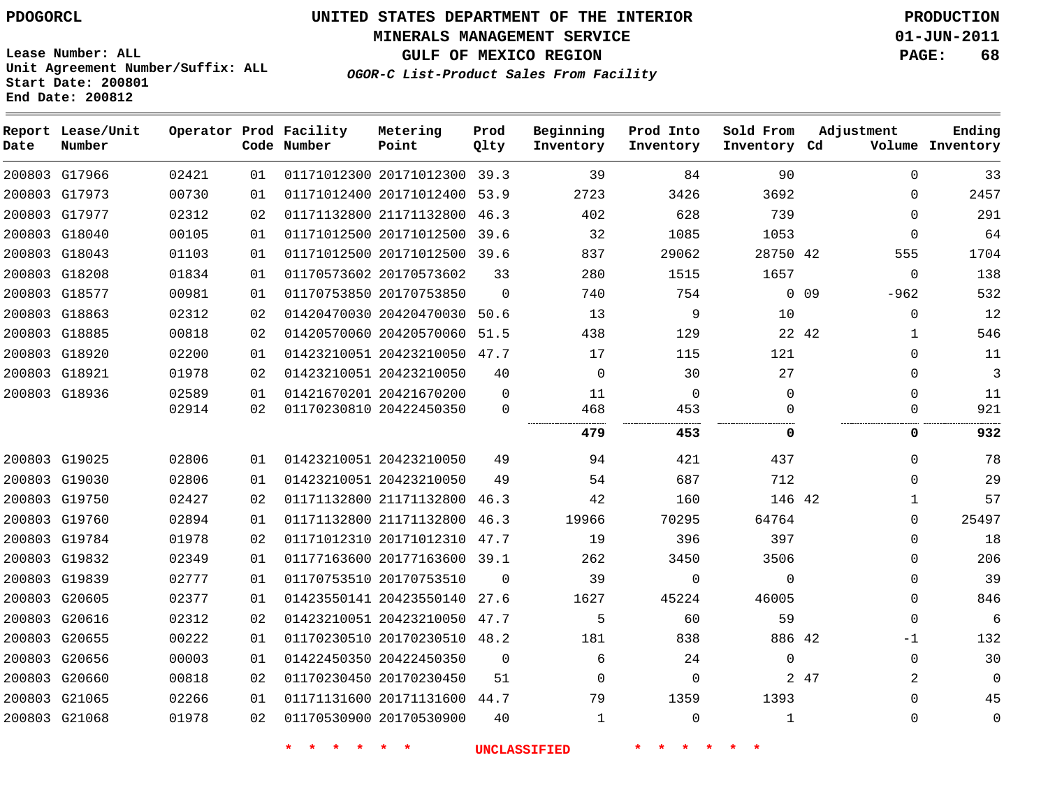PDOGORCL

# UNITED STATES DEPARTMENT OF THE INTERIOR
## MINERALS MANAGEMENT SERVICE
## GULF OF MEXICO REGION
### *OGOR-C List-Product Sales From Facility*

PRODUCTION
01-JUN-2011

Lease Number: ALL
Unit Agreement Number/Suffix: ALL
Start Date: 200801
End Date: 200812

| Report Date | Lease/Unit Number | Operator | Prod Code | Facility Number | Metering Point | Prod Qlty | Beginning Inventory | Prod Into Inventory | Sold From Inventory | Adjustment Cd | Adjustment Volume | Ending Inventory |
|---|---|---|---|---|---|---|---|---|---|---|---|---|
| 200803 | G17966 | 02421 | 01 | 01171012300 | 20171012300 | 39.3 | 39 | 84 | 90 | | 0 | 33 |
| 200803 | G17973 | 00730 | 01 | 01171012400 | 20171012400 | 53.9 | 2723 | 3426 | 3692 | | 0 | 2457 |
| 200803 | G17977 | 02312 | 02 | 01171132800 | 21171132800 | 46.3 | 402 | 628 | 739 | | 0 | 291 |
| 200803 | G18040 | 00105 | 01 | 01171012500 | 20171012500 | 39.6 | 32 | 1085 | 1053 | | 0 | 64 |
| 200803 | G18043 | 01103 | 01 | 01171012500 | 20171012500 | 39.6 | 837 | 29062 | 28750 | 42 | 555 | 1704 |
| 200803 | G18208 | 01834 | 01 | 01170573602 | 20170573602 | 33 | 280 | 1515 | 1657 | | 0 | 138 |
| 200803 | G18577 | 00981 | 01 | 01170753850 | 20170753850 | 0 | 740 | 754 | 0 | 09 | -962 | 532 |
| 200803 | G18863 | 02312 | 02 | 01420470030 | 20420470030 | 50.6 | 13 | 9 | 10 | | 0 | 12 |
| 200803 | G18885 | 00818 | 02 | 01420570060 | 20420570060 | 51.5 | 438 | 129 | 22 | 42 | 1 | 546 |
| 200803 | G18920 | 02200 | 01 | 01423210051 | 20423210050 | 47.7 | 17 | 115 | 121 | | 0 | 11 |
| 200803 | G18921 | 01978 | 02 | 01423210051 | 20423210050 | 40 | 0 | 30 | 27 | | 0 | 3 |
| 200803 | G18936 | 02589 | 01 | 01421670201 | 20421670200 | 0 | 11 | 0 | 0 | | 0 | 11 |
| | | 02914 | 02 | 01170230810 | 20422450350 | 0 | 468 | 453 | 0 | | 0 | 921 |
| | | | | | | | **479** | **453** | **0** | | **0** | **932** |
| 200803 | G19025 | 02806 | 01 | 01423210051 | 20423210050 | 49 | 94 | 421 | 437 | | 0 | 78 |
| 200803 | G19030 | 02806 | 01 | 01423210051 | 20423210050 | 49 | 54 | 687 | 712 | | 0 | 29 |
| 200803 | G19750 | 02427 | 02 | 01171132800 | 21171132800 | 46.3 | 42 | 160 | 146 | 42 | 1 | 57 |
| 200803 | G19760 | 02894 | 01 | 01171132800 | 21171132800 | 46.3 | 19966 | 70295 | 64764 | | 0 | 25497 |
| 200803 | G19784 | 01978 | 02 | 01171012310 | 20171012310 | 47.7 | 19 | 396 | 397 | | 0 | 18 |
| 200803 | G19832 | 02349 | 01 | 01177163600 | 20177163600 | 39.1 | 262 | 3450 | 3506 | | 0 | 206 |
| 200803 | G19839 | 02777 | 01 | 01170753510 | 20170753510 | 0 | 39 | 0 | 0 | | 0 | 39 |
| 200803 | G20605 | 02377 | 01 | 01423550141 | 20423550140 | 27.6 | 1627 | 45224 | 46005 | | 0 | 846 |
| 200803 | G20616 | 02312 | 02 | 01423210051 | 20423210050 | 47.7 | 5 | 60 | 59 | | 0 | 6 |
| 200803 | G20655 | 00222 | 01 | 01170230510 | 20170230510 | 48.2 | 181 | 838 | 886 | 42 | -1 | 132 |
| 200803 | G20656 | 00003 | 01 | 01422450350 | 20422450350 | 0 | 6 | 24 | 0 | | 0 | 30 |
| 200803 | G20660 | 00818 | 02 | 01170230450 | 20170230450 | 51 | 0 | 0 | 2 | 47 | 2 | 0 |
| 200803 | G21065 | 02266 | 01 | 01171131600 | 20171131600 | 44.7 | 79 | 1359 | 1393 | | 0 | 45 |
| 200803 | G21068 | 01978 | 02 | 01170530900 | 20170530900 | 40 | 1 | 0 | 1 | | 0 | 0 |

\* \* \* \* \* \* UNCLASSIFIED \* \* \* \* \* \*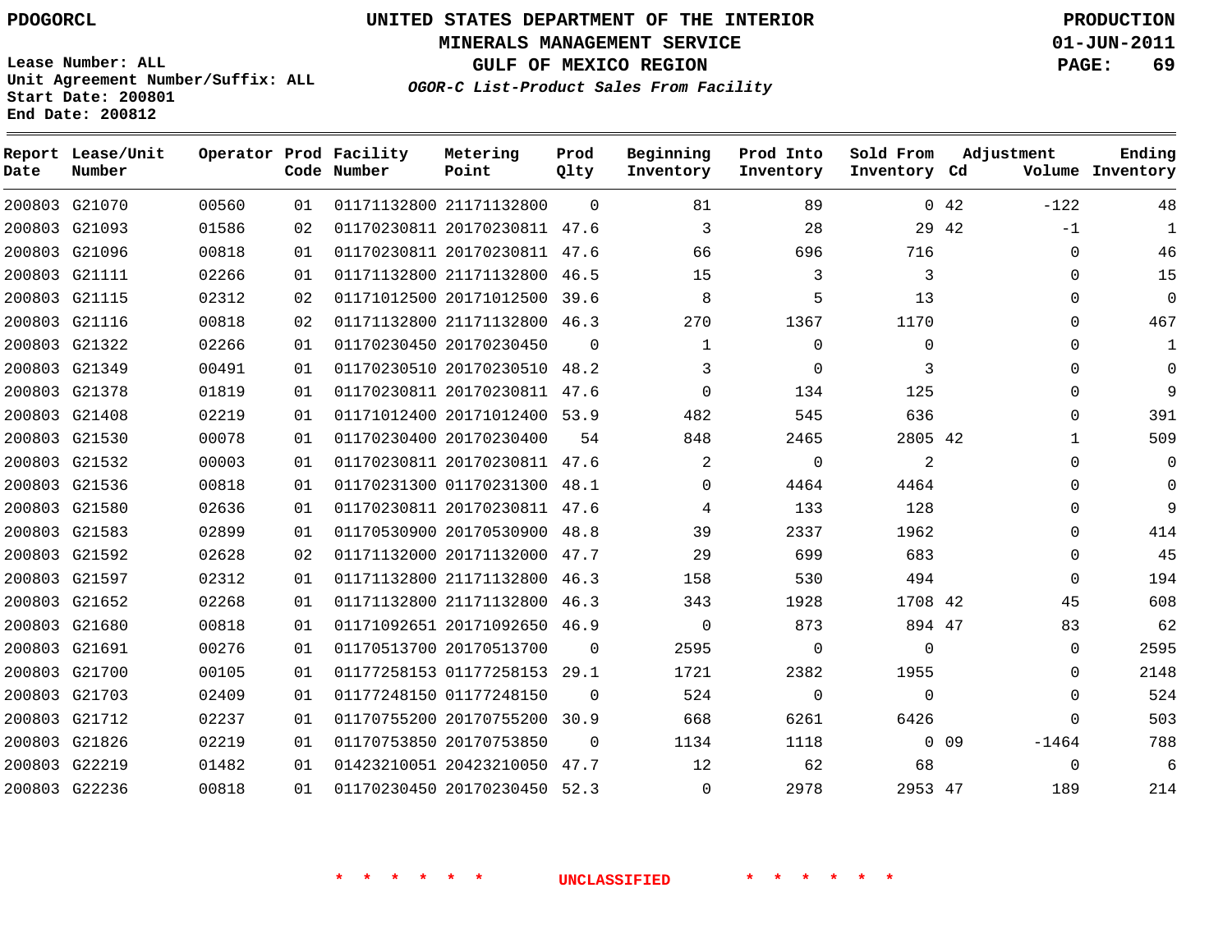PDOGORCL

# UNITED STATES DEPARTMENT OF THE INTERIOR
## MINERALS MANAGEMENT SERVICE
## GULF OF MEXICO REGION
### *OGOR-C List-Product Sales From Facility*

PRODUCTION
01-JUN-2011

Lease Number: ALL
Unit Agreement Number/Suffix: ALL
Start Date: 200801
End Date: 200812

| Report Date | Lease/Unit Number | Operator | Prod Code | Facility Number | Metering Point | Prod Qlty | Beginning Inventory | Prod Into Inventory | Sold From Inventory | Adjustment Cd | Adjustment Volume | Ending Inventory |
|---|---|---|---|---|---|---|---|---|---|---|---|---|
| 200803 | G21070 | 00560 | 01 | 01171132800 | 21171132800 | 0 | 81 | 89 | 0 | 42 | -122 | 48 |
| 200803 | G21093 | 01586 | 02 | 01170230811 | 20170230811 | 47.6 | 3 | 28 | 29 | 42 | -1 | 1 |
| 200803 | G21096 | 00818 | 01 | 01170230811 | 20170230811 | 47.6 | 66 | 696 | 716 | | 0 | 46 |
| 200803 | G21111 | 02266 | 01 | 01171132800 | 21171132800 | 46.5 | 15 | 3 | 3 | | 0 | 15 |
| 200803 | G21115 | 02312 | 02 | 01171012500 | 20171012500 | 39.6 | 8 | 5 | 13 | | 0 | 0 |
| 200803 | G21116 | 00818 | 02 | 01171132800 | 21171132800 | 46.3 | 270 | 1367 | 1170 | | 0 | 467 |
| 200803 | G21322 | 02266 | 01 | 01170230450 | 20170230450 | 0 | 1 | 0 | 0 | | 0 | 1 |
| 200803 | G21349 | 00491 | 01 | 01170230510 | 20170230510 | 48.2 | 3 | 0 | 3 | | 0 | 0 |
| 200803 | G21378 | 01819 | 01 | 01170230811 | 20170230811 | 47.6 | 0 | 134 | 125 | | 0 | 9 |
| 200803 | G21408 | 02219 | 01 | 01171012400 | 20171012400 | 53.9 | 482 | 545 | 636 | | 0 | 391 |
| 200803 | G21530 | 00078 | 01 | 01170230400 | 20170230400 | 54 | 848 | 2465 | 2805 | 42 | 1 | 509 |
| 200803 | G21532 | 00003 | 01 | 01170230811 | 20170230811 | 47.6 | 2 | 0 | 2 | | 0 | 0 |
| 200803 | G21536 | 00818 | 01 | 01170231300 | 01170231300 | 48.1 | 0 | 4464 | 4464 | | 0 | 0 |
| 200803 | G21580 | 02636 | 01 | 01170230811 | 20170230811 | 47.6 | 4 | 133 | 128 | | 0 | 9 |
| 200803 | G21583 | 02899 | 01 | 01170530900 | 20170530900 | 48.8 | 39 | 2337 | 1962 | | 0 | 414 |
| 200803 | G21592 | 02628 | 02 | 01171132000 | 20171132000 | 47.7 | 29 | 699 | 683 | | 0 | 45 |
| 200803 | G21597 | 02312 | 01 | 01171132800 | 21171132800 | 46.3 | 158 | 530 | 494 | | 0 | 194 |
| 200803 | G21652 | 02268 | 01 | 01171132800 | 21171132800 | 46.3 | 343 | 1928 | 1708 | 42 | 45 | 608 |
| 200803 | G21680 | 00818 | 01 | 01171092651 | 20171092650 | 46.9 | 0 | 873 | 894 | 47 | 83 | 62 |
| 200803 | G21691 | 00276 | 01 | 01170513700 | 20170513700 | 0 | 2595 | 0 | 0 | | 0 | 2595 |
| 200803 | G21700 | 00105 | 01 | 01177258153 | 01177258153 | 29.1 | 1721 | 2382 | 1955 | | 0 | 2148 |
| 200803 | G21703 | 02409 | 01 | 01177248150 | 01177248150 | 0 | 524 | 0 | 0 | | 0 | 524 |
| 200803 | G21712 | 02237 | 01 | 01170755200 | 20170755200 | 30.9 | 668 | 6261 | 6426 | | 0 | 503 |
| 200803 | G21826 | 02219 | 01 | 01170753850 | 20170753850 | 0 | 1134 | 1118 | 0 | 09 | -1464 | 788 |
| 200803 | G22219 | 01482 | 01 | 01423210051 | 20423210050 | 47.7 | 12 | 62 | 68 | | 0 | 6 |
| 200803 | G22236 | 00818 | 01 | 01170230450 | 20170230450 | 52.3 | 0 | 2978 | 2953 | 47 | 189 | 214 |

* * * * * * UNCLASSIFIED * * * * * *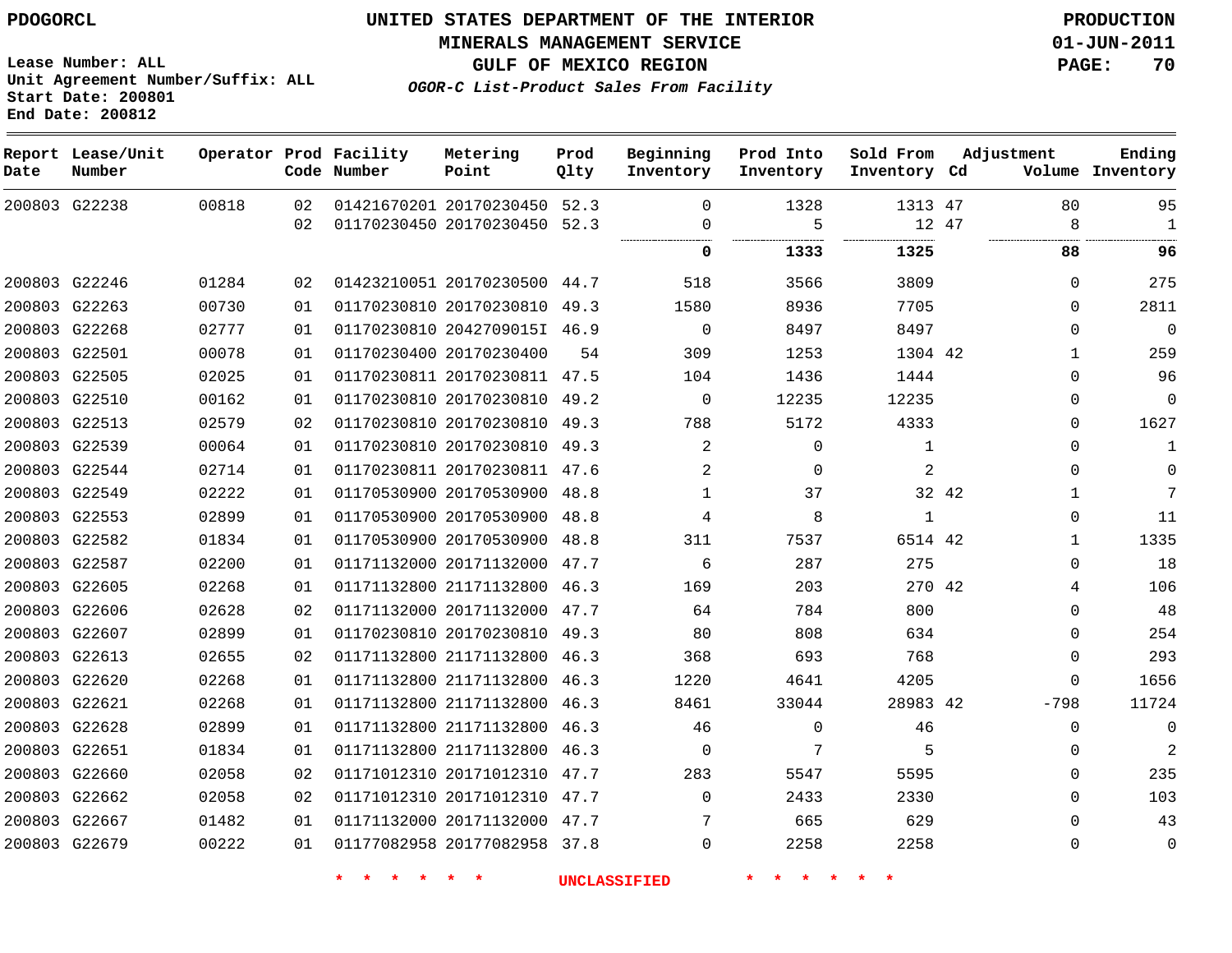PDOGORCL

# UNITED STATES DEPARTMENT OF THE INTERIOR
## MINERALS MANAGEMENT SERVICE
## GULF OF MEXICO REGION
### *OGOR-C List-Product Sales From Facility*

PRODUCTION
01-JUN-2011

Lease Number: ALL
Unit Agreement Number/Suffix: ALL
Start Date: 200801
End Date: 200812

| Report Date | Lease/Unit Number | Operator | Prod Code | Facility Number | Metering Point | Prod Qlty | Beginning Inventory | Prod Into Inventory | Sold From Inventory | Adjustment Cd | Adjustment Volume | Ending Inventory |
|---|---|---|---|---|---|---|---|---|---|---|---|---|
| 200803 | G22238 | 00818 | 02 | 01421670201 | 20170230450 | 52.3 | 0 | 1328 | 1313 | 47 | 80 | 95 |
| | | | 02 | 01170230450 | 20170230450 | 52.3 | 0 | 5 | 12 | 47 | 8 | 1 |
| | | | | | | | **0** | **1333** | **1325** | | **88** | **96** |
| 200803 | G22246 | 01284 | 02 | 01423210051 | 20170230500 | 44.7 | 518 | 3566 | 3809 | | 0 | 275 |
| 200803 | G22263 | 00730 | 01 | 01170230810 | 20170230810 | 49.3 | 1580 | 8936 | 7705 | | 0 | 2811 |
| 200803 | G22268 | 02777 | 01 | 01170230810 | 2042709015I | 46.9 | 0 | 8497 | 8497 | | 0 | 0 |
| 200803 | G22501 | 00078 | 01 | 01170230400 | 20170230400 | 54 | 309 | 1253 | 1304 | 42 | 1 | 259 |
| 200803 | G22505 | 02025 | 01 | 01170230811 | 20170230811 | 47.5 | 104 | 1436 | 1444 | | 0 | 96 |
| 200803 | G22510 | 00162 | 01 | 01170230810 | 20170230810 | 49.2 | 0 | 12235 | 12235 | | 0 | 0 |
| 200803 | G22513 | 02579 | 02 | 01170230810 | 20170230810 | 49.3 | 788 | 5172 | 4333 | | 0 | 1627 |
| 200803 | G22539 | 00064 | 01 | 01170230810 | 20170230810 | 49.3 | 2 | 0 | 1 | | 0 | 1 |
| 200803 | G22544 | 02714 | 01 | 01170230811 | 20170230811 | 47.6 | 2 | 0 | 2 | | 0 | 0 |
| 200803 | G22549 | 02222 | 01 | 01170530900 | 20170530900 | 48.8 | 1 | 37 | 32 | 42 | 1 | 7 |
| 200803 | G22553 | 02899 | 01 | 01170530900 | 20170530900 | 48.8 | 4 | 8 | 1 | | 0 | 11 |
| 200803 | G22582 | 01834 | 01 | 01170530900 | 20170530900 | 48.8 | 311 | 7537 | 6514 | 42 | 1 | 1335 |
| 200803 | G22587 | 02200 | 01 | 01171132000 | 20171132000 | 47.7 | 6 | 287 | 275 | | 0 | 18 |
| 200803 | G22605 | 02268 | 01 | 01171132800 | 21171132800 | 46.3 | 169 | 203 | 270 | 42 | 4 | 106 |
| 200803 | G22606 | 02628 | 02 | 01171132000 | 20171132000 | 47.7 | 64 | 784 | 800 | | 0 | 48 |
| 200803 | G22607 | 02899 | 01 | 01170230810 | 20170230810 | 49.3 | 80 | 808 | 634 | | 0 | 254 |
| 200803 | G22613 | 02655 | 02 | 01171132800 | 21171132800 | 46.3 | 368 | 693 | 768 | | 0 | 293 |
| 200803 | G22620 | 02268 | 01 | 01171132800 | 21171132800 | 46.3 | 1220 | 4641 | 4205 | | 0 | 1656 |
| 200803 | G22621 | 02268 | 01 | 01171132800 | 21171132800 | 46.3 | 8461 | 33044 | 28983 | 42 | -798 | 11724 |
| 200803 | G22628 | 02899 | 01 | 01171132800 | 21171132800 | 46.3 | 46 | 0 | 46 | | 0 | 0 |
| 200803 | G22651 | 01834 | 01 | 01171132800 | 21171132800 | 46.3 | 0 | 7 | 5 | | 0 | 2 |
| 200803 | G22660 | 02058 | 02 | 01171012310 | 20171012310 | 47.7 | 283 | 5547 | 5595 | | 0 | 235 |
| 200803 | G22662 | 02058 | 02 | 01171012310 | 20171012310 | 47.7 | 0 | 2433 | 2330 | | 0 | 103 |
| 200803 | G22667 | 01482 | 01 | 01171132000 | 20171132000 | 47.7 | 7 | 665 | 629 | | 0 | 43 |
| 200803 | G22679 | 00222 | 01 | 01177082958 | 20177082958 | 37.8 | 0 | 2258 | 2258 | | 0 | 0 |

\* \* \* \* \* \* UNCLASSIFIED \* \* \* \* \* \*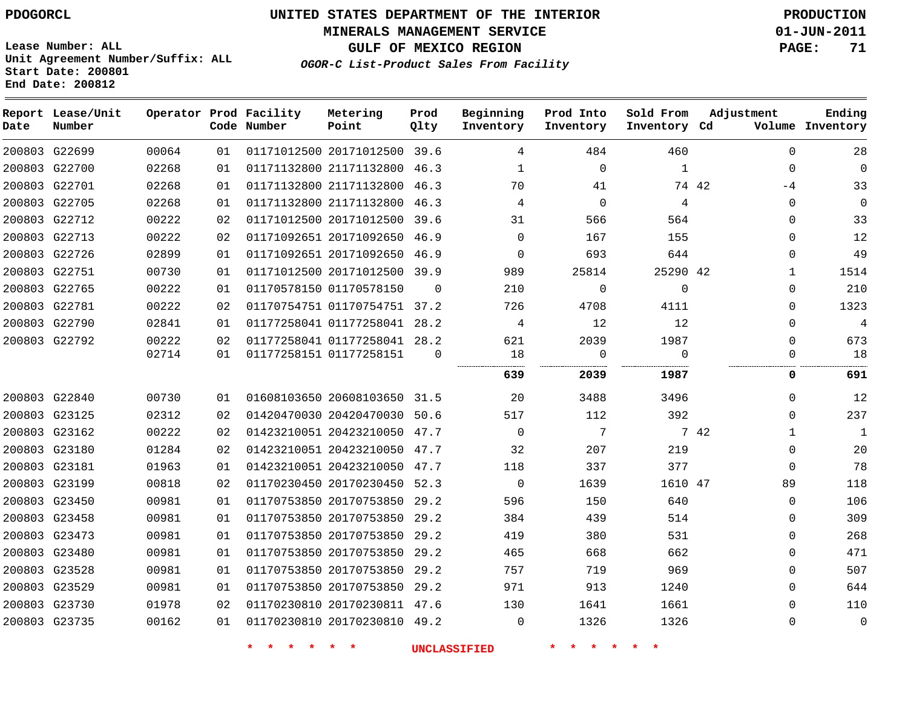PDOGORCL

# UNITED STATES DEPARTMENT OF THE INTERIOR
## MINERALS MANAGEMENT SERVICE
## GULF OF MEXICO REGION
### *OGOR-C List-Product Sales From Facility*

PRODUCTION
01-JUN-2011

Lease Number: ALL
Unit Agreement Number/Suffix: ALL
Start Date: 200801
End Date: 200812

| Report Date | Lease/Unit Number | Operator | Prod Code | Facility Number | Metering Point | Prod Qlty | Beginning Inventory | Prod Into Inventory | Sold From Inventory | Adjustment Cd | Adjustment Volume | Ending Inventory |
|---|---|---|---|---|---|---|---|---|---|---|---|---|
| 200803 | G22699 | 00064 | 01 | 01171012500 | 20171012500 | 39.6 | 4 | 484 | 460 | | 0 | 28 |
| 200803 | G22700 | 02268 | 01 | 01171132800 | 21171132800 | 46.3 | 1 | 0 | 1 | | 0 | 0 |
| 200803 | G22701 | 02268 | 01 | 01171132800 | 21171132800 | 46.3 | 70 | 41 | 74 | 42 | -4 | 33 |
| 200803 | G22705 | 02268 | 01 | 01171132800 | 21171132800 | 46.3 | 4 | 0 | 4 | | 0 | 0 |
| 200803 | G22712 | 00222 | 02 | 01171012500 | 20171012500 | 39.6 | 31 | 566 | 564 | | 0 | 33 |
| 200803 | G22713 | 00222 | 02 | 01171092651 | 20171092650 | 46.9 | 0 | 167 | 155 | | 0 | 12 |
| 200803 | G22726 | 02899 | 01 | 01171092651 | 20171092650 | 46.9 | 0 | 693 | 644 | | 0 | 49 |
| 200803 | G22751 | 00730 | 01 | 01171012500 | 20171012500 | 39.9 | 989 | 25814 | 25290 | 42 | 1 | 1514 |
| 200803 | G22765 | 00222 | 01 | 01170578150 | 01170578150 | 0 | 210 | 0 | 0 | | 0 | 210 |
| 200803 | G22781 | 00222 | 02 | 01170754751 | 01170754751 | 37.2 | 726 | 4708 | 4111 | | 0 | 1323 |
| 200803 | G22790 | 02841 | 01 | 01177258041 | 01177258041 | 28.2 | 4 | 12 | 12 | | 0 | 4 |
| 200803 | G22792 | 00222 | 02 | 01177258041 | 01177258041 | 28.2 | 621 | 2039 | 1987 | | 0 | 673 |
| | | 02714 | 01 | 01177258151 | 01177258151 | 0 | 18 | 0 | 0 | | 0 | 18 |
| | | | | | | | **639** | **2039** | **1987** | | **0** | **691** |
| 200803 | G22840 | 00730 | 01 | 01608103650 | 20608103650 | 31.5 | 20 | 3488 | 3496 | | 0 | 12 |
| 200803 | G23125 | 02312 | 02 | 01420470030 | 20420470030 | 50.6 | 517 | 112 | 392 | | 0 | 237 |
| 200803 | G23162 | 00222 | 02 | 01423210051 | 20423210050 | 47.7 | 0 | 7 | 7 | 42 | 1 | 1 |
| 200803 | G23180 | 01284 | 02 | 01423210051 | 20423210050 | 47.7 | 32 | 207 | 219 | | 0 | 20 |
| 200803 | G23181 | 01963 | 01 | 01423210051 | 20423210050 | 47.7 | 118 | 337 | 377 | | 0 | 78 |
| 200803 | G23199 | 00818 | 02 | 01170230450 | 20170230450 | 52.3 | 0 | 1639 | 1610 | 47 | 89 | 118 |
| 200803 | G23450 | 00981 | 01 | 01170753850 | 20170753850 | 29.2 | 596 | 150 | 640 | | 0 | 106 |
| 200803 | G23458 | 00981 | 01 | 01170753850 | 20170753850 | 29.2 | 384 | 439 | 514 | | 0 | 309 |
| 200803 | G23473 | 00981 | 01 | 01170753850 | 20170753850 | 29.2 | 419 | 380 | 531 | | 0 | 268 |
| 200803 | G23480 | 00981 | 01 | 01170753850 | 20170753850 | 29.2 | 465 | 668 | 662 | | 0 | 471 |
| 200803 | G23528 | 00981 | 01 | 01170753850 | 20170753850 | 29.2 | 757 | 719 | 969 | | 0 | 507 |
| 200803 | G23529 | 00981 | 01 | 01170753850 | 20170753850 | 29.2 | 971 | 913 | 1240 | | 0 | 644 |
| 200803 | G23730 | 01978 | 02 | 01170230810 | 20170230811 | 47.6 | 130 | 1641 | 1661 | | 0 | 110 |
| 200803 | G23735 | 00162 | 01 | 01170230810 | 20170230810 | 49.2 | 0 | 1326 | 1326 | | 0 | 0 |

\* \* \* \* \* \* UNCLASSIFIED \* \* \* \* \* \*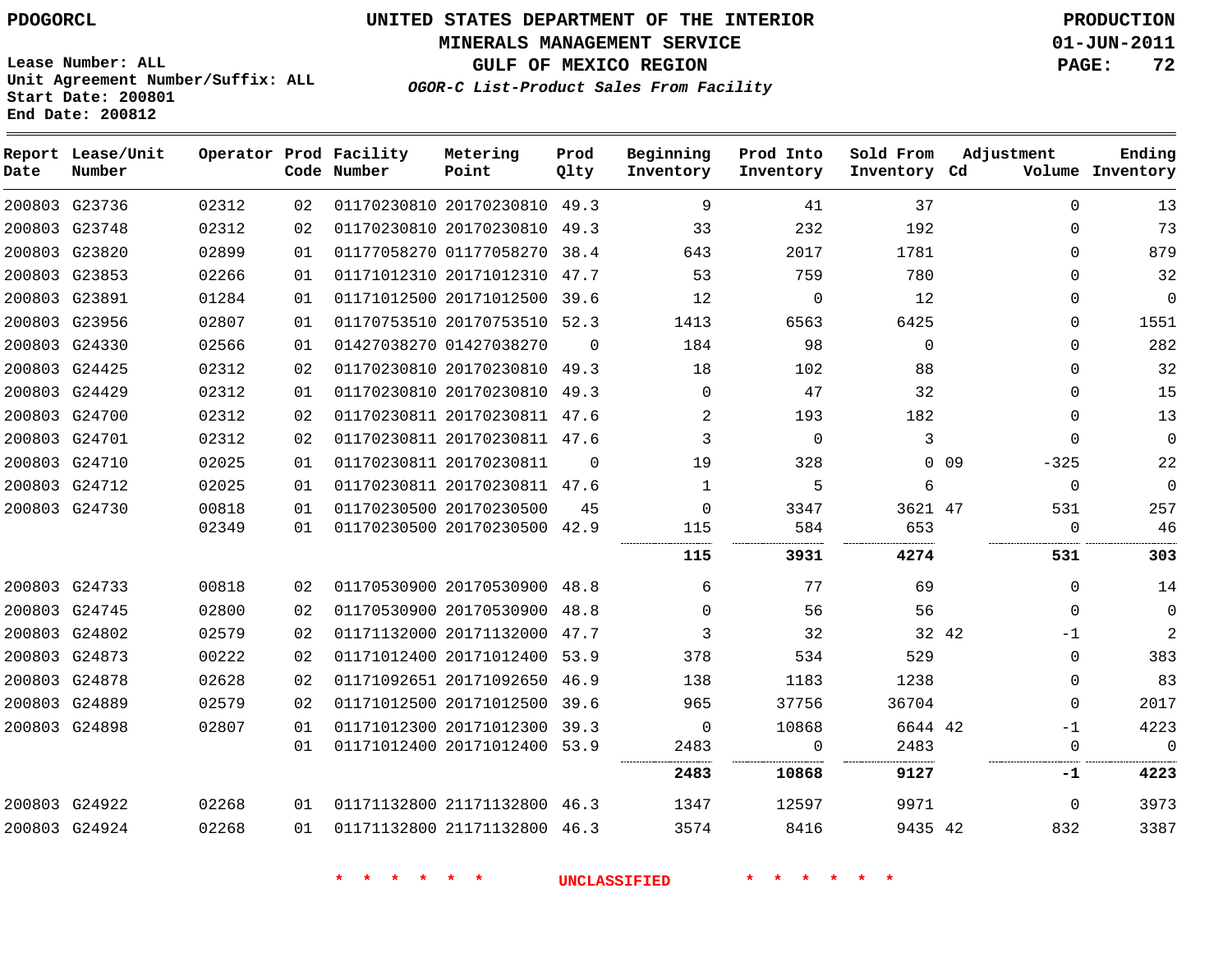Lease Number: ALL
Unit Agreement Number/Suffix: ALL
Start Date: 200801
End Date: 200812

# UNITED STATES DEPARTMENT OF THE INTERIOR
## MINERALS MANAGEMENT SERVICE
## GULF OF MEXICO REGION
### *OGOR-C List-Product Sales From Facility*

PRODUCTION
01-JUN-2011

| Report Date | Lease/Unit Number | Operator | Prod Code | Facility Number | Metering Point | Prod Qlty | Beginning Inventory | Prod Into Inventory | Sold From Inventory | Adjustment Cd | Adjustment Volume | Ending Inventory |
|---|---|---|---|---|---|---|---|---|---|---|---|---|
| 200803 | G23736 | 02312 | 02 | 01170230810 | 20170230810 | 49.3 | 9 | 41 | 37 | | 0 | 13 |
| 200803 | G23748 | 02312 | 02 | 01170230810 | 20170230810 | 49.3 | 33 | 232 | 192 | | 0 | 73 |
| 200803 | G23820 | 02899 | 01 | 01177058270 | 01177058270 | 38.4 | 643 | 2017 | 1781 | | 0 | 879 |
| 200803 | G23853 | 02266 | 01 | 01171012310 | 20171012310 | 47.7 | 53 | 759 | 780 | | 0 | 32 |
| 200803 | G23891 | 01284 | 01 | 01171012500 | 20171012500 | 39.6 | 12 | 0 | 12 | | 0 | 0 |
| 200803 | G23956 | 02807 | 01 | 01170753510 | 20170753510 | 52.3 | 1413 | 6563 | 6425 | | 0 | 1551 |
| 200803 | G24330 | 02566 | 01 | 01427038270 | 01427038270 | 0 | 184 | 98 | 0 | | 0 | 282 |
| 200803 | G24425 | 02312 | 02 | 01170230810 | 20170230810 | 49.3 | 18 | 102 | 88 | | 0 | 32 |
| 200803 | G24429 | 02312 | 01 | 01170230810 | 20170230810 | 49.3 | 0 | 47 | 32 | | 0 | 15 |
| 200803 | G24700 | 02312 | 02 | 01170230811 | 20170230811 | 47.6 | 2 | 193 | 182 | | 0 | 13 |
| 200803 | G24701 | 02312 | 02 | 01170230811 | 20170230811 | 47.6 | 3 | 0 | 3 | | 0 | 0 |
| 200803 | G24710 | 02025 | 01 | 01170230811 | 20170230811 | 0 | 19 | 328 | 0 | 09 | -325 | 22 |
| 200803 | G24712 | 02025 | 01 | 01170230811 | 20170230811 | 47.6 | 1 | 5 | 6 | | 0 | 0 |
| 200803 | G24730 | 00818 | 01 | 01170230500 | 20170230500 | 45 | 0 | 3347 | 3621 | 47 | 531 | 257 |
| | | 02349 | 01 | 01170230500 | 20170230500 | 42.9 | 115 | 584 | 653 | | 0 | 46 |
| | | | | | | | **115** | **3931** | **4274** | | **531** | **303** |
| 200803 | G24733 | 00818 | 02 | 01170530900 | 20170530900 | 48.8 | 6 | 77 | 69 | | 0 | 14 |
| 200803 | G24745 | 02800 | 02 | 01170530900 | 20170530900 | 48.8 | 0 | 56 | 56 | | 0 | 0 |
| 200803 | G24802 | 02579 | 02 | 01171132000 | 20171132000 | 47.7 | 3 | 32 | 32 | 42 | -1 | 2 |
| 200803 | G24873 | 00222 | 02 | 01171012400 | 20171012400 | 53.9 | 378 | 534 | 529 | | 0 | 383 |
| 200803 | G24878 | 02628 | 02 | 01171092651 | 20171092650 | 46.9 | 138 | 1183 | 1238 | | 0 | 83 |
| 200803 | G24889 | 02579 | 02 | 01171012500 | 20171012500 | 39.6 | 965 | 37756 | 36704 | | 0 | 2017 |
| 200803 | G24898 | 02807 | 01 | 01171012300 | 20171012300 | 39.3 | 0 | 10868 | 6644 | 42 | -1 | 4223 |
| | | | 01 | 01171012400 | 20171012400 | 53.9 | 2483 | 0 | 2483 | | 0 | 0 |
| | | | | | | | **2483** | **10868** | **9127** | | **-1** | **4223** |
| 200803 | G24922 | 02268 | 01 | 01171132800 | 21171132800 | 46.3 | 1347 | 12597 | 9971 | | 0 | 3973 |
| 200803 | G24924 | 02268 | 01 | 01171132800 | 21171132800 | 46.3 | 3574 | 8416 | 9435 | 42 | 832 | 3387 |

* * * * * * UNCLASSIFIED * * * * * *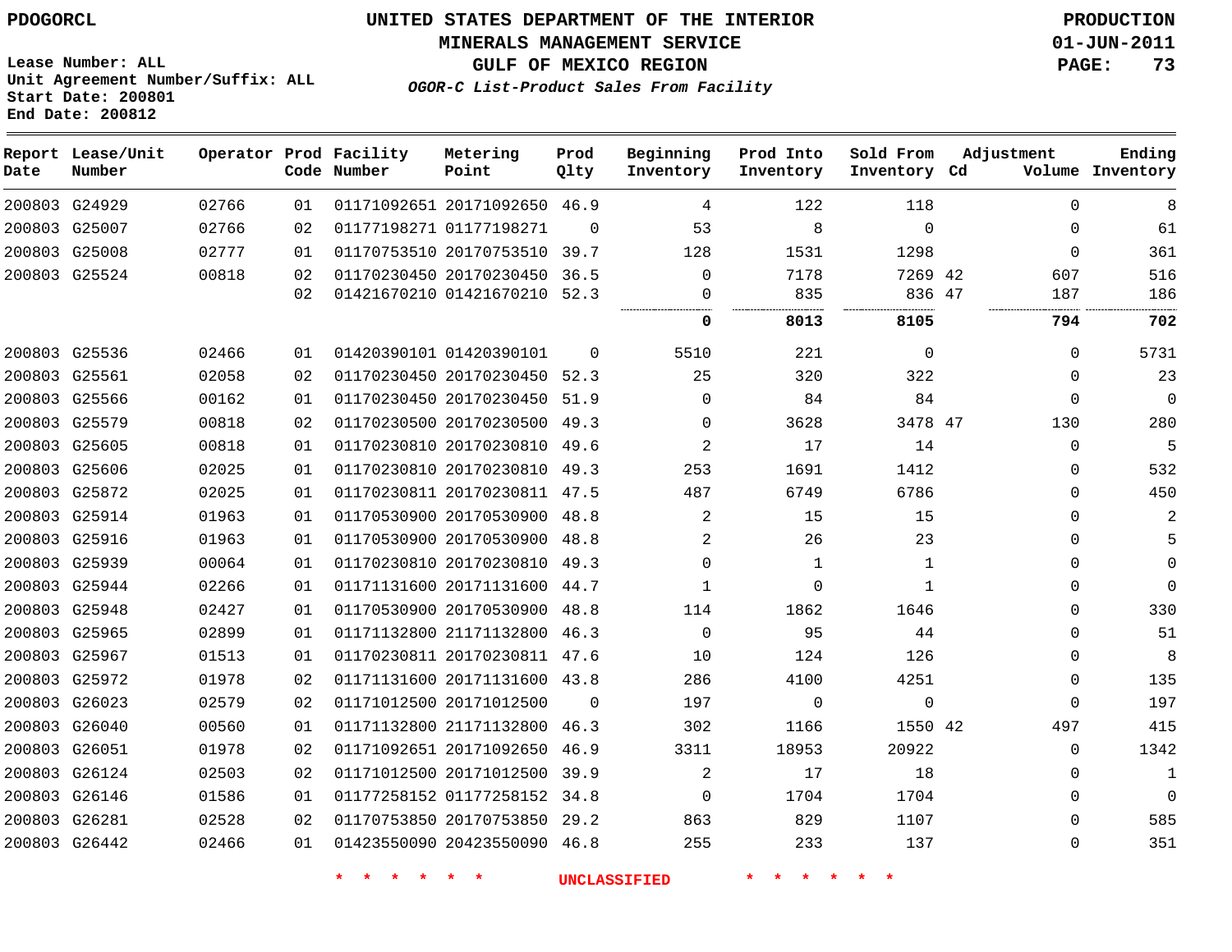PDOGORCL

# UNITED STATES DEPARTMENT OF THE INTERIOR
## MINERALS MANAGEMENT SERVICE
## GULF OF MEXICO REGION
### *OGOR-C List-Product Sales From Facility*

PRODUCTION
01-JUN-2011
PAGE: 73

Lease Number: ALL
Unit Agreement Number/Suffix: ALL
Start Date: 200801
End Date: 200812

| Report Date | Lease/Unit Number | Operator | Prod Code | Facility Number | Metering Point | Prod Qlty | Beginning Inventory | Prod Into Inventory | Sold From Inventory | Adjustment Cd | Adjustment Volume | Ending Inventory |
|---|---|---|---|---|---|---|---|---|---|---|---|---|
| 200803 | G24929 | 02766 | 01 | 01171092651 | 20171092650 | 46.9 | 4 | 122 | 118 | | 0 | 8 |
| 200803 | G25007 | 02766 | 02 | 01177198271 | 01177198271 | 0 | 53 | 8 | 0 | | 0 | 61 |
| 200803 | G25008 | 02777 | 01 | 01170753510 | 20170753510 | 39.7 | 128 | 1531 | 1298 | | 0 | 361 |
| 200803 | G25524 | 00818 | 02 | 01170230450 | 20170230450 | 36.5 | 0 | 7178 | 7269 | 42 | 607 | 516 |
| | | | 02 | 01421670210 | 01421670210 | 52.3 | 0 | 835 | 836 | 47 | 187 | 186 |
| | | | | | | | **0** | **8013** | **8105** | | **794** | **702** |
| 200803 | G25536 | 02466 | 01 | 01420390101 | 01420390101 | 0 | 5510 | 221 | 0 | | 0 | 5731 |
| 200803 | G25561 | 02058 | 02 | 01170230450 | 20170230450 | 52.3 | 25 | 320 | 322 | | 0 | 23 |
| 200803 | G25566 | 00162 | 01 | 01170230450 | 20170230450 | 51.9 | 0 | 84 | 84 | | 0 | 0 |
| 200803 | G25579 | 00818 | 02 | 01170230500 | 20170230500 | 49.3 | 0 | 3628 | 3478 | 47 | 130 | 280 |
| 200803 | G25605 | 00818 | 01 | 01170230810 | 20170230810 | 49.6 | 2 | 17 | 14 | | 0 | 5 |
| 200803 | G25606 | 02025 | 01 | 01170230810 | 20170230810 | 49.3 | 253 | 1691 | 1412 | | 0 | 532 |
| 200803 | G25872 | 02025 | 01 | 01170230811 | 20170230811 | 47.5 | 487 | 6749 | 6786 | | 0 | 450 |
| 200803 | G25914 | 01963 | 01 | 01170530900 | 20170530900 | 48.8 | 2 | 15 | 15 | | 0 | 2 |
| 200803 | G25916 | 01963 | 01 | 01170530900 | 20170530900 | 48.8 | 2 | 26 | 23 | | 0 | 5 |
| 200803 | G25939 | 00064 | 01 | 01170230810 | 20170230810 | 49.3 | 0 | 1 | 1 | | 0 | 0 |
| 200803 | G25944 | 02266 | 01 | 01171131600 | 20171131600 | 44.7 | 1 | 0 | 1 | | 0 | 0 |
| 200803 | G25948 | 02427 | 01 | 01170530900 | 20170530900 | 48.8 | 114 | 1862 | 1646 | | 0 | 330 |
| 200803 | G25965 | 02899 | 01 | 01171132800 | 21171132800 | 46.3 | 0 | 95 | 44 | | 0 | 51 |
| 200803 | G25967 | 01513 | 01 | 01170230811 | 20170230811 | 47.6 | 10 | 124 | 126 | | 0 | 8 |
| 200803 | G25972 | 01978 | 02 | 01171131600 | 20171131600 | 43.8 | 286 | 4100 | 4251 | | 0 | 135 |
| 200803 | G26023 | 02579 | 02 | 01171012500 | 20171012500 | 0 | 197 | 0 | 0 | | 0 | 197 |
| 200803 | G26040 | 00560 | 01 | 01171132800 | 21171132800 | 46.3 | 302 | 1166 | 1550 | 42 | 497 | 415 |
| 200803 | G26051 | 01978 | 02 | 01171092651 | 20171092650 | 46.9 | 3311 | 18953 | 20922 | | 0 | 1342 |
| 200803 | G26124 | 02503 | 02 | 01171012500 | 20171012500 | 39.9 | 2 | 17 | 18 | | 0 | 1 |
| 200803 | G26146 | 01586 | 01 | 01177258152 | 01177258152 | 34.8 | 0 | 1704 | 1704 | | 0 | 0 |
| 200803 | G26281 | 02528 | 02 | 01170753850 | 20170753850 | 29.2 | 863 | 829 | 1107 | | 0 | 585 |
| 200803 | G26442 | 02466 | 01 | 01423550090 | 20423550090 | 46.8 | 255 | 233 | 137 | | 0 | 351 |

* * * * * * UNCLASSIFIED * * * * * *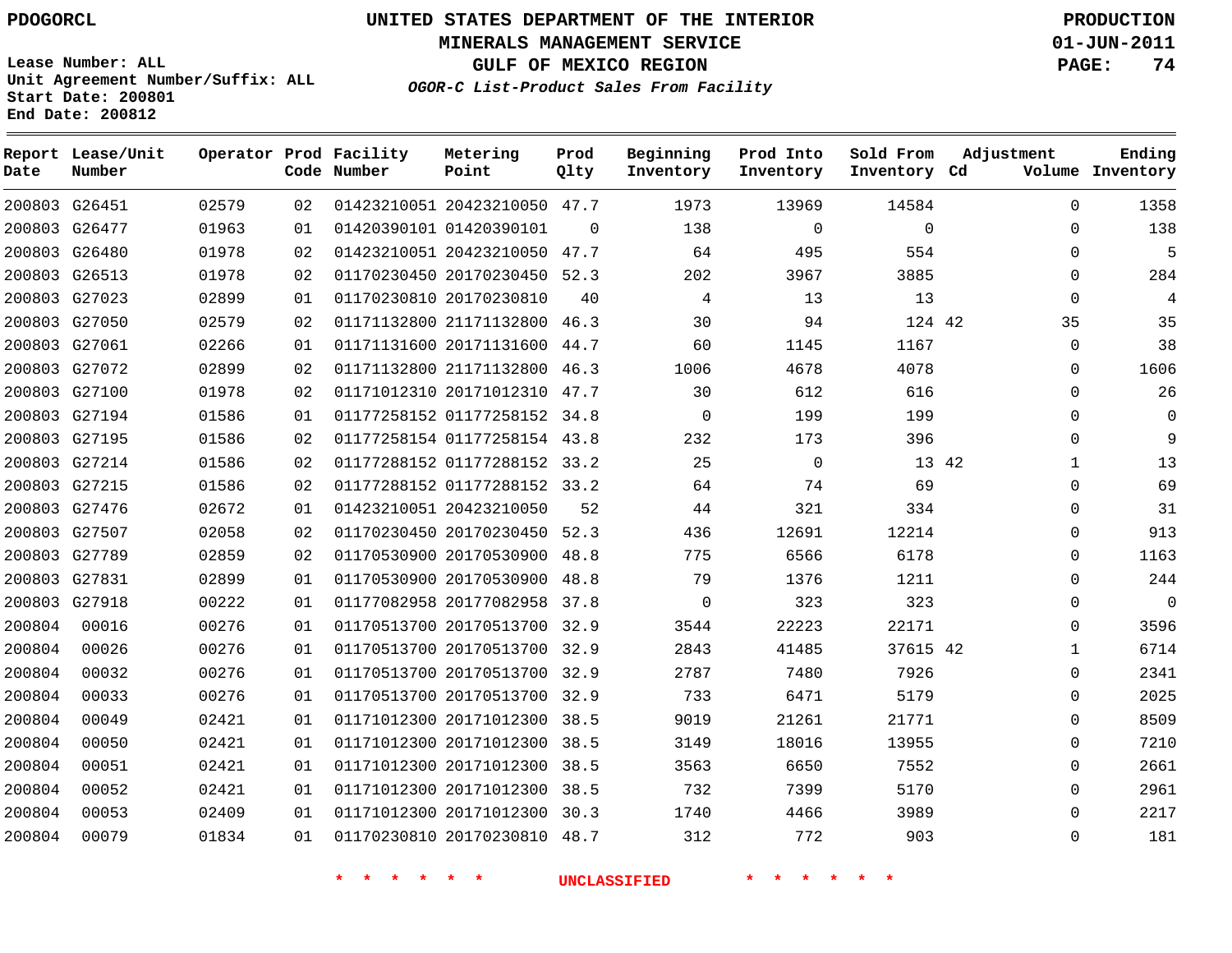PDOGORCL

# UNITED STATES DEPARTMENT OF THE INTERIOR
## MINERALS MANAGEMENT SERVICE
## GULF OF MEXICO REGION
### *OGOR-C List-Product Sales From Facility*

PRODUCTION
01-JUN-2011

Lease Number: ALL
Unit Agreement Number/Suffix: ALL
Start Date: 200801
End Date: 200812

| Report Date | Lease/Unit Number | Operator | Prod Code | Facility Number | Metering Point | Prod Qlty | Beginning Inventory | Prod Into Inventory | Sold From Inventory | Adjustment Cd | Volume | Ending Inventory |
|---|---|---|---|---|---|---|---|---|---|---|---|---|
| 200803 | G26451 | 02579 | 02 | 01423210051 | 20423210050 | 47.7 | 1973 | 13969 | 14584 | | 0 | 1358 |
| 200803 | G26477 | 01963 | 01 | 01420390101 | 01420390101 | 0 | 138 | 0 | 0 | | 0 | 138 |
| 200803 | G26480 | 01978 | 02 | 01423210051 | 20423210050 | 47.7 | 64 | 495 | 554 | | 0 | 5 |
| 200803 | G26513 | 01978 | 02 | 01170230450 | 20170230450 | 52.3 | 202 | 3967 | 3885 | | 0 | 284 |
| 200803 | G27023 | 02899 | 01 | 01170230810 | 20170230810 | 40 | 4 | 13 | 13 | | 0 | 4 |
| 200803 | G27050 | 02579 | 02 | 01171132800 | 21171132800 | 46.3 | 30 | 94 | 124 | 42 | 35 | 35 |
| 200803 | G27061 | 02266 | 01 | 01171131600 | 20171131600 | 44.7 | 60 | 1145 | 1167 | | 0 | 38 |
| 200803 | G27072 | 02899 | 02 | 01171132800 | 21171132800 | 46.3 | 1006 | 4678 | 4078 | | 0 | 1606 |
| 200803 | G27100 | 01978 | 02 | 01171012310 | 20171012310 | 47.7 | 30 | 612 | 616 | | 0 | 26 |
| 200803 | G27194 | 01586 | 01 | 01177258152 | 01177258152 | 34.8 | 0 | 199 | 199 | | 0 | 0 |
| 200803 | G27195 | 01586 | 02 | 01177258154 | 01177258154 | 43.8 | 232 | 173 | 396 | | 0 | 9 |
| 200803 | G27214 | 01586 | 02 | 01177288152 | 01177288152 | 33.2 | 25 | 0 | 13 | 42 | 1 | 13 |
| 200803 | G27215 | 01586 | 02 | 01177288152 | 01177288152 | 33.2 | 64 | 74 | 69 | | 0 | 69 |
| 200803 | G27476 | 02672 | 01 | 01423210051 | 20423210050 | 52 | 44 | 321 | 334 | | 0 | 31 |
| 200803 | G27507 | 02058 | 02 | 01170230450 | 20170230450 | 52.3 | 436 | 12691 | 12214 | | 0 | 913 |
| 200803 | G27789 | 02859 | 02 | 01170530900 | 20170530900 | 48.8 | 775 | 6566 | 6178 | | 0 | 1163 |
| 200803 | G27831 | 02899 | 01 | 01170530900 | 20170530900 | 48.8 | 79 | 1376 | 1211 | | 0 | 244 |
| 200803 | G27918 | 00222 | 01 | 01177082958 | 20177082958 | 37.8 | 0 | 323 | 323 | | 0 | 0 |
| 200804 | 00016 | 00276 | 01 | 01170513700 | 20170513700 | 32.9 | 3544 | 22223 | 22171 | | 0 | 3596 |
| 200804 | 00026 | 00276 | 01 | 01170513700 | 20170513700 | 32.9 | 2843 | 41485 | 37615 | 42 | 1 | 6714 |
| 200804 | 00032 | 00276 | 01 | 01170513700 | 20170513700 | 32.9 | 2787 | 7480 | 7926 | | 0 | 2341 |
| 200804 | 00033 | 00276 | 01 | 01170513700 | 20170513700 | 32.9 | 733 | 6471 | 5179 | | 0 | 2025 |
| 200804 | 00049 | 02421 | 01 | 01171012300 | 20171012300 | 38.5 | 9019 | 21261 | 21771 | | 0 | 8509 |
| 200804 | 00050 | 02421 | 01 | 01171012300 | 20171012300 | 38.5 | 3149 | 18016 | 13955 | | 0 | 7210 |
| 200804 | 00051 | 02421 | 01 | 01171012300 | 20171012300 | 38.5 | 3563 | 6650 | 7552 | | 0 | 2661 |
| 200804 | 00052 | 02421 | 01 | 01171012300 | 20171012300 | 38.5 | 732 | 7399 | 5170 | | 0 | 2961 |
| 200804 | 00053 | 02409 | 01 | 01171012300 | 20171012300 | 30.3 | 1740 | 4466 | 3989 | | 0 | 2217 |
| 200804 | 00079 | 01834 | 01 | 01170230810 | 20170230810 | 48.7 | 312 | 772 | 903 | | 0 | 181 |

\* \* \* \* \* \* UNCLASSIFIED \* \* \* \* \* \*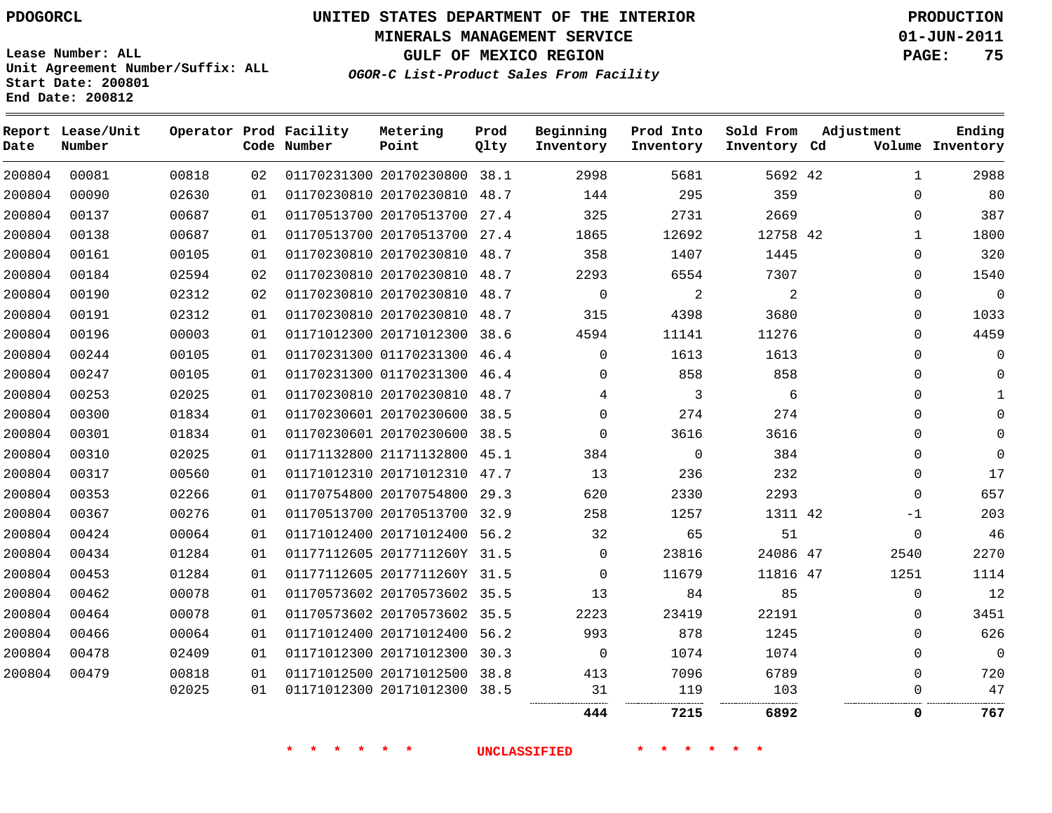PDOGORCL

# UNITED STATES DEPARTMENT OF THE INTERIOR
## MINERALS MANAGEMENT SERVICE
## GULF OF MEXICO REGION
### *OGOR-C List-Product Sales From Facility*

PRODUCTION
01-JUN-2011

Lease Number: ALL
Unit Agreement Number/Suffix: ALL
Start Date: 200801
End Date: 200812

| Report Date | Lease/Unit Number | Operator | Prod Code | Facility Number | Metering Point | Prod Qlty | Beginning Inventory | Prod Into Inventory | Sold From Inventory | Adjustment Cd | Adjustment Volume | Ending Inventory |
|---|---|---|---|---|---|---|---|---|---|---|---|---|
| 200804 | 00081 | 00818 | 02 | 01170231300 | 20170230800 | 38.1 | 2998 | 5681 | 5692 | 42 | 1 | 2988 |
| 200804 | 00090 | 02630 | 01 | 01170230810 | 20170230810 | 48.7 | 144 | 295 | 359 | | 0 | 80 |
| 200804 | 00137 | 00687 | 01 | 01170513700 | 20170513700 | 27.4 | 325 | 2731 | 2669 | | 0 | 387 |
| 200804 | 00138 | 00687 | 01 | 01170513700 | 20170513700 | 27.4 | 1865 | 12692 | 12758 | 42 | 1 | 1800 |
| 200804 | 00161 | 00105 | 01 | 01170230810 | 20170230810 | 48.7 | 358 | 1407 | 1445 | | 0 | 320 |
| 200804 | 00184 | 02594 | 02 | 01170230810 | 20170230810 | 48.7 | 2293 | 6554 | 7307 | | 0 | 1540 |
| 200804 | 00190 | 02312 | 02 | 01170230810 | 20170230810 | 48.7 | 0 | 2 | 2 | | 0 | 0 |
| 200804 | 00191 | 02312 | 01 | 01170230810 | 20170230810 | 48.7 | 315 | 4398 | 3680 | | 0 | 1033 |
| 200804 | 00196 | 00003 | 01 | 01171012300 | 20171012300 | 38.6 | 4594 | 11141 | 11276 | | 0 | 4459 |
| 200804 | 00244 | 00105 | 01 | 01170231300 | 01170231300 | 46.4 | 0 | 1613 | 1613 | | 0 | 0 |
| 200804 | 00247 | 00105 | 01 | 01170231300 | 01170231300 | 46.4 | 0 | 858 | 858 | | 0 | 0 |
| 200804 | 00253 | 02025 | 01 | 01170230810 | 20170230810 | 48.7 | 4 | 3 | 6 | | 0 | 1 |
| 200804 | 00300 | 01834 | 01 | 01170230601 | 20170230600 | 38.5 | 0 | 274 | 274 | | 0 | 0 |
| 200804 | 00301 | 01834 | 01 | 01170230601 | 20170230600 | 38.5 | 0 | 3616 | 3616 | | 0 | 0 |
| 200804 | 00310 | 02025 | 01 | 01171132800 | 21171132800 | 45.1 | 384 | 0 | 384 | | 0 | 0 |
| 200804 | 00317 | 00560 | 01 | 01171012310 | 20171012310 | 47.7 | 13 | 236 | 232 | | 0 | 17 |
| 200804 | 00353 | 02266 | 01 | 01170754800 | 20170754800 | 29.3 | 620 | 2330 | 2293 | | 0 | 657 |
| 200804 | 00367 | 00276 | 01 | 01170513700 | 20170513700 | 32.9 | 258 | 1257 | 1311 | 42 | -1 | 203 |
| 200804 | 00424 | 00064 | 01 | 01171012400 | 20171012400 | 56.2 | 32 | 65 | 51 | | 0 | 46 |
| 200804 | 00434 | 01284 | 01 | 01177112605 | 2017711260Y | 31.5 | 0 | 23816 | 24086 | 47 | 2540 | 2270 |
| 200804 | 00453 | 01284 | 01 | 01177112605 | 2017711260Y | 31.5 | 0 | 11679 | 11816 | 47 | 1251 | 1114 |
| 200804 | 00462 | 00078 | 01 | 01170573602 | 20170573602 | 35.5 | 13 | 84 | 85 | | 0 | 12 |
| 200804 | 00464 | 00078 | 01 | 01170573602 | 20170573602 | 35.5 | 2223 | 23419 | 22191 | | 0 | 3451 |
| 200804 | 00466 | 00064 | 01 | 01171012400 | 20171012400 | 56.2 | 993 | 878 | 1245 | | 0 | 626 |
| 200804 | 00478 | 02409 | 01 | 01171012300 | 20171012300 | 30.3 | 0 | 1074 | 1074 | | 0 | 0 |
| 200804 | 00479 | 00818 | 01 | 01171012500 | 20171012500 | 38.8 | 413 | 7096 | 6789 | | 0 | 720 |
| | | 02025 | 01 | 01171012300 | 20171012300 | 38.5 | 31 | 119 | 103 | | 0 | 47 |
| | | | | | | | **444** | **7215** | **6892** | | **0** | **767** |

\* \* \* \* \* \* UNCLASSIFIED \* \* \* \* \* \*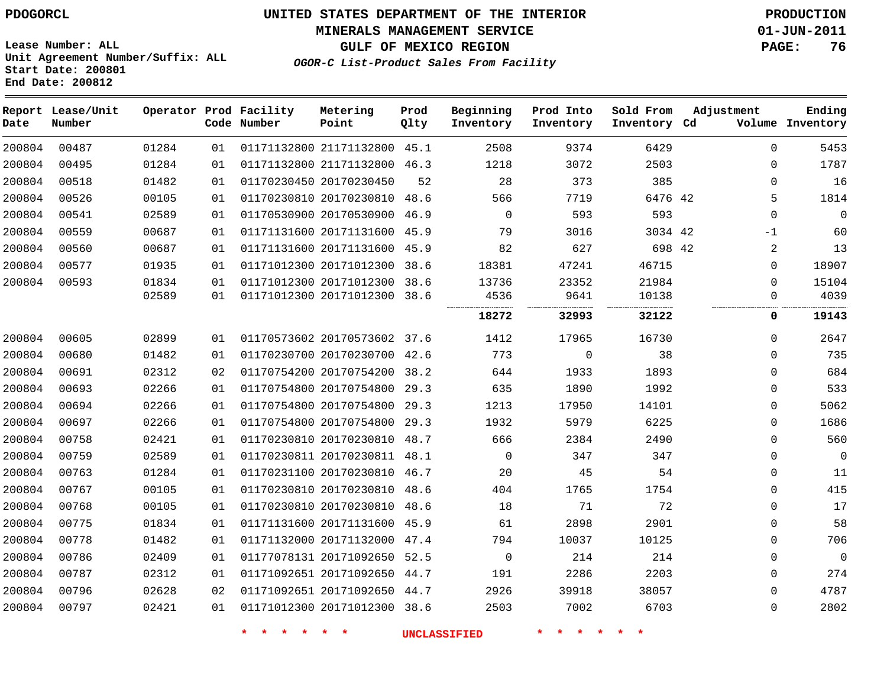PDOGORCL

**UNITED STATES DEPARTMENT OF THE INTERIOR**
**MINERALS MANAGEMENT SERVICE**
**GULF OF MEXICO REGION**
***OGOR-C List-Product Sales From Facility***

**PRODUCTION**
**01-JUN-2011**

Lease Number: ALL
Unit Agreement Number/Suffix: ALL
Start Date: 200801
End Date: 200812

| Report Date | Lease/Unit Number | Operator | Prod Code | Facility Number | Metering Point | Prod Qlty | Beginning Inventory | Prod Into Inventory | Sold From Inventory | Adjustment Cd | Volume | Ending Inventory |
|---|---|---|---|---|---|---|---|---|---|---|---|---|
| 200804 | 00487 | 01284 | 01 | 01171132800 | 21171132800 | 45.1 | 2508 | 9374 | 6429 | | 0 | 5453 |
| 200804 | 00495 | 01284 | 01 | 01171132800 | 21171132800 | 46.3 | 1218 | 3072 | 2503 | | 0 | 1787 |
| 200804 | 00518 | 01482 | 01 | 01170230450 | 20170230450 | 52 | 28 | 373 | 385 | | 0 | 16 |
| 200804 | 00526 | 00105 | 01 | 01170230810 | 20170230810 | 48.6 | 566 | 7719 | 6476 | 42 | 5 | 1814 |
| 200804 | 00541 | 02589 | 01 | 01170530900 | 20170530900 | 46.9 | 0 | 593 | 593 | | 0 | 0 |
| 200804 | 00559 | 00687 | 01 | 01171131600 | 20171131600 | 45.9 | 79 | 3016 | 3034 | 42 | -1 | 60 |
| 200804 | 00560 | 00687 | 01 | 01171131600 | 20171131600 | 45.9 | 82 | 627 | 698 | 42 | 2 | 13 |
| 200804 | 00577 | 01935 | 01 | 01171012300 | 20171012300 | 38.6 | 18381 | 47241 | 46715 | | 0 | 18907 |
| 200804 | 00593 | 01834 | 01 | 01171012300 | 20171012300 | 38.6 | 13736 | 23352 | 21984 | | 0 | 15104 |
| | | 02589 | 01 | 01171012300 | 20171012300 | 38.6 | 4536 | 9641 | 10138 | | 0 | 4039 |
| | | | | | | | **18272** | **32993** | **32122** | | **0** | **19143** |
| 200804 | 00605 | 02899 | 01 | 01170573602 | 20170573602 | 37.6 | 1412 | 17965 | 16730 | | 0 | 2647 |
| 200804 | 00680 | 01482 | 01 | 01170230700 | 20170230700 | 42.6 | 773 | 0 | 38 | | 0 | 735 |
| 200804 | 00691 | 02312 | 02 | 01170754200 | 20170754200 | 38.2 | 644 | 1933 | 1893 | | 0 | 684 |
| 200804 | 00693 | 02266 | 01 | 01170754800 | 20170754800 | 29.3 | 635 | 1890 | 1992 | | 0 | 533 |
| 200804 | 00694 | 02266 | 01 | 01170754800 | 20170754800 | 29.3 | 1213 | 17950 | 14101 | | 0 | 5062 |
| 200804 | 00697 | 02266 | 01 | 01170754800 | 20170754800 | 29.3 | 1932 | 5979 | 6225 | | 0 | 1686 |
| 200804 | 00758 | 02421 | 01 | 01170230810 | 20170230810 | 48.7 | 666 | 2384 | 2490 | | 0 | 560 |
| 200804 | 00759 | 02589 | 01 | 01170230811 | 20170230811 | 48.1 | 0 | 347 | 347 | | 0 | 0 |
| 200804 | 00763 | 01284 | 01 | 01170231100 | 20170230810 | 46.7 | 20 | 45 | 54 | | 0 | 11 |
| 200804 | 00767 | 00105 | 01 | 01170230810 | 20170230810 | 48.6 | 404 | 1765 | 1754 | | 0 | 415 |
| 200804 | 00768 | 00105 | 01 | 01170230810 | 20170230810 | 48.6 | 18 | 71 | 72 | | 0 | 17 |
| 200804 | 00775 | 01834 | 01 | 01171131600 | 20171131600 | 45.9 | 61 | 2898 | 2901 | | 0 | 58 |
| 200804 | 00778 | 01482 | 01 | 01171132000 | 20171132000 | 47.4 | 794 | 10037 | 10125 | | 0 | 706 |
| 200804 | 00786 | 02409 | 01 | 01177078131 | 20171092650 | 52.5 | 0 | 214 | 214 | | 0 | 0 |
| 200804 | 00787 | 02312 | 01 | 01171092651 | 20171092650 | 44.7 | 191 | 2286 | 2203 | | 0 | 274 |
| 200804 | 00796 | 02628 | 02 | 01171092651 | 20171092650 | 44.7 | 2926 | 39918 | 38057 | | 0 | 4787 |
| 200804 | 00797 | 02421 | 01 | 01171012300 | 20171012300 | 38.6 | 2503 | 7002 | 6703 | | 0 | 2802 |

* * * * * * UNCLASSIFIED * * * * * *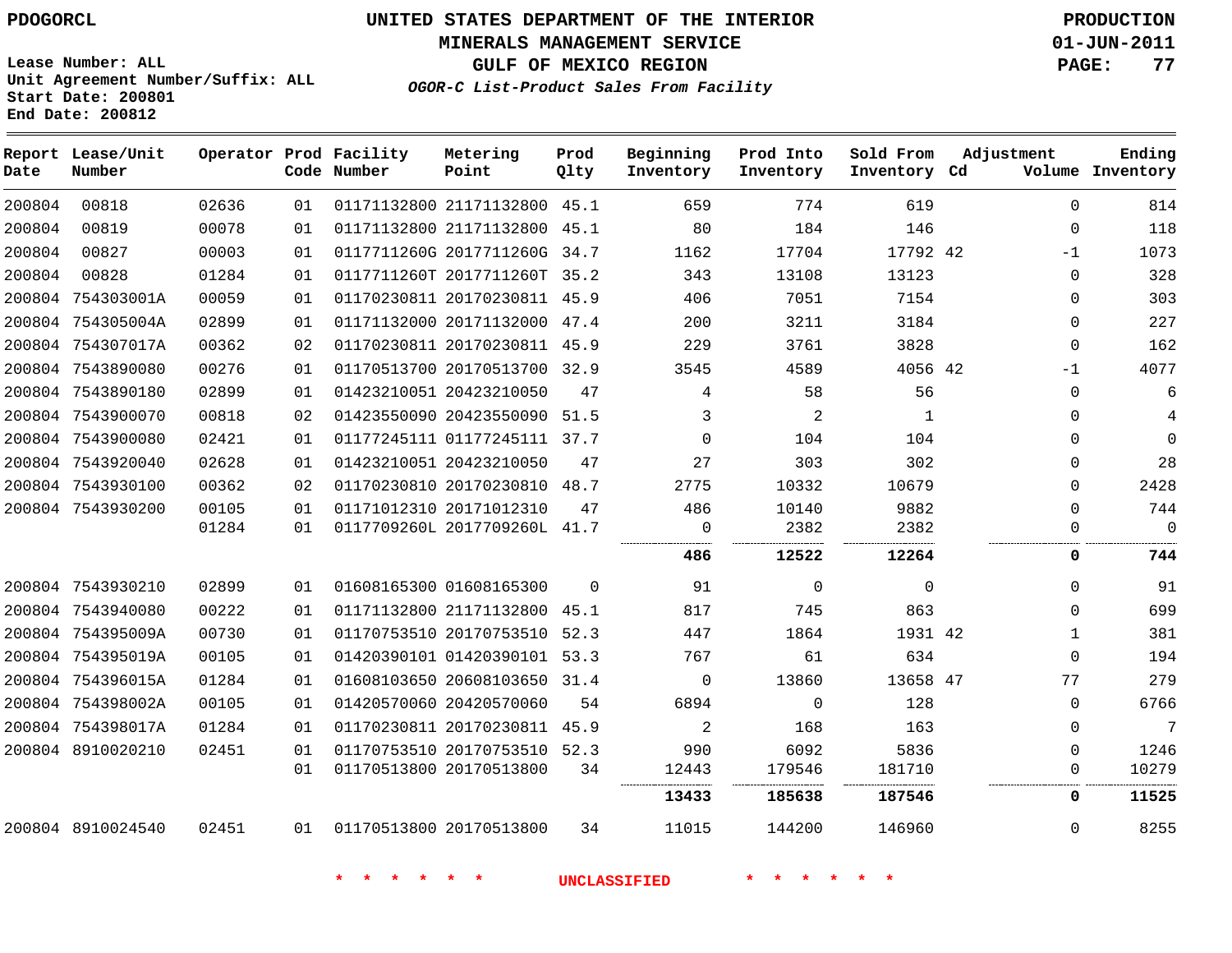PDOGORCL

# UNITED STATES DEPARTMENT OF THE INTERIOR
## MINERALS MANAGEMENT SERVICE
## GULF OF MEXICO REGION
### *OGOR-C List-Product Sales From Facility*

PRODUCTION
01-JUN-2011

Lease Number: ALL
Unit Agreement Number/Suffix: ALL
Start Date: 200801
End Date: 200812

| Report Date | Lease/Unit Number | Operator | Prod Code | Facility Number | Metering Point | Prod Qlty | Beginning Inventory | Prod Into Inventory | Sold From Inventory | Adjustment Cd | Volume | Ending Inventory |
|---|---|---|---|---|---|---|---|---|---|---|---|---|
| 200804 | 00818 | 02636 | 01 | 01171132800 | 21171132800 | 45.1 | 659 | 774 | 619 | | 0 | 814 |
| 200804 | 00819 | 00078 | 01 | 01171132800 | 21171132800 | 45.1 | 80 | 184 | 146 | | 0 | 118 |
| 200804 | 00827 | 00003 | 01 | 0117711260G | 2017711260G | 34.7 | 1162 | 17704 | 17792 | 42 | -1 | 1073 |
| 200804 | 00828 | 01284 | 01 | 0117711260T | 2017711260T | 35.2 | 343 | 13108 | 13123 | | 0 | 328 |
| 200804 | 754303001A | 00059 | 01 | 01170230811 | 20170230811 | 45.9 | 406 | 7051 | 7154 | | 0 | 303 |
| 200804 | 754305004A | 02899 | 01 | 01171132000 | 20171132000 | 47.4 | 200 | 3211 | 3184 | | 0 | 227 |
| 200804 | 754307017A | 00362 | 02 | 01170230811 | 20170230811 | 45.9 | 229 | 3761 | 3828 | | 0 | 162 |
| 200804 | 7543890080 | 00276 | 01 | 01170513700 | 20170513700 | 32.9 | 3545 | 4589 | 4056 | 42 | -1 | 4077 |
| 200804 | 7543890180 | 02899 | 01 | 01423210051 | 20423210050 | 47 | 4 | 58 | 56 | | 0 | 6 |
| 200804 | 7543900070 | 00818 | 02 | 01423550090 | 20423550090 | 51.5 | 3 | 2 | 1 | | 0 | 4 |
| 200804 | 7543900080 | 02421 | 01 | 01177245111 | 01177245111 | 37.7 | 0 | 104 | 104 | | 0 | 0 |
| 200804 | 7543920040 | 02628 | 01 | 01423210051 | 20423210050 | 47 | 27 | 303 | 302 | | 0 | 28 |
| 200804 | 7543930100 | 00362 | 02 | 01170230810 | 20170230810 | 48.7 | 2775 | 10332 | 10679 | | 0 | 2428 |
| 200804 | 7543930200 | 00105 | 01 | 01171012310 | 20171012310 | 47 | 486 | 10140 | 9882 | | 0 | 744 |
| | | 01284 | 01 | 0117709260L | 2017709260L | 41.7 | 0 | 2382 | 2382 | | 0 | 0 |
| | | | | | | | **486** | **12522** | **12264** | | **0** | **744** |
| 200804 | 7543930210 | 02899 | 01 | 01608165300 | 01608165300 | 0 | 91 | 0 | 0 | | 0 | 91 |
| 200804 | 7543940080 | 00222 | 01 | 01171132800 | 21171132800 | 45.1 | 817 | 745 | 863 | | 0 | 699 |
| 200804 | 754395009A | 00730 | 01 | 01170753510 | 20170753510 | 52.3 | 447 | 1864 | 1931 | 42 | 1 | 381 |
| 200804 | 754395019A | 00105 | 01 | 01420390101 | 01420390101 | 53.3 | 767 | 61 | 634 | | 0 | 194 |
| 200804 | 754396015A | 01284 | 01 | 01608103650 | 20608103650 | 31.4 | 0 | 13860 | 13658 | 47 | 77 | 279 |
| 200804 | 754398002A | 00105 | 01 | 01420570060 | 20420570060 | 54 | 6894 | 0 | 128 | | 0 | 6766 |
| 200804 | 754398017A | 01284 | 01 | 01170230811 | 20170230811 | 45.9 | 2 | 168 | 163 | | 0 | 7 |
| 200804 | 8910020210 | 02451 | 01 | 01170753510 | 20170753510 | 52.3 | 990 | 6092 | 5836 | | 0 | 1246 |
| | | | 01 | 01170513800 | 20170513800 | 34 | 12443 | 179546 | 181710 | | 0 | 10279 |
| | | | | | | | **13433** | **185638** | **187546** | | **0** | **11525** |
| 200804 | 8910024540 | 02451 | 01 | 01170513800 | 20170513800 | 34 | 11015 | 144200 | 146960 | | 0 | 8255 |

* * * * * * UNCLASSIFIED * * * * * *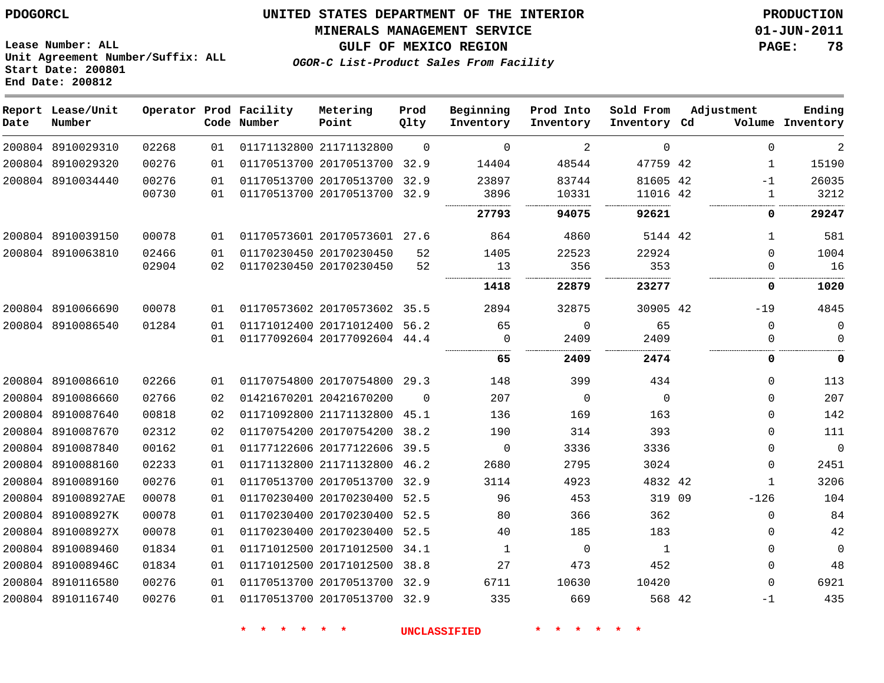PDOGORCL

# UNITED STATES DEPARTMENT OF THE INTERIOR
## MINERALS MANAGEMENT SERVICE
## GULF OF MEXICO REGION
### *OGOR-C List-Product Sales From Facility*

PRODUCTION
01-JUN-2011

Lease Number: ALL
Unit Agreement Number/Suffix: ALL
Start Date: 200801
End Date: 200812

| Report Date | Lease/Unit Number | Operator | Prod Code | Facility Number | Metering Point | Prod Qlty | Beginning Inventory | Prod Into Inventory | Sold From Inventory | Adjustment Cd | Volume | Ending Inventory |
|---|---|---|---|---|---|---|---|---|---|---|---|---|
| 200804 | 8910029310 | 02268 | 01 | 01171132800 | 21171132800 | 0 | 0 | 2 | 0 | | 0 | 2 |
| 200804 | 8910029320 | 00276 | 01 | 01170513700 | 20170513700 | 32.9 | 14404 | 48544 | 47759 | 42 | 1 | 15190 |
| 200804 | 8910034440 | 00276 | 01 | 01170513700 | 20170513700 | 32.9 | 23897 | 83744 | 81605 | 42 | -1 | 26035 |
| | | 00730 | 01 | 01170513700 | 20170513700 | 32.9 | 3896 | 10331 | 11016 | 42 | 1 | 3212 |
| | | | | | | | **27793** | **94075** | **92621** | | **0** | **29247** |
| 200804 | 8910039150 | 00078 | 01 | 01170573601 | 20170573601 | 27.6 | 864 | 4860 | 5144 | 42 | 1 | 581 |
| 200804 | 8910063810 | 02466 | 01 | 01170230450 | 20170230450 | 52 | 1405 | 22523 | 22924 | | 0 | 1004 |
| | | 02904 | 02 | 01170230450 | 20170230450 | 52 | 13 | 356 | 353 | | 0 | 16 |
| | | | | | | | **1418** | **22879** | **23277** | | **0** | **1020** |
| 200804 | 8910066690 | 00078 | 01 | 01170573602 | 20170573602 | 35.5 | 2894 | 32875 | 30905 | 42 | -19 | 4845 |
| 200804 | 8910086540 | 01284 | 01 | 01171012400 | 20171012400 | 56.2 | 65 | 0 | 65 | | 0 | 0 |
| | | | 01 | 01177092604 | 20177092604 | 44.4 | 0 | 2409 | 2409 | | 0 | 0 |
| | | | | | | | **65** | **2409** | **2474** | | **0** | **0** |
| 200804 | 8910086610 | 02266 | 01 | 01170754800 | 20170754800 | 29.3 | 148 | 399 | 434 | | 0 | 113 |
| 200804 | 8910086660 | 02766 | 02 | 01421670201 | 20421670200 | 0 | 207 | 0 | 0 | | 0 | 207 |
| 200804 | 8910087640 | 00818 | 02 | 01171092800 | 21171132800 | 45.1 | 136 | 169 | 163 | | 0 | 142 |
| 200804 | 8910087670 | 02312 | 02 | 01170754200 | 20170754200 | 38.2 | 190 | 314 | 393 | | 0 | 111 |
| 200804 | 8910087840 | 00162 | 01 | 01177122606 | 20177122606 | 39.5 | 0 | 3336 | 3336 | | 0 | 0 |
| 200804 | 8910088160 | 02233 | 01 | 01171132800 | 21171132800 | 46.2 | 2680 | 2795 | 3024 | | 0 | 2451 |
| 200804 | 8910089160 | 00276 | 01 | 01170513700 | 20170513700 | 32.9 | 3114 | 4923 | 4832 | 42 | 1 | 3206 |
| 200804 | 891008927AE | 00078 | 01 | 01170230400 | 20170230400 | 52.5 | 96 | 453 | 319 | 09 | -126 | 104 |
| 200804 | 891008927K | 00078 | 01 | 01170230400 | 20170230400 | 52.5 | 80 | 366 | 362 | | 0 | 84 |
| 200804 | 891008927X | 00078 | 01 | 01170230400 | 20170230400 | 52.5 | 40 | 185 | 183 | | 0 | 42 |
| 200804 | 8910089460 | 01834 | 01 | 01171012500 | 20171012500 | 34.1 | 1 | 0 | 1 | | 0 | 0 |
| 200804 | 891008946C | 01834 | 01 | 01171012500 | 20171012500 | 38.8 | 27 | 473 | 452 | | 0 | 48 |
| 200804 | 8910116580 | 00276 | 01 | 01170513700 | 20170513700 | 32.9 | 6711 | 10630 | 10420 | | 0 | 6921 |
| 200804 | 8910116740 | 00276 | 01 | 01170513700 | 20170513700 | 32.9 | 335 | 669 | 568 | 42 | -1 | 435 |

* * * * * * UNCLASSIFIED * * * * * *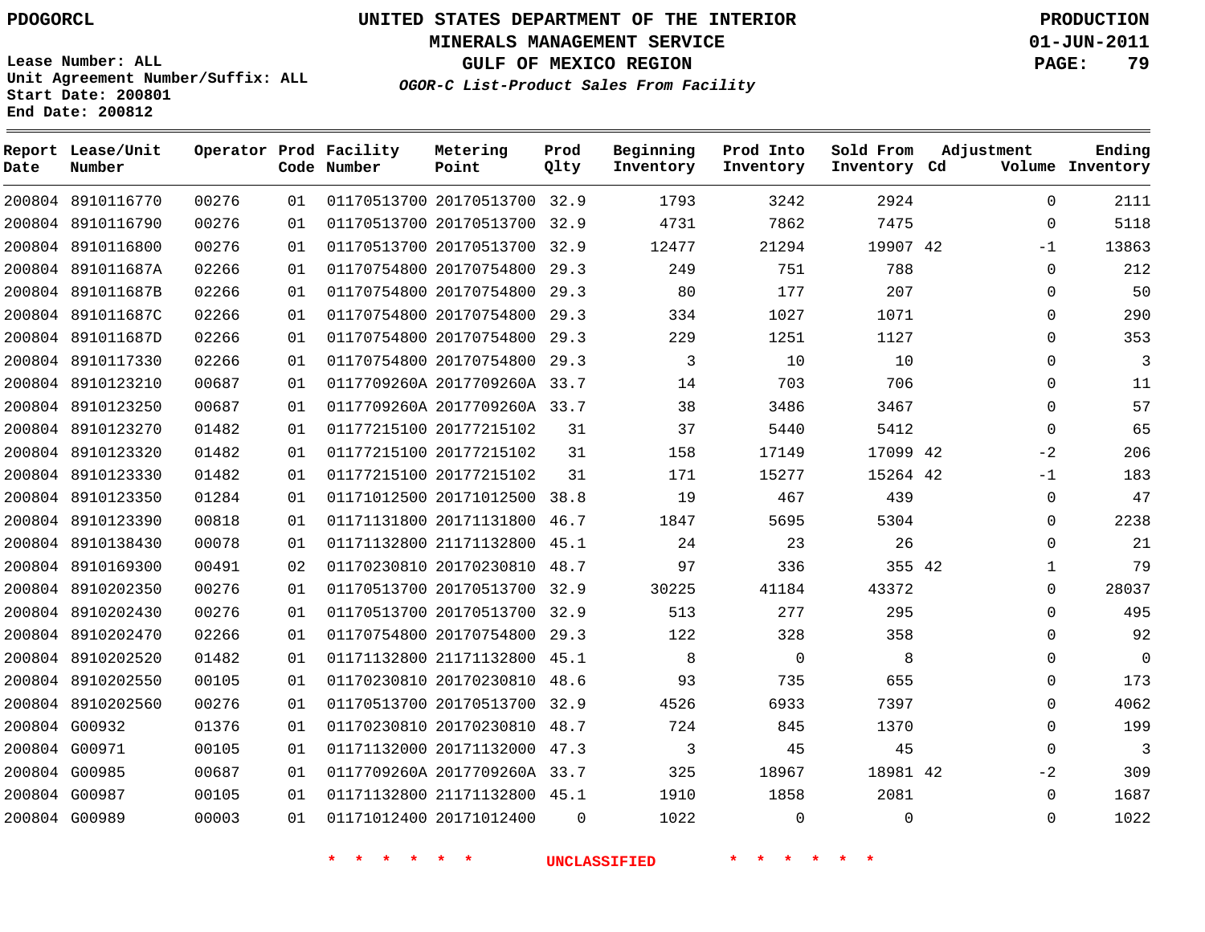PDOGORCL

# UNITED STATES DEPARTMENT OF THE INTERIOR
## MINERALS MANAGEMENT SERVICE
## GULF OF MEXICO REGION

PRODUCTION
01-JUN-2011

Lease Number: ALL
Unit Agreement Number/Suffix: ALL
Start Date: 200801
End Date: 200812

*OGOR-C List-Product Sales From Facility*

| Report Date | Lease/Unit Number | Operator | Prod Code | Facility Number | Metering Point | Prod Qlty | Beginning Inventory | Prod Into Inventory | Sold From Inventory | Adjustment Cd | Adjustment Volume | Ending Inventory |
|---|---|---|---|---|---|---|---|---|---|---|---|---|
| 200804 | 8910116770 | 00276 | 01 | 01170513700 | 20170513700 | 32.9 | 1793 | 3242 | 2924 | | 0 | 2111 |
| 200804 | 8910116790 | 00276 | 01 | 01170513700 | 20170513700 | 32.9 | 4731 | 7862 | 7475 | | 0 | 5118 |
| 200804 | 8910116800 | 00276 | 01 | 01170513700 | 20170513700 | 32.9 | 12477 | 21294 | 19907 | 42 | -1 | 13863 |
| 200804 | 891011687A | 02266 | 01 | 01170754800 | 20170754800 | 29.3 | 249 | 751 | 788 | | 0 | 212 |
| 200804 | 891011687B | 02266 | 01 | 01170754800 | 20170754800 | 29.3 | 80 | 177 | 207 | | 0 | 50 |
| 200804 | 891011687C | 02266 | 01 | 01170754800 | 20170754800 | 29.3 | 334 | 1027 | 1071 | | 0 | 290 |
| 200804 | 891011687D | 02266 | 01 | 01170754800 | 20170754800 | 29.3 | 229 | 1251 | 1127 | | 0 | 353 |
| 200804 | 8910117330 | 02266 | 01 | 01170754800 | 20170754800 | 29.3 | 3 | 10 | 10 | | 0 | 3 |
| 200804 | 8910123210 | 00687 | 01 | 0117709260A | 2017709260A | 33.7 | 14 | 703 | 706 | | 0 | 11 |
| 200804 | 8910123250 | 00687 | 01 | 0117709260A | 2017709260A | 33.7 | 38 | 3486 | 3467 | | 0 | 57 |
| 200804 | 8910123270 | 01482 | 01 | 01177215100 | 20177215102 | 31 | 37 | 5440 | 5412 | | 0 | 65 |
| 200804 | 8910123320 | 01482 | 01 | 01177215100 | 20177215102 | 31 | 158 | 17149 | 17099 | 42 | -2 | 206 |
| 200804 | 8910123330 | 01482 | 01 | 01177215100 | 20177215102 | 31 | 171 | 15277 | 15264 | 42 | -1 | 183 |
| 200804 | 8910123350 | 01284 | 01 | 01171012500 | 20171012500 | 38.8 | 19 | 467 | 439 | | 0 | 47 |
| 200804 | 8910123390 | 00818 | 01 | 01171131800 | 20171131800 | 46.7 | 1847 | 5695 | 5304 | | 0 | 2238 |
| 200804 | 8910138430 | 00078 | 01 | 01171132800 | 21171132800 | 45.1 | 24 | 23 | 26 | | 0 | 21 |
| 200804 | 8910169300 | 00491 | 02 | 01170230810 | 20170230810 | 48.7 | 97 | 336 | 355 | 42 | 1 | 79 |
| 200804 | 8910202350 | 00276 | 01 | 01170513700 | 20170513700 | 32.9 | 30225 | 41184 | 43372 | | 0 | 28037 |
| 200804 | 8910202430 | 00276 | 01 | 01170513700 | 20170513700 | 32.9 | 513 | 277 | 295 | | 0 | 495 |
| 200804 | 8910202470 | 02266 | 01 | 01170754800 | 20170754800 | 29.3 | 122 | 328 | 358 | | 0 | 92 |
| 200804 | 8910202520 | 01482 | 01 | 01171132800 | 21171132800 | 45.1 | 8 | 0 | 8 | | 0 | 0 |
| 200804 | 8910202550 | 00105 | 01 | 01170230810 | 20170230810 | 48.6 | 93 | 735 | 655 | | 0 | 173 |
| 200804 | 8910202560 | 00276 | 01 | 01170513700 | 20170513700 | 32.9 | 4526 | 6933 | 7397 | | 0 | 4062 |
| 200804 | G00932 | 01376 | 01 | 01170230810 | 20170230810 | 48.7 | 724 | 845 | 1370 | | 0 | 199 |
| 200804 | G00971 | 00105 | 01 | 01171132000 | 20171132000 | 47.3 | 3 | 45 | 45 | | 0 | 3 |
| 200804 | G00985 | 00687 | 01 | 0117709260A | 2017709260A | 33.7 | 325 | 18967 | 18981 | 42 | -2 | 309 |
| 200804 | G00987 | 00105 | 01 | 01171132800 | 21171132800 | 45.1 | 1910 | 1858 | 2081 | | 0 | 1687 |
| 200804 | G00989 | 00003 | 01 | 01171012400 | 20171012400 | 0 | 1022 | 0 | 0 | | 0 | 1022 |

* * * * * * UNCLASSIFIED * * * * * *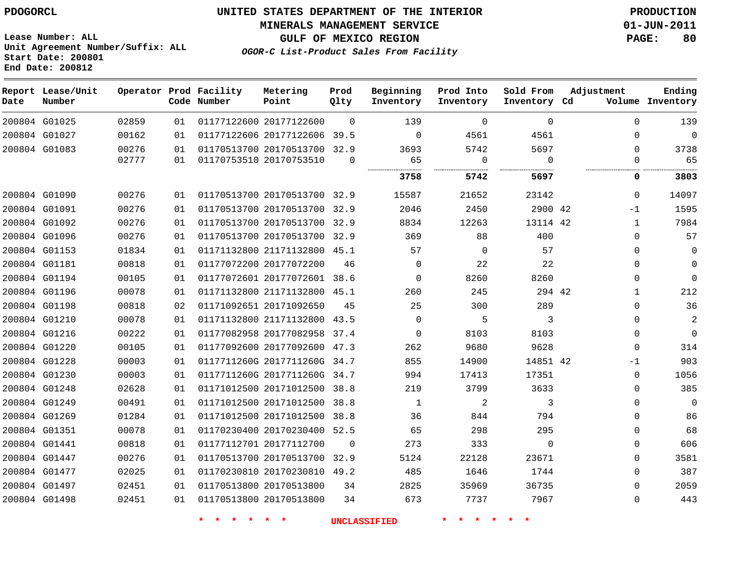PDOGORCL

# UNITED STATES DEPARTMENT OF THE INTERIOR
## MINERALS MANAGEMENT SERVICE
## GULF OF MEXICO REGION
### *OGOR-C List-Product Sales From Facility*

PRODUCTION
01-JUN-2011

Lease Number: ALL
Unit Agreement Number/Suffix: ALL
Start Date: 200801
End Date: 200812

| Report Date | Lease/Unit Number | Operator | Prod Code | Facility Number | Metering Point | Prod Qlty | Beginning Inventory | Prod Into Inventory | Sold From Inventory | Adjustment Cd | Volume | Ending Inventory |
|---|---|---|---|---|---|---|---|---|---|---|---|---|
| 200804 | G01025 | 02859 | 01 | 01177122600 | 20177122600 | 0 | 139 | 0 | 0 | | 0 | 139 |
| 200804 | G01027 | 00162 | 01 | 01177122606 | 20177122606 | 39.5 | 0 | 4561 | 4561 | | 0 | 0 |
| 200804 | G01083 | 00276 | 01 | 01170513700 | 20170513700 | 32.9 | 3693 | 5742 | 5697 | | 0 | 3738 |
| | | 02777 | 01 | 01170753510 | 20170753510 | 0 | 65 | 0 | 0 | | 0 | 65 |
| | | | | | | | **3758** | **5742** | **5697** | | **0** | **3803** |
| 200804 | G01090 | 00276 | 01 | 01170513700 | 20170513700 | 32.9 | 15587 | 21652 | 23142 | | 0 | 14097 |
| 200804 | G01091 | 00276 | 01 | 01170513700 | 20170513700 | 32.9 | 2046 | 2450 | 2900 | 42 | -1 | 1595 |
| 200804 | G01092 | 00276 | 01 | 01170513700 | 20170513700 | 32.9 | 8834 | 12263 | 13114 | 42 | 1 | 7984 |
| 200804 | G01096 | 00276 | 01 | 01170513700 | 20170513700 | 32.9 | 369 | 88 | 400 | | 0 | 57 |
| 200804 | G01153 | 01834 | 01 | 01171132800 | 21171132800 | 45.1 | 57 | 0 | 57 | | 0 | 0 |
| 200804 | G01181 | 00818 | 01 | 01177072200 | 20177072200 | 46 | 0 | 22 | 22 | | 0 | 0 |
| 200804 | G01194 | 00105 | 01 | 01177072601 | 20177072601 | 38.6 | 0 | 8260 | 8260 | | 0 | 0 |
| 200804 | G01196 | 00078 | 01 | 01171132800 | 21171132800 | 45.1 | 260 | 245 | 294 | 42 | 1 | 212 |
| 200804 | G01198 | 00818 | 02 | 01171092651 | 20171092650 | 45 | 25 | 300 | 289 | | 0 | 36 |
| 200804 | G01210 | 00078 | 01 | 01171132800 | 21171132800 | 43.5 | 0 | 5 | 3 | | 0 | 2 |
| 200804 | G01216 | 00222 | 01 | 01177082958 | 20177082958 | 37.4 | 0 | 8103 | 8103 | | 0 | 0 |
| 200804 | G01220 | 00105 | 01 | 01177092600 | 20177092600 | 47.3 | 262 | 9680 | 9628 | | 0 | 314 |
| 200804 | G01228 | 00003 | 01 | 0117711260G | 2017711260G | 34.7 | 855 | 14900 | 14851 | 42 | -1 | 903 |
| 200804 | G01230 | 00003 | 01 | 0117711260G | 2017711260G | 34.7 | 994 | 17413 | 17351 | | 0 | 1056 |
| 200804 | G01248 | 02628 | 01 | 01171012500 | 20171012500 | 38.8 | 219 | 3799 | 3633 | | 0 | 385 |
| 200804 | G01249 | 00491 | 01 | 01171012500 | 20171012500 | 38.8 | 1 | 2 | 3 | | 0 | 0 |
| 200804 | G01269 | 01284 | 01 | 01171012500 | 20171012500 | 38.8 | 36 | 844 | 794 | | 0 | 86 |
| 200804 | G01351 | 00078 | 01 | 01170230400 | 20170230400 | 52.5 | 65 | 298 | 295 | | 0 | 68 |
| 200804 | G01441 | 00818 | 01 | 01177112701 | 20177112700 | 0 | 273 | 333 | 0 | | 0 | 606 |
| 200804 | G01447 | 00276 | 01 | 01170513700 | 20170513700 | 32.9 | 5124 | 22128 | 23671 | | 0 | 3581 |
| 200804 | G01477 | 02025 | 01 | 01170230810 | 20170230810 | 49.2 | 485 | 1646 | 1744 | | 0 | 387 |
| 200804 | G01497 | 02451 | 01 | 01170513800 | 20170513800 | 34 | 2825 | 35969 | 36735 | | 0 | 2059 |
| 200804 | G01498 | 02451 | 01 | 01170513800 | 20170513800 | 34 | 673 | 7737 | 7967 | | 0 | 443 |

* * * * * * UNCLASSIFIED * * * * * *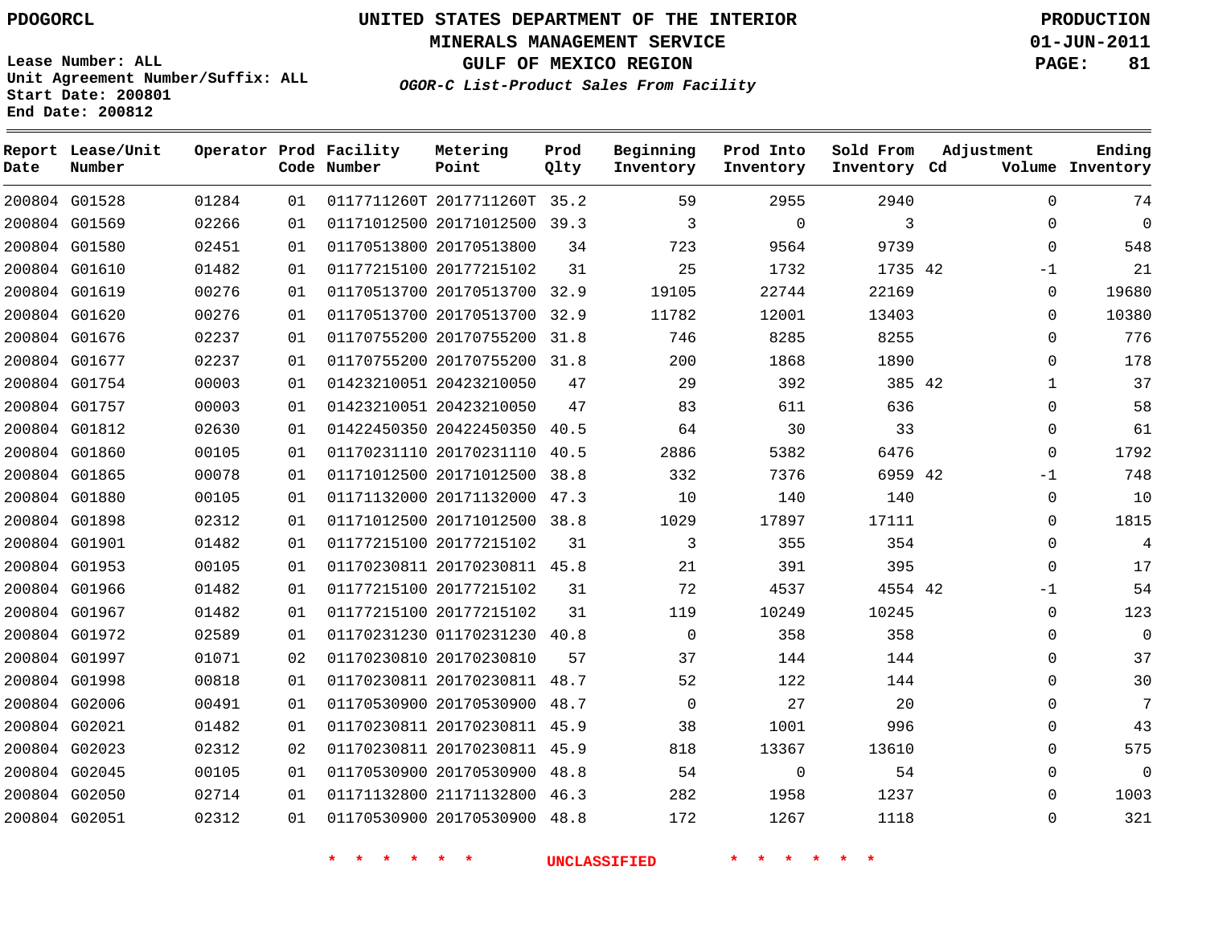PDOGORCL

# UNITED STATES DEPARTMENT OF THE INTERIOR
## MINERALS MANAGEMENT SERVICE
## GULF OF MEXICO REGION
### *OGOR-C List-Product Sales From Facility*

PRODUCTION
01-JUN-2011

Lease Number: ALL
Unit Agreement Number/Suffix: ALL
Start Date: 200801
End Date: 200812

| Report Date | Lease/Unit Number | Operator | Prod Code | Facility Number | Metering Point | Prod Qlty | Beginning Inventory | Prod Into Inventory | Sold From Inventory | Adjustment Cd | Adjustment Volume | Ending Inventory |
|---|---|---|---|---|---|---|---|---|---|---|---|---|
| 200804 | G01528 | 01284 | 01 | 0117711260T | 2017711260T | 35.2 | 59 | 2955 | 2940 | | 0 | 74 |
| 200804 | G01569 | 02266 | 01 | 01171012500 | 20171012500 | 39.3 | 3 | 0 | 3 | | 0 | 0 |
| 200804 | G01580 | 02451 | 01 | 01170513800 | 20170513800 | 34 | 723 | 9564 | 9739 | | 0 | 548 |
| 200804 | G01610 | 01482 | 01 | 01177215100 | 20177215102 | 31 | 25 | 1732 | 1735 | 42 | -1 | 21 |
| 200804 | G01619 | 00276 | 01 | 01170513700 | 20170513700 | 32.9 | 19105 | 22744 | 22169 | | 0 | 19680 |
| 200804 | G01620 | 00276 | 01 | 01170513700 | 20170513700 | 32.9 | 11782 | 12001 | 13403 | | 0 | 10380 |
| 200804 | G01676 | 02237 | 01 | 01170755200 | 20170755200 | 31.8 | 746 | 8285 | 8255 | | 0 | 776 |
| 200804 | G01677 | 02237 | 01 | 01170755200 | 20170755200 | 31.8 | 200 | 1868 | 1890 | | 0 | 178 |
| 200804 | G01754 | 00003 | 01 | 01423210051 | 20423210050 | 47 | 29 | 392 | 385 | 42 | 1 | 37 |
| 200804 | G01757 | 00003 | 01 | 01423210051 | 20423210050 | 47 | 83 | 611 | 636 | | 0 | 58 |
| 200804 | G01812 | 02630 | 01 | 01422450350 | 20422450350 | 40.5 | 64 | 30 | 33 | | 0 | 61 |
| 200804 | G01860 | 00105 | 01 | 01170231110 | 20170231110 | 40.5 | 2886 | 5382 | 6476 | | 0 | 1792 |
| 200804 | G01865 | 00078 | 01 | 01171012500 | 20171012500 | 38.8 | 332 | 7376 | 6959 | 42 | -1 | 748 |
| 200804 | G01880 | 00105 | 01 | 01171132000 | 20171132000 | 47.3 | 10 | 140 | 140 | | 0 | 10 |
| 200804 | G01898 | 02312 | 01 | 01171012500 | 20171012500 | 38.8 | 1029 | 17897 | 17111 | | 0 | 1815 |
| 200804 | G01901 | 01482 | 01 | 01177215100 | 20177215102 | 31 | 3 | 355 | 354 | | 0 | 4 |
| 200804 | G01953 | 00105 | 01 | 01170230811 | 20170230811 | 45.8 | 21 | 391 | 395 | | 0 | 17 |
| 200804 | G01966 | 01482 | 01 | 01177215100 | 20177215102 | 31 | 72 | 4537 | 4554 | 42 | -1 | 54 |
| 200804 | G01967 | 01482 | 01 | 01177215100 | 20177215102 | 31 | 119 | 10249 | 10245 | | 0 | 123 |
| 200804 | G01972 | 02589 | 01 | 01170231230 | 01170231230 | 40.8 | 0 | 358 | 358 | | 0 | 0 |
| 200804 | G01997 | 01071 | 02 | 01170230810 | 20170230810 | 57 | 37 | 144 | 144 | | 0 | 37 |
| 200804 | G01998 | 00818 | 01 | 01170230811 | 20170230811 | 48.7 | 52 | 122 | 144 | | 0 | 30 |
| 200804 | G02006 | 00491 | 01 | 01170530900 | 20170530900 | 48.7 | 0 | 27 | 20 | | 0 | 7 |
| 200804 | G02021 | 01482 | 01 | 01170230811 | 20170230811 | 45.9 | 38 | 1001 | 996 | | 0 | 43 |
| 200804 | G02023 | 02312 | 02 | 01170230811 | 20170230811 | 45.9 | 818 | 13367 | 13610 | | 0 | 575 |
| 200804 | G02045 | 00105 | 01 | 01170530900 | 20170530900 | 48.8 | 54 | 0 | 54 | | 0 | 0 |
| 200804 | G02050 | 02714 | 01 | 01171132800 | 21171132800 | 46.3 | 282 | 1958 | 1237 | | 0 | 1003 |
| 200804 | G02051 | 02312 | 01 | 01170530900 | 20170530900 | 48.8 | 172 | 1267 | 1118 | | 0 | 321 |

* * * * * * UNCLASSIFIED * * * * * *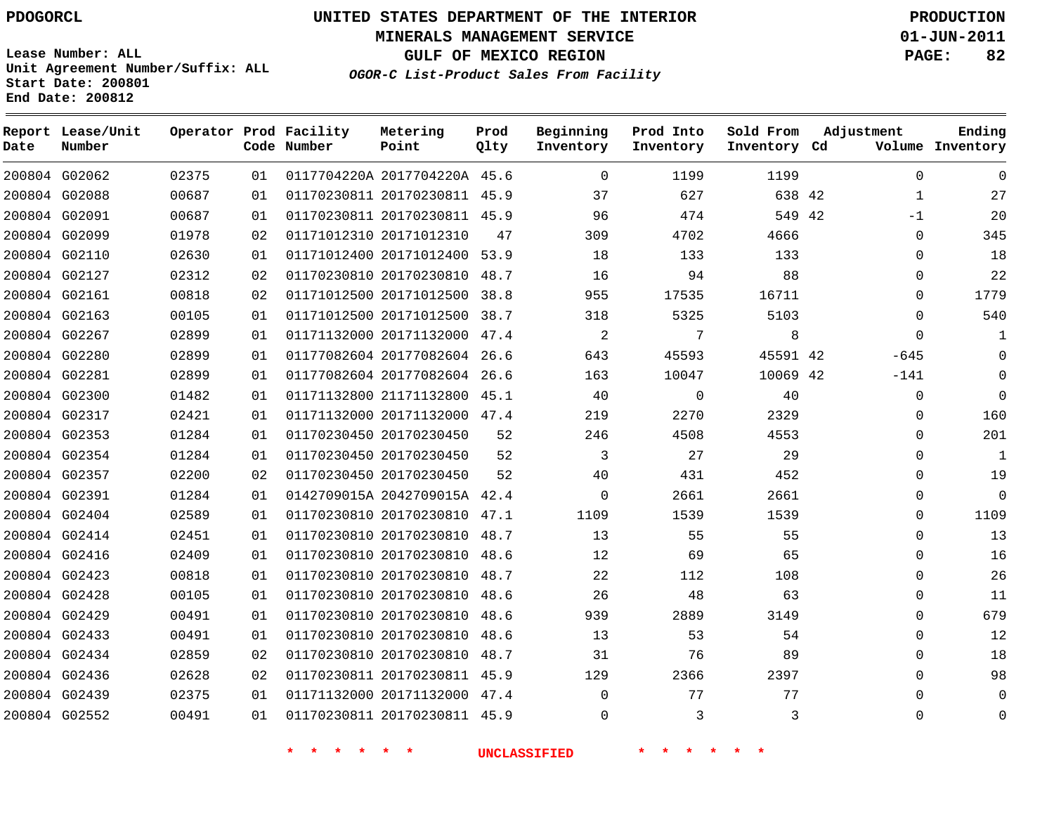PDOGORCL

# UNITED STATES DEPARTMENT OF THE INTERIOR
## MINERALS MANAGEMENT SERVICE
## GULF OF MEXICO REGION
### *OGOR-C List-Product Sales From Facility*

PRODUCTION
01-JUN-2011

Lease Number: ALL
Unit Agreement Number/Suffix: ALL
Start Date: 200801
End Date: 200812

| Report Date | Lease/Unit Number | Operator | Prod Code | Facility Number | Metering Point | Prod Qlty | Beginning Inventory | Prod Into Inventory | Sold From Inventory | Adjustment Cd | Adjustment Volume | Ending Inventory |
|---|---|---|---|---|---|---|---|---|---|---|---|---|
| 200804 | G02062 | 02375 | 01 | 0117704220A | 2017704220A | 45.6 | 0 | 1199 | 1199 | | 0 | 0 |
| 200804 | G02088 | 00687 | 01 | 01170230811 | 20170230811 | 45.9 | 37 | 627 | 638 | 42 | 1 | 27 |
| 200804 | G02091 | 00687 | 01 | 01170230811 | 20170230811 | 45.9 | 96 | 474 | 549 | 42 | -1 | 20 |
| 200804 | G02099 | 01978 | 02 | 01171012310 | 20171012310 | 47 | 309 | 4702 | 4666 | | 0 | 345 |
| 200804 | G02110 | 02630 | 01 | 01171012400 | 20171012400 | 53.9 | 18 | 133 | 133 | | 0 | 18 |
| 200804 | G02127 | 02312 | 02 | 01170230810 | 20170230810 | 48.7 | 16 | 94 | 88 | | 0 | 22 |
| 200804 | G02161 | 00818 | 02 | 01171012500 | 20171012500 | 38.8 | 955 | 17535 | 16711 | | 0 | 1779 |
| 200804 | G02163 | 00105 | 01 | 01171012500 | 20171012500 | 38.7 | 318 | 5325 | 5103 | | 0 | 540 |
| 200804 | G02267 | 02899 | 01 | 01171132000 | 20171132000 | 47.4 | 2 | 7 | 8 | | 0 | 1 |
| 200804 | G02280 | 02899 | 01 | 01177082604 | 20177082604 | 26.6 | 643 | 45593 | 45591 | 42 | -645 | 0 |
| 200804 | G02281 | 02899 | 01 | 01177082604 | 20177082604 | 26.6 | 163 | 10047 | 10069 | 42 | -141 | 0 |
| 200804 | G02300 | 01482 | 01 | 01171132800 | 21171132800 | 45.1 | 40 | 0 | 40 | | 0 | 0 |
| 200804 | G02317 | 02421 | 01 | 01171132000 | 20171132000 | 47.4 | 219 | 2270 | 2329 | | 0 | 160 |
| 200804 | G02353 | 01284 | 01 | 01170230450 | 20170230450 | 52 | 246 | 4508 | 4553 | | 0 | 201 |
| 200804 | G02354 | 01284 | 01 | 01170230450 | 20170230450 | 52 | 3 | 27 | 29 | | 0 | 1 |
| 200804 | G02357 | 02200 | 02 | 01170230450 | 20170230450 | 52 | 40 | 431 | 452 | | 0 | 19 |
| 200804 | G02391 | 01284 | 01 | 0142709015A | 2042709015A | 42.4 | 0 | 2661 | 2661 | | 0 | 0 |
| 200804 | G02404 | 02589 | 01 | 01170230810 | 20170230810 | 47.1 | 1109 | 1539 | 1539 | | 0 | 1109 |
| 200804 | G02414 | 02451 | 01 | 01170230810 | 20170230810 | 48.7 | 13 | 55 | 55 | | 0 | 13 |
| 200804 | G02416 | 02409 | 01 | 01170230810 | 20170230810 | 48.6 | 12 | 69 | 65 | | 0 | 16 |
| 200804 | G02423 | 00818 | 01 | 01170230810 | 20170230810 | 48.7 | 22 | 112 | 108 | | 0 | 26 |
| 200804 | G02428 | 00105 | 01 | 01170230810 | 20170230810 | 48.6 | 26 | 48 | 63 | | 0 | 11 |
| 200804 | G02429 | 00491 | 01 | 01170230810 | 20170230810 | 48.6 | 939 | 2889 | 3149 | | 0 | 679 |
| 200804 | G02433 | 00491 | 01 | 01170230810 | 20170230810 | 48.6 | 13 | 53 | 54 | | 0 | 12 |
| 200804 | G02434 | 02859 | 02 | 01170230810 | 20170230810 | 48.7 | 31 | 76 | 89 | | 0 | 18 |
| 200804 | G02436 | 02628 | 02 | 01170230811 | 20170230811 | 45.9 | 129 | 2366 | 2397 | | 0 | 98 |
| 200804 | G02439 | 02375 | 01 | 01171132000 | 20171132000 | 47.4 | 0 | 77 | 77 | | 0 | 0 |
| 200804 | G02552 | 00491 | 01 | 01170230811 | 20170230811 | 45.9 | 0 | 3 | 3 | | 0 | 0 |

* * * * * * UNCLASSIFIED * * * * * *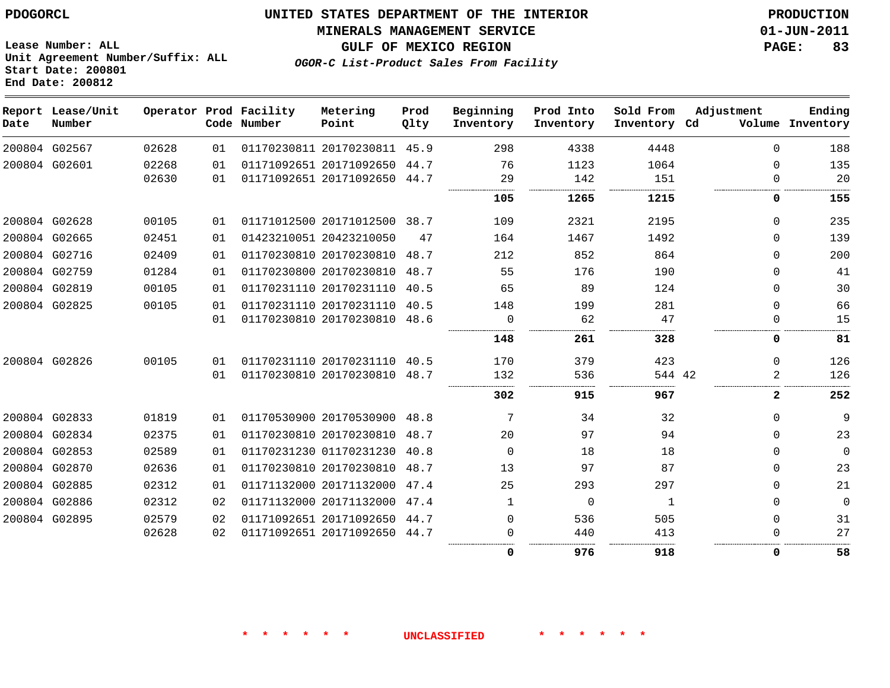PDOGORCL

# UNITED STATES DEPARTMENT OF THE INTERIOR
## MINERALS MANAGEMENT SERVICE
## GULF OF MEXICO REGION
### *OGOR-C List-Product Sales From Facility*

PRODUCTION
01-JUN-2011

Lease Number: ALL
Unit Agreement Number/Suffix: ALL
Start Date: 200801
End Date: 200812

| Report Date | Lease/Unit Number | Operator | Prod Code | Facility Number | Metering Point | Prod Qlty | Beginning Inventory | Prod Into Inventory | Sold From Inventory | Adjustment Cd | Adjustment Volume | Ending Inventory |
|---|---|---|---|---|---|---|---|---|---|---|---|---|
| 200804 | G02567 | 02628 | 01 | 01170230811 | 20170230811 | 45.9 | 298 | 4338 | 4448 | | 0 | 188 |
| 200804 | G02601 | 02268 | 01 | 01171092651 | 20171092650 | 44.7 | 76 | 1123 | 1064 | | 0 | 135 |
| | | 02630 | 01 | 01171092651 | 20171092650 | 44.7 | 29 | 142 | 151 | | 0 | 20 |
| | | | | | | | **105** | **1265** | **1215** | | **0** | **155** |
| 200804 | G02628 | 00105 | 01 | 01171012500 | 20171012500 | 38.7 | 109 | 2321 | 2195 | | 0 | 235 |
| 200804 | G02665 | 02451 | 01 | 01423210051 | 20423210050 | 47 | 164 | 1467 | 1492 | | 0 | 139 |
| 200804 | G02716 | 02409 | 01 | 01170230810 | 20170230810 | 48.7 | 212 | 852 | 864 | | 0 | 200 |
| 200804 | G02759 | 01284 | 01 | 01170230800 | 20170230810 | 48.7 | 55 | 176 | 190 | | 0 | 41 |
| 200804 | G02819 | 00105 | 01 | 01170231110 | 20170231110 | 40.5 | 65 | 89 | 124 | | 0 | 30 |
| 200804 | G02825 | 00105 | 01 | 01170231110 | 20170231110 | 40.5 | 148 | 199 | 281 | | 0 | 66 |
| | | | 01 | 01170230810 | 20170230810 | 48.6 | 0 | 62 | 47 | | 0 | 15 |
| | | | | | | | **148** | **261** | **328** | | **0** | **81** |
| 200804 | G02826 | 00105 | 01 | 01170231110 | 20170231110 | 40.5 | 170 | 379 | 423 | | 0 | 126 |
| | | | 01 | 01170230810 | 20170230810 | 48.7 | 132 | 536 | 544 | 42 | 2 | 126 |
| | | | | | | | **302** | **915** | **967** | | **2** | **252** |
| 200804 | G02833 | 01819 | 01 | 01170530900 | 20170530900 | 48.8 | 7 | 34 | 32 | | 0 | 9 |
| 200804 | G02834 | 02375 | 01 | 01170230810 | 20170230810 | 48.7 | 20 | 97 | 94 | | 0 | 23 |
| 200804 | G02853 | 02589 | 01 | 01170231230 | 01170231230 | 40.8 | 0 | 18 | 18 | | 0 | 0 |
| 200804 | G02870 | 02636 | 01 | 01170230810 | 20170230810 | 48.7 | 13 | 97 | 87 | | 0 | 23 |
| 200804 | G02885 | 02312 | 01 | 01171132000 | 20171132000 | 47.4 | 25 | 293 | 297 | | 0 | 21 |
| 200804 | G02886 | 02312 | 02 | 01171132000 | 20171132000 | 47.4 | 1 | 0 | 1 | | 0 | 0 |
| 200804 | G02895 | 02579 | 02 | 01171092651 | 20171092650 | 44.7 | 0 | 536 | 505 | | 0 | 31 |
| | | 02628 | 02 | 01171092651 | 20171092650 | 44.7 | 0 | 440 | 413 | | 0 | 27 |
| | | | | | | | **0** | **976** | **918** | | **0** | **58** |

\* \* \* \* \* \* UNCLASSIFIED \* \* \* \* \* \*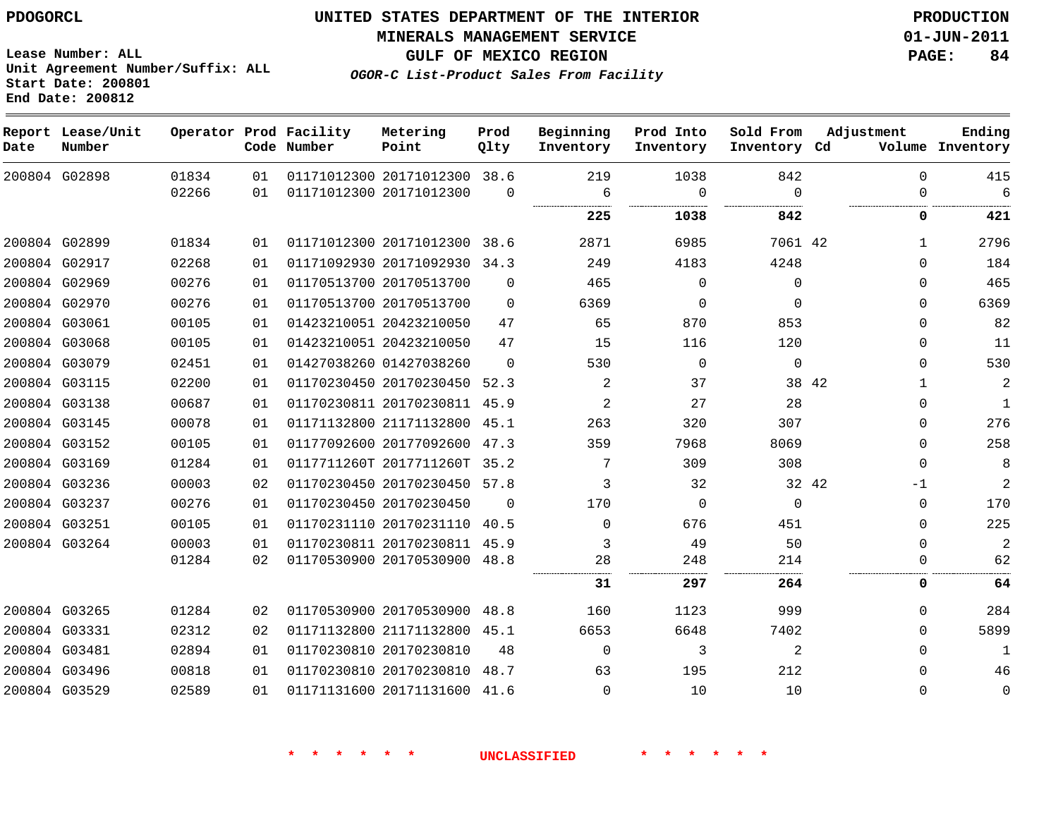PDOGORCL

# UNITED STATES DEPARTMENT OF THE INTERIOR
## MINERALS MANAGEMENT SERVICE
## GULF OF MEXICO REGION
### *OGOR-C List-Product Sales From Facility*

PRODUCTION
01-JUN-2011

Lease Number: ALL
Unit Agreement Number/Suffix: ALL
Start Date: 200801
End Date: 200812

| Report Date | Lease/Unit Number | Operator | Prod Code | Facility Number | Metering Point | Prod Qlty | Beginning Inventory | Prod Into Inventory | Sold From Inventory | Adjustment Cd | Volume | Ending Inventory |
|---|---|---|---|---|---|---|---|---|---|---|---|---|
| 200804 | G02898 | 01834 | 01 | 01171012300 | 20171012300 | 38.6 | 219 | 1038 | 842 | | 0 | 415 |
| | | 02266 | 01 | 01171012300 | 20171012300 | 0 | 6 | 0 | 0 | | 0 | 6 |
| | | | | | | | **225** | **1038** | **842** | | **0** | **421** |
| 200804 | G02899 | 01834 | 01 | 01171012300 | 20171012300 | 38.6 | 2871 | 6985 | 7061 | 42 | 1 | 2796 |
| 200804 | G02917 | 02268 | 01 | 01171092930 | 20171092930 | 34.3 | 249 | 4183 | 4248 | | 0 | 184 |
| 200804 | G02969 | 00276 | 01 | 01170513700 | 20170513700 | 0 | 465 | 0 | 0 | | 0 | 465 |
| 200804 | G02970 | 00276 | 01 | 01170513700 | 20170513700 | 0 | 6369 | 0 | 0 | | 0 | 6369 |
| 200804 | G03061 | 00105 | 01 | 01423210051 | 20423210050 | 47 | 65 | 870 | 853 | | 0 | 82 |
| 200804 | G03068 | 00105 | 01 | 01423210051 | 20423210050 | 47 | 15 | 116 | 120 | | 0 | 11 |
| 200804 | G03079 | 02451 | 01 | 01427038260 | 01427038260 | 0 | 530 | 0 | 0 | | 0 | 530 |
| 200804 | G03115 | 02200 | 01 | 01170230450 | 20170230450 | 52.3 | 2 | 37 | 38 | 42 | 1 | 2 |
| 200804 | G03138 | 00687 | 01 | 01170230811 | 20170230811 | 45.9 | 2 | 27 | 28 | | 0 | 1 |
| 200804 | G03145 | 00078 | 01 | 01171132800 | 21171132800 | 45.1 | 263 | 320 | 307 | | 0 | 276 |
| 200804 | G03152 | 00105 | 01 | 01177092600 | 20177092600 | 47.3 | 359 | 7968 | 8069 | | 0 | 258 |
| 200804 | G03169 | 01284 | 01 | 0117711260T | 2017711260T | 35.2 | 7 | 309 | 308 | | 0 | 8 |
| 200804 | G03236 | 00003 | 02 | 01170230450 | 20170230450 | 57.8 | 3 | 32 | 32 | 42 | -1 | 2 |
| 200804 | G03237 | 00276 | 01 | 01170230450 | 20170230450 | 0 | 170 | 0 | 0 | | 0 | 170 |
| 200804 | G03251 | 00105 | 01 | 01170231110 | 20170231110 | 40.5 | 0 | 676 | 451 | | 0 | 225 |
| 200804 | G03264 | 00003 | 01 | 01170230811 | 20170230811 | 45.9 | 3 | 49 | 50 | | 0 | 2 |
| | | 01284 | 02 | 01170530900 | 20170530900 | 48.8 | 28 | 248 | 214 | | 0 | 62 |
| | | | | | | | **31** | **297** | **264** | | **0** | **64** |
| 200804 | G03265 | 01284 | 02 | 01170530900 | 20170530900 | 48.8 | 160 | 1123 | 999 | | 0 | 284 |
| 200804 | G03331 | 02312 | 02 | 01171132800 | 21171132800 | 45.1 | 6653 | 6648 | 7402 | | 0 | 5899 |
| 200804 | G03481 | 02894 | 01 | 01170230810 | 20170230810 | 48 | 0 | 3 | 2 | | 0 | 1 |
| 200804 | G03496 | 00818 | 01 | 01170230810 | 20170230810 | 48.7 | 63 | 195 | 212 | | 0 | 46 |
| 200804 | G03529 | 02589 | 01 | 01171131600 | 20171131600 | 41.6 | 0 | 10 | 10 | | 0 | 0 |

\* \* \* \* \* \* UNCLASSIFIED \* \* \* \* \* \*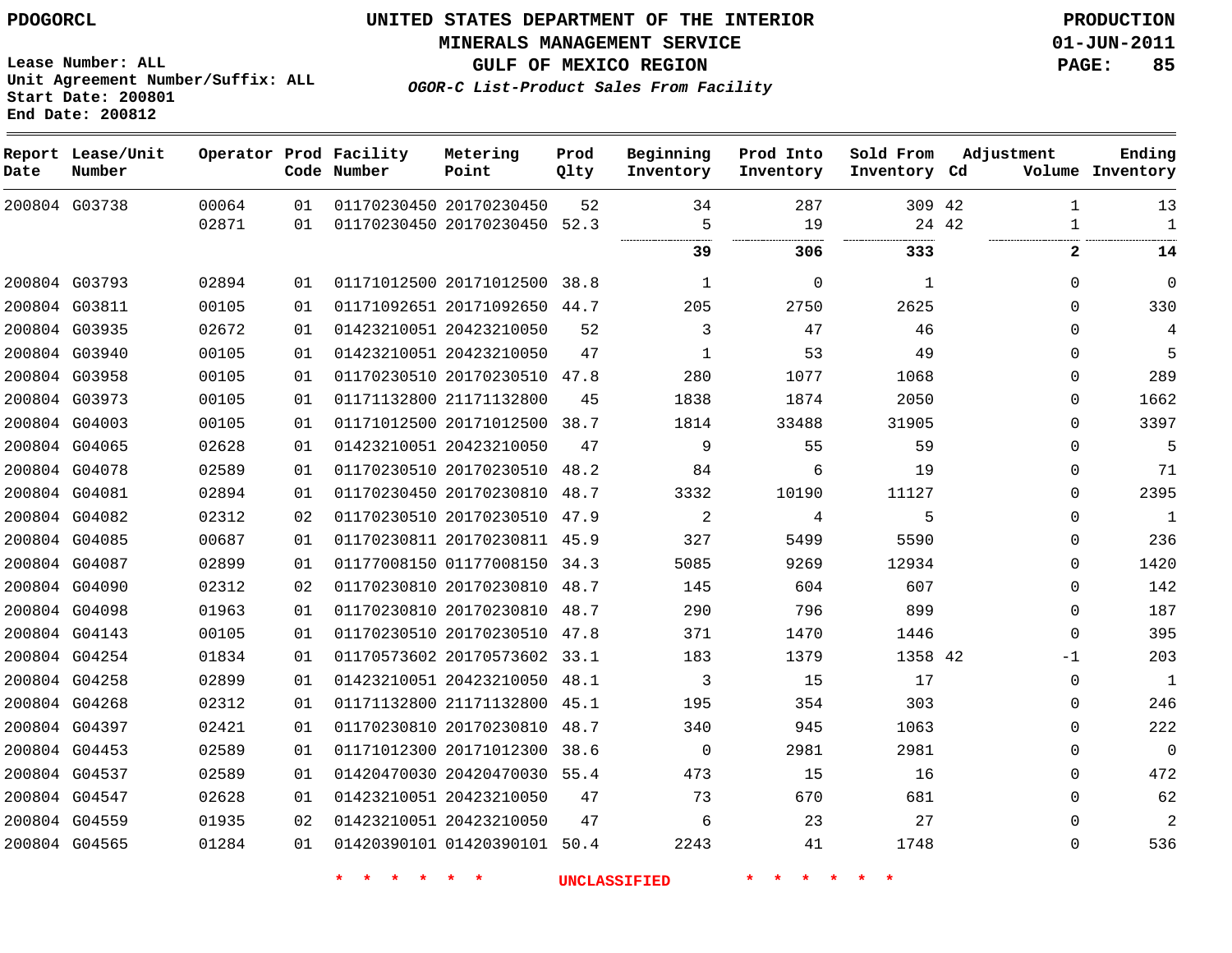PDOGORCL

# UNITED STATES DEPARTMENT OF THE INTERIOR
## MINERALS MANAGEMENT SERVICE
## GULF OF MEXICO REGION
### *OGOR-C List-Product Sales From Facility*

PRODUCTION
01-JUN-2011

Lease Number: ALL
Unit Agreement Number/Suffix: ALL
Start Date: 200801
End Date: 200812

| Report Date | Lease/Unit Number | Operator | Prod Code | Facility Number | Metering Point | Prod Qlty | Beginning Inventory | Prod Into Inventory | Sold From Inventory | Adjustment Cd | Volume | Ending Inventory |
|---|---|---|---|---|---|---|---|---|---|---|---|---|
| 200804 | G03738 | 00064 | 01 | 01170230450 | 20170230450 | 52 | 34 | 287 | 309 | 42 | 1 | 13 |
| | | 02871 | 01 | 01170230450 | 20170230450 | 52.3 | 5 | 19 | 24 | 42 | 1 | 1 |
| | | | | | | | **39** | **306** | **333** | | **2** | **14** |
| 200804 | G03793 | 02894 | 01 | 01171012500 | 20171012500 | 38.8 | 1 | 0 | 1 | | 0 | 0 |
| 200804 | G03811 | 00105 | 01 | 01171092651 | 20171092650 | 44.7 | 205 | 2750 | 2625 | | 0 | 330 |
| 200804 | G03935 | 02672 | 01 | 01423210051 | 20423210050 | 52 | 3 | 47 | 46 | | 0 | 4 |
| 200804 | G03940 | 00105 | 01 | 01423210051 | 20423210050 | 47 | 1 | 53 | 49 | | 0 | 5 |
| 200804 | G03958 | 00105 | 01 | 01170230510 | 20170230510 | 47.8 | 280 | 1077 | 1068 | | 0 | 289 |
| 200804 | G03973 | 00105 | 01 | 01171132800 | 21171132800 | 45 | 1838 | 1874 | 2050 | | 0 | 1662 |
| 200804 | G04003 | 00105 | 01 | 01171012500 | 20171012500 | 38.7 | 1814 | 33488 | 31905 | | 0 | 3397 |
| 200804 | G04065 | 02628 | 01 | 01423210051 | 20423210050 | 47 | 9 | 55 | 59 | | 0 | 5 |
| 200804 | G04078 | 02589 | 01 | 01170230510 | 20170230510 | 48.2 | 84 | 6 | 19 | | 0 | 71 |
| 200804 | G04081 | 02894 | 01 | 01170230450 | 20170230810 | 48.7 | 3332 | 10190 | 11127 | | 0 | 2395 |
| 200804 | G04082 | 02312 | 02 | 01170230510 | 20170230510 | 47.9 | 2 | 4 | 5 | | 0 | 1 |
| 200804 | G04085 | 00687 | 01 | 01170230811 | 20170230811 | 45.9 | 327 | 5499 | 5590 | | 0 | 236 |
| 200804 | G04087 | 02899 | 01 | 01177008150 | 01177008150 | 34.3 | 5085 | 9269 | 12934 | | 0 | 1420 |
| 200804 | G04090 | 02312 | 02 | 01170230810 | 20170230810 | 48.7 | 145 | 604 | 607 | | 0 | 142 |
| 200804 | G04098 | 01963 | 01 | 01170230810 | 20170230810 | 48.7 | 290 | 796 | 899 | | 0 | 187 |
| 200804 | G04143 | 00105 | 01 | 01170230510 | 20170230510 | 47.8 | 371 | 1470 | 1446 | | 0 | 395 |
| 200804 | G04254 | 01834 | 01 | 01170573602 | 20170573602 | 33.1 | 183 | 1379 | 1358 | 42 | -1 | 203 |
| 200804 | G04258 | 02899 | 01 | 01423210051 | 20423210050 | 48.1 | 3 | 15 | 17 | | 0 | 1 |
| 200804 | G04268 | 02312 | 01 | 01171132800 | 21171132800 | 45.1 | 195 | 354 | 303 | | 0 | 246 |
| 200804 | G04397 | 02421 | 01 | 01170230810 | 20170230810 | 48.7 | 340 | 945 | 1063 | | 0 | 222 |
| 200804 | G04453 | 02589 | 01 | 01171012300 | 20171012300 | 38.6 | 0 | 2981 | 2981 | | 0 | 0 |
| 200804 | G04537 | 02589 | 01 | 01420470030 | 20420470030 | 55.4 | 473 | 15 | 16 | | 0 | 472 |
| 200804 | G04547 | 02628 | 01 | 01423210051 | 20423210050 | 47 | 73 | 670 | 681 | | 0 | 62 |
| 200804 | G04559 | 01935 | 02 | 01423210051 | 20423210050 | 47 | 6 | 23 | 27 | | 0 | 2 |
| 200804 | G04565 | 01284 | 01 | 01420390101 | 01420390101 | 50.4 | 2243 | 41 | 1748 | | 0 | 536 |

* * * * * * UNCLASSIFIED * * * * * *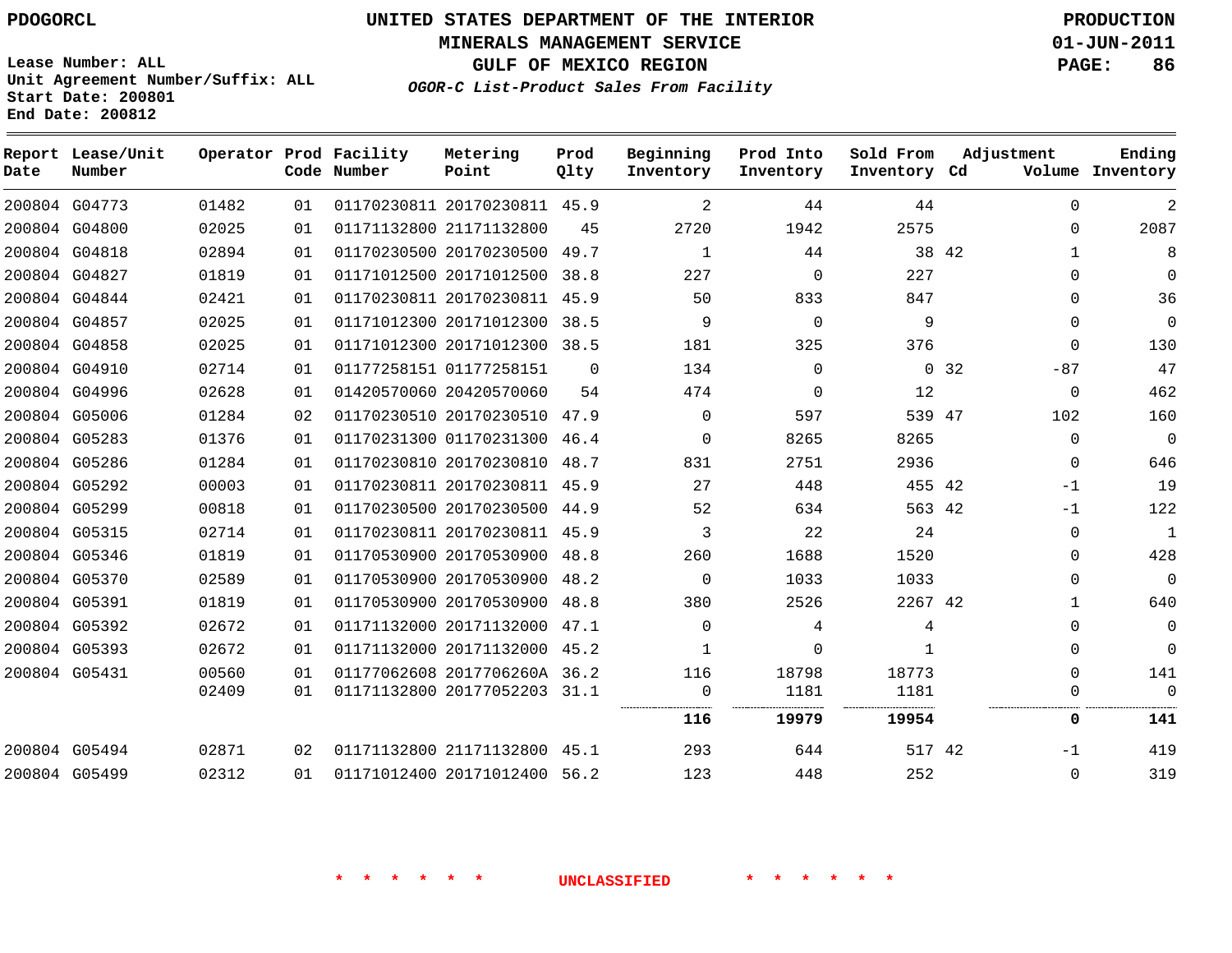Lease Number: ALL
Unit Agreement Number/Suffix: ALL
Start Date: 200801
End Date: 200812

# UNITED STATES DEPARTMENT OF THE INTERIOR
## MINERALS MANAGEMENT SERVICE
## GULF OF MEXICO REGION
### OGOR-C List-Product Sales From Facility

PRODUCTION
01-JUN-2011

| Report Date | Lease/Unit Number | Operator | Prod Code | Facility Number | Metering Point | Prod Qlty | Beginning Inventory | Prod Into Inventory | Sold From Inventory | Adjustment Cd | Adjustment Volume | Ending Inventory |
|---|---|---|---|---|---|---|---|---|---|---|---|---|
| 200804 | G04773 | 01482 | 01 | 01170230811 | 20170230811 | 45.9 | 2 | 44 | 44 | | 0 | 2 |
| 200804 | G04800 | 02025 | 01 | 01171132800 | 21171132800 | 45 | 2720 | 1942 | 2575 | | 0 | 2087 |
| 200804 | G04818 | 02894 | 01 | 01170230500 | 20170230500 | 49.7 | 1 | 44 | 38 | 42 | 1 | 8 |
| 200804 | G04827 | 01819 | 01 | 01171012500 | 20171012500 | 38.8 | 227 | 0 | 227 | | 0 | 0 |
| 200804 | G04844 | 02421 | 01 | 01170230811 | 20170230811 | 45.9 | 50 | 833 | 847 | | 0 | 36 |
| 200804 | G04857 | 02025 | 01 | 01171012300 | 20171012300 | 38.5 | 9 | 0 | 9 | | 0 | 0 |
| 200804 | G04858 | 02025 | 01 | 01171012300 | 20171012300 | 38.5 | 181 | 325 | 376 | | 0 | 130 |
| 200804 | G04910 | 02714 | 01 | 01177258151 | 01177258151 | 0 | 134 | 0 | 0 | 32 | -87 | 47 |
| 200804 | G04996 | 02628 | 01 | 01420570060 | 20420570060 | 54 | 474 | 0 | 12 | | 0 | 462 |
| 200804 | G05006 | 01284 | 02 | 01170230510 | 20170230510 | 47.9 | 0 | 597 | 539 | 47 | 102 | 160 |
| 200804 | G05283 | 01376 | 01 | 01170231300 | 01170231300 | 46.4 | 0 | 8265 | 8265 | | 0 | 0 |
| 200804 | G05286 | 01284 | 01 | 01170230810 | 20170230810 | 48.7 | 831 | 2751 | 2936 | | 0 | 646 |
| 200804 | G05292 | 00003 | 01 | 01170230811 | 20170230811 | 45.9 | 27 | 448 | 455 | 42 | -1 | 19 |
| 200804 | G05299 | 00818 | 01 | 01170230500 | 20170230500 | 44.9 | 52 | 634 | 563 | 42 | -1 | 122 |
| 200804 | G05315 | 02714 | 01 | 01170230811 | 20170230811 | 45.9 | 3 | 22 | 24 | | 0 | 1 |
| 200804 | G05346 | 01819 | 01 | 01170530900 | 20170530900 | 48.8 | 260 | 1688 | 1520 | | 0 | 428 |
| 200804 | G05370 | 02589 | 01 | 01170530900 | 20170530900 | 48.2 | 0 | 1033 | 1033 | | 0 | 0 |
| 200804 | G05391 | 01819 | 01 | 01170530900 | 20170530900 | 48.8 | 380 | 2526 | 2267 | 42 | 1 | 640 |
| 200804 | G05392 | 02672 | 01 | 01171132000 | 20171132000 | 47.1 | 0 | 4 | 4 | | 0 | 0 |
| 200804 | G05393 | 02672 | 01 | 01171132000 | 20171132000 | 45.2 | 1 | 0 | 1 | | 0 | 0 |
| 200804 | G05431 | 00560 | 01 | 01177062608 | 2017706260A | 36.2 | 116 | 18798 | 18773 | | 0 | 141 |
| | | 02409 | 01 | 01171132800 | 20177052203 | 31.1 | 0 | 1181 | 1181 | | 0 | 0 |
| | | | | | | | **116** | **19979** | **19954** | | **0** | **141** |
| 200804 | G05494 | 02871 | 02 | 01171132800 | 21171132800 | 45.1 | 293 | 644 | 517 | 42 | -1 | 419 |
| 200804 | G05499 | 02312 | 01 | 01171012400 | 20171012400 | 56.2 | 123 | 448 | 252 | | 0 | 319 |

* * * * * * UNCLASSIFIED * * * * * *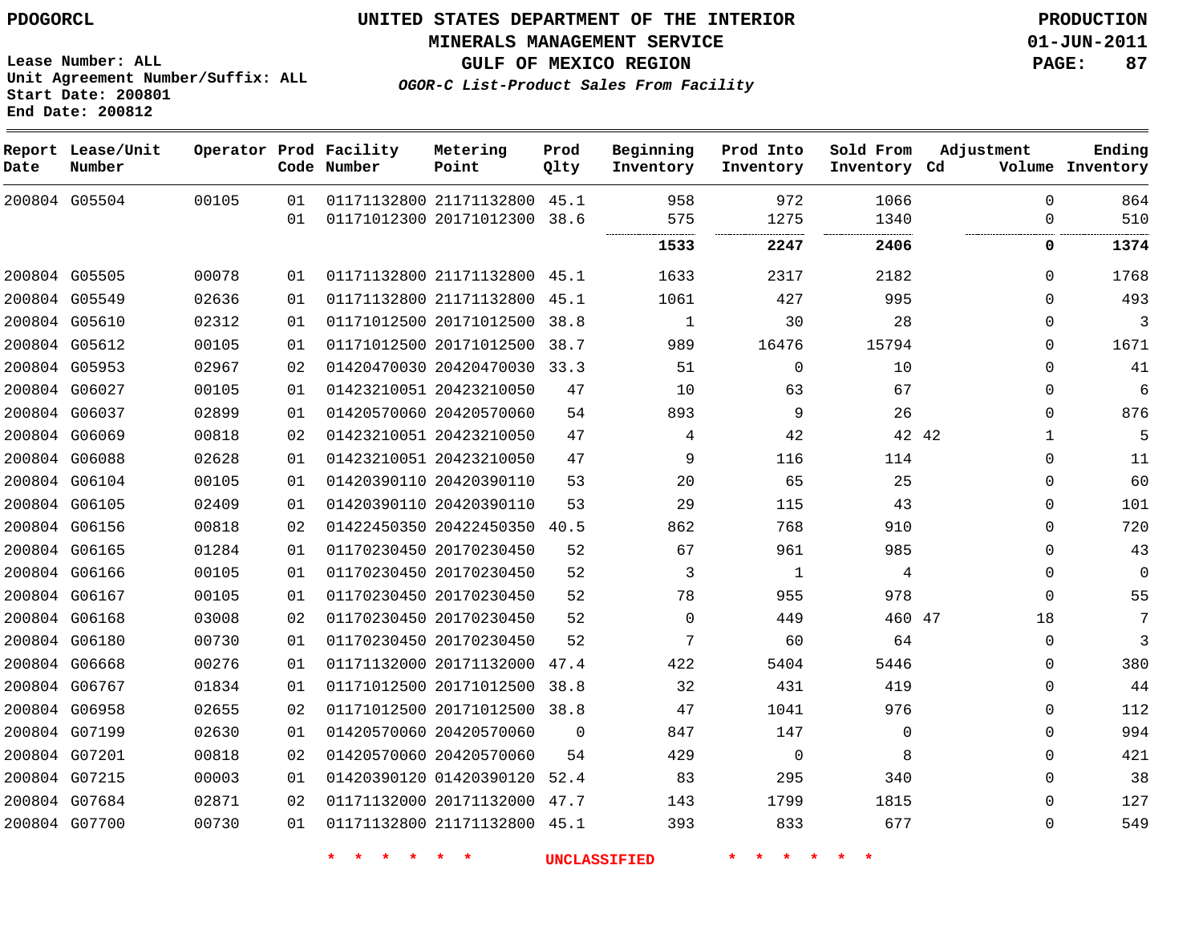PDOGORCL

# UNITED STATES DEPARTMENT OF THE INTERIOR
## MINERALS MANAGEMENT SERVICE
## GULF OF MEXICO REGION

PRODUCTION
01-JUN-2011

Lease Number: ALL
Unit Agreement Number/Suffix: ALL
Start Date: 200801
End Date: 200812

*OGOR-C List-Product Sales From Facility*

| Report Date | Lease/Unit Number | Operator | Prod Code | Facility Number | Metering Point | Prod Qlty | Beginning Inventory | Prod Into Inventory | Sold From Inventory | Adjustment Cd | Adjustment Volume | Ending Inventory |
|---|---|---|---|---|---|---|---|---|---|---|---|---|
| 200804 | G05504 | 00105 | 01 | 01171132800 | 21171132800 | 45.1 | 958 | 972 | 1066 | | 0 | 864 |
| | | | 01 | 01171012300 | 20171012300 | 38.6 | 575 | 1275 | 1340 | | 0 | 510 |
| | | | | | | | **1533** | **2247** | **2406** | | **0** | **1374** |
| 200804 | G05505 | 00078 | 01 | 01171132800 | 21171132800 | 45.1 | 1633 | 2317 | 2182 | | 0 | 1768 |
| 200804 | G05549 | 02636 | 01 | 01171132800 | 21171132800 | 45.1 | 1061 | 427 | 995 | | 0 | 493 |
| 200804 | G05610 | 02312 | 01 | 01171012500 | 20171012500 | 38.8 | 1 | 30 | 28 | | 0 | 3 |
| 200804 | G05612 | 00105 | 01 | 01171012500 | 20171012500 | 38.7 | 989 | 16476 | 15794 | | 0 | 1671 |
| 200804 | G05953 | 02967 | 02 | 01420470030 | 20420470030 | 33.3 | 51 | 0 | 10 | | 0 | 41 |
| 200804 | G06027 | 00105 | 01 | 01423210051 | 20423210050 | 47 | 10 | 63 | 67 | | 0 | 6 |
| 200804 | G06037 | 02899 | 01 | 01420570060 | 20420570060 | 54 | 893 | 9 | 26 | | 0 | 876 |
| 200804 | G06069 | 00818 | 02 | 01423210051 | 20423210050 | 47 | 4 | 42 | 42 | 42 | 1 | 5 |
| 200804 | G06088 | 02628 | 01 | 01423210051 | 20423210050 | 47 | 9 | 116 | 114 | | 0 | 11 |
| 200804 | G06104 | 00105 | 01 | 01420390110 | 20420390110 | 53 | 20 | 65 | 25 | | 0 | 60 |
| 200804 | G06105 | 02409 | 01 | 01420390110 | 20420390110 | 53 | 29 | 115 | 43 | | 0 | 101 |
| 200804 | G06156 | 00818 | 02 | 01422450350 | 20422450350 | 40.5 | 862 | 768 | 910 | | 0 | 720 |
| 200804 | G06165 | 01284 | 01 | 01170230450 | 20170230450 | 52 | 67 | 961 | 985 | | 0 | 43 |
| 200804 | G06166 | 00105 | 01 | 01170230450 | 20170230450 | 52 | 3 | 1 | 4 | | 0 | 0 |
| 200804 | G06167 | 00105 | 01 | 01170230450 | 20170230450 | 52 | 78 | 955 | 978 | | 0 | 55 |
| 200804 | G06168 | 03008 | 02 | 01170230450 | 20170230450 | 52 | 0 | 449 | 460 | 47 | 18 | 7 |
| 200804 | G06180 | 00730 | 01 | 01170230450 | 20170230450 | 52 | 7 | 60 | 64 | | 0 | 3 |
| 200804 | G06668 | 00276 | 01 | 01171132000 | 20171132000 | 47.4 | 422 | 5404 | 5446 | | 0 | 380 |
| 200804 | G06767 | 01834 | 01 | 01171012500 | 20171012500 | 38.8 | 32 | 431 | 419 | | 0 | 44 |
| 200804 | G06958 | 02655 | 02 | 01171012500 | 20171012500 | 38.8 | 47 | 1041 | 976 | | 0 | 112 |
| 200804 | G07199 | 02630 | 01 | 01420570060 | 20420570060 | 0 | 847 | 147 | 0 | | 0 | 994 |
| 200804 | G07201 | 00818 | 02 | 01420570060 | 20420570060 | 54 | 429 | 0 | 8 | | 0 | 421 |
| 200804 | G07215 | 00003 | 01 | 01420390120 | 01420390120 | 52.4 | 83 | 295 | 340 | | 0 | 38 |
| 200804 | G07684 | 02871 | 02 | 01171132000 | 20171132000 | 47.7 | 143 | 1799 | 1815 | | 0 | 127 |
| 200804 | G07700 | 00730 | 01 | 01171132800 | 21171132800 | 45.1 | 393 | 833 | 677 | | 0 | 549 |

* * * * * * UNCLASSIFIED * * * * * *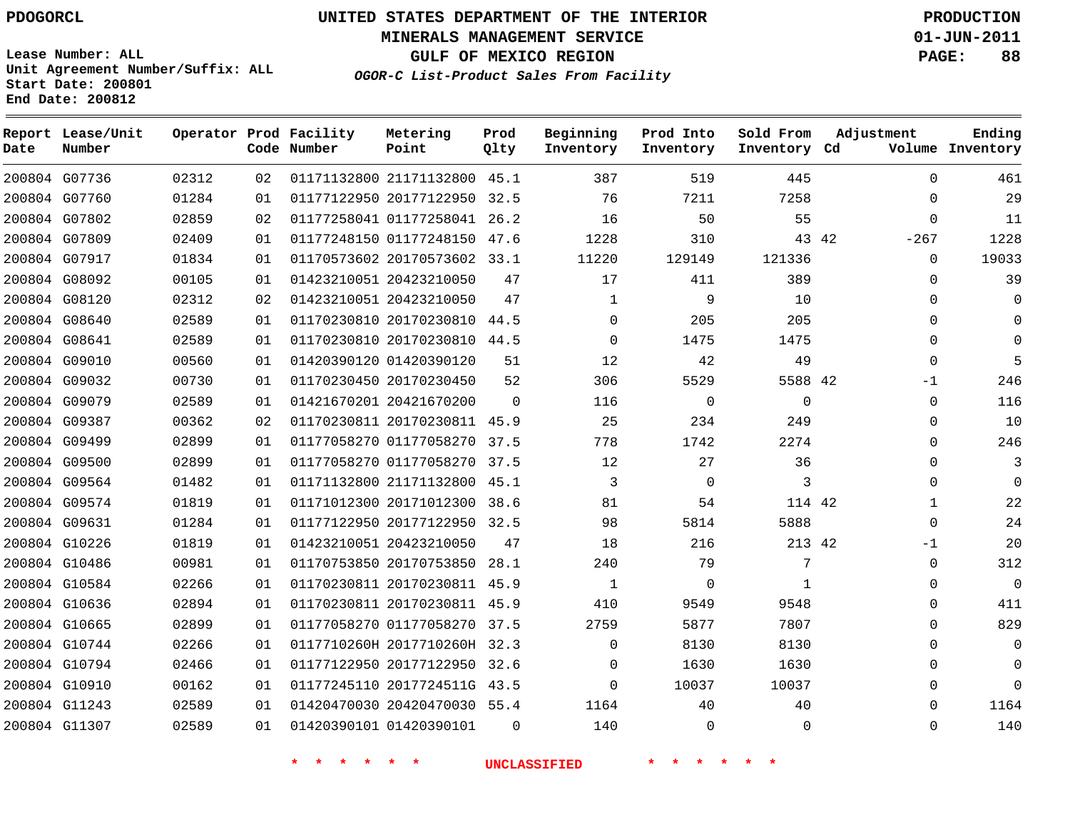PDOGORCL

# UNITED STATES DEPARTMENT OF THE INTERIOR
## MINERALS MANAGEMENT SERVICE
## GULF OF MEXICO REGION
### *OGOR-C List-Product Sales From Facility*

PRODUCTION
01-JUN-2011

Lease Number: ALL
Unit Agreement Number/Suffix: ALL
Start Date: 200801
End Date: 200812

| Report Date | Lease/Unit Number | Operator | Prod Code | Facility Number | Metering Point | Prod Qlty | Beginning Inventory | Prod Into Inventory | Sold From Inventory | Adjustment Cd | Adjustment Volume | Ending Inventory |
|---|---|---|---|---|---|---|---|---|---|---|---|---|
| 200804 | G07736 | 02312 | 02 | 01171132800 | 21171132800 | 45.1 | 387 | 519 | 445 | | 0 | 461 |
| 200804 | G07760 | 01284 | 01 | 01177122950 | 20177122950 | 32.5 | 76 | 7211 | 7258 | | 0 | 29 |
| 200804 | G07802 | 02859 | 02 | 01177258041 | 01177258041 | 26.2 | 16 | 50 | 55 | | 0 | 11 |
| 200804 | G07809 | 02409 | 01 | 01177248150 | 01177248150 | 47.6 | 1228 | 310 | 43 | 42 | -267 | 1228 |
| 200804 | G07917 | 01834 | 01 | 01170573602 | 20170573602 | 33.1 | 11220 | 129149 | 121336 | | 0 | 19033 |
| 200804 | G08092 | 00105 | 01 | 01423210051 | 20423210050 | 47 | 17 | 411 | 389 | | 0 | 39 |
| 200804 | G08120 | 02312 | 02 | 01423210051 | 20423210050 | 47 | 1 | 9 | 10 | | 0 | 0 |
| 200804 | G08640 | 02589 | 01 | 01170230810 | 20170230810 | 44.5 | 0 | 205 | 205 | | 0 | 0 |
| 200804 | G08641 | 02589 | 01 | 01170230810 | 20170230810 | 44.5 | 0 | 1475 | 1475 | | 0 | 0 |
| 200804 | G09010 | 00560 | 01 | 01420390120 | 01420390120 | 51 | 12 | 42 | 49 | | 0 | 5 |
| 200804 | G09032 | 00730 | 01 | 01170230450 | 20170230450 | 52 | 306 | 5529 | 5588 | 42 | -1 | 246 |
| 200804 | G09079 | 02589 | 01 | 01421670201 | 20421670200 | 0 | 116 | 0 | 0 | | 0 | 116 |
| 200804 | G09387 | 00362 | 02 | 01170230811 | 20170230811 | 45.9 | 25 | 234 | 249 | | 0 | 10 |
| 200804 | G09499 | 02899 | 01 | 01177058270 | 01177058270 | 37.5 | 778 | 1742 | 2274 | | 0 | 246 |
| 200804 | G09500 | 02899 | 01 | 01177058270 | 01177058270 | 37.5 | 12 | 27 | 36 | | 0 | 3 |
| 200804 | G09564 | 01482 | 01 | 01171132800 | 21171132800 | 45.1 | 3 | 0 | 3 | | 0 | 0 |
| 200804 | G09574 | 01819 | 01 | 01171012300 | 20171012300 | 38.6 | 81 | 54 | 114 | 42 | 1 | 22 |
| 200804 | G09631 | 01284 | 01 | 01177122950 | 20177122950 | 32.5 | 98 | 5814 | 5888 | | 0 | 24 |
| 200804 | G10226 | 01819 | 01 | 01423210051 | 20423210050 | 47 | 18 | 216 | 213 | 42 | -1 | 20 |
| 200804 | G10486 | 00981 | 01 | 01170753850 | 20170753850 | 28.1 | 240 | 79 | 7 | | 0 | 312 |
| 200804 | G10584 | 02266 | 01 | 01170230811 | 20170230811 | 45.9 | 1 | 0 | 1 | | 0 | 0 |
| 200804 | G10636 | 02894 | 01 | 01170230811 | 20170230811 | 45.9 | 410 | 9549 | 9548 | | 0 | 411 |
| 200804 | G10665 | 02899 | 01 | 01177058270 | 01177058270 | 37.5 | 2759 | 5877 | 7807 | | 0 | 829 |
| 200804 | G10744 | 02266 | 01 | 0117710260H | 2017710260H | 32.3 | 0 | 8130 | 8130 | | 0 | 0 |
| 200804 | G10794 | 02466 | 01 | 01177122950 | 20177122950 | 32.6 | 0 | 1630 | 1630 | | 0 | 0 |
| 200804 | G10910 | 00162 | 01 | 01177245110 | 2017724511G | 43.5 | 0 | 10037 | 10037 | | 0 | 0 |
| 200804 | G11243 | 02589 | 01 | 01420470030 | 20420470030 | 55.4 | 1164 | 40 | 40 | | 0 | 1164 |
| 200804 | G11307 | 02589 | 01 | 01420390101 | 01420390101 | 0 | 140 | 0 | 0 | | 0 | 140 |

* * * * * * * UNCLASSIFIED * * * * * * *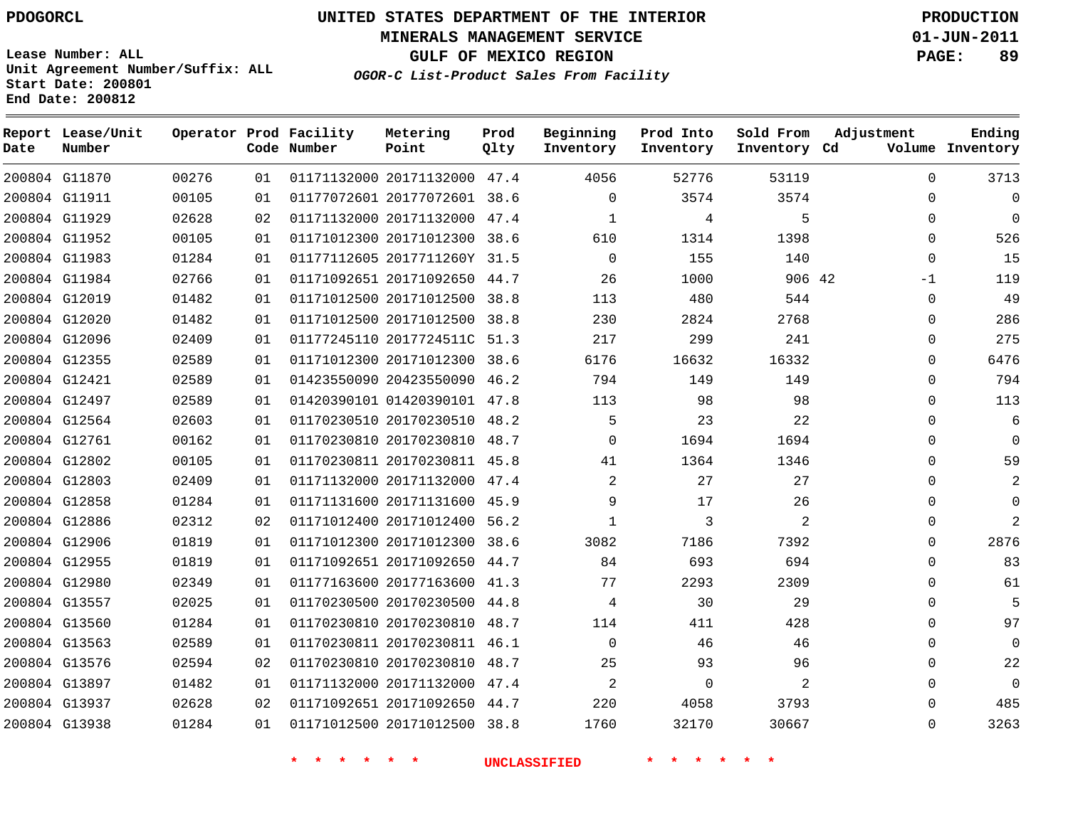PDOGORCL

# UNITED STATES DEPARTMENT OF THE INTERIOR
## MINERALS MANAGEMENT SERVICE
## GULF OF MEXICO REGION
### *OGOR-C List-Product Sales From Facility*

PRODUCTION
01-JUN-2011

Lease Number: ALL
Unit Agreement Number/Suffix: ALL
Start Date: 200801
End Date: 200812

| Report Date | Lease/Unit Number | Operator | Prod Code | Facility Number | Metering Point | Prod Qlty | Beginning Inventory | Prod Into Inventory | Sold From Inventory | Adjustment Cd | Adjustment Volume | Ending Inventory |
|---|---|---|---|---|---|---|---|---|---|---|---|---|
| 200804 | G11870 | 00276 | 01 | 01171132000 | 20171132000 | 47.4 | 4056 | 52776 | 53119 | | 0 | 3713 |
| 200804 | G11911 | 00105 | 01 | 01177072601 | 20177072601 | 38.6 | 0 | 3574 | 3574 | | 0 | 0 |
| 200804 | G11929 | 02628 | 02 | 01171132000 | 20171132000 | 47.4 | 1 | 4 | 5 | | 0 | 0 |
| 200804 | G11952 | 00105 | 01 | 01171012300 | 20171012300 | 38.6 | 610 | 1314 | 1398 | | 0 | 526 |
| 200804 | G11983 | 01284 | 01 | 01177112605 | 2017711260Y | 31.5 | 0 | 155 | 140 | | 0 | 15 |
| 200804 | G11984 | 02766 | 01 | 01171092651 | 20171092650 | 44.7 | 26 | 1000 | 906 | 42 | -1 | 119 |
| 200804 | G12019 | 01482 | 01 | 01171012500 | 20171012500 | 38.8 | 113 | 480 | 544 | | 0 | 49 |
| 200804 | G12020 | 01482 | 01 | 01171012500 | 20171012500 | 38.8 | 230 | 2824 | 2768 | | 0 | 286 |
| 200804 | G12096 | 02409 | 01 | 01177245110 | 2017724511C | 51.3 | 217 | 299 | 241 | | 0 | 275 |
| 200804 | G12355 | 02589 | 01 | 01171012300 | 20171012300 | 38.6 | 6176 | 16632 | 16332 | | 0 | 6476 |
| 200804 | G12421 | 02589 | 01 | 01423550090 | 20423550090 | 46.2 | 794 | 149 | 149 | | 0 | 794 |
| 200804 | G12497 | 02589 | 01 | 01420390101 | 01420390101 | 47.8 | 113 | 98 | 98 | | 0 | 113 |
| 200804 | G12564 | 02603 | 01 | 01170230510 | 20170230510 | 48.2 | 5 | 23 | 22 | | 0 | 6 |
| 200804 | G12761 | 00162 | 01 | 01170230810 | 20170230810 | 48.7 | 0 | 1694 | 1694 | | 0 | 0 |
| 200804 | G12802 | 00105 | 01 | 01170230811 | 20170230811 | 45.8 | 41 | 1364 | 1346 | | 0 | 59 |
| 200804 | G12803 | 02409 | 01 | 01171132000 | 20171132000 | 47.4 | 2 | 27 | 27 | | 0 | 2 |
| 200804 | G12858 | 01284 | 01 | 01171131600 | 20171131600 | 45.9 | 9 | 17 | 26 | | 0 | 0 |
| 200804 | G12886 | 02312 | 02 | 01171012400 | 20171012400 | 56.2 | 1 | 3 | 2 | | 0 | 2 |
| 200804 | G12906 | 01819 | 01 | 01171012300 | 20171012300 | 38.6 | 3082 | 7186 | 7392 | | 0 | 2876 |
| 200804 | G12955 | 01819 | 01 | 01171092651 | 20171092650 | 44.7 | 84 | 693 | 694 | | 0 | 83 |
| 200804 | G12980 | 02349 | 01 | 01177163600 | 20177163600 | 41.3 | 77 | 2293 | 2309 | | 0 | 61 |
| 200804 | G13557 | 02025 | 01 | 01170230500 | 20170230500 | 44.8 | 4 | 30 | 29 | | 0 | 5 |
| 200804 | G13560 | 01284 | 01 | 01170230810 | 20170230810 | 48.7 | 114 | 411 | 428 | | 0 | 97 |
| 200804 | G13563 | 02589 | 01 | 01170230811 | 20170230811 | 46.1 | 0 | 46 | 46 | | 0 | 0 |
| 200804 | G13576 | 02594 | 02 | 01170230810 | 20170230810 | 48.7 | 25 | 93 | 96 | | 0 | 22 |
| 200804 | G13897 | 01482 | 01 | 01171132000 | 20171132000 | 47.4 | 2 | 0 | 2 | | 0 | 0 |
| 200804 | G13937 | 02628 | 02 | 01171092651 | 20171092650 | 44.7 | 220 | 4058 | 3793 | | 0 | 485 |
| 200804 | G13938 | 01284 | 01 | 01171012500 | 20171012500 | 38.8 | 1760 | 32170 | 30667 | | 0 | 3263 |

\* \* \* \* \* \* UNCLASSIFIED \* \* \* \* \* \*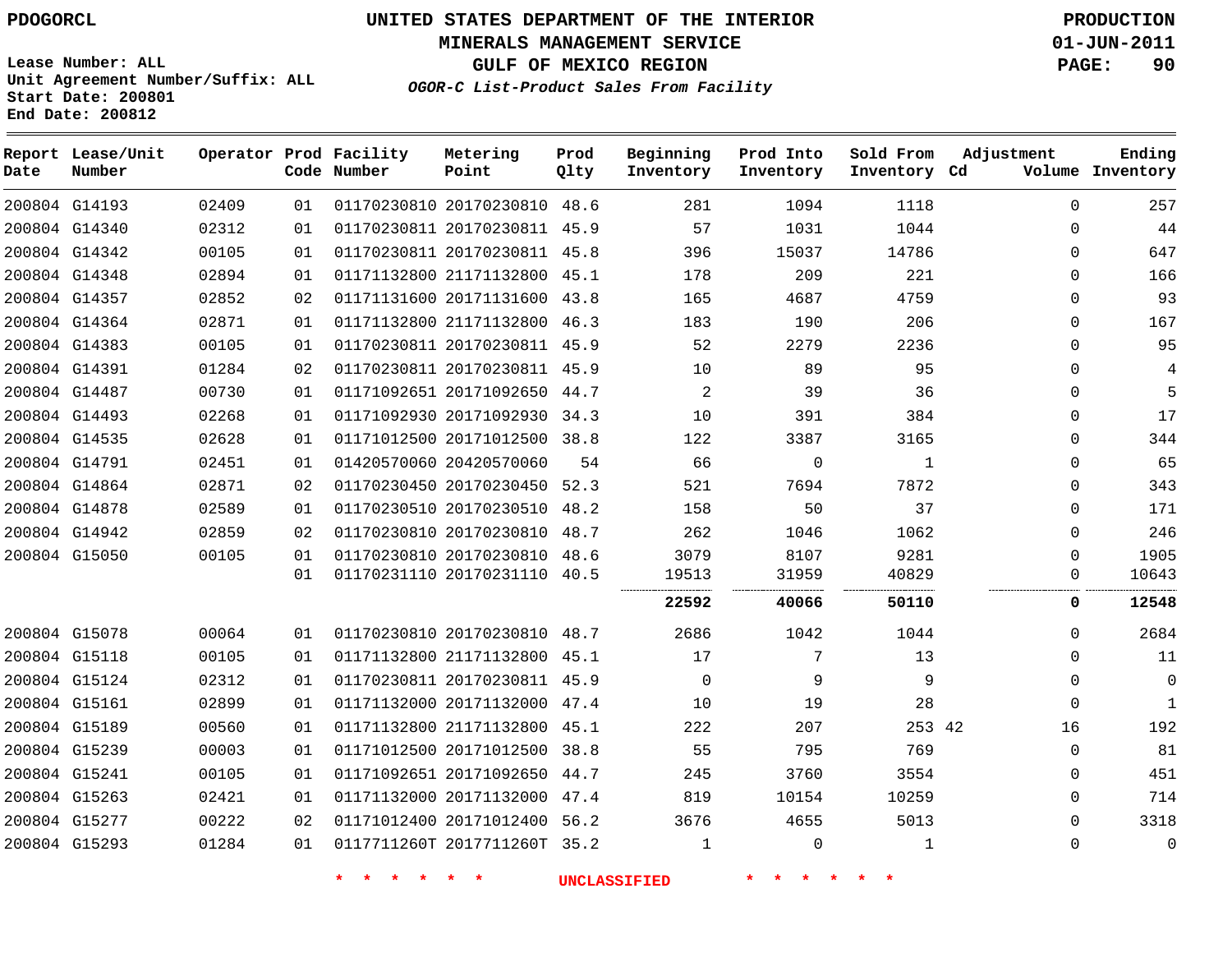PDOGORCL

# UNITED STATES DEPARTMENT OF THE INTERIOR
## MINERALS MANAGEMENT SERVICE
## GULF OF MEXICO REGION
### *OGOR-C List-Product Sales From Facility*

PRODUCTION
01-JUN-2011

Lease Number: ALL
Unit Agreement Number/Suffix: ALL
Start Date: 200801
End Date: 200812

| Report Date | Lease/Unit Number | Operator | Prod Code | Facility Number | Metering Point | Prod Qlty | Beginning Inventory | Prod Into Inventory | Sold From Inventory | Adjustment Cd | Volume | Ending Inventory |
|---|---|---|---|---|---|---|---|---|---|---|---|---|
| 200804 | G14193 | 02409 | 01 | 01170230810 | 20170230810 | 48.6 | 281 | 1094 | 1118 | | 0 | 257 |
| 200804 | G14340 | 02312 | 01 | 01170230811 | 20170230811 | 45.9 | 57 | 1031 | 1044 | | 0 | 44 |
| 200804 | G14342 | 00105 | 01 | 01170230811 | 20170230811 | 45.8 | 396 | 15037 | 14786 | | 0 | 647 |
| 200804 | G14348 | 02894 | 01 | 01171132800 | 21171132800 | 45.1 | 178 | 209 | 221 | | 0 | 166 |
| 200804 | G14357 | 02852 | 02 | 01171131600 | 20171131600 | 43.8 | 165 | 4687 | 4759 | | 0 | 93 |
| 200804 | G14364 | 02871 | 01 | 01171132800 | 21171132800 | 46.3 | 183 | 190 | 206 | | 0 | 167 |
| 200804 | G14383 | 00105 | 01 | 01170230811 | 20170230811 | 45.9 | 52 | 2279 | 2236 | | 0 | 95 |
| 200804 | G14391 | 01284 | 02 | 01170230811 | 20170230811 | 45.9 | 10 | 89 | 95 | | 0 | 4 |
| 200804 | G14487 | 00730 | 01 | 01171092651 | 20171092650 | 44.7 | 2 | 39 | 36 | | 0 | 5 |
| 200804 | G14493 | 02268 | 01 | 01171092930 | 20171092930 | 34.3 | 10 | 391 | 384 | | 0 | 17 |
| 200804 | G14535 | 02628 | 01 | 01171012500 | 20171012500 | 38.8 | 122 | 3387 | 3165 | | 0 | 344 |
| 200804 | G14791 | 02451 | 01 | 01420570060 | 20420570060 | 54 | 66 | 0 | 1 | | 0 | 65 |
| 200804 | G14864 | 02871 | 02 | 01170230450 | 20170230450 | 52.3 | 521 | 7694 | 7872 | | 0 | 343 |
| 200804 | G14878 | 02589 | 01 | 01170230510 | 20170230510 | 48.2 | 158 | 50 | 37 | | 0 | 171 |
| 200804 | G14942 | 02859 | 02 | 01170230810 | 20170230810 | 48.7 | 262 | 1046 | 1062 | | 0 | 246 |
| 200804 | G15050 | 00105 | 01 | 01170230810 | 20170230810 | 48.6 | 3079 | 8107 | 9281 | | 0 | 1905 |
| | | | 01 | 01170231110 | 20170231110 | 40.5 | 19513 | 31959 | 40829 | | 0 | 10643 |
| | | | | | | | **22592** | **40066** | **50110** | | **0** | **12548** |
| 200804 | G15078 | 00064 | 01 | 01170230810 | 20170230810 | 48.7 | 2686 | 1042 | 1044 | | 0 | 2684 |
| 200804 | G15118 | 00105 | 01 | 01171132800 | 21171132800 | 45.1 | 17 | 7 | 13 | | 0 | 11 |
| 200804 | G15124 | 02312 | 01 | 01170230811 | 20170230811 | 45.9 | 0 | 9 | 9 | | 0 | 0 |
| 200804 | G15161 | 02899 | 01 | 01171132000 | 20171132000 | 47.4 | 10 | 19 | 28 | | 0 | 1 |
| 200804 | G15189 | 00560 | 01 | 01171132800 | 21171132800 | 45.1 | 222 | 207 | 253 | 42 | 16 | 192 |
| 200804 | G15239 | 00003 | 01 | 01171012500 | 20171012500 | 38.8 | 55 | 795 | 769 | | 0 | 81 |
| 200804 | G15241 | 00105 | 01 | 01171092651 | 20171092650 | 44.7 | 245 | 3760 | 3554 | | 0 | 451 |
| 200804 | G15263 | 02421 | 01 | 01171132000 | 20171132000 | 47.4 | 819 | 10154 | 10259 | | 0 | 714 |
| 200804 | G15277 | 00222 | 02 | 01171012400 | 20171012400 | 56.2 | 3676 | 4655 | 5013 | | 0 | 3318 |
| 200804 | G15293 | 01284 | 01 | 0117711260T | 2017711260T | 35.2 | 1 | 0 | 1 | | 0 | 0 |

\* \* \* \* \* \* UNCLASSIFIED \* \* \* \* \* \*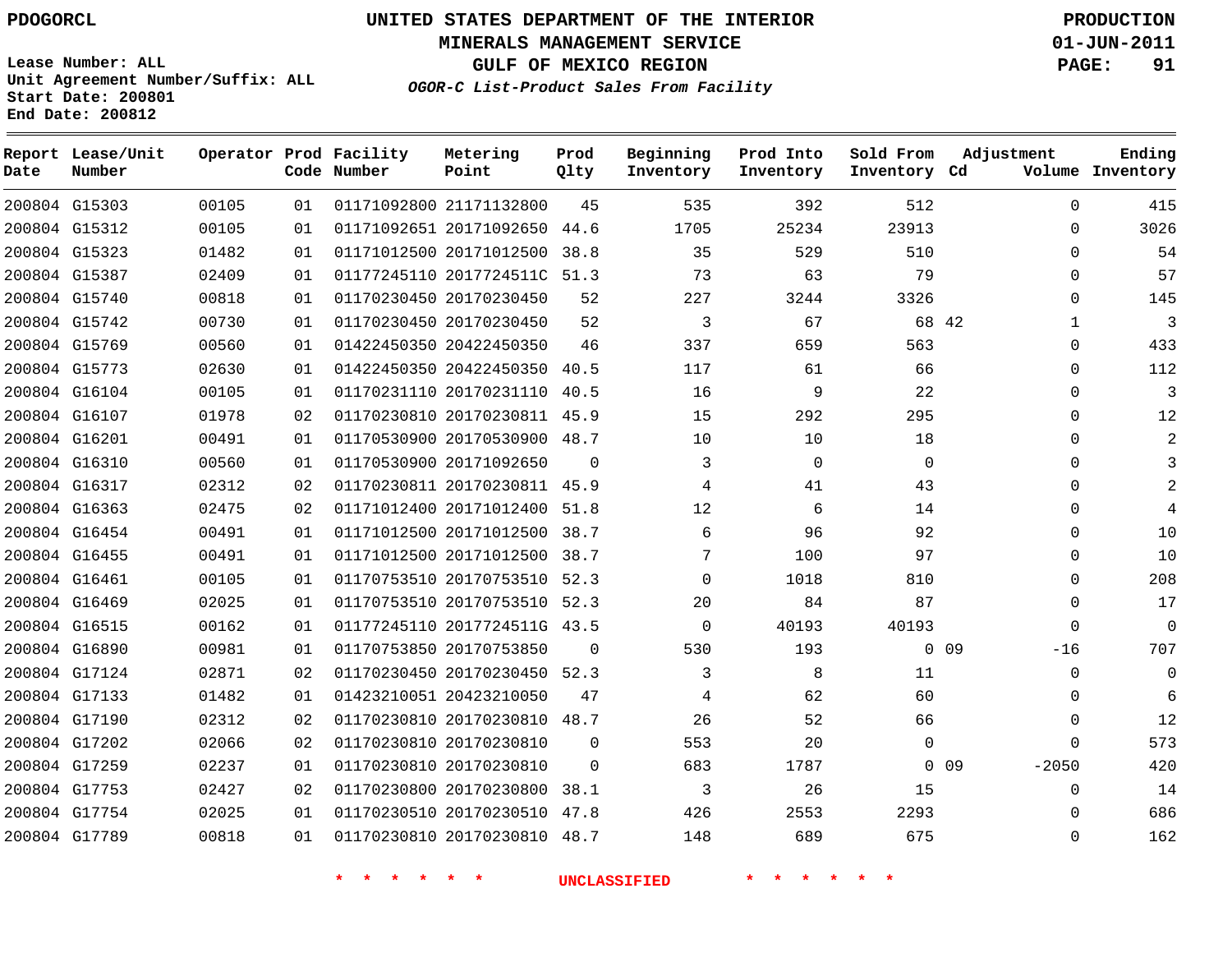PDOGORCL

Lease Number: ALL
Unit Agreement Number/Suffix: ALL
Start Date: 200801
End Date: 200812

# UNITED STATES DEPARTMENT OF THE INTERIOR
## MINERALS MANAGEMENT SERVICE
## GULF OF MEXICO REGION
### *OGOR-C List-Product Sales From Facility*

PRODUCTION
01-JUN-2011

| Report Date | Lease/Unit Number | Operator | Prod Code | Facility Number | Metering Point | Prod Qlty | Beginning Inventory | Prod Into Inventory | Sold From Inventory | Adjustment Cd | Volume | Ending Inventory |
|---|---|---|---|---|---|---|---|---|---|---|---|---|
| 200804 | G15303 | 00105 | 01 | 01171092800 | 21171132800 | 45 | 535 | 392 | 512 | | 0 | 415 |
| 200804 | G15312 | 00105 | 01 | 01171092651 | 20171092650 | 44.6 | 1705 | 25234 | 23913 | | 0 | 3026 |
| 200804 | G15323 | 01482 | 01 | 01171012500 | 20171012500 | 38.8 | 35 | 529 | 510 | | 0 | 54 |
| 200804 | G15387 | 02409 | 01 | 01177245110 | 2017724511C | 51.3 | 73 | 63 | 79 | | 0 | 57 |
| 200804 | G15740 | 00818 | 01 | 01170230450 | 20170230450 | 52 | 227 | 3244 | 3326 | | 0 | 145 |
| 200804 | G15742 | 00730 | 01 | 01170230450 | 20170230450 | 52 | 3 | 67 | 68 | 42 | 1 | 3 |
| 200804 | G15769 | 00560 | 01 | 01422450350 | 20422450350 | 46 | 337 | 659 | 563 | | 0 | 433 |
| 200804 | G15773 | 02630 | 01 | 01422450350 | 20422450350 | 40.5 | 117 | 61 | 66 | | 0 | 112 |
| 200804 | G16104 | 00105 | 01 | 01170231110 | 20170231110 | 40.5 | 16 | 9 | 22 | | 0 | 3 |
| 200804 | G16107 | 01978 | 02 | 01170230810 | 20170230811 | 45.9 | 15 | 292 | 295 | | 0 | 12 |
| 200804 | G16201 | 00491 | 01 | 01170530900 | 20170530900 | 48.7 | 10 | 10 | 18 | | 0 | 2 |
| 200804 | G16310 | 00560 | 01 | 01170530900 | 20171092650 | 0 | 3 | 0 | 0 | | 0 | 3 |
| 200804 | G16317 | 02312 | 02 | 01170230811 | 20170230811 | 45.9 | 4 | 41 | 43 | | 0 | 2 |
| 200804 | G16363 | 02475 | 02 | 01171012400 | 20171012400 | 51.8 | 12 | 6 | 14 | | 0 | 4 |
| 200804 | G16454 | 00491 | 01 | 01171012500 | 20171012500 | 38.7 | 6 | 96 | 92 | | 0 | 10 |
| 200804 | G16455 | 00491 | 01 | 01171012500 | 20171012500 | 38.7 | 7 | 100 | 97 | | 0 | 10 |
| 200804 | G16461 | 00105 | 01 | 01170753510 | 20170753510 | 52.3 | 0 | 1018 | 810 | | 0 | 208 |
| 200804 | G16469 | 02025 | 01 | 01170753510 | 20170753510 | 52.3 | 20 | 84 | 87 | | 0 | 17 |
| 200804 | G16515 | 00162 | 01 | 01177245110 | 2017724511G | 43.5 | 0 | 40193 | 40193 | | 0 | 0 |
| 200804 | G16890 | 00981 | 01 | 01170753850 | 20170753850 | 0 | 530 | 193 | 0 | 09 | -16 | 707 |
| 200804 | G17124 | 02871 | 02 | 01170230450 | 20170230450 | 52.3 | 3 | 8 | 11 | | 0 | 0 |
| 200804 | G17133 | 01482 | 01 | 01423210051 | 20423210050 | 47 | 4 | 62 | 60 | | 0 | 6 |
| 200804 | G17190 | 02312 | 02 | 01170230810 | 20170230810 | 48.7 | 26 | 52 | 66 | | 0 | 12 |
| 200804 | G17202 | 02066 | 02 | 01170230810 | 20170230810 | 0 | 553 | 20 | 0 | | 0 | 573 |
| 200804 | G17259 | 02237 | 01 | 01170230810 | 20170230810 | 0 | 683 | 1787 | 0 | 09 | -2050 | 420 |
| 200804 | G17753 | 02427 | 02 | 01170230800 | 20170230800 | 38.1 | 3 | 26 | 15 | | 0 | 14 |
| 200804 | G17754 | 02025 | 01 | 01170230510 | 20170230510 | 47.8 | 426 | 2553 | 2293 | | 0 | 686 |
| 200804 | G17789 | 00818 | 01 | 01170230810 | 20170230810 | 48.7 | 148 | 689 | 675 | | 0 | 162 |

* * * * * * UNCLASSIFIED * * * * * *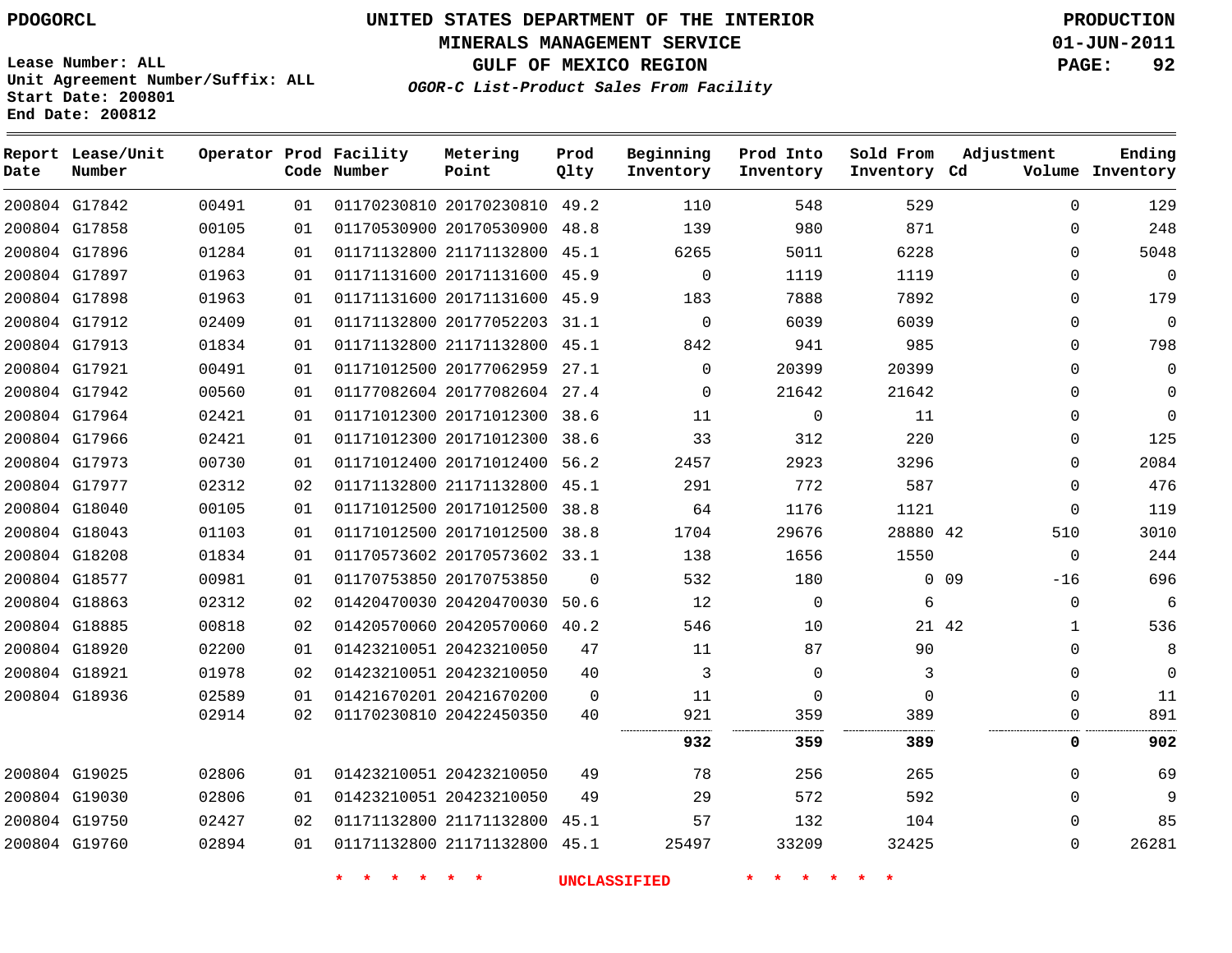PDOGORCL

# UNITED STATES DEPARTMENT OF THE INTERIOR
## MINERALS MANAGEMENT SERVICE
## GULF OF MEXICO REGION
### *OGOR-C List-Product Sales From Facility*

PRODUCTION
01-JUN-2011

Lease Number: ALL
Unit Agreement Number/Suffix: ALL
Start Date: 200801
End Date: 200812

| Report Date | Lease/Unit Number | Operator | Prod Code | Facility Number | Metering Point | Prod Qlty | Beginning Inventory | Prod Into Inventory | Sold From Inventory | Adjustment Cd | Adjustment Volume | Ending Inventory |
|---|---|---|---|---|---|---|---|---|---|---|---|---|
| 200804 | G17842 | 00491 | 01 | 01170230810 | 20170230810 | 49.2 | 110 | 548 | 529 | | 0 | 129 |
| 200804 | G17858 | 00105 | 01 | 01170530900 | 20170530900 | 48.8 | 139 | 980 | 871 | | 0 | 248 |
| 200804 | G17896 | 01284 | 01 | 01171132800 | 21171132800 | 45.1 | 6265 | 5011 | 6228 | | 0 | 5048 |
| 200804 | G17897 | 01963 | 01 | 01171131600 | 20171131600 | 45.9 | 0 | 1119 | 1119 | | 0 | 0 |
| 200804 | G17898 | 01963 | 01 | 01171131600 | 20171131600 | 45.9 | 183 | 7888 | 7892 | | 0 | 179 |
| 200804 | G17912 | 02409 | 01 | 01171132800 | 20177052203 | 31.1 | 0 | 6039 | 6039 | | 0 | 0 |
| 200804 | G17913 | 01834 | 01 | 01171132800 | 21171132800 | 45.1 | 842 | 941 | 985 | | 0 | 798 |
| 200804 | G17921 | 00491 | 01 | 01171012500 | 20177062959 | 27.1 | 0 | 20399 | 20399 | | 0 | 0 |
| 200804 | G17942 | 00560 | 01 | 01177082604 | 20177082604 | 27.4 | 0 | 21642 | 21642 | | 0 | 0 |
| 200804 | G17964 | 02421 | 01 | 01171012300 | 20171012300 | 38.6 | 11 | 0 | 11 | | 0 | 0 |
| 200804 | G17966 | 02421 | 01 | 01171012300 | 20171012300 | 38.6 | 33 | 312 | 220 | | 0 | 125 |
| 200804 | G17973 | 00730 | 01 | 01171012400 | 20171012400 | 56.2 | 2457 | 2923 | 3296 | | 0 | 2084 |
| 200804 | G17977 | 02312 | 02 | 01171132800 | 21171132800 | 45.1 | 291 | 772 | 587 | | 0 | 476 |
| 200804 | G18040 | 00105 | 01 | 01171012500 | 20171012500 | 38.8 | 64 | 1176 | 1121 | | 0 | 119 |
| 200804 | G18043 | 01103 | 01 | 01171012500 | 20171012500 | 38.8 | 1704 | 29676 | 28880 | 42 | 510 | 3010 |
| 200804 | G18208 | 01834 | 01 | 01170573602 | 20170573602 | 33.1 | 138 | 1656 | 1550 | | 0 | 244 |
| 200804 | G18577 | 00981 | 01 | 01170753850 | 20170753850 | 0 | 532 | 180 | 0 | 09 | -16 | 696 |
| 200804 | G18863 | 02312 | 02 | 01420470030 | 20420470030 | 50.6 | 12 | 0 | 6 | | 0 | 6 |
| 200804 | G18885 | 00818 | 02 | 01420570060 | 20420570060 | 40.2 | 546 | 10 | 21 | 42 | 1 | 536 |
| 200804 | G18920 | 02200 | 01 | 01423210051 | 20423210050 | 47 | 11 | 87 | 90 | | 0 | 8 |
| 200804 | G18921 | 01978 | 02 | 01423210051 | 20423210050 | 40 | 3 | 0 | 3 | | 0 | 0 |
| 200804 | G18936 | 02589 | 01 | 01421670201 | 20421670200 | 0 | 11 | 0 | 0 | | 0 | 11 |
| | | 02914 | 02 | 01170230810 | 20422450350 | 40 | 921 | 359 | 389 | | 0 | 891 |
| | | | | | | | **932** | **359** | **389** | | **0** | **902** |
| 200804 | G19025 | 02806 | 01 | 01423210051 | 20423210050 | 49 | 78 | 256 | 265 | | 0 | 69 |
| 200804 | G19030 | 02806 | 01 | 01423210051 | 20423210050 | 49 | 29 | 572 | 592 | | 0 | 9 |
| 200804 | G19750 | 02427 | 02 | 01171132800 | 21171132800 | 45.1 | 57 | 132 | 104 | | 0 | 85 |
| 200804 | G19760 | 02894 | 01 | 01171132800 | 21171132800 | 45.1 | 25497 | 33209 | 32425 | | 0 | 26281 |

\* \* \* \* \* \* UNCLASSIFIED \* \* \* \* \* \*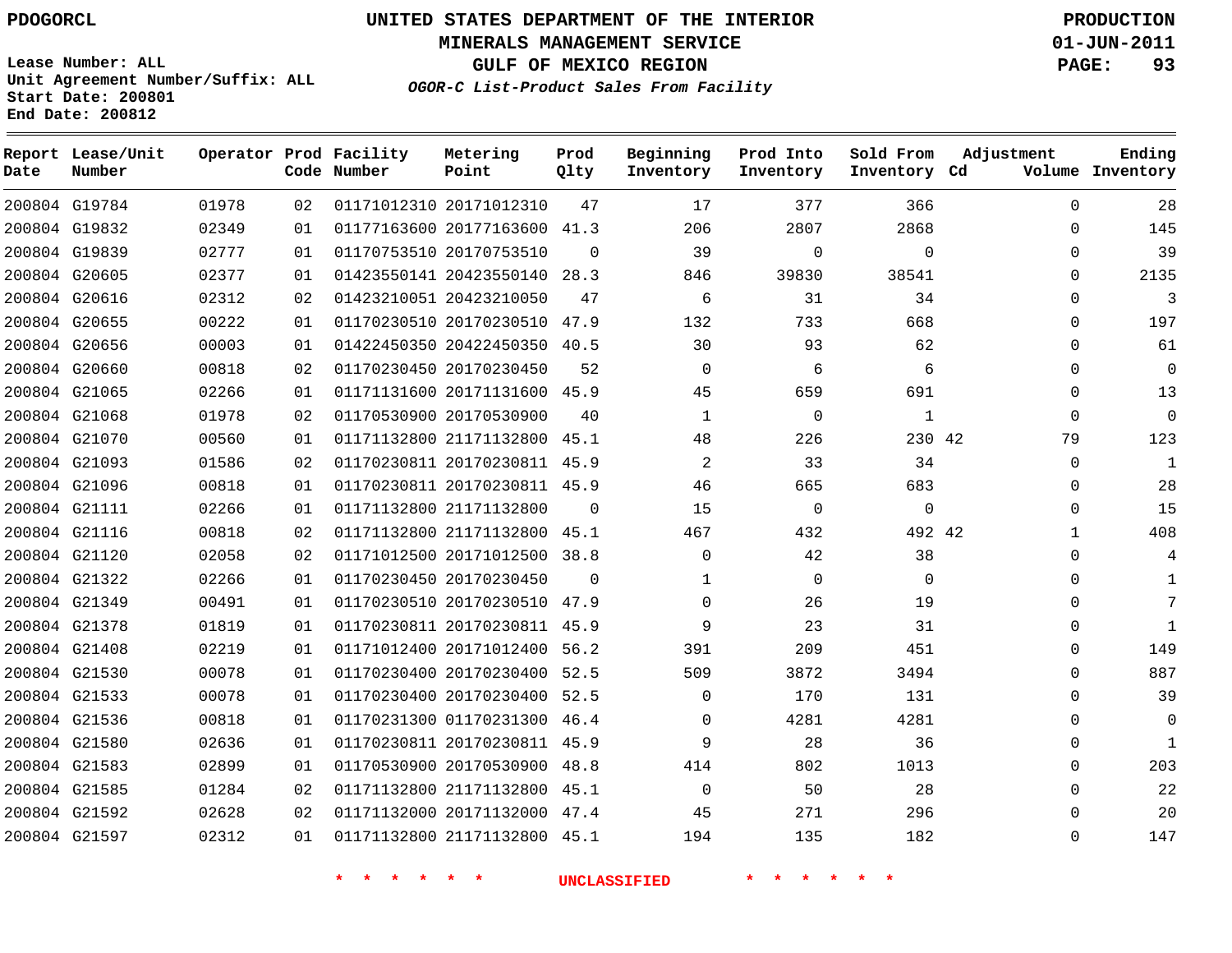PDOGORCL

# UNITED STATES DEPARTMENT OF THE INTERIOR
## MINERALS MANAGEMENT SERVICE
## GULF OF MEXICO REGION
### *OGOR-C List-Product Sales From Facility*

PRODUCTION
01-JUN-2011

Lease Number: ALL
Unit Agreement Number/Suffix: ALL
Start Date: 200801
End Date: 200812

| Report Date | Lease/Unit Number | Operator | Prod Code | Facility Number | Metering Point | Prod Qlty | Beginning Inventory | Prod Into Inventory | Sold From Inventory | Adjustment Cd | Adjustment Volume | Ending Inventory |
|---|---|---|---|---|---|---|---|---|---|---|---|---|
| 200804 | G19784 | 01978 | 02 | 01171012310 | 20171012310 | 47 | 17 | 377 | 366 | | 0 | 28 |
| 200804 | G19832 | 02349 | 01 | 01177163600 | 20177163600 | 41.3 | 206 | 2807 | 2868 | | 0 | 145 |
| 200804 | G19839 | 02777 | 01 | 01170753510 | 20170753510 | 0 | 39 | 0 | 0 | | 0 | 39 |
| 200804 | G20605 | 02377 | 01 | 01423550141 | 20423550140 | 28.3 | 846 | 39830 | 38541 | | 0 | 2135 |
| 200804 | G20616 | 02312 | 02 | 01423210051 | 20423210050 | 47 | 6 | 31 | 34 | | 0 | 3 |
| 200804 | G20655 | 00222 | 01 | 01170230510 | 20170230510 | 47.9 | 132 | 733 | 668 | | 0 | 197 |
| 200804 | G20656 | 00003 | 01 | 01422450350 | 20422450350 | 40.5 | 30 | 93 | 62 | | 0 | 61 |
| 200804 | G20660 | 00818 | 02 | 01170230450 | 20170230450 | 52 | 0 | 6 | 6 | | 0 | 0 |
| 200804 | G21065 | 02266 | 01 | 01171131600 | 20171131600 | 45.9 | 45 | 659 | 691 | | 0 | 13 |
| 200804 | G21068 | 01978 | 02 | 01170530900 | 20170530900 | 40 | 1 | 0 | 1 | | 0 | 0 |
| 200804 | G21070 | 00560 | 01 | 01171132800 | 21171132800 | 45.1 | 48 | 226 | 230 | 42 | 79 | 123 |
| 200804 | G21093 | 01586 | 02 | 01170230811 | 20170230811 | 45.9 | 2 | 33 | 34 | | 0 | 1 |
| 200804 | G21096 | 00818 | 01 | 01170230811 | 20170230811 | 45.9 | 46 | 665 | 683 | | 0 | 28 |
| 200804 | G21111 | 02266 | 01 | 01171132800 | 21171132800 | 0 | 15 | 0 | 0 | | 0 | 15 |
| 200804 | G21116 | 00818 | 02 | 01171132800 | 21171132800 | 45.1 | 467 | 432 | 492 | 42 | 1 | 408 |
| 200804 | G21120 | 02058 | 02 | 01171012500 | 20171012500 | 38.8 | 0 | 42 | 38 | | 0 | 4 |
| 200804 | G21322 | 02266 | 01 | 01170230450 | 20170230450 | 0 | 1 | 0 | 0 | | 0 | 1 |
| 200804 | G21349 | 00491 | 01 | 01170230510 | 20170230510 | 47.9 | 0 | 26 | 19 | | 0 | 7 |
| 200804 | G21378 | 01819 | 01 | 01170230811 | 20170230811 | 45.9 | 9 | 23 | 31 | | 0 | 1 |
| 200804 | G21408 | 02219 | 01 | 01171012400 | 20171012400 | 56.2 | 391 | 209 | 451 | | 0 | 149 |
| 200804 | G21530 | 00078 | 01 | 01170230400 | 20170230400 | 52.5 | 509 | 3872 | 3494 | | 0 | 887 |
| 200804 | G21533 | 00078 | 01 | 01170230400 | 20170230400 | 52.5 | 0 | 170 | 131 | | 0 | 39 |
| 200804 | G21536 | 00818 | 01 | 01170231300 | 01170231300 | 46.4 | 0 | 4281 | 4281 | | 0 | 0 |
| 200804 | G21580 | 02636 | 01 | 01170230811 | 20170230811 | 45.9 | 9 | 28 | 36 | | 0 | 1 |
| 200804 | G21583 | 02899 | 01 | 01170530900 | 20170530900 | 48.8 | 414 | 802 | 1013 | | 0 | 203 |
| 200804 | G21585 | 01284 | 02 | 01171132800 | 21171132800 | 45.1 | 0 | 50 | 28 | | 0 | 22 |
| 200804 | G21592 | 02628 | 02 | 01171132000 | 20171132000 | 47.4 | 45 | 271 | 296 | | 0 | 20 |
| 200804 | G21597 | 02312 | 01 | 01171132800 | 21171132800 | 45.1 | 194 | 135 | 182 | | 0 | 147 |

* * * * * * UNCLASSIFIED * * * * * *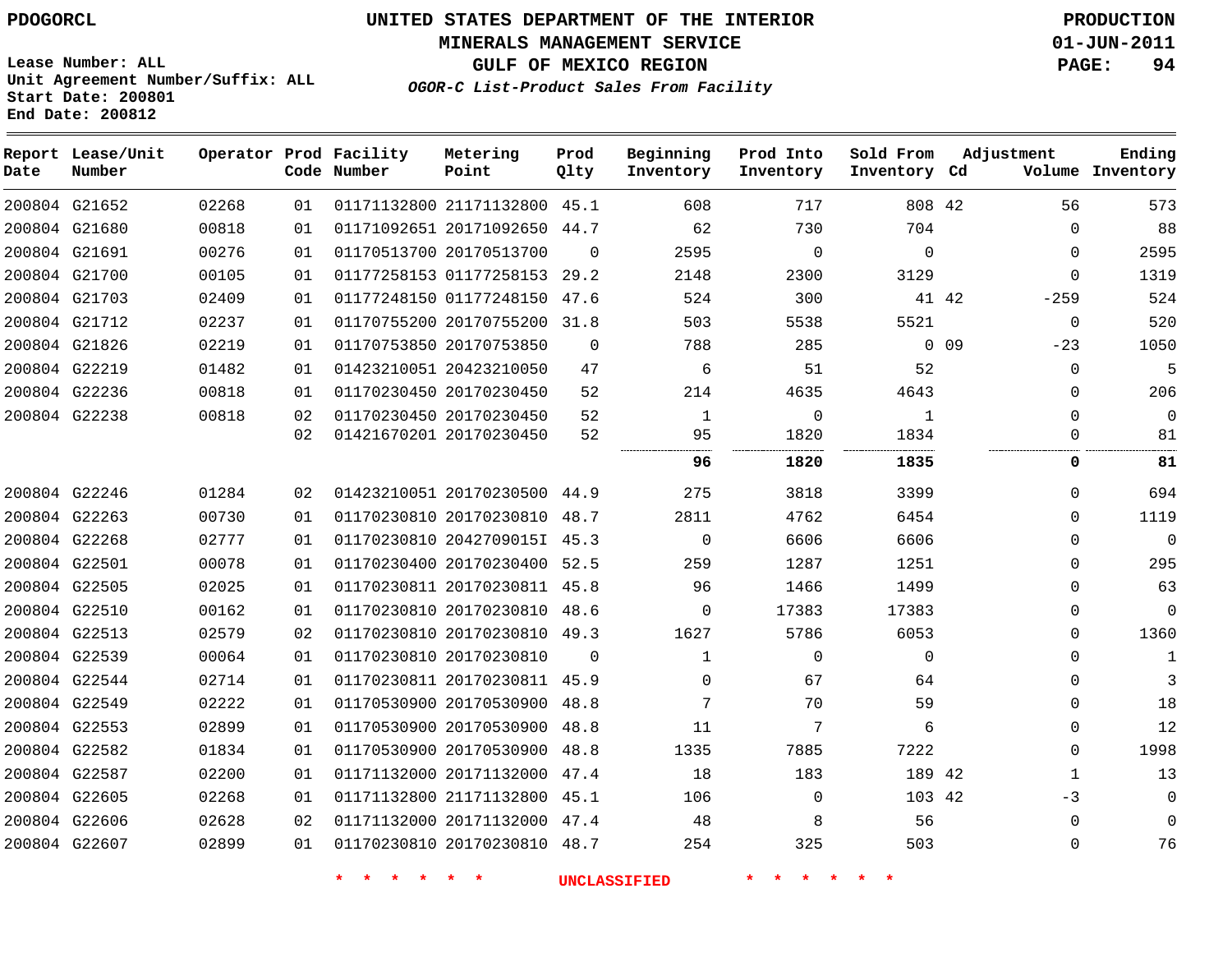PDOGORCL

# UNITED STATES DEPARTMENT OF THE INTERIOR
## MINERALS MANAGEMENT SERVICE
## GULF OF MEXICO REGION
### *OGOR-C List-Product Sales From Facility*

PRODUCTION
01-JUN-2011

Lease Number: ALL
Unit Agreement Number/Suffix: ALL
Start Date: 200801
End Date: 200812

| Report Date | Lease/Unit Number | Operator | Prod Code | Facility Number | Metering Point | Prod Qlty | Beginning Inventory | Prod Into Inventory | Sold From Inventory | Adjustment Cd | Adjustment Volume | Ending Inventory |
|---|---|---|---|---|---|---|---|---|---|---|---|---|
| 200804 | G21652 | 02268 | 01 | 01171132800 | 21171132800 | 45.1 | 608 | 717 | 808 | 42 | 56 | 573 |
| 200804 | G21680 | 00818 | 01 | 01171092651 | 20171092650 | 44.7 | 62 | 730 | 704 | | 0 | 88 |
| 200804 | G21691 | 00276 | 01 | 01170513700 | 20170513700 | 0 | 2595 | 0 | 0 | | 0 | 2595 |
| 200804 | G21700 | 00105 | 01 | 01177258153 | 01177258153 | 29.2 | 2148 | 2300 | 3129 | | 0 | 1319 |
| 200804 | G21703 | 02409 | 01 | 01177248150 | 01177248150 | 47.6 | 524 | 300 | 41 | 42 | -259 | 524 |
| 200804 | G21712 | 02237 | 01 | 01170755200 | 20170755200 | 31.8 | 503 | 5538 | 5521 | | 0 | 520 |
| 200804 | G21826 | 02219 | 01 | 01170753850 | 20170753850 | 0 | 788 | 285 | 0 | 09 | -23 | 1050 |
| 200804 | G22219 | 01482 | 01 | 01423210051 | 20423210050 | 47 | 6 | 51 | 52 | | 0 | 5 |
| 200804 | G22236 | 00818 | 01 | 01170230450 | 20170230450 | 52 | 214 | 4635 | 4643 | | 0 | 206 |
| 200804 | G22238 | 00818 | 02 | 01170230450 | 20170230450 | 52 | 1 | 0 | 1 | | 0 | 0 |
| | | | 02 | 01421670201 | 20170230450 | 52 | 95 | 1820 | 1834 | | 0 | 81 |
| | | | | | | | **96** | **1820** | **1835** | | **0** | **81** |
| 200804 | G22246 | 01284 | 02 | 01423210051 | 20170230500 | 44.9 | 275 | 3818 | 3399 | | 0 | 694 |
| 200804 | G22263 | 00730 | 01 | 01170230810 | 20170230810 | 48.7 | 2811 | 4762 | 6454 | | 0 | 1119 |
| 200804 | G22268 | 02777 | 01 | 01170230810 | 2042709015I | 45.3 | 0 | 6606 | 6606 | | 0 | 0 |
| 200804 | G22501 | 00078 | 01 | 01170230400 | 20170230400 | 52.5 | 259 | 1287 | 1251 | | 0 | 295 |
| 200804 | G22505 | 02025 | 01 | 01170230811 | 20170230811 | 45.8 | 96 | 1466 | 1499 | | 0 | 63 |
| 200804 | G22510 | 00162 | 01 | 01170230810 | 20170230810 | 48.6 | 0 | 17383 | 17383 | | 0 | 0 |
| 200804 | G22513 | 02579 | 02 | 01170230810 | 20170230810 | 49.3 | 1627 | 5786 | 6053 | | 0 | 1360 |
| 200804 | G22539 | 00064 | 01 | 01170230810 | 20170230810 | 0 | 1 | 0 | 0 | | 0 | 1 |
| 200804 | G22544 | 02714 | 01 | 01170230811 | 20170230811 | 45.9 | 0 | 67 | 64 | | 0 | 3 |
| 200804 | G22549 | 02222 | 01 | 01170530900 | 20170530900 | 48.8 | 7 | 70 | 59 | | 0 | 18 |
| 200804 | G22553 | 02899 | 01 | 01170530900 | 20170530900 | 48.8 | 11 | 7 | 6 | | 0 | 12 |
| 200804 | G22582 | 01834 | 01 | 01170530900 | 20170530900 | 48.8 | 1335 | 7885 | 7222 | | 0 | 1998 |
| 200804 | G22587 | 02200 | 01 | 01171132000 | 20171132000 | 47.4 | 18 | 183 | 189 | 42 | 1 | 13 |
| 200804 | G22605 | 02268 | 01 | 01171132800 | 21171132800 | 45.1 | 106 | 0 | 103 | 42 | -3 | 0 |
| 200804 | G22606 | 02628 | 02 | 01171132000 | 20171132000 | 47.4 | 48 | 8 | 56 | | 0 | 0 |
| 200804 | G22607 | 02899 | 01 | 01170230810 | 20170230810 | 48.7 | 254 | 325 | 503 | | 0 | 76 |

* * * * * * UNCLASSIFIED * * * * * *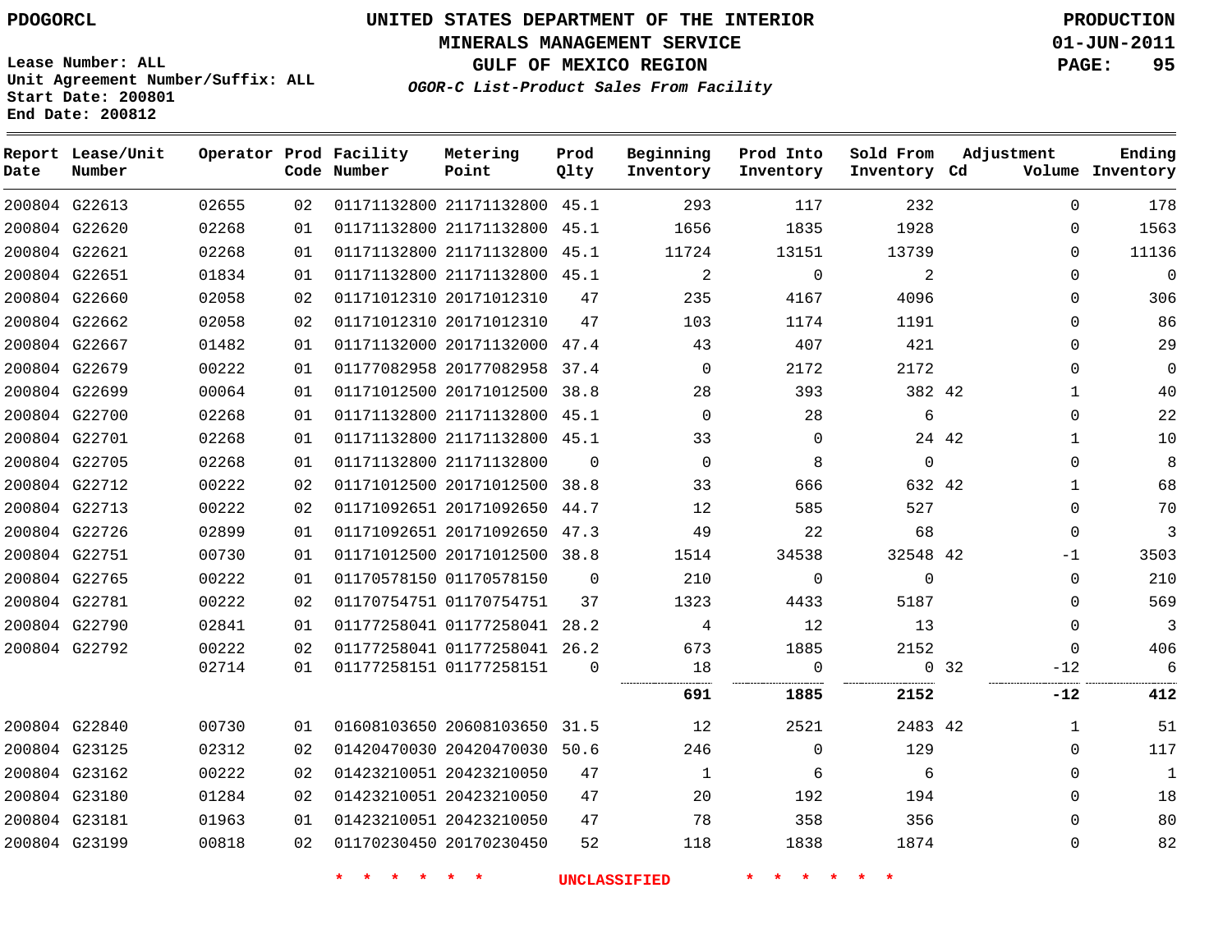PDOGORCL

# UNITED STATES DEPARTMENT OF THE INTERIOR
## MINERALS MANAGEMENT SERVICE
## GULF OF MEXICO REGION
### OGOR-C List-Product Sales From Facility

PRODUCTION
01-JUN-2011

Lease Number: ALL
Unit Agreement Number/Suffix: ALL
Start Date: 200801
End Date: 200812

| Report Date | Lease/Unit Number | Operator | Prod Code | Facility Number | Metering Point | Prod Qlty | Beginning Inventory | Prod Into Inventory | Sold From Inventory | Adjustment Cd | Adjustment Volume | Ending Inventory |
|---|---|---|---|---|---|---|---|---|---|---|---|---|
| 200804 | G22613 | 02655 | 02 | 01171132800 | 21171132800 | 45.1 | 293 | 117 | 232 | | 0 | 178 |
| 200804 | G22620 | 02268 | 01 | 01171132800 | 21171132800 | 45.1 | 1656 | 1835 | 1928 | | 0 | 1563 |
| 200804 | G22621 | 02268 | 01 | 01171132800 | 21171132800 | 45.1 | 11724 | 13151 | 13739 | | 0 | 11136 |
| 200804 | G22651 | 01834 | 01 | 01171132800 | 21171132800 | 45.1 | 2 | 0 | 2 | | 0 | 0 |
| 200804 | G22660 | 02058 | 02 | 01171012310 | 20171012310 | 47 | 235 | 4167 | 4096 | | 0 | 306 |
| 200804 | G22662 | 02058 | 02 | 01171012310 | 20171012310 | 47 | 103 | 1174 | 1191 | | 0 | 86 |
| 200804 | G22667 | 01482 | 01 | 01171132000 | 20171132000 | 47.4 | 43 | 407 | 421 | | 0 | 29 |
| 200804 | G22679 | 00222 | 01 | 01177082958 | 20177082958 | 37.4 | 0 | 2172 | 2172 | | 0 | 0 |
| 200804 | G22699 | 00064 | 01 | 01171012500 | 20171012500 | 38.8 | 28 | 393 | 382 | 42 | 1 | 40 |
| 200804 | G22700 | 02268 | 01 | 01171132800 | 21171132800 | 45.1 | 0 | 28 | 6 | | 0 | 22 |
| 200804 | G22701 | 02268 | 01 | 01171132800 | 21171132800 | 45.1 | 33 | 0 | 24 | 42 | 1 | 10 |
| 200804 | G22705 | 02268 | 01 | 01171132800 | 21171132800 | 0 | 0 | 8 | 0 | | 0 | 8 |
| 200804 | G22712 | 00222 | 02 | 01171012500 | 20171012500 | 38.8 | 33 | 666 | 632 | 42 | 1 | 68 |
| 200804 | G22713 | 00222 | 02 | 01171092651 | 20171092650 | 44.7 | 12 | 585 | 527 | | 0 | 70 |
| 200804 | G22726 | 02899 | 01 | 01171092651 | 20171092650 | 47.3 | 49 | 22 | 68 | | 0 | 3 |
| 200804 | G22751 | 00730 | 01 | 01171012500 | 20171012500 | 38.8 | 1514 | 34538 | 32548 | 42 | -1 | 3503 |
| 200804 | G22765 | 00222 | 01 | 01170578150 | 01170578150 | 0 | 210 | 0 | 0 | | 0 | 210 |
| 200804 | G22781 | 00222 | 02 | 01170754751 | 01170754751 | 37 | 1323 | 4433 | 5187 | | 0 | 569 |
| 200804 | G22790 | 02841 | 01 | 01177258041 | 01177258041 | 28.2 | 4 | 12 | 13 | | 0 | 3 |
| 200804 | G22792 | 00222 | 02 | 01177258041 | 01177258041 | 26.2 | 673 | 1885 | 2152 | | 0 | 406 |
| | | 02714 | 01 | 01177258151 | 01177258151 | 0 | 18 | 0 | 0 | 32 | -12 | 6 |
| | | | | | | | **691** | **1885** | **2152** | | **-12** | **412** |
| 200804 | G22840 | 00730 | 01 | 01608103650 | 20608103650 | 31.5 | 12 | 2521 | 2483 | 42 | 1 | 51 |
| 200804 | G23125 | 02312 | 02 | 01420470030 | 20420470030 | 50.6 | 246 | 0 | 129 | | 0 | 117 |
| 200804 | G23162 | 00222 | 02 | 01423210051 | 20423210050 | 47 | 1 | 6 | 6 | | 0 | 1 |
| 200804 | G23180 | 01284 | 02 | 01423210051 | 20423210050 | 47 | 20 | 192 | 194 | | 0 | 18 |
| 200804 | G23181 | 01963 | 01 | 01423210051 | 20423210050 | 47 | 78 | 358 | 356 | | 0 | 80 |
| 200804 | G23199 | 00818 | 02 | 01170230450 | 20170230450 | 52 | 118 | 1838 | 1874 | | 0 | 82 |

\* \* \* \* \* \* UNCLASSIFIED \* \* \* \* \* \*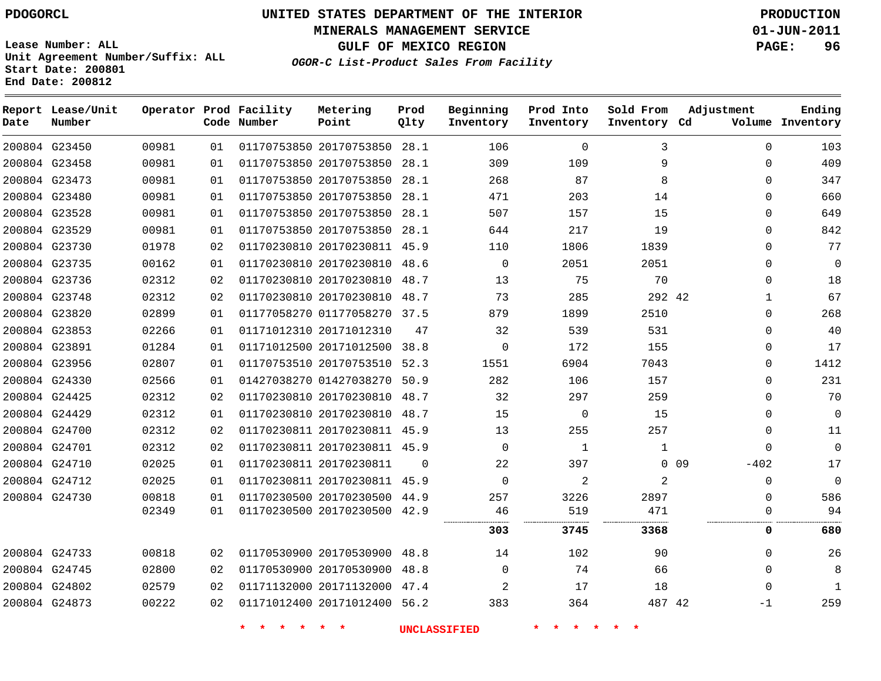PDOGORCL

# UNITED STATES DEPARTMENT OF THE INTERIOR
## MINERALS MANAGEMENT SERVICE
## GULF OF MEXICO REGION
### *OGOR-C List-Product Sales From Facility*

PRODUCTION
01-JUN-2011

Lease Number: ALL
Unit Agreement Number/Suffix: ALL
Start Date: 200801
End Date: 200812

| Report Date | Lease/Unit Number | Operator | Prod Code | Facility Number | Metering Point | Prod Qlty | Beginning Inventory | Prod Into Inventory | Sold From Inventory | Adjustment Cd | Adjustment Volume | Ending Inventory |
|---|---|---|---|---|---|---|---|---|---|---|---|---|
| 200804 | G23450 | 00981 | 01 | 01170753850 | 20170753850 | 28.1 | 106 | 0 | 3 | | 0 | 103 |
| 200804 | G23458 | 00981 | 01 | 01170753850 | 20170753850 | 28.1 | 309 | 109 | 9 | | 0 | 409 |
| 200804 | G23473 | 00981 | 01 | 01170753850 | 20170753850 | 28.1 | 268 | 87 | 8 | | 0 | 347 |
| 200804 | G23480 | 00981 | 01 | 01170753850 | 20170753850 | 28.1 | 471 | 203 | 14 | | 0 | 660 |
| 200804 | G23528 | 00981 | 01 | 01170753850 | 20170753850 | 28.1 | 507 | 157 | 15 | | 0 | 649 |
| 200804 | G23529 | 00981 | 01 | 01170753850 | 20170753850 | 28.1 | 644 | 217 | 19 | | 0 | 842 |
| 200804 | G23730 | 01978 | 02 | 01170230810 | 20170230811 | 45.9 | 110 | 1806 | 1839 | | 0 | 77 |
| 200804 | G23735 | 00162 | 01 | 01170230810 | 20170230810 | 48.6 | 0 | 2051 | 2051 | | 0 | 0 |
| 200804 | G23736 | 02312 | 02 | 01170230810 | 20170230810 | 48.7 | 13 | 75 | 70 | | 0 | 18 |
| 200804 | G23748 | 02312 | 02 | 01170230810 | 20170230810 | 48.7 | 73 | 285 | 292 | 42 | 1 | 67 |
| 200804 | G23820 | 02899 | 01 | 01177058270 | 01177058270 | 37.5 | 879 | 1899 | 2510 | | 0 | 268 |
| 200804 | G23853 | 02266 | 01 | 01171012310 | 20171012310 | 47 | 32 | 539 | 531 | | 0 | 40 |
| 200804 | G23891 | 01284 | 01 | 01171012500 | 20171012500 | 38.8 | 0 | 172 | 155 | | 0 | 17 |
| 200804 | G23956 | 02807 | 01 | 01170753510 | 20170753510 | 52.3 | 1551 | 6904 | 7043 | | 0 | 1412 |
| 200804 | G24330 | 02566 | 01 | 01427038270 | 01427038270 | 50.9 | 282 | 106 | 157 | | 0 | 231 |
| 200804 | G24425 | 02312 | 02 | 01170230810 | 20170230810 | 48.7 | 32 | 297 | 259 | | 0 | 70 |
| 200804 | G24429 | 02312 | 01 | 01170230810 | 20170230810 | 48.7 | 15 | 0 | 15 | | 0 | 0 |
| 200804 | G24700 | 02312 | 02 | 01170230811 | 20170230811 | 45.9 | 13 | 255 | 257 | | 0 | 11 |
| 200804 | G24701 | 02312 | 02 | 01170230811 | 20170230811 | 45.9 | 0 | 1 | 1 | | 0 | 0 |
| 200804 | G24710 | 02025 | 01 | 01170230811 | 20170230811 | 0 | 22 | 397 | 0 | 09 | -402 | 17 |
| 200804 | G24712 | 02025 | 01 | 01170230811 | 20170230811 | 45.9 | 0 | 2 | 2 | | 0 | 0 |
| 200804 | G24730 | 00818 | 01 | 01170230500 | 20170230500 | 44.9 | 257 | 3226 | 2897 | | 0 | 586 |
| | | 02349 | 01 | 01170230500 | 20170230500 | 42.9 | 46 | 519 | 471 | | 0 | 94 |
| | | | | | | | **303** | **3745** | **3368** | | **0** | **680** |
| 200804 | G24733 | 00818 | 02 | 01170530900 | 20170530900 | 48.8 | 14 | 102 | 90 | | 0 | 26 |
| 200804 | G24745 | 02800 | 02 | 01170530900 | 20170530900 | 48.8 | 0 | 74 | 66 | | 0 | 8 |
| 200804 | G24802 | 02579 | 02 | 01171132000 | 20171132000 | 47.4 | 2 | 17 | 18 | | 0 | 1 |
| 200804 | G24873 | 00222 | 02 | 01171012400 | 20171012400 | 56.2 | 383 | 364 | 487 | 42 | -1 | 259 |

* * * * * * UNCLASSIFIED * * * * * *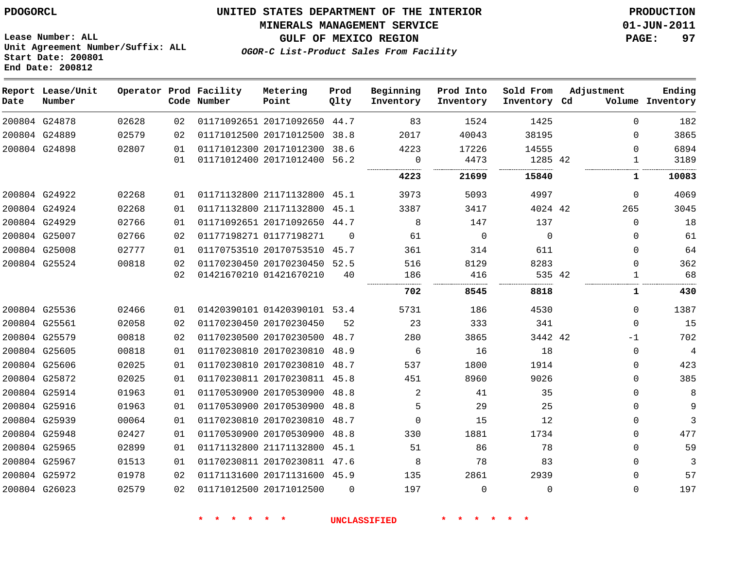PDOGORCL

# UNITED STATES DEPARTMENT OF THE INTERIOR
## MINERALS MANAGEMENT SERVICE
## GULF OF MEXICO REGION
### *OGOR-C List-Product Sales From Facility*

PRODUCTION
01-JUN-2011

Lease Number: ALL
Unit Agreement Number/Suffix: ALL
Start Date: 200801
End Date: 200812

| Report Date | Lease/Unit Number | Operator | Prod Code | Facility Number | Metering Point | Prod Qlty | Beginning Inventory | Prod Into Inventory | Sold From Inventory | Adjustment Cd | Adjustment Volume | Ending Inventory |
|---|---|---|---|---|---|---|---|---|---|---|---|---|
| 200804 | G24878 | 02628 | 02 | 01171092651 | 20171092650 | 44.7 | 83 | 1524 | 1425 | | 0 | 182 |
| 200804 | G24889 | 02579 | 02 | 01171012500 | 20171012500 | 38.8 | 2017 | 40043 | 38195 | | 0 | 3865 |
| 200804 | G24898 | 02807 | 01 | 01171012300 | 20171012300 | 38.6 | 4223 | 17226 | 14555 | | 0 | 6894 |
| | | | 01 | 01171012400 | 20171012400 | 56.2 | 0 | 4473 | 1285 | 42 | 1 | 3189 |
| | | | | | | | **4223** | **21699** | **15840** | | **1** | **10083** |
| 200804 | G24922 | 02268 | 01 | 01171132800 | 21171132800 | 45.1 | 3973 | 5093 | 4997 | | 0 | 4069 |
| 200804 | G24924 | 02268 | 01 | 01171132800 | 21171132800 | 45.1 | 3387 | 3417 | 4024 | 42 | 265 | 3045 |
| 200804 | G24929 | 02766 | 01 | 01171092651 | 20171092650 | 44.7 | 8 | 147 | 137 | | 0 | 18 |
| 200804 | G25007 | 02766 | 02 | 01177198271 | 01177198271 | 0 | 61 | 0 | 0 | | 0 | 61 |
| 200804 | G25008 | 02777 | 01 | 01170753510 | 20170753510 | 45.7 | 361 | 314 | 611 | | 0 | 64 |
| 200804 | G25524 | 00818 | 02 | 01170230450 | 20170230450 | 52.5 | 516 | 8129 | 8283 | | 0 | 362 |
| | | | 02 | 01421670210 | 01421670210 | 40 | 186 | 416 | 535 | 42 | 1 | 68 |
| | | | | | | | **702** | **8545** | **8818** | | **1** | **430** |
| 200804 | G25536 | 02466 | 01 | 01420390101 | 01420390101 | 53.4 | 5731 | 186 | 4530 | | 0 | 1387 |
| 200804 | G25561 | 02058 | 02 | 01170230450 | 20170230450 | 52 | 23 | 333 | 341 | | 0 | 15 |
| 200804 | G25579 | 00818 | 02 | 01170230500 | 20170230500 | 48.7 | 280 | 3865 | 3442 | 42 | -1 | 702 |
| 200804 | G25605 | 00818 | 01 | 01170230810 | 20170230810 | 48.9 | 6 | 16 | 18 | | 0 | 4 |
| 200804 | G25606 | 02025 | 01 | 01170230810 | 20170230810 | 48.7 | 537 | 1800 | 1914 | | 0 | 423 |
| 200804 | G25872 | 02025 | 01 | 01170230811 | 20170230811 | 45.8 | 451 | 8960 | 9026 | | 0 | 385 |
| 200804 | G25914 | 01963 | 01 | 01170530900 | 20170530900 | 48.8 | 2 | 41 | 35 | | 0 | 8 |
| 200804 | G25916 | 01963 | 01 | 01170530900 | 20170530900 | 48.8 | 5 | 29 | 25 | | 0 | 9 |
| 200804 | G25939 | 00064 | 01 | 01170230810 | 20170230810 | 48.7 | 0 | 15 | 12 | | 0 | 3 |
| 200804 | G25948 | 02427 | 01 | 01170530900 | 20170530900 | 48.8 | 330 | 1881 | 1734 | | 0 | 477 |
| 200804 | G25965 | 02899 | 01 | 01171132800 | 21171132800 | 45.1 | 51 | 86 | 78 | | 0 | 59 |
| 200804 | G25967 | 01513 | 01 | 01170230811 | 20170230811 | 47.6 | 8 | 78 | 83 | | 0 | 3 |
| 200804 | G25972 | 01978 | 02 | 01171131600 | 20171131600 | 45.9 | 135 | 2861 | 2939 | | 0 | 57 |
| 200804 | G26023 | 02579 | 02 | 01171012500 | 20171012500 | 0 | 197 | 0 | 0 | | 0 | 197 |

* * * * * * UNCLASSIFIED * * * * * *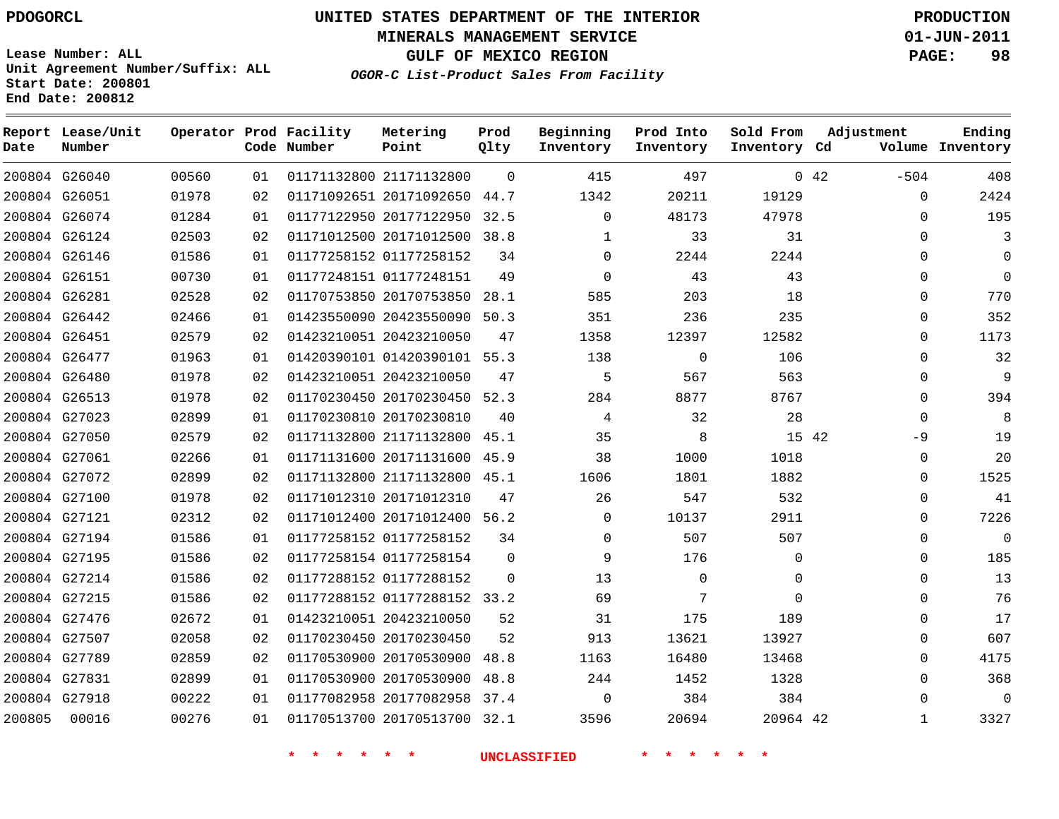PDOGORCL

# UNITED STATES DEPARTMENT OF THE INTERIOR
## MINERALS MANAGEMENT SERVICE
## GULF OF MEXICO REGION
### *OGOR-C List-Product Sales From Facility*

PRODUCTION
01-JUN-2011

Lease Number: ALL
Unit Agreement Number/Suffix: ALL
Start Date: 200801
End Date: 200812

| Report Date | Lease/Unit Number | Operator | Prod Code | Facility Number | Metering Point | Prod Qlty | Beginning Inventory | Prod Into Inventory | Sold From Inventory | Adjustment Cd | Adjustment Volume | Ending Inventory |
|---|---|---|---|---|---|---|---|---|---|---|---|---|
| 200804 | G26040 | 00560 | 01 | 01171132800 | 21171132800 | 0 | 415 | 497 | 0 | 42 | -504 | 408 |
| 200804 | G26051 | 01978 | 02 | 01171092651 | 20171092650 | 44.7 | 1342 | 20211 | 19129 | | 0 | 2424 |
| 200804 | G26074 | 01284 | 01 | 01177122950 | 20177122950 | 32.5 | 0 | 48173 | 47978 | | 0 | 195 |
| 200804 | G26124 | 02503 | 02 | 01171012500 | 20171012500 | 38.8 | 1 | 33 | 31 | | 0 | 3 |
| 200804 | G26146 | 01586 | 01 | 01177258152 | 01177258152 | 34 | 0 | 2244 | 2244 | | 0 | 0 |
| 200804 | G26151 | 00730 | 01 | 01177248151 | 01177248151 | 49 | 0 | 43 | 43 | | 0 | 0 |
| 200804 | G26281 | 02528 | 02 | 01170753850 | 20170753850 | 28.1 | 585 | 203 | 18 | | 0 | 770 |
| 200804 | G26442 | 02466 | 01 | 01423550090 | 20423550090 | 50.3 | 351 | 236 | 235 | | 0 | 352 |
| 200804 | G26451 | 02579 | 02 | 01423210051 | 20423210050 | 47 | 1358 | 12397 | 12582 | | 0 | 1173 |
| 200804 | G26477 | 01963 | 01 | 01420390101 | 01420390101 | 55.3 | 138 | 0 | 106 | | 0 | 32 |
| 200804 | G26480 | 01978 | 02 | 01423210051 | 20423210050 | 47 | 5 | 567 | 563 | | 0 | 9 |
| 200804 | G26513 | 01978 | 02 | 01170230450 | 20170230450 | 52.3 | 284 | 8877 | 8767 | | 0 | 394 |
| 200804 | G27023 | 02899 | 01 | 01170230810 | 20170230810 | 40 | 4 | 32 | 28 | | 0 | 8 |
| 200804 | G27050 | 02579 | 02 | 01171132800 | 21171132800 | 45.1 | 35 | 8 | 15 | 42 | -9 | 19 |
| 200804 | G27061 | 02266 | 01 | 01171131600 | 20171131600 | 45.9 | 38 | 1000 | 1018 | | 0 | 20 |
| 200804 | G27072 | 02899 | 02 | 01171132800 | 21171132800 | 45.1 | 1606 | 1801 | 1882 | | 0 | 1525 |
| 200804 | G27100 | 01978 | 02 | 01171012310 | 20171012310 | 47 | 26 | 547 | 532 | | 0 | 41 |
| 200804 | G27121 | 02312 | 02 | 01171012400 | 20171012400 | 56.2 | 0 | 10137 | 2911 | | 0 | 7226 |
| 200804 | G27194 | 01586 | 01 | 01177258152 | 01177258152 | 34 | 0 | 507 | 507 | | 0 | 0 |
| 200804 | G27195 | 01586 | 02 | 01177258154 | 01177258154 | 0 | 9 | 176 | 0 | | 0 | 185 |
| 200804 | G27214 | 01586 | 02 | 01177288152 | 01177288152 | 0 | 13 | 0 | 0 | | 0 | 13 |
| 200804 | G27215 | 01586 | 02 | 01177288152 | 01177288152 | 33.2 | 69 | 7 | 0 | | 0 | 76 |
| 200804 | G27476 | 02672 | 01 | 01423210051 | 20423210050 | 52 | 31 | 175 | 189 | | 0 | 17 |
| 200804 | G27507 | 02058 | 02 | 01170230450 | 20170230450 | 52 | 913 | 13621 | 13927 | | 0 | 607 |
| 200804 | G27789 | 02859 | 02 | 01170530900 | 20170530900 | 48.8 | 1163 | 16480 | 13468 | | 0 | 4175 |
| 200804 | G27831 | 02899 | 01 | 01170530900 | 20170530900 | 48.8 | 244 | 1452 | 1328 | | 0 | 368 |
| 200804 | G27918 | 00222 | 01 | 01177082958 | 20177082958 | 37.4 | 0 | 384 | 384 | | 0 | 0 |
| 200805 | 00016 | 00276 | 01 | 01170513700 | 20170513700 | 32.1 | 3596 | 20694 | 20964 | 42 | 1 | 3327 |

\* \* \* \* \* \* UNCLASSIFIED \* \* \* \* \* \*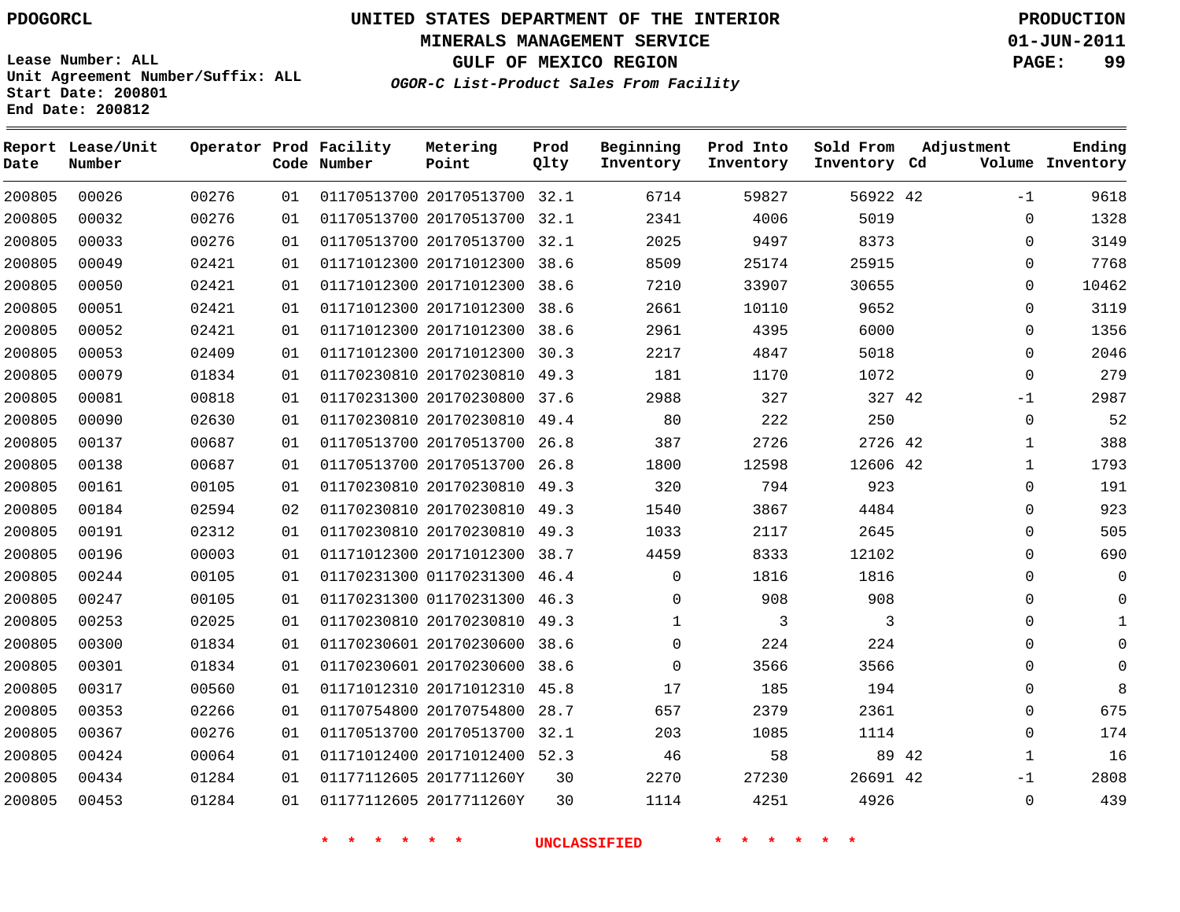PDOGORCL

# UNITED STATES DEPARTMENT OF THE INTERIOR
## MINERALS MANAGEMENT SERVICE
## GULF OF MEXICO REGION
### *OGOR-C List-Product Sales From Facility*

PRODUCTION
01-JUN-2011

Lease Number: ALL
Unit Agreement Number/Suffix: ALL
Start Date: 200801
End Date: 200812

| Report Date | Lease/Unit Number | Operator | Prod Code | Facility Number | Metering Point | Prod Qlty | Beginning Inventory | Prod Into Inventory | Sold From Inventory | Adjustment Cd | Adjustment Volume | Ending Inventory |
|---|---|---|---|---|---|---|---|---|---|---|---|---|
| 200805 | 00026 | 00276 | 01 | 01170513700 | 20170513700 | 32.1 | 6714 | 59827 | 56922 | 42 | -1 | 9618 |
| 200805 | 00032 | 00276 | 01 | 01170513700 | 20170513700 | 32.1 | 2341 | 4006 | 5019 | | 0 | 1328 |
| 200805 | 00033 | 00276 | 01 | 01170513700 | 20170513700 | 32.1 | 2025 | 9497 | 8373 | | 0 | 3149 |
| 200805 | 00049 | 02421 | 01 | 01171012300 | 20171012300 | 38.6 | 8509 | 25174 | 25915 | | 0 | 7768 |
| 200805 | 00050 | 02421 | 01 | 01171012300 | 20171012300 | 38.6 | 7210 | 33907 | 30655 | | 0 | 10462 |
| 200805 | 00051 | 02421 | 01 | 01171012300 | 20171012300 | 38.6 | 2661 | 10110 | 9652 | | 0 | 3119 |
| 200805 | 00052 | 02421 | 01 | 01171012300 | 20171012300 | 38.6 | 2961 | 4395 | 6000 | | 0 | 1356 |
| 200805 | 00053 | 02409 | 01 | 01171012300 | 20171012300 | 30.3 | 2217 | 4847 | 5018 | | 0 | 2046 |
| 200805 | 00079 | 01834 | 01 | 01170230810 | 20170230810 | 49.3 | 181 | 1170 | 1072 | | 0 | 279 |
| 200805 | 00081 | 00818 | 01 | 01170231300 | 20170230800 | 37.6 | 2988 | 327 | 327 | 42 | -1 | 2987 |
| 200805 | 00090 | 02630 | 01 | 01170230810 | 20170230810 | 49.4 | 80 | 222 | 250 | | 0 | 52 |
| 200805 | 00137 | 00687 | 01 | 01170513700 | 20170513700 | 26.8 | 387 | 2726 | 2726 | 42 | 1 | 388 |
| 200805 | 00138 | 00687 | 01 | 01170513700 | 20170513700 | 26.8 | 1800 | 12598 | 12606 | 42 | 1 | 1793 |
| 200805 | 00161 | 00105 | 01 | 01170230810 | 20170230810 | 49.3 | 320 | 794 | 923 | | 0 | 191 |
| 200805 | 00184 | 02594 | 02 | 01170230810 | 20170230810 | 49.3 | 1540 | 3867 | 4484 | | 0 | 923 |
| 200805 | 00191 | 02312 | 01 | 01170230810 | 20170230810 | 49.3 | 1033 | 2117 | 2645 | | 0 | 505 |
| 200805 | 00196 | 00003 | 01 | 01171012300 | 20171012300 | 38.7 | 4459 | 8333 | 12102 | | 0 | 690 |
| 200805 | 00244 | 00105 | 01 | 01170231300 | 01170231300 | 46.4 | 0 | 1816 | 1816 | | 0 | 0 |
| 200805 | 00247 | 00105 | 01 | 01170231300 | 01170231300 | 46.3 | 0 | 908 | 908 | | 0 | 0 |
| 200805 | 00253 | 02025 | 01 | 01170230810 | 20170230810 | 49.3 | 1 | 3 | 3 | | 0 | 1 |
| 200805 | 00300 | 01834 | 01 | 01170230601 | 20170230600 | 38.6 | 0 | 224 | 224 | | 0 | 0 |
| 200805 | 00301 | 01834 | 01 | 01170230601 | 20170230600 | 38.6 | 0 | 3566 | 3566 | | 0 | 0 |
| 200805 | 00317 | 00560 | 01 | 01171012310 | 20171012310 | 45.8 | 17 | 185 | 194 | | 0 | 8 |
| 200805 | 00353 | 02266 | 01 | 01170754800 | 20170754800 | 28.7 | 657 | 2379 | 2361 | | 0 | 675 |
| 200805 | 00367 | 00276 | 01 | 01170513700 | 20170513700 | 32.1 | 203 | 1085 | 1114 | | 0 | 174 |
| 200805 | 00424 | 00064 | 01 | 01171012400 | 20171012400 | 52.3 | 46 | 58 | 89 | 42 | 1 | 16 |
| 200805 | 00434 | 01284 | 01 | 01177112605 | 2017711260Y | 30 | 2270 | 27230 | 26691 | 42 | -1 | 2808 |
| 200805 | 00453 | 01284 | 01 | 01177112605 | 2017711260Y | 30 | 1114 | 4251 | 4926 | | 0 | 439 |

\* \* \* \* \* \* UNCLASSIFIED \* \* \* \* \* \*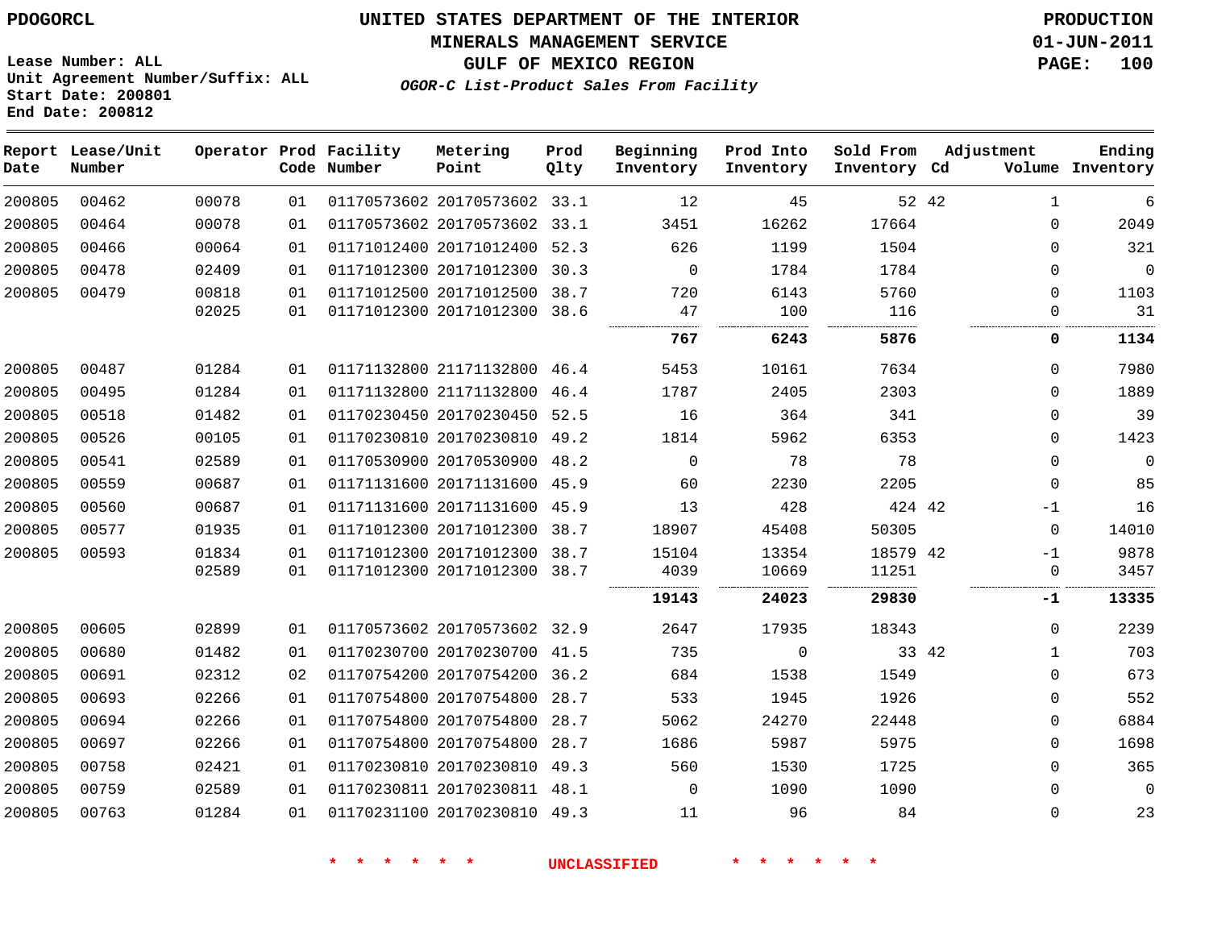PDOGORCL

Lease Number: ALL
Unit Agreement Number/Suffix: ALL
Start Date: 200801
End Date: 200812

# UNITED STATES DEPARTMENT OF THE INTERIOR
## MINERALS MANAGEMENT SERVICE
## GULF OF MEXICO REGION
### *OGOR-C List-Product Sales From Facility*

PRODUCTION
01-JUN-2011

| Report Date | Lease/Unit Number | Operator | Prod Code | Facility Number | Metering Point | Prod Qlty | Beginning Inventory | Prod Into Inventory | Sold From Inventory | Adjustment Cd | Adjustment Volume | Ending Inventory |
|---|---|---|---|---|---|---|---|---|---|---|---|---|
| 200805 | 00462 | 00078 | 01 | 01170573602 | 20170573602 | 33.1 | 12 | 45 | 52 | 42 | 1 | 6 |
| 200805 | 00464 | 00078 | 01 | 01170573602 | 20170573602 | 33.1 | 3451 | 16262 | 17664 | | 0 | 2049 |
| 200805 | 00466 | 00064 | 01 | 01171012400 | 20171012400 | 52.3 | 626 | 1199 | 1504 | | 0 | 321 |
| 200805 | 00478 | 02409 | 01 | 01171012300 | 20171012300 | 30.3 | 0 | 1784 | 1784 | | 0 | 0 |
| 200805 | 00479 | 00818 | 01 | 01171012500 | 20171012500 | 38.7 | 720 | 6143 | 5760 | | 0 | 1103 |
| | | 02025 | 01 | 01171012300 | 20171012300 | 38.6 | 47 | 100 | 116 | | 0 | 31 |
| | | | | | | | **767** | **6243** | **5876** | | **0** | **1134** |
| 200805 | 00487 | 01284 | 01 | 01171132800 | 21171132800 | 46.4 | 5453 | 10161 | 7634 | | 0 | 7980 |
| 200805 | 00495 | 01284 | 01 | 01171132800 | 21171132800 | 46.4 | 1787 | 2405 | 2303 | | 0 | 1889 |
| 200805 | 00518 | 01482 | 01 | 01170230450 | 20170230450 | 52.5 | 16 | 364 | 341 | | 0 | 39 |
| 200805 | 00526 | 00105 | 01 | 01170230810 | 20170230810 | 49.2 | 1814 | 5962 | 6353 | | 0 | 1423 |
| 200805 | 00541 | 02589 | 01 | 01170530900 | 20170530900 | 48.2 | 0 | 78 | 78 | | 0 | 0 |
| 200805 | 00559 | 00687 | 01 | 01171131600 | 20171131600 | 45.9 | 60 | 2230 | 2205 | | 0 | 85 |
| 200805 | 00560 | 00687 | 01 | 01171131600 | 20171131600 | 45.9 | 13 | 428 | 424 | 42 | -1 | 16 |
| 200805 | 00577 | 01935 | 01 | 01171012300 | 20171012300 | 38.7 | 18907 | 45408 | 50305 | | 0 | 14010 |
| 200805 | 00593 | 01834 | 01 | 01171012300 | 20171012300 | 38.7 | 15104 | 13354 | 18579 | 42 | -1 | 9878 |
| | | 02589 | 01 | 01171012300 | 20171012300 | 38.7 | 4039 | 10669 | 11251 | | 0 | 3457 |
| | | | | | | | **19143** | **24023** | **29830** | | **-1** | **13335** |
| 200805 | 00605 | 02899 | 01 | 01170573602 | 20170573602 | 32.9 | 2647 | 17935 | 18343 | | 0 | 2239 |
| 200805 | 00680 | 01482 | 01 | 01170230700 | 20170230700 | 41.5 | 735 | 0 | 33 | 42 | 1 | 703 |
| 200805 | 00691 | 02312 | 02 | 01170754200 | 20170754200 | 36.2 | 684 | 1538 | 1549 | | 0 | 673 |
| 200805 | 00693 | 02266 | 01 | 01170754800 | 20170754800 | 28.7 | 533 | 1945 | 1926 | | 0 | 552 |
| 200805 | 00694 | 02266 | 01 | 01170754800 | 20170754800 | 28.7 | 5062 | 24270 | 22448 | | 0 | 6884 |
| 200805 | 00697 | 02266 | 01 | 01170754800 | 20170754800 | 28.7 | 1686 | 5987 | 5975 | | 0 | 1698 |
| 200805 | 00758 | 02421 | 01 | 01170230810 | 20170230810 | 49.3 | 560 | 1530 | 1725 | | 0 | 365 |
| 200805 | 00759 | 02589 | 01 | 01170230811 | 20170230811 | 48.1 | 0 | 1090 | 1090 | | 0 | 0 |
| 200805 | 00763 | 01284 | 01 | 01170231100 | 20170230810 | 49.3 | 11 | 96 | 84 | | 0 | 23 |

* * * * * * UNCLASSIFIED * * * * * *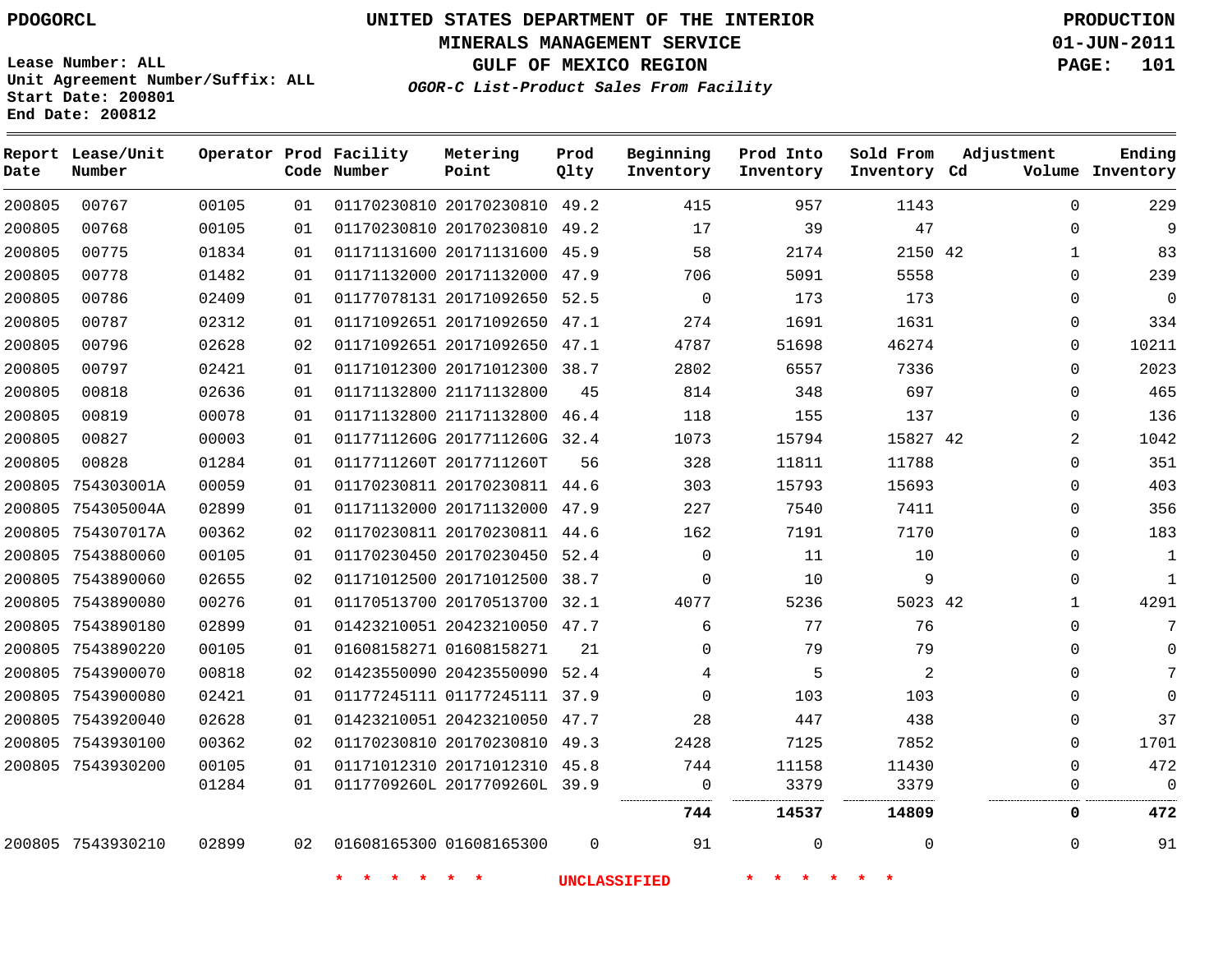PDOGORCL

# UNITED STATES DEPARTMENT OF THE INTERIOR
## MINERALS MANAGEMENT SERVICE
## GULF OF MEXICO REGION
### *OGOR-C List-Product Sales From Facility*

PRODUCTION
01-JUN-2011

Lease Number: ALL
Unit Agreement Number/Suffix: ALL
Start Date: 200801
End Date: 200812

| Report Date | Lease/Unit Number | Operator | Prod Code | Facility Number | Metering Point | Prod Qlty | Beginning Inventory | Prod Into Inventory | Sold From Inventory | Adjustment Cd | Adjustment Volume | Ending Inventory |
|---|---|---|---|---|---|---|---|---|---|---|---|---|
| 200805 | 00767 | 00105 | 01 | 01170230810 | 20170230810 | 49.2 | 415 | 957 | 1143 | | 0 | 229 |
| 200805 | 00768 | 00105 | 01 | 01170230810 | 20170230810 | 49.2 | 17 | 39 | 47 | | 0 | 9 |
| 200805 | 00775 | 01834 | 01 | 01171131600 | 20171131600 | 45.9 | 58 | 2174 | 2150 | 42 | 1 | 83 |
| 200805 | 00778 | 01482 | 01 | 01171132000 | 20171132000 | 47.9 | 706 | 5091 | 5558 | | 0 | 239 |
| 200805 | 00786 | 02409 | 01 | 01177078131 | 20171092650 | 52.5 | 0 | 173 | 173 | | 0 | 0 |
| 200805 | 00787 | 02312 | 01 | 01171092651 | 20171092650 | 47.1 | 274 | 1691 | 1631 | | 0 | 334 |
| 200805 | 00796 | 02628 | 02 | 01171092651 | 20171092650 | 47.1 | 4787 | 51698 | 46274 | | 0 | 10211 |
| 200805 | 00797 | 02421 | 01 | 01171012300 | 20171012300 | 38.7 | 2802 | 6557 | 7336 | | 0 | 2023 |
| 200805 | 00818 | 02636 | 01 | 01171132800 | 21171132800 | 45 | 814 | 348 | 697 | | 0 | 465 |
| 200805 | 00819 | 00078 | 01 | 01171132800 | 21171132800 | 46.4 | 118 | 155 | 137 | | 0 | 136 |
| 200805 | 00827 | 00003 | 01 | 0117711260G | 2017711260G | 32.4 | 1073 | 15794 | 15827 | 42 | 2 | 1042 |
| 200805 | 00828 | 01284 | 01 | 0117711260T | 2017711260T | 56 | 328 | 11811 | 11788 | | 0 | 351 |
| 200805 | 754303001A | 00059 | 01 | 01170230811 | 20170230811 | 44.6 | 303 | 15793 | 15693 | | 0 | 403 |
| 200805 | 754305004A | 02899 | 01 | 01171132000 | 20171132000 | 47.9 | 227 | 7540 | 7411 | | 0 | 356 |
| 200805 | 754307017A | 00362 | 02 | 01170230811 | 20170230811 | 44.6 | 162 | 7191 | 7170 | | 0 | 183 |
| 200805 | 7543880060 | 00105 | 01 | 01170230450 | 20170230450 | 52.4 | 0 | 11 | 10 | | 0 | 1 |
| 200805 | 7543890060 | 02655 | 02 | 01171012500 | 20171012500 | 38.7 | 0 | 10 | 9 | | 0 | 1 |
| 200805 | 7543890080 | 00276 | 01 | 01170513700 | 20170513700 | 32.1 | 4077 | 5236 | 5023 | 42 | 1 | 4291 |
| 200805 | 7543890180 | 02899 | 01 | 01423210051 | 20423210050 | 47.7 | 6 | 77 | 76 | | 0 | 7 |
| 200805 | 7543890220 | 00105 | 01 | 01608158271 | 01608158271 | 21 | 0 | 79 | 79 | | 0 | 0 |
| 200805 | 7543900070 | 00818 | 02 | 01423550090 | 20423550090 | 52.4 | 4 | 5 | 2 | | 0 | 7 |
| 200805 | 7543900080 | 02421 | 01 | 01177245111 | 01177245111 | 37.9 | 0 | 103 | 103 | | 0 | 0 |
| 200805 | 7543920040 | 02628 | 01 | 01423210051 | 20423210050 | 47.7 | 28 | 447 | 438 | | 0 | 37 |
| 200805 | 7543930100 | 00362 | 02 | 01170230810 | 20170230810 | 49.3 | 2428 | 7125 | 7852 | | 0 | 1701 |
| 200805 | 7543930200 | 00105 | 01 | 01171012310 | 20171012310 | 45.8 | 744 | 11158 | 11430 | | 0 | 472 |
| | | 01284 | 01 | 0117709260L | 2017709260L | 39.9 | 0 | 3379 | 3379 | | 0 | 0 |
| | | | | | | | **744** | **14537** | **14809** | | **0** | **472** |
| 200805 | 7543930210 | 02899 | 02 | 01608165300 | 01608165300 | 0 | 91 | 0 | 0 | | 0 | 91 |

\* \* \* \* \* \* UNCLASSIFIED \* \* \* \* \* \*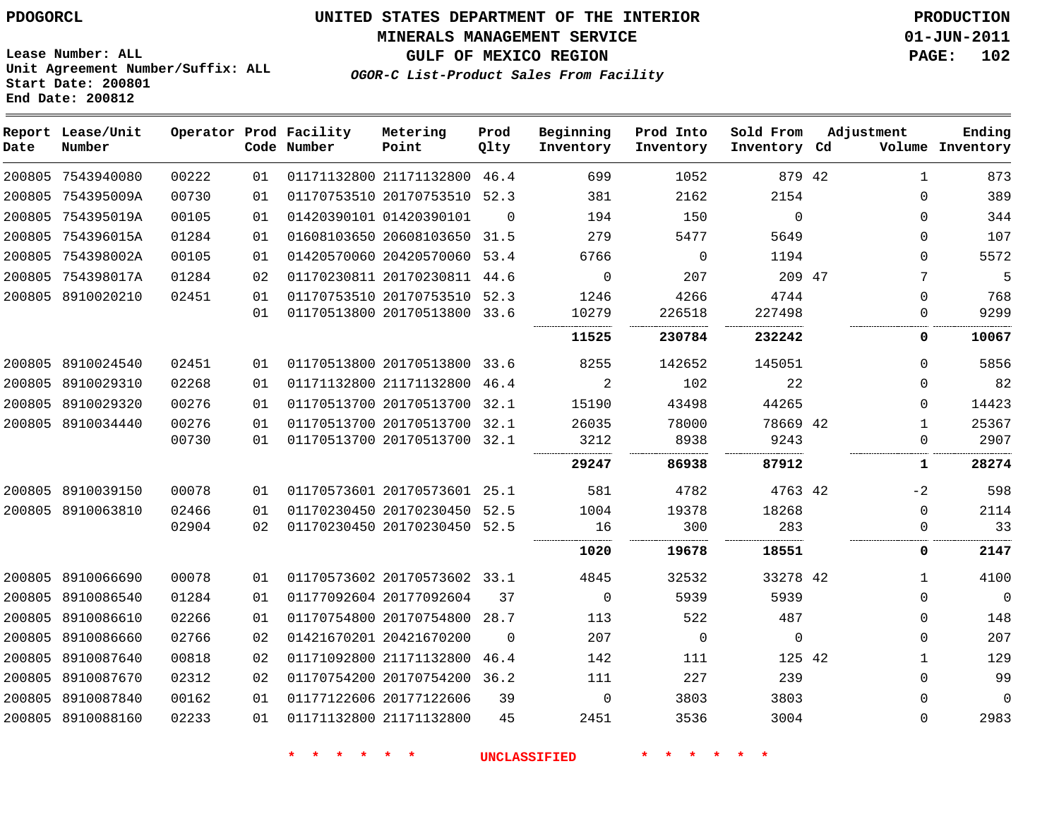PDOGORCL

# UNITED STATES DEPARTMENT OF THE INTERIOR
## MINERALS MANAGEMENT SERVICE
## GULF OF MEXICO REGION
### *OGOR-C List-Product Sales From Facility*

PRODUCTION
01-JUN-2011

Lease Number: ALL
Unit Agreement Number/Suffix: ALL
Start Date: 200801
End Date: 200812

| Report Date | Lease/Unit Number | Operator | Prod Code | Facility Number | Metering Point | Prod Qlty | Beginning Inventory | Prod Into Inventory | Sold From Inventory | Adjustment Cd | Adjustment Volume | Ending Inventory |
|---|---|---|---|---|---|---|---|---|---|---|---|---|
| 200805 | 7543940080 | 00222 | 01 | 01171132800 | 21171132800 | 46.4 | 699 | 1052 | 879 | 42 | 1 | 873 |
| 200805 | 754395009A | 00730 | 01 | 01170753510 | 20170753510 | 52.3 | 381 | 2162 | 2154 | | 0 | 389 |
| 200805 | 754395019A | 00105 | 01 | 01420390101 | 01420390101 | 0 | 194 | 150 | 0 | | 0 | 344 |
| 200805 | 754396015A | 01284 | 01 | 01608103650 | 20608103650 | 31.5 | 279 | 5477 | 5649 | | 0 | 107 |
| 200805 | 754398002A | 00105 | 01 | 01420570060 | 20420570060 | 53.4 | 6766 | 0 | 1194 | | 0 | 5572 |
| 200805 | 754398017A | 01284 | 02 | 01170230811 | 20170230811 | 44.6 | 0 | 207 | 209 | 47 | 7 | 5 |
| 200805 | 8910020210 | 02451 | 01 | 01170753510 | 20170753510 | 52.3 | 1246 | 4266 | 4744 | | 0 | 768 |
| | | | 01 | 01170513800 | 20170513800 | 33.6 | 10279 | 226518 | 227498 | | 0 | 9299 |
| | | | | | | | **11525** | **230784** | **232242** | | **0** | **10067** |
| 200805 | 8910024540 | 02451 | 01 | 01170513800 | 20170513800 | 33.6 | 8255 | 142652 | 145051 | | 0 | 5856 |
| 200805 | 8910029310 | 02268 | 01 | 01171132800 | 21171132800 | 46.4 | 2 | 102 | 22 | | 0 | 82 |
| 200805 | 8910029320 | 00276 | 01 | 01170513700 | 20170513700 | 32.1 | 15190 | 43498 | 44265 | | 0 | 14423 |
| 200805 | 8910034440 | 00276 | 01 | 01170513700 | 20170513700 | 32.1 | 26035 | 78000 | 78669 | 42 | 1 | 25367 |
| | | 00730 | 01 | 01170513700 | 20170513700 | 32.1 | 3212 | 8938 | 9243 | | 0 | 2907 |
| | | | | | | | **29247** | **86938** | **87912** | | **1** | **28274** |
| 200805 | 8910039150 | 00078 | 01 | 01170573601 | 20170573601 | 25.1 | 581 | 4782 | 4763 | 42 | -2 | 598 |
| 200805 | 8910063810 | 02466 | 01 | 01170230450 | 20170230450 | 52.5 | 1004 | 19378 | 18268 | | 0 | 2114 |
| | | 02904 | 02 | 01170230450 | 20170230450 | 52.5 | 16 | 300 | 283 | | 0 | 33 |
| | | | | | | | **1020** | **19678** | **18551** | | **0** | **2147** |
| 200805 | 8910066690 | 00078 | 01 | 01170573602 | 20170573602 | 33.1 | 4845 | 32532 | 33278 | 42 | 1 | 4100 |
| 200805 | 8910086540 | 01284 | 01 | 01177092604 | 20177092604 | 37 | 0 | 5939 | 5939 | | 0 | 0 |
| 200805 | 8910086610 | 02266 | 01 | 01170754800 | 20170754800 | 28.7 | 113 | 522 | 487 | | 0 | 148 |
| 200805 | 8910086660 | 02766 | 02 | 01421670201 | 20421670200 | 0 | 207 | 0 | 0 | | 0 | 207 |
| 200805 | 8910087640 | 00818 | 02 | 01171092800 | 21171132800 | 46.4 | 142 | 111 | 125 | 42 | 1 | 129 |
| 200805 | 8910087670 | 02312 | 02 | 01170754200 | 20170754200 | 36.2 | 111 | 227 | 239 | | 0 | 99 |
| 200805 | 8910087840 | 00162 | 01 | 01177122606 | 20177122606 | 39 | 0 | 3803 | 3803 | | 0 | 0 |
| 200805 | 8910088160 | 02233 | 01 | 01171132800 | 21171132800 | 45 | 2451 | 3536 | 3004 | | 0 | 2983 |

* * * * * * UNCLASSIFIED * * * * * *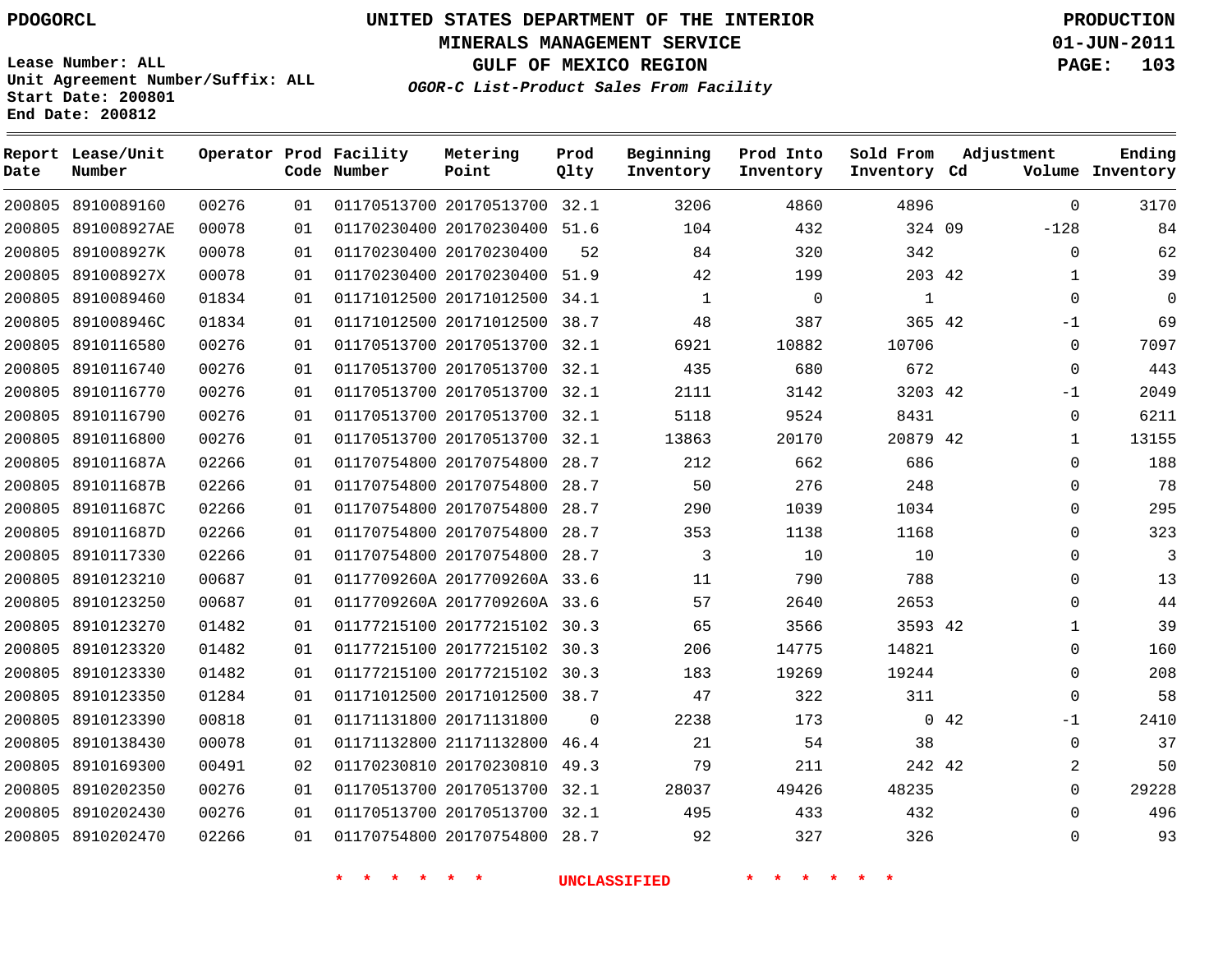PDOGORCL

# UNITED STATES DEPARTMENT OF THE INTERIOR
## MINERALS MANAGEMENT SERVICE
## GULF OF MEXICO REGION
### *OGOR-C List-Product Sales From Facility*

PRODUCTION
01-JUN-2011

Lease Number: ALL
Unit Agreement Number/Suffix: ALL
Start Date: 200801
End Date: 200812

| Report Date | Lease/Unit Number | Operator | Prod Code | Facility Number | Metering Point | Prod Qlty | Beginning Inventory | Prod Into Inventory | Sold From Inventory | Adjustment Cd | Adjustment Volume | Ending Inventory |
|---|---|---|---|---|---|---|---|---|---|---|---|---|
| 200805 | 8910089160 | 00276 | 01 | 01170513700 | 20170513700 | 32.1 | 3206 | 4860 | 4896 | | 0 | 3170 |
| 200805 | 891008927AE | 00078 | 01 | 01170230400 | 20170230400 | 51.6 | 104 | 432 | 324 | 09 | -128 | 84 |
| 200805 | 891008927K | 00078 | 01 | 01170230400 | 20170230400 | 52 | 84 | 320 | 342 | | 0 | 62 |
| 200805 | 891008927X | 00078 | 01 | 01170230400 | 20170230400 | 51.9 | 42 | 199 | 203 | 42 | 1 | 39 |
| 200805 | 8910089460 | 01834 | 01 | 01171012500 | 20171012500 | 34.1 | 1 | 0 | 1 | | 0 | 0 |
| 200805 | 891008946C | 01834 | 01 | 01171012500 | 20171012500 | 38.7 | 48 | 387 | 365 | 42 | -1 | 69 |
| 200805 | 8910116580 | 00276 | 01 | 01170513700 | 20170513700 | 32.1 | 6921 | 10882 | 10706 | | 0 | 7097 |
| 200805 | 8910116740 | 00276 | 01 | 01170513700 | 20170513700 | 32.1 | 435 | 680 | 672 | | 0 | 443 |
| 200805 | 8910116770 | 00276 | 01 | 01170513700 | 20170513700 | 32.1 | 2111 | 3142 | 3203 | 42 | -1 | 2049 |
| 200805 | 8910116790 | 00276 | 01 | 01170513700 | 20170513700 | 32.1 | 5118 | 9524 | 8431 | | 0 | 6211 |
| 200805 | 8910116800 | 00276 | 01 | 01170513700 | 20170513700 | 32.1 | 13863 | 20170 | 20879 | 42 | 1 | 13155 |
| 200805 | 891011687A | 02266 | 01 | 01170754800 | 20170754800 | 28.7 | 212 | 662 | 686 | | 0 | 188 |
| 200805 | 891011687B | 02266 | 01 | 01170754800 | 20170754800 | 28.7 | 50 | 276 | 248 | | 0 | 78 |
| 200805 | 891011687C | 02266 | 01 | 01170754800 | 20170754800 | 28.7 | 290 | 1039 | 1034 | | 0 | 295 |
| 200805 | 891011687D | 02266 | 01 | 01170754800 | 20170754800 | 28.7 | 353 | 1138 | 1168 | | 0 | 323 |
| 200805 | 8910117330 | 02266 | 01 | 01170754800 | 20170754800 | 28.7 | 3 | 10 | 10 | | 0 | 3 |
| 200805 | 8910123210 | 00687 | 01 | 0117709260A | 2017709260A | 33.6 | 11 | 790 | 788 | | 0 | 13 |
| 200805 | 8910123250 | 00687 | 01 | 0117709260A | 2017709260A | 33.6 | 57 | 2640 | 2653 | | 0 | 44 |
| 200805 | 8910123270 | 01482 | 01 | 01177215100 | 20177215102 | 30.3 | 65 | 3566 | 3593 | 42 | 1 | 39 |
| 200805 | 8910123320 | 01482 | 01 | 01177215100 | 20177215102 | 30.3 | 206 | 14775 | 14821 | | 0 | 160 |
| 200805 | 8910123330 | 01482 | 01 | 01177215100 | 20177215102 | 30.3 | 183 | 19269 | 19244 | | 0 | 208 |
| 200805 | 8910123350 | 01284 | 01 | 01171012500 | 20171012500 | 38.7 | 47 | 322 | 311 | | 0 | 58 |
| 200805 | 8910123390 | 00818 | 01 | 01171131800 | 20171131800 | 0 | 2238 | 173 | 0 | 42 | -1 | 2410 |
| 200805 | 8910138430 | 00078 | 01 | 01171132800 | 21171132800 | 46.4 | 21 | 54 | 38 | | 0 | 37 |
| 200805 | 8910169300 | 00491 | 02 | 01170230810 | 20170230810 | 49.3 | 79 | 211 | 242 | 42 | 2 | 50 |
| 200805 | 8910202350 | 00276 | 01 | 01170513700 | 20170513700 | 32.1 | 28037 | 49426 | 48235 | | 0 | 29228 |
| 200805 | 8910202430 | 00276 | 01 | 01170513700 | 20170513700 | 32.1 | 495 | 433 | 432 | | 0 | 496 |
| 200805 | 8910202470 | 02266 | 01 | 01170754800 | 20170754800 | 28.7 | 92 | 327 | 326 | | 0 | 93 |

\* \* \* \* \* \* UNCLASSIFIED \* \* \* \* \* \*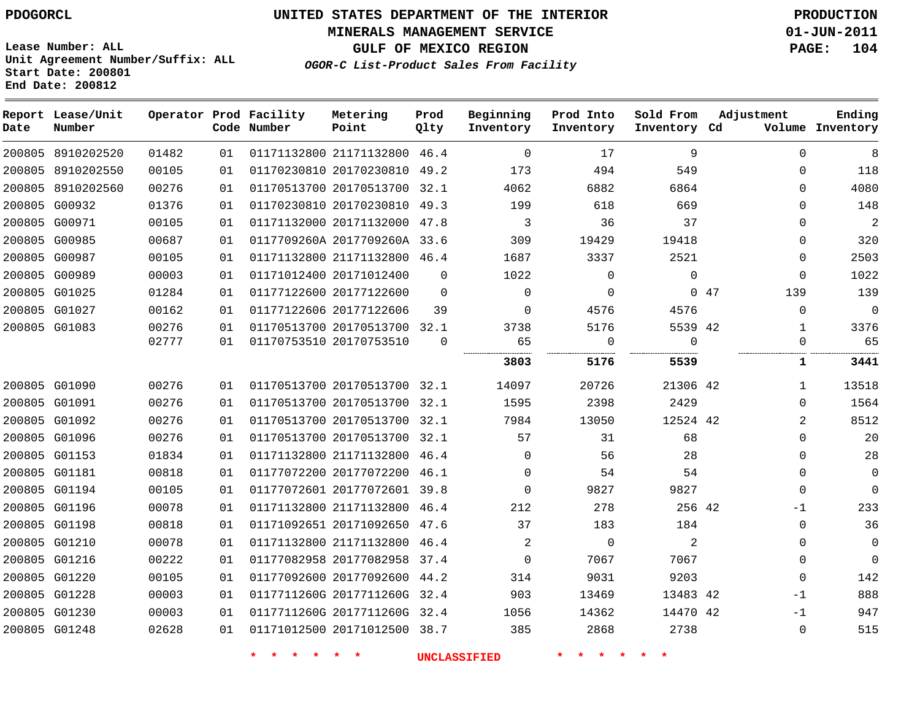UNITED STATES DEPARTMENT OF THE INTERIOR
MINERALS MANAGEMENT SERVICE
GULF OF MEXICO REGION

*OGOR-C List-Product Sales From Facility*

Lease Number: ALL
Unit Agreement Number/Suffix: ALL
Start Date: 200801
End Date: 200812

PRODUCTION
01-JUN-2011

| Report Date | Lease/Unit Number | Operator | Prod Code | Facility Number | Metering Point | Prod Qlty | Beginning Inventory | Prod Into Inventory | Sold From Inventory | Adjustment Cd | Volume | Ending Inventory |
|---|---|---|---|---|---|---|---|---|---|---|---|---|
| 200805 | 8910202520 | 01482 | 01 | 01171132800 | 21171132800 | 46.4 | 0 | 17 | 9 | | 0 | 8 |
| 200805 | 8910202550 | 00105 | 01 | 01170230810 | 20170230810 | 49.2 | 173 | 494 | 549 | | 0 | 118 |
| 200805 | 8910202560 | 00276 | 01 | 01170513700 | 20170513700 | 32.1 | 4062 | 6882 | 6864 | | 0 | 4080 |
| 200805 | G00932 | 01376 | 01 | 01170230810 | 20170230810 | 49.3 | 199 | 618 | 669 | | 0 | 148 |
| 200805 | G00971 | 00105 | 01 | 01171132000 | 20171132000 | 47.8 | 3 | 36 | 37 | | 0 | 2 |
| 200805 | G00985 | 00687 | 01 | 0117709260A | 2017709260A | 33.6 | 309 | 19429 | 19418 | | 0 | 320 |
| 200805 | G00987 | 00105 | 01 | 01171132800 | 21171132800 | 46.4 | 1687 | 3337 | 2521 | | 0 | 2503 |
| 200805 | G00989 | 00003 | 01 | 01171012400 | 20171012400 | 0 | 1022 | 0 | 0 | | 0 | 1022 |
| 200805 | G01025 | 01284 | 01 | 01177122600 | 20177122600 | 0 | 0 | 0 | 0 | 47 | 139 | 139 |
| 200805 | G01027 | 00162 | 01 | 01177122606 | 20177122606 | 39 | 0 | 4576 | 4576 | | 0 | 0 |
| 200805 | G01083 | 00276 | 01 | 01170513700 | 20170513700 | 32.1 | 3738 | 5176 | 5539 | 42 | 1 | 3376 |
| | | 02777 | 01 | 01170753510 | 20170753510 | 0 | 65 | 0 | 0 | | 0 | 65 |
| | | | | | | | **3803** | **5176** | **5539** | | **1** | **3441** |
| 200805 | G01090 | 00276 | 01 | 01170513700 | 20170513700 | 32.1 | 14097 | 20726 | 21306 | 42 | 1 | 13518 |
| 200805 | G01091 | 00276 | 01 | 01170513700 | 20170513700 | 32.1 | 1595 | 2398 | 2429 | | 0 | 1564 |
| 200805 | G01092 | 00276 | 01 | 01170513700 | 20170513700 | 32.1 | 7984 | 13050 | 12524 | 42 | 2 | 8512 |
| 200805 | G01096 | 00276 | 01 | 01170513700 | 20170513700 | 32.1 | 57 | 31 | 68 | | 0 | 20 |
| 200805 | G01153 | 01834 | 01 | 01171132800 | 21171132800 | 46.4 | 0 | 56 | 28 | | 0 | 28 |
| 200805 | G01181 | 00818 | 01 | 01177072200 | 20177072200 | 46.1 | 0 | 54 | 54 | | 0 | 0 |
| 200805 | G01194 | 00105 | 01 | 01177072601 | 20177072601 | 39.8 | 0 | 9827 | 9827 | | 0 | 0 |
| 200805 | G01196 | 00078 | 01 | 01171132800 | 21171132800 | 46.4 | 212 | 278 | 256 | 42 | -1 | 233 |
| 200805 | G01198 | 00818 | 01 | 01171092651 | 20171092650 | 47.6 | 37 | 183 | 184 | | 0 | 36 |
| 200805 | G01210 | 00078 | 01 | 01171132800 | 21171132800 | 46.4 | 2 | 0 | 2 | | 0 | 0 |
| 200805 | G01216 | 00222 | 01 | 01177082958 | 20177082958 | 37.4 | 0 | 7067 | 7067 | | 0 | 0 |
| 200805 | G01220 | 00105 | 01 | 01177092600 | 20177092600 | 44.2 | 314 | 9031 | 9203 | | 0 | 142 |
| 200805 | G01228 | 00003 | 01 | 0117711260G | 2017711260G | 32.4 | 903 | 13469 | 13483 | 42 | -1 | 888 |
| 200805 | G01230 | 00003 | 01 | 0117711260G | 2017711260G | 32.4 | 1056 | 14362 | 14470 | 42 | -1 | 947 |
| 200805 | G01248 | 02628 | 01 | 01171012500 | 20171012500 | 38.7 | 385 | 2868 | 2738 | | 0 | 515 |

* * * * * * UNCLASSIFIED * * * * * *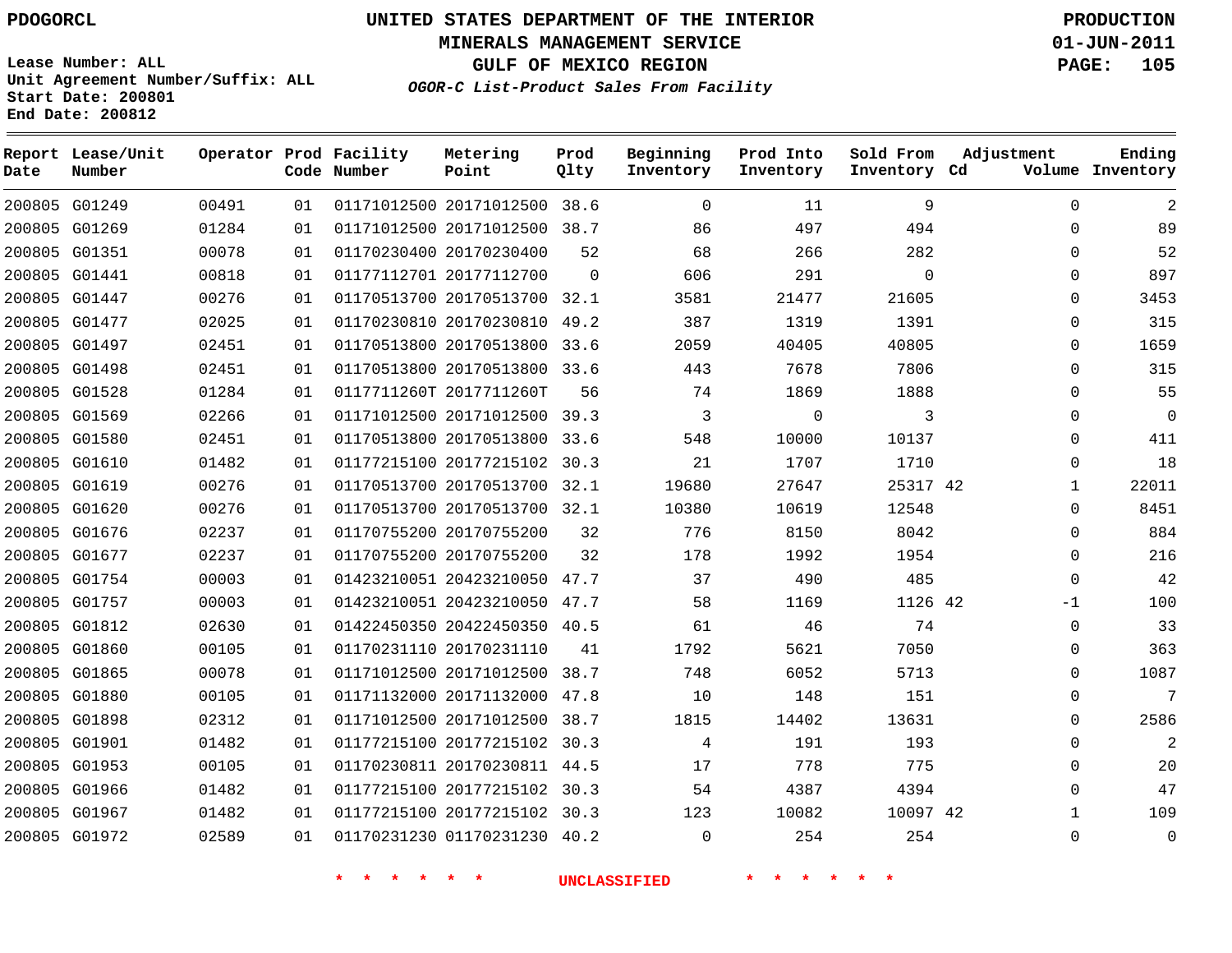PDOGORCL

# UNITED STATES DEPARTMENT OF THE INTERIOR
## MINERALS MANAGEMENT SERVICE
## GULF OF MEXICO REGION
### *OGOR-C List-Product Sales From Facility*

PRODUCTION
01-JUN-2011

Lease Number: ALL
Unit Agreement Number/Suffix: ALL
Start Date: 200801
End Date: 200812

| Report Date | Lease/Unit Number | Operator | Prod Code | Facility Number | Metering Point | Prod Qlty | Beginning Inventory | Prod Into Inventory | Sold From Inventory | Adjustment Cd | Adjustment Volume | Ending Inventory |
|---|---|---|---|---|---|---|---|---|---|---|---|---|
| 200805 | G01249 | 00491 | 01 | 01171012500 | 20171012500 | 38.6 | 0 | 11 | 9 | | 0 | 2 |
| 200805 | G01269 | 01284 | 01 | 01171012500 | 20171012500 | 38.7 | 86 | 497 | 494 | | 0 | 89 |
| 200805 | G01351 | 00078 | 01 | 01170230400 | 20170230400 | 52 | 68 | 266 | 282 | | 0 | 52 |
| 200805 | G01441 | 00818 | 01 | 01177112701 | 20177112700 | 0 | 606 | 291 | 0 | | 0 | 897 |
| 200805 | G01447 | 00276 | 01 | 01170513700 | 20170513700 | 32.1 | 3581 | 21477 | 21605 | | 0 | 3453 |
| 200805 | G01477 | 02025 | 01 | 01170230810 | 20170230810 | 49.2 | 387 | 1319 | 1391 | | 0 | 315 |
| 200805 | G01497 | 02451 | 01 | 01170513800 | 20170513800 | 33.6 | 2059 | 40405 | 40805 | | 0 | 1659 |
| 200805 | G01498 | 02451 | 01 | 01170513800 | 20170513800 | 33.6 | 443 | 7678 | 7806 | | 0 | 315 |
| 200805 | G01528 | 01284 | 01 | 0117711260T | 2017711260T | 56 | 74 | 1869 | 1888 | | 0 | 55 |
| 200805 | G01569 | 02266 | 01 | 01171012500 | 20171012500 | 39.3 | 3 | 0 | 3 | | 0 | 0 |
| 200805 | G01580 | 02451 | 01 | 01170513800 | 20170513800 | 33.6 | 548 | 10000 | 10137 | | 0 | 411 |
| 200805 | G01610 | 01482 | 01 | 01177215100 | 20177215102 | 30.3 | 21 | 1707 | 1710 | | 0 | 18 |
| 200805 | G01619 | 00276 | 01 | 01170513700 | 20170513700 | 32.1 | 19680 | 27647 | 25317 | 42 | 1 | 22011 |
| 200805 | G01620 | 00276 | 01 | 01170513700 | 20170513700 | 32.1 | 10380 | 10619 | 12548 | | 0 | 8451 |
| 200805 | G01676 | 02237 | 01 | 01170755200 | 20170755200 | 32 | 776 | 8150 | 8042 | | 0 | 884 |
| 200805 | G01677 | 02237 | 01 | 01170755200 | 20170755200 | 32 | 178 | 1992 | 1954 | | 0 | 216 |
| 200805 | G01754 | 00003 | 01 | 01423210051 | 20423210050 | 47.7 | 37 | 490 | 485 | | 0 | 42 |
| 200805 | G01757 | 00003 | 01 | 01423210051 | 20423210050 | 47.7 | 58 | 1169 | 1126 | 42 | -1 | 100 |
| 200805 | G01812 | 02630 | 01 | 01422450350 | 20422450350 | 40.5 | 61 | 46 | 74 | | 0 | 33 |
| 200805 | G01860 | 00105 | 01 | 01170231110 | 20170231110 | 41 | 1792 | 5621 | 7050 | | 0 | 363 |
| 200805 | G01865 | 00078 | 01 | 01171012500 | 20171012500 | 38.7 | 748 | 6052 | 5713 | | 0 | 1087 |
| 200805 | G01880 | 00105 | 01 | 01171132000 | 20171132000 | 47.8 | 10 | 148 | 151 | | 0 | 7 |
| 200805 | G01898 | 02312 | 01 | 01171012500 | 20171012500 | 38.7 | 1815 | 14402 | 13631 | | 0 | 2586 |
| 200805 | G01901 | 01482 | 01 | 01177215100 | 20177215102 | 30.3 | 4 | 191 | 193 | | 0 | 2 |
| 200805 | G01953 | 00105 | 01 | 01170230811 | 20170230811 | 44.5 | 17 | 778 | 775 | | 0 | 20 |
| 200805 | G01966 | 01482 | 01 | 01177215100 | 20177215102 | 30.3 | 54 | 4387 | 4394 | | 0 | 47 |
| 200805 | G01967 | 01482 | 01 | 01177215100 | 20177215102 | 30.3 | 123 | 10082 | 10097 | 42 | 1 | 109 |
| 200805 | G01972 | 02589 | 01 | 01170231230 | 01170231230 | 40.2 | 0 | 254 | 254 | | 0 | 0 |

\* \* \* \* \* \* UNCLASSIFIED \* \* \* \* \* \*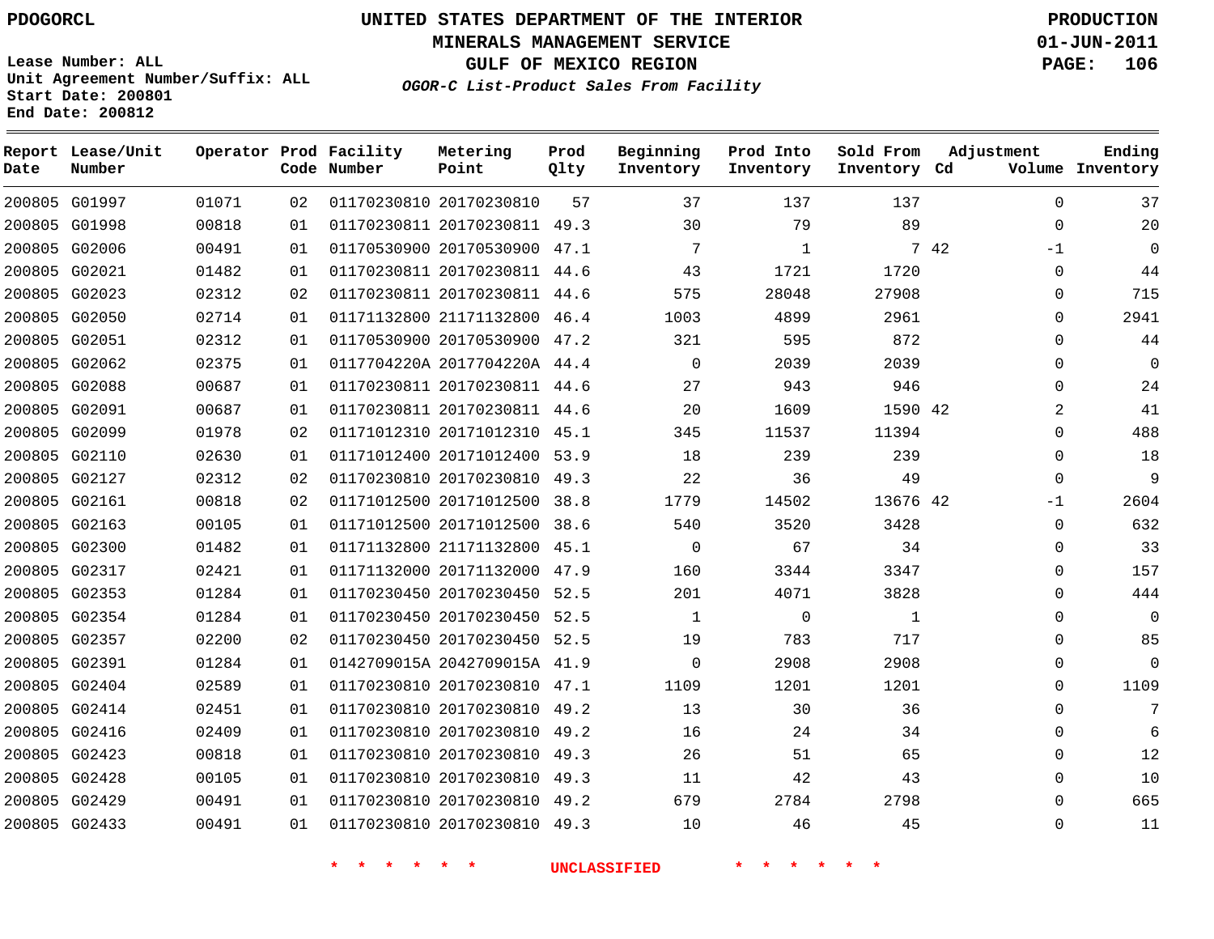PDOGORCL

# UNITED STATES DEPARTMENT OF THE INTERIOR
## MINERALS MANAGEMENT SERVICE
## GULF OF MEXICO REGION
### *OGOR-C List-Product Sales From Facility*

**PRODUCTION**
**01-JUN-2011**

Lease Number: ALL
Unit Agreement Number/Suffix: ALL
Start Date: 200801
End Date: 200812

| Report Date | Lease/Unit Number | Operator | Prod Code | Facility Number | Metering Point | Prod Qlty | Beginning Inventory | Prod Into Inventory | Sold From Inventory | Adjustment Cd | Adjustment Volume | Ending Inventory |
|---|---|---|---|---|---|---|---|---|---|---|---|---|
| 200805 | G01997 | 01071 | 02 | 01170230810 | 20170230810 | 57 | 37 | 137 | 137 | | 0 | 37 |
| 200805 | G01998 | 00818 | 01 | 01170230811 | 20170230811 | 49.3 | 30 | 79 | 89 | | 0 | 20 |
| 200805 | G02006 | 00491 | 01 | 01170530900 | 20170530900 | 47.1 | 7 | 1 | 7 | 42 | -1 | 0 |
| 200805 | G02021 | 01482 | 01 | 01170230811 | 20170230811 | 44.6 | 43 | 1721 | 1720 | | 0 | 44 |
| 200805 | G02023 | 02312 | 02 | 01170230811 | 20170230811 | 44.6 | 575 | 28048 | 27908 | | 0 | 715 |
| 200805 | G02050 | 02714 | 01 | 01171132800 | 21171132800 | 46.4 | 1003 | 4899 | 2961 | | 0 | 2941 |
| 200805 | G02051 | 02312 | 01 | 01170530900 | 20170530900 | 47.2 | 321 | 595 | 872 | | 0 | 44 |
| 200805 | G02062 | 02375 | 01 | 0117704220A | 2017704220A | 44.4 | 0 | 2039 | 2039 | | 0 | 0 |
| 200805 | G02088 | 00687 | 01 | 01170230811 | 20170230811 | 44.6 | 27 | 943 | 946 | | 0 | 24 |
| 200805 | G02091 | 00687 | 01 | 01170230811 | 20170230811 | 44.6 | 20 | 1609 | 1590 | 42 | 2 | 41 |
| 200805 | G02099 | 01978 | 02 | 01171012310 | 20171012310 | 45.1 | 345 | 11537 | 11394 | | 0 | 488 |
| 200805 | G02110 | 02630 | 01 | 01171012400 | 20171012400 | 53.9 | 18 | 239 | 239 | | 0 | 18 |
| 200805 | G02127 | 02312 | 02 | 01170230810 | 20170230810 | 49.3 | 22 | 36 | 49 | | 0 | 9 |
| 200805 | G02161 | 00818 | 02 | 01171012500 | 20171012500 | 38.8 | 1779 | 14502 | 13676 | 42 | -1 | 2604 |
| 200805 | G02163 | 00105 | 01 | 01171012500 | 20171012500 | 38.6 | 540 | 3520 | 3428 | | 0 | 632 |
| 200805 | G02300 | 01482 | 01 | 01171132800 | 21171132800 | 45.1 | 0 | 67 | 34 | | 0 | 33 |
| 200805 | G02317 | 02421 | 01 | 01171132000 | 20171132000 | 47.9 | 160 | 3344 | 3347 | | 0 | 157 |
| 200805 | G02353 | 01284 | 01 | 01170230450 | 20170230450 | 52.5 | 201 | 4071 | 3828 | | 0 | 444 |
| 200805 | G02354 | 01284 | 01 | 01170230450 | 20170230450 | 52.5 | 1 | 0 | 1 | | 0 | 0 |
| 200805 | G02357 | 02200 | 02 | 01170230450 | 20170230450 | 52.5 | 19 | 783 | 717 | | 0 | 85 |
| 200805 | G02391 | 01284 | 01 | 0142709015A | 2042709015A | 41.9 | 0 | 2908 | 2908 | | 0 | 0 |
| 200805 | G02404 | 02589 | 01 | 01170230810 | 20170230810 | 47.1 | 1109 | 1201 | 1201 | | 0 | 1109 |
| 200805 | G02414 | 02451 | 01 | 01170230810 | 20170230810 | 49.2 | 13 | 30 | 36 | | 0 | 7 |
| 200805 | G02416 | 02409 | 01 | 01170230810 | 20170230810 | 49.2 | 16 | 24 | 34 | | 0 | 6 |
| 200805 | G02423 | 00818 | 01 | 01170230810 | 20170230810 | 49.3 | 26 | 51 | 65 | | 0 | 12 |
| 200805 | G02428 | 00105 | 01 | 01170230810 | 20170230810 | 49.3 | 11 | 42 | 43 | | 0 | 10 |
| 200805 | G02429 | 00491 | 01 | 01170230810 | 20170230810 | 49.2 | 679 | 2784 | 2798 | | 0 | 665 |
| 200805 | G02433 | 00491 | 01 | 01170230810 | 20170230810 | 49.3 | 10 | 46 | 45 | | 0 | 11 |

* * * * * * UNCLASSIFIED * * * * * *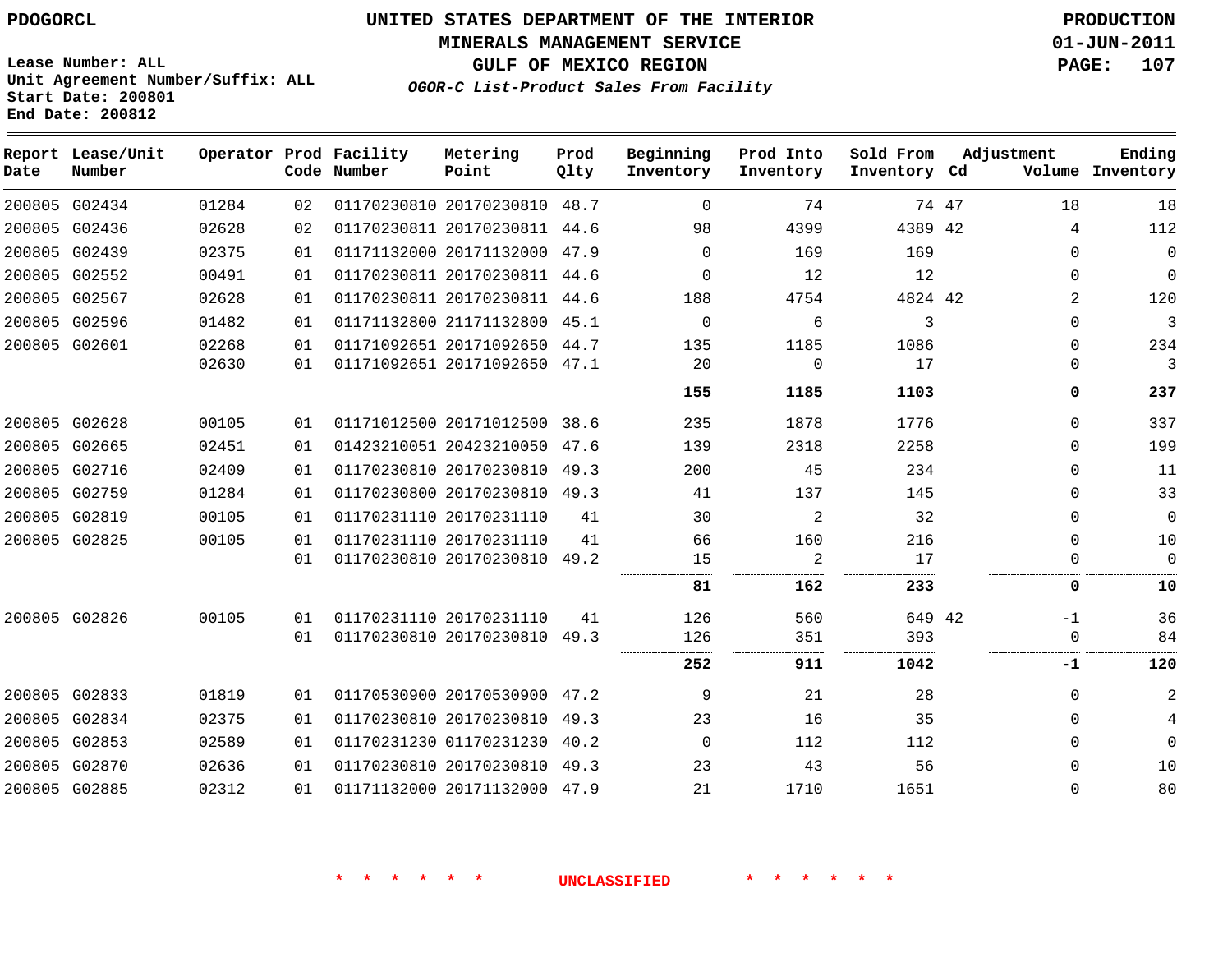PDOGORCL

Lease Number: ALL
Unit Agreement Number/Suffix: ALL
Start Date: 200801
End Date: 200812

# UNITED STATES DEPARTMENT OF THE INTERIOR
## MINERALS MANAGEMENT SERVICE
## GULF OF MEXICO REGION
### *OGOR-C List-Product Sales From Facility*

PRODUCTION
01-JUN-2011

| Report Date | Lease/Unit Number | Operator | Prod Code | Facility Number | Metering Point | Prod Qlty | Beginning Inventory | Prod Into Inventory | Sold From Inventory | Adjustment Cd | Adjustment Volume | Ending Inventory |
|---|---|---|---|---|---|---|---|---|---|---|---|---|
| 200805 | G02434 | 01284 | 02 | 01170230810 | 20170230810 | 48.7 | 0 | 74 | 74 | 47 | 18 | 18 |
| 200805 | G02436 | 02628 | 02 | 01170230811 | 20170230811 | 44.6 | 98 | 4399 | 4389 | 42 | 4 | 112 |
| 200805 | G02439 | 02375 | 01 | 01171132000 | 20171132000 | 47.9 | 0 | 169 | 169 | | 0 | 0 |
| 200805 | G02552 | 00491 | 01 | 01170230811 | 20170230811 | 44.6 | 0 | 12 | 12 | | 0 | 0 |
| 200805 | G02567 | 02628 | 01 | 01170230811 | 20170230811 | 44.6 | 188 | 4754 | 4824 | 42 | 2 | 120 |
| 200805 | G02596 | 01482 | 01 | 01171132800 | 21171132800 | 45.1 | 0 | 6 | 3 | | 0 | 3 |
| 200805 | G02601 | 02268 | 01 | 01171092651 | 20171092650 | 44.7 | 135 | 1185 | 1086 | | 0 | 234 |
| | | 02630 | 01 | 01171092651 | 20171092650 | 47.1 | 20 | 0 | 17 | | 0 | 3 |
| | | | | | | | **155** | **1185** | **1103** | | **0** | **237** |
| 200805 | G02628 | 00105 | 01 | 01171012500 | 20171012500 | 38.6 | 235 | 1878 | 1776 | | 0 | 337 |
| 200805 | G02665 | 02451 | 01 | 01423210051 | 20423210050 | 47.6 | 139 | 2318 | 2258 | | 0 | 199 |
| 200805 | G02716 | 02409 | 01 | 01170230810 | 20170230810 | 49.3 | 200 | 45 | 234 | | 0 | 11 |
| 200805 | G02759 | 01284 | 01 | 01170230800 | 20170230810 | 49.3 | 41 | 137 | 145 | | 0 | 33 |
| 200805 | G02819 | 00105 | 01 | 01170231110 | 20170231110 | 41 | 30 | 2 | 32 | | 0 | 0 |
| 200805 | G02825 | 00105 | 01 | 01170231110 | 20170231110 | 41 | 66 | 160 | 216 | | 0 | 10 |
| | | | 01 | 01170230810 | 20170230810 | 49.2 | 15 | 2 | 17 | | 0 | 0 |
| | | | | | | | **81** | **162** | **233** | | **0** | **10** |
| 200805 | G02826 | 00105 | 01 | 01170231110 | 20170231110 | 41 | 126 | 560 | 649 | 42 | -1 | 36 |
| | | | 01 | 01170230810 | 20170230810 | 49.3 | 126 | 351 | 393 | | 0 | 84 |
| | | | | | | | **252** | **911** | **1042** | | **-1** | **120** |
| 200805 | G02833 | 01819 | 01 | 01170530900 | 20170530900 | 47.2 | 9 | 21 | 28 | | 0 | 2 |
| 200805 | G02834 | 02375 | 01 | 01170230810 | 20170230810 | 49.3 | 23 | 16 | 35 | | 0 | 4 |
| 200805 | G02853 | 02589 | 01 | 01170231230 | 01170231230 | 40.2 | 0 | 112 | 112 | | 0 | 0 |
| 200805 | G02870 | 02636 | 01 | 01170230810 | 20170230810 | 49.3 | 23 | 43 | 56 | | 0 | 10 |
| 200805 | G02885 | 02312 | 01 | 01171132000 | 20171132000 | 47.9 | 21 | 1710 | 1651 | | 0 | 80 |

* * * * * * UNCLASSIFIED * * * * * *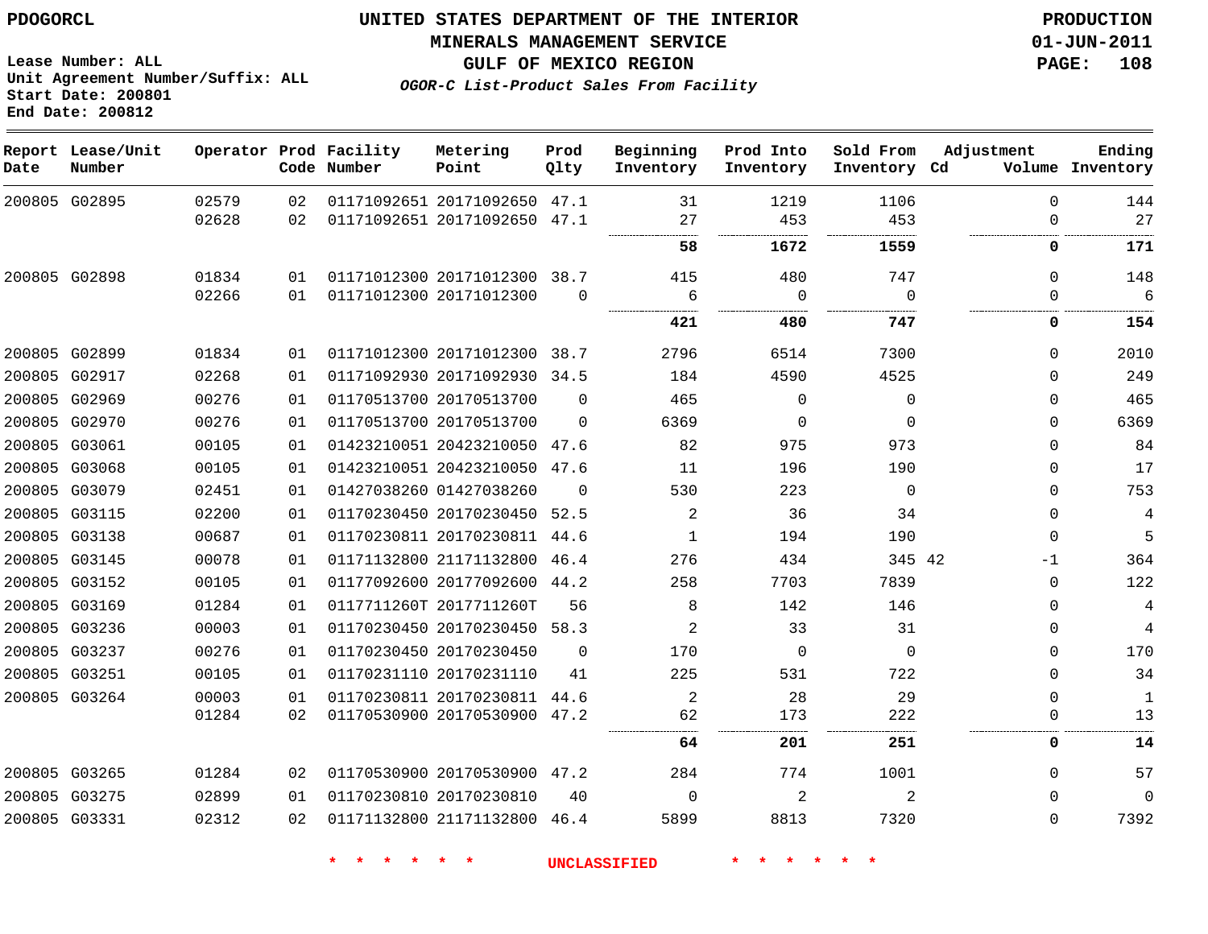PDOGORCL

Lease Number: ALL
Unit Agreement Number/Suffix: ALL
Start Date: 200801
End Date: 200812

# UNITED STATES DEPARTMENT OF THE INTERIOR
## MINERALS MANAGEMENT SERVICE
## GULF OF MEXICO REGION
### *OGOR-C List-Product Sales From Facility*

PRODUCTION
01-JUN-2011

| Report Date | Lease/Unit Number | Operator | Prod Code | Facility Number | Metering Point | Prod Qlty | Beginning Inventory | Prod Into Inventory | Sold From Inventory | Adjustment Cd | Adjustment Volume | Ending Inventory |
|---|---|---|---|---|---|---|---|---|---|---|---|---|
| 200805 | G02895 | 02579 | 02 | 01171092651 | 20171092650 | 47.1 | 31 | 1219 | 1106 | | 0 | 144 |
| | | 02628 | 02 | 01171092651 | 20171092650 | 47.1 | 27 | 453 | 453 | | 0 | 27 |
| | | | | | | | **58** | **1672** | **1559** | | **0** | **171** |
| 200805 | G02898 | 01834 | 01 | 01171012300 | 20171012300 | 38.7 | 415 | 480 | 747 | | 0 | 148 |
| | | 02266 | 01 | 01171012300 | 20171012300 | 0 | 6 | 0 | 0 | | 0 | 6 |
| | | | | | | | **421** | **480** | **747** | | **0** | **154** |
| 200805 | G02899 | 01834 | 01 | 01171012300 | 20171012300 | 38.7 | 2796 | 6514 | 7300 | | 0 | 2010 |
| 200805 | G02917 | 02268 | 01 | 01171092930 | 20171092930 | 34.5 | 184 | 4590 | 4525 | | 0 | 249 |
| 200805 | G02969 | 00276 | 01 | 01170513700 | 20170513700 | 0 | 465 | 0 | 0 | | 0 | 465 |
| 200805 | G02970 | 00276 | 01 | 01170513700 | 20170513700 | 0 | 6369 | 0 | 0 | | 0 | 6369 |
| 200805 | G03061 | 00105 | 01 | 01423210051 | 20423210050 | 47.6 | 82 | 975 | 973 | | 0 | 84 |
| 200805 | G03068 | 00105 | 01 | 01423210051 | 20423210050 | 47.6 | 11 | 196 | 190 | | 0 | 17 |
| 200805 | G03079 | 02451 | 01 | 01427038260 | 01427038260 | 0 | 530 | 223 | 0 | | 0 | 753 |
| 200805 | G03115 | 02200 | 01 | 01170230450 | 20170230450 | 52.5 | 2 | 36 | 34 | | 0 | 4 |
| 200805 | G03138 | 00687 | 01 | 01170230811 | 20170230811 | 44.6 | 1 | 194 | 190 | | 0 | 5 |
| 200805 | G03145 | 00078 | 01 | 01171132800 | 21171132800 | 46.4 | 276 | 434 | 345 | 42 | -1 | 364 |
| 200805 | G03152 | 00105 | 01 | 01177092600 | 20177092600 | 44.2 | 258 | 7703 | 7839 | | 0 | 122 |
| 200805 | G03169 | 01284 | 01 | 0117711260T | 2017711260T | 56 | 8 | 142 | 146 | | 0 | 4 |
| 200805 | G03236 | 00003 | 01 | 01170230450 | 20170230450 | 58.3 | 2 | 33 | 31 | | 0 | 4 |
| 200805 | G03237 | 00276 | 01 | 01170230450 | 20170230450 | 0 | 170 | 0 | 0 | | 0 | 170 |
| 200805 | G03251 | 00105 | 01 | 01170231110 | 20170231110 | 41 | 225 | 531 | 722 | | 0 | 34 |
| 200805 | G03264 | 00003 | 01 | 01170230811 | 20170230811 | 44.6 | 2 | 28 | 29 | | 0 | 1 |
| | | 01284 | 02 | 01170530900 | 20170530900 | 47.2 | 62 | 173 | 222 | | 0 | 13 |
| | | | | | | | **64** | **201** | **251** | | **0** | **14** |
| 200805 | G03265 | 01284 | 02 | 01170530900 | 20170530900 | 47.2 | 284 | 774 | 1001 | | 0 | 57 |
| 200805 | G03275 | 02899 | 01 | 01170230810 | 20170230810 | 40 | 0 | 2 | 2 | | 0 | 0 |
| 200805 | G03331 | 02312 | 02 | 01171132800 | 21171132800 | 46.4 | 5899 | 8813 | 7320 | | 0 | 7392 |

* * * * * * UNCLASSIFIED * * * * * *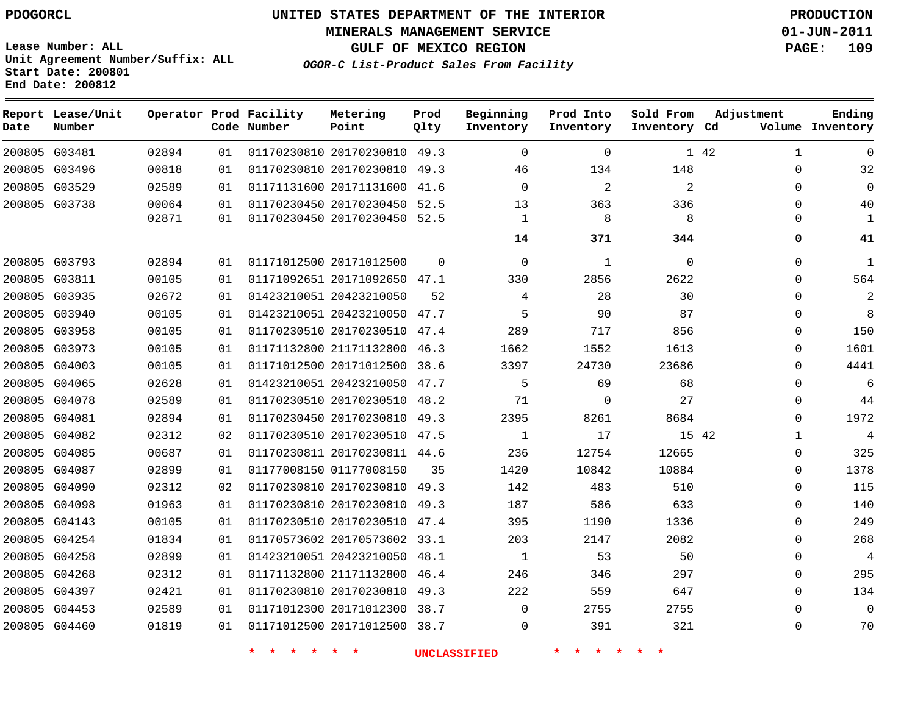PDOGORCL

**UNITED STATES DEPARTMENT OF THE INTERIOR**
**MINERALS MANAGEMENT SERVICE**
**GULF OF MEXICO REGION**
***OGOR-C List-Product Sales From Facility***

PRODUCTION
01-JUN-2011

Lease Number: ALL
Unit Agreement Number/Suffix: ALL
Start Date: 200801
End Date: 200812

| Report Date | Lease/Unit Number | Operator | Prod Code | Facility Number | Metering Point | Prod Qlty | Beginning Inventory | Prod Into Inventory | Sold From Inventory | Adjustment Cd | Adjustment Volume | Ending Inventory |
|---|---|---|---|---|---|---|---|---|---|---|---|---|
| 200805 | G03481 | 02894 | 01 | 01170230810 | 20170230810 | 49.3 | 0 | 0 | 1 | 42 | 1 | 0 |
| 200805 | G03496 | 00818 | 01 | 01170230810 | 20170230810 | 49.3 | 46 | 134 | 148 | | 0 | 32 |
| 200805 | G03529 | 02589 | 01 | 01171131600 | 20171131600 | 41.6 | 0 | 2 | 2 | | 0 | 0 |
| 200805 | G03738 | 00064 | 01 | 01170230450 | 20170230450 | 52.5 | 13 | 363 | 336 | | 0 | 40 |
| | | 02871 | 01 | 01170230450 | 20170230450 | 52.5 | 1 | 8 | 8 | | 0 | 1 |
| | | | | | | | **14** | **371** | **344** | | **0** | **41** |
| 200805 | G03793 | 02894 | 01 | 01171012500 | 20171012500 | 0 | 0 | 1 | 0 | | 0 | 1 |
| 200805 | G03811 | 00105 | 01 | 01171092651 | 20171092650 | 47.1 | 330 | 2856 | 2622 | | 0 | 564 |
| 200805 | G03935 | 02672 | 01 | 01423210051 | 20423210050 | 52 | 4 | 28 | 30 | | 0 | 2 |
| 200805 | G03940 | 00105 | 01 | 01423210051 | 20423210050 | 47.7 | 5 | 90 | 87 | | 0 | 8 |
| 200805 | G03958 | 00105 | 01 | 01170230510 | 20170230510 | 47.4 | 289 | 717 | 856 | | 0 | 150 |
| 200805 | G03973 | 00105 | 01 | 01171132800 | 21171132800 | 46.3 | 1662 | 1552 | 1613 | | 0 | 1601 |
| 200805 | G04003 | 00105 | 01 | 01171012500 | 20171012500 | 38.6 | 3397 | 24730 | 23686 | | 0 | 4441 |
| 200805 | G04065 | 02628 | 01 | 01423210051 | 20423210050 | 47.7 | 5 | 69 | 68 | | 0 | 6 |
| 200805 | G04078 | 02589 | 01 | 01170230510 | 20170230510 | 48.2 | 71 | 0 | 27 | | 0 | 44 |
| 200805 | G04081 | 02894 | 01 | 01170230450 | 20170230810 | 49.3 | 2395 | 8261 | 8684 | | 0 | 1972 |
| 200805 | G04082 | 02312 | 02 | 01170230510 | 20170230510 | 47.5 | 1 | 17 | 15 | 42 | 1 | 4 |
| 200805 | G04085 | 00687 | 01 | 01170230811 | 20170230811 | 44.6 | 236 | 12754 | 12665 | | 0 | 325 |
| 200805 | G04087 | 02899 | 01 | 01177008150 | 01177008150 | 35 | 1420 | 10842 | 10884 | | 0 | 1378 |
| 200805 | G04090 | 02312 | 02 | 01170230810 | 20170230810 | 49.3 | 142 | 483 | 510 | | 0 | 115 |
| 200805 | G04098 | 01963 | 01 | 01170230810 | 20170230810 | 49.3 | 187 | 586 | 633 | | 0 | 140 |
| 200805 | G04143 | 00105 | 01 | 01170230510 | 20170230510 | 47.4 | 395 | 1190 | 1336 | | 0 | 249 |
| 200805 | G04254 | 01834 | 01 | 01170573602 | 20170573602 | 33.1 | 203 | 2147 | 2082 | | 0 | 268 |
| 200805 | G04258 | 02899 | 01 | 01423210051 | 20423210050 | 48.1 | 1 | 53 | 50 | | 0 | 4 |
| 200805 | G04268 | 02312 | 01 | 01171132800 | 21171132800 | 46.4 | 246 | 346 | 297 | | 0 | 295 |
| 200805 | G04397 | 02421 | 01 | 01170230810 | 20170230810 | 49.3 | 222 | 559 | 647 | | 0 | 134 |
| 200805 | G04453 | 02589 | 01 | 01171012300 | 20171012300 | 38.7 | 0 | 2755 | 2755 | | 0 | 0 |
| 200805 | G04460 | 01819 | 01 | 01171012500 | 20171012500 | 38.7 | 0 | 391 | 321 | | 0 | 70 |

* * * * * * UNCLASSIFIED * * * * * *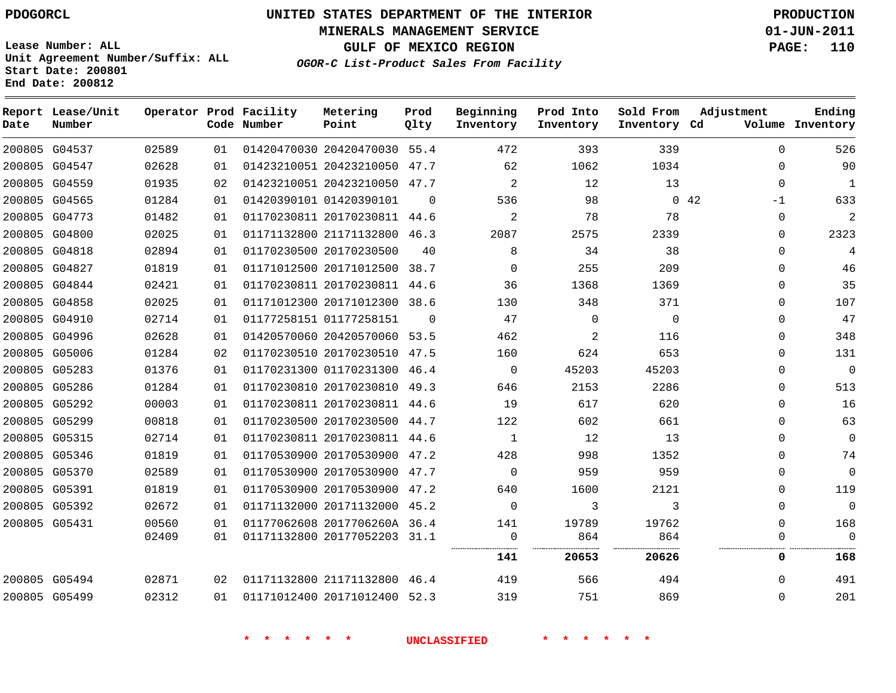PDOGORCL

# UNITED STATES DEPARTMENT OF THE INTERIOR
## MINERALS MANAGEMENT SERVICE
## GULF OF MEXICO REGION
### *OGOR-C List-Product Sales From Facility*

PRODUCTION
01-JUN-2011

Lease Number: ALL
Unit Agreement Number/Suffix: ALL
Start Date: 200801
End Date: 200812

| Report Date | Lease/Unit Number | Operator | Prod Code | Facility Number | Metering Point | Prod Qlty | Beginning Inventory | Prod Into Inventory | Sold From Inventory | Adjustment Cd | Adjustment Volume | Ending Inventory |
|---|---|---|---|---|---|---|---|---|---|---|---|---|
| 200805 | G04537 | 02589 | 01 | 01420470030 | 20420470030 | 55.4 | 472 | 393 | 339 | | 0 | 526 |
| 200805 | G04547 | 02628 | 01 | 01423210051 | 20423210050 | 47.7 | 62 | 1062 | 1034 | | 0 | 90 |
| 200805 | G04559 | 01935 | 02 | 01423210051 | 20423210050 | 47.7 | 2 | 12 | 13 | | 0 | 1 |
| 200805 | G04565 | 01284 | 01 | 01420390101 | 01420390101 | 0 | 536 | 98 | 0 | 42 | -1 | 633 |
| 200805 | G04773 | 01482 | 01 | 01170230811 | 20170230811 | 44.6 | 2 | 78 | 78 | | 0 | 2 |
| 200805 | G04800 | 02025 | 01 | 01171132800 | 21171132800 | 46.3 | 2087 | 2575 | 2339 | | 0 | 2323 |
| 200805 | G04818 | 02894 | 01 | 01170230500 | 20170230500 | 40 | 8 | 34 | 38 | | 0 | 4 |
| 200805 | G04827 | 01819 | 01 | 01171012500 | 20171012500 | 38.7 | 0 | 255 | 209 | | 0 | 46 |
| 200805 | G04844 | 02421 | 01 | 01170230811 | 20170230811 | 44.6 | 36 | 1368 | 1369 | | 0 | 35 |
| 200805 | G04858 | 02025 | 01 | 01171012300 | 20171012300 | 38.6 | 130 | 348 | 371 | | 0 | 107 |
| 200805 | G04910 | 02714 | 01 | 01177258151 | 01177258151 | 0 | 47 | 0 | 0 | | 0 | 47 |
| 200805 | G04996 | 02628 | 01 | 01420570060 | 20420570060 | 53.5 | 462 | 2 | 116 | | 0 | 348 |
| 200805 | G05006 | 01284 | 02 | 01170230510 | 20170230510 | 47.5 | 160 | 624 | 653 | | 0 | 131 |
| 200805 | G05283 | 01376 | 01 | 01170231300 | 01170231300 | 46.4 | 0 | 45203 | 45203 | | 0 | 0 |
| 200805 | G05286 | 01284 | 01 | 01170230810 | 20170230810 | 49.3 | 646 | 2153 | 2286 | | 0 | 513 |
| 200805 | G05292 | 00003 | 01 | 01170230811 | 20170230811 | 44.6 | 19 | 617 | 620 | | 0 | 16 |
| 200805 | G05299 | 00818 | 01 | 01170230500 | 20170230500 | 44.7 | 122 | 602 | 661 | | 0 | 63 |
| 200805 | G05315 | 02714 | 01 | 01170230811 | 20170230811 | 44.6 | 1 | 12 | 13 | | 0 | 0 |
| 200805 | G05346 | 01819 | 01 | 01170530900 | 20170530900 | 47.2 | 428 | 998 | 1352 | | 0 | 74 |
| 200805 | G05370 | 02589 | 01 | 01170530900 | 20170530900 | 47.7 | 0 | 959 | 959 | | 0 | 0 |
| 200805 | G05391 | 01819 | 01 | 01170530900 | 20170530900 | 47.2 | 640 | 1600 | 2121 | | 0 | 119 |
| 200805 | G05392 | 02672 | 01 | 01171132000 | 20171132000 | 45.2 | 0 | 3 | 3 | | 0 | 0 |
| 200805 | G05431 | 00560 | 01 | 01177062608 | 2017706260A | 36.4 | 141 | 19789 | 19762 | | 0 | 168 |
| | | 02409 | 01 | 01171132800 | 20177052203 | 31.1 | 0 | 864 | 864 | | 0 | 0 |
| | | | | | | | **141** | **20653** | **20626** | | **0** | **168** |
| 200805 | G05494 | 02871 | 02 | 01171132800 | 21171132800 | 46.4 | 419 | 566 | 494 | | 0 | 491 |
| 200805 | G05499 | 02312 | 01 | 01171012400 | 20171012400 | 52.3 | 319 | 751 | 869 | | 0 | 201 |

\* \* \* \* \* \* UNCLASSIFIED \* \* \* \* \* \*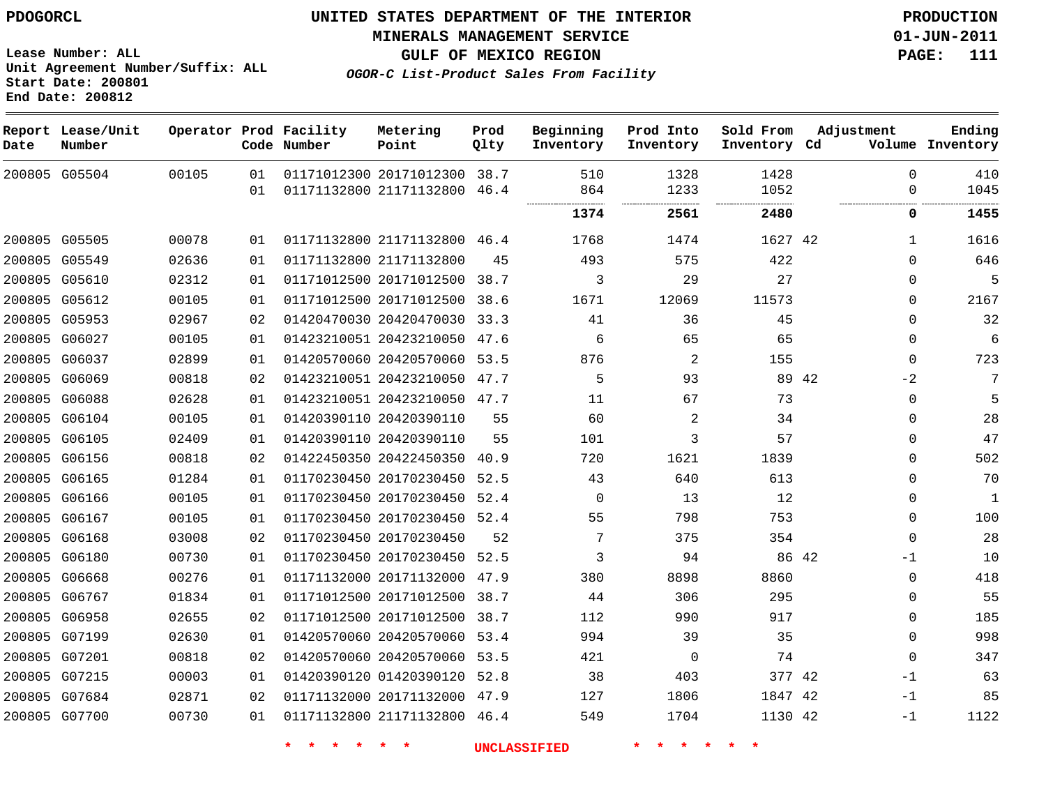PDOGORCL

**UNITED STATES DEPARTMENT OF THE INTERIOR**
**MINERALS MANAGEMENT SERVICE**
**GULF OF MEXICO REGION**
***OGOR-C List-Product Sales From Facility***

PRODUCTION
01-JUN-2011

Lease Number: ALL
Unit Agreement Number/Suffix: ALL
Start Date: 200801
End Date: 200812

| Report Date | Lease/Unit Number | Operator | Prod Code | Facility Number | Metering Point | Prod Qlty | Beginning Inventory | Prod Into Inventory | Sold From Inventory | Adjustment Cd | Adjustment Volume | Ending Inventory |
|---|---|---|---|---|---|---|---|---|---|---|---|---|
| 200805 | G05504 | 00105 | 01 | 01171012300 | 20171012300 | 38.7 | 510 | 1328 | 1428 | | 0 | 410 |
| | | | 01 | 01171132800 | 21171132800 | 46.4 | 864 | 1233 | 1052 | | 0 | 1045 |
| | | | | | | | **1374** | **2561** | **2480** | | **0** | **1455** |
| 200805 | G05505 | 00078 | 01 | 01171132800 | 21171132800 | 46.4 | 1768 | 1474 | 1627 | 42 | 1 | 1616 |
| 200805 | G05549 | 02636 | 01 | 01171132800 | 21171132800 | 45 | 493 | 575 | 422 | | 0 | 646 |
| 200805 | G05610 | 02312 | 01 | 01171012500 | 20171012500 | 38.7 | 3 | 29 | 27 | | 0 | 5 |
| 200805 | G05612 | 00105 | 01 | 01171012500 | 20171012500 | 38.6 | 1671 | 12069 | 11573 | | 0 | 2167 |
| 200805 | G05953 | 02967 | 02 | 01420470030 | 20420470030 | 33.3 | 41 | 36 | 45 | | 0 | 32 |
| 200805 | G06027 | 00105 | 01 | 01423210051 | 20423210050 | 47.6 | 6 | 65 | 65 | | 0 | 6 |
| 200805 | G06037 | 02899 | 01 | 01420570060 | 20420570060 | 53.5 | 876 | 2 | 155 | | 0 | 723 |
| 200805 | G06069 | 00818 | 02 | 01423210051 | 20423210050 | 47.7 | 5 | 93 | 89 | 42 | -2 | 7 |
| 200805 | G06088 | 02628 | 01 | 01423210051 | 20423210050 | 47.7 | 11 | 67 | 73 | | 0 | 5 |
| 200805 | G06104 | 00105 | 01 | 01420390110 | 20420390110 | 55 | 60 | 2 | 34 | | 0 | 28 |
| 200805 | G06105 | 02409 | 01 | 01420390110 | 20420390110 | 55 | 101 | 3 | 57 | | 0 | 47 |
| 200805 | G06156 | 00818 | 02 | 01422450350 | 20422450350 | 40.9 | 720 | 1621 | 1839 | | 0 | 502 |
| 200805 | G06165 | 01284 | 01 | 01170230450 | 20170230450 | 52.5 | 43 | 640 | 613 | | 0 | 70 |
| 200805 | G06166 | 00105 | 01 | 01170230450 | 20170230450 | 52.4 | 0 | 13 | 12 | | 0 | 1 |
| 200805 | G06167 | 00105 | 01 | 01170230450 | 20170230450 | 52.4 | 55 | 798 | 753 | | 0 | 100 |
| 200805 | G06168 | 03008 | 02 | 01170230450 | 20170230450 | 52 | 7 | 375 | 354 | | 0 | 28 |
| 200805 | G06180 | 00730 | 01 | 01170230450 | 20170230450 | 52.5 | 3 | 94 | 86 | 42 | -1 | 10 |
| 200805 | G06668 | 00276 | 01 | 01171132000 | 20171132000 | 47.9 | 380 | 8898 | 8860 | | 0 | 418 |
| 200805 | G06767 | 01834 | 01 | 01171012500 | 20171012500 | 38.7 | 44 | 306 | 295 | | 0 | 55 |
| 200805 | G06958 | 02655 | 02 | 01171012500 | 20171012500 | 38.7 | 112 | 990 | 917 | | 0 | 185 |
| 200805 | G07199 | 02630 | 01 | 01420570060 | 20420570060 | 53.4 | 994 | 39 | 35 | | 0 | 998 |
| 200805 | G07201 | 00818 | 02 | 01420570060 | 20420570060 | 53.5 | 421 | 0 | 74 | | 0 | 347 |
| 200805 | G07215 | 00003 | 01 | 01420390120 | 01420390120 | 52.8 | 38 | 403 | 377 | 42 | -1 | 63 |
| 200805 | G07684 | 02871 | 02 | 01171132000 | 20171132000 | 47.9 | 127 | 1806 | 1847 | 42 | -1 | 85 |
| 200805 | G07700 | 00730 | 01 | 01171132800 | 21171132800 | 46.4 | 549 | 1704 | 1130 | 42 | -1 | 1122 |

* * * * * * UNCLASSIFIED * * * * * *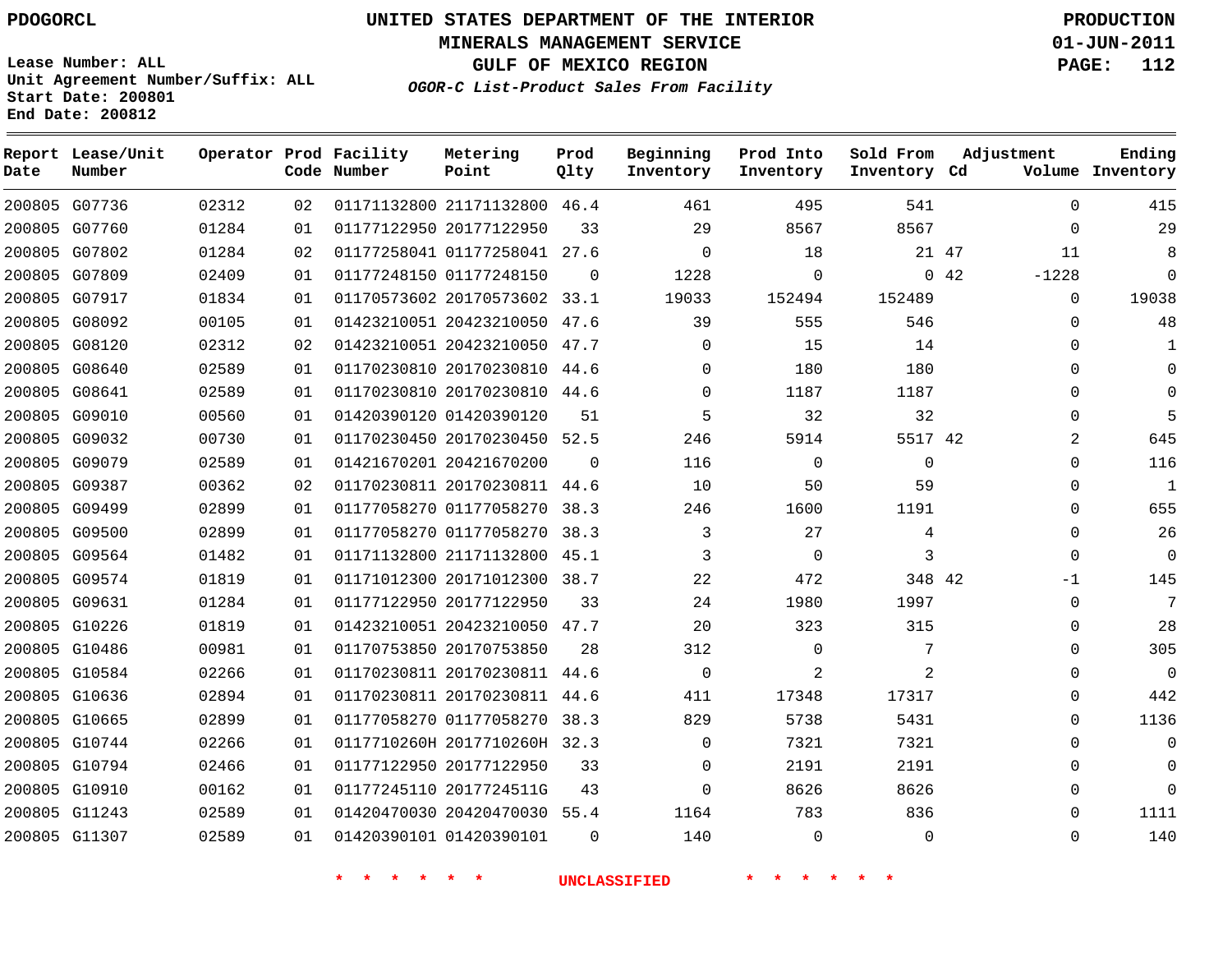UNITED STATES DEPARTMENT OF THE INTERIOR
MINERALS MANAGEMENT SERVICE
GULF OF MEXICO REGION
*OGOR-C List-Product Sales From Facility*

PDOGORCL

Lease Number: ALL
Unit Agreement Number/Suffix: ALL
Start Date: 200801
End Date: 200812

PRODUCTION
01-JUN-2011

| Report Date | Lease/Unit Number | Operator | Prod Code | Facility Number | Metering Point | Prod Qlty | Beginning Inventory | Prod Into Inventory | Sold From Inventory | Adjustment Cd | Adjustment Volume | Ending Inventory |
|---|---|---|---|---|---|---|---|---|---|---|---|---|
| 200805 | G07736 | 02312 | 02 | 01171132800 | 21171132800 | 46.4 | 461 | 495 | 541 | | 0 | 415 |
| 200805 | G07760 | 01284 | 01 | 01177122950 | 20177122950 | 33 | 29 | 8567 | 8567 | | 0 | 29 |
| 200805 | G07802 | 01284 | 02 | 01177258041 | 01177258041 | 27.6 | 0 | 18 | 21 | 47 | 11 | 8 |
| 200805 | G07809 | 02409 | 01 | 01177248150 | 01177248150 | 0 | 1228 | 0 | 0 | 42 | -1228 | 0 |
| 200805 | G07917 | 01834 | 01 | 01170573602 | 20170573602 | 33.1 | 19033 | 152494 | 152489 | | 0 | 19038 |
| 200805 | G08092 | 00105 | 01 | 01423210051 | 20423210050 | 47.6 | 39 | 555 | 546 | | 0 | 48 |
| 200805 | G08120 | 02312 | 02 | 01423210051 | 20423210050 | 47.7 | 0 | 15 | 14 | | 0 | 1 |
| 200805 | G08640 | 02589 | 01 | 01170230810 | 20170230810 | 44.6 | 0 | 180 | 180 | | 0 | 0 |
| 200805 | G08641 | 02589 | 01 | 01170230810 | 20170230810 | 44.6 | 0 | 1187 | 1187 | | 0 | 0 |
| 200805 | G09010 | 00560 | 01 | 01420390120 | 01420390120 | 51 | 5 | 32 | 32 | | 0 | 5 |
| 200805 | G09032 | 00730 | 01 | 01170230450 | 20170230450 | 52.5 | 246 | 5914 | 5517 | 42 | 2 | 645 |
| 200805 | G09079 | 02589 | 01 | 01421670201 | 20421670200 | 0 | 116 | 0 | 0 | | 0 | 116 |
| 200805 | G09387 | 00362 | 02 | 01170230811 | 20170230811 | 44.6 | 10 | 50 | 59 | | 0 | 1 |
| 200805 | G09499 | 02899 | 01 | 01177058270 | 01177058270 | 38.3 | 246 | 1600 | 1191 | | 0 | 655 |
| 200805 | G09500 | 02899 | 01 | 01177058270 | 01177058270 | 38.3 | 3 | 27 | 4 | | 0 | 26 |
| 200805 | G09564 | 01482 | 01 | 01171132800 | 21171132800 | 45.1 | 3 | 0 | 3 | | 0 | 0 |
| 200805 | G09574 | 01819 | 01 | 01171012300 | 20171012300 | 38.7 | 22 | 472 | 348 | 42 | -1 | 145 |
| 200805 | G09631 | 01284 | 01 | 01177122950 | 20177122950 | 33 | 24 | 1980 | 1997 | | 0 | 7 |
| 200805 | G10226 | 01819 | 01 | 01423210051 | 20423210050 | 47.7 | 20 | 323 | 315 | | 0 | 28 |
| 200805 | G10486 | 00981 | 01 | 01170753850 | 20170753850 | 28 | 312 | 0 | 7 | | 0 | 305 |
| 200805 | G10584 | 02266 | 01 | 01170230811 | 20170230811 | 44.6 | 0 | 2 | 2 | | 0 | 0 |
| 200805 | G10636 | 02894 | 01 | 01170230811 | 20170230811 | 44.6 | 411 | 17348 | 17317 | | 0 | 442 |
| 200805 | G10665 | 02899 | 01 | 01177058270 | 01177058270 | 38.3 | 829 | 5738 | 5431 | | 0 | 1136 |
| 200805 | G10744 | 02266 | 01 | 0117710260H | 2017710260H | 32.3 | 0 | 7321 | 7321 | | 0 | 0 |
| 200805 | G10794 | 02466 | 01 | 01177122950 | 20177122950 | 33 | 0 | 2191 | 2191 | | 0 | 0 |
| 200805 | G10910 | 00162 | 01 | 01177245110 | 2017724511G | 43 | 0 | 8626 | 8626 | | 0 | 0 |
| 200805 | G11243 | 02589 | 01 | 01420470030 | 20420470030 | 55.4 | 1164 | 783 | 836 | | 0 | 1111 |
| 200805 | G11307 | 02589 | 01 | 01420390101 | 01420390101 | 0 | 140 | 0 | 0 | | 0 | 140 |

* * * * * * * UNCLASSIFIED * * * * * * *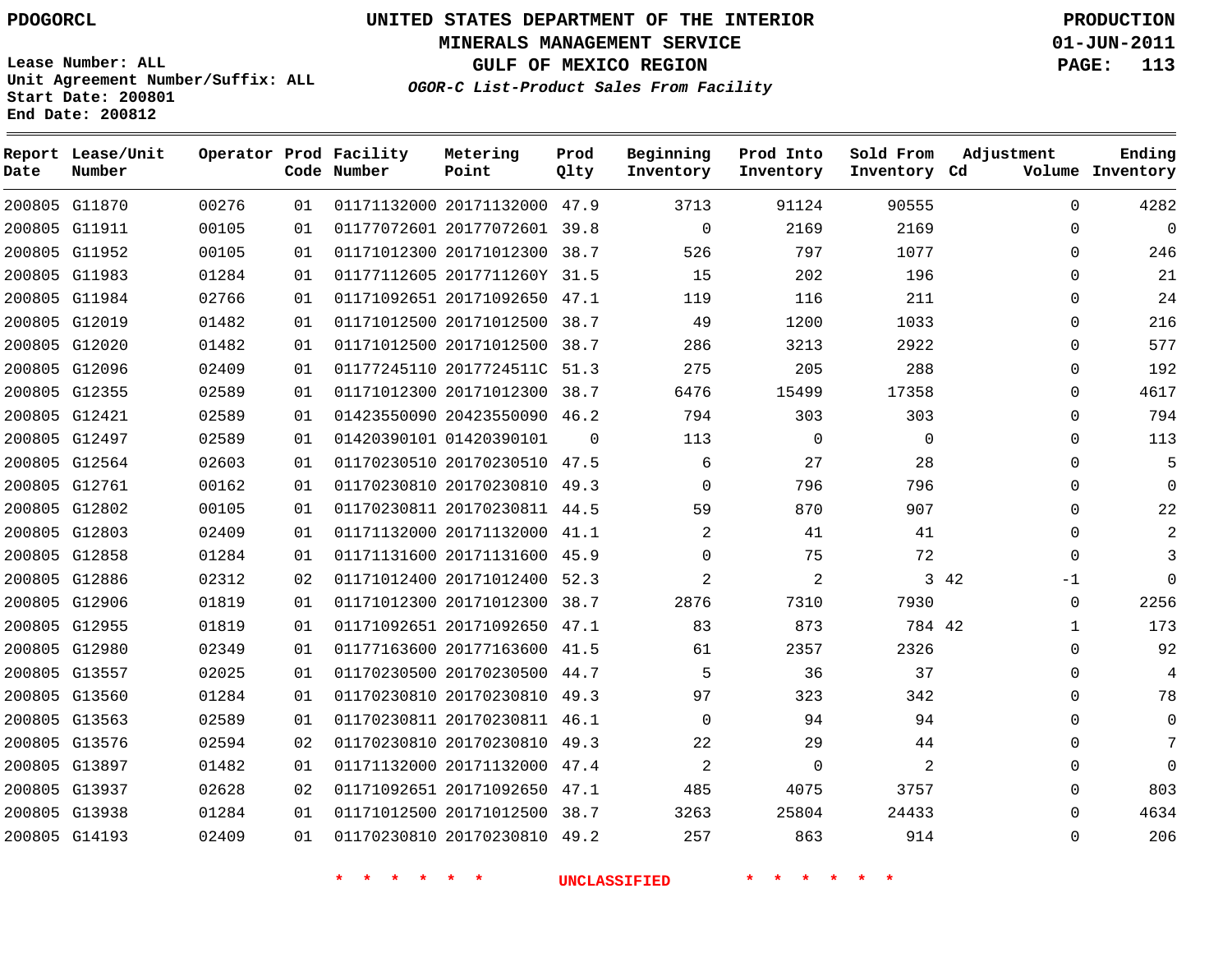UNITED STATES DEPARTMENT OF THE INTERIOR
MINERALS MANAGEMENT SERVICE
GULF OF MEXICO REGION

*OGOR-C List-Product Sales From Facility*

PDOGORCL

Lease Number: ALL
Unit Agreement Number/Suffix: ALL
Start Date: 200801
End Date: 200812

PRODUCTION
01-JUN-2011

| Report Date | Lease/Unit Number | Operator | Prod Code | Facility Number | Metering Point | Prod Qlty | Beginning Inventory | Prod Into Inventory | Sold From Inventory | Adjustment Cd | Adjustment Volume | Ending Inventory |
|---|---|---|---|---|---|---|---|---|---|---|---|---|
| 200805 | G11870 | 00276 | 01 | 01171132000 | 20171132000 | 47.9 | 3713 | 91124 | 90555 | | 0 | 4282 |
| 200805 | G11911 | 00105 | 01 | 01177072601 | 20177072601 | 39.8 | 0 | 2169 | 2169 | | 0 | 0 |
| 200805 | G11952 | 00105 | 01 | 01171012300 | 20171012300 | 38.7 | 526 | 797 | 1077 | | 0 | 246 |
| 200805 | G11983 | 01284 | 01 | 01177112605 | 2017711260Y | 31.5 | 15 | 202 | 196 | | 0 | 21 |
| 200805 | G11984 | 02766 | 01 | 01171092651 | 20171092650 | 47.1 | 119 | 116 | 211 | | 0 | 24 |
| 200805 | G12019 | 01482 | 01 | 01171012500 | 20171012500 | 38.7 | 49 | 1200 | 1033 | | 0 | 216 |
| 200805 | G12020 | 01482 | 01 | 01171012500 | 20171012500 | 38.7 | 286 | 3213 | 2922 | | 0 | 577 |
| 200805 | G12096 | 02409 | 01 | 01177245110 | 2017724511C | 51.3 | 275 | 205 | 288 | | 0 | 192 |
| 200805 | G12355 | 02589 | 01 | 01171012300 | 20171012300 | 38.7 | 6476 | 15499 | 17358 | | 0 | 4617 |
| 200805 | G12421 | 02589 | 01 | 01423550090 | 20423550090 | 46.2 | 794 | 303 | 303 | | 0 | 794 |
| 200805 | G12497 | 02589 | 01 | 01420390101 | 01420390101 | 0 | 113 | 0 | 0 | | 0 | 113 |
| 200805 | G12564 | 02603 | 01 | 01170230510 | 20170230510 | 47.5 | 6 | 27 | 28 | | 0 | 5 |
| 200805 | G12761 | 00162 | 01 | 01170230810 | 20170230810 | 49.3 | 0 | 796 | 796 | | 0 | 0 |
| 200805 | G12802 | 00105 | 01 | 01170230811 | 20170230811 | 44.5 | 59 | 870 | 907 | | 0 | 22 |
| 200805 | G12803 | 02409 | 01 | 01171132000 | 20171132000 | 41.1 | 2 | 41 | 41 | | 0 | 2 |
| 200805 | G12858 | 01284 | 01 | 01171131600 | 20171131600 | 45.9 | 0 | 75 | 72 | | 0 | 3 |
| 200805 | G12886 | 02312 | 02 | 01171012400 | 20171012400 | 52.3 | 2 | 2 | 3 | 42 | -1 | 0 |
| 200805 | G12906 | 01819 | 01 | 01171012300 | 20171012300 | 38.7 | 2876 | 7310 | 7930 | | 0 | 2256 |
| 200805 | G12955 | 01819 | 01 | 01171092651 | 20171092650 | 47.1 | 83 | 873 | 784 | 42 | 1 | 173 |
| 200805 | G12980 | 02349 | 01 | 01177163600 | 20177163600 | 41.5 | 61 | 2357 | 2326 | | 0 | 92 |
| 200805 | G13557 | 02025 | 01 | 01170230500 | 20170230500 | 44.7 | 5 | 36 | 37 | | 0 | 4 |
| 200805 | G13560 | 01284 | 01 | 01170230810 | 20170230810 | 49.3 | 97 | 323 | 342 | | 0 | 78 |
| 200805 | G13563 | 02589 | 01 | 01170230811 | 20170230811 | 46.1 | 0 | 94 | 94 | | 0 | 0 |
| 200805 | G13576 | 02594 | 02 | 01170230810 | 20170230810 | 49.3 | 22 | 29 | 44 | | 0 | 7 |
| 200805 | G13897 | 01482 | 01 | 01171132000 | 20171132000 | 47.4 | 2 | 0 | 2 | | 0 | 0 |
| 200805 | G13937 | 02628 | 02 | 01171092651 | 20171092650 | 47.1 | 485 | 4075 | 3757 | | 0 | 803 |
| 200805 | G13938 | 01284 | 01 | 01171012500 | 20171012500 | 38.7 | 3263 | 25804 | 24433 | | 0 | 4634 |
| 200805 | G14193 | 02409 | 01 | 01170230810 | 20170230810 | 49.2 | 257 | 863 | 914 | | 0 | 206 |

* * * * * * UNCLASSIFIED * * * * * *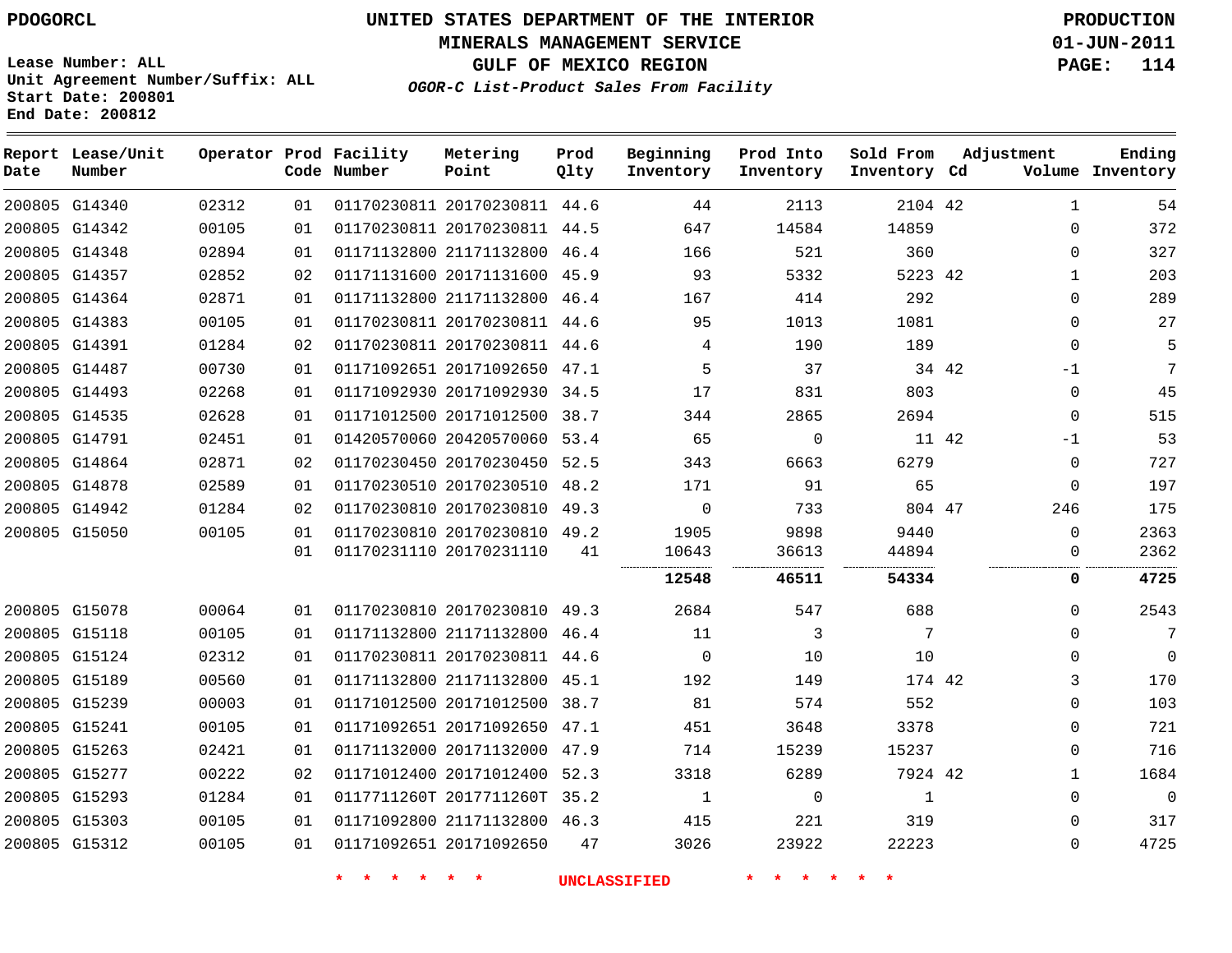PDOGORCL

# UNITED STATES DEPARTMENT OF THE INTERIOR
## MINERALS MANAGEMENT SERVICE
## GULF OF MEXICO REGION
### *OGOR-C List-Product Sales From Facility*

PRODUCTION
01-JUN-2011

Lease Number: ALL
Unit Agreement Number/Suffix: ALL
Start Date: 200801
End Date: 200812

| Report Date | Lease/Unit Number | Operator | Prod Code | Facility Number | Metering Point | Prod Qlty | Beginning Inventory | Prod Into Inventory | Sold From Inventory | Adjustment Cd | Adjustment Volume | Ending Inventory |
|---|---|---|---|---|---|---|---|---|---|---|---|---|
| 200805 | G14340 | 02312 | 01 | 01170230811 | 20170230811 | 44.6 | 44 | 2113 | 2104 | 42 | 1 | 54 |
| 200805 | G14342 | 00105 | 01 | 01170230811 | 20170230811 | 44.5 | 647 | 14584 | 14859 | | 0 | 372 |
| 200805 | G14348 | 02894 | 01 | 01171132800 | 21171132800 | 46.4 | 166 | 521 | 360 | | 0 | 327 |
| 200805 | G14357 | 02852 | 02 | 01171131600 | 20171131600 | 45.9 | 93 | 5332 | 5223 | 42 | 1 | 203 |
| 200805 | G14364 | 02871 | 01 | 01171132800 | 21171132800 | 46.4 | 167 | 414 | 292 | | 0 | 289 |
| 200805 | G14383 | 00105 | 01 | 01170230811 | 20170230811 | 44.6 | 95 | 1013 | 1081 | | 0 | 27 |
| 200805 | G14391 | 01284 | 02 | 01170230811 | 20170230811 | 44.6 | 4 | 190 | 189 | | 0 | 5 |
| 200805 | G14487 | 00730 | 01 | 01171092651 | 20171092650 | 47.1 | 5 | 37 | 34 | 42 | -1 | 7 |
| 200805 | G14493 | 02268 | 01 | 01171092930 | 20171092930 | 34.5 | 17 | 831 | 803 | | 0 | 45 |
| 200805 | G14535 | 02628 | 01 | 01171012500 | 20171012500 | 38.7 | 344 | 2865 | 2694 | | 0 | 515 |
| 200805 | G14791 | 02451 | 01 | 01420570060 | 20420570060 | 53.4 | 65 | 0 | 11 | 42 | -1 | 53 |
| 200805 | G14864 | 02871 | 02 | 01170230450 | 20170230450 | 52.5 | 343 | 6663 | 6279 | | 0 | 727 |
| 200805 | G14878 | 02589 | 01 | 01170230510 | 20170230510 | 48.2 | 171 | 91 | 65 | | 0 | 197 |
| 200805 | G14942 | 01284 | 02 | 01170230810 | 20170230810 | 49.3 | 0 | 733 | 804 | 47 | 246 | 175 |
| 200805 | G15050 | 00105 | 01 | 01170230810 | 20170230810 | 49.2 | 1905 | 9898 | 9440 | | 0 | 2363 |
| | | | 01 | 01170231110 | 20170231110 | 41 | 10643 | 36613 | 44894 | | 0 | 2362 |
| | | | | | | | **12548** | **46511** | **54334** | | **0** | **4725** |
| 200805 | G15078 | 00064 | 01 | 01170230810 | 20170230810 | 49.3 | 2684 | 547 | 688 | | 0 | 2543 |
| 200805 | G15118 | 00105 | 01 | 01171132800 | 21171132800 | 46.4 | 11 | 3 | 7 | | 0 | 7 |
| 200805 | G15124 | 02312 | 01 | 01170230811 | 20170230811 | 44.6 | 0 | 10 | 10 | | 0 | 0 |
| 200805 | G15189 | 00560 | 01 | 01171132800 | 21171132800 | 45.1 | 192 | 149 | 174 | 42 | 3 | 170 |
| 200805 | G15239 | 00003 | 01 | 01171012500 | 20171012500 | 38.7 | 81 | 574 | 552 | | 0 | 103 |
| 200805 | G15241 | 00105 | 01 | 01171092651 | 20171092650 | 47.1 | 451 | 3648 | 3378 | | 0 | 721 |
| 200805 | G15263 | 02421 | 01 | 01171132000 | 20171132000 | 47.9 | 714 | 15239 | 15237 | | 0 | 716 |
| 200805 | G15277 | 00222 | 02 | 01171012400 | 20171012400 | 52.3 | 3318 | 6289 | 7924 | 42 | 1 | 1684 |
| 200805 | G15293 | 01284 | 01 | 0117711260T | 2017711260T | 35.2 | 1 | 0 | 1 | | 0 | 0 |
| 200805 | G15303 | 00105 | 01 | 01171092800 | 21171132800 | 46.3 | 415 | 221 | 319 | | 0 | 317 |
| 200805 | G15312 | 00105 | 01 | 01171092651 | 20171092650 | 47 | 3026 | 23922 | 22223 | | 0 | 4725 |

\* \* \* \* \* \* UNCLASSIFIED \* \* \* \* \* \*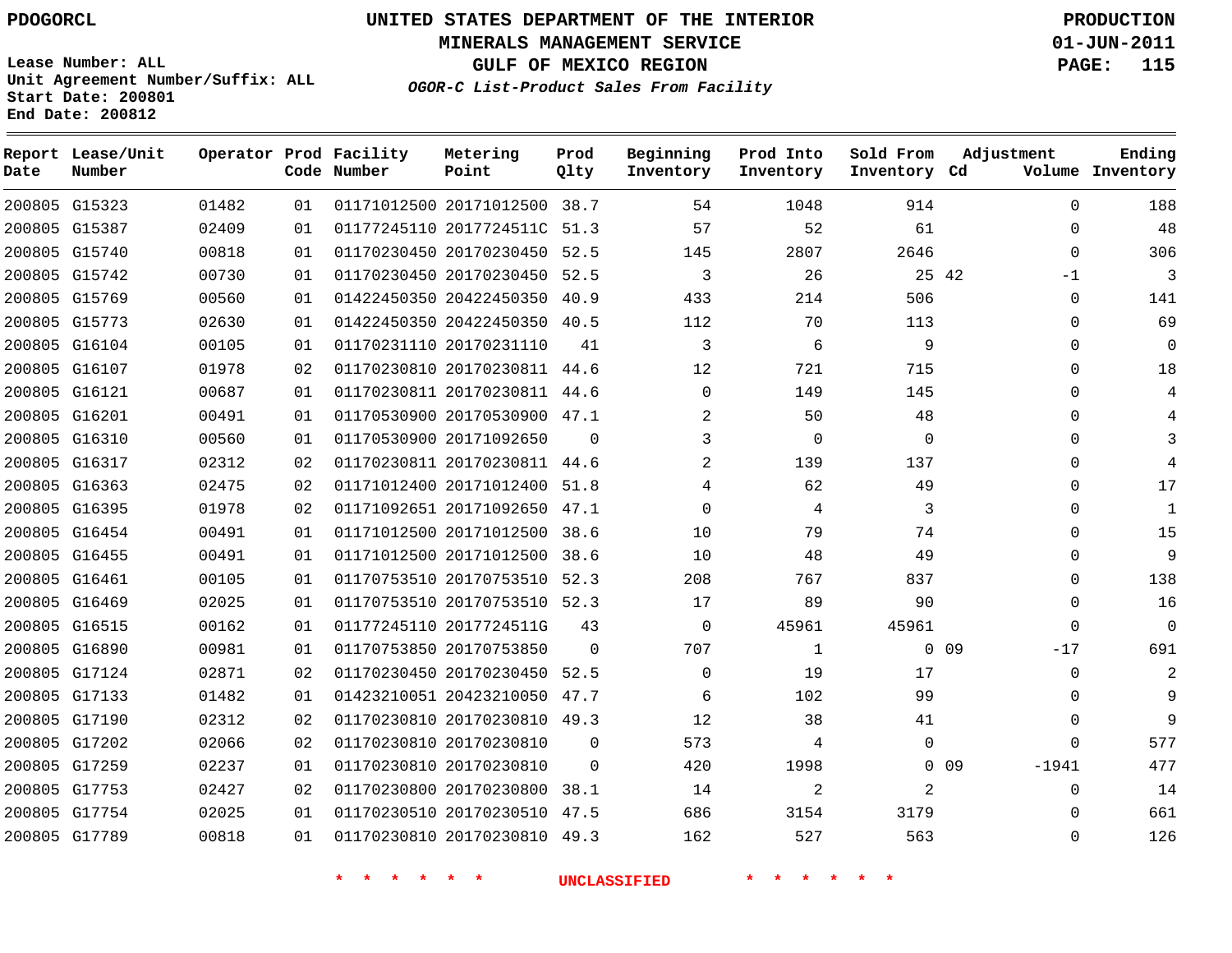PDOGORCL

# UNITED STATES DEPARTMENT OF THE INTERIOR
## MINERALS MANAGEMENT SERVICE
## GULF OF MEXICO REGION
### *OGOR-C List-Product Sales From Facility*

**PRODUCTION**
**01-JUN-2011**

Lease Number: ALL
Unit Agreement Number/Suffix: ALL
Start Date: 200801
End Date: 200812

| Report Date | Lease/Unit Number | Operator | Prod Code | Facility Number | Metering Point | Prod Qlty | Beginning Inventory | Prod Into Inventory | Sold From Inventory | Adjustment Cd | Adjustment Volume | Ending Inventory |
|---|---|---|---|---|---|---|---|---|---|---|---|---|
| 200805 | G15323 | 01482 | 01 | 01171012500 | 20171012500 | 38.7 | 54 | 1048 | 914 | | 0 | 188 |
| 200805 | G15387 | 02409 | 01 | 01177245110 | 2017724511C | 51.3 | 57 | 52 | 61 | | 0 | 48 |
| 200805 | G15740 | 00818 | 01 | 01170230450 | 20170230450 | 52.5 | 145 | 2807 | 2646 | | 0 | 306 |
| 200805 | G15742 | 00730 | 01 | 01170230450 | 20170230450 | 52.5 | 3 | 26 | 25 | 42 | -1 | 3 |
| 200805 | G15769 | 00560 | 01 | 01422450350 | 20422450350 | 40.9 | 433 | 214 | 506 | | 0 | 141 |
| 200805 | G15773 | 02630 | 01 | 01422450350 | 20422450350 | 40.5 | 112 | 70 | 113 | | 0 | 69 |
| 200805 | G16104 | 00105 | 01 | 01170231110 | 20170231110 | 41 | 3 | 6 | 9 | | 0 | 0 |
| 200805 | G16107 | 01978 | 02 | 01170230810 | 20170230811 | 44.6 | 12 | 721 | 715 | | 0 | 18 |
| 200805 | G16121 | 00687 | 01 | 01170230811 | 20170230811 | 44.6 | 0 | 149 | 145 | | 0 | 4 |
| 200805 | G16201 | 00491 | 01 | 01170530900 | 20170530900 | 47.1 | 2 | 50 | 48 | | 0 | 4 |
| 200805 | G16310 | 00560 | 01 | 01170530900 | 20171092650 | 0 | 3 | 0 | 0 | | 0 | 3 |
| 200805 | G16317 | 02312 | 02 | 01170230811 | 20170230811 | 44.6 | 2 | 139 | 137 | | 0 | 4 |
| 200805 | G16363 | 02475 | 02 | 01171012400 | 20171012400 | 51.8 | 4 | 62 | 49 | | 0 | 17 |
| 200805 | G16395 | 01978 | 02 | 01171092651 | 20171092650 | 47.1 | 0 | 4 | 3 | | 0 | 1 |
| 200805 | G16454 | 00491 | 01 | 01171012500 | 20171012500 | 38.6 | 10 | 79 | 74 | | 0 | 15 |
| 200805 | G16455 | 00491 | 01 | 01171012500 | 20171012500 | 38.6 | 10 | 48 | 49 | | 0 | 9 |
| 200805 | G16461 | 00105 | 01 | 01170753510 | 20170753510 | 52.3 | 208 | 767 | 837 | | 0 | 138 |
| 200805 | G16469 | 02025 | 01 | 01170753510 | 20170753510 | 52.3 | 17 | 89 | 90 | | 0 | 16 |
| 200805 | G16515 | 00162 | 01 | 01177245110 | 2017724511G | 43 | 0 | 45961 | 45961 | | 0 | 0 |
| 200805 | G16890 | 00981 | 01 | 01170753850 | 20170753850 | 0 | 707 | 1 | 0 | 09 | -17 | 691 |
| 200805 | G17124 | 02871 | 02 | 01170230450 | 20170230450 | 52.5 | 0 | 19 | 17 | | 0 | 2 |
| 200805 | G17133 | 01482 | 01 | 01423210051 | 20423210050 | 47.7 | 6 | 102 | 99 | | 0 | 9 |
| 200805 | G17190 | 02312 | 02 | 01170230810 | 20170230810 | 49.3 | 12 | 38 | 41 | | 0 | 9 |
| 200805 | G17202 | 02066 | 02 | 01170230810 | 20170230810 | 0 | 573 | 4 | 0 | | 0 | 577 |
| 200805 | G17259 | 02237 | 01 | 01170230810 | 20170230810 | 0 | 420 | 1998 | 0 | 09 | -1941 | 477 |
| 200805 | G17753 | 02427 | 02 | 01170230800 | 20170230800 | 38.1 | 14 | 2 | 2 | | 0 | 14 |
| 200805 | G17754 | 02025 | 01 | 01170230510 | 20170230510 | 47.5 | 686 | 3154 | 3179 | | 0 | 661 |
| 200805 | G17789 | 00818 | 01 | 01170230810 | 20170230810 | 49.3 | 162 | 527 | 563 | | 0 | 126 |

\* \* \* \* \* \* UNCLASSIFIED \* \* \* \* \* \*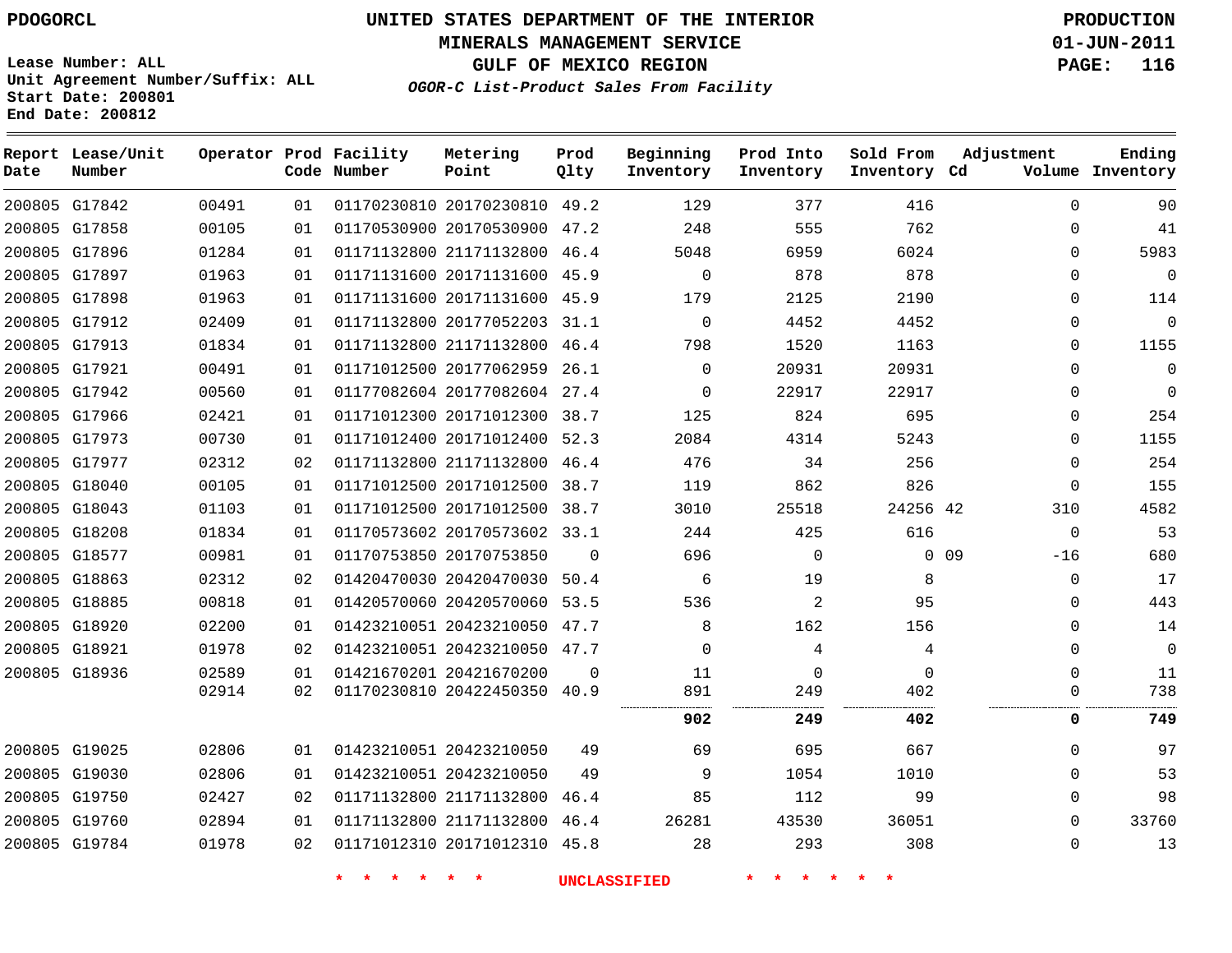PDOGORCL

# UNITED STATES DEPARTMENT OF THE INTERIOR
## MINERALS MANAGEMENT SERVICE
## GULF OF MEXICO REGION
### *OGOR-C List-Product Sales From Facility*

PRODUCTION
01-JUN-2011

Lease Number: ALL
Unit Agreement Number/Suffix: ALL
Start Date: 200801
End Date: 200812

| Report Date | Lease/Unit Number | Operator | Prod Code | Facility Number | Metering Point | Prod Qlty | Beginning Inventory | Prod Into Inventory | Sold From Inventory | Adjustment Cd | Adjustment Volume | Ending Inventory |
|---|---|---|---|---|---|---|---|---|---|---|---|---|
| 200805 | G17842 | 00491 | 01 | 01170230810 | 20170230810 | 49.2 | 129 | 377 | 416 | | 0 | 90 |
| 200805 | G17858 | 00105 | 01 | 01170530900 | 20170530900 | 47.2 | 248 | 555 | 762 | | 0 | 41 |
| 200805 | G17896 | 01284 | 01 | 01171132800 | 21171132800 | 46.4 | 5048 | 6959 | 6024 | | 0 | 5983 |
| 200805 | G17897 | 01963 | 01 | 01171131600 | 20171131600 | 45.9 | 0 | 878 | 878 | | 0 | 0 |
| 200805 | G17898 | 01963 | 01 | 01171131600 | 20171131600 | 45.9 | 179 | 2125 | 2190 | | 0 | 114 |
| 200805 | G17912 | 02409 | 01 | 01171132800 | 20177052203 | 31.1 | 0 | 4452 | 4452 | | 0 | 0 |
| 200805 | G17913 | 01834 | 01 | 01171132800 | 21171132800 | 46.4 | 798 | 1520 | 1163 | | 0 | 1155 |
| 200805 | G17921 | 00491 | 01 | 01171012500 | 20177062959 | 26.1 | 0 | 20931 | 20931 | | 0 | 0 |
| 200805 | G17942 | 00560 | 01 | 01177082604 | 20177082604 | 27.4 | 0 | 22917 | 22917 | | 0 | 0 |
| 200805 | G17966 | 02421 | 01 | 01171012300 | 20171012300 | 38.7 | 125 | 824 | 695 | | 0 | 254 |
| 200805 | G17973 | 00730 | 01 | 01171012400 | 20171012400 | 52.3 | 2084 | 4314 | 5243 | | 0 | 1155 |
| 200805 | G17977 | 02312 | 02 | 01171132800 | 21171132800 | 46.4 | 476 | 34 | 256 | | 0 | 254 |
| 200805 | G18040 | 00105 | 01 | 01171012500 | 20171012500 | 38.7 | 119 | 862 | 826 | | 0 | 155 |
| 200805 | G18043 | 01103 | 01 | 01171012500 | 20171012500 | 38.7 | 3010 | 25518 | 24256 | 42 | 310 | 4582 |
| 200805 | G18208 | 01834 | 01 | 01170573602 | 20170573602 | 33.1 | 244 | 425 | 616 | | 0 | 53 |
| 200805 | G18577 | 00981 | 01 | 01170753850 | 20170753850 | 0 | 696 | 0 | 0 | 09 | -16 | 680 |
| 200805 | G18863 | 02312 | 02 | 01420470030 | 20420470030 | 50.4 | 6 | 19 | 8 | | 0 | 17 |
| 200805 | G18885 | 00818 | 01 | 01420570060 | 20420570060 | 53.5 | 536 | 2 | 95 | | 0 | 443 |
| 200805 | G18920 | 02200 | 01 | 01423210051 | 20423210050 | 47.7 | 8 | 162 | 156 | | 0 | 14 |
| 200805 | G18921 | 01978 | 02 | 01423210051 | 20423210050 | 47.7 | 0 | 4 | 4 | | 0 | 0 |
| 200805 | G18936 | 02589 | 01 | 01421670201 | 20421670200 | 0 | 11 | 0 | 0 | | 0 | 11 |
| | | 02914 | 02 | 01170230810 | 20422450350 | 40.9 | 891 | 249 | 402 | | 0 | 738 |
| | | | | | | | **902** | **249** | **402** | | **0** | **749** |
| 200805 | G19025 | 02806 | 01 | 01423210051 | 20423210050 | 49 | 69 | 695 | 667 | | 0 | 97 |
| 200805 | G19030 | 02806 | 01 | 01423210051 | 20423210050 | 49 | 9 | 1054 | 1010 | | 0 | 53 |
| 200805 | G19750 | 02427 | 02 | 01171132800 | 21171132800 | 46.4 | 85 | 112 | 99 | | 0 | 98 |
| 200805 | G19760 | 02894 | 01 | 01171132800 | 21171132800 | 46.4 | 26281 | 43530 | 36051 | | 0 | 33760 |
| 200805 | G19784 | 01978 | 02 | 01171012310 | 20171012310 | 45.8 | 28 | 293 | 308 | | 0 | 13 |

* * * * * * UNCLASSIFIED * * * * * *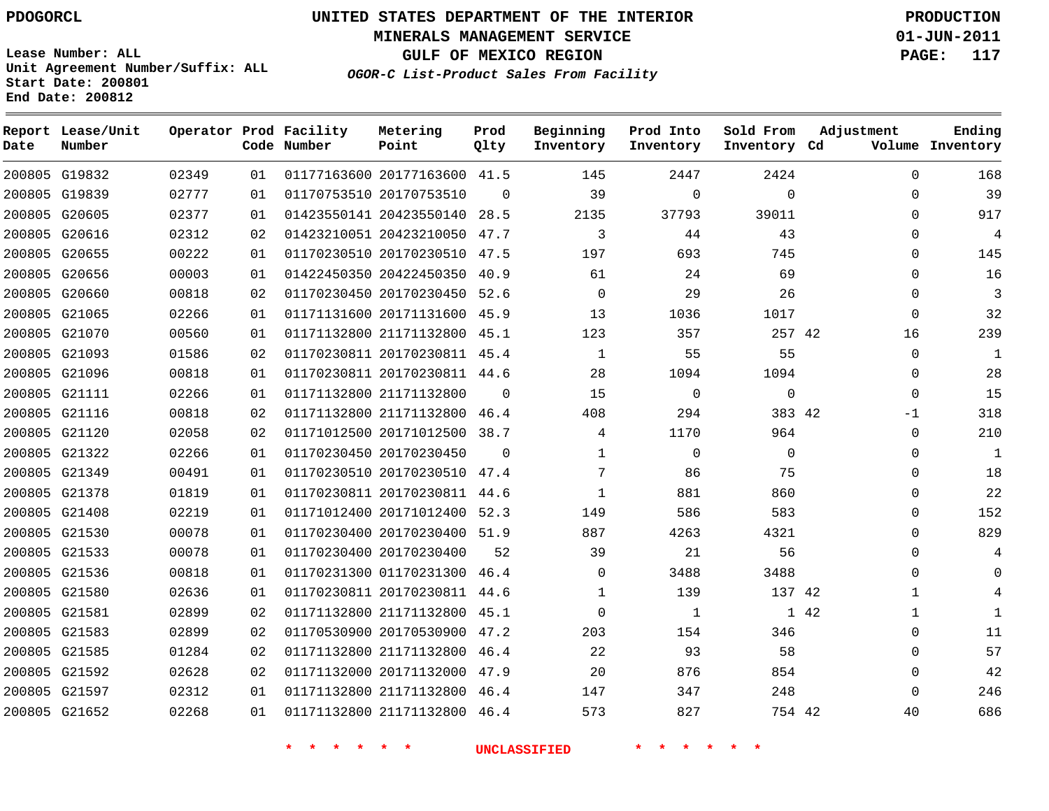PDOGORCL

**UNITED STATES DEPARTMENT OF THE INTERIOR**
**MINERALS MANAGEMENT SERVICE**
**GULF OF MEXICO REGION**
***OGOR-C List-Product Sales From Facility***

**PRODUCTION**
**01-JUN-2011**

Lease Number: ALL
Unit Agreement Number/Suffix: ALL
Start Date: 200801
End Date: 200812

| Report Date | Lease/Unit Number | Operator | Prod Code | Facility Number | Metering Point | Prod Qlty | Beginning Inventory | Prod Into Inventory | Sold From Inventory | Adjustment Cd | Adjustment Volume | Ending Inventory |
|---|---|---|---|---|---|---|---|---|---|---|---|---|
| 200805 | G19832 | 02349 | 01 | 01177163600 | 20177163600 | 41.5 | 145 | 2447 | 2424 | | 0 | 168 |
| 200805 | G19839 | 02777 | 01 | 01170753510 | 20170753510 | 0 | 39 | 0 | 0 | | 0 | 39 |
| 200805 | G20605 | 02377 | 01 | 01423550141 | 20423550140 | 28.5 | 2135 | 37793 | 39011 | | 0 | 917 |
| 200805 | G20616 | 02312 | 02 | 01423210051 | 20423210050 | 47.7 | 3 | 44 | 43 | | 0 | 4 |
| 200805 | G20655 | 00222 | 01 | 01170230510 | 20170230510 | 47.5 | 197 | 693 | 745 | | 0 | 145 |
| 200805 | G20656 | 00003 | 01 | 01422450350 | 20422450350 | 40.9 | 61 | 24 | 69 | | 0 | 16 |
| 200805 | G20660 | 00818 | 02 | 01170230450 | 20170230450 | 52.6 | 0 | 29 | 26 | | 0 | 3 |
| 200805 | G21065 | 02266 | 01 | 01171131600 | 20171131600 | 45.9 | 13 | 1036 | 1017 | | 0 | 32 |
| 200805 | G21070 | 00560 | 01 | 01171132800 | 21171132800 | 45.1 | 123 | 357 | 257 | 42 | 16 | 239 |
| 200805 | G21093 | 01586 | 02 | 01170230811 | 20170230811 | 45.4 | 1 | 55 | 55 | | 0 | 1 |
| 200805 | G21096 | 00818 | 01 | 01170230811 | 20170230811 | 44.6 | 28 | 1094 | 1094 | | 0 | 28 |
| 200805 | G21111 | 02266 | 01 | 01171132800 | 21171132800 | 0 | 15 | 0 | 0 | | 0 | 15 |
| 200805 | G21116 | 00818 | 02 | 01171132800 | 21171132800 | 46.4 | 408 | 294 | 383 | 42 | -1 | 318 |
| 200805 | G21120 | 02058 | 02 | 01171012500 | 20171012500 | 38.7 | 4 | 1170 | 964 | | 0 | 210 |
| 200805 | G21322 | 02266 | 01 | 01170230450 | 20170230450 | 0 | 1 | 0 | 0 | | 0 | 1 |
| 200805 | G21349 | 00491 | 01 | 01170230510 | 20170230510 | 47.4 | 7 | 86 | 75 | | 0 | 18 |
| 200805 | G21378 | 01819 | 01 | 01170230811 | 20170230811 | 44.6 | 1 | 881 | 860 | | 0 | 22 |
| 200805 | G21408 | 02219 | 01 | 01171012400 | 20171012400 | 52.3 | 149 | 586 | 583 | | 0 | 152 |
| 200805 | G21530 | 00078 | 01 | 01170230400 | 20170230400 | 51.9 | 887 | 4263 | 4321 | | 0 | 829 |
| 200805 | G21533 | 00078 | 01 | 01170230400 | 20170230400 | 52 | 39 | 21 | 56 | | 0 | 4 |
| 200805 | G21536 | 00818 | 01 | 01170231300 | 01170231300 | 46.4 | 0 | 3488 | 3488 | | 0 | 0 |
| 200805 | G21580 | 02636 | 01 | 01170230811 | 20170230811 | 44.6 | 1 | 139 | 137 | 42 | 1 | 4 |
| 200805 | G21581 | 02899 | 02 | 01171132800 | 21171132800 | 45.1 | 0 | 1 | 1 | 42 | 1 | 1 |
| 200805 | G21583 | 02899 | 02 | 01170530900 | 20170530900 | 47.2 | 203 | 154 | 346 | | 0 | 11 |
| 200805 | G21585 | 01284 | 02 | 01171132800 | 21171132800 | 46.4 | 22 | 93 | 58 | | 0 | 57 |
| 200805 | G21592 | 02628 | 02 | 01171132000 | 20171132000 | 47.9 | 20 | 876 | 854 | | 0 | 42 |
| 200805 | G21597 | 02312 | 01 | 01171132800 | 21171132800 | 46.4 | 147 | 347 | 248 | | 0 | 246 |
| 200805 | G21652 | 02268 | 01 | 01171132800 | 21171132800 | 46.4 | 573 | 827 | 754 | 42 | 40 | 686 |

\* \* \* \* \* \* UNCLASSIFIED \* \* \* \* \* \*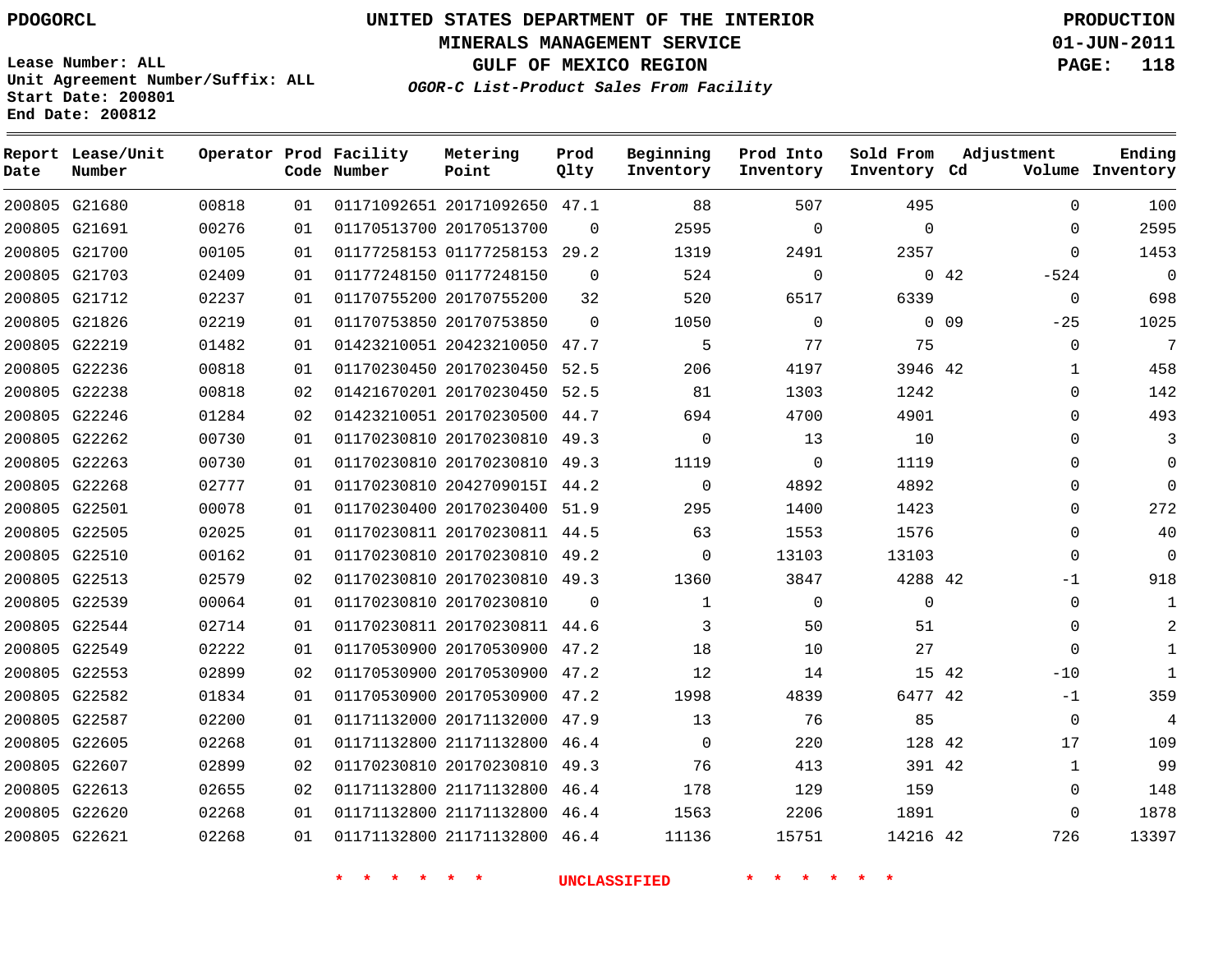PDOGORCL

# UNITED STATES DEPARTMENT OF THE INTERIOR
## MINERALS MANAGEMENT SERVICE
## GULF OF MEXICO REGION
### OGOR-C List-Product Sales From Facility

PRODUCTION
01-JUN-2011

Lease Number: ALL
Unit Agreement Number/Suffix: ALL
Start Date: 200801
End Date: 200812

| Report Date | Lease/Unit Number | Operator | Prod Code | Facility Number | Metering Point | Prod Qlty | Beginning Inventory | Prod Into Inventory | Sold From Inventory | Adjustment Cd | Volume | Ending Inventory |
|---|---|---|---|---|---|---|---|---|---|---|---|---|
| 200805 | G21680 | 00818 | 01 | 01171092651 | 20171092650 | 47.1 | 88 | 507 | 495 | | 0 | 100 |
| 200805 | G21691 | 00276 | 01 | 01170513700 | 20170513700 | 0 | 2595 | 0 | 0 | | 0 | 2595 |
| 200805 | G21700 | 00105 | 01 | 01177258153 | 01177258153 | 29.2 | 1319 | 2491 | 2357 | | 0 | 1453 |
| 200805 | G21703 | 02409 | 01 | 01177248150 | 01177248150 | 0 | 524 | 0 | 0 | 42 | -524 | 0 |
| 200805 | G21712 | 02237 | 01 | 01170755200 | 20170755200 | 32 | 520 | 6517 | 6339 | | 0 | 698 |
| 200805 | G21826 | 02219 | 01 | 01170753850 | 20170753850 | 0 | 1050 | 0 | 0 | 09 | -25 | 1025 |
| 200805 | G22219 | 01482 | 01 | 01423210051 | 20423210050 | 47.7 | 5 | 77 | 75 | | 0 | 7 |
| 200805 | G22236 | 00818 | 01 | 01170230450 | 20170230450 | 52.5 | 206 | 4197 | 3946 | 42 | 1 | 458 |
| 200805 | G22238 | 00818 | 02 | 01421670201 | 20170230450 | 52.5 | 81 | 1303 | 1242 | | 0 | 142 |
| 200805 | G22246 | 01284 | 02 | 01423210051 | 20170230500 | 44.7 | 694 | 4700 | 4901 | | 0 | 493 |
| 200805 | G22262 | 00730 | 01 | 01170230810 | 20170230810 | 49.3 | 0 | 13 | 10 | | 0 | 3 |
| 200805 | G22263 | 00730 | 01 | 01170230810 | 20170230810 | 49.3 | 1119 | 0 | 1119 | | 0 | 0 |
| 200805 | G22268 | 02777 | 01 | 01170230810 | 2042709015I | 44.2 | 0 | 4892 | 4892 | | 0 | 0 |
| 200805 | G22501 | 00078 | 01 | 01170230400 | 20170230400 | 51.9 | 295 | 1400 | 1423 | | 0 | 272 |
| 200805 | G22505 | 02025 | 01 | 01170230811 | 20170230811 | 44.5 | 63 | 1553 | 1576 | | 0 | 40 |
| 200805 | G22510 | 00162 | 01 | 01170230810 | 20170230810 | 49.2 | 0 | 13103 | 13103 | | 0 | 0 |
| 200805 | G22513 | 02579 | 02 | 01170230810 | 20170230810 | 49.3 | 1360 | 3847 | 4288 | 42 | -1 | 918 |
| 200805 | G22539 | 00064 | 01 | 01170230810 | 20170230810 | 0 | 1 | 0 | 0 | | 0 | 1 |
| 200805 | G22544 | 02714 | 01 | 01170230811 | 20170230811 | 44.6 | 3 | 50 | 51 | | 0 | 2 |
| 200805 | G22549 | 02222 | 01 | 01170530900 | 20170530900 | 47.2 | 18 | 10 | 27 | | 0 | 1 |
| 200805 | G22553 | 02899 | 02 | 01170530900 | 20170530900 | 47.2 | 12 | 14 | 15 | 42 | -10 | 1 |
| 200805 | G22582 | 01834 | 01 | 01170530900 | 20170530900 | 47.2 | 1998 | 4839 | 6477 | 42 | -1 | 359 |
| 200805 | G22587 | 02200 | 01 | 01171132000 | 20171132000 | 47.9 | 13 | 76 | 85 | | 0 | 4 |
| 200805 | G22605 | 02268 | 01 | 01171132800 | 21171132800 | 46.4 | 0 | 220 | 128 | 42 | 17 | 109 |
| 200805 | G22607 | 02899 | 02 | 01170230810 | 20170230810 | 49.3 | 76 | 413 | 391 | 42 | 1 | 99 |
| 200805 | G22613 | 02655 | 02 | 01171132800 | 21171132800 | 46.4 | 178 | 129 | 159 | | 0 | 148 |
| 200805 | G22620 | 02268 | 01 | 01171132800 | 21171132800 | 46.4 | 1563 | 2206 | 1891 | | 0 | 1878 |
| 200805 | G22621 | 02268 | 01 | 01171132800 | 21171132800 | 46.4 | 11136 | 15751 | 14216 | 42 | 726 | 13397 |

* * * * * * UNCLASSIFIED * * * * * *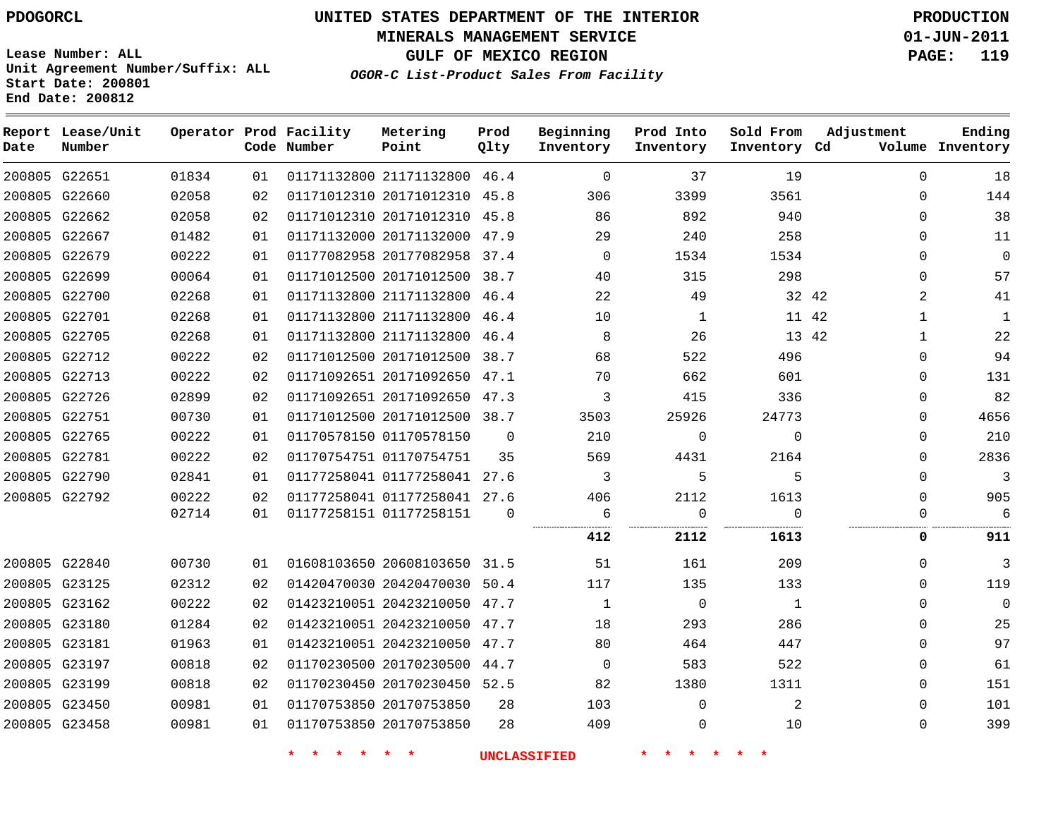PDOGORCL

**Lease Number: ALL**
**Unit Agreement Number/Suffix: ALL**
**Start Date: 200801**
**End Date: 200812**

# UNITED STATES DEPARTMENT OF THE INTERIOR
## MINERALS MANAGEMENT SERVICE
## GULF OF MEXICO REGION
### *OGOR-C List-Product Sales From Facility*

**PRODUCTION**
**01-JUN-2011**

| Report Date | Lease/Unit Number | Operator | Prod Code | Facility Number | Metering Point | Prod Qlty | Beginning Inventory | Prod Into Inventory | Sold From Inventory | Adjustment Cd | Adjustment Volume | Ending Inventory |
|---|---|---|---|---|---|---|---|---|---|---|---|---|
| 200805 | G22651 | 01834 | 01 | 01171132800 | 21171132800 | 46.4 | 0 | 37 | 19 | | 0 | 18 |
| 200805 | G22660 | 02058 | 02 | 01171012310 | 20171012310 | 45.8 | 306 | 3399 | 3561 | | 0 | 144 |
| 200805 | G22662 | 02058 | 02 | 01171012310 | 20171012310 | 45.8 | 86 | 892 | 940 | | 0 | 38 |
| 200805 | G22667 | 01482 | 01 | 01171132000 | 20171132000 | 47.9 | 29 | 240 | 258 | | 0 | 11 |
| 200805 | G22679 | 00222 | 01 | 01177082958 | 20177082958 | 37.4 | 0 | 1534 | 1534 | | 0 | 0 |
| 200805 | G22699 | 00064 | 01 | 01171012500 | 20171012500 | 38.7 | 40 | 315 | 298 | | 0 | 57 |
| 200805 | G22700 | 02268 | 01 | 01171132800 | 21171132800 | 46.4 | 22 | 49 | 32 | 42 | 2 | 41 |
| 200805 | G22701 | 02268 | 01 | 01171132800 | 21171132800 | 46.4 | 10 | 1 | 11 | 42 | 1 | 1 |
| 200805 | G22705 | 02268 | 01 | 01171132800 | 21171132800 | 46.4 | 8 | 26 | 13 | 42 | 1 | 22 |
| 200805 | G22712 | 00222 | 02 | 01171012500 | 20171012500 | 38.7 | 68 | 522 | 496 | | 0 | 94 |
| 200805 | G22713 | 00222 | 02 | 01171092651 | 20171092650 | 47.1 | 70 | 662 | 601 | | 0 | 131 |
| 200805 | G22726 | 02899 | 02 | 01171092651 | 20171092650 | 47.3 | 3 | 415 | 336 | | 0 | 82 |
| 200805 | G22751 | 00730 | 01 | 01171012500 | 20171012500 | 38.7 | 3503 | 25926 | 24773 | | 0 | 4656 |
| 200805 | G22765 | 00222 | 01 | 01170578150 | 01170578150 | 0 | 210 | 0 | 0 | | 0 | 210 |
| 200805 | G22781 | 00222 | 02 | 01170754751 | 01170754751 | 35 | 569 | 4431 | 2164 | | 0 | 2836 |
| 200805 | G22790 | 02841 | 01 | 01177258041 | 01177258041 | 27.6 | 3 | 5 | 5 | | 0 | 3 |
| 200805 | G22792 | 00222 | 02 | 01177258041 | 01177258041 | 27.6 | 406 | 2112 | 1613 | | 0 | 905 |
| | | 02714 | 01 | 01177258151 | 01177258151 | 0 | 6 | 0 | 0 | | 0 | 6 |
| | | | | | | | **412** | **2112** | **1613** | | **0** | **911** |
| 200805 | G22840 | 00730 | 01 | 01608103650 | 20608103650 | 31.5 | 51 | 161 | 209 | | 0 | 3 |
| 200805 | G23125 | 02312 | 02 | 01420470030 | 20420470030 | 50.4 | 117 | 135 | 133 | | 0 | 119 |
| 200805 | G23162 | 00222 | 02 | 01423210051 | 20423210050 | 47.7 | 1 | 0 | 1 | | 0 | 0 |
| 200805 | G23180 | 01284 | 02 | 01423210051 | 20423210050 | 47.7 | 18 | 293 | 286 | | 0 | 25 |
| 200805 | G23181 | 01963 | 01 | 01423210051 | 20423210050 | 47.7 | 80 | 464 | 447 | | 0 | 97 |
| 200805 | G23197 | 00818 | 02 | 01170230500 | 20170230500 | 44.7 | 0 | 583 | 522 | | 0 | 61 |
| 200805 | G23199 | 00818 | 02 | 01170230450 | 20170230450 | 52.5 | 82 | 1380 | 1311 | | 0 | 151 |
| 200805 | G23450 | 00981 | 01 | 01170753850 | 20170753850 | 28 | 103 | 0 | 2 | | 0 | 101 |
| 200805 | G23458 | 00981 | 01 | 01170753850 | 20170753850 | 28 | 409 | 0 | 10 | | 0 | 399 |

\* \* \* \* \* \* UNCLASSIFIED \* \* \* \* \* \*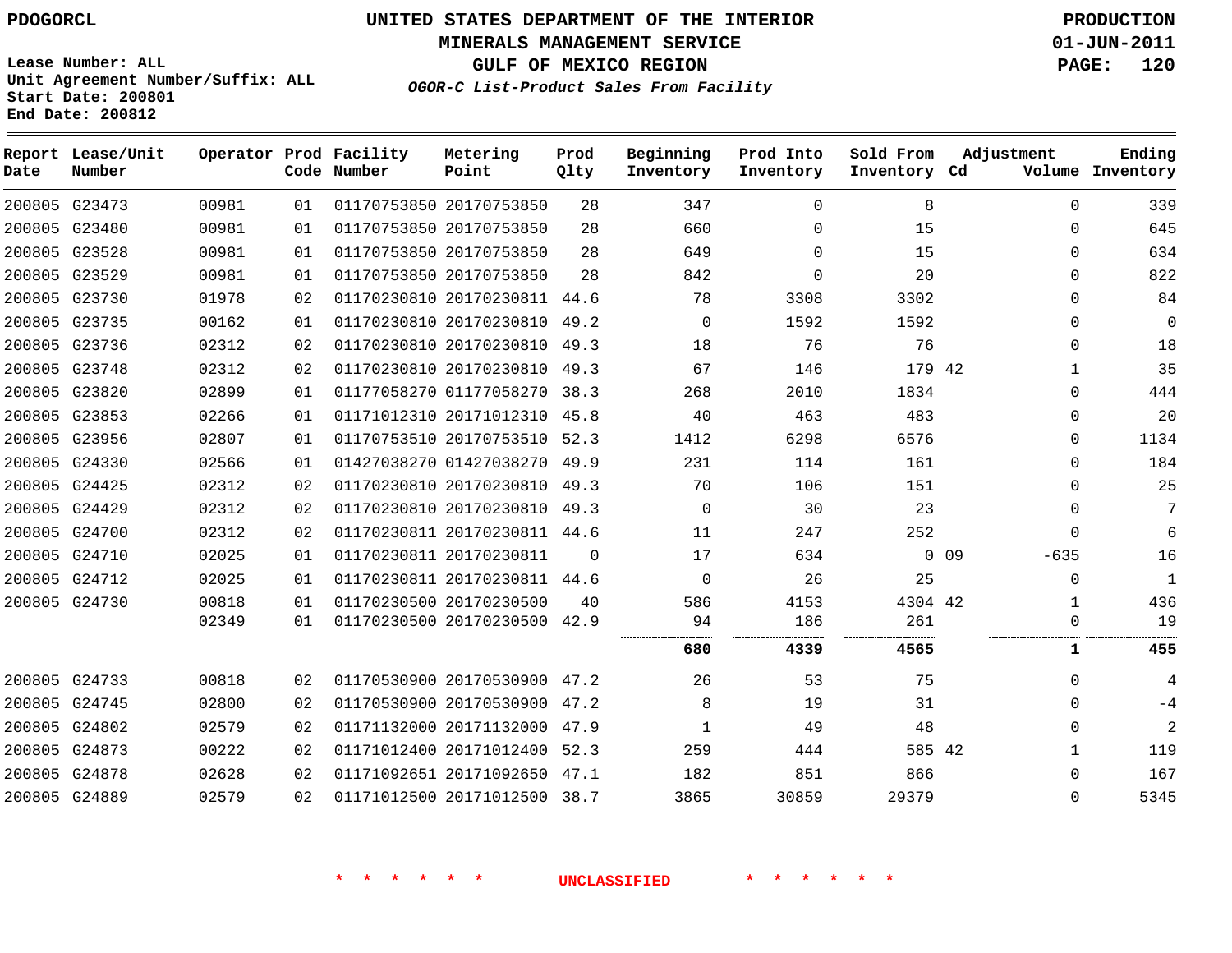PDOGORCL

# UNITED STATES DEPARTMENT OF THE INTERIOR
## MINERALS MANAGEMENT SERVICE
## GULF OF MEXICO REGION
### *OGOR-C List-Product Sales From Facility*

PRODUCTION
01-JUN-2011

Lease Number: ALL
Unit Agreement Number/Suffix: ALL
Start Date: 200801
End Date: 200812

| Report Date | Lease/Unit Number | Operator | Prod Code | Facility Number | Metering Point | Prod Qlty | Beginning Inventory | Prod Into Inventory | Sold From Inventory | Adjustment Cd | Adjustment Volume | Ending Inventory |
|---|---|---|---|---|---|---|---|---|---|---|---|---|
| 200805 | G23473 | 00981 | 01 | 01170753850 | 20170753850 | 28 | 347 | 0 | 8 | | 0 | 339 |
| 200805 | G23480 | 00981 | 01 | 01170753850 | 20170753850 | 28 | 660 | 0 | 15 | | 0 | 645 |
| 200805 | G23528 | 00981 | 01 | 01170753850 | 20170753850 | 28 | 649 | 0 | 15 | | 0 | 634 |
| 200805 | G23529 | 00981 | 01 | 01170753850 | 20170753850 | 28 | 842 | 0 | 20 | | 0 | 822 |
| 200805 | G23730 | 01978 | 02 | 01170230810 | 20170230811 | 44.6 | 78 | 3308 | 3302 | | 0 | 84 |
| 200805 | G23735 | 00162 | 01 | 01170230810 | 20170230810 | 49.2 | 0 | 1592 | 1592 | | 0 | 0 |
| 200805 | G23736 | 02312 | 02 | 01170230810 | 20170230810 | 49.3 | 18 | 76 | 76 | | 0 | 18 |
| 200805 | G23748 | 02312 | 02 | 01170230810 | 20170230810 | 49.3 | 67 | 146 | 179 | 42 | 1 | 35 |
| 200805 | G23820 | 02899 | 01 | 01177058270 | 01177058270 | 38.3 | 268 | 2010 | 1834 | | 0 | 444 |
| 200805 | G23853 | 02266 | 01 | 01171012310 | 20171012310 | 45.8 | 40 | 463 | 483 | | 0 | 20 |
| 200805 | G23956 | 02807 | 01 | 01170753510 | 20170753510 | 52.3 | 1412 | 6298 | 6576 | | 0 | 1134 |
| 200805 | G24330 | 02566 | 01 | 01427038270 | 01427038270 | 49.9 | 231 | 114 | 161 | | 0 | 184 |
| 200805 | G24425 | 02312 | 02 | 01170230810 | 20170230810 | 49.3 | 70 | 106 | 151 | | 0 | 25 |
| 200805 | G24429 | 02312 | 02 | 01170230810 | 20170230810 | 49.3 | 0 | 30 | 23 | | 0 | 7 |
| 200805 | G24700 | 02312 | 02 | 01170230811 | 20170230811 | 44.6 | 11 | 247 | 252 | | 0 | 6 |
| 200805 | G24710 | 02025 | 01 | 01170230811 | 20170230811 | 0 | 17 | 634 | 0 | 09 | -635 | 16 |
| 200805 | G24712 | 02025 | 01 | 01170230811 | 20170230811 | 44.6 | 0 | 26 | 25 | | 0 | 1 |
| 200805 | G24730 | 00818 | 01 | 01170230500 | 20170230500 | 40 | 586 | 4153 | 4304 | 42 | 1 | 436 |
| | | 02349 | 01 | 01170230500 | 20170230500 | 42.9 | 94 | 186 | 261 | | 0 | 19 |
| | | | | | | | **680** | **4339** | **4565** | | **1** | **455** |
| 200805 | G24733 | 00818 | 02 | 01170530900 | 20170530900 | 47.2 | 26 | 53 | 75 | | 0 | 4 |
| 200805 | G24745 | 02800 | 02 | 01170530900 | 20170530900 | 47.2 | 8 | 19 | 31 | | 0 | -4 |
| 200805 | G24802 | 02579 | 02 | 01171132000 | 20171132000 | 47.9 | 1 | 49 | 48 | | 0 | 2 |
| 200805 | G24873 | 00222 | 02 | 01171012400 | 20171012400 | 52.3 | 259 | 444 | 585 | 42 | 1 | 119 |
| 200805 | G24878 | 02628 | 02 | 01171092651 | 20171092650 | 47.1 | 182 | 851 | 866 | | 0 | 167 |
| 200805 | G24889 | 02579 | 02 | 01171012500 | 20171012500 | 38.7 | 3865 | 30859 | 29379 | | 0 | 5345 |

* * * * * * UNCLASSIFIED * * * * * *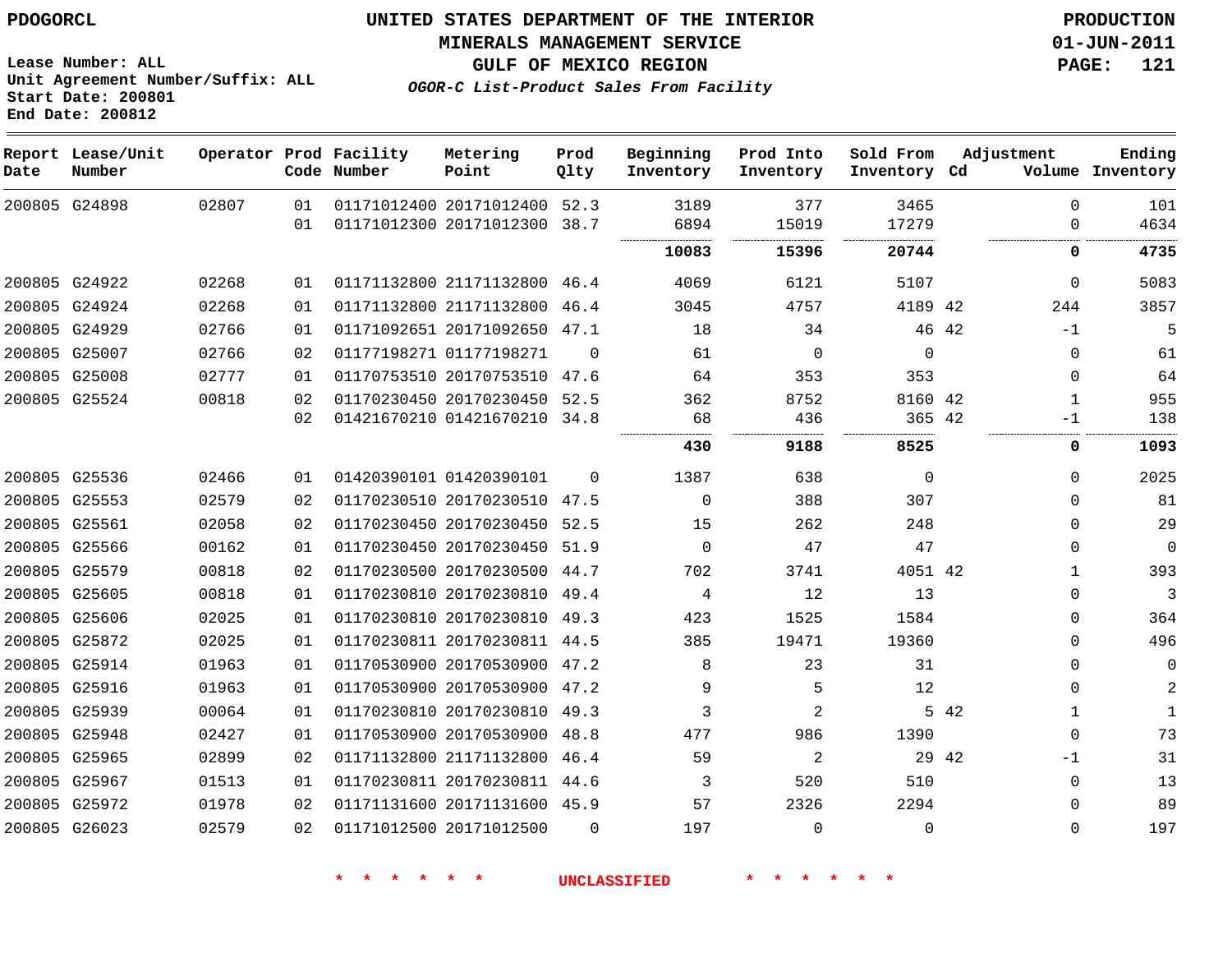PDOGORCL

# UNITED STATES DEPARTMENT OF THE INTERIOR
## MINERALS MANAGEMENT SERVICE
## GULF OF MEXICO REGION
### *OGOR-C List-Product Sales From Facility*

PRODUCTION
01-JUN-2011

Lease Number: ALL
Unit Agreement Number/Suffix: ALL
Start Date: 200801
End Date: 200812

| Report Date | Lease/Unit Number | Operator | Prod Code | Facility Number | Metering Point | Prod Qlty | Beginning Inventory | Prod Into Inventory | Sold From Inventory | Adjustment Cd | Volume | Ending Inventory |
|---|---|---|---|---|---|---|---|---|---|---|---|---|
| 200805 | G24898 | 02807 | 01 | 01171012400 | 20171012400 | 52.3 | 3189 | 377 | 3465 | | 0 | 101 |
| | | | 01 | 01171012300 | 20171012300 | 38.7 | 6894 | 15019 | 17279 | | 0 | 4634 |
| | | | | | | | **10083** | **15396** | **20744** | | **0** | **4735** |
| 200805 | G24922 | 02268 | 01 | 01171132800 | 21171132800 | 46.4 | 4069 | 6121 | 5107 | | 0 | 5083 |
| 200805 | G24924 | 02268 | 01 | 01171132800 | 21171132800 | 46.4 | 3045 | 4757 | 4189 | 42 | 244 | 3857 |
| 200805 | G24929 | 02766 | 01 | 01171092651 | 20171092650 | 47.1 | 18 | 34 | 46 | 42 | -1 | 5 |
| 200805 | G25007 | 02766 | 02 | 01177198271 | 01177198271 | 0 | 61 | 0 | 0 | | 0 | 61 |
| 200805 | G25008 | 02777 | 01 | 01170753510 | 20170753510 | 47.6 | 64 | 353 | 353 | | 0 | 64 |
| 200805 | G25524 | 00818 | 02 | 01170230450 | 20170230450 | 52.5 | 362 | 8752 | 8160 | 42 | 1 | 955 |
| | | | 02 | 01421670210 | 01421670210 | 34.8 | 68 | 436 | 365 | 42 | -1 | 138 |
| | | | | | | | **430** | **9188** | **8525** | | **0** | **1093** |
| 200805 | G25536 | 02466 | 01 | 01420390101 | 01420390101 | 0 | 1387 | 638 | 0 | | 0 | 2025 |
| 200805 | G25553 | 02579 | 02 | 01170230510 | 20170230510 | 47.5 | 0 | 388 | 307 | | 0 | 81 |
| 200805 | G25561 | 02058 | 02 | 01170230450 | 20170230450 | 52.5 | 15 | 262 | 248 | | 0 | 29 |
| 200805 | G25566 | 00162 | 01 | 01170230450 | 20170230450 | 51.9 | 0 | 47 | 47 | | 0 | 0 |
| 200805 | G25579 | 00818 | 02 | 01170230500 | 20170230500 | 44.7 | 702 | 3741 | 4051 | 42 | 1 | 393 |
| 200805 | G25605 | 00818 | 01 | 01170230810 | 20170230810 | 49.4 | 4 | 12 | 13 | | 0 | 3 |
| 200805 | G25606 | 02025 | 01 | 01170230810 | 20170230810 | 49.3 | 423 | 1525 | 1584 | | 0 | 364 |
| 200805 | G25872 | 02025 | 01 | 01170230811 | 20170230811 | 44.5 | 385 | 19471 | 19360 | | 0 | 496 |
| 200805 | G25914 | 01963 | 01 | 01170530900 | 20170530900 | 47.2 | 8 | 23 | 31 | | 0 | 0 |
| 200805 | G25916 | 01963 | 01 | 01170530900 | 20170530900 | 47.2 | 9 | 5 | 12 | | 0 | 2 |
| 200805 | G25939 | 00064 | 01 | 01170230810 | 20170230810 | 49.3 | 3 | 2 | 5 | 42 | 1 | 1 |
| 200805 | G25948 | 02427 | 01 | 01170530900 | 20170530900 | 48.8 | 477 | 986 | 1390 | | 0 | 73 |
| 200805 | G25965 | 02899 | 02 | 01171132800 | 21171132800 | 46.4 | 59 | 2 | 29 | 42 | -1 | 31 |
| 200805 | G25967 | 01513 | 01 | 01170230811 | 20170230811 | 44.6 | 3 | 520 | 510 | | 0 | 13 |
| 200805 | G25972 | 01978 | 02 | 01171131600 | 20171131600 | 45.9 | 57 | 2326 | 2294 | | 0 | 89 |
| 200805 | G26023 | 02579 | 02 | 01171012500 | 20171012500 | 0 | 197 | 0 | 0 | | 0 | 197 |

* * * * * * UNCLASSIFIED * * * * * *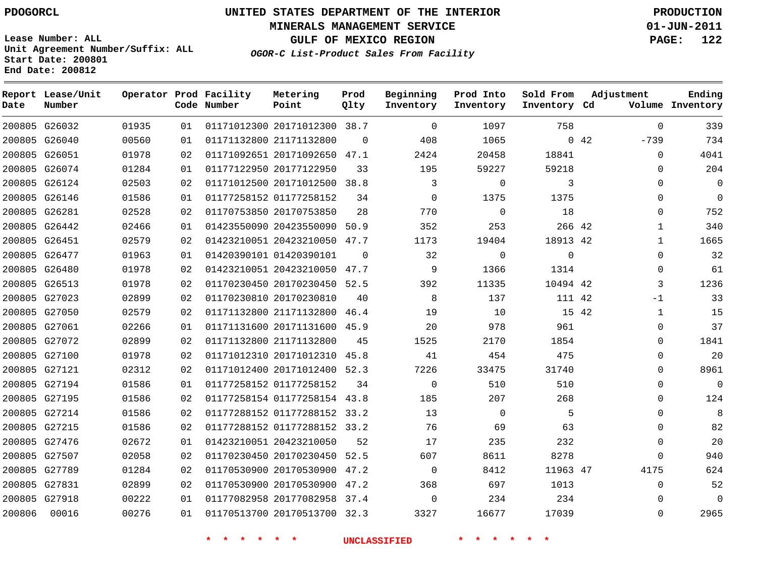PDOGORCL

# UNITED STATES DEPARTMENT OF THE INTERIOR
## MINERALS MANAGEMENT SERVICE
## GULF OF MEXICO REGION
### *OGOR-C List-Product Sales From Facility*

PRODUCTION
01-JUN-2011
PAGE: 122

Lease Number: ALL
Unit Agreement Number/Suffix: ALL
Start Date: 200801
End Date: 200812

| Report Date | Lease/Unit Number | Operator | Prod Code | Facility Number | Metering Point | Prod Qlty | Beginning Inventory | Prod Into Inventory | Sold From Inventory | Adjustment Cd | Adjustment Volume | Ending Inventory |
|---|---|---|---|---|---|---|---|---|---|---|---|---|
| 200805 | G26032 | 01935 | 01 | 01171012300 | 20171012300 | 38.7 | 0 | 1097 | 758 | | 0 | 339 |
| 200805 | G26040 | 00560 | 01 | 01171132800 | 21171132800 | 0 | 408 | 1065 | 0 | 42 | -739 | 734 |
| 200805 | G26051 | 01978 | 02 | 01171092651 | 20171092650 | 47.1 | 2424 | 20458 | 18841 | | 0 | 4041 |
| 200805 | G26074 | 01284 | 01 | 01177122950 | 20177122950 | 33 | 195 | 59227 | 59218 | | 0 | 204 |
| 200805 | G26124 | 02503 | 02 | 01171012500 | 20171012500 | 38.8 | 3 | 0 | 3 | | 0 | 0 |
| 200805 | G26146 | 01586 | 01 | 01177258152 | 01177258152 | 34 | 0 | 1375 | 1375 | | 0 | 0 |
| 200805 | G26281 | 02528 | 02 | 01170753850 | 20170753850 | 28 | 770 | 0 | 18 | | 0 | 752 |
| 200805 | G26442 | 02466 | 01 | 01423550090 | 20423550090 | 50.9 | 352 | 253 | 266 | 42 | 1 | 340 |
| 200805 | G26451 | 02579 | 02 | 01423210051 | 20423210050 | 47.7 | 1173 | 19404 | 18913 | 42 | 1 | 1665 |
| 200805 | G26477 | 01963 | 01 | 01420390101 | 01420390101 | 0 | 32 | 0 | 0 | | 0 | 32 |
| 200805 | G26480 | 01978 | 02 | 01423210051 | 20423210050 | 47.7 | 9 | 1366 | 1314 | | 0 | 61 |
| 200805 | G26513 | 01978 | 02 | 01170230450 | 20170230450 | 52.5 | 392 | 11335 | 10494 | 42 | 3 | 1236 |
| 200805 | G27023 | 02899 | 02 | 01170230810 | 20170230810 | 40 | 8 | 137 | 111 | 42 | -1 | 33 |
| 200805 | G27050 | 02579 | 02 | 01171132800 | 21171132800 | 46.4 | 19 | 10 | 15 | 42 | 1 | 15 |
| 200805 | G27061 | 02266 | 01 | 01171131600 | 20171131600 | 45.9 | 20 | 978 | 961 | | 0 | 37 |
| 200805 | G27072 | 02899 | 02 | 01171132800 | 21171132800 | 45 | 1525 | 2170 | 1854 | | 0 | 1841 |
| 200805 | G27100 | 01978 | 02 | 01171012310 | 20171012310 | 45.8 | 41 | 454 | 475 | | 0 | 20 |
| 200805 | G27121 | 02312 | 02 | 01171012400 | 20171012400 | 52.3 | 7226 | 33475 | 31740 | | 0 | 8961 |
| 200805 | G27194 | 01586 | 01 | 01177258152 | 01177258152 | 34 | 0 | 510 | 510 | | 0 | 0 |
| 200805 | G27195 | 01586 | 02 | 01177258154 | 01177258154 | 43.8 | 185 | 207 | 268 | | 0 | 124 |
| 200805 | G27214 | 01586 | 02 | 01177288152 | 01177288152 | 33.2 | 13 | 0 | 5 | | 0 | 8 |
| 200805 | G27215 | 01586 | 02 | 01177288152 | 01177288152 | 33.2 | 76 | 69 | 63 | | 0 | 82 |
| 200805 | G27476 | 02672 | 01 | 01423210051 | 20423210050 | 52 | 17 | 235 | 232 | | 0 | 20 |
| 200805 | G27507 | 02058 | 02 | 01170230450 | 20170230450 | 52.5 | 607 | 8611 | 8278 | | 0 | 940 |
| 200805 | G27789 | 01284 | 02 | 01170530900 | 20170530900 | 47.2 | 0 | 8412 | 11963 | 47 | 4175 | 624 |
| 200805 | G27831 | 02899 | 02 | 01170530900 | 20170530900 | 47.2 | 368 | 697 | 1013 | | 0 | 52 |
| 200805 | G27918 | 00222 | 01 | 01177082958 | 20177082958 | 37.4 | 0 | 234 | 234 | | 0 | 0 |
| 200806 | 00016 | 00276 | 01 | 01170513700 | 20170513700 | 32.3 | 3327 | 16677 | 17039 | | 0 | 2965 |

* * * * * * UNCLASSIFIED * * * * * *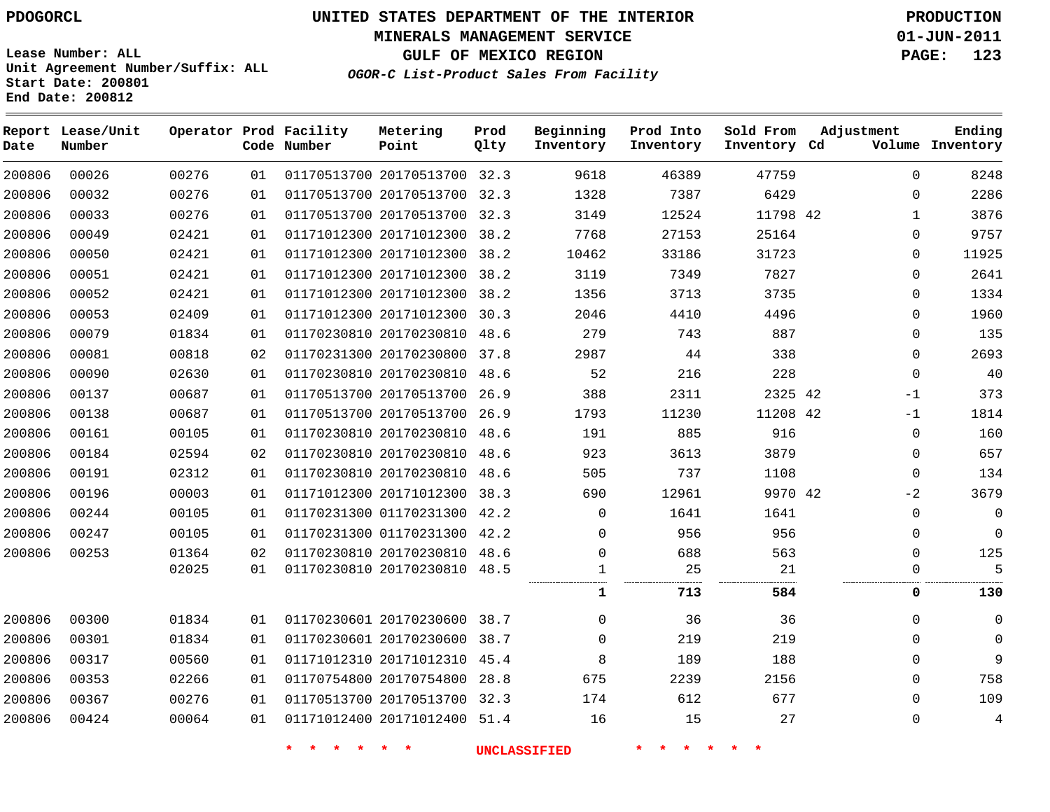PDOGORCL

# UNITED STATES DEPARTMENT OF THE INTERIOR
## MINERALS MANAGEMENT SERVICE
## GULF OF MEXICO REGION
### *OGOR-C List-Product Sales From Facility*

PRODUCTION
01-JUN-2011

Lease Number: ALL
Unit Agreement Number/Suffix: ALL
Start Date: 200801
End Date: 200812

| Report Date | Lease/Unit Number | Operator | Prod Code | Facility Number | Metering Point | Prod Qlty | Beginning Inventory | Prod Into Inventory | Sold From Inventory | Adjustment Cd | Adjustment Volume | Ending Inventory |
|---|---|---|---|---|---|---|---|---|---|---|---|---|
| 200806 | 00026 | 00276 | 01 | 01170513700 | 20170513700 | 32.3 | 9618 | 46389 | 47759 | | 0 | 8248 |
| 200806 | 00032 | 00276 | 01 | 01170513700 | 20170513700 | 32.3 | 1328 | 7387 | 6429 | | 0 | 2286 |
| 200806 | 00033 | 00276 | 01 | 01170513700 | 20170513700 | 32.3 | 3149 | 12524 | 11798 | 42 | 1 | 3876 |
| 200806 | 00049 | 02421 | 01 | 01171012300 | 20171012300 | 38.2 | 7768 | 27153 | 25164 | | 0 | 9757 |
| 200806 | 00050 | 02421 | 01 | 01171012300 | 20171012300 | 38.2 | 10462 | 33186 | 31723 | | 0 | 11925 |
| 200806 | 00051 | 02421 | 01 | 01171012300 | 20171012300 | 38.2 | 3119 | 7349 | 7827 | | 0 | 2641 |
| 200806 | 00052 | 02421 | 01 | 01171012300 | 20171012300 | 38.2 | 1356 | 3713 | 3735 | | 0 | 1334 |
| 200806 | 00053 | 02409 | 01 | 01171012300 | 20171012300 | 30.3 | 2046 | 4410 | 4496 | | 0 | 1960 |
| 200806 | 00079 | 01834 | 01 | 01170230810 | 20170230810 | 48.6 | 279 | 743 | 887 | | 0 | 135 |
| 200806 | 00081 | 00818 | 02 | 01170231300 | 20170230800 | 37.8 | 2987 | 44 | 338 | | 0 | 2693 |
| 200806 | 00090 | 02630 | 01 | 01170230810 | 20170230810 | 48.6 | 52 | 216 | 228 | | 0 | 40 |
| 200806 | 00137 | 00687 | 01 | 01170513700 | 20170513700 | 26.9 | 388 | 2311 | 2325 | 42 | -1 | 373 |
| 200806 | 00138 | 00687 | 01 | 01170513700 | 20170513700 | 26.9 | 1793 | 11230 | 11208 | 42 | -1 | 1814 |
| 200806 | 00161 | 00105 | 01 | 01170230810 | 20170230810 | 48.6 | 191 | 885 | 916 | | 0 | 160 |
| 200806 | 00184 | 02594 | 02 | 01170230810 | 20170230810 | 48.6 | 923 | 3613 | 3879 | | 0 | 657 |
| 200806 | 00191 | 02312 | 01 | 01170230810 | 20170230810 | 48.6 | 505 | 737 | 1108 | | 0 | 134 |
| 200806 | 00196 | 00003 | 01 | 01171012300 | 20171012300 | 38.3 | 690 | 12961 | 9970 | 42 | -2 | 3679 |
| 200806 | 00244 | 00105 | 01 | 01170231300 | 01170231300 | 42.2 | 0 | 1641 | 1641 | | 0 | 0 |
| 200806 | 00247 | 00105 | 01 | 01170231300 | 01170231300 | 42.2 | 0 | 956 | 956 | | 0 | 0 |
| 200806 | 00253 | 01364 | 02 | 01170230810 | 20170230810 | 48.6 | 0 | 688 | 563 | | 0 | 125 |
| | | 02025 | 01 | 01170230810 | 20170230810 | 48.5 | 1 | 25 | 21 | | 0 | 5 |
| | | | | | | | **1** | **713** | **584** | | **0** | **130** |
| 200806 | 00300 | 01834 | 01 | 01170230601 | 20170230600 | 38.7 | 0 | 36 | 36 | | 0 | 0 |
| 200806 | 00301 | 01834 | 01 | 01170230601 | 20170230600 | 38.7 | 0 | 219 | 219 | | 0 | 0 |
| 200806 | 00317 | 00560 | 01 | 01171012310 | 20171012310 | 45.4 | 8 | 189 | 188 | | 0 | 9 |
| 200806 | 00353 | 02266 | 01 | 01170754800 | 20170754800 | 28.8 | 675 | 2239 | 2156 | | 0 | 758 |
| 200806 | 00367 | 00276 | 01 | 01170513700 | 20170513700 | 32.3 | 174 | 612 | 677 | | 0 | 109 |
| 200806 | 00424 | 00064 | 01 | 01171012400 | 20171012400 | 51.4 | 16 | 15 | 27 | | 0 | 4 |

* * * * * * UNCLASSIFIED * * * * * *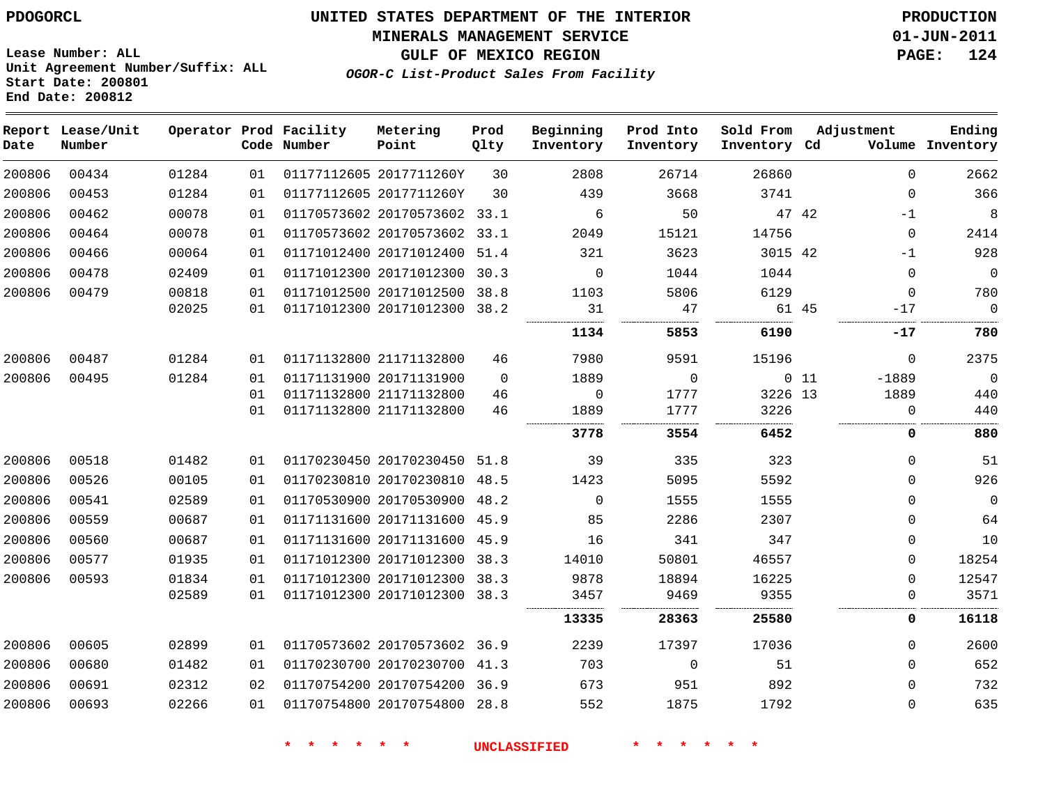PDOGORCL

Lease Number: ALL
Unit Agreement Number/Suffix: ALL
Start Date: 200801
End Date: 200812

# UNITED STATES DEPARTMENT OF THE INTERIOR
## MINERALS MANAGEMENT SERVICE
## GULF OF MEXICO REGION
### *OGOR-C List-Product Sales From Facility*

PRODUCTION
01-JUN-2011

| Report Date | Lease/Unit Number | Operator | Prod Code | Facility Number | Metering Point | Prod Qlty | Beginning Inventory | Prod Into Inventory | Sold From Inventory | Adjustment Cd | Adjustment Volume | Ending Inventory |
|---|---|---|---|---|---|---|---|---|---|---|---|---|
| 200806 | 00434 | 01284 | 01 | 01177112605 | 2017711260Y | 30 | 2808 | 26714 | 26860 | | 0 | 2662 |
| 200806 | 00453 | 01284 | 01 | 01177112605 | 2017711260Y | 30 | 439 | 3668 | 3741 | | 0 | 366 |
| 200806 | 00462 | 00078 | 01 | 01170573602 | 20170573602 | 33.1 | 6 | 50 | 47 | 42 | -1 | 8 |
| 200806 | 00464 | 00078 | 01 | 01170573602 | 20170573602 | 33.1 | 2049 | 15121 | 14756 | | 0 | 2414 |
| 200806 | 00466 | 00064 | 01 | 01171012400 | 20171012400 | 51.4 | 321 | 3623 | 3015 | 42 | -1 | 928 |
| 200806 | 00478 | 02409 | 01 | 01171012300 | 20171012300 | 30.3 | 0 | 1044 | 1044 | | 0 | 0 |
| 200806 | 00479 | 00818 | 01 | 01171012500 | 20171012500 | 38.8 | 1103 | 5806 | 6129 | | 0 | 780 |
| | | 02025 | 01 | 01171012300 | 20171012300 | 38.2 | 31 | 47 | 61 | 45 | -17 | 0 |
| | | | | | | | **1134** | **5853** | **6190** | | **-17** | **780** |
| 200806 | 00487 | 01284 | 01 | 01171132800 | 21171132800 | 46 | 7980 | 9591 | 15196 | | 0 | 2375 |
| 200806 | 00495 | 01284 | 01 | 01171131900 | 20171131900 | 0 | 1889 | 0 | 0 | 11 | -1889 | 0 |
| | | | 01 | 01171132800 | 21171132800 | 46 | 0 | 1777 | 3226 | 13 | 1889 | 440 |
| | | | 01 | 01171132800 | 21171132800 | 46 | 1889 | 1777 | 3226 | | 0 | 440 |
| | | | | | | | **3778** | **3554** | **6452** | | **0** | **880** |
| 200806 | 00518 | 01482 | 01 | 01170230450 | 20170230450 | 51.8 | 39 | 335 | 323 | | 0 | 51 |
| 200806 | 00526 | 00105 | 01 | 01170230810 | 20170230810 | 48.5 | 1423 | 5095 | 5592 | | 0 | 926 |
| 200806 | 00541 | 02589 | 01 | 01170530900 | 20170530900 | 48.2 | 0 | 1555 | 1555 | | 0 | 0 |
| 200806 | 00559 | 00687 | 01 | 01171131600 | 20171131600 | 45.9 | 85 | 2286 | 2307 | | 0 | 64 |
| 200806 | 00560 | 00687 | 01 | 01171131600 | 20171131600 | 45.9 | 16 | 341 | 347 | | 0 | 10 |
| 200806 | 00577 | 01935 | 01 | 01171012300 | 20171012300 | 38.3 | 14010 | 50801 | 46557 | | 0 | 18254 |
| 200806 | 00593 | 01834 | 01 | 01171012300 | 20171012300 | 38.3 | 9878 | 18894 | 16225 | | 0 | 12547 |
| | | 02589 | 01 | 01171012300 | 20171012300 | 38.3 | 3457 | 9469 | 9355 | | 0 | 3571 |
| | | | | | | | **13335** | **28363** | **25580** | | **0** | **16118** |
| 200806 | 00605 | 02899 | 01 | 01170573602 | 20170573602 | 36.9 | 2239 | 17397 | 17036 | | 0 | 2600 |
| 200806 | 00680 | 01482 | 01 | 01170230700 | 20170230700 | 41.3 | 703 | 0 | 51 | | 0 | 652 |
| 200806 | 00691 | 02312 | 02 | 01170754200 | 20170754200 | 36.9 | 673 | 951 | 892 | | 0 | 732 |
| 200806 | 00693 | 02266 | 01 | 01170754800 | 20170754800 | 28.8 | 552 | 1875 | 1792 | | 0 | 635 |

\* \* \* \* \* \* UNCLASSIFIED \* \* \* \* \* \*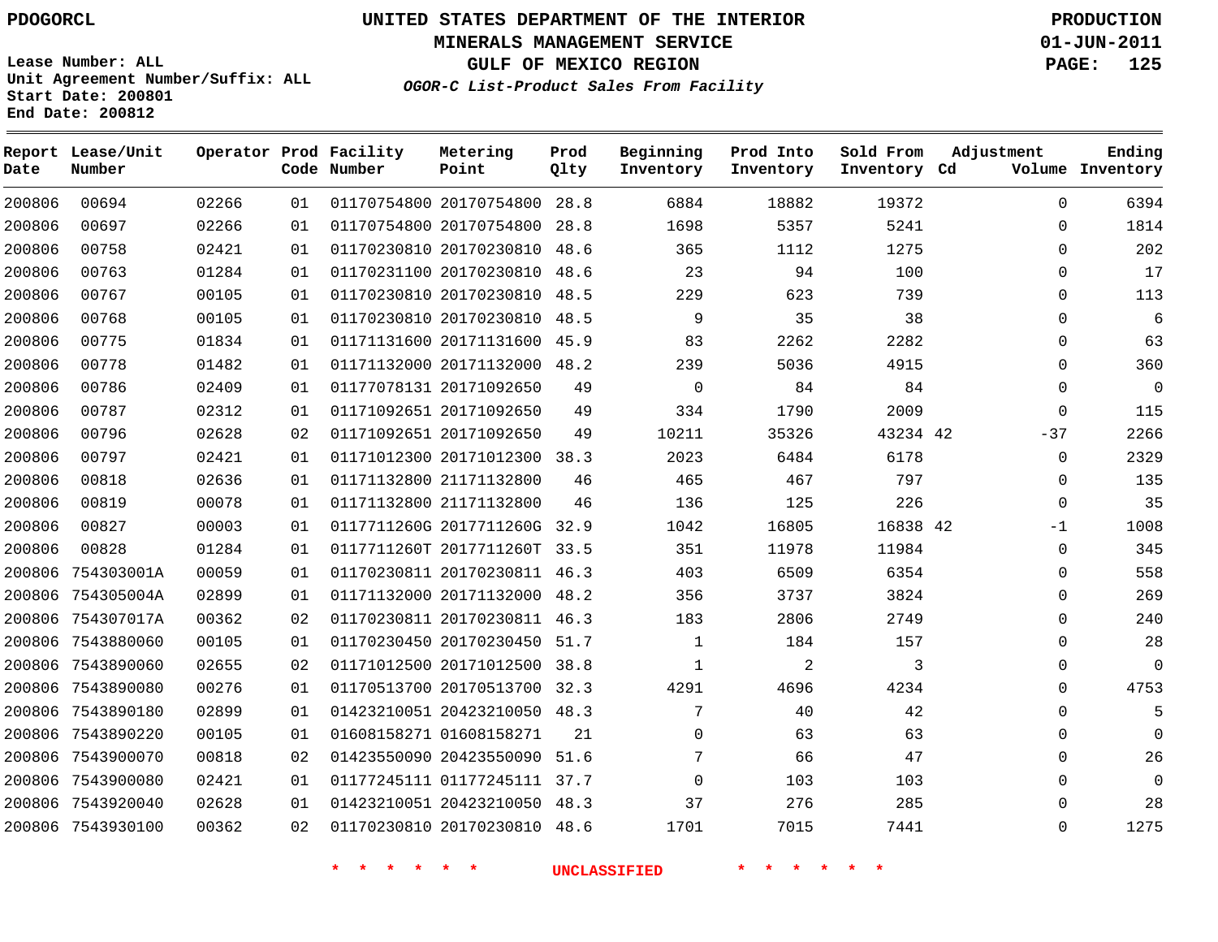PDOGORCL

# UNITED STATES DEPARTMENT OF THE INTERIOR
## MINERALS MANAGEMENT SERVICE
## GULF OF MEXICO REGION
### *OGOR-C List-Product Sales From Facility*

PRODUCTION
01-JUN-2011

Lease Number: ALL
Unit Agreement Number/Suffix: ALL
Start Date: 200801
End Date: 200812

| Report Date | Lease/Unit Number | Operator | Prod Code | Facility Number | Metering Point | Prod Qlty | Beginning Inventory | Prod Into Inventory | Sold From Inventory | Adjustment Cd | Volume | Ending Inventory |
|---|---|---|---|---|---|---|---|---|---|---|---|---|
| 200806 | 00694 | 02266 | 01 | 01170754800 | 20170754800 | 28.8 | 6884 | 18882 | 19372 | | 0 | 6394 |
| 200806 | 00697 | 02266 | 01 | 01170754800 | 20170754800 | 28.8 | 1698 | 5357 | 5241 | | 0 | 1814 |
| 200806 | 00758 | 02421 | 01 | 01170230810 | 20170230810 | 48.6 | 365 | 1112 | 1275 | | 0 | 202 |
| 200806 | 00763 | 01284 | 01 | 01170231100 | 20170230810 | 48.6 | 23 | 94 | 100 | | 0 | 17 |
| 200806 | 00767 | 00105 | 01 | 01170230810 | 20170230810 | 48.5 | 229 | 623 | 739 | | 0 | 113 |
| 200806 | 00768 | 00105 | 01 | 01170230810 | 20170230810 | 48.5 | 9 | 35 | 38 | | 0 | 6 |
| 200806 | 00775 | 01834 | 01 | 01171131600 | 20171131600 | 45.9 | 83 | 2262 | 2282 | | 0 | 63 |
| 200806 | 00778 | 01482 | 01 | 01171132000 | 20171132000 | 48.2 | 239 | 5036 | 4915 | | 0 | 360 |
| 200806 | 00786 | 02409 | 01 | 01177078131 | 20171092650 | 49 | 0 | 84 | 84 | | 0 | 0 |
| 200806 | 00787 | 02312 | 01 | 01171092651 | 20171092650 | 49 | 334 | 1790 | 2009 | | 0 | 115 |
| 200806 | 00796 | 02628 | 02 | 01171092651 | 20171092650 | 49 | 10211 | 35326 | 43234 | 42 | -37 | 2266 |
| 200806 | 00797 | 02421 | 01 | 01171012300 | 20171012300 | 38.3 | 2023 | 6484 | 6178 | | 0 | 2329 |
| 200806 | 00818 | 02636 | 01 | 01171132800 | 21171132800 | 46 | 465 | 467 | 797 | | 0 | 135 |
| 200806 | 00819 | 00078 | 01 | 01171132800 | 21171132800 | 46 | 136 | 125 | 226 | | 0 | 35 |
| 200806 | 00827 | 00003 | 01 | 0117711260G | 2017711260G | 32.9 | 1042 | 16805 | 16838 | 42 | -1 | 1008 |
| 200806 | 00828 | 01284 | 01 | 0117711260T | 2017711260T | 33.5 | 351 | 11978 | 11984 | | 0 | 345 |
| 200806 | 754303001A | 00059 | 01 | 01170230811 | 20170230811 | 46.3 | 403 | 6509 | 6354 | | 0 | 558 |
| 200806 | 754305004A | 02899 | 01 | 01171132000 | 20171132000 | 48.2 | 356 | 3737 | 3824 | | 0 | 269 |
| 200806 | 754307017A | 00362 | 02 | 01170230811 | 20170230811 | 46.3 | 183 | 2806 | 2749 | | 0 | 240 |
| 200806 | 7543880060 | 00105 | 01 | 01170230450 | 20170230450 | 51.7 | 1 | 184 | 157 | | 0 | 28 |
| 200806 | 7543890060 | 02655 | 02 | 01171012500 | 20171012500 | 38.8 | 1 | 2 | 3 | | 0 | 0 |
| 200806 | 7543890080 | 00276 | 01 | 01170513700 | 20170513700 | 32.3 | 4291 | 4696 | 4234 | | 0 | 4753 |
| 200806 | 7543890180 | 02899 | 01 | 01423210051 | 20423210050 | 48.3 | 7 | 40 | 42 | | 0 | 5 |
| 200806 | 7543890220 | 00105 | 01 | 01608158271 | 01608158271 | 21 | 0 | 63 | 63 | | 0 | 0 |
| 200806 | 7543900070 | 00818 | 02 | 01423550090 | 20423550090 | 51.6 | 7 | 66 | 47 | | 0 | 26 |
| 200806 | 7543900080 | 02421 | 01 | 01177245111 | 01177245111 | 37.7 | 0 | 103 | 103 | | 0 | 0 |
| 200806 | 7543920040 | 02628 | 01 | 01423210051 | 20423210050 | 48.3 | 37 | 276 | 285 | | 0 | 28 |
| 200806 | 7543930100 | 00362 | 02 | 01170230810 | 20170230810 | 48.6 | 1701 | 7015 | 7441 | | 0 | 1275 |

* * * * * * UNCLASSIFIED * * * * * *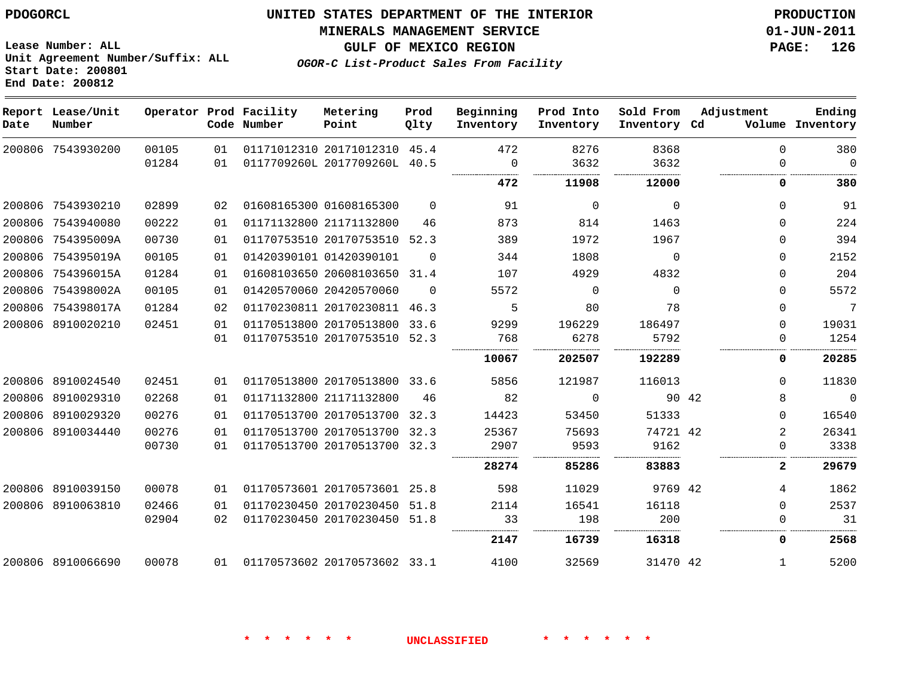PDOGORCL

# UNITED STATES DEPARTMENT OF THE INTERIOR
## MINERALS MANAGEMENT SERVICE
## GULF OF MEXICO REGION
### *OGOR-C List-Product Sales From Facility*

PRODUCTION
01-JUN-2011

Lease Number: ALL
Unit Agreement Number/Suffix: ALL
Start Date: 200801
End Date: 200812

| Report Date | Lease/Unit Number | Operator | Prod Code | Facility Number | Metering Point | Prod Qlty | Beginning Inventory | Prod Into Inventory | Sold From Inventory | Adjustment Cd | Adjustment Volume | Ending Inventory |
|---|---|---|---|---|---|---|---|---|---|---|---|---|
| 200806 | 7543930200 | 00105 | 01 | 01171012310 | 20171012310 | 45.4 | 472 | 8276 | 8368 | | 0 | 380 |
| | | 01284 | 01 | 0117709260L | 2017709260L | 40.5 | 0 | 3632 | 3632 | | 0 | 0 |
| | | | | | | | **472** | **11908** | **12000** | | **0** | **380** |
| 200806 | 7543930210 | 02899 | 02 | 01608165300 | 01608165300 | 0 | 91 | 0 | 0 | | 0 | 91 |
| 200806 | 7543940080 | 00222 | 01 | 01171132800 | 21171132800 | 46 | 873 | 814 | 1463 | | 0 | 224 |
| 200806 | 754395009A | 00730 | 01 | 01170753510 | 20170753510 | 52.3 | 389 | 1972 | 1967 | | 0 | 394 |
| 200806 | 754395019A | 00105 | 01 | 01420390101 | 01420390101 | 0 | 344 | 1808 | 0 | | 0 | 2152 |
| 200806 | 754396015A | 01284 | 01 | 01608103650 | 20608103650 | 31.4 | 107 | 4929 | 4832 | | 0 | 204 |
| 200806 | 754398002A | 00105 | 01 | 01420570060 | 20420570060 | 0 | 5572 | 0 | 0 | | 0 | 5572 |
| 200806 | 754398017A | 01284 | 02 | 01170230811 | 20170230811 | 46.3 | 5 | 80 | 78 | | 0 | 7 |
| 200806 | 8910020210 | 02451 | 01 | 01170513800 | 20170513800 | 33.6 | 9299 | 196229 | 186497 | | 0 | 19031 |
| | | | 01 | 01170753510 | 20170753510 | 52.3 | 768 | 6278 | 5792 | | 0 | 1254 |
| | | | | | | | **10067** | **202507** | **192289** | | **0** | **20285** |
| 200806 | 8910024540 | 02451 | 01 | 01170513800 | 20170513800 | 33.6 | 5856 | 121987 | 116013 | | 0 | 11830 |
| 200806 | 8910029310 | 02268 | 01 | 01171132800 | 21171132800 | 46 | 82 | 0 | 90 | 42 | 8 | 0 |
| 200806 | 8910029320 | 00276 | 01 | 01170513700 | 20170513700 | 32.3 | 14423 | 53450 | 51333 | | 0 | 16540 |
| 200806 | 8910034440 | 00276 | 01 | 01170513700 | 20170513700 | 32.3 | 25367 | 75693 | 74721 | 42 | 2 | 26341 |
| | | 00730 | 01 | 01170513700 | 20170513700 | 32.3 | 2907 | 9593 | 9162 | | 0 | 3338 |
| | | | | | | | **28274** | **85286** | **83883** | | **2** | **29679** |
| 200806 | 8910039150 | 00078 | 01 | 01170573601 | 20170573601 | 25.8 | 598 | 11029 | 9769 | 42 | 4 | 1862 |
| 200806 | 8910063810 | 02466 | 01 | 01170230450 | 20170230450 | 51.8 | 2114 | 16541 | 16118 | | 0 | 2537 |
| | | 02904 | 02 | 01170230450 | 20170230450 | 51.8 | 33 | 198 | 200 | | 0 | 31 |
| | | | | | | | **2147** | **16739** | **16318** | | **0** | **2568** |
| 200806 | 8910066690 | 00078 | 01 | 01170573602 | 20170573602 | 33.1 | 4100 | 32569 | 31470 | 42 | 1 | 5200 |

\* \* \* \* \* \* UNCLASSIFIED \* \* \* \* \* \*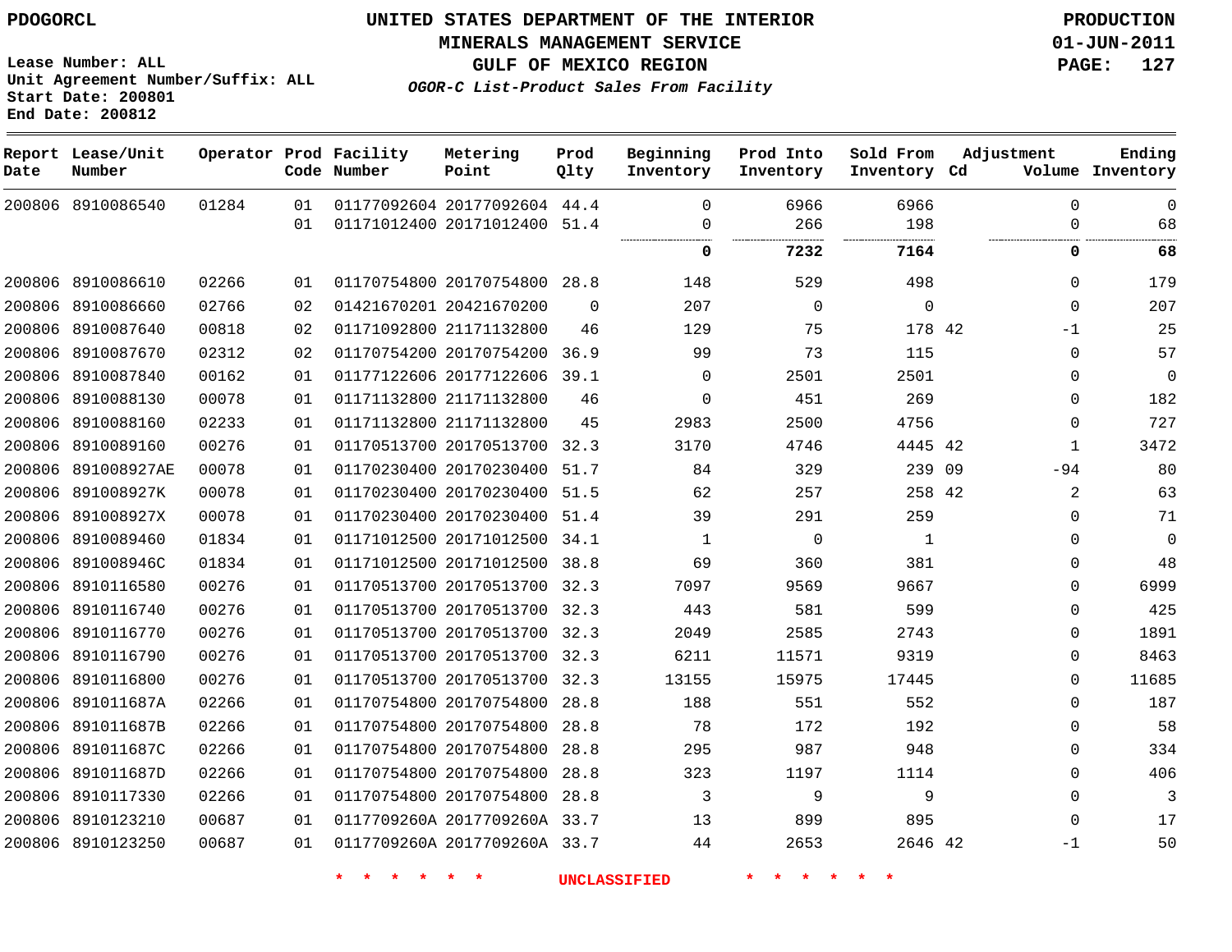PDOGORCL

Lease Number: ALL
Unit Agreement Number/Suffix: ALL
Start Date: 200801
End Date: 200812

# UNITED STATES DEPARTMENT OF THE INTERIOR
## MINERALS MANAGEMENT SERVICE
## GULF OF MEXICO REGION
### *OGOR-C List-Product Sales From Facility*

PRODUCTION
01-JUN-2011

| Report Date | Lease/Unit Number | Operator | Prod Code | Facility Number | Metering Point | Prod Qlty | Beginning Inventory | Prod Into Inventory | Sold From Inventory | Adjustment Cd | Volume | Ending Inventory |
|---|---|---|---|---|---|---|---|---|---|---|---|---|
| 200806 | 8910086540 | 01284 | 01 | 01177092604 | 20177092604 | 44.4 | 0 | 6966 | 6966 | | 0 | 0 |
| | | | 01 | 01171012400 | 20171012400 | 51.4 | 0 | 266 | 198 | | 0 | 68 |
| | | | | | | | **0** | **7232** | **7164** | | **0** | **68** |
| 200806 | 8910086610 | 02266 | 01 | 01170754800 | 20170754800 | 28.8 | 148 | 529 | 498 | | 0 | 179 |
| 200806 | 8910086660 | 02766 | 02 | 01421670201 | 20421670200 | 0 | 207 | 0 | 0 | | 0 | 207 |
| 200806 | 8910087640 | 00818 | 02 | 01171092800 | 21171132800 | 46 | 129 | 75 | 178 | 42 | -1 | 25 |
| 200806 | 8910087670 | 02312 | 02 | 01170754200 | 20170754200 | 36.9 | 99 | 73 | 115 | | 0 | 57 |
| 200806 | 8910087840 | 00162 | 01 | 01177122606 | 20177122606 | 39.1 | 0 | 2501 | 2501 | | 0 | 0 |
| 200806 | 8910088130 | 00078 | 01 | 01171132800 | 21171132800 | 46 | 0 | 451 | 269 | | 0 | 182 |
| 200806 | 8910088160 | 02233 | 01 | 01171132800 | 21171132800 | 45 | 2983 | 2500 | 4756 | | 0 | 727 |
| 200806 | 8910089160 | 00276 | 01 | 01170513700 | 20170513700 | 32.3 | 3170 | 4746 | 4445 | 42 | 1 | 3472 |
| 200806 | 891008927AE | 00078 | 01 | 01170230400 | 20170230400 | 51.7 | 84 | 329 | 239 | 09 | -94 | 80 |
| 200806 | 891008927K | 00078 | 01 | 01170230400 | 20170230400 | 51.5 | 62 | 257 | 258 | 42 | 2 | 63 |
| 200806 | 891008927X | 00078 | 01 | 01170230400 | 20170230400 | 51.4 | 39 | 291 | 259 | | 0 | 71 |
| 200806 | 8910089460 | 01834 | 01 | 01171012500 | 20171012500 | 34.1 | 1 | 0 | 1 | | 0 | 0 |
| 200806 | 891008946C | 01834 | 01 | 01171012500 | 20171012500 | 38.8 | 69 | 360 | 381 | | 0 | 48 |
| 200806 | 8910116580 | 00276 | 01 | 01170513700 | 20170513700 | 32.3 | 7097 | 9569 | 9667 | | 0 | 6999 |
| 200806 | 8910116740 | 00276 | 01 | 01170513700 | 20170513700 | 32.3 | 443 | 581 | 599 | | 0 | 425 |
| 200806 | 8910116770 | 00276 | 01 | 01170513700 | 20170513700 | 32.3 | 2049 | 2585 | 2743 | | 0 | 1891 |
| 200806 | 8910116790 | 00276 | 01 | 01170513700 | 20170513700 | 32.3 | 6211 | 11571 | 9319 | | 0 | 8463 |
| 200806 | 8910116800 | 00276 | 01 | 01170513700 | 20170513700 | 32.3 | 13155 | 15975 | 17445 | | 0 | 11685 |
| 200806 | 891011687A | 02266 | 01 | 01170754800 | 20170754800 | 28.8 | 188 | 551 | 552 | | 0 | 187 |
| 200806 | 891011687B | 02266 | 01 | 01170754800 | 20170754800 | 28.8 | 78 | 172 | 192 | | 0 | 58 |
| 200806 | 891011687C | 02266 | 01 | 01170754800 | 20170754800 | 28.8 | 295 | 987 | 948 | | 0 | 334 |
| 200806 | 891011687D | 02266 | 01 | 01170754800 | 20170754800 | 28.8 | 323 | 1197 | 1114 | | 0 | 406 |
| 200806 | 8910117330 | 02266 | 01 | 01170754800 | 20170754800 | 28.8 | 3 | 9 | 9 | | 0 | 3 |
| 200806 | 8910123210 | 00687 | 01 | 0117709260A | 2017709260A | 33.7 | 13 | 899 | 895 | | 0 | 17 |
| 200806 | 8910123250 | 00687 | 01 | 0117709260A | 2017709260A | 33.7 | 44 | 2653 | 2646 | 42 | -1 | 50 |

\* \* \* \* \* \* UNCLASSIFIED \* \* \* \* \* \*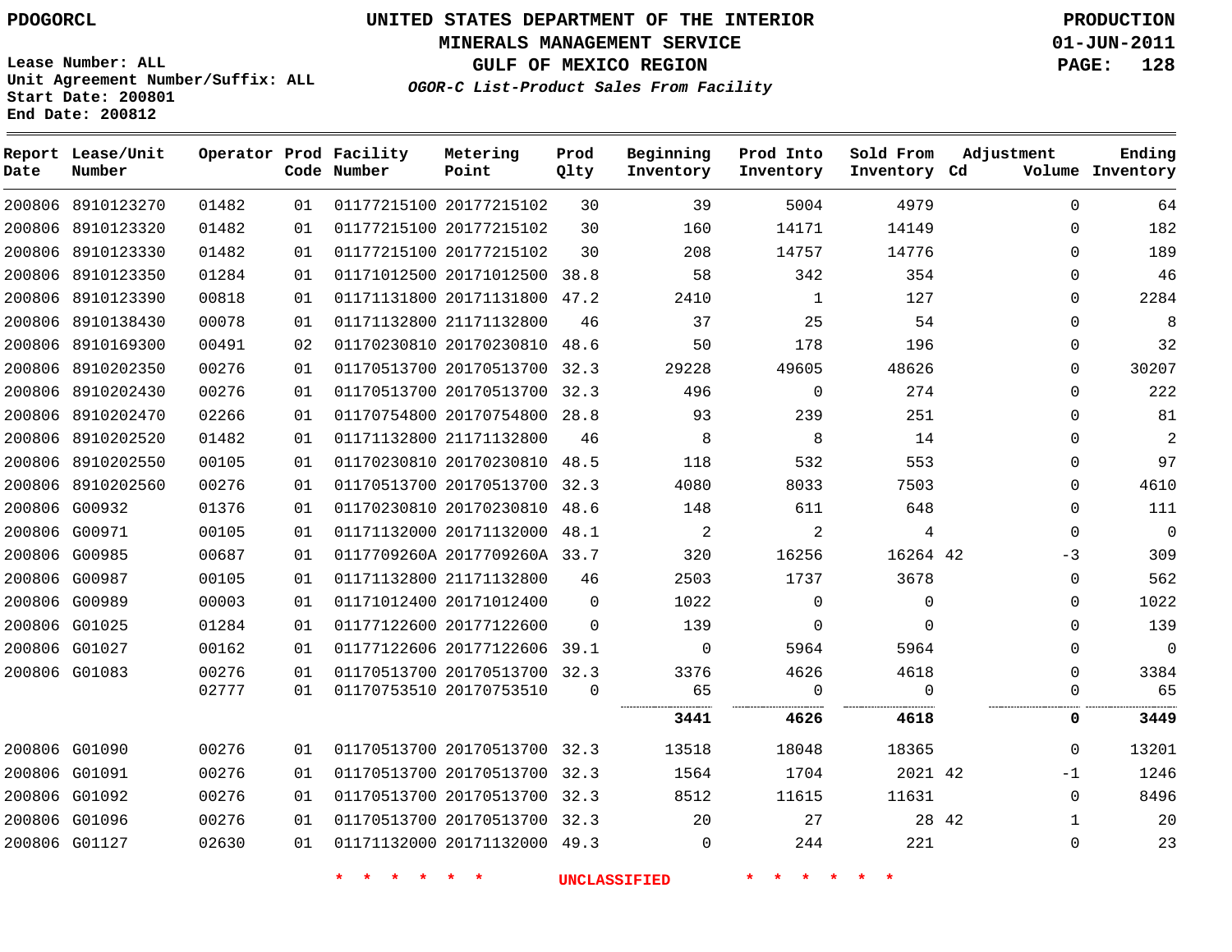PDOGORCL

# UNITED STATES DEPARTMENT OF THE INTERIOR
## MINERALS MANAGEMENT SERVICE
## GULF OF MEXICO REGION
### *OGOR-C List-Product Sales From Facility*

PRODUCTION
01-JUN-2011

Lease Number: ALL
Unit Agreement Number/Suffix: ALL
Start Date: 200801
End Date: 200812

| Report Date | Lease/Unit Number | Operator | Prod Code | Facility Number | Metering Point | Prod Qlty | Beginning Inventory | Prod Into Inventory | Sold From Inventory | Adjustment Cd | Adjustment Volume | Ending Inventory |
|---|---|---|---|---|---|---|---|---|---|---|---|---|
| 200806 | 8910123270 | 01482 | 01 | 01177215100 | 20177215102 | 30 | 39 | 5004 | 4979 | | 0 | 64 |
| 200806 | 8910123320 | 01482 | 01 | 01177215100 | 20177215102 | 30 | 160 | 14171 | 14149 | | 0 | 182 |
| 200806 | 8910123330 | 01482 | 01 | 01177215100 | 20177215102 | 30 | 208 | 14757 | 14776 | | 0 | 189 |
| 200806 | 8910123350 | 01284 | 01 | 01171012500 | 20171012500 | 38.8 | 58 | 342 | 354 | | 0 | 46 |
| 200806 | 8910123390 | 00818 | 01 | 01171131800 | 20171131800 | 47.2 | 2410 | 1 | 127 | | 0 | 2284 |
| 200806 | 8910138430 | 00078 | 01 | 01171132800 | 21171132800 | 46 | 37 | 25 | 54 | | 0 | 8 |
| 200806 | 8910169300 | 00491 | 02 | 01170230810 | 20170230810 | 48.6 | 50 | 178 | 196 | | 0 | 32 |
| 200806 | 8910202350 | 00276 | 01 | 01170513700 | 20170513700 | 32.3 | 29228 | 49605 | 48626 | | 0 | 30207 |
| 200806 | 8910202430 | 00276 | 01 | 01170513700 | 20170513700 | 32.3 | 496 | 0 | 274 | | 0 | 222 |
| 200806 | 8910202470 | 02266 | 01 | 01170754800 | 20170754800 | 28.8 | 93 | 239 | 251 | | 0 | 81 |
| 200806 | 8910202520 | 01482 | 01 | 01171132800 | 21171132800 | 46 | 8 | 8 | 14 | | 0 | 2 |
| 200806 | 8910202550 | 00105 | 01 | 01170230810 | 20170230810 | 48.5 | 118 | 532 | 553 | | 0 | 97 |
| 200806 | 8910202560 | 00276 | 01 | 01170513700 | 20170513700 | 32.3 | 4080 | 8033 | 7503 | | 0 | 4610 |
| 200806 | G00932 | 01376 | 01 | 01170230810 | 20170230810 | 48.6 | 148 | 611 | 648 | | 0 | 111 |
| 200806 | G00971 | 00105 | 01 | 01171132000 | 20171132000 | 48.1 | 2 | 2 | 4 | | 0 | 0 |
| 200806 | G00985 | 00687 | 01 | 0117709260A | 2017709260A | 33.7 | 320 | 16256 | 16264 | 42 | -3 | 309 |
| 200806 | G00987 | 00105 | 01 | 01171132800 | 21171132800 | 46 | 2503 | 1737 | 3678 | | 0 | 562 |
| 200806 | G00989 | 00003 | 01 | 01171012400 | 20171012400 | 0 | 1022 | 0 | 0 | | 0 | 1022 |
| 200806 | G01025 | 01284 | 01 | 01177122600 | 20177122600 | 0 | 139 | 0 | 0 | | 0 | 139 |
| 200806 | G01027 | 00162 | 01 | 01177122606 | 20177122606 | 39.1 | 0 | 5964 | 5964 | | 0 | 0 |
| 200806 | G01083 | 00276 | 01 | 01170513700 | 20170513700 | 32.3 | 3376 | 4626 | 4618 | | 0 | 3384 |
| | | 02777 | 01 | 01170753510 | 20170753510 | 0 | 65 | 0 | 0 | | 0 | 65 |
| | | | | | | | **3441** | **4626** | **4618** | | **0** | **3449** |
| 200806 | G01090 | 00276 | 01 | 01170513700 | 20170513700 | 32.3 | 13518 | 18048 | 18365 | | 0 | 13201 |
| 200806 | G01091 | 00276 | 01 | 01170513700 | 20170513700 | 32.3 | 1564 | 1704 | 2021 | 42 | -1 | 1246 |
| 200806 | G01092 | 00276 | 01 | 01170513700 | 20170513700 | 32.3 | 8512 | 11615 | 11631 | | 0 | 8496 |
| 200806 | G01096 | 00276 | 01 | 01170513700 | 20170513700 | 32.3 | 20 | 27 | 28 | 42 | 1 | 20 |
| 200806 | G01127 | 02630 | 01 | 01171132000 | 20171132000 | 49.3 | 0 | 244 | 221 | | 0 | 23 |

* * * * * * UNCLASSIFIED * * * * * *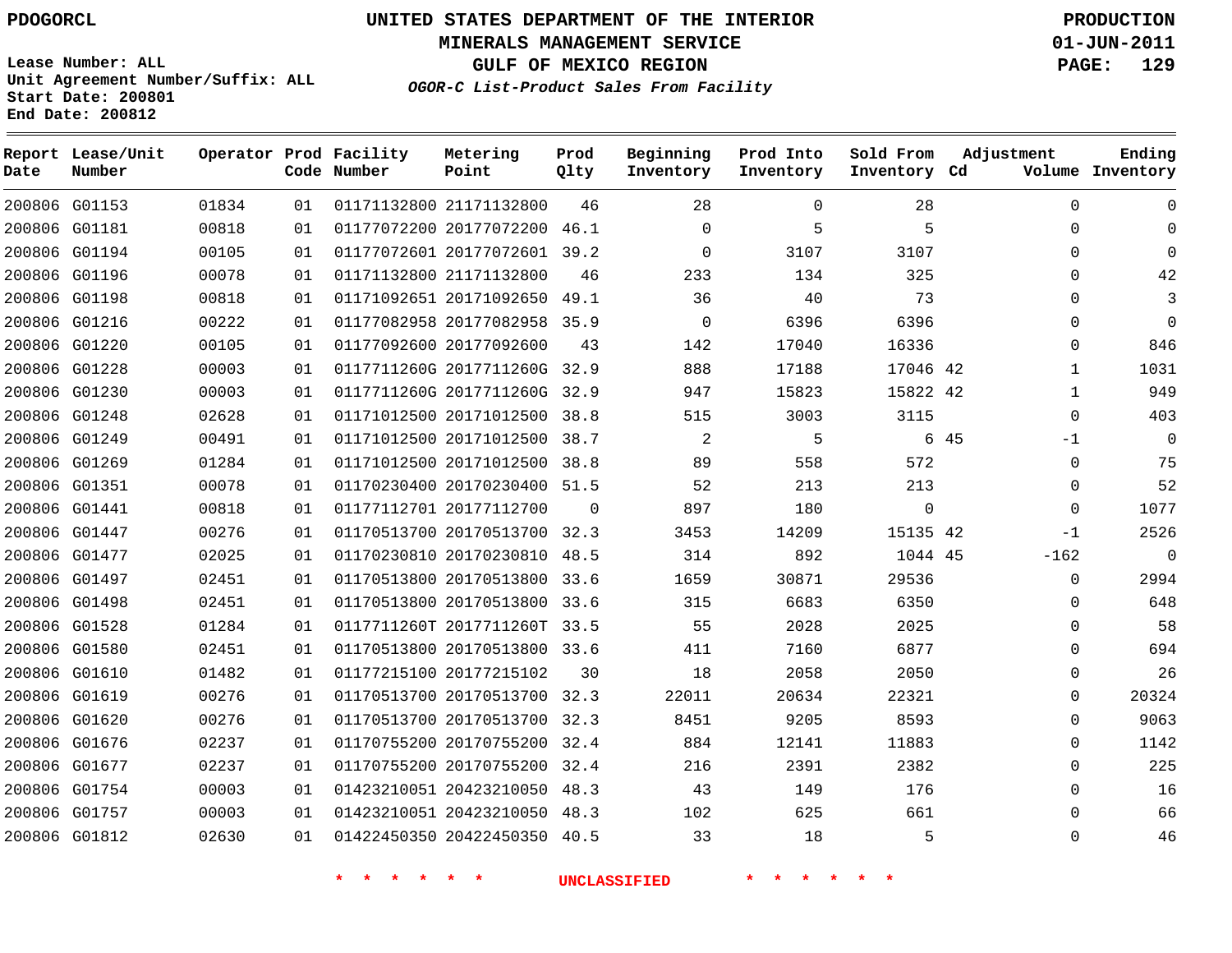UNITED STATES DEPARTMENT OF THE INTERIOR
MINERALS MANAGEMENT SERVICE
GULF OF MEXICO REGION
*OGOR-C List-Product Sales From Facility*

PDOGORCL

Lease Number: ALL
Unit Agreement Number/Suffix: ALL
Start Date: 200801
End Date: 200812

PRODUCTION
01-JUN-2011

| Report Date | Lease/Unit Number | Operator | Prod Code | Facility Number | Metering Point | Prod Qlty | Beginning Inventory | Prod Into Inventory | Sold From Inventory | Adjustment Cd | Volume | Ending Inventory |
|---|---|---|---|---|---|---|---|---|---|---|---|---|
| 200806 | G01153 | 01834 | 01 | 01171132800 | 21171132800 | 46 | 28 | 0 | 28 | | 0 | 0 |
| 200806 | G01181 | 00818 | 01 | 01177072200 | 20177072200 | 46.1 | 0 | 5 | 5 | | 0 | 0 |
| 200806 | G01194 | 00105 | 01 | 01177072601 | 20177072601 | 39.2 | 0 | 3107 | 3107 | | 0 | 0 |
| 200806 | G01196 | 00078 | 01 | 01171132800 | 21171132800 | 46 | 233 | 134 | 325 | | 0 | 42 |
| 200806 | G01198 | 00818 | 01 | 01171092651 | 20171092650 | 49.1 | 36 | 40 | 73 | | 0 | 3 |
| 200806 | G01216 | 00222 | 01 | 01177082958 | 20177082958 | 35.9 | 0 | 6396 | 6396 | | 0 | 0 |
| 200806 | G01220 | 00105 | 01 | 01177092600 | 20177092600 | 43 | 142 | 17040 | 16336 | | 0 | 846 |
| 200806 | G01228 | 00003 | 01 | 0117711260G | 2017711260G | 32.9 | 888 | 17188 | 17046 | 42 | 1 | 1031 |
| 200806 | G01230 | 00003 | 01 | 0117711260G | 2017711260G | 32.9 | 947 | 15823 | 15822 | 42 | 1 | 949 |
| 200806 | G01248 | 02628 | 01 | 01171012500 | 20171012500 | 38.8 | 515 | 3003 | 3115 | | 0 | 403 |
| 200806 | G01249 | 00491 | 01 | 01171012500 | 20171012500 | 38.7 | 2 | 5 | 6 | 45 | -1 | 0 |
| 200806 | G01269 | 01284 | 01 | 01171012500 | 20171012500 | 38.8 | 89 | 558 | 572 | | 0 | 75 |
| 200806 | G01351 | 00078 | 01 | 01170230400 | 20170230400 | 51.5 | 52 | 213 | 213 | | 0 | 52 |
| 200806 | G01441 | 00818 | 01 | 01177112701 | 20177112700 | 0 | 897 | 180 | 0 | | 0 | 1077 |
| 200806 | G01447 | 00276 | 01 | 01170513700 | 20170513700 | 32.3 | 3453 | 14209 | 15135 | 42 | -1 | 2526 |
| 200806 | G01477 | 02025 | 01 | 01170230810 | 20170230810 | 48.5 | 314 | 892 | 1044 | 45 | -162 | 0 |
| 200806 | G01497 | 02451 | 01 | 01170513800 | 20170513800 | 33.6 | 1659 | 30871 | 29536 | | 0 | 2994 |
| 200806 | G01498 | 02451 | 01 | 01170513800 | 20170513800 | 33.6 | 315 | 6683 | 6350 | | 0 | 648 |
| 200806 | G01528 | 01284 | 01 | 0117711260T | 2017711260T | 33.5 | 55 | 2028 | 2025 | | 0 | 58 |
| 200806 | G01580 | 02451 | 01 | 01170513800 | 20170513800 | 33.6 | 411 | 7160 | 6877 | | 0 | 694 |
| 200806 | G01610 | 01482 | 01 | 01177215100 | 20177215102 | 30 | 18 | 2058 | 2050 | | 0 | 26 |
| 200806 | G01619 | 00276 | 01 | 01170513700 | 20170513700 | 32.3 | 22011 | 20634 | 22321 | | 0 | 20324 |
| 200806 | G01620 | 00276 | 01 | 01170513700 | 20170513700 | 32.3 | 8451 | 9205 | 8593 | | 0 | 9063 |
| 200806 | G01676 | 02237 | 01 | 01170755200 | 20170755200 | 32.4 | 884 | 12141 | 11883 | | 0 | 1142 |
| 200806 | G01677 | 02237 | 01 | 01170755200 | 20170755200 | 32.4 | 216 | 2391 | 2382 | | 0 | 225 |
| 200806 | G01754 | 00003 | 01 | 01423210051 | 20423210050 | 48.3 | 43 | 149 | 176 | | 0 | 16 |
| 200806 | G01757 | 00003 | 01 | 01423210051 | 20423210050 | 48.3 | 102 | 625 | 661 | | 0 | 66 |
| 200806 | G01812 | 02630 | 01 | 01422450350 | 20422450350 | 40.5 | 33 | 18 | 5 | | 0 | 46 |

\* \* \* \* \* \* UNCLASSIFIED \* \* \* \* \* \*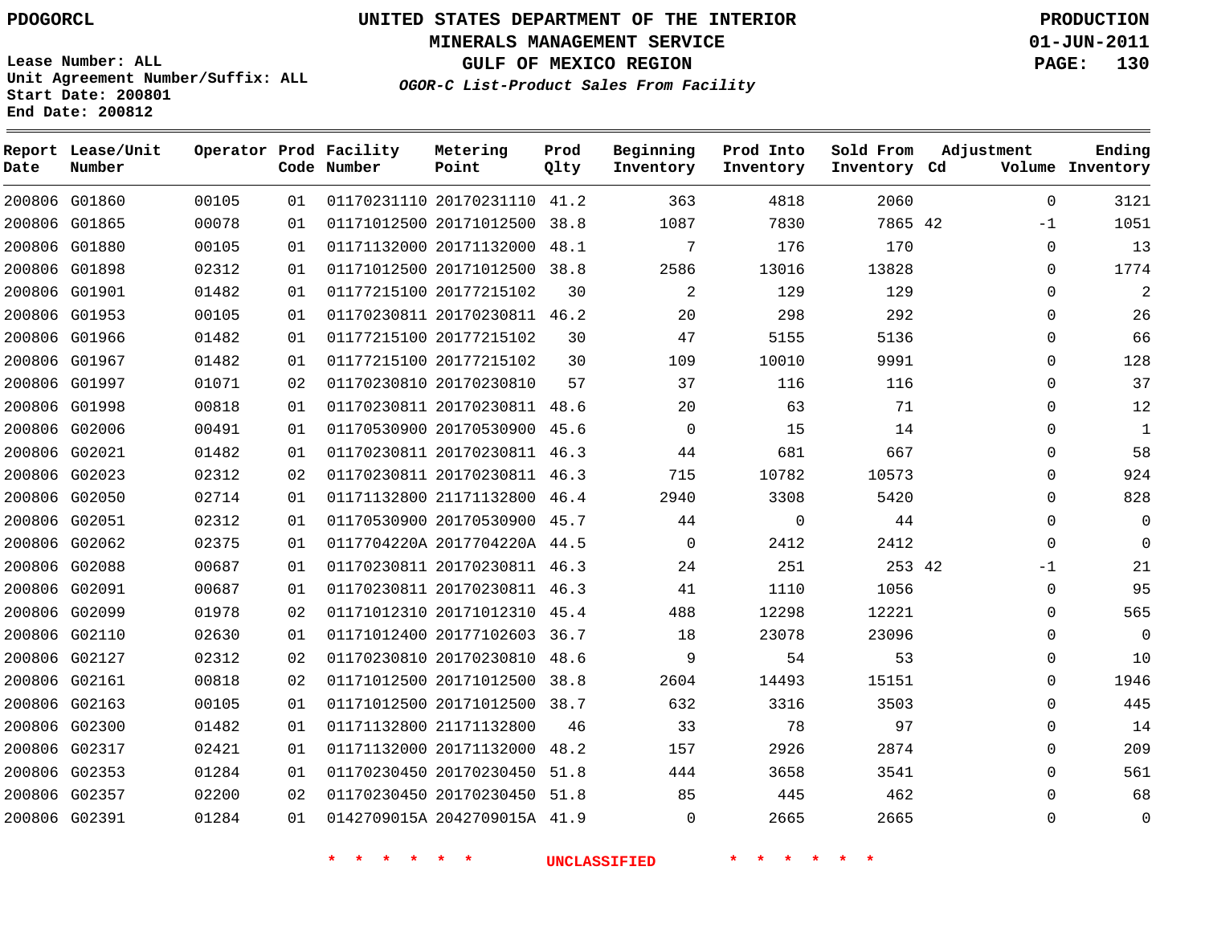PDOGORCL

# UNITED STATES DEPARTMENT OF THE INTERIOR
## MINERALS MANAGEMENT SERVICE
## GULF OF MEXICO REGION
### *OGOR-C List-Product Sales From Facility*

PRODUCTION
01-JUN-2011

Lease Number: ALL
Unit Agreement Number/Suffix: ALL
Start Date: 200801
End Date: 200812

| Report Date | Lease/Unit Number | Operator | Prod Code | Facility Number | Metering Point | Prod Qlty | Beginning Inventory | Prod Into Inventory | Sold From Inventory | Adjustment Cd | Adjustment Volume | Ending Inventory |
|---|---|---|---|---|---|---|---|---|---|---|---|---|
| 200806 | G01860 | 00105 | 01 | 01170231110 | 20170231110 | 41.2 | 363 | 4818 | 2060 | | 0 | 3121 |
| 200806 | G01865 | 00078 | 01 | 01171012500 | 20171012500 | 38.8 | 1087 | 7830 | 7865 | 42 | -1 | 1051 |
| 200806 | G01880 | 00105 | 01 | 01171132000 | 20171132000 | 48.1 | 7 | 176 | 170 | | 0 | 13 |
| 200806 | G01898 | 02312 | 01 | 01171012500 | 20171012500 | 38.8 | 2586 | 13016 | 13828 | | 0 | 1774 |
| 200806 | G01901 | 01482 | 01 | 01177215100 | 20177215102 | 30 | 2 | 129 | 129 | | 0 | 2 |
| 200806 | G01953 | 00105 | 01 | 01170230811 | 20170230811 | 46.2 | 20 | 298 | 292 | | 0 | 26 |
| 200806 | G01966 | 01482 | 01 | 01177215100 | 20177215102 | 30 | 47 | 5155 | 5136 | | 0 | 66 |
| 200806 | G01967 | 01482 | 01 | 01177215100 | 20177215102 | 30 | 109 | 10010 | 9991 | | 0 | 128 |
| 200806 | G01997 | 01071 | 02 | 01170230810 | 20170230810 | 57 | 37 | 116 | 116 | | 0 | 37 |
| 200806 | G01998 | 00818 | 01 | 01170230811 | 20170230811 | 48.6 | 20 | 63 | 71 | | 0 | 12 |
| 200806 | G02006 | 00491 | 01 | 01170530900 | 20170530900 | 45.6 | 0 | 15 | 14 | | 0 | 1 |
| 200806 | G02021 | 01482 | 01 | 01170230811 | 20170230811 | 46.3 | 44 | 681 | 667 | | 0 | 58 |
| 200806 | G02023 | 02312 | 02 | 01170230811 | 20170230811 | 46.3 | 715 | 10782 | 10573 | | 0 | 924 |
| 200806 | G02050 | 02714 | 01 | 01171132800 | 21171132800 | 46.4 | 2940 | 3308 | 5420 | | 0 | 828 |
| 200806 | G02051 | 02312 | 01 | 01170530900 | 20170530900 | 45.7 | 44 | 0 | 44 | | 0 | 0 |
| 200806 | G02062 | 02375 | 01 | 0117704220A | 2017704220A | 44.5 | 0 | 2412 | 2412 | | 0 | 0 |
| 200806 | G02088 | 00687 | 01 | 01170230811 | 20170230811 | 46.3 | 24 | 251 | 253 | 42 | -1 | 21 |
| 200806 | G02091 | 00687 | 01 | 01170230811 | 20170230811 | 46.3 | 41 | 1110 | 1056 | | 0 | 95 |
| 200806 | G02099 | 01978 | 02 | 01171012310 | 20171012310 | 45.4 | 488 | 12298 | 12221 | | 0 | 565 |
| 200806 | G02110 | 02630 | 01 | 01171012400 | 20177102603 | 36.7 | 18 | 23078 | 23096 | | 0 | 0 |
| 200806 | G02127 | 02312 | 02 | 01170230810 | 20170230810 | 48.6 | 9 | 54 | 53 | | 0 | 10 |
| 200806 | G02161 | 00818 | 02 | 01171012500 | 20171012500 | 38.8 | 2604 | 14493 | 15151 | | 0 | 1946 |
| 200806 | G02163 | 00105 | 01 | 01171012500 | 20171012500 | 38.7 | 632 | 3316 | 3503 | | 0 | 445 |
| 200806 | G02300 | 01482 | 01 | 01171132800 | 21171132800 | 46 | 33 | 78 | 97 | | 0 | 14 |
| 200806 | G02317 | 02421 | 01 | 01171132000 | 20171132000 | 48.2 | 157 | 2926 | 2874 | | 0 | 209 |
| 200806 | G02353 | 01284 | 01 | 01170230450 | 20170230450 | 51.8 | 444 | 3658 | 3541 | | 0 | 561 |
| 200806 | G02357 | 02200 | 02 | 01170230450 | 20170230450 | 51.8 | 85 | 445 | 462 | | 0 | 68 |
| 200806 | G02391 | 01284 | 01 | 0142709015A | 2042709015A | 41.9 | 0 | 2665 | 2665 | | 0 | 0 |

* * * * * * UNCLASSIFIED * * * * * *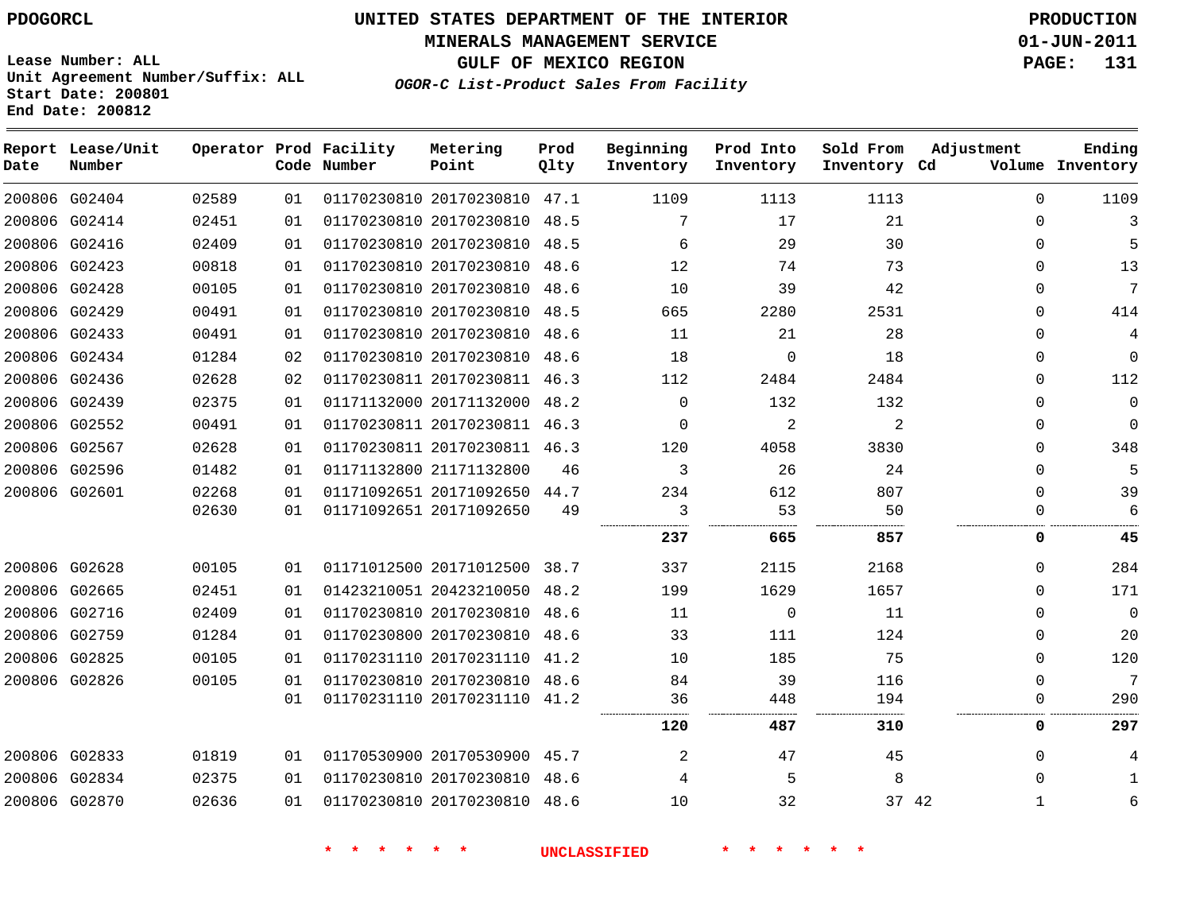PDOGORCL

**UNITED STATES DEPARTMENT OF THE INTERIOR**
**MINERALS MANAGEMENT SERVICE**
**GULF OF MEXICO REGION**
*OGOR-C List-Product Sales From Facility*

**PRODUCTION**
**01-JUN-2011**

Lease Number: ALL
Unit Agreement Number/Suffix: ALL
Start Date: 200801
End Date: 200812

| Report Date | Lease/Unit Number | Operator | Prod Code | Facility Number | Metering Point | Prod Qlty | Beginning Inventory | Prod Into Inventory | Sold From Inventory | Adjustment Cd | Adjustment Volume | Ending Inventory |
|---|---|---|---|---|---|---|---|---|---|---|---|---|
| 200806 | G02404 | 02589 | 01 | 01170230810 | 20170230810 | 47.1 | 1109 | 1113 | 1113 | | 0 | 1109 |
| 200806 | G02414 | 02451 | 01 | 01170230810 | 20170230810 | 48.5 | 7 | 17 | 21 | | 0 | 3 |
| 200806 | G02416 | 02409 | 01 | 01170230810 | 20170230810 | 48.5 | 6 | 29 | 30 | | 0 | 5 |
| 200806 | G02423 | 00818 | 01 | 01170230810 | 20170230810 | 48.6 | 12 | 74 | 73 | | 0 | 13 |
| 200806 | G02428 | 00105 | 01 | 01170230810 | 20170230810 | 48.6 | 10 | 39 | 42 | | 0 | 7 |
| 200806 | G02429 | 00491 | 01 | 01170230810 | 20170230810 | 48.5 | 665 | 2280 | 2531 | | 0 | 414 |
| 200806 | G02433 | 00491 | 01 | 01170230810 | 20170230810 | 48.6 | 11 | 21 | 28 | | 0 | 4 |
| 200806 | G02434 | 01284 | 02 | 01170230810 | 20170230810 | 48.6 | 18 | 0 | 18 | | 0 | 0 |
| 200806 | G02436 | 02628 | 02 | 01170230811 | 20170230811 | 46.3 | 112 | 2484 | 2484 | | 0 | 112 |
| 200806 | G02439 | 02375 | 01 | 01171132000 | 20171132000 | 48.2 | 0 | 132 | 132 | | 0 | 0 |
| 200806 | G02552 | 00491 | 01 | 01170230811 | 20170230811 | 46.3 | 0 | 2 | 2 | | 0 | 0 |
| 200806 | G02567 | 02628 | 01 | 01170230811 | 20170230811 | 46.3 | 120 | 4058 | 3830 | | 0 | 348 |
| 200806 | G02596 | 01482 | 01 | 01171132800 | 21171132800 | 46 | 3 | 26 | 24 | | 0 | 5 |
| 200806 | G02601 | 02268 | 01 | 01171092651 | 20171092650 | 44.7 | 234 | 612 | 807 | | 0 | 39 |
| | | 02630 | 01 | 01171092651 | 20171092650 | 49 | 3 | 53 | 50 | | 0 | 6 |
| | | | | | | | **237** | **665** | **857** | | **0** | **45** |
| 200806 | G02628 | 00105 | 01 | 01171012500 | 20171012500 | 38.7 | 337 | 2115 | 2168 | | 0 | 284 |
| 200806 | G02665 | 02451 | 01 | 01423210051 | 20423210050 | 48.2 | 199 | 1629 | 1657 | | 0 | 171 |
| 200806 | G02716 | 02409 | 01 | 01170230810 | 20170230810 | 48.6 | 11 | 0 | 11 | | 0 | 0 |
| 200806 | G02759 | 01284 | 01 | 01170230800 | 20170230810 | 48.6 | 33 | 111 | 124 | | 0 | 20 |
| 200806 | G02825 | 00105 | 01 | 01170231110 | 20170231110 | 41.2 | 10 | 185 | 75 | | 0 | 120 |
| 200806 | G02826 | 00105 | 01 | 01170230810 | 20170230810 | 48.6 | 84 | 39 | 116 | | 0 | 7 |
| | | | 01 | 01170231110 | 20170231110 | 41.2 | 36 | 448 | 194 | | 0 | 290 |
| | | | | | | | **120** | **487** | **310** | | **0** | **297** |
| 200806 | G02833 | 01819 | 01 | 01170530900 | 20170530900 | 45.7 | 2 | 47 | 45 | | 0 | 4 |
| 200806 | G02834 | 02375 | 01 | 01170230810 | 20170230810 | 48.6 | 4 | 5 | 8 | | 0 | 1 |
| 200806 | G02870 | 02636 | 01 | 01170230810 | 20170230810 | 48.6 | 10 | 32 | 37 | 42 | 1 | 6 |

\* \* \* \* \* \* UNCLASSIFIED \* \* \* \* \* \*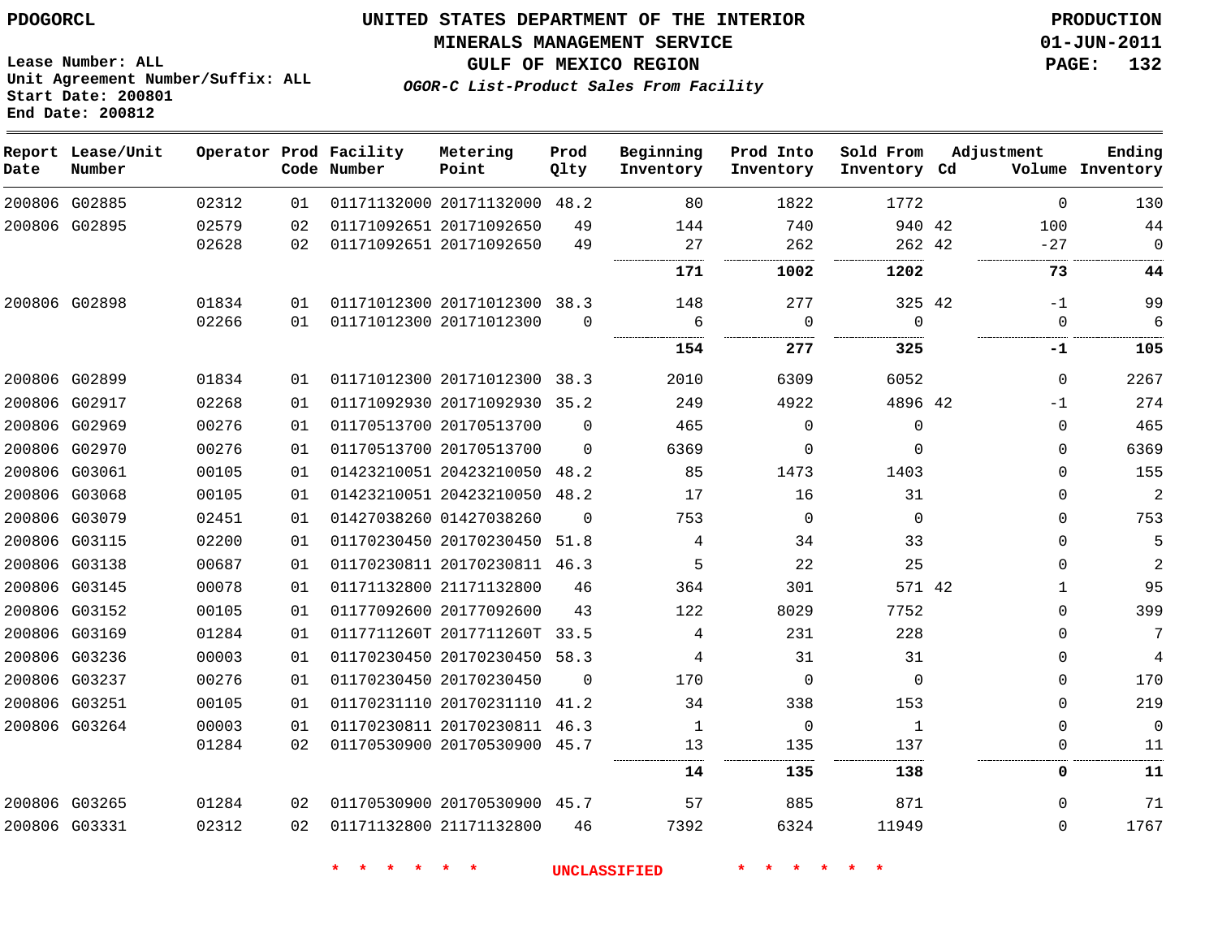**Lease Number: ALL**
**Unit Agreement Number/Suffix: ALL**
**Start Date: 200801**
**End Date: 200812**

# UNITED STATES DEPARTMENT OF THE INTERIOR
## MINERALS MANAGEMENT SERVICE
## GULF OF MEXICO REGION
### *OGOR-C List-Product Sales From Facility*

**PRODUCTION**
**01-JUN-2011**

| Report Date | Lease/Unit Number | Operator | Prod Code | Facility Number | Metering Point | Prod Qlty | Beginning Inventory | Prod Into Inventory | Sold From Inventory | Adjustment Cd | Adjustment Volume | Ending Inventory |
|---|---|---|---|---|---|---|---|---|---|---|---|---|
| 200806 | G02885 | 02312 | 01 | 01171132000 | 20171132000 | 48.2 | 80 | 1822 | 1772 | | 0 | 130 |
| 200806 | G02895 | 02579 | 02 | 01171092651 | 20171092650 | 49 | 144 | 740 | 940 | 42 | 100 | 44 |
| | | 02628 | 02 | 01171092651 | 20171092650 | 49 | 27 | 262 | 262 | 42 | -27 | 0 |
| | | | | | | | **171** | **1002** | **1202** | | **73** | **44** |
| 200806 | G02898 | 01834 | 01 | 01171012300 | 20171012300 | 38.3 | 148 | 277 | 325 | 42 | -1 | 99 |
| | | 02266 | 01 | 01171012300 | 20171012300 | 0 | 6 | 0 | 0 | | 0 | 6 |
| | | | | | | | **154** | **277** | **325** | | **-1** | **105** |
| 200806 | G02899 | 01834 | 01 | 01171012300 | 20171012300 | 38.3 | 2010 | 6309 | 6052 | | 0 | 2267 |
| 200806 | G02917 | 02268 | 01 | 01171092930 | 20171092930 | 35.2 | 249 | 4922 | 4896 | 42 | -1 | 274 |
| 200806 | G02969 | 00276 | 01 | 01170513700 | 20170513700 | 0 | 465 | 0 | 0 | | 0 | 465 |
| 200806 | G02970 | 00276 | 01 | 01170513700 | 20170513700 | 0 | 6369 | 0 | 0 | | 0 | 6369 |
| 200806 | G03061 | 00105 | 01 | 01423210051 | 20423210050 | 48.2 | 85 | 1473 | 1403 | | 0 | 155 |
| 200806 | G03068 | 00105 | 01 | 01423210051 | 20423210050 | 48.2 | 17 | 16 | 31 | | 0 | 2 |
| 200806 | G03079 | 02451 | 01 | 01427038260 | 01427038260 | 0 | 753 | 0 | 0 | | 0 | 753 |
| 200806 | G03115 | 02200 | 01 | 01170230450 | 20170230450 | 51.8 | 4 | 34 | 33 | | 0 | 5 |
| 200806 | G03138 | 00687 | 01 | 01170230811 | 20170230811 | 46.3 | 5 | 22 | 25 | | 0 | 2 |
| 200806 | G03145 | 00078 | 01 | 01171132800 | 21171132800 | 46 | 364 | 301 | 571 | 42 | 1 | 95 |
| 200806 | G03152 | 00105 | 01 | 01177092600 | 20177092600 | 43 | 122 | 8029 | 7752 | | 0 | 399 |
| 200806 | G03169 | 01284 | 01 | 0117711260T | 2017711260T | 33.5 | 4 | 231 | 228 | | 0 | 7 |
| 200806 | G03236 | 00003 | 01 | 01170230450 | 20170230450 | 58.3 | 4 | 31 | 31 | | 0 | 4 |
| 200806 | G03237 | 00276 | 01 | 01170230450 | 20170230450 | 0 | 170 | 0 | 0 | | 0 | 170 |
| 200806 | G03251 | 00105 | 01 | 01170231110 | 20170231110 | 41.2 | 34 | 338 | 153 | | 0 | 219 |
| 200806 | G03264 | 00003 | 01 | 01170230811 | 20170230811 | 46.3 | 1 | 0 | 1 | | 0 | 0 |
| | | 01284 | 02 | 01170530900 | 20170530900 | 45.7 | 13 | 135 | 137 | | 0 | 11 |
| | | | | | | | **14** | **135** | **138** | | **0** | **11** |
| 200806 | G03265 | 01284 | 02 | 01170530900 | 20170530900 | 45.7 | 57 | 885 | 871 | | 0 | 71 |
| 200806 | G03331 | 02312 | 02 | 01171132800 | 21171132800 | 46 | 7392 | 6324 | 11949 | | 0 | 1767 |

\* \* \* \* \* \* UNCLASSIFIED \* \* \* \* \* \*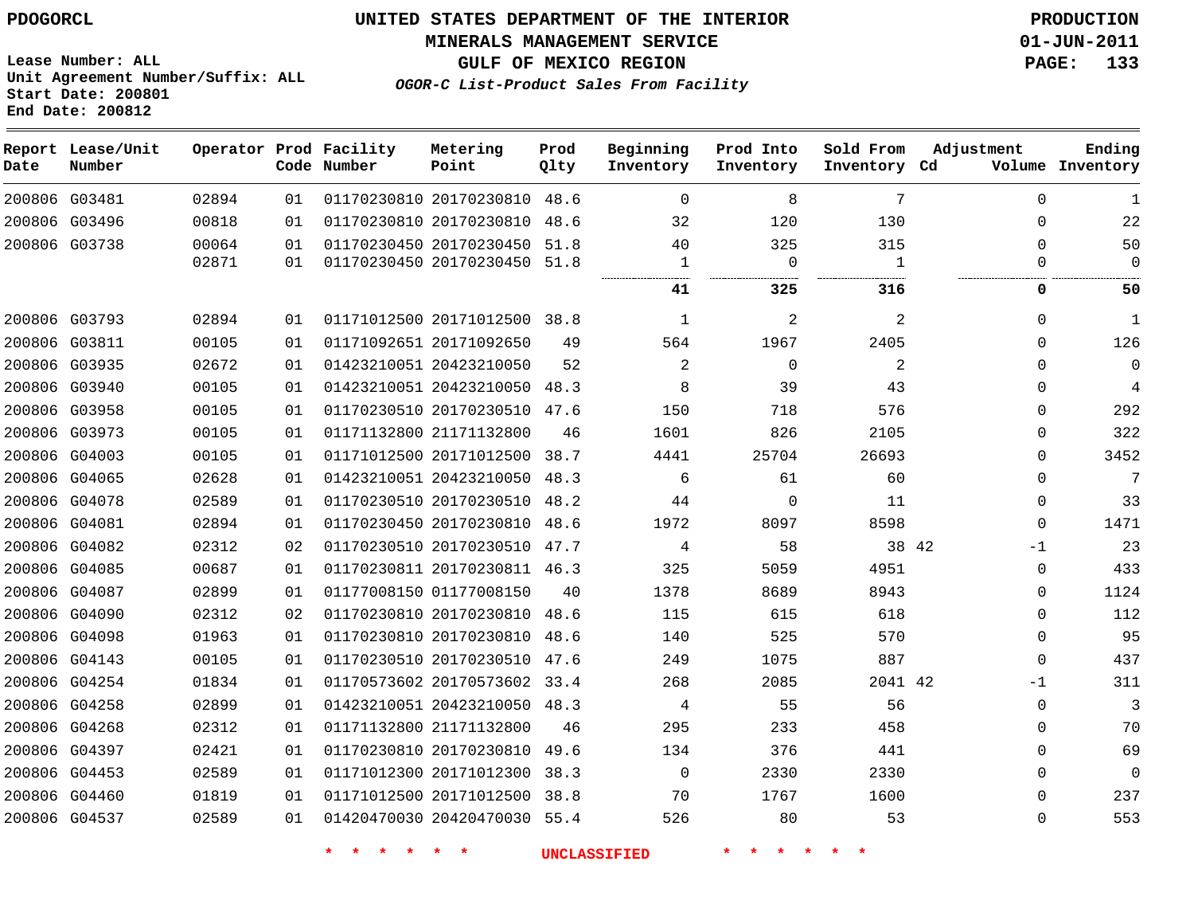PDOGORCL

# UNITED STATES DEPARTMENT OF THE INTERIOR
## MINERALS MANAGEMENT SERVICE
## GULF OF MEXICO REGION
### *OGOR-C List-Product Sales From Facility*

PRODUCTION
01-JUN-2011

Lease Number: ALL
Unit Agreement Number/Suffix: ALL
Start Date: 200801
End Date: 200812

| Report Date | Lease/Unit Number | Operator | Prod Code | Facility Number | Metering Point | Prod Qlty | Beginning Inventory | Prod Into Inventory | Sold From Inventory | Adjustment Cd | Adjustment Volume | Ending Inventory |
|---|---|---|---|---|---|---|---|---|---|---|---|---|
| 200806 | G03481 | 02894 | 01 | 01170230810 | 20170230810 | 48.6 | 0 | 8 | 7 | | 0 | 1 |
| 200806 | G03496 | 00818 | 01 | 01170230810 | 20170230810 | 48.6 | 32 | 120 | 130 | | 0 | 22 |
| 200806 | G03738 | 00064 | 01 | 01170230450 | 20170230450 | 51.8 | 40 | 325 | 315 | | 0 | 50 |
| | | 02871 | 01 | 01170230450 | 20170230450 | 51.8 | 1 | 0 | 1 | | 0 | 0 |
| | | | | | | | **41** | **325** | **316** | | **0** | **50** |
| 200806 | G03793 | 02894 | 01 | 01171012500 | 20171012500 | 38.8 | 1 | 2 | 2 | | 0 | 1 |
| 200806 | G03811 | 00105 | 01 | 01171092651 | 20171092650 | 49 | 564 | 1967 | 2405 | | 0 | 126 |
| 200806 | G03935 | 02672 | 01 | 01423210051 | 20423210050 | 52 | 2 | 0 | 2 | | 0 | 0 |
| 200806 | G03940 | 00105 | 01 | 01423210051 | 20423210050 | 48.3 | 8 | 39 | 43 | | 0 | 4 |
| 200806 | G03958 | 00105 | 01 | 01170230510 | 20170230510 | 47.6 | 150 | 718 | 576 | | 0 | 292 |
| 200806 | G03973 | 00105 | 01 | 01171132800 | 21171132800 | 46 | 1601 | 826 | 2105 | | 0 | 322 |
| 200806 | G04003 | 00105 | 01 | 01171012500 | 20171012500 | 38.7 | 4441 | 25704 | 26693 | | 0 | 3452 |
| 200806 | G04065 | 02628 | 01 | 01423210051 | 20423210050 | 48.3 | 6 | 61 | 60 | | 0 | 7 |
| 200806 | G04078 | 02589 | 01 | 01170230510 | 20170230510 | 48.2 | 44 | 0 | 11 | | 0 | 33 |
| 200806 | G04081 | 02894 | 01 | 01170230450 | 20170230810 | 48.6 | 1972 | 8097 | 8598 | | 0 | 1471 |
| 200806 | G04082 | 02312 | 02 | 01170230510 | 20170230510 | 47.7 | 4 | 58 | 38 | 42 | -1 | 23 |
| 200806 | G04085 | 00687 | 01 | 01170230811 | 20170230811 | 46.3 | 325 | 5059 | 4951 | | 0 | 433 |
| 200806 | G04087 | 02899 | 01 | 01177008150 | 01177008150 | 40 | 1378 | 8689 | 8943 | | 0 | 1124 |
| 200806 | G04090 | 02312 | 02 | 01170230810 | 20170230810 | 48.6 | 115 | 615 | 618 | | 0 | 112 |
| 200806 | G04098 | 01963 | 01 | 01170230810 | 20170230810 | 48.6 | 140 | 525 | 570 | | 0 | 95 |
| 200806 | G04143 | 00105 | 01 | 01170230510 | 20170230510 | 47.6 | 249 | 1075 | 887 | | 0 | 437 |
| 200806 | G04254 | 01834 | 01 | 01170573602 | 20170573602 | 33.4 | 268 | 2085 | 2041 | 42 | -1 | 311 |
| 200806 | G04258 | 02899 | 01 | 01423210051 | 20423210050 | 48.3 | 4 | 55 | 56 | | 0 | 3 |
| 200806 | G04268 | 02312 | 01 | 01171132800 | 21171132800 | 46 | 295 | 233 | 458 | | 0 | 70 |
| 200806 | G04397 | 02421 | 01 | 01170230810 | 20170230810 | 49.6 | 134 | 376 | 441 | | 0 | 69 |
| 200806 | G04453 | 02589 | 01 | 01171012300 | 20171012300 | 38.3 | 0 | 2330 | 2330 | | 0 | 0 |
| 200806 | G04460 | 01819 | 01 | 01171012500 | 20171012500 | 38.8 | 70 | 1767 | 1600 | | 0 | 237 |
| 200806 | G04537 | 02589 | 01 | 01420470030 | 20420470030 | 55.4 | 526 | 80 | 53 | | 0 | 553 |

* * * * * * UNCLASSIFIED * * * * * *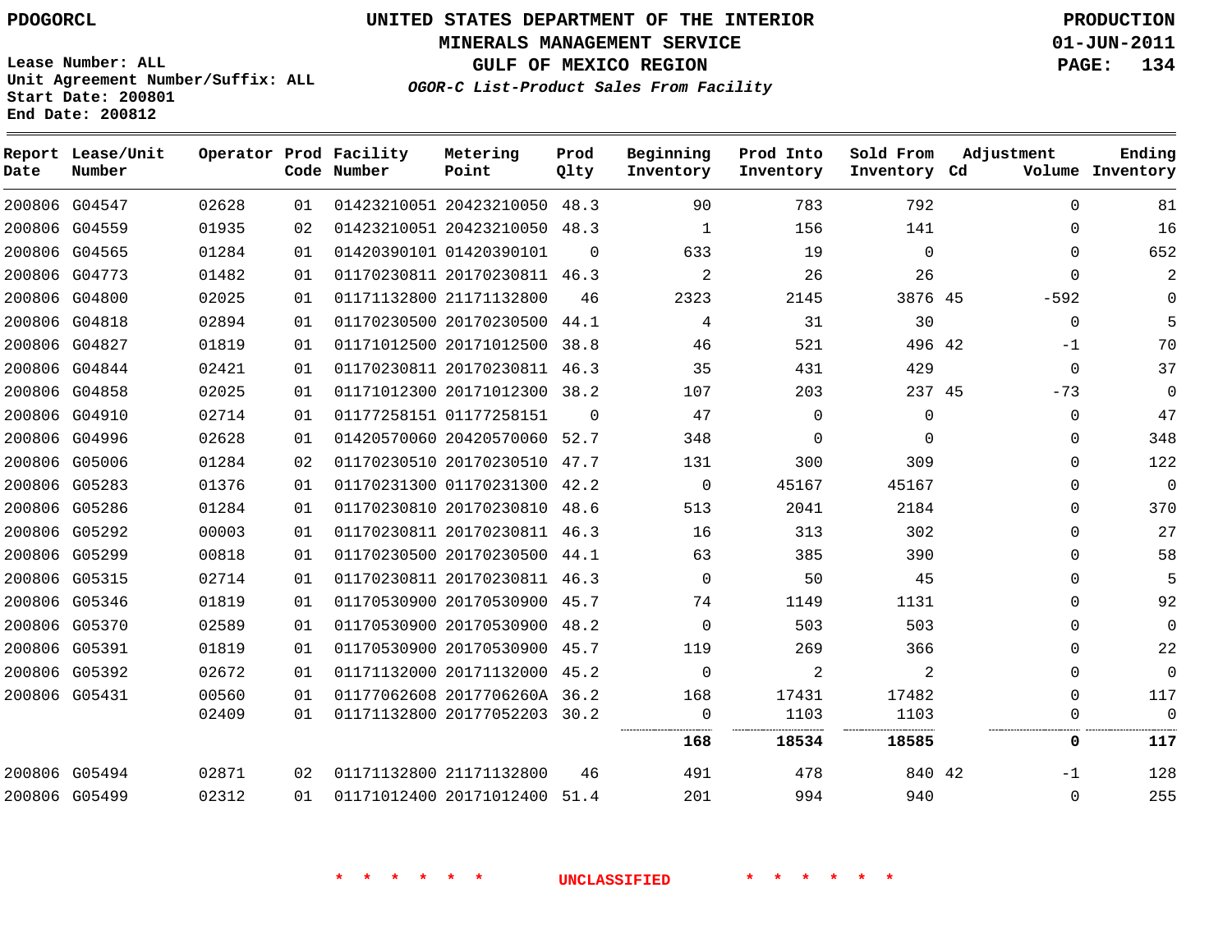# UNITED STATES DEPARTMENT OF THE INTERIOR
## MINERALS MANAGEMENT SERVICE
## GULF OF MEXICO REGION
### *OGOR-C List-Product Sales From Facility*

PDOGORCL

PRODUCTION
01-JUN-2011

Lease Number: ALL
Unit Agreement Number/Suffix: ALL
Start Date: 200801
End Date: 200812

| Report Date | Lease/Unit Number | Operator | Prod Code | Facility Number | Metering Point | Prod Qlty | Beginning Inventory | Prod Into Inventory | Sold From Inventory | Adjustment Cd | Adjustment Volume | Ending Inventory |
|---|---|---|---|---|---|---|---|---|---|---|---|---|
| 200806 | G04547 | 02628 | 01 | 01423210051 | 20423210050 | 48.3 | 90 | 783 | 792 | | 0 | 81 |
| 200806 | G04559 | 01935 | 02 | 01423210051 | 20423210050 | 48.3 | 1 | 156 | 141 | | 0 | 16 |
| 200806 | G04565 | 01284 | 01 | 01420390101 | 01420390101 | 0 | 633 | 19 | 0 | | 0 | 652 |
| 200806 | G04773 | 01482 | 01 | 01170230811 | 20170230811 | 46.3 | 2 | 26 | 26 | | 0 | 2 |
| 200806 | G04800 | 02025 | 01 | 01171132800 | 21171132800 | 46 | 2323 | 2145 | 3876 | 45 | -592 | 0 |
| 200806 | G04818 | 02894 | 01 | 01170230500 | 20170230500 | 44.1 | 4 | 31 | 30 | | 0 | 5 |
| 200806 | G04827 | 01819 | 01 | 01171012500 | 20171012500 | 38.8 | 46 | 521 | 496 | 42 | -1 | 70 |
| 200806 | G04844 | 02421 | 01 | 01170230811 | 20170230811 | 46.3 | 35 | 431 | 429 | | 0 | 37 |
| 200806 | G04858 | 02025 | 01 | 01171012300 | 20171012300 | 38.2 | 107 | 203 | 237 | 45 | -73 | 0 |
| 200806 | G04910 | 02714 | 01 | 01177258151 | 01177258151 | 0 | 47 | 0 | 0 | | 0 | 47 |
| 200806 | G04996 | 02628 | 01 | 01420570060 | 20420570060 | 52.7 | 348 | 0 | 0 | | 0 | 348 |
| 200806 | G05006 | 01284 | 02 | 01170230510 | 20170230510 | 47.7 | 131 | 300 | 309 | | 0 | 122 |
| 200806 | G05283 | 01376 | 01 | 01170231300 | 01170231300 | 42.2 | 0 | 45167 | 45167 | | 0 | 0 |
| 200806 | G05286 | 01284 | 01 | 01170230810 | 20170230810 | 48.6 | 513 | 2041 | 2184 | | 0 | 370 |
| 200806 | G05292 | 00003 | 01 | 01170230811 | 20170230811 | 46.3 | 16 | 313 | 302 | | 0 | 27 |
| 200806 | G05299 | 00818 | 01 | 01170230500 | 20170230500 | 44.1 | 63 | 385 | 390 | | 0 | 58 |
| 200806 | G05315 | 02714 | 01 | 01170230811 | 20170230811 | 46.3 | 0 | 50 | 45 | | 0 | 5 |
| 200806 | G05346 | 01819 | 01 | 01170530900 | 20170530900 | 45.7 | 74 | 1149 | 1131 | | 0 | 92 |
| 200806 | G05370 | 02589 | 01 | 01170530900 | 20170530900 | 48.2 | 0 | 503 | 503 | | 0 | 0 |
| 200806 | G05391 | 01819 | 01 | 01170530900 | 20170530900 | 45.7 | 119 | 269 | 366 | | 0 | 22 |
| 200806 | G05392 | 02672 | 01 | 01171132000 | 20171132000 | 45.2 | 0 | 2 | 2 | | 0 | 0 |
| 200806 | G05431 | 00560 | 01 | 01177062608 | 2017706260A | 36.2 | 168 | 17431 | 17482 | | 0 | 117 |
| | | 02409 | 01 | 01171132800 | 20177052203 | 30.2 | 0 | 1103 | 1103 | | 0 | 0 |
| | | | | | | | **168** | **18534** | **18585** | | **0** | **117** |
| 200806 | G05494 | 02871 | 02 | 01171132800 | 21171132800 | 46 | 491 | 478 | 840 | 42 | -1 | 128 |
| 200806 | G05499 | 02312 | 01 | 01171012400 | 20171012400 | 51.4 | 201 | 994 | 940 | | 0 | 255 |

\* \* \* \* \* \* UNCLASSIFIED \* \* \* \* \* \*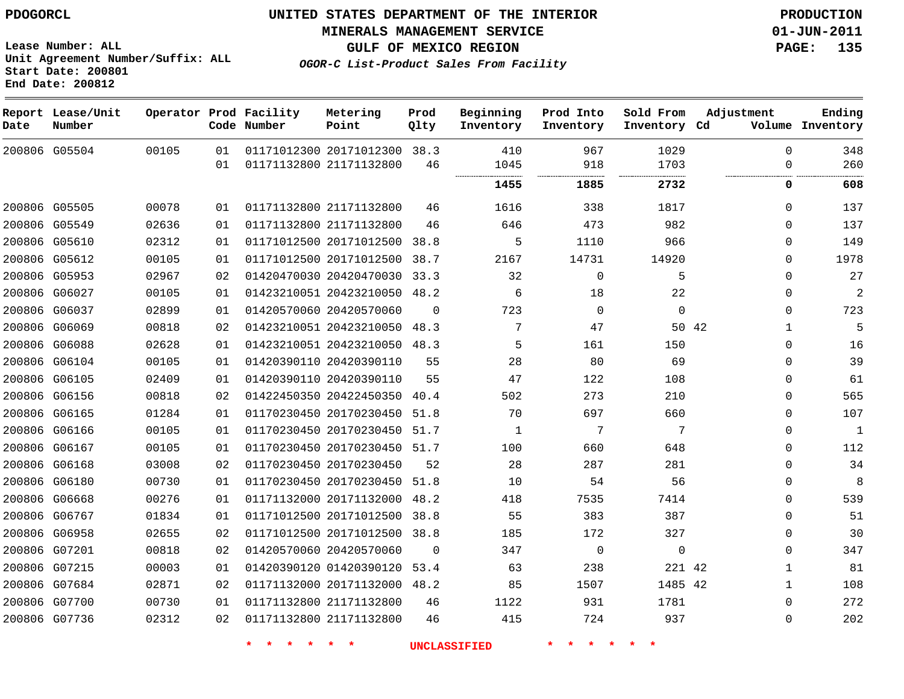PDOGORCL

**UNITED STATES DEPARTMENT OF THE INTERIOR**
**MINERALS MANAGEMENT SERVICE**
**GULF OF MEXICO REGION**
***OGOR-C List-Product Sales From Facility***

**PRODUCTION**
**01-JUN-2011**
**PAGE: 135**

Lease Number: ALL
Unit Agreement Number/Suffix: ALL
Start Date: 200801
End Date: 200812

| Report Date | Lease/Unit Number | Operator | Prod Code | Facility Number | Metering Point | Prod Qlty | Beginning Inventory | Prod Into Inventory | Sold From Inventory | Adjustment Cd | Adjustment Volume | Ending Inventory |
|---|---|---|---|---|---|---|---|---|---|---|---|---|
| 200806 | G05504 | 00105 | 01 | 01171012300 | 20171012300 | 38.3 | 410 | 967 | 1029 | | 0 | 348 |
| | | | 01 | 01171132800 | 21171132800 | 46 | 1045 | 918 | 1703 | | 0 | 260 |
| | | | | | | | **1455** | **1885** | **2732** | | **0** | **608** |
| 200806 | G05505 | 00078 | 01 | 01171132800 | 21171132800 | 46 | 1616 | 338 | 1817 | | 0 | 137 |
| 200806 | G05549 | 02636 | 01 | 01171132800 | 21171132800 | 46 | 646 | 473 | 982 | | 0 | 137 |
| 200806 | G05610 | 02312 | 01 | 01171012500 | 20171012500 | 38.8 | 5 | 1110 | 966 | | 0 | 149 |
| 200806 | G05612 | 00105 | 01 | 01171012500 | 20171012500 | 38.7 | 2167 | 14731 | 14920 | | 0 | 1978 |
| 200806 | G05953 | 02967 | 02 | 01420470030 | 20420470030 | 33.3 | 32 | 0 | 5 | | 0 | 27 |
| 200806 | G06027 | 00105 | 01 | 01423210051 | 20423210050 | 48.2 | 6 | 18 | 22 | | 0 | 2 |
| 200806 | G06037 | 02899 | 01 | 01420570060 | 20420570060 | 0 | 723 | 0 | 0 | | 0 | 723 |
| 200806 | G06069 | 00818 | 02 | 01423210051 | 20423210050 | 48.3 | 7 | 47 | 50 | 42 | 1 | 5 |
| 200806 | G06088 | 02628 | 01 | 01423210051 | 20423210050 | 48.3 | 5 | 161 | 150 | | 0 | 16 |
| 200806 | G06104 | 00105 | 01 | 01420390110 | 20420390110 | 55 | 28 | 80 | 69 | | 0 | 39 |
| 200806 | G06105 | 02409 | 01 | 01420390110 | 20420390110 | 55 | 47 | 122 | 108 | | 0 | 61 |
| 200806 | G06156 | 00818 | 02 | 01422450350 | 20422450350 | 40.4 | 502 | 273 | 210 | | 0 | 565 |
| 200806 | G06165 | 01284 | 01 | 01170230450 | 20170230450 | 51.8 | 70 | 697 | 660 | | 0 | 107 |
| 200806 | G06166 | 00105 | 01 | 01170230450 | 20170230450 | 51.7 | 1 | 7 | 7 | | 0 | 1 |
| 200806 | G06167 | 00105 | 01 | 01170230450 | 20170230450 | 51.7 | 100 | 660 | 648 | | 0 | 112 |
| 200806 | G06168 | 03008 | 02 | 01170230450 | 20170230450 | 52 | 28 | 287 | 281 | | 0 | 34 |
| 200806 | G06180 | 00730 | 01 | 01170230450 | 20170230450 | 51.8 | 10 | 54 | 56 | | 0 | 8 |
| 200806 | G06668 | 00276 | 01 | 01171132000 | 20171132000 | 48.2 | 418 | 7535 | 7414 | | 0 | 539 |
| 200806 | G06767 | 01834 | 01 | 01171012500 | 20171012500 | 38.8 | 55 | 383 | 387 | | 0 | 51 |
| 200806 | G06958 | 02655 | 02 | 01171012500 | 20171012500 | 38.8 | 185 | 172 | 327 | | 0 | 30 |
| 200806 | G07201 | 00818 | 02 | 01420570060 | 20420570060 | 0 | 347 | 0 | 0 | | 0 | 347 |
| 200806 | G07215 | 00003 | 01 | 01420390120 | 01420390120 | 53.4 | 63 | 238 | 221 | 42 | 1 | 81 |
| 200806 | G07684 | 02871 | 02 | 01171132000 | 20171132000 | 48.2 | 85 | 1507 | 1485 | 42 | 1 | 108 |
| 200806 | G07700 | 00730 | 01 | 01171132800 | 21171132800 | 46 | 1122 | 931 | 1781 | | 0 | 272 |
| 200806 | G07736 | 02312 | 02 | 01171132800 | 21171132800 | 46 | 415 | 724 | 937 | | 0 | 202 |

\* \* \* \* \* \* UNCLASSIFIED \* \* \* \* \* \*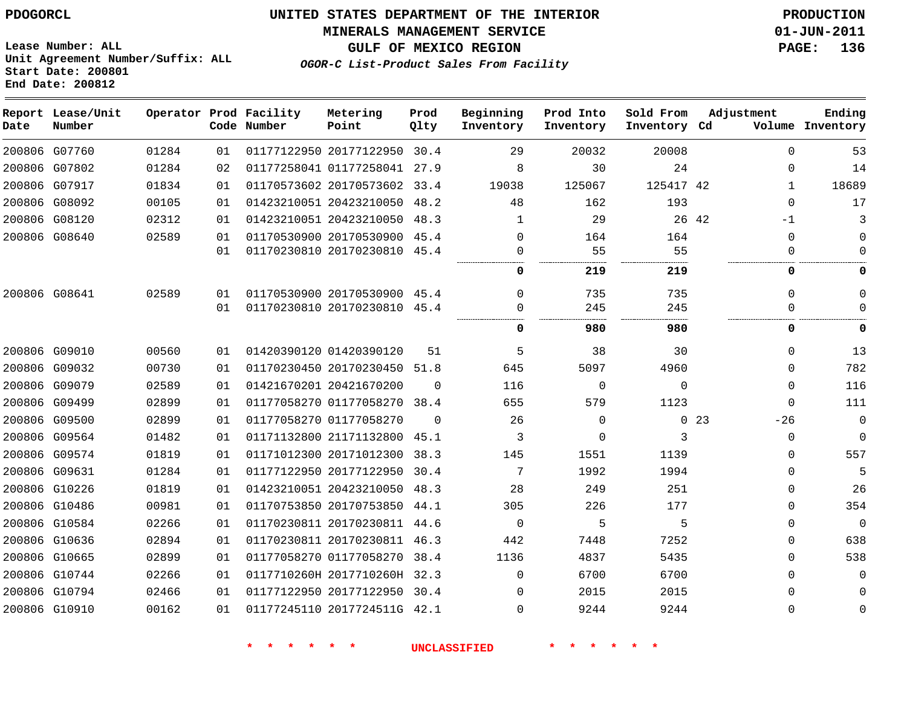PDOGORCL

Lease Number: ALL
Unit Agreement Number/Suffix: ALL
Start Date: 200801
End Date: 200812

# UNITED STATES DEPARTMENT OF THE INTERIOR
## MINERALS MANAGEMENT SERVICE
## GULF OF MEXICO REGION
### *OGOR-C List-Product Sales From Facility*

PRODUCTION
01-JUN-2011

| Report Date | Lease/Unit Number | Operator | Prod Code | Facility Number | Metering Point | Prod Qlty | Beginning Inventory | Prod Into Inventory | Sold From Inventory | Adjustment Cd | Adjustment Volume | Ending Inventory |
|---|---|---|---|---|---|---|---|---|---|---|---|---|
| 200806 | G07760 | 01284 | 01 | 01177122950 | 20177122950 | 30.4 | 29 | 20032 | 20008 | | 0 | 53 |
| 200806 | G07802 | 01284 | 02 | 01177258041 | 01177258041 | 27.9 | 8 | 30 | 24 | | 0 | 14 |
| 200806 | G07917 | 01834 | 01 | 01170573602 | 20170573602 | 33.4 | 19038 | 125067 | 125417 | 42 | 1 | 18689 |
| 200806 | G08092 | 00105 | 01 | 01423210051 | 20423210050 | 48.2 | 48 | 162 | 193 | | 0 | 17 |
| 200806 | G08120 | 02312 | 01 | 01423210051 | 20423210050 | 48.3 | 1 | 29 | 26 | 42 | -1 | 3 |
| 200806 | G08640 | 02589 | 01 | 01170530900 | 20170530900 | 45.4 | 0 | 164 | 164 | | 0 | 0 |
| | | | 01 | 01170230810 | 20170230810 | 45.4 | 0 | 55 | 55 | | 0 | 0 |
| | | | | | | | **0** | **219** | **219** | | **0** | **0** |
| 200806 | G08641 | 02589 | 01 | 01170530900 | 20170530900 | 45.4 | 0 | 735 | 735 | | 0 | 0 |
| | | | 01 | 01170230810 | 20170230810 | 45.4 | 0 | 245 | 245 | | 0 | 0 |
| | | | | | | | **0** | **980** | **980** | | **0** | **0** |
| 200806 | G09010 | 00560 | 01 | 01420390120 | 01420390120 | 51 | 5 | 38 | 30 | | 0 | 13 |
| 200806 | G09032 | 00730 | 01 | 01170230450 | 20170230450 | 51.8 | 645 | 5097 | 4960 | | 0 | 782 |
| 200806 | G09079 | 02589 | 01 | 01421670201 | 20421670200 | 0 | 116 | 0 | 0 | | 0 | 116 |
| 200806 | G09499 | 02899 | 01 | 01177058270 | 01177058270 | 38.4 | 655 | 579 | 1123 | | 0 | 111 |
| 200806 | G09500 | 02899 | 01 | 01177058270 | 01177058270 | 0 | 26 | 0 | 0 | 23 | -26 | 0 |
| 200806 | G09564 | 01482 | 01 | 01171132800 | 21171132800 | 45.1 | 3 | 0 | 3 | | 0 | 0 |
| 200806 | G09574 | 01819 | 01 | 01171012300 | 20171012300 | 38.3 | 145 | 1551 | 1139 | | 0 | 557 |
| 200806 | G09631 | 01284 | 01 | 01177122950 | 20177122950 | 30.4 | 7 | 1992 | 1994 | | 0 | 5 |
| 200806 | G10226 | 01819 | 01 | 01423210051 | 20423210050 | 48.3 | 28 | 249 | 251 | | 0 | 26 |
| 200806 | G10486 | 00981 | 01 | 01170753850 | 20170753850 | 44.1 | 305 | 226 | 177 | | 0 | 354 |
| 200806 | G10584 | 02266 | 01 | 01170230811 | 20170230811 | 44.6 | 0 | 5 | 5 | | 0 | 0 |
| 200806 | G10636 | 02894 | 01 | 01170230811 | 20170230811 | 46.3 | 442 | 7448 | 7252 | | 0 | 638 |
| 200806 | G10665 | 02899 | 01 | 01177058270 | 01177058270 | 38.4 | 1136 | 4837 | 5435 | | 0 | 538 |
| 200806 | G10744 | 02266 | 01 | 0117710260H | 2017710260H | 32.3 | 0 | 6700 | 6700 | | 0 | 0 |
| 200806 | G10794 | 02466 | 01 | 01177122950 | 20177122950 | 30.4 | 0 | 2015 | 2015 | | 0 | 0 |
| 200806 | G10910 | 00162 | 01 | 01177245110 | 2017724511G | 42.1 | 0 | 9244 | 9244 | | 0 | 0 |

\* \* \* \* \* \* UNCLASSIFIED \* \* \* \* \* \*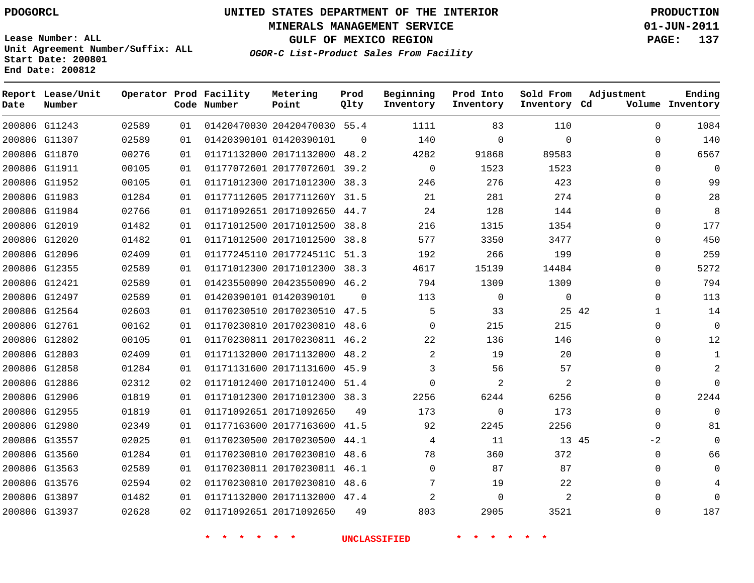PDOGORCL

# UNITED STATES DEPARTMENT OF THE INTERIOR
## MINERALS MANAGEMENT SERVICE
## GULF OF MEXICO REGION
### *OGOR-C List-Product Sales From Facility*

PRODUCTION
01-JUN-2011

Lease Number: ALL
Unit Agreement Number/Suffix: ALL
Start Date: 200801
End Date: 200812

| Report Date | Lease/Unit Number | Operator | Prod Code | Facility Number | Metering Point | Prod Qlty | Beginning Inventory | Prod Into Inventory | Sold From Inventory | Adjustment Cd | Volume | Ending Inventory |
|---|---|---|---|---|---|---|---|---|---|---|---|---|
| 200806 | G11243 | 02589 | 01 | 01420470030 | 20420470030 | 55.4 | 1111 | 83 | 110 | | 0 | 1084 |
| 200806 | G11307 | 02589 | 01 | 01420390101 | 01420390101 | 0 | 140 | 0 | 0 | | 0 | 140 |
| 200806 | G11870 | 00276 | 01 | 01171132000 | 20171132000 | 48.2 | 4282 | 91868 | 89583 | | 0 | 6567 |
| 200806 | G11911 | 00105 | 01 | 01177072601 | 20177072601 | 39.2 | 0 | 1523 | 1523 | | 0 | 0 |
| 200806 | G11952 | 00105 | 01 | 01171012300 | 20171012300 | 38.3 | 246 | 276 | 423 | | 0 | 99 |
| 200806 | G11983 | 01284 | 01 | 01177112605 | 2017711260Y | 31.5 | 21 | 281 | 274 | | 0 | 28 |
| 200806 | G11984 | 02766 | 01 | 01171092651 | 20171092650 | 44.7 | 24 | 128 | 144 | | 0 | 8 |
| 200806 | G12019 | 01482 | 01 | 01171012500 | 20171012500 | 38.8 | 216 | 1315 | 1354 | | 0 | 177 |
| 200806 | G12020 | 01482 | 01 | 01171012500 | 20171012500 | 38.8 | 577 | 3350 | 3477 | | 0 | 450 |
| 200806 | G12096 | 02409 | 01 | 01177245110 | 2017724511C | 51.3 | 192 | 266 | 199 | | 0 | 259 |
| 200806 | G12355 | 02589 | 01 | 01171012300 | 20171012300 | 38.3 | 4617 | 15139 | 14484 | | 0 | 5272 |
| 200806 | G12421 | 02589 | 01 | 01423550090 | 20423550090 | 46.2 | 794 | 1309 | 1309 | | 0 | 794 |
| 200806 | G12497 | 02589 | 01 | 01420390101 | 01420390101 | 0 | 113 | 0 | 0 | | 0 | 113 |
| 200806 | G12564 | 02603 | 01 | 01170230510 | 20170230510 | 47.5 | 5 | 33 | 25 | 42 | 1 | 14 |
| 200806 | G12761 | 00162 | 01 | 01170230810 | 20170230810 | 48.6 | 0 | 215 | 215 | | 0 | 0 |
| 200806 | G12802 | 00105 | 01 | 01170230811 | 20170230811 | 46.2 | 22 | 136 | 146 | | 0 | 12 |
| 200806 | G12803 | 02409 | 01 | 01171132000 | 20171132000 | 48.2 | 2 | 19 | 20 | | 0 | 1 |
| 200806 | G12858 | 01284 | 01 | 01171131600 | 20171131600 | 45.9 | 3 | 56 | 57 | | 0 | 2 |
| 200806 | G12886 | 02312 | 02 | 01171012400 | 20171012400 | 51.4 | 0 | 2 | 2 | | 0 | 0 |
| 200806 | G12906 | 01819 | 01 | 01171012300 | 20171012300 | 38.3 | 2256 | 6244 | 6256 | | 0 | 2244 |
| 200806 | G12955 | 01819 | 01 | 01171092651 | 20171092650 | 49 | 173 | 0 | 173 | | 0 | 0 |
| 200806 | G12980 | 02349 | 01 | 01177163600 | 20177163600 | 41.5 | 92 | 2245 | 2256 | | 0 | 81 |
| 200806 | G13557 | 02025 | 01 | 01170230500 | 20170230500 | 44.1 | 4 | 11 | 13 | 45 | -2 | 0 |
| 200806 | G13560 | 01284 | 01 | 01170230810 | 20170230810 | 48.6 | 78 | 360 | 372 | | 0 | 66 |
| 200806 | G13563 | 02589 | 01 | 01170230811 | 20170230811 | 46.1 | 0 | 87 | 87 | | 0 | 0 |
| 200806 | G13576 | 02594 | 02 | 01170230810 | 20170230810 | 48.6 | 7 | 19 | 22 | | 0 | 4 |
| 200806 | G13897 | 01482 | 01 | 01171132000 | 20171132000 | 47.4 | 2 | 0 | 2 | | 0 | 0 |
| 200806 | G13937 | 02628 | 02 | 01171092651 | 20171092650 | 49 | 803 | 2905 | 3521 | | 0 | 187 |

* * * * * * UNCLASSIFIED * * * * * *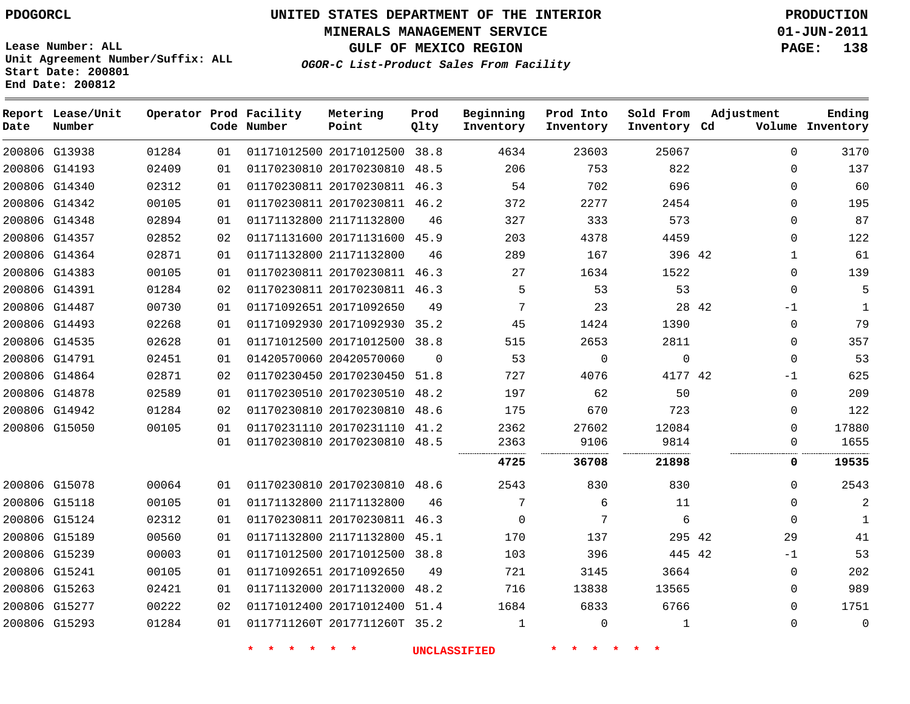PDOGORCL

# UNITED STATES DEPARTMENT OF THE INTERIOR
## MINERALS MANAGEMENT SERVICE
## GULF OF MEXICO REGION
### *OGOR-C List-Product Sales From Facility*

PRODUCTION
01-JUN-2011

Lease Number: ALL
Unit Agreement Number/Suffix: ALL
Start Date: 200801
End Date: 200812

| Report Date | Lease/Unit Number | Operator | Prod Code | Facility Number | Metering Point | Prod Qlty | Beginning Inventory | Prod Into Inventory | Sold From Inventory | Adjustment Cd | Adjustment Volume | Ending Inventory |
|---|---|---|---|---|---|---|---|---|---|---|---|---|
| 200806 | G13938 | 01284 | 01 | 01171012500 | 20171012500 | 38.8 | 4634 | 23603 | 25067 | | 0 | 3170 |
| 200806 | G14193 | 02409 | 01 | 01170230810 | 20170230810 | 48.5 | 206 | 753 | 822 | | 0 | 137 |
| 200806 | G14340 | 02312 | 01 | 01170230811 | 20170230811 | 46.3 | 54 | 702 | 696 | | 0 | 60 |
| 200806 | G14342 | 00105 | 01 | 01170230811 | 20170230811 | 46.2 | 372 | 2277 | 2454 | | 0 | 195 |
| 200806 | G14348 | 02894 | 01 | 01171132800 | 21171132800 | 46 | 327 | 333 | 573 | | 0 | 87 |
| 200806 | G14357 | 02852 | 02 | 01171131600 | 20171131600 | 45.9 | 203 | 4378 | 4459 | | 0 | 122 |
| 200806 | G14364 | 02871 | 01 | 01171132800 | 21171132800 | 46 | 289 | 167 | 396 | 42 | 1 | 61 |
| 200806 | G14383 | 00105 | 01 | 01170230811 | 20170230811 | 46.3 | 27 | 1634 | 1522 | | 0 | 139 |
| 200806 | G14391 | 01284 | 02 | 01170230811 | 20170230811 | 46.3 | 5 | 53 | 53 | | 0 | 5 |
| 200806 | G14487 | 00730 | 01 | 01171092651 | 20171092650 | 49 | 7 | 23 | 28 | 42 | -1 | 1 |
| 200806 | G14493 | 02268 | 01 | 01171092930 | 20171092930 | 35.2 | 45 | 1424 | 1390 | | 0 | 79 |
| 200806 | G14535 | 02628 | 01 | 01171012500 | 20171012500 | 38.8 | 515 | 2653 | 2811 | | 0 | 357 |
| 200806 | G14791 | 02451 | 01 | 01420570060 | 20420570060 | 0 | 53 | 0 | 0 | | 0 | 53 |
| 200806 | G14864 | 02871 | 02 | 01170230450 | 20170230450 | 51.8 | 727 | 4076 | 4177 | 42 | -1 | 625 |
| 200806 | G14878 | 02589 | 01 | 01170230510 | 20170230510 | 48.2 | 197 | 62 | 50 | | 0 | 209 |
| 200806 | G14942 | 01284 | 02 | 01170230810 | 20170230810 | 48.6 | 175 | 670 | 723 | | 0 | 122 |
| 200806 | G15050 | 00105 | 01 | 01170231110 | 20170231110 | 41.2 | 2362 | 27602 | 12084 | | 0 | 17880 |
| | | | 01 | 01170230810 | 20170230810 | 48.5 | 2363 | 9106 | 9814 | | 0 | 1655 |
| | | | | | | | **4725** | **36708** | **21898** | | **0** | **19535** |
| 200806 | G15078 | 00064 | 01 | 01170230810 | 20170230810 | 48.6 | 2543 | 830 | 830 | | 0 | 2543 |
| 200806 | G15118 | 00105 | 01 | 01171132800 | 21171132800 | 46 | 7 | 6 | 11 | | 0 | 2 |
| 200806 | G15124 | 02312 | 01 | 01170230811 | 20170230811 | 46.3 | 0 | 7 | 6 | | 0 | 1 |
| 200806 | G15189 | 00560 | 01 | 01171132800 | 21171132800 | 45.1 | 170 | 137 | 295 | 42 | 29 | 41 |
| 200806 | G15239 | 00003 | 01 | 01171012500 | 20171012500 | 38.8 | 103 | 396 | 445 | 42 | -1 | 53 |
| 200806 | G15241 | 00105 | 01 | 01171092651 | 20171092650 | 49 | 721 | 3145 | 3664 | | 0 | 202 |
| 200806 | G15263 | 02421 | 01 | 01171132000 | 20171132000 | 48.2 | 716 | 13838 | 13565 | | 0 | 989 |
| 200806 | G15277 | 00222 | 02 | 01171012400 | 20171012400 | 51.4 | 1684 | 6833 | 6766 | | 0 | 1751 |
| 200806 | G15293 | 01284 | 01 | 0117711260T | 2017711260T | 35.2 | 1 | 0 | 1 | | 0 | 0 |

* * * * * * UNCLASSIFIED * * * * * *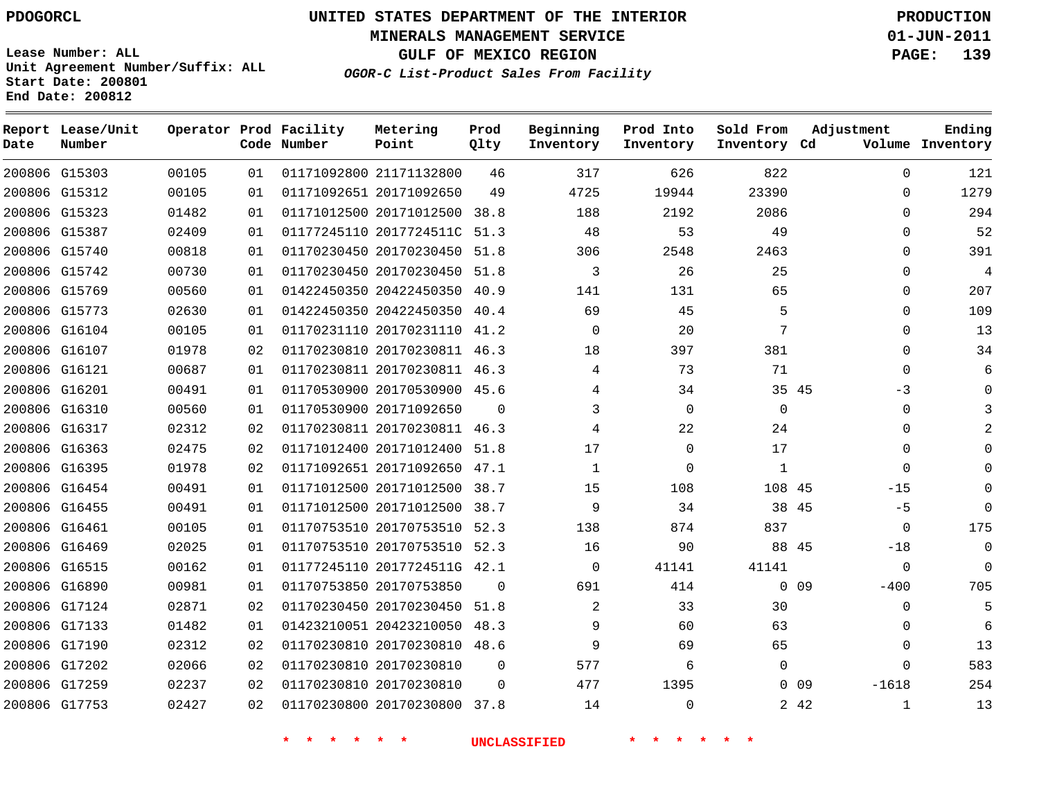PDOGORCL

# UNITED STATES DEPARTMENT OF THE INTERIOR
## MINERALS MANAGEMENT SERVICE
## GULF OF MEXICO REGION
### *OGOR-C List-Product Sales From Facility*

PRODUCTION
01-JUN-2011

Lease Number: ALL
Unit Agreement Number/Suffix: ALL
Start Date: 200801
End Date: 200812

| Report Date | Lease/Unit Number | Operator | Prod Code | Facility Number | Metering Point | Prod Qlty | Beginning Inventory | Prod Into Inventory | Sold From Inventory | Adjustment Cd | Adjustment Volume | Ending Inventory |
|---|---|---|---|---|---|---|---|---|---|---|---|---|
| 200806 | G15303 | 00105 | 01 | 01171092800 | 21171132800 | 46 | 317 | 626 | 822 | | 0 | 121 |
| 200806 | G15312 | 00105 | 01 | 01171092651 | 20171092650 | 49 | 4725 | 19944 | 23390 | | 0 | 1279 |
| 200806 | G15323 | 01482 | 01 | 01171012500 | 20171012500 | 38.8 | 188 | 2192 | 2086 | | 0 | 294 |
| 200806 | G15387 | 02409 | 01 | 01177245110 | 2017724511C | 51.3 | 48 | 53 | 49 | | 0 | 52 |
| 200806 | G15740 | 00818 | 01 | 01170230450 | 20170230450 | 51.8 | 306 | 2548 | 2463 | | 0 | 391 |
| 200806 | G15742 | 00730 | 01 | 01170230450 | 20170230450 | 51.8 | 3 | 26 | 25 | | 0 | 4 |
| 200806 | G15769 | 00560 | 01 | 01422450350 | 20422450350 | 40.9 | 141 | 131 | 65 | | 0 | 207 |
| 200806 | G15773 | 02630 | 01 | 01422450350 | 20422450350 | 40.4 | 69 | 45 | 5 | | 0 | 109 |
| 200806 | G16104 | 00105 | 01 | 01170231110 | 20170231110 | 41.2 | 0 | 20 | 7 | | 0 | 13 |
| 200806 | G16107 | 01978 | 02 | 01170230810 | 20170230811 | 46.3 | 18 | 397 | 381 | | 0 | 34 |
| 200806 | G16121 | 00687 | 01 | 01170230811 | 20170230811 | 46.3 | 4 | 73 | 71 | | 0 | 6 |
| 200806 | G16201 | 00491 | 01 | 01170530900 | 20170530900 | 45.6 | 4 | 34 | 35 | 45 | -3 | 0 |
| 200806 | G16310 | 00560 | 01 | 01170530900 | 20171092650 | 0 | 3 | 0 | 0 | | 0 | 3 |
| 200806 | G16317 | 02312 | 02 | 01170230811 | 20170230811 | 46.3 | 4 | 22 | 24 | | 0 | 2 |
| 200806 | G16363 | 02475 | 02 | 01171012400 | 20171012400 | 51.8 | 17 | 0 | 17 | | 0 | 0 |
| 200806 | G16395 | 01978 | 02 | 01171092651 | 20171092650 | 47.1 | 1 | 0 | 1 | | 0 | 0 |
| 200806 | G16454 | 00491 | 01 | 01171012500 | 20171012500 | 38.7 | 15 | 108 | 108 | 45 | -15 | 0 |
| 200806 | G16455 | 00491 | 01 | 01171012500 | 20171012500 | 38.7 | 9 | 34 | 38 | 45 | -5 | 0 |
| 200806 | G16461 | 00105 | 01 | 01170753510 | 20170753510 | 52.3 | 138 | 874 | 837 | | 0 | 175 |
| 200806 | G16469 | 02025 | 01 | 01170753510 | 20170753510 | 52.3 | 16 | 90 | 88 | 45 | -18 | 0 |
| 200806 | G16515 | 00162 | 01 | 01177245110 | 2017724511G | 42.1 | 0 | 41141 | 41141 | | 0 | 0 |
| 200806 | G16890 | 00981 | 01 | 01170753850 | 20170753850 | 0 | 691 | 414 | 0 | 09 | -400 | 705 |
| 200806 | G17124 | 02871 | 02 | 01170230450 | 20170230450 | 51.8 | 2 | 33 | 30 | | 0 | 5 |
| 200806 | G17133 | 01482 | 01 | 01423210051 | 20423210050 | 48.3 | 9 | 60 | 63 | | 0 | 6 |
| 200806 | G17190 | 02312 | 02 | 01170230810 | 20170230810 | 48.6 | 9 | 69 | 65 | | 0 | 13 |
| 200806 | G17202 | 02066 | 02 | 01170230810 | 20170230810 | 0 | 577 | 6 | 0 | | 0 | 583 |
| 200806 | G17259 | 02237 | 02 | 01170230810 | 20170230810 | 0 | 477 | 1395 | 0 | 09 | -1618 | 254 |
| 200806 | G17753 | 02427 | 02 | 01170230800 | 20170230800 | 37.8 | 14 | 0 | 2 | 42 | 1 | 13 |

* * * * * * UNCLASSIFIED * * * * * *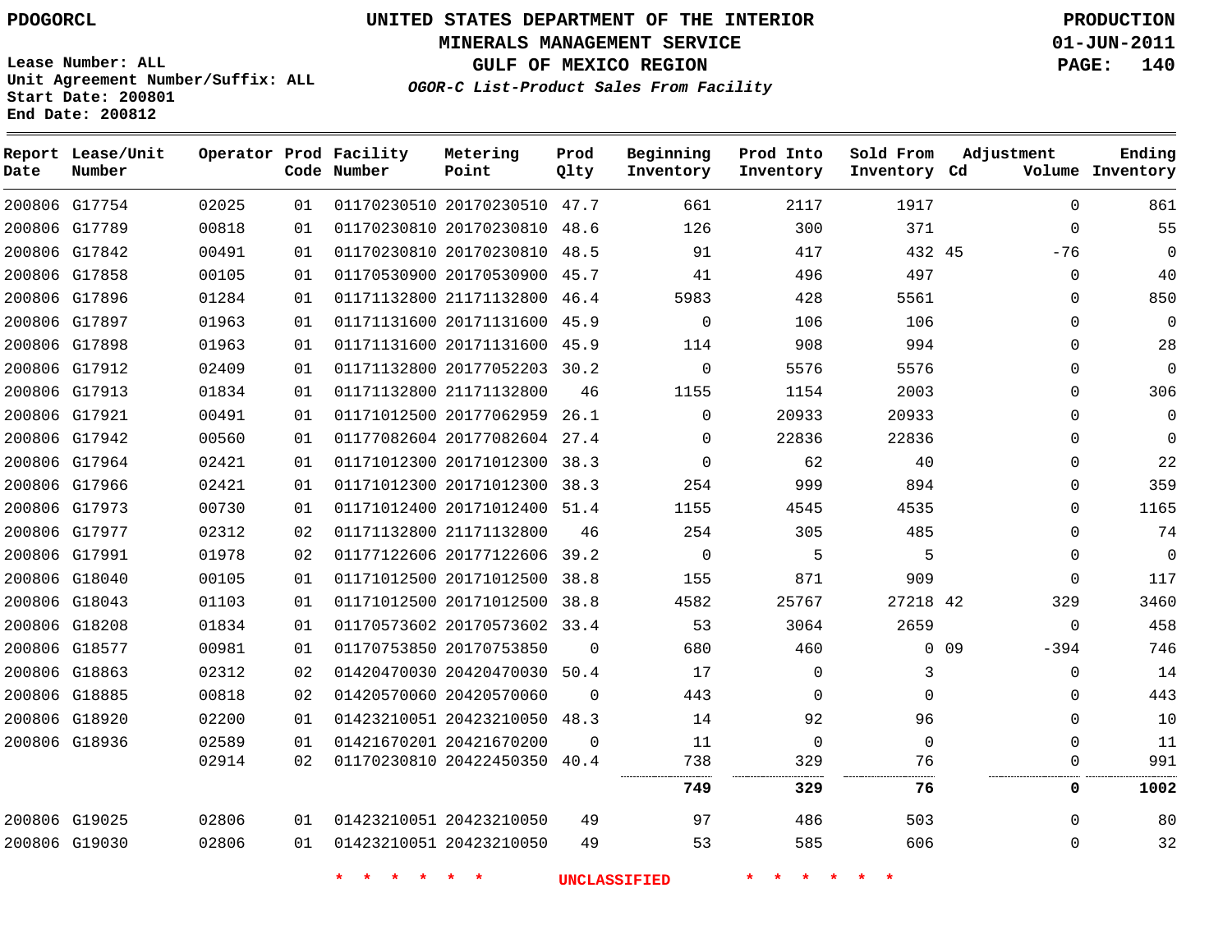**Lease Number: ALL**
**Unit Agreement Number/Suffix: ALL**
**Start Date: 200801**
**End Date: 200812**

# UNITED STATES DEPARTMENT OF THE INTERIOR
## MINERALS MANAGEMENT SERVICE
## GULF OF MEXICO REGION
### *OGOR-C List-Product Sales From Facility*

**PRODUCTION**
**01-JUN-2011**

| Report Date | Lease/Unit Number | Operator | Prod Code | Facility Number | Metering Point | Prod Qlty | Beginning Inventory | Prod Into Inventory | Sold From Inventory | Adjustment Cd | Adjustment Volume | Ending Inventory |
|---|---|---|---|---|---|---|---|---|---|---|---|---|
| 200806 | G17754 | 02025 | 01 | 01170230510 | 20170230510 | 47.7 | 661 | 2117 | 1917 | | 0 | 861 |
| 200806 | G17789 | 00818 | 01 | 01170230810 | 20170230810 | 48.6 | 126 | 300 | 371 | | 0 | 55 |
| 200806 | G17842 | 00491 | 01 | 01170230810 | 20170230810 | 48.5 | 91 | 417 | 432 | 45 | -76 | 0 |
| 200806 | G17858 | 00105 | 01 | 01170530900 | 20170530900 | 45.7 | 41 | 496 | 497 | | 0 | 40 |
| 200806 | G17896 | 01284 | 01 | 01171132800 | 21171132800 | 46.4 | 5983 | 428 | 5561 | | 0 | 850 |
| 200806 | G17897 | 01963 | 01 | 01171131600 | 20171131600 | 45.9 | 0 | 106 | 106 | | 0 | 0 |
| 200806 | G17898 | 01963 | 01 | 01171131600 | 20171131600 | 45.9 | 114 | 908 | 994 | | 0 | 28 |
| 200806 | G17912 | 02409 | 01 | 01171132800 | 20177052203 | 30.2 | 0 | 5576 | 5576 | | 0 | 0 |
| 200806 | G17913 | 01834 | 01 | 01171132800 | 21171132800 | 46 | 1155 | 1154 | 2003 | | 0 | 306 |
| 200806 | G17921 | 00491 | 01 | 01171012500 | 20177062959 | 26.1 | 0 | 20933 | 20933 | | 0 | 0 |
| 200806 | G17942 | 00560 | 01 | 01177082604 | 20177082604 | 27.4 | 0 | 22836 | 22836 | | 0 | 0 |
| 200806 | G17964 | 02421 | 01 | 01171012300 | 20171012300 | 38.3 | 0 | 62 | 40 | | 0 | 22 |
| 200806 | G17966 | 02421 | 01 | 01171012300 | 20171012300 | 38.3 | 254 | 999 | 894 | | 0 | 359 |
| 200806 | G17973 | 00730 | 01 | 01171012400 | 20171012400 | 51.4 | 1155 | 4545 | 4535 | | 0 | 1165 |
| 200806 | G17977 | 02312 | 02 | 01171132800 | 21171132800 | 46 | 254 | 305 | 485 | | 0 | 74 |
| 200806 | G17991 | 01978 | 02 | 01177122606 | 20177122606 | 39.2 | 0 | 5 | 5 | | 0 | 0 |
| 200806 | G18040 | 00105 | 01 | 01171012500 | 20171012500 | 38.8 | 155 | 871 | 909 | | 0 | 117 |
| 200806 | G18043 | 01103 | 01 | 01171012500 | 20171012500 | 38.8 | 4582 | 25767 | 27218 | 42 | 329 | 3460 |
| 200806 | G18208 | 01834 | 01 | 01170573602 | 20170573602 | 33.4 | 53 | 3064 | 2659 | | 0 | 458 |
| 200806 | G18577 | 00981 | 01 | 01170753850 | 20170753850 | 0 | 680 | 460 | 0 | 09 | -394 | 746 |
| 200806 | G18863 | 02312 | 02 | 01420470030 | 20420470030 | 50.4 | 17 | 0 | 3 | | 0 | 14 |
| 200806 | G18885 | 00818 | 02 | 01420570060 | 20420570060 | 0 | 443 | 0 | 0 | | 0 | 443 |
| 200806 | G18920 | 02200 | 01 | 01423210051 | 20423210050 | 48.3 | 14 | 92 | 96 | | 0 | 10 |
| 200806 | G18936 | 02589 | 01 | 01421670201 | 20421670200 | 0 | 11 | 0 | 0 | | 0 | 11 |
| | | 02914 | 02 | 01170230810 | 20422450350 | 40.4 | 738 | 329 | 76 | | 0 | 991 |
| | | | | | | | **749** | **329** | **76** | | **0** | **1002** |
| 200806 | G19025 | 02806 | 01 | 01423210051 | 20423210050 | 49 | 97 | 486 | 503 | | 0 | 80 |
| 200806 | G19030 | 02806 | 01 | 01423210051 | 20423210050 | 49 | 53 | 585 | 606 | | 0 | 32 |

\* \* \* \* \* \* UNCLASSIFIED \* \* \* \* \* \*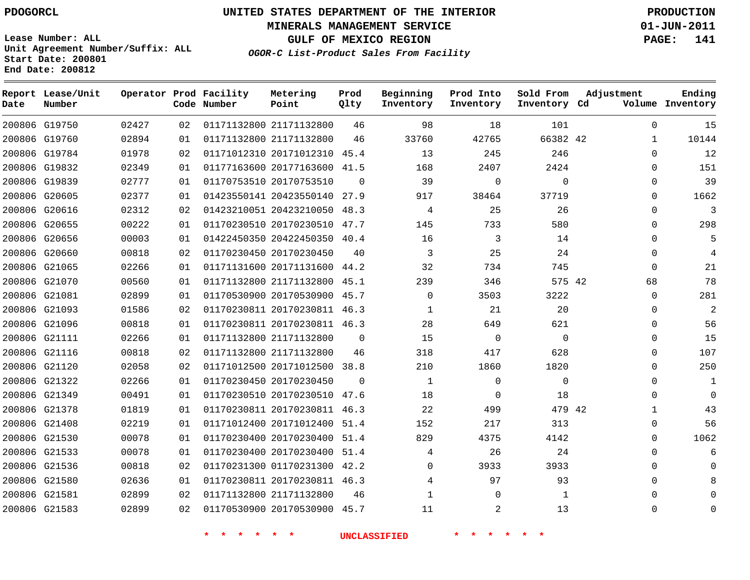PDOGORCL

# UNITED STATES DEPARTMENT OF THE INTERIOR
## MINERALS MANAGEMENT SERVICE
## GULF OF MEXICO REGION
### *OGOR-C List-Product Sales From Facility*

PRODUCTION
01-JUN-2011

Lease Number: ALL
Unit Agreement Number/Suffix: ALL
Start Date: 200801
End Date: 200812

| Report Date | Lease/Unit Number | Operator | Prod Code | Facility Number | Metering Point | Prod Qlty | Beginning Inventory | Prod Into Inventory | Sold From Inventory | Adjustment Cd | Adjustment Volume | Ending Inventory |
|---|---|---|---|---|---|---|---|---|---|---|---|---|
| 200806 | G19750 | 02427 | 02 | 01171132800 | 21171132800 | 46 | 98 | 18 | 101 | | 0 | 15 |
| 200806 | G19760 | 02894 | 01 | 01171132800 | 21171132800 | 46 | 33760 | 42765 | 66382 | 42 | 1 | 10144 |
| 200806 | G19784 | 01978 | 02 | 01171012310 | 20171012310 | 45.4 | 13 | 245 | 246 | | 0 | 12 |
| 200806 | G19832 | 02349 | 01 | 01177163600 | 20177163600 | 41.5 | 168 | 2407 | 2424 | | 0 | 151 |
| 200806 | G19839 | 02777 | 01 | 01170753510 | 20170753510 | 0 | 39 | 0 | 0 | | 0 | 39 |
| 200806 | G20605 | 02377 | 01 | 01423550141 | 20423550140 | 27.9 | 917 | 38464 | 37719 | | 0 | 1662 |
| 200806 | G20616 | 02312 | 02 | 01423210051 | 20423210050 | 48.3 | 4 | 25 | 26 | | 0 | 3 |
| 200806 | G20655 | 00222 | 01 | 01170230510 | 20170230510 | 47.7 | 145 | 733 | 580 | | 0 | 298 |
| 200806 | G20656 | 00003 | 01 | 01422450350 | 20422450350 | 40.4 | 16 | 3 | 14 | | 0 | 5 |
| 200806 | G20660 | 00818 | 02 | 01170230450 | 20170230450 | 40 | 3 | 25 | 24 | | 0 | 4 |
| 200806 | G21065 | 02266 | 01 | 01171131600 | 20171131600 | 44.2 | 32 | 734 | 745 | | 0 | 21 |
| 200806 | G21070 | 00560 | 01 | 01171132800 | 21171132800 | 45.1 | 239 | 346 | 575 | 42 | 68 | 78 |
| 200806 | G21081 | 02899 | 01 | 01170530900 | 20170530900 | 45.7 | 0 | 3503 | 3222 | | 0 | 281 |
| 200806 | G21093 | 01586 | 02 | 01170230811 | 20170230811 | 46.3 | 1 | 21 | 20 | | 0 | 2 |
| 200806 | G21096 | 00818 | 01 | 01170230811 | 20170230811 | 46.3 | 28 | 649 | 621 | | 0 | 56 |
| 200806 | G21111 | 02266 | 01 | 01171132800 | 21171132800 | 0 | 15 | 0 | 0 | | 0 | 15 |
| 200806 | G21116 | 00818 | 02 | 01171132800 | 21171132800 | 46 | 318 | 417 | 628 | | 0 | 107 |
| 200806 | G21120 | 02058 | 02 | 01171012500 | 20171012500 | 38.8 | 210 | 1860 | 1820 | | 0 | 250 |
| 200806 | G21322 | 02266 | 01 | 01170230450 | 20170230450 | 0 | 1 | 0 | 0 | | 0 | 1 |
| 200806 | G21349 | 00491 | 01 | 01170230510 | 20170230510 | 47.6 | 18 | 0 | 18 | | 0 | 0 |
| 200806 | G21378 | 01819 | 01 | 01170230811 | 20170230811 | 46.3 | 22 | 499 | 479 | 42 | 1 | 43 |
| 200806 | G21408 | 02219 | 01 | 01171012400 | 20171012400 | 51.4 | 152 | 217 | 313 | | 0 | 56 |
| 200806 | G21530 | 00078 | 01 | 01170230400 | 20170230400 | 51.4 | 829 | 4375 | 4142 | | 0 | 1062 |
| 200806 | G21533 | 00078 | 01 | 01170230400 | 20170230400 | 51.4 | 4 | 26 | 24 | | 0 | 6 |
| 200806 | G21536 | 00818 | 02 | 01170231300 | 01170231300 | 42.2 | 0 | 3933 | 3933 | | 0 | 0 |
| 200806 | G21580 | 02636 | 01 | 01170230811 | 20170230811 | 46.3 | 4 | 97 | 93 | | 0 | 8 |
| 200806 | G21581 | 02899 | 02 | 01171132800 | 21171132800 | 46 | 1 | 0 | 1 | | 0 | 0 |
| 200806 | G21583 | 02899 | 02 | 01170530900 | 20170530900 | 45.7 | 11 | 2 | 13 | | 0 | 0 |

\* \* \* \* \* \* UNCLASSIFIED \* \* \* \* \* \*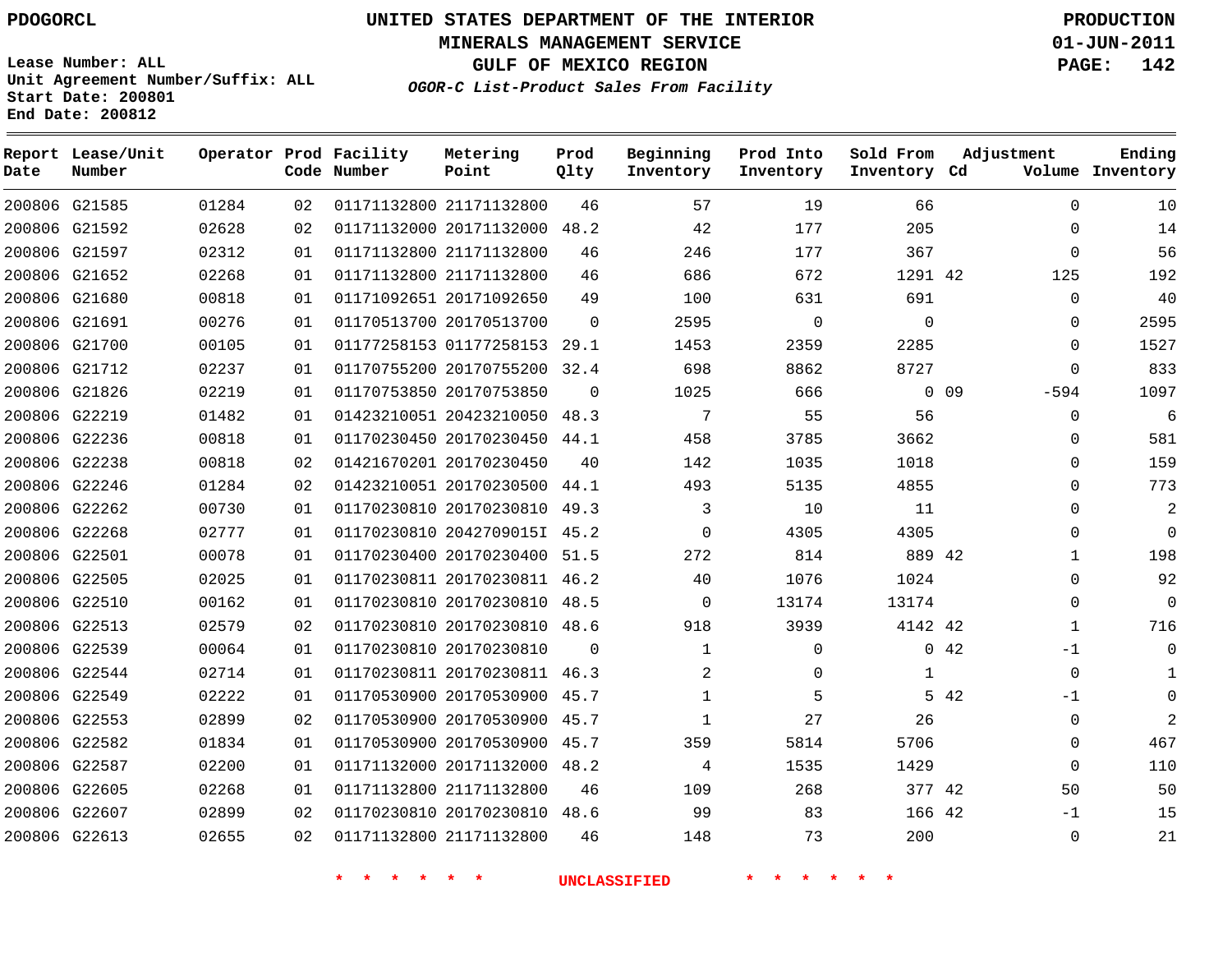PDOGORCL

# UNITED STATES DEPARTMENT OF THE INTERIOR
## MINERALS MANAGEMENT SERVICE
## GULF OF MEXICO REGION
### *OGOR-C List-Product Sales From Facility*

PRODUCTION
01-JUN-2011

Lease Number: ALL
Unit Agreement Number/Suffix: ALL
Start Date: 200801
End Date: 200812

| Report Date | Lease/Unit Number | Operator | Prod Code | Facility Number | Metering Point | Prod Qlty | Beginning Inventory | Prod Into Inventory | Sold From Inventory | Adjustment Cd | Adjustment Volume | Ending Inventory |
|---|---|---|---|---|---|---|---|---|---|---|---|---|
| 200806 | G21585 | 01284 | 02 | 01171132800 | 21171132800 | 46 | 57 | 19 | 66 | | 0 | 10 |
| 200806 | G21592 | 02628 | 02 | 01171132000 | 20171132000 | 48.2 | 42 | 177 | 205 | | 0 | 14 |
| 200806 | G21597 | 02312 | 01 | 01171132800 | 21171132800 | 46 | 246 | 177 | 367 | | 0 | 56 |
| 200806 | G21652 | 02268 | 01 | 01171132800 | 21171132800 | 46 | 686 | 672 | 1291 | 42 | 125 | 192 |
| 200806 | G21680 | 00818 | 01 | 01171092651 | 20171092650 | 49 | 100 | 631 | 691 | | 0 | 40 |
| 200806 | G21691 | 00276 | 01 | 01170513700 | 20170513700 | 0 | 2595 | 0 | 0 | | 0 | 2595 |
| 200806 | G21700 | 00105 | 01 | 01177258153 | 01177258153 | 29.1 | 1453 | 2359 | 2285 | | 0 | 1527 |
| 200806 | G21712 | 02237 | 01 | 01170755200 | 20170755200 | 32.4 | 698 | 8862 | 8727 | | 0 | 833 |
| 200806 | G21826 | 02219 | 01 | 01170753850 | 20170753850 | 0 | 1025 | 666 | 0 | 09 | -594 | 1097 |
| 200806 | G22219 | 01482 | 01 | 01423210051 | 20423210050 | 48.3 | 7 | 55 | 56 | | 0 | 6 |
| 200806 | G22236 | 00818 | 01 | 01170230450 | 20170230450 | 44.1 | 458 | 3785 | 3662 | | 0 | 581 |
| 200806 | G22238 | 00818 | 02 | 01421670201 | 20170230450 | 40 | 142 | 1035 | 1018 | | 0 | 159 |
| 200806 | G22246 | 01284 | 02 | 01423210051 | 20170230500 | 44.1 | 493 | 5135 | 4855 | | 0 | 773 |
| 200806 | G22262 | 00730 | 01 | 01170230810 | 20170230810 | 49.3 | 3 | 10 | 11 | | 0 | 2 |
| 200806 | G22268 | 02777 | 01 | 01170230810 | 2042709015I | 45.2 | 0 | 4305 | 4305 | | 0 | 0 |
| 200806 | G22501 | 00078 | 01 | 01170230400 | 20170230400 | 51.5 | 272 | 814 | 889 | 42 | 1 | 198 |
| 200806 | G22505 | 02025 | 01 | 01170230811 | 20170230811 | 46.2 | 40 | 1076 | 1024 | | 0 | 92 |
| 200806 | G22510 | 00162 | 01 | 01170230810 | 20170230810 | 48.5 | 0 | 13174 | 13174 | | 0 | 0 |
| 200806 | G22513 | 02579 | 02 | 01170230810 | 20170230810 | 48.6 | 918 | 3939 | 4142 | 42 | 1 | 716 |
| 200806 | G22539 | 00064 | 01 | 01170230810 | 20170230810 | 0 | 1 | 0 | 0 | 42 | -1 | 0 |
| 200806 | G22544 | 02714 | 01 | 01170230811 | 20170230811 | 46.3 | 2 | 0 | 1 | | 0 | 1 |
| 200806 | G22549 | 02222 | 01 | 01170530900 | 20170530900 | 45.7 | 1 | 5 | 5 | 42 | -1 | 0 |
| 200806 | G22553 | 02899 | 02 | 01170530900 | 20170530900 | 45.7 | 1 | 27 | 26 | | 0 | 2 |
| 200806 | G22582 | 01834 | 01 | 01170530900 | 20170530900 | 45.7 | 359 | 5814 | 5706 | | 0 | 467 |
| 200806 | G22587 | 02200 | 01 | 01171132000 | 20171132000 | 48.2 | 4 | 1535 | 1429 | | 0 | 110 |
| 200806 | G22605 | 02268 | 01 | 01171132800 | 21171132800 | 46 | 109 | 268 | 377 | 42 | 50 | 50 |
| 200806 | G22607 | 02899 | 02 | 01170230810 | 20170230810 | 48.6 | 99 | 83 | 166 | 42 | -1 | 15 |
| 200806 | G22613 | 02655 | 02 | 01171132800 | 21171132800 | 46 | 148 | 73 | 200 | | 0 | 21 |

\* \* \* \* \* \* UNCLASSIFIED \* \* \* \* \* \*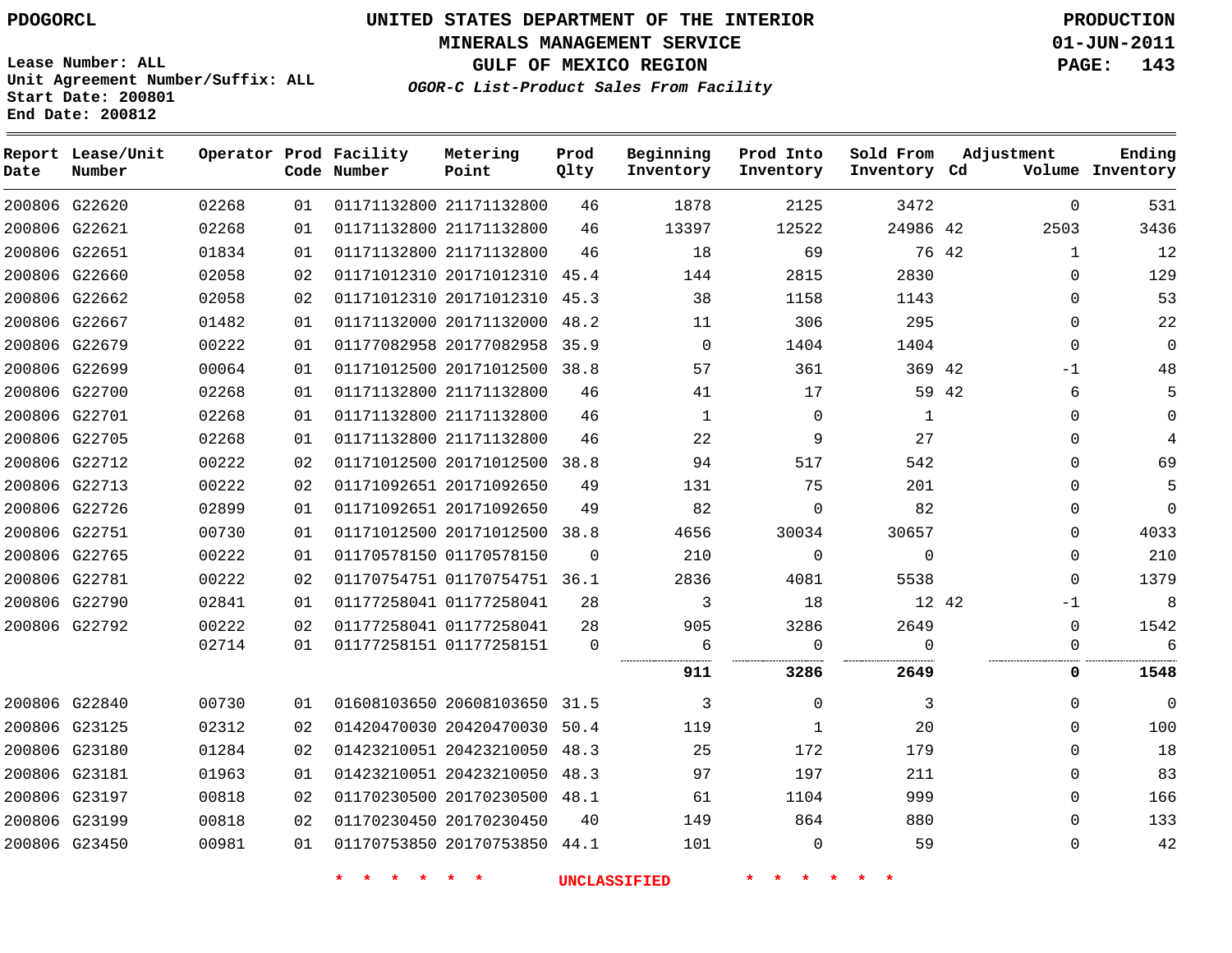PDOGORCL

# UNITED STATES DEPARTMENT OF THE INTERIOR
## MINERALS MANAGEMENT SERVICE
## GULF OF MEXICO REGION
### *OGOR-C List-Product Sales From Facility*

PRODUCTION
01-JUN-2011

Lease Number: ALL
Unit Agreement Number/Suffix: ALL
Start Date: 200801
End Date: 200812

| Report Date | Lease/Unit Number | Operator | Prod Code | Facility Number | Metering Point | Prod Qlty | Beginning Inventory | Prod Into Inventory | Sold From Inventory | Adjustment Cd | Adjustment Volume | Ending Inventory |
|---|---|---|---|---|---|---|---|---|---|---|---|---|
| 200806 | G22620 | 02268 | 01 | 01171132800 | 21171132800 | 46 | 1878 | 2125 | 3472 | | 0 | 531 |
| 200806 | G22621 | 02268 | 01 | 01171132800 | 21171132800 | 46 | 13397 | 12522 | 24986 | 42 | 2503 | 3436 |
| 200806 | G22651 | 01834 | 01 | 01171132800 | 21171132800 | 46 | 18 | 69 | 76 | 42 | 1 | 12 |
| 200806 | G22660 | 02058 | 02 | 01171012310 | 20171012310 | 45.4 | 144 | 2815 | 2830 | | 0 | 129 |
| 200806 | G22662 | 02058 | 02 | 01171012310 | 20171012310 | 45.3 | 38 | 1158 | 1143 | | 0 | 53 |
| 200806 | G22667 | 01482 | 01 | 01171132000 | 20171132000 | 48.2 | 11 | 306 | 295 | | 0 | 22 |
| 200806 | G22679 | 00222 | 01 | 01177082958 | 20177082958 | 35.9 | 0 | 1404 | 1404 | | 0 | 0 |
| 200806 | G22699 | 00064 | 01 | 01171012500 | 20171012500 | 38.8 | 57 | 361 | 369 | 42 | -1 | 48 |
| 200806 | G22700 | 02268 | 01 | 01171132800 | 21171132800 | 46 | 41 | 17 | 59 | 42 | 6 | 5 |
| 200806 | G22701 | 02268 | 01 | 01171132800 | 21171132800 | 46 | 1 | 0 | 1 | | 0 | 0 |
| 200806 | G22705 | 02268 | 01 | 01171132800 | 21171132800 | 46 | 22 | 9 | 27 | | 0 | 4 |
| 200806 | G22712 | 00222 | 02 | 01171012500 | 20171012500 | 38.8 | 94 | 517 | 542 | | 0 | 69 |
| 200806 | G22713 | 00222 | 02 | 01171092651 | 20171092650 | 49 | 131 | 75 | 201 | | 0 | 5 |
| 200806 | G22726 | 02899 | 01 | 01171092651 | 20171092650 | 49 | 82 | 0 | 82 | | 0 | 0 |
| 200806 | G22751 | 00730 | 01 | 01171012500 | 20171012500 | 38.8 | 4656 | 30034 | 30657 | | 0 | 4033 |
| 200806 | G22765 | 00222 | 01 | 01170578150 | 01170578150 | 0 | 210 | 0 | 0 | | 0 | 210 |
| 200806 | G22781 | 00222 | 02 | 01170754751 | 01170754751 | 36.1 | 2836 | 4081 | 5538 | | 0 | 1379 |
| 200806 | G22790 | 02841 | 01 | 01177258041 | 01177258041 | 28 | 3 | 18 | 12 | 42 | -1 | 8 |
| 200806 | G22792 | 00222 | 02 | 01177258041 | 01177258041 | 28 | 905 | 3286 | 2649 | | 0 | 1542 |
| | | 02714 | 01 | 01177258151 | 01177258151 | 0 | 6 | 0 | 0 | | 0 | 6 |
| | | | | | | | **911** | **3286** | **2649** | | **0** | **1548** |
| 200806 | G22840 | 00730 | 01 | 01608103650 | 20608103650 | 31.5 | 3 | 0 | 3 | | 0 | 0 |
| 200806 | G23125 | 02312 | 02 | 01420470030 | 20420470030 | 50.4 | 119 | 1 | 20 | | 0 | 100 |
| 200806 | G23180 | 01284 | 02 | 01423210051 | 20423210050 | 48.3 | 25 | 172 | 179 | | 0 | 18 |
| 200806 | G23181 | 01963 | 01 | 01423210051 | 20423210050 | 48.3 | 97 | 197 | 211 | | 0 | 83 |
| 200806 | G23197 | 00818 | 02 | 01170230500 | 20170230500 | 48.1 | 61 | 1104 | 999 | | 0 | 166 |
| 200806 | G23199 | 00818 | 02 | 01170230450 | 20170230450 | 40 | 149 | 864 | 880 | | 0 | 133 |
| 200806 | G23450 | 00981 | 01 | 01170753850 | 20170753850 | 44.1 | 101 | 0 | 59 | | 0 | 42 |

\* \* \* \* \* \* UNCLASSIFIED \* \* \* \* \* \*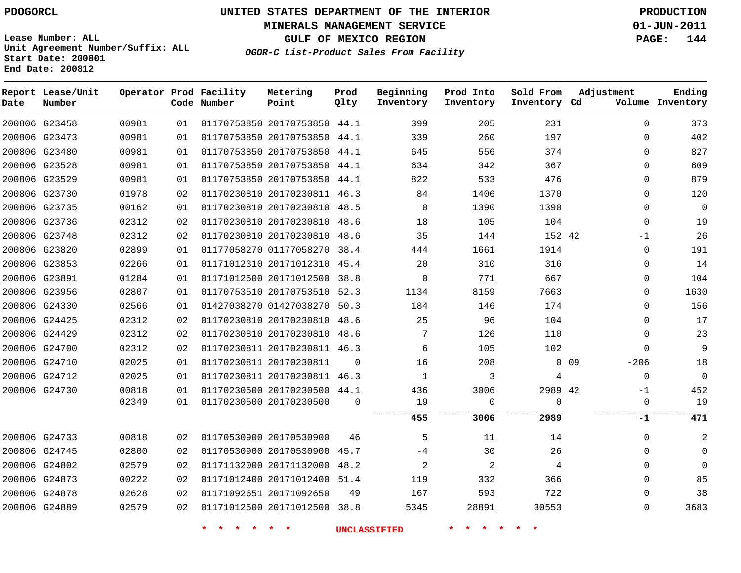PDOGORCL

# UNITED STATES DEPARTMENT OF THE INTERIOR
## MINERALS MANAGEMENT SERVICE
## GULF OF MEXICO REGION

PRODUCTION
01-JUN-2011

Lease Number: ALL
Unit Agreement Number/Suffix: ALL
Start Date: 200801
End Date: 200812

*OGOR-C List-Product Sales From Facility*

| Report Date | Lease/Unit Number | Operator | Prod Code | Facility Number | Metering Point | Prod Qlty | Beginning Inventory | Prod Into Inventory | Sold From Inventory | Adjustment Cd | Adjustment Volume | Ending Inventory |
|---|---|---|---|---|---|---|---|---|---|---|---|---|
| 200806 | G23458 | 00981 | 01 | 01170753850 | 20170753850 | 44.1 | 399 | 205 | 231 | | 0 | 373 |
| 200806 | G23473 | 00981 | 01 | 01170753850 | 20170753850 | 44.1 | 339 | 260 | 197 | | 0 | 402 |
| 200806 | G23480 | 00981 | 01 | 01170753850 | 20170753850 | 44.1 | 645 | 556 | 374 | | 0 | 827 |
| 200806 | G23528 | 00981 | 01 | 01170753850 | 20170753850 | 44.1 | 634 | 342 | 367 | | 0 | 609 |
| 200806 | G23529 | 00981 | 01 | 01170753850 | 20170753850 | 44.1 | 822 | 533 | 476 | | 0 | 879 |
| 200806 | G23730 | 01978 | 02 | 01170230810 | 20170230811 | 46.3 | 84 | 1406 | 1370 | | 0 | 120 |
| 200806 | G23735 | 00162 | 01 | 01170230810 | 20170230810 | 48.5 | 0 | 1390 | 1390 | | 0 | 0 |
| 200806 | G23736 | 02312 | 02 | 01170230810 | 20170230810 | 48.6 | 18 | 105 | 104 | | 0 | 19 |
| 200806 | G23748 | 02312 | 02 | 01170230810 | 20170230810 | 48.6 | 35 | 144 | 152 | 42 | -1 | 26 |
| 200806 | G23820 | 02899 | 01 | 01177058270 | 01177058270 | 38.4 | 444 | 1661 | 1914 | | 0 | 191 |
| 200806 | G23853 | 02266 | 01 | 01171012310 | 20171012310 | 45.4 | 20 | 310 | 316 | | 0 | 14 |
| 200806 | G23891 | 01284 | 01 | 01171012500 | 20171012500 | 38.8 | 0 | 771 | 667 | | 0 | 104 |
| 200806 | G23956 | 02807 | 01 | 01170753510 | 20170753510 | 52.3 | 1134 | 8159 | 7663 | | 0 | 1630 |
| 200806 | G24330 | 02566 | 01 | 01427038270 | 01427038270 | 50.3 | 184 | 146 | 174 | | 0 | 156 |
| 200806 | G24425 | 02312 | 02 | 01170230810 | 20170230810 | 48.6 | 25 | 96 | 104 | | 0 | 17 |
| 200806 | G24429 | 02312 | 02 | 01170230810 | 20170230810 | 48.6 | 7 | 126 | 110 | | 0 | 23 |
| 200806 | G24700 | 02312 | 02 | 01170230811 | 20170230811 | 46.3 | 6 | 105 | 102 | | 0 | 9 |
| 200806 | G24710 | 02025 | 01 | 01170230811 | 20170230811 | 0 | 16 | 208 | 0 | 09 | -206 | 18 |
| 200806 | G24712 | 02025 | 01 | 01170230811 | 20170230811 | 46.3 | 1 | 3 | 4 | | 0 | 0 |
| 200806 | G24730 | 00818 | 01 | 01170230500 | 20170230500 | 44.1 | 436 | 3006 | 2989 | 42 | -1 | 452 |
| | | 02349 | 01 | 01170230500 | 20170230500 | 0 | 19 | 0 | 0 | | 0 | 19 |
| | | | | | | | **455** | **3006** | **2989** | | **-1** | **471** |
| 200806 | G24733 | 00818 | 02 | 01170530900 | 20170530900 | 46 | 5 | 11 | 14 | | 0 | 2 |
| 200806 | G24745 | 02800 | 02 | 01170530900 | 20170530900 | 45.7 | -4 | 30 | 26 | | 0 | 0 |
| 200806 | G24802 | 02579 | 02 | 01171132000 | 20171132000 | 48.2 | 2 | 2 | 4 | | 0 | 0 |
| 200806 | G24873 | 00222 | 02 | 01171012400 | 20171012400 | 51.4 | 119 | 332 | 366 | | 0 | 85 |
| 200806 | G24878 | 02628 | 02 | 01171092651 | 20171092650 | 49 | 167 | 593 | 722 | | 0 | 38 |
| 200806 | G24889 | 02579 | 02 | 01171012500 | 20171012500 | 38.8 | 5345 | 28891 | 30553 | | 0 | 3683 |

* * * * * * UNCLASSIFIED * * * * * *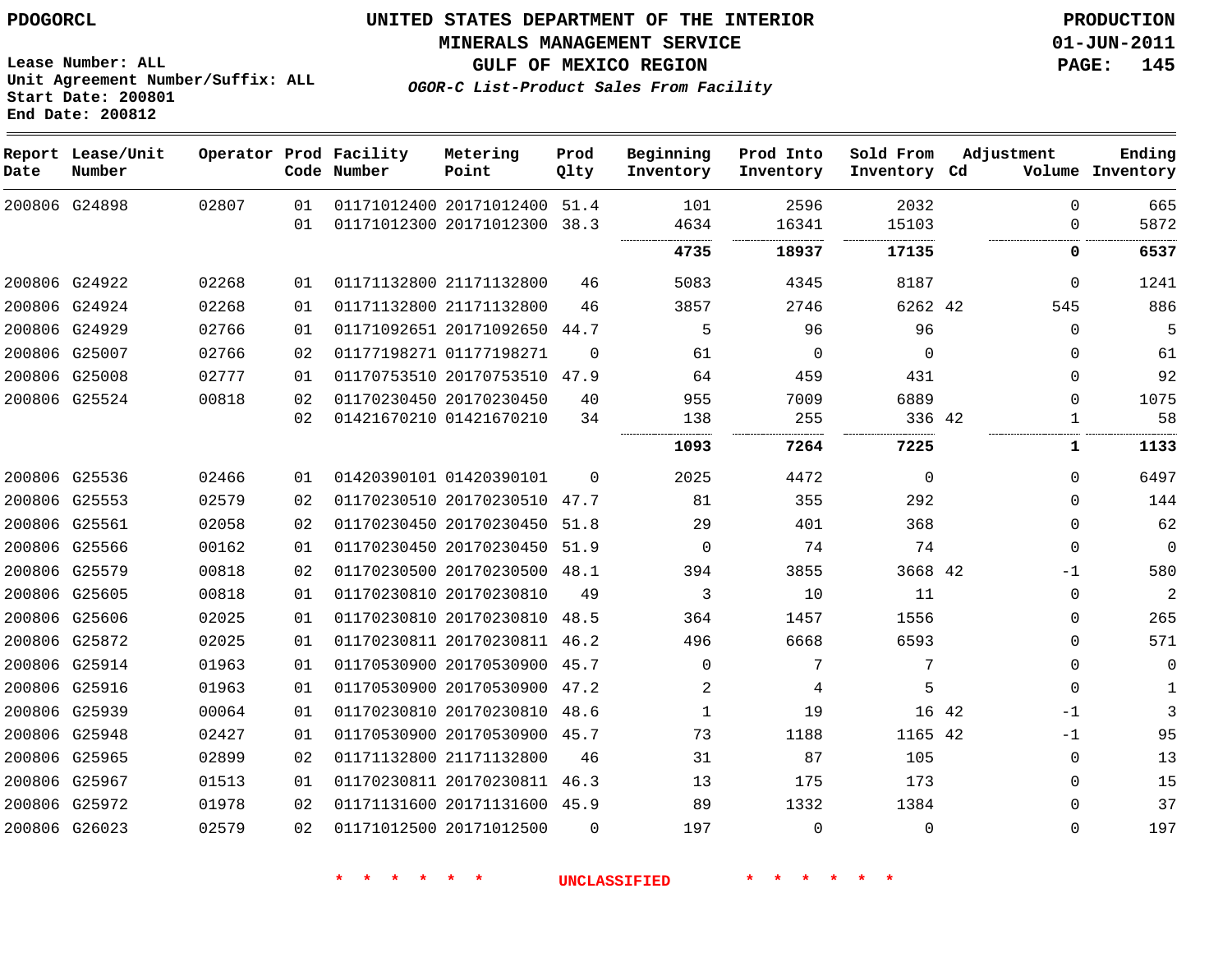PDOGORCL

Lease Number: ALL
Unit Agreement Number/Suffix: ALL
Start Date: 200801
End Date: 200812

# UNITED STATES DEPARTMENT OF THE INTERIOR
## MINERALS MANAGEMENT SERVICE
## GULF OF MEXICO REGION
### *OGOR-C List-Product Sales From Facility*

PRODUCTION
01-JUN-2011

| Report Date | Lease/Unit Number | Operator | Prod Code | Facility Number | Metering Point | Prod Qlty | Beginning Inventory | Prod Into Inventory | Sold From Inventory | Adjustment Cd | Volume | Ending Inventory |
|---|---|---|---|---|---|---|---|---|---|---|---|---|
| 200806 | G24898 | 02807 | 01 | 01171012400 | 20171012400 | 51.4 | 101 | 2596 | 2032 | | 0 | 665 |
| | | | 01 | 01171012300 | 20171012300 | 38.3 | 4634 | 16341 | 15103 | | 0 | 5872 |
| | | | | | | | **4735** | **18937** | **17135** | | **0** | **6537** |
| 200806 | G24922 | 02268 | 01 | 01171132800 | 21171132800 | 46 | 5083 | 4345 | 8187 | | 0 | 1241 |
| 200806 | G24924 | 02268 | 01 | 01171132800 | 21171132800 | 46 | 3857 | 2746 | 6262 | 42 | 545 | 886 |
| 200806 | G24929 | 02766 | 01 | 01171092651 | 20171092650 | 44.7 | 5 | 96 | 96 | | 0 | 5 |
| 200806 | G25007 | 02766 | 02 | 01177198271 | 01177198271 | 0 | 61 | 0 | 0 | | 0 | 61 |
| 200806 | G25008 | 02777 | 01 | 01170753510 | 20170753510 | 47.9 | 64 | 459 | 431 | | 0 | 92 |
| 200806 | G25524 | 00818 | 02 | 01170230450 | 20170230450 | 40 | 955 | 7009 | 6889 | | 0 | 1075 |
| | | | 02 | 01421670210 | 01421670210 | 34 | 138 | 255 | 336 | 42 | 1 | 58 |
| | | | | | | | **1093** | **7264** | **7225** | | **1** | **1133** |
| 200806 | G25536 | 02466 | 01 | 01420390101 | 01420390101 | 0 | 2025 | 4472 | 0 | | 0 | 6497 |
| 200806 | G25553 | 02579 | 02 | 01170230510 | 20170230510 | 47.7 | 81 | 355 | 292 | | 0 | 144 |
| 200806 | G25561 | 02058 | 02 | 01170230450 | 20170230450 | 51.8 | 29 | 401 | 368 | | 0 | 62 |
| 200806 | G25566 | 00162 | 01 | 01170230450 | 20170230450 | 51.9 | 0 | 74 | 74 | | 0 | 0 |
| 200806 | G25579 | 00818 | 02 | 01170230500 | 20170230500 | 48.1 | 394 | 3855 | 3668 | 42 | -1 | 580 |
| 200806 | G25605 | 00818 | 01 | 01170230810 | 20170230810 | 49 | 3 | 10 | 11 | | 0 | 2 |
| 200806 | G25606 | 02025 | 01 | 01170230810 | 20170230810 | 48.5 | 364 | 1457 | 1556 | | 0 | 265 |
| 200806 | G25872 | 02025 | 01 | 01170230811 | 20170230811 | 46.2 | 496 | 6668 | 6593 | | 0 | 571 |
| 200806 | G25914 | 01963 | 01 | 01170530900 | 20170530900 | 45.7 | 0 | 7 | 7 | | 0 | 0 |
| 200806 | G25916 | 01963 | 01 | 01170530900 | 20170530900 | 47.2 | 2 | 4 | 5 | | 0 | 1 |
| 200806 | G25939 | 00064 | 01 | 01170230810 | 20170230810 | 48.6 | 1 | 19 | 16 | 42 | -1 | 3 |
| 200806 | G25948 | 02427 | 01 | 01170530900 | 20170530900 | 45.7 | 73 | 1188 | 1165 | 42 | -1 | 95 |
| 200806 | G25965 | 02899 | 02 | 01171132800 | 21171132800 | 46 | 31 | 87 | 105 | | 0 | 13 |
| 200806 | G25967 | 01513 | 01 | 01170230811 | 20170230811 | 46.3 | 13 | 175 | 173 | | 0 | 15 |
| 200806 | G25972 | 01978 | 02 | 01171131600 | 20171131600 | 45.9 | 89 | 1332 | 1384 | | 0 | 37 |
| 200806 | G26023 | 02579 | 02 | 01171012500 | 20171012500 | 0 | 197 | 0 | 0 | | 0 | 197 |

* * * * * * UNCLASSIFIED * * * * * *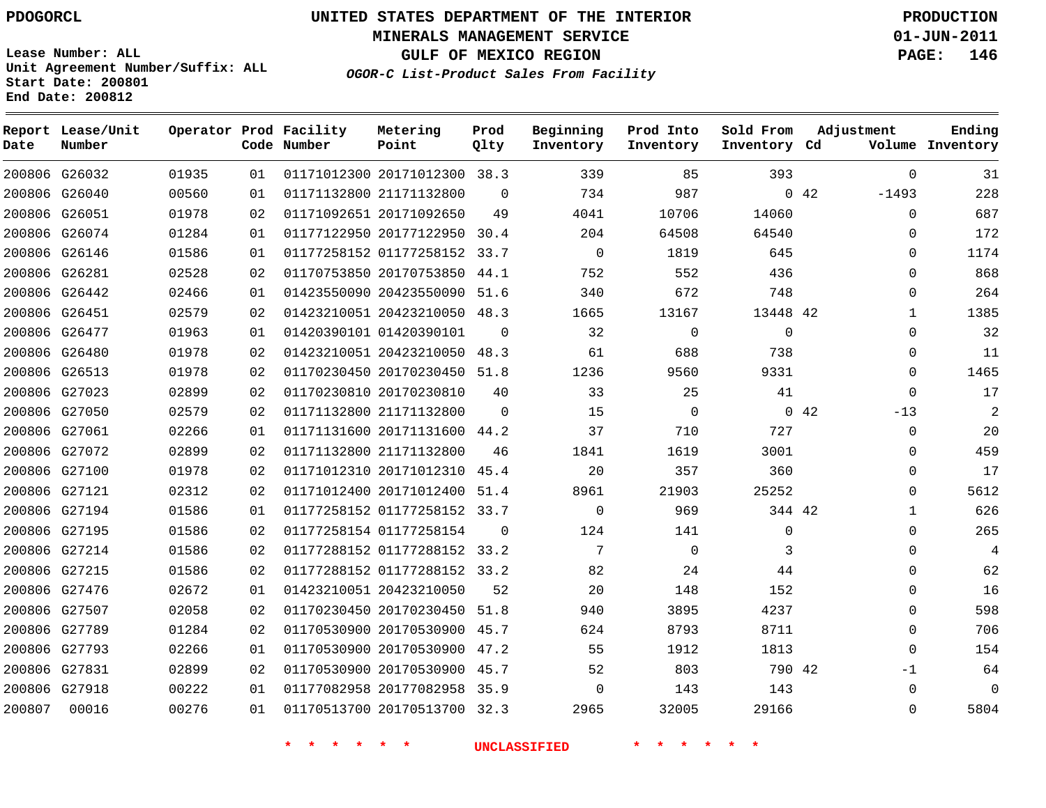PDOGORCL

# UNITED STATES DEPARTMENT OF THE INTERIOR
## MINERALS MANAGEMENT SERVICE
## GULF OF MEXICO REGION
### *OGOR-C List-Product Sales From Facility*

PRODUCTION
01-JUN-2011

Lease Number: ALL
Unit Agreement Number/Suffix: ALL
Start Date: 200801
End Date: 200812

| Report Date | Lease/Unit Number | Operator | Prod Code | Facility Number | Metering Point | Prod Qlty | Beginning Inventory | Prod Into Inventory | Sold From Inventory | Adjustment Cd | Adjustment Volume | Ending Inventory |
|---|---|---|---|---|---|---|---|---|---|---|---|---|
| 200806 | G26032 | 01935 | 01 | 01171012300 | 20171012300 | 38.3 | 339 | 85 | 393 | | 0 | 31 |
| 200806 | G26040 | 00560 | 01 | 01171132800 | 21171132800 | 0 | 734 | 987 | 0 | 42 | -1493 | 228 |
| 200806 | G26051 | 01978 | 02 | 01171092651 | 20171092650 | 49 | 4041 | 10706 | 14060 | | 0 | 687 |
| 200806 | G26074 | 01284 | 01 | 01177122950 | 20177122950 | 30.4 | 204 | 64508 | 64540 | | 0 | 172 |
| 200806 | G26146 | 01586 | 01 | 01177258152 | 01177258152 | 33.7 | 0 | 1819 | 645 | | 0 | 1174 |
| 200806 | G26281 | 02528 | 02 | 01170753850 | 20170753850 | 44.1 | 752 | 552 | 436 | | 0 | 868 |
| 200806 | G26442 | 02466 | 01 | 01423550090 | 20423550090 | 51.6 | 340 | 672 | 748 | | 0 | 264 |
| 200806 | G26451 | 02579 | 02 | 01423210051 | 20423210050 | 48.3 | 1665 | 13167 | 13448 | 42 | 1 | 1385 |
| 200806 | G26477 | 01963 | 01 | 01420390101 | 01420390101 | 0 | 32 | 0 | 0 | | 0 | 32 |
| 200806 | G26480 | 01978 | 02 | 01423210051 | 20423210050 | 48.3 | 61 | 688 | 738 | | 0 | 11 |
| 200806 | G26513 | 01978 | 02 | 01170230450 | 20170230450 | 51.8 | 1236 | 9560 | 9331 | | 0 | 1465 |
| 200806 | G27023 | 02899 | 02 | 01170230810 | 20170230810 | 40 | 33 | 25 | 41 | | 0 | 17 |
| 200806 | G27050 | 02579 | 02 | 01171132800 | 21171132800 | 0 | 15 | 0 | 0 | 42 | -13 | 2 |
| 200806 | G27061 | 02266 | 01 | 01171131600 | 20171131600 | 44.2 | 37 | 710 | 727 | | 0 | 20 |
| 200806 | G27072 | 02899 | 02 | 01171132800 | 21171132800 | 46 | 1841 | 1619 | 3001 | | 0 | 459 |
| 200806 | G27100 | 01978 | 02 | 01171012310 | 20171012310 | 45.4 | 20 | 357 | 360 | | 0 | 17 |
| 200806 | G27121 | 02312 | 02 | 01171012400 | 20171012400 | 51.4 | 8961 | 21903 | 25252 | | 0 | 5612 |
| 200806 | G27194 | 01586 | 01 | 01177258152 | 01177258152 | 33.7 | 0 | 969 | 344 | 42 | 1 | 626 |
| 200806 | G27195 | 01586 | 02 | 01177258154 | 01177258154 | 0 | 124 | 141 | 0 | | 0 | 265 |
| 200806 | G27214 | 01586 | 02 | 01177288152 | 01177288152 | 33.2 | 7 | 0 | 3 | | 0 | 4 |
| 200806 | G27215 | 01586 | 02 | 01177288152 | 01177288152 | 33.2 | 82 | 24 | 44 | | 0 | 62 |
| 200806 | G27476 | 02672 | 01 | 01423210051 | 20423210050 | 52 | 20 | 148 | 152 | | 0 | 16 |
| 200806 | G27507 | 02058 | 02 | 01170230450 | 20170230450 | 51.8 | 940 | 3895 | 4237 | | 0 | 598 |
| 200806 | G27789 | 01284 | 02 | 01170530900 | 20170530900 | 45.7 | 624 | 8793 | 8711 | | 0 | 706 |
| 200806 | G27793 | 02266 | 01 | 01170530900 | 20170530900 | 47.2 | 55 | 1912 | 1813 | | 0 | 154 |
| 200806 | G27831 | 02899 | 02 | 01170530900 | 20170530900 | 45.7 | 52 | 803 | 790 | 42 | -1 | 64 |
| 200806 | G27918 | 00222 | 01 | 01177082958 | 20177082958 | 35.9 | 0 | 143 | 143 | | 0 | 0 |
| 200807 | 00016 | 00276 | 01 | 01170513700 | 20170513700 | 32.3 | 2965 | 32005 | 29166 | | 0 | 5804 |

* * * * * * UNCLASSIFIED * * * * * *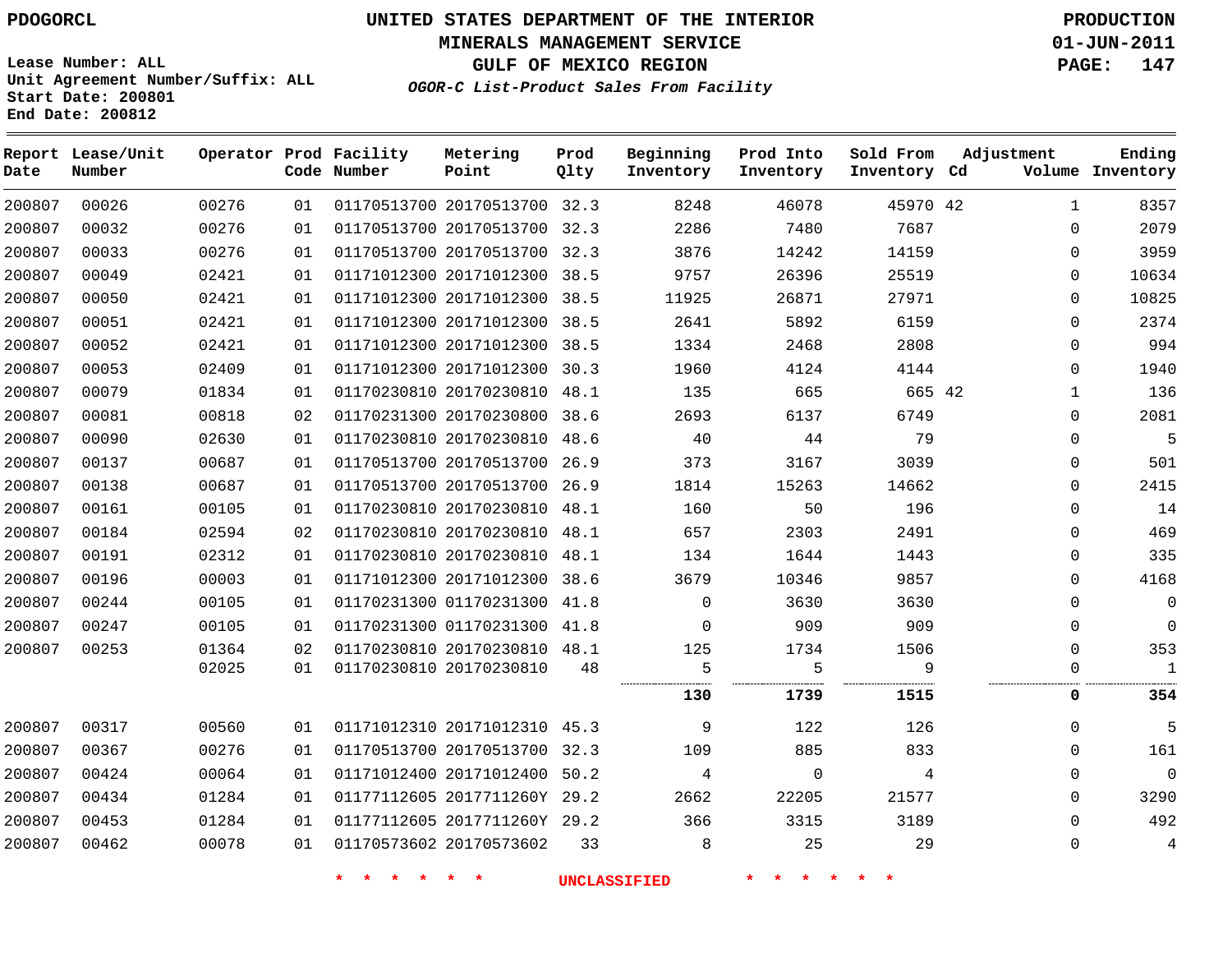PDOGORCL

Lease Number: ALL
Unit Agreement Number/Suffix: ALL
Start Date: 200801
End Date: 200812

# UNITED STATES DEPARTMENT OF THE INTERIOR
## MINERALS MANAGEMENT SERVICE
## GULF OF MEXICO REGION
### *OGOR-C List-Product Sales From Facility*

PRODUCTION
01-JUN-2011

| Report Date | Lease/Unit Number | Operator | Prod Code | Facility Number | Metering Point | Prod Qlty | Beginning Inventory | Prod Into Inventory | Sold From Inventory | Adjustment Cd | Adjustment Volume | Ending Inventory |
|---|---|---|---|---|---|---|---|---|---|---|---|---|
| 200807 | 00026 | 00276 | 01 | 01170513700 | 20170513700 | 32.3 | 8248 | 46078 | 45970 | 42 | 1 | 8357 |
| 200807 | 00032 | 00276 | 01 | 01170513700 | 20170513700 | 32.3 | 2286 | 7480 | 7687 | | 0 | 2079 |
| 200807 | 00033 | 00276 | 01 | 01170513700 | 20170513700 | 32.3 | 3876 | 14242 | 14159 | | 0 | 3959 |
| 200807 | 00049 | 02421 | 01 | 01171012300 | 20171012300 | 38.5 | 9757 | 26396 | 25519 | | 0 | 10634 |
| 200807 | 00050 | 02421 | 01 | 01171012300 | 20171012300 | 38.5 | 11925 | 26871 | 27971 | | 0 | 10825 |
| 200807 | 00051 | 02421 | 01 | 01171012300 | 20171012300 | 38.5 | 2641 | 5892 | 6159 | | 0 | 2374 |
| 200807 | 00052 | 02421 | 01 | 01171012300 | 20171012300 | 38.5 | 1334 | 2468 | 2808 | | 0 | 994 |
| 200807 | 00053 | 02409 | 01 | 01171012300 | 20171012300 | 30.3 | 1960 | 4124 | 4144 | | 0 | 1940 |
| 200807 | 00079 | 01834 | 01 | 01170230810 | 20170230810 | 48.1 | 135 | 665 | 665 | 42 | 1 | 136 |
| 200807 | 00081 | 00818 | 02 | 01170231300 | 20170230800 | 38.6 | 2693 | 6137 | 6749 | | 0 | 2081 |
| 200807 | 00090 | 02630 | 01 | 01170230810 | 20170230810 | 48.6 | 40 | 44 | 79 | | 0 | 5 |
| 200807 | 00137 | 00687 | 01 | 01170513700 | 20170513700 | 26.9 | 373 | 3167 | 3039 | | 0 | 501 |
| 200807 | 00138 | 00687 | 01 | 01170513700 | 20170513700 | 26.9 | 1814 | 15263 | 14662 | | 0 | 2415 |
| 200807 | 00161 | 00105 | 01 | 01170230810 | 20170230810 | 48.1 | 160 | 50 | 196 | | 0 | 14 |
| 200807 | 00184 | 02594 | 02 | 01170230810 | 20170230810 | 48.1 | 657 | 2303 | 2491 | | 0 | 469 |
| 200807 | 00191 | 02312 | 01 | 01170230810 | 20170230810 | 48.1 | 134 | 1644 | 1443 | | 0 | 335 |
| 200807 | 00196 | 00003 | 01 | 01171012300 | 20171012300 | 38.6 | 3679 | 10346 | 9857 | | 0 | 4168 |
| 200807 | 00244 | 00105 | 01 | 01170231300 | 01170231300 | 41.8 | 0 | 3630 | 3630 | | 0 | 0 |
| 200807 | 00247 | 00105 | 01 | 01170231300 | 01170231300 | 41.8 | 0 | 909 | 909 | | 0 | 0 |
| 200807 | 00253 | 01364 | 02 | 01170230810 | 20170230810 | 48.1 | 125 | 1734 | 1506 | | 0 | 353 |
| | | 02025 | 01 | 01170230810 | 20170230810 | 48 | 5 | 5 | 9 | | 0 | 1 |
| | | | | | | | **130** | **1739** | **1515** | | **0** | **354** |
| 200807 | 00317 | 00560 | 01 | 01171012310 | 20171012310 | 45.3 | 9 | 122 | 126 | | 0 | 5 |
| 200807 | 00367 | 00276 | 01 | 01170513700 | 20170513700 | 32.3 | 109 | 885 | 833 | | 0 | 161 |
| 200807 | 00424 | 00064 | 01 | 01171012400 | 20171012400 | 50.2 | 4 | 0 | 4 | | 0 | 0 |
| 200807 | 00434 | 01284 | 01 | 01177112605 | 2017711260Y | 29.2 | 2662 | 22205 | 21577 | | 0 | 3290 |
| 200807 | 00453 | 01284 | 01 | 01177112605 | 2017711260Y | 29.2 | 366 | 3315 | 3189 | | 0 | 492 |
| 200807 | 00462 | 00078 | 01 | 01170573602 | 20170573602 | 33 | 8 | 25 | 29 | | 0 | 4 |

* * * * * * UNCLASSIFIED * * * * * *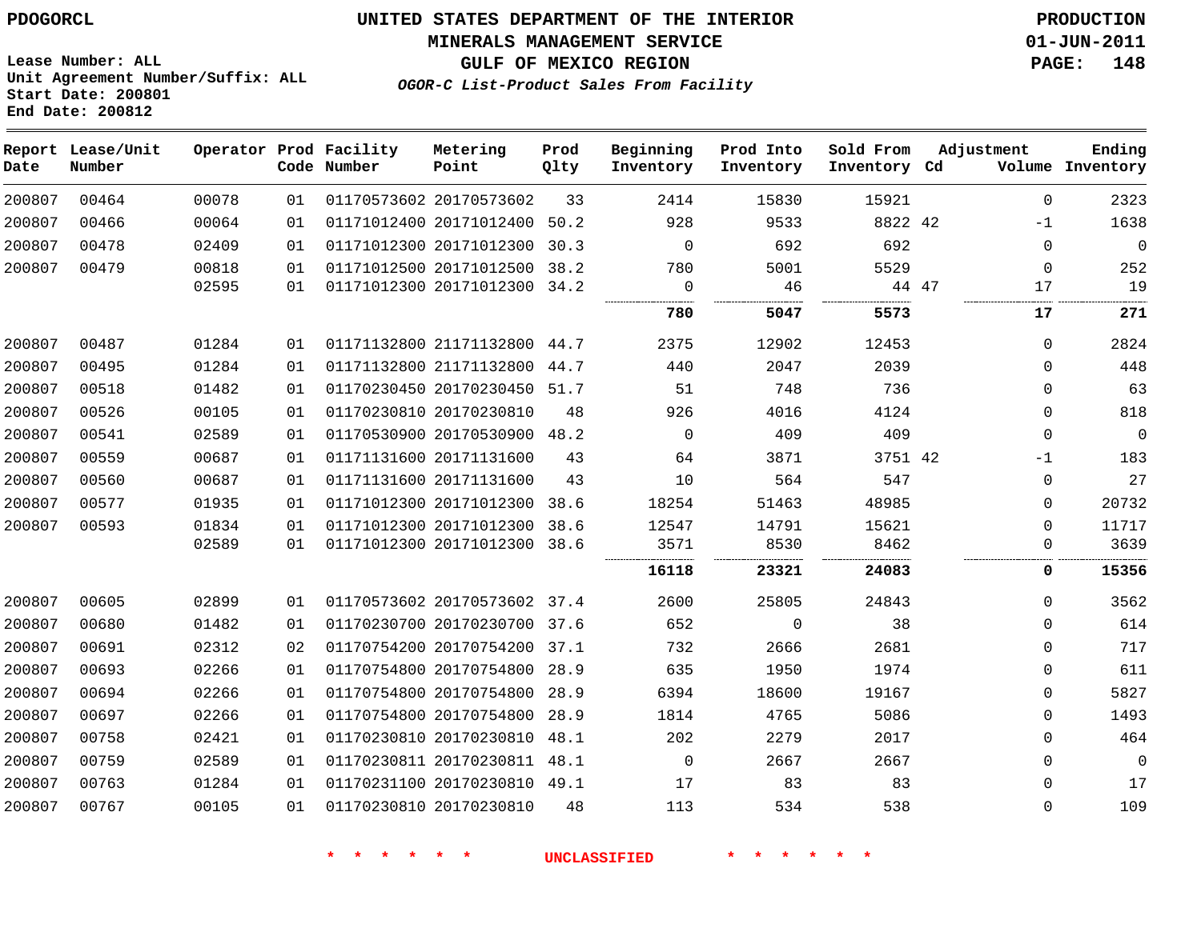PDOGORCL

Lease Number: ALL
Unit Agreement Number/Suffix: ALL
Start Date: 200801
End Date: 200812

# UNITED STATES DEPARTMENT OF THE INTERIOR
## MINERALS MANAGEMENT SERVICE
## GULF OF MEXICO REGION
### *OGOR-C List-Product Sales From Facility*

PRODUCTION
01-JUN-2011

| Report Date | Lease/Unit Number | Operator | Prod Code | Facility Number | Metering Point | Prod Qlty | Beginning Inventory | Prod Into Inventory | Sold From Inventory | Adjustment Cd | Adjustment Volume | Ending Inventory |
|---|---|---|---|---|---|---|---|---|---|---|---|---|
| 200807 | 00464 | 00078 | 01 | 01170573602 | 20170573602 | 33 | 2414 | 15830 | 15921 | | 0 | 2323 |
| 200807 | 00466 | 00064 | 01 | 01171012400 | 20171012400 | 50.2 | 928 | 9533 | 8822 | 42 | -1 | 1638 |
| 200807 | 00478 | 02409 | 01 | 01171012300 | 20171012300 | 30.3 | 0 | 692 | 692 | | 0 | 0 |
| 200807 | 00479 | 00818 | 01 | 01171012500 | 20171012500 | 38.2 | 780 | 5001 | 5529 | | 0 | 252 |
| | | 02595 | 01 | 01171012300 | 20171012300 | 34.2 | 0 | 46 | 44 | 47 | 17 | 19 |
| | | | | | | | **780** | **5047** | **5573** | | **17** | **271** |
| 200807 | 00487 | 01284 | 01 | 01171132800 | 21171132800 | 44.7 | 2375 | 12902 | 12453 | | 0 | 2824 |
| 200807 | 00495 | 01284 | 01 | 01171132800 | 21171132800 | 44.7 | 440 | 2047 | 2039 | | 0 | 448 |
| 200807 | 00518 | 01482 | 01 | 01170230450 | 20170230450 | 51.7 | 51 | 748 | 736 | | 0 | 63 |
| 200807 | 00526 | 00105 | 01 | 01170230810 | 20170230810 | 48 | 926 | 4016 | 4124 | | 0 | 818 |
| 200807 | 00541 | 02589 | 01 | 01170530900 | 20170530900 | 48.2 | 0 | 409 | 409 | | 0 | 0 |
| 200807 | 00559 | 00687 | 01 | 01171131600 | 20171131600 | 43 | 64 | 3871 | 3751 | 42 | -1 | 183 |
| 200807 | 00560 | 00687 | 01 | 01171131600 | 20171131600 | 43 | 10 | 564 | 547 | | 0 | 27 |
| 200807 | 00577 | 01935 | 01 | 01171012300 | 20171012300 | 38.6 | 18254 | 51463 | 48985 | | 0 | 20732 |
| 200807 | 00593 | 01834 | 01 | 01171012300 | 20171012300 | 38.6 | 12547 | 14791 | 15621 | | 0 | 11717 |
| | | 02589 | 01 | 01171012300 | 20171012300 | 38.6 | 3571 | 8530 | 8462 | | 0 | 3639 |
| | | | | | | | **16118** | **23321** | **24083** | | **0** | **15356** |
| 200807 | 00605 | 02899 | 01 | 01170573602 | 20170573602 | 37.4 | 2600 | 25805 | 24843 | | 0 | 3562 |
| 200807 | 00680 | 01482 | 01 | 01170230700 | 20170230700 | 37.6 | 652 | 0 | 38 | | 0 | 614 |
| 200807 | 00691 | 02312 | 02 | 01170754200 | 20170754200 | 37.1 | 732 | 2666 | 2681 | | 0 | 717 |
| 200807 | 00693 | 02266 | 01 | 01170754800 | 20170754800 | 28.9 | 635 | 1950 | 1974 | | 0 | 611 |
| 200807 | 00694 | 02266 | 01 | 01170754800 | 20170754800 | 28.9 | 6394 | 18600 | 19167 | | 0 | 5827 |
| 200807 | 00697 | 02266 | 01 | 01170754800 | 20170754800 | 28.9 | 1814 | 4765 | 5086 | | 0 | 1493 |
| 200807 | 00758 | 02421 | 01 | 01170230810 | 20170230810 | 48.1 | 202 | 2279 | 2017 | | 0 | 464 |
| 200807 | 00759 | 02589 | 01 | 01170230811 | 20170230811 | 48.1 | 0 | 2667 | 2667 | | 0 | 0 |
| 200807 | 00763 | 01284 | 01 | 01170231100 | 20170230810 | 49.1 | 17 | 83 | 83 | | 0 | 17 |
| 200807 | 00767 | 00105 | 01 | 01170230810 | 20170230810 | 48 | 113 | 534 | 538 | | 0 | 109 |

\* \* \* \* \* \* UNCLASSIFIED \* \* \* \* \* \*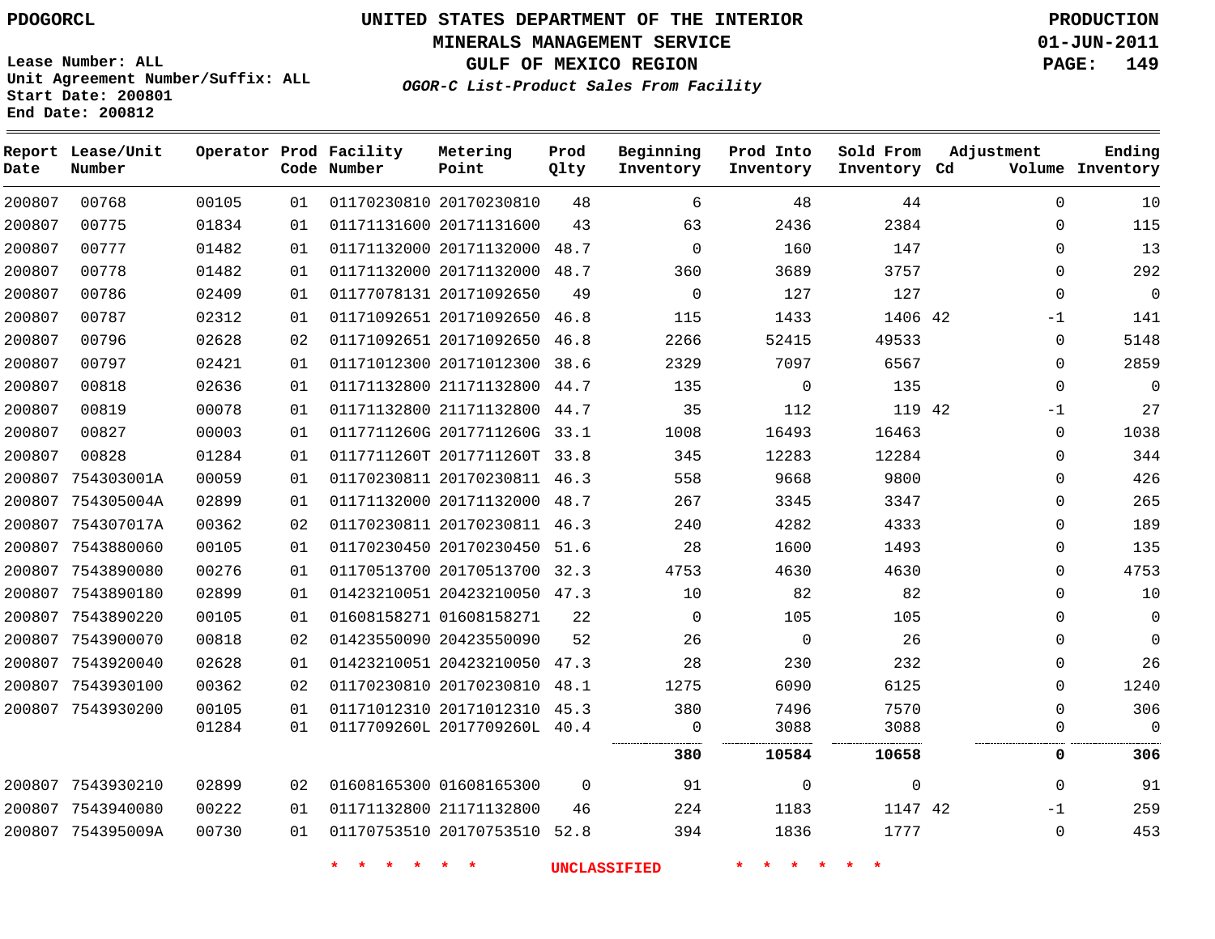PDOGORCL

Lease Number: ALL
Unit Agreement Number/Suffix: ALL
Start Date: 200801
End Date: 200812

# UNITED STATES DEPARTMENT OF THE INTERIOR
## MINERALS MANAGEMENT SERVICE
## GULF OF MEXICO REGION
### *OGOR-C List-Product Sales From Facility*

PRODUCTION
01-JUN-2011

| Report Date | Lease/Unit Number | Operator | Prod Code | Facility Number | Metering Point | Prod Qlty | Beginning Inventory | Prod Into Inventory | Sold From Inventory | Adjustment Cd | Adjustment Volume | Ending Inventory |
|---|---|---|---|---|---|---|---|---|---|---|---|---|
| 200807 | 00768 | 00105 | 01 | 01170230810 | 20170230810 | 48 | 6 | 48 | 44 | | 0 | 10 |
| 200807 | 00775 | 01834 | 01 | 01171131600 | 20171131600 | 43 | 63 | 2436 | 2384 | | 0 | 115 |
| 200807 | 00777 | 01482 | 01 | 01171132000 | 20171132000 | 48.7 | 0 | 160 | 147 | | 0 | 13 |
| 200807 | 00778 | 01482 | 01 | 01171132000 | 20171132000 | 48.7 | 360 | 3689 | 3757 | | 0 | 292 |
| 200807 | 00786 | 02409 | 01 | 01177078131 | 20171092650 | 49 | 0 | 127 | 127 | | 0 | 0 |
| 200807 | 00787 | 02312 | 01 | 01171092651 | 20171092650 | 46.8 | 115 | 1433 | 1406 | 42 | -1 | 141 |
| 200807 | 00796 | 02628 | 02 | 01171092651 | 20171092650 | 46.8 | 2266 | 52415 | 49533 | | 0 | 5148 |
| 200807 | 00797 | 02421 | 01 | 01171012300 | 20171012300 | 38.6 | 2329 | 7097 | 6567 | | 0 | 2859 |
| 200807 | 00818 | 02636 | 01 | 01171132800 | 21171132800 | 44.7 | 135 | 0 | 135 | | 0 | 0 |
| 200807 | 00819 | 00078 | 01 | 01171132800 | 21171132800 | 44.7 | 35 | 112 | 119 | 42 | -1 | 27 |
| 200807 | 00827 | 00003 | 01 | 0117711260G | 2017711260G | 33.1 | 1008 | 16493 | 16463 | | 0 | 1038 |
| 200807 | 00828 | 01284 | 01 | 0117711260T | 2017711260T | 33.8 | 345 | 12283 | 12284 | | 0 | 344 |
| 200807 | 754303001A | 00059 | 01 | 01170230811 | 20170230811 | 46.3 | 558 | 9668 | 9800 | | 0 | 426 |
| 200807 | 754305004A | 02899 | 01 | 01171132000 | 20171132000 | 48.7 | 267 | 3345 | 3347 | | 0 | 265 |
| 200807 | 754307017A | 00362 | 02 | 01170230811 | 20170230811 | 46.3 | 240 | 4282 | 4333 | | 0 | 189 |
| 200807 | 7543880060 | 00105 | 01 | 01170230450 | 20170230450 | 51.6 | 28 | 1600 | 1493 | | 0 | 135 |
| 200807 | 7543890080 | 00276 | 01 | 01170513700 | 20170513700 | 32.3 | 4753 | 4630 | 4630 | | 0 | 4753 |
| 200807 | 7543890180 | 02899 | 01 | 01423210051 | 20423210050 | 47.3 | 10 | 82 | 82 | | 0 | 10 |
| 200807 | 7543890220 | 00105 | 01 | 01608158271 | 01608158271 | 22 | 0 | 105 | 105 | | 0 | 0 |
| 200807 | 7543900070 | 00818 | 02 | 01423550090 | 20423550090 | 52 | 26 | 0 | 26 | | 0 | 0 |
| 200807 | 7543920040 | 02628 | 01 | 01423210051 | 20423210050 | 47.3 | 28 | 230 | 232 | | 0 | 26 |
| 200807 | 7543930100 | 00362 | 02 | 01170230810 | 20170230810 | 48.1 | 1275 | 6090 | 6125 | | 0 | 1240 |
| 200807 | 7543930200 | 00105 | 01 | 01171012310 | 20171012310 | 45.3 | 380 | 7496 | 7570 | | 0 | 306 |
| | | 01284 | 01 | 0117709260L | 2017709260L | 40.4 | 0 | 3088 | 3088 | | 0 | 0 |
| | | | | | | | **380** | **10584** | **10658** | | **0** | **306** |
| 200807 | 7543930210 | 02899 | 02 | 01608165300 | 01608165300 | 0 | 91 | 0 | 0 | | 0 | 91 |
| 200807 | 7543940080 | 00222 | 01 | 01171132800 | 21171132800 | 46 | 224 | 1183 | 1147 | 42 | -1 | 259 |
| 200807 | 754395009A | 00730 | 01 | 01170753510 | 20170753510 | 52.8 | 394 | 1836 | 1777 | | 0 | 453 |

\* \* \* \* \* \* UNCLASSIFIED \* \* \* \* \* \*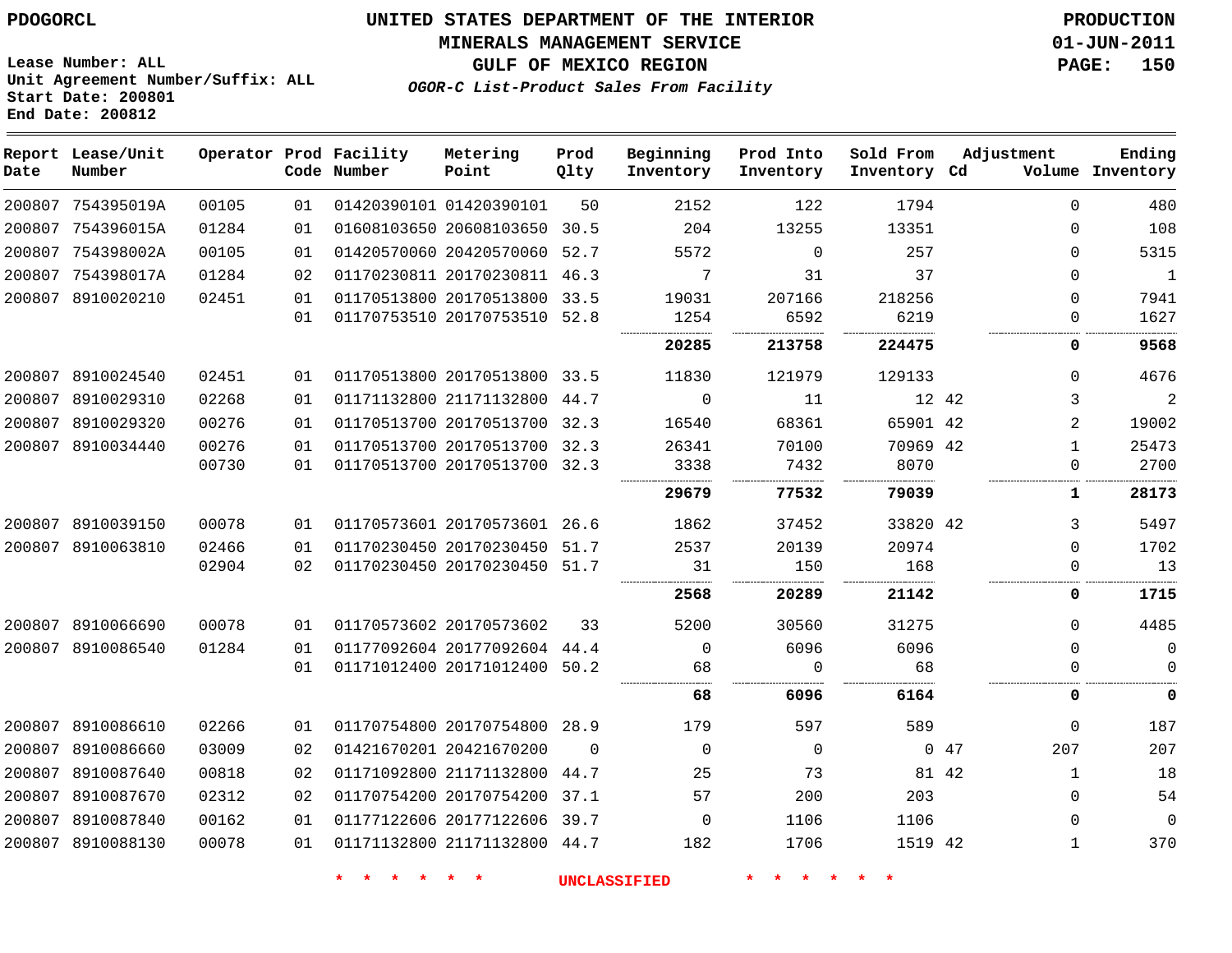PDOGORCL

# UNITED STATES DEPARTMENT OF THE INTERIOR
## MINERALS MANAGEMENT SERVICE
## GULF OF MEXICO REGION
### *OGOR-C List-Product Sales From Facility*

PRODUCTION
01-JUN-2011

Lease Number: ALL
Unit Agreement Number/Suffix: ALL
Start Date: 200801
End Date: 200812

| Report Date | Lease/Unit Number | Operator | Prod Code | Facility Number | Metering Point | Prod Qlty | Beginning Inventory | Prod Into Inventory | Sold From Inventory | Adjustment Cd | Volume | Ending Inventory |
|---|---|---|---|---|---|---|---|---|---|---|---|---|
| 200807 | 754395019A | 00105 | 01 | 01420390101 | 01420390101 | 50 | 2152 | 122 | 1794 | | 0 | 480 |
| 200807 | 754396015A | 01284 | 01 | 01608103650 | 20608103650 | 30.5 | 204 | 13255 | 13351 | | 0 | 108 |
| 200807 | 754398002A | 00105 | 01 | 01420570060 | 20420570060 | 52.7 | 5572 | 0 | 257 | | 0 | 5315 |
| 200807 | 754398017A | 01284 | 02 | 01170230811 | 20170230811 | 46.3 | 7 | 31 | 37 | | 0 | 1 |
| 200807 | 8910020210 | 02451 | 01 | 01170513800 | 20170513800 | 33.5 | 19031 | 207166 | 218256 | | 0 | 7941 |
| | | | 01 | 01170753510 | 20170753510 | 52.8 | 1254 | 6592 | 6219 | | 0 | 1627 |
| | | | | | | | **20285** | **213758** | **224475** | | **0** | **9568** |
| 200807 | 8910024540 | 02451 | 01 | 01170513800 | 20170513800 | 33.5 | 11830 | 121979 | 129133 | | 0 | 4676 |
| 200807 | 8910029310 | 02268 | 01 | 01171132800 | 21171132800 | 44.7 | 0 | 11 | 12 | 42 | 3 | 2 |
| 200807 | 8910029320 | 00276 | 01 | 01170513700 | 20170513700 | 32.3 | 16540 | 68361 | 65901 | 42 | 2 | 19002 |
| 200807 | 8910034440 | 00276 | 01 | 01170513700 | 20170513700 | 32.3 | 26341 | 70100 | 70969 | 42 | 1 | 25473 |
| | | 00730 | 01 | 01170513700 | 20170513700 | 32.3 | 3338 | 7432 | 8070 | | 0 | 2700 |
| | | | | | | | **29679** | **77532** | **79039** | | **1** | **28173** |
| 200807 | 8910039150 | 00078 | 01 | 01170573601 | 20170573601 | 26.6 | 1862 | 37452 | 33820 | 42 | 3 | 5497 |
| 200807 | 8910063810 | 02466 | 01 | 01170230450 | 20170230450 | 51.7 | 2537 | 20139 | 20974 | | 0 | 1702 |
| | | 02904 | 02 | 01170230450 | 20170230450 | 51.7 | 31 | 150 | 168 | | 0 | 13 |
| | | | | | | | **2568** | **20289** | **21142** | | **0** | **1715** |
| 200807 | 8910066690 | 00078 | 01 | 01170573602 | 20170573602 | 33 | 5200 | 30560 | 31275 | | 0 | 4485 |
| 200807 | 8910086540 | 01284 | 01 | 01177092604 | 20177092604 | 44.4 | 0 | 6096 | 6096 | | 0 | 0 |
| | | | 01 | 01171012400 | 20171012400 | 50.2 | 68 | 0 | 68 | | 0 | 0 |
| | | | | | | | **68** | **6096** | **6164** | | **0** | **0** |
| 200807 | 8910086610 | 02266 | 01 | 01170754800 | 20170754800 | 28.9 | 179 | 597 | 589 | | 0 | 187 |
| 200807 | 8910086660 | 03009 | 02 | 01421670201 | 20421670200 | 0 | 0 | 0 | 0 | 47 | 207 | 207 |
| 200807 | 8910087640 | 00818 | 02 | 01171092800 | 21171132800 | 44.7 | 25 | 73 | 81 | 42 | 1 | 18 |
| 200807 | 8910087670 | 02312 | 02 | 01170754200 | 20170754200 | 37.1 | 57 | 200 | 203 | | 0 | 54 |
| 200807 | 8910087840 | 00162 | 01 | 01177122606 | 20177122606 | 39.7 | 0 | 1106 | 1106 | | 0 | 0 |
| 200807 | 8910088130 | 00078 | 01 | 01171132800 | 21171132800 | 44.7 | 182 | 1706 | 1519 | 42 | 1 | 370 |

\* \* \* \* \* \* UNCLASSIFIED \* \* \* \* \* \*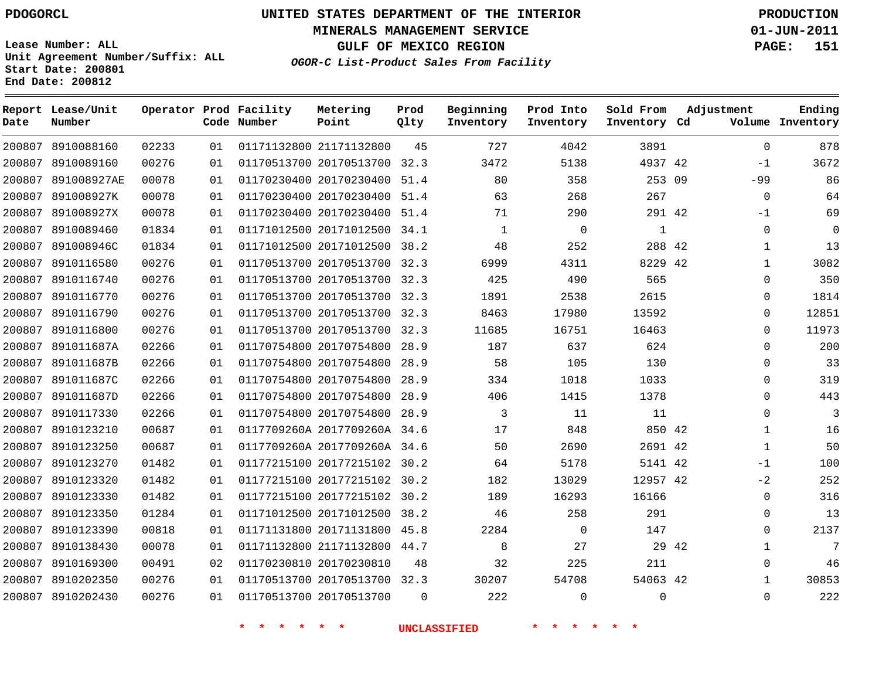PDOGORCL

# UNITED STATES DEPARTMENT OF THE INTERIOR
## MINERALS MANAGEMENT SERVICE
## GULF OF MEXICO REGION
### *OGOR-C List-Product Sales From Facility*

PRODUCTION
01-JUN-2011

Lease Number: ALL
Unit Agreement Number/Suffix: ALL
Start Date: 200801
End Date: 200812

| Report Date | Lease/Unit Number | Operator | Prod Code | Facility Number | Metering Point | Prod Qlty | Beginning Inventory | Prod Into Inventory | Sold From Inventory | Adjustment Cd | Adjustment Volume | Ending Inventory |
|---|---|---|---|---|---|---|---|---|---|---|---|---|
| 200807 | 8910088160 | 02233 | 01 | 01171132800 | 21171132800 | 45 | 727 | 4042 | 3891 | | 0 | 878 |
| 200807 | 8910089160 | 00276 | 01 | 01170513700 | 20170513700 | 32.3 | 3472 | 5138 | 4937 | 42 | -1 | 3672 |
| 200807 | 891008927AE | 00078 | 01 | 01170230400 | 20170230400 | 51.4 | 80 | 358 | 253 | 09 | -99 | 86 |
| 200807 | 891008927K | 00078 | 01 | 01170230400 | 20170230400 | 51.4 | 63 | 268 | 267 | | 0 | 64 |
| 200807 | 891008927X | 00078 | 01 | 01170230400 | 20170230400 | 51.4 | 71 | 290 | 291 | 42 | -1 | 69 |
| 200807 | 8910089460 | 01834 | 01 | 01171012500 | 20171012500 | 34.1 | 1 | 0 | 1 | | 0 | 0 |
| 200807 | 891008946C | 01834 | 01 | 01171012500 | 20171012500 | 38.2 | 48 | 252 | 288 | 42 | 1 | 13 |
| 200807 | 8910116580 | 00276 | 01 | 01170513700 | 20170513700 | 32.3 | 6999 | 4311 | 8229 | 42 | 1 | 3082 |
| 200807 | 8910116740 | 00276 | 01 | 01170513700 | 20170513700 | 32.3 | 425 | 490 | 565 | | 0 | 350 |
| 200807 | 8910116770 | 00276 | 01 | 01170513700 | 20170513700 | 32.3 | 1891 | 2538 | 2615 | | 0 | 1814 |
| 200807 | 8910116790 | 00276 | 01 | 01170513700 | 20170513700 | 32.3 | 8463 | 17980 | 13592 | | 0 | 12851 |
| 200807 | 8910116800 | 00276 | 01 | 01170513700 | 20170513700 | 32.3 | 11685 | 16751 | 16463 | | 0 | 11973 |
| 200807 | 891011687A | 02266 | 01 | 01170754800 | 20170754800 | 28.9 | 187 | 637 | 624 | | 0 | 200 |
| 200807 | 891011687B | 02266 | 01 | 01170754800 | 20170754800 | 28.9 | 58 | 105 | 130 | | 0 | 33 |
| 200807 | 891011687C | 02266 | 01 | 01170754800 | 20170754800 | 28.9 | 334 | 1018 | 1033 | | 0 | 319 |
| 200807 | 891011687D | 02266 | 01 | 01170754800 | 20170754800 | 28.9 | 406 | 1415 | 1378 | | 0 | 443 |
| 200807 | 8910117330 | 02266 | 01 | 01170754800 | 20170754800 | 28.9 | 3 | 11 | 11 | | 0 | 3 |
| 200807 | 8910123210 | 00687 | 01 | 0117709260A | 2017709260A | 34.6 | 17 | 848 | 850 | 42 | 1 | 16 |
| 200807 | 8910123250 | 00687 | 01 | 0117709260A | 2017709260A | 34.6 | 50 | 2690 | 2691 | 42 | 1 | 50 |
| 200807 | 8910123270 | 01482 | 01 | 01177215100 | 20177215102 | 30.2 | 64 | 5178 | 5141 | 42 | -1 | 100 |
| 200807 | 8910123320 | 01482 | 01 | 01177215100 | 20177215102 | 30.2 | 182 | 13029 | 12957 | 42 | -2 | 252 |
| 200807 | 8910123330 | 01482 | 01 | 01177215100 | 20177215102 | 30.2 | 189 | 16293 | 16166 | | 0 | 316 |
| 200807 | 8910123350 | 01284 | 01 | 01171012500 | 20171012500 | 38.2 | 46 | 258 | 291 | | 0 | 13 |
| 200807 | 8910123390 | 00818 | 01 | 01171131800 | 20171131800 | 45.8 | 2284 | 0 | 147 | | 0 | 2137 |
| 200807 | 8910138430 | 00078 | 01 | 01171132800 | 21171132800 | 44.7 | 8 | 27 | 29 | 42 | 1 | 7 |
| 200807 | 8910169300 | 00491 | 02 | 01170230810 | 20170230810 | 48 | 32 | 225 | 211 | | 0 | 46 |
| 200807 | 8910202350 | 00276 | 01 | 01170513700 | 20170513700 | 32.3 | 30207 | 54708 | 54063 | 42 | 1 | 30853 |
| 200807 | 8910202430 | 00276 | 01 | 01170513700 | 20170513700 | 0 | 222 | 0 | 0 | | 0 | 222 |

\* \* \* \* \* \* UNCLASSIFIED \* \* \* \* \* \*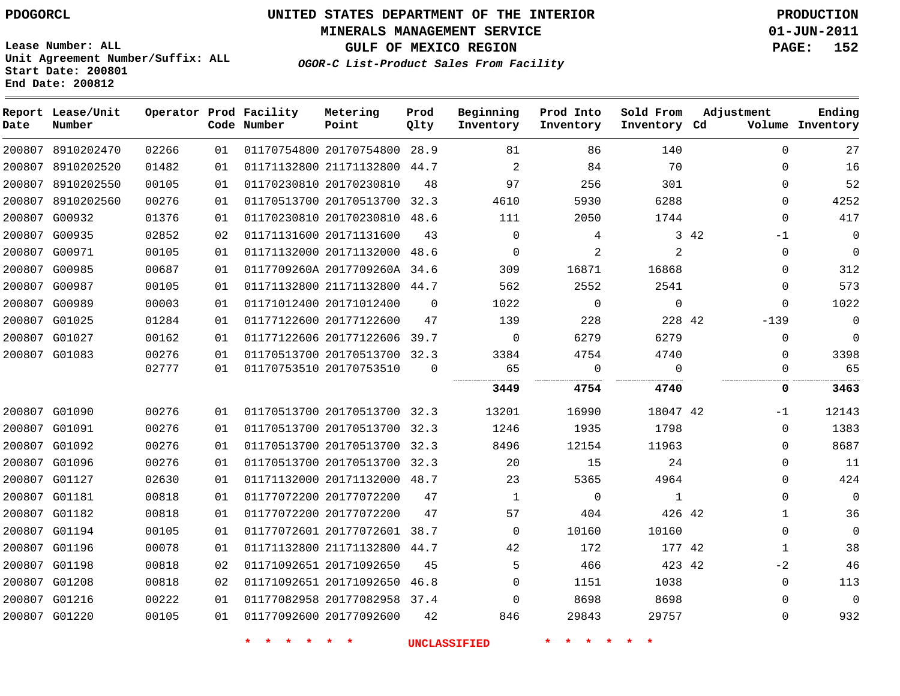PDOGORCL

# UNITED STATES DEPARTMENT OF THE INTERIOR
## MINERALS MANAGEMENT SERVICE
## GULF OF MEXICO REGION
### *OGOR-C List-Product Sales From Facility*

PRODUCTION
01-JUN-2011
PAGE: 152

Lease Number: ALL
Unit Agreement Number/Suffix: ALL
Start Date: 200801
End Date: 200812

| Report Date | Lease/Unit Number | Operator | Prod Code | Facility Number | Metering Point | Prod Qlty | Beginning Inventory | Prod Into Inventory | Sold From Inventory | Adjustment Cd | Adjustment Volume | Ending Inventory |
|---|---|---|---|---|---|---|---|---|---|---|---|---|
| 200807 | 8910202470 | 02266 | 01 | 01170754800 | 20170754800 | 28.9 | 81 | 86 | 140 | | 0 | 27 |
| 200807 | 8910202520 | 01482 | 01 | 01171132800 | 21171132800 | 44.7 | 2 | 84 | 70 | | 0 | 16 |
| 200807 | 8910202550 | 00105 | 01 | 01170230810 | 20170230810 | 48 | 97 | 256 | 301 | | 0 | 52 |
| 200807 | 8910202560 | 00276 | 01 | 01170513700 | 20170513700 | 32.3 | 4610 | 5930 | 6288 | | 0 | 4252 |
| 200807 | G00932 | 01376 | 01 | 01170230810 | 20170230810 | 48.6 | 111 | 2050 | 1744 | | 0 | 417 |
| 200807 | G00935 | 02852 | 02 | 01171131600 | 20171131600 | 43 | 0 | 4 | 3 | 42 | -1 | 0 |
| 200807 | G00971 | 00105 | 01 | 01171132000 | 20171132000 | 48.6 | 0 | 2 | 2 | | 0 | 0 |
| 200807 | G00985 | 00687 | 01 | 0117709260A | 2017709260A | 34.6 | 309 | 16871 | 16868 | | 0 | 312 |
| 200807 | G00987 | 00105 | 01 | 01171132800 | 21171132800 | 44.7 | 562 | 2552 | 2541 | | 0 | 573 |
| 200807 | G00989 | 00003 | 01 | 01171012400 | 20171012400 | 0 | 1022 | 0 | 0 | | 0 | 1022 |
| 200807 | G01025 | 01284 | 01 | 01177122600 | 20177122600 | 47 | 139 | 228 | 228 | 42 | -139 | 0 |
| 200807 | G01027 | 00162 | 01 | 01177122606 | 20177122606 | 39.7 | 0 | 6279 | 6279 | | 0 | 0 |
| 200807 | G01083 | 00276 | 01 | 01170513700 | 20170513700 | 32.3 | 3384 | 4754 | 4740 | | 0 | 3398 |
| | | 02777 | 01 | 01170753510 | 20170753510 | 0 | 65 | 0 | 0 | | 0 | 65 |
| | | | | | | | **3449** | **4754** | **4740** | | **0** | **3463** |
| 200807 | G01090 | 00276 | 01 | 01170513700 | 20170513700 | 32.3 | 13201 | 16990 | 18047 | 42 | -1 | 12143 |
| 200807 | G01091 | 00276 | 01 | 01170513700 | 20170513700 | 32.3 | 1246 | 1935 | 1798 | | 0 | 1383 |
| 200807 | G01092 | 00276 | 01 | 01170513700 | 20170513700 | 32.3 | 8496 | 12154 | 11963 | | 0 | 8687 |
| 200807 | G01096 | 00276 | 01 | 01170513700 | 20170513700 | 32.3 | 20 | 15 | 24 | | 0 | 11 |
| 200807 | G01127 | 02630 | 01 | 01171132000 | 20171132000 | 48.7 | 23 | 5365 | 4964 | | 0 | 424 |
| 200807 | G01181 | 00818 | 01 | 01177072200 | 20177072200 | 47 | 1 | 0 | 1 | | 0 | 0 |
| 200807 | G01182 | 00818 | 01 | 01177072200 | 20177072200 | 47 | 57 | 404 | 426 | 42 | 1 | 36 |
| 200807 | G01194 | 00105 | 01 | 01177072601 | 20177072601 | 38.7 | 0 | 10160 | 10160 | | 0 | 0 |
| 200807 | G01196 | 00078 | 01 | 01171132800 | 21171132800 | 44.7 | 42 | 172 | 177 | 42 | 1 | 38 |
| 200807 | G01198 | 00818 | 02 | 01171092651 | 20171092650 | 45 | 5 | 466 | 423 | 42 | -2 | 46 |
| 200807 | G01208 | 00818 | 02 | 01171092651 | 20171092650 | 46.8 | 0 | 1151 | 1038 | | 0 | 113 |
| 200807 | G01216 | 00222 | 01 | 01177082958 | 20177082958 | 37.4 | 0 | 8698 | 8698 | | 0 | 0 |
| 200807 | G01220 | 00105 | 01 | 01177092600 | 20177092600 | 42 | 846 | 29843 | 29757 | | 0 | 932 |

\* \* \* \* \* \* UNCLASSIFIED \* \* \* \* \* \*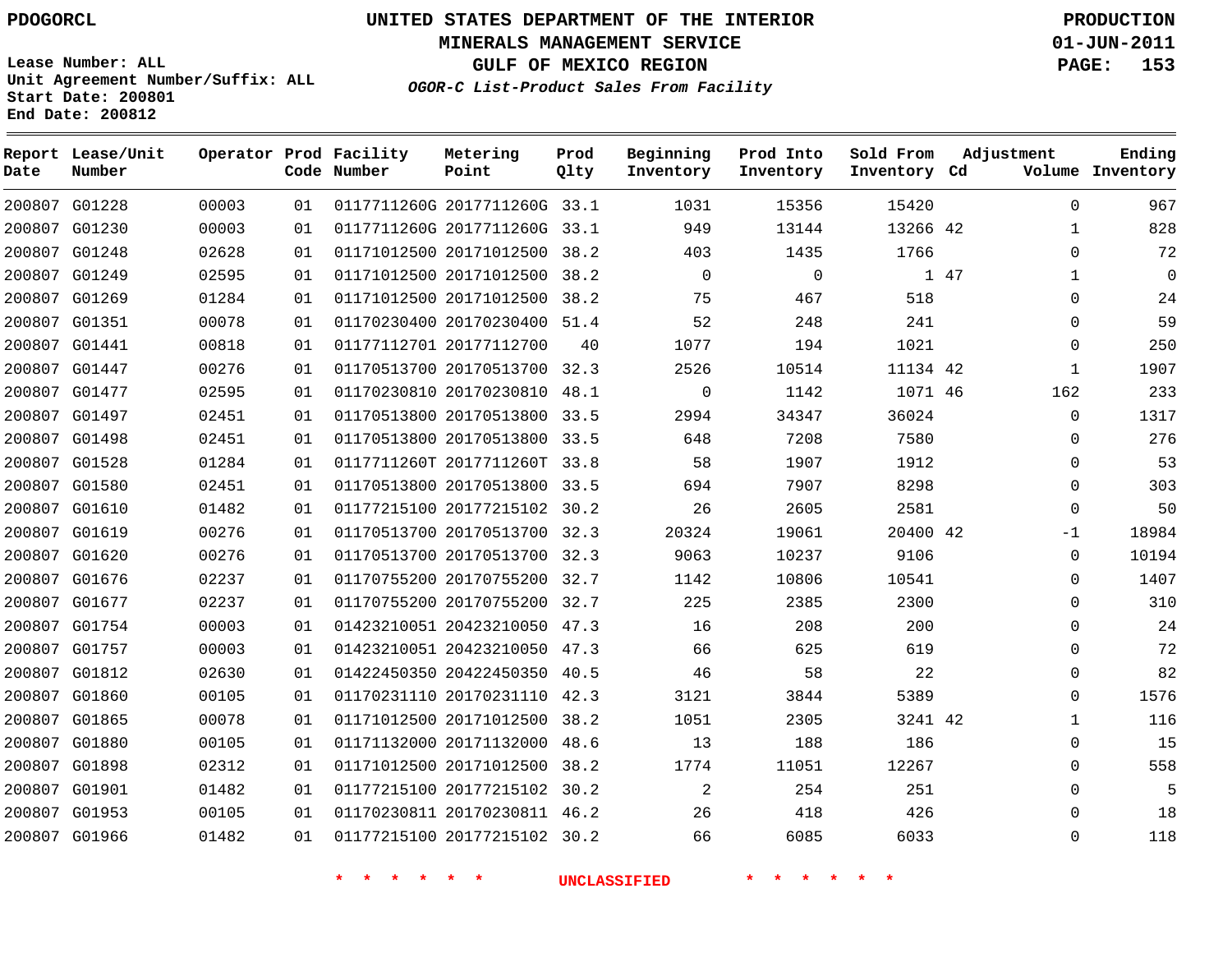PDOGORCL

# UNITED STATES DEPARTMENT OF THE INTERIOR
## MINERALS MANAGEMENT SERVICE
## GULF OF MEXICO REGION
### *OGOR-C List-Product Sales From Facility*

PRODUCTION
01-JUN-2011

Lease Number: ALL
Unit Agreement Number/Suffix: ALL
Start Date: 200801
End Date: 200812

| Report Date | Lease/Unit Number | Operator | Prod Code | Facility Number | Metering Point | Prod Qlty | Beginning Inventory | Prod Into Inventory | Sold From Inventory | Adjustment Cd | Volume | Ending Inventory |
|---|---|---|---|---|---|---|---|---|---|---|---|---|
| 200807 | G01228 | 00003 | 01 | 0117711260G | 2017711260G | 33.1 | 1031 | 15356 | 15420 | | 0 | 967 |
| 200807 | G01230 | 00003 | 01 | 0117711260G | 2017711260G | 33.1 | 949 | 13144 | 13266 | 42 | 1 | 828 |
| 200807 | G01248 | 02628 | 01 | 01171012500 | 20171012500 | 38.2 | 403 | 1435 | 1766 | | 0 | 72 |
| 200807 | G01249 | 02595 | 01 | 01171012500 | 20171012500 | 38.2 | 0 | 0 | 1 | 47 | 1 | 0 |
| 200807 | G01269 | 01284 | 01 | 01171012500 | 20171012500 | 38.2 | 75 | 467 | 518 | | 0 | 24 |
| 200807 | G01351 | 00078 | 01 | 01170230400 | 20170230400 | 51.4 | 52 | 248 | 241 | | 0 | 59 |
| 200807 | G01441 | 00818 | 01 | 01177112701 | 20177112700 | 40 | 1077 | 194 | 1021 | | 0 | 250 |
| 200807 | G01447 | 00276 | 01 | 01170513700 | 20170513700 | 32.3 | 2526 | 10514 | 11134 | 42 | 1 | 1907 |
| 200807 | G01477 | 02595 | 01 | 01170230810 | 20170230810 | 48.1 | 0 | 1142 | 1071 | 46 | 162 | 233 |
| 200807 | G01497 | 02451 | 01 | 01170513800 | 20170513800 | 33.5 | 2994 | 34347 | 36024 | | 0 | 1317 |
| 200807 | G01498 | 02451 | 01 | 01170513800 | 20170513800 | 33.5 | 648 | 7208 | 7580 | | 0 | 276 |
| 200807 | G01528 | 01284 | 01 | 0117711260T | 2017711260T | 33.8 | 58 | 1907 | 1912 | | 0 | 53 |
| 200807 | G01580 | 02451 | 01 | 01170513800 | 20170513800 | 33.5 | 694 | 7907 | 8298 | | 0 | 303 |
| 200807 | G01610 | 01482 | 01 | 01177215100 | 20177215102 | 30.2 | 26 | 2605 | 2581 | | 0 | 50 |
| 200807 | G01619 | 00276 | 01 | 01170513700 | 20170513700 | 32.3 | 20324 | 19061 | 20400 | 42 | -1 | 18984 |
| 200807 | G01620 | 00276 | 01 | 01170513700 | 20170513700 | 32.3 | 9063 | 10237 | 9106 | | 0 | 10194 |
| 200807 | G01676 | 02237 | 01 | 01170755200 | 20170755200 | 32.7 | 1142 | 10806 | 10541 | | 0 | 1407 |
| 200807 | G01677 | 02237 | 01 | 01170755200 | 20170755200 | 32.7 | 225 | 2385 | 2300 | | 0 | 310 |
| 200807 | G01754 | 00003 | 01 | 01423210051 | 20423210050 | 47.3 | 16 | 208 | 200 | | 0 | 24 |
| 200807 | G01757 | 00003 | 01 | 01423210051 | 20423210050 | 47.3 | 66 | 625 | 619 | | 0 | 72 |
| 200807 | G01812 | 02630 | 01 | 01422450350 | 20422450350 | 40.5 | 46 | 58 | 22 | | 0 | 82 |
| 200807 | G01860 | 00105 | 01 | 01170231110 | 20170231110 | 42.3 | 3121 | 3844 | 5389 | | 0 | 1576 |
| 200807 | G01865 | 00078 | 01 | 01171012500 | 20171012500 | 38.2 | 1051 | 2305 | 3241 | 42 | 1 | 116 |
| 200807 | G01880 | 00105 | 01 | 01171132000 | 20171132000 | 48.6 | 13 | 188 | 186 | | 0 | 15 |
| 200807 | G01898 | 02312 | 01 | 01171012500 | 20171012500 | 38.2 | 1774 | 11051 | 12267 | | 0 | 558 |
| 200807 | G01901 | 01482 | 01 | 01177215100 | 20177215102 | 30.2 | 2 | 254 | 251 | | 0 | 5 |
| 200807 | G01953 | 00105 | 01 | 01170230811 | 20170230811 | 46.2 | 26 | 418 | 426 | | 0 | 18 |
| 200807 | G01966 | 01482 | 01 | 01177215100 | 20177215102 | 30.2 | 66 | 6085 | 6033 | | 0 | 118 |

* * * * * * UNCLASSIFIED * * * * * *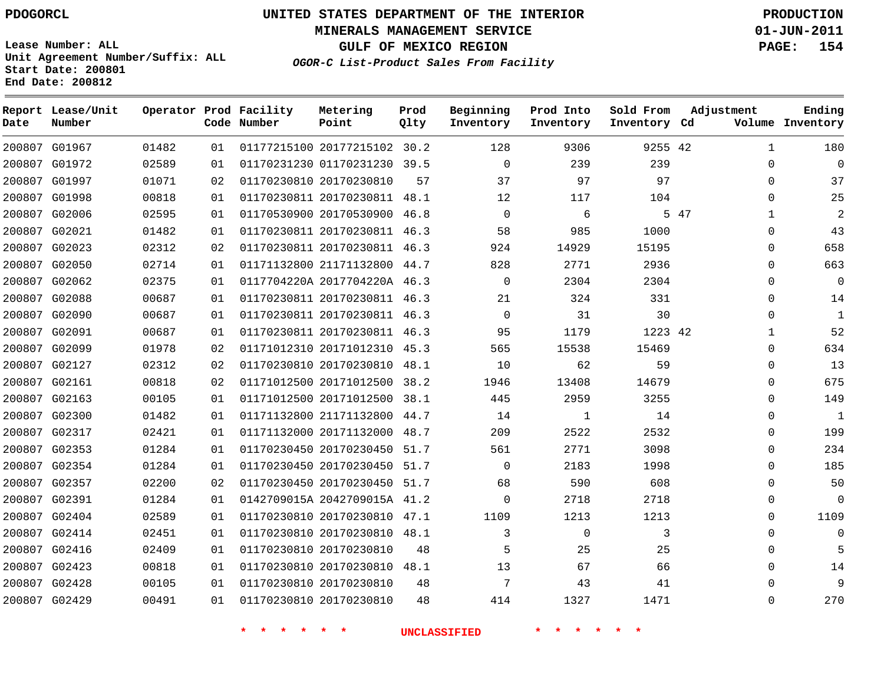PDOGORCL

# UNITED STATES DEPARTMENT OF THE INTERIOR
## MINERALS MANAGEMENT SERVICE
## GULF OF MEXICO REGION
### *OGOR-C List-Product Sales From Facility*

PRODUCTION
01-JUN-2011

Lease Number: ALL
Unit Agreement Number/Suffix: ALL
Start Date: 200801
End Date: 200812

| Report Date | Lease/Unit Number | Operator | Prod Code | Facility Number | Metering Point | Prod Qlty | Beginning Inventory | Prod Into Inventory | Sold From Inventory | Adjustment Cd | Adjustment Volume | Ending Inventory |
|---|---|---|---|---|---|---|---|---|---|---|---|---|
| 200807 | G01967 | 01482 | 01 | 01177215100 | 20177215102 | 30.2 | 128 | 9306 | 9255 | 42 | 1 | 180 |
| 200807 | G01972 | 02589 | 01 | 01170231230 | 01170231230 | 39.5 | 0 | 239 | 239 | | 0 | 0 |
| 200807 | G01997 | 01071 | 02 | 01170230810 | 20170230810 | 57 | 37 | 97 | 97 | | 0 | 37 |
| 200807 | G01998 | 00818 | 01 | 01170230811 | 20170230811 | 48.1 | 12 | 117 | 104 | | 0 | 25 |
| 200807 | G02006 | 02595 | 01 | 01170530900 | 20170530900 | 46.8 | 0 | 6 | 5 | 47 | 1 | 2 |
| 200807 | G02021 | 01482 | 01 | 01170230811 | 20170230811 | 46.3 | 58 | 985 | 1000 | | 0 | 43 |
| 200807 | G02023 | 02312 | 02 | 01170230811 | 20170230811 | 46.3 | 924 | 14929 | 15195 | | 0 | 658 |
| 200807 | G02050 | 02714 | 01 | 01171132800 | 21171132800 | 44.7 | 828 | 2771 | 2936 | | 0 | 663 |
| 200807 | G02062 | 02375 | 01 | 0117704220A | 2017704220A | 46.3 | 0 | 2304 | 2304 | | 0 | 0 |
| 200807 | G02088 | 00687 | 01 | 01170230811 | 20170230811 | 46.3 | 21 | 324 | 331 | | 0 | 14 |
| 200807 | G02090 | 00687 | 01 | 01170230811 | 20170230811 | 46.3 | 0 | 31 | 30 | | 0 | 1 |
| 200807 | G02091 | 00687 | 01 | 01170230811 | 20170230811 | 46.3 | 95 | 1179 | 1223 | 42 | 1 | 52 |
| 200807 | G02099 | 01978 | 02 | 01171012310 | 20171012310 | 45.3 | 565 | 15538 | 15469 | | 0 | 634 |
| 200807 | G02127 | 02312 | 02 | 01170230810 | 20170230810 | 48.1 | 10 | 62 | 59 | | 0 | 13 |
| 200807 | G02161 | 00818 | 02 | 01171012500 | 20171012500 | 38.2 | 1946 | 13408 | 14679 | | 0 | 675 |
| 200807 | G02163 | 00105 | 01 | 01171012500 | 20171012500 | 38.1 | 445 | 2959 | 3255 | | 0 | 149 |
| 200807 | G02300 | 01482 | 01 | 01171132800 | 21171132800 | 44.7 | 14 | 1 | 14 | | 0 | 1 |
| 200807 | G02317 | 02421 | 01 | 01171132000 | 20171132000 | 48.7 | 209 | 2522 | 2532 | | 0 | 199 |
| 200807 | G02353 | 01284 | 01 | 01170230450 | 20170230450 | 51.7 | 561 | 2771 | 3098 | | 0 | 234 |
| 200807 | G02354 | 01284 | 01 | 01170230450 | 20170230450 | 51.7 | 0 | 2183 | 1998 | | 0 | 185 |
| 200807 | G02357 | 02200 | 02 | 01170230450 | 20170230450 | 51.7 | 68 | 590 | 608 | | 0 | 50 |
| 200807 | G02391 | 01284 | 01 | 0142709015A | 2042709015A | 41.2 | 0 | 2718 | 2718 | | 0 | 0 |
| 200807 | G02404 | 02589 | 01 | 01170230810 | 20170230810 | 47.1 | 1109 | 1213 | 1213 | | 0 | 1109 |
| 200807 | G02414 | 02451 | 01 | 01170230810 | 20170230810 | 48.1 | 3 | 0 | 3 | | 0 | 0 |
| 200807 | G02416 | 02409 | 01 | 01170230810 | 20170230810 | 48 | 5 | 25 | 25 | | 0 | 5 |
| 200807 | G02423 | 00818 | 01 | 01170230810 | 20170230810 | 48.1 | 13 | 67 | 66 | | 0 | 14 |
| 200807 | G02428 | 00105 | 01 | 01170230810 | 20170230810 | 48 | 7 | 43 | 41 | | 0 | 9 |
| 200807 | G02429 | 00491 | 01 | 01170230810 | 20170230810 | 48 | 414 | 1327 | 1471 | | 0 | 270 |

* * * * * * UNCLASSIFIED * * * * * *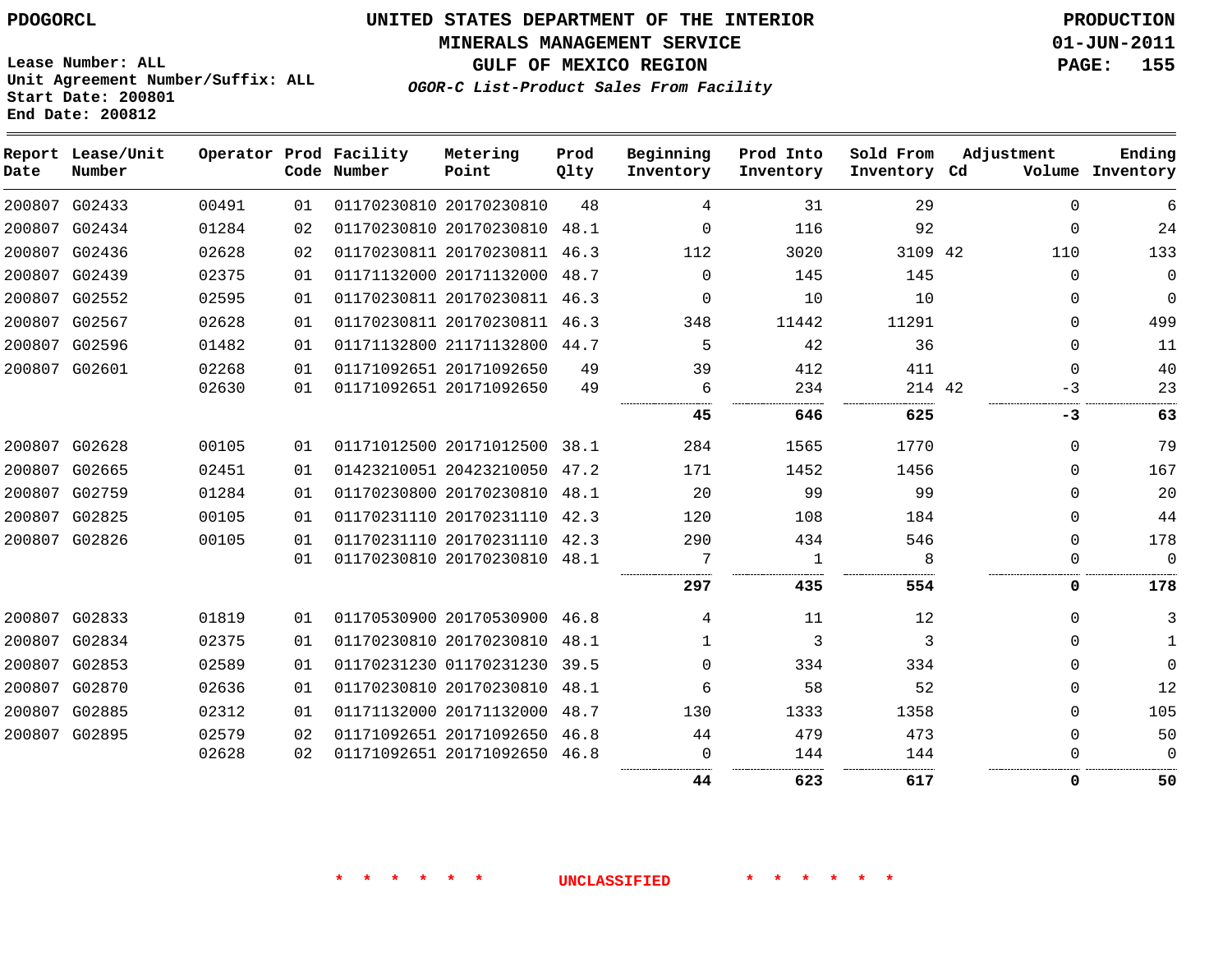PDOGORCL

# UNITED STATES DEPARTMENT OF THE INTERIOR
## MINERALS MANAGEMENT SERVICE
## GULF OF MEXICO REGION
### *OGOR-C List-Product Sales From Facility*

PRODUCTION
01-JUN-2011
PAGE: 155

Lease Number: ALL
Unit Agreement Number/Suffix: ALL
Start Date: 200801
End Date: 200812

| Report Date | Lease/Unit Number | Operator | Prod Code | Facility Number | Metering Point | Prod Qlty | Beginning Inventory | Prod Into Inventory | Sold From Inventory | Adjustment Cd | Adjustment Volume | Ending Inventory |
|---|---|---|---|---|---|---|---|---|---|---|---|---|
| 200807 | G02433 | 00491 | 01 | 01170230810 | 20170230810 | 48 | 4 | 31 | 29 | | 0 | 6 |
| 200807 | G02434 | 01284 | 02 | 01170230810 | 20170230810 | 48.1 | 0 | 116 | 92 | | 0 | 24 |
| 200807 | G02436 | 02628 | 02 | 01170230811 | 20170230811 | 46.3 | 112 | 3020 | 3109 | 42 | 110 | 133 |
| 200807 | G02439 | 02375 | 01 | 01171132000 | 20171132000 | 48.7 | 0 | 145 | 145 | | 0 | 0 |
| 200807 | G02552 | 02595 | 01 | 01170230811 | 20170230811 | 46.3 | 0 | 10 | 10 | | 0 | 0 |
| 200807 | G02567 | 02628 | 01 | 01170230811 | 20170230811 | 46.3 | 348 | 11442 | 11291 | | 0 | 499 |
| 200807 | G02596 | 01482 | 01 | 01171132800 | 21171132800 | 44.7 | 5 | 42 | 36 | | 0 | 11 |
| 200807 | G02601 | 02268 | 01 | 01171092651 | 20171092650 | 49 | 39 | 412 | 411 | | 0 | 40 |
| | | 02630 | 01 | 01171092651 | 20171092650 | 49 | 6 | 234 | 214 | 42 | -3 | 23 |
| | | | | | | | **45** | **646** | **625** | | **-3** | **63** |
| 200807 | G02628 | 00105 | 01 | 01171012500 | 20171012500 | 38.1 | 284 | 1565 | 1770 | | 0 | 79 |
| 200807 | G02665 | 02451 | 01 | 01423210051 | 20423210050 | 47.2 | 171 | 1452 | 1456 | | 0 | 167 |
| 200807 | G02759 | 01284 | 01 | 01170230800 | 20170230810 | 48.1 | 20 | 99 | 99 | | 0 | 20 |
| 200807 | G02825 | 00105 | 01 | 01170231110 | 20170231110 | 42.3 | 120 | 108 | 184 | | 0 | 44 |
| 200807 | G02826 | 00105 | 01 | 01170231110 | 20170231110 | 42.3 | 290 | 434 | 546 | | 0 | 178 |
| | | | 01 | 01170230810 | 20170230810 | 48.1 | 7 | 1 | 8 | | 0 | 0 |
| | | | | | | | **297** | **435** | **554** | | **0** | **178** |
| 200807 | G02833 | 01819 | 01 | 01170530900 | 20170530900 | 46.8 | 4 | 11 | 12 | | 0 | 3 |
| 200807 | G02834 | 02375 | 01 | 01170230810 | 20170230810 | 48.1 | 1 | 3 | 3 | | 0 | 1 |
| 200807 | G02853 | 02589 | 01 | 01170231230 | 01170231230 | 39.5 | 0 | 334 | 334 | | 0 | 0 |
| 200807 | G02870 | 02636 | 01 | 01170230810 | 20170230810 | 48.1 | 6 | 58 | 52 | | 0 | 12 |
| 200807 | G02885 | 02312 | 01 | 01171132000 | 20171132000 | 48.7 | 130 | 1333 | 1358 | | 0 | 105 |
| 200807 | G02895 | 02579 | 02 | 01171092651 | 20171092650 | 46.8 | 44 | 479 | 473 | | 0 | 50 |
| | | 02628 | 02 | 01171092651 | 20171092650 | 46.8 | 0 | 144 | 144 | | 0 | 0 |
| | | | | | | | **44** | **623** | **617** | | **0** | **50** |

\* \* \* \* \* \* UNCLASSIFIED \* \* \* \* \* \*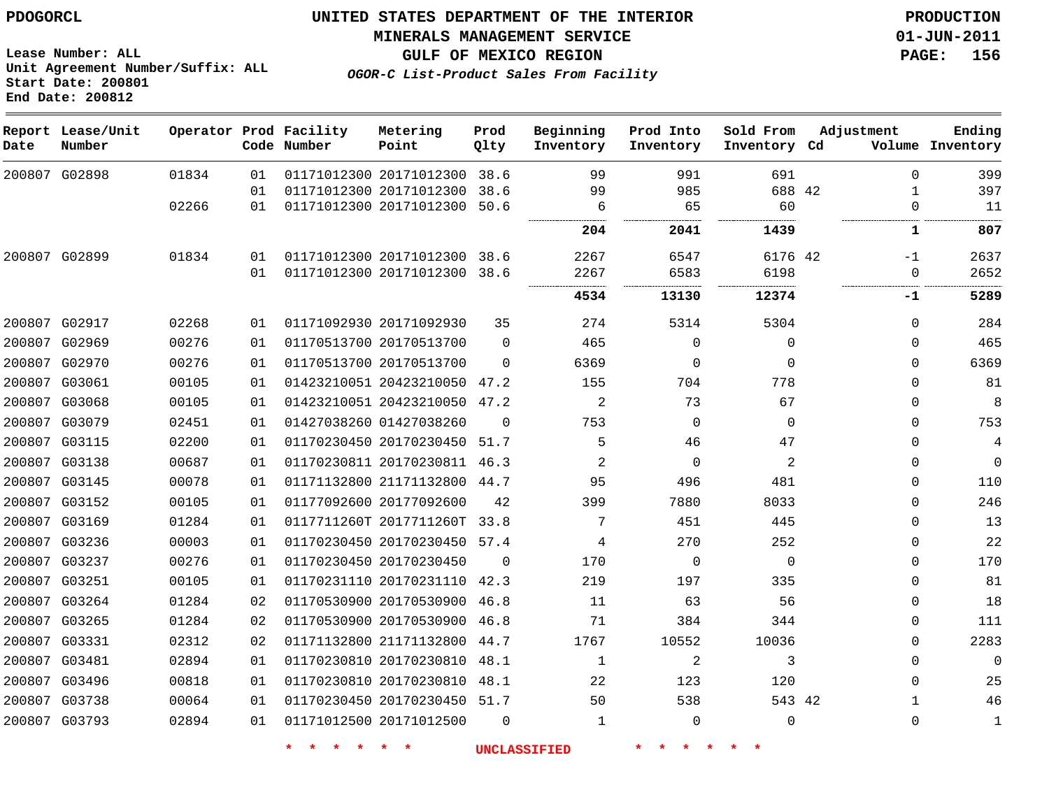PDOGORCL

Lease Number: ALL
Unit Agreement Number/Suffix: ALL
Start Date: 200801
End Date: 200812

# UNITED STATES DEPARTMENT OF THE INTERIOR
## MINERALS MANAGEMENT SERVICE
## GULF OF MEXICO REGION
### *OGOR-C List-Product Sales From Facility*

PRODUCTION
01-JUN-2011

| Report Date | Lease/Unit Number | Operator | Prod Code | Facility Number | Metering Point | Prod Qlty | Beginning Inventory | Prod Into Inventory | Sold From Inventory | Adjustment Cd | Adjustment Volume | Ending Inventory |
|---|---|---|---|---|---|---|---|---|---|---|---|---|
| 200807 | G02898 | 01834 | 01 | 01171012300 | 20171012300 | 38.6 | 99 | 991 | 691 | | 0 | 399 |
| | | | 01 | 01171012300 | 20171012300 | 38.6 | 99 | 985 | 688 | 42 | 1 | 397 |
| | | 02266 | 01 | 01171012300 | 20171012300 | 50.6 | 6 | 65 | 60 | | 0 | 11 |
| | | | | | | | **204** | **2041** | **1439** | | **1** | **807** |
| 200807 | G02899 | 01834 | 01 | 01171012300 | 20171012300 | 38.6 | 2267 | 6547 | 6176 | 42 | -1 | 2637 |
| | | | 01 | 01171012300 | 20171012300 | 38.6 | 2267 | 6583 | 6198 | | 0 | 2652 |
| | | | | | | | **4534** | **13130** | **12374** | | **-1** | **5289** |
| 200807 | G02917 | 02268 | 01 | 01171092930 | 20171092930 | 35 | 274 | 5314 | 5304 | | 0 | 284 |
| 200807 | G02969 | 00276 | 01 | 01170513700 | 20170513700 | 0 | 465 | 0 | 0 | | 0 | 465 |
| 200807 | G02970 | 00276 | 01 | 01170513700 | 20170513700 | 0 | 6369 | 0 | 0 | | 0 | 6369 |
| 200807 | G03061 | 00105 | 01 | 01423210051 | 20423210050 | 47.2 | 155 | 704 | 778 | | 0 | 81 |
| 200807 | G03068 | 00105 | 01 | 01423210051 | 20423210050 | 47.2 | 2 | 73 | 67 | | 0 | 8 |
| 200807 | G03079 | 02451 | 01 | 01427038260 | 01427038260 | 0 | 753 | 0 | 0 | | 0 | 753 |
| 200807 | G03115 | 02200 | 01 | 01170230450 | 20170230450 | 51.7 | 5 | 46 | 47 | | 0 | 4 |
| 200807 | G03138 | 00687 | 01 | 01170230811 | 20170230811 | 46.3 | 2 | 0 | 2 | | 0 | 0 |
| 200807 | G03145 | 00078 | 01 | 01171132800 | 21171132800 | 44.7 | 95 | 496 | 481 | | 0 | 110 |
| 200807 | G03152 | 00105 | 01 | 01177092600 | 20177092600 | 42 | 399 | 7880 | 8033 | | 0 | 246 |
| 200807 | G03169 | 01284 | 01 | 0117711260T | 2017711260T | 33.8 | 7 | 451 | 445 | | 0 | 13 |
| 200807 | G03236 | 00003 | 01 | 01170230450 | 20170230450 | 57.4 | 4 | 270 | 252 | | 0 | 22 |
| 200807 | G03237 | 00276 | 01 | 01170230450 | 20170230450 | 0 | 170 | 0 | 0 | | 0 | 170 |
| 200807 | G03251 | 00105 | 01 | 01170231110 | 20170231110 | 42.3 | 219 | 197 | 335 | | 0 | 81 |
| 200807 | G03264 | 01284 | 02 | 01170530900 | 20170530900 | 46.8 | 11 | 63 | 56 | | 0 | 18 |
| 200807 | G03265 | 01284 | 02 | 01170530900 | 20170530900 | 46.8 | 71 | 384 | 344 | | 0 | 111 |
| 200807 | G03331 | 02312 | 02 | 01171132800 | 21171132800 | 44.7 | 1767 | 10552 | 10036 | | 0 | 2283 |
| 200807 | G03481 | 02894 | 01 | 01170230810 | 20170230810 | 48.1 | 1 | 2 | 3 | | 0 | 0 |
| 200807 | G03496 | 00818 | 01 | 01170230810 | 20170230810 | 48.1 | 22 | 123 | 120 | | 0 | 25 |
| 200807 | G03738 | 00064 | 01 | 01170230450 | 20170230450 | 51.7 | 50 | 538 | 543 | 42 | 1 | 46 |
| 200807 | G03793 | 02894 | 01 | 01171012500 | 20171012500 | 0 | 1 | 0 | 0 | | 0 | 1 |

* * * * * * UNCLASSIFIED * * * * * *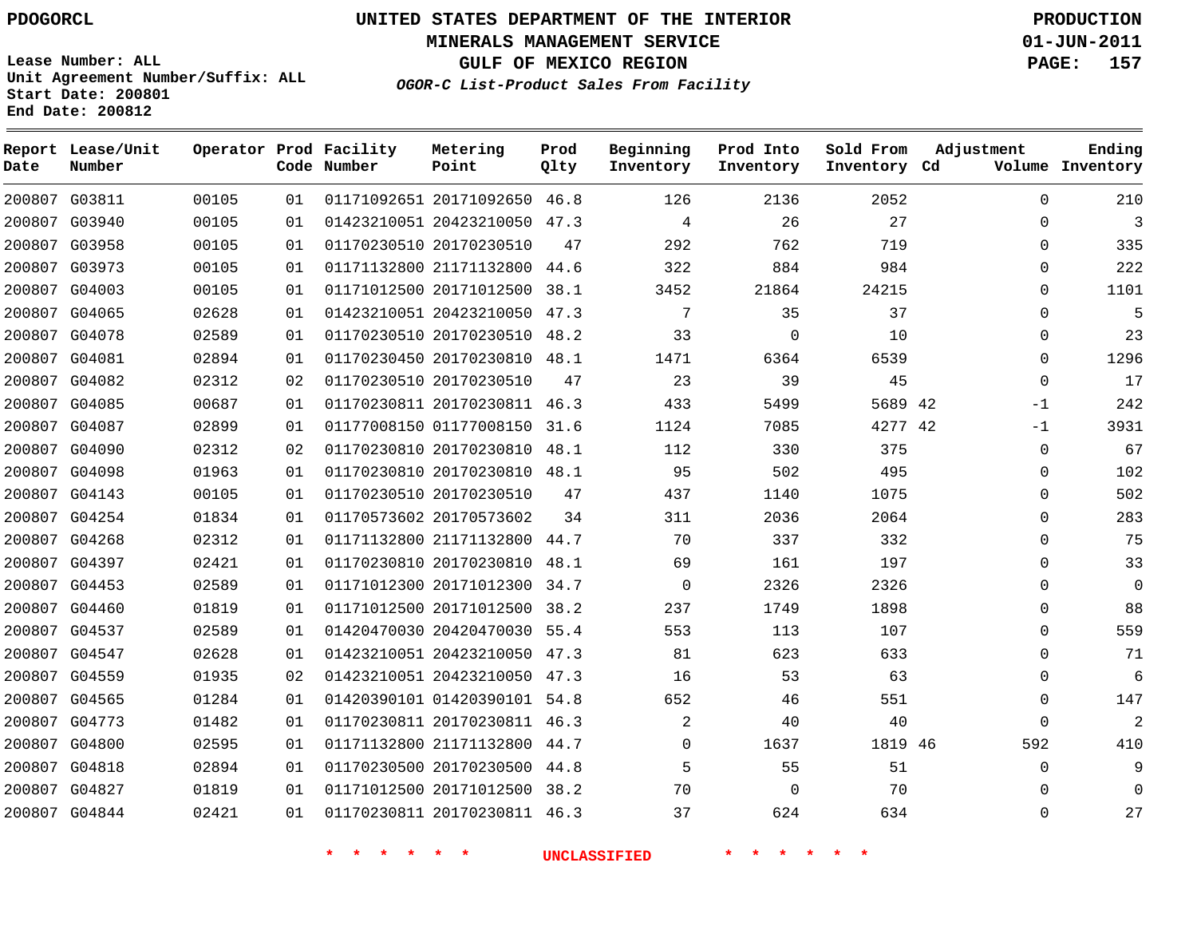PDOGORCL

# UNITED STATES DEPARTMENT OF THE INTERIOR
## MINERALS MANAGEMENT SERVICE
## GULF OF MEXICO REGION
### *OGOR-C List-Product Sales From Facility*

PRODUCTION
01-JUN-2011

Lease Number: ALL
Unit Agreement Number/Suffix: ALL
Start Date: 200801
End Date: 200812

| Report Date | Lease/Unit Number | Operator | Prod Code | Facility Number | Metering Point | Prod Qlty | Beginning Inventory | Prod Into Inventory | Sold From Inventory | Adjustment Cd | Volume | Ending Inventory |
|---|---|---|---|---|---|---|---|---|---|---|---|---|
| 200807 | G03811 | 00105 | 01 | 01171092651 | 20171092650 | 46.8 | 126 | 2136 | 2052 | | 0 | 210 |
| 200807 | G03940 | 00105 | 01 | 01423210051 | 20423210050 | 47.3 | 4 | 26 | 27 | | 0 | 3 |
| 200807 | G03958 | 00105 | 01 | 01170230510 | 20170230510 | 47 | 292 | 762 | 719 | | 0 | 335 |
| 200807 | G03973 | 00105 | 01 | 01171132800 | 21171132800 | 44.6 | 322 | 884 | 984 | | 0 | 222 |
| 200807 | G04003 | 00105 | 01 | 01171012500 | 20171012500 | 38.1 | 3452 | 21864 | 24215 | | 0 | 1101 |
| 200807 | G04065 | 02628 | 01 | 01423210051 | 20423210050 | 47.3 | 7 | 35 | 37 | | 0 | 5 |
| 200807 | G04078 | 02589 | 01 | 01170230510 | 20170230510 | 48.2 | 33 | 0 | 10 | | 0 | 23 |
| 200807 | G04081 | 02894 | 01 | 01170230450 | 20170230810 | 48.1 | 1471 | 6364 | 6539 | | 0 | 1296 |
| 200807 | G04082 | 02312 | 02 | 01170230510 | 20170230510 | 47 | 23 | 39 | 45 | | 0 | 17 |
| 200807 | G04085 | 00687 | 01 | 01170230811 | 20170230811 | 46.3 | 433 | 5499 | 5689 | 42 | -1 | 242 |
| 200807 | G04087 | 02899 | 01 | 01177008150 | 01177008150 | 31.6 | 1124 | 7085 | 4277 | 42 | -1 | 3931 |
| 200807 | G04090 | 02312 | 02 | 01170230810 | 20170230810 | 48.1 | 112 | 330 | 375 | | 0 | 67 |
| 200807 | G04098 | 01963 | 01 | 01170230810 | 20170230810 | 48.1 | 95 | 502 | 495 | | 0 | 102 |
| 200807 | G04143 | 00105 | 01 | 01170230510 | 20170230510 | 47 | 437 | 1140 | 1075 | | 0 | 502 |
| 200807 | G04254 | 01834 | 01 | 01170573602 | 20170573602 | 34 | 311 | 2036 | 2064 | | 0 | 283 |
| 200807 | G04268 | 02312 | 01 | 01171132800 | 21171132800 | 44.7 | 70 | 337 | 332 | | 0 | 75 |
| 200807 | G04397 | 02421 | 01 | 01170230810 | 20170230810 | 48.1 | 69 | 161 | 197 | | 0 | 33 |
| 200807 | G04453 | 02589 | 01 | 01171012300 | 20171012300 | 34.7 | 0 | 2326 | 2326 | | 0 | 0 |
| 200807 | G04460 | 01819 | 01 | 01171012500 | 20171012500 | 38.2 | 237 | 1749 | 1898 | | 0 | 88 |
| 200807 | G04537 | 02589 | 01 | 01420470030 | 20420470030 | 55.4 | 553 | 113 | 107 | | 0 | 559 |
| 200807 | G04547 | 02628 | 01 | 01423210051 | 20423210050 | 47.3 | 81 | 623 | 633 | | 0 | 71 |
| 200807 | G04559 | 01935 | 02 | 01423210051 | 20423210050 | 47.3 | 16 | 53 | 63 | | 0 | 6 |
| 200807 | G04565 | 01284 | 01 | 01420390101 | 01420390101 | 54.8 | 652 | 46 | 551 | | 0 | 147 |
| 200807 | G04773 | 01482 | 01 | 01170230811 | 20170230811 | 46.3 | 2 | 40 | 40 | | 0 | 2 |
| 200807 | G04800 | 02595 | 01 | 01171132800 | 21171132800 | 44.7 | 0 | 1637 | 1819 | 46 | 592 | 410 |
| 200807 | G04818 | 02894 | 01 | 01170230500 | 20170230500 | 44.8 | 5 | 55 | 51 | | 0 | 9 |
| 200807 | G04827 | 01819 | 01 | 01171012500 | 20171012500 | 38.2 | 70 | 0 | 70 | | 0 | 0 |
| 200807 | G04844 | 02421 | 01 | 01170230811 | 20170230811 | 46.3 | 37 | 624 | 634 | | 0 | 27 |

\* \* \* \* \* \* UNCLASSIFIED \* \* \* \* \* \*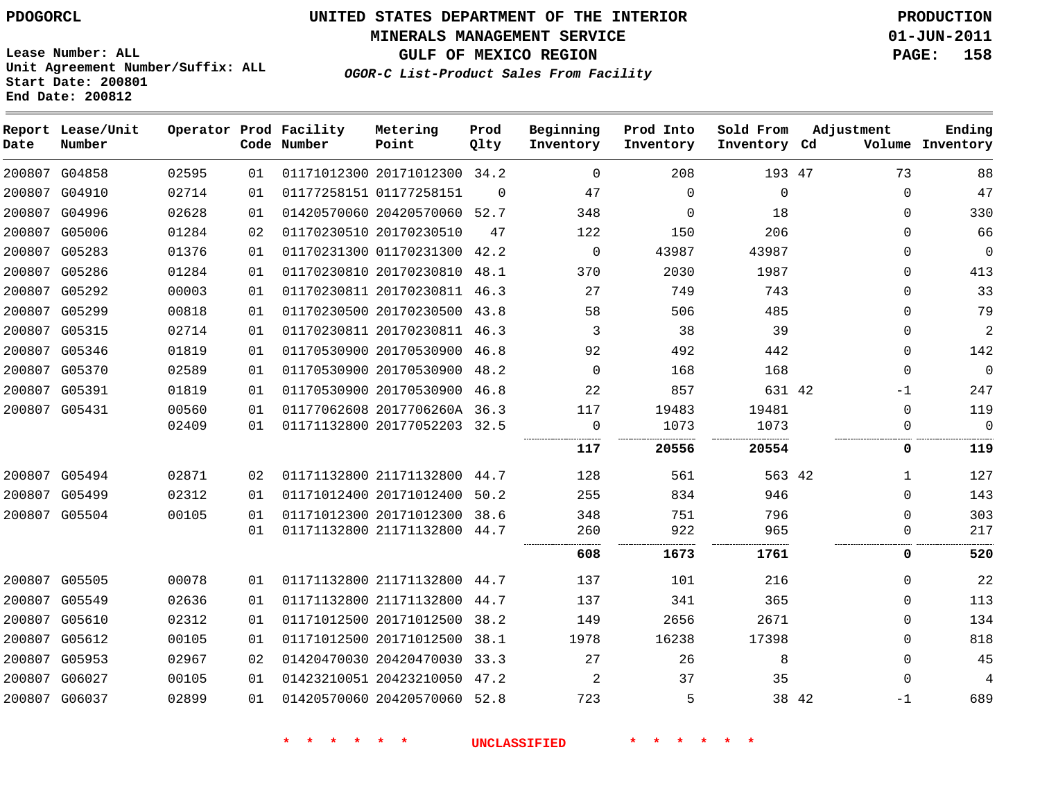UNITED STATES DEPARTMENT OF THE INTERIOR
MINERALS MANAGEMENT SERVICE
GULF OF MEXICO REGION

*OGOR-C List-Product Sales From Facility*

PDOGORCL

Lease Number: ALL
Unit Agreement Number/Suffix: ALL
Start Date: 200801
End Date: 200812

PRODUCTION
01-JUN-2011

| Report Date | Lease/Unit Number | Operator | Prod Code | Facility Number | Metering Point | Prod Qlty | Beginning Inventory | Prod Into Inventory | Sold From Inventory | Adjustment Cd | Adjustment Volume | Ending Inventory |
|---|---|---|---|---|---|---|---|---|---|---|---|---|
| 200807 | G04858 | 02595 | 01 | 01171012300 | 20171012300 | 34.2 | 0 | 208 | 193 | 47 | 73 | 88 |
| 200807 | G04910 | 02714 | 01 | 01177258151 | 01177258151 | 0 | 47 | 0 | 0 | | 0 | 47 |
| 200807 | G04996 | 02628 | 01 | 01420570060 | 20420570060 | 52.7 | 348 | 0 | 18 | | 0 | 330 |
| 200807 | G05006 | 01284 | 02 | 01170230510 | 20170230510 | 47 | 122 | 150 | 206 | | 0 | 66 |
| 200807 | G05283 | 01376 | 01 | 01170231300 | 01170231300 | 42.2 | 0 | 43987 | 43987 | | 0 | 0 |
| 200807 | G05286 | 01284 | 01 | 01170230810 | 20170230810 | 48.1 | 370 | 2030 | 1987 | | 0 | 413 |
| 200807 | G05292 | 00003 | 01 | 01170230811 | 20170230811 | 46.3 | 27 | 749 | 743 | | 0 | 33 |
| 200807 | G05299 | 00818 | 01 | 01170230500 | 20170230500 | 43.8 | 58 | 506 | 485 | | 0 | 79 |
| 200807 | G05315 | 02714 | 01 | 01170230811 | 20170230811 | 46.3 | 3 | 38 | 39 | | 0 | 2 |
| 200807 | G05346 | 01819 | 01 | 01170530900 | 20170530900 | 46.8 | 92 | 492 | 442 | | 0 | 142 |
| 200807 | G05370 | 02589 | 01 | 01170530900 | 20170530900 | 48.2 | 0 | 168 | 168 | | 0 | 0 |
| 200807 | G05391 | 01819 | 01 | 01170530900 | 20170530900 | 46.8 | 22 | 857 | 631 | 42 | -1 | 247 |
| 200807 | G05431 | 00560 | 01 | 01177062608 | 2017706260A | 36.3 | 117 | 19483 | 19481 | | 0 | 119 |
| | | 02409 | 01 | 01171132800 | 20177052203 | 32.5 | 0 | 1073 | 1073 | | 0 | 0 |
| | | | | | | | **117** | **20556** | **20554** | | **0** | **119** |
| 200807 | G05494 | 02871 | 02 | 01171132800 | 21171132800 | 44.7 | 128 | 561 | 563 | 42 | 1 | 127 |
| 200807 | G05499 | 02312 | 01 | 01171012400 | 20171012400 | 50.2 | 255 | 834 | 946 | | 0 | 143 |
| 200807 | G05504 | 00105 | 01 | 01171012300 | 20171012300 | 38.6 | 348 | 751 | 796 | | 0 | 303 |
| | | | 01 | 01171132800 | 21171132800 | 44.7 | 260 | 922 | 965 | | 0 | 217 |
| | | | | | | | **608** | **1673** | **1761** | | **0** | **520** |
| 200807 | G05505 | 00078 | 01 | 01171132800 | 21171132800 | 44.7 | 137 | 101 | 216 | | 0 | 22 |
| 200807 | G05549 | 02636 | 01 | 01171132800 | 21171132800 | 44.7 | 137 | 341 | 365 | | 0 | 113 |
| 200807 | G05610 | 02312 | 01 | 01171012500 | 20171012500 | 38.2 | 149 | 2656 | 2671 | | 0 | 134 |
| 200807 | G05612 | 00105 | 01 | 01171012500 | 20171012500 | 38.1 | 1978 | 16238 | 17398 | | 0 | 818 |
| 200807 | G05953 | 02967 | 02 | 01420470030 | 20420470030 | 33.3 | 27 | 26 | 8 | | 0 | 45 |
| 200807 | G06027 | 00105 | 01 | 01423210051 | 20423210050 | 47.2 | 2 | 37 | 35 | | 0 | 4 |
| 200807 | G06037 | 02899 | 01 | 01420570060 | 20420570060 | 52.8 | 723 | 5 | 38 | 42 | -1 | 689 |

\* \* \* \* \* \* UNCLASSIFIED \* \* \* \* \* \*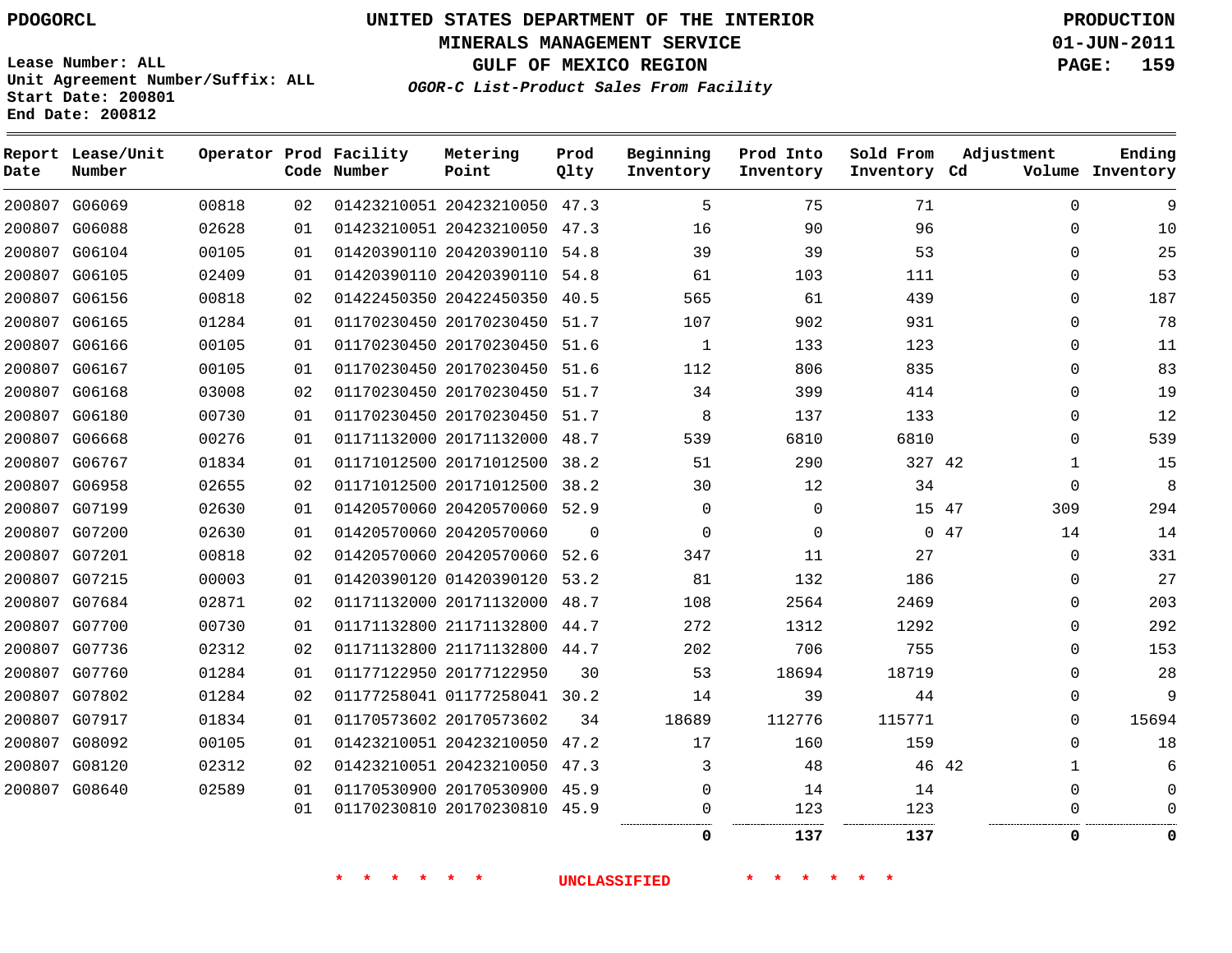PDOGORCL

# UNITED STATES DEPARTMENT OF THE INTERIOR
## MINERALS MANAGEMENT SERVICE
## GULF OF MEXICO REGION
### *OGOR-C List-Product Sales From Facility*

PRODUCTION
01-JUN-2011

Lease Number: ALL
Unit Agreement Number/Suffix: ALL
Start Date: 200801
End Date: 200812

| Report Date | Lease/Unit Number | Operator | Prod Code | Facility Number | Metering Point | Prod Qlty | Beginning Inventory | Prod Into Inventory | Sold From Inventory | Adjustment Cd | Adjustment Volume | Ending Inventory |
|---|---|---|---|---|---|---|---|---|---|---|---|---|
| 200807 | G06069 | 00818 | 02 | 01423210051 | 20423210050 | 47.3 | 5 | 75 | 71 | | 0 | 9 |
| 200807 | G06088 | 02628 | 01 | 01423210051 | 20423210050 | 47.3 | 16 | 90 | 96 | | 0 | 10 |
| 200807 | G06104 | 00105 | 01 | 01420390110 | 20420390110 | 54.8 | 39 | 39 | 53 | | 0 | 25 |
| 200807 | G06105 | 02409 | 01 | 01420390110 | 20420390110 | 54.8 | 61 | 103 | 111 | | 0 | 53 |
| 200807 | G06156 | 00818 | 02 | 01422450350 | 20422450350 | 40.5 | 565 | 61 | 439 | | 0 | 187 |
| 200807 | G06165 | 01284 | 01 | 01170230450 | 20170230450 | 51.7 | 107 | 902 | 931 | | 0 | 78 |
| 200807 | G06166 | 00105 | 01 | 01170230450 | 20170230450 | 51.6 | 1 | 133 | 123 | | 0 | 11 |
| 200807 | G06167 | 00105 | 01 | 01170230450 | 20170230450 | 51.6 | 112 | 806 | 835 | | 0 | 83 |
| 200807 | G06168 | 03008 | 02 | 01170230450 | 20170230450 | 51.7 | 34 | 399 | 414 | | 0 | 19 |
| 200807 | G06180 | 00730 | 01 | 01170230450 | 20170230450 | 51.7 | 8 | 137 | 133 | | 0 | 12 |
| 200807 | G06668 | 00276 | 01 | 01171132000 | 20171132000 | 48.7 | 539 | 6810 | 6810 | | 0 | 539 |
| 200807 | G06767 | 01834 | 01 | 01171012500 | 20171012500 | 38.2 | 51 | 290 | 327 | 42 | 1 | 15 |
| 200807 | G06958 | 02655 | 02 | 01171012500 | 20171012500 | 38.2 | 30 | 12 | 34 | | 0 | 8 |
| 200807 | G07199 | 02630 | 01 | 01420570060 | 20420570060 | 52.9 | 0 | 0 | 15 | 47 | 309 | 294 |
| 200807 | G07200 | 02630 | 01 | 01420570060 | 20420570060 | 0 | 0 | 0 | 0 | 47 | 14 | 14 |
| 200807 | G07201 | 00818 | 02 | 01420570060 | 20420570060 | 52.6 | 347 | 11 | 27 | | 0 | 331 |
| 200807 | G07215 | 00003 | 01 | 01420390120 | 01420390120 | 53.2 | 81 | 132 | 186 | | 0 | 27 |
| 200807 | G07684 | 02871 | 02 | 01171132000 | 20171132000 | 48.7 | 108 | 2564 | 2469 | | 0 | 203 |
| 200807 | G07700 | 00730 | 01 | 01171132800 | 21171132800 | 44.7 | 272 | 1312 | 1292 | | 0 | 292 |
| 200807 | G07736 | 02312 | 02 | 01171132800 | 21171132800 | 44.7 | 202 | 706 | 755 | | 0 | 153 |
| 200807 | G07760 | 01284 | 01 | 01177122950 | 20177122950 | 30 | 53 | 18694 | 18719 | | 0 | 28 |
| 200807 | G07802 | 01284 | 02 | 01177258041 | 01177258041 | 30.2 | 14 | 39 | 44 | | 0 | 9 |
| 200807 | G07917 | 01834 | 01 | 01170573602 | 20170573602 | 34 | 18689 | 112776 | 115771 | | 0 | 15694 |
| 200807 | G08092 | 00105 | 01 | 01423210051 | 20423210050 | 47.2 | 17 | 160 | 159 | | 0 | 18 |
| 200807 | G08120 | 02312 | 02 | 01423210051 | 20423210050 | 47.3 | 3 | 48 | 46 | 42 | 1 | 6 |
| 200807 | G08640 | 02589 | 01 | 01170530900 | 20170530900 | 45.9 | 0 | 14 | 14 | | 0 | 0 |
| | | | 01 | 01170230810 | 20170230810 | 45.9 | 0 | 123 | 123 | | 0 | 0 |
| | | | | | | | **0** | **137** | **137** | | **0** | **0** |

\* \* \* \* \* \* UNCLASSIFIED \* \* \* \* \* \*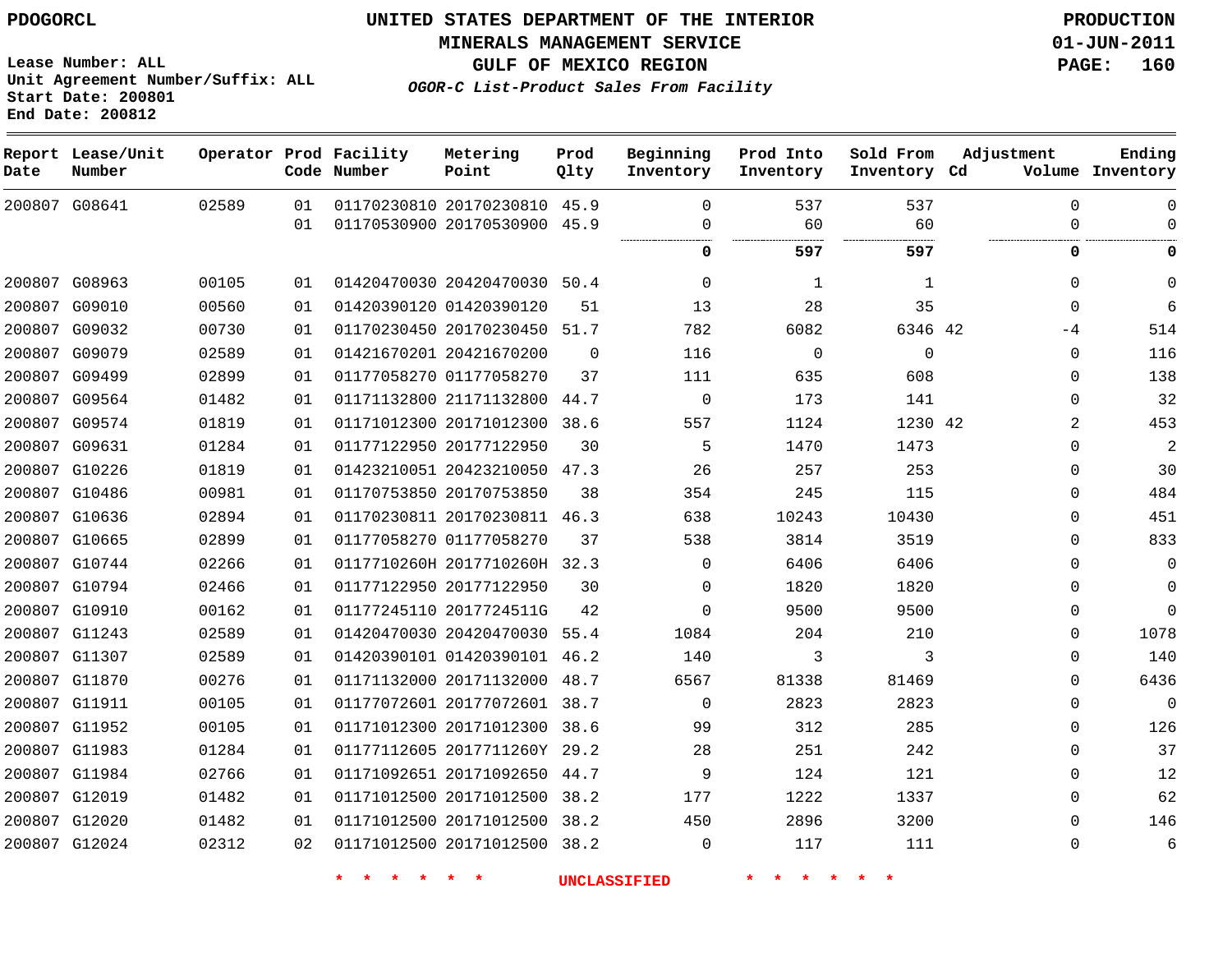PDOGORCL

# UNITED STATES DEPARTMENT OF THE INTERIOR
## MINERALS MANAGEMENT SERVICE
## GULF OF MEXICO REGION
### *OGOR-C List-Product Sales From Facility*

PRODUCTION
01-JUN-2011

Lease Number: ALL
Unit Agreement Number/Suffix: ALL
Start Date: 200801
End Date: 200812

| Report Date | Lease/Unit Number | Operator | Prod Code | Facility Number | Metering Point | Prod Qlty | Beginning Inventory | Prod Into Inventory | Sold From Inventory | Adjustment Cd | Adjustment Volume | Ending Inventory |
|---|---|---|---|---|---|---|---|---|---|---|---|---|
| 200807 | G08641 | 02589 | 01 | 01170230810 | 20170230810 | 45.9 | 0 | 537 | 537 | | 0 | 0 |
| | | | 01 | 01170530900 | 20170530900 | 45.9 | 0 | 60 | 60 | | 0 | 0 |
| | | | | | | | **0** | **597** | **597** | | **0** | **0** |
| 200807 | G08963 | 00105 | 01 | 01420470030 | 20420470030 | 50.4 | 0 | 1 | 1 | | 0 | 0 |
| 200807 | G09010 | 00560 | 01 | 01420390120 | 01420390120 | 51 | 13 | 28 | 35 | | 0 | 6 |
| 200807 | G09032 | 00730 | 01 | 01170230450 | 20170230450 | 51.7 | 782 | 6082 | 6346 | 42 | -4 | 514 |
| 200807 | G09079 | 02589 | 01 | 01421670201 | 20421670200 | 0 | 116 | 0 | 0 | | 0 | 116 |
| 200807 | G09499 | 02899 | 01 | 01177058270 | 01177058270 | 37 | 111 | 635 | 608 | | 0 | 138 |
| 200807 | G09564 | 01482 | 01 | 01171132800 | 21171132800 | 44.7 | 0 | 173 | 141 | | 0 | 32 |
| 200807 | G09574 | 01819 | 01 | 01171012300 | 20171012300 | 38.6 | 557 | 1124 | 1230 | 42 | 2 | 453 |
| 200807 | G09631 | 01284 | 01 | 01177122950 | 20177122950 | 30 | 5 | 1470 | 1473 | | 0 | 2 |
| 200807 | G10226 | 01819 | 01 | 01423210051 | 20423210050 | 47.3 | 26 | 257 | 253 | | 0 | 30 |
| 200807 | G10486 | 00981 | 01 | 01170753850 | 20170753850 | 38 | 354 | 245 | 115 | | 0 | 484 |
| 200807 | G10636 | 02894 | 01 | 01170230811 | 20170230811 | 46.3 | 638 | 10243 | 10430 | | 0 | 451 |
| 200807 | G10665 | 02899 | 01 | 01177058270 | 01177058270 | 37 | 538 | 3814 | 3519 | | 0 | 833 |
| 200807 | G10744 | 02266 | 01 | 0117710260H | 2017710260H | 32.3 | 0 | 6406 | 6406 | | 0 | 0 |
| 200807 | G10794 | 02466 | 01 | 01177122950 | 20177122950 | 30 | 0 | 1820 | 1820 | | 0 | 0 |
| 200807 | G10910 | 00162 | 01 | 01177245110 | 2017724511G | 42 | 0 | 9500 | 9500 | | 0 | 0 |
| 200807 | G11243 | 02589 | 01 | 01420470030 | 20420470030 | 55.4 | 1084 | 204 | 210 | | 0 | 1078 |
| 200807 | G11307 | 02589 | 01 | 01420390101 | 01420390101 | 46.2 | 140 | 3 | 3 | | 0 | 140 |
| 200807 | G11870 | 00276 | 01 | 01171132000 | 20171132000 | 48.7 | 6567 | 81338 | 81469 | | 0 | 6436 |
| 200807 | G11911 | 00105 | 01 | 01177072601 | 20177072601 | 38.7 | 0 | 2823 | 2823 | | 0 | 0 |
| 200807 | G11952 | 00105 | 01 | 01171012300 | 20171012300 | 38.6 | 99 | 312 | 285 | | 0 | 126 |
| 200807 | G11983 | 01284 | 01 | 01177112605 | 2017711260Y | 29.2 | 28 | 251 | 242 | | 0 | 37 |
| 200807 | G11984 | 02766 | 01 | 01171092651 | 20171092650 | 44.7 | 9 | 124 | 121 | | 0 | 12 |
| 200807 | G12019 | 01482 | 01 | 01171012500 | 20171012500 | 38.2 | 177 | 1222 | 1337 | | 0 | 62 |
| 200807 | G12020 | 01482 | 01 | 01171012500 | 20171012500 | 38.2 | 450 | 2896 | 3200 | | 0 | 146 |
| 200807 | G12024 | 02312 | 02 | 01171012500 | 20171012500 | 38.2 | 0 | 117 | 111 | | 0 | 6 |

\* \* \* \* \* \* UNCLASSIFIED \* \* \* \* \* \*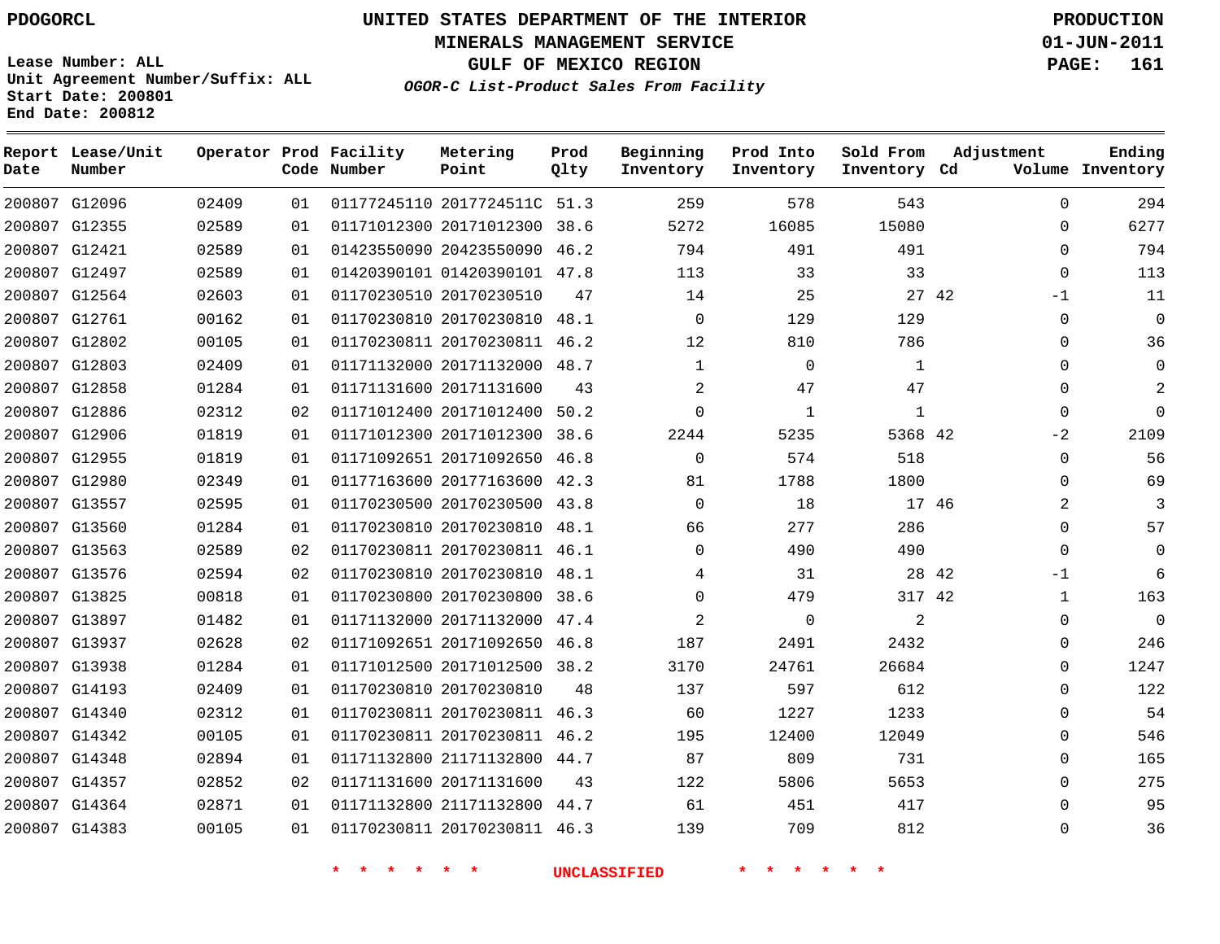PDOGORCL

# UNITED STATES DEPARTMENT OF THE INTERIOR
## MINERALS MANAGEMENT SERVICE
## GULF OF MEXICO REGION
### *OGOR-C List-Product Sales From Facility*

PRODUCTION
01-JUN-2011

Lease Number: ALL
Unit Agreement Number/Suffix: ALL
Start Date: 200801
End Date: 200812

| Report Date | Lease/Unit Number | Operator | Prod Code | Facility Number | Metering Point | Prod Qlty | Beginning Inventory | Prod Into Inventory | Sold From Inventory | Adjustment Cd | Adjustment Volume | Ending Inventory |
|---|---|---|---|---|---|---|---|---|---|---|---|---|
| 200807 | G12096 | 02409 | 01 | 01177245110 | 2017724511C | 51.3 | 259 | 578 | 543 | | 0 | 294 |
| 200807 | G12355 | 02589 | 01 | 01171012300 | 20171012300 | 38.6 | 5272 | 16085 | 15080 | | 0 | 6277 |
| 200807 | G12421 | 02589 | 01 | 01423550090 | 20423550090 | 46.2 | 794 | 491 | 491 | | 0 | 794 |
| 200807 | G12497 | 02589 | 01 | 01420390101 | 01420390101 | 47.8 | 113 | 33 | 33 | | 0 | 113 |
| 200807 | G12564 | 02603 | 01 | 01170230510 | 20170230510 | 47 | 14 | 25 | 27 | 42 | -1 | 11 |
| 200807 | G12761 | 00162 | 01 | 01170230810 | 20170230810 | 48.1 | 0 | 129 | 129 | | 0 | 0 |
| 200807 | G12802 | 00105 | 01 | 01170230811 | 20170230811 | 46.2 | 12 | 810 | 786 | | 0 | 36 |
| 200807 | G12803 | 02409 | 01 | 01171132000 | 20171132000 | 48.7 | 1 | 0 | 1 | | 0 | 0 |
| 200807 | G12858 | 01284 | 01 | 01171131600 | 20171131600 | 43 | 2 | 47 | 47 | | 0 | 2 |
| 200807 | G12886 | 02312 | 02 | 01171012400 | 20171012400 | 50.2 | 0 | 1 | 1 | | 0 | 0 |
| 200807 | G12906 | 01819 | 01 | 01171012300 | 20171012300 | 38.6 | 2244 | 5235 | 5368 | 42 | -2 | 2109 |
| 200807 | G12955 | 01819 | 01 | 01171092651 | 20171092650 | 46.8 | 0 | 574 | 518 | | 0 | 56 |
| 200807 | G12980 | 02349 | 01 | 01177163600 | 20177163600 | 42.3 | 81 | 1788 | 1800 | | 0 | 69 |
| 200807 | G13557 | 02595 | 01 | 01170230500 | 20170230500 | 43.8 | 0 | 18 | 17 | 46 | 2 | 3 |
| 200807 | G13560 | 01284 | 01 | 01170230810 | 20170230810 | 48.1 | 66 | 277 | 286 | | 0 | 57 |
| 200807 | G13563 | 02589 | 02 | 01170230811 | 20170230811 | 46.1 | 0 | 490 | 490 | | 0 | 0 |
| 200807 | G13576 | 02594 | 02 | 01170230810 | 20170230810 | 48.1 | 4 | 31 | 28 | 42 | -1 | 6 |
| 200807 | G13825 | 00818 | 01 | 01170230800 | 20170230800 | 38.6 | 0 | 479 | 317 | 42 | 1 | 163 |
| 200807 | G13897 | 01482 | 01 | 01171132000 | 20171132000 | 47.4 | 2 | 0 | 2 | | 0 | 0 |
| 200807 | G13937 | 02628 | 02 | 01171092651 | 20171092650 | 46.8 | 187 | 2491 | 2432 | | 0 | 246 |
| 200807 | G13938 | 01284 | 01 | 01171012500 | 20171012500 | 38.2 | 3170 | 24761 | 26684 | | 0 | 1247 |
| 200807 | G14193 | 02409 | 01 | 01170230810 | 20170230810 | 48 | 137 | 597 | 612 | | 0 | 122 |
| 200807 | G14340 | 02312 | 01 | 01170230811 | 20170230811 | 46.3 | 60 | 1227 | 1233 | | 0 | 54 |
| 200807 | G14342 | 00105 | 01 | 01170230811 | 20170230811 | 46.2 | 195 | 12400 | 12049 | | 0 | 546 |
| 200807 | G14348 | 02894 | 01 | 01171132800 | 21171132800 | 44.7 | 87 | 809 | 731 | | 0 | 165 |
| 200807 | G14357 | 02852 | 02 | 01171131600 | 20171131600 | 43 | 122 | 5806 | 5653 | | 0 | 275 |
| 200807 | G14364 | 02871 | 01 | 01171132800 | 21171132800 | 44.7 | 61 | 451 | 417 | | 0 | 95 |
| 200807 | G14383 | 00105 | 01 | 01170230811 | 20170230811 | 46.3 | 139 | 709 | 812 | | 0 | 36 |

* * * * * * UNCLASSIFIED * * * * * *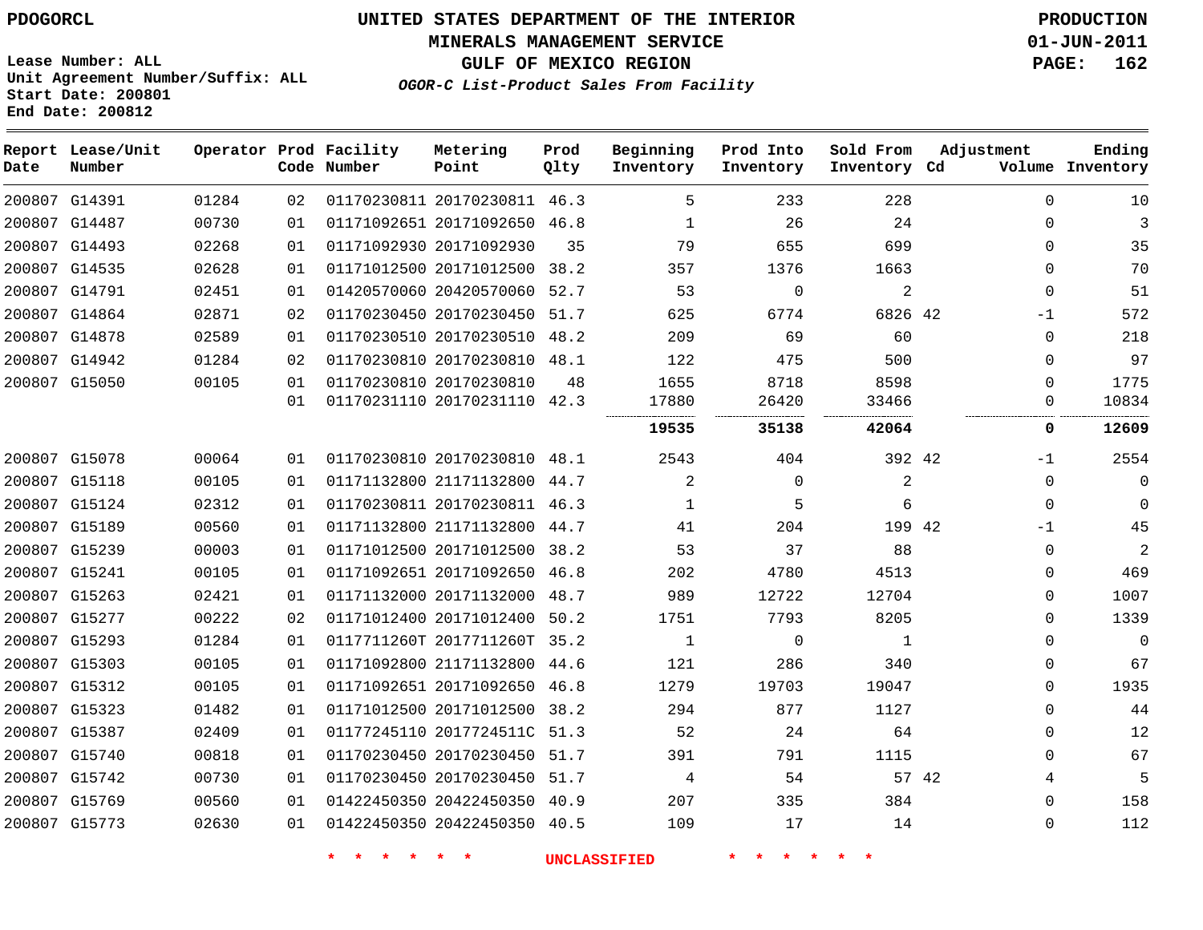PDOGORCL

Lease Number: ALL
Unit Agreement Number/Suffix: ALL
Start Date: 200801
End Date: 200812

# UNITED STATES DEPARTMENT OF THE INTERIOR
## MINERALS MANAGEMENT SERVICE
## GULF OF MEXICO REGION
### *OGOR-C List-Product Sales From Facility*

PRODUCTION
01-JUN-2011

| Report Date | Lease/Unit Number | Operator | Prod Code | Facility Number | Metering Point | Prod Qlty | Beginning Inventory | Prod Into Inventory | Sold From Inventory | Adjustment Cd | Adjustment Volume | Ending Inventory |
|---|---|---|---|---|---|---|---|---|---|---|---|---|
| 200807 | G14391 | 01284 | 02 | 01170230811 | 20170230811 | 46.3 | 5 | 233 | 228 | | 0 | 10 |
| 200807 | G14487 | 00730 | 01 | 01171092651 | 20171092650 | 46.8 | 1 | 26 | 24 | | 0 | 3 |
| 200807 | G14493 | 02268 | 01 | 01171092930 | 20171092930 | 35 | 79 | 655 | 699 | | 0 | 35 |
| 200807 | G14535 | 02628 | 01 | 01171012500 | 20171012500 | 38.2 | 357 | 1376 | 1663 | | 0 | 70 |
| 200807 | G14791 | 02451 | 01 | 01420570060 | 20420570060 | 52.7 | 53 | 0 | 2 | | 0 | 51 |
| 200807 | G14864 | 02871 | 02 | 01170230450 | 20170230450 | 51.7 | 625 | 6774 | 6826 | 42 | -1 | 572 |
| 200807 | G14878 | 02589 | 01 | 01170230510 | 20170230510 | 48.2 | 209 | 69 | 60 | | 0 | 218 |
| 200807 | G14942 | 01284 | 02 | 01170230810 | 20170230810 | 48.1 | 122 | 475 | 500 | | 0 | 97 |
| 200807 | G15050 | 00105 | 01 | 01170230810 | 20170230810 | 48 | 1655 | 8718 | 8598 | | 0 | 1775 |
| | | | 01 | 01170231110 | 20170231110 | 42.3 | 17880 | 26420 | 33466 | | 0 | 10834 |
| | | | | | | | **19535** | **35138** | **42064** | | **0** | **12609** |
| 200807 | G15078 | 00064 | 01 | 01170230810 | 20170230810 | 48.1 | 2543 | 404 | 392 | 42 | -1 | 2554 |
| 200807 | G15118 | 00105 | 01 | 01171132800 | 21171132800 | 44.7 | 2 | 0 | 2 | | 0 | 0 |
| 200807 | G15124 | 02312 | 01 | 01170230811 | 20170230811 | 46.3 | 1 | 5 | 6 | | 0 | 0 |
| 200807 | G15189 | 00560 | 01 | 01171132800 | 21171132800 | 44.7 | 41 | 204 | 199 | 42 | -1 | 45 |
| 200807 | G15239 | 00003 | 01 | 01171012500 | 20171012500 | 38.2 | 53 | 37 | 88 | | 0 | 2 |
| 200807 | G15241 | 00105 | 01 | 01171092651 | 20171092650 | 46.8 | 202 | 4780 | 4513 | | 0 | 469 |
| 200807 | G15263 | 02421 | 01 | 01171132000 | 20171132000 | 48.7 | 989 | 12722 | 12704 | | 0 | 1007 |
| 200807 | G15277 | 00222 | 02 | 01171012400 | 20171012400 | 50.2 | 1751 | 7793 | 8205 | | 0 | 1339 |
| 200807 | G15293 | 01284 | 01 | 0117711260T | 2017711260T | 35.2 | 1 | 0 | 1 | | 0 | 0 |
| 200807 | G15303 | 00105 | 01 | 01171092800 | 21171132800 | 44.6 | 121 | 286 | 340 | | 0 | 67 |
| 200807 | G15312 | 00105 | 01 | 01171092651 | 20171092650 | 46.8 | 1279 | 19703 | 19047 | | 0 | 1935 |
| 200807 | G15323 | 01482 | 01 | 01171012500 | 20171012500 | 38.2 | 294 | 877 | 1127 | | 0 | 44 |
| 200807 | G15387 | 02409 | 01 | 01177245110 | 2017724511C | 51.3 | 52 | 24 | 64 | | 0 | 12 |
| 200807 | G15740 | 00818 | 01 | 01170230450 | 20170230450 | 51.7 | 391 | 791 | 1115 | | 0 | 67 |
| 200807 | G15742 | 00730 | 01 | 01170230450 | 20170230450 | 51.7 | 4 | 54 | 57 | 42 | 4 | 5 |
| 200807 | G15769 | 00560 | 01 | 01422450350 | 20422450350 | 40.9 | 207 | 335 | 384 | | 0 | 158 |
| 200807 | G15773 | 02630 | 01 | 01422450350 | 20422450350 | 40.5 | 109 | 17 | 14 | | 0 | 112 |

\* \* \* \* \* \* UNCLASSIFIED \* \* \* \* \* \*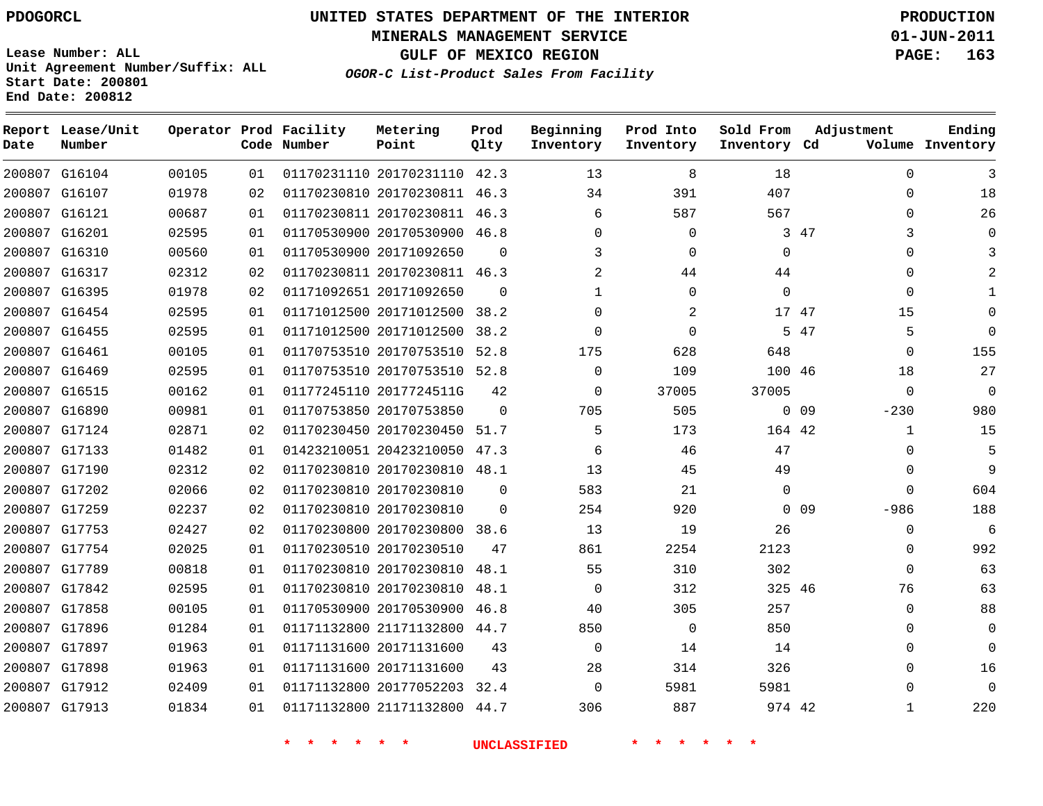PDOGORCL

# UNITED STATES DEPARTMENT OF THE INTERIOR
## MINERALS MANAGEMENT SERVICE
## GULF OF MEXICO REGION
### *OGOR-C List-Product Sales From Facility*

PRODUCTION
01-JUN-2011

Lease Number: ALL
Unit Agreement Number/Suffix: ALL
Start Date: 200801
End Date: 200812

| Report Date | Lease/Unit Number | Operator | Prod Code | Facility Number | Metering Point | Prod Qlty | Beginning Inventory | Prod Into Inventory | Sold From Inventory | Adjustment Cd | Adjustment Volume | Ending Inventory |
|---|---|---|---|---|---|---|---|---|---|---|---|---|
| 200807 | G16104 | 00105 | 01 | 01170231110 | 20170231110 | 42.3 | 13 | 8 | 18 | | 0 | 3 |
| 200807 | G16107 | 01978 | 02 | 01170230810 | 20170230811 | 46.3 | 34 | 391 | 407 | | 0 | 18 |
| 200807 | G16121 | 00687 | 01 | 01170230811 | 20170230811 | 46.3 | 6 | 587 | 567 | | 0 | 26 |
| 200807 | G16201 | 02595 | 01 | 01170530900 | 20170530900 | 46.8 | 0 | 0 | 3 | 47 | 3 | 0 |
| 200807 | G16310 | 00560 | 01 | 01170530900 | 20171092650 | 0 | 3 | 0 | 0 | | 0 | 3 |
| 200807 | G16317 | 02312 | 02 | 01170230811 | 20170230811 | 46.3 | 2 | 44 | 44 | | 0 | 2 |
| 200807 | G16395 | 01978 | 02 | 01171092651 | 20171092650 | 0 | 1 | 0 | 0 | | 0 | 1 |
| 200807 | G16454 | 02595 | 01 | 01171012500 | 20171012500 | 38.2 | 0 | 2 | 17 | 47 | 15 | 0 |
| 200807 | G16455 | 02595 | 01 | 01171012500 | 20171012500 | 38.2 | 0 | 0 | 5 | 47 | 5 | 0 |
| 200807 | G16461 | 00105 | 01 | 01170753510 | 20170753510 | 52.8 | 175 | 628 | 648 | | 0 | 155 |
| 200807 | G16469 | 02595 | 01 | 01170753510 | 20170753510 | 52.8 | 0 | 109 | 100 | 46 | 18 | 27 |
| 200807 | G16515 | 00162 | 01 | 01177245110 | 2017724511G | 42 | 0 | 37005 | 37005 | | 0 | 0 |
| 200807 | G16890 | 00981 | 01 | 01170753850 | 20170753850 | 0 | 705 | 505 | 0 | 09 | -230 | 980 |
| 200807 | G17124 | 02871 | 02 | 01170230450 | 20170230450 | 51.7 | 5 | 173 | 164 | 42 | 1 | 15 |
| 200807 | G17133 | 01482 | 01 | 01423210051 | 20423210050 | 47.3 | 6 | 46 | 47 | | 0 | 5 |
| 200807 | G17190 | 02312 | 02 | 01170230810 | 20170230810 | 48.1 | 13 | 45 | 49 | | 0 | 9 |
| 200807 | G17202 | 02066 | 02 | 01170230810 | 20170230810 | 0 | 583 | 21 | 0 | | 0 | 604 |
| 200807 | G17259 | 02237 | 02 | 01170230810 | 20170230810 | 0 | 254 | 920 | 0 | 09 | -986 | 188 |
| 200807 | G17753 | 02427 | 02 | 01170230800 | 20170230800 | 38.6 | 13 | 19 | 26 | | 0 | 6 |
| 200807 | G17754 | 02025 | 01 | 01170230510 | 20170230510 | 47 | 861 | 2254 | 2123 | | 0 | 992 |
| 200807 | G17789 | 00818 | 01 | 01170230810 | 20170230810 | 48.1 | 55 | 310 | 302 | | 0 | 63 |
| 200807 | G17842 | 02595 | 01 | 01170230810 | 20170230810 | 48.1 | 0 | 312 | 325 | 46 | 76 | 63 |
| 200807 | G17858 | 00105 | 01 | 01170530900 | 20170530900 | 46.8 | 40 | 305 | 257 | | 0 | 88 |
| 200807 | G17896 | 01284 | 01 | 01171132800 | 21171132800 | 44.7 | 850 | 0 | 850 | | 0 | 0 |
| 200807 | G17897 | 01963 | 01 | 01171131600 | 20171131600 | 43 | 0 | 14 | 14 | | 0 | 0 |
| 200807 | G17898 | 01963 | 01 | 01171131600 | 20171131600 | 43 | 28 | 314 | 326 | | 0 | 16 |
| 200807 | G17912 | 02409 | 01 | 01171132800 | 20177052203 | 32.4 | 0 | 5981 | 5981 | | 0 | 0 |
| 200807 | G17913 | 01834 | 01 | 01171132800 | 21171132800 | 44.7 | 306 | 887 | 974 | 42 | 1 | 220 |

* * * * * * UNCLASSIFIED * * * * * *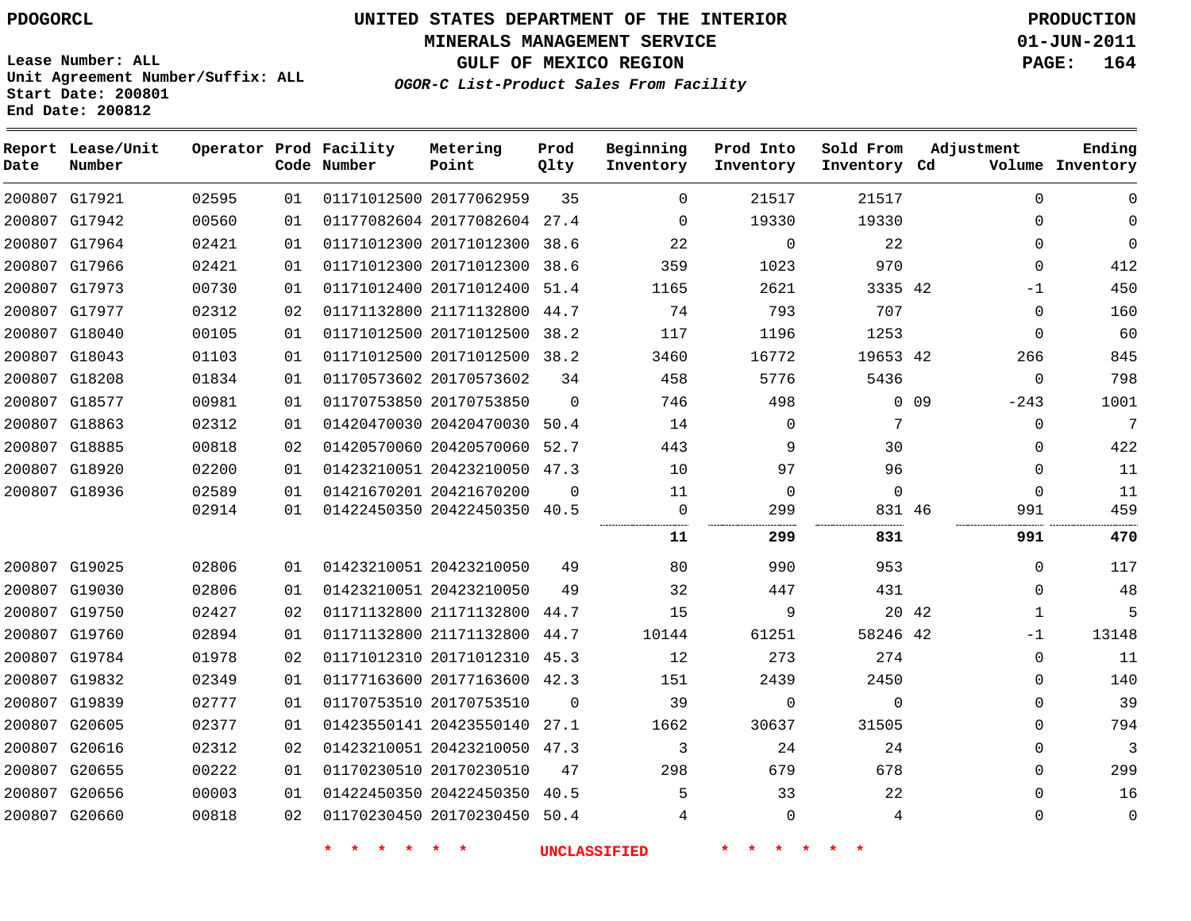PDOGORCL

# UNITED STATES DEPARTMENT OF THE INTERIOR
## MINERALS MANAGEMENT SERVICE
## GULF OF MEXICO REGION
### *OGOR-C List-Product Sales From Facility*

PRODUCTION
01-JUN-2011

Lease Number: ALL
Unit Agreement Number/Suffix: ALL
Start Date: 200801
End Date: 200812

| Report Date | Lease/Unit Number | Operator | Prod Code | Facility Number | Metering Point | Prod Qlty | Beginning Inventory | Prod Into Inventory | Sold From Inventory | Adjustment Cd | Adjustment Volume | Ending Inventory |
|---|---|---|---|---|---|---|---|---|---|---|---|---|
| 200807 | G17921 | 02595 | 01 | 01171012500 | 20177062959 | 35 | 0 | 21517 | 21517 | | 0 | 0 |
| 200807 | G17942 | 00560 | 01 | 01177082604 | 20177082604 | 27.4 | 0 | 19330 | 19330 | | 0 | 0 |
| 200807 | G17964 | 02421 | 01 | 01171012300 | 20171012300 | 38.6 | 22 | 0 | 22 | | 0 | 0 |
| 200807 | G17966 | 02421 | 01 | 01171012300 | 20171012300 | 38.6 | 359 | 1023 | 970 | | 0 | 412 |
| 200807 | G17973 | 00730 | 01 | 01171012400 | 20171012400 | 51.4 | 1165 | 2621 | 3335 | 42 | -1 | 450 |
| 200807 | G17977 | 02312 | 02 | 01171132800 | 21171132800 | 44.7 | 74 | 793 | 707 | | 0 | 160 |
| 200807 | G18040 | 00105 | 01 | 01171012500 | 20171012500 | 38.2 | 117 | 1196 | 1253 | | 0 | 60 |
| 200807 | G18043 | 01103 | 01 | 01171012500 | 20171012500 | 38.2 | 3460 | 16772 | 19653 | 42 | 266 | 845 |
| 200807 | G18208 | 01834 | 01 | 01170573602 | 20170573602 | 34 | 458 | 5776 | 5436 | | 0 | 798 |
| 200807 | G18577 | 00981 | 01 | 01170753850 | 20170753850 | 0 | 746 | 498 | 0 | 09 | -243 | 1001 |
| 200807 | G18863 | 02312 | 01 | 01420470030 | 20420470030 | 50.4 | 14 | 0 | 7 | | 0 | 7 |
| 200807 | G18885 | 00818 | 02 | 01420570060 | 20420570060 | 52.7 | 443 | 9 | 30 | | 0 | 422 |
| 200807 | G18920 | 02200 | 01 | 01423210051 | 20423210050 | 47.3 | 10 | 97 | 96 | | 0 | 11 |
| 200807 | G18936 | 02589 | 01 | 01421670201 | 20421670200 | 0 | 11 | 0 | 0 | | 0 | 11 |
| | | 02914 | 01 | 01422450350 | 20422450350 | 40.5 | 0 | 299 | 831 | 46 | 991 | 459 |
| | | | | | | | **11** | **299** | **831** | | **991** | **470** |
| 200807 | G19025 | 02806 | 01 | 01423210051 | 20423210050 | 49 | 80 | 990 | 953 | | 0 | 117 |
| 200807 | G19030 | 02806 | 01 | 01423210051 | 20423210050 | 49 | 32 | 447 | 431 | | 0 | 48 |
| 200807 | G19750 | 02427 | 02 | 01171132800 | 21171132800 | 44.7 | 15 | 9 | 20 | 42 | 1 | 5 |
| 200807 | G19760 | 02894 | 01 | 01171132800 | 21171132800 | 44.7 | 10144 | 61251 | 58246 | 42 | -1 | 13148 |
| 200807 | G19784 | 01978 | 02 | 01171012310 | 20171012310 | 45.3 | 12 | 273 | 274 | | 0 | 11 |
| 200807 | G19832 | 02349 | 01 | 01177163600 | 20177163600 | 42.3 | 151 | 2439 | 2450 | | 0 | 140 |
| 200807 | G19839 | 02777 | 01 | 01170753510 | 20170753510 | 0 | 39 | 0 | 0 | | 0 | 39 |
| 200807 | G20605 | 02377 | 01 | 01423550141 | 20423550140 | 27.1 | 1662 | 30637 | 31505 | | 0 | 794 |
| 200807 | G20616 | 02312 | 02 | 01423210051 | 20423210050 | 47.3 | 3 | 24 | 24 | | 0 | 3 |
| 200807 | G20655 | 00222 | 01 | 01170230510 | 20170230510 | 47 | 298 | 679 | 678 | | 0 | 299 |
| 200807 | G20656 | 00003 | 01 | 01422450350 | 20422450350 | 40.5 | 5 | 33 | 22 | | 0 | 16 |
| 200807 | G20660 | 00818 | 02 | 01170230450 | 20170230450 | 50.4 | 4 | 0 | 4 | | 0 | 0 |

\* \* \* \* \* \* UNCLASSIFIED \* \* \* \* \* \*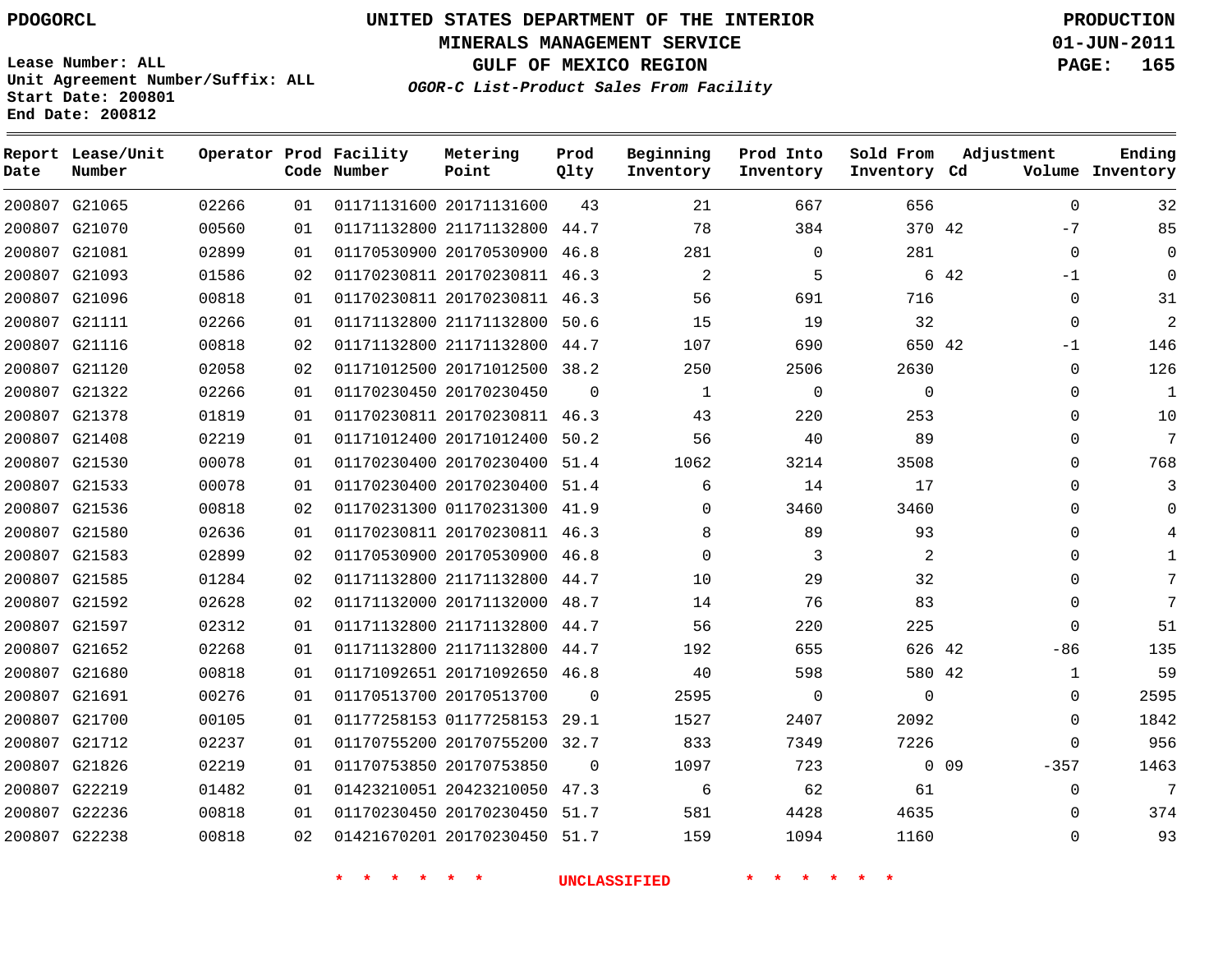PDOGORCL

# UNITED STATES DEPARTMENT OF THE INTERIOR
## MINERALS MANAGEMENT SERVICE
## GULF OF MEXICO REGION
### *OGOR-C List-Product Sales From Facility*

PRODUCTION
01-JUN-2011

Lease Number: ALL
Unit Agreement Number/Suffix: ALL
Start Date: 200801
End Date: 200812

| Report Date | Lease/Unit Number | Operator | Prod Code | Facility Number | Metering Point | Prod Qlty | Beginning Inventory | Prod Into Inventory | Sold From Inventory | Adjustment Cd | Adjustment Volume | Ending Inventory |
|---|---|---|---|---|---|---|---|---|---|---|---|---|
| 200807 | G21065 | 02266 | 01 | 01171131600 | 20171131600 | 43 | 21 | 667 | 656 | | 0 | 32 |
| 200807 | G21070 | 00560 | 01 | 01171132800 | 21171132800 | 44.7 | 78 | 384 | 370 | 42 | -7 | 85 |
| 200807 | G21081 | 02899 | 01 | 01170530900 | 20170530900 | 46.8 | 281 | 0 | 281 | | 0 | 0 |
| 200807 | G21093 | 01586 | 02 | 01170230811 | 20170230811 | 46.3 | 2 | 5 | 6 | 42 | -1 | 0 |
| 200807 | G21096 | 00818 | 01 | 01170230811 | 20170230811 | 46.3 | 56 | 691 | 716 | | 0 | 31 |
| 200807 | G21111 | 02266 | 01 | 01171132800 | 21171132800 | 50.6 | 15 | 19 | 32 | | 0 | 2 |
| 200807 | G21116 | 00818 | 02 | 01171132800 | 21171132800 | 44.7 | 107 | 690 | 650 | 42 | -1 | 146 |
| 200807 | G21120 | 02058 | 02 | 01171012500 | 20171012500 | 38.2 | 250 | 2506 | 2630 | | 0 | 126 |
| 200807 | G21322 | 02266 | 01 | 01170230450 | 20170230450 | 0 | 1 | 0 | 0 | | 0 | 1 |
| 200807 | G21378 | 01819 | 01 | 01170230811 | 20170230811 | 46.3 | 43 | 220 | 253 | | 0 | 10 |
| 200807 | G21408 | 02219 | 01 | 01171012400 | 20171012400 | 50.2 | 56 | 40 | 89 | | 0 | 7 |
| 200807 | G21530 | 00078 | 01 | 01170230400 | 20170230400 | 51.4 | 1062 | 3214 | 3508 | | 0 | 768 |
| 200807 | G21533 | 00078 | 01 | 01170230400 | 20170230400 | 51.4 | 6 | 14 | 17 | | 0 | 3 |
| 200807 | G21536 | 00818 | 02 | 01170231300 | 01170231300 | 41.9 | 0 | 3460 | 3460 | | 0 | 0 |
| 200807 | G21580 | 02636 | 01 | 01170230811 | 20170230811 | 46.3 | 8 | 89 | 93 | | 0 | 4 |
| 200807 | G21583 | 02899 | 02 | 01170530900 | 20170530900 | 46.8 | 0 | 3 | 2 | | 0 | 1 |
| 200807 | G21585 | 01284 | 02 | 01171132800 | 21171132800 | 44.7 | 10 | 29 | 32 | | 0 | 7 |
| 200807 | G21592 | 02628 | 02 | 01171132000 | 20171132000 | 48.7 | 14 | 76 | 83 | | 0 | 7 |
| 200807 | G21597 | 02312 | 01 | 01171132800 | 21171132800 | 44.7 | 56 | 220 | 225 | | 0 | 51 |
| 200807 | G21652 | 02268 | 01 | 01171132800 | 21171132800 | 44.7 | 192 | 655 | 626 | 42 | -86 | 135 |
| 200807 | G21680 | 00818 | 01 | 01171092651 | 20171092650 | 46.8 | 40 | 598 | 580 | 42 | 1 | 59 |
| 200807 | G21691 | 00276 | 01 | 01170513700 | 20170513700 | 0 | 2595 | 0 | 0 | | 0 | 2595 |
| 200807 | G21700 | 00105 | 01 | 01177258153 | 01177258153 | 29.1 | 1527 | 2407 | 2092 | | 0 | 1842 |
| 200807 | G21712 | 02237 | 01 | 01170755200 | 20170755200 | 32.7 | 833 | 7349 | 7226 | | 0 | 956 |
| 200807 | G21826 | 02219 | 01 | 01170753850 | 20170753850 | 0 | 1097 | 723 | 0 | 09 | -357 | 1463 |
| 200807 | G22219 | 01482 | 01 | 01423210051 | 20423210050 | 47.3 | 6 | 62 | 61 | | 0 | 7 |
| 200807 | G22236 | 00818 | 01 | 01170230450 | 20170230450 | 51.7 | 581 | 4428 | 4635 | | 0 | 374 |
| 200807 | G22238 | 00818 | 02 | 01421670201 | 20170230450 | 51.7 | 159 | 1094 | 1160 | | 0 | 93 |

* * * * * * UNCLASSIFIED * * * * * *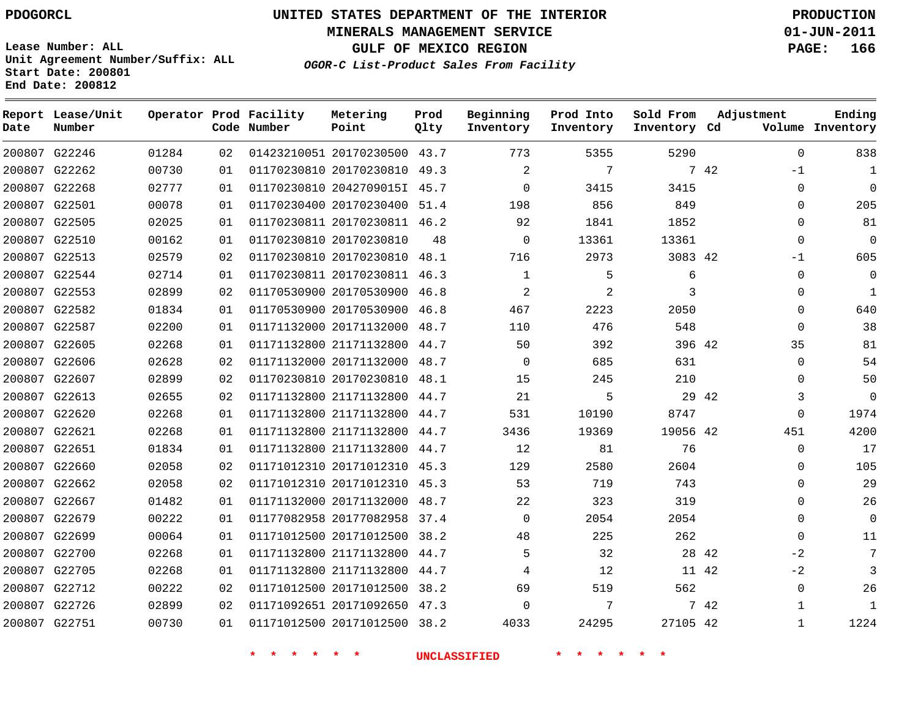PDOGORCL

# UNITED STATES DEPARTMENT OF THE INTERIOR
## MINERALS MANAGEMENT SERVICE
## GULF OF MEXICO REGION
### *OGOR-C List-Product Sales From Facility*

PRODUCTION
01-JUN-2011

Lease Number: ALL
Unit Agreement Number/Suffix: ALL
Start Date: 200801
End Date: 200812

| Report Date | Lease/Unit Number | Operator | Prod Code | Facility Number | Metering Point | Prod Qlty | Beginning Inventory | Prod Into Inventory | Sold From Inventory | Adjustment Cd | Adjustment Volume | Ending Inventory |
|---|---|---|---|---|---|---|---|---|---|---|---|---|
| 200807 | G22246 | 01284 | 02 | 01423210051 | 20170230500 | 43.7 | 773 | 5355 | 5290 | | 0 | 838 |
| 200807 | G22262 | 00730 | 01 | 01170230810 | 20170230810 | 49.3 | 2 | 7 | 7 | 42 | -1 | 1 |
| 200807 | G22268 | 02777 | 01 | 01170230810 | 2042709015I | 45.7 | 0 | 3415 | 3415 | | 0 | 0 |
| 200807 | G22501 | 00078 | 01 | 01170230400 | 20170230400 | 51.4 | 198 | 856 | 849 | | 0 | 205 |
| 200807 | G22505 | 02025 | 01 | 01170230811 | 20170230811 | 46.2 | 92 | 1841 | 1852 | | 0 | 81 |
| 200807 | G22510 | 00162 | 01 | 01170230810 | 20170230810 | 48 | 0 | 13361 | 13361 | | 0 | 0 |
| 200807 | G22513 | 02579 | 02 | 01170230810 | 20170230810 | 48.1 | 716 | 2973 | 3083 | 42 | -1 | 605 |
| 200807 | G22544 | 02714 | 01 | 01170230811 | 20170230811 | 46.3 | 1 | 5 | 6 | | 0 | 0 |
| 200807 | G22553 | 02899 | 02 | 01170530900 | 20170530900 | 46.8 | 2 | 2 | 3 | | 0 | 1 |
| 200807 | G22582 | 01834 | 01 | 01170530900 | 20170530900 | 46.8 | 467 | 2223 | 2050 | | 0 | 640 |
| 200807 | G22587 | 02200 | 01 | 01171132000 | 20171132000 | 48.7 | 110 | 476 | 548 | | 0 | 38 |
| 200807 | G22605 | 02268 | 01 | 01171132800 | 21171132800 | 44.7 | 50 | 392 | 396 | 42 | 35 | 81 |
| 200807 | G22606 | 02628 | 02 | 01171132000 | 20171132000 | 48.7 | 0 | 685 | 631 | | 0 | 54 |
| 200807 | G22607 | 02899 | 02 | 01170230810 | 20170230810 | 48.1 | 15 | 245 | 210 | | 0 | 50 |
| 200807 | G22613 | 02655 | 02 | 01171132800 | 21171132800 | 44.7 | 21 | 5 | 29 | 42 | 3 | 0 |
| 200807 | G22620 | 02268 | 01 | 01171132800 | 21171132800 | 44.7 | 531 | 10190 | 8747 | | 0 | 1974 |
| 200807 | G22621 | 02268 | 01 | 01171132800 | 21171132800 | 44.7 | 3436 | 19369 | 19056 | 42 | 451 | 4200 |
| 200807 | G22651 | 01834 | 01 | 01171132800 | 21171132800 | 44.7 | 12 | 81 | 76 | | 0 | 17 |
| 200807 | G22660 | 02058 | 02 | 01171012310 | 20171012310 | 45.3 | 129 | 2580 | 2604 | | 0 | 105 |
| 200807 | G22662 | 02058 | 02 | 01171012310 | 20171012310 | 45.3 | 53 | 719 | 743 | | 0 | 29 |
| 200807 | G22667 | 01482 | 01 | 01171132000 | 20171132000 | 48.7 | 22 | 323 | 319 | | 0 | 26 |
| 200807 | G22679 | 00222 | 01 | 01177082958 | 20177082958 | 37.4 | 0 | 2054 | 2054 | | 0 | 0 |
| 200807 | G22699 | 00064 | 01 | 01171012500 | 20171012500 | 38.2 | 48 | 225 | 262 | | 0 | 11 |
| 200807 | G22700 | 02268 | 01 | 01171132800 | 21171132800 | 44.7 | 5 | 32 | 28 | 42 | -2 | 7 |
| 200807 | G22705 | 02268 | 01 | 01171132800 | 21171132800 | 44.7 | 4 | 12 | 11 | 42 | -2 | 3 |
| 200807 | G22712 | 00222 | 02 | 01171012500 | 20171012500 | 38.2 | 69 | 519 | 562 | | 0 | 26 |
| 200807 | G22726 | 02899 | 02 | 01171092651 | 20171092650 | 47.3 | 0 | 7 | 7 | 42 | 1 | 1 |
| 200807 | G22751 | 00730 | 01 | 01171012500 | 20171012500 | 38.2 | 4033 | 24295 | 27105 | 42 | 1 | 1224 |

\* \* \* \* \* \* UNCLASSIFIED \* \* \* \* \* \*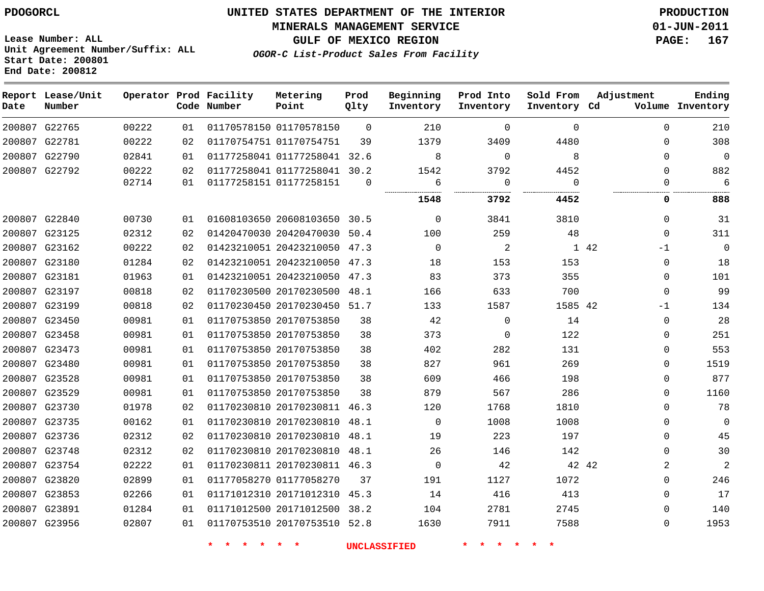PDOGORCL

# UNITED STATES DEPARTMENT OF THE INTERIOR
## MINERALS MANAGEMENT SERVICE
## GULF OF MEXICO REGION
### *OGOR-C List-Product Sales From Facility*

PRODUCTION
01-JUN-2011

Lease Number: ALL
Unit Agreement Number/Suffix: ALL
Start Date: 200801
End Date: 200812

| Report Date | Lease/Unit Number | Operator | Prod Code | Facility Number | Metering Point | Prod Qlty | Beginning Inventory | Prod Into Inventory | Sold From Inventory | Adjustment Cd | Adjustment Volume | Ending Inventory |
|---|---|---|---|---|---|---|---|---|---|---|---|---|
| 200807 | G22765 | 00222 | 01 | 01170578150 | 01170578150 | 0 | 210 | 0 | 0 | | 0 | 210 |
| 200807 | G22781 | 00222 | 02 | 01170754751 | 01170754751 | 39 | 1379 | 3409 | 4480 | | 0 | 308 |
| 200807 | G22790 | 02841 | 01 | 01177258041 | 01177258041 | 32.6 | 8 | 0 | 8 | | 0 | 0 |
| 200807 | G22792 | 00222 | 02 | 01177258041 | 01177258041 | 30.2 | 1542 | 3792 | 4452 | | 0 | 882 |
| | | 02714 | 01 | 01177258151 | 01177258151 | 0 | 6 | 0 | 0 | | 0 | 6 |
| | | | | | | | **1548** | **3792** | **4452** | | **0** | **888** |
| 200807 | G22840 | 00730 | 01 | 01608103650 | 20608103650 | 30.5 | 0 | 3841 | 3810 | | 0 | 31 |
| 200807 | G23125 | 02312 | 02 | 01420470030 | 20420470030 | 50.4 | 100 | 259 | 48 | | 0 | 311 |
| 200807 | G23162 | 00222 | 02 | 01423210051 | 20423210050 | 47.3 | 0 | 2 | 1 | 42 | -1 | 0 |
| 200807 | G23180 | 01284 | 02 | 01423210051 | 20423210050 | 47.3 | 18 | 153 | 153 | | 0 | 18 |
| 200807 | G23181 | 01963 | 01 | 01423210051 | 20423210050 | 47.3 | 83 | 373 | 355 | | 0 | 101 |
| 200807 | G23197 | 00818 | 02 | 01170230500 | 20170230500 | 48.1 | 166 | 633 | 700 | | 0 | 99 |
| 200807 | G23199 | 00818 | 02 | 01170230450 | 20170230450 | 51.7 | 133 | 1587 | 1585 | 42 | -1 | 134 |
| 200807 | G23450 | 00981 | 01 | 01170753850 | 20170753850 | 38 | 42 | 0 | 14 | | 0 | 28 |
| 200807 | G23458 | 00981 | 01 | 01170753850 | 20170753850 | 38 | 373 | 0 | 122 | | 0 | 251 |
| 200807 | G23473 | 00981 | 01 | 01170753850 | 20170753850 | 38 | 402 | 282 | 131 | | 0 | 553 |
| 200807 | G23480 | 00981 | 01 | 01170753850 | 20170753850 | 38 | 827 | 961 | 269 | | 0 | 1519 |
| 200807 | G23528 | 00981 | 01 | 01170753850 | 20170753850 | 38 | 609 | 466 | 198 | | 0 | 877 |
| 200807 | G23529 | 00981 | 01 | 01170753850 | 20170753850 | 38 | 879 | 567 | 286 | | 0 | 1160 |
| 200807 | G23730 | 01978 | 02 | 01170230810 | 20170230811 | 46.3 | 120 | 1768 | 1810 | | 0 | 78 |
| 200807 | G23735 | 00162 | 01 | 01170230810 | 20170230810 | 48.1 | 0 | 1008 | 1008 | | 0 | 0 |
| 200807 | G23736 | 02312 | 02 | 01170230810 | 20170230810 | 48.1 | 19 | 223 | 197 | | 0 | 45 |
| 200807 | G23748 | 02312 | 02 | 01170230810 | 20170230810 | 48.1 | 26 | 146 | 142 | | 0 | 30 |
| 200807 | G23754 | 02222 | 01 | 01170230811 | 20170230811 | 46.3 | 0 | 42 | 42 | 42 | 2 | 2 |
| 200807 | G23820 | 02899 | 01 | 01177058270 | 01177058270 | 37 | 191 | 1127 | 1072 | | 0 | 246 |
| 200807 | G23853 | 02266 | 01 | 01171012310 | 20171012310 | 45.3 | 14 | 416 | 413 | | 0 | 17 |
| 200807 | G23891 | 01284 | 01 | 01171012500 | 20171012500 | 38.2 | 104 | 2781 | 2745 | | 0 | 140 |
| 200807 | G23956 | 02807 | 01 | 01170753510 | 20170753510 | 52.8 | 1630 | 7911 | 7588 | | 0 | 1953 |

* * * * * * UNCLASSIFIED * * * * * *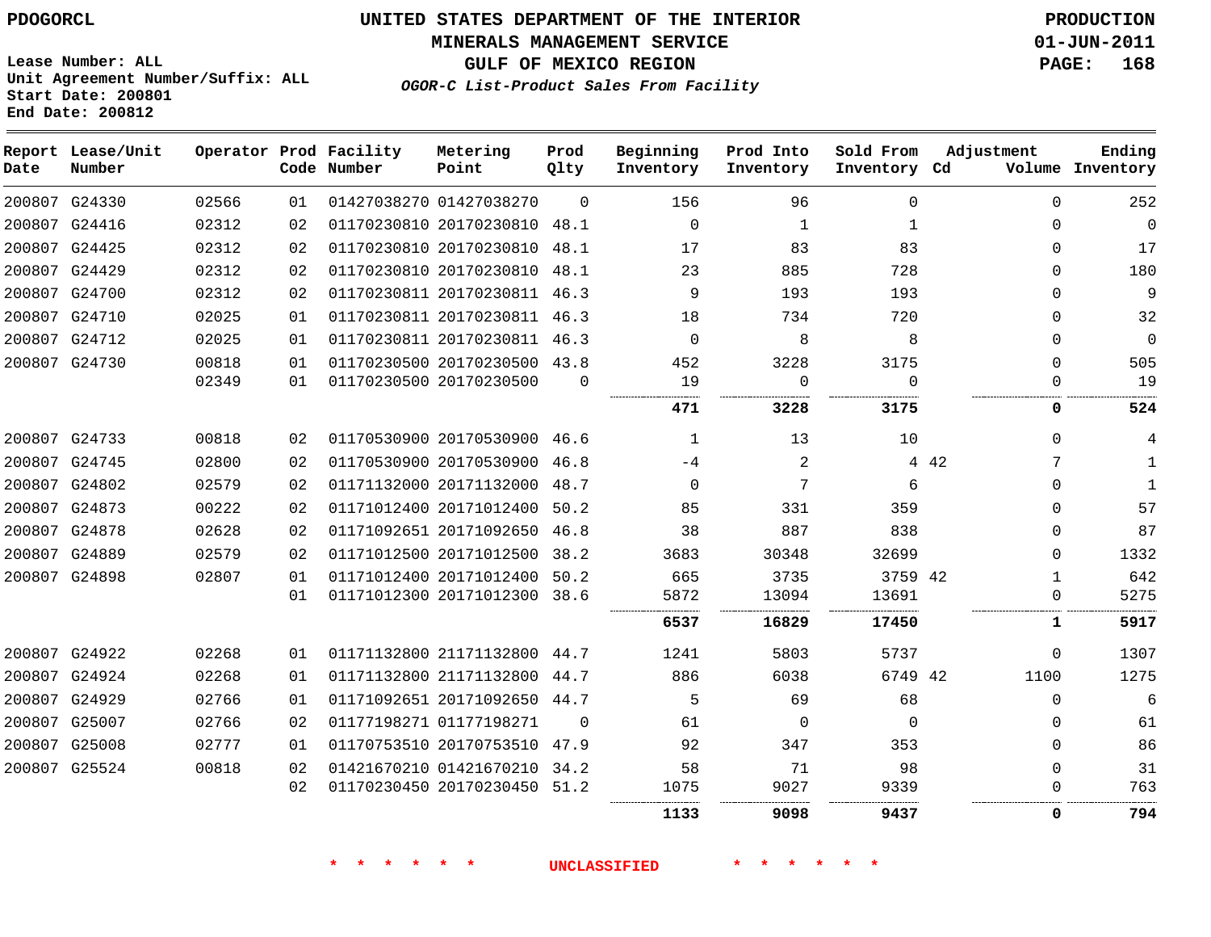PDOGORCL

# UNITED STATES DEPARTMENT OF THE INTERIOR
## MINERALS MANAGEMENT SERVICE
## GULF OF MEXICO REGION
### *OGOR-C List-Product Sales From Facility*

PRODUCTION
01-JUN-2011

Lease Number: ALL
Unit Agreement Number/Suffix: ALL
Start Date: 200801
End Date: 200812

| Report Date | Lease/Unit Number | Operator | Prod Code | Facility Number | Metering Point | Prod Qlty | Beginning Inventory | Prod Into Inventory | Sold From Inventory | Adjustment Cd | Adjustment Volume | Ending Inventory |
|---|---|---|---|---|---|---|---|---|---|---|---|---|
| 200807 | G24330 | 02566 | 01 | 01427038270 | 01427038270 | 0 | 156 | 96 | 0 | | 0 | 252 |
| 200807 | G24416 | 02312 | 02 | 01170230810 | 20170230810 | 48.1 | 0 | 1 | 1 | | 0 | 0 |
| 200807 | G24425 | 02312 | 02 | 01170230810 | 20170230810 | 48.1 | 17 | 83 | 83 | | 0 | 17 |
| 200807 | G24429 | 02312 | 02 | 01170230810 | 20170230810 | 48.1 | 23 | 885 | 728 | | 0 | 180 |
| 200807 | G24700 | 02312 | 02 | 01170230811 | 20170230811 | 46.3 | 9 | 193 | 193 | | 0 | 9 |
| 200807 | G24710 | 02025 | 01 | 01170230811 | 20170230811 | 46.3 | 18 | 734 | 720 | | 0 | 32 |
| 200807 | G24712 | 02025 | 01 | 01170230811 | 20170230811 | 46.3 | 0 | 8 | 8 | | 0 | 0 |
| 200807 | G24730 | 00818 | 01 | 01170230500 | 20170230500 | 43.8 | 452 | 3228 | 3175 | | 0 | 505 |
| | | 02349 | 01 | 01170230500 | 20170230500 | 0 | 19 | 0 | 0 | | 0 | 19 |
| | | | | | | | **471** | **3228** | **3175** | | **0** | **524** |
| 200807 | G24733 | 00818 | 02 | 01170530900 | 20170530900 | 46.6 | 1 | 13 | 10 | | 0 | 4 |
| 200807 | G24745 | 02800 | 02 | 01170530900 | 20170530900 | 46.8 | -4 | 2 | 4 | 42 | 7 | 1 |
| 200807 | G24802 | 02579 | 02 | 01171132000 | 20171132000 | 48.7 | 0 | 7 | 6 | | 0 | 1 |
| 200807 | G24873 | 00222 | 02 | 01171012400 | 20171012400 | 50.2 | 85 | 331 | 359 | | 0 | 57 |
| 200807 | G24878 | 02628 | 02 | 01171092651 | 20171092650 | 46.8 | 38 | 887 | 838 | | 0 | 87 |
| 200807 | G24889 | 02579 | 02 | 01171012500 | 20171012500 | 38.2 | 3683 | 30348 | 32699 | | 0 | 1332 |
| 200807 | G24898 | 02807 | 01 | 01171012400 | 20171012400 | 50.2 | 665 | 3735 | 3759 | 42 | 1 | 642 |
| | | | 01 | 01171012300 | 20171012300 | 38.6 | 5872 | 13094 | 13691 | | 0 | 5275 |
| | | | | | | | **6537** | **16829** | **17450** | | **1** | **5917** |
| 200807 | G24922 | 02268 | 01 | 01171132800 | 21171132800 | 44.7 | 1241 | 5803 | 5737 | | 0 | 1307 |
| 200807 | G24924 | 02268 | 01 | 01171132800 | 21171132800 | 44.7 | 886 | 6038 | 6749 | 42 | 1100 | 1275 |
| 200807 | G24929 | 02766 | 01 | 01171092651 | 20171092650 | 44.7 | 5 | 69 | 68 | | 0 | 6 |
| 200807 | G25007 | 02766 | 02 | 01177198271 | 01177198271 | 0 | 61 | 0 | 0 | | 0 | 61 |
| 200807 | G25008 | 02777 | 01 | 01170753510 | 20170753510 | 47.9 | 92 | 347 | 353 | | 0 | 86 |
| 200807 | G25524 | 00818 | 02 | 01421670210 | 01421670210 | 34.2 | 58 | 71 | 98 | | 0 | 31 |
| | | | 02 | 01170230450 | 20170230450 | 51.2 | 1075 | 9027 | 9339 | | 0 | 763 |
| | | | | | | | **1133** | **9098** | **9437** | | **0** | **794** |

* * * * * * UNCLASSIFIED * * * * * *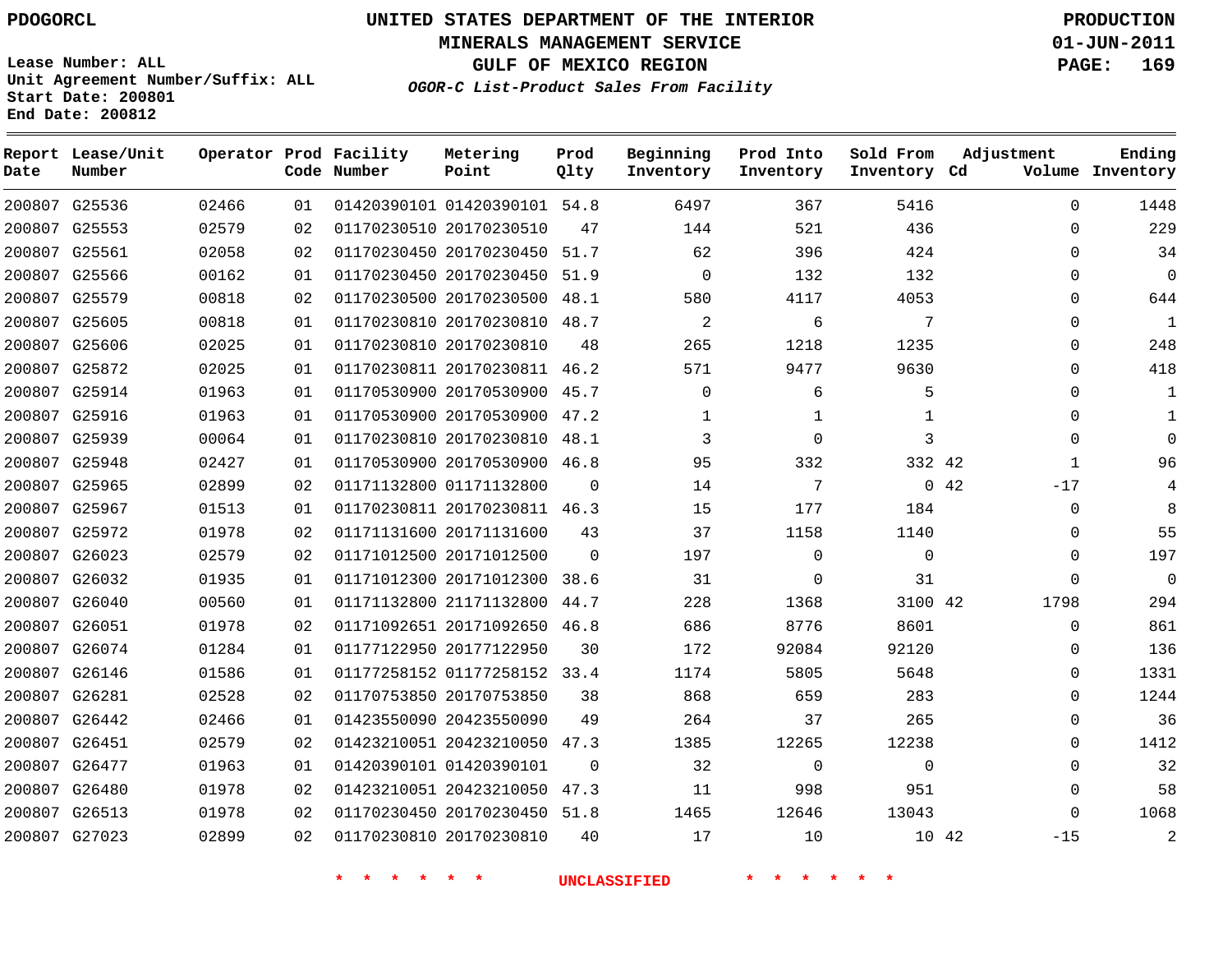PDOGORCL

# UNITED STATES DEPARTMENT OF THE INTERIOR
## MINERALS MANAGEMENT SERVICE
## GULF OF MEXICO REGION
### *OGOR-C List-Product Sales From Facility*

PRODUCTION
01-JUN-2011

Lease Number: ALL
Unit Agreement Number/Suffix: ALL
Start Date: 200801
End Date: 200812

| Report Date | Lease/Unit Number | Operator | Prod Code | Facility Number | Metering Point | Prod Qlty | Beginning Inventory | Prod Into Inventory | Sold From Inventory | Adjustment Cd | Adjustment Volume | Ending Inventory |
|---|---|---|---|---|---|---|---|---|---|---|---|---|
| 200807 | G25536 | 02466 | 01 | 01420390101 | 01420390101 | 54.8 | 6497 | 367 | 5416 | | 0 | 1448 |
| 200807 | G25553 | 02579 | 02 | 01170230510 | 20170230510 | 47 | 144 | 521 | 436 | | 0 | 229 |
| 200807 | G25561 | 02058 | 02 | 01170230450 | 20170230450 | 51.7 | 62 | 396 | 424 | | 0 | 34 |
| 200807 | G25566 | 00162 | 01 | 01170230450 | 20170230450 | 51.9 | 0 | 132 | 132 | | 0 | 0 |
| 200807 | G25579 | 00818 | 02 | 01170230500 | 20170230500 | 48.1 | 580 | 4117 | 4053 | | 0 | 644 |
| 200807 | G25605 | 00818 | 01 | 01170230810 | 20170230810 | 48.7 | 2 | 6 | 7 | | 0 | 1 |
| 200807 | G25606 | 02025 | 01 | 01170230810 | 20170230810 | 48 | 265 | 1218 | 1235 | | 0 | 248 |
| 200807 | G25872 | 02025 | 01 | 01170230811 | 20170230811 | 46.2 | 571 | 9477 | 9630 | | 0 | 418 |
| 200807 | G25914 | 01963 | 01 | 01170530900 | 20170530900 | 45.7 | 0 | 6 | 5 | | 0 | 1 |
| 200807 | G25916 | 01963 | 01 | 01170530900 | 20170530900 | 47.2 | 1 | 1 | 1 | | 0 | 1 |
| 200807 | G25939 | 00064 | 01 | 01170230810 | 20170230810 | 48.1 | 3 | 0 | 3 | | 0 | 0 |
| 200807 | G25948 | 02427 | 01 | 01170530900 | 20170530900 | 46.8 | 95 | 332 | 332 | 42 | 1 | 96 |
| 200807 | G25965 | 02899 | 02 | 01171132800 | 01171132800 | 0 | 14 | 7 | 0 | 42 | -17 | 4 |
| 200807 | G25967 | 01513 | 01 | 01170230811 | 20170230811 | 46.3 | 15 | 177 | 184 | | 0 | 8 |
| 200807 | G25972 | 01978 | 02 | 01171131600 | 20171131600 | 43 | 37 | 1158 | 1140 | | 0 | 55 |
| 200807 | G26023 | 02579 | 02 | 01171012500 | 20171012500 | 0 | 197 | 0 | 0 | | 0 | 197 |
| 200807 | G26032 | 01935 | 01 | 01171012300 | 20171012300 | 38.6 | 31 | 0 | 31 | | 0 | 0 |
| 200807 | G26040 | 00560 | 01 | 01171132800 | 21171132800 | 44.7 | 228 | 1368 | 3100 | 42 | 1798 | 294 |
| 200807 | G26051 | 01978 | 02 | 01171092651 | 20171092650 | 46.8 | 686 | 8776 | 8601 | | 0 | 861 |
| 200807 | G26074 | 01284 | 01 | 01177122950 | 20177122950 | 30 | 172 | 92084 | 92120 | | 0 | 136 |
| 200807 | G26146 | 01586 | 01 | 01177258152 | 01177258152 | 33.4 | 1174 | 5805 | 5648 | | 0 | 1331 |
| 200807 | G26281 | 02528 | 02 | 01170753850 | 20170753850 | 38 | 868 | 659 | 283 | | 0 | 1244 |
| 200807 | G26442 | 02466 | 01 | 01423550090 | 20423550090 | 49 | 264 | 37 | 265 | | 0 | 36 |
| 200807 | G26451 | 02579 | 02 | 01423210051 | 20423210050 | 47.3 | 1385 | 12265 | 12238 | | 0 | 1412 |
| 200807 | G26477 | 01963 | 01 | 01420390101 | 01420390101 | 0 | 32 | 0 | 0 | | 0 | 32 |
| 200807 | G26480 | 01978 | 02 | 01423210051 | 20423210050 | 47.3 | 11 | 998 | 951 | | 0 | 58 |
| 200807 | G26513 | 01978 | 02 | 01170230450 | 20170230450 | 51.8 | 1465 | 12646 | 13043 | | 0 | 1068 |
| 200807 | G27023 | 02899 | 02 | 01170230810 | 20170230810 | 40 | 17 | 10 | 10 | 42 | -15 | 2 |

* * * * * * UNCLASSIFIED * * * * * *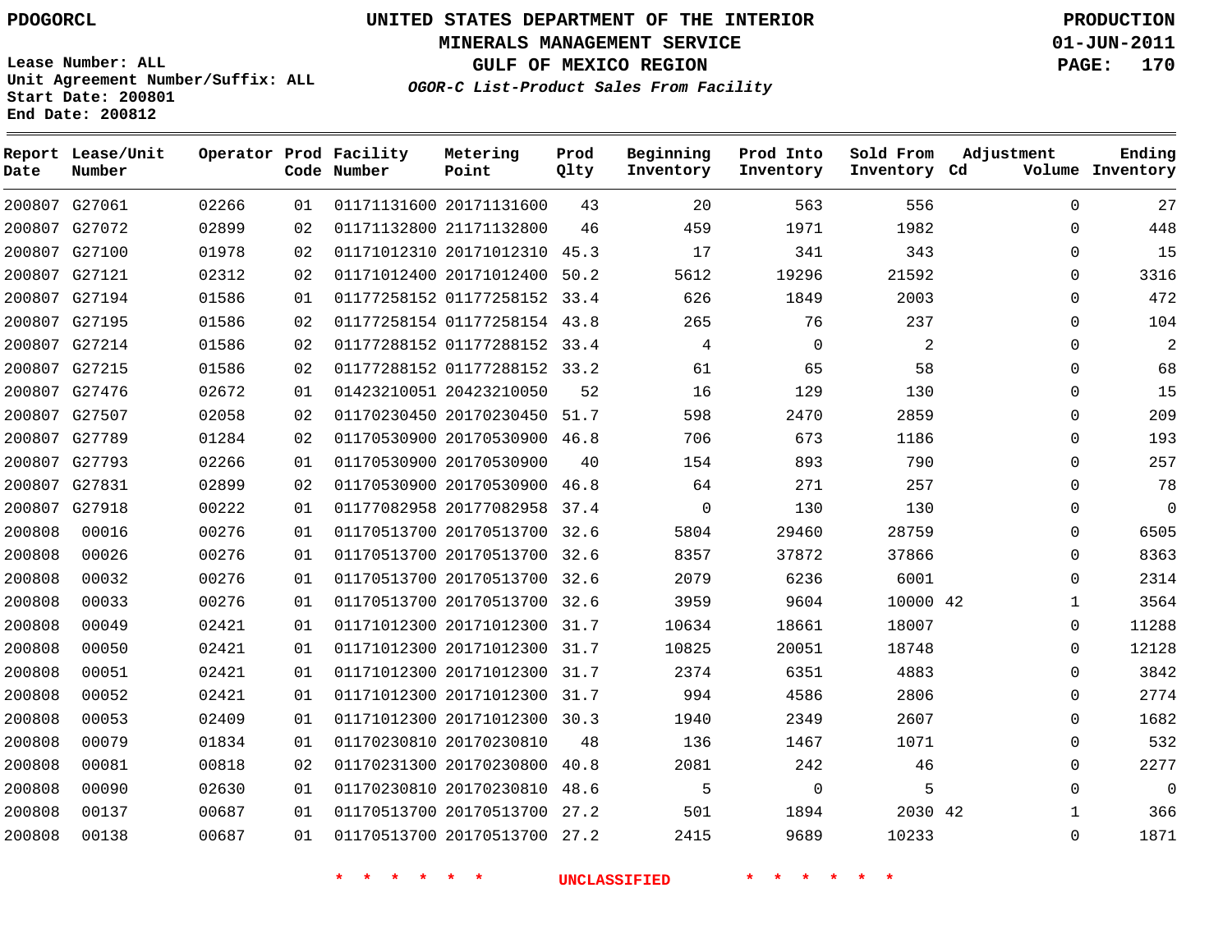PDOGORCL

# UNITED STATES DEPARTMENT OF THE INTERIOR
## MINERALS MANAGEMENT SERVICE
## GULF OF MEXICO REGION
### *OGOR-C List-Product Sales From Facility*

PRODUCTION
01-JUN-2011

Lease Number: ALL
Unit Agreement Number/Suffix: ALL
Start Date: 200801
End Date: 200812

| Report Date | Lease/Unit Number | Operator | Prod Code | Facility Number | Metering Point | Prod Qlty | Beginning Inventory | Prod Into Inventory | Sold From Inventory | Adjustment Cd | Adjustment Volume | Ending Inventory |
|---|---|---|---|---|---|---|---|---|---|---|---|---|
| 200807 | G27061 | 02266 | 01 | 01171131600 | 20171131600 | 43 | 20 | 563 | 556 | | 0 | 27 |
| 200807 | G27072 | 02899 | 02 | 01171132800 | 21171132800 | 46 | 459 | 1971 | 1982 | | 0 | 448 |
| 200807 | G27100 | 01978 | 02 | 01171012310 | 20171012310 | 45.3 | 17 | 341 | 343 | | 0 | 15 |
| 200807 | G27121 | 02312 | 02 | 01171012400 | 20171012400 | 50.2 | 5612 | 19296 | 21592 | | 0 | 3316 |
| 200807 | G27194 | 01586 | 01 | 01177258152 | 01177258152 | 33.4 | 626 | 1849 | 2003 | | 0 | 472 |
| 200807 | G27195 | 01586 | 02 | 01177258154 | 01177258154 | 43.8 | 265 | 76 | 237 | | 0 | 104 |
| 200807 | G27214 | 01586 | 02 | 01177288152 | 01177288152 | 33.4 | 4 | 0 | 2 | | 0 | 2 |
| 200807 | G27215 | 01586 | 02 | 01177288152 | 01177288152 | 33.2 | 61 | 65 | 58 | | 0 | 68 |
| 200807 | G27476 | 02672 | 01 | 01423210051 | 20423210050 | 52 | 16 | 129 | 130 | | 0 | 15 |
| 200807 | G27507 | 02058 | 02 | 01170230450 | 20170230450 | 51.7 | 598 | 2470 | 2859 | | 0 | 209 |
| 200807 | G27789 | 01284 | 02 | 01170530900 | 20170530900 | 46.8 | 706 | 673 | 1186 | | 0 | 193 |
| 200807 | G27793 | 02266 | 01 | 01170530900 | 20170530900 | 40 | 154 | 893 | 790 | | 0 | 257 |
| 200807 | G27831 | 02899 | 02 | 01170530900 | 20170530900 | 46.8 | 64 | 271 | 257 | | 0 | 78 |
| 200807 | G27918 | 00222 | 01 | 01177082958 | 20177082958 | 37.4 | 0 | 130 | 130 | | 0 | 0 |
| 200808 | 00016 | 00276 | 01 | 01170513700 | 20170513700 | 32.6 | 5804 | 29460 | 28759 | | 0 | 6505 |
| 200808 | 00026 | 00276 | 01 | 01170513700 | 20170513700 | 32.6 | 8357 | 37872 | 37866 | | 0 | 8363 |
| 200808 | 00032 | 00276 | 01 | 01170513700 | 20170513700 | 32.6 | 2079 | 6236 | 6001 | | 0 | 2314 |
| 200808 | 00033 | 00276 | 01 | 01170513700 | 20170513700 | 32.6 | 3959 | 9604 | 10000 | 42 | 1 | 3564 |
| 200808 | 00049 | 02421 | 01 | 01171012300 | 20171012300 | 31.7 | 10634 | 18661 | 18007 | | 0 | 11288 |
| 200808 | 00050 | 02421 | 01 | 01171012300 | 20171012300 | 31.7 | 10825 | 20051 | 18748 | | 0 | 12128 |
| 200808 | 00051 | 02421 | 01 | 01171012300 | 20171012300 | 31.7 | 2374 | 6351 | 4883 | | 0 | 3842 |
| 200808 | 00052 | 02421 | 01 | 01171012300 | 20171012300 | 31.7 | 994 | 4586 | 2806 | | 0 | 2774 |
| 200808 | 00053 | 02409 | 01 | 01171012300 | 20171012300 | 30.3 | 1940 | 2349 | 2607 | | 0 | 1682 |
| 200808 | 00079 | 01834 | 01 | 01170230810 | 20170230810 | 48 | 136 | 1467 | 1071 | | 0 | 532 |
| 200808 | 00081 | 00818 | 02 | 01170231300 | 20170230800 | 40.8 | 2081 | 242 | 46 | | 0 | 2277 |
| 200808 | 00090 | 02630 | 01 | 01170230810 | 20170230810 | 48.6 | 5 | 0 | 5 | | 0 | 0 |
| 200808 | 00137 | 00687 | 01 | 01170513700 | 20170513700 | 27.2 | 501 | 1894 | 2030 | 42 | 1 | 366 |
| 200808 | 00138 | 00687 | 01 | 01170513700 | 20170513700 | 27.2 | 2415 | 9689 | 10233 | | 0 | 1871 |

\* \* \* \* \* \* UNCLASSIFIED \* \* \* \* \* \*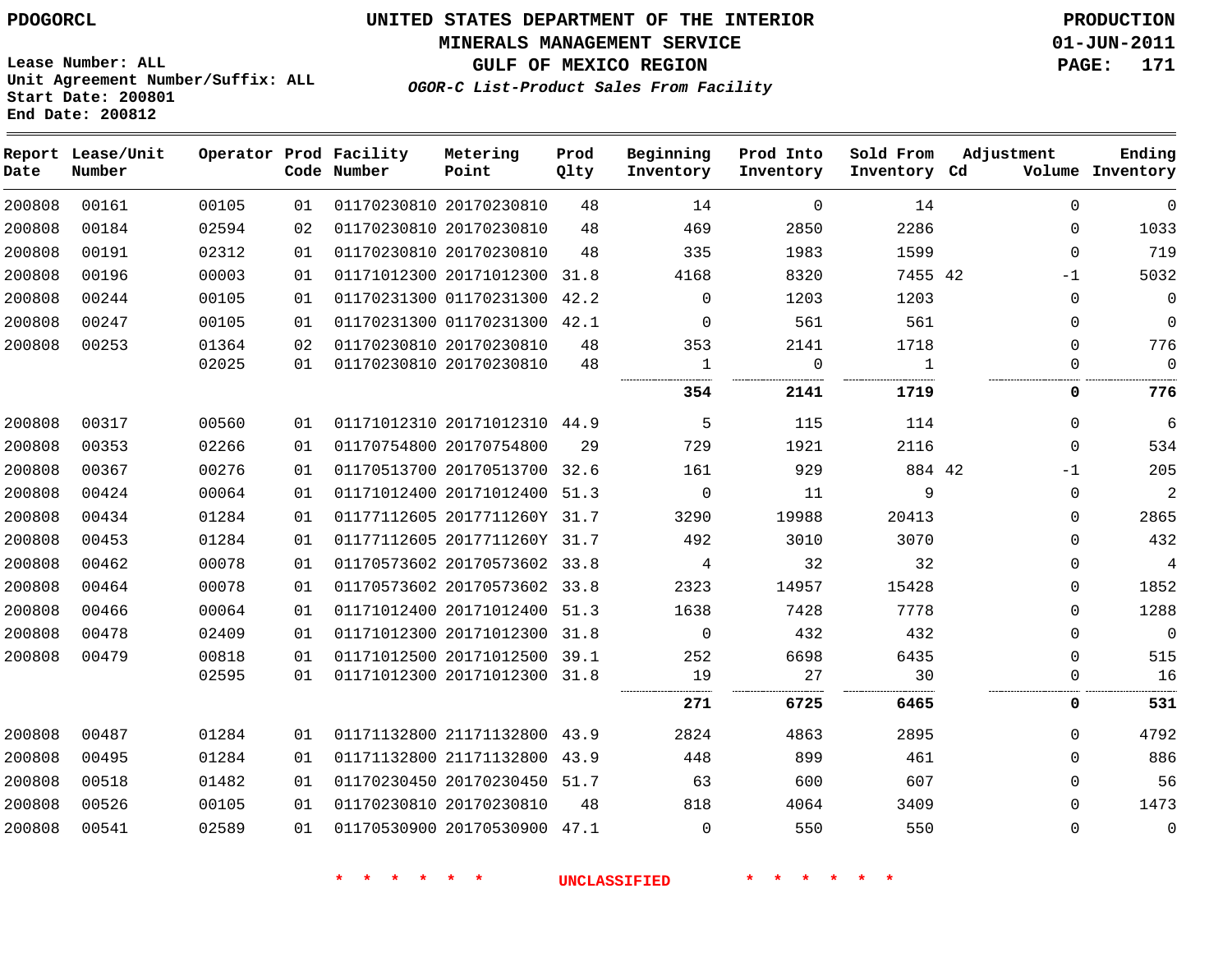PDOGORCL

Lease Number: ALL
Unit Agreement Number/Suffix: ALL
Start Date: 200801
End Date: 200812

# UNITED STATES DEPARTMENT OF THE INTERIOR
## MINERALS MANAGEMENT SERVICE
## GULF OF MEXICO REGION
### *OGOR-C List-Product Sales From Facility*

PRODUCTION
01-JUN-2011

| Report Date | Lease/Unit Number | Operator | Prod Code | Facility Number | Metering Point | Prod Qlty | Beginning Inventory | Prod Into Inventory | Sold From Inventory | Adjustment Cd | Volume | Ending Inventory |
|---|---|---|---|---|---|---|---|---|---|---|---|---|
| 200808 | 00161 | 00105 | 01 | 01170230810 | 20170230810 | 48 | 14 | 0 | 14 | | 0 | 0 |
| 200808 | 00184 | 02594 | 02 | 01170230810 | 20170230810 | 48 | 469 | 2850 | 2286 | | 0 | 1033 |
| 200808 | 00191 | 02312 | 01 | 01170230810 | 20170230810 | 48 | 335 | 1983 | 1599 | | 0 | 719 |
| 200808 | 00196 | 00003 | 01 | 01171012300 | 20171012300 | 31.8 | 4168 | 8320 | 7455 | 42 | -1 | 5032 |
| 200808 | 00244 | 00105 | 01 | 01170231300 | 01170231300 | 42.2 | 0 | 1203 | 1203 | | 0 | 0 |
| 200808 | 00247 | 00105 | 01 | 01170231300 | 01170231300 | 42.1 | 0 | 561 | 561 | | 0 | 0 |
| 200808 | 00253 | 01364 | 02 | 01170230810 | 20170230810 | 48 | 353 | 2141 | 1718 | | 0 | 776 |
| | | 02025 | 01 | 01170230810 | 20170230810 | 48 | 1 | 0 | 1 | | 0 | 0 |
| | | | | | | | **354** | **2141** | **1719** | | **0** | **776** |
| 200808 | 00317 | 00560 | 01 | 01171012310 | 20171012310 | 44.9 | 5 | 115 | 114 | | 0 | 6 |
| 200808 | 00353 | 02266 | 01 | 01170754800 | 20170754800 | 29 | 729 | 1921 | 2116 | | 0 | 534 |
| 200808 | 00367 | 00276 | 01 | 01170513700 | 20170513700 | 32.6 | 161 | 929 | 884 | 42 | -1 | 205 |
| 200808 | 00424 | 00064 | 01 | 01171012400 | 20171012400 | 51.3 | 0 | 11 | 9 | | 0 | 2 |
| 200808 | 00434 | 01284 | 01 | 01177112605 | 2017711260Y | 31.7 | 3290 | 19988 | 20413 | | 0 | 2865 |
| 200808 | 00453 | 01284 | 01 | 01177112605 | 2017711260Y | 31.7 | 492 | 3010 | 3070 | | 0 | 432 |
| 200808 | 00462 | 00078 | 01 | 01170573602 | 20170573602 | 33.8 | 4 | 32 | 32 | | 0 | 4 |
| 200808 | 00464 | 00078 | 01 | 01170573602 | 20170573602 | 33.8 | 2323 | 14957 | 15428 | | 0 | 1852 |
| 200808 | 00466 | 00064 | 01 | 01171012400 | 20171012400 | 51.3 | 1638 | 7428 | 7778 | | 0 | 1288 |
| 200808 | 00478 | 02409 | 01 | 01171012300 | 20171012300 | 31.8 | 0 | 432 | 432 | | 0 | 0 |
| 200808 | 00479 | 00818 | 01 | 01171012500 | 20171012500 | 39.1 | 252 | 6698 | 6435 | | 0 | 515 |
| | | 02595 | 01 | 01171012300 | 20171012300 | 31.8 | 19 | 27 | 30 | | 0 | 16 |
| | | | | | | | **271** | **6725** | **6465** | | **0** | **531** |
| 200808 | 00487 | 01284 | 01 | 01171132800 | 21171132800 | 43.9 | 2824 | 4863 | 2895 | | 0 | 4792 |
| 200808 | 00495 | 01284 | 01 | 01171132800 | 21171132800 | 43.9 | 448 | 899 | 461 | | 0 | 886 |
| 200808 | 00518 | 01482 | 01 | 01170230450 | 20170230450 | 51.7 | 63 | 600 | 607 | | 0 | 56 |
| 200808 | 00526 | 00105 | 01 | 01170230810 | 20170230810 | 48 | 818 | 4064 | 3409 | | 0 | 1473 |
| 200808 | 00541 | 02589 | 01 | 01170530900 | 20170530900 | 47.1 | 0 | 550 | 550 | | 0 | 0 |

\* \* \* \* \* \* UNCLASSIFIED \* \* \* \* \* \*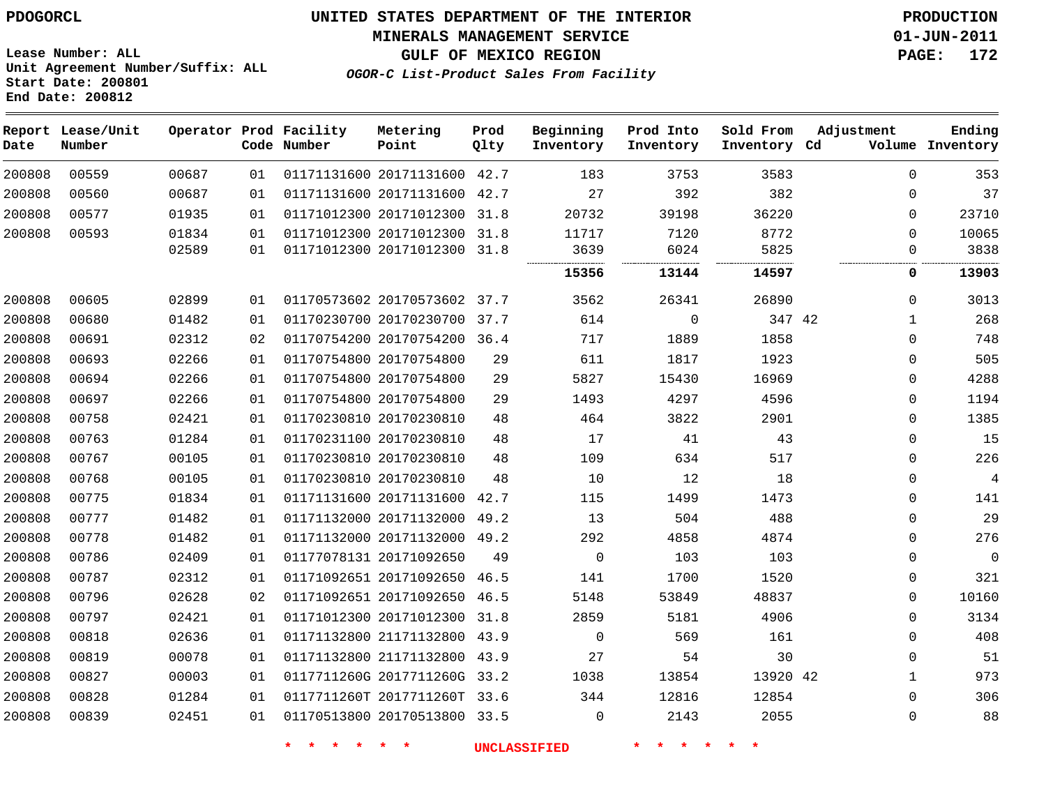PDOGORCL

# UNITED STATES DEPARTMENT OF THE INTERIOR
## MINERALS MANAGEMENT SERVICE
## GULF OF MEXICO REGION
### *OGOR-C List-Product Sales From Facility*

PRODUCTION
01-JUN-2011

Lease Number: ALL
Unit Agreement Number/Suffix: ALL
Start Date: 200801
End Date: 200812

| Report Date | Lease/Unit Number | Operator | Prod Code | Facility Number | Metering Point | Prod Qlty | Beginning Inventory | Prod Into Inventory | Sold From Inventory | Adjustment Cd | Adjustment Volume | Ending Inventory |
|---|---|---|---|---|---|---|---|---|---|---|---|---|
| 200808 | 00559 | 00687 | 01 | 01171131600 | 20171131600 | 42.7 | 183 | 3753 | 3583 | | 0 | 353 |
| 200808 | 00560 | 00687 | 01 | 01171131600 | 20171131600 | 42.7 | 27 | 392 | 382 | | 0 | 37 |
| 200808 | 00577 | 01935 | 01 | 01171012300 | 20171012300 | 31.8 | 20732 | 39198 | 36220 | | 0 | 23710 |
| 200808 | 00593 | 01834 | 01 | 01171012300 | 20171012300 | 31.8 | 11717 | 7120 | 8772 | | 0 | 10065 |
| | | 02589 | 01 | 01171012300 | 20171012300 | 31.8 | 3639 | 6024 | 5825 | | 0 | 3838 |
| | | | | | | | **15356** | **13144** | **14597** | | **0** | **13903** |
| 200808 | 00605 | 02899 | 01 | 01170573602 | 20170573602 | 37.7 | 3562 | 26341 | 26890 | | 0 | 3013 |
| 200808 | 00680 | 01482 | 01 | 01170230700 | 20170230700 | 37.7 | 614 | 0 | 347 | 42 | 1 | 268 |
| 200808 | 00691 | 02312 | 02 | 01170754200 | 20170754200 | 36.4 | 717 | 1889 | 1858 | | 0 | 748 |
| 200808 | 00693 | 02266 | 01 | 01170754800 | 20170754800 | 29 | 611 | 1817 | 1923 | | 0 | 505 |
| 200808 | 00694 | 02266 | 01 | 01170754800 | 20170754800 | 29 | 5827 | 15430 | 16969 | | 0 | 4288 |
| 200808 | 00697 | 02266 | 01 | 01170754800 | 20170754800 | 29 | 1493 | 4297 | 4596 | | 0 | 1194 |
| 200808 | 00758 | 02421 | 01 | 01170230810 | 20170230810 | 48 | 464 | 3822 | 2901 | | 0 | 1385 |
| 200808 | 00763 | 01284 | 01 | 01170231100 | 20170230810 | 48 | 17 | 41 | 43 | | 0 | 15 |
| 200808 | 00767 | 00105 | 01 | 01170230810 | 20170230810 | 48 | 109 | 634 | 517 | | 0 | 226 |
| 200808 | 00768 | 00105 | 01 | 01170230810 | 20170230810 | 48 | 10 | 12 | 18 | | 0 | 4 |
| 200808 | 00775 | 01834 | 01 | 01171131600 | 20171131600 | 42.7 | 115 | 1499 | 1473 | | 0 | 141 |
| 200808 | 00777 | 01482 | 01 | 01171132000 | 20171132000 | 49.2 | 13 | 504 | 488 | | 0 | 29 |
| 200808 | 00778 | 01482 | 01 | 01171132000 | 20171132000 | 49.2 | 292 | 4858 | 4874 | | 0 | 276 |
| 200808 | 00786 | 02409 | 01 | 01177078131 | 20171092650 | 49 | 0 | 103 | 103 | | 0 | 0 |
| 200808 | 00787 | 02312 | 01 | 01171092651 | 20171092650 | 46.5 | 141 | 1700 | 1520 | | 0 | 321 |
| 200808 | 00796 | 02628 | 02 | 01171092651 | 20171092650 | 46.5 | 5148 | 53849 | 48837 | | 0 | 10160 |
| 200808 | 00797 | 02421 | 01 | 01171012300 | 20171012300 | 31.8 | 2859 | 5181 | 4906 | | 0 | 3134 |
| 200808 | 00818 | 02636 | 01 | 01171132800 | 21171132800 | 43.9 | 0 | 569 | 161 | | 0 | 408 |
| 200808 | 00819 | 00078 | 01 | 01171132800 | 21171132800 | 43.9 | 27 | 54 | 30 | | 0 | 51 |
| 200808 | 00827 | 00003 | 01 | 0117711260G | 2017711260G | 33.2 | 1038 | 13854 | 13920 | 42 | 1 | 973 |
| 200808 | 00828 | 01284 | 01 | 0117711260T | 2017711260T | 33.6 | 344 | 12816 | 12854 | | 0 | 306 |
| 200808 | 00839 | 02451 | 01 | 01170513800 | 20170513800 | 33.5 | 0 | 2143 | 2055 | | 0 | 88 |

\* \* \* \* \* \* UNCLASSIFIED \* \* \* \* \* \*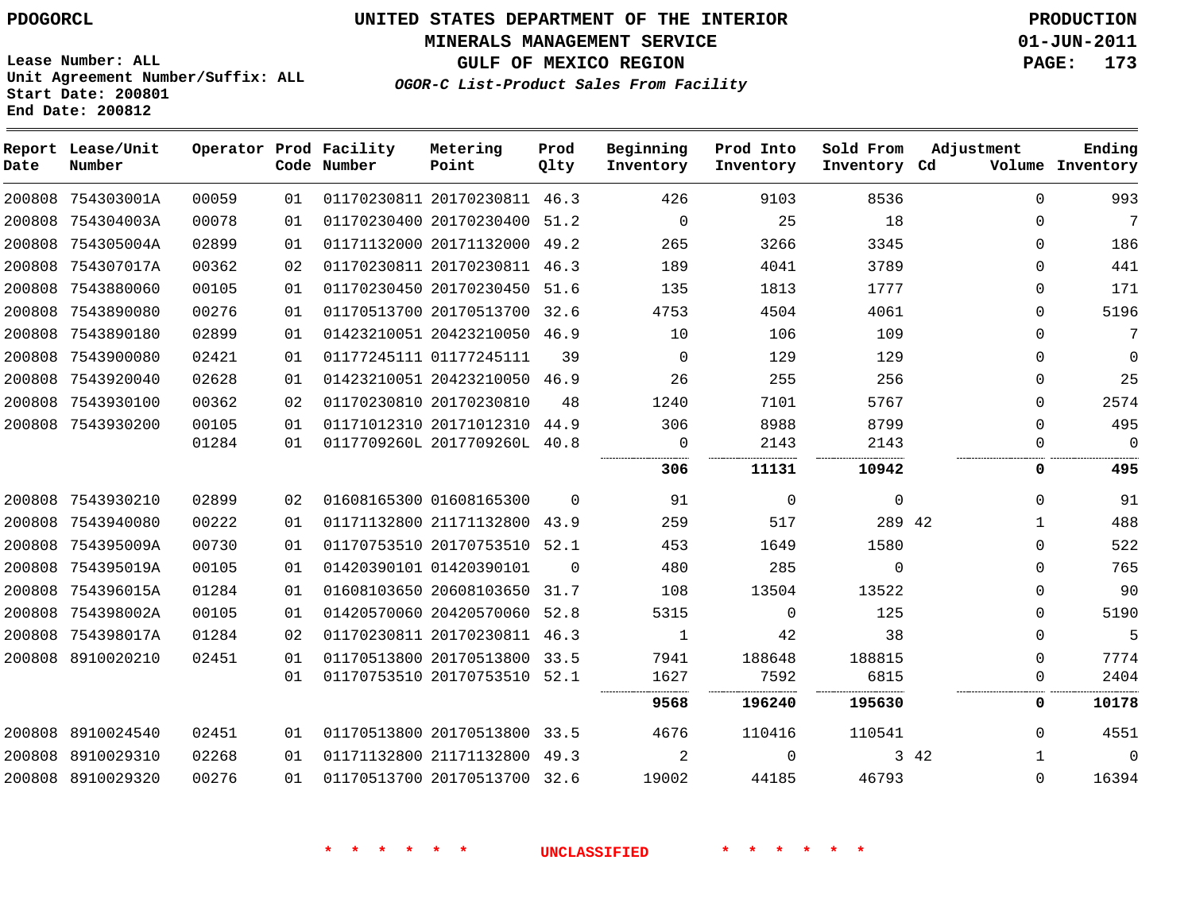PDOGORCL

# UNITED STATES DEPARTMENT OF THE INTERIOR
## MINERALS MANAGEMENT SERVICE
## GULF OF MEXICO REGION
### *OGOR-C List-Product Sales From Facility*

PRODUCTION
01-JUN-2011

Lease Number: ALL
Unit Agreement Number/Suffix: ALL
Start Date: 200801
End Date: 200812

| Report Date | Lease/Unit Number | Operator | Prod Code | Facility Number | Metering Point | Prod Qlty | Beginning Inventory | Prod Into Inventory | Sold From Inventory | Adjustment Cd | Adjustment Volume | Ending Inventory |
|---|---|---|---|---|---|---|---|---|---|---|---|---|
| 200808 | 754303001A | 00059 | 01 | 01170230811 | 20170230811 | 46.3 | 426 | 9103 | 8536 | | 0 | 993 |
| 200808 | 754304003A | 00078 | 01 | 01170230400 | 20170230400 | 51.2 | 0 | 25 | 18 | | 0 | 7 |
| 200808 | 754305004A | 02899 | 01 | 01171132000 | 20171132000 | 49.2 | 265 | 3266 | 3345 | | 0 | 186 |
| 200808 | 754307017A | 00362 | 02 | 01170230811 | 20170230811 | 46.3 | 189 | 4041 | 3789 | | 0 | 441 |
| 200808 | 7543880060 | 00105 | 01 | 01170230450 | 20170230450 | 51.6 | 135 | 1813 | 1777 | | 0 | 171 |
| 200808 | 7543890080 | 00276 | 01 | 01170513700 | 20170513700 | 32.6 | 4753 | 4504 | 4061 | | 0 | 5196 |
| 200808 | 7543890180 | 02899 | 01 | 01423210051 | 20423210050 | 46.9 | 10 | 106 | 109 | | 0 | 7 |
| 200808 | 7543900080 | 02421 | 01 | 01177245111 | 01177245111 | 39 | 0 | 129 | 129 | | 0 | 0 |
| 200808 | 7543920040 | 02628 | 01 | 01423210051 | 20423210050 | 46.9 | 26 | 255 | 256 | | 0 | 25 |
| 200808 | 7543930100 | 00362 | 02 | 01170230810 | 20170230810 | 48 | 1240 | 7101 | 5767 | | 0 | 2574 |
| 200808 | 7543930200 | 00105 | 01 | 01171012310 | 20171012310 | 44.9 | 306 | 8988 | 8799 | | 0 | 495 |
| | | 01284 | 01 | 0117709260L | 2017709260L | 40.8 | 0 | 2143 | 2143 | | 0 | 0 |
| | | | | | | | **306** | **11131** | **10942** | | **0** | **495** |
| 200808 | 7543930210 | 02899 | 02 | 01608165300 | 01608165300 | 0 | 91 | 0 | 0 | | 0 | 91 |
| 200808 | 7543940080 | 00222 | 01 | 01171132800 | 21171132800 | 43.9 | 259 | 517 | 289 | 42 | 1 | 488 |
| 200808 | 754395009A | 00730 | 01 | 01170753510 | 20170753510 | 52.1 | 453 | 1649 | 1580 | | 0 | 522 |
| 200808 | 754395019A | 00105 | 01 | 01420390101 | 01420390101 | 0 | 480 | 285 | 0 | | 0 | 765 |
| 200808 | 754396015A | 01284 | 01 | 01608103650 | 20608103650 | 31.7 | 108 | 13504 | 13522 | | 0 | 90 |
| 200808 | 754398002A | 00105 | 01 | 01420570060 | 20420570060 | 52.8 | 5315 | 0 | 125 | | 0 | 5190 |
| 200808 | 754398017A | 01284 | 02 | 01170230811 | 20170230811 | 46.3 | 1 | 42 | 38 | | 0 | 5 |
| 200808 | 8910020210 | 02451 | 01 | 01170513800 | 20170513800 | 33.5 | 7941 | 188648 | 188815 | | 0 | 7774 |
| | | | 01 | 01170753510 | 20170753510 | 52.1 | 1627 | 7592 | 6815 | | 0 | 2404 |
| | | | | | | | **9568** | **196240** | **195630** | | **0** | **10178** |
| 200808 | 8910024540 | 02451 | 01 | 01170513800 | 20170513800 | 33.5 | 4676 | 110416 | 110541 | | 0 | 4551 |
| 200808 | 8910029310 | 02268 | 01 | 01171132800 | 21171132800 | 49.3 | 2 | 0 | 3 | 42 | 1 | 0 |
| 200808 | 8910029320 | 00276 | 01 | 01170513700 | 20170513700 | 32.6 | 19002 | 44185 | 46793 | | 0 | 16394 |

\* \* \* \* \* \* UNCLASSIFIED \* \* \* \* \* \*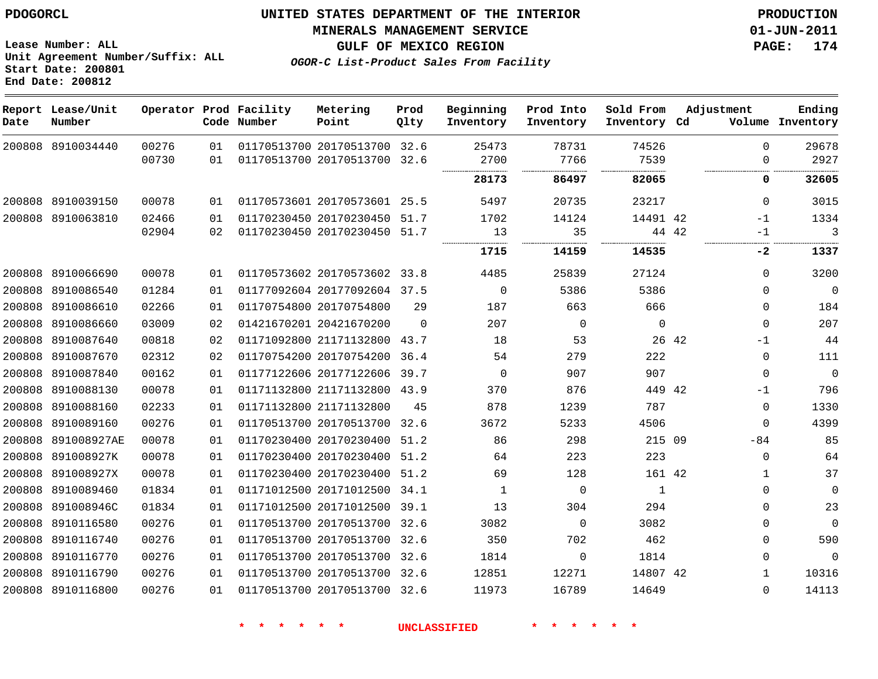PDOGORCL

# UNITED STATES DEPARTMENT OF THE INTERIOR
## MINERALS MANAGEMENT SERVICE
## GULF OF MEXICO REGION
### *OGOR-C List-Product Sales From Facility*

PRODUCTION
01-JUN-2011

Lease Number: ALL
Unit Agreement Number/Suffix: ALL
Start Date: 200801
End Date: 200812

| Report Date | Lease/Unit Number | Operator | Prod Code | Facility Number | Metering Point | Prod Qlty | Beginning Inventory | Prod Into Inventory | Sold From Inventory | Adjustment Cd | Adjustment Volume | Ending Inventory |
|---|---|---|---|---|---|---|---|---|---|---|---|---|
| 200808 | 8910034440 | 00276 | 01 | 01170513700 | 20170513700 | 32.6 | 25473 | 78731 | 74526 | | 0 | 29678 |
| | | 00730 | 01 | 01170513700 | 20170513700 | 32.6 | 2700 | 7766 | 7539 | | 0 | 2927 |
| | | | | | | | **28173** | **86497** | **82065** | | **0** | **32605** |
| 200808 | 8910039150 | 00078 | 01 | 01170573601 | 20170573601 | 25.5 | 5497 | 20735 | 23217 | | 0 | 3015 |
| 200808 | 8910063810 | 02466 | 01 | 01170230450 | 20170230450 | 51.7 | 1702 | 14124 | 14491 | 42 | -1 | 1334 |
| | | 02904 | 02 | 01170230450 | 20170230450 | 51.7 | 13 | 35 | 44 | 42 | -1 | 3 |
| | | | | | | | **1715** | **14159** | **14535** | | **-2** | **1337** |
| 200808 | 8910066690 | 00078 | 01 | 01170573602 | 20170573602 | 33.8 | 4485 | 25839 | 27124 | | 0 | 3200 |
| 200808 | 8910086540 | 01284 | 01 | 01177092604 | 20177092604 | 37.5 | 0 | 5386 | 5386 | | 0 | 0 |
| 200808 | 8910086610 | 02266 | 01 | 01170754800 | 20170754800 | 29 | 187 | 663 | 666 | | 0 | 184 |
| 200808 | 8910086660 | 03009 | 02 | 01421670201 | 20421670200 | 0 | 207 | 0 | 0 | | 0 | 207 |
| 200808 | 8910087640 | 00818 | 02 | 01171092800 | 21171132800 | 43.7 | 18 | 53 | 26 | 42 | -1 | 44 |
| 200808 | 8910087670 | 02312 | 02 | 01170754200 | 20170754200 | 36.4 | 54 | 279 | 222 | | 0 | 111 |
| 200808 | 8910087840 | 00162 | 01 | 01177122606 | 20177122606 | 39.7 | 0 | 907 | 907 | | 0 | 0 |
| 200808 | 8910088130 | 00078 | 01 | 01171132800 | 21171132800 | 43.9 | 370 | 876 | 449 | 42 | -1 | 796 |
| 200808 | 8910088160 | 02233 | 01 | 01171132800 | 21171132800 | 45 | 878 | 1239 | 787 | | 0 | 1330 |
| 200808 | 8910089160 | 00276 | 01 | 01170513700 | 20170513700 | 32.6 | 3672 | 5233 | 4506 | | 0 | 4399 |
| 200808 | 891008927AE | 00078 | 01 | 01170230400 | 20170230400 | 51.2 | 86 | 298 | 215 | 09 | -84 | 85 |
| 200808 | 891008927K | 00078 | 01 | 01170230400 | 20170230400 | 51.2 | 64 | 223 | 223 | | 0 | 64 |
| 200808 | 891008927X | 00078 | 01 | 01170230400 | 20170230400 | 51.2 | 69 | 128 | 161 | 42 | 1 | 37 |
| 200808 | 8910089460 | 01834 | 01 | 01171012500 | 20171012500 | 34.1 | 1 | 0 | 1 | | 0 | 0 |
| 200808 | 891008946C | 01834 | 01 | 01171012500 | 20171012500 | 39.1 | 13 | 304 | 294 | | 0 | 23 |
| 200808 | 8910116580 | 00276 | 01 | 01170513700 | 20170513700 | 32.6 | 3082 | 0 | 3082 | | 0 | 0 |
| 200808 | 8910116740 | 00276 | 01 | 01170513700 | 20170513700 | 32.6 | 350 | 702 | 462 | | 0 | 590 |
| 200808 | 8910116770 | 00276 | 01 | 01170513700 | 20170513700 | 32.6 | 1814 | 0 | 1814 | | 0 | 0 |
| 200808 | 8910116790 | 00276 | 01 | 01170513700 | 20170513700 | 32.6 | 12851 | 12271 | 14807 | 42 | 1 | 10316 |
| 200808 | 8910116800 | 00276 | 01 | 01170513700 | 20170513700 | 32.6 | 11973 | 16789 | 14649 | | 0 | 14113 |

* * * * * * UNCLASSIFIED * * * * * *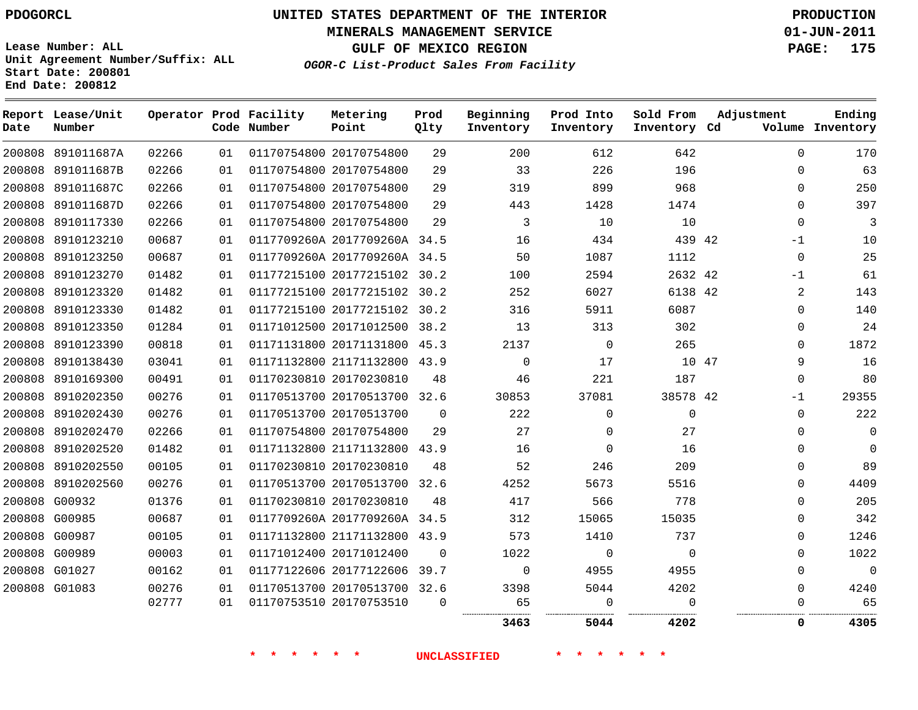PDOGORCL

# UNITED STATES DEPARTMENT OF THE INTERIOR
## MINERALS MANAGEMENT SERVICE
## GULF OF MEXICO REGION
### *OGOR-C List-Product Sales From Facility*

PRODUCTION
01-JUN-2011

Lease Number: ALL
Unit Agreement Number/Suffix: ALL
Start Date: 200801
End Date: 200812

| Report Date | Lease/Unit Number | Operator | Prod Code | Facility Number | Metering Point | Prod Qlty | Beginning Inventory | Prod Into Inventory | Sold From Inventory | Adjustment Cd | Volume | Ending Inventory |
|---|---|---|---|---|---|---|---|---|---|---|---|---|
| 200808 | 891011687A | 02266 | 01 | 01170754800 | 20170754800 | 29 | 200 | 612 | 642 | | 0 | 170 |
| 200808 | 891011687B | 02266 | 01 | 01170754800 | 20170754800 | 29 | 33 | 226 | 196 | | 0 | 63 |
| 200808 | 891011687C | 02266 | 01 | 01170754800 | 20170754800 | 29 | 319 | 899 | 968 | | 0 | 250 |
| 200808 | 891011687D | 02266 | 01 | 01170754800 | 20170754800 | 29 | 443 | 1428 | 1474 | | 0 | 397 |
| 200808 | 8910117330 | 02266 | 01 | 01170754800 | 20170754800 | 29 | 3 | 10 | 10 | | 0 | 3 |
| 200808 | 8910123210 | 00687 | 01 | 0117709260A | 2017709260A | 34.5 | 16 | 434 | 439 | 42 | -1 | 10 |
| 200808 | 8910123250 | 00687 | 01 | 0117709260A | 2017709260A | 34.5 | 50 | 1087 | 1112 | | 0 | 25 |
| 200808 | 8910123270 | 01482 | 01 | 01177215100 | 20177215102 | 30.2 | 100 | 2594 | 2632 | 42 | -1 | 61 |
| 200808 | 8910123320 | 01482 | 01 | 01177215100 | 20177215102 | 30.2 | 252 | 6027 | 6138 | 42 | 2 | 143 |
| 200808 | 8910123330 | 01482 | 01 | 01177215100 | 20177215102 | 30.2 | 316 | 5911 | 6087 | | 0 | 140 |
| 200808 | 8910123350 | 01284 | 01 | 01171012500 | 20171012500 | 38.2 | 13 | 313 | 302 | | 0 | 24 |
| 200808 | 8910123390 | 00818 | 01 | 01171131800 | 20171131800 | 45.3 | 2137 | 0 | 265 | | 0 | 1872 |
| 200808 | 8910138430 | 03041 | 01 | 01171132800 | 21171132800 | 43.9 | 0 | 17 | 10 | 47 | 9 | 16 |
| 200808 | 8910169300 | 00491 | 01 | 01170230810 | 20170230810 | 48 | 46 | 221 | 187 | | 0 | 80 |
| 200808 | 8910202350 | 00276 | 01 | 01170513700 | 20170513700 | 32.6 | 30853 | 37081 | 38578 | 42 | -1 | 29355 |
| 200808 | 8910202430 | 00276 | 01 | 01170513700 | 20170513700 | 0 | 222 | 0 | 0 | | 0 | 222 |
| 200808 | 8910202470 | 02266 | 01 | 01170754800 | 20170754800 | 29 | 27 | 0 | 27 | | 0 | 0 |
| 200808 | 8910202520 | 01482 | 01 | 01171132800 | 21171132800 | 43.9 | 16 | 0 | 16 | | 0 | 0 |
| 200808 | 8910202550 | 00105 | 01 | 01170230810 | 20170230810 | 48 | 52 | 246 | 209 | | 0 | 89 |
| 200808 | 8910202560 | 00276 | 01 | 01170513700 | 20170513700 | 32.6 | 4252 | 5673 | 5516 | | 0 | 4409 |
| 200808 | G00932 | 01376 | 01 | 01170230810 | 20170230810 | 48 | 417 | 566 | 778 | | 0 | 205 |
| 200808 | G00985 | 00687 | 01 | 0117709260A | 2017709260A | 34.5 | 312 | 15065 | 15035 | | 0 | 342 |
| 200808 | G00987 | 00105 | 01 | 01171132800 | 21171132800 | 43.9 | 573 | 1410 | 737 | | 0 | 1246 |
| 200808 | G00989 | 00003 | 01 | 01171012400 | 20171012400 | 0 | 1022 | 0 | 0 | | 0 | 1022 |
| 200808 | G01027 | 00162 | 01 | 01177122606 | 20177122606 | 39.7 | 0 | 4955 | 4955 | | 0 | 0 |
| 200808 | G01083 | 00276 | 01 | 01170513700 | 20170513700 | 32.6 | 3398 | 5044 | 4202 | | 0 | 4240 |
| | | 02777 | 01 | 01170753510 | 20170753510 | 0 | 65 | 0 | 0 | | 0 | 65 |
| | | | | | | | **3463** | **5044** | **4202** | | **0** | **4305** |

\* \* \* \* \* \* UNCLASSIFIED \* \* \* \* \* \*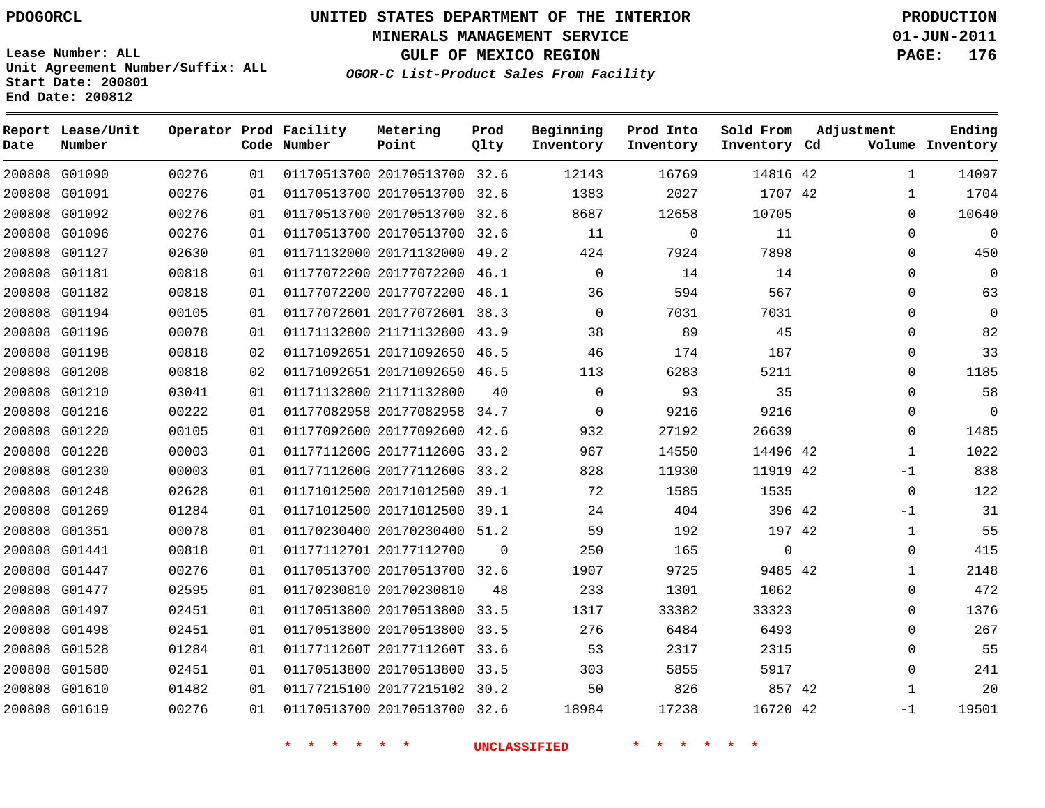PDOGORCL

Lease Number: ALL
Unit Agreement Number/Suffix: ALL
Start Date: 200801
End Date: 200812

# UNITED STATES DEPARTMENT OF THE INTERIOR
## MINERALS MANAGEMENT SERVICE
## GULF OF MEXICO REGION
### *OGOR-C List-Product Sales From Facility*

PRODUCTION
01-JUN-2011

| Report Date | Lease/Unit Number | Operator | Prod Code | Facility Number | Metering Point | Prod Qlty | Beginning Inventory | Prod Into Inventory | Sold From Inventory | Adjustment Cd | Volume | Ending Inventory |
|---|---|---|---|---|---|---|---|---|---|---|---|---|
| 200808 | G01090 | 00276 | 01 | 01170513700 | 20170513700 | 32.6 | 12143 | 16769 | 14816 | 42 | 1 | 14097 |
| 200808 | G01091 | 00276 | 01 | 01170513700 | 20170513700 | 32.6 | 1383 | 2027 | 1707 | 42 | 1 | 1704 |
| 200808 | G01092 | 00276 | 01 | 01170513700 | 20170513700 | 32.6 | 8687 | 12658 | 10705 | | 0 | 10640 |
| 200808 | G01096 | 00276 | 01 | 01170513700 | 20170513700 | 32.6 | 11 | 0 | 11 | | 0 | 0 |
| 200808 | G01127 | 02630 | 01 | 01171132000 | 20171132000 | 49.2 | 424 | 7924 | 7898 | | 0 | 450 |
| 200808 | G01181 | 00818 | 01 | 01177072200 | 20177072200 | 46.1 | 0 | 14 | 14 | | 0 | 0 |
| 200808 | G01182 | 00818 | 01 | 01177072200 | 20177072200 | 46.1 | 36 | 594 | 567 | | 0 | 63 |
| 200808 | G01194 | 00105 | 01 | 01177072601 | 20177072601 | 38.3 | 0 | 7031 | 7031 | | 0 | 0 |
| 200808 | G01196 | 00078 | 01 | 01171132800 | 21171132800 | 43.9 | 38 | 89 | 45 | | 0 | 82 |
| 200808 | G01198 | 00818 | 02 | 01171092651 | 20171092650 | 46.5 | 46 | 174 | 187 | | 0 | 33 |
| 200808 | G01208 | 00818 | 02 | 01171092651 | 20171092650 | 46.5 | 113 | 6283 | 5211 | | 0 | 1185 |
| 200808 | G01210 | 03041 | 01 | 01171132800 | 21171132800 | 40 | 0 | 93 | 35 | | 0 | 58 |
| 200808 | G01216 | 00222 | 01 | 01177082958 | 20177082958 | 34.7 | 0 | 9216 | 9216 | | 0 | 0 |
| 200808 | G01220 | 00105 | 01 | 01177092600 | 20177092600 | 42.6 | 932 | 27192 | 26639 | | 0 | 1485 |
| 200808 | G01228 | 00003 | 01 | 0117711260G | 2017711260G | 33.2 | 967 | 14550 | 14496 | 42 | 1 | 1022 |
| 200808 | G01230 | 00003 | 01 | 0117711260G | 2017711260G | 33.2 | 828 | 11930 | 11919 | 42 | -1 | 838 |
| 200808 | G01248 | 02628 | 01 | 01171012500 | 20171012500 | 39.1 | 72 | 1585 | 1535 | | 0 | 122 |
| 200808 | G01269 | 01284 | 01 | 01171012500 | 20171012500 | 39.1 | 24 | 404 | 396 | 42 | -1 | 31 |
| 200808 | G01351 | 00078 | 01 | 01170230400 | 20170230400 | 51.2 | 59 | 192 | 197 | 42 | 1 | 55 |
| 200808 | G01441 | 00818 | 01 | 01177112701 | 20177112700 | 0 | 250 | 165 | 0 | | 0 | 415 |
| 200808 | G01447 | 00276 | 01 | 01170513700 | 20170513700 | 32.6 | 1907 | 9725 | 9485 | 42 | 1 | 2148 |
| 200808 | G01477 | 02595 | 01 | 01170230810 | 20170230810 | 48 | 233 | 1301 | 1062 | | 0 | 472 |
| 200808 | G01497 | 02451 | 01 | 01170513800 | 20170513800 | 33.5 | 1317 | 33382 | 33323 | | 0 | 1376 |
| 200808 | G01498 | 02451 | 01 | 01170513800 | 20170513800 | 33.5 | 276 | 6484 | 6493 | | 0 | 267 |
| 200808 | G01528 | 01284 | 01 | 0117711260T | 2017711260T | 33.6 | 53 | 2317 | 2315 | | 0 | 55 |
| 200808 | G01580 | 02451 | 01 | 01170513800 | 20170513800 | 33.5 | 303 | 5855 | 5917 | | 0 | 241 |
| 200808 | G01610 | 01482 | 01 | 01177215100 | 20177215102 | 30.2 | 50 | 826 | 857 | 42 | 1 | 20 |
| 200808 | G01619 | 00276 | 01 | 01170513700 | 20170513700 | 32.6 | 18984 | 17238 | 16720 | 42 | -1 | 19501 |

\* \* \* \* \* \* UNCLASSIFIED \* \* \* \* \* \*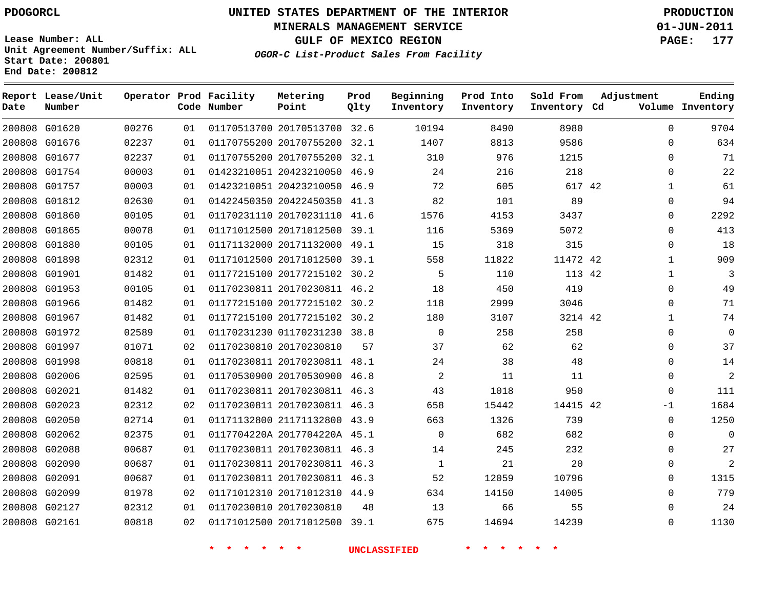PDOGORCL

**UNITED STATES DEPARTMENT OF THE INTERIOR**
**MINERALS MANAGEMENT SERVICE**
**GULF OF MEXICO REGION**
*OGOR-C List-Product Sales From Facility*

PRODUCTION
01-JUN-2011
PAGE: 177

Lease Number: ALL
Unit Agreement Number/Suffix: ALL
Start Date: 200801
End Date: 200812

| Report Date | Lease/Unit Number | Operator | Prod Code | Facility Number | Metering Point | Prod Qlty | Beginning Inventory | Prod Into Inventory | Sold From Inventory | Adjustment Cd | Adjustment Volume | Ending Inventory |
|---|---|---|---|---|---|---|---|---|---|---|---|---|
| 200808 | G01620 | 00276 | 01 | 01170513700 | 20170513700 | 32.6 | 10194 | 8490 | 8980 | | 0 | 9704 |
| 200808 | G01676 | 02237 | 01 | 01170755200 | 20170755200 | 32.1 | 1407 | 8813 | 9586 | | 0 | 634 |
| 200808 | G01677 | 02237 | 01 | 01170755200 | 20170755200 | 32.1 | 310 | 976 | 1215 | | 0 | 71 |
| 200808 | G01754 | 00003 | 01 | 01423210051 | 20423210050 | 46.9 | 24 | 216 | 218 | | 0 | 22 |
| 200808 | G01757 | 00003 | 01 | 01423210051 | 20423210050 | 46.9 | 72 | 605 | 617 | 42 | 1 | 61 |
| 200808 | G01812 | 02630 | 01 | 01422450350 | 20422450350 | 41.3 | 82 | 101 | 89 | | 0 | 94 |
| 200808 | G01860 | 00105 | 01 | 01170231110 | 20170231110 | 41.6 | 1576 | 4153 | 3437 | | 0 | 2292 |
| 200808 | G01865 | 00078 | 01 | 01171012500 | 20171012500 | 39.1 | 116 | 5369 | 5072 | | 0 | 413 |
| 200808 | G01880 | 00105 | 01 | 01171132000 | 20171132000 | 49.1 | 15 | 318 | 315 | | 0 | 18 |
| 200808 | G01898 | 02312 | 01 | 01171012500 | 20171012500 | 39.1 | 558 | 11822 | 11472 | 42 | 1 | 909 |
| 200808 | G01901 | 01482 | 01 | 01177215100 | 20177215102 | 30.2 | 5 | 110 | 113 | 42 | 1 | 3 |
| 200808 | G01953 | 00105 | 01 | 01170230811 | 20170230811 | 46.2 | 18 | 450 | 419 | | 0 | 49 |
| 200808 | G01966 | 01482 | 01 | 01177215100 | 20177215102 | 30.2 | 118 | 2999 | 3046 | | 0 | 71 |
| 200808 | G01967 | 01482 | 01 | 01177215100 | 20177215102 | 30.2 | 180 | 3107 | 3214 | 42 | 1 | 74 |
| 200808 | G01972 | 02589 | 01 | 01170231230 | 01170231230 | 38.8 | 0 | 258 | 258 | | 0 | 0 |
| 200808 | G01997 | 01071 | 02 | 01170230810 | 20170230810 | 57 | 37 | 62 | 62 | | 0 | 37 |
| 200808 | G01998 | 00818 | 01 | 01170230811 | 20170230811 | 48.1 | 24 | 38 | 48 | | 0 | 14 |
| 200808 | G02006 | 02595 | 01 | 01170530900 | 20170530900 | 46.8 | 2 | 11 | 11 | | 0 | 2 |
| 200808 | G02021 | 01482 | 01 | 01170230811 | 20170230811 | 46.3 | 43 | 1018 | 950 | | 0 | 111 |
| 200808 | G02023 | 02312 | 02 | 01170230811 | 20170230811 | 46.3 | 658 | 15442 | 14415 | 42 | -1 | 1684 |
| 200808 | G02050 | 02714 | 01 | 01171132800 | 21171132800 | 43.9 | 663 | 1326 | 739 | | 0 | 1250 |
| 200808 | G02062 | 02375 | 01 | 0117704220A | 2017704220A | 45.1 | 0 | 682 | 682 | | 0 | 0 |
| 200808 | G02088 | 00687 | 01 | 01170230811 | 20170230811 | 46.3 | 14 | 245 | 232 | | 0 | 27 |
| 200808 | G02090 | 00687 | 01 | 01170230811 | 20170230811 | 46.3 | 1 | 21 | 20 | | 0 | 2 |
| 200808 | G02091 | 00687 | 01 | 01170230811 | 20170230811 | 46.3 | 52 | 12059 | 10796 | | 0 | 1315 |
| 200808 | G02099 | 01978 | 02 | 01171012310 | 20171012310 | 44.9 | 634 | 14150 | 14005 | | 0 | 779 |
| 200808 | G02127 | 02312 | 01 | 01170230810 | 20170230810 | 48 | 13 | 66 | 55 | | 0 | 24 |
| 200808 | G02161 | 00818 | 02 | 01171012500 | 20171012500 | 39.1 | 675 | 14694 | 14239 | | 0 | 1130 |

* * * * * * UNCLASSIFIED * * * * * *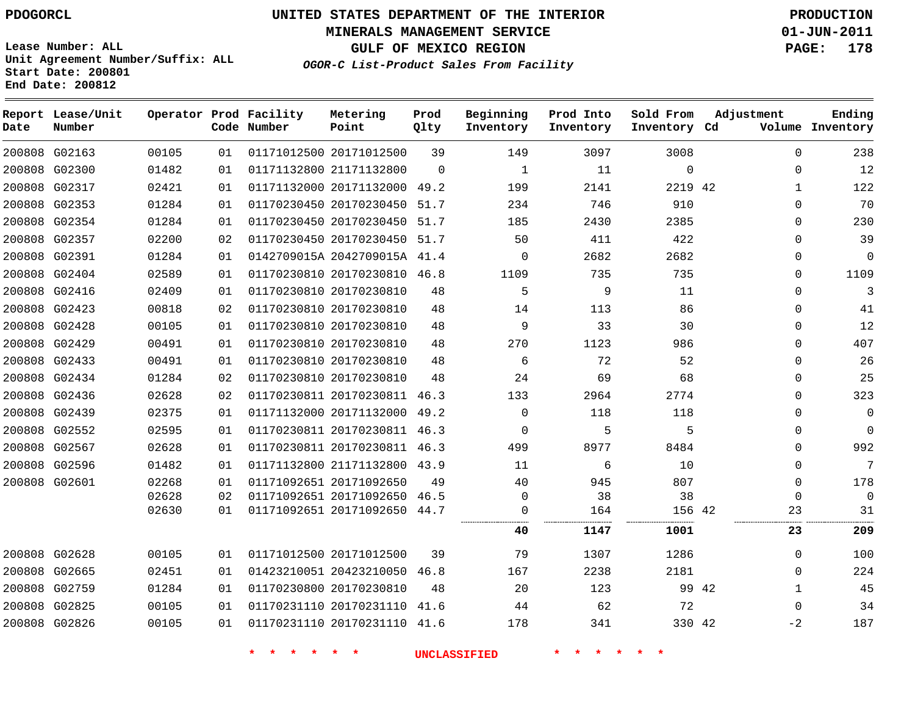**PDOGORCL**

Lease Number: ALL
Unit Agreement Number/Suffix: ALL
Start Date: 200801
End Date: 200812

# UNITED STATES DEPARTMENT OF THE INTERIOR
## MINERALS MANAGEMENT SERVICE
## GULF OF MEXICO REGION
### *OGOR-C List-Product Sales From Facility*

**PRODUCTION**
**01-JUN-2011**

| Report Date | Lease/Unit Number | Operator | Prod Code | Facility Number | Metering Point | Prod Qlty | Beginning Inventory | Prod Into Inventory | Sold From Inventory | Adjustment Cd | Volume | Ending Inventory |
|---|---|---|---|---|---|---|---|---|---|---|---|---|
| 200808 | G02163 | 00105 | 01 | 01171012500 | 20171012500 | 39 | 149 | 3097 | 3008 | | 0 | 238 |
| 200808 | G02300 | 01482 | 01 | 01171132800 | 21171132800 | 0 | 1 | 11 | 0 | | 0 | 12 |
| 200808 | G02317 | 02421 | 01 | 01171132000 | 20171132000 | 49.2 | 199 | 2141 | 2219 | 42 | 1 | 122 |
| 200808 | G02353 | 01284 | 01 | 01170230450 | 20170230450 | 51.7 | 234 | 746 | 910 | | 0 | 70 |
| 200808 | G02354 | 01284 | 01 | 01170230450 | 20170230450 | 51.7 | 185 | 2430 | 2385 | | 0 | 230 |
| 200808 | G02357 | 02200 | 02 | 01170230450 | 20170230450 | 51.7 | 50 | 411 | 422 | | 0 | 39 |
| 200808 | G02391 | 01284 | 01 | 0142709015A | 2042709015A | 41.4 | 0 | 2682 | 2682 | | 0 | 0 |
| 200808 | G02404 | 02589 | 01 | 01170230810 | 20170230810 | 46.8 | 1109 | 735 | 735 | | 0 | 1109 |
| 200808 | G02416 | 02409 | 01 | 01170230810 | 20170230810 | 48 | 5 | 9 | 11 | | 0 | 3 |
| 200808 | G02423 | 00818 | 02 | 01170230810 | 20170230810 | 48 | 14 | 113 | 86 | | 0 | 41 |
| 200808 | G02428 | 00105 | 01 | 01170230810 | 20170230810 | 48 | 9 | 33 | 30 | | 0 | 12 |
| 200808 | G02429 | 00491 | 01 | 01170230810 | 20170230810 | 48 | 270 | 1123 | 986 | | 0 | 407 |
| 200808 | G02433 | 00491 | 01 | 01170230810 | 20170230810 | 48 | 6 | 72 | 52 | | 0 | 26 |
| 200808 | G02434 | 01284 | 02 | 01170230810 | 20170230810 | 48 | 24 | 69 | 68 | | 0 | 25 |
| 200808 | G02436 | 02628 | 02 | 01170230811 | 20170230811 | 46.3 | 133 | 2964 | 2774 | | 0 | 323 |
| 200808 | G02439 | 02375 | 01 | 01171132000 | 20171132000 | 49.2 | 0 | 118 | 118 | | 0 | 0 |
| 200808 | G02552 | 02595 | 01 | 01170230811 | 20170230811 | 46.3 | 0 | 5 | 5 | | 0 | 0 |
| 200808 | G02567 | 02628 | 01 | 01170230811 | 20170230811 | 46.3 | 499 | 8977 | 8484 | | 0 | 992 |
| 200808 | G02596 | 01482 | 01 | 01171132800 | 21171132800 | 43.9 | 11 | 6 | 10 | | 0 | 7 |
| 200808 | G02601 | 02268 | 01 | 01171092651 | 20171092650 | 49 | 40 | 945 | 807 | | 0 | 178 |
| | | 02628 | 02 | 01171092651 | 20171092650 | 46.5 | 0 | 38 | 38 | | 0 | 0 |
| | | 02630 | 01 | 01171092651 | 20171092650 | 44.7 | 0 | 164 | 156 | 42 | 23 | 31 |
| | | | | | | | **40** | **1147** | **1001** | | **23** | **209** |
| 200808 | G02628 | 00105 | 01 | 01171012500 | 20171012500 | 39 | 79 | 1307 | 1286 | | 0 | 100 |
| 200808 | G02665 | 02451 | 01 | 01423210051 | 20423210050 | 46.8 | 167 | 2238 | 2181 | | 0 | 224 |
| 200808 | G02759 | 01284 | 01 | 01170230800 | 20170230810 | 48 | 20 | 123 | 99 | 42 | 1 | 45 |
| 200808 | G02825 | 00105 | 01 | 01170231110 | 20170231110 | 41.6 | 44 | 62 | 72 | | 0 | 34 |
| 200808 | G02826 | 00105 | 01 | 01170231110 | 20170231110 | 41.6 | 178 | 341 | 330 | 42 | -2 | 187 |

\* \* \* \* \* \* UNCLASSIFIED \* \* \* \* \* \*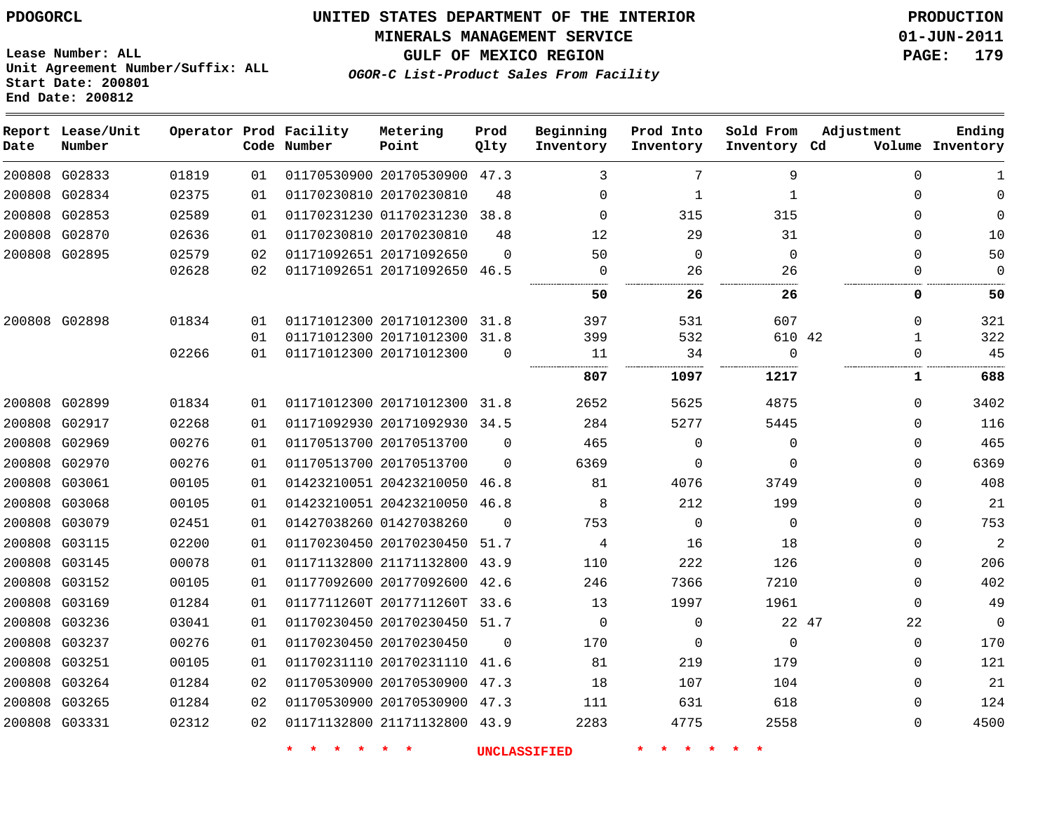PDOGORCL

# UNITED STATES DEPARTMENT OF THE INTERIOR
## MINERALS MANAGEMENT SERVICE
## GULF OF MEXICO REGION
### *OGOR-C List-Product Sales From Facility*

PRODUCTION
01-JUN-2011

Lease Number: ALL
Unit Agreement Number/Suffix: ALL
Start Date: 200801
End Date: 200812

| Report Date | Lease/Unit Number | Operator | Prod Code | Facility Number | Metering Point | Prod Qlty | Beginning Inventory | Prod Into Inventory | Sold From Inventory | Adjustment Cd | Volume | Ending Inventory |
|---|---|---|---|---|---|---|---|---|---|---|---|---|
| 200808 | G02833 | 01819 | 01 | 01170530900 | 20170530900 | 47.3 | 3 | 7 | 9 | | 0 | 1 |
| 200808 | G02834 | 02375 | 01 | 01170230810 | 20170230810 | 48 | 0 | 1 | 1 | | 0 | 0 |
| 200808 | G02853 | 02589 | 01 | 01170231230 | 01170231230 | 38.8 | 0 | 315 | 315 | | 0 | 0 |
| 200808 | G02870 | 02636 | 01 | 01170230810 | 20170230810 | 48 | 12 | 29 | 31 | | 0 | 10 |
| 200808 | G02895 | 02579 | 02 | 01171092651 | 20171092650 | 0 | 50 | 0 | 0 | | 0 | 50 |
| | | 02628 | 02 | 01171092651 | 20171092650 | 46.5 | 0 | 26 | 26 | | 0 | 0 |
| | | | | | | | **50** | **26** | **26** | | **0** | **50** |
| 200808 | G02898 | 01834 | 01 | 01171012300 | 20171012300 | 31.8 | 397 | 531 | 607 | | 0 | 321 |
| | | | 01 | 01171012300 | 20171012300 | 31.8 | 399 | 532 | 610 | 42 | 1 | 322 |
| | | 02266 | 01 | 01171012300 | 20171012300 | 0 | 11 | 34 | 0 | | 0 | 45 |
| | | | | | | | **807** | **1097** | **1217** | | **1** | **688** |
| 200808 | G02899 | 01834 | 01 | 01171012300 | 20171012300 | 31.8 | 2652 | 5625 | 4875 | | 0 | 3402 |
| 200808 | G02917 | 02268 | 01 | 01171092930 | 20171092930 | 34.5 | 284 | 5277 | 5445 | | 0 | 116 |
| 200808 | G02969 | 00276 | 01 | 01170513700 | 20170513700 | 0 | 465 | 0 | 0 | | 0 | 465 |
| 200808 | G02970 | 00276 | 01 | 01170513700 | 20170513700 | 0 | 6369 | 0 | 0 | | 0 | 6369 |
| 200808 | G03061 | 00105 | 01 | 01423210051 | 20423210050 | 46.8 | 81 | 4076 | 3749 | | 0 | 408 |
| 200808 | G03068 | 00105 | 01 | 01423210051 | 20423210050 | 46.8 | 8 | 212 | 199 | | 0 | 21 |
| 200808 | G03079 | 02451 | 01 | 01427038260 | 01427038260 | 0 | 753 | 0 | 0 | | 0 | 753 |
| 200808 | G03115 | 02200 | 01 | 01170230450 | 20170230450 | 51.7 | 4 | 16 | 18 | | 0 | 2 |
| 200808 | G03145 | 00078 | 01 | 01171132800 | 21171132800 | 43.9 | 110 | 222 | 126 | | 0 | 206 |
| 200808 | G03152 | 00105 | 01 | 01177092600 | 20177092600 | 42.6 | 246 | 7366 | 7210 | | 0 | 402 |
| 200808 | G03169 | 01284 | 01 | 0117711260T | 2017711260T | 33.6 | 13 | 1997 | 1961 | | 0 | 49 |
| 200808 | G03236 | 03041 | 01 | 01170230450 | 20170230450 | 51.7 | 0 | 0 | 22 | 47 | 22 | 0 |
| 200808 | G03237 | 00276 | 01 | 01170230450 | 20170230450 | 0 | 170 | 0 | 0 | | 0 | 170 |
| 200808 | G03251 | 00105 | 01 | 01170231110 | 20170231110 | 41.6 | 81 | 219 | 179 | | 0 | 121 |
| 200808 | G03264 | 01284 | 02 | 01170530900 | 20170530900 | 47.3 | 18 | 107 | 104 | | 0 | 21 |
| 200808 | G03265 | 01284 | 02 | 01170530900 | 20170530900 | 47.3 | 111 | 631 | 618 | | 0 | 124 |
| 200808 | G03331 | 02312 | 02 | 01171132800 | 21171132800 | 43.9 | 2283 | 4775 | 2558 | | 0 | 4500 |

* * * * * * UNCLASSIFIED * * * * * *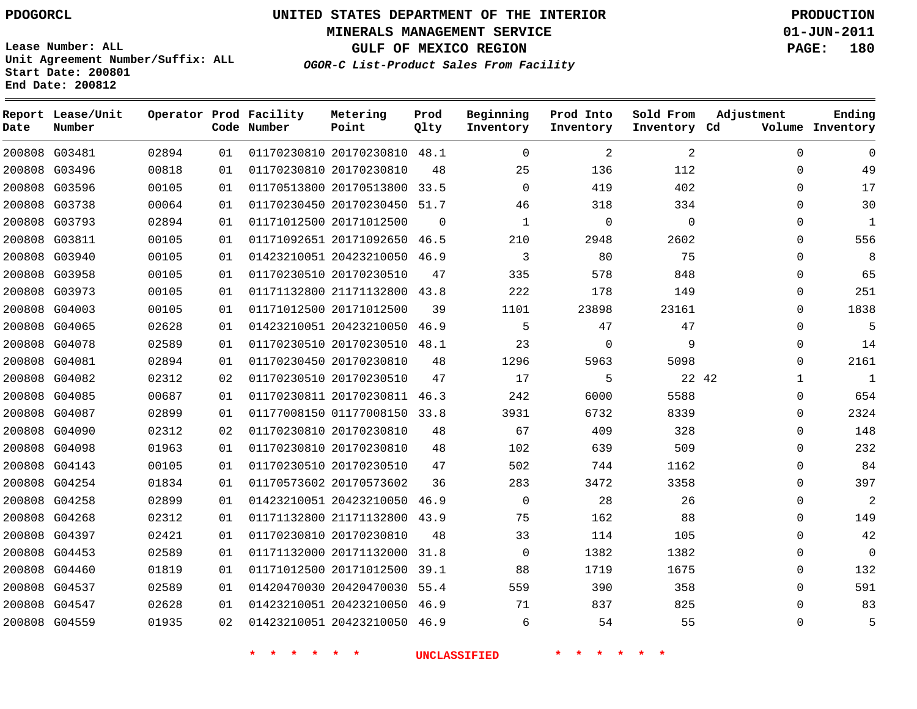PDOGORCL

# UNITED STATES DEPARTMENT OF THE INTERIOR
## MINERALS MANAGEMENT SERVICE
## GULF OF MEXICO REGION
### *OGOR-C List-Product Sales From Facility*

PRODUCTION
01-JUN-2011

Lease Number: ALL
Unit Agreement Number/Suffix: ALL
Start Date: 200801
End Date: 200812

| Report Date | Lease/Unit Number | Operator | Prod Code | Facility Number | Metering Point | Prod Qlty | Beginning Inventory | Prod Into Inventory | Sold From Inventory | Adjustment Cd | Adjustment Volume | Ending Inventory |
|---|---|---|---|---|---|---|---|---|---|---|---|---|
| 200808 | G03481 | 02894 | 01 | 01170230810 | 20170230810 | 48.1 | 0 | 2 | 2 | | 0 | 0 |
| 200808 | G03496 | 00818 | 01 | 01170230810 | 20170230810 | 48 | 25 | 136 | 112 | | 0 | 49 |
| 200808 | G03596 | 00105 | 01 | 01170513800 | 20170513800 | 33.5 | 0 | 419 | 402 | | 0 | 17 |
| 200808 | G03738 | 00064 | 01 | 01170230450 | 20170230450 | 51.7 | 46 | 318 | 334 | | 0 | 30 |
| 200808 | G03793 | 02894 | 01 | 01171012500 | 20171012500 | 0 | 1 | 0 | 0 | | 0 | 1 |
| 200808 | G03811 | 00105 | 01 | 01171092651 | 20171092650 | 46.5 | 210 | 2948 | 2602 | | 0 | 556 |
| 200808 | G03940 | 00105 | 01 | 01423210051 | 20423210050 | 46.9 | 3 | 80 | 75 | | 0 | 8 |
| 200808 | G03958 | 00105 | 01 | 01170230510 | 20170230510 | 47 | 335 | 578 | 848 | | 0 | 65 |
| 200808 | G03973 | 00105 | 01 | 01171132800 | 21171132800 | 43.8 | 222 | 178 | 149 | | 0 | 251 |
| 200808 | G04003 | 00105 | 01 | 01171012500 | 20171012500 | 39 | 1101 | 23898 | 23161 | | 0 | 1838 |
| 200808 | G04065 | 02628 | 01 | 01423210051 | 20423210050 | 46.9 | 5 | 47 | 47 | | 0 | 5 |
| 200808 | G04078 | 02589 | 01 | 01170230510 | 20170230510 | 48.1 | 23 | 0 | 9 | | 0 | 14 |
| 200808 | G04081 | 02894 | 01 | 01170230450 | 20170230810 | 48 | 1296 | 5963 | 5098 | | 0 | 2161 |
| 200808 | G04082 | 02312 | 02 | 01170230510 | 20170230510 | 47 | 17 | 5 | 22 | 42 | 1 | 1 |
| 200808 | G04085 | 00687 | 01 | 01170230811 | 20170230811 | 46.3 | 242 | 6000 | 5588 | | 0 | 654 |
| 200808 | G04087 | 02899 | 01 | 01177008150 | 01177008150 | 33.8 | 3931 | 6732 | 8339 | | 0 | 2324 |
| 200808 | G04090 | 02312 | 02 | 01170230810 | 20170230810 | 48 | 67 | 409 | 328 | | 0 | 148 |
| 200808 | G04098 | 01963 | 01 | 01170230810 | 20170230810 | 48 | 102 | 639 | 509 | | 0 | 232 |
| 200808 | G04143 | 00105 | 01 | 01170230510 | 20170230510 | 47 | 502 | 744 | 1162 | | 0 | 84 |
| 200808 | G04254 | 01834 | 01 | 01170573602 | 20170573602 | 36 | 283 | 3472 | 3358 | | 0 | 397 |
| 200808 | G04258 | 02899 | 01 | 01423210051 | 20423210050 | 46.9 | 0 | 28 | 26 | | 0 | 2 |
| 200808 | G04268 | 02312 | 01 | 01171132800 | 21171132800 | 43.9 | 75 | 162 | 88 | | 0 | 149 |
| 200808 | G04397 | 02421 | 01 | 01170230810 | 20170230810 | 48 | 33 | 114 | 105 | | 0 | 42 |
| 200808 | G04453 | 02589 | 01 | 01171132000 | 20171132000 | 31.8 | 0 | 1382 | 1382 | | 0 | 0 |
| 200808 | G04460 | 01819 | 01 | 01171012500 | 20171012500 | 39.1 | 88 | 1719 | 1675 | | 0 | 132 |
| 200808 | G04537 | 02589 | 01 | 01420470030 | 20420470030 | 55.4 | 559 | 390 | 358 | | 0 | 591 |
| 200808 | G04547 | 02628 | 01 | 01423210051 | 20423210050 | 46.9 | 71 | 837 | 825 | | 0 | 83 |
| 200808 | G04559 | 01935 | 02 | 01423210051 | 20423210050 | 46.9 | 6 | 54 | 55 | | 0 | 5 |

\* \* \* \* \* \* UNCLASSIFIED \* \* \* \* \* \*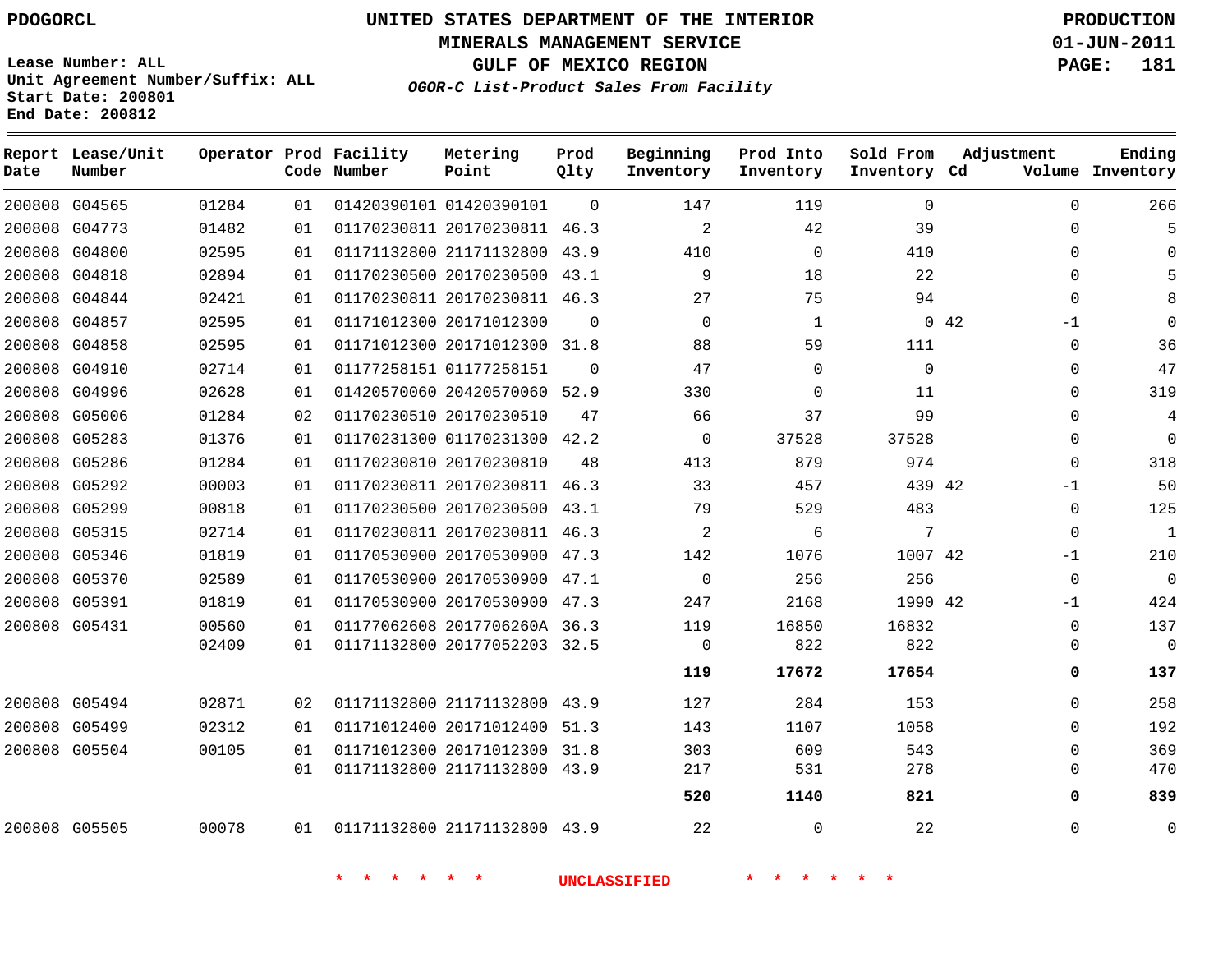PDOGORCL

# UNITED STATES DEPARTMENT OF THE INTERIOR
## MINERALS MANAGEMENT SERVICE
## GULF OF MEXICO REGION
### *OGOR-C List-Product Sales From Facility*

PRODUCTION
01-JUN-2011

Lease Number: ALL
Unit Agreement Number/Suffix: ALL
Start Date: 200801
End Date: 200812

| Report Date | Lease/Unit Number | Operator | Prod Code | Facility Number | Metering Point | Prod Qlty | Beginning Inventory | Prod Into Inventory | Sold From Inventory | Adjustment Cd | Adjustment Volume | Ending Inventory |
|---|---|---|---|---|---|---|---|---|---|---|---|---|
| 200808 | G04565 | 01284 | 01 | 01420390101 | 01420390101 | 0 | 147 | 119 | 0 | | 0 | 266 |
| 200808 | G04773 | 01482 | 01 | 01170230811 | 20170230811 | 46.3 | 2 | 42 | 39 | | 0 | 5 |
| 200808 | G04800 | 02595 | 01 | 01171132800 | 21171132800 | 43.9 | 410 | 0 | 410 | | 0 | 0 |
| 200808 | G04818 | 02894 | 01 | 01170230500 | 20170230500 | 43.1 | 9 | 18 | 22 | | 0 | 5 |
| 200808 | G04844 | 02421 | 01 | 01170230811 | 20170230811 | 46.3 | 27 | 75 | 94 | | 0 | 8 |
| 200808 | G04857 | 02595 | 01 | 01171012300 | 20171012300 | 0 | 0 | 1 | 0 | 42 | -1 | 0 |
| 200808 | G04858 | 02595 | 01 | 01171012300 | 20171012300 | 31.8 | 88 | 59 | 111 | | 0 | 36 |
| 200808 | G04910 | 02714 | 01 | 01177258151 | 01177258151 | 0 | 47 | 0 | 0 | | 0 | 47 |
| 200808 | G04996 | 02628 | 01 | 01420570060 | 20420570060 | 52.9 | 330 | 0 | 11 | | 0 | 319 |
| 200808 | G05006 | 01284 | 02 | 01170230510 | 20170230510 | 47 | 66 | 37 | 99 | | 0 | 4 |
| 200808 | G05283 | 01376 | 01 | 01170231300 | 01170231300 | 42.2 | 0 | 37528 | 37528 | | 0 | 0 |
| 200808 | G05286 | 01284 | 01 | 01170230810 | 20170230810 | 48 | 413 | 879 | 974 | | 0 | 318 |
| 200808 | G05292 | 00003 | 01 | 01170230811 | 20170230811 | 46.3 | 33 | 457 | 439 | 42 | -1 | 50 |
| 200808 | G05299 | 00818 | 01 | 01170230500 | 20170230500 | 43.1 | 79 | 529 | 483 | | 0 | 125 |
| 200808 | G05315 | 02714 | 01 | 01170230811 | 20170230811 | 46.3 | 2 | 6 | 7 | | 0 | 1 |
| 200808 | G05346 | 01819 | 01 | 01170530900 | 20170530900 | 47.3 | 142 | 1076 | 1007 | 42 | -1 | 210 |
| 200808 | G05370 | 02589 | 01 | 01170530900 | 20170530900 | 47.1 | 0 | 256 | 256 | | 0 | 0 |
| 200808 | G05391 | 01819 | 01 | 01170530900 | 20170530900 | 47.3 | 247 | 2168 | 1990 | 42 | -1 | 424 |
| 200808 | G05431 | 00560 | 01 | 01177062608 | 2017706260A | 36.3 | 119 | 16850 | 16832 | | 0 | 137 |
| | | 02409 | 01 | 01171132800 | 20177052203 | 32.5 | 0 | 822 | 822 | | 0 | 0 |
| | | | | | | | **119** | **17672** | **17654** | | **0** | **137** |
| 200808 | G05494 | 02871 | 02 | 01171132800 | 21171132800 | 43.9 | 127 | 284 | 153 | | 0 | 258 |
| 200808 | G05499 | 02312 | 01 | 01171012400 | 20171012400 | 51.3 | 143 | 1107 | 1058 | | 0 | 192 |
| 200808 | G05504 | 00105 | 01 | 01171012300 | 20171012300 | 31.8 | 303 | 609 | 543 | | 0 | 369 |
| | | | 01 | 01171132800 | 21171132800 | 43.9 | 217 | 531 | 278 | | 0 | 470 |
| | | | | | | | **520** | **1140** | **821** | | **0** | **839** |
| 200808 | G05505 | 00078 | 01 | 01171132800 | 21171132800 | 43.9 | 22 | 0 | 22 | | 0 | 0 |

* * * * * * UNCLASSIFIED * * * * * *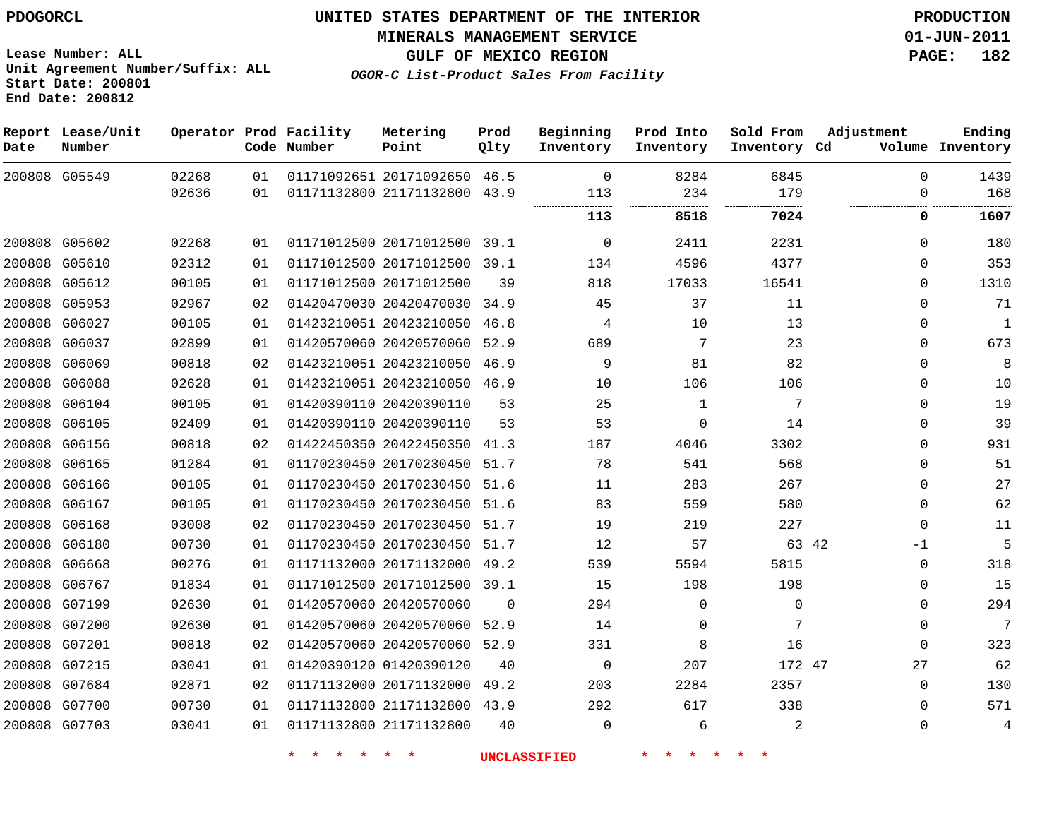PDOGORCL

# UNITED STATES DEPARTMENT OF THE INTERIOR
## MINERALS MANAGEMENT SERVICE
## GULF OF MEXICO REGION
### *OGOR-C List-Product Sales From Facility*

PRODUCTION
01-JUN-2011

Lease Number: ALL
Unit Agreement Number/Suffix: ALL
Start Date: 200801
End Date: 200812

| Report Date | Lease/Unit Number | Operator | Prod Code | Facility Number | Metering Point | Prod Qlty | Beginning Inventory | Prod Into Inventory | Sold From Inventory | Adjustment Cd | Adjustment Volume | Ending Inventory |
|---|---|---|---|---|---|---|---|---|---|---|---|---|
| 200808 | G05549 | 02268 | 01 | 01171092651 | 20171092650 | 46.5 | 0 | 8284 | 6845 | | 0 | 1439 |
| | | 02636 | 01 | 01171132800 | 21171132800 | 43.9 | 113 | 234 | 179 | | 0 | 168 |
| | | | | | | | **113** | **8518** | **7024** | | **0** | **1607** |
| 200808 | G05602 | 02268 | 01 | 01171012500 | 20171012500 | 39.1 | 0 | 2411 | 2231 | | 0 | 180 |
| 200808 | G05610 | 02312 | 01 | 01171012500 | 20171012500 | 39.1 | 134 | 4596 | 4377 | | 0 | 353 |
| 200808 | G05612 | 00105 | 01 | 01171012500 | 20171012500 | 39 | 818 | 17033 | 16541 | | 0 | 1310 |
| 200808 | G05953 | 02967 | 02 | 01420470030 | 20420470030 | 34.9 | 45 | 37 | 11 | | 0 | 71 |
| 200808 | G06027 | 00105 | 01 | 01423210051 | 20423210050 | 46.8 | 4 | 10 | 13 | | 0 | 1 |
| 200808 | G06037 | 02899 | 01 | 01420570060 | 20420570060 | 52.9 | 689 | 7 | 23 | | 0 | 673 |
| 200808 | G06069 | 00818 | 02 | 01423210051 | 20423210050 | 46.9 | 9 | 81 | 82 | | 0 | 8 |
| 200808 | G06088 | 02628 | 01 | 01423210051 | 20423210050 | 46.9 | 10 | 106 | 106 | | 0 | 10 |
| 200808 | G06104 | 00105 | 01 | 01420390110 | 20420390110 | 53 | 25 | 1 | 7 | | 0 | 19 |
| 200808 | G06105 | 02409 | 01 | 01420390110 | 20420390110 | 53 | 53 | 0 | 14 | | 0 | 39 |
| 200808 | G06156 | 00818 | 02 | 01422450350 | 20422450350 | 41.3 | 187 | 4046 | 3302 | | 0 | 931 |
| 200808 | G06165 | 01284 | 01 | 01170230450 | 20170230450 | 51.7 | 78 | 541 | 568 | | 0 | 51 |
| 200808 | G06166 | 00105 | 01 | 01170230450 | 20170230450 | 51.6 | 11 | 283 | 267 | | 0 | 27 |
| 200808 | G06167 | 00105 | 01 | 01170230450 | 20170230450 | 51.6 | 83 | 559 | 580 | | 0 | 62 |
| 200808 | G06168 | 03008 | 02 | 01170230450 | 20170230450 | 51.7 | 19 | 219 | 227 | | 0 | 11 |
| 200808 | G06180 | 00730 | 01 | 01170230450 | 20170230450 | 51.7 | 12 | 57 | 63 | 42 | -1 | 5 |
| 200808 | G06668 | 00276 | 01 | 01171132000 | 20171132000 | 49.2 | 539 | 5594 | 5815 | | 0 | 318 |
| 200808 | G06767 | 01834 | 01 | 01171012500 | 20171012500 | 39.1 | 15 | 198 | 198 | | 0 | 15 |
| 200808 | G07199 | 02630 | 01 | 01420570060 | 20420570060 | 0 | 294 | 0 | 0 | | 0 | 294 |
| 200808 | G07200 | 02630 | 01 | 01420570060 | 20420570060 | 52.9 | 14 | 0 | 7 | | 0 | 7 |
| 200808 | G07201 | 00818 | 02 | 01420570060 | 20420570060 | 52.9 | 331 | 8 | 16 | | 0 | 323 |
| 200808 | G07215 | 03041 | 01 | 01420390120 | 01420390120 | 40 | 0 | 207 | 172 | 47 | 27 | 62 |
| 200808 | G07684 | 02871 | 02 | 01171132000 | 20171132000 | 49.2 | 203 | 2284 | 2357 | | 0 | 130 |
| 200808 | G07700 | 00730 | 01 | 01171132800 | 21171132800 | 43.9 | 292 | 617 | 338 | | 0 | 571 |
| 200808 | G07703 | 03041 | 01 | 01171132800 | 21171132800 | 40 | 0 | 6 | 2 | | 0 | 4 |

\* \* \* \* \* \* UNCLASSIFIED \* \* \* \* \* \*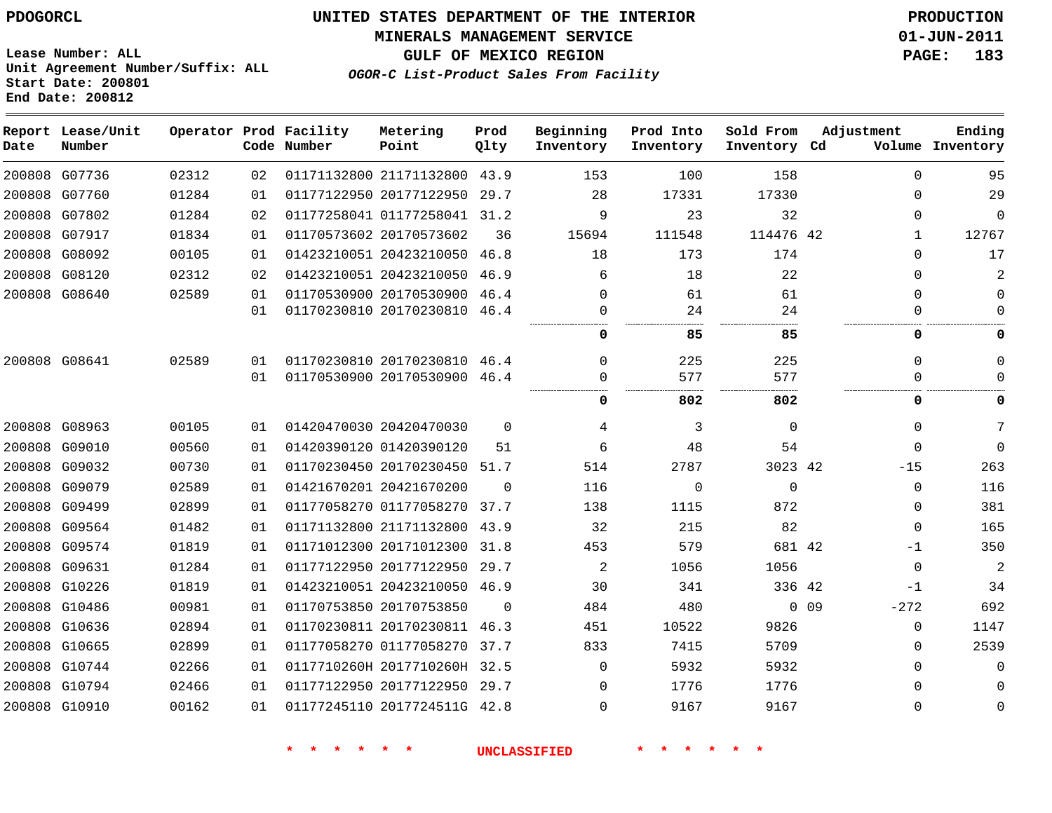PDOGORCL

Lease Number: ALL
Unit Agreement Number/Suffix: ALL
Start Date: 200801
End Date: 200812

# UNITED STATES DEPARTMENT OF THE INTERIOR
## MINERALS MANAGEMENT SERVICE
## GULF OF MEXICO REGION
### *OGOR-C List-Product Sales From Facility*

PRODUCTION
01-JUN-2011

| Report Date | Lease/Unit Number | Operator | Prod Code | Facility Number | Metering Point | Prod Qlty | Beginning Inventory | Prod Into Inventory | Sold From Inventory | Adjustment Cd | Volume | Ending Inventory |
|---|---|---|---|---|---|---|---|---|---|---|---|---|
| 200808 | G07736 | 02312 | 02 | 01171132800 | 21171132800 | 43.9 | 153 | 100 | 158 | | 0 | 95 |
| 200808 | G07760 | 01284 | 01 | 01177122950 | 20177122950 | 29.7 | 28 | 17331 | 17330 | | 0 | 29 |
| 200808 | G07802 | 01284 | 02 | 01177258041 | 01177258041 | 31.2 | 9 | 23 | 32 | | 0 | 0 |
| 200808 | G07917 | 01834 | 01 | 01170573602 | 20170573602 | 36 | 15694 | 111548 | 114476 | 42 | 1 | 12767 |
| 200808 | G08092 | 00105 | 01 | 01423210051 | 20423210050 | 46.8 | 18 | 173 | 174 | | 0 | 17 |
| 200808 | G08120 | 02312 | 02 | 01423210051 | 20423210050 | 46.9 | 6 | 18 | 22 | | 0 | 2 |
| 200808 | G08640 | 02589 | 01 | 01170530900 | 20170530900 | 46.4 | 0 | 61 | 61 | | 0 | 0 |
| | | | 01 | 01170230810 | 20170230810 | 46.4 | 0 | 24 | 24 | | 0 | 0 |
| | | | | | | | **0** | **85** | **85** | | **0** | **0** |
| 200808 | G08641 | 02589 | 01 | 01170230810 | 20170230810 | 46.4 | 0 | 225 | 225 | | 0 | 0 |
| | | | 01 | 01170530900 | 20170530900 | 46.4 | 0 | 577 | 577 | | 0 | 0 |
| | | | | | | | **0** | **802** | **802** | | **0** | **0** |
| 200808 | G08963 | 00105 | 01 | 01420470030 | 20420470030 | 0 | 4 | 3 | 0 | | 0 | 7 |
| 200808 | G09010 | 00560 | 01 | 01420390120 | 01420390120 | 51 | 6 | 48 | 54 | | 0 | 0 |
| 200808 | G09032 | 00730 | 01 | 01170230450 | 20170230450 | 51.7 | 514 | 2787 | 3023 | 42 | -15 | 263 |
| 200808 | G09079 | 02589 | 01 | 01421670201 | 20421670200 | 0 | 116 | 0 | 0 | | 0 | 116 |
| 200808 | G09499 | 02899 | 01 | 01177058270 | 01177058270 | 37.7 | 138 | 1115 | 872 | | 0 | 381 |
| 200808 | G09564 | 01482 | 01 | 01171132800 | 21171132800 | 43.9 | 32 | 215 | 82 | | 0 | 165 |
| 200808 | G09574 | 01819 | 01 | 01171012300 | 20171012300 | 31.8 | 453 | 579 | 681 | 42 | -1 | 350 |
| 200808 | G09631 | 01284 | 01 | 01177122950 | 20177122950 | 29.7 | 2 | 1056 | 1056 | | 0 | 2 |
| 200808 | G10226 | 01819 | 01 | 01423210051 | 20423210050 | 46.9 | 30 | 341 | 336 | 42 | -1 | 34 |
| 200808 | G10486 | 00981 | 01 | 01170753850 | 20170753850 | 0 | 484 | 480 | 0 | 09 | -272 | 692 |
| 200808 | G10636 | 02894 | 01 | 01170230811 | 20170230811 | 46.3 | 451 | 10522 | 9826 | | 0 | 1147 |
| 200808 | G10665 | 02899 | 01 | 01177058270 | 01177058270 | 37.7 | 833 | 7415 | 5709 | | 0 | 2539 |
| 200808 | G10744 | 02266 | 01 | 0117710260H | 2017710260H | 32.5 | 0 | 5932 | 5932 | | 0 | 0 |
| 200808 | G10794 | 02466 | 01 | 01177122950 | 20177122950 | 29.7 | 0 | 1776 | 1776 | | 0 | 0 |
| 200808 | G10910 | 00162 | 01 | 01177245110 | 2017724511G | 42.8 | 0 | 9167 | 9167 | | 0 | 0 |

* * * * * * UNCLASSIFIED * * * * * *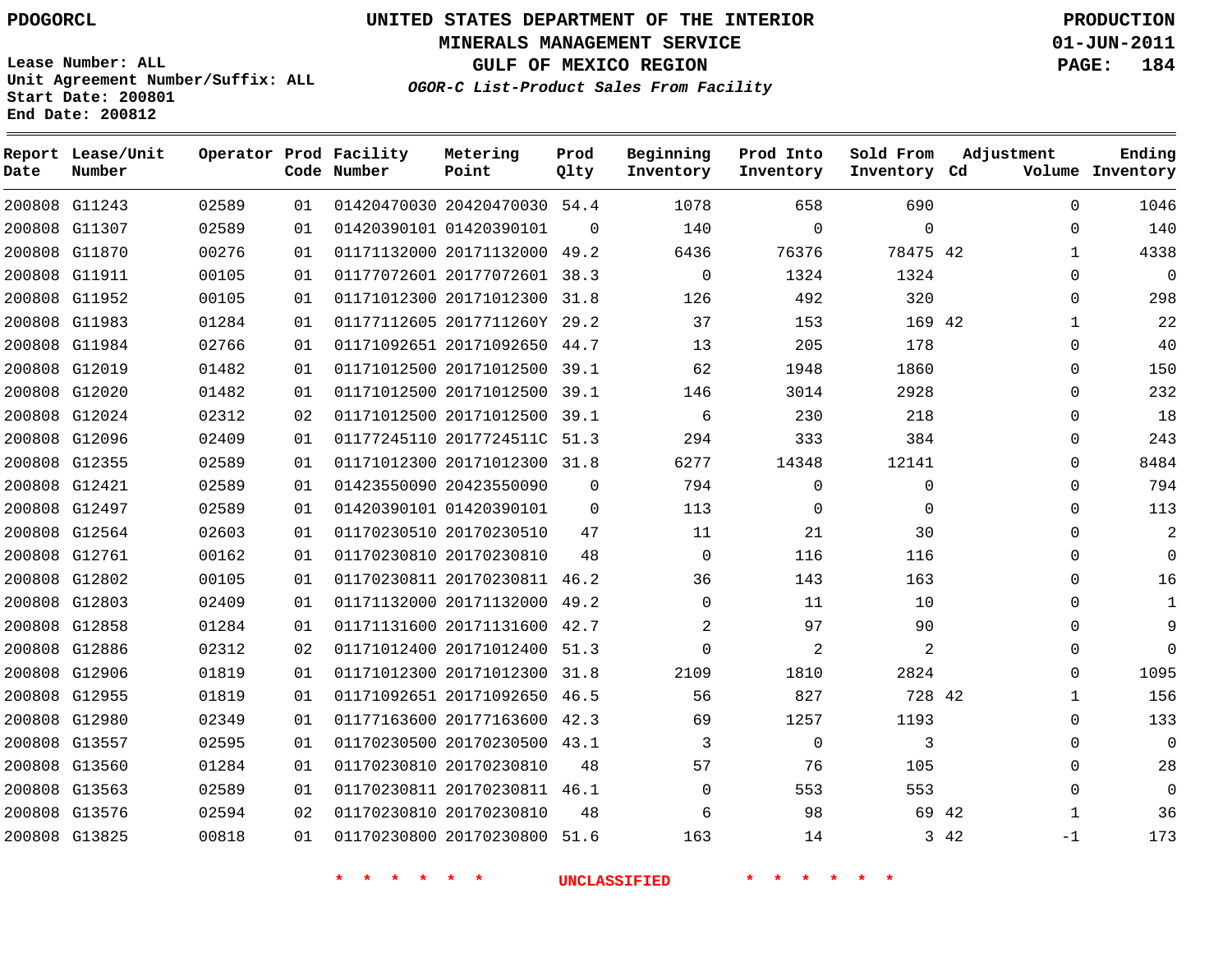PDOGORCL

# UNITED STATES DEPARTMENT OF THE INTERIOR
## MINERALS MANAGEMENT SERVICE
## GULF OF MEXICO REGION
### *OGOR-C List-Product Sales From Facility*

PRODUCTION
01-JUN-2011

Lease Number: ALL
Unit Agreement Number/Suffix: ALL
Start Date: 200801
End Date: 200812

| Report Date | Lease/Unit Number | Operator | Prod Code | Facility Number | Metering Point | Prod Qlty | Beginning Inventory | Prod Into Inventory | Sold From Inventory | Adjustment Cd | Adjustment Volume | Ending Inventory |
|---|---|---|---|---|---|---|---|---|---|---|---|---|
| 200808 | G11243 | 02589 | 01 | 01420470030 | 20420470030 | 54.4 | 1078 | 658 | 690 | | 0 | 1046 |
| 200808 | G11307 | 02589 | 01 | 01420390101 | 01420390101 | 0 | 140 | 0 | 0 | | 0 | 140 |
| 200808 | G11870 | 00276 | 01 | 01171132000 | 20171132000 | 49.2 | 6436 | 76376 | 78475 | 42 | 1 | 4338 |
| 200808 | G11911 | 00105 | 01 | 01177072601 | 20177072601 | 38.3 | 0 | 1324 | 1324 | | 0 | 0 |
| 200808 | G11952 | 00105 | 01 | 01171012300 | 20171012300 | 31.8 | 126 | 492 | 320 | | 0 | 298 |
| 200808 | G11983 | 01284 | 01 | 01177112605 | 2017711260Y | 29.2 | 37 | 153 | 169 | 42 | 1 | 22 |
| 200808 | G11984 | 02766 | 01 | 01171092651 | 20171092650 | 44.7 | 13 | 205 | 178 | | 0 | 40 |
| 200808 | G12019 | 01482 | 01 | 01171012500 | 20171012500 | 39.1 | 62 | 1948 | 1860 | | 0 | 150 |
| 200808 | G12020 | 01482 | 01 | 01171012500 | 20171012500 | 39.1 | 146 | 3014 | 2928 | | 0 | 232 |
| 200808 | G12024 | 02312 | 02 | 01171012500 | 20171012500 | 39.1 | 6 | 230 | 218 | | 0 | 18 |
| 200808 | G12096 | 02409 | 01 | 01177245110 | 2017724511C | 51.3 | 294 | 333 | 384 | | 0 | 243 |
| 200808 | G12355 | 02589 | 01 | 01171012300 | 20171012300 | 31.8 | 6277 | 14348 | 12141 | | 0 | 8484 |
| 200808 | G12421 | 02589 | 01 | 01423550090 | 20423550090 | 0 | 794 | 0 | 0 | | 0 | 794 |
| 200808 | G12497 | 02589 | 01 | 01420390101 | 01420390101 | 0 | 113 | 0 | 0 | | 0 | 113 |
| 200808 | G12564 | 02603 | 01 | 01170230510 | 20170230510 | 47 | 11 | 21 | 30 | | 0 | 2 |
| 200808 | G12761 | 00162 | 01 | 01170230810 | 20170230810 | 48 | 0 | 116 | 116 | | 0 | 0 |
| 200808 | G12802 | 00105 | 01 | 01170230811 | 20170230811 | 46.2 | 36 | 143 | 163 | | 0 | 16 |
| 200808 | G12803 | 02409 | 01 | 01171132000 | 20171132000 | 49.2 | 0 | 11 | 10 | | 0 | 1 |
| 200808 | G12858 | 01284 | 01 | 01171131600 | 20171131600 | 42.7 | 2 | 97 | 90 | | 0 | 9 |
| 200808 | G12886 | 02312 | 02 | 01171012400 | 20171012400 | 51.3 | 0 | 2 | 2 | | 0 | 0 |
| 200808 | G12906 | 01819 | 01 | 01171012300 | 20171012300 | 31.8 | 2109 | 1810 | 2824 | | 0 | 1095 |
| 200808 | G12955 | 01819 | 01 | 01171092651 | 20171092650 | 46.5 | 56 | 827 | 728 | 42 | 1 | 156 |
| 200808 | G12980 | 02349 | 01 | 01177163600 | 20177163600 | 42.3 | 69 | 1257 | 1193 | | 0 | 133 |
| 200808 | G13557 | 02595 | 01 | 01170230500 | 20170230500 | 43.1 | 3 | 0 | 3 | | 0 | 0 |
| 200808 | G13560 | 01284 | 01 | 01170230810 | 20170230810 | 48 | 57 | 76 | 105 | | 0 | 28 |
| 200808 | G13563 | 02589 | 01 | 01170230811 | 20170230811 | 46.1 | 0 | 553 | 553 | | 0 | 0 |
| 200808 | G13576 | 02594 | 02 | 01170230810 | 20170230810 | 48 | 6 | 98 | 69 | 42 | 1 | 36 |
| 200808 | G13825 | 00818 | 01 | 01170230800 | 20170230800 | 51.6 | 163 | 14 | 3 | 42 | -1 | 173 |

* * * * * * * UNCLASSIFIED * * * * * * *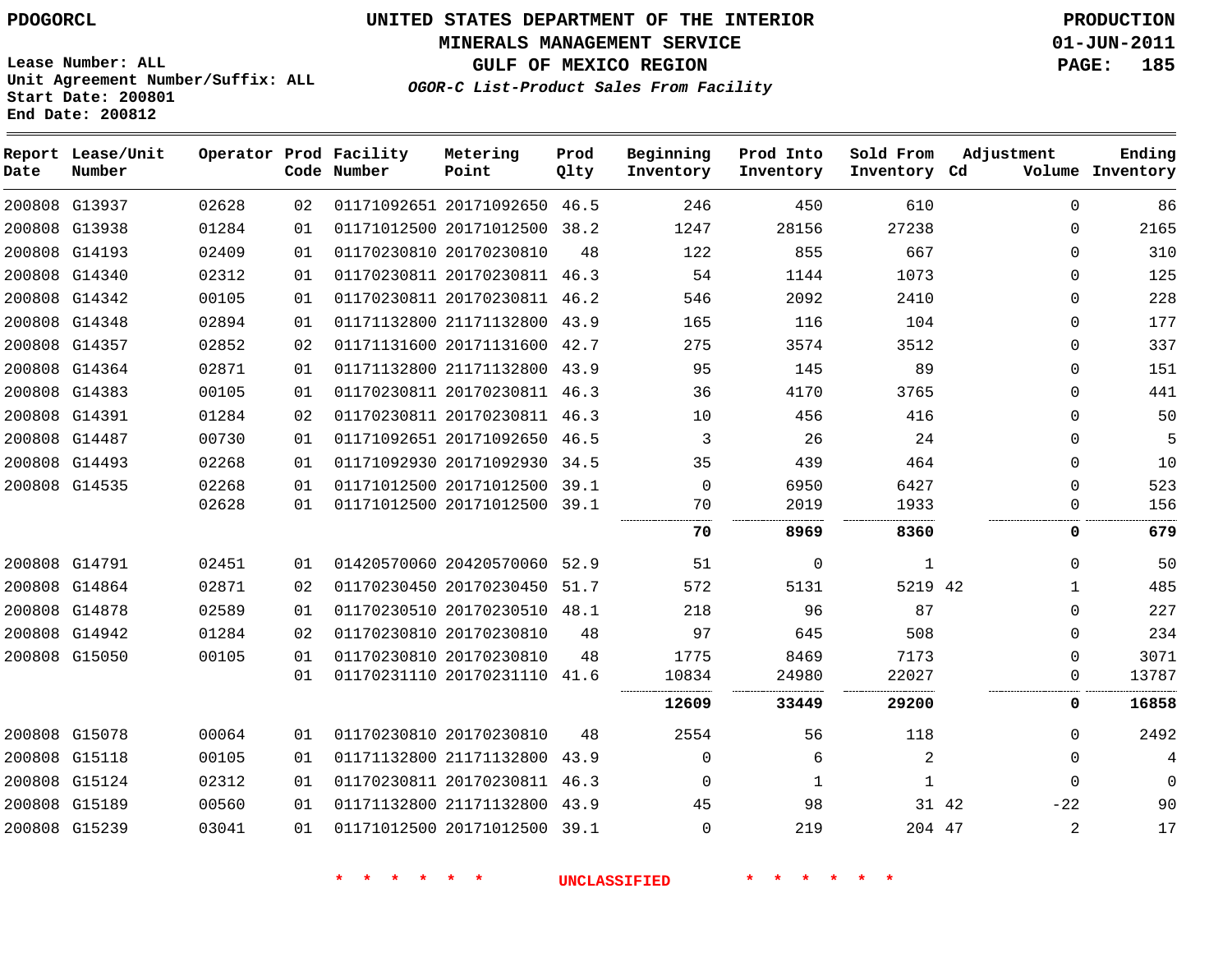PDOGORCL

Lease Number: ALL
Unit Agreement Number/Suffix: ALL
Start Date: 200801
End Date: 200812

# UNITED STATES DEPARTMENT OF THE INTERIOR
## MINERALS MANAGEMENT SERVICE
## GULF OF MEXICO REGION
### *OGOR-C List-Product Sales From Facility*

PRODUCTION
01-JUN-2011

| Report Date | Lease/Unit Number | Operator | Prod Code | Facility Number | Metering Point | Prod Qlty | Beginning Inventory | Prod Into Inventory | Sold From Inventory | Adjustment Cd | Adjustment Volume | Ending Inventory |
|---|---|---|---|---|---|---|---|---|---|---|---|---|
| 200808 | G13937 | 02628 | 02 | 01171092651 | 20171092650 | 46.5 | 246 | 450 | 610 | | 0 | 86 |
| 200808 | G13938 | 01284 | 01 | 01171012500 | 20171012500 | 38.2 | 1247 | 28156 | 27238 | | 0 | 2165 |
| 200808 | G14193 | 02409 | 01 | 01170230810 | 20170230810 | 48 | 122 | 855 | 667 | | 0 | 310 |
| 200808 | G14340 | 02312 | 01 | 01170230811 | 20170230811 | 46.3 | 54 | 1144 | 1073 | | 0 | 125 |
| 200808 | G14342 | 00105 | 01 | 01170230811 | 20170230811 | 46.2 | 546 | 2092 | 2410 | | 0 | 228 |
| 200808 | G14348 | 02894 | 01 | 01171132800 | 21171132800 | 43.9 | 165 | 116 | 104 | | 0 | 177 |
| 200808 | G14357 | 02852 | 02 | 01171131600 | 20171131600 | 42.7 | 275 | 3574 | 3512 | | 0 | 337 |
| 200808 | G14364 | 02871 | 01 | 01171132800 | 21171132800 | 43.9 | 95 | 145 | 89 | | 0 | 151 |
| 200808 | G14383 | 00105 | 01 | 01170230811 | 20170230811 | 46.3 | 36 | 4170 | 3765 | | 0 | 441 |
| 200808 | G14391 | 01284 | 02 | 01170230811 | 20170230811 | 46.3 | 10 | 456 | 416 | | 0 | 50 |
| 200808 | G14487 | 00730 | 01 | 01171092651 | 20171092650 | 46.5 | 3 | 26 | 24 | | 0 | 5 |
| 200808 | G14493 | 02268 | 01 | 01171092930 | 20171092930 | 34.5 | 35 | 439 | 464 | | 0 | 10 |
| 200808 | G14535 | 02268 | 01 | 01171012500 | 20171012500 | 39.1 | 0 | 6950 | 6427 | | 0 | 523 |
| | | 02628 | 01 | 01171012500 | 20171012500 | 39.1 | 70 | 2019 | 1933 | | 0 | 156 |
| | | | | | | | **70** | **8969** | **8360** | | **0** | **679** |
| 200808 | G14791 | 02451 | 01 | 01420570060 | 20420570060 | 52.9 | 51 | 0 | 1 | | 0 | 50 |
| 200808 | G14864 | 02871 | 02 | 01170230450 | 20170230450 | 51.7 | 572 | 5131 | 5219 | 42 | 1 | 485 |
| 200808 | G14878 | 02589 | 01 | 01170230510 | 20170230510 | 48.1 | 218 | 96 | 87 | | 0 | 227 |
| 200808 | G14942 | 01284 | 02 | 01170230810 | 20170230810 | 48 | 97 | 645 | 508 | | 0 | 234 |
| 200808 | G15050 | 00105 | 01 | 01170230810 | 20170230810 | 48 | 1775 | 8469 | 7173 | | 0 | 3071 |
| | | | 01 | 01170231110 | 20170231110 | 41.6 | 10834 | 24980 | 22027 | | 0 | 13787 |
| | | | | | | | **12609** | **33449** | **29200** | | **0** | **16858** |
| 200808 | G15078 | 00064 | 01 | 01170230810 | 20170230810 | 48 | 2554 | 56 | 118 | | 0 | 2492 |
| 200808 | G15118 | 00105 | 01 | 01171132800 | 21171132800 | 43.9 | 0 | 6 | 2 | | 0 | 4 |
| 200808 | G15124 | 02312 | 01 | 01170230811 | 20170230811 | 46.3 | 0 | 1 | 1 | | 0 | 0 |
| 200808 | G15189 | 00560 | 01 | 01171132800 | 21171132800 | 43.9 | 45 | 98 | 31 | 42 | -22 | 90 |
| 200808 | G15239 | 03041 | 01 | 01171012500 | 20171012500 | 39.1 | 0 | 219 | 204 | 47 | 2 | 17 |

\* \* \* \* \* \* UNCLASSIFIED \* \* \* \* \* \*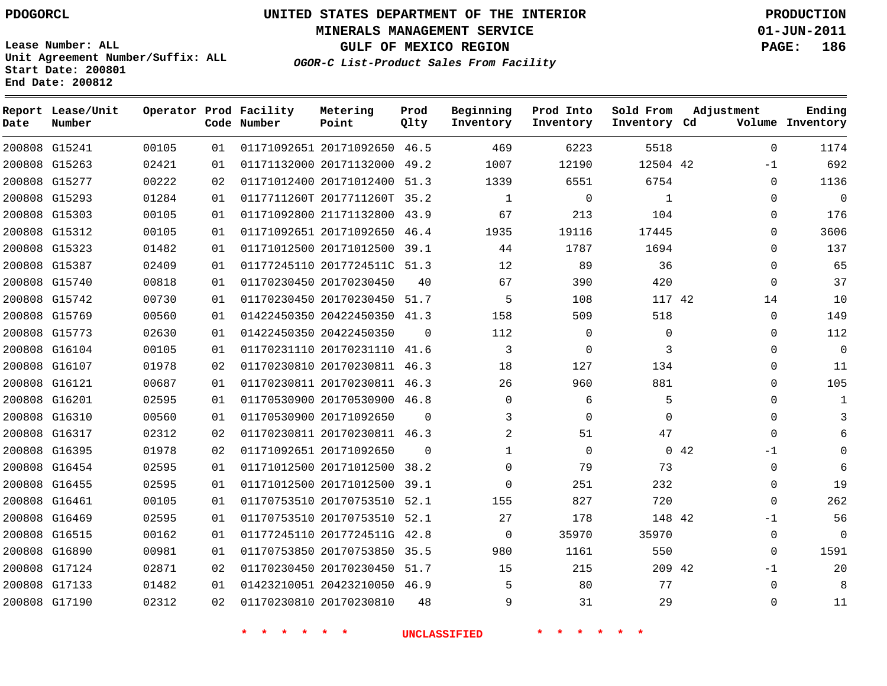PDOGORCL

# UNITED STATES DEPARTMENT OF THE INTERIOR
## MINERALS MANAGEMENT SERVICE
## GULF OF MEXICO REGION
### *OGOR-C List-Product Sales From Facility*

PRODUCTION
01-JUN-2011

Lease Number: ALL
Unit Agreement Number/Suffix: ALL
Start Date: 200801
End Date: 200812

| Report Date | Lease/Unit Number | Operator | Prod Code | Facility Number | Metering Point | Prod Qlty | Beginning Inventory | Prod Into Inventory | Sold From Inventory | Adjustment Cd | Adjustment Volume | Ending Inventory |
|---|---|---|---|---|---|---|---|---|---|---|---|---|
| 200808 | G15241 | 00105 | 01 | 01171092651 | 20171092650 | 46.5 | 469 | 6223 | 5518 | | 0 | 1174 |
| 200808 | G15263 | 02421 | 01 | 01171132000 | 20171132000 | 49.2 | 1007 | 12190 | 12504 | 42 | -1 | 692 |
| 200808 | G15277 | 00222 | 02 | 01171012400 | 20171012400 | 51.3 | 1339 | 6551 | 6754 | | 0 | 1136 |
| 200808 | G15293 | 01284 | 01 | 0117711260T | 2017711260T | 35.2 | 1 | 0 | 1 | | 0 | 0 |
| 200808 | G15303 | 00105 | 01 | 01171092800 | 21171132800 | 43.9 | 67 | 213 | 104 | | 0 | 176 |
| 200808 | G15312 | 00105 | 01 | 01171092651 | 20171092650 | 46.4 | 1935 | 19116 | 17445 | | 0 | 3606 |
| 200808 | G15323 | 01482 | 01 | 01171012500 | 20171012500 | 39.1 | 44 | 1787 | 1694 | | 0 | 137 |
| 200808 | G15387 | 02409 | 01 | 01177245110 | 2017724511C | 51.3 | 12 | 89 | 36 | | 0 | 65 |
| 200808 | G15740 | 00818 | 01 | 01170230450 | 20170230450 | 40 | 67 | 390 | 420 | | 0 | 37 |
| 200808 | G15742 | 00730 | 01 | 01170230450 | 20170230450 | 51.7 | 5 | 108 | 117 | 42 | 14 | 10 |
| 200808 | G15769 | 00560 | 01 | 01422450350 | 20422450350 | 41.3 | 158 | 509 | 518 | | 0 | 149 |
| 200808 | G15773 | 02630 | 01 | 01422450350 | 20422450350 | 0 | 112 | 0 | 0 | | 0 | 112 |
| 200808 | G16104 | 00105 | 01 | 01170231110 | 20170231110 | 41.6 | 3 | 0 | 3 | | 0 | 0 |
| 200808 | G16107 | 01978 | 02 | 01170230810 | 20170230811 | 46.3 | 18 | 127 | 134 | | 0 | 11 |
| 200808 | G16121 | 00687 | 01 | 01170230811 | 20170230811 | 46.3 | 26 | 960 | 881 | | 0 | 105 |
| 200808 | G16201 | 02595 | 01 | 01170530900 | 20170530900 | 46.8 | 0 | 6 | 5 | | 0 | 1 |
| 200808 | G16310 | 00560 | 01 | 01170530900 | 20171092650 | 0 | 3 | 0 | 0 | | 0 | 3 |
| 200808 | G16317 | 02312 | 02 | 01170230811 | 20170230811 | 46.3 | 2 | 51 | 47 | | 0 | 6 |
| 200808 | G16395 | 01978 | 02 | 01171092651 | 20171092650 | 0 | 1 | 0 | 0 | 42 | -1 | 0 |
| 200808 | G16454 | 02595 | 01 | 01171012500 | 20171012500 | 38.2 | 0 | 79 | 73 | | 0 | 6 |
| 200808 | G16455 | 02595 | 01 | 01171012500 | 20171012500 | 39.1 | 0 | 251 | 232 | | 0 | 19 |
| 200808 | G16461 | 00105 | 01 | 01170753510 | 20170753510 | 52.1 | 155 | 827 | 720 | | 0 | 262 |
| 200808 | G16469 | 02595 | 01 | 01170753510 | 20170753510 | 52.1 | 27 | 178 | 148 | 42 | -1 | 56 |
| 200808 | G16515 | 00162 | 01 | 01177245110 | 2017724511G | 42.8 | 0 | 35970 | 35970 | | 0 | 0 |
| 200808 | G16890 | 00981 | 01 | 01170753850 | 20170753850 | 35.5 | 980 | 1161 | 550 | | 0 | 1591 |
| 200808 | G17124 | 02871 | 02 | 01170230450 | 20170230450 | 51.7 | 15 | 215 | 209 | 42 | -1 | 20 |
| 200808 | G17133 | 01482 | 01 | 01423210051 | 20423210050 | 46.9 | 5 | 80 | 77 | | 0 | 8 |
| 200808 | G17190 | 02312 | 02 | 01170230810 | 20170230810 | 48 | 9 | 31 | 29 | | 0 | 11 |

\* \* \* \* \* \* UNCLASSIFIED \* \* \* \* \* \*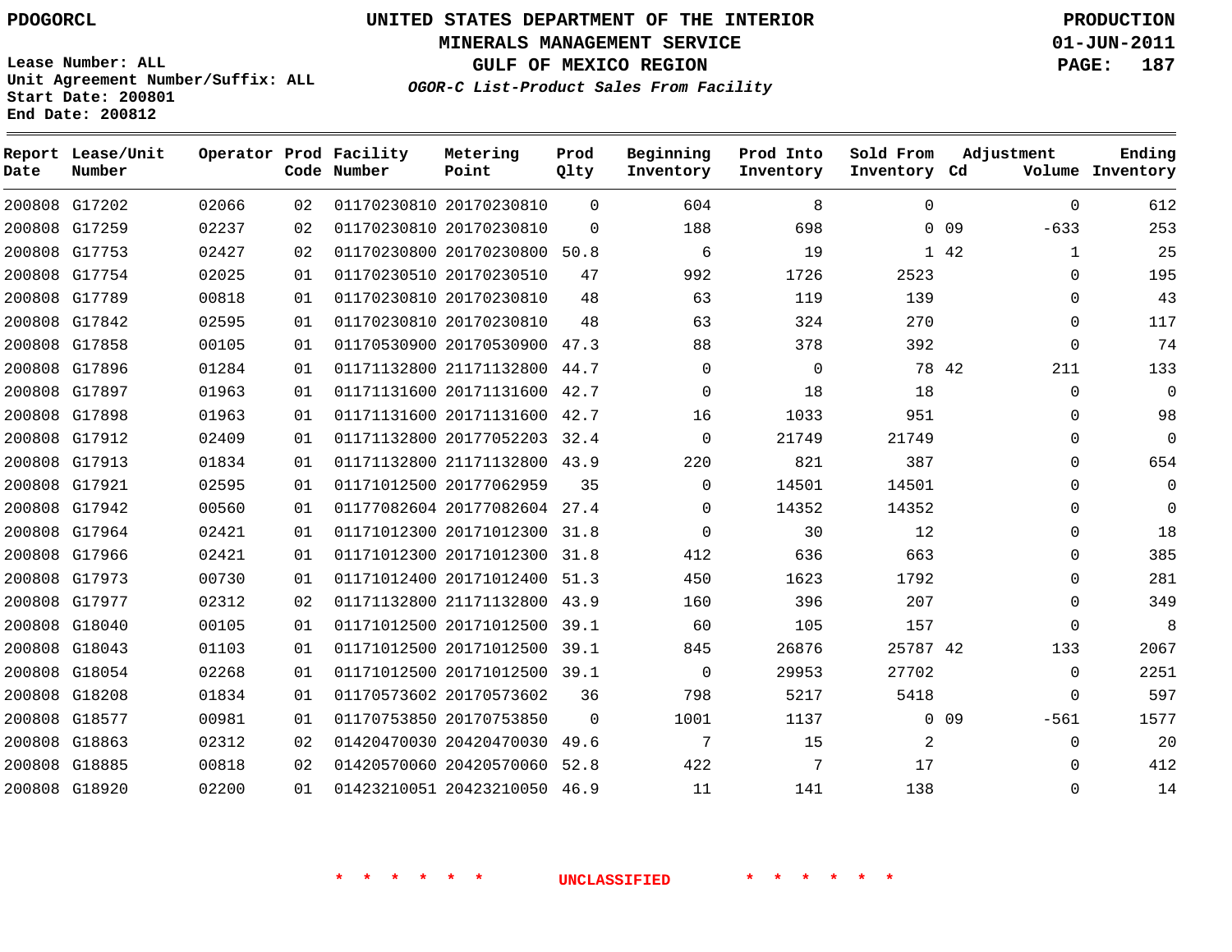PDOGORCL

# UNITED STATES DEPARTMENT OF THE INTERIOR
## MINERALS MANAGEMENT SERVICE
## GULF OF MEXICO REGION
### *OGOR-C List-Product Sales From Facility*

PRODUCTION
01-JUN-2011

Lease Number: ALL
Unit Agreement Number/Suffix: ALL
Start Date: 200801
End Date: 200812

| Report Date | Lease/Unit Number | Operator | Prod Code | Facility Number | Metering Point | Prod Qlty | Beginning Inventory | Prod Into Inventory | Sold From Inventory | Adjustment Cd | Adjustment Volume | Ending Inventory |
|---|---|---|---|---|---|---|---|---|---|---|---|---|
| 200808 | G17202 | 02066 | 02 | 01170230810 | 20170230810 | 0 | 604 | 8 | 0 | | 0 | 612 |
| 200808 | G17259 | 02237 | 02 | 01170230810 | 20170230810 | 0 | 188 | 698 | 0 | 09 | -633 | 253 |
| 200808 | G17753 | 02427 | 02 | 01170230800 | 20170230800 | 50.8 | 6 | 19 | 1 | 42 | 1 | 25 |
| 200808 | G17754 | 02025 | 01 | 01170230510 | 20170230510 | 47 | 992 | 1726 | 2523 | | 0 | 195 |
| 200808 | G17789 | 00818 | 01 | 01170230810 | 20170230810 | 48 | 63 | 119 | 139 | | 0 | 43 |
| 200808 | G17842 | 02595 | 01 | 01170230810 | 20170230810 | 48 | 63 | 324 | 270 | | 0 | 117 |
| 200808 | G17858 | 00105 | 01 | 01170530900 | 20170530900 | 47.3 | 88 | 378 | 392 | | 0 | 74 |
| 200808 | G17896 | 01284 | 01 | 01171132800 | 21171132800 | 44.7 | 0 | 0 | 78 | 42 | 211 | 133 |
| 200808 | G17897 | 01963 | 01 | 01171131600 | 20171131600 | 42.7 | 0 | 18 | 18 | | 0 | 0 |
| 200808 | G17898 | 01963 | 01 | 01171131600 | 20171131600 | 42.7 | 16 | 1033 | 951 | | 0 | 98 |
| 200808 | G17912 | 02409 | 01 | 01171132800 | 20177052203 | 32.4 | 0 | 21749 | 21749 | | 0 | 0 |
| 200808 | G17913 | 01834 | 01 | 01171132800 | 21171132800 | 43.9 | 220 | 821 | 387 | | 0 | 654 |
| 200808 | G17921 | 02595 | 01 | 01171012500 | 20177062959 | 35 | 0 | 14501 | 14501 | | 0 | 0 |
| 200808 | G17942 | 00560 | 01 | 01177082604 | 20177082604 | 27.4 | 0 | 14352 | 14352 | | 0 | 0 |
| 200808 | G17964 | 02421 | 01 | 01171012300 | 20171012300 | 31.8 | 0 | 30 | 12 | | 0 | 18 |
| 200808 | G17966 | 02421 | 01 | 01171012300 | 20171012300 | 31.8 | 412 | 636 | 663 | | 0 | 385 |
| 200808 | G17973 | 00730 | 01 | 01171012400 | 20171012400 | 51.3 | 450 | 1623 | 1792 | | 0 | 281 |
| 200808 | G17977 | 02312 | 02 | 01171132800 | 21171132800 | 43.9 | 160 | 396 | 207 | | 0 | 349 |
| 200808 | G18040 | 00105 | 01 | 01171012500 | 20171012500 | 39.1 | 60 | 105 | 157 | | 0 | 8 |
| 200808 | G18043 | 01103 | 01 | 01171012500 | 20171012500 | 39.1 | 845 | 26876 | 25787 | 42 | 133 | 2067 |
| 200808 | G18054 | 02268 | 01 | 01171012500 | 20171012500 | 39.1 | 0 | 29953 | 27702 | | 0 | 2251 |
| 200808 | G18208 | 01834 | 01 | 01170573602 | 20170573602 | 36 | 798 | 5217 | 5418 | | 0 | 597 |
| 200808 | G18577 | 00981 | 01 | 01170753850 | 20170753850 | 0 | 1001 | 1137 | 0 | 09 | -561 | 1577 |
| 200808 | G18863 | 02312 | 02 | 01420470030 | 20420470030 | 49.6 | 7 | 15 | 2 | | 0 | 20 |
| 200808 | G18885 | 00818 | 02 | 01420570060 | 20420570060 | 52.8 | 422 | 7 | 17 | | 0 | 412 |
| 200808 | G18920 | 02200 | 01 | 01423210051 | 20423210050 | 46.9 | 11 | 141 | 138 | | 0 | 14 |

* * * * * * UNCLASSIFIED * * * * * *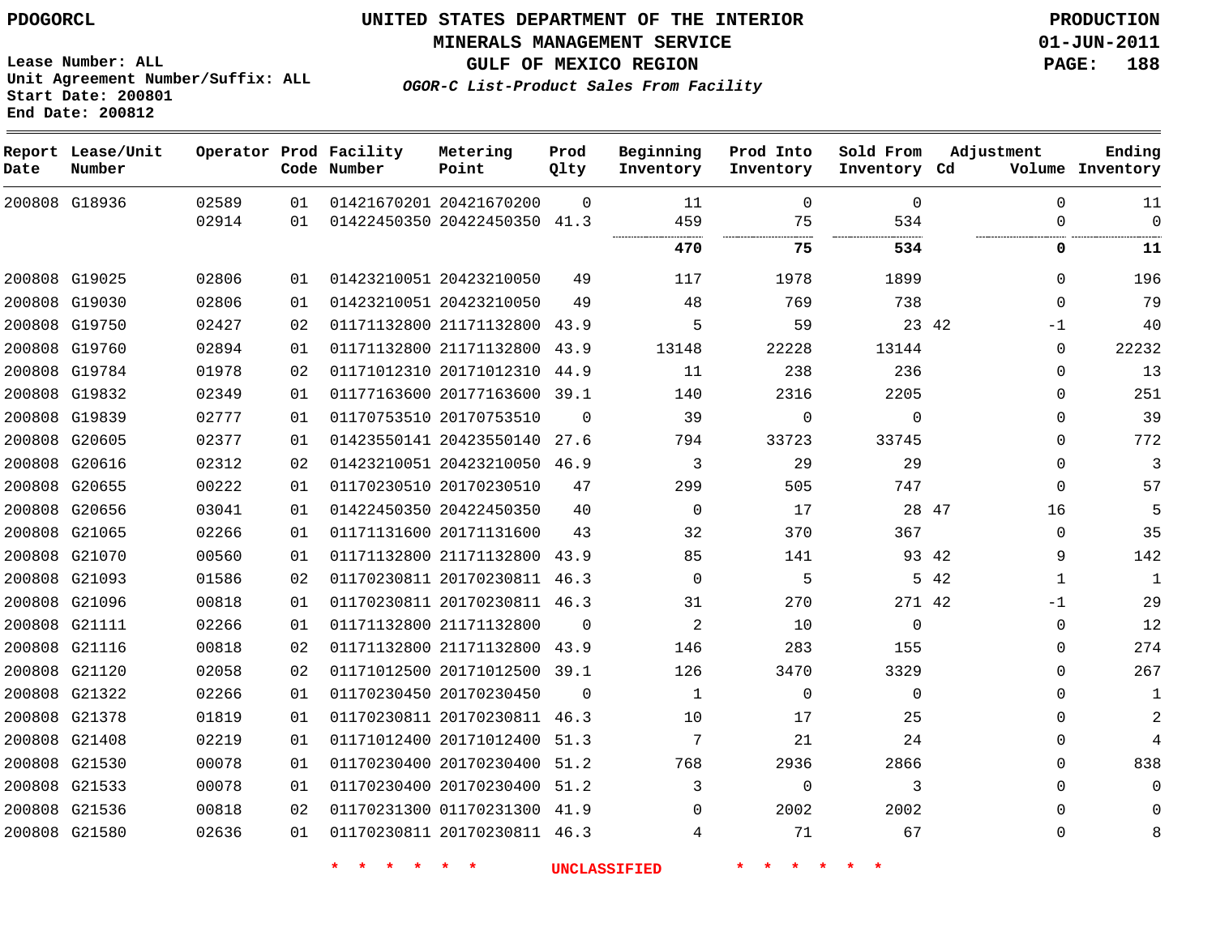PDOGORCL

# UNITED STATES DEPARTMENT OF THE INTERIOR
## MINERALS MANAGEMENT SERVICE
## GULF OF MEXICO REGION
### *OGOR-C List-Product Sales From Facility*

PRODUCTION
01-JUN-2011

Lease Number: ALL
Unit Agreement Number/Suffix: ALL
Start Date: 200801
End Date: 200812

| Report Date | Lease/Unit Number | Operator | Prod Code | Facility Number | Metering Point | Prod Qlty | Beginning Inventory | Prod Into Inventory | Sold From Inventory | Adjustment Cd | Adjustment Volume | Ending Inventory |
|---|---|---|---|---|---|---|---|---|---|---|---|---|
| 200808 | G18936 | 02589 | 01 | 01421670201 | 20421670200 | 0 | 11 | 0 | 0 | | 0 | 11 |
| | | 02914 | 01 | 01422450350 | 20422450350 | 41.3 | 459 | 75 | 534 | | 0 | 0 |
| | | | | | | | **470** | **75** | **534** | | **0** | **11** |
| 200808 | G19025 | 02806 | 01 | 01423210051 | 20423210050 | 49 | 117 | 1978 | 1899 | | 0 | 196 |
| 200808 | G19030 | 02806 | 01 | 01423210051 | 20423210050 | 49 | 48 | 769 | 738 | | 0 | 79 |
| 200808 | G19750 | 02427 | 02 | 01171132800 | 21171132800 | 43.9 | 5 | 59 | 23 | 42 | -1 | 40 |
| 200808 | G19760 | 02894 | 01 | 01171132800 | 21171132800 | 43.9 | 13148 | 22228 | 13144 | | 0 | 22232 |
| 200808 | G19784 | 01978 | 02 | 01171012310 | 20171012310 | 44.9 | 11 | 238 | 236 | | 0 | 13 |
| 200808 | G19832 | 02349 | 01 | 01177163600 | 20177163600 | 39.1 | 140 | 2316 | 2205 | | 0 | 251 |
| 200808 | G19839 | 02777 | 01 | 01170753510 | 20170753510 | 0 | 39 | 0 | 0 | | 0 | 39 |
| 200808 | G20605 | 02377 | 01 | 01423550141 | 20423550140 | 27.6 | 794 | 33723 | 33745 | | 0 | 772 |
| 200808 | G20616 | 02312 | 02 | 01423210051 | 20423210050 | 46.9 | 3 | 29 | 29 | | 0 | 3 |
| 200808 | G20655 | 00222 | 01 | 01170230510 | 20170230510 | 47 | 299 | 505 | 747 | | 0 | 57 |
| 200808 | G20656 | 03041 | 01 | 01422450350 | 20422450350 | 40 | 0 | 17 | 28 | 47 | 16 | 5 |
| 200808 | G21065 | 02266 | 01 | 01171131600 | 20171131600 | 43 | 32 | 370 | 367 | | 0 | 35 |
| 200808 | G21070 | 00560 | 01 | 01171132800 | 21171132800 | 43.9 | 85 | 141 | 93 | 42 | 9 | 142 |
| 200808 | G21093 | 01586 | 02 | 01170230811 | 20170230811 | 46.3 | 0 | 5 | 5 | 42 | 1 | 1 |
| 200808 | G21096 | 00818 | 01 | 01170230811 | 20170230811 | 46.3 | 31 | 270 | 271 | 42 | -1 | 29 |
| 200808 | G21111 | 02266 | 01 | 01171132800 | 21171132800 | 0 | 2 | 10 | 0 | | 0 | 12 |
| 200808 | G21116 | 00818 | 02 | 01171132800 | 21171132800 | 43.9 | 146 | 283 | 155 | | 0 | 274 |
| 200808 | G21120 | 02058 | 02 | 01171012500 | 20171012500 | 39.1 | 126 | 3470 | 3329 | | 0 | 267 |
| 200808 | G21322 | 02266 | 01 | 01170230450 | 20170230450 | 0 | 1 | 0 | 0 | | 0 | 1 |
| 200808 | G21378 | 01819 | 01 | 01170230811 | 20170230811 | 46.3 | 10 | 17 | 25 | | 0 | 2 |
| 200808 | G21408 | 02219 | 01 | 01171012400 | 20171012400 | 51.3 | 7 | 21 | 24 | | 0 | 4 |
| 200808 | G21530 | 00078 | 01 | 01170230400 | 20170230400 | 51.2 | 768 | 2936 | 2866 | | 0 | 838 |
| 200808 | G21533 | 00078 | 01 | 01170230400 | 20170230400 | 51.2 | 3 | 0 | 3 | | 0 | 0 |
| 200808 | G21536 | 00818 | 02 | 01170231300 | 01170231300 | 41.9 | 0 | 2002 | 2002 | | 0 | 0 |
| 200808 | G21580 | 02636 | 01 | 01170230811 | 20170230811 | 46.3 | 4 | 71 | 67 | | 0 | 8 |

* * * * * * UNCLASSIFIED * * * * * *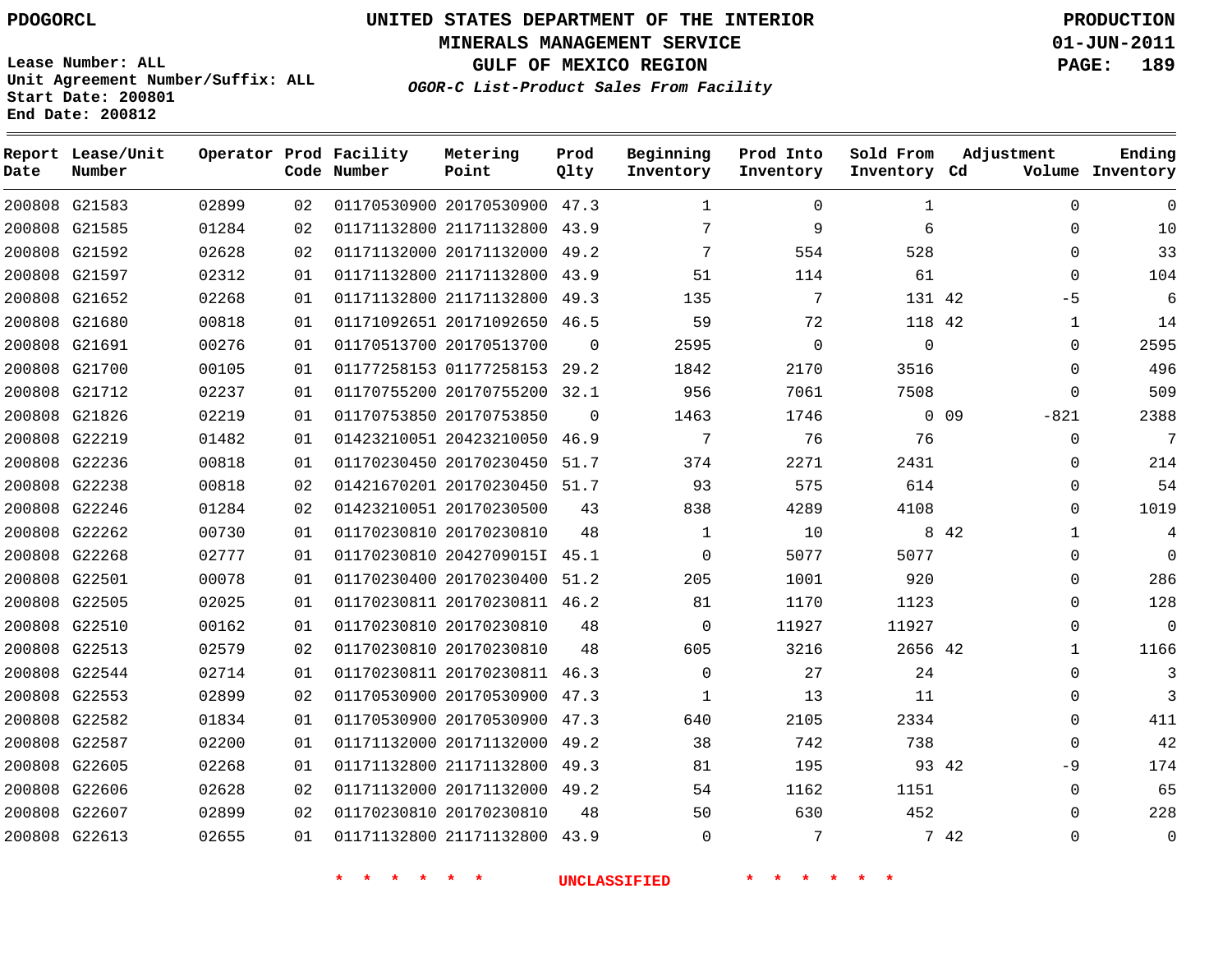PDOGORCL

# UNITED STATES DEPARTMENT OF THE INTERIOR
## MINERALS MANAGEMENT SERVICE
## GULF OF MEXICO REGION
### *OGOR-C List-Product Sales From Facility*

PRODUCTION
01-JUN-2011

Lease Number: ALL
Unit Agreement Number/Suffix: ALL
Start Date: 200801
End Date: 200812

| Report Date | Lease/Unit Number | Operator | Prod Code | Facility Number | Metering Point | Prod Qlty | Beginning Inventory | Prod Into Inventory | Sold From Inventory | Adjustment Cd | Adjustment Volume | Ending Inventory |
|---|---|---|---|---|---|---|---|---|---|---|---|---|
| 200808 | G21583 | 02899 | 02 | 01170530900 | 20170530900 | 47.3 | 1 | 0 | 1 | | 0 | 0 |
| 200808 | G21585 | 01284 | 02 | 01171132800 | 21171132800 | 43.9 | 7 | 9 | 6 | | 0 | 10 |
| 200808 | G21592 | 02628 | 02 | 01171132000 | 20171132000 | 49.2 | 7 | 554 | 528 | | 0 | 33 |
| 200808 | G21597 | 02312 | 01 | 01171132800 | 21171132800 | 43.9 | 51 | 114 | 61 | | 0 | 104 |
| 200808 | G21652 | 02268 | 01 | 01171132800 | 21171132800 | 49.3 | 135 | 7 | 131 | 42 | -5 | 6 |
| 200808 | G21680 | 00818 | 01 | 01171092651 | 20171092650 | 46.5 | 59 | 72 | 118 | 42 | 1 | 14 |
| 200808 | G21691 | 00276 | 01 | 01170513700 | 20170513700 | 0 | 2595 | 0 | 0 | | 0 | 2595 |
| 200808 | G21700 | 00105 | 01 | 01177258153 | 01177258153 | 29.2 | 1842 | 2170 | 3516 | | 0 | 496 |
| 200808 | G21712 | 02237 | 01 | 01170755200 | 20170755200 | 32.1 | 956 | 7061 | 7508 | | 0 | 509 |
| 200808 | G21826 | 02219 | 01 | 01170753850 | 20170753850 | 0 | 1463 | 1746 | 0 | 09 | -821 | 2388 |
| 200808 | G22219 | 01482 | 01 | 01423210051 | 20423210050 | 46.9 | 7 | 76 | 76 | | 0 | 7 |
| 200808 | G22236 | 00818 | 01 | 01170230450 | 20170230450 | 51.7 | 374 | 2271 | 2431 | | 0 | 214 |
| 200808 | G22238 | 00818 | 02 | 01421670201 | 20170230450 | 51.7 | 93 | 575 | 614 | | 0 | 54 |
| 200808 | G22246 | 01284 | 02 | 01423210051 | 20170230500 | 43 | 838 | 4289 | 4108 | | 0 | 1019 |
| 200808 | G22262 | 00730 | 01 | 01170230810 | 20170230810 | 48 | 1 | 10 | 8 | 42 | 1 | 4 |
| 200808 | G22268 | 02777 | 01 | 01170230810 | 2042709015I | 45.1 | 0 | 5077 | 5077 | | 0 | 0 |
| 200808 | G22501 | 00078 | 01 | 01170230400 | 20170230400 | 51.2 | 205 | 1001 | 920 | | 0 | 286 |
| 200808 | G22505 | 02025 | 01 | 01170230811 | 20170230811 | 46.2 | 81 | 1170 | 1123 | | 0 | 128 |
| 200808 | G22510 | 00162 | 01 | 01170230810 | 20170230810 | 48 | 0 | 11927 | 11927 | | 0 | 0 |
| 200808 | G22513 | 02579 | 02 | 01170230810 | 20170230810 | 48 | 605 | 3216 | 2656 | 42 | 1 | 1166 |
| 200808 | G22544 | 02714 | 01 | 01170230811 | 20170230811 | 46.3 | 0 | 27 | 24 | | 0 | 3 |
| 200808 | G22553 | 02899 | 02 | 01170530900 | 20170530900 | 47.3 | 1 | 13 | 11 | | 0 | 3 |
| 200808 | G22582 | 01834 | 01 | 01170530900 | 20170530900 | 47.3 | 640 | 2105 | 2334 | | 0 | 411 |
| 200808 | G22587 | 02200 | 01 | 01171132000 | 20171132000 | 49.2 | 38 | 742 | 738 | | 0 | 42 |
| 200808 | G22605 | 02268 | 01 | 01171132800 | 21171132800 | 49.3 | 81 | 195 | 93 | 42 | -9 | 174 |
| 200808 | G22606 | 02628 | 02 | 01171132000 | 20171132000 | 49.2 | 54 | 1162 | 1151 | | 0 | 65 |
| 200808 | G22607 | 02899 | 02 | 01170230810 | 20170230810 | 48 | 50 | 630 | 452 | | 0 | 228 |
| 200808 | G22613 | 02655 | 01 | 01171132800 | 21171132800 | 43.9 | 0 | 7 | 7 | 42 | 0 | 0 |

* * * * * * UNCLASSIFIED * * * * * *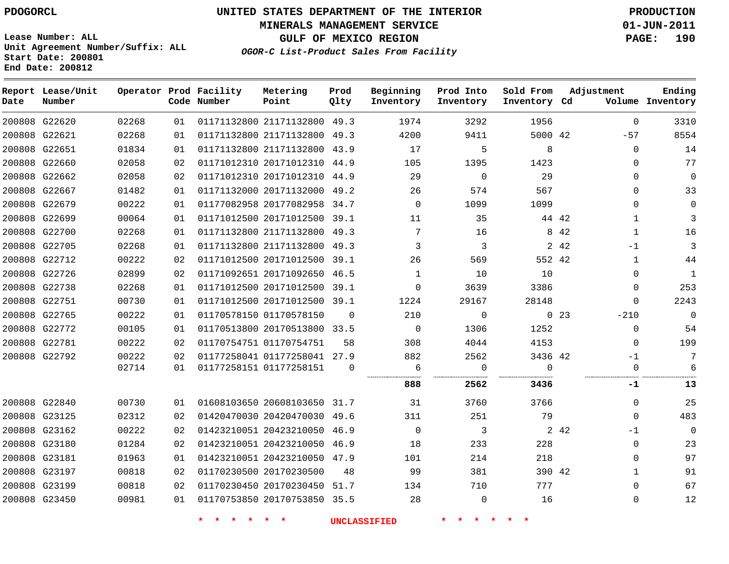PDOGORCL

# UNITED STATES DEPARTMENT OF THE INTERIOR
## MINERALS MANAGEMENT SERVICE
## GULF OF MEXICO REGION
### *OGOR-C List-Product Sales From Facility*

PRODUCTION
01-JUN-2011

Lease Number: ALL
Unit Agreement Number/Suffix: ALL
Start Date: 200801
End Date: 200812

| Report Date | Lease/Unit Number | Operator | Prod Code | Facility Number | Metering Point | Prod Qlty | Beginning Inventory | Prod Into Inventory | Sold From Inventory | Adjustment Cd | Adjustment Volume | Ending Inventory |
|---|---|---|---|---|---|---|---|---|---|---|---|---|
| 200808 | G22620 | 02268 | 01 | 01171132800 | 21171132800 | 49.3 | 1974 | 3292 | 1956 | | 0 | 3310 |
| 200808 | G22621 | 02268 | 01 | 01171132800 | 21171132800 | 49.3 | 4200 | 9411 | 5000 | 42 | -57 | 8554 |
| 200808 | G22651 | 01834 | 01 | 01171132800 | 21171132800 | 43.9 | 17 | 5 | 8 | | 0 | 14 |
| 200808 | G22660 | 02058 | 02 | 01171012310 | 20171012310 | 44.9 | 105 | 1395 | 1423 | | 0 | 77 |
| 200808 | G22662 | 02058 | 02 | 01171012310 | 20171012310 | 44.9 | 29 | 0 | 29 | | 0 | 0 |
| 200808 | G22667 | 01482 | 01 | 01171132000 | 20171132000 | 49.2 | 26 | 574 | 567 | | 0 | 33 |
| 200808 | G22679 | 00222 | 01 | 01177082958 | 20177082958 | 34.7 | 0 | 1099 | 1099 | | 0 | 0 |
| 200808 | G22699 | 00064 | 01 | 01171012500 | 20171012500 | 39.1 | 11 | 35 | 44 | 42 | 1 | 3 |
| 200808 | G22700 | 02268 | 01 | 01171132800 | 21171132800 | 49.3 | 7 | 16 | 8 | 42 | 1 | 16 |
| 200808 | G22705 | 02268 | 01 | 01171132800 | 21171132800 | 49.3 | 3 | 3 | 2 | 42 | -1 | 3 |
| 200808 | G22712 | 00222 | 02 | 01171012500 | 20171012500 | 39.1 | 26 | 569 | 552 | 42 | 1 | 44 |
| 200808 | G22726 | 02899 | 02 | 01171092651 | 20171092650 | 46.5 | 1 | 10 | 10 | | 0 | 1 |
| 200808 | G22738 | 02268 | 01 | 01171012500 | 20171012500 | 39.1 | 0 | 3639 | 3386 | | 0 | 253 |
| 200808 | G22751 | 00730 | 01 | 01171012500 | 20171012500 | 39.1 | 1224 | 29167 | 28148 | | 0 | 2243 |
| 200808 | G22765 | 00222 | 01 | 01170578150 | 01170578150 | 0 | 210 | 0 | 0 | 23 | -210 | 0 |
| 200808 | G22772 | 00105 | 01 | 01170513800 | 20170513800 | 33.5 | 0 | 1306 | 1252 | | 0 | 54 |
| 200808 | G22781 | 00222 | 02 | 01170754751 | 01170754751 | 58 | 308 | 4044 | 4153 | | 0 | 199 |
| 200808 | G22792 | 00222 | 02 | 01177258041 | 01177258041 | 27.9 | 882 | 2562 | 3436 | 42 | -1 | 7 |
| | | 02714 | 01 | 01177258151 | 01177258151 | 0 | 6 | 0 | 0 | | 0 | 6 |
| | | | | | | | **888** | **2562** | **3436** | | **-1** | **13** |
| 200808 | G22840 | 00730 | 01 | 01608103650 | 20608103650 | 31.7 | 31 | 3760 | 3766 | | 0 | 25 |
| 200808 | G23125 | 02312 | 02 | 01420470030 | 20420470030 | 49.6 | 311 | 251 | 79 | | 0 | 483 |
| 200808 | G23162 | 00222 | 02 | 01423210051 | 20423210050 | 46.9 | 0 | 3 | 2 | 42 | -1 | 0 |
| 200808 | G23180 | 01284 | 02 | 01423210051 | 20423210050 | 46.9 | 18 | 233 | 228 | | 0 | 23 |
| 200808 | G23181 | 01963 | 01 | 01423210051 | 20423210050 | 47.9 | 101 | 214 | 218 | | 0 | 97 |
| 200808 | G23197 | 00818 | 02 | 01170230500 | 20170230500 | 48 | 99 | 381 | 390 | 42 | 1 | 91 |
| 200808 | G23199 | 00818 | 02 | 01170230450 | 20170230450 | 51.7 | 134 | 710 | 777 | | 0 | 67 |
| 200808 | G23450 | 00981 | 01 | 01170753850 | 20170753850 | 35.5 | 28 | 0 | 16 | | 0 | 12 |

* * * * * * UNCLASSIFIED * * * * * *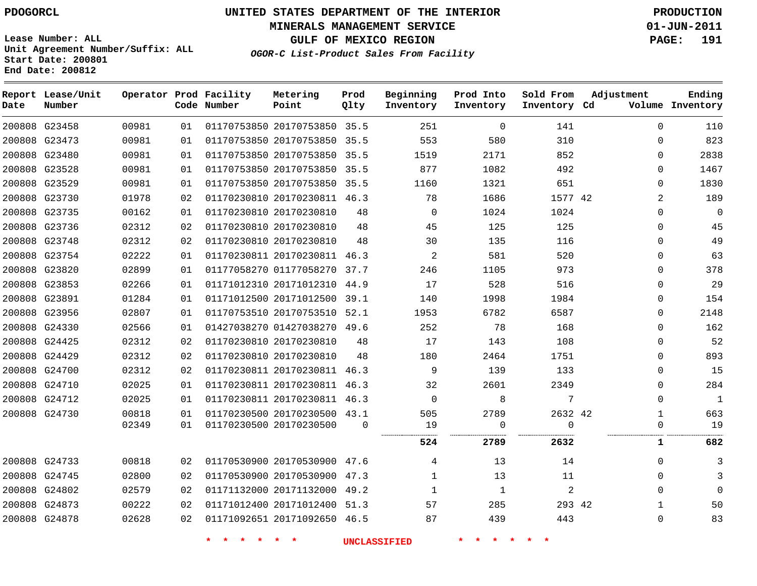PDOGORCL

# UNITED STATES DEPARTMENT OF THE INTERIOR
## MINERALS MANAGEMENT SERVICE
## GULF OF MEXICO REGION
### *OGOR-C List-Product Sales From Facility*

**PRODUCTION**
**01-JUN-2011**

Lease Number: ALL
Unit Agreement Number/Suffix: ALL
Start Date: 200801
End Date: 200812

| Report Date | Lease/Unit Number | Operator | Prod Code | Facility Number | Metering Point | Prod Qlty | Beginning Inventory | Prod Into Inventory | Sold From Inventory | Adjustment Cd | Adjustment Volume | Ending Inventory |
|---|---|---|---|---|---|---|---|---|---|---|---|---|
| 200808 | G23458 | 00981 | 01 | 01170753850 | 20170753850 | 35.5 | 251 | 0 | 141 | | 0 | 110 |
| 200808 | G23473 | 00981 | 01 | 01170753850 | 20170753850 | 35.5 | 553 | 580 | 310 | | 0 | 823 |
| 200808 | G23480 | 00981 | 01 | 01170753850 | 20170753850 | 35.5 | 1519 | 2171 | 852 | | 0 | 2838 |
| 200808 | G23528 | 00981 | 01 | 01170753850 | 20170753850 | 35.5 | 877 | 1082 | 492 | | 0 | 1467 |
| 200808 | G23529 | 00981 | 01 | 01170753850 | 20170753850 | 35.5 | 1160 | 1321 | 651 | | 0 | 1830 |
| 200808 | G23730 | 01978 | 02 | 01170230810 | 20170230811 | 46.3 | 78 | 1686 | 1577 | 42 | 2 | 189 |
| 200808 | G23735 | 00162 | 01 | 01170230810 | 20170230810 | 48 | 0 | 1024 | 1024 | | 0 | 0 |
| 200808 | G23736 | 02312 | 02 | 01170230810 | 20170230810 | 48 | 45 | 125 | 125 | | 0 | 45 |
| 200808 | G23748 | 02312 | 02 | 01170230810 | 20170230810 | 48 | 30 | 135 | 116 | | 0 | 49 |
| 200808 | G23754 | 02222 | 01 | 01170230811 | 20170230811 | 46.3 | 2 | 581 | 520 | | 0 | 63 |
| 200808 | G23820 | 02899 | 01 | 01177058270 | 01177058270 | 37.7 | 246 | 1105 | 973 | | 0 | 378 |
| 200808 | G23853 | 02266 | 01 | 01171012310 | 20171012310 | 44.9 | 17 | 528 | 516 | | 0 | 29 |
| 200808 | G23891 | 01284 | 01 | 01171012500 | 20171012500 | 39.1 | 140 | 1998 | 1984 | | 0 | 154 |
| 200808 | G23956 | 02807 | 01 | 01170753510 | 20170753510 | 52.1 | 1953 | 6782 | 6587 | | 0 | 2148 |
| 200808 | G24330 | 02566 | 01 | 01427038270 | 01427038270 | 49.6 | 252 | 78 | 168 | | 0 | 162 |
| 200808 | G24425 | 02312 | 02 | 01170230810 | 20170230810 | 48 | 17 | 143 | 108 | | 0 | 52 |
| 200808 | G24429 | 02312 | 02 | 01170230810 | 20170230810 | 48 | 180 | 2464 | 1751 | | 0 | 893 |
| 200808 | G24700 | 02312 | 02 | 01170230811 | 20170230811 | 46.3 | 9 | 139 | 133 | | 0 | 15 |
| 200808 | G24710 | 02025 | 01 | 01170230811 | 20170230811 | 46.3 | 32 | 2601 | 2349 | | 0 | 284 |
| 200808 | G24712 | 02025 | 01 | 01170230811 | 20170230811 | 46.3 | 0 | 8 | 7 | | 0 | 1 |
| 200808 | G24730 | 00818 | 01 | 01170230500 | 20170230500 | 43.1 | 505 | 2789 | 2632 | 42 | 1 | 663 |
| | | 02349 | 01 | 01170230500 | 20170230500 | 0 | 19 | 0 | 0 | | 0 | 19 |
| | | | | | | | **524** | **2789** | **2632** | | **1** | **682** |
| 200808 | G24733 | 00818 | 02 | 01170530900 | 20170530900 | 47.6 | 4 | 13 | 14 | | 0 | 3 |
| 200808 | G24745 | 02800 | 02 | 01170530900 | 20170530900 | 47.3 | 1 | 13 | 11 | | 0 | 3 |
| 200808 | G24802 | 02579 | 02 | 01171132000 | 20171132000 | 49.2 | 1 | 1 | 2 | | 0 | 0 |
| 200808 | G24873 | 00222 | 02 | 01171012400 | 20171012400 | 51.3 | 57 | 285 | 293 | 42 | 1 | 50 |
| 200808 | G24878 | 02628 | 02 | 01171092651 | 20171092650 | 46.5 | 87 | 439 | 443 | | 0 | 83 |

* * * * * * UNCLASSIFIED * * * * * *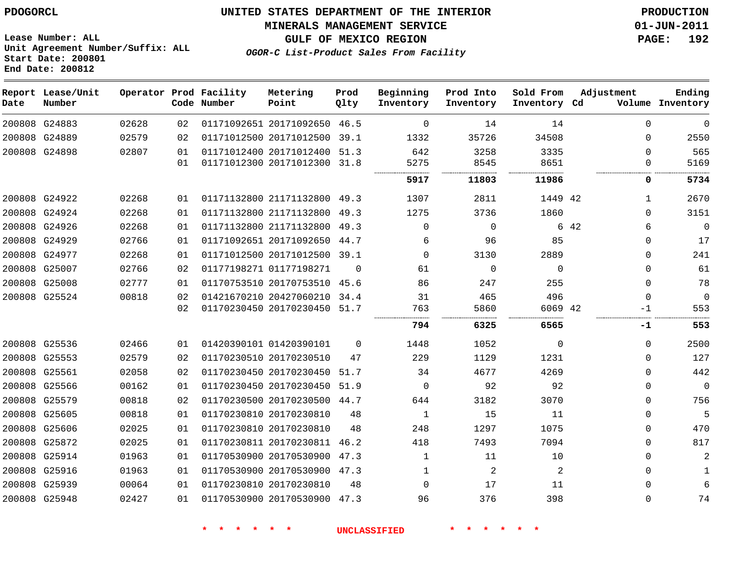PDOGORCL

# UNITED STATES DEPARTMENT OF THE INTERIOR
## MINERALS MANAGEMENT SERVICE
## GULF OF MEXICO REGION
### *OGOR-C List-Product Sales From Facility*

PRODUCTION
01-JUN-2011

Lease Number: ALL
Unit Agreement Number/Suffix: ALL
Start Date: 200801
End Date: 200812

| Report Date | Lease/Unit Number | Operator | Prod Code | Facility Number | Metering Point | Prod Qlty | Beginning Inventory | Prod Into Inventory | Sold From Inventory | Adjustment Cd | Adjustment Volume | Ending Inventory |
|---|---|---|---|---|---|---|---|---|---|---|---|---|
| 200808 | G24883 | 02628 | 02 | 01171092651 | 20171092650 | 46.5 | 0 | 14 | 14 | | 0 | 0 |
| 200808 | G24889 | 02579 | 02 | 01171012500 | 20171012500 | 39.1 | 1332 | 35726 | 34508 | | 0 | 2550 |
| 200808 | G24898 | 02807 | 01 | 01171012400 | 20171012400 | 51.3 | 642 | 3258 | 3335 | | 0 | 565 |
| | | | 01 | 01171012300 | 20171012300 | 31.8 | 5275 | 8545 | 8651 | | 0 | 5169 |
| | | | | | | | **5917** | **11803** | **11986** | | **0** | **5734** |
| 200808 | G24922 | 02268 | 01 | 01171132800 | 21171132800 | 49.3 | 1307 | 2811 | 1449 | 42 | 1 | 2670 |
| 200808 | G24924 | 02268 | 01 | 01171132800 | 21171132800 | 49.3 | 1275 | 3736 | 1860 | | 0 | 3151 |
| 200808 | G24926 | 02268 | 01 | 01171132800 | 21171132800 | 49.3 | 0 | 0 | 6 | 42 | 6 | 0 |
| 200808 | G24929 | 02766 | 01 | 01171092651 | 20171092650 | 44.7 | 6 | 96 | 85 | | 0 | 17 |
| 200808 | G24977 | 02268 | 01 | 01171012500 | 20171012500 | 39.1 | 0 | 3130 | 2889 | | 0 | 241 |
| 200808 | G25007 | 02766 | 02 | 01177198271 | 01177198271 | 0 | 61 | 0 | 0 | | 0 | 61 |
| 200808 | G25008 | 02777 | 01 | 01170753510 | 20170753510 | 45.6 | 86 | 247 | 255 | | 0 | 78 |
| 200808 | G25524 | 00818 | 02 | 01421670210 | 20427060210 | 34.4 | 31 | 465 | 496 | | 0 | 0 |
| | | | 02 | 01170230450 | 20170230450 | 51.7 | 763 | 5860 | 6069 | 42 | -1 | 553 |
| | | | | | | | **794** | **6325** | **6565** | | **-1** | **553** |
| 200808 | G25536 | 02466 | 01 | 01420390101 | 01420390101 | 0 | 1448 | 1052 | 0 | | 0 | 2500 |
| 200808 | G25553 | 02579 | 02 | 01170230510 | 20170230510 | 47 | 229 | 1129 | 1231 | | 0 | 127 |
| 200808 | G25561 | 02058 | 02 | 01170230450 | 20170230450 | 51.7 | 34 | 4677 | 4269 | | 0 | 442 |
| 200808 | G25566 | 00162 | 01 | 01170230450 | 20170230450 | 51.9 | 0 | 92 | 92 | | 0 | 0 |
| 200808 | G25579 | 00818 | 02 | 01170230500 | 20170230500 | 44.7 | 644 | 3182 | 3070 | | 0 | 756 |
| 200808 | G25605 | 00818 | 01 | 01170230810 | 20170230810 | 48 | 1 | 15 | 11 | | 0 | 5 |
| 200808 | G25606 | 02025 | 01 | 01170230810 | 20170230810 | 48 | 248 | 1297 | 1075 | | 0 | 470 |
| 200808 | G25872 | 02025 | 01 | 01170230811 | 20170230811 | 46.2 | 418 | 7493 | 7094 | | 0 | 817 |
| 200808 | G25914 | 01963 | 01 | 01170530900 | 20170530900 | 47.3 | 1 | 11 | 10 | | 0 | 2 |
| 200808 | G25916 | 01963 | 01 | 01170530900 | 20170530900 | 47.3 | 1 | 2 | 2 | | 0 | 1 |
| 200808 | G25939 | 00064 | 01 | 01170230810 | 20170230810 | 48 | 0 | 17 | 11 | | 0 | 6 |
| 200808 | G25948 | 02427 | 01 | 01170530900 | 20170530900 | 47.3 | 96 | 376 | 398 | | 0 | 74 |

* * * * * * UNCLASSIFIED * * * * * *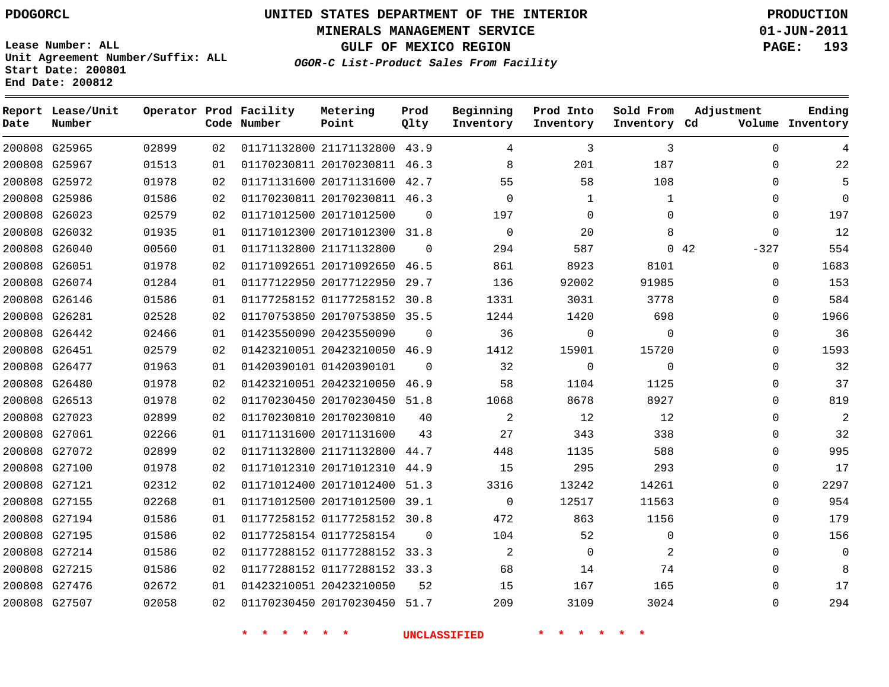PDOGORCL

**UNITED STATES DEPARTMENT OF THE INTERIOR**
**MINERALS MANAGEMENT SERVICE**
**GULF OF MEXICO REGION**
*OGOR-C List-Product Sales From Facility*

PRODUCTION
01-JUN-2011

Lease Number: ALL
Unit Agreement Number/Suffix: ALL
Start Date: 200801
End Date: 200812

| Report Date | Lease/Unit Number | Operator | Prod Code | Facility Number | Metering Point | Prod Qlty | Beginning Inventory | Prod Into Inventory | Sold From Inventory | Adjustment Cd | Adjustment Volume | Ending Inventory |
|---|---|---|---|---|---|---|---|---|---|---|---|---|
| 200808 | G25965 | 02899 | 02 | 01171132800 | 21171132800 | 43.9 | 4 | 3 | 3 | | 0 | 4 |
| 200808 | G25967 | 01513 | 01 | 01170230811 | 20170230811 | 46.3 | 8 | 201 | 187 | | 0 | 22 |
| 200808 | G25972 | 01978 | 02 | 01171131600 | 20171131600 | 42.7 | 55 | 58 | 108 | | 0 | 5 |
| 200808 | G25986 | 01586 | 02 | 01170230811 | 20170230811 | 46.3 | 0 | 1 | 1 | | 0 | 0 |
| 200808 | G26023 | 02579 | 02 | 01171012500 | 20171012500 | 0 | 197 | 0 | 0 | | 0 | 197 |
| 200808 | G26032 | 01935 | 01 | 01171012300 | 20171012300 | 31.8 | 0 | 20 | 8 | | 0 | 12 |
| 200808 | G26040 | 00560 | 01 | 01171132800 | 21171132800 | 0 | 294 | 587 | 0 | 42 | -327 | 554 |
| 200808 | G26051 | 01978 | 02 | 01171092651 | 20171092650 | 46.5 | 861 | 8923 | 8101 | | 0 | 1683 |
| 200808 | G26074 | 01284 | 01 | 01177122950 | 20177122950 | 29.7 | 136 | 92002 | 91985 | | 0 | 153 |
| 200808 | G26146 | 01586 | 01 | 01177258152 | 01177258152 | 30.8 | 1331 | 3031 | 3778 | | 0 | 584 |
| 200808 | G26281 | 02528 | 02 | 01170753850 | 20170753850 | 35.5 | 1244 | 1420 | 698 | | 0 | 1966 |
| 200808 | G26442 | 02466 | 01 | 01423550090 | 20423550090 | 0 | 36 | 0 | 0 | | 0 | 36 |
| 200808 | G26451 | 02579 | 02 | 01423210051 | 20423210050 | 46.9 | 1412 | 15901 | 15720 | | 0 | 1593 |
| 200808 | G26477 | 01963 | 01 | 01420390101 | 01420390101 | 0 | 32 | 0 | 0 | | 0 | 32 |
| 200808 | G26480 | 01978 | 02 | 01423210051 | 20423210050 | 46.9 | 58 | 1104 | 1125 | | 0 | 37 |
| 200808 | G26513 | 01978 | 02 | 01170230450 | 20170230450 | 51.8 | 1068 | 8678 | 8927 | | 0 | 819 |
| 200808 | G27023 | 02899 | 02 | 01170230810 | 20170230810 | 40 | 2 | 12 | 12 | | 0 | 2 |
| 200808 | G27061 | 02266 | 01 | 01171131600 | 20171131600 | 43 | 27 | 343 | 338 | | 0 | 32 |
| 200808 | G27072 | 02899 | 02 | 01171132800 | 21171132800 | 44.7 | 448 | 1135 | 588 | | 0 | 995 |
| 200808 | G27100 | 01978 | 02 | 01171012310 | 20171012310 | 44.9 | 15 | 295 | 293 | | 0 | 17 |
| 200808 | G27121 | 02312 | 02 | 01171012400 | 20171012400 | 51.3 | 3316 | 13242 | 14261 | | 0 | 2297 |
| 200808 | G27155 | 02268 | 01 | 01171012500 | 20171012500 | 39.1 | 0 | 12517 | 11563 | | 0 | 954 |
| 200808 | G27194 | 01586 | 01 | 01177258152 | 01177258152 | 30.8 | 472 | 863 | 1156 | | 0 | 179 |
| 200808 | G27195 | 01586 | 02 | 01177258154 | 01177258154 | 0 | 104 | 52 | 0 | | 0 | 156 |
| 200808 | G27214 | 01586 | 02 | 01177288152 | 01177288152 | 33.3 | 2 | 0 | 2 | | 0 | 0 |
| 200808 | G27215 | 01586 | 02 | 01177288152 | 01177288152 | 33.3 | 68 | 14 | 74 | | 0 | 8 |
| 200808 | G27476 | 02672 | 01 | 01423210051 | 20423210050 | 52 | 15 | 167 | 165 | | 0 | 17 |
| 200808 | G27507 | 02058 | 02 | 01170230450 | 20170230450 | 51.7 | 209 | 3109 | 3024 | | 0 | 294 |

* * * * * * UNCLASSIFIED * * * * * *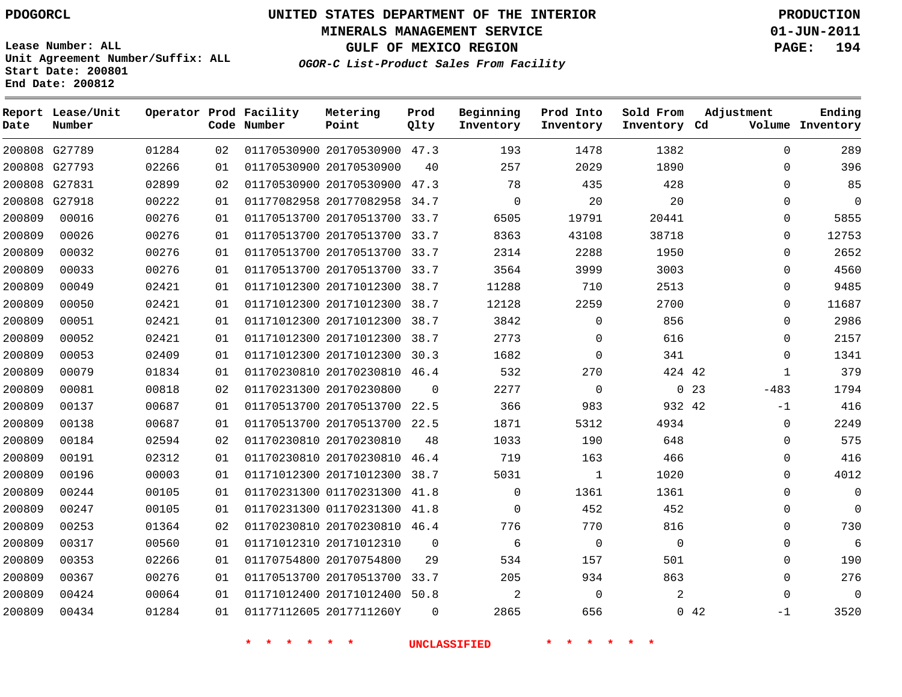PDOGORCL

# UNITED STATES DEPARTMENT OF THE INTERIOR
## MINERALS MANAGEMENT SERVICE
## GULF OF MEXICO REGION
### *OGOR-C List-Product Sales From Facility*

PRODUCTION
01-JUN-2011

Lease Number: ALL
Unit Agreement Number/Suffix: ALL
Start Date: 200801
End Date: 200812

| Report Date | Lease/Unit Number | Operator | Prod Code | Facility Number | Metering Point | Prod Qlty | Beginning Inventory | Prod Into Inventory | Sold From Inventory | Adjustment Cd | Volume | Ending Inventory |
|---|---|---|---|---|---|---|---|---|---|---|---|---|
| 200808 | G27789 | 01284 | 02 | 01170530900 | 20170530900 | 47.3 | 193 | 1478 | 1382 | | 0 | 289 |
| 200808 | G27793 | 02266 | 01 | 01170530900 | 20170530900 | 40 | 257 | 2029 | 1890 | | 0 | 396 |
| 200808 | G27831 | 02899 | 02 | 01170530900 | 20170530900 | 47.3 | 78 | 435 | 428 | | 0 | 85 |
| 200808 | G27918 | 00222 | 01 | 01177082958 | 20177082958 | 34.7 | 0 | 20 | 20 | | 0 | 0 |
| 200809 | 00016 | 00276 | 01 | 01170513700 | 20170513700 | 33.7 | 6505 | 19791 | 20441 | | 0 | 5855 |
| 200809 | 00026 | 00276 | 01 | 01170513700 | 20170513700 | 33.7 | 8363 | 43108 | 38718 | | 0 | 12753 |
| 200809 | 00032 | 00276 | 01 | 01170513700 | 20170513700 | 33.7 | 2314 | 2288 | 1950 | | 0 | 2652 |
| 200809 | 00033 | 00276 | 01 | 01170513700 | 20170513700 | 33.7 | 3564 | 3999 | 3003 | | 0 | 4560 |
| 200809 | 00049 | 02421 | 01 | 01171012300 | 20171012300 | 38.7 | 11288 | 710 | 2513 | | 0 | 9485 |
| 200809 | 00050 | 02421 | 01 | 01171012300 | 20171012300 | 38.7 | 12128 | 2259 | 2700 | | 0 | 11687 |
| 200809 | 00051 | 02421 | 01 | 01171012300 | 20171012300 | 38.7 | 3842 | 0 | 856 | | 0 | 2986 |
| 200809 | 00052 | 02421 | 01 | 01171012300 | 20171012300 | 38.7 | 2773 | 0 | 616 | | 0 | 2157 |
| 200809 | 00053 | 02409 | 01 | 01171012300 | 20171012300 | 30.3 | 1682 | 0 | 341 | | 0 | 1341 |
| 200809 | 00079 | 01834 | 01 | 01170230810 | 20170230810 | 46.4 | 532 | 270 | 424 | 42 | 1 | 379 |
| 200809 | 00081 | 00818 | 02 | 01170231300 | 20170230800 | 0 | 2277 | 0 | 0 | 23 | -483 | 1794 |
| 200809 | 00137 | 00687 | 01 | 01170513700 | 20170513700 | 22.5 | 366 | 983 | 932 | 42 | -1 | 416 |
| 200809 | 00138 | 00687 | 01 | 01170513700 | 20170513700 | 22.5 | 1871 | 5312 | 4934 | | 0 | 2249 |
| 200809 | 00184 | 02594 | 02 | 01170230810 | 20170230810 | 48 | 1033 | 190 | 648 | | 0 | 575 |
| 200809 | 00191 | 02312 | 01 | 01170230810 | 20170230810 | 46.4 | 719 | 163 | 466 | | 0 | 416 |
| 200809 | 00196 | 00003 | 01 | 01171012300 | 20171012300 | 38.7 | 5031 | 1 | 1020 | | 0 | 4012 |
| 200809 | 00244 | 00105 | 01 | 01170231300 | 01170231300 | 41.8 | 0 | 1361 | 1361 | | 0 | 0 |
| 200809 | 00247 | 00105 | 01 | 01170231300 | 01170231300 | 41.8 | 0 | 452 | 452 | | 0 | 0 |
| 200809 | 00253 | 01364 | 02 | 01170230810 | 20170230810 | 46.4 | 776 | 770 | 816 | | 0 | 730 |
| 200809 | 00317 | 00560 | 01 | 01171012310 | 20171012310 | 0 | 6 | 0 | 0 | | 0 | 6 |
| 200809 | 00353 | 02266 | 01 | 01170754800 | 20170754800 | 29 | 534 | 157 | 501 | | 0 | 190 |
| 200809 | 00367 | 00276 | 01 | 01170513700 | 20170513700 | 33.7 | 205 | 934 | 863 | | 0 | 276 |
| 200809 | 00424 | 00064 | 01 | 01171012400 | 20171012400 | 50.8 | 2 | 0 | 2 | | 0 | 0 |
| 200809 | 00434 | 01284 | 01 | 01177112605 | 2017711260Y | 0 | 2865 | 656 | 0 | 42 | -1 | 3520 |

* * * * * * UNCLASSIFIED * * * * * *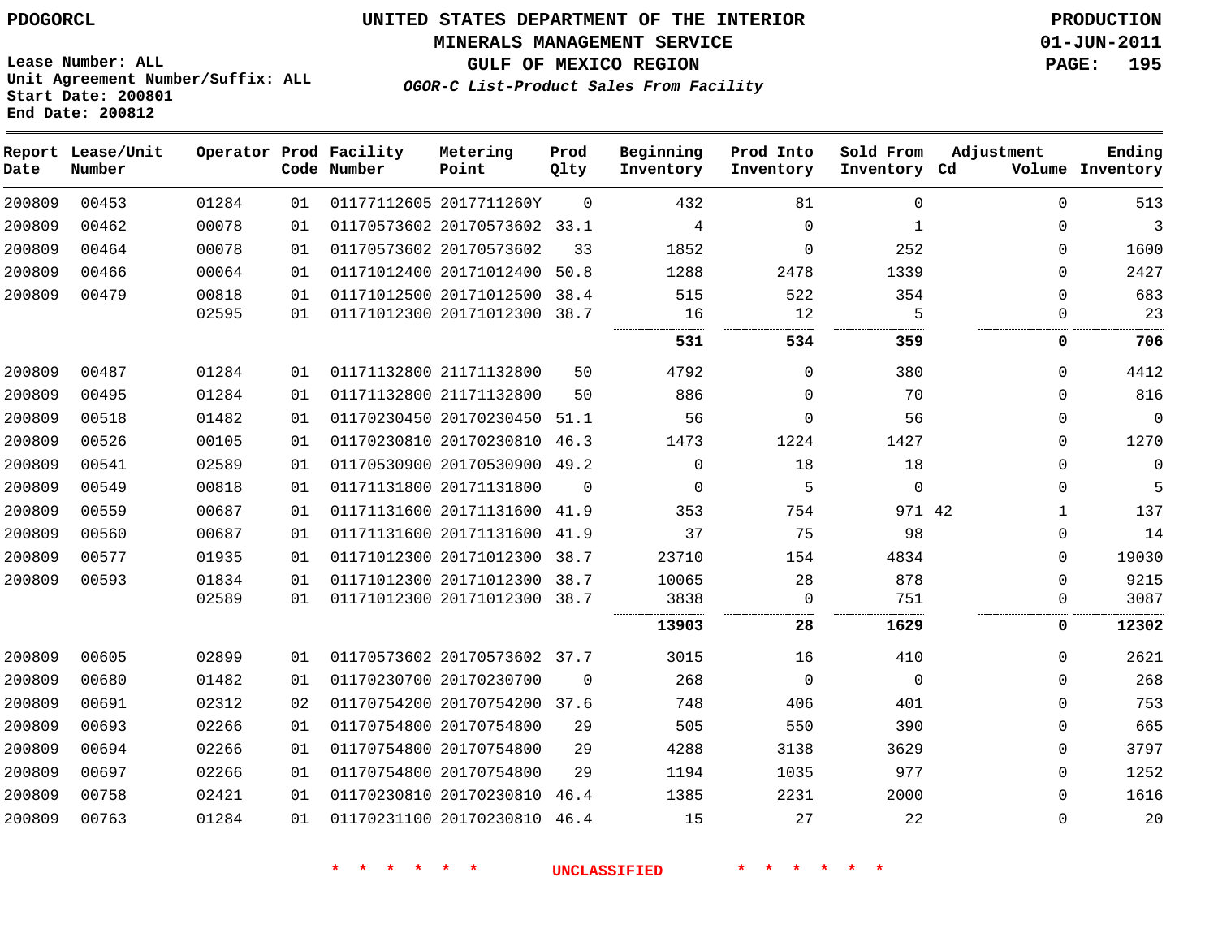PDOGORCL

Lease Number: ALL
Unit Agreement Number/Suffix: ALL
Start Date: 200801
End Date: 200812

# UNITED STATES DEPARTMENT OF THE INTERIOR
## MINERALS MANAGEMENT SERVICE
## GULF OF MEXICO REGION
### *OGOR-C List-Product Sales From Facility*

PRODUCTION
01-JUN-2011

| Report Date | Lease/Unit Number | Operator | Prod Code | Facility Number | Metering Point | Prod Qlty | Beginning Inventory | Prod Into Inventory | Sold From Inventory | Adjustment Cd | Volume | Ending Inventory |
|---|---|---|---|---|---|---|---|---|---|---|---|---|
| 200809 | 00453 | 01284 | 01 | 01177112605 | 2017711260Y | 0 | 432 | 81 | 0 | | 0 | 513 |
| 200809 | 00462 | 00078 | 01 | 01170573602 | 20170573602 | 33.1 | 4 | 0 | 1 | | 0 | 3 |
| 200809 | 00464 | 00078 | 01 | 01170573602 | 20170573602 | 33 | 1852 | 0 | 252 | | 0 | 1600 |
| 200809 | 00466 | 00064 | 01 | 01171012400 | 20171012400 | 50.8 | 1288 | 2478 | 1339 | | 0 | 2427 |
| 200809 | 00479 | 00818 | 01 | 01171012500 | 20171012500 | 38.4 | 515 | 522 | 354 | | 0 | 683 |
| | | 02595 | 01 | 01171012300 | 20171012300 | 38.7 | 16 | 12 | 5 | | 0 | 23 |
| | | | | | | | **531** | **534** | **359** | | **0** | **706** |
| 200809 | 00487 | 01284 | 01 | 01171132800 | 21171132800 | 50 | 4792 | 0 | 380 | | 0 | 4412 |
| 200809 | 00495 | 01284 | 01 | 01171132800 | 21171132800 | 50 | 886 | 0 | 70 | | 0 | 816 |
| 200809 | 00518 | 01482 | 01 | 01170230450 | 20170230450 | 51.1 | 56 | 0 | 56 | | 0 | 0 |
| 200809 | 00526 | 00105 | 01 | 01170230810 | 20170230810 | 46.3 | 1473 | 1224 | 1427 | | 0 | 1270 |
| 200809 | 00541 | 02589 | 01 | 01170530900 | 20170530900 | 49.2 | 0 | 18 | 18 | | 0 | 0 |
| 200809 | 00549 | 00818 | 01 | 01171131800 | 20171131800 | 0 | 0 | 5 | 0 | | 0 | 5 |
| 200809 | 00559 | 00687 | 01 | 01171131600 | 20171131600 | 41.9 | 353 | 754 | 971 | 42 | 1 | 137 |
| 200809 | 00560 | 00687 | 01 | 01171131600 | 20171131600 | 41.9 | 37 | 75 | 98 | | 0 | 14 |
| 200809 | 00577 | 01935 | 01 | 01171012300 | 20171012300 | 38.7 | 23710 | 154 | 4834 | | 0 | 19030 |
| 200809 | 00593 | 01834 | 01 | 01171012300 | 20171012300 | 38.7 | 10065 | 28 | 878 | | 0 | 9215 |
| | | 02589 | 01 | 01171012300 | 20171012300 | 38.7 | 3838 | 0 | 751 | | 0 | 3087 |
| | | | | | | | **13903** | **28** | **1629** | | **0** | **12302** |
| 200809 | 00605 | 02899 | 01 | 01170573602 | 20170573602 | 37.7 | 3015 | 16 | 410 | | 0 | 2621 |
| 200809 | 00680 | 01482 | 01 | 01170230700 | 20170230700 | 0 | 268 | 0 | 0 | | 0 | 268 |
| 200809 | 00691 | 02312 | 02 | 01170754200 | 20170754200 | 37.6 | 748 | 406 | 401 | | 0 | 753 |
| 200809 | 00693 | 02266 | 01 | 01170754800 | 20170754800 | 29 | 505 | 550 | 390 | | 0 | 665 |
| 200809 | 00694 | 02266 | 01 | 01170754800 | 20170754800 | 29 | 4288 | 3138 | 3629 | | 0 | 3797 |
| 200809 | 00697 | 02266 | 01 | 01170754800 | 20170754800 | 29 | 1194 | 1035 | 977 | | 0 | 1252 |
| 200809 | 00758 | 02421 | 01 | 01170230810 | 20170230810 | 46.4 | 1385 | 2231 | 2000 | | 0 | 1616 |
| 200809 | 00763 | 01284 | 01 | 01170231100 | 20170230810 | 46.4 | 15 | 27 | 22 | | 0 | 20 |

* * * * * * UNCLASSIFIED * * * * * *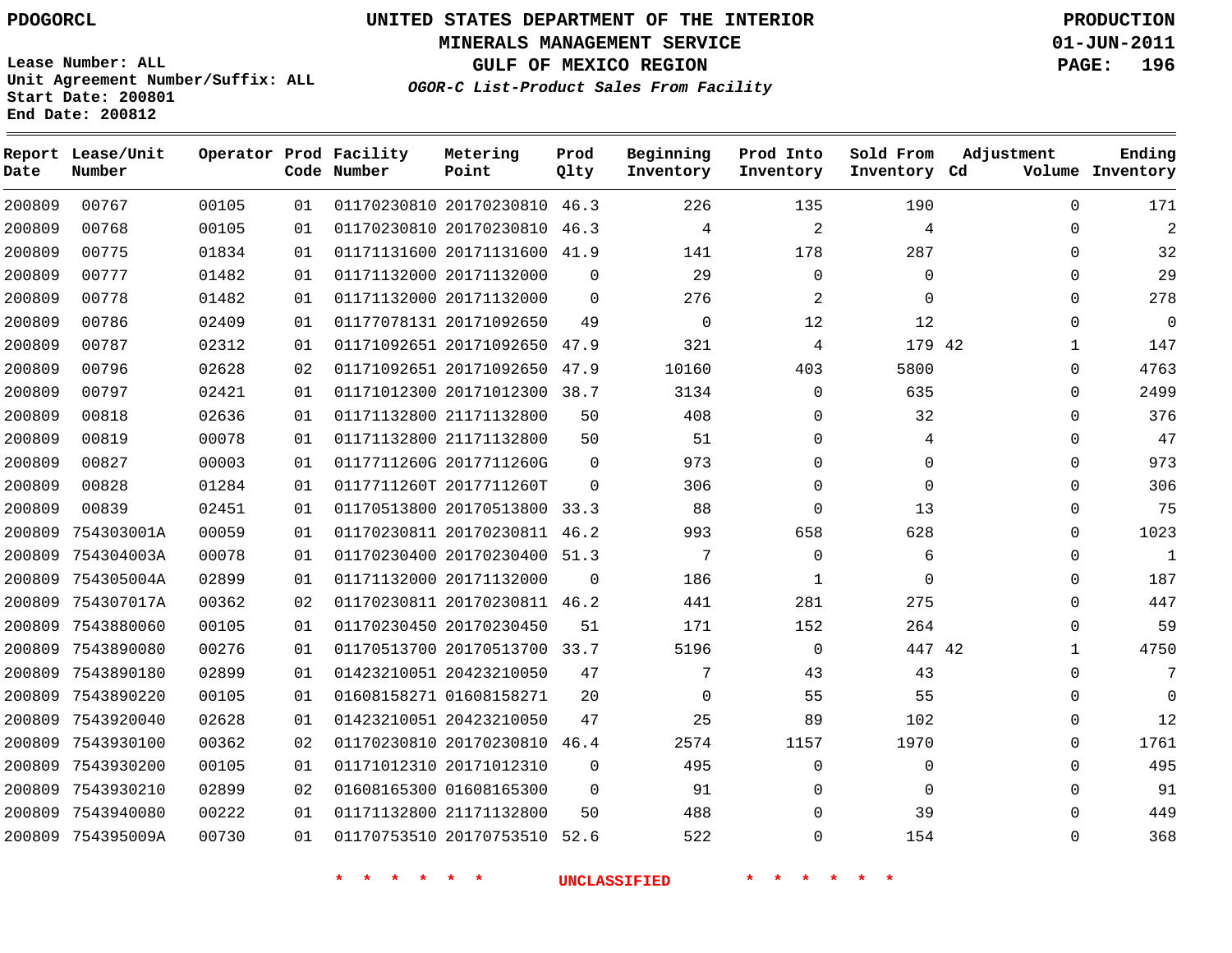PDOGORCL

# UNITED STATES DEPARTMENT OF THE INTERIOR
## MINERALS MANAGEMENT SERVICE
## GULF OF MEXICO REGION
### *OGOR-C List-Product Sales From Facility*

PRODUCTION
01-JUN-2011

Lease Number: ALL
Unit Agreement Number/Suffix: ALL
Start Date: 200801
End Date: 200812

| Report Date | Lease/Unit Number | Operator | Prod Code | Facility Number | Metering Point | Prod Qlty | Beginning Inventory | Prod Into Inventory | Sold From Inventory | Adjustment Cd | Adjustment Volume | Ending Inventory |
|---|---|---|---|---|---|---|---|---|---|---|---|---|
| 200809 | 00767 | 00105 | 01 | 01170230810 | 20170230810 | 46.3 | 226 | 135 | 190 | | 0 | 171 |
| 200809 | 00768 | 00105 | 01 | 01170230810 | 20170230810 | 46.3 | 4 | 2 | 4 | | 0 | 2 |
| 200809 | 00775 | 01834 | 01 | 01171131600 | 20171131600 | 41.9 | 141 | 178 | 287 | | 0 | 32 |
| 200809 | 00777 | 01482 | 01 | 01171132000 | 20171132000 | 0 | 29 | 0 | 0 | | 0 | 29 |
| 200809 | 00778 | 01482 | 01 | 01171132000 | 20171132000 | 0 | 276 | 2 | 0 | | 0 | 278 |
| 200809 | 00786 | 02409 | 01 | 01177078131 | 20171092650 | 49 | 0 | 12 | 12 | | 0 | 0 |
| 200809 | 00787 | 02312 | 01 | 01171092651 | 20171092650 | 47.9 | 321 | 4 | 179 | 42 | 1 | 147 |
| 200809 | 00796 | 02628 | 02 | 01171092651 | 20171092650 | 47.9 | 10160 | 403 | 5800 | | 0 | 4763 |
| 200809 | 00797 | 02421 | 01 | 01171012300 | 20171012300 | 38.7 | 3134 | 0 | 635 | | 0 | 2499 |
| 200809 | 00818 | 02636 | 01 | 01171132800 | 21171132800 | 50 | 408 | 0 | 32 | | 0 | 376 |
| 200809 | 00819 | 00078 | 01 | 01171132800 | 21171132800 | 50 | 51 | 0 | 4 | | 0 | 47 |
| 200809 | 00827 | 00003 | 01 | 0117711260G | 2017711260G | 0 | 973 | 0 | 0 | | 0 | 973 |
| 200809 | 00828 | 01284 | 01 | 0117711260T | 2017711260T | 0 | 306 | 0 | 0 | | 0 | 306 |
| 200809 | 00839 | 02451 | 01 | 01170513800 | 20170513800 | 33.3 | 88 | 0 | 13 | | 0 | 75 |
| 200809 | 754303001A | 00059 | 01 | 01170230811 | 20170230811 | 46.2 | 993 | 658 | 628 | | 0 | 1023 |
| 200809 | 754304003A | 00078 | 01 | 01170230400 | 20170230400 | 51.3 | 7 | 0 | 6 | | 0 | 1 |
| 200809 | 754305004A | 02899 | 01 | 01171132000 | 20171132000 | 0 | 186 | 1 | 0 | | 0 | 187 |
| 200809 | 754307017A | 00362 | 02 | 01170230811 | 20170230811 | 46.2 | 441 | 281 | 275 | | 0 | 447 |
| 200809 | 7543880060 | 00105 | 01 | 01170230450 | 20170230450 | 51 | 171 | 152 | 264 | | 0 | 59 |
| 200809 | 7543890080 | 00276 | 01 | 01170513700 | 20170513700 | 33.7 | 5196 | 0 | 447 | 42 | 1 | 4750 |
| 200809 | 7543890180 | 02899 | 01 | 01423210051 | 20423210050 | 47 | 7 | 43 | 43 | | 0 | 7 |
| 200809 | 7543890220 | 00105 | 01 | 01608158271 | 01608158271 | 20 | 0 | 55 | 55 | | 0 | 0 |
| 200809 | 7543920040 | 02628 | 01 | 01423210051 | 20423210050 | 47 | 25 | 89 | 102 | | 0 | 12 |
| 200809 | 7543930100 | 00362 | 02 | 01170230810 | 20170230810 | 46.4 | 2574 | 1157 | 1970 | | 0 | 1761 |
| 200809 | 7543930200 | 00105 | 01 | 01171012310 | 20171012310 | 0 | 495 | 0 | 0 | | 0 | 495 |
| 200809 | 7543930210 | 02899 | 02 | 01608165300 | 01608165300 | 0 | 91 | 0 | 0 | | 0 | 91 |
| 200809 | 7543940080 | 00222 | 01 | 01171132800 | 21171132800 | 50 | 488 | 0 | 39 | | 0 | 449 |
| 200809 | 754395009A | 00730 | 01 | 01170753510 | 20170753510 | 52.6 | 522 | 0 | 154 | | 0 | 368 |

\* \* \* \* \* \* UNCLASSIFIED \* \* \* \* \* \*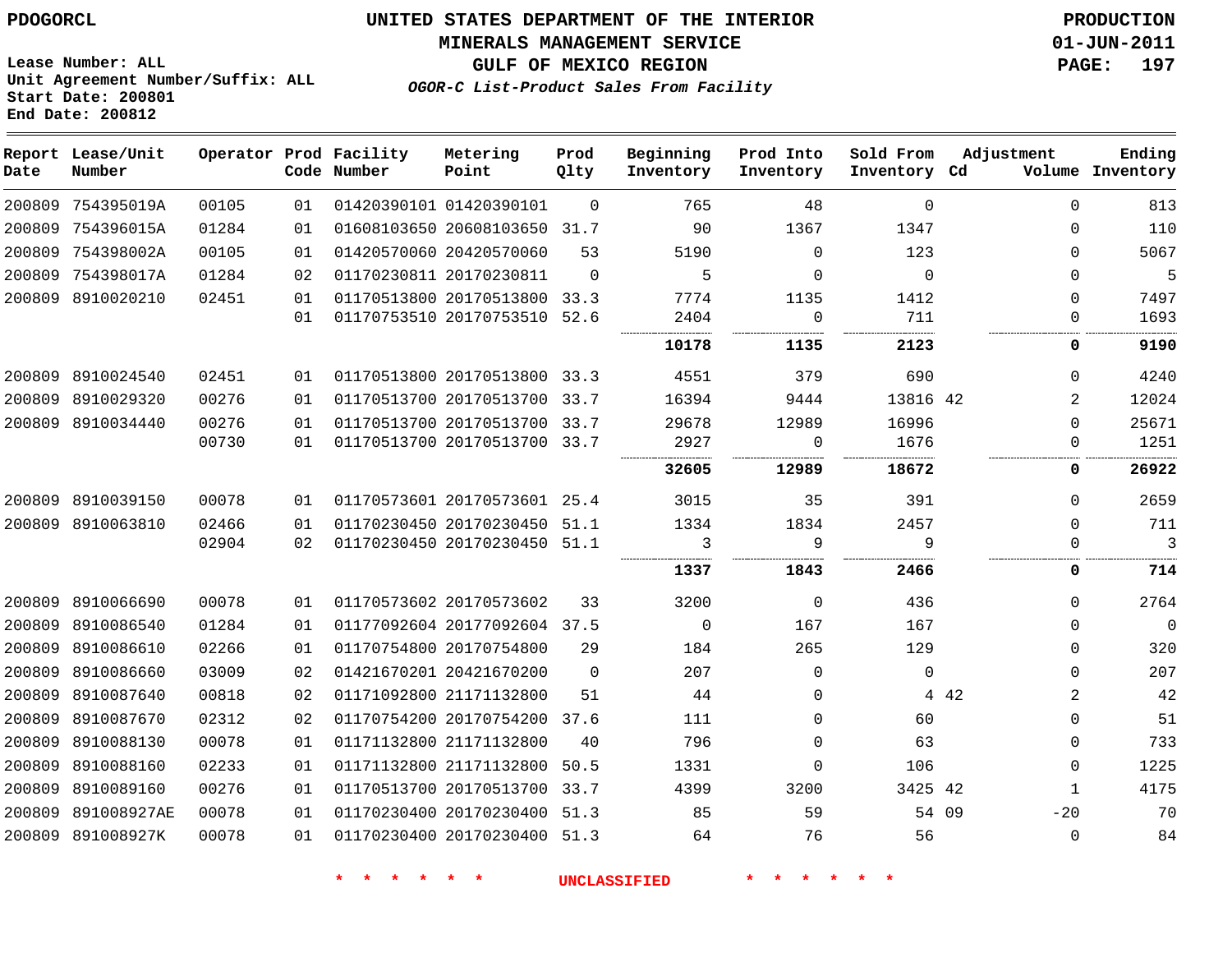PDOGORCL

Lease Number: ALL
Unit Agreement Number/Suffix: ALL
Start Date: 200801
End Date: 200812

# UNITED STATES DEPARTMENT OF THE INTERIOR
## MINERALS MANAGEMENT SERVICE
## GULF OF MEXICO REGION
### *OGOR-C List-Product Sales From Facility*

PRODUCTION
01-JUN-2011

| Report Date | Lease/Unit Number | Operator | Prod Code | Facility Number | Metering Point | Prod Qlty | Beginning Inventory | Prod Into Inventory | Sold From Inventory | Adjustment Cd | Adjustment Volume | Ending Inventory |
|---|---|---|---|---|---|---|---|---|---|---|---|---|
| 200809 | 754395019A | 00105 | 01 | 01420390101 | 01420390101 | 0 | 765 | 48 | 0 | | 0 | 813 |
| 200809 | 754396015A | 01284 | 01 | 01608103650 | 20608103650 | 31.7 | 90 | 1367 | 1347 | | 0 | 110 |
| 200809 | 754398002A | 00105 | 01 | 01420570060 | 20420570060 | 53 | 5190 | 0 | 123 | | 0 | 5067 |
| 200809 | 754398017A | 01284 | 02 | 01170230811 | 20170230811 | 0 | 5 | 0 | 0 | | 0 | 5 |
| 200809 | 8910020210 | 02451 | 01 | 01170513800 | 20170513800 | 33.3 | 7774 | 1135 | 1412 | | 0 | 7497 |
| | | | 01 | 01170753510 | 20170753510 | 52.6 | 2404 | 0 | 711 | | 0 | 1693 |
| | | | | | | | **10178** | **1135** | **2123** | | **0** | **9190** |
| 200809 | 8910024540 | 02451 | 01 | 01170513800 | 20170513800 | 33.3 | 4551 | 379 | 690 | | 0 | 4240 |
| 200809 | 8910029320 | 00276 | 01 | 01170513700 | 20170513700 | 33.7 | 16394 | 9444 | 13816 | 42 | 2 | 12024 |
| 200809 | 8910034440 | 00276 | 01 | 01170513700 | 20170513700 | 33.7 | 29678 | 12989 | 16996 | | 0 | 25671 |
| | | 00730 | 01 | 01170513700 | 20170513700 | 33.7 | 2927 | 0 | 1676 | | 0 | 1251 |
| | | | | | | | **32605** | **12989** | **18672** | | **0** | **26922** |
| 200809 | 8910039150 | 00078 | 01 | 01170573601 | 20170573601 | 25.4 | 3015 | 35 | 391 | | 0 | 2659 |
| 200809 | 8910063810 | 02466 | 01 | 01170230450 | 20170230450 | 51.1 | 1334 | 1834 | 2457 | | 0 | 711 |
| | | 02904 | 02 | 01170230450 | 20170230450 | 51.1 | 3 | 9 | 9 | | 0 | 3 |
| | | | | | | | **1337** | **1843** | **2466** | | **0** | **714** |
| 200809 | 8910066690 | 00078 | 01 | 01170573602 | 20170573602 | 33 | 3200 | 0 | 436 | | 0 | 2764 |
| 200809 | 8910086540 | 01284 | 01 | 01177092604 | 20177092604 | 37.5 | 0 | 167 | 167 | | 0 | 0 |
| 200809 | 8910086610 | 02266 | 01 | 01170754800 | 20170754800 | 29 | 184 | 265 | 129 | | 0 | 320 |
| 200809 | 8910086660 | 03009 | 02 | 01421670201 | 20421670200 | 0 | 207 | 0 | 0 | | 0 | 207 |
| 200809 | 8910087640 | 00818 | 02 | 01171092800 | 21171132800 | 51 | 44 | 0 | 4 | 42 | 2 | 42 |
| 200809 | 8910087670 | 02312 | 02 | 01170754200 | 20170754200 | 37.6 | 111 | 0 | 60 | | 0 | 51 |
| 200809 | 8910088130 | 00078 | 01 | 01171132800 | 21171132800 | 40 | 796 | 0 | 63 | | 0 | 733 |
| 200809 | 8910088160 | 02233 | 01 | 01171132800 | 21171132800 | 50.5 | 1331 | 0 | 106 | | 0 | 1225 |
| 200809 | 8910089160 | 00276 | 01 | 01170513700 | 20170513700 | 33.7 | 4399 | 3200 | 3425 | 42 | 1 | 4175 |
| 200809 | 891008927AE | 00078 | 01 | 01170230400 | 20170230400 | 51.3 | 85 | 59 | 54 | 09 | -20 | 70 |
| 200809 | 891008927K | 00078 | 01 | 01170230400 | 20170230400 | 51.3 | 64 | 76 | 56 | | 0 | 84 |

* * * * * * UNCLASSIFIED * * * * * *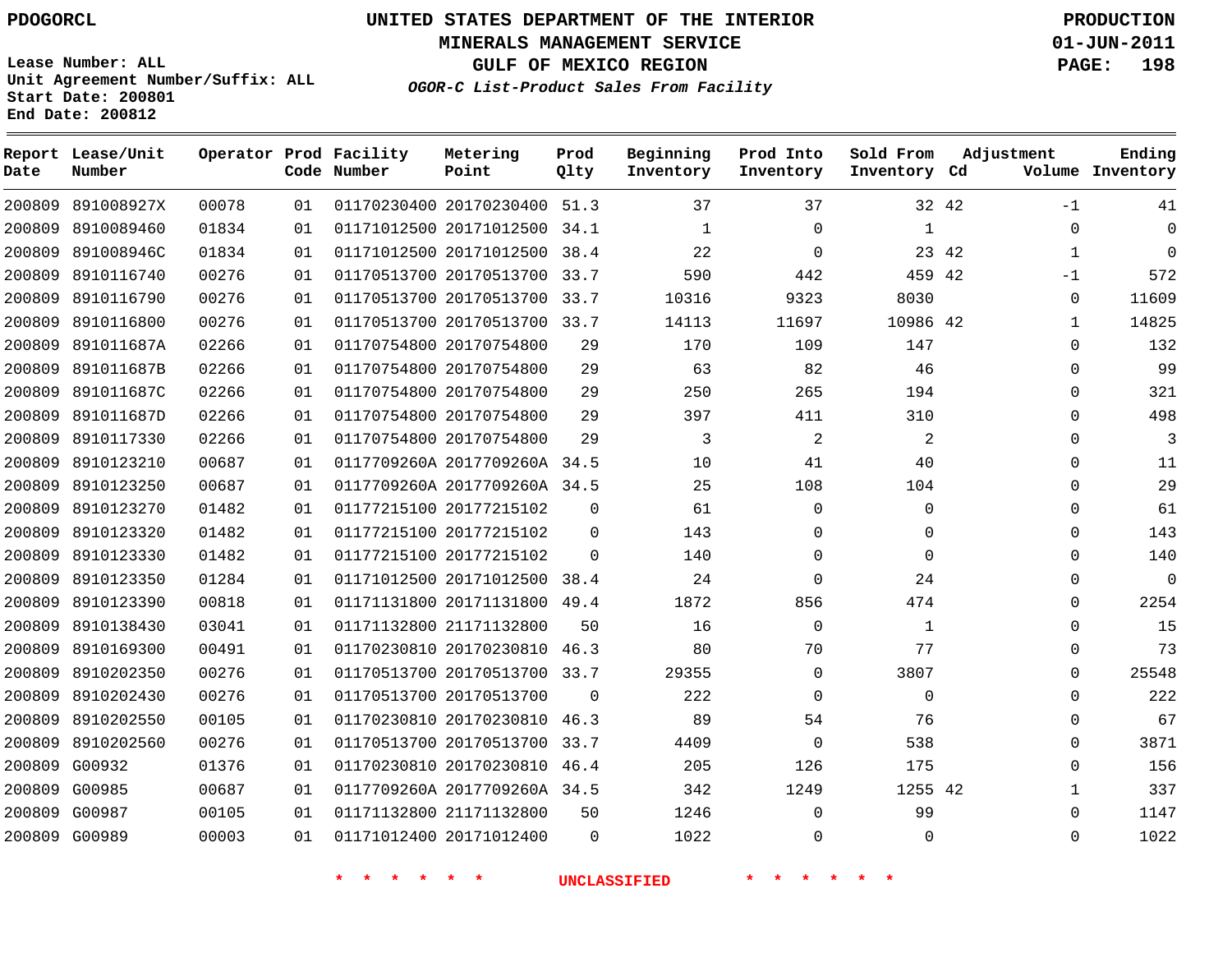PDOGORCL

**UNITED STATES DEPARTMENT OF THE INTERIOR**
**MINERALS MANAGEMENT SERVICE**
**GULF OF MEXICO REGION**
***OGOR-C List-Product Sales From Facility***

**PRODUCTION**
**01-JUN-2011**

Lease Number: ALL
Unit Agreement Number/Suffix: ALL
Start Date: 200801
End Date: 200812

| Report Date | Lease/Unit Number | Operator | Prod Code | Facility Number | Metering Point | Prod Qlty | Beginning Inventory | Prod Into Inventory | Sold From Inventory | Adjustment Cd | Volume | Ending Inventory |
|---|---|---|---|---|---|---|---|---|---|---|---|---|
| 200809 | 891008927X | 00078 | 01 | 01170230400 | 20170230400 | 51.3 | 37 | 37 | 32 | 42 | -1 | 41 |
| 200809 | 8910089460 | 01834 | 01 | 01171012500 | 20171012500 | 34.1 | 1 | 0 | 1 | | 0 | 0 |
| 200809 | 891008946C | 01834 | 01 | 01171012500 | 20171012500 | 38.4 | 22 | 0 | 23 | 42 | 1 | 0 |
| 200809 | 8910116740 | 00276 | 01 | 01170513700 | 20170513700 | 33.7 | 590 | 442 | 459 | 42 | -1 | 572 |
| 200809 | 8910116790 | 00276 | 01 | 01170513700 | 20170513700 | 33.7 | 10316 | 9323 | 8030 | | 0 | 11609 |
| 200809 | 8910116800 | 00276 | 01 | 01170513700 | 20170513700 | 33.7 | 14113 | 11697 | 10986 | 42 | 1 | 14825 |
| 200809 | 891011687A | 02266 | 01 | 01170754800 | 20170754800 | 29 | 170 | 109 | 147 | | 0 | 132 |
| 200809 | 891011687B | 02266 | 01 | 01170754800 | 20170754800 | 29 | 63 | 82 | 46 | | 0 | 99 |
| 200809 | 891011687C | 02266 | 01 | 01170754800 | 20170754800 | 29 | 250 | 265 | 194 | | 0 | 321 |
| 200809 | 891011687D | 02266 | 01 | 01170754800 | 20170754800 | 29 | 397 | 411 | 310 | | 0 | 498 |
| 200809 | 8910117330 | 02266 | 01 | 01170754800 | 20170754800 | 29 | 3 | 2 | 2 | | 0 | 3 |
| 200809 | 8910123210 | 00687 | 01 | 0117709260A | 2017709260A | 34.5 | 10 | 41 | 40 | | 0 | 11 |
| 200809 | 8910123250 | 00687 | 01 | 0117709260A | 2017709260A | 34.5 | 25 | 108 | 104 | | 0 | 29 |
| 200809 | 8910123270 | 01482 | 01 | 01177215100 | 20177215102 | 0 | 61 | 0 | 0 | | 0 | 61 |
| 200809 | 8910123320 | 01482 | 01 | 01177215100 | 20177215102 | 0 | 143 | 0 | 0 | | 0 | 143 |
| 200809 | 8910123330 | 01482 | 01 | 01177215100 | 20177215102 | 0 | 140 | 0 | 0 | | 0 | 140 |
| 200809 | 8910123350 | 01284 | 01 | 01171012500 | 20171012500 | 38.4 | 24 | 0 | 24 | | 0 | 0 |
| 200809 | 8910123390 | 00818 | 01 | 01171131800 | 20171131800 | 49.4 | 1872 | 856 | 474 | | 0 | 2254 |
| 200809 | 8910138430 | 03041 | 01 | 01171132800 | 21171132800 | 50 | 16 | 0 | 1 | | 0 | 15 |
| 200809 | 8910169300 | 00491 | 01 | 01170230810 | 20170230810 | 46.3 | 80 | 70 | 77 | | 0 | 73 |
| 200809 | 8910202350 | 00276 | 01 | 01170513700 | 20170513700 | 33.7 | 29355 | 0 | 3807 | | 0 | 25548 |
| 200809 | 8910202430 | 00276 | 01 | 01170513700 | 20170513700 | 0 | 222 | 0 | 0 | | 0 | 222 |
| 200809 | 8910202550 | 00105 | 01 | 01170230810 | 20170230810 | 46.3 | 89 | 54 | 76 | | 0 | 67 |
| 200809 | 8910202560 | 00276 | 01 | 01170513700 | 20170513700 | 33.7 | 4409 | 0 | 538 | | 0 | 3871 |
| 200809 | G00932 | 01376 | 01 | 01170230810 | 20170230810 | 46.4 | 205 | 126 | 175 | | 0 | 156 |
| 200809 | G00985 | 00687 | 01 | 0117709260A | 2017709260A | 34.5 | 342 | 1249 | 1255 | 42 | 1 | 337 |
| 200809 | G00987 | 00105 | 01 | 01171132800 | 21171132800 | 50 | 1246 | 0 | 99 | | 0 | 1147 |
| 200809 | G00989 | 00003 | 01 | 01171012400 | 20171012400 | 0 | 1022 | 0 | 0 | | 0 | 1022 |

\* \* \* \* \* \* UNCLASSIFIED \* \* \* \* \* \*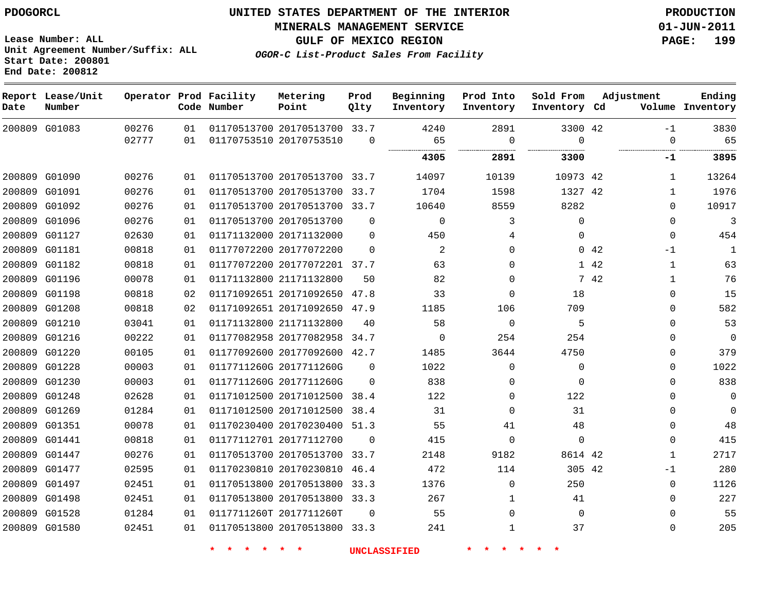PDOGORCL

# UNITED STATES DEPARTMENT OF THE INTERIOR
## MINERALS MANAGEMENT SERVICE
## GULF OF MEXICO REGION
### *OGOR-C List-Product Sales From Facility*

PRODUCTION
01-JUN-2011

Lease Number: ALL
Unit Agreement Number/Suffix: ALL
Start Date: 200801
End Date: 200812

| Report Date | Lease/Unit Number | Operator | Prod Code | Facility Number | Metering Point | Prod Qlty | Beginning Inventory | Prod Into Inventory | Sold From Inventory | Adjustment Cd | Adjustment Volume | Ending Inventory |
|---|---|---|---|---|---|---|---|---|---|---|---|---|
| 200809 | G01083 | 00276 | 01 | 01170513700 | 20170513700 | 33.7 | 4240 | 2891 | 3300 | 42 | -1 | 3830 |
| | | 02777 | 01 | 01170753510 | 20170753510 | 0 | 65 | 0 | 0 | | 0 | 65 |
| | | | | | | | **4305** | **2891** | **3300** | | **-1** | **3895** |
| 200809 | G01090 | 00276 | 01 | 01170513700 | 20170513700 | 33.7 | 14097 | 10139 | 10973 | 42 | 1 | 13264 |
| 200809 | G01091 | 00276 | 01 | 01170513700 | 20170513700 | 33.7 | 1704 | 1598 | 1327 | 42 | 1 | 1976 |
| 200809 | G01092 | 00276 | 01 | 01170513700 | 20170513700 | 33.7 | 10640 | 8559 | 8282 | | 0 | 10917 |
| 200809 | G01096 | 00276 | 01 | 01170513700 | 20170513700 | 0 | 0 | 3 | 0 | | 0 | 3 |
| 200809 | G01127 | 02630 | 01 | 01171132000 | 20171132000 | 0 | 450 | 4 | 0 | | 0 | 454 |
| 200809 | G01181 | 00818 | 01 | 01177072200 | 20177072200 | 0 | 2 | 0 | 0 | 42 | -1 | 1 |
| 200809 | G01182 | 00818 | 01 | 01177072200 | 20177072201 | 37.7 | 63 | 0 | 1 | 42 | 1 | 63 |
| 200809 | G01196 | 00078 | 01 | 01171132800 | 21171132800 | 50 | 82 | 0 | 7 | 42 | 1 | 76 |
| 200809 | G01198 | 00818 | 02 | 01171092651 | 20171092650 | 47.8 | 33 | 0 | 18 | | 0 | 15 |
| 200809 | G01208 | 00818 | 02 | 01171092651 | 20171092650 | 47.9 | 1185 | 106 | 709 | | 0 | 582 |
| 200809 | G01210 | 03041 | 01 | 01171132800 | 21171132800 | 40 | 58 | 0 | 5 | | 0 | 53 |
| 200809 | G01216 | 00222 | 01 | 01177082958 | 20177082958 | 34.7 | 0 | 254 | 254 | | 0 | 0 |
| 200809 | G01220 | 00105 | 01 | 01177092600 | 20177092600 | 42.7 | 1485 | 3644 | 4750 | | 0 | 379 |
| 200809 | G01228 | 00003 | 01 | 0117711260G | 2017711260G | 0 | 1022 | 0 | 0 | | 0 | 1022 |
| 200809 | G01230 | 00003 | 01 | 0117711260G | 2017711260G | 0 | 838 | 0 | 0 | | 0 | 838 |
| 200809 | G01248 | 02628 | 01 | 01171012500 | 20171012500 | 38.4 | 122 | 0 | 122 | | 0 | 0 |
| 200809 | G01269 | 01284 | 01 | 01171012500 | 20171012500 | 38.4 | 31 | 0 | 31 | | 0 | 0 |
| 200809 | G01351 | 00078 | 01 | 01170230400 | 20170230400 | 51.3 | 55 | 41 | 48 | | 0 | 48 |
| 200809 | G01441 | 00818 | 01 | 01177112701 | 20177112700 | 0 | 415 | 0 | 0 | | 0 | 415 |
| 200809 | G01447 | 00276 | 01 | 01170513700 | 20170513700 | 33.7 | 2148 | 9182 | 8614 | 42 | 1 | 2717 |
| 200809 | G01477 | 02595 | 01 | 01170230810 | 20170230810 | 46.4 | 472 | 114 | 305 | 42 | -1 | 280 |
| 200809 | G01497 | 02451 | 01 | 01170513800 | 20170513800 | 33.3 | 1376 | 0 | 250 | | 0 | 1126 |
| 200809 | G01498 | 02451 | 01 | 01170513800 | 20170513800 | 33.3 | 267 | 1 | 41 | | 0 | 227 |
| 200809 | G01528 | 01284 | 01 | 0117711260T | 2017711260T | 0 | 55 | 0 | 0 | | 0 | 55 |
| 200809 | G01580 | 02451 | 01 | 01170513800 | 20170513800 | 33.3 | 241 | 1 | 37 | | 0 | 205 |

* * * * * * UNCLASSIFIED * * * * * *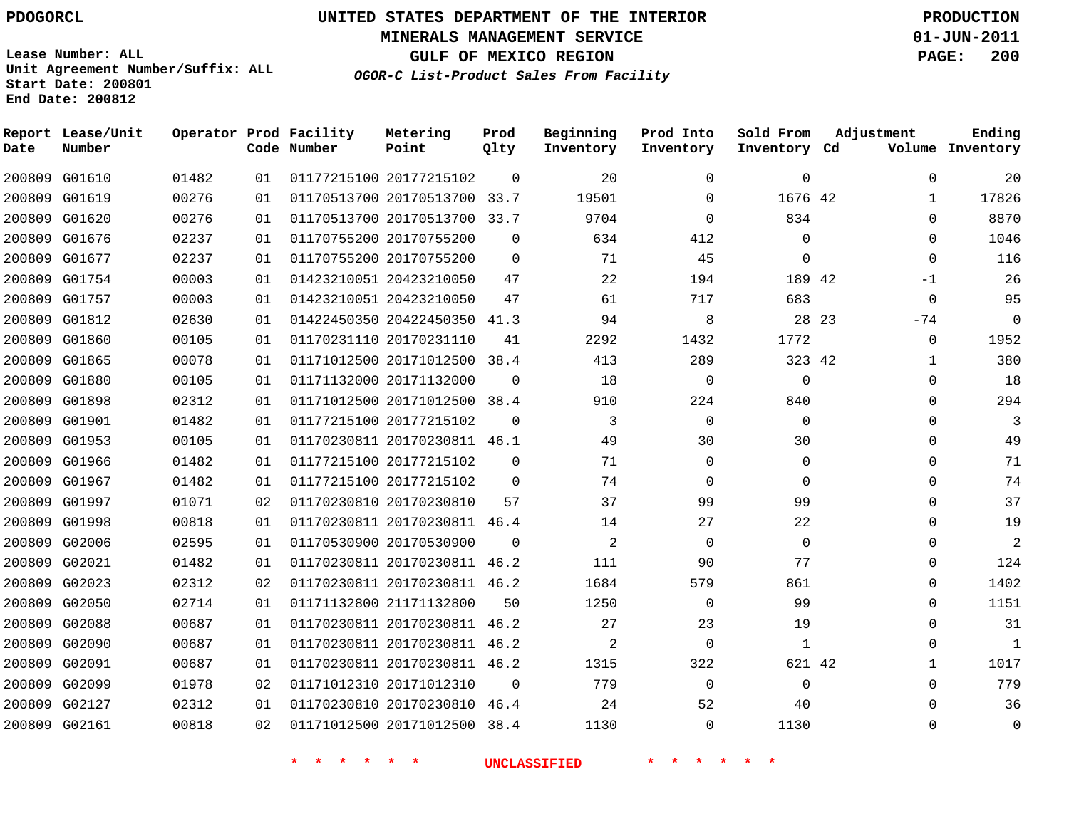# UNITED STATES DEPARTMENT OF THE INTERIOR
## MINERALS MANAGEMENT SERVICE
## GULF OF MEXICO REGION
### *OGOR-C List-Product Sales From Facility*

PDOGORCL

PRODUCTION
01-JUN-2011

Lease Number: ALL
Unit Agreement Number/Suffix: ALL
Start Date: 200801
End Date: 200812

| Report Date | Lease/Unit Number | Operator | Prod Code | Facility Number | Metering Point | Prod Qlty | Beginning Inventory | Prod Into Inventory | Sold From Inventory | Adjustment Cd | Adjustment Volume | Ending Inventory |
|---|---|---|---|---|---|---|---|---|---|---|---|---|
| 200809 | G01610 | 01482 | 01 | 01177215100 | 20177215102 | 0 | 20 | 0 | 0 | | 0 | 20 |
| 200809 | G01619 | 00276 | 01 | 01170513700 | 20170513700 | 33.7 | 19501 | 0 | 1676 | 42 | 1 | 17826 |
| 200809 | G01620 | 00276 | 01 | 01170513700 | 20170513700 | 33.7 | 9704 | 0 | 834 | | 0 | 8870 |
| 200809 | G01676 | 02237 | 01 | 01170755200 | 20170755200 | 0 | 634 | 412 | 0 | | 0 | 1046 |
| 200809 | G01677 | 02237 | 01 | 01170755200 | 20170755200 | 0 | 71 | 45 | 0 | | 0 | 116 |
| 200809 | G01754 | 00003 | 01 | 01423210051 | 20423210050 | 47 | 22 | 194 | 189 | 42 | -1 | 26 |
| 200809 | G01757 | 00003 | 01 | 01423210051 | 20423210050 | 47 | 61 | 717 | 683 | | 0 | 95 |
| 200809 | G01812 | 02630 | 01 | 01422450350 | 20422450350 | 41.3 | 94 | 8 | 28 | 23 | -74 | 0 |
| 200809 | G01860 | 00105 | 01 | 01170231110 | 20170231110 | 41 | 2292 | 1432 | 1772 | | 0 | 1952 |
| 200809 | G01865 | 00078 | 01 | 01171012500 | 20171012500 | 38.4 | 413 | 289 | 323 | 42 | 1 | 380 |
| 200809 | G01880 | 00105 | 01 | 01171132000 | 20171132000 | 0 | 18 | 0 | 0 | | 0 | 18 |
| 200809 | G01898 | 02312 | 01 | 01171012500 | 20171012500 | 38.4 | 910 | 224 | 840 | | 0 | 294 |
| 200809 | G01901 | 01482 | 01 | 01177215100 | 20177215102 | 0 | 3 | 0 | 0 | | 0 | 3 |
| 200809 | G01953 | 00105 | 01 | 01170230811 | 20170230811 | 46.1 | 49 | 30 | 30 | | 0 | 49 |
| 200809 | G01966 | 01482 | 01 | 01177215100 | 20177215102 | 0 | 71 | 0 | 0 | | 0 | 71 |
| 200809 | G01967 | 01482 | 01 | 01177215100 | 20177215102 | 0 | 74 | 0 | 0 | | 0 | 74 |
| 200809 | G01997 | 01071 | 02 | 01170230810 | 20170230810 | 57 | 37 | 99 | 99 | | 0 | 37 |
| 200809 | G01998 | 00818 | 01 | 01170230811 | 20170230811 | 46.4 | 14 | 27 | 22 | | 0 | 19 |
| 200809 | G02006 | 02595 | 01 | 01170530900 | 20170530900 | 0 | 2 | 0 | 0 | | 0 | 2 |
| 200809 | G02021 | 01482 | 01 | 01170230811 | 20170230811 | 46.2 | 111 | 90 | 77 | | 0 | 124 |
| 200809 | G02023 | 02312 | 02 | 01170230811 | 20170230811 | 46.2 | 1684 | 579 | 861 | | 0 | 1402 |
| 200809 | G02050 | 02714 | 01 | 01171132800 | 21171132800 | 50 | 1250 | 0 | 99 | | 0 | 1151 |
| 200809 | G02088 | 00687 | 01 | 01170230811 | 20170230811 | 46.2 | 27 | 23 | 19 | | 0 | 31 |
| 200809 | G02090 | 00687 | 01 | 01170230811 | 20170230811 | 46.2 | 2 | 0 | 1 | | 0 | 1 |
| 200809 | G02091 | 00687 | 01 | 01170230811 | 20170230811 | 46.2 | 1315 | 322 | 621 | 42 | 1 | 1017 |
| 200809 | G02099 | 01978 | 02 | 01171012310 | 20171012310 | 0 | 779 | 0 | 0 | | 0 | 779 |
| 200809 | G02127 | 02312 | 01 | 01170230810 | 20170230810 | 46.4 | 24 | 52 | 40 | | 0 | 36 |
| 200809 | G02161 | 00818 | 02 | 01171012500 | 20171012500 | 38.4 | 1130 | 0 | 1130 | | 0 | 0 |

\* \* \* \* \* \* UNCLASSIFIED \* \* \* \* \* \*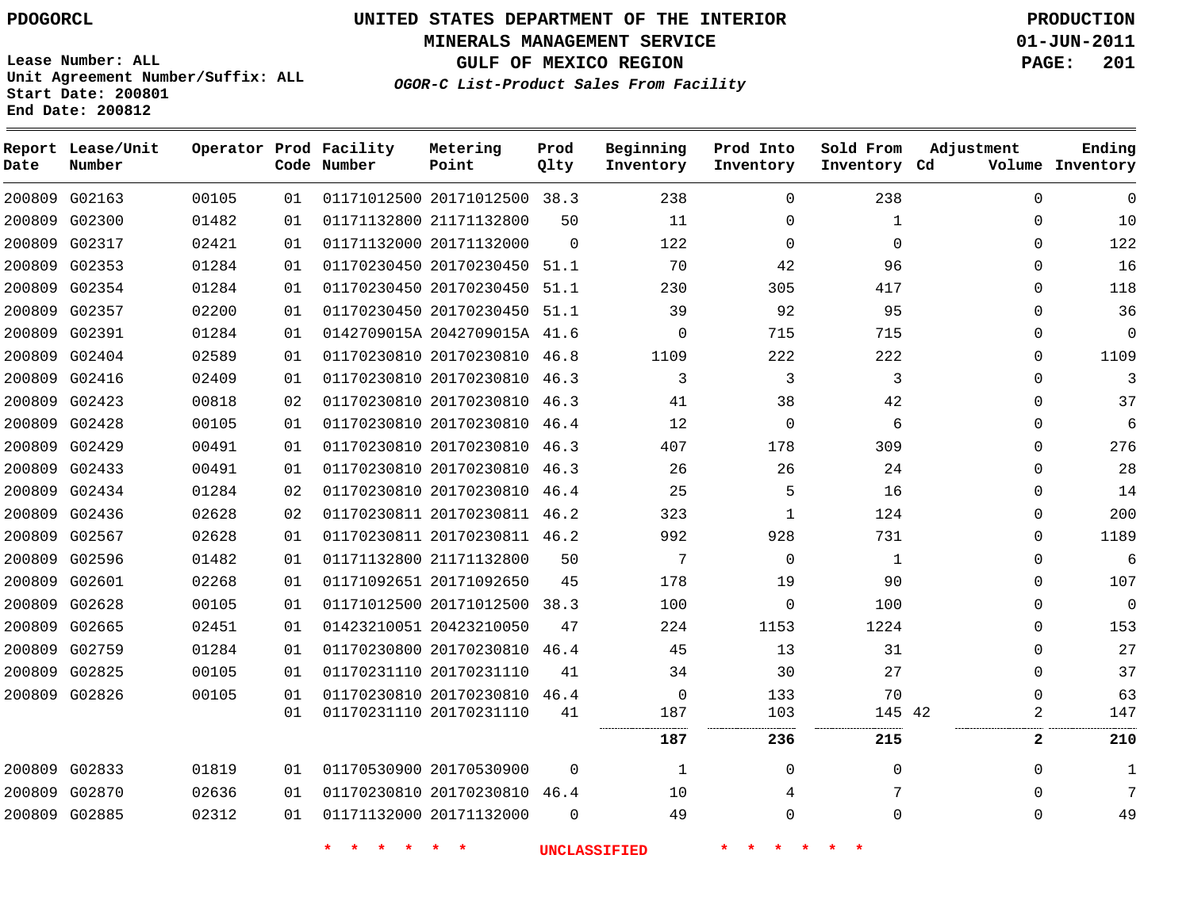PDOGORCL

# UNITED STATES DEPARTMENT OF THE INTERIOR
## MINERALS MANAGEMENT SERVICE
## GULF OF MEXICO REGION
### *OGOR-C List-Product Sales From Facility*

PRODUCTION
01-JUN-2011

Lease Number: ALL
Unit Agreement Number/Suffix: ALL
Start Date: 200801
End Date: 200812

| Report Date | Lease/Unit Number | Operator | Prod Code | Facility Number | Metering Point | Prod Qlty | Beginning Inventory | Prod Into Inventory | Sold From Inventory | Adjustment Cd | Adjustment Volume | Ending Inventory |
|---|---|---|---|---|---|---|---|---|---|---|---|---|
| 200809 | G02163 | 00105 | 01 | 01171012500 | 20171012500 | 38.3 | 238 | 0 | 238 | | 0 | 0 |
| 200809 | G02300 | 01482 | 01 | 01171132800 | 21171132800 | 50 | 11 | 0 | 1 | | 0 | 10 |
| 200809 | G02317 | 02421 | 01 | 01171132000 | 20171132000 | 0 | 122 | 0 | 0 | | 0 | 122 |
| 200809 | G02353 | 01284 | 01 | 01170230450 | 20170230450 | 51.1 | 70 | 42 | 96 | | 0 | 16 |
| 200809 | G02354 | 01284 | 01 | 01170230450 | 20170230450 | 51.1 | 230 | 305 | 417 | | 0 | 118 |
| 200809 | G02357 | 02200 | 01 | 01170230450 | 20170230450 | 51.1 | 39 | 92 | 95 | | 0 | 36 |
| 200809 | G02391 | 01284 | 01 | 0142709015A | 2042709015A | 41.6 | 0 | 715 | 715 | | 0 | 0 |
| 200809 | G02404 | 02589 | 01 | 01170230810 | 20170230810 | 46.8 | 1109 | 222 | 222 | | 0 | 1109 |
| 200809 | G02416 | 02409 | 01 | 01170230810 | 20170230810 | 46.3 | 3 | 3 | 3 | | 0 | 3 |
| 200809 | G02423 | 00818 | 02 | 01170230810 | 20170230810 | 46.3 | 41 | 38 | 42 | | 0 | 37 |
| 200809 | G02428 | 00105 | 01 | 01170230810 | 20170230810 | 46.4 | 12 | 0 | 6 | | 0 | 6 |
| 200809 | G02429 | 00491 | 01 | 01170230810 | 20170230810 | 46.3 | 407 | 178 | 309 | | 0 | 276 |
| 200809 | G02433 | 00491 | 01 | 01170230810 | 20170230810 | 46.3 | 26 | 26 | 24 | | 0 | 28 |
| 200809 | G02434 | 01284 | 02 | 01170230810 | 20170230810 | 46.4 | 25 | 5 | 16 | | 0 | 14 |
| 200809 | G02436 | 02628 | 02 | 01170230811 | 20170230811 | 46.2 | 323 | 1 | 124 | | 0 | 200 |
| 200809 | G02567 | 02628 | 01 | 01170230811 | 20170230811 | 46.2 | 992 | 928 | 731 | | 0 | 1189 |
| 200809 | G02596 | 01482 | 01 | 01171132800 | 21171132800 | 50 | 7 | 0 | 1 | | 0 | 6 |
| 200809 | G02601 | 02268 | 01 | 01171092651 | 20171092650 | 45 | 178 | 19 | 90 | | 0 | 107 |
| 200809 | G02628 | 00105 | 01 | 01171012500 | 20171012500 | 38.3 | 100 | 0 | 100 | | 0 | 0 |
| 200809 | G02665 | 02451 | 01 | 01423210051 | 20423210050 | 47 | 224 | 1153 | 1224 | | 0 | 153 |
| 200809 | G02759 | 01284 | 01 | 01170230800 | 20170230810 | 46.4 | 45 | 13 | 31 | | 0 | 27 |
| 200809 | G02825 | 00105 | 01 | 01170231110 | 20170231110 | 41 | 34 | 30 | 27 | | 0 | 37 |
| 200809 | G02826 | 00105 | 01 | 01170230810 | 20170230810 | 46.4 | 0 | 133 | 70 | | 0 | 63 |
| | | | 01 | 01170231110 | 20170231110 | 41 | 187 | 103 | 145 | 42 | 2 | 147 |
| | | | | | | | **187** | **236** | **215** | | **2** | **210** |
| 200809 | G02833 | 01819 | 01 | 01170530900 | 20170530900 | 0 | 1 | 0 | 0 | | 0 | 1 |
| 200809 | G02870 | 02636 | 01 | 01170230810 | 20170230810 | 46.4 | 10 | 4 | 7 | | 0 | 7 |
| 200809 | G02885 | 02312 | 01 | 01171132000 | 20171132000 | 0 | 49 | 0 | 0 | | 0 | 49 |

\* \* \* \* \* \* UNCLASSIFIED \* \* \* \* \* \*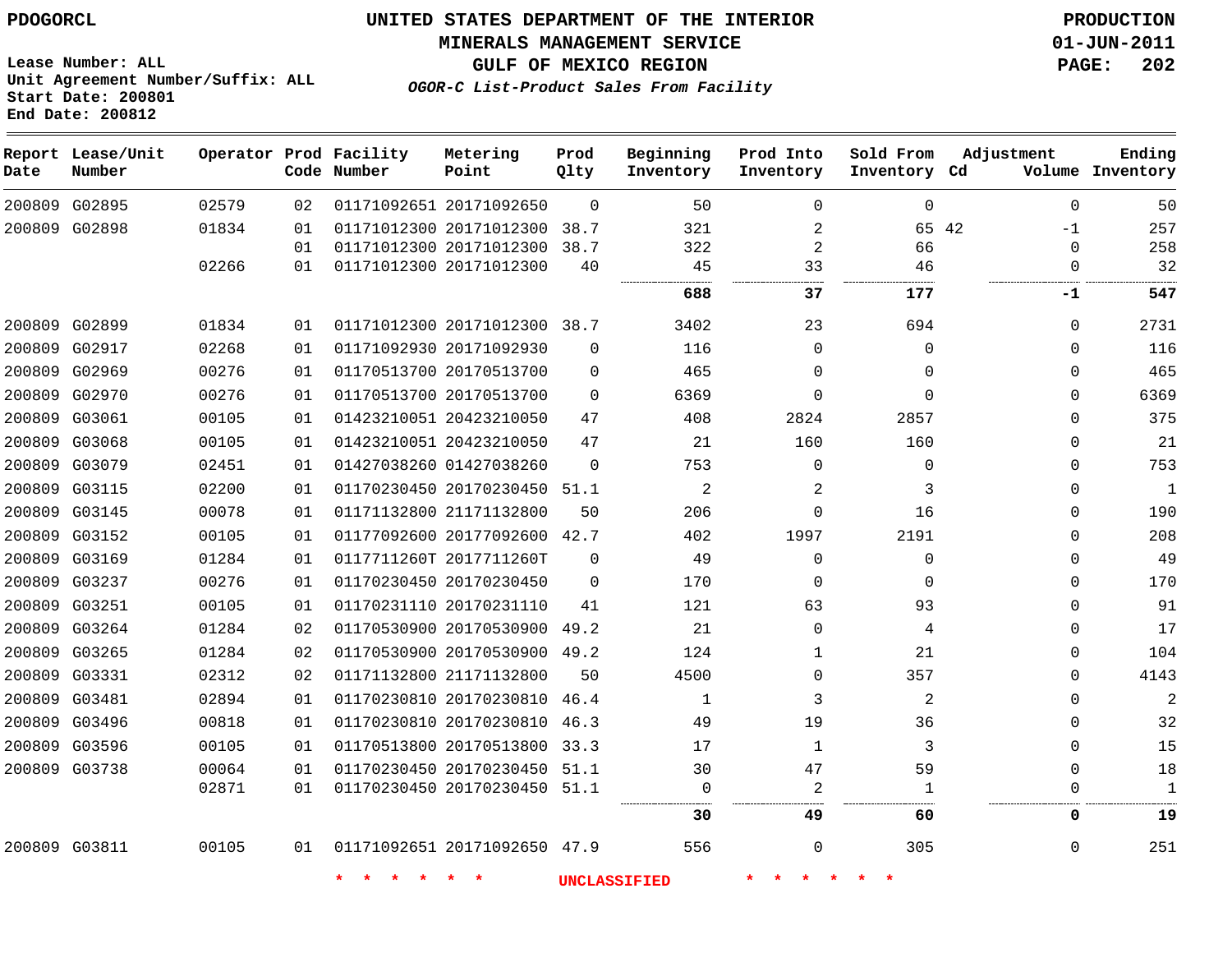PDOGORCL

# UNITED STATES DEPARTMENT OF THE INTERIOR
## MINERALS MANAGEMENT SERVICE
## GULF OF MEXICO REGION
### *OGOR-C List-Product Sales From Facility*

PRODUCTION
01-JUN-2011

Lease Number: ALL
Unit Agreement Number/Suffix: ALL
Start Date: 200801
End Date: 200812

| Report Date | Lease/Unit Number | Operator | Prod Code | Facility Number | Metering Point | Prod Qlty | Beginning Inventory | Prod Into Inventory | Sold From Inventory | Adjustment Cd | Adjustment Volume | Ending Inventory |
|---|---|---|---|---|---|---|---|---|---|---|---|---|
| 200809 | G02895 | 02579 | 02 | 01171092651 | 20171092650 | 0 | 50 | 0 | 0 | | 0 | 50 |
| 200809 | G02898 | 01834 | 01 | 01171012300 | 20171012300 | 38.7 | 321 | 2 | 65 | 42 | -1 | 257 |
| | | | 01 | 01171012300 | 20171012300 | 38.7 | 322 | 2 | 66 | | 0 | 258 |
| | | 02266 | 01 | 01171012300 | 20171012300 | 40 | 45 | 33 | 46 | | 0 | 32 |
| | | | | | | | **688** | **37** | **177** | | **-1** | **547** |
| 200809 | G02899 | 01834 | 01 | 01171012300 | 20171012300 | 38.7 | 3402 | 23 | 694 | | 0 | 2731 |
| 200809 | G02917 | 02268 | 01 | 01171092930 | 20171092930 | 0 | 116 | 0 | 0 | | 0 | 116 |
| 200809 | G02969 | 00276 | 01 | 01170513700 | 20170513700 | 0 | 465 | 0 | 0 | | 0 | 465 |
| 200809 | G02970 | 00276 | 01 | 01170513700 | 20170513700 | 0 | 6369 | 0 | 0 | | 0 | 6369 |
| 200809 | G03061 | 00105 | 01 | 01423210051 | 20423210050 | 47 | 408 | 2824 | 2857 | | 0 | 375 |
| 200809 | G03068 | 00105 | 01 | 01423210051 | 20423210050 | 47 | 21 | 160 | 160 | | 0 | 21 |
| 200809 | G03079 | 02451 | 01 | 01427038260 | 01427038260 | 0 | 753 | 0 | 0 | | 0 | 753 |
| 200809 | G03115 | 02200 | 01 | 01170230450 | 20170230450 | 51.1 | 2 | 2 | 3 | | 0 | 1 |
| 200809 | G03145 | 00078 | 01 | 01171132800 | 21171132800 | 50 | 206 | 0 | 16 | | 0 | 190 |
| 200809 | G03152 | 00105 | 01 | 01177092600 | 20177092600 | 42.7 | 402 | 1997 | 2191 | | 0 | 208 |
| 200809 | G03169 | 01284 | 01 | 0117711260T | 2017711260T | 0 | 49 | 0 | 0 | | 0 | 49 |
| 200809 | G03237 | 00276 | 01 | 01170230450 | 20170230450 | 0 | 170 | 0 | 0 | | 0 | 170 |
| 200809 | G03251 | 00105 | 01 | 01170231110 | 20170231110 | 41 | 121 | 63 | 93 | | 0 | 91 |
| 200809 | G03264 | 01284 | 02 | 01170530900 | 20170530900 | 49.2 | 21 | 0 | 4 | | 0 | 17 |
| 200809 | G03265 | 01284 | 02 | 01170530900 | 20170530900 | 49.2 | 124 | 1 | 21 | | 0 | 104 |
| 200809 | G03331 | 02312 | 02 | 01171132800 | 21171132800 | 50 | 4500 | 0 | 357 | | 0 | 4143 |
| 200809 | G03481 | 02894 | 01 | 01170230810 | 20170230810 | 46.4 | 1 | 3 | 2 | | 0 | 2 |
| 200809 | G03496 | 00818 | 01 | 01170230810 | 20170230810 | 46.3 | 49 | 19 | 36 | | 0 | 32 |
| 200809 | G03596 | 00105 | 01 | 01170513800 | 20170513800 | 33.3 | 17 | 1 | 3 | | 0 | 15 |
| 200809 | G03738 | 00064 | 01 | 01170230450 | 20170230450 | 51.1 | 30 | 47 | 59 | | 0 | 18 |
| | | 02871 | 01 | 01170230450 | 20170230450 | 51.1 | 0 | 2 | 1 | | 0 | 1 |
| | | | | | | | **30** | **49** | **60** | | **0** | **19** |
| 200809 | G03811 | 00105 | 01 | 01171092651 | 20171092650 | 47.9 | 556 | 0 | 305 | | 0 | 251 |

\* \* \* \* \* \* UNCLASSIFIED \* \* \* \* \* \*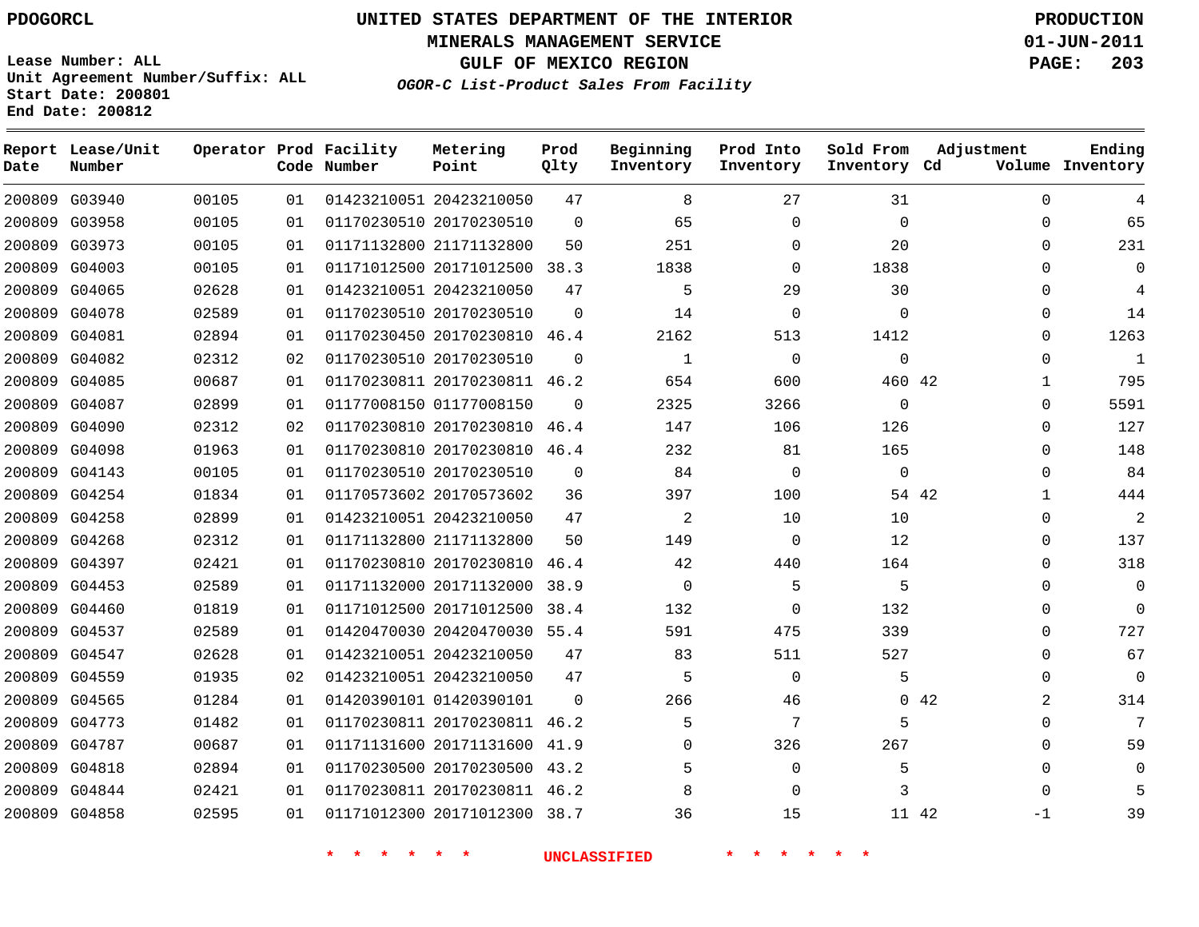PDOGORCL

# UNITED STATES DEPARTMENT OF THE INTERIOR
## MINERALS MANAGEMENT SERVICE
## GULF OF MEXICO REGION
### *OGOR-C List-Product Sales From Facility*

PRODUCTION
01-JUN-2011

Lease Number: ALL
Unit Agreement Number/Suffix: ALL
Start Date: 200801
End Date: 200812

| Report Date | Lease/Unit Number | Operator | Prod Code | Facility Number | Metering Point | Prod Qlty | Beginning Inventory | Prod Into Inventory | Sold From Inventory | Adjustment Cd | Adjustment Volume | Ending Inventory |
|---|---|---|---|---|---|---|---|---|---|---|---|---|
| 200809 | G03940 | 00105 | 01 | 01423210051 | 20423210050 | 47 | 8 | 27 | 31 | | 0 | 4 |
| 200809 | G03958 | 00105 | 01 | 01170230510 | 20170230510 | 0 | 65 | 0 | 0 | | 0 | 65 |
| 200809 | G03973 | 00105 | 01 | 01171132800 | 21171132800 | 50 | 251 | 0 | 20 | | 0 | 231 |
| 200809 | G04003 | 00105 | 01 | 01171012500 | 20171012500 | 38.3 | 1838 | 0 | 1838 | | 0 | 0 |
| 200809 | G04065 | 02628 | 01 | 01423210051 | 20423210050 | 47 | 5 | 29 | 30 | | 0 | 4 |
| 200809 | G04078 | 02589 | 01 | 01170230510 | 20170230510 | 0 | 14 | 0 | 0 | | 0 | 14 |
| 200809 | G04081 | 02894 | 01 | 01170230450 | 20170230810 | 46.4 | 2162 | 513 | 1412 | | 0 | 1263 |
| 200809 | G04082 | 02312 | 02 | 01170230510 | 20170230510 | 0 | 1 | 0 | 0 | | 0 | 1 |
| 200809 | G04085 | 00687 | 01 | 01170230811 | 20170230811 | 46.2 | 654 | 600 | 460 | 42 | 1 | 795 |
| 200809 | G04087 | 02899 | 01 | 01177008150 | 01177008150 | 0 | 2325 | 3266 | 0 | | 0 | 5591 |
| 200809 | G04090 | 02312 | 02 | 01170230810 | 20170230810 | 46.4 | 147 | 106 | 126 | | 0 | 127 |
| 200809 | G04098 | 01963 | 01 | 01170230810 | 20170230810 | 46.4 | 232 | 81 | 165 | | 0 | 148 |
| 200809 | G04143 | 00105 | 01 | 01170230510 | 20170230510 | 0 | 84 | 0 | 0 | | 0 | 84 |
| 200809 | G04254 | 01834 | 01 | 01170573602 | 20170573602 | 36 | 397 | 100 | 54 | 42 | 1 | 444 |
| 200809 | G04258 | 02899 | 01 | 01423210051 | 20423210050 | 47 | 2 | 10 | 10 | | 0 | 2 |
| 200809 | G04268 | 02312 | 01 | 01171132800 | 21171132800 | 50 | 149 | 0 | 12 | | 0 | 137 |
| 200809 | G04397 | 02421 | 01 | 01170230810 | 20170230810 | 46.4 | 42 | 440 | 164 | | 0 | 318 |
| 200809 | G04453 | 02589 | 01 | 01171132000 | 20171132000 | 38.9 | 0 | 5 | 5 | | 0 | 0 |
| 200809 | G04460 | 01819 | 01 | 01171012500 | 20171012500 | 38.4 | 132 | 0 | 132 | | 0 | 0 |
| 200809 | G04537 | 02589 | 01 | 01420470030 | 20420470030 | 55.4 | 591 | 475 | 339 | | 0 | 727 |
| 200809 | G04547 | 02628 | 01 | 01423210051 | 20423210050 | 47 | 83 | 511 | 527 | | 0 | 67 |
| 200809 | G04559 | 01935 | 02 | 01423210051 | 20423210050 | 47 | 5 | 0 | 5 | | 0 | 0 |
| 200809 | G04565 | 01284 | 01 | 01420390101 | 01420390101 | 0 | 266 | 46 | 0 | 42 | 2 | 314 |
| 200809 | G04773 | 01482 | 01 | 01170230811 | 20170230811 | 46.2 | 5 | 7 | 5 | | 0 | 7 |
| 200809 | G04787 | 00687 | 01 | 01171131600 | 20171131600 | 41.9 | 0 | 326 | 267 | | 0 | 59 |
| 200809 | G04818 | 02894 | 01 | 01170230500 | 20170230500 | 43.2 | 5 | 0 | 5 | | 0 | 0 |
| 200809 | G04844 | 02421 | 01 | 01170230811 | 20170230811 | 46.2 | 8 | 0 | 3 | | 0 | 5 |
| 200809 | G04858 | 02595 | 01 | 01171012300 | 20171012300 | 38.7 | 36 | 15 | 11 | 42 | -1 | 39 |

* * * * * * UNCLASSIFIED * * * * * *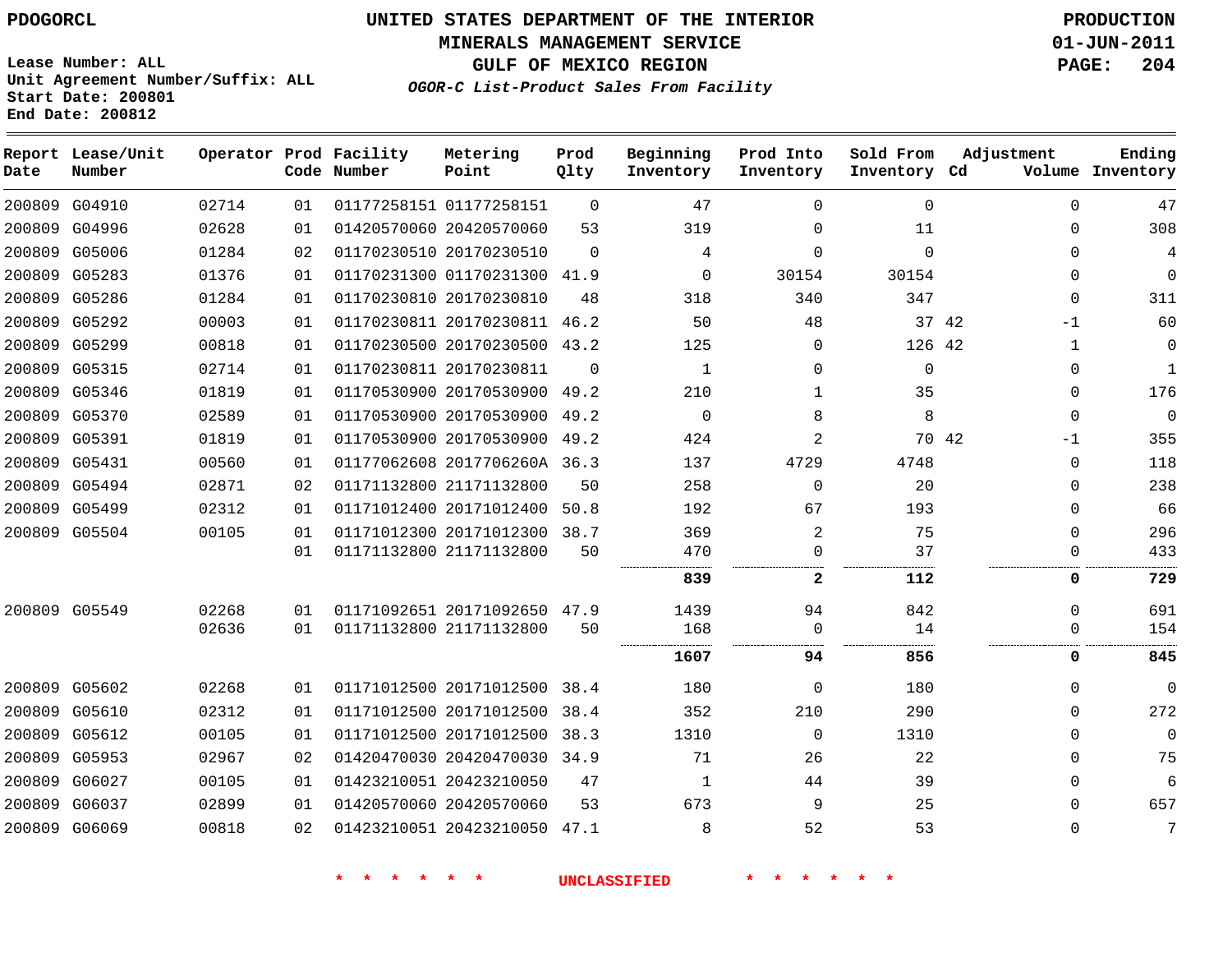PDOGORCL

# UNITED STATES DEPARTMENT OF THE INTERIOR
## MINERALS MANAGEMENT SERVICE
## GULF OF MEXICO REGION
### *OGOR-C List-Product Sales From Facility*

PRODUCTION
01-JUN-2011

Lease Number: ALL
Unit Agreement Number/Suffix: ALL
Start Date: 200801
End Date: 200812

| Report Date | Lease/Unit Number | Operator | Prod Code | Facility Number | Metering Point | Prod Qlty | Beginning Inventory | Prod Into Inventory | Sold From Inventory | Adjustment Cd | Adjustment Volume | Ending Inventory |
|---|---|---|---|---|---|---|---|---|---|---|---|---|
| 200809 | G04910 | 02714 | 01 | 01177258151 | 01177258151 | 0 | 47 | 0 | 0 | | 0 | 47 |
| 200809 | G04996 | 02628 | 01 | 01420570060 | 20420570060 | 53 | 319 | 0 | 11 | | 0 | 308 |
| 200809 | G05006 | 01284 | 02 | 01170230510 | 20170230510 | 0 | 4 | 0 | 0 | | 0 | 4 |
| 200809 | G05283 | 01376 | 01 | 01170231300 | 01170231300 | 41.9 | 0 | 30154 | 30154 | | 0 | 0 |
| 200809 | G05286 | 01284 | 01 | 01170230810 | 20170230810 | 48 | 318 | 340 | 347 | | 0 | 311 |
| 200809 | G05292 | 00003 | 01 | 01170230811 | 20170230811 | 46.2 | 50 | 48 | 37 | 42 | -1 | 60 |
| 200809 | G05299 | 00818 | 01 | 01170230500 | 20170230500 | 43.2 | 125 | 0 | 126 | 42 | 1 | 0 |
| 200809 | G05315 | 02714 | 01 | 01170230811 | 20170230811 | 0 | 1 | 0 | 0 | | 0 | 1 |
| 200809 | G05346 | 01819 | 01 | 01170530900 | 20170530900 | 49.2 | 210 | 1 | 35 | | 0 | 176 |
| 200809 | G05370 | 02589 | 01 | 01170530900 | 20170530900 | 49.2 | 0 | 8 | 8 | | 0 | 0 |
| 200809 | G05391 | 01819 | 01 | 01170530900 | 20170530900 | 49.2 | 424 | 2 | 70 | 42 | -1 | 355 |
| 200809 | G05431 | 00560 | 01 | 01177062608 | 2017706260A | 36.3 | 137 | 4729 | 4748 | | 0 | 118 |
| 200809 | G05494 | 02871 | 02 | 01171132800 | 21171132800 | 50 | 258 | 0 | 20 | | 0 | 238 |
| 200809 | G05499 | 02312 | 01 | 01171012400 | 20171012400 | 50.8 | 192 | 67 | 193 | | 0 | 66 |
| 200809 | G05504 | 00105 | 01 | 01171012300 | 20171012300 | 38.7 | 369 | 2 | 75 | | 0 | 296 |
| | | | 01 | 01171132800 | 21171132800 | 50 | 470 | 0 | 37 | | 0 | 433 |
| | | | | | | | **839** | **2** | **112** | | **0** | **729** |
| 200809 | G05549 | 02268 | 01 | 01171092651 | 20171092650 | 47.9 | 1439 | 94 | 842 | | 0 | 691 |
| | | 02636 | 01 | 01171132800 | 21171132800 | 50 | 168 | 0 | 14 | | 0 | 154 |
| | | | | | | | **1607** | **94** | **856** | | **0** | **845** |
| 200809 | G05602 | 02268 | 01 | 01171012500 | 20171012500 | 38.4 | 180 | 0 | 180 | | 0 | 0 |
| 200809 | G05610 | 02312 | 01 | 01171012500 | 20171012500 | 38.4 | 352 | 210 | 290 | | 0 | 272 |
| 200809 | G05612 | 00105 | 01 | 01171012500 | 20171012500 | 38.3 | 1310 | 0 | 1310 | | 0 | 0 |
| 200809 | G05953 | 02967 | 02 | 01420470030 | 20420470030 | 34.9 | 71 | 26 | 22 | | 0 | 75 |
| 200809 | G06027 | 00105 | 01 | 01423210051 | 20423210050 | 47 | 1 | 44 | 39 | | 0 | 6 |
| 200809 | G06037 | 02899 | 01 | 01420570060 | 20420570060 | 53 | 673 | 9 | 25 | | 0 | 657 |
| 200809 | G06069 | 00818 | 02 | 01423210051 | 20423210050 | 47.1 | 8 | 52 | 53 | | 0 | 7 |

* * * * * * UNCLASSIFIED * * * * * *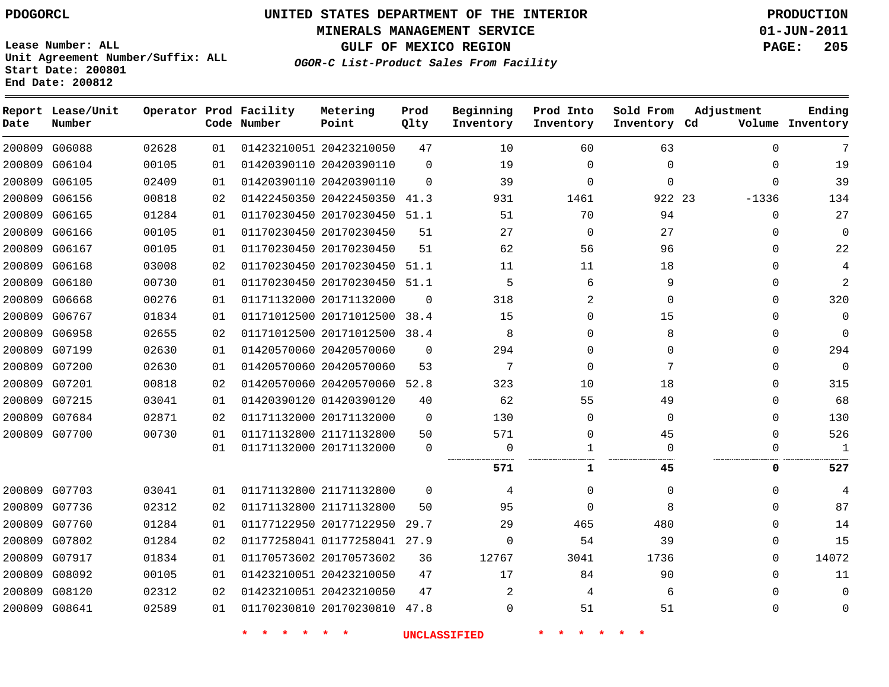PDOGORCL

# UNITED STATES DEPARTMENT OF THE INTERIOR
## MINERALS MANAGEMENT SERVICE
## GULF OF MEXICO REGION
### *OGOR-C List-Product Sales From Facility*

PRODUCTION
01-JUN-2011

Lease Number: ALL
Unit Agreement Number/Suffix: ALL
Start Date: 200801
End Date: 200812

| Report Date | Lease/Unit Number | Operator | Prod Code | Facility Number | Metering Point | Prod Qlty | Beginning Inventory | Prod Into Inventory | Sold From Inventory | Adjustment Cd | Adjustment Volume | Ending Inventory |
|---|---|---|---|---|---|---|---|---|---|---|---|---|
| 200809 | G06088 | 02628 | 01 | 01423210051 | 20423210050 | 47 | 10 | 60 | 63 | | 0 | 7 |
| 200809 | G06104 | 00105 | 01 | 01420390110 | 20420390110 | 0 | 19 | 0 | 0 | | 0 | 19 |
| 200809 | G06105 | 02409 | 01 | 01420390110 | 20420390110 | 0 | 39 | 0 | 0 | | 0 | 39 |
| 200809 | G06156 | 00818 | 02 | 01422450350 | 20422450350 | 41.3 | 931 | 1461 | 922 | 23 | -1336 | 134 |
| 200809 | G06165 | 01284 | 01 | 01170230450 | 20170230450 | 51.1 | 51 | 70 | 94 | | 0 | 27 |
| 200809 | G06166 | 00105 | 01 | 01170230450 | 20170230450 | 51 | 27 | 0 | 27 | | 0 | 0 |
| 200809 | G06167 | 00105 | 01 | 01170230450 | 20170230450 | 51 | 62 | 56 | 96 | | 0 | 22 |
| 200809 | G06168 | 03008 | 02 | 01170230450 | 20170230450 | 51.1 | 11 | 11 | 18 | | 0 | 4 |
| 200809 | G06180 | 00730 | 01 | 01170230450 | 20170230450 | 51.1 | 5 | 6 | 9 | | 0 | 2 |
| 200809 | G06668 | 00276 | 01 | 01171132000 | 20171132000 | 0 | 318 | 2 | 0 | | 0 | 320 |
| 200809 | G06767 | 01834 | 01 | 01171012500 | 20171012500 | 38.4 | 15 | 0 | 15 | | 0 | 0 |
| 200809 | G06958 | 02655 | 02 | 01171012500 | 20171012500 | 38.4 | 8 | 0 | 8 | | 0 | 0 |
| 200809 | G07199 | 02630 | 01 | 01420570060 | 20420570060 | 0 | 294 | 0 | 0 | | 0 | 294 |
| 200809 | G07200 | 02630 | 01 | 01420570060 | 20420570060 | 53 | 7 | 0 | 7 | | 0 | 0 |
| 200809 | G07201 | 00818 | 02 | 01420570060 | 20420570060 | 52.8 | 323 | 10 | 18 | | 0 | 315 |
| 200809 | G07215 | 03041 | 01 | 01420390120 | 01420390120 | 40 | 62 | 55 | 49 | | 0 | 68 |
| 200809 | G07684 | 02871 | 02 | 01171132000 | 20171132000 | 0 | 130 | 0 | 0 | | 0 | 130 |
| 200809 | G07700 | 00730 | 01 | 01171132800 | 21171132800 | 50 | 571 | 0 | 45 | | 0 | 526 |
| | | | 01 | 01171132000 | 20171132000 | 0 | 0 | 1 | 0 | | 0 | 1 |
| | | | | | | | **571** | **1** | **45** | | **0** | **527** |
| 200809 | G07703 | 03041 | 01 | 01171132800 | 21171132800 | 0 | 4 | 0 | 0 | | 0 | 4 |
| 200809 | G07736 | 02312 | 02 | 01171132800 | 21171132800 | 50 | 95 | 0 | 8 | | 0 | 87 |
| 200809 | G07760 | 01284 | 01 | 01177122950 | 20177122950 | 29.7 | 29 | 465 | 480 | | 0 | 14 |
| 200809 | G07802 | 01284 | 02 | 01177258041 | 01177258041 | 27.9 | 0 | 54 | 39 | | 0 | 15 |
| 200809 | G07917 | 01834 | 01 | 01170573602 | 20170573602 | 36 | 12767 | 3041 | 1736 | | 0 | 14072 |
| 200809 | G08092 | 00105 | 01 | 01423210051 | 20423210050 | 47 | 17 | 84 | 90 | | 0 | 11 |
| 200809 | G08120 | 02312 | 02 | 01423210051 | 20423210050 | 47 | 2 | 4 | 6 | | 0 | 0 |
| 200809 | G08641 | 02589 | 01 | 01170230810 | 20170230810 | 47.8 | 0 | 51 | 51 | | 0 | 0 |

* * * * * * UNCLASSIFIED * * * * * *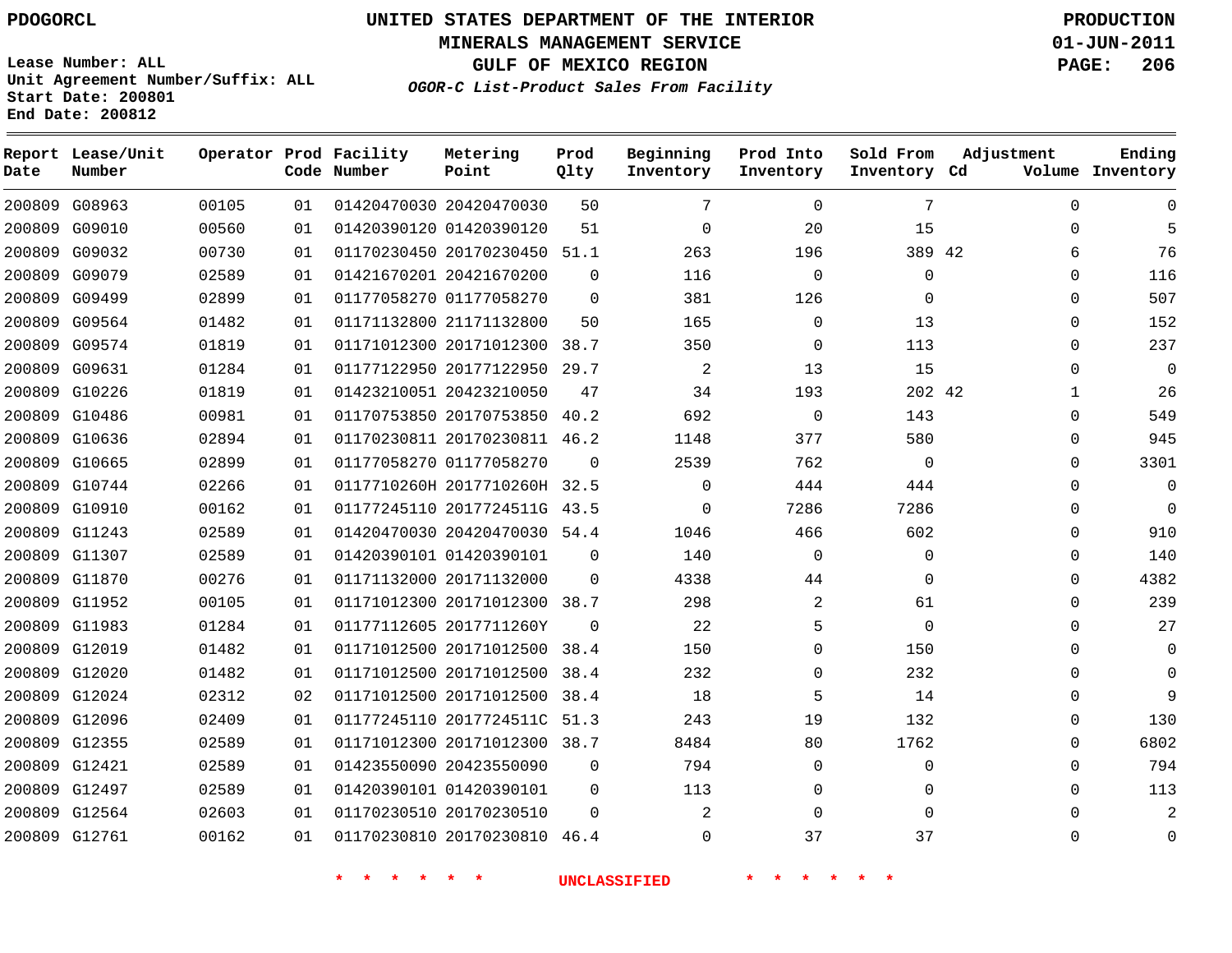PDOGORCL

# UNITED STATES DEPARTMENT OF THE INTERIOR
## MINERALS MANAGEMENT SERVICE
## GULF OF MEXICO REGION
### *OGOR-C List-Product Sales From Facility*

PRODUCTION
01-JUN-2011

Lease Number: ALL
Unit Agreement Number/Suffix: ALL
Start Date: 200801
End Date: 200812

| Report Date | Lease/Unit Number | Operator | Prod Code | Facility Number | Metering Point | Prod Qlty | Beginning Inventory | Prod Into Inventory | Sold From Inventory | Adjustment Cd | Adjustment Volume | Ending Inventory |
|---|---|---|---|---|---|---|---|---|---|---|---|---|
| 200809 | G08963 | 00105 | 01 | 01420470030 | 20420470030 | 50 | 7 | 0 | 7 | | 0 | 0 |
| 200809 | G09010 | 00560 | 01 | 01420390120 | 01420390120 | 51 | 0 | 20 | 15 | | 0 | 5 |
| 200809 | G09032 | 00730 | 01 | 01170230450 | 20170230450 | 51.1 | 263 | 196 | 389 | 42 | 6 | 76 |
| 200809 | G09079 | 02589 | 01 | 01421670201 | 20421670200 | 0 | 116 | 0 | 0 | | 0 | 116 |
| 200809 | G09499 | 02899 | 01 | 01177058270 | 01177058270 | 0 | 381 | 126 | 0 | | 0 | 507 |
| 200809 | G09564 | 01482 | 01 | 01171132800 | 21171132800 | 50 | 165 | 0 | 13 | | 0 | 152 |
| 200809 | G09574 | 01819 | 01 | 01171012300 | 20171012300 | 38.7 | 350 | 0 | 113 | | 0 | 237 |
| 200809 | G09631 | 01284 | 01 | 01177122950 | 20177122950 | 29.7 | 2 | 13 | 15 | | 0 | 0 |
| 200809 | G10226 | 01819 | 01 | 01423210051 | 20423210050 | 47 | 34 | 193 | 202 | 42 | 1 | 26 |
| 200809 | G10486 | 00981 | 01 | 01170753850 | 20170753850 | 40.2 | 692 | 0 | 143 | | 0 | 549 |
| 200809 | G10636 | 02894 | 01 | 01170230811 | 20170230811 | 46.2 | 1148 | 377 | 580 | | 0 | 945 |
| 200809 | G10665 | 02899 | 01 | 01177058270 | 01177058270 | 0 | 2539 | 762 | 0 | | 0 | 3301 |
| 200809 | G10744 | 02266 | 01 | 0117710260H | 2017710260H | 32.5 | 0 | 444 | 444 | | 0 | 0 |
| 200809 | G10910 | 00162 | 01 | 01177245110 | 2017724511G | 43.5 | 0 | 7286 | 7286 | | 0 | 0 |
| 200809 | G11243 | 02589 | 01 | 01420470030 | 20420470030 | 54.4 | 1046 | 466 | 602 | | 0 | 910 |
| 200809 | G11307 | 02589 | 01 | 01420390101 | 01420390101 | 0 | 140 | 0 | 0 | | 0 | 140 |
| 200809 | G11870 | 00276 | 01 | 01171132000 | 20171132000 | 0 | 4338 | 44 | 0 | | 0 | 4382 |
| 200809 | G11952 | 00105 | 01 | 01171012300 | 20171012300 | 38.7 | 298 | 2 | 61 | | 0 | 239 |
| 200809 | G11983 | 01284 | 01 | 01177112605 | 2017711260Y | 0 | 22 | 5 | 0 | | 0 | 27 |
| 200809 | G12019 | 01482 | 01 | 01171012500 | 20171012500 | 38.4 | 150 | 0 | 150 | | 0 | 0 |
| 200809 | G12020 | 01482 | 01 | 01171012500 | 20171012500 | 38.4 | 232 | 0 | 232 | | 0 | 0 |
| 200809 | G12024 | 02312 | 02 | 01171012500 | 20171012500 | 38.4 | 18 | 5 | 14 | | 0 | 9 |
| 200809 | G12096 | 02409 | 01 | 01177245110 | 2017724511C | 51.3 | 243 | 19 | 132 | | 0 | 130 |
| 200809 | G12355 | 02589 | 01 | 01171012300 | 20171012300 | 38.7 | 8484 | 80 | 1762 | | 0 | 6802 |
| 200809 | G12421 | 02589 | 01 | 01423550090 | 20423550090 | 0 | 794 | 0 | 0 | | 0 | 794 |
| 200809 | G12497 | 02589 | 01 | 01420390101 | 01420390101 | 0 | 113 | 0 | 0 | | 0 | 113 |
| 200809 | G12564 | 02603 | 01 | 01170230510 | 20170230510 | 0 | 2 | 0 | 0 | | 0 | 2 |
| 200809 | G12761 | 00162 | 01 | 01170230810 | 20170230810 | 46.4 | 0 | 37 | 37 | | 0 | 0 |

* * * * * * UNCLASSIFIED * * * * * *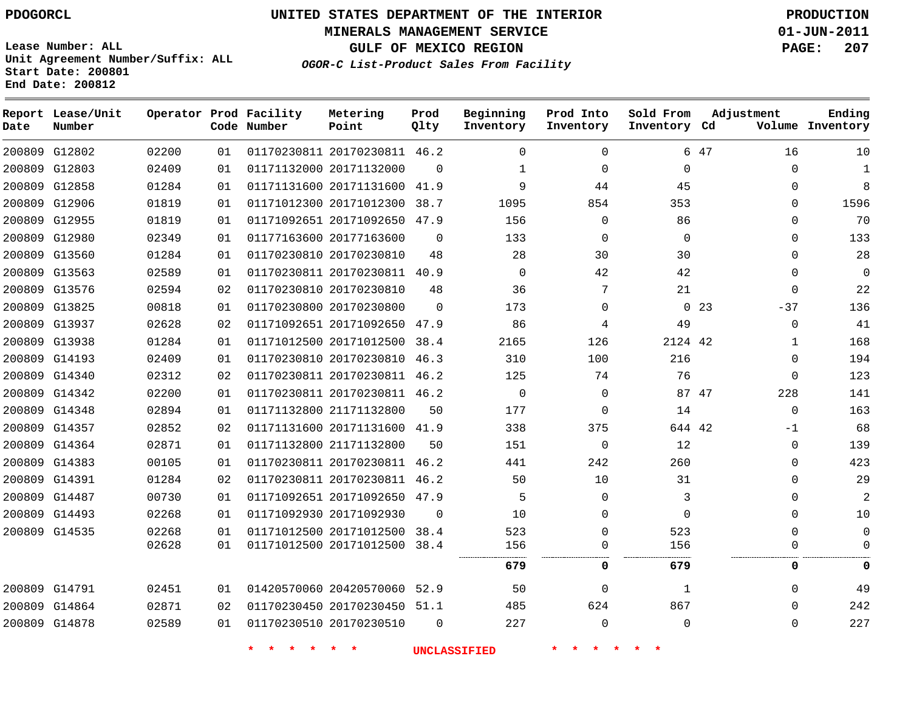PDOGORCL

# UNITED STATES DEPARTMENT OF THE INTERIOR
## MINERALS MANAGEMENT SERVICE
## GULF OF MEXICO REGION
### *OGOR-C List-Product Sales From Facility*

PRODUCTION
01-JUN-2011

Lease Number: ALL
Unit Agreement Number/Suffix: ALL
Start Date: 200801
End Date: 200812

| Report Date | Lease/Unit Number | Operator | Prod Code | Facility Number | Metering Point | Prod Qlty | Beginning Inventory | Prod Into Inventory | Sold From Inventory | Adjustment Cd | Adjustment Volume | Ending Inventory |
|---|---|---|---|---|---|---|---|---|---|---|---|---|
| 200809 | G12802 | 02200 | 01 | 01170230811 | 20170230811 | 46.2 | 0 | 0 | 6 | 47 | 16 | 10 |
| 200809 | G12803 | 02409 | 01 | 01171132000 | 20171132000 | 0 | 1 | 0 | 0 | | 0 | 1 |
| 200809 | G12858 | 01284 | 01 | 01171131600 | 20171131600 | 41.9 | 9 | 44 | 45 | | 0 | 8 |
| 200809 | G12906 | 01819 | 01 | 01171012300 | 20171012300 | 38.7 | 1095 | 854 | 353 | | 0 | 1596 |
| 200809 | G12955 | 01819 | 01 | 01171092651 | 20171092650 | 47.9 | 156 | 0 | 86 | | 0 | 70 |
| 200809 | G12980 | 02349 | 01 | 01177163600 | 20177163600 | 0 | 133 | 0 | 0 | | 0 | 133 |
| 200809 | G13560 | 01284 | 01 | 01170230810 | 20170230810 | 48 | 28 | 30 | 30 | | 0 | 28 |
| 200809 | G13563 | 02589 | 01 | 01170230811 | 20170230811 | 40.9 | 0 | 42 | 42 | | 0 | 0 |
| 200809 | G13576 | 02594 | 02 | 01170230810 | 20170230810 | 48 | 36 | 7 | 21 | | 0 | 22 |
| 200809 | G13825 | 00818 | 01 | 01170230800 | 20170230800 | 0 | 173 | 0 | 0 | 23 | -37 | 136 |
| 200809 | G13937 | 02628 | 02 | 01171092651 | 20171092650 | 47.9 | 86 | 4 | 49 | | 0 | 41 |
| 200809 | G13938 | 01284 | 01 | 01171012500 | 20171012500 | 38.4 | 2165 | 126 | 2124 | 42 | 1 | 168 |
| 200809 | G14193 | 02409 | 01 | 01170230810 | 20170230810 | 46.3 | 310 | 100 | 216 | | 0 | 194 |
| 200809 | G14340 | 02312 | 02 | 01170230811 | 20170230811 | 46.2 | 125 | 74 | 76 | | 0 | 123 |
| 200809 | G14342 | 02200 | 01 | 01170230811 | 20170230811 | 46.2 | 0 | 0 | 87 | 47 | 228 | 141 |
| 200809 | G14348 | 02894 | 01 | 01171132800 | 21171132800 | 50 | 177 | 0 | 14 | | 0 | 163 |
| 200809 | G14357 | 02852 | 02 | 01171131600 | 20171131600 | 41.9 | 338 | 375 | 644 | 42 | -1 | 68 |
| 200809 | G14364 | 02871 | 01 | 01171132800 | 21171132800 | 50 | 151 | 0 | 12 | | 0 | 139 |
| 200809 | G14383 | 00105 | 01 | 01170230811 | 20170230811 | 46.2 | 441 | 242 | 260 | | 0 | 423 |
| 200809 | G14391 | 01284 | 02 | 01170230811 | 20170230811 | 46.2 | 50 | 10 | 31 | | 0 | 29 |
| 200809 | G14487 | 00730 | 01 | 01171092651 | 20171092650 | 47.9 | 5 | 0 | 3 | | 0 | 2 |
| 200809 | G14493 | 02268 | 01 | 01171092930 | 20171092930 | 0 | 10 | 0 | 0 | | 0 | 10 |
| 200809 | G14535 | 02268 | 01 | 01171012500 | 20171012500 | 38.4 | 523 | 0 | 523 | | 0 | 0 |
| | | 02628 | 01 | 01171012500 | 20171012500 | 38.4 | 156 | 0 | 156 | | 0 | 0 |
| | | | | | | | **679** | **0** | **679** | | **0** | **0** |
| 200809 | G14791 | 02451 | 01 | 01420570060 | 20420570060 | 52.9 | 50 | 0 | 1 | | 0 | 49 |
| 200809 | G14864 | 02871 | 02 | 01170230450 | 20170230450 | 51.1 | 485 | 624 | 867 | | 0 | 242 |
| 200809 | G14878 | 02589 | 01 | 01170230510 | 20170230510 | 0 | 227 | 0 | 0 | | 0 | 227 |

* * * * * * UNCLASSIFIED * * * * * *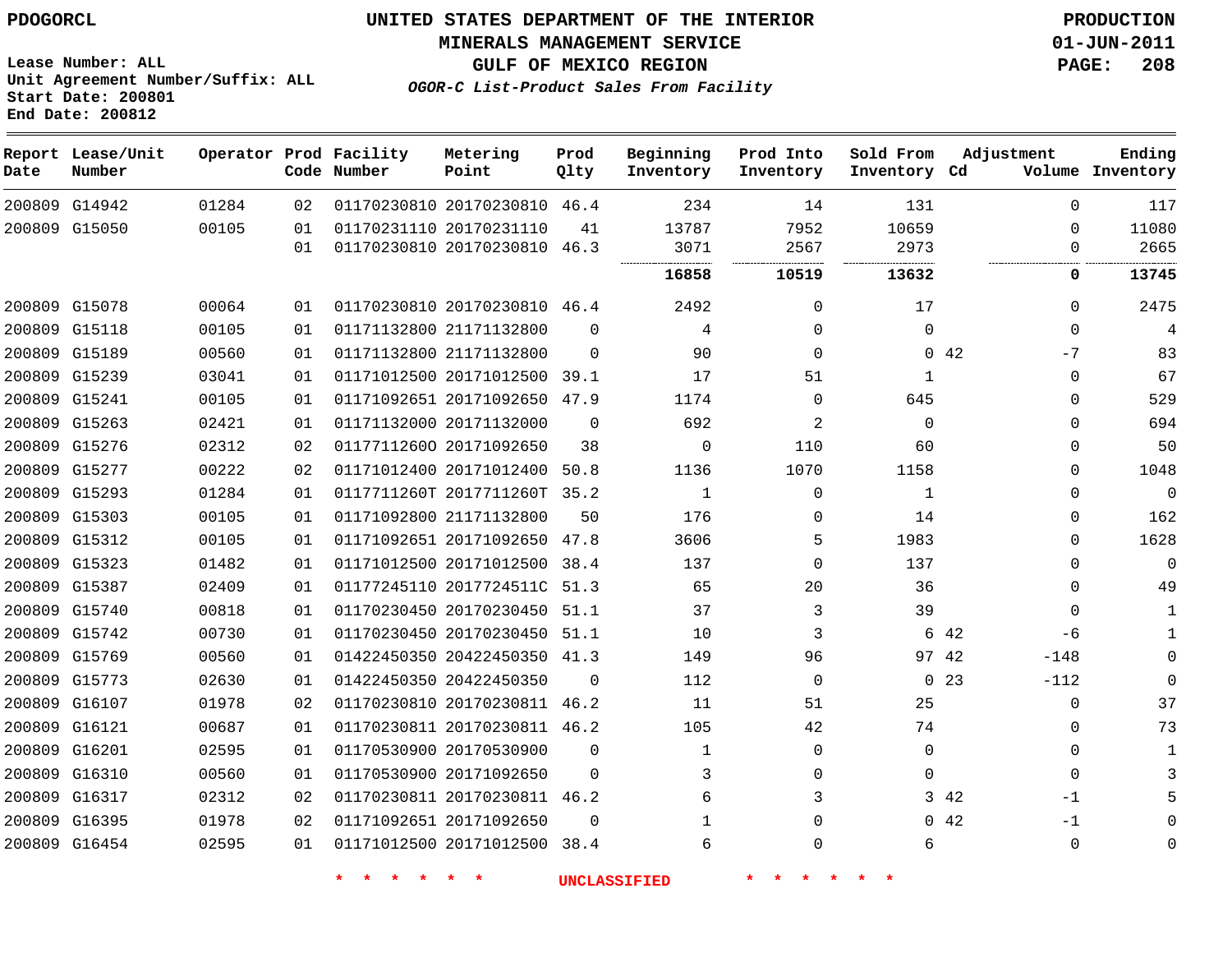PDOGORCL

# UNITED STATES DEPARTMENT OF THE INTERIOR
## MINERALS MANAGEMENT SERVICE
## GULF OF MEXICO REGION
### *OGOR-C List-Product Sales From Facility*

PRODUCTION
01-JUN-2011

Lease Number: ALL
Unit Agreement Number/Suffix: ALL
Start Date: 200801
End Date: 200812

| Report Date | Lease/Unit Number | Operator | Prod Code | Facility Number | Metering Point | Prod Qlty | Beginning Inventory | Prod Into Inventory | Sold From Inventory | Adjustment Cd | Volume | Ending Inventory |
|---|---|---|---|---|---|---|---|---|---|---|---|---|
| 200809 | G14942 | 01284 | 02 | 01170230810 | 20170230810 | 46.4 | 234 | 14 | 131 | | 0 | 117 |
| 200809 | G15050 | 00105 | 01 | 01170231110 | 20170231110 | 41 | 13787 | 7952 | 10659 | | 0 | 11080 |
| | | | 01 | 01170230810 | 20170230810 | 46.3 | 3071 | 2567 | 2973 | | 0 | 2665 |
| | | | | | | | **16858** | **10519** | **13632** | | **0** | **13745** |
| 200809 | G15078 | 00064 | 01 | 01170230810 | 20170230810 | 46.4 | 2492 | 0 | 17 | | 0 | 2475 |
| 200809 | G15118 | 00105 | 01 | 01171132800 | 21171132800 | 0 | 4 | 0 | 0 | | 0 | 4 |
| 200809 | G15189 | 00560 | 01 | 01171132800 | 21171132800 | 0 | 90 | 0 | 0 | 42 | -7 | 83 |
| 200809 | G15239 | 03041 | 01 | 01171012500 | 20171012500 | 39.1 | 17 | 51 | 1 | | 0 | 67 |
| 200809 | G15241 | 00105 | 01 | 01171092651 | 20171092650 | 47.9 | 1174 | 0 | 645 | | 0 | 529 |
| 200809 | G15263 | 02421 | 01 | 01171132000 | 20171132000 | 0 | 692 | 2 | 0 | | 0 | 694 |
| 200809 | G15276 | 02312 | 02 | 0117711260O | 20171092650 | 38 | 0 | 110 | 60 | | 0 | 50 |
| 200809 | G15277 | 00222 | 02 | 01171012400 | 20171012400 | 50.8 | 1136 | 1070 | 1158 | | 0 | 1048 |
| 200809 | G15293 | 01284 | 01 | 0117711260T | 2017711260T | 35.2 | 1 | 0 | 1 | | 0 | 0 |
| 200809 | G15303 | 00105 | 01 | 01171092800 | 21171132800 | 50 | 176 | 0 | 14 | | 0 | 162 |
| 200809 | G15312 | 00105 | 01 | 01171092651 | 20171092650 | 47.8 | 3606 | 5 | 1983 | | 0 | 1628 |
| 200809 | G15323 | 01482 | 01 | 01171012500 | 20171012500 | 38.4 | 137 | 0 | 137 | | 0 | 0 |
| 200809 | G15387 | 02409 | 01 | 01177245110 | 2017724511C | 51.3 | 65 | 20 | 36 | | 0 | 49 |
| 200809 | G15740 | 00818 | 01 | 01170230450 | 20170230450 | 51.1 | 37 | 3 | 39 | | 0 | 1 |
| 200809 | G15742 | 00730 | 01 | 01170230450 | 20170230450 | 51.1 | 10 | 3 | 6 | 42 | -6 | 1 |
| 200809 | G15769 | 00560 | 01 | 01422450350 | 20422450350 | 41.3 | 149 | 96 | 97 | 42 | -148 | 0 |
| 200809 | G15773 | 02630 | 01 | 01422450350 | 20422450350 | 0 | 112 | 0 | 0 | 23 | -112 | 0 |
| 200809 | G16107 | 01978 | 02 | 01170230810 | 20170230811 | 46.2 | 11 | 51 | 25 | | 0 | 37 |
| 200809 | G16121 | 00687 | 01 | 01170230811 | 20170230811 | 46.2 | 105 | 42 | 74 | | 0 | 73 |
| 200809 | G16201 | 02595 | 01 | 01170530900 | 20170530900 | 0 | 1 | 0 | 0 | | 0 | 1 |
| 200809 | G16310 | 00560 | 01 | 01170530900 | 20171092650 | 0 | 3 | 0 | 0 | | 0 | 3 |
| 200809 | G16317 | 02312 | 02 | 01170230811 | 20170230811 | 46.2 | 6 | 3 | 3 | 42 | -1 | 5 |
| 200809 | G16395 | 01978 | 02 | 01171092651 | 20171092650 | 0 | 1 | 0 | 0 | 42 | -1 | 0 |
| 200809 | G16454 | 02595 | 01 | 01171012500 | 20171012500 | 38.4 | 6 | 0 | 6 | | 0 | 0 |

\* \* \* \* \* \* UNCLASSIFIED \* \* \* \* \* \*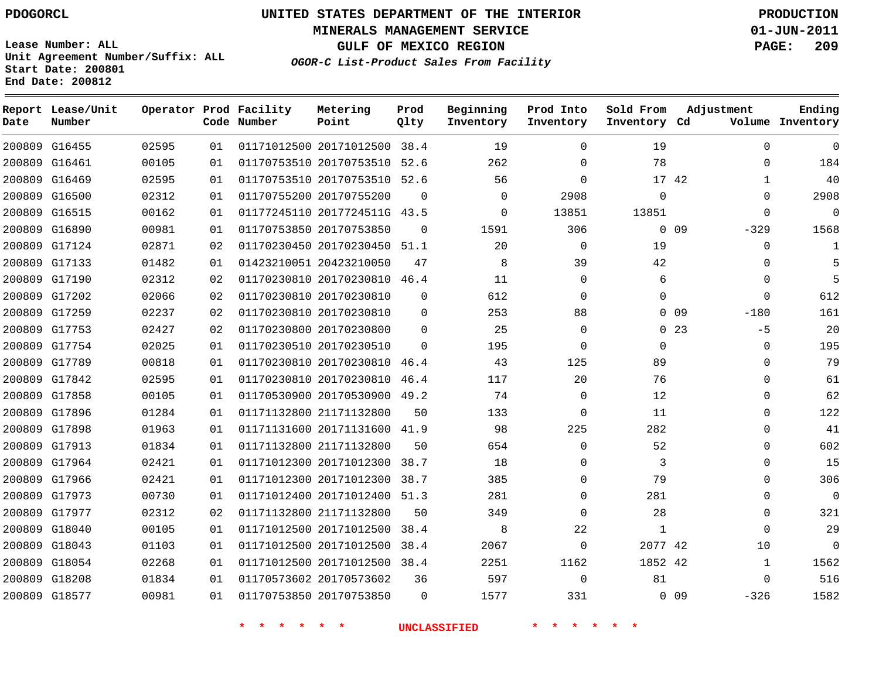PDOGORCL

# UNITED STATES DEPARTMENT OF THE INTERIOR
## MINERALS MANAGEMENT SERVICE
## GULF OF MEXICO REGION
### *OGOR-C List-Product Sales From Facility*

PRODUCTION
01-JUN-2011

Lease Number: ALL
Unit Agreement Number/Suffix: ALL
Start Date: 200801
End Date: 200812

| Report Date | Lease/Unit Number | Operator | Prod Code | Facility Number | Metering Point | Prod Qlty | Beginning Inventory | Prod Into Inventory | Sold From Inventory | Adjustment Cd | Adjustment Volume | Ending Inventory |
|---|---|---|---|---|---|---|---|---|---|---|---|---|
| 200809 | G16455 | 02595 | 01 | 01171012500 | 20171012500 | 38.4 | 19 | 0 | 19 | | 0 | 0 |
| 200809 | G16461 | 00105 | 01 | 01170753510 | 20170753510 | 52.6 | 262 | 0 | 78 | | 0 | 184 |
| 200809 | G16469 | 02595 | 01 | 01170753510 | 20170753510 | 52.6 | 56 | 0 | 17 | 42 | 1 | 40 |
| 200809 | G16500 | 02312 | 01 | 01170755200 | 20170755200 | 0 | 0 | 2908 | 0 | | 0 | 2908 |
| 200809 | G16515 | 00162 | 01 | 01177245110 | 2017724511G | 43.5 | 0 | 13851 | 13851 | | 0 | 0 |
| 200809 | G16890 | 00981 | 01 | 01170753850 | 20170753850 | 0 | 1591 | 306 | 0 | 09 | -329 | 1568 |
| 200809 | G17124 | 02871 | 02 | 01170230450 | 20170230450 | 51.1 | 20 | 0 | 19 | | 0 | 1 |
| 200809 | G17133 | 01482 | 01 | 01423210051 | 20423210050 | 47 | 8 | 39 | 42 | | 0 | 5 |
| 200809 | G17190 | 02312 | 02 | 01170230810 | 20170230810 | 46.4 | 11 | 0 | 6 | | 0 | 5 |
| 200809 | G17202 | 02066 | 02 | 01170230810 | 20170230810 | 0 | 612 | 0 | 0 | | 0 | 612 |
| 200809 | G17259 | 02237 | 02 | 01170230810 | 20170230810 | 0 | 253 | 88 | 0 | 09 | -180 | 161 |
| 200809 | G17753 | 02427 | 02 | 01170230800 | 20170230800 | 0 | 25 | 0 | 0 | 23 | -5 | 20 |
| 200809 | G17754 | 02025 | 01 | 01170230510 | 20170230510 | 0 | 195 | 0 | 0 | | 0 | 195 |
| 200809 | G17789 | 00818 | 01 | 01170230810 | 20170230810 | 46.4 | 43 | 125 | 89 | | 0 | 79 |
| 200809 | G17842 | 02595 | 01 | 01170230810 | 20170230810 | 46.4 | 117 | 20 | 76 | | 0 | 61 |
| 200809 | G17858 | 00105 | 01 | 01170530900 | 20170530900 | 49.2 | 74 | 0 | 12 | | 0 | 62 |
| 200809 | G17896 | 01284 | 01 | 01171132800 | 21171132800 | 50 | 133 | 0 | 11 | | 0 | 122 |
| 200809 | G17898 | 01963 | 01 | 01171131600 | 20171131600 | 41.9 | 98 | 225 | 282 | | 0 | 41 |
| 200809 | G17913 | 01834 | 01 | 01171132800 | 21171132800 | 50 | 654 | 0 | 52 | | 0 | 602 |
| 200809 | G17964 | 02421 | 01 | 01171012300 | 20171012300 | 38.7 | 18 | 0 | 3 | | 0 | 15 |
| 200809 | G17966 | 02421 | 01 | 01171012300 | 20171012300 | 38.7 | 385 | 0 | 79 | | 0 | 306 |
| 200809 | G17973 | 00730 | 01 | 01171012400 | 20171012400 | 51.3 | 281 | 0 | 281 | | 0 | 0 |
| 200809 | G17977 | 02312 | 02 | 01171132800 | 21171132800 | 50 | 349 | 0 | 28 | | 0 | 321 |
| 200809 | G18040 | 00105 | 01 | 01171012500 | 20171012500 | 38.4 | 8 | 22 | 1 | | 0 | 29 |
| 200809 | G18043 | 01103 | 01 | 01171012500 | 20171012500 | 38.4 | 2067 | 0 | 2077 | 42 | 10 | 0 |
| 200809 | G18054 | 02268 | 01 | 01171012500 | 20171012500 | 38.4 | 2251 | 1162 | 1852 | 42 | 1 | 1562 |
| 200809 | G18208 | 01834 | 01 | 01170573602 | 20170573602 | 36 | 597 | 0 | 81 | | 0 | 516 |
| 200809 | G18577 | 00981 | 01 | 01170753850 | 20170753850 | 0 | 1577 | 331 | 0 | 09 | -326 | 1582 |

\* \* \* \* \* \* UNCLASSIFIED \* \* \* \* \* \*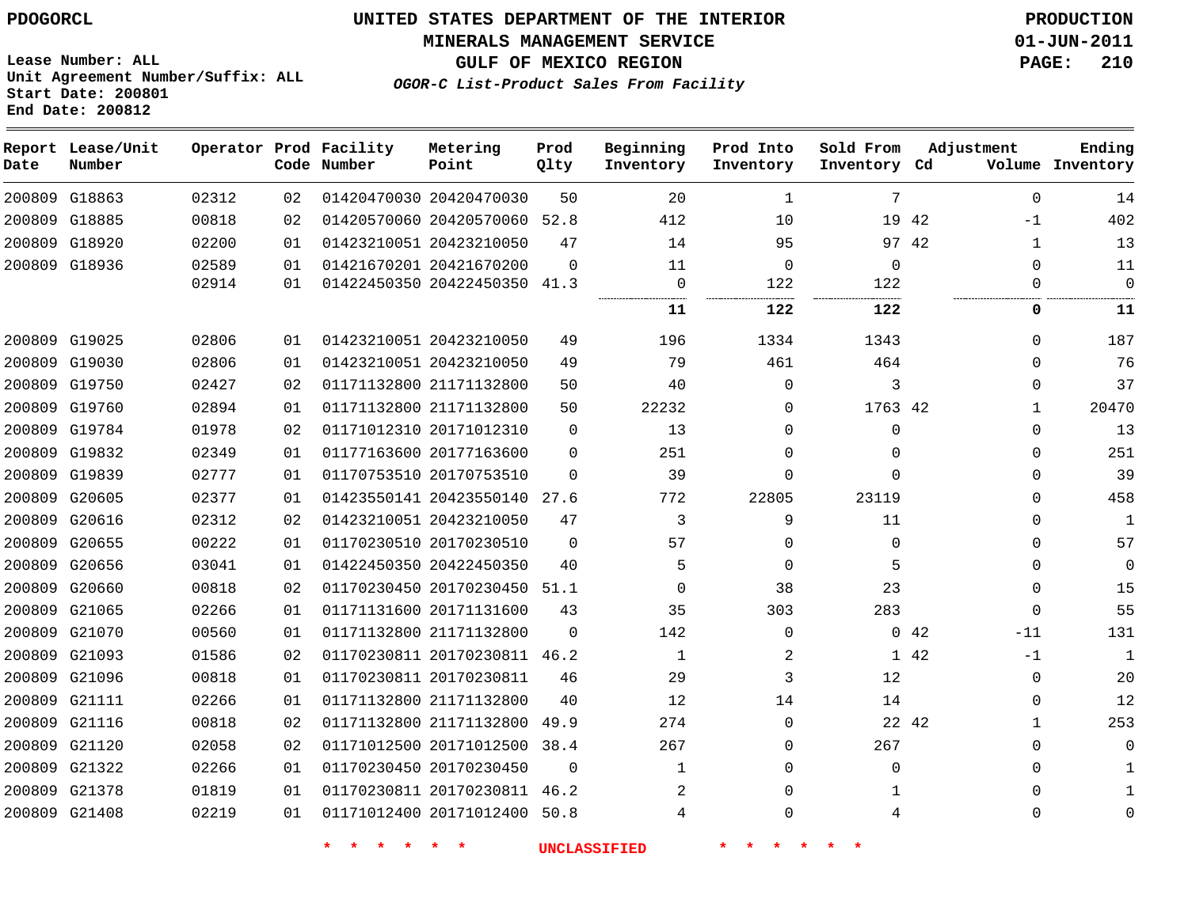PDOGORCL

# UNITED STATES DEPARTMENT OF THE INTERIOR
## MINERALS MANAGEMENT SERVICE
## GULF OF MEXICO REGION
### *OGOR-C List-Product Sales From Facility*

PRODUCTION
01-JUN-2011
PAGE: 210

Lease Number: ALL
Unit Agreement Number/Suffix: ALL
Start Date: 200801
End Date: 200812

| Report Date | Lease/Unit Number | Operator | Prod Code | Facility Number | Metering Point | Prod Qlty | Beginning Inventory | Prod Into Inventory | Sold From Inventory | Adjustment Cd | Adjustment Volume | Ending Inventory |
|---|---|---|---|---|---|---|---|---|---|---|---|---|
| 200809 | G18863 | 02312 | 02 | 01420470030 | 20420470030 | 50 | 20 | 1 | 7 | | 0 | 14 |
| 200809 | G18885 | 00818 | 02 | 01420570060 | 20420570060 | 52.8 | 412 | 10 | 19 | 42 | -1 | 402 |
| 200809 | G18920 | 02200 | 01 | 01423210051 | 20423210050 | 47 | 14 | 95 | 97 | 42 | 1 | 13 |
| 200809 | G18936 | 02589 | 01 | 01421670201 | 20421670200 | 0 | 11 | 0 | 0 | | 0 | 11 |
| | | 02914 | 01 | 01422450350 | 20422450350 | 41.3 | 0 | 122 | 122 | | 0 | 0 |
| | | | | | | | **11** | **122** | **122** | | **0** | **11** |
| 200809 | G19025 | 02806 | 01 | 01423210051 | 20423210050 | 49 | 196 | 1334 | 1343 | | 0 | 187 |
| 200809 | G19030 | 02806 | 01 | 01423210051 | 20423210050 | 49 | 79 | 461 | 464 | | 0 | 76 |
| 200809 | G19750 | 02427 | 02 | 01171132800 | 21171132800 | 50 | 40 | 0 | 3 | | 0 | 37 |
| 200809 | G19760 | 02894 | 01 | 01171132800 | 21171132800 | 50 | 22232 | 0 | 1763 | 42 | 1 | 20470 |
| 200809 | G19784 | 01978 | 02 | 01171012310 | 20171012310 | 0 | 13 | 0 | 0 | | 0 | 13 |
| 200809 | G19832 | 02349 | 01 | 01177163600 | 20177163600 | 0 | 251 | 0 | 0 | | 0 | 251 |
| 200809 | G19839 | 02777 | 01 | 01170753510 | 20170753510 | 0 | 39 | 0 | 0 | | 0 | 39 |
| 200809 | G20605 | 02377 | 01 | 01423550141 | 20423550140 | 27.6 | 772 | 22805 | 23119 | | 0 | 458 |
| 200809 | G20616 | 02312 | 02 | 01423210051 | 20423210050 | 47 | 3 | 9 | 11 | | 0 | 1 |
| 200809 | G20655 | 00222 | 01 | 01170230510 | 20170230510 | 0 | 57 | 0 | 0 | | 0 | 57 |
| 200809 | G20656 | 03041 | 01 | 01422450350 | 20422450350 | 40 | 5 | 0 | 5 | | 0 | 0 |
| 200809 | G20660 | 00818 | 02 | 01170230450 | 20170230450 | 51.1 | 0 | 38 | 23 | | 0 | 15 |
| 200809 | G21065 | 02266 | 01 | 01171131600 | 20171131600 | 43 | 35 | 303 | 283 | | 0 | 55 |
| 200809 | G21070 | 00560 | 01 | 01171132800 | 21171132800 | 0 | 142 | 0 | 0 | 42 | -11 | 131 |
| 200809 | G21093 | 01586 | 02 | 01170230811 | 20170230811 | 46.2 | 1 | 2 | 1 | 42 | -1 | 1 |
| 200809 | G21096 | 00818 | 01 | 01170230811 | 20170230811 | 46 | 29 | 3 | 12 | | 0 | 20 |
| 200809 | G21111 | 02266 | 01 | 01171132800 | 21171132800 | 40 | 12 | 14 | 14 | | 0 | 12 |
| 200809 | G21116 | 00818 | 02 | 01171132800 | 21171132800 | 49.9 | 274 | 0 | 22 | 42 | 1 | 253 |
| 200809 | G21120 | 02058 | 02 | 01171012500 | 20171012500 | 38.4 | 267 | 0 | 267 | | 0 | 0 |
| 200809 | G21322 | 02266 | 01 | 01170230450 | 20170230450 | 0 | 1 | 0 | 0 | | 0 | 1 |
| 200809 | G21378 | 01819 | 01 | 01170230811 | 20170230811 | 46.2 | 2 | 0 | 1 | | 0 | 1 |
| 200809 | G21408 | 02219 | 01 | 01171012400 | 20171012400 | 50.8 | 4 | 0 | 4 | | 0 | 0 |

* * * * * * UNCLASSIFIED * * * * * *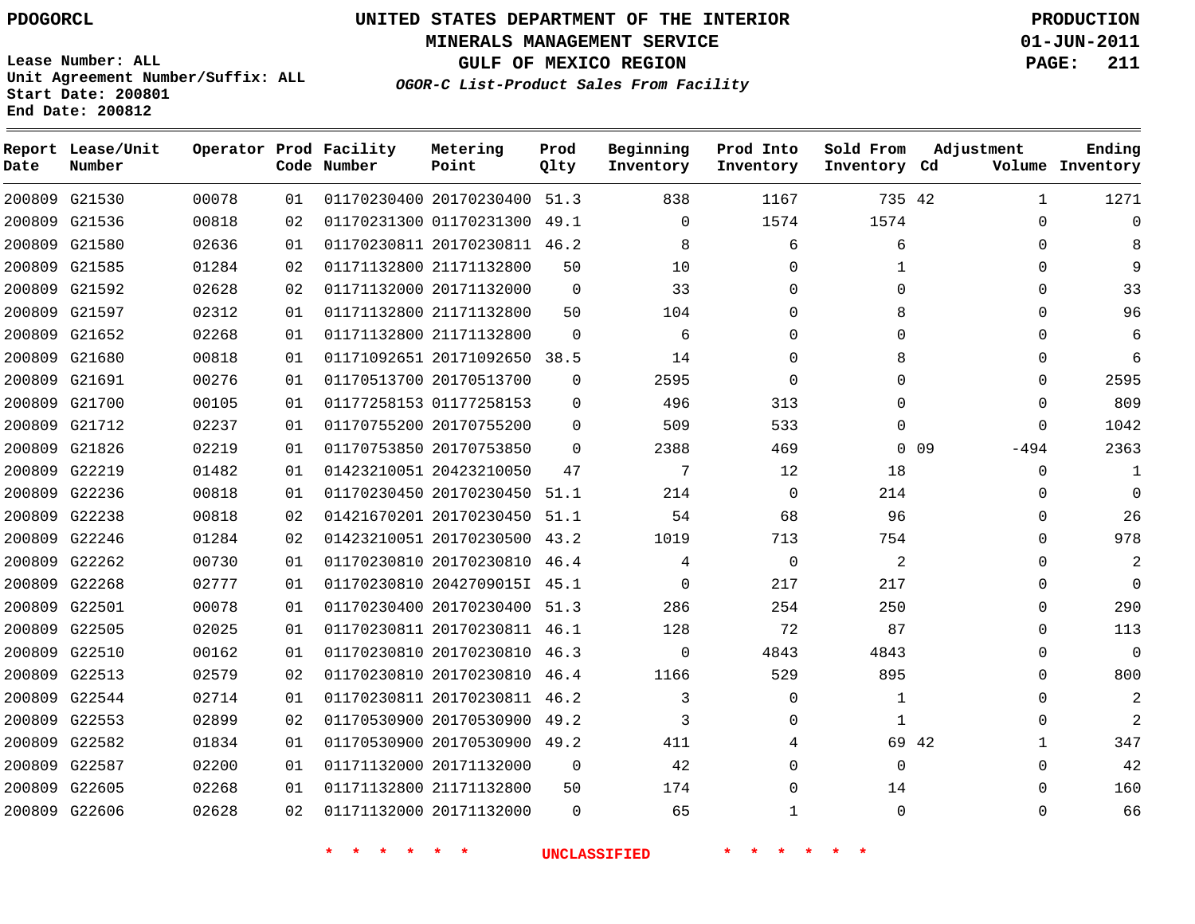PDOGORCL

# UNITED STATES DEPARTMENT OF THE INTERIOR
## MINERALS MANAGEMENT SERVICE
## GULF OF MEXICO REGION
### *OGOR-C List-Product Sales From Facility*

PRODUCTION
01-JUN-2011

Lease Number: ALL
Unit Agreement Number/Suffix: ALL
Start Date: 200801
End Date: 200812

| Report Date | Lease/Unit Number | Operator | Prod Code | Facility Number | Metering Point | Prod Qlty | Beginning Inventory | Prod Into Inventory | Sold From Inventory | Adjustment Cd | Adjustment Volume | Ending Inventory |
|---|---|---|---|---|---|---|---|---|---|---|---|---|
| 200809 | G21530 | 00078 | 01 | 01170230400 | 20170230400 | 51.3 | 838 | 1167 | 735 | 42 | 1 | 1271 |
| 200809 | G21536 | 00818 | 02 | 01170231300 | 01170231300 | 49.1 | 0 | 1574 | 1574 | | 0 | 0 |
| 200809 | G21580 | 02636 | 01 | 01170230811 | 20170230811 | 46.2 | 8 | 6 | 6 | | 0 | 8 |
| 200809 | G21585 | 01284 | 02 | 01171132800 | 21171132800 | 50 | 10 | 0 | 1 | | 0 | 9 |
| 200809 | G21592 | 02628 | 02 | 01171132000 | 20171132000 | 0 | 33 | 0 | 0 | | 0 | 33 |
| 200809 | G21597 | 02312 | 01 | 01171132800 | 21171132800 | 50 | 104 | 0 | 8 | | 0 | 96 |
| 200809 | G21652 | 02268 | 01 | 01171132800 | 21171132800 | 0 | 6 | 0 | 0 | | 0 | 6 |
| 200809 | G21680 | 00818 | 01 | 01171092651 | 20171092650 | 38.5 | 14 | 0 | 8 | | 0 | 6 |
| 200809 | G21691 | 00276 | 01 | 01170513700 | 20170513700 | 0 | 2595 | 0 | 0 | | 0 | 2595 |
| 200809 | G21700 | 00105 | 01 | 01177258153 | 01177258153 | 0 | 496 | 313 | 0 | | 0 | 809 |
| 200809 | G21712 | 02237 | 01 | 01170755200 | 20170755200 | 0 | 509 | 533 | 0 | | 0 | 1042 |
| 200809 | G21826 | 02219 | 01 | 01170753850 | 20170753850 | 0 | 2388 | 469 | 0 | 09 | -494 | 2363 |
| 200809 | G22219 | 01482 | 01 | 01423210051 | 20423210050 | 47 | 7 | 12 | 18 | | 0 | 1 |
| 200809 | G22236 | 00818 | 01 | 01170230450 | 20170230450 | 51.1 | 214 | 0 | 214 | | 0 | 0 |
| 200809 | G22238 | 00818 | 02 | 01421670201 | 20170230450 | 51.1 | 54 | 68 | 96 | | 0 | 26 |
| 200809 | G22246 | 01284 | 02 | 01423210051 | 20170230500 | 43.2 | 1019 | 713 | 754 | | 0 | 978 |
| 200809 | G22262 | 00730 | 01 | 01170230810 | 20170230810 | 46.4 | 4 | 0 | 2 | | 0 | 2 |
| 200809 | G22268 | 02777 | 01 | 01170230810 | 2042709015I | 45.1 | 0 | 217 | 217 | | 0 | 0 |
| 200809 | G22501 | 00078 | 01 | 01170230400 | 20170230400 | 51.3 | 286 | 254 | 250 | | 0 | 290 |
| 200809 | G22505 | 02025 | 01 | 01170230811 | 20170230811 | 46.1 | 128 | 72 | 87 | | 0 | 113 |
| 200809 | G22510 | 00162 | 01 | 01170230810 | 20170230810 | 46.3 | 0 | 4843 | 4843 | | 0 | 0 |
| 200809 | G22513 | 02579 | 02 | 01170230810 | 20170230810 | 46.4 | 1166 | 529 | 895 | | 0 | 800 |
| 200809 | G22544 | 02714 | 01 | 01170230811 | 20170230811 | 46.2 | 3 | 0 | 1 | | 0 | 2 |
| 200809 | G22553 | 02899 | 02 | 01170530900 | 20170530900 | 49.2 | 3 | 0 | 1 | | 0 | 2 |
| 200809 | G22582 | 01834 | 01 | 01170530900 | 20170530900 | 49.2 | 411 | 4 | 69 | 42 | 1 | 347 |
| 200809 | G22587 | 02200 | 01 | 01171132000 | 20171132000 | 0 | 42 | 0 | 0 | | 0 | 42 |
| 200809 | G22605 | 02268 | 01 | 01171132800 | 21171132800 | 50 | 174 | 0 | 14 | | 0 | 160 |
| 200809 | G22606 | 02628 | 02 | 01171132000 | 20171132000 | 0 | 65 | 1 | 0 | | 0 | 66 |

* * * * * * UNCLASSIFIED * * * * * *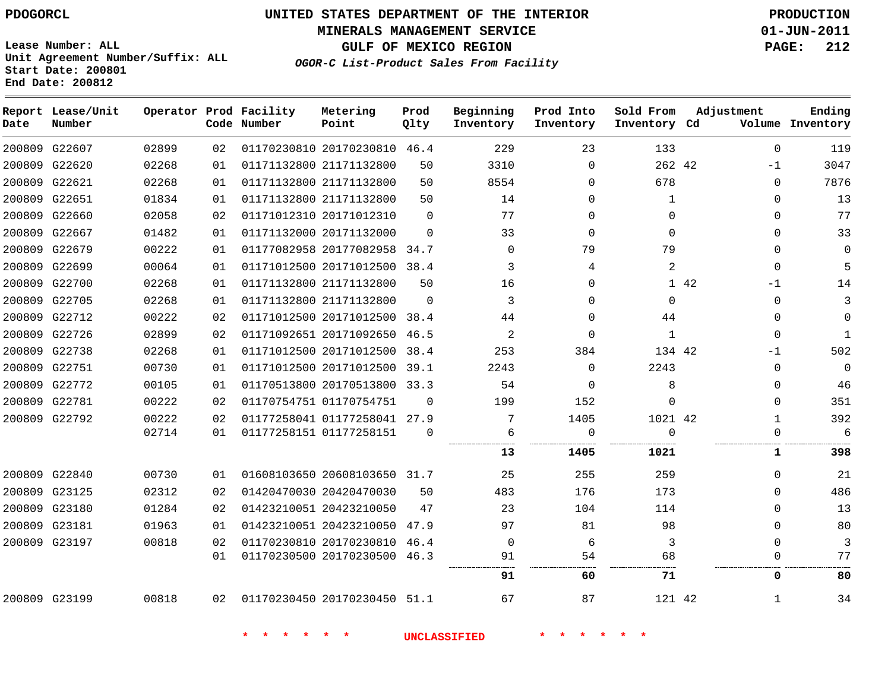Lease Number: ALL
Unit Agreement Number/Suffix: ALL
Start Date: 200801
End Date: 200812

# UNITED STATES DEPARTMENT OF THE INTERIOR
## MINERALS MANAGEMENT SERVICE
## GULF OF MEXICO REGION
### *OGOR-C List-Product Sales From Facility*

PRODUCTION
01-JUN-2011

| Report Date | Lease/Unit Number | Operator | Prod Code | Facility Number | Metering Point | Prod Qlty | Beginning Inventory | Prod Into Inventory | Sold From Inventory | Adjustment Cd | Adjustment Volume | Ending Inventory |
|---|---|---|---|---|---|---|---|---|---|---|---|---|
| 200809 | G22607 | 02899 | 02 | 01170230810 | 20170230810 | 46.4 | 229 | 23 | 133 | | 0 | 119 |
| 200809 | G22620 | 02268 | 01 | 01171132800 | 21171132800 | 50 | 3310 | 0 | 262 | 42 | -1 | 3047 |
| 200809 | G22621 | 02268 | 01 | 01171132800 | 21171132800 | 50 | 8554 | 0 | 678 | | 0 | 7876 |
| 200809 | G22651 | 01834 | 01 | 01171132800 | 21171132800 | 50 | 14 | 0 | 1 | | 0 | 13 |
| 200809 | G22660 | 02058 | 02 | 01171012310 | 20171012310 | 0 | 77 | 0 | 0 | | 0 | 77 |
| 200809 | G22667 | 01482 | 01 | 01171132000 | 20171132000 | 0 | 33 | 0 | 0 | | 0 | 33 |
| 200809 | G22679 | 00222 | 01 | 01177082958 | 20177082958 | 34.7 | 0 | 79 | 79 | | 0 | 0 |
| 200809 | G22699 | 00064 | 01 | 01171012500 | 20171012500 | 38.4 | 3 | 4 | 2 | | 0 | 5 |
| 200809 | G22700 | 02268 | 01 | 01171132800 | 21171132800 | 50 | 16 | 0 | 1 | 42 | -1 | 14 |
| 200809 | G22705 | 02268 | 01 | 01171132800 | 21171132800 | 0 | 3 | 0 | 0 | | 0 | 3 |
| 200809 | G22712 | 00222 | 02 | 01171012500 | 20171012500 | 38.4 | 44 | 0 | 44 | | 0 | 0 |
| 200809 | G22726 | 02899 | 02 | 01171092651 | 20171092650 | 46.5 | 2 | 0 | 1 | | 0 | 1 |
| 200809 | G22738 | 02268 | 01 | 01171012500 | 20171012500 | 38.4 | 253 | 384 | 134 | 42 | -1 | 502 |
| 200809 | G22751 | 00730 | 01 | 01171012500 | 20171012500 | 39.1 | 2243 | 0 | 2243 | | 0 | 0 |
| 200809 | G22772 | 00105 | 01 | 01170513800 | 20170513800 | 33.3 | 54 | 0 | 8 | | 0 | 46 |
| 200809 | G22781 | 00222 | 02 | 01170754751 | 01170754751 | 0 | 199 | 152 | 0 | | 0 | 351 |
| 200809 | G22792 | 00222 | 02 | 01177258041 | 01177258041 | 27.9 | 7 | 1405 | 1021 | 42 | 1 | 392 |
| | | 02714 | 01 | 01177258151 | 01177258151 | 0 | 6 | 0 | 0 | | 0 | 6 |
| | | | | | | | **13** | **1405** | **1021** | | **1** | **398** |
| 200809 | G22840 | 00730 | 01 | 01608103650 | 20608103650 | 31.7 | 25 | 255 | 259 | | 0 | 21 |
| 200809 | G23125 | 02312 | 02 | 01420470030 | 20420470030 | 50 | 483 | 176 | 173 | | 0 | 486 |
| 200809 | G23180 | 01284 | 02 | 01423210051 | 20423210050 | 47 | 23 | 104 | 114 | | 0 | 13 |
| 200809 | G23181 | 01963 | 01 | 01423210051 | 20423210050 | 47.9 | 97 | 81 | 98 | | 0 | 80 |
| 200809 | G23197 | 00818 | 02 | 01170230810 | 20170230810 | 46.4 | 0 | 6 | 3 | | 0 | 3 |
| | | | 01 | 01170230500 | 20170230500 | 46.3 | 91 | 54 | 68 | | 0 | 77 |
| | | | | | | | **91** | **60** | **71** | | **0** | **80** |
| 200809 | G23199 | 00818 | 02 | 01170230450 | 20170230450 | 51.1 | 67 | 87 | 121 | 42 | 1 | 34 |

\* \* \* \* \* \* UNCLASSIFIED \* \* \* \* \* \*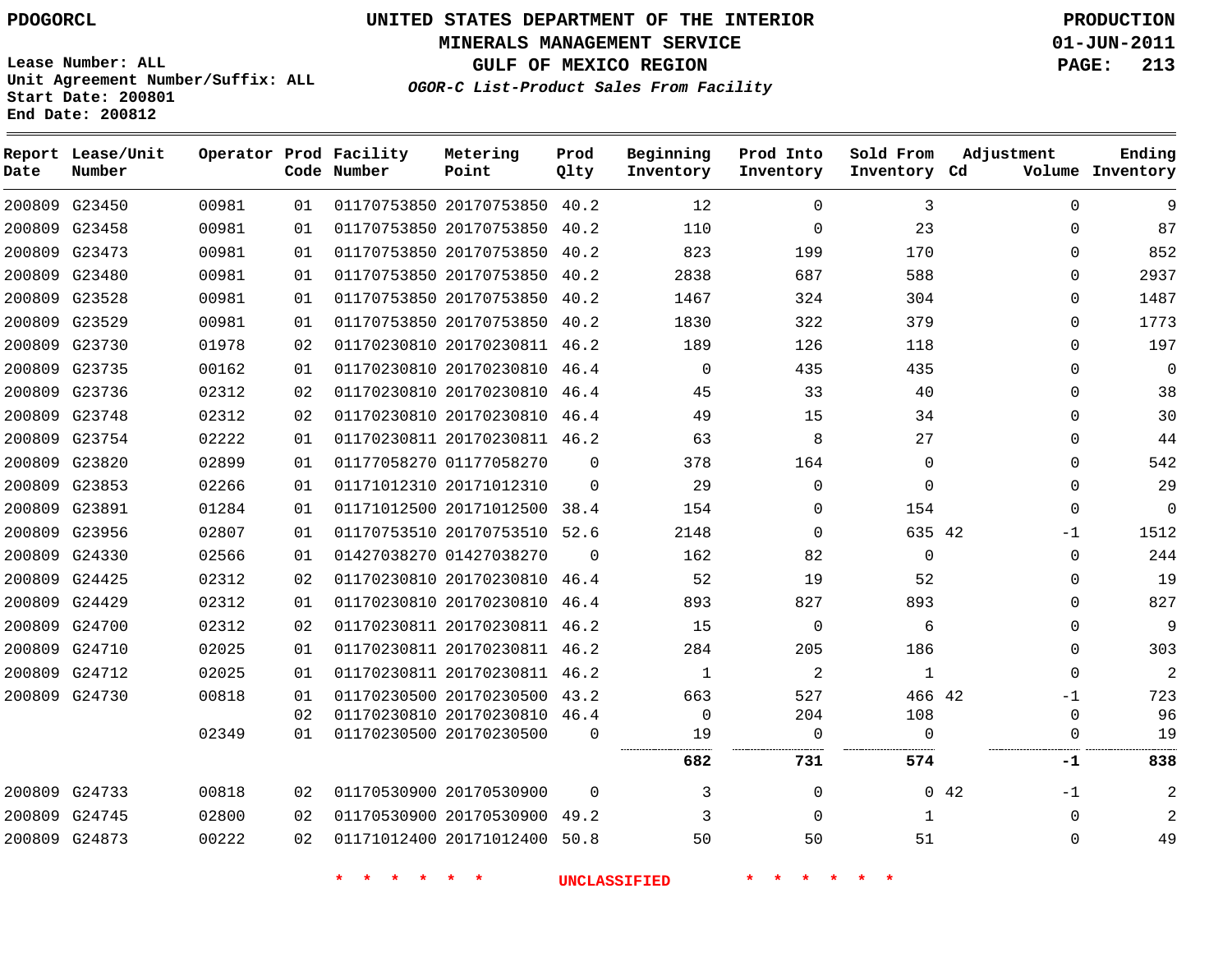PDOGORCL

# UNITED STATES DEPARTMENT OF THE INTERIOR
## MINERALS MANAGEMENT SERVICE
## GULF OF MEXICO REGION
### *OGOR-C List-Product Sales From Facility*

PRODUCTION
01-JUN-2011

Lease Number: ALL
Unit Agreement Number/Suffix: ALL
Start Date: 200801
End Date: 200812

| Report Date | Lease/Unit Number | Operator | Prod Code | Facility Number | Metering Point | Prod Qlty | Beginning Inventory | Prod Into Inventory | Sold From Inventory | Adjustment Cd | Adjustment Volume | Ending Inventory |
|---|---|---|---|---|---|---|---|---|---|---|---|---|
| 200809 | G23450 | 00981 | 01 | 01170753850 | 20170753850 | 40.2 | 12 | 0 | 3 | | 0 | 9 |
| 200809 | G23458 | 00981 | 01 | 01170753850 | 20170753850 | 40.2 | 110 | 0 | 23 | | 0 | 87 |
| 200809 | G23473 | 00981 | 01 | 01170753850 | 20170753850 | 40.2 | 823 | 199 | 170 | | 0 | 852 |
| 200809 | G23480 | 00981 | 01 | 01170753850 | 20170753850 | 40.2 | 2838 | 687 | 588 | | 0 | 2937 |
| 200809 | G23528 | 00981 | 01 | 01170753850 | 20170753850 | 40.2 | 1467 | 324 | 304 | | 0 | 1487 |
| 200809 | G23529 | 00981 | 01 | 01170753850 | 20170753850 | 40.2 | 1830 | 322 | 379 | | 0 | 1773 |
| 200809 | G23730 | 01978 | 02 | 01170230810 | 20170230811 | 46.2 | 189 | 126 | 118 | | 0 | 197 |
| 200809 | G23735 | 00162 | 01 | 01170230810 | 20170230810 | 46.4 | 0 | 435 | 435 | | 0 | 0 |
| 200809 | G23736 | 02312 | 02 | 01170230810 | 20170230810 | 46.4 | 45 | 33 | 40 | | 0 | 38 |
| 200809 | G23748 | 02312 | 02 | 01170230810 | 20170230810 | 46.4 | 49 | 15 | 34 | | 0 | 30 |
| 200809 | G23754 | 02222 | 01 | 01170230811 | 20170230811 | 46.2 | 63 | 8 | 27 | | 0 | 44 |
| 200809 | G23820 | 02899 | 01 | 01177058270 | 01177058270 | 0 | 378 | 164 | 0 | | 0 | 542 |
| 200809 | G23853 | 02266 | 01 | 01171012310 | 20171012310 | 0 | 29 | 0 | 0 | | 0 | 29 |
| 200809 | G23891 | 01284 | 01 | 01171012500 | 20171012500 | 38.4 | 154 | 0 | 154 | | 0 | 0 |
| 200809 | G23956 | 02807 | 01 | 01170753510 | 20170753510 | 52.6 | 2148 | 0 | 635 | 42 | -1 | 1512 |
| 200809 | G24330 | 02566 | 01 | 01427038270 | 01427038270 | 0 | 162 | 82 | 0 | | 0 | 244 |
| 200809 | G24425 | 02312 | 02 | 01170230810 | 20170230810 | 46.4 | 52 | 19 | 52 | | 0 | 19 |
| 200809 | G24429 | 02312 | 01 | 01170230810 | 20170230810 | 46.4 | 893 | 827 | 893 | | 0 | 827 |
| 200809 | G24700 | 02312 | 02 | 01170230811 | 20170230811 | 46.2 | 15 | 0 | 6 | | 0 | 9 |
| 200809 | G24710 | 02025 | 01 | 01170230811 | 20170230811 | 46.2 | 284 | 205 | 186 | | 0 | 303 |
| 200809 | G24712 | 02025 | 01 | 01170230811 | 20170230811 | 46.2 | 1 | 2 | 1 | | 0 | 2 |
| 200809 | G24730 | 00818 | 01 | 01170230500 | 20170230500 | 43.2 | 663 | 527 | 466 | 42 | -1 | 723 |
| | | | 02 | 01170230810 | 20170230810 | 46.4 | 0 | 204 | 108 | | 0 | 96 |
| | | 02349 | 01 | 01170230500 | 20170230500 | 0 | 19 | 0 | 0 | | 0 | 19 |
| | | | | | | | **682** | **731** | **574** | | **-1** | **838** |
| 200809 | G24733 | 00818 | 02 | 01170530900 | 20170530900 | 0 | 3 | 0 | 0 | 42 | -1 | 2 |
| 200809 | G24745 | 02800 | 02 | 01170530900 | 20170530900 | 49.2 | 3 | 0 | 1 | | 0 | 2 |
| 200809 | G24873 | 00222 | 02 | 01171012400 | 20171012400 | 50.8 | 50 | 50 | 51 | | 0 | 49 |

\* \* \* \* \* \* UNCLASSIFIED \* \* \* \* \* \*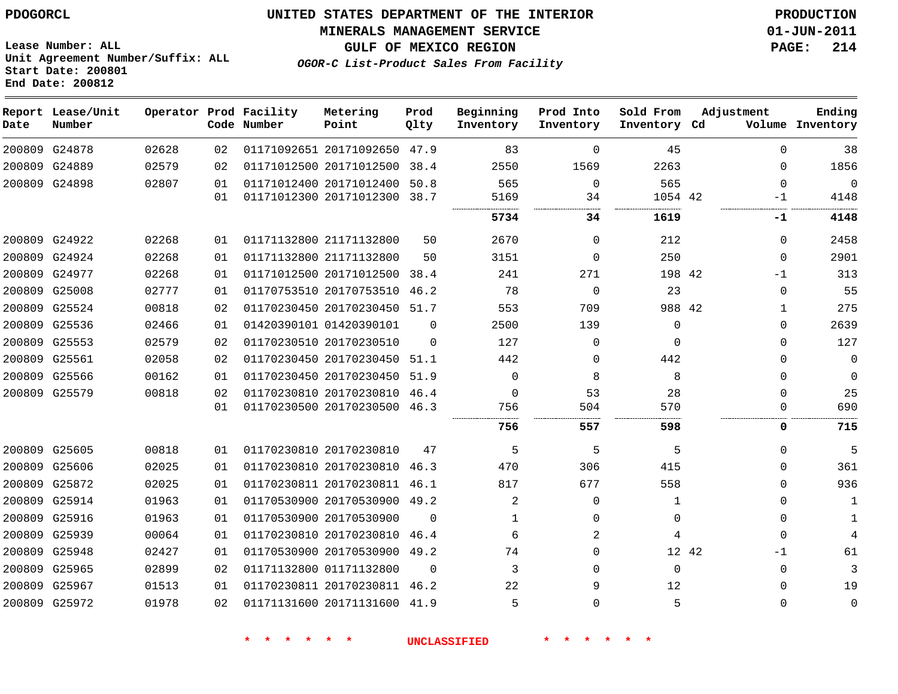PDOGORCL

# UNITED STATES DEPARTMENT OF THE INTERIOR
## MINERALS MANAGEMENT SERVICE
## GULF OF MEXICO REGION
### *OGOR-C List-Product Sales From Facility*

PRODUCTION
01-JUN-2011

Lease Number: ALL
Unit Agreement Number/Suffix: ALL
Start Date: 200801
End Date: 200812

| Report Date | Lease/Unit Number | Operator | Prod Code | Facility Number | Metering Point | Prod Qlty | Beginning Inventory | Prod Into Inventory | Sold From Inventory | Adjustment Cd | Adjustment Volume | Ending Inventory |
|---|---|---|---|---|---|---|---|---|---|---|---|---|
| 200809 | G24878 | 02628 | 02 | 01171092651 | 20171092650 | 47.9 | 83 | 0 | 45 | | 0 | 38 |
| 200809 | G24889 | 02579 | 02 | 01171012500 | 20171012500 | 38.4 | 2550 | 1569 | 2263 | | 0 | 1856 |
| 200809 | G24898 | 02807 | 01 | 01171012400 | 20171012400 | 50.8 | 565 | 0 | 565 | | 0 | 0 |
| | | | 01 | 01171012300 | 20171012300 | 38.7 | 5169 | 34 | 1054 | 42 | -1 | 4148 |
| | | | | | | | **5734** | **34** | **1619** | | **-1** | **4148** |
| 200809 | G24922 | 02268 | 01 | 01171132800 | 21171132800 | 50 | 2670 | 0 | 212 | | 0 | 2458 |
| 200809 | G24924 | 02268 | 01 | 01171132800 | 21171132800 | 50 | 3151 | 0 | 250 | | 0 | 2901 |
| 200809 | G24977 | 02268 | 01 | 01171012500 | 20171012500 | 38.4 | 241 | 271 | 198 | 42 | -1 | 313 |
| 200809 | G25008 | 02777 | 01 | 01170753510 | 20170753510 | 46.2 | 78 | 0 | 23 | | 0 | 55 |
| 200809 | G25524 | 00818 | 02 | 01170230450 | 20170230450 | 51.7 | 553 | 709 | 988 | 42 | 1 | 275 |
| 200809 | G25536 | 02466 | 01 | 01420390101 | 01420390101 | 0 | 2500 | 139 | 0 | | 0 | 2639 |
| 200809 | G25553 | 02579 | 02 | 01170230510 | 20170230510 | 0 | 127 | 0 | 0 | | 0 | 127 |
| 200809 | G25561 | 02058 | 02 | 01170230450 | 20170230450 | 51.1 | 442 | 0 | 442 | | 0 | 0 |
| 200809 | G25566 | 00162 | 01 | 01170230450 | 20170230450 | 51.9 | 0 | 8 | 8 | | 0 | 0 |
| 200809 | G25579 | 00818 | 02 | 01170230810 | 20170230810 | 46.4 | 0 | 53 | 28 | | 0 | 25 |
| | | | 01 | 01170230500 | 20170230500 | 46.3 | 756 | 504 | 570 | | 0 | 690 |
| | | | | | | | **756** | **557** | **598** | | **0** | **715** |
| 200809 | G25605 | 00818 | 01 | 01170230810 | 20170230810 | 47 | 5 | 5 | 5 | | 0 | 5 |
| 200809 | G25606 | 02025 | 01 | 01170230810 | 20170230810 | 46.3 | 470 | 306 | 415 | | 0 | 361 |
| 200809 | G25872 | 02025 | 01 | 01170230811 | 20170230811 | 46.1 | 817 | 677 | 558 | | 0 | 936 |
| 200809 | G25914 | 01963 | 01 | 01170530900 | 20170530900 | 49.2 | 2 | 0 | 1 | | 0 | 1 |
| 200809 | G25916 | 01963 | 01 | 01170530900 | 20170530900 | 0 | 1 | 0 | 0 | | 0 | 1 |
| 200809 | G25939 | 00064 | 01 | 01170230810 | 20170230810 | 46.4 | 6 | 2 | 4 | | 0 | 4 |
| 200809 | G25948 | 02427 | 01 | 01170530900 | 20170530900 | 49.2 | 74 | 0 | 12 | 42 | -1 | 61 |
| 200809 | G25965 | 02899 | 02 | 01171132800 | 01171132800 | 0 | 3 | 0 | 0 | | 0 | 3 |
| 200809 | G25967 | 01513 | 01 | 01170230811 | 20170230811 | 46.2 | 22 | 9 | 12 | | 0 | 19 |
| 200809 | G25972 | 01978 | 02 | 01171131600 | 20171131600 | 41.9 | 5 | 0 | 5 | | 0 | 0 |

* * * * * * UNCLASSIFIED * * * * * *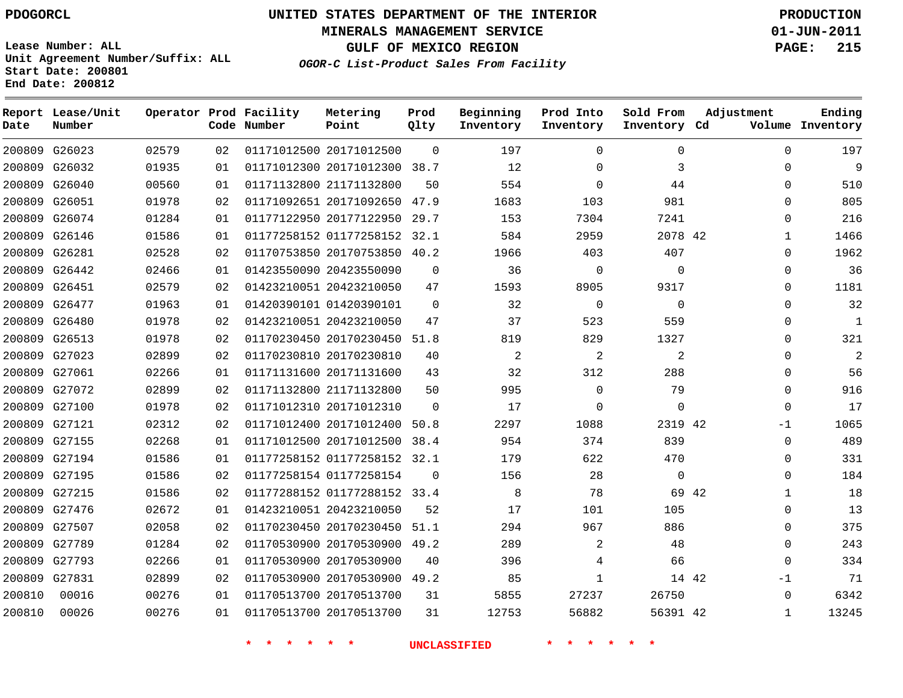PDOGORCL

Lease Number: ALL
Unit Agreement Number/Suffix: ALL
Start Date: 200801
End Date: 200812

# UNITED STATES DEPARTMENT OF THE INTERIOR
## MINERALS MANAGEMENT SERVICE
## GULF OF MEXICO REGION
### *OGOR-C List-Product Sales From Facility*

PRODUCTION
01-JUN-2011
PAGE: 215

| Report Date | Lease/Unit Number | Operator | Prod Code | Facility Number | Metering Point | Prod Qlty | Beginning Inventory | Prod Into Inventory | Sold From Inventory | Adjustment Cd | Adjustment Volume | Ending Inventory |
|---|---|---|---|---|---|---|---|---|---|---|---|---|
| 200809 | G26023 | 02579 | 02 | 01171012500 | 20171012500 | 0 | 197 | 0 | 0 | | 0 | 197 |
| 200809 | G26032 | 01935 | 01 | 01171012300 | 20171012300 | 38.7 | 12 | 0 | 3 | | 0 | 9 |
| 200809 | G26040 | 00560 | 01 | 01171132800 | 21171132800 | 50 | 554 | 0 | 44 | | 0 | 510 |
| 200809 | G26051 | 01978 | 02 | 01171092651 | 20171092650 | 47.9 | 1683 | 103 | 981 | | 0 | 805 |
| 200809 | G26074 | 01284 | 01 | 01177122950 | 20177122950 | 29.7 | 153 | 7304 | 7241 | | 0 | 216 |
| 200809 | G26146 | 01586 | 01 | 01177258152 | 01177258152 | 32.1 | 584 | 2959 | 2078 | 42 | 1 | 1466 |
| 200809 | G26281 | 02528 | 02 | 01170753850 | 20170753850 | 40.2 | 1966 | 403 | 407 | | 0 | 1962 |
| 200809 | G26442 | 02466 | 01 | 01423550090 | 20423550090 | 0 | 36 | 0 | 0 | | 0 | 36 |
| 200809 | G26451 | 02579 | 02 | 01423210051 | 20423210050 | 47 | 1593 | 8905 | 9317 | | 0 | 1181 |
| 200809 | G26477 | 01963 | 01 | 01420390101 | 01420390101 | 0 | 32 | 0 | 0 | | 0 | 32 |
| 200809 | G26480 | 01978 | 02 | 01423210051 | 20423210050 | 47 | 37 | 523 | 559 | | 0 | 1 |
| 200809 | G26513 | 01978 | 02 | 01170230450 | 20170230450 | 51.8 | 819 | 829 | 1327 | | 0 | 321 |
| 200809 | G27023 | 02899 | 02 | 01170230810 | 20170230810 | 40 | 2 | 2 | 2 | | 0 | 2 |
| 200809 | G27061 | 02266 | 01 | 01171131600 | 20171131600 | 43 | 32 | 312 | 288 | | 0 | 56 |
| 200809 | G27072 | 02899 | 02 | 01171132800 | 21171132800 | 50 | 995 | 0 | 79 | | 0 | 916 |
| 200809 | G27100 | 01978 | 02 | 01171012310 | 20171012310 | 0 | 17 | 0 | 0 | | 0 | 17 |
| 200809 | G27121 | 02312 | 02 | 01171012400 | 20171012400 | 50.8 | 2297 | 1088 | 2319 | 42 | -1 | 1065 |
| 200809 | G27155 | 02268 | 01 | 01171012500 | 20171012500 | 38.4 | 954 | 374 | 839 | | 0 | 489 |
| 200809 | G27194 | 01586 | 01 | 01177258152 | 01177258152 | 32.1 | 179 | 622 | 470 | | 0 | 331 |
| 200809 | G27195 | 01586 | 02 | 01177258154 | 01177258154 | 0 | 156 | 28 | 0 | | 0 | 184 |
| 200809 | G27215 | 01586 | 02 | 01177288152 | 01177288152 | 33.4 | 8 | 78 | 69 | 42 | 1 | 18 |
| 200809 | G27476 | 02672 | 01 | 01423210051 | 20423210050 | 52 | 17 | 101 | 105 | | 0 | 13 |
| 200809 | G27507 | 02058 | 02 | 01170230450 | 20170230450 | 51.1 | 294 | 967 | 886 | | 0 | 375 |
| 200809 | G27789 | 01284 | 02 | 01170530900 | 20170530900 | 49.2 | 289 | 2 | 48 | | 0 | 243 |
| 200809 | G27793 | 02266 | 01 | 01170530900 | 20170530900 | 40 | 396 | 4 | 66 | | 0 | 334 |
| 200809 | G27831 | 02899 | 02 | 01170530900 | 20170530900 | 49.2 | 85 | 1 | 14 | 42 | -1 | 71 |
| 200810 | 00016 | 00276 | 01 | 01170513700 | 20170513700 | 31 | 5855 | 27237 | 26750 | | 0 | 6342 |
| 200810 | 00026 | 00276 | 01 | 01170513700 | 20170513700 | 31 | 12753 | 56882 | 56391 | 42 | 1 | 13245 |

\* \* \* \* \* \* UNCLASSIFIED \* \* \* \* \* \*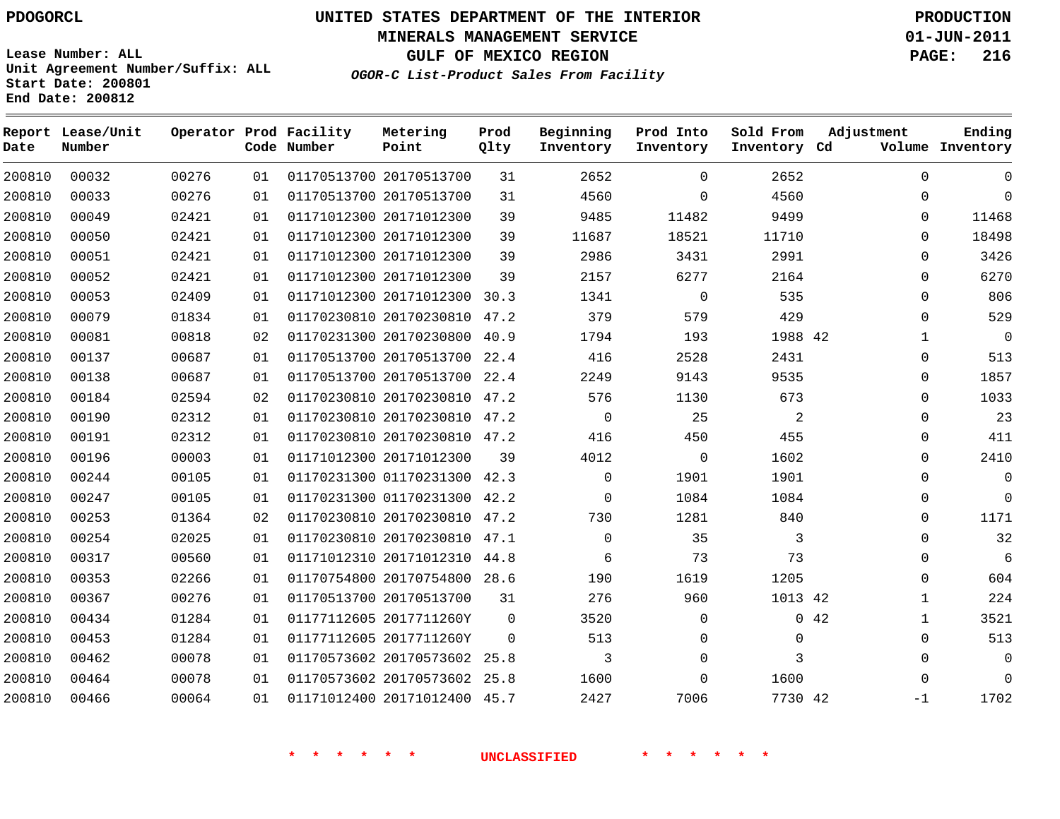PDOGORCL

Lease Number: ALL
Unit Agreement Number/Suffix: ALL
Start Date: 200801
End Date: 200812

# UNITED STATES DEPARTMENT OF THE INTERIOR
## MINERALS MANAGEMENT SERVICE
## GULF OF MEXICO REGION
### *OGOR-C List-Product Sales From Facility*

PRODUCTION
01-JUN-2011
PAGE: 216

| Report Date | Lease/Unit Number | Operator | Prod Code | Facility Number | Metering Point | Prod Qlty | Beginning Inventory | Prod Into Inventory | Sold From Inventory | Adjustment Cd | Volume | Ending Inventory |
|---|---|---|---|---|---|---|---|---|---|---|---|---|
| 200810 | 00032 | 00276 | 01 | 01170513700 | 20170513700 | 31 | 2652 | 0 | 2652 | | 0 | 0 |
| 200810 | 00033 | 00276 | 01 | 01170513700 | 20170513700 | 31 | 4560 | 0 | 4560 | | 0 | 0 |
| 200810 | 00049 | 02421 | 01 | 01171012300 | 20171012300 | 39 | 9485 | 11482 | 9499 | | 0 | 11468 |
| 200810 | 00050 | 02421 | 01 | 01171012300 | 20171012300 | 39 | 11687 | 18521 | 11710 | | 0 | 18498 |
| 200810 | 00051 | 02421 | 01 | 01171012300 | 20171012300 | 39 | 2986 | 3431 | 2991 | | 0 | 3426 |
| 200810 | 00052 | 02421 | 01 | 01171012300 | 20171012300 | 39 | 2157 | 6277 | 2164 | | 0 | 6270 |
| 200810 | 00053 | 02409 | 01 | 01171012300 | 20171012300 | 30.3 | 1341 | 0 | 535 | | 0 | 806 |
| 200810 | 00079 | 01834 | 01 | 01170230810 | 20170230810 | 47.2 | 379 | 579 | 429 | | 0 | 529 |
| 200810 | 00081 | 00818 | 02 | 01170231300 | 20170230800 | 40.9 | 1794 | 193 | 1988 | 42 | 1 | 0 |
| 200810 | 00137 | 00687 | 01 | 01170513700 | 20170513700 | 22.4 | 416 | 2528 | 2431 | | 0 | 513 |
| 200810 | 00138 | 00687 | 01 | 01170513700 | 20170513700 | 22.4 | 2249 | 9143 | 9535 | | 0 | 1857 |
| 200810 | 00184 | 02594 | 02 | 01170230810 | 20170230810 | 47.2 | 576 | 1130 | 673 | | 0 | 1033 |
| 200810 | 00190 | 02312 | 01 | 01170230810 | 20170230810 | 47.2 | 0 | 25 | 2 | | 0 | 23 |
| 200810 | 00191 | 02312 | 01 | 01170230810 | 20170230810 | 47.2 | 416 | 450 | 455 | | 0 | 411 |
| 200810 | 00196 | 00003 | 01 | 01171012300 | 20171012300 | 39 | 4012 | 0 | 1602 | | 0 | 2410 |
| 200810 | 00244 | 00105 | 01 | 01170231300 | 01170231300 | 42.3 | 0 | 1901 | 1901 | | 0 | 0 |
| 200810 | 00247 | 00105 | 01 | 01170231300 | 01170231300 | 42.2 | 0 | 1084 | 1084 | | 0 | 0 |
| 200810 | 00253 | 01364 | 02 | 01170230810 | 20170230810 | 47.2 | 730 | 1281 | 840 | | 0 | 1171 |
| 200810 | 00254 | 02025 | 01 | 01170230810 | 20170230810 | 47.1 | 0 | 35 | 3 | | 0 | 32 |
| 200810 | 00317 | 00560 | 01 | 01171012310 | 20171012310 | 44.8 | 6 | 73 | 73 | | 0 | 6 |
| 200810 | 00353 | 02266 | 01 | 01170754800 | 20170754800 | 28.6 | 190 | 1619 | 1205 | | 0 | 604 |
| 200810 | 00367 | 00276 | 01 | 01170513700 | 20170513700 | 31 | 276 | 960 | 1013 | 42 | 1 | 224 |
| 200810 | 00434 | 01284 | 01 | 01177112605 | 2017711260Y | 0 | 3520 | 0 | 0 | 42 | 1 | 3521 |
| 200810 | 00453 | 01284 | 01 | 01177112605 | 2017711260Y | 0 | 513 | 0 | 0 | | 0 | 513 |
| 200810 | 00462 | 00078 | 01 | 01170573602 | 20170573602 | 25.8 | 3 | 0 | 3 | | 0 | 0 |
| 200810 | 00464 | 00078 | 01 | 01170573602 | 20170573602 | 25.8 | 1600 | 0 | 1600 | | 0 | 0 |
| 200810 | 00466 | 00064 | 01 | 01171012400 | 20171012400 | 45.7 | 2427 | 7006 | 7730 | 42 | -1 | 1702 |

* * * * * * UNCLASSIFIED * * * * * *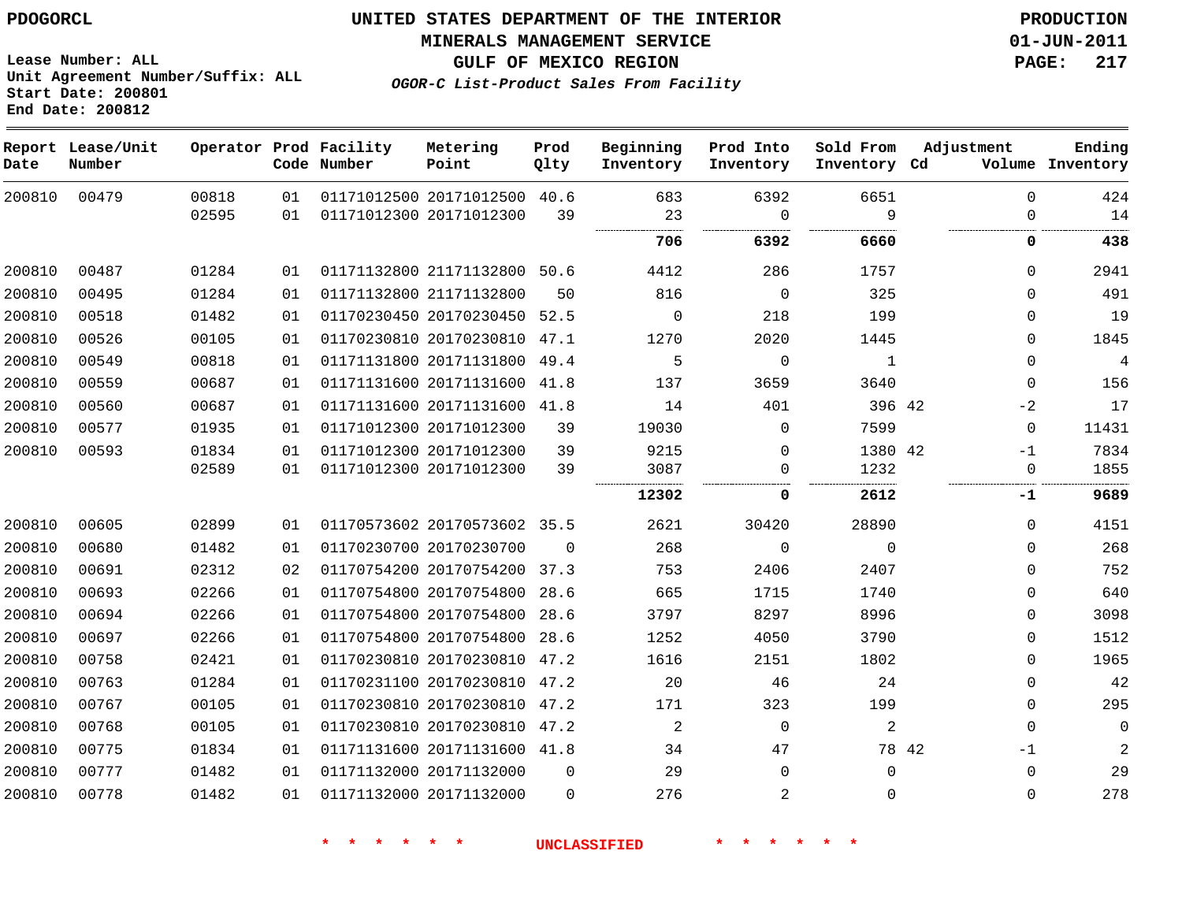PDOGORCL

# UNITED STATES DEPARTMENT OF THE INTERIOR
## MINERALS MANAGEMENT SERVICE
## GULF OF MEXICO REGION

*OGOR-C List-Product Sales From Facility*

PRODUCTION
01-JUN-2011

Lease Number: ALL
Unit Agreement Number/Suffix: ALL
Start Date: 200801
End Date: 200812

| Report Date | Lease/Unit Number | Operator | Prod Code | Facility Number | Metering Point | Prod Qlty | Beginning Inventory | Prod Into Inventory | Sold From Inventory | Adjustment Cd | Adjustment Volume | Ending Inventory |
|---|---|---|---|---|---|---|---|---|---|---|---|---|
| 200810 | 00479 | 00818 | 01 | 01171012500 | 20171012500 | 40.6 | 683 | 6392 | 6651 | | 0 | 424 |
| | | 02595 | 01 | 01171012300 | 20171012300 | 39 | 23 | 0 | 9 | | 0 | 14 |
| | | | | | | | **706** | **6392** | **6660** | | **0** | **438** |
| 200810 | 00487 | 01284 | 01 | 01171132800 | 21171132800 | 50.6 | 4412 | 286 | 1757 | | 0 | 2941 |
| 200810 | 00495 | 01284 | 01 | 01171132800 | 21171132800 | 50 | 816 | 0 | 325 | | 0 | 491 |
| 200810 | 00518 | 01482 | 01 | 01170230450 | 20170230450 | 52.5 | 0 | 218 | 199 | | 0 | 19 |
| 200810 | 00526 | 00105 | 01 | 01170230810 | 20170230810 | 47.1 | 1270 | 2020 | 1445 | | 0 | 1845 |
| 200810 | 00549 | 00818 | 01 | 01171131800 | 20171131800 | 49.4 | 5 | 0 | 1 | | 0 | 4 |
| 200810 | 00559 | 00687 | 01 | 01171131600 | 20171131600 | 41.8 | 137 | 3659 | 3640 | | 0 | 156 |
| 200810 | 00560 | 00687 | 01 | 01171131600 | 20171131600 | 41.8 | 14 | 401 | 396 | 42 | -2 | 17 |
| 200810 | 00577 | 01935 | 01 | 01171012300 | 20171012300 | 39 | 19030 | 0 | 7599 | | 0 | 11431 |
| 200810 | 00593 | 01834 | 01 | 01171012300 | 20171012300 | 39 | 9215 | 0 | 1380 | 42 | -1 | 7834 |
| | | 02589 | 01 | 01171012300 | 20171012300 | 39 | 3087 | 0 | 1232 | | 0 | 1855 |
| | | | | | | | **12302** | **0** | **2612** | | **-1** | **9689** |
| 200810 | 00605 | 02899 | 01 | 01170573602 | 20170573602 | 35.5 | 2621 | 30420 | 28890 | | 0 | 4151 |
| 200810 | 00680 | 01482 | 01 | 01170230700 | 20170230700 | 0 | 268 | 0 | 0 | | 0 | 268 |
| 200810 | 00691 | 02312 | 02 | 01170754200 | 20170754200 | 37.3 | 753 | 2406 | 2407 | | 0 | 752 |
| 200810 | 00693 | 02266 | 01 | 01170754800 | 20170754800 | 28.6 | 665 | 1715 | 1740 | | 0 | 640 |
| 200810 | 00694 | 02266 | 01 | 01170754800 | 20170754800 | 28.6 | 3797 | 8297 | 8996 | | 0 | 3098 |
| 200810 | 00697 | 02266 | 01 | 01170754800 | 20170754800 | 28.6 | 1252 | 4050 | 3790 | | 0 | 1512 |
| 200810 | 00758 | 02421 | 01 | 01170230810 | 20170230810 | 47.2 | 1616 | 2151 | 1802 | | 0 | 1965 |
| 200810 | 00763 | 01284 | 01 | 01170231100 | 20170230810 | 47.2 | 20 | 46 | 24 | | 0 | 42 |
| 200810 | 00767 | 00105 | 01 | 01170230810 | 20170230810 | 47.2 | 171 | 323 | 199 | | 0 | 295 |
| 200810 | 00768 | 00105 | 01 | 01170230810 | 20170230810 | 47.2 | 2 | 0 | 2 | | 0 | 0 |
| 200810 | 00775 | 01834 | 01 | 01171131600 | 20171131600 | 41.8 | 34 | 47 | 78 | 42 | -1 | 2 |
| 200810 | 00777 | 01482 | 01 | 01171132000 | 20171132000 | 0 | 29 | 0 | 0 | | 0 | 29 |
| 200810 | 00778 | 01482 | 01 | 01171132000 | 20171132000 | 0 | 276 | 2 | 0 | | 0 | 278 |

* * * * * * UNCLASSIFIED * * * * * *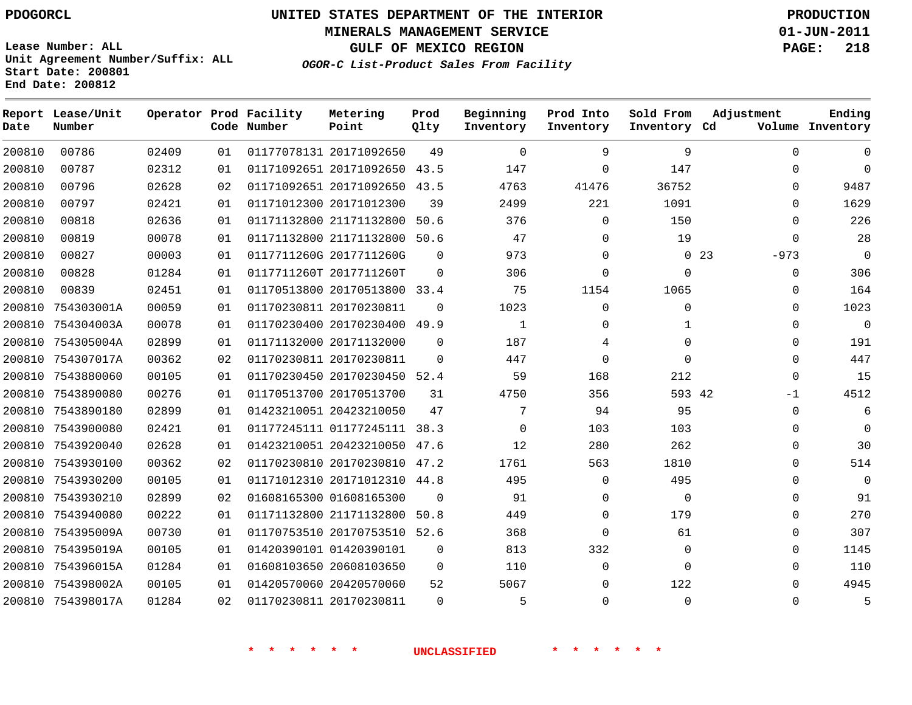PDOGORCL

Lease Number: ALL
Unit Agreement Number/Suffix: ALL
Start Date: 200801
End Date: 200812

# UNITED STATES DEPARTMENT OF THE INTERIOR
## MINERALS MANAGEMENT SERVICE
## GULF OF MEXICO REGION
### *OGOR-C List-Product Sales From Facility*

PRODUCTION
01-JUN-2011

| Report Date | Lease/Unit Number | Operator | Prod Code | Facility Number | Metering Point | Prod Qlty | Beginning Inventory | Prod Into Inventory | Sold From Inventory | Adjustment Cd | Adjustment Volume | Ending Inventory |
|---|---|---|---|---|---|---|---|---|---|---|---|---|
| 200810 | 00786 | 02409 | 01 | 01177078131 | 20171092650 | 49 | 0 | 9 | 9 | | 0 | 0 |
| 200810 | 00787 | 02312 | 01 | 01171092651 | 20171092650 | 43.5 | 147 | 0 | 147 | | 0 | 0 |
| 200810 | 00796 | 02628 | 02 | 01171092651 | 20171092650 | 43.5 | 4763 | 41476 | 36752 | | 0 | 9487 |
| 200810 | 00797 | 02421 | 01 | 01171012300 | 20171012300 | 39 | 2499 | 221 | 1091 | | 0 | 1629 |
| 200810 | 00818 | 02636 | 01 | 01171132800 | 21171132800 | 50.6 | 376 | 0 | 150 | | 0 | 226 |
| 200810 | 00819 | 00078 | 01 | 01171132800 | 21171132800 | 50.6 | 47 | 0 | 19 | | 0 | 28 |
| 200810 | 00827 | 00003 | 01 | 0117711260G | 2017711260G | 0 | 973 | 0 | 0 | 23 | -973 | 0 |
| 200810 | 00828 | 01284 | 01 | 0117711260T | 2017711260T | 0 | 306 | 0 | 0 | | 0 | 306 |
| 200810 | 00839 | 02451 | 01 | 01170513800 | 20170513800 | 33.4 | 75 | 1154 | 1065 | | 0 | 164 |
| 200810 | 754303001A | 00059 | 01 | 01170230811 | 20170230811 | 0 | 1023 | 0 | 0 | | 0 | 1023 |
| 200810 | 754304003A | 00078 | 01 | 01170230400 | 20170230400 | 49.9 | 1 | 0 | 1 | | 0 | 0 |
| 200810 | 754305004A | 02899 | 01 | 01171132000 | 20171132000 | 0 | 187 | 4 | 0 | | 0 | 191 |
| 200810 | 754307017A | 00362 | 02 | 01170230811 | 20170230811 | 0 | 447 | 0 | 0 | | 0 | 447 |
| 200810 | 7543880060 | 00105 | 01 | 01170230450 | 20170230450 | 52.4 | 59 | 168 | 212 | | 0 | 15 |
| 200810 | 7543890080 | 00276 | 01 | 01170513700 | 20170513700 | 31 | 4750 | 356 | 593 | 42 | -1 | 4512 |
| 200810 | 7543890180 | 02899 | 01 | 01423210051 | 20423210050 | 47 | 7 | 94 | 95 | | 0 | 6 |
| 200810 | 7543900080 | 02421 | 01 | 01177245111 | 01177245111 | 38.3 | 0 | 103 | 103 | | 0 | 0 |
| 200810 | 7543920040 | 02628 | 01 | 01423210051 | 20423210050 | 47.6 | 12 | 280 | 262 | | 0 | 30 |
| 200810 | 7543930100 | 00362 | 02 | 01170230810 | 20170230810 | 47.2 | 1761 | 563 | 1810 | | 0 | 514 |
| 200810 | 7543930200 | 00105 | 01 | 01171012310 | 20171012310 | 44.8 | 495 | 0 | 495 | | 0 | 0 |
| 200810 | 7543930210 | 02899 | 02 | 01608165300 | 01608165300 | 0 | 91 | 0 | 0 | | 0 | 91 |
| 200810 | 7543940080 | 00222 | 01 | 01171132800 | 21171132800 | 50.8 | 449 | 0 | 179 | | 0 | 270 |
| 200810 | 754395009A | 00730 | 01 | 01170753510 | 20170753510 | 52.6 | 368 | 0 | 61 | | 0 | 307 |
| 200810 | 754395019A | 00105 | 01 | 01420390101 | 01420390101 | 0 | 813 | 332 | 0 | | 0 | 1145 |
| 200810 | 754396015A | 01284 | 01 | 01608103650 | 20608103650 | 0 | 110 | 0 | 0 | | 0 | 110 |
| 200810 | 754398002A | 00105 | 01 | 01420570060 | 20420570060 | 52 | 5067 | 0 | 122 | | 0 | 4945 |
| 200810 | 754398017A | 01284 | 02 | 01170230811 | 20170230811 | 0 | 5 | 0 | 0 | | 0 | 5 |

\* \* \* \* \* \* UNCLASSIFIED \* \* \* \* \* \*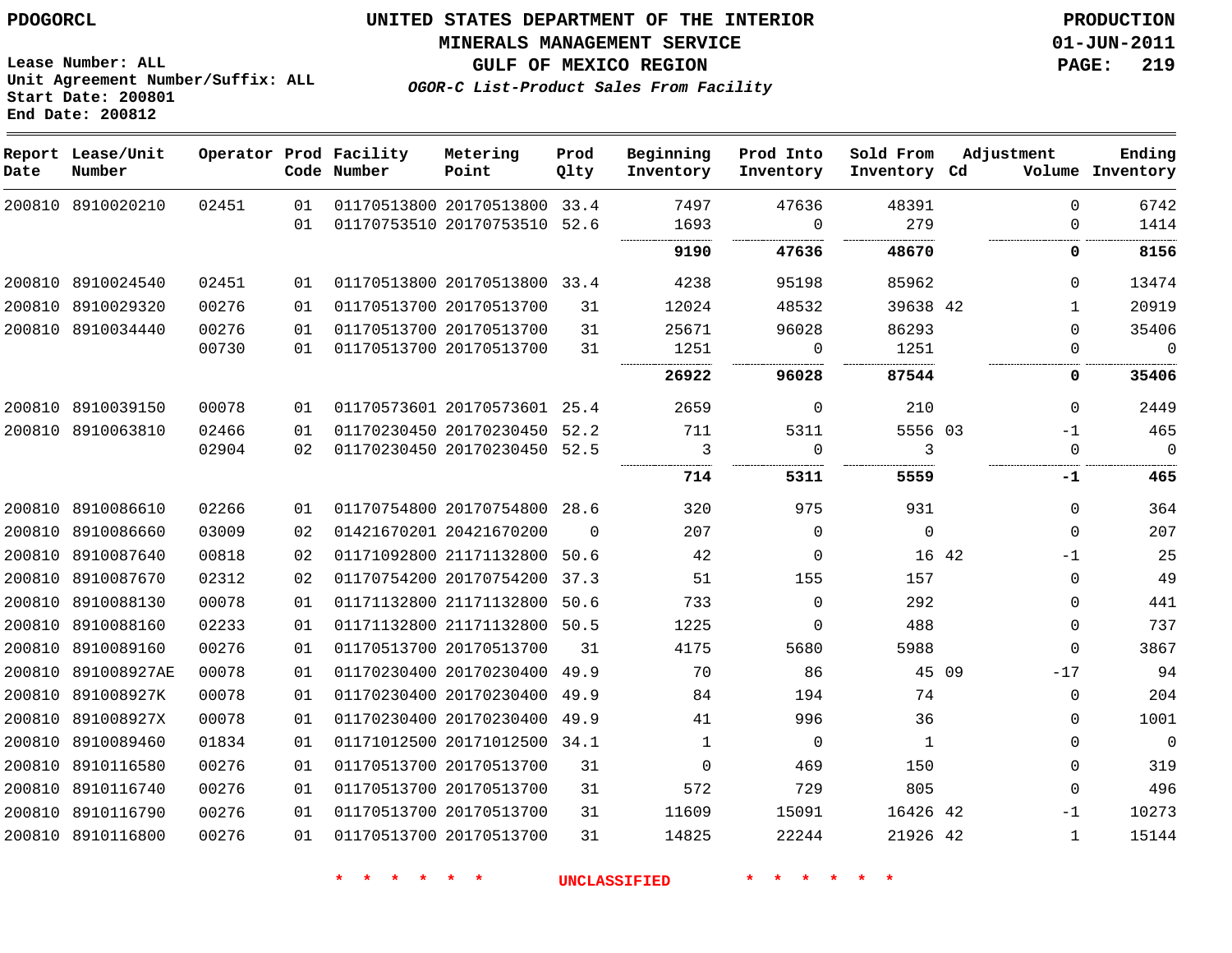PDOGORCL

Lease Number: ALL
Unit Agreement Number/Suffix: ALL
Start Date: 200801
End Date: 200812

# UNITED STATES DEPARTMENT OF THE INTERIOR
## MINERALS MANAGEMENT SERVICE
## GULF OF MEXICO REGION
*OGOR-C List-Product Sales From Facility*

PRODUCTION
01-JUN-2011
PAGE: 219

| Report Date | Lease/Unit Number | Operator | Prod Code | Facility Number | Metering Point | Prod Qlty | Beginning Inventory | Prod Into Inventory | Sold From Inventory | Adjustment Cd | Adjustment Volume | Ending Inventory |
|---|---|---|---|---|---|---|---|---|---|---|---|---|
| 200810 | 8910020210 | 02451 | 01 | 01170513800 | 20170513800 | 33.4 | 7497 | 47636 | 48391 | | 0 | 6742 |
| | | | 01 | 01170753510 | 20170753510 | 52.6 | 1693 | 0 | 279 | | 0 | 1414 |
| | | | | | | | **9190** | **47636** | **48670** | | **0** | **8156** |
| 200810 | 8910024540 | 02451 | 01 | 01170513800 | 20170513800 | 33.4 | 4238 | 95198 | 85962 | | 0 | 13474 |
| 200810 | 8910029320 | 00276 | 01 | 01170513700 | 20170513700 | 31 | 12024 | 48532 | 39638 | 42 | 1 | 20919 |
| 200810 | 8910034440 | 00276 | 01 | 01170513700 | 20170513700 | 31 | 25671 | 96028 | 86293 | | 0 | 35406 |
| | | 00730 | 01 | 01170513700 | 20170513700 | 31 | 1251 | 0 | 1251 | | 0 | 0 |
| | | | | | | | **26922** | **96028** | **87544** | | **0** | **35406** |
| 200810 | 8910039150 | 00078 | 01 | 01170573601 | 20170573601 | 25.4 | 2659 | 0 | 210 | | 0 | 2449 |
| 200810 | 8910063810 | 02466 | 01 | 01170230450 | 20170230450 | 52.2 | 711 | 5311 | 5556 | 03 | -1 | 465 |
| | | 02904 | 02 | 01170230450 | 20170230450 | 52.5 | 3 | 0 | 3 | | 0 | 0 |
| | | | | | | | **714** | **5311** | **5559** | | **-1** | **465** |
| 200810 | 8910086610 | 02266 | 01 | 01170754800 | 20170754800 | 28.6 | 320 | 975 | 931 | | 0 | 364 |
| 200810 | 8910086660 | 03009 | 02 | 01421670201 | 20421670200 | 0 | 207 | 0 | 0 | | 0 | 207 |
| 200810 | 8910087640 | 00818 | 02 | 01171092800 | 21171132800 | 50.6 | 42 | 0 | 16 | 42 | -1 | 25 |
| 200810 | 8910087670 | 02312 | 02 | 01170754200 | 20170754200 | 37.3 | 51 | 155 | 157 | | 0 | 49 |
| 200810 | 8910088130 | 00078 | 01 | 01171132800 | 21171132800 | 50.6 | 733 | 0 | 292 | | 0 | 441 |
| 200810 | 8910088160 | 02233 | 01 | 01171132800 | 21171132800 | 50.5 | 1225 | 0 | 488 | | 0 | 737 |
| 200810 | 8910089160 | 00276 | 01 | 01170513700 | 20170513700 | 31 | 4175 | 5680 | 5988 | | 0 | 3867 |
| 200810 | 891008927AE | 00078 | 01 | 01170230400 | 20170230400 | 49.9 | 70 | 86 | 45 | 09 | -17 | 94 |
| 200810 | 891008927K | 00078 | 01 | 01170230400 | 20170230400 | 49.9 | 84 | 194 | 74 | | 0 | 204 |
| 200810 | 891008927X | 00078 | 01 | 01170230400 | 20170230400 | 49.9 | 41 | 996 | 36 | | 0 | 1001 |
| 200810 | 8910089460 | 01834 | 01 | 01171012500 | 20171012500 | 34.1 | 1 | 0 | 1 | | 0 | 0 |
| 200810 | 8910116580 | 00276 | 01 | 01170513700 | 20170513700 | 31 | 0 | 469 | 150 | | 0 | 319 |
| 200810 | 8910116740 | 00276 | 01 | 01170513700 | 20170513700 | 31 | 572 | 729 | 805 | | 0 | 496 |
| 200810 | 8910116790 | 00276 | 01 | 01170513700 | 20170513700 | 31 | 11609 | 15091 | 16426 | 42 | -1 | 10273 |
| 200810 | 8910116800 | 00276 | 01 | 01170513700 | 20170513700 | 31 | 14825 | 22244 | 21926 | 42 | 1 | 15144 |

\* \* \* \* \* \* UNCLASSIFIED \* \* \* \* \* \*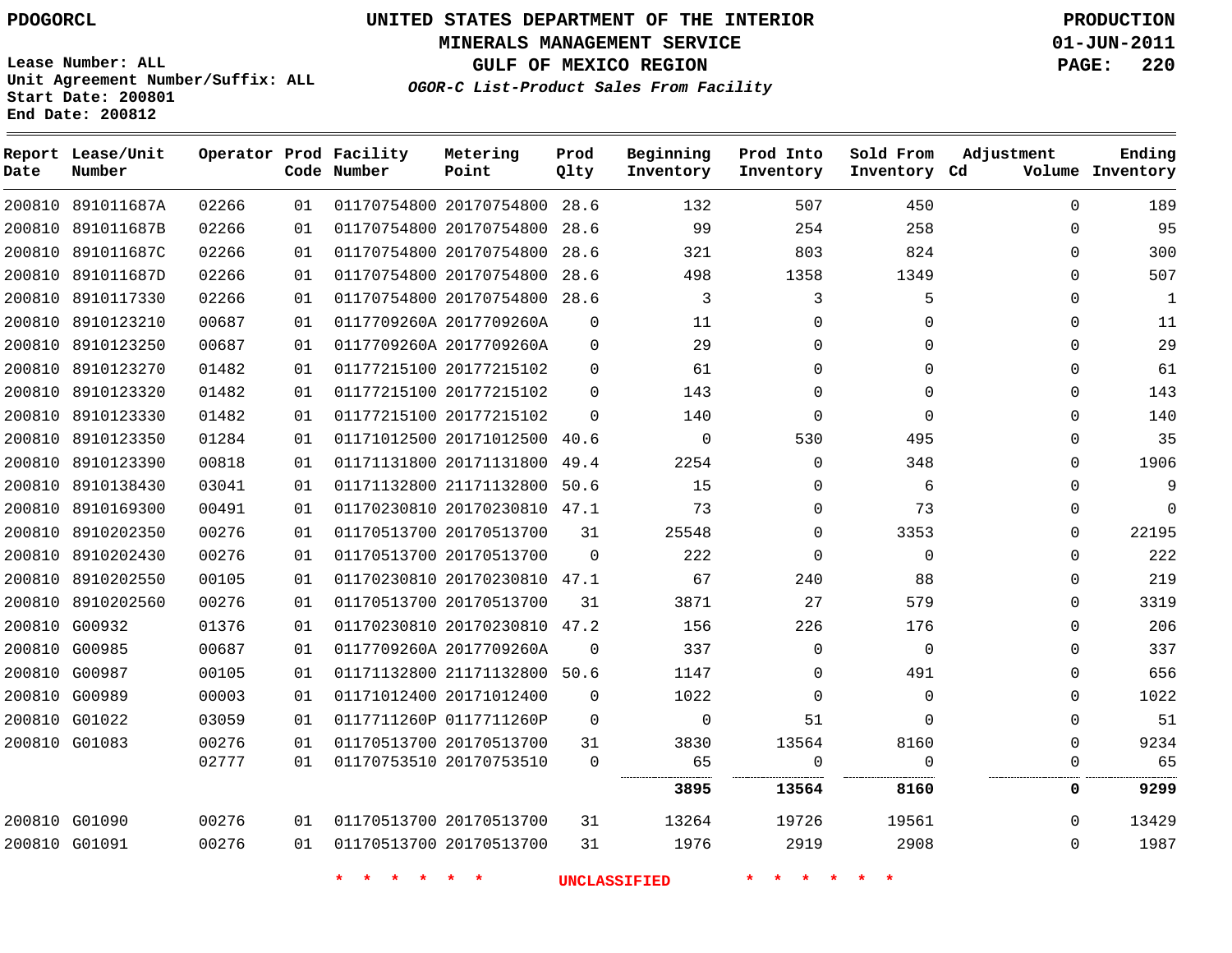PDOGORCL

# UNITED STATES DEPARTMENT OF THE INTERIOR
## MINERALS MANAGEMENT SERVICE
## GULF OF MEXICO REGION
### *OGOR-C List-Product Sales From Facility*

PRODUCTION
01-JUN-2011
PAGE: 220

Lease Number: ALL
Unit Agreement Number/Suffix: ALL
Start Date: 200801
End Date: 200812

| Report Date | Lease/Unit Number | Operator | Prod Code | Facility Number | Metering Point | Prod Qlty | Beginning Inventory | Prod Into Inventory | Sold From Inventory | Adjustment Cd | Volume | Ending Inventory |
|---|---|---|---|---|---|---|---|---|---|---|---|---|
| 200810 | 891011687A | 02266 | 01 | 01170754800 | 20170754800 | 28.6 | 132 | 507 | 450 | | 0 | 189 |
| 200810 | 891011687B | 02266 | 01 | 01170754800 | 20170754800 | 28.6 | 99 | 254 | 258 | | 0 | 95 |
| 200810 | 891011687C | 02266 | 01 | 01170754800 | 20170754800 | 28.6 | 321 | 803 | 824 | | 0 | 300 |
| 200810 | 891011687D | 02266 | 01 | 01170754800 | 20170754800 | 28.6 | 498 | 1358 | 1349 | | 0 | 507 |
| 200810 | 8910117330 | 02266 | 01 | 01170754800 | 20170754800 | 28.6 | 3 | 3 | 5 | | 0 | 1 |
| 200810 | 8910123210 | 00687 | 01 | 0117709260A | 2017709260A | 0 | 11 | 0 | 0 | | 0 | 11 |
| 200810 | 8910123250 | 00687 | 01 | 0117709260A | 2017709260A | 0 | 29 | 0 | 0 | | 0 | 29 |
| 200810 | 8910123270 | 01482 | 01 | 01177215100 | 20177215102 | 0 | 61 | 0 | 0 | | 0 | 61 |
| 200810 | 8910123320 | 01482 | 01 | 01177215100 | 20177215102 | 0 | 143 | 0 | 0 | | 0 | 143 |
| 200810 | 8910123330 | 01482 | 01 | 01177215100 | 20177215102 | 0 | 140 | 0 | 0 | | 0 | 140 |
| 200810 | 8910123350 | 01284 | 01 | 01171012500 | 20171012500 | 40.6 | 0 | 530 | 495 | | 0 | 35 |
| 200810 | 8910123390 | 00818 | 01 | 01171131800 | 20171131800 | 49.4 | 2254 | 0 | 348 | | 0 | 1906 |
| 200810 | 8910138430 | 03041 | 01 | 01171132800 | 21171132800 | 50.6 | 15 | 0 | 6 | | 0 | 9 |
| 200810 | 8910169300 | 00491 | 01 | 01170230810 | 20170230810 | 47.1 | 73 | 0 | 73 | | 0 | 0 |
| 200810 | 8910202350 | 00276 | 01 | 01170513700 | 20170513700 | 31 | 25548 | 0 | 3353 | | 0 | 22195 |
| 200810 | 8910202430 | 00276 | 01 | 01170513700 | 20170513700 | 0 | 222 | 0 | 0 | | 0 | 222 |
| 200810 | 8910202550 | 00105 | 01 | 01170230810 | 20170230810 | 47.1 | 67 | 240 | 88 | | 0 | 219 |
| 200810 | 8910202560 | 00276 | 01 | 01170513700 | 20170513700 | 31 | 3871 | 27 | 579 | | 0 | 3319 |
| 200810 | G00932 | 01376 | 01 | 01170230810 | 20170230810 | 47.2 | 156 | 226 | 176 | | 0 | 206 |
| 200810 | G00985 | 00687 | 01 | 0117709260A | 2017709260A | 0 | 337 | 0 | 0 | | 0 | 337 |
| 200810 | G00987 | 00105 | 01 | 01171132800 | 21171132800 | 50.6 | 1147 | 0 | 491 | | 0 | 656 |
| 200810 | G00989 | 00003 | 01 | 01171012400 | 20171012400 | 0 | 1022 | 0 | 0 | | 0 | 1022 |
| 200810 | G01022 | 03059 | 01 | 0117711260P | 0117711260P | 0 | 0 | 51 | 0 | | 0 | 51 |
| 200810 | G01083 | 00276 | 01 | 01170513700 | 20170513700 | 31 | 3830 | 13564 | 8160 | | 0 | 9234 |
| | | 02777 | 01 | 01170753510 | 20170753510 | 0 | 65 | 0 | 0 | | 0 | 65 |
| | | | | | | | **3895** | **13564** | **8160** | | **0** | **9299** |
| 200810 | G01090 | 00276 | 01 | 01170513700 | 20170513700 | 31 | 13264 | 19726 | 19561 | | 0 | 13429 |
| 200810 | G01091 | 00276 | 01 | 01170513700 | 20170513700 | 31 | 1976 | 2919 | 2908 | | 0 | 1987 |

\* \* \* \* \* \* UNCLASSIFIED \* \* \* \* \* \*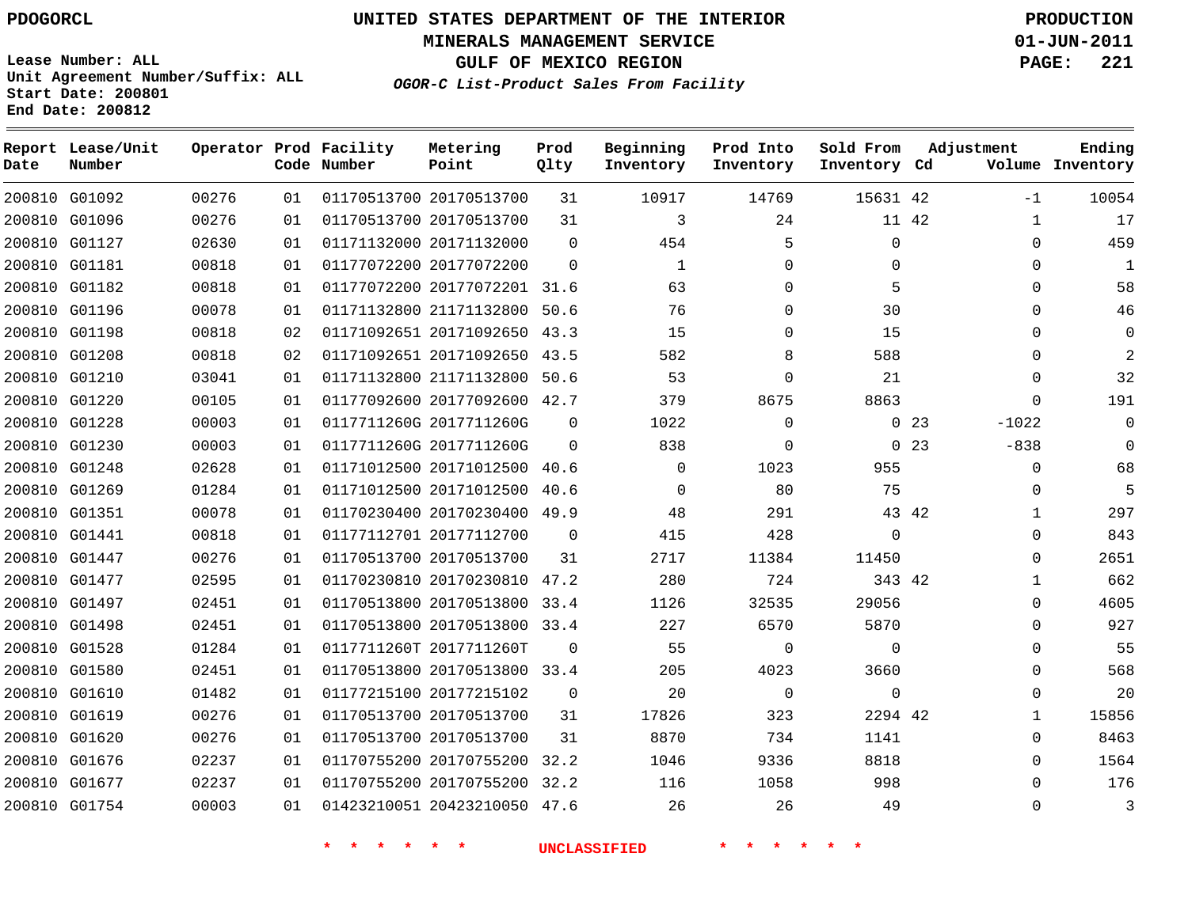PDOGORCL

# UNITED STATES DEPARTMENT OF THE INTERIOR
## MINERALS MANAGEMENT SERVICE
## GULF OF MEXICO REGION
### *OGOR-C List-Product Sales From Facility*

PRODUCTION
01-JUN-2011
PAGE: 221

Lease Number: ALL
Unit Agreement Number/Suffix: ALL
Start Date: 200801
End Date: 200812

| Report Date | Lease/Unit Number | Operator | Prod Code | Facility Number | Metering Point | Prod Qlty | Beginning Inventory | Prod Into Inventory | Sold From Inventory | Adjustment Cd | Volume | Ending Inventory |
|---|---|---|---|---|---|---|---|---|---|---|---|---|
| 200810 | G01092 | 00276 | 01 | 01170513700 | 20170513700 | 31 | 10917 | 14769 | 15631 | 42 | -1 | 10054 |
| 200810 | G01096 | 00276 | 01 | 01170513700 | 20170513700 | 31 | 3 | 24 | 11 | 42 | 1 | 17 |
| 200810 | G01127 | 02630 | 01 | 01171132000 | 20171132000 | 0 | 454 | 5 | 0 | | 0 | 459 |
| 200810 | G01181 | 00818 | 01 | 01177072200 | 20177072200 | 0 | 1 | 0 | 0 | | 0 | 1 |
| 200810 | G01182 | 00818 | 01 | 01177072200 | 20177072201 | 31.6 | 63 | 0 | 5 | | 0 | 58 |
| 200810 | G01196 | 00078 | 01 | 01171132800 | 21171132800 | 50.6 | 76 | 0 | 30 | | 0 | 46 |
| 200810 | G01198 | 00818 | 02 | 01171092651 | 20171092650 | 43.3 | 15 | 0 | 15 | | 0 | 0 |
| 200810 | G01208 | 00818 | 02 | 01171092651 | 20171092650 | 43.5 | 582 | 8 | 588 | | 0 | 2 |
| 200810 | G01210 | 03041 | 01 | 01171132800 | 21171132800 | 50.6 | 53 | 0 | 21 | | 0 | 32 |
| 200810 | G01220 | 00105 | 01 | 01177092600 | 20177092600 | 42.7 | 379 | 8675 | 8863 | | 0 | 191 |
| 200810 | G01228 | 00003 | 01 | 0117711260G | 2017711260G | 0 | 1022 | 0 | 0 | 23 | -1022 | 0 |
| 200810 | G01230 | 00003 | 01 | 0117711260G | 2017711260G | 0 | 838 | 0 | 0 | 23 | -838 | 0 |
| 200810 | G01248 | 02628 | 01 | 01171012500 | 20171012500 | 40.6 | 0 | 1023 | 955 | | 0 | 68 |
| 200810 | G01269 | 01284 | 01 | 01171012500 | 20171012500 | 40.6 | 0 | 80 | 75 | | 0 | 5 |
| 200810 | G01351 | 00078 | 01 | 01170230400 | 20170230400 | 49.9 | 48 | 291 | 43 | 42 | 1 | 297 |
| 200810 | G01441 | 00818 | 01 | 01177112701 | 20177112700 | 0 | 415 | 428 | 0 | | 0 | 843 |
| 200810 | G01447 | 00276 | 01 | 01170513700 | 20170513700 | 31 | 2717 | 11384 | 11450 | | 0 | 2651 |
| 200810 | G01477 | 02595 | 01 | 01170230810 | 20170230810 | 47.2 | 280 | 724 | 343 | 42 | 1 | 662 |
| 200810 | G01497 | 02451 | 01 | 01170513800 | 20170513800 | 33.4 | 1126 | 32535 | 29056 | | 0 | 4605 |
| 200810 | G01498 | 02451 | 01 | 01170513800 | 20170513800 | 33.4 | 227 | 6570 | 5870 | | 0 | 927 |
| 200810 | G01528 | 01284 | 01 | 0117711260T | 2017711260T | 0 | 55 | 0 | 0 | | 0 | 55 |
| 200810 | G01580 | 02451 | 01 | 01170513800 | 20170513800 | 33.4 | 205 | 4023 | 3660 | | 0 | 568 |
| 200810 | G01610 | 01482 | 01 | 01177215100 | 20177215102 | 0 | 20 | 0 | 0 | | 0 | 20 |
| 200810 | G01619 | 00276 | 01 | 01170513700 | 20170513700 | 31 | 17826 | 323 | 2294 | 42 | 1 | 15856 |
| 200810 | G01620 | 00276 | 01 | 01170513700 | 20170513700 | 31 | 8870 | 734 | 1141 | | 0 | 8463 |
| 200810 | G01676 | 02237 | 01 | 01170755200 | 20170755200 | 32.2 | 1046 | 9336 | 8818 | | 0 | 1564 |
| 200810 | G01677 | 02237 | 01 | 01170755200 | 20170755200 | 32.2 | 116 | 1058 | 998 | | 0 | 176 |
| 200810 | G01754 | 00003 | 01 | 01423210051 | 20423210050 | 47.6 | 26 | 26 | 49 | | 0 | 3 |

\* \* \* \* \* \* UNCLASSIFIED \* \* \* \* \* \*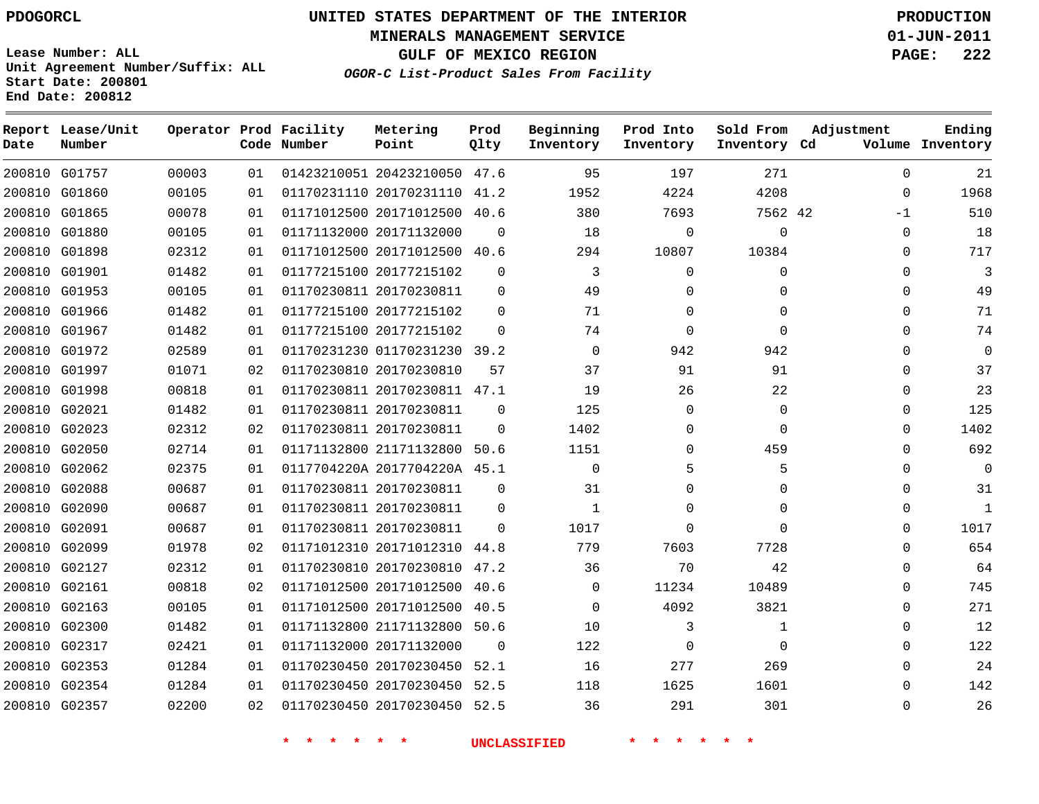UNITED STATES DEPARTMENT OF THE INTERIOR
MINERALS MANAGEMENT SERVICE
GULF OF MEXICO REGION

*OGOR-C List-Product Sales From Facility*

PDOGORCL

Lease Number: ALL
Unit Agreement Number/Suffix: ALL
Start Date: 200801
End Date: 200812

PRODUCTION
01-JUN-2011

| Report Date | Lease/Unit Number | Operator | Prod Code | Facility Number | Metering Point | Prod Qlty | Beginning Inventory | Prod Into Inventory | Sold From Inventory | Adjustment Cd | Adjustment Volume | Ending Inventory |
|---|---|---|---|---|---|---|---|---|---|---|---|---|
| 200810 | G01757 | 00003 | 01 | 01423210051 | 20423210050 | 47.6 | 95 | 197 | 271 | | 0 | 21 |
| 200810 | G01860 | 00105 | 01 | 01170231110 | 20170231110 | 41.2 | 1952 | 4224 | 4208 | | 0 | 1968 |
| 200810 | G01865 | 00078 | 01 | 01171012500 | 20171012500 | 40.6 | 380 | 7693 | 7562 | 42 | -1 | 510 |
| 200810 | G01880 | 00105 | 01 | 01171132000 | 20171132000 | 0 | 18 | 0 | 0 | | 0 | 18 |
| 200810 | G01898 | 02312 | 01 | 01171012500 | 20171012500 | 40.6 | 294 | 10807 | 10384 | | 0 | 717 |
| 200810 | G01901 | 01482 | 01 | 01177215100 | 20177215102 | 0 | 3 | 0 | 0 | | 0 | 3 |
| 200810 | G01953 | 00105 | 01 | 01170230811 | 20170230811 | 0 | 49 | 0 | 0 | | 0 | 49 |
| 200810 | G01966 | 01482 | 01 | 01177215100 | 20177215102 | 0 | 71 | 0 | 0 | | 0 | 71 |
| 200810 | G01967 | 01482 | 01 | 01177215100 | 20177215102 | 0 | 74 | 0 | 0 | | 0 | 74 |
| 200810 | G01972 | 02589 | 01 | 01170231230 | 01170231230 | 39.2 | 0 | 942 | 942 | | 0 | 0 |
| 200810 | G01997 | 01071 | 02 | 01170230810 | 20170230810 | 57 | 37 | 91 | 91 | | 0 | 37 |
| 200810 | G01998 | 00818 | 01 | 01170230811 | 20170230811 | 47.1 | 19 | 26 | 22 | | 0 | 23 |
| 200810 | G02021 | 01482 | 01 | 01170230811 | 20170230811 | 0 | 125 | 0 | 0 | | 0 | 125 |
| 200810 | G02023 | 02312 | 02 | 01170230811 | 20170230811 | 0 | 1402 | 0 | 0 | | 0 | 1402 |
| 200810 | G02050 | 02714 | 01 | 01171132800 | 21171132800 | 50.6 | 1151 | 0 | 459 | | 0 | 692 |
| 200810 | G02062 | 02375 | 01 | 0117704220A | 2017704220A | 45.1 | 0 | 5 | 5 | | 0 | 0 |
| 200810 | G02088 | 00687 | 01 | 01170230811 | 20170230811 | 0 | 31 | 0 | 0 | | 0 | 31 |
| 200810 | G02090 | 00687 | 01 | 01170230811 | 20170230811 | 0 | 1 | 0 | 0 | | 0 | 1 |
| 200810 | G02091 | 00687 | 01 | 01170230811 | 20170230811 | 0 | 1017 | 0 | 0 | | 0 | 1017 |
| 200810 | G02099 | 01978 | 02 | 01171012310 | 20171012310 | 44.8 | 779 | 7603 | 7728 | | 0 | 654 |
| 200810 | G02127 | 02312 | 01 | 01170230810 | 20170230810 | 47.2 | 36 | 70 | 42 | | 0 | 64 |
| 200810 | G02161 | 00818 | 02 | 01171012500 | 20171012500 | 40.6 | 0 | 11234 | 10489 | | 0 | 745 |
| 200810 | G02163 | 00105 | 01 | 01171012500 | 20171012500 | 40.5 | 0 | 4092 | 3821 | | 0 | 271 |
| 200810 | G02300 | 01482 | 01 | 01171132800 | 21171132800 | 50.6 | 10 | 3 | 1 | | 0 | 12 |
| 200810 | G02317 | 02421 | 01 | 01171132000 | 20171132000 | 0 | 122 | 0 | 0 | | 0 | 122 |
| 200810 | G02353 | 01284 | 01 | 01170230450 | 20170230450 | 52.1 | 16 | 277 | 269 | | 0 | 24 |
| 200810 | G02354 | 01284 | 01 | 01170230450 | 20170230450 | 52.5 | 118 | 1625 | 1601 | | 0 | 142 |
| 200810 | G02357 | 02200 | 02 | 01170230450 | 20170230450 | 52.5 | 36 | 291 | 301 | | 0 | 26 |

\* \* \* \* \* \* UNCLASSIFIED \* \* \* \* \* \*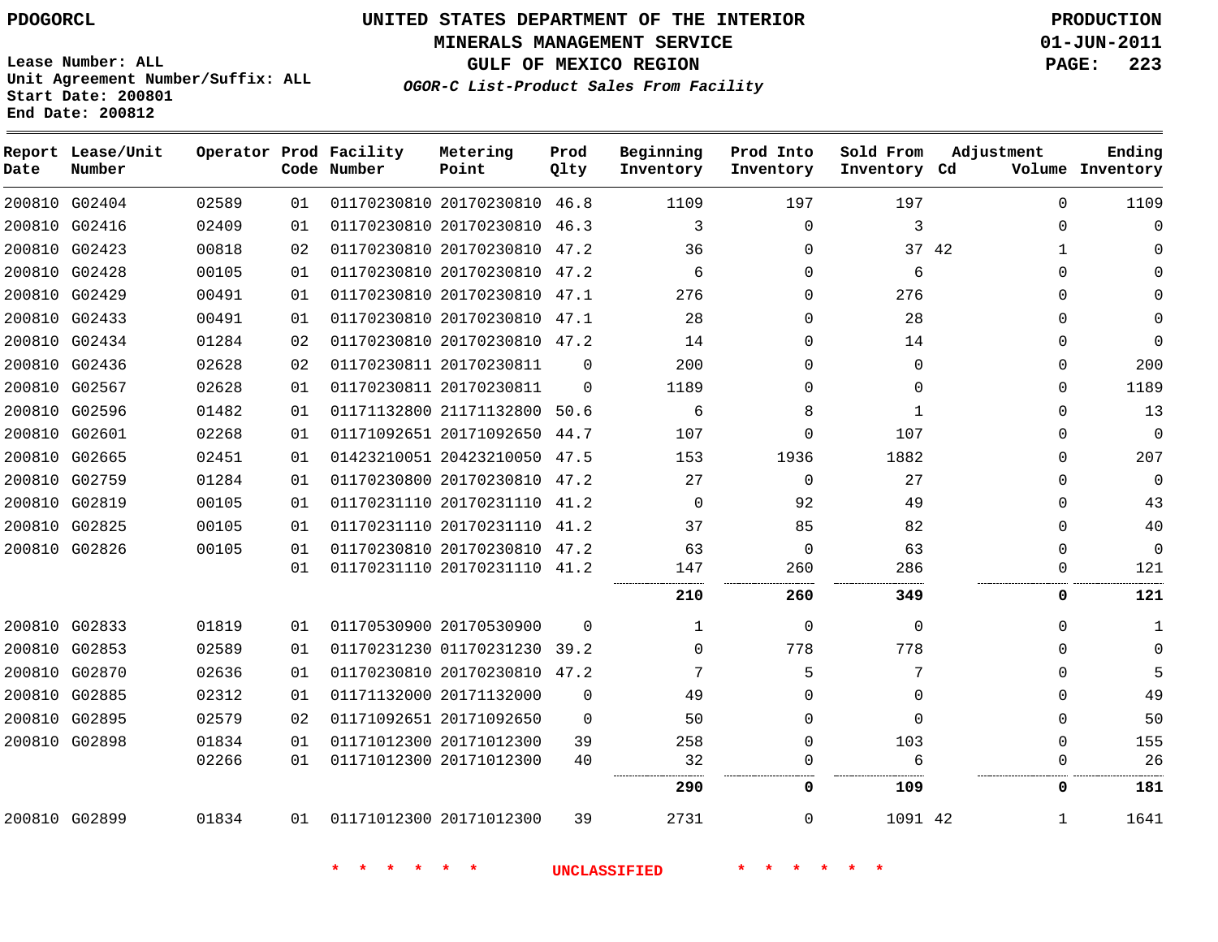PDOGORCL

# UNITED STATES DEPARTMENT OF THE INTERIOR
## MINERALS MANAGEMENT SERVICE
## GULF OF MEXICO REGION
### *OGOR-C List-Product Sales From Facility*

PRODUCTION
01-JUN-2011

Lease Number: ALL
Unit Agreement Number/Suffix: ALL
Start Date: 200801
End Date: 200812

| Report Date | Lease/Unit Number | Operator | Prod Code | Facility Number | Metering Point | Prod Qlty | Beginning Inventory | Prod Into Inventory | Sold From Inventory | Adjustment Cd | Adjustment Volume | Ending Inventory |
|---|---|---|---|---|---|---|---|---|---|---|---|---|
| 200810 | G02404 | 02589 | 01 | 01170230810 | 20170230810 | 46.8 | 1109 | 197 | 197 | | 0 | 1109 |
| 200810 | G02416 | 02409 | 01 | 01170230810 | 20170230810 | 46.3 | 3 | 0 | 3 | | 0 | 0 |
| 200810 | G02423 | 00818 | 02 | 01170230810 | 20170230810 | 47.2 | 36 | 0 | 37 | 42 | 1 | 0 |
| 200810 | G02428 | 00105 | 01 | 01170230810 | 20170230810 | 47.2 | 6 | 0 | 6 | | 0 | 0 |
| 200810 | G02429 | 00491 | 01 | 01170230810 | 20170230810 | 47.1 | 276 | 0 | 276 | | 0 | 0 |
| 200810 | G02433 | 00491 | 01 | 01170230810 | 20170230810 | 47.1 | 28 | 0 | 28 | | 0 | 0 |
| 200810 | G02434 | 01284 | 02 | 01170230810 | 20170230810 | 47.2 | 14 | 0 | 14 | | 0 | 0 |
| 200810 | G02436 | 02628 | 02 | 01170230811 | 20170230811 | 0 | 200 | 0 | 0 | | 0 | 200 |
| 200810 | G02567 | 02628 | 01 | 01170230811 | 20170230811 | 0 | 1189 | 0 | 0 | | 0 | 1189 |
| 200810 | G02596 | 01482 | 01 | 01171132800 | 21171132800 | 50.6 | 6 | 8 | 1 | | 0 | 13 |
| 200810 | G02601 | 02268 | 01 | 01171092651 | 20171092650 | 44.7 | 107 | 0 | 107 | | 0 | 0 |
| 200810 | G02665 | 02451 | 01 | 01423210051 | 20423210050 | 47.5 | 153 | 1936 | 1882 | | 0 | 207 |
| 200810 | G02759 | 01284 | 01 | 01170230800 | 20170230810 | 47.2 | 27 | 0 | 27 | | 0 | 0 |
| 200810 | G02819 | 00105 | 01 | 01170231110 | 20170231110 | 41.2 | 0 | 92 | 49 | | 0 | 43 |
| 200810 | G02825 | 00105 | 01 | 01170231110 | 20170231110 | 41.2 | 37 | 85 | 82 | | 0 | 40 |
| 200810 | G02826 | 00105 | 01 | 01170230810 | 20170230810 | 47.2 | 63 | 0 | 63 | | 0 | 0 |
| | | | 01 | 01170231110 | 20170231110 | 41.2 | 147 | 260 | 286 | | 0 | 121 |
| | | | | | | | **210** | **260** | **349** | | **0** | **121** |
| 200810 | G02833 | 01819 | 01 | 01170530900 | 20170530900 | 0 | 1 | 0 | 0 | | 0 | 1 |
| 200810 | G02853 | 02589 | 01 | 01170231230 | 01170231230 | 39.2 | 0 | 778 | 778 | | 0 | 0 |
| 200810 | G02870 | 02636 | 01 | 01170230810 | 20170230810 | 47.2 | 7 | 5 | 7 | | 0 | 5 |
| 200810 | G02885 | 02312 | 01 | 01171132000 | 20171132000 | 0 | 49 | 0 | 0 | | 0 | 49 |
| 200810 | G02895 | 02579 | 02 | 01171092651 | 20171092650 | 0 | 50 | 0 | 0 | | 0 | 50 |
| 200810 | G02898 | 01834 | 01 | 01171012300 | 20171012300 | 39 | 258 | 0 | 103 | | 0 | 155 |
| | | 02266 | 01 | 01171012300 | 20171012300 | 40 | 32 | 0 | 6 | | 0 | 26 |
| | | | | | | | **290** | **0** | **109** | | **0** | **181** |
| 200810 | G02899 | 01834 | 01 | 01171012300 | 20171012300 | 39 | 2731 | 0 | 1091 | 42 | 1 | 1641 |

\* \* \* \* \* \* UNCLASSIFIED \* \* \* \* \* \*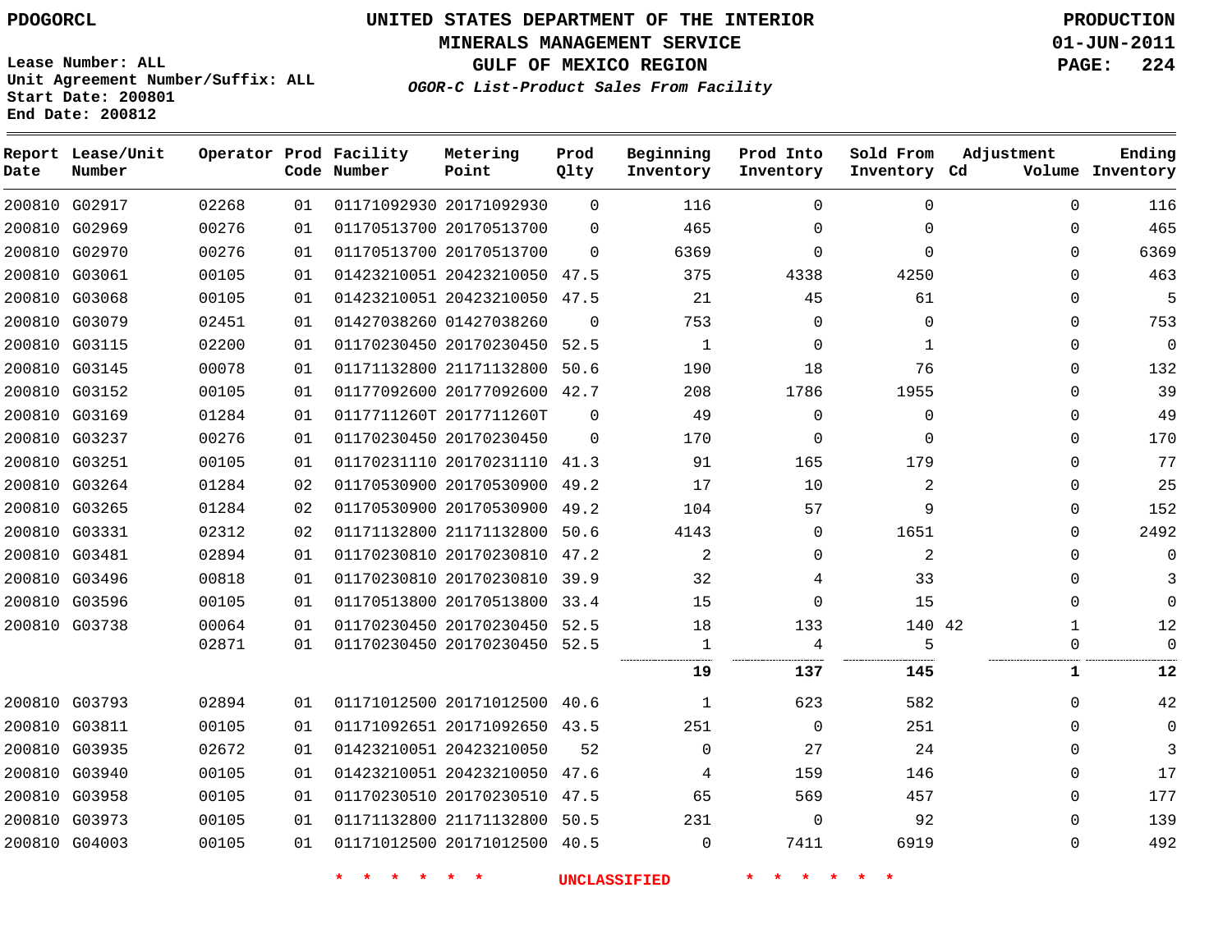PDOGORCL

# UNITED STATES DEPARTMENT OF THE INTERIOR
## MINERALS MANAGEMENT SERVICE
## GULF OF MEXICO REGION
### *OGOR-C List-Product Sales From Facility*

PRODUCTION
01-JUN-2011

Lease Number: ALL
Unit Agreement Number/Suffix: ALL
Start Date: 200801
End Date: 200812

| Report Date | Lease/Unit Number | Operator | Prod Code | Facility Number | Metering Point | Prod Qlty | Beginning Inventory | Prod Into Inventory | Sold From Inventory | Adjustment Cd | Adjustment Volume | Ending Inventory |
|---|---|---|---|---|---|---|---|---|---|---|---|---|
| 200810 | G02917 | 02268 | 01 | 01171092930 | 20171092930 | 0 | 116 | 0 | 0 | | 0 | 116 |
| 200810 | G02969 | 00276 | 01 | 01170513700 | 20170513700 | 0 | 465 | 0 | 0 | | 0 | 465 |
| 200810 | G02970 | 00276 | 01 | 01170513700 | 20170513700 | 0 | 6369 | 0 | 0 | | 0 | 6369 |
| 200810 | G03061 | 00105 | 01 | 01423210051 | 20423210050 | 47.5 | 375 | 4338 | 4250 | | 0 | 463 |
| 200810 | G03068 | 00105 | 01 | 01423210051 | 20423210050 | 47.5 | 21 | 45 | 61 | | 0 | 5 |
| 200810 | G03079 | 02451 | 01 | 01427038260 | 01427038260 | 0 | 753 | 0 | 0 | | 0 | 753 |
| 200810 | G03115 | 02200 | 01 | 01170230450 | 20170230450 | 52.5 | 1 | 0 | 1 | | 0 | 0 |
| 200810 | G03145 | 00078 | 01 | 01171132800 | 21171132800 | 50.6 | 190 | 18 | 76 | | 0 | 132 |
| 200810 | G03152 | 00105 | 01 | 01177092600 | 20177092600 | 42.7 | 208 | 1786 | 1955 | | 0 | 39 |
| 200810 | G03169 | 01284 | 01 | 0117711260T | 2017711260T | 0 | 49 | 0 | 0 | | 0 | 49 |
| 200810 | G03237 | 00276 | 01 | 01170230450 | 20170230450 | 0 | 170 | 0 | 0 | | 0 | 170 |
| 200810 | G03251 | 00105 | 01 | 01170231110 | 20170231110 | 41.3 | 91 | 165 | 179 | | 0 | 77 |
| 200810 | G03264 | 01284 | 02 | 01170530900 | 20170530900 | 49.2 | 17 | 10 | 2 | | 0 | 25 |
| 200810 | G03265 | 01284 | 02 | 01170530900 | 20170530900 | 49.2 | 104 | 57 | 9 | | 0 | 152 |
| 200810 | G03331 | 02312 | 02 | 01171132800 | 21171132800 | 50.6 | 4143 | 0 | 1651 | | 0 | 2492 |
| 200810 | G03481 | 02894 | 01 | 01170230810 | 20170230810 | 47.2 | 2 | 0 | 2 | | 0 | 0 |
| 200810 | G03496 | 00818 | 01 | 01170230810 | 20170230810 | 39.9 | 32 | 4 | 33 | | 0 | 3 |
| 200810 | G03596 | 00105 | 01 | 01170513800 | 20170513800 | 33.4 | 15 | 0 | 15 | | 0 | 0 |
| 200810 | G03738 | 00064 | 01 | 01170230450 | 20170230450 | 52.5 | 18 | 133 | 140 | 42 | 1 | 12 |
| | | 02871 | 01 | 01170230450 | 20170230450 | 52.5 | 1 | 4 | 5 | | 0 | 0 |
| | | | | | | | **19** | **137** | **145** | | **1** | **12** |
| 200810 | G03793 | 02894 | 01 | 01171012500 | 20171012500 | 40.6 | 1 | 623 | 582 | | 0 | 42 |
| 200810 | G03811 | 00105 | 01 | 01171092651 | 20171092650 | 43.5 | 251 | 0 | 251 | | 0 | 0 |
| 200810 | G03935 | 02672 | 01 | 01423210051 | 20423210050 | 52 | 0 | 27 | 24 | | 0 | 3 |
| 200810 | G03940 | 00105 | 01 | 01423210051 | 20423210050 | 47.6 | 4 | 159 | 146 | | 0 | 17 |
| 200810 | G03958 | 00105 | 01 | 01170230510 | 20170230510 | 47.5 | 65 | 569 | 457 | | 0 | 177 |
| 200810 | G03973 | 00105 | 01 | 01171132800 | 21171132800 | 50.5 | 231 | 0 | 92 | | 0 | 139 |
| 200810 | G04003 | 00105 | 01 | 01171012500 | 20171012500 | 40.5 | 0 | 7411 | 6919 | | 0 | 492 |

\* \* \* \* \* \* UNCLASSIFIED \* \* \* \* \* \*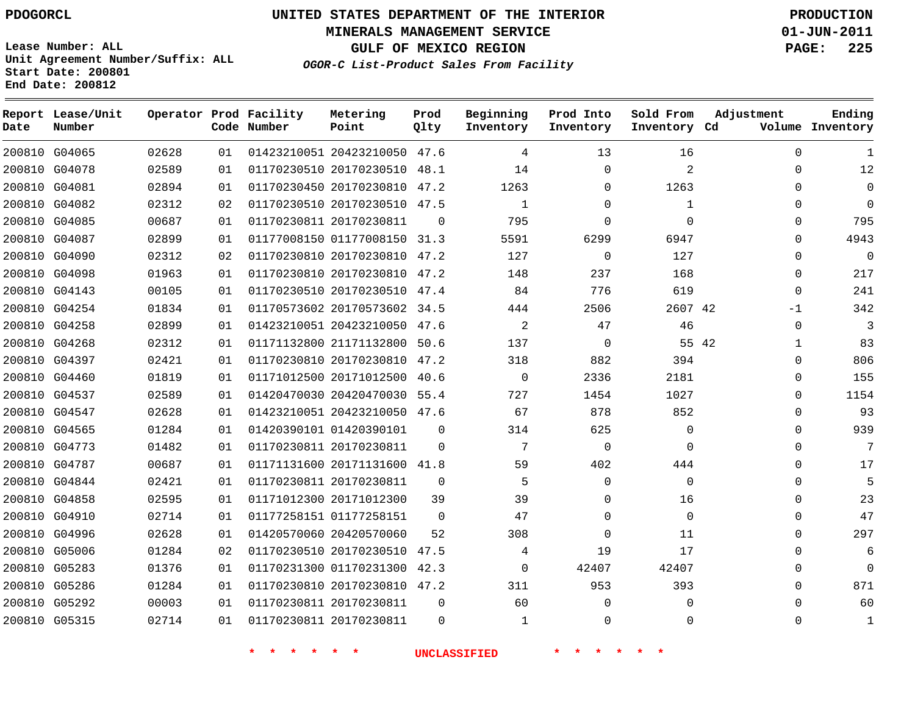PDOGORCL

# UNITED STATES DEPARTMENT OF THE INTERIOR
## MINERALS MANAGEMENT SERVICE
## GULF OF MEXICO REGION
### *OGOR-C List-Product Sales From Facility*

PRODUCTION
01-JUN-2011

Lease Number: ALL
Unit Agreement Number/Suffix: ALL
Start Date: 200801
End Date: 200812

| Report Date | Lease/Unit Number | Operator | Prod Code | Facility Number | Metering Point | Prod Qlty | Beginning Inventory | Prod Into Inventory | Sold From Inventory | Adjustment Cd | Adjustment Volume | Ending Inventory |
|---|---|---|---|---|---|---|---|---|---|---|---|---|
| 200810 | G04065 | 02628 | 01 | 01423210051 | 20423210050 | 47.6 | 4 | 13 | 16 | | 0 | 1 |
| 200810 | G04078 | 02589 | 01 | 01170230510 | 20170230510 | 48.1 | 14 | 0 | 2 | | 0 | 12 |
| 200810 | G04081 | 02894 | 01 | 01170230450 | 20170230810 | 47.2 | 1263 | 0 | 1263 | | 0 | 0 |
| 200810 | G04082 | 02312 | 02 | 01170230510 | 20170230510 | 47.5 | 1 | 0 | 1 | | 0 | 0 |
| 200810 | G04085 | 00687 | 01 | 01170230811 | 20170230811 | 0 | 795 | 0 | 0 | | 0 | 795 |
| 200810 | G04087 | 02899 | 01 | 01177008150 | 01177008150 | 31.3 | 5591 | 6299 | 6947 | | 0 | 4943 |
| 200810 | G04090 | 02312 | 02 | 01170230810 | 20170230810 | 47.2 | 127 | 0 | 127 | | 0 | 0 |
| 200810 | G04098 | 01963 | 01 | 01170230810 | 20170230810 | 47.2 | 148 | 237 | 168 | | 0 | 217 |
| 200810 | G04143 | 00105 | 01 | 01170230510 | 20170230510 | 47.4 | 84 | 776 | 619 | | 0 | 241 |
| 200810 | G04254 | 01834 | 01 | 01170573602 | 20170573602 | 34.5 | 444 | 2506 | 2607 | 42 | -1 | 342 |
| 200810 | G04258 | 02899 | 01 | 01423210051 | 20423210050 | 47.6 | 2 | 47 | 46 | | 0 | 3 |
| 200810 | G04268 | 02312 | 01 | 01171132800 | 21171132800 | 50.6 | 137 | 0 | 55 | 42 | 1 | 83 |
| 200810 | G04397 | 02421 | 01 | 01170230810 | 20170230810 | 47.2 | 318 | 882 | 394 | | 0 | 806 |
| 200810 | G04460 | 01819 | 01 | 01171012500 | 20171012500 | 40.6 | 0 | 2336 | 2181 | | 0 | 155 |
| 200810 | G04537 | 02589 | 01 | 01420470030 | 20420470030 | 55.4 | 727 | 1454 | 1027 | | 0 | 1154 |
| 200810 | G04547 | 02628 | 01 | 01423210051 | 20423210050 | 47.6 | 67 | 878 | 852 | | 0 | 93 |
| 200810 | G04565 | 01284 | 01 | 01420390101 | 01420390101 | 0 | 314 | 625 | 0 | | 0 | 939 |
| 200810 | G04773 | 01482 | 01 | 01170230811 | 20170230811 | 0 | 7 | 0 | 0 | | 0 | 7 |
| 200810 | G04787 | 00687 | 01 | 01171131600 | 20171131600 | 41.8 | 59 | 402 | 444 | | 0 | 17 |
| 200810 | G04844 | 02421 | 01 | 01170230811 | 20170230811 | 0 | 5 | 0 | 0 | | 0 | 5 |
| 200810 | G04858 | 02595 | 01 | 01171012300 | 20171012300 | 39 | 39 | 0 | 16 | | 0 | 23 |
| 200810 | G04910 | 02714 | 01 | 01177258151 | 01177258151 | 0 | 47 | 0 | 0 | | 0 | 47 |
| 200810 | G04996 | 02628 | 01 | 01420570060 | 20420570060 | 52 | 308 | 0 | 11 | | 0 | 297 |
| 200810 | G05006 | 01284 | 02 | 01170230510 | 20170230510 | 47.5 | 4 | 19 | 17 | | 0 | 6 |
| 200810 | G05283 | 01376 | 01 | 01170231300 | 01170231300 | 42.3 | 0 | 42407 | 42407 | | 0 | 0 |
| 200810 | G05286 | 01284 | 01 | 01170230810 | 20170230810 | 47.2 | 311 | 953 | 393 | | 0 | 871 |
| 200810 | G05292 | 00003 | 01 | 01170230811 | 20170230811 | 0 | 60 | 0 | 0 | | 0 | 60 |
| 200810 | G05315 | 02714 | 01 | 01170230811 | 20170230811 | 0 | 1 | 0 | 0 | | 0 | 1 |

* * * * * * UNCLASSIFIED * * * * * *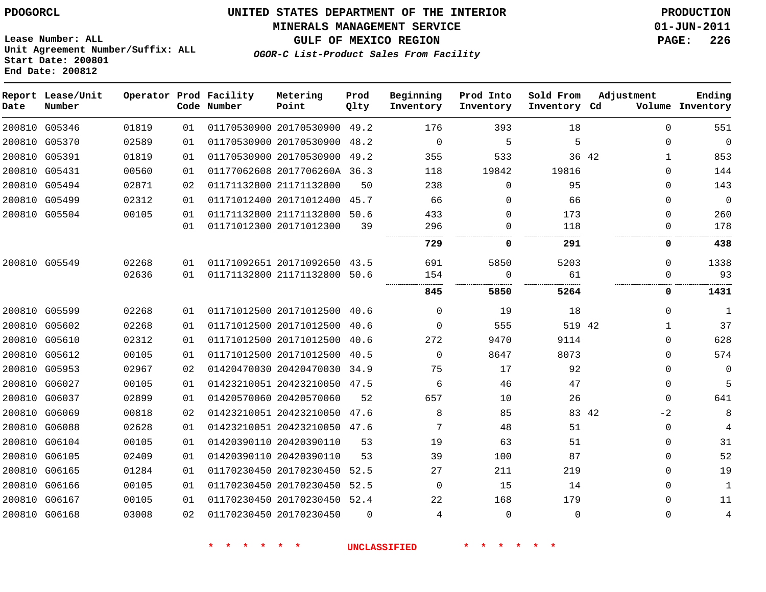PDOGORCL

Lease Number: ALL
Unit Agreement Number/Suffix: ALL
Start Date: 200801
End Date: 200812

# UNITED STATES DEPARTMENT OF THE INTERIOR
## MINERALS MANAGEMENT SERVICE
## GULF OF MEXICO REGION
### *OGOR-C List-Product Sales From Facility*

PRODUCTION
01-JUN-2011

| Report Date | Lease/Unit Number | Operator | Prod Code | Facility Number | Metering Point | Prod Qlty | Beginning Inventory | Prod Into Inventory | Sold From Inventory | Adjustment Cd | Adjustment Volume | Ending Inventory |
|---|---|---|---|---|---|---|---|---|---|---|---|---|
| 200810 | G05346 | 01819 | 01 | 01170530900 | 20170530900 | 49.2 | 176 | 393 | 18 | | 0 | 551 |
| 200810 | G05370 | 02589 | 01 | 01170530900 | 20170530900 | 48.2 | 0 | 5 | 5 | | 0 | 0 |
| 200810 | G05391 | 01819 | 01 | 01170530900 | 20170530900 | 49.2 | 355 | 533 | 36 | 42 | 1 | 853 |
| 200810 | G05431 | 00560 | 01 | 01177062608 | 2017706260A | 36.3 | 118 | 19842 | 19816 | | 0 | 144 |
| 200810 | G05494 | 02871 | 02 | 01171132800 | 21171132800 | 50 | 238 | 0 | 95 | | 0 | 143 |
| 200810 | G05499 | 02312 | 01 | 01171012400 | 20171012400 | 45.7 | 66 | 0 | 66 | | 0 | 0 |
| 200810 | G05504 | 00105 | 01 | 01171132800 | 21171132800 | 50.6 | 433 | 0 | 173 | | 0 | 260 |
| | | | 01 | 01171012300 | 20171012300 | 39 | 296 | 0 | 118 | | 0 | 178 |
| | | | | | | | **729** | **0** | **291** | | **0** | **438** |
| 200810 | G05549 | 02268 | 01 | 01171092651 | 20171092650 | 43.5 | 691 | 5850 | 5203 | | 0 | 1338 |
| | | 02636 | 01 | 01171132800 | 21171132800 | 50.6 | 154 | 0 | 61 | | 0 | 93 |
| | | | | | | | **845** | **5850** | **5264** | | **0** | **1431** |
| 200810 | G05599 | 02268 | 01 | 01171012500 | 20171012500 | 40.6 | 0 | 19 | 18 | | 0 | 1 |
| 200810 | G05602 | 02268 | 01 | 01171012500 | 20171012500 | 40.6 | 0 | 555 | 519 | 42 | 1 | 37 |
| 200810 | G05610 | 02312 | 01 | 01171012500 | 20171012500 | 40.6 | 272 | 9470 | 9114 | | 0 | 628 |
| 200810 | G05612 | 00105 | 01 | 01171012500 | 20171012500 | 40.5 | 0 | 8647 | 8073 | | 0 | 574 |
| 200810 | G05953 | 02967 | 02 | 01420470030 | 20420470030 | 34.9 | 75 | 17 | 92 | | 0 | 0 |
| 200810 | G06027 | 00105 | 01 | 01423210051 | 20423210050 | 47.5 | 6 | 46 | 47 | | 0 | 5 |
| 200810 | G06037 | 02899 | 01 | 01420570060 | 20420570060 | 52 | 657 | 10 | 26 | | 0 | 641 |
| 200810 | G06069 | 00818 | 02 | 01423210051 | 20423210050 | 47.6 | 8 | 85 | 83 | 42 | -2 | 8 |
| 200810 | G06088 | 02628 | 01 | 01423210051 | 20423210050 | 47.6 | 7 | 48 | 51 | | 0 | 4 |
| 200810 | G06104 | 00105 | 01 | 01420390110 | 20420390110 | 53 | 19 | 63 | 51 | | 0 | 31 |
| 200810 | G06105 | 02409 | 01 | 01420390110 | 20420390110 | 53 | 39 | 100 | 87 | | 0 | 52 |
| 200810 | G06165 | 01284 | 01 | 01170230450 | 20170230450 | 52.5 | 27 | 211 | 219 | | 0 | 19 |
| 200810 | G06166 | 00105 | 01 | 01170230450 | 20170230450 | 52.5 | 0 | 15 | 14 | | 0 | 1 |
| 200810 | G06167 | 00105 | 01 | 01170230450 | 20170230450 | 52.4 | 22 | 168 | 179 | | 0 | 11 |
| 200810 | G06168 | 03008 | 02 | 01170230450 | 20170230450 | 0 | 4 | 0 | 0 | | 0 | 4 |

* * * * * * UNCLASSIFIED * * * * * *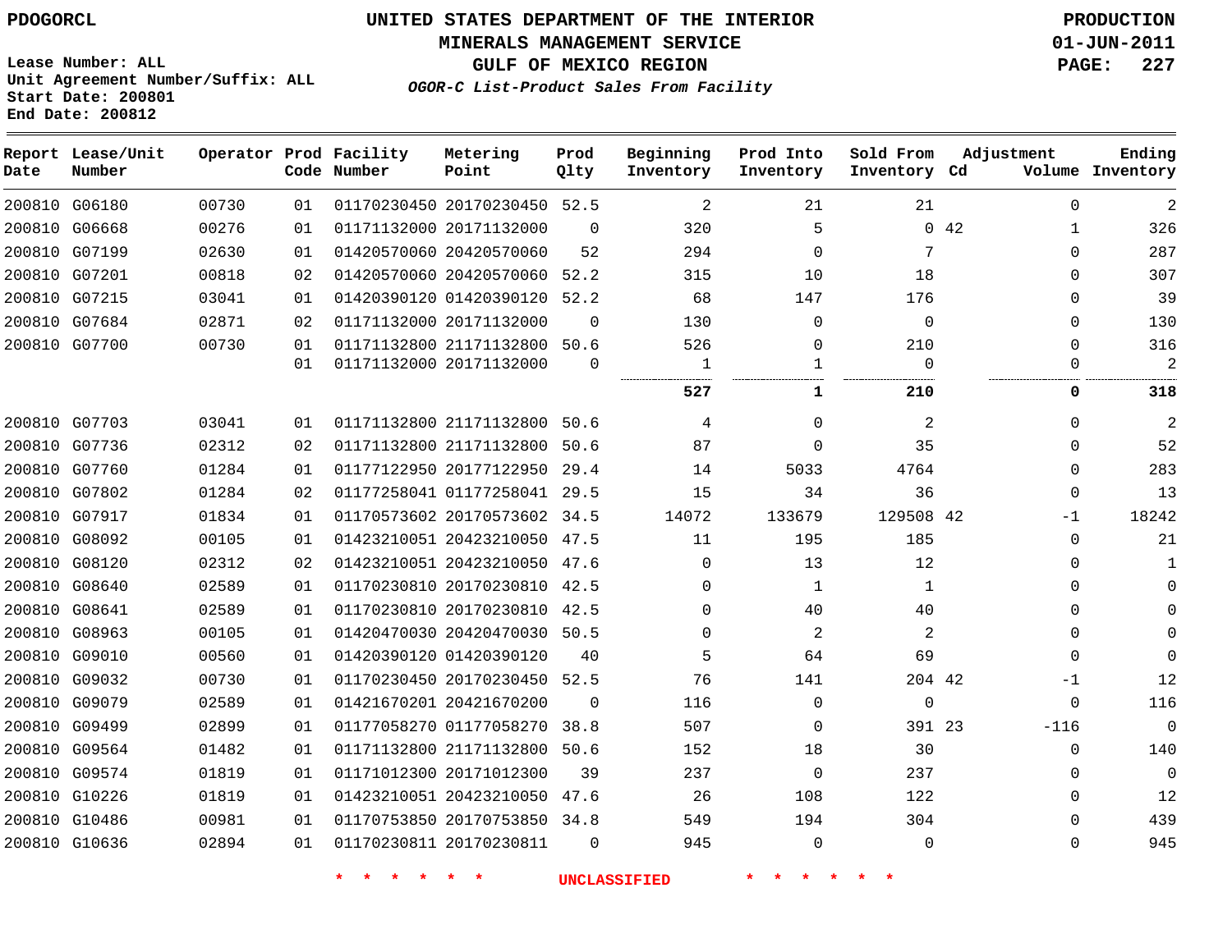PDOGORCL

Lease Number: ALL
Unit Agreement Number/Suffix: ALL
Start Date: 200801
End Date: 200812

# UNITED STATES DEPARTMENT OF THE INTERIOR
## MINERALS MANAGEMENT SERVICE
## GULF OF MEXICO REGION
### *OGOR-C List-Product Sales From Facility*

PRODUCTION
01-JUN-2011

| Report Date | Lease/Unit Number | Operator | Prod Code | Facility Number | Metering Point | Prod Qlty | Beginning Inventory | Prod Into Inventory | Sold From Inventory | Adjustment Cd | Volume | Ending Inventory |
|---|---|---|---|---|---|---|---|---|---|---|---|---|
| 200810 | G06180 | 00730 | 01 | 01170230450 | 20170230450 | 52.5 | 2 | 21 | 21 | | 0 | 2 |
| 200810 | G06668 | 00276 | 01 | 01171132000 | 20171132000 | 0 | 320 | 5 | 0 | 42 | 1 | 326 |
| 200810 | G07199 | 02630 | 01 | 01420570060 | 20420570060 | 52 | 294 | 0 | 7 | | 0 | 287 |
| 200810 | G07201 | 00818 | 02 | 01420570060 | 20420570060 | 52.2 | 315 | 10 | 18 | | 0 | 307 |
| 200810 | G07215 | 03041 | 01 | 01420390120 | 01420390120 | 52.2 | 68 | 147 | 176 | | 0 | 39 |
| 200810 | G07684 | 02871 | 02 | 01171132000 | 20171132000 | 0 | 130 | 0 | 0 | | 0 | 130 |
| 200810 | G07700 | 00730 | 01 | 01171132800 | 21171132800 | 50.6 | 526 | 0 | 210 | | 0 | 316 |
| | | | 01 | 01171132000 | 20171132000 | 0 | 1 | 1 | 0 | | 0 | 2 |
| | | | | | | | **527** | **1** | **210** | | **0** | **318** |
| 200810 | G07703 | 03041 | 01 | 01171132800 | 21171132800 | 50.6 | 4 | 0 | 2 | | 0 | 2 |
| 200810 | G07736 | 02312 | 02 | 01171132800 | 21171132800 | 50.6 | 87 | 0 | 35 | | 0 | 52 |
| 200810 | G07760 | 01284 | 01 | 01177122950 | 20177122950 | 29.4 | 14 | 5033 | 4764 | | 0 | 283 |
| 200810 | G07802 | 01284 | 02 | 01177258041 | 01177258041 | 29.5 | 15 | 34 | 36 | | 0 | 13 |
| 200810 | G07917 | 01834 | 01 | 01170573602 | 20170573602 | 34.5 | 14072 | 133679 | 129508 | 42 | -1 | 18242 |
| 200810 | G08092 | 00105 | 01 | 01423210051 | 20423210050 | 47.5 | 11 | 195 | 185 | | 0 | 21 |
| 200810 | G08120 | 02312 | 02 | 01423210051 | 20423210050 | 47.6 | 0 | 13 | 12 | | 0 | 1 |
| 200810 | G08640 | 02589 | 01 | 01170230810 | 20170230810 | 42.5 | 0 | 1 | 1 | | 0 | 0 |
| 200810 | G08641 | 02589 | 01 | 01170230810 | 20170230810 | 42.5 | 0 | 40 | 40 | | 0 | 0 |
| 200810 | G08963 | 00105 | 01 | 01420470030 | 20420470030 | 50.5 | 0 | 2 | 2 | | 0 | 0 |
| 200810 | G09010 | 00560 | 01 | 01420390120 | 01420390120 | 40 | 5 | 64 | 69 | | 0 | 0 |
| 200810 | G09032 | 00730 | 01 | 01170230450 | 20170230450 | 52.5 | 76 | 141 | 204 | 42 | -1 | 12 |
| 200810 | G09079 | 02589 | 01 | 01421670201 | 20421670200 | 0 | 116 | 0 | 0 | | 0 | 116 |
| 200810 | G09499 | 02899 | 01 | 01177058270 | 01177058270 | 38.8 | 507 | 0 | 391 | 23 | -116 | 0 |
| 200810 | G09564 | 01482 | 01 | 01171132800 | 21171132800 | 50.6 | 152 | 18 | 30 | | 0 | 140 |
| 200810 | G09574 | 01819 | 01 | 01171012300 | 20171012300 | 39 | 237 | 0 | 237 | | 0 | 0 |
| 200810 | G10226 | 01819 | 01 | 01423210051 | 20423210050 | 47.6 | 26 | 108 | 122 | | 0 | 12 |
| 200810 | G10486 | 00981 | 01 | 01170753850 | 20170753850 | 34.8 | 549 | 194 | 304 | | 0 | 439 |
| 200810 | G10636 | 02894 | 01 | 01170230811 | 20170230811 | 0 | 945 | 0 | 0 | | 0 | 945 |

\* \* \* \* \* \* UNCLASSIFIED \* \* \* \* \* \*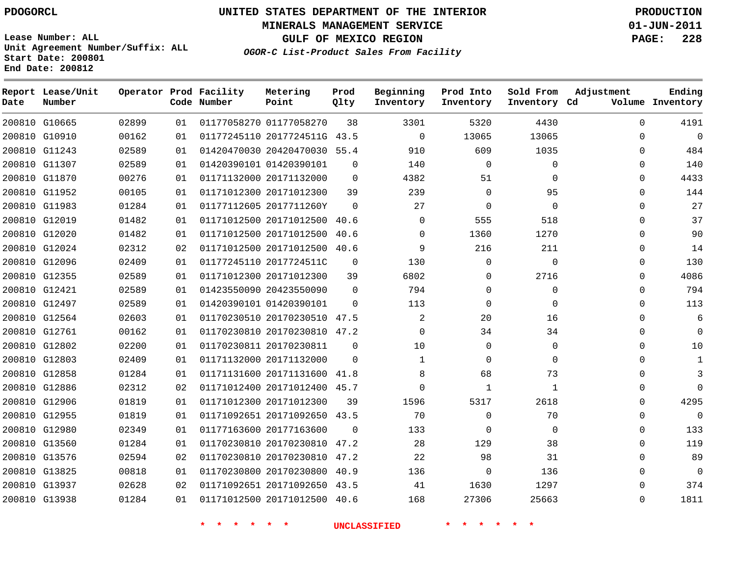PDOGORCL

# UNITED STATES DEPARTMENT OF THE INTERIOR
## MINERALS MANAGEMENT SERVICE
## GULF OF MEXICO REGION
### *OGOR-C List-Product Sales From Facility*

PRODUCTION
01-JUN-2011

Lease Number: ALL
Unit Agreement Number/Suffix: ALL
Start Date: 200801
End Date: 200812

| Report Date | Lease/Unit Number | Operator | Prod Code | Facility Number | Metering Point | Prod Qlty | Beginning Inventory | Prod Into Inventory | Sold From Inventory | Adjustment Cd | Adjustment Volume | Ending Inventory |
|---|---|---|---|---|---|---|---|---|---|---|---|---|
| 200810 | G10665 | 02899 | 01 | 01177058270 | 01177058270 | 38 | 3301 | 5320 | 4430 | | 0 | 4191 |
| 200810 | G10910 | 00162 | 01 | 01177245110 | 2017724511G | 43.5 | 0 | 13065 | 13065 | | 0 | 0 |
| 200810 | G11243 | 02589 | 01 | 01420470030 | 20420470030 | 55.4 | 910 | 609 | 1035 | | 0 | 484 |
| 200810 | G11307 | 02589 | 01 | 01420390101 | 01420390101 | 0 | 140 | 0 | 0 | | 0 | 140 |
| 200810 | G11870 | 00276 | 01 | 01171132000 | 20171132000 | 0 | 4382 | 51 | 0 | | 0 | 4433 |
| 200810 | G11952 | 00105 | 01 | 01171012300 | 20171012300 | 39 | 239 | 0 | 95 | | 0 | 144 |
| 200810 | G11983 | 01284 | 01 | 01177112605 | 2017711260Y | 0 | 27 | 0 | 0 | | 0 | 27 |
| 200810 | G12019 | 01482 | 01 | 01171012500 | 20171012500 | 40.6 | 0 | 555 | 518 | | 0 | 37 |
| 200810 | G12020 | 01482 | 01 | 01171012500 | 20171012500 | 40.6 | 0 | 1360 | 1270 | | 0 | 90 |
| 200810 | G12024 | 02312 | 02 | 01171012500 | 20171012500 | 40.6 | 9 | 216 | 211 | | 0 | 14 |
| 200810 | G12096 | 02409 | 01 | 01177245110 | 2017724511C | 0 | 130 | 0 | 0 | | 0 | 130 |
| 200810 | G12355 | 02589 | 01 | 01171012300 | 20171012300 | 39 | 6802 | 0 | 2716 | | 0 | 4086 |
| 200810 | G12421 | 02589 | 01 | 01423550090 | 20423550090 | 0 | 794 | 0 | 0 | | 0 | 794 |
| 200810 | G12497 | 02589 | 01 | 01420390101 | 01420390101 | 0 | 113 | 0 | 0 | | 0 | 113 |
| 200810 | G12564 | 02603 | 01 | 01170230510 | 20170230510 | 47.5 | 2 | 20 | 16 | | 0 | 6 |
| 200810 | G12761 | 00162 | 01 | 01170230810 | 20170230810 | 47.2 | 0 | 34 | 34 | | 0 | 0 |
| 200810 | G12802 | 02200 | 01 | 01170230811 | 20170230811 | 0 | 10 | 0 | 0 | | 0 | 10 |
| 200810 | G12803 | 02409 | 01 | 01171132000 | 20171132000 | 0 | 1 | 0 | 0 | | 0 | 1 |
| 200810 | G12858 | 01284 | 01 | 01171131600 | 20171131600 | 41.8 | 8 | 68 | 73 | | 0 | 3 |
| 200810 | G12886 | 02312 | 02 | 01171012400 | 20171012400 | 45.7 | 0 | 1 | 1 | | 0 | 0 |
| 200810 | G12906 | 01819 | 01 | 01171012300 | 20171012300 | 39 | 1596 | 5317 | 2618 | | 0 | 4295 |
| 200810 | G12955 | 01819 | 01 | 01171092651 | 20171092650 | 43.5 | 70 | 0 | 70 | | 0 | 0 |
| 200810 | G12980 | 02349 | 01 | 01177163600 | 20177163600 | 0 | 133 | 0 | 0 | | 0 | 133 |
| 200810 | G13560 | 01284 | 01 | 01170230810 | 20170230810 | 47.2 | 28 | 129 | 38 | | 0 | 119 |
| 200810 | G13576 | 02594 | 02 | 01170230810 | 20170230810 | 47.2 | 22 | 98 | 31 | | 0 | 89 |
| 200810 | G13825 | 00818 | 01 | 01170230800 | 20170230800 | 40.9 | 136 | 0 | 136 | | 0 | 0 |
| 200810 | G13937 | 02628 | 02 | 01171092651 | 20171092650 | 43.5 | 41 | 1630 | 1297 | | 0 | 374 |
| 200810 | G13938 | 01284 | 01 | 01171012500 | 20171012500 | 40.6 | 168 | 27306 | 25663 | | 0 | 1811 |

\* \* \* \* \* \* UNCLASSIFIED \* \* \* \* \* \*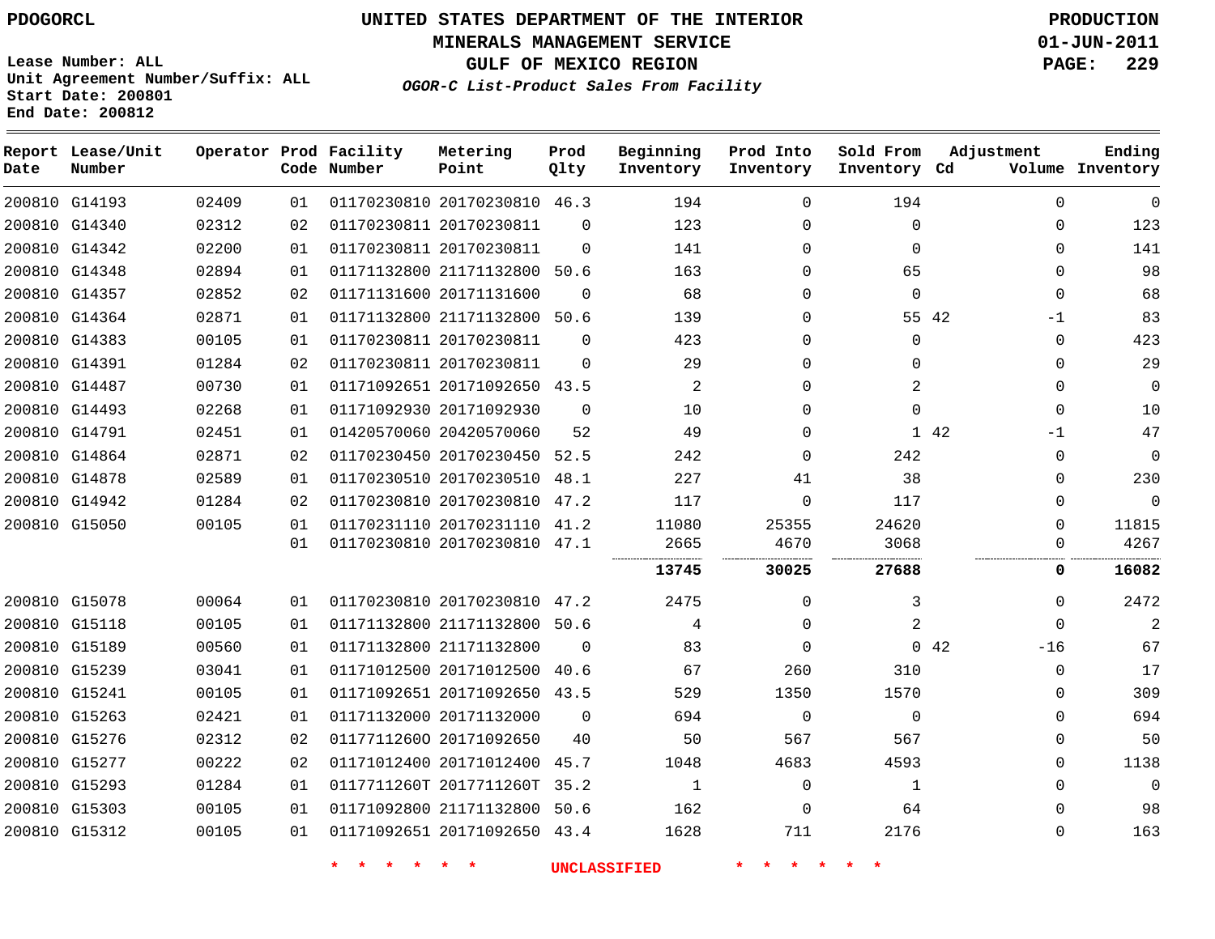PDOGORCL

# UNITED STATES DEPARTMENT OF THE INTERIOR
## MINERALS MANAGEMENT SERVICE
## GULF OF MEXICO REGION
### *OGOR-C List-Product Sales From Facility*

PRODUCTION
01-JUN-2011

Lease Number: ALL
Unit Agreement Number/Suffix: ALL
Start Date: 200801
End Date: 200812

| Report Date | Lease/Unit Number | Operator | Prod Code | Facility Number | Metering Point | Prod Qlty | Beginning Inventory | Prod Into Inventory | Sold From Inventory | Adjustment Cd | Adjustment Volume | Ending Inventory |
|---|---|---|---|---|---|---|---|---|---|---|---|---|
| 200810 | G14193 | 02409 | 01 | 01170230810 | 20170230810 | 46.3 | 194 | 0 | 194 | | 0 | 0 |
| 200810 | G14340 | 02312 | 02 | 01170230811 | 20170230811 | 0 | 123 | 0 | 0 | | 0 | 123 |
| 200810 | G14342 | 02200 | 01 | 01170230811 | 20170230811 | 0 | 141 | 0 | 0 | | 0 | 141 |
| 200810 | G14348 | 02894 | 01 | 01171132800 | 21171132800 | 50.6 | 163 | 0 | 65 | | 0 | 98 |
| 200810 | G14357 | 02852 | 02 | 01171131600 | 20171131600 | 0 | 68 | 0 | 0 | | 0 | 68 |
| 200810 | G14364 | 02871 | 01 | 01171132800 | 21171132800 | 50.6 | 139 | 0 | 55 | 42 | -1 | 83 |
| 200810 | G14383 | 00105 | 01 | 01170230811 | 20170230811 | 0 | 423 | 0 | 0 | | 0 | 423 |
| 200810 | G14391 | 01284 | 02 | 01170230811 | 20170230811 | 0 | 29 | 0 | 0 | | 0 | 29 |
| 200810 | G14487 | 00730 | 01 | 01171092651 | 20171092650 | 43.5 | 2 | 0 | 2 | | 0 | 0 |
| 200810 | G14493 | 02268 | 01 | 01171092930 | 20171092930 | 0 | 10 | 0 | 0 | | 0 | 10 |
| 200810 | G14791 | 02451 | 01 | 01420570060 | 20420570060 | 52 | 49 | 0 | 1 | 42 | -1 | 47 |
| 200810 | G14864 | 02871 | 02 | 01170230450 | 20170230450 | 52.5 | 242 | 0 | 242 | | 0 | 0 |
| 200810 | G14878 | 02589 | 01 | 01170230510 | 20170230510 | 48.1 | 227 | 41 | 38 | | 0 | 230 |
| 200810 | G14942 | 01284 | 02 | 01170230810 | 20170230810 | 47.2 | 117 | 0 | 117 | | 0 | 0 |
| 200810 | G15050 | 00105 | 01 | 01170231110 | 20170231110 | 41.2 | 11080 | 25355 | 24620 | | 0 | 11815 |
| | | | 01 | 01170230810 | 20170230810 | 47.1 | 2665 | 4670 | 3068 | | 0 | 4267 |
| | | | | | | | **13745** | **30025** | **27688** | | **0** | **16082** |
| 200810 | G15078 | 00064 | 01 | 01170230810 | 20170230810 | 47.2 | 2475 | 0 | 3 | | 0 | 2472 |
| 200810 | G15118 | 00105 | 01 | 01171132800 | 21171132800 | 50.6 | 4 | 0 | 2 | | 0 | 2 |
| 200810 | G15189 | 00560 | 01 | 01171132800 | 21171132800 | 0 | 83 | 0 | 0 | 42 | -16 | 67 |
| 200810 | G15239 | 03041 | 01 | 01171012500 | 20171012500 | 40.6 | 67 | 260 | 310 | | 0 | 17 |
| 200810 | G15241 | 00105 | 01 | 01171092651 | 20171092650 | 43.5 | 529 | 1350 | 1570 | | 0 | 309 |
| 200810 | G15263 | 02421 | 01 | 01171132000 | 20171132000 | 0 | 694 | 0 | 0 | | 0 | 694 |
| 200810 | G15276 | 02312 | 02 | 0117711260O | 20171092650 | 40 | 50 | 567 | 567 | | 0 | 50 |
| 200810 | G15277 | 00222 | 02 | 01171012400 | 20171012400 | 45.7 | 1048 | 4683 | 4593 | | 0 | 1138 |
| 200810 | G15293 | 01284 | 01 | 0117711260T | 2017711260T | 35.2 | 1 | 0 | 1 | | 0 | 0 |
| 200810 | G15303 | 00105 | 01 | 01171092800 | 21171132800 | 50.6 | 162 | 0 | 64 | | 0 | 98 |
| 200810 | G15312 | 00105 | 01 | 01171092651 | 20171092650 | 43.4 | 1628 | 711 | 2176 | | 0 | 163 |

\* \* \* \* \* \* UNCLASSIFIED \* \* \* \* \* \*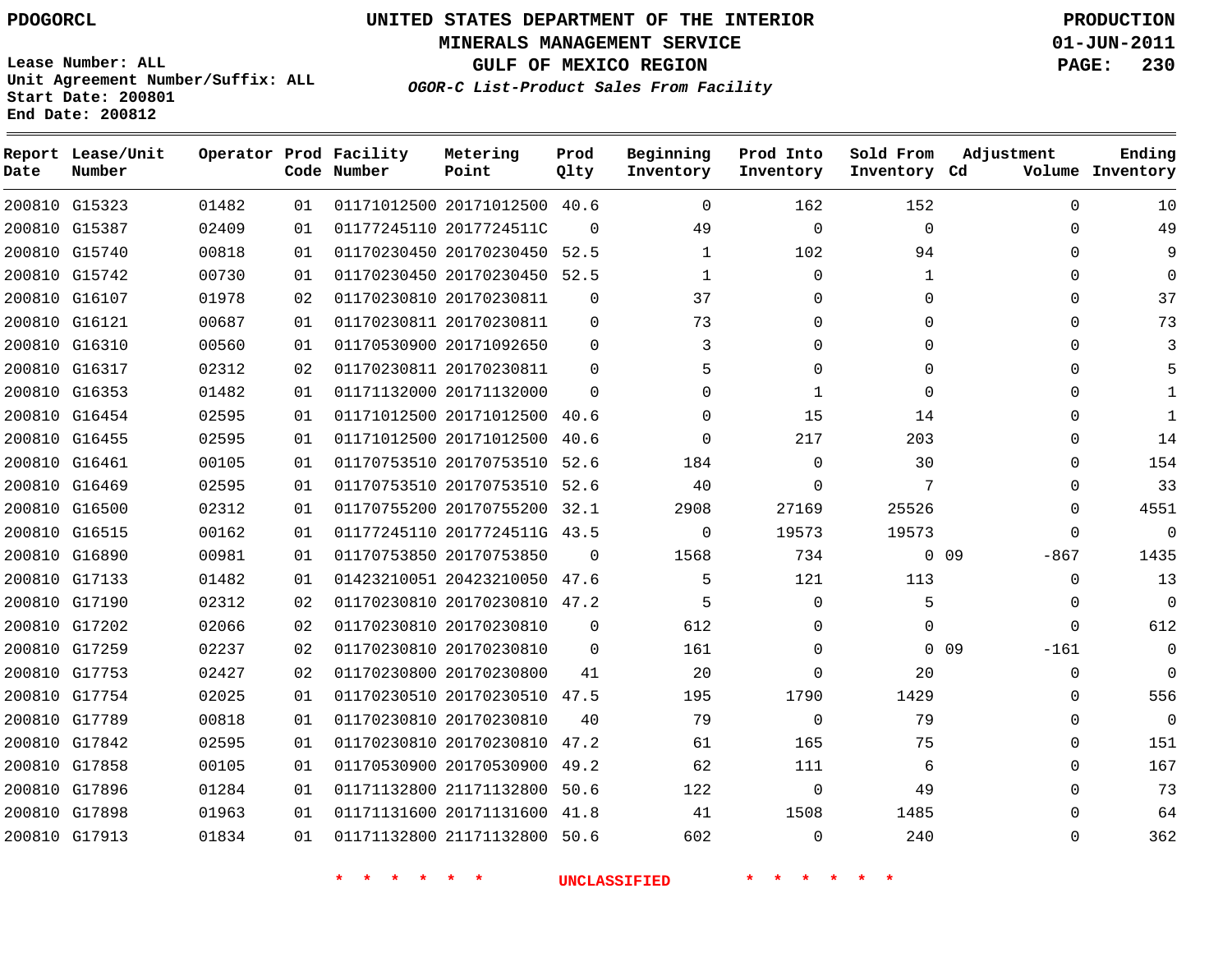PDOGORCL

# UNITED STATES DEPARTMENT OF THE INTERIOR
## MINERALS MANAGEMENT SERVICE
## GULF OF MEXICO REGION
### *OGOR-C List-Product Sales From Facility*

PRODUCTION
01-JUN-2011

Lease Number: ALL
Unit Agreement Number/Suffix: ALL
Start Date: 200801
End Date: 200812

| Report Date | Lease/Unit Number | Operator | Prod Code | Facility Number | Metering Point | Prod Qlty | Beginning Inventory | Prod Into Inventory | Sold From Inventory | Adjustment Cd | Adjustment Volume | Ending Inventory |
|---|---|---|---|---|---|---|---|---|---|---|---|---|
| 200810 | G15323 | 01482 | 01 | 01171012500 | 20171012500 | 40.6 | 0 | 162 | 152 | | 0 | 10 |
| 200810 | G15387 | 02409 | 01 | 01177245110 | 2017724511C | 0 | 49 | 0 | 0 | | 0 | 49 |
| 200810 | G15740 | 00818 | 01 | 01170230450 | 20170230450 | 52.5 | 1 | 102 | 94 | | 0 | 9 |
| 200810 | G15742 | 00730 | 01 | 01170230450 | 20170230450 | 52.5 | 1 | 0 | 1 | | 0 | 0 |
| 200810 | G16107 | 01978 | 02 | 01170230810 | 20170230811 | 0 | 37 | 0 | 0 | | 0 | 37 |
| 200810 | G16121 | 00687 | 01 | 01170230811 | 20170230811 | 0 | 73 | 0 | 0 | | 0 | 73 |
| 200810 | G16310 | 00560 | 01 | 01170530900 | 20171092650 | 0 | 3 | 0 | 0 | | 0 | 3 |
| 200810 | G16317 | 02312 | 02 | 01170230811 | 20170230811 | 0 | 5 | 0 | 0 | | 0 | 5 |
| 200810 | G16353 | 01482 | 01 | 01171132000 | 20171132000 | 0 | 0 | 1 | 0 | | 0 | 1 |
| 200810 | G16454 | 02595 | 01 | 01171012500 | 20171012500 | 40.6 | 0 | 15 | 14 | | 0 | 1 |
| 200810 | G16455 | 02595 | 01 | 01171012500 | 20171012500 | 40.6 | 0 | 217 | 203 | | 0 | 14 |
| 200810 | G16461 | 00105 | 01 | 01170753510 | 20170753510 | 52.6 | 184 | 0 | 30 | | 0 | 154 |
| 200810 | G16469 | 02595 | 01 | 01170753510 | 20170753510 | 52.6 | 40 | 0 | 7 | | 0 | 33 |
| 200810 | G16500 | 02312 | 01 | 01170755200 | 20170755200 | 32.1 | 2908 | 27169 | 25526 | | 0 | 4551 |
| 200810 | G16515 | 00162 | 01 | 01177245110 | 2017724511G | 43.5 | 0 | 19573 | 19573 | | 0 | 0 |
| 200810 | G16890 | 00981 | 01 | 01170753850 | 20170753850 | 0 | 1568 | 734 | 0 | 09 | -867 | 1435 |
| 200810 | G17133 | 01482 | 01 | 01423210051 | 20423210050 | 47.6 | 5 | 121 | 113 | | 0 | 13 |
| 200810 | G17190 | 02312 | 02 | 01170230810 | 20170230810 | 47.2 | 5 | 0 | 5 | | 0 | 0 |
| 200810 | G17202 | 02066 | 02 | 01170230810 | 20170230810 | 0 | 612 | 0 | 0 | | 0 | 612 |
| 200810 | G17259 | 02237 | 02 | 01170230810 | 20170230810 | 0 | 161 | 0 | 0 | 09 | -161 | 0 |
| 200810 | G17753 | 02427 | 02 | 01170230800 | 20170230800 | 41 | 20 | 0 | 20 | | 0 | 0 |
| 200810 | G17754 | 02025 | 01 | 01170230510 | 20170230510 | 47.5 | 195 | 1790 | 1429 | | 0 | 556 |
| 200810 | G17789 | 00818 | 01 | 01170230810 | 20170230810 | 40 | 79 | 0 | 79 | | 0 | 0 |
| 200810 | G17842 | 02595 | 01 | 01170230810 | 20170230810 | 47.2 | 61 | 165 | 75 | | 0 | 151 |
| 200810 | G17858 | 00105 | 01 | 01170530900 | 20170530900 | 49.2 | 62 | 111 | 6 | | 0 | 167 |
| 200810 | G17896 | 01284 | 01 | 01171132800 | 21171132800 | 50.6 | 122 | 0 | 49 | | 0 | 73 |
| 200810 | G17898 | 01963 | 01 | 01171131600 | 20171131600 | 41.8 | 41 | 1508 | 1485 | | 0 | 64 |
| 200810 | G17913 | 01834 | 01 | 01171132800 | 21171132800 | 50.6 | 602 | 0 | 240 | | 0 | 362 |

* * * * * * UNCLASSIFIED * * * * * *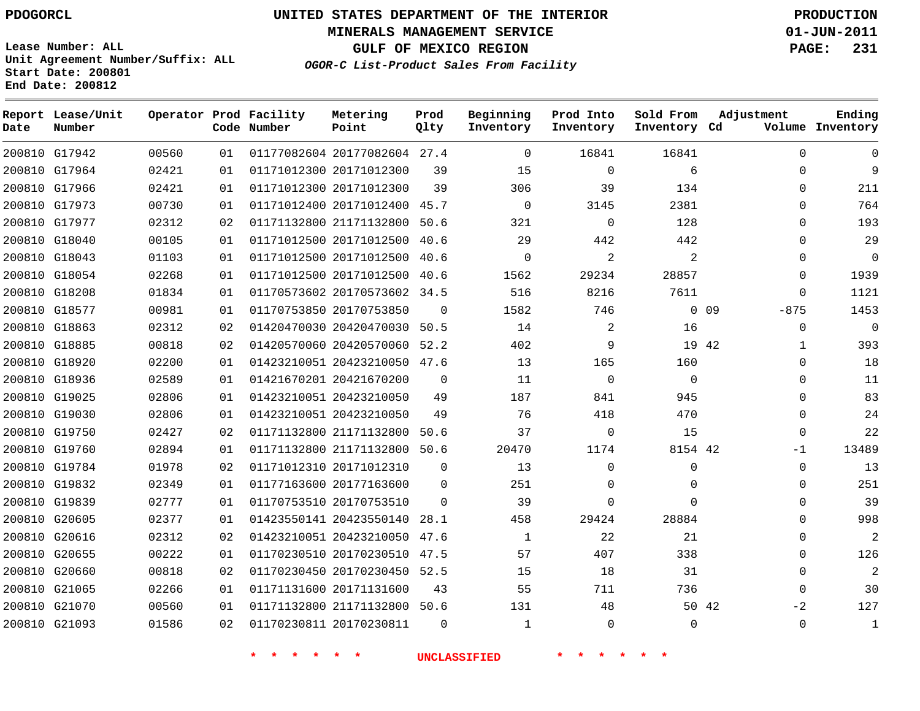PDOGORCL

# UNITED STATES DEPARTMENT OF THE INTERIOR
## MINERALS MANAGEMENT SERVICE
## GULF OF MEXICO REGION
### *OGOR-C List-Product Sales From Facility*

PRODUCTION
01-JUN-2011

Lease Number: ALL
Unit Agreement Number/Suffix: ALL
Start Date: 200801
End Date: 200812

| Report Date | Lease/Unit Number | Operator | Prod Code | Facility Number | Metering Point | Prod Qlty | Beginning Inventory | Prod Into Inventory | Sold From Inventory | Adjustment Cd | Adjustment Volume | Ending Inventory |
|---|---|---|---|---|---|---|---|---|---|---|---|---|
| 200810 | G17942 | 00560 | 01 | 01177082604 | 20177082604 | 27.4 | 0 | 16841 | 16841 | | 0 | 0 |
| 200810 | G17964 | 02421 | 01 | 01171012300 | 20171012300 | 39 | 15 | 0 | 6 | | 0 | 9 |
| 200810 | G17966 | 02421 | 01 | 01171012300 | 20171012300 | 39 | 306 | 39 | 134 | | 0 | 211 |
| 200810 | G17973 | 00730 | 01 | 01171012400 | 20171012400 | 45.7 | 0 | 3145 | 2381 | | 0 | 764 |
| 200810 | G17977 | 02312 | 02 | 01171132800 | 21171132800 | 50.6 | 321 | 0 | 128 | | 0 | 193 |
| 200810 | G18040 | 00105 | 01 | 01171012500 | 20171012500 | 40.6 | 29 | 442 | 442 | | 0 | 29 |
| 200810 | G18043 | 01103 | 01 | 01171012500 | 20171012500 | 40.6 | 0 | 2 | 2 | | 0 | 0 |
| 200810 | G18054 | 02268 | 01 | 01171012500 | 20171012500 | 40.6 | 1562 | 29234 | 28857 | | 0 | 1939 |
| 200810 | G18208 | 01834 | 01 | 01170573602 | 20170573602 | 34.5 | 516 | 8216 | 7611 | | 0 | 1121 |
| 200810 | G18577 | 00981 | 01 | 01170753850 | 20170753850 | 0 | 1582 | 746 | 0 | 09 | -875 | 1453 |
| 200810 | G18863 | 02312 | 02 | 01420470030 | 20420470030 | 50.5 | 14 | 2 | 16 | | 0 | 0 |
| 200810 | G18885 | 00818 | 02 | 01420570060 | 20420570060 | 52.2 | 402 | 9 | 19 | 42 | 1 | 393 |
| 200810 | G18920 | 02200 | 01 | 01423210051 | 20423210050 | 47.6 | 13 | 165 | 160 | | 0 | 18 |
| 200810 | G18936 | 02589 | 01 | 01421670201 | 20421670200 | 0 | 11 | 0 | 0 | | 0 | 11 |
| 200810 | G19025 | 02806 | 01 | 01423210051 | 20423210050 | 49 | 187 | 841 | 945 | | 0 | 83 |
| 200810 | G19030 | 02806 | 01 | 01423210051 | 20423210050 | 49 | 76 | 418 | 470 | | 0 | 24 |
| 200810 | G19750 | 02427 | 02 | 01171132800 | 21171132800 | 50.6 | 37 | 0 | 15 | | 0 | 22 |
| 200810 | G19760 | 02894 | 01 | 01171132800 | 21171132800 | 50.6 | 20470 | 1174 | 8154 | 42 | -1 | 13489 |
| 200810 | G19784 | 01978 | 02 | 01171012310 | 20171012310 | 0 | 13 | 0 | 0 | | 0 | 13 |
| 200810 | G19832 | 02349 | 01 | 01177163600 | 20177163600 | 0 | 251 | 0 | 0 | | 0 | 251 |
| 200810 | G19839 | 02777 | 01 | 01170753510 | 20170753510 | 0 | 39 | 0 | 0 | | 0 | 39 |
| 200810 | G20605 | 02377 | 01 | 01423550141 | 20423550140 | 28.1 | 458 | 29424 | 28884 | | 0 | 998 |
| 200810 | G20616 | 02312 | 02 | 01423210051 | 20423210050 | 47.6 | 1 | 22 | 21 | | 0 | 2 |
| 200810 | G20655 | 00222 | 01 | 01170230510 | 20170230510 | 47.5 | 57 | 407 | 338 | | 0 | 126 |
| 200810 | G20660 | 00818 | 02 | 01170230450 | 20170230450 | 52.5 | 15 | 18 | 31 | | 0 | 2 |
| 200810 | G21065 | 02266 | 01 | 01171131600 | 20171131600 | 43 | 55 | 711 | 736 | | 0 | 30 |
| 200810 | G21070 | 00560 | 01 | 01171132800 | 21171132800 | 50.6 | 131 | 48 | 50 | 42 | -2 | 127 |
| 200810 | G21093 | 01586 | 02 | 01170230811 | 20170230811 | 0 | 1 | 0 | 0 | | 0 | 1 |

\* \* \* \* \* \* UNCLASSIFIED \* \* \* \* \* \*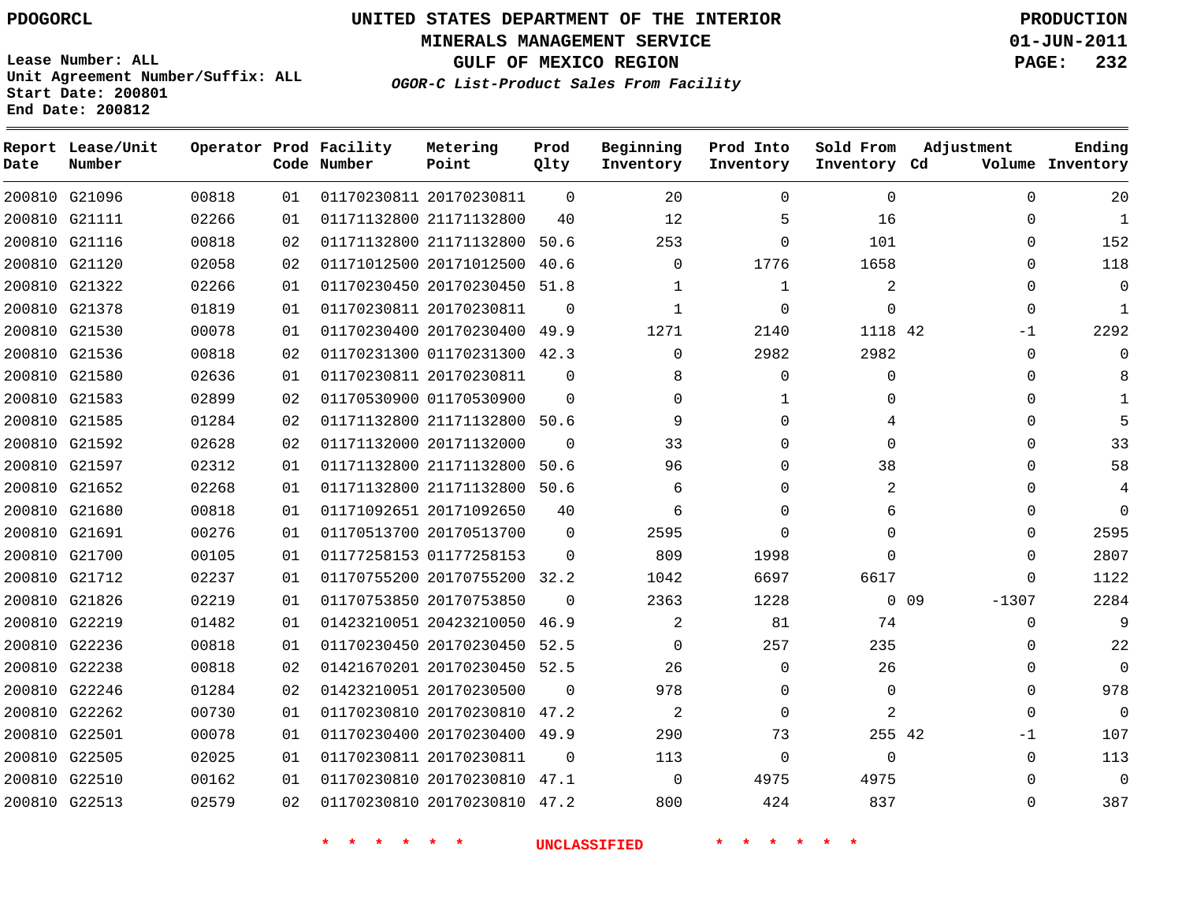PDOGORCL

# UNITED STATES DEPARTMENT OF THE INTERIOR
## MINERALS MANAGEMENT SERVICE
## GULF OF MEXICO REGION
### *OGOR-C List-Product Sales From Facility*

**PRODUCTION**
**01-JUN-2011**
**PAGE: 232**

Lease Number: ALL
Unit Agreement Number/Suffix: ALL
Start Date: 200801
End Date: 200812

| Report Date | Lease/Unit Number | Operator | Prod Code | Facility Number | Metering Point | Prod Qlty | Beginning Inventory | Prod Into Inventory | Sold From Inventory | Adjustment Cd | Adjustment Volume | Ending Inventory |
|---|---|---|---|---|---|---|---|---|---|---|---|---|
| 200810 | G21096 | 00818 | 01 | 01170230811 | 20170230811 | 0 | 20 | 0 | 0 | | 0 | 20 |
| 200810 | G21111 | 02266 | 01 | 01171132800 | 21171132800 | 40 | 12 | 5 | 16 | | 0 | 1 |
| 200810 | G21116 | 00818 | 02 | 01171132800 | 21171132800 | 50.6 | 253 | 0 | 101 | | 0 | 152 |
| 200810 | G21120 | 02058 | 02 | 01171012500 | 20171012500 | 40.6 | 0 | 1776 | 1658 | | 0 | 118 |
| 200810 | G21322 | 02266 | 01 | 01170230450 | 20170230450 | 51.8 | 1 | 1 | 2 | | 0 | 0 |
| 200810 | G21378 | 01819 | 01 | 01170230811 | 20170230811 | 0 | 1 | 0 | 0 | | 0 | 1 |
| 200810 | G21530 | 00078 | 01 | 01170230400 | 20170230400 | 49.9 | 1271 | 2140 | 1118 | 42 | -1 | 2292 |
| 200810 | G21536 | 00818 | 02 | 01170231300 | 01170231300 | 42.3 | 0 | 2982 | 2982 | | 0 | 0 |
| 200810 | G21580 | 02636 | 01 | 01170230811 | 20170230811 | 0 | 8 | 0 | 0 | | 0 | 8 |
| 200810 | G21583 | 02899 | 02 | 01170530900 | 01170530900 | 0 | 0 | 1 | 0 | | 0 | 1 |
| 200810 | G21585 | 01284 | 02 | 01171132800 | 21171132800 | 50.6 | 9 | 0 | 4 | | 0 | 5 |
| 200810 | G21592 | 02628 | 02 | 01171132000 | 20171132000 | 0 | 33 | 0 | 0 | | 0 | 33 |
| 200810 | G21597 | 02312 | 01 | 01171132800 | 21171132800 | 50.6 | 96 | 0 | 38 | | 0 | 58 |
| 200810 | G21652 | 02268 | 01 | 01171132800 | 21171132800 | 50.6 | 6 | 0 | 2 | | 0 | 4 |
| 200810 | G21680 | 00818 | 01 | 01171092651 | 20171092650 | 40 | 6 | 0 | 6 | | 0 | 0 |
| 200810 | G21691 | 00276 | 01 | 01170513700 | 20170513700 | 0 | 2595 | 0 | 0 | | 0 | 2595 |
| 200810 | G21700 | 00105 | 01 | 01177258153 | 01177258153 | 0 | 809 | 1998 | 0 | | 0 | 2807 |
| 200810 | G21712 | 02237 | 01 | 01170755200 | 20170755200 | 32.2 | 1042 | 6697 | 6617 | | 0 | 1122 |
| 200810 | G21826 | 02219 | 01 | 01170753850 | 20170753850 | 0 | 2363 | 1228 | 0 | 09 | -1307 | 2284 |
| 200810 | G22219 | 01482 | 01 | 01423210051 | 20423210050 | 46.9 | 2 | 81 | 74 | | 0 | 9 |
| 200810 | G22236 | 00818 | 01 | 01170230450 | 20170230450 | 52.5 | 0 | 257 | 235 | | 0 | 22 |
| 200810 | G22238 | 00818 | 02 | 01421670201 | 20170230450 | 52.5 | 26 | 0 | 26 | | 0 | 0 |
| 200810 | G22246 | 01284 | 02 | 01423210051 | 20170230500 | 0 | 978 | 0 | 0 | | 0 | 978 |
| 200810 | G22262 | 00730 | 01 | 01170230810 | 20170230810 | 47.2 | 2 | 0 | 2 | | 0 | 0 |
| 200810 | G22501 | 00078 | 01 | 01170230400 | 20170230400 | 49.9 | 290 | 73 | 255 | 42 | -1 | 107 |
| 200810 | G22505 | 02025 | 01 | 01170230811 | 20170230811 | 0 | 113 | 0 | 0 | | 0 | 113 |
| 200810 | G22510 | 00162 | 01 | 01170230810 | 20170230810 | 47.1 | 0 | 4975 | 4975 | | 0 | 0 |
| 200810 | G22513 | 02579 | 02 | 01170230810 | 20170230810 | 47.2 | 800 | 424 | 837 | | 0 | 387 |

* * * * * * UNCLASSIFIED * * * * * *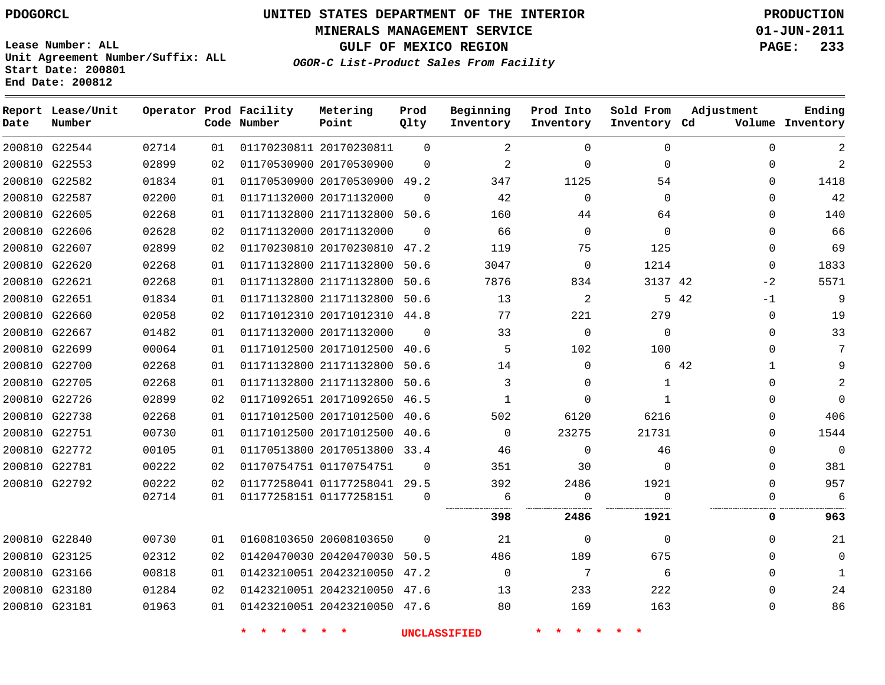PDOGORCL

# UNITED STATES DEPARTMENT OF THE INTERIOR
## MINERALS MANAGEMENT SERVICE
## GULF OF MEXICO REGION
### *OGOR-C List-Product Sales From Facility*

PRODUCTION
01-JUN-2011

Lease Number: ALL
Unit Agreement Number/Suffix: ALL
Start Date: 200801
End Date: 200812

| Report Date | Lease/Unit Number | Operator | Prod Code | Facility Number | Metering Point | Prod Qlty | Beginning Inventory | Prod Into Inventory | Sold From Inventory | Adjustment Cd | Adjustment Volume | Ending Inventory |
|---|---|---|---|---|---|---|---|---|---|---|---|---|
| 200810 | G22544 | 02714 | 01 | 01170230811 | 20170230811 | 0 | 2 | 0 | 0 | | 0 | 2 |
| 200810 | G22553 | 02899 | 02 | 01170530900 | 20170530900 | 0 | 2 | 0 | 0 | | 0 | 2 |
| 200810 | G22582 | 01834 | 01 | 01170530900 | 20170530900 | 49.2 | 347 | 1125 | 54 | | 0 | 1418 |
| 200810 | G22587 | 02200 | 01 | 01171132000 | 20171132000 | 0 | 42 | 0 | 0 | | 0 | 42 |
| 200810 | G22605 | 02268 | 01 | 01171132800 | 21171132800 | 50.6 | 160 | 44 | 64 | | 0 | 140 |
| 200810 | G22606 | 02628 | 02 | 01171132000 | 20171132000 | 0 | 66 | 0 | 0 | | 0 | 66 |
| 200810 | G22607 | 02899 | 02 | 01170230810 | 20170230810 | 47.2 | 119 | 75 | 125 | | 0 | 69 |
| 200810 | G22620 | 02268 | 01 | 01171132800 | 21171132800 | 50.6 | 3047 | 0 | 1214 | | 0 | 1833 |
| 200810 | G22621 | 02268 | 01 | 01171132800 | 21171132800 | 50.6 | 7876 | 834 | 3137 | 42 | -2 | 5571 |
| 200810 | G22651 | 01834 | 01 | 01171132800 | 21171132800 | 50.6 | 13 | 2 | 5 | 42 | -1 | 9 |
| 200810 | G22660 | 02058 | 02 | 01171012310 | 20171012310 | 44.8 | 77 | 221 | 279 | | 0 | 19 |
| 200810 | G22667 | 01482 | 01 | 01171132000 | 20171132000 | 0 | 33 | 0 | 0 | | 0 | 33 |
| 200810 | G22699 | 00064 | 01 | 01171012500 | 20171012500 | 40.6 | 5 | 102 | 100 | | 0 | 7 |
| 200810 | G22700 | 02268 | 01 | 01171132800 | 21171132800 | 50.6 | 14 | 0 | 6 | 42 | 1 | 9 |
| 200810 | G22705 | 02268 | 01 | 01171132800 | 21171132800 | 50.6 | 3 | 0 | 1 | | 0 | 2 |
| 200810 | G22726 | 02899 | 02 | 01171092651 | 20171092650 | 46.5 | 1 | 0 | 1 | | 0 | 0 |
| 200810 | G22738 | 02268 | 01 | 01171012500 | 20171012500 | 40.6 | 502 | 6120 | 6216 | | 0 | 406 |
| 200810 | G22751 | 00730 | 01 | 01171012500 | 20171012500 | 40.6 | 0 | 23275 | 21731 | | 0 | 1544 |
| 200810 | G22772 | 00105 | 01 | 01170513800 | 20170513800 | 33.4 | 46 | 0 | 46 | | 0 | 0 |
| 200810 | G22781 | 00222 | 02 | 01170754751 | 01170754751 | 0 | 351 | 30 | 0 | | 0 | 381 |
| 200810 | G22792 | 00222 | 02 | 01177258041 | 01177258041 | 29.5 | 392 | 2486 | 1921 | | 0 | 957 |
| | | 02714 | 01 | 01177258151 | 01177258151 | 0 | 6 | 0 | 0 | | 0 | 6 |
| | | | | | | | **398** | **2486** | **1921** | | **0** | **963** |
| 200810 | G22840 | 00730 | 01 | 01608103650 | 20608103650 | 0 | 21 | 0 | 0 | | 0 | 21 |
| 200810 | G23125 | 02312 | 02 | 01420470030 | 20420470030 | 50.5 | 486 | 189 | 675 | | 0 | 0 |
| 200810 | G23166 | 00818 | 01 | 01423210051 | 20423210050 | 47.2 | 0 | 7 | 6 | | 0 | 1 |
| 200810 | G23180 | 01284 | 02 | 01423210051 | 20423210050 | 47.6 | 13 | 233 | 222 | | 0 | 24 |
| 200810 | G23181 | 01963 | 01 | 01423210051 | 20423210050 | 47.6 | 80 | 169 | 163 | | 0 | 86 |

* * * * * * UNCLASSIFIED * * * * * *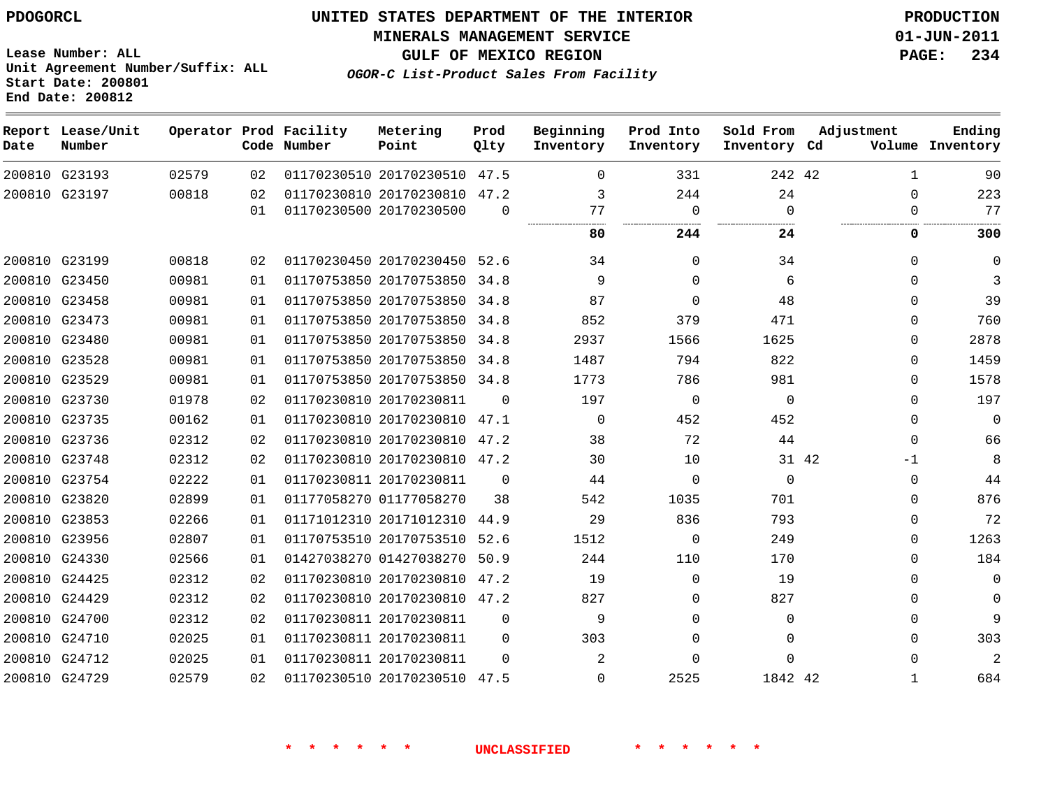PDOGORCL

# UNITED STATES DEPARTMENT OF THE INTERIOR
## MINERALS MANAGEMENT SERVICE
## GULF OF MEXICO REGION
### *OGOR-C List-Product Sales From Facility*

PRODUCTION
01-JUN-2011
PAGE: 234

Lease Number: ALL
Unit Agreement Number/Suffix: ALL
Start Date: 200801
End Date: 200812

| Report Date | Lease/Unit Number | Operator | Prod Code | Facility Number | Metering Point | Prod Qlty | Beginning Inventory | Prod Into Inventory | Sold From Inventory | Adjustment Cd | Adjustment Volume | Ending Inventory |
|---|---|---|---|---|---|---|---|---|---|---|---|---|
| 200810 | G23193 | 02579 | 02 | 01170230510 | 20170230510 | 47.5 | 0 | 331 | 242 | 42 | 1 | 90 |
| 200810 | G23197 | 00818 | 02 | 01170230810 | 20170230810 | 47.2 | 3 | 244 | 24 | | 0 | 223 |
| | | | 01 | 01170230500 | 20170230500 | 0 | 77 | 0 | 0 | | 0 | 77 |
| | | | | | | | **80** | **244** | **24** | | **0** | **300** |
| 200810 | G23199 | 00818 | 02 | 01170230450 | 20170230450 | 52.6 | 34 | 0 | 34 | | 0 | 0 |
| 200810 | G23450 | 00981 | 01 | 01170753850 | 20170753850 | 34.8 | 9 | 0 | 6 | | 0 | 3 |
| 200810 | G23458 | 00981 | 01 | 01170753850 | 20170753850 | 34.8 | 87 | 0 | 48 | | 0 | 39 |
| 200810 | G23473 | 00981 | 01 | 01170753850 | 20170753850 | 34.8 | 852 | 379 | 471 | | 0 | 760 |
| 200810 | G23480 | 00981 | 01 | 01170753850 | 20170753850 | 34.8 | 2937 | 1566 | 1625 | | 0 | 2878 |
| 200810 | G23528 | 00981 | 01 | 01170753850 | 20170753850 | 34.8 | 1487 | 794 | 822 | | 0 | 1459 |
| 200810 | G23529 | 00981 | 01 | 01170753850 | 20170753850 | 34.8 | 1773 | 786 | 981 | | 0 | 1578 |
| 200810 | G23730 | 01978 | 02 | 01170230810 | 20170230811 | 0 | 197 | 0 | 0 | | 0 | 197 |
| 200810 | G23735 | 00162 | 01 | 01170230810 | 20170230810 | 47.1 | 0 | 452 | 452 | | 0 | 0 |
| 200810 | G23736 | 02312 | 02 | 01170230810 | 20170230810 | 47.2 | 38 | 72 | 44 | | 0 | 66 |
| 200810 | G23748 | 02312 | 02 | 01170230810 | 20170230810 | 47.2 | 30 | 10 | 31 | 42 | -1 | 8 |
| 200810 | G23754 | 02222 | 01 | 01170230811 | 20170230811 | 0 | 44 | 0 | 0 | | 0 | 44 |
| 200810 | G23820 | 02899 | 01 | 01177058270 | 01177058270 | 38 | 542 | 1035 | 701 | | 0 | 876 |
| 200810 | G23853 | 02266 | 01 | 01171012310 | 20171012310 | 44.9 | 29 | 836 | 793 | | 0 | 72 |
| 200810 | G23956 | 02807 | 01 | 01170753510 | 20170753510 | 52.6 | 1512 | 0 | 249 | | 0 | 1263 |
| 200810 | G24330 | 02566 | 01 | 01427038270 | 01427038270 | 50.9 | 244 | 110 | 170 | | 0 | 184 |
| 200810 | G24425 | 02312 | 02 | 01170230810 | 20170230810 | 47.2 | 19 | 0 | 19 | | 0 | 0 |
| 200810 | G24429 | 02312 | 02 | 01170230810 | 20170230810 | 47.2 | 827 | 0 | 827 | | 0 | 0 |
| 200810 | G24700 | 02312 | 02 | 01170230811 | 20170230811 | 0 | 9 | 0 | 0 | | 0 | 9 |
| 200810 | G24710 | 02025 | 01 | 01170230811 | 20170230811 | 0 | 303 | 0 | 0 | | 0 | 303 |
| 200810 | G24712 | 02025 | 01 | 01170230811 | 20170230811 | 0 | 2 | 0 | 0 | | 0 | 2 |
| 200810 | G24729 | 02579 | 02 | 01170230510 | 20170230510 | 47.5 | 0 | 2525 | 1842 | 42 | 1 | 684 |

\* \* \* \* \* \* UNCLASSIFIED \* \* \* \* \* \*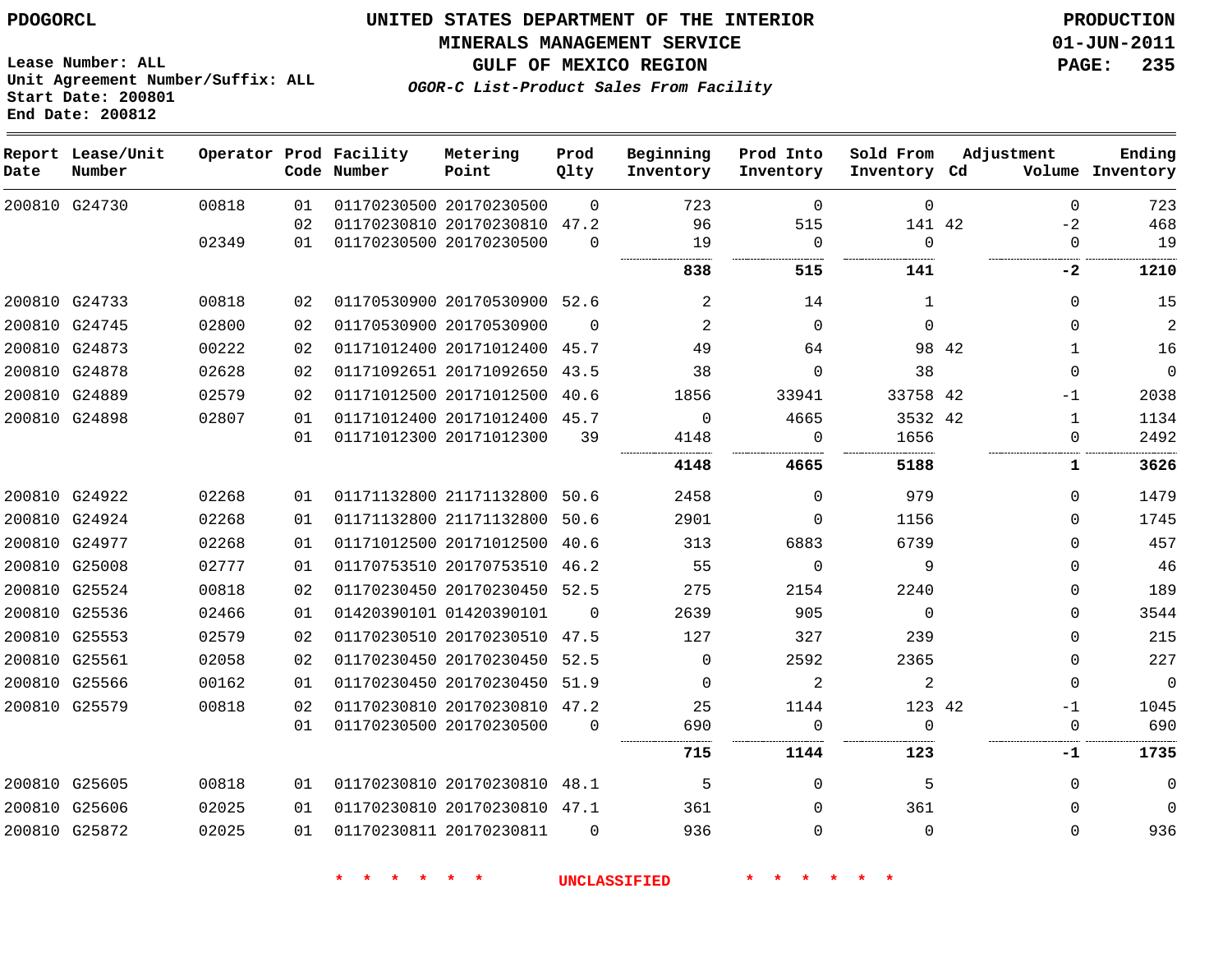PDOGORCL

**UNITED STATES DEPARTMENT OF THE INTERIOR**
**MINERALS MANAGEMENT SERVICE**
**GULF OF MEXICO REGION**
***OGOR-C List-Product Sales From Facility***

**PRODUCTION**
**01-JUN-2011**

Lease Number: ALL
Unit Agreement Number/Suffix: ALL
Start Date: 200801
End Date: 200812

| Report Date | Lease/Unit Number | Operator | Prod Code | Facility Number | Metering Point | Prod Qlty | Beginning Inventory | Prod Into Inventory | Sold From Inventory | Adjustment Cd | Volume | Ending Inventory |
|---|---|---|---|---|---|---|---|---|---|---|---|---|
| 200810 | G24730 | 00818 | 01 | 01170230500 | 20170230500 | 0 | 723 | 0 | 0 | | 0 | 723 |
| | | | 02 | 01170230810 | 20170230810 | 47.2 | 96 | 515 | 141 | 42 | -2 | 468 |
| | | 02349 | 01 | 01170230500 | 20170230500 | 0 | 19 | 0 | 0 | | 0 | 19 |
| | | | | | | | **838** | **515** | **141** | | **-2** | **1210** |
| 200810 | G24733 | 00818 | 02 | 01170530900 | 20170530900 | 52.6 | 2 | 14 | 1 | | 0 | 15 |
| 200810 | G24745 | 02800 | 02 | 01170530900 | 20170530900 | 0 | 2 | 0 | 0 | | 0 | 2 |
| 200810 | G24873 | 00222 | 02 | 01171012400 | 20171012400 | 45.7 | 49 | 64 | 98 | 42 | 1 | 16 |
| 200810 | G24878 | 02628 | 02 | 01171092651 | 20171092650 | 43.5 | 38 | 0 | 38 | | 0 | 0 |
| 200810 | G24889 | 02579 | 02 | 01171012500 | 20171012500 | 40.6 | 1856 | 33941 | 33758 | 42 | -1 | 2038 |
| 200810 | G24898 | 02807 | 01 | 01171012400 | 20171012400 | 45.7 | 0 | 4665 | 3532 | 42 | 1 | 1134 |
| | | | 01 | 01171012300 | 20171012300 | 39 | 4148 | 0 | 1656 | | 0 | 2492 |
| | | | | | | | **4148** | **4665** | **5188** | | **1** | **3626** |
| 200810 | G24922 | 02268 | 01 | 01171132800 | 21171132800 | 50.6 | 2458 | 0 | 979 | | 0 | 1479 |
| 200810 | G24924 | 02268 | 01 | 01171132800 | 21171132800 | 50.6 | 2901 | 0 | 1156 | | 0 | 1745 |
| 200810 | G24977 | 02268 | 01 | 01171012500 | 20171012500 | 40.6 | 313 | 6883 | 6739 | | 0 | 457 |
| 200810 | G25008 | 02777 | 01 | 01170753510 | 20170753510 | 46.2 | 55 | 0 | 9 | | 0 | 46 |
| 200810 | G25524 | 00818 | 02 | 01170230450 | 20170230450 | 52.5 | 275 | 2154 | 2240 | | 0 | 189 |
| 200810 | G25536 | 02466 | 01 | 01420390101 | 01420390101 | 0 | 2639 | 905 | 0 | | 0 | 3544 |
| 200810 | G25553 | 02579 | 02 | 01170230510 | 20170230510 | 47.5 | 127 | 327 | 239 | | 0 | 215 |
| 200810 | G25561 | 02058 | 02 | 01170230450 | 20170230450 | 52.5 | 0 | 2592 | 2365 | | 0 | 227 |
| 200810 | G25566 | 00162 | 01 | 01170230450 | 20170230450 | 51.9 | 0 | 2 | 2 | | 0 | 0 |
| 200810 | G25579 | 00818 | 02 | 01170230810 | 20170230810 | 47.2 | 25 | 1144 | 123 | 42 | -1 | 1045 |
| | | | 01 | 01170230500 | 20170230500 | 0 | 690 | 0 | 0 | | 0 | 690 |
| | | | | | | | **715** | **1144** | **123** | | **-1** | **1735** |
| 200810 | G25605 | 00818 | 01 | 01170230810 | 20170230810 | 48.1 | 5 | 0 | 5 | | 0 | 0 |
| 200810 | G25606 | 02025 | 01 | 01170230810 | 20170230810 | 47.1 | 361 | 0 | 361 | | 0 | 0 |
| 200810 | G25872 | 02025 | 01 | 01170230811 | 20170230811 | 0 | 936 | 0 | 0 | | 0 | 936 |

\* \* \* \* \* \* UNCLASSIFIED \* \* \* \* \* \*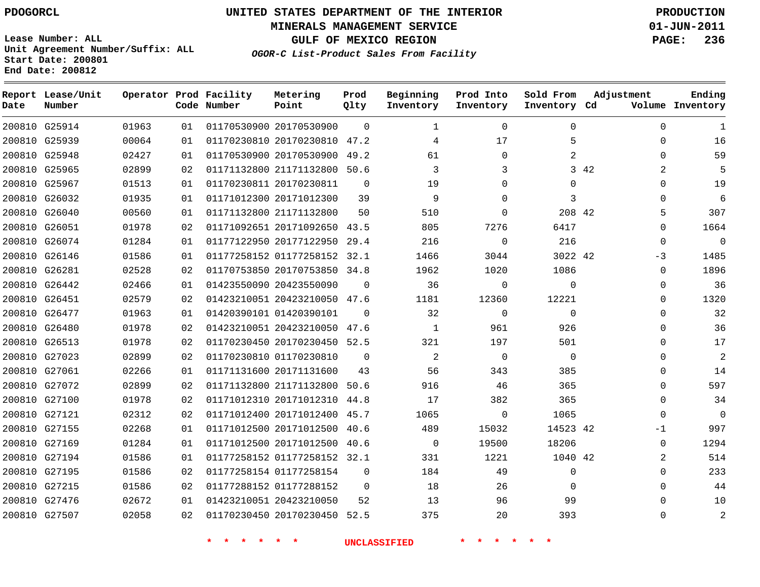PDOGORCL

# UNITED STATES DEPARTMENT OF THE INTERIOR
## MINERALS MANAGEMENT SERVICE
## GULF OF MEXICO REGION
### *OGOR-C List-Product Sales From Facility*

PRODUCTION
01-JUN-2011

Lease Number: ALL
Unit Agreement Number/Suffix: ALL
Start Date: 200801
End Date: 200812

| Report Date | Lease/Unit Number | Operator | Prod Code | Facility Number | Metering Point | Prod Qlty | Beginning Inventory | Prod Into Inventory | Sold From Inventory | Adjustment Cd | Adjustment Volume | Ending Inventory |
|---|---|---|---|---|---|---|---|---|---|---|---|---|
| 200810 | G25914 | 01963 | 01 | 01170530900 | 20170530900 | 0 | 1 | 0 | 0 | | 0 | 1 |
| 200810 | G25939 | 00064 | 01 | 01170230810 | 20170230810 | 47.2 | 4 | 17 | 5 | | 0 | 16 |
| 200810 | G25948 | 02427 | 01 | 01170530900 | 20170530900 | 49.2 | 61 | 0 | 2 | | 0 | 59 |
| 200810 | G25965 | 02899 | 02 | 01171132800 | 21171132800 | 50.6 | 3 | 3 | 3 | 42 | 2 | 5 |
| 200810 | G25967 | 01513 | 01 | 01170230811 | 20170230811 | 0 | 19 | 0 | 0 | | 0 | 19 |
| 200810 | G26032 | 01935 | 01 | 01171012300 | 20171012300 | 39 | 9 | 0 | 3 | | 0 | 6 |
| 200810 | G26040 | 00560 | 01 | 01171132800 | 21171132800 | 50 | 510 | 0 | 208 | 42 | 5 | 307 |
| 200810 | G26051 | 01978 | 02 | 01171092651 | 20171092650 | 43.5 | 805 | 7276 | 6417 | | 0 | 1664 |
| 200810 | G26074 | 01284 | 01 | 01177122950 | 20177122950 | 29.4 | 216 | 0 | 216 | | 0 | 0 |
| 200810 | G26146 | 01586 | 01 | 01177258152 | 01177258152 | 32.1 | 1466 | 3044 | 3022 | 42 | -3 | 1485 |
| 200810 | G26281 | 02528 | 02 | 01170753850 | 20170753850 | 34.8 | 1962 | 1020 | 1086 | | 0 | 1896 |
| 200810 | G26442 | 02466 | 01 | 01423550090 | 20423550090 | 0 | 36 | 0 | 0 | | 0 | 36 |
| 200810 | G26451 | 02579 | 02 | 01423210051 | 20423210050 | 47.6 | 1181 | 12360 | 12221 | | 0 | 1320 |
| 200810 | G26477 | 01963 | 01 | 01420390101 | 01420390101 | 0 | 32 | 0 | 0 | | 0 | 32 |
| 200810 | G26480 | 01978 | 02 | 01423210051 | 20423210050 | 47.6 | 1 | 961 | 926 | | 0 | 36 |
| 200810 | G26513 | 01978 | 02 | 01170230450 | 20170230450 | 52.5 | 321 | 197 | 501 | | 0 | 17 |
| 200810 | G27023 | 02899 | 02 | 01170230810 | 01170230810 | 0 | 2 | 0 | 0 | | 0 | 2 |
| 200810 | G27061 | 02266 | 01 | 01171131600 | 20171131600 | 43 | 56 | 343 | 385 | | 0 | 14 |
| 200810 | G27072 | 02899 | 02 | 01171132800 | 21171132800 | 50.6 | 916 | 46 | 365 | | 0 | 597 |
| 200810 | G27100 | 01978 | 02 | 01171012310 | 20171012310 | 44.8 | 17 | 382 | 365 | | 0 | 34 |
| 200810 | G27121 | 02312 | 02 | 01171012400 | 20171012400 | 45.7 | 1065 | 0 | 1065 | | 0 | 0 |
| 200810 | G27155 | 02268 | 01 | 01171012500 | 20171012500 | 40.6 | 489 | 15032 | 14523 | 42 | -1 | 997 |
| 200810 | G27169 | 01284 | 01 | 01171012500 | 20171012500 | 40.6 | 0 | 19500 | 18206 | | 0 | 1294 |
| 200810 | G27194 | 01586 | 01 | 01177258152 | 01177258152 | 32.1 | 331 | 1221 | 1040 | 42 | 2 | 514 |
| 200810 | G27195 | 01586 | 02 | 01177258154 | 01177258154 | 0 | 184 | 49 | 0 | | 0 | 233 |
| 200810 | G27215 | 01586 | 02 | 01177288152 | 01177288152 | 0 | 18 | 26 | 0 | | 0 | 44 |
| 200810 | G27476 | 02672 | 01 | 01423210051 | 20423210050 | 52 | 13 | 96 | 99 | | 0 | 10 |
| 200810 | G27507 | 02058 | 02 | 01170230450 | 20170230450 | 52.5 | 375 | 20 | 393 | | 0 | 2 |

* * * * * * UNCLASSIFIED * * * * * *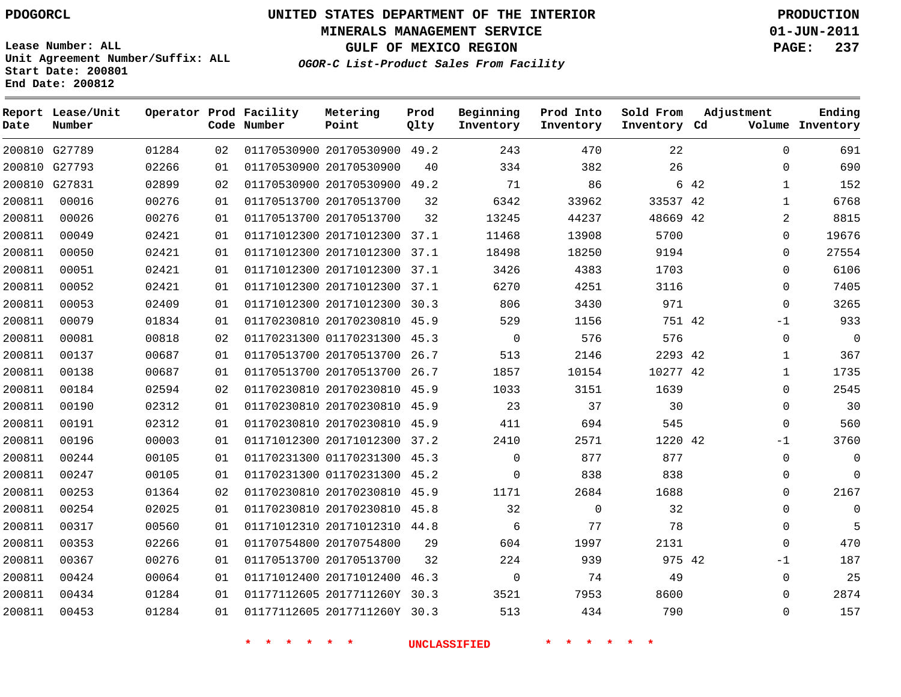PDOGORCL

# UNITED STATES DEPARTMENT OF THE INTERIOR
## MINERALS MANAGEMENT SERVICE
## GULF OF MEXICO REGION
### *OGOR-C List-Product Sales From Facility*

PRODUCTION
01-JUN-2011

Lease Number: ALL
Unit Agreement Number/Suffix: ALL
Start Date: 200801
End Date: 200812

| Report Date | Lease/Unit Number | Operator | Prod Code | Facility Number | Metering Point | Prod Qlty | Beginning Inventory | Prod Into Inventory | Sold From Inventory | Adjustment Cd | Adjustment Volume | Ending Inventory |
|---|---|---|---|---|---|---|---|---|---|---|---|---|
| 200810 | G27789 | 01284 | 02 | 01170530900 | 20170530900 | 49.2 | 243 | 470 | 22 | | 0 | 691 |
| 200810 | G27793 | 02266 | 01 | 01170530900 | 20170530900 | 40 | 334 | 382 | 26 | | 0 | 690 |
| 200810 | G27831 | 02899 | 02 | 01170530900 | 20170530900 | 49.2 | 71 | 86 | 6 | 42 | 1 | 152 |
| 200811 | 00016 | 00276 | 01 | 01170513700 | 20170513700 | 32 | 6342 | 33962 | 33537 | 42 | 1 | 6768 |
| 200811 | 00026 | 00276 | 01 | 01170513700 | 20170513700 | 32 | 13245 | 44237 | 48669 | 42 | 2 | 8815 |
| 200811 | 00049 | 02421 | 01 | 01171012300 | 20171012300 | 37.1 | 11468 | 13908 | 5700 | | 0 | 19676 |
| 200811 | 00050 | 02421 | 01 | 01171012300 | 20171012300 | 37.1 | 18498 | 18250 | 9194 | | 0 | 27554 |
| 200811 | 00051 | 02421 | 01 | 01171012300 | 20171012300 | 37.1 | 3426 | 4383 | 1703 | | 0 | 6106 |
| 200811 | 00052 | 02421 | 01 | 01171012300 | 20171012300 | 37.1 | 6270 | 4251 | 3116 | | 0 | 7405 |
| 200811 | 00053 | 02409 | 01 | 01171012300 | 20171012300 | 30.3 | 806 | 3430 | 971 | | 0 | 3265 |
| 200811 | 00079 | 01834 | 01 | 01170230810 | 20170230810 | 45.9 | 529 | 1156 | 751 | 42 | -1 | 933 |
| 200811 | 00081 | 00818 | 02 | 01170231300 | 01170231300 | 45.3 | 0 | 576 | 576 | | 0 | 0 |
| 200811 | 00137 | 00687 | 01 | 01170513700 | 20170513700 | 26.7 | 513 | 2146 | 2293 | 42 | 1 | 367 |
| 200811 | 00138 | 00687 | 01 | 01170513700 | 20170513700 | 26.7 | 1857 | 10154 | 10277 | 42 | 1 | 1735 |
| 200811 | 00184 | 02594 | 02 | 01170230810 | 20170230810 | 45.9 | 1033 | 3151 | 1639 | | 0 | 2545 |
| 200811 | 00190 | 02312 | 01 | 01170230810 | 20170230810 | 45.9 | 23 | 37 | 30 | | 0 | 30 |
| 200811 | 00191 | 02312 | 01 | 01170230810 | 20170230810 | 45.9 | 411 | 694 | 545 | | 0 | 560 |
| 200811 | 00196 | 00003 | 01 | 01171012300 | 20171012300 | 37.2 | 2410 | 2571 | 1220 | 42 | -1 | 3760 |
| 200811 | 00244 | 00105 | 01 | 01170231300 | 01170231300 | 45.3 | 0 | 877 | 877 | | 0 | 0 |
| 200811 | 00247 | 00105 | 01 | 01170231300 | 01170231300 | 45.2 | 0 | 838 | 838 | | 0 | 0 |
| 200811 | 00253 | 01364 | 02 | 01170230810 | 20170230810 | 45.9 | 1171 | 2684 | 1688 | | 0 | 2167 |
| 200811 | 00254 | 02025 | 01 | 01170230810 | 20170230810 | 45.8 | 32 | 0 | 32 | | 0 | 0 |
| 200811 | 00317 | 00560 | 01 | 01171012310 | 20171012310 | 44.8 | 6 | 77 | 78 | | 0 | 5 |
| 200811 | 00353 | 02266 | 01 | 01170754800 | 20170754800 | 29 | 604 | 1997 | 2131 | | 0 | 470 |
| 200811 | 00367 | 00276 | 01 | 01170513700 | 20170513700 | 32 | 224 | 939 | 975 | 42 | -1 | 187 |
| 200811 | 00424 | 00064 | 01 | 01171012400 | 20171012400 | 46.3 | 0 | 74 | 49 | | 0 | 25 |
| 200811 | 00434 | 01284 | 01 | 01177112605 | 2017711260Y | 30.3 | 3521 | 7953 | 8600 | | 0 | 2874 |
| 200811 | 00453 | 01284 | 01 | 01177112605 | 2017711260Y | 30.3 | 513 | 434 | 790 | | 0 | 157 |

\* \* \* \* \* \* UNCLASSIFIED \* \* \* \* \* \*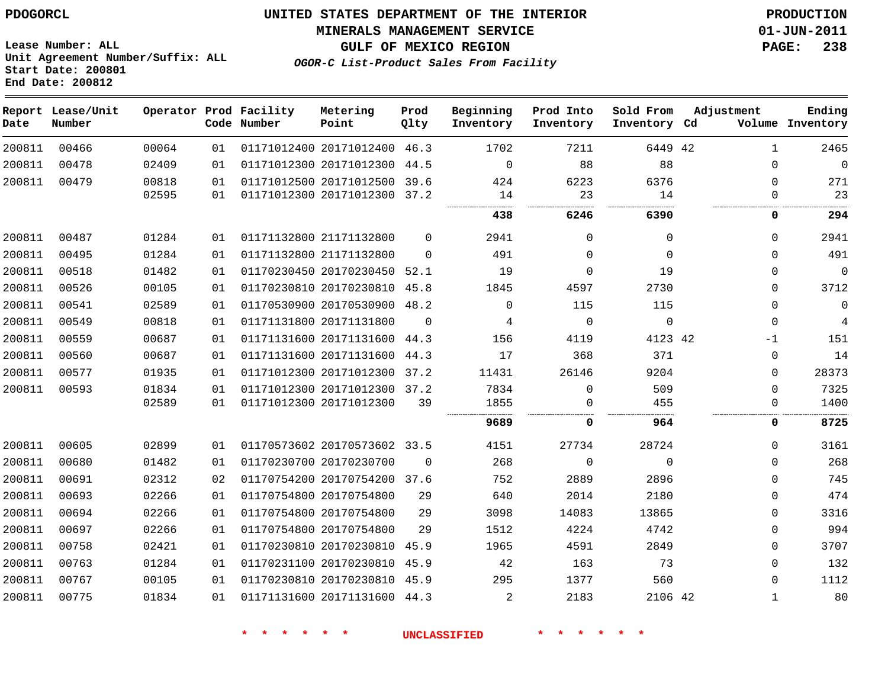PDOGORCL

# UNITED STATES DEPARTMENT OF THE INTERIOR
## MINERALS MANAGEMENT SERVICE
## GULF OF MEXICO REGION
### *OGOR-C List-Product Sales From Facility*

PRODUCTION
01-JUN-2011

Lease Number: ALL
Unit Agreement Number/Suffix: ALL
Start Date: 200801
End Date: 200812

| Report Date | Lease/Unit Number | Operator | Prod Code | Facility Number | Metering Point | Prod Qlty | Beginning Inventory | Prod Into Inventory | Sold From Inventory | Adjustment Cd | Adjustment Volume | Ending Inventory |
|---|---|---|---|---|---|---|---|---|---|---|---|---|
| 200811 | 00466 | 00064 | 01 | 01171012400 | 20171012400 | 46.3 | 1702 | 7211 | 6449 | 42 | 1 | 2465 |
| 200811 | 00478 | 02409 | 01 | 01171012300 | 20171012300 | 44.5 | 0 | 88 | 88 | | 0 | 0 |
| 200811 | 00479 | 00818 | 01 | 01171012500 | 20171012500 | 39.6 | 424 | 6223 | 6376 | | 0 | 271 |
| | | 02595 | 01 | 01171012300 | 20171012300 | 37.2 | 14 | 23 | 14 | | 0 | 23 |
| | | | | | | | **438** | **6246** | **6390** | | **0** | **294** |
| 200811 | 00487 | 01284 | 01 | 01171132800 | 21171132800 | 0 | 2941 | 0 | 0 | | 0 | 2941 |
| 200811 | 00495 | 01284 | 01 | 01171132800 | 21171132800 | 0 | 491 | 0 | 0 | | 0 | 491 |
| 200811 | 00518 | 01482 | 01 | 01170230450 | 20170230450 | 52.1 | 19 | 0 | 19 | | 0 | 0 |
| 200811 | 00526 | 00105 | 01 | 01170230810 | 20170230810 | 45.8 | 1845 | 4597 | 2730 | | 0 | 3712 |
| 200811 | 00541 | 02589 | 01 | 01170530900 | 20170530900 | 48.2 | 0 | 115 | 115 | | 0 | 0 |
| 200811 | 00549 | 00818 | 01 | 01171131800 | 20171131800 | 0 | 4 | 0 | 0 | | 0 | 4 |
| 200811 | 00559 | 00687 | 01 | 01171131600 | 20171131600 | 44.3 | 156 | 4119 | 4123 | 42 | -1 | 151 |
| 200811 | 00560 | 00687 | 01 | 01171131600 | 20171131600 | 44.3 | 17 | 368 | 371 | | 0 | 14 |
| 200811 | 00577 | 01935 | 01 | 01171012300 | 20171012300 | 37.2 | 11431 | 26146 | 9204 | | 0 | 28373 |
| 200811 | 00593 | 01834 | 01 | 01171012300 | 20171012300 | 37.2 | 7834 | 0 | 509 | | 0 | 7325 |
| | | 02589 | 01 | 01171012300 | 20171012300 | 39 | 1855 | 0 | 455 | | 0 | 1400 |
| | | | | | | | **9689** | **0** | **964** | | **0** | **8725** |
| 200811 | 00605 | 02899 | 01 | 01170573602 | 20170573602 | 33.5 | 4151 | 27734 | 28724 | | 0 | 3161 |
| 200811 | 00680 | 01482 | 01 | 01170230700 | 20170230700 | 0 | 268 | 0 | 0 | | 0 | 268 |
| 200811 | 00691 | 02312 | 02 | 01170754200 | 20170754200 | 37.6 | 752 | 2889 | 2896 | | 0 | 745 |
| 200811 | 00693 | 02266 | 01 | 01170754800 | 20170754800 | 29 | 640 | 2014 | 2180 | | 0 | 474 |
| 200811 | 00694 | 02266 | 01 | 01170754800 | 20170754800 | 29 | 3098 | 14083 | 13865 | | 0 | 3316 |
| 200811 | 00697 | 02266 | 01 | 01170754800 | 20170754800 | 29 | 1512 | 4224 | 4742 | | 0 | 994 |
| 200811 | 00758 | 02421 | 01 | 01170230810 | 20170230810 | 45.9 | 1965 | 4591 | 2849 | | 0 | 3707 |
| 200811 | 00763 | 01284 | 01 | 01170231100 | 20170230810 | 45.9 | 42 | 163 | 73 | | 0 | 132 |
| 200811 | 00767 | 00105 | 01 | 01170230810 | 20170230810 | 45.9 | 295 | 1377 | 560 | | 0 | 1112 |
| 200811 | 00775 | 01834 | 01 | 01171131600 | 20171131600 | 44.3 | 2 | 2183 | 2106 | 42 | 1 | 80 |

\* \* \* \* \* \* UNCLASSIFIED \* \* \* \* \* \*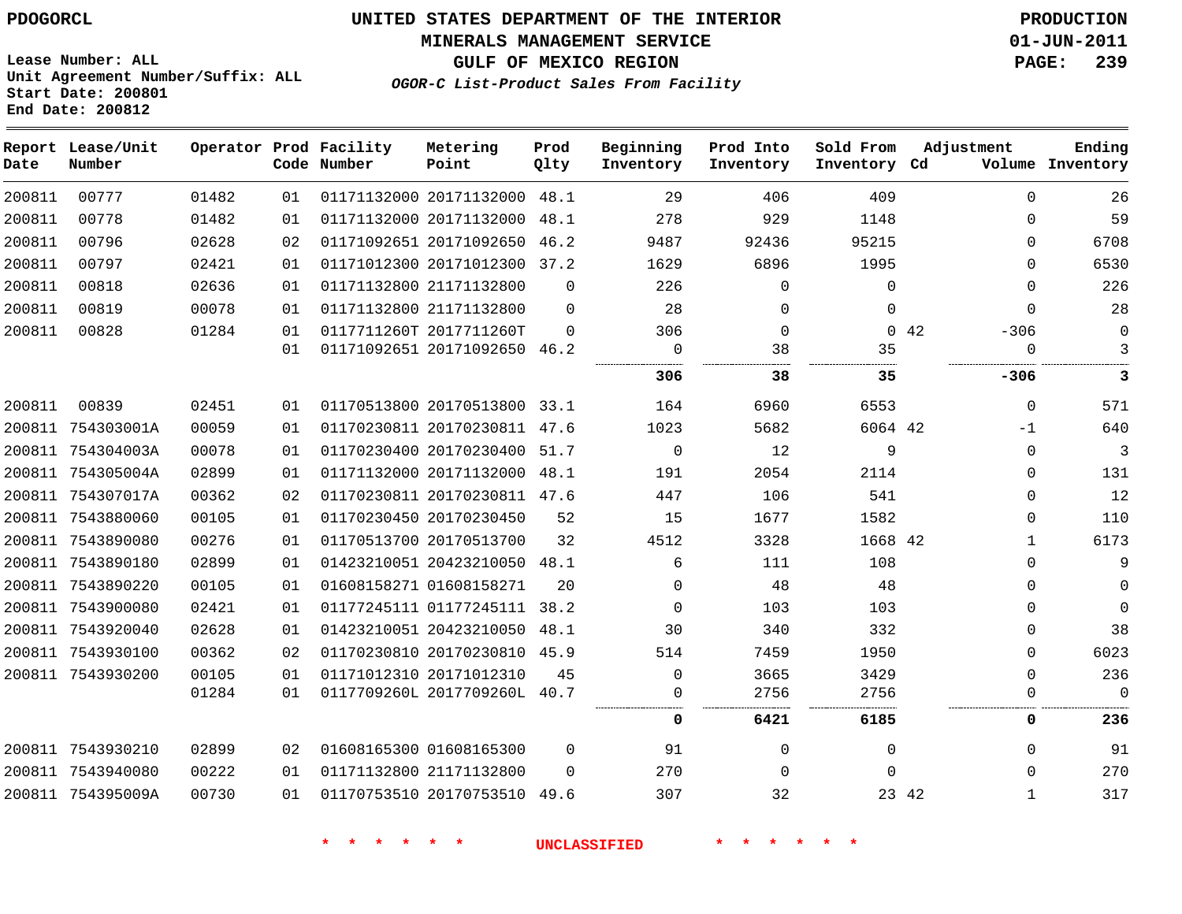# UNITED STATES DEPARTMENT OF THE INTERIOR
## MINERALS MANAGEMENT SERVICE
## GULF OF MEXICO REGION
### *OGOR-C List-Product Sales From Facility*

PDOGORCL

Lease Number: ALL
Unit Agreement Number/Suffix: ALL
Start Date: 200801
End Date: 200812

PRODUCTION
01-JUN-2011

| Report Date | Lease/Unit Number | Operator | Prod Code | Facility Number | Metering Point | Prod Qlty | Beginning Inventory | Prod Into Inventory | Sold From Inventory | Adjustment Cd | Adjustment Volume | Ending Inventory |
|---|---|---|---|---|---|---|---|---|---|---|---|---|
| 200811 | 00777 | 01482 | 01 | 01171132000 | 20171132000 | 48.1 | 29 | 406 | 409 | | 0 | 26 |
| 200811 | 00778 | 01482 | 01 | 01171132000 | 20171132000 | 48.1 | 278 | 929 | 1148 | | 0 | 59 |
| 200811 | 00796 | 02628 | 02 | 01171092651 | 20171092650 | 46.2 | 9487 | 92436 | 95215 | | 0 | 6708 |
| 200811 | 00797 | 02421 | 01 | 01171012300 | 20171012300 | 37.2 | 1629 | 6896 | 1995 | | 0 | 6530 |
| 200811 | 00818 | 02636 | 01 | 01171132800 | 21171132800 | 0 | 226 | 0 | 0 | | 0 | 226 |
| 200811 | 00819 | 00078 | 01 | 01171132800 | 21171132800 | 0 | 28 | 0 | 0 | | 0 | 28 |
| 200811 | 00828 | 01284 | 01 | 0117711260T | 2017711260T | 0 | 306 | 0 | 0 | 42 | -306 | 0 |
| | | | 01 | 01171092651 | 20171092650 | 46.2 | 0 | 38 | 35 | | 0 | 3 |
| | | | | | | | **306** | **38** | **35** | | **-306** | **3** |
| 200811 | 00839 | 02451 | 01 | 01170513800 | 20170513800 | 33.1 | 164 | 6960 | 6553 | | 0 | 571 |
| 200811 | 754303001A | 00059 | 01 | 01170230811 | 20170230811 | 47.6 | 1023 | 5682 | 6064 | 42 | -1 | 640 |
| 200811 | 754304003A | 00078 | 01 | 01170230400 | 20170230400 | 51.7 | 0 | 12 | 9 | | 0 | 3 |
| 200811 | 754305004A | 02899 | 01 | 01171132000 | 20171132000 | 48.1 | 191 | 2054 | 2114 | | 0 | 131 |
| 200811 | 754307017A | 00362 | 02 | 01170230811 | 20170230811 | 47.6 | 447 | 106 | 541 | | 0 | 12 |
| 200811 | 7543880060 | 00105 | 01 | 01170230450 | 20170230450 | 52 | 15 | 1677 | 1582 | | 0 | 110 |
| 200811 | 7543890080 | 00276 | 01 | 01170513700 | 20170513700 | 32 | 4512 | 3328 | 1668 | 42 | 1 | 6173 |
| 200811 | 7543890180 | 02899 | 01 | 01423210051 | 20423210050 | 48.1 | 6 | 111 | 108 | | 0 | 9 |
| 200811 | 7543890220 | 00105 | 01 | 01608158271 | 01608158271 | 20 | 0 | 48 | 48 | | 0 | 0 |
| 200811 | 7543900080 | 02421 | 01 | 01177245111 | 01177245111 | 38.2 | 0 | 103 | 103 | | 0 | 0 |
| 200811 | 7543920040 | 02628 | 01 | 01423210051 | 20423210050 | 48.1 | 30 | 340 | 332 | | 0 | 38 |
| 200811 | 7543930100 | 00362 | 02 | 01170230810 | 20170230810 | 45.9 | 514 | 7459 | 1950 | | 0 | 6023 |
| 200811 | 7543930200 | 00105 | 01 | 01171012310 | 20171012310 | 45 | 0 | 3665 | 3429 | | 0 | 236 |
| | | 01284 | 01 | 0117709260L | 2017709260L | 40.7 | 0 | 2756 | 2756 | | 0 | 0 |
| | | | | | | | **0** | **6421** | **6185** | | **0** | **236** |
| 200811 | 7543930210 | 02899 | 02 | 01608165300 | 01608165300 | 0 | 91 | 0 | 0 | | 0 | 91 |
| 200811 | 7543940080 | 00222 | 01 | 01171132800 | 21171132800 | 0 | 270 | 0 | 0 | | 0 | 270 |
| 200811 | 754395009A | 00730 | 01 | 01170753510 | 20170753510 | 49.6 | 307 | 32 | 23 | 42 | 1 | 317 |

\* \* \* \* \* \* UNCLASSIFIED \* \* \* \* \* \*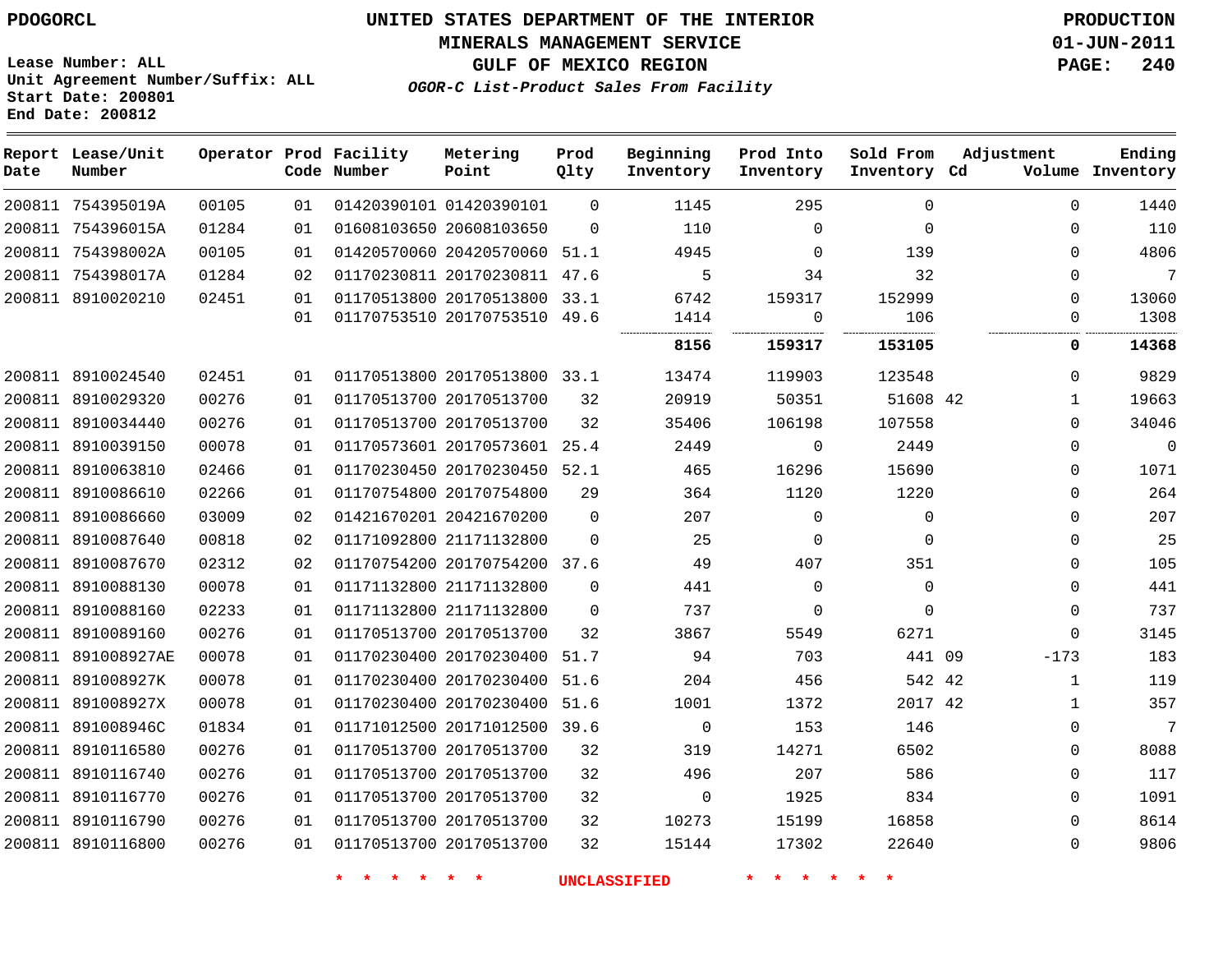PDOGORCL

# UNITED STATES DEPARTMENT OF THE INTERIOR
## MINERALS MANAGEMENT SERVICE
## GULF OF MEXICO REGION
### *OGOR-C List-Product Sales From Facility*

PRODUCTION
01-JUN-2011

Lease Number: ALL
Unit Agreement Number/Suffix: ALL
Start Date: 200801
End Date: 200812

| Report Date | Lease/Unit Number | Operator | Prod Code | Facility Number | Metering Point | Prod Qlty | Beginning Inventory | Prod Into Inventory | Sold From Inventory | Adjustment Cd | Adjustment Volume | Ending Inventory |
|---|---|---|---|---|---|---|---|---|---|---|---|---|
| 200811 | 754395019A | 00105 | 01 | 01420390101 | 01420390101 | 0 | 1145 | 295 | 0 | | 0 | 1440 |
| 200811 | 754396015A | 01284 | 01 | 01608103650 | 20608103650 | 0 | 110 | 0 | 0 | | 0 | 110 |
| 200811 | 754398002A | 00105 | 01 | 01420570060 | 20420570060 | 51.1 | 4945 | 0 | 139 | | 0 | 4806 |
| 200811 | 754398017A | 01284 | 02 | 01170230811 | 20170230811 | 47.6 | 5 | 34 | 32 | | 0 | 7 |
| 200811 | 8910020210 | 02451 | 01 | 01170513800 | 20170513800 | 33.1 | 6742 | 159317 | 152999 | | 0 | 13060 |
| | | | 01 | 01170753510 | 20170753510 | 49.6 | 1414 | 0 | 106 | | 0 | 1308 |
| | | | | | | | **8156** | **159317** | **153105** | | **0** | **14368** |
| 200811 | 8910024540 | 02451 | 01 | 01170513800 | 20170513800 | 33.1 | 13474 | 119903 | 123548 | | 0 | 9829 |
| 200811 | 8910029320 | 00276 | 01 | 01170513700 | 20170513700 | 32 | 20919 | 50351 | 51608 | 42 | 1 | 19663 |
| 200811 | 8910034440 | 00276 | 01 | 01170513700 | 20170513700 | 32 | 35406 | 106198 | 107558 | | 0 | 34046 |
| 200811 | 8910039150 | 00078 | 01 | 01170573601 | 20170573601 | 25.4 | 2449 | 0 | 2449 | | 0 | 0 |
| 200811 | 8910063810 | 02466 | 01 | 01170230450 | 20170230450 | 52.1 | 465 | 16296 | 15690 | | 0 | 1071 |
| 200811 | 8910086610 | 02266 | 01 | 01170754800 | 20170754800 | 29 | 364 | 1120 | 1220 | | 0 | 264 |
| 200811 | 8910086660 | 03009 | 02 | 01421670201 | 20421670200 | 0 | 207 | 0 | 0 | | 0 | 207 |
| 200811 | 8910087640 | 00818 | 02 | 01171092800 | 21171132800 | 0 | 25 | 0 | 0 | | 0 | 25 |
| 200811 | 8910087670 | 02312 | 02 | 01170754200 | 20170754200 | 37.6 | 49 | 407 | 351 | | 0 | 105 |
| 200811 | 8910088130 | 00078 | 01 | 01171132800 | 21171132800 | 0 | 441 | 0 | 0 | | 0 | 441 |
| 200811 | 8910088160 | 02233 | 01 | 01171132800 | 21171132800 | 0 | 737 | 0 | 0 | | 0 | 737 |
| 200811 | 8910089160 | 00276 | 01 | 01170513700 | 20170513700 | 32 | 3867 | 5549 | 6271 | | 0 | 3145 |
| 200811 | 891008927AE | 00078 | 01 | 01170230400 | 20170230400 | 51.7 | 94 | 703 | 441 | 09 | -173 | 183 |
| 200811 | 891008927K | 00078 | 01 | 01170230400 | 20170230400 | 51.6 | 204 | 456 | 542 | 42 | 1 | 119 |
| 200811 | 891008927X | 00078 | 01 | 01170230400 | 20170230400 | 51.6 | 1001 | 1372 | 2017 | 42 | 1 | 357 |
| 200811 | 891008946C | 01834 | 01 | 01171012500 | 20171012500 | 39.6 | 0 | 153 | 146 | | 0 | 7 |
| 200811 | 8910116580 | 00276 | 01 | 01170513700 | 20170513700 | 32 | 319 | 14271 | 6502 | | 0 | 8088 |
| 200811 | 8910116740 | 00276 | 01 | 01170513700 | 20170513700 | 32 | 496 | 207 | 586 | | 0 | 117 |
| 200811 | 8910116770 | 00276 | 01 | 01170513700 | 20170513700 | 32 | 0 | 1925 | 834 | | 0 | 1091 |
| 200811 | 8910116790 | 00276 | 01 | 01170513700 | 20170513700 | 32 | 10273 | 15199 | 16858 | | 0 | 8614 |
| 200811 | 8910116800 | 00276 | 01 | 01170513700 | 20170513700 | 32 | 15144 | 17302 | 22640 | | 0 | 9806 |

* * * * * * UNCLASSIFIED * * * * * *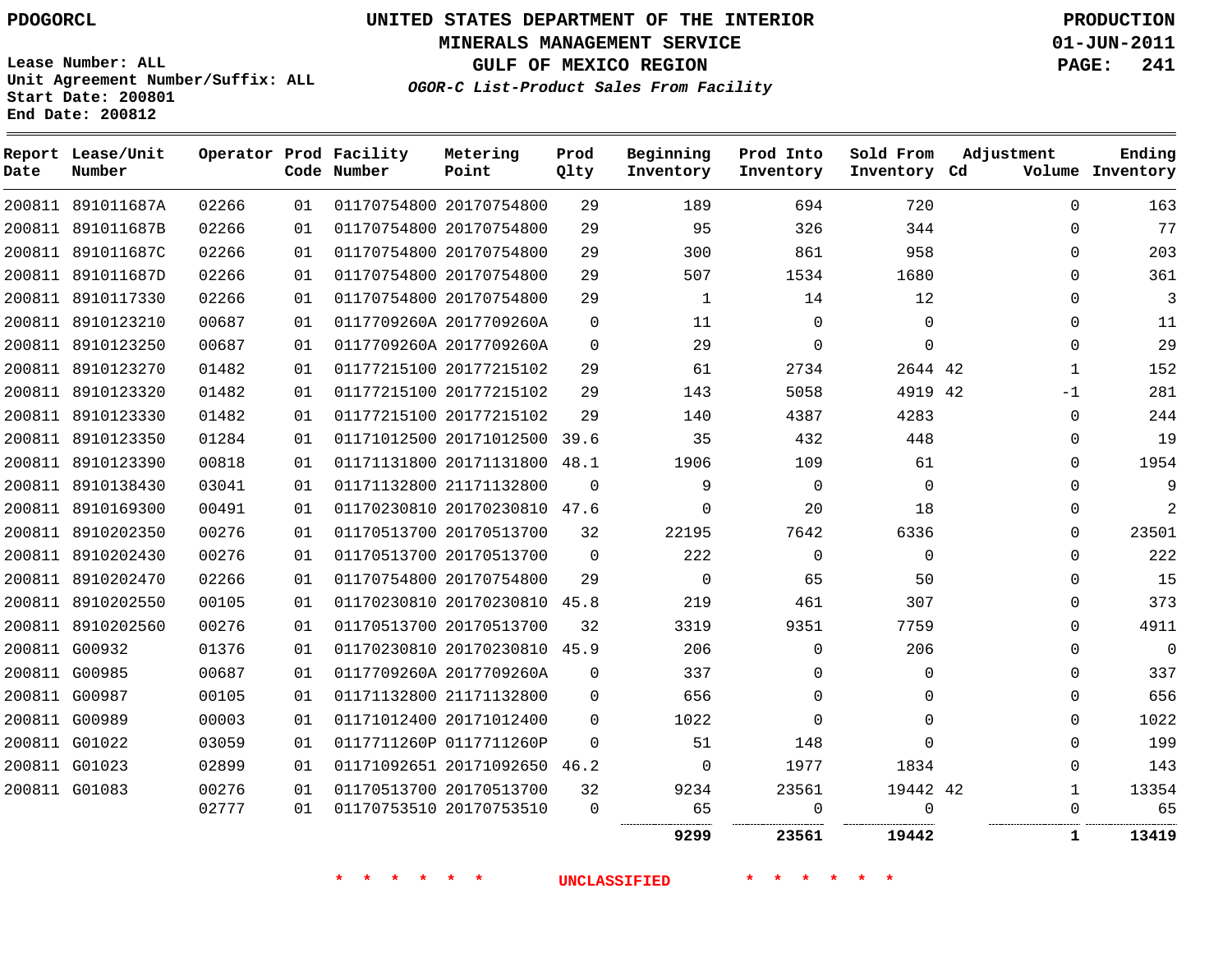PDOGORCL

# UNITED STATES DEPARTMENT OF THE INTERIOR
## MINERALS MANAGEMENT SERVICE
## GULF OF MEXICO REGION
### *OGOR-C List-Product Sales From Facility*

PRODUCTION
01-JUN-2011

Lease Number: ALL
Unit Agreement Number/Suffix: ALL
Start Date: 200801
End Date: 200812

| Report Date | Lease/Unit Number | Operator | Prod Code | Facility Number | Metering Point | Prod Qlty | Beginning Inventory | Prod Into Inventory | Sold From Inventory | Adjustment Cd | Volume | Ending Inventory |
|---|---|---|---|---|---|---|---|---|---|---|---|---|
| 200811 | 891011687A | 02266 | 01 | 01170754800 | 20170754800 | 29 | 189 | 694 | 720 | | 0 | 163 |
| 200811 | 891011687B | 02266 | 01 | 01170754800 | 20170754800 | 29 | 95 | 326 | 344 | | 0 | 77 |
| 200811 | 891011687C | 02266 | 01 | 01170754800 | 20170754800 | 29 | 300 | 861 | 958 | | 0 | 203 |
| 200811 | 891011687D | 02266 | 01 | 01170754800 | 20170754800 | 29 | 507 | 1534 | 1680 | | 0 | 361 |
| 200811 | 8910117330 | 02266 | 01 | 01170754800 | 20170754800 | 29 | 1 | 14 | 12 | | 0 | 3 |
| 200811 | 8910123210 | 00687 | 01 | 0117709260A | 2017709260A | 0 | 11 | 0 | 0 | | 0 | 11 |
| 200811 | 8910123250 | 00687 | 01 | 0117709260A | 2017709260A | 0 | 29 | 0 | 0 | | 0 | 29 |
| 200811 | 8910123270 | 01482 | 01 | 01177215100 | 20177215102 | 29 | 61 | 2734 | 2644 | 42 | 1 | 152 |
| 200811 | 8910123320 | 01482 | 01 | 01177215100 | 20177215102 | 29 | 143 | 5058 | 4919 | 42 | -1 | 281 |
| 200811 | 8910123330 | 01482 | 01 | 01177215100 | 20177215102 | 29 | 140 | 4387 | 4283 | | 0 | 244 |
| 200811 | 8910123350 | 01284 | 01 | 01171012500 | 20171012500 | 39.6 | 35 | 432 | 448 | | 0 | 19 |
| 200811 | 8910123390 | 00818 | 01 | 01171131800 | 20171131800 | 48.1 | 1906 | 109 | 61 | | 0 | 1954 |
| 200811 | 8910138430 | 03041 | 01 | 01171132800 | 21171132800 | 0 | 9 | 0 | 0 | | 0 | 9 |
| 200811 | 8910169300 | 00491 | 01 | 01170230810 | 20170230810 | 47.6 | 0 | 20 | 18 | | 0 | 2 |
| 200811 | 8910202350 | 00276 | 01 | 01170513700 | 20170513700 | 32 | 22195 | 7642 | 6336 | | 0 | 23501 |
| 200811 | 8910202430 | 00276 | 01 | 01170513700 | 20170513700 | 0 | 222 | 0 | 0 | | 0 | 222 |
| 200811 | 8910202470 | 02266 | 01 | 01170754800 | 20170754800 | 29 | 0 | 65 | 50 | | 0 | 15 |
| 200811 | 8910202550 | 00105 | 01 | 01170230810 | 20170230810 | 45.8 | 219 | 461 | 307 | | 0 | 373 |
| 200811 | 8910202560 | 00276 | 01 | 01170513700 | 20170513700 | 32 | 3319 | 9351 | 7759 | | 0 | 4911 |
| 200811 | G00932 | 01376 | 01 | 01170230810 | 20170230810 | 45.9 | 206 | 0 | 206 | | 0 | 0 |
| 200811 | G00985 | 00687 | 01 | 0117709260A | 2017709260A | 0 | 337 | 0 | 0 | | 0 | 337 |
| 200811 | G00987 | 00105 | 01 | 01171132800 | 21171132800 | 0 | 656 | 0 | 0 | | 0 | 656 |
| 200811 | G00989 | 00003 | 01 | 01171012400 | 20171012400 | 0 | 1022 | 0 | 0 | | 0 | 1022 |
| 200811 | G01022 | 03059 | 01 | 0117711260P | 0117711260P | 0 | 51 | 148 | 0 | | 0 | 199 |
| 200811 | G01023 | 02899 | 01 | 01171092651 | 20171092650 | 46.2 | 0 | 1977 | 1834 | | 0 | 143 |
| 200811 | G01083 | 00276 | 01 | 01170513700 | 20170513700 | 32 | 9234 | 23561 | 19442 | 42 | 1 | 13354 |
| | | 02777 | 01 | 01170753510 | 20170753510 | 0 | 65 | 0 | 0 | | 0 | 65 |
| | | | | | | | **9299** | **23561** | **19442** | | **1** | **13419** |

\* \* \* \* \* \* UNCLASSIFIED \* \* \* \* \* \*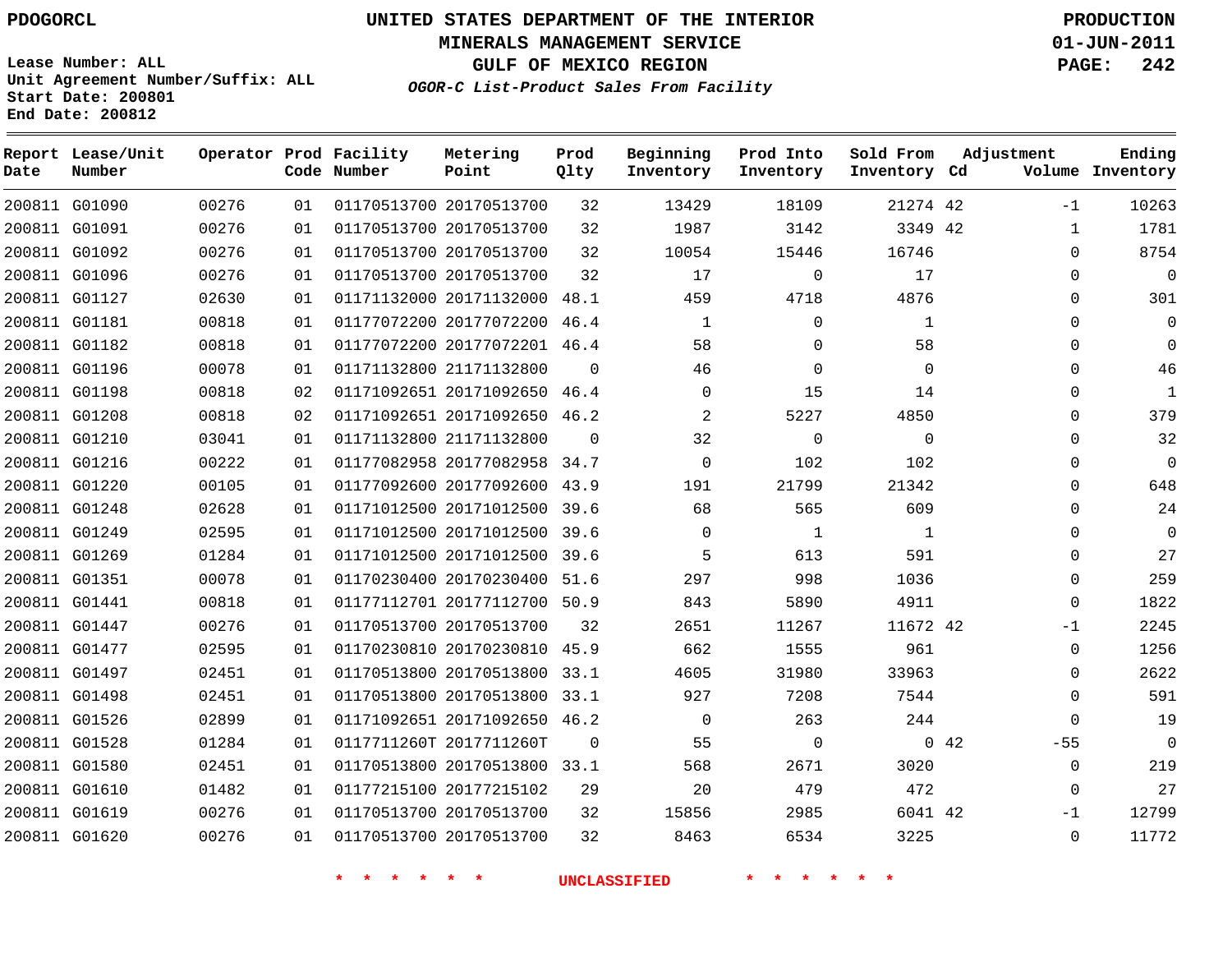PDOGORCL

Lease Number: ALL
Unit Agreement Number/Suffix: ALL
Start Date: 200801
End Date: 200812

# UNITED STATES DEPARTMENT OF THE INTERIOR
## MINERALS MANAGEMENT SERVICE
## GULF OF MEXICO REGION
### *OGOR-C List-Product Sales From Facility*

PRODUCTION
01-JUN-2011

| Report Date | Lease/Unit Number | Operator | Prod Code | Facility Number | Metering Point | Prod Qlty | Beginning Inventory | Prod Into Inventory | Sold From Inventory | Adjustment Cd | Adjustment Volume | Ending Inventory |
|---|---|---|---|---|---|---|---|---|---|---|---|---|
| 200811 | G01090 | 00276 | 01 | 01170513700 | 20170513700 | 32 | 13429 | 18109 | 21274 | 42 | -1 | 10263 |
| 200811 | G01091 | 00276 | 01 | 01170513700 | 20170513700 | 32 | 1987 | 3142 | 3349 | 42 | 1 | 1781 |
| 200811 | G01092 | 00276 | 01 | 01170513700 | 20170513700 | 32 | 10054 | 15446 | 16746 | | 0 | 8754 |
| 200811 | G01096 | 00276 | 01 | 01170513700 | 20170513700 | 32 | 17 | 0 | 17 | | 0 | 0 |
| 200811 | G01127 | 02630 | 01 | 01171132000 | 20171132000 | 48.1 | 459 | 4718 | 4876 | | 0 | 301 |
| 200811 | G01181 | 00818 | 01 | 01177072200 | 20177072200 | 46.4 | 1 | 0 | 1 | | 0 | 0 |
| 200811 | G01182 | 00818 | 01 | 01177072200 | 20177072201 | 46.4 | 58 | 0 | 58 | | 0 | 0 |
| 200811 | G01196 | 00078 | 01 | 01171132800 | 21171132800 | 0 | 46 | 0 | 0 | | 0 | 46 |
| 200811 | G01198 | 00818 | 02 | 01171092651 | 20171092650 | 46.4 | 0 | 15 | 14 | | 0 | 1 |
| 200811 | G01208 | 00818 | 02 | 01171092651 | 20171092650 | 46.2 | 2 | 5227 | 4850 | | 0 | 379 |
| 200811 | G01210 | 03041 | 01 | 01171132800 | 21171132800 | 0 | 32 | 0 | 0 | | 0 | 32 |
| 200811 | G01216 | 00222 | 01 | 01177082958 | 20177082958 | 34.7 | 0 | 102 | 102 | | 0 | 0 |
| 200811 | G01220 | 00105 | 01 | 01177092600 | 20177092600 | 43.9 | 191 | 21799 | 21342 | | 0 | 648 |
| 200811 | G01248 | 02628 | 01 | 01171012500 | 20171012500 | 39.6 | 68 | 565 | 609 | | 0 | 24 |
| 200811 | G01249 | 02595 | 01 | 01171012500 | 20171012500 | 39.6 | 0 | 1 | 1 | | 0 | 0 |
| 200811 | G01269 | 01284 | 01 | 01171012500 | 20171012500 | 39.6 | 5 | 613 | 591 | | 0 | 27 |
| 200811 | G01351 | 00078 | 01 | 01170230400 | 20170230400 | 51.6 | 297 | 998 | 1036 | | 0 | 259 |
| 200811 | G01441 | 00818 | 01 | 01177112701 | 20177112700 | 50.9 | 843 | 5890 | 4911 | | 0 | 1822 |
| 200811 | G01447 | 00276 | 01 | 01170513700 | 20170513700 | 32 | 2651 | 11267 | 11672 | 42 | -1 | 2245 |
| 200811 | G01477 | 02595 | 01 | 01170230810 | 20170230810 | 45.9 | 662 | 1555 | 961 | | 0 | 1256 |
| 200811 | G01497 | 02451 | 01 | 01170513800 | 20170513800 | 33.1 | 4605 | 31980 | 33963 | | 0 | 2622 |
| 200811 | G01498 | 02451 | 01 | 01170513800 | 20170513800 | 33.1 | 927 | 7208 | 7544 | | 0 | 591 |
| 200811 | G01526 | 02899 | 01 | 01171092651 | 20171092650 | 46.2 | 0 | 263 | 244 | | 0 | 19 |
| 200811 | G01528 | 01284 | 01 | 0117711260T | 2017711260T | 0 | 55 | 0 | 0 | 42 | -55 | 0 |
| 200811 | G01580 | 02451 | 01 | 01170513800 | 20170513800 | 33.1 | 568 | 2671 | 3020 | | 0 | 219 |
| 200811 | G01610 | 01482 | 01 | 01177215100 | 20177215102 | 29 | 20 | 479 | 472 | | 0 | 27 |
| 200811 | G01619 | 00276 | 01 | 01170513700 | 20170513700 | 32 | 15856 | 2985 | 6041 | 42 | -1 | 12799 |
| 200811 | G01620 | 00276 | 01 | 01170513700 | 20170513700 | 32 | 8463 | 6534 | 3225 | | 0 | 11772 |

\* \* \* \* \* \* UNCLASSIFIED \* \* \* \* \* \*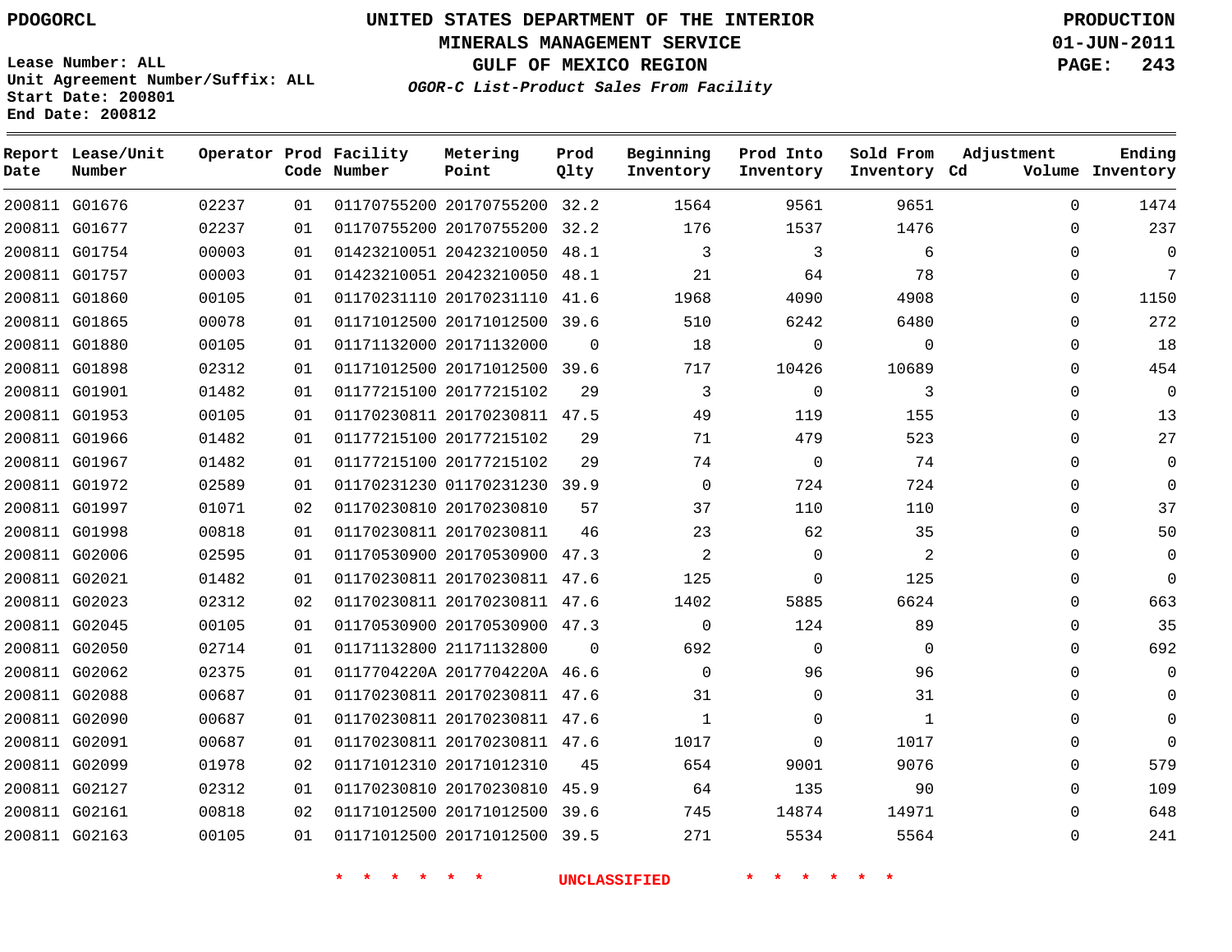PDOGORCL

# UNITED STATES DEPARTMENT OF THE INTERIOR
## MINERALS MANAGEMENT SERVICE
## GULF OF MEXICO REGION
### *OGOR-C List-Product Sales From Facility*

**PRODUCTION**
**01-JUN-2011**

Lease Number: ALL
Unit Agreement Number/Suffix: ALL
Start Date: 200801
End Date: 200812

| Report Date | Lease/Unit Number | Operator | Prod Code | Facility Number | Metering Point | Prod Qlty | Beginning Inventory | Prod Into Inventory | Sold From Inventory | Adjustment Cd | Adjustment Volume | Ending Inventory |
|---|---|---|---|---|---|---|---|---|---|---|---|---|
| 200811 | G01676 | 02237 | 01 | 01170755200 | 20170755200 | 32.2 | 1564 | 9561 | 9651 | | 0 | 1474 |
| 200811 | G01677 | 02237 | 01 | 01170755200 | 20170755200 | 32.2 | 176 | 1537 | 1476 | | 0 | 237 |
| 200811 | G01754 | 00003 | 01 | 01423210051 | 20423210050 | 48.1 | 3 | 3 | 6 | | 0 | 0 |
| 200811 | G01757 | 00003 | 01 | 01423210051 | 20423210050 | 48.1 | 21 | 64 | 78 | | 0 | 7 |
| 200811 | G01860 | 00105 | 01 | 01170231110 | 20170231110 | 41.6 | 1968 | 4090 | 4908 | | 0 | 1150 |
| 200811 | G01865 | 00078 | 01 | 01171012500 | 20171012500 | 39.6 | 510 | 6242 | 6480 | | 0 | 272 |
| 200811 | G01880 | 00105 | 01 | 01171132000 | 20171132000 | 0 | 18 | 0 | 0 | | 0 | 18 |
| 200811 | G01898 | 02312 | 01 | 01171012500 | 20171012500 | 39.6 | 717 | 10426 | 10689 | | 0 | 454 |
| 200811 | G01901 | 01482 | 01 | 01177215100 | 20177215102 | 29 | 3 | 0 | 3 | | 0 | 0 |
| 200811 | G01953 | 00105 | 01 | 01170230811 | 20170230811 | 47.5 | 49 | 119 | 155 | | 0 | 13 |
| 200811 | G01966 | 01482 | 01 | 01177215100 | 20177215102 | 29 | 71 | 479 | 523 | | 0 | 27 |
| 200811 | G01967 | 01482 | 01 | 01177215100 | 20177215102 | 29 | 74 | 0 | 74 | | 0 | 0 |
| 200811 | G01972 | 02589 | 01 | 01170231230 | 01170231230 | 39.9 | 0 | 724 | 724 | | 0 | 0 |
| 200811 | G01997 | 01071 | 02 | 01170230810 | 20170230810 | 57 | 37 | 110 | 110 | | 0 | 37 |
| 200811 | G01998 | 00818 | 01 | 01170230811 | 20170230811 | 46 | 23 | 62 | 35 | | 0 | 50 |
| 200811 | G02006 | 02595 | 01 | 01170530900 | 20170530900 | 47.3 | 2 | 0 | 2 | | 0 | 0 |
| 200811 | G02021 | 01482 | 01 | 01170230811 | 20170230811 | 47.6 | 125 | 0 | 125 | | 0 | 0 |
| 200811 | G02023 | 02312 | 02 | 01170230811 | 20170230811 | 47.6 | 1402 | 5885 | 6624 | | 0 | 663 |
| 200811 | G02045 | 00105 | 01 | 01170530900 | 20170530900 | 47.3 | 0 | 124 | 89 | | 0 | 35 |
| 200811 | G02050 | 02714 | 01 | 01171132800 | 21171132800 | 0 | 692 | 0 | 0 | | 0 | 692 |
| 200811 | G02062 | 02375 | 01 | 0117704220A | 2017704220A | 46.6 | 0 | 96 | 96 | | 0 | 0 |
| 200811 | G02088 | 00687 | 01 | 01170230811 | 20170230811 | 47.6 | 31 | 0 | 31 | | 0 | 0 |
| 200811 | G02090 | 00687 | 01 | 01170230811 | 20170230811 | 47.6 | 1 | 0 | 1 | | 0 | 0 |
| 200811 | G02091 | 00687 | 01 | 01170230811 | 20170230811 | 47.6 | 1017 | 0 | 1017 | | 0 | 0 |
| 200811 | G02099 | 01978 | 02 | 01171012310 | 20171012310 | 45 | 654 | 9001 | 9076 | | 0 | 579 |
| 200811 | G02127 | 02312 | 01 | 01170230810 | 20170230810 | 45.9 | 64 | 135 | 90 | | 0 | 109 |
| 200811 | G02161 | 00818 | 02 | 01171012500 | 20171012500 | 39.6 | 745 | 14874 | 14971 | | 0 | 648 |
| 200811 | G02163 | 00105 | 01 | 01171012500 | 20171012500 | 39.5 | 271 | 5534 | 5564 | | 0 | 241 |

* * * * * * UNCLASSIFIED * * * * * *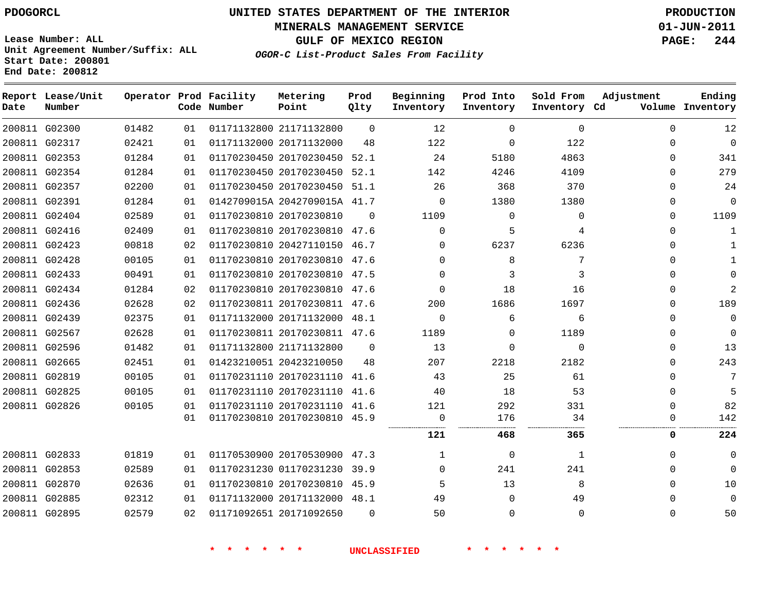# UNITED STATES DEPARTMENT OF THE INTERIOR
## MINERALS MANAGEMENT SERVICE
## GULF OF MEXICO REGION
### OGOR-C List-Product Sales From Facility

PDOGORCL

Lease Number: ALL
Unit Agreement Number/Suffix: ALL
Start Date: 200801
End Date: 200812

PRODUCTION
01-JUN-2011
PAGE: 244

| Report Date | Lease/Unit Number | Operator | Prod Code | Facility Number | Metering Point | Prod Qlty | Beginning Inventory | Prod Into Inventory | Sold From Inventory | Adjustment Cd | Volume | Ending Inventory |
|---|---|---|---|---|---|---|---|---|---|---|---|---|
| 200811 | G02300 | 01482 | 01 | 01171132800 | 21171132800 | 0 | 12 | 0 | 0 | | 0 | 12 |
| 200811 | G02317 | 02421 | 01 | 01171132000 | 20171132000 | 48 | 122 | 0 | 122 | | 0 | 0 |
| 200811 | G02353 | 01284 | 01 | 01170230450 | 20170230450 | 52.1 | 24 | 5180 | 4863 | | 0 | 341 |
| 200811 | G02354 | 01284 | 01 | 01170230450 | 20170230450 | 52.1 | 142 | 4246 | 4109 | | 0 | 279 |
| 200811 | G02357 | 02200 | 01 | 01170230450 | 20170230450 | 51.1 | 26 | 368 | 370 | | 0 | 24 |
| 200811 | G02391 | 01284 | 01 | 0142709015A | 2042709015A | 41.7 | 0 | 1380 | 1380 | | 0 | 0 |
| 200811 | G02404 | 02589 | 01 | 01170230810 | 20170230810 | 0 | 1109 | 0 | 0 | | 0 | 1109 |
| 200811 | G02416 | 02409 | 01 | 01170230810 | 20170230810 | 47.6 | 0 | 5 | 4 | | 0 | 1 |
| 200811 | G02423 | 00818 | 02 | 01170230810 | 20427110150 | 46.7 | 0 | 6237 | 6236 | | 0 | 1 |
| 200811 | G02428 | 00105 | 01 | 01170230810 | 20170230810 | 47.6 | 0 | 8 | 7 | | 0 | 1 |
| 200811 | G02433 | 00491 | 01 | 01170230810 | 20170230810 | 47.5 | 0 | 3 | 3 | | 0 | 0 |
| 200811 | G02434 | 01284 | 02 | 01170230810 | 20170230810 | 47.6 | 0 | 18 | 16 | | 0 | 2 |
| 200811 | G02436 | 02628 | 02 | 01170230811 | 20170230811 | 47.6 | 200 | 1686 | 1697 | | 0 | 189 |
| 200811 | G02439 | 02375 | 01 | 01171132000 | 20171132000 | 48.1 | 0 | 6 | 6 | | 0 | 0 |
| 200811 | G02567 | 02628 | 01 | 01170230811 | 20170230811 | 47.6 | 1189 | 0 | 1189 | | 0 | 0 |
| 200811 | G02596 | 01482 | 01 | 01171132800 | 21171132800 | 0 | 13 | 0 | 0 | | 0 | 13 |
| 200811 | G02665 | 02451 | 01 | 01423210051 | 20423210050 | 48 | 207 | 2218 | 2182 | | 0 | 243 |
| 200811 | G02819 | 00105 | 01 | 01170231110 | 20170231110 | 41.6 | 43 | 25 | 61 | | 0 | 7 |
| 200811 | G02825 | 00105 | 01 | 01170231110 | 20170231110 | 41.6 | 40 | 18 | 53 | | 0 | 5 |
| 200811 | G02826 | 00105 | 01 | 01170231110 | 20170231110 | 41.6 | 121 | 292 | 331 | | 0 | 82 |
| | | | 01 | 01170230810 | 20170230810 | 45.9 | 0 | 176 | 34 | | 0 | 142 |
| | | | | | | | **121** | **468** | **365** | | **0** | **224** |
| 200811 | G02833 | 01819 | 01 | 01170530900 | 20170530900 | 47.3 | 1 | 0 | 1 | | 0 | 0 |
| 200811 | G02853 | 02589 | 01 | 01170231230 | 01170231230 | 39.9 | 0 | 241 | 241 | | 0 | 0 |
| 200811 | G02870 | 02636 | 01 | 01170230810 | 20170230810 | 45.9 | 5 | 13 | 8 | | 0 | 10 |
| 200811 | G02885 | 02312 | 01 | 01171132000 | 20171132000 | 48.1 | 49 | 0 | 49 | | 0 | 0 |
| 200811 | G02895 | 02579 | 02 | 01171092651 | 20171092650 | 0 | 50 | 0 | 0 | | 0 | 50 |

\* \* \* \* \* \* UNCLASSIFIED \* \* \* \* \* \*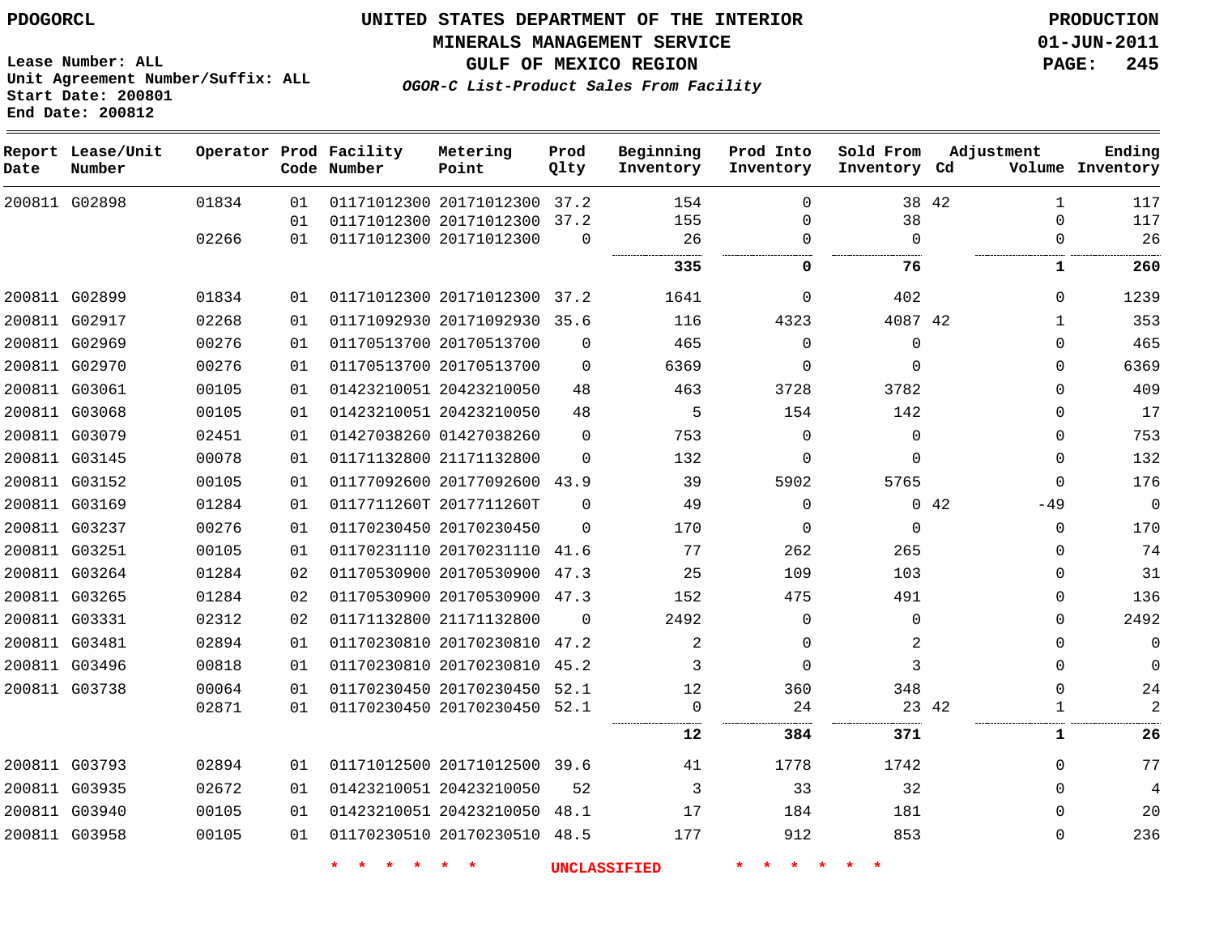Lease Number: ALL
Unit Agreement Number/Suffix: ALL
Start Date: 200801
End Date: 200812

# UNITED STATES DEPARTMENT OF THE INTERIOR
## MINERALS MANAGEMENT SERVICE
## GULF OF MEXICO REGION
### *OGOR-C List-Product Sales From Facility*

PRODUCTION
01-JUN-2011

| Report Date | Lease/Unit Number | Operator | Prod Code | Facility Number | Metering Point | Prod Qlty | Beginning Inventory | Prod Into Inventory | Sold From Inventory | Adjustment Cd | Adjustment Volume | Ending Inventory |
|---|---|---|---|---|---|---|---|---|---|---|---|---|
| 200811 | G02898 | 01834 | 01 | 01171012300 | 20171012300 | 37.2 | 154 | 0 | 38 | 42 | 1 | 117 |
| | | | 01 | 01171012300 | 20171012300 | 37.2 | 155 | 0 | 38 | | 0 | 117 |
| | | 02266 | 01 | 01171012300 | 20171012300 | 0 | 26 | 0 | 0 | | 0 | 26 |
| | | | | | | | **335** | **0** | **76** | | **1** | **260** |
| 200811 | G02899 | 01834 | 01 | 01171012300 | 20171012300 | 37.2 | 1641 | 0 | 402 | | 0 | 1239 |
| 200811 | G02917 | 02268 | 01 | 01171092930 | 20171092930 | 35.6 | 116 | 4323 | 4087 | 42 | 1 | 353 |
| 200811 | G02969 | 00276 | 01 | 01170513700 | 20170513700 | 0 | 465 | 0 | 0 | | 0 | 465 |
| 200811 | G02970 | 00276 | 01 | 01170513700 | 20170513700 | 0 | 6369 | 0 | 0 | | 0 | 6369 |
| 200811 | G03061 | 00105 | 01 | 01423210051 | 20423210050 | 48 | 463 | 3728 | 3782 | | 0 | 409 |
| 200811 | G03068 | 00105 | 01 | 01423210051 | 20423210050 | 48 | 5 | 154 | 142 | | 0 | 17 |
| 200811 | G03079 | 02451 | 01 | 01427038260 | 01427038260 | 0 | 753 | 0 | 0 | | 0 | 753 |
| 200811 | G03145 | 00078 | 01 | 01171132800 | 21171132800 | 0 | 132 | 0 | 0 | | 0 | 132 |
| 200811 | G03152 | 00105 | 01 | 01177092600 | 20177092600 | 43.9 | 39 | 5902 | 5765 | | 0 | 176 |
| 200811 | G03169 | 01284 | 01 | 0117711260T | 2017711260T | 0 | 49 | 0 | 0 | 42 | -49 | 0 |
| 200811 | G03237 | 00276 | 01 | 01170230450 | 20170230450 | 0 | 170 | 0 | 0 | | 0 | 170 |
| 200811 | G03251 | 00105 | 01 | 01170231110 | 20170231110 | 41.6 | 77 | 262 | 265 | | 0 | 74 |
| 200811 | G03264 | 01284 | 02 | 01170530900 | 20170530900 | 47.3 | 25 | 109 | 103 | | 0 | 31 |
| 200811 | G03265 | 01284 | 02 | 01170530900 | 20170530900 | 47.3 | 152 | 475 | 491 | | 0 | 136 |
| 200811 | G03331 | 02312 | 02 | 01171132800 | 21171132800 | 0 | 2492 | 0 | 0 | | 0 | 2492 |
| 200811 | G03481 | 02894 | 01 | 01170230810 | 20170230810 | 47.2 | 2 | 0 | 2 | | 0 | 0 |
| 200811 | G03496 | 00818 | 01 | 01170230810 | 20170230810 | 45.2 | 3 | 0 | 3 | | 0 | 0 |
| 200811 | G03738 | 00064 | 01 | 01170230450 | 20170230450 | 52.1 | 12 | 360 | 348 | | 0 | 24 |
| | | 02871 | 01 | 01170230450 | 20170230450 | 52.1 | 0 | 24 | 23 | 42 | 1 | 2 |
| | | | | | | | **12** | **384** | **371** | | **1** | **26** |
| 200811 | G03793 | 02894 | 01 | 01171012500 | 20171012500 | 39.6 | 41 | 1778 | 1742 | | 0 | 77 |
| 200811 | G03935 | 02672 | 01 | 01423210051 | 20423210050 | 52 | 3 | 33 | 32 | | 0 | 4 |
| 200811 | G03940 | 00105 | 01 | 01423210051 | 20423210050 | 48.1 | 17 | 184 | 181 | | 0 | 20 |
| 200811 | G03958 | 00105 | 01 | 01170230510 | 20170230510 | 48.5 | 177 | 912 | 853 | | 0 | 236 |

* * * * * * UNCLASSIFIED * * * * * *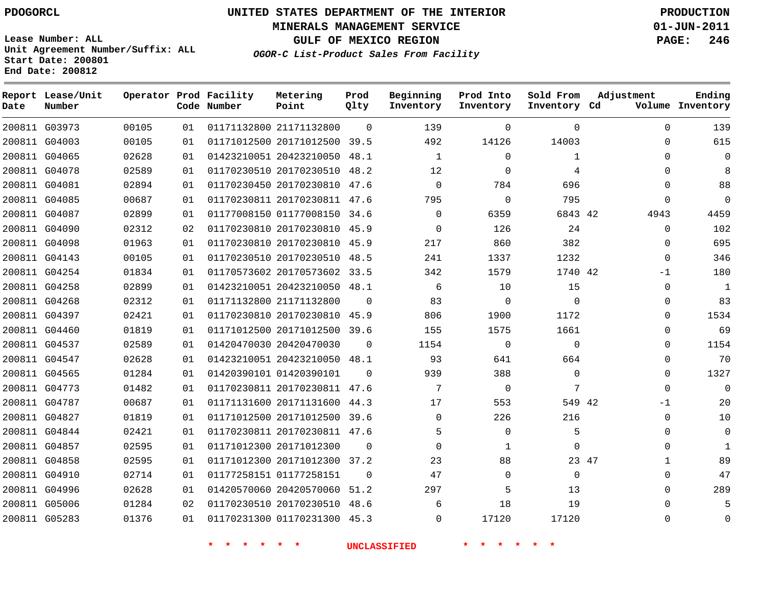PDOGORCL

# UNITED STATES DEPARTMENT OF THE INTERIOR
## MINERALS MANAGEMENT SERVICE
## GULF OF MEXICO REGION
### *OGOR-C List-Product Sales From Facility*

PRODUCTION
01-JUN-2011

Lease Number: ALL
Unit Agreement Number/Suffix: ALL
Start Date: 200801
End Date: 200812

| Report Date | Lease/Unit Number | Operator | Prod Code | Facility Number | Metering Point | Prod Qlty | Beginning Inventory | Prod Into Inventory | Sold From Inventory | Adjustment Cd | Volume | Ending Inventory |
|---|---|---|---|---|---|---|---|---|---|---|---|---|
| 200811 | G03973 | 00105 | 01 | 01171132800 | 21171132800 | 0 | 139 | 0 | 0 | | 0 | 139 |
| 200811 | G04003 | 00105 | 01 | 01171012500 | 20171012500 | 39.5 | 492 | 14126 | 14003 | | 0 | 615 |
| 200811 | G04065 | 02628 | 01 | 01423210051 | 20423210050 | 48.1 | 1 | 0 | 1 | | 0 | 0 |
| 200811 | G04078 | 02589 | 01 | 01170230510 | 20170230510 | 48.2 | 12 | 0 | 4 | | 0 | 8 |
| 200811 | G04081 | 02894 | 01 | 01170230450 | 20170230810 | 47.6 | 0 | 784 | 696 | | 0 | 88 |
| 200811 | G04085 | 00687 | 01 | 01170230811 | 20170230811 | 47.6 | 795 | 0 | 795 | | 0 | 0 |
| 200811 | G04087 | 02899 | 01 | 01177008150 | 01177008150 | 34.6 | 0 | 6359 | 6843 | 42 | 4943 | 4459 |
| 200811 | G04090 | 02312 | 02 | 01170230810 | 20170230810 | 45.9 | 0 | 126 | 24 | | 0 | 102 |
| 200811 | G04098 | 01963 | 01 | 01170230810 | 20170230810 | 45.9 | 217 | 860 | 382 | | 0 | 695 |
| 200811 | G04143 | 00105 | 01 | 01170230510 | 20170230510 | 48.5 | 241 | 1337 | 1232 | | 0 | 346 |
| 200811 | G04254 | 01834 | 01 | 01170573602 | 20170573602 | 33.5 | 342 | 1579 | 1740 | 42 | -1 | 180 |
| 200811 | G04258 | 02899 | 01 | 01423210051 | 20423210050 | 48.1 | 6 | 10 | 15 | | 0 | 1 |
| 200811 | G04268 | 02312 | 01 | 01171132800 | 21171132800 | 0 | 83 | 0 | 0 | | 0 | 83 |
| 200811 | G04397 | 02421 | 01 | 01170230810 | 20170230810 | 45.9 | 806 | 1900 | 1172 | | 0 | 1534 |
| 200811 | G04460 | 01819 | 01 | 01171012500 | 20171012500 | 39.6 | 155 | 1575 | 1661 | | 0 | 69 |
| 200811 | G04537 | 02589 | 01 | 01420470030 | 20420470030 | 0 | 1154 | 0 | 0 | | 0 | 1154 |
| 200811 | G04547 | 02628 | 01 | 01423210051 | 20423210050 | 48.1 | 93 | 641 | 664 | | 0 | 70 |
| 200811 | G04565 | 01284 | 01 | 01420390101 | 01420390101 | 0 | 939 | 388 | 0 | | 0 | 1327 |
| 200811 | G04773 | 01482 | 01 | 01170230811 | 20170230811 | 47.6 | 7 | 0 | 7 | | 0 | 0 |
| 200811 | G04787 | 00687 | 01 | 01171131600 | 20171131600 | 44.3 | 17 | 553 | 549 | 42 | -1 | 20 |
| 200811 | G04827 | 01819 | 01 | 01171012500 | 20171012500 | 39.6 | 0 | 226 | 216 | | 0 | 10 |
| 200811 | G04844 | 02421 | 01 | 01170230811 | 20170230811 | 47.6 | 5 | 0 | 5 | | 0 | 0 |
| 200811 | G04857 | 02595 | 01 | 01171012300 | 20171012300 | 0 | 0 | 1 | 0 | | 0 | 1 |
| 200811 | G04858 | 02595 | 01 | 01171012300 | 20171012300 | 37.2 | 23 | 88 | 23 | 47 | 1 | 89 |
| 200811 | G04910 | 02714 | 01 | 01177258151 | 01177258151 | 0 | 47 | 0 | 0 | | 0 | 47 |
| 200811 | G04996 | 02628 | 01 | 01420570060 | 20420570060 | 51.2 | 297 | 5 | 13 | | 0 | 289 |
| 200811 | G05006 | 01284 | 02 | 01170230510 | 20170230510 | 48.6 | 6 | 18 | 19 | | 0 | 5 |
| 200811 | G05283 | 01376 | 01 | 01170231300 | 01170231300 | 45.3 | 0 | 17120 | 17120 | | 0 | 0 |

* * * * * * UNCLASSIFIED * * * * * *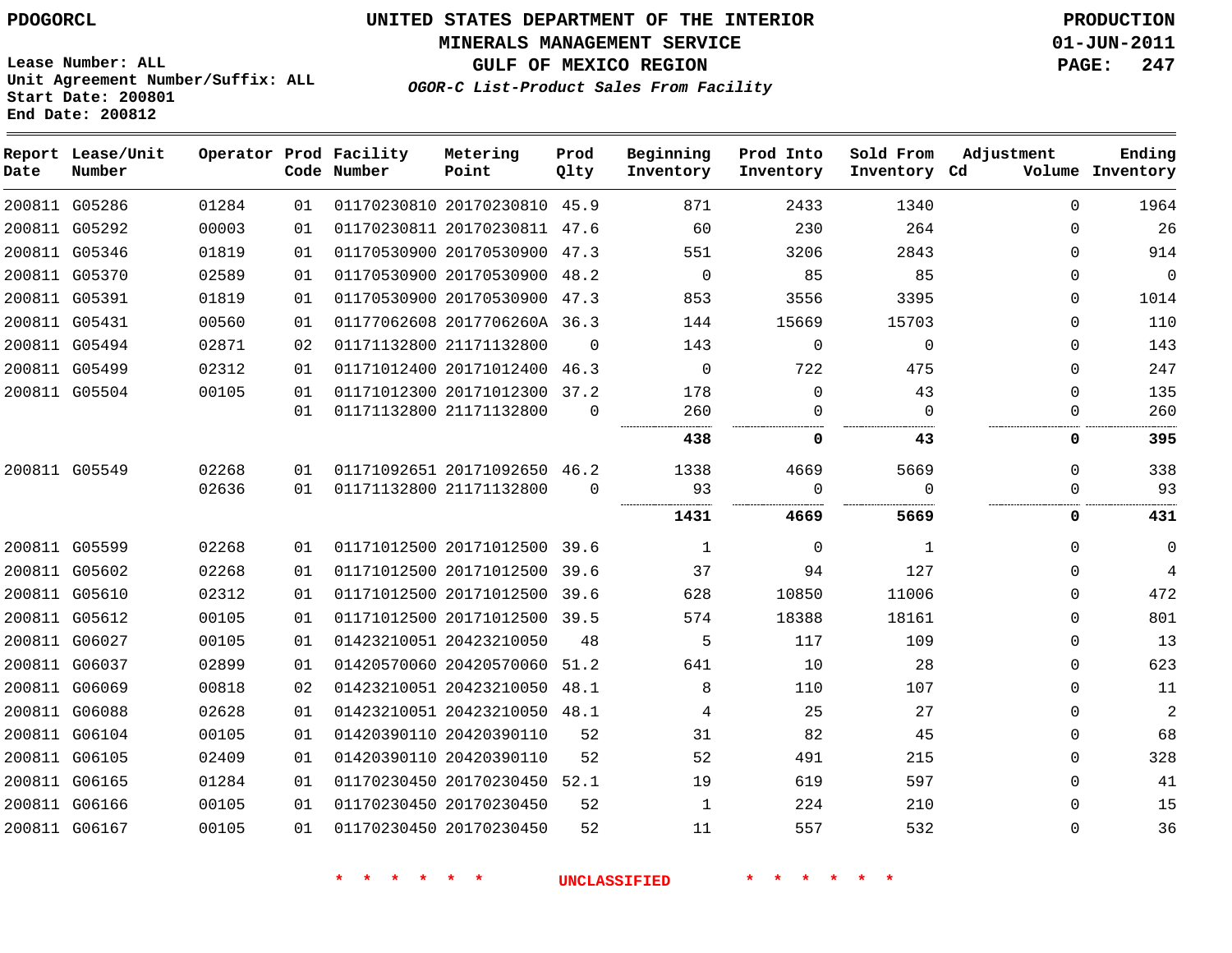PDOGORCL

Lease Number: ALL
Unit Agreement Number/Suffix: ALL
Start Date: 200801
End Date: 200812

# UNITED STATES DEPARTMENT OF THE INTERIOR
## MINERALS MANAGEMENT SERVICE
## GULF OF MEXICO REGION
### *OGOR-C List-Product Sales From Facility*

PRODUCTION
01-JUN-2011

| Report Date | Lease/Unit Number | Operator | Prod Code | Facility Number | Metering Point | Prod Qlty | Beginning Inventory | Prod Into Inventory | Sold From Inventory | Adjustment Cd | Volume | Ending Inventory |
|---|---|---|---|---|---|---|---|---|---|---|---|---|
| 200811 | G05286 | 01284 | 01 | 01170230810 | 20170230810 | 45.9 | 871 | 2433 | 1340 | | 0 | 1964 |
| 200811 | G05292 | 00003 | 01 | 01170230811 | 20170230811 | 47.6 | 60 | 230 | 264 | | 0 | 26 |
| 200811 | G05346 | 01819 | 01 | 01170530900 | 20170530900 | 47.3 | 551 | 3206 | 2843 | | 0 | 914 |
| 200811 | G05370 | 02589 | 01 | 01170530900 | 20170530900 | 48.2 | 0 | 85 | 85 | | 0 | 0 |
| 200811 | G05391 | 01819 | 01 | 01170530900 | 20170530900 | 47.3 | 853 | 3556 | 3395 | | 0 | 1014 |
| 200811 | G05431 | 00560 | 01 | 01177062608 | 2017706260A | 36.3 | 144 | 15669 | 15703 | | 0 | 110 |
| 200811 | G05494 | 02871 | 02 | 01171132800 | 21171132800 | 0 | 143 | 0 | 0 | | 0 | 143 |
| 200811 | G05499 | 02312 | 01 | 01171012400 | 20171012400 | 46.3 | 0 | 722 | 475 | | 0 | 247 |
| 200811 | G05504 | 00105 | 01 | 01171012300 | 20171012300 | 37.2 | 178 | 0 | 43 | | 0 | 135 |
| | | | 01 | 01171132800 | 21171132800 | 0 | 260 | 0 | 0 | | 0 | 260 |
| | | | | | | | **438** | **0** | **43** | | **0** | **395** |
| 200811 | G05549 | 02268 | 01 | 01171092651 | 20171092650 | 46.2 | 1338 | 4669 | 5669 | | 0 | 338 |
| | | 02636 | 01 | 01171132800 | 21171132800 | 0 | 93 | 0 | 0 | | 0 | 93 |
| | | | | | | | **1431** | **4669** | **5669** | | **0** | **431** |
| 200811 | G05599 | 02268 | 01 | 01171012500 | 20171012500 | 39.6 | 1 | 0 | 1 | | 0 | 0 |
| 200811 | G05602 | 02268 | 01 | 01171012500 | 20171012500 | 39.6 | 37 | 94 | 127 | | 0 | 4 |
| 200811 | G05610 | 02312 | 01 | 01171012500 | 20171012500 | 39.6 | 628 | 10850 | 11006 | | 0 | 472 |
| 200811 | G05612 | 00105 | 01 | 01171012500 | 20171012500 | 39.5 | 574 | 18388 | 18161 | | 0 | 801 |
| 200811 | G06027 | 00105 | 01 | 01423210051 | 20423210050 | 48 | 5 | 117 | 109 | | 0 | 13 |
| 200811 | G06037 | 02899 | 01 | 01420570060 | 20420570060 | 51.2 | 641 | 10 | 28 | | 0 | 623 |
| 200811 | G06069 | 00818 | 02 | 01423210051 | 20423210050 | 48.1 | 8 | 110 | 107 | | 0 | 11 |
| 200811 | G06088 | 02628 | 01 | 01423210051 | 20423210050 | 48.1 | 4 | 25 | 27 | | 0 | 2 |
| 200811 | G06104 | 00105 | 01 | 01420390110 | 20420390110 | 52 | 31 | 82 | 45 | | 0 | 68 |
| 200811 | G06105 | 02409 | 01 | 01420390110 | 20420390110 | 52 | 52 | 491 | 215 | | 0 | 328 |
| 200811 | G06165 | 01284 | 01 | 01170230450 | 20170230450 | 52.1 | 19 | 619 | 597 | | 0 | 41 |
| 200811 | G06166 | 00105 | 01 | 01170230450 | 20170230450 | 52 | 1 | 224 | 210 | | 0 | 15 |
| 200811 | G06167 | 00105 | 01 | 01170230450 | 20170230450 | 52 | 11 | 557 | 532 | | 0 | 36 |

* * * * * * UNCLASSIFIED * * * * * *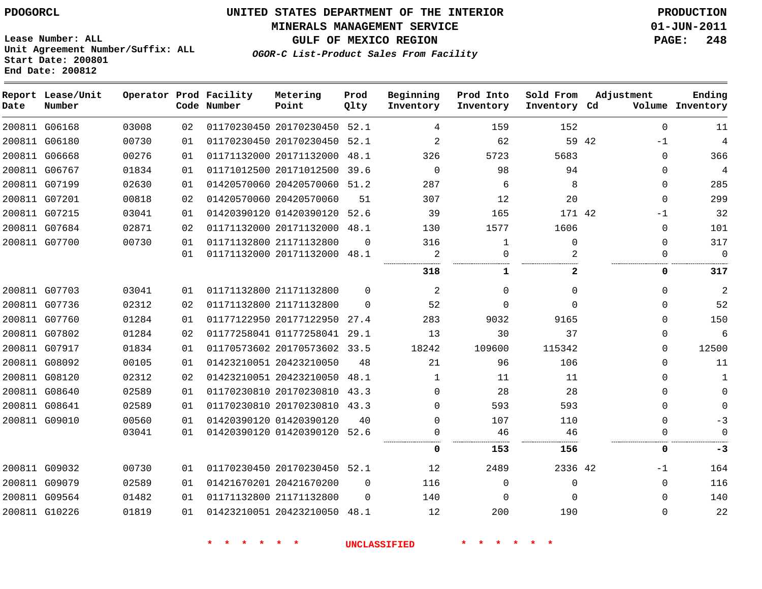PDOGORCL

# UNITED STATES DEPARTMENT OF THE INTERIOR
## MINERALS MANAGEMENT SERVICE
## GULF OF MEXICO REGION
### *OGOR-C List-Product Sales From Facility*

PRODUCTION
01-JUN-2011

Lease Number: ALL
Unit Agreement Number/Suffix: ALL
Start Date: 200801
End Date: 200812

| Report Date | Lease/Unit Number | Operator | Prod Code | Facility Number | Metering Point | Prod Qlty | Beginning Inventory | Prod Into Inventory | Sold From Inventory | Adjustment Cd | Adjustment Volume | Ending Inventory |
|---|---|---|---|---|---|---|---|---|---|---|---|---|
| 200811 | G06168 | 03008 | 02 | 01170230450 | 20170230450 | 52.1 | 4 | 159 | 152 | | 0 | 11 |
| 200811 | G06180 | 00730 | 01 | 01170230450 | 20170230450 | 52.1 | 2 | 62 | 59 | 42 | -1 | 4 |
| 200811 | G06668 | 00276 | 01 | 01171132000 | 20171132000 | 48.1 | 326 | 5723 | 5683 | | 0 | 366 |
| 200811 | G06767 | 01834 | 01 | 01171012500 | 20171012500 | 39.6 | 0 | 98 | 94 | | 0 | 4 |
| 200811 | G07199 | 02630 | 01 | 01420570060 | 20420570060 | 51.2 | 287 | 6 | 8 | | 0 | 285 |
| 200811 | G07201 | 00818 | 02 | 01420570060 | 20420570060 | 51 | 307 | 12 | 20 | | 0 | 299 |
| 200811 | G07215 | 03041 | 01 | 01420390120 | 01420390120 | 52.6 | 39 | 165 | 171 | 42 | -1 | 32 |
| 200811 | G07684 | 02871 | 02 | 01171132000 | 20171132000 | 48.1 | 130 | 1577 | 1606 | | 0 | 101 |
| 200811 | G07700 | 00730 | 01 | 01171132800 | 21171132800 | 0 | 316 | 1 | 0 | | 0 | 317 |
| | | | 01 | 01171132000 | 20171132000 | 48.1 | 2 | 0 | 2 | | 0 | 0 |
| | | | | | | | **318** | **1** | **2** | | **0** | **317** |
| 200811 | G07703 | 03041 | 01 | 01171132800 | 21171132800 | 0 | 2 | 0 | 0 | | 0 | 2 |
| 200811 | G07736 | 02312 | 02 | 01171132800 | 21171132800 | 0 | 52 | 0 | 0 | | 0 | 52 |
| 200811 | G07760 | 01284 | 01 | 01177122950 | 20177122950 | 27.4 | 283 | 9032 | 9165 | | 0 | 150 |
| 200811 | G07802 | 01284 | 02 | 01177258041 | 01177258041 | 29.1 | 13 | 30 | 37 | | 0 | 6 |
| 200811 | G07917 | 01834 | 01 | 01170573602 | 20170573602 | 33.5 | 18242 | 109600 | 115342 | | 0 | 12500 |
| 200811 | G08092 | 00105 | 01 | 01423210051 | 20423210050 | 48 | 21 | 96 | 106 | | 0 | 11 |
| 200811 | G08120 | 02312 | 02 | 01423210051 | 20423210050 | 48.1 | 1 | 11 | 11 | | 0 | 1 |
| 200811 | G08640 | 02589 | 01 | 01170230810 | 20170230810 | 43.3 | 0 | 28 | 28 | | 0 | 0 |
| 200811 | G08641 | 02589 | 01 | 01170230810 | 20170230810 | 43.3 | 0 | 593 | 593 | | 0 | 0 |
| 200811 | G09010 | 00560 | 01 | 01420390120 | 01420390120 | 40 | 0 | 107 | 110 | | 0 | -3 |
| | | 03041 | 01 | 01420390120 | 01420390120 | 52.6 | 0 | 46 | 46 | | 0 | 0 |
| | | | | | | | **0** | **153** | **156** | | **0** | **-3** |
| 200811 | G09032 | 00730 | 01 | 01170230450 | 20170230450 | 52.1 | 12 | 2489 | 2336 | 42 | -1 | 164 |
| 200811 | G09079 | 02589 | 01 | 01421670201 | 20421670200 | 0 | 116 | 0 | 0 | | 0 | 116 |
| 200811 | G09564 | 01482 | 01 | 01171132800 | 21171132800 | 0 | 140 | 0 | 0 | | 0 | 140 |
| 200811 | G10226 | 01819 | 01 | 01423210051 | 20423210050 | 48.1 | 12 | 200 | 190 | | 0 | 22 |

* * * * * * UNCLASSIFIED * * * * * *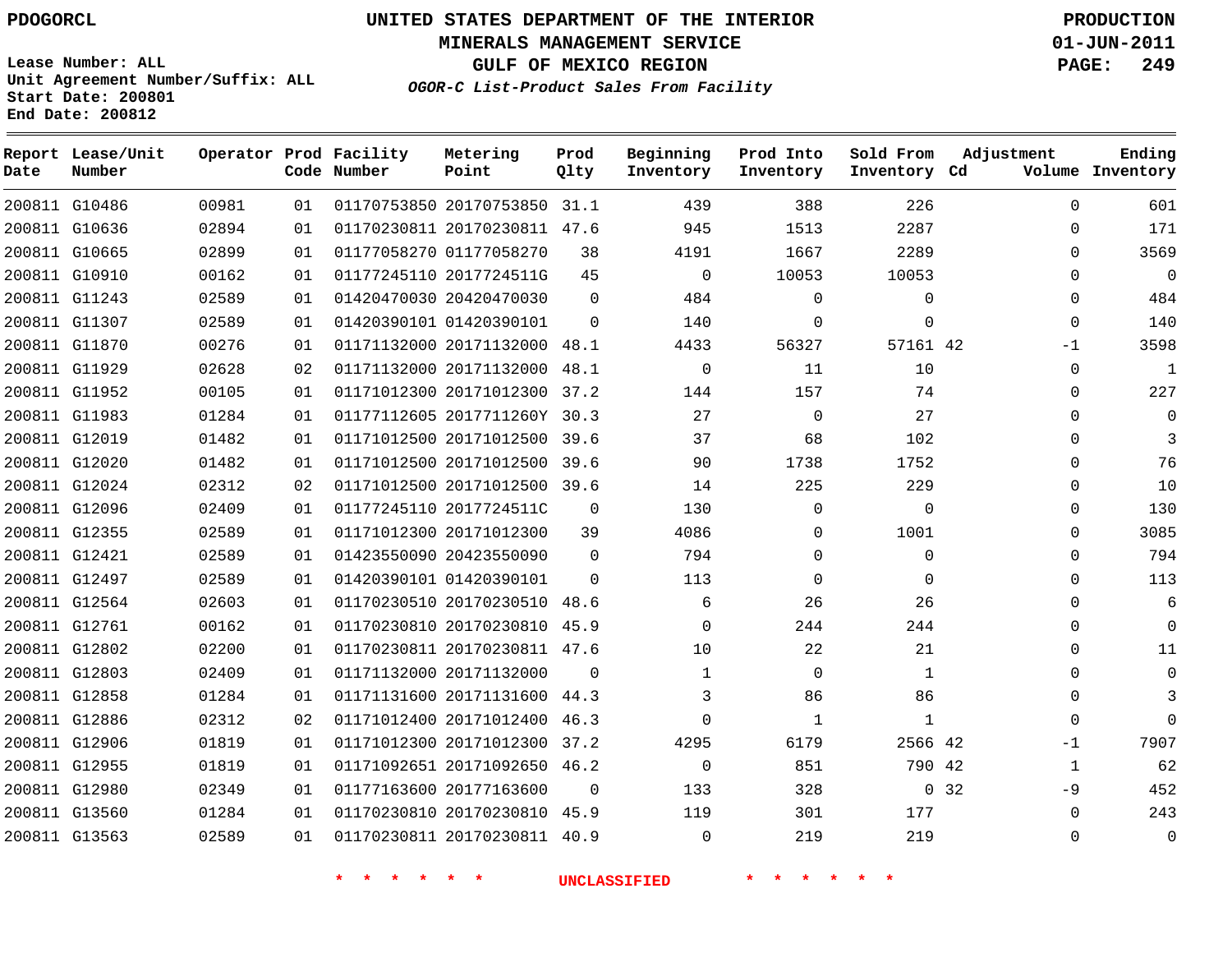PDOGORCL

# UNITED STATES DEPARTMENT OF THE INTERIOR
## MINERALS MANAGEMENT SERVICE
## GULF OF MEXICO REGION
### *OGOR-C List-Product Sales From Facility*

PRODUCTION
01-JUN-2011

Lease Number: ALL
Unit Agreement Number/Suffix: ALL
Start Date: 200801
End Date: 200812

| Report Date | Lease/Unit Number | Operator | Prod Code | Facility Number | Metering Point | Prod Qlty | Beginning Inventory | Prod Into Inventory | Sold From Inventory | Adjustment Cd | Volume | Ending Inventory |
|---|---|---|---|---|---|---|---|---|---|---|---|---|
| 200811 | G10486 | 00981 | 01 | 01170753850 | 20170753850 | 31.1 | 439 | 388 | 226 | | 0 | 601 |
| 200811 | G10636 | 02894 | 01 | 01170230811 | 20170230811 | 47.6 | 945 | 1513 | 2287 | | 0 | 171 |
| 200811 | G10665 | 02899 | 01 | 01177058270 | 01177058270 | 38 | 4191 | 1667 | 2289 | | 0 | 3569 |
| 200811 | G10910 | 00162 | 01 | 01177245110 | 2017724511G | 45 | 0 | 10053 | 10053 | | 0 | 0 |
| 200811 | G11243 | 02589 | 01 | 01420470030 | 20420470030 | 0 | 484 | 0 | 0 | | 0 | 484 |
| 200811 | G11307 | 02589 | 01 | 01420390101 | 01420390101 | 0 | 140 | 0 | 0 | | 0 | 140 |
| 200811 | G11870 | 00276 | 01 | 01171132000 | 20171132000 | 48.1 | 4433 | 56327 | 57161 | 42 | -1 | 3598 |
| 200811 | G11929 | 02628 | 02 | 01171132000 | 20171132000 | 48.1 | 0 | 11 | 10 | | 0 | 1 |
| 200811 | G11952 | 00105 | 01 | 01171012300 | 20171012300 | 37.2 | 144 | 157 | 74 | | 0 | 227 |
| 200811 | G11983 | 01284 | 01 | 01177112605 | 2017711260Y | 30.3 | 27 | 0 | 27 | | 0 | 0 |
| 200811 | G12019 | 01482 | 01 | 01171012500 | 20171012500 | 39.6 | 37 | 68 | 102 | | 0 | 3 |
| 200811 | G12020 | 01482 | 01 | 01171012500 | 20171012500 | 39.6 | 90 | 1738 | 1752 | | 0 | 76 |
| 200811 | G12024 | 02312 | 02 | 01171012500 | 20171012500 | 39.6 | 14 | 225 | 229 | | 0 | 10 |
| 200811 | G12096 | 02409 | 01 | 01177245110 | 2017724511C | 0 | 130 | 0 | 0 | | 0 | 130 |
| 200811 | G12355 | 02589 | 01 | 01171012300 | 20171012300 | 39 | 4086 | 0 | 1001 | | 0 | 3085 |
| 200811 | G12421 | 02589 | 01 | 01423550090 | 20423550090 | 0 | 794 | 0 | 0 | | 0 | 794 |
| 200811 | G12497 | 02589 | 01 | 01420390101 | 01420390101 | 0 | 113 | 0 | 0 | | 0 | 113 |
| 200811 | G12564 | 02603 | 01 | 01170230510 | 20170230510 | 48.6 | 6 | 26 | 26 | | 0 | 6 |
| 200811 | G12761 | 00162 | 01 | 01170230810 | 20170230810 | 45.9 | 0 | 244 | 244 | | 0 | 0 |
| 200811 | G12802 | 02200 | 01 | 01170230811 | 20170230811 | 47.6 | 10 | 22 | 21 | | 0 | 11 |
| 200811 | G12803 | 02409 | 01 | 01171132000 | 20171132000 | 0 | 1 | 0 | 1 | | 0 | 0 |
| 200811 | G12858 | 01284 | 01 | 01171131600 | 20171131600 | 44.3 | 3 | 86 | 86 | | 0 | 3 |
| 200811 | G12886 | 02312 | 02 | 01171012400 | 20171012400 | 46.3 | 0 | 1 | 1 | | 0 | 0 |
| 200811 | G12906 | 01819 | 01 | 01171012300 | 20171012300 | 37.2 | 4295 | 6179 | 2566 | 42 | -1 | 7907 |
| 200811 | G12955 | 01819 | 01 | 01171092651 | 20171092650 | 46.2 | 0 | 851 | 790 | 42 | 1 | 62 |
| 200811 | G12980 | 02349 | 01 | 01177163600 | 20177163600 | 0 | 133 | 328 | 0 | 32 | -9 | 452 |
| 200811 | G13560 | 01284 | 01 | 01170230810 | 20170230810 | 45.9 | 119 | 301 | 177 | | 0 | 243 |
| 200811 | G13563 | 02589 | 01 | 01170230811 | 20170230811 | 40.9 | 0 | 219 | 219 | | 0 | 0 |

* * * * * * * UNCLASSIFIED * * * * * * *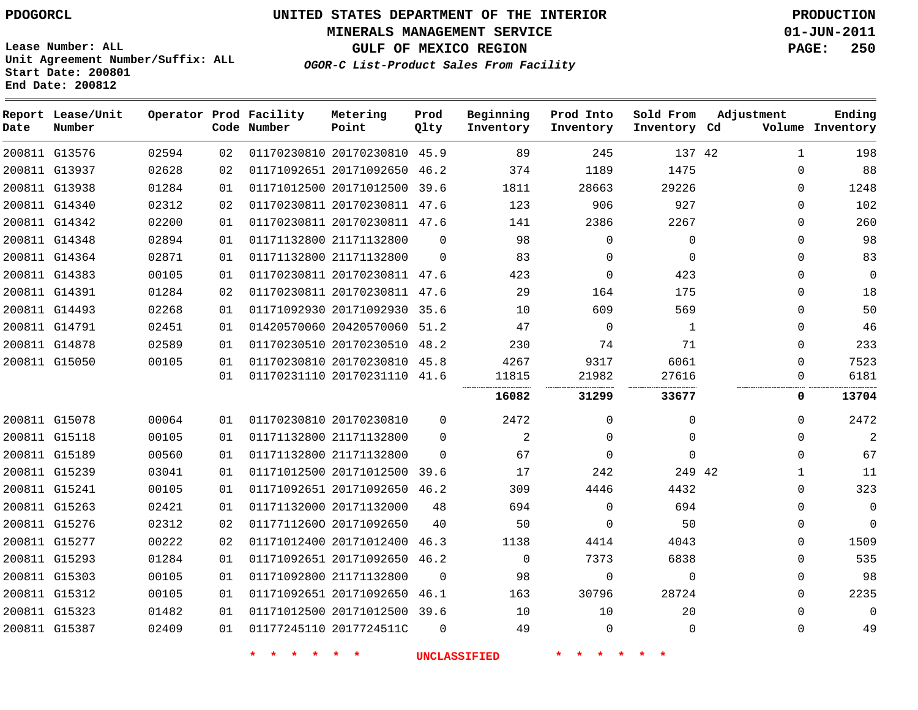PDOGORCL

# UNITED STATES DEPARTMENT OF THE INTERIOR
## MINERALS MANAGEMENT SERVICE
## GULF OF MEXICO REGION
### *OGOR-C List-Product Sales From Facility*

PRODUCTION
01-JUN-2011

Lease Number: ALL
Unit Agreement Number/Suffix: ALL
Start Date: 200801
End Date: 200812

| Report Date | Lease/Unit Number | Operator | Prod Code | Facility Number | Metering Point | Prod Qlty | Beginning Inventory | Prod Into Inventory | Sold From Inventory | Adjustment Cd | Adjustment Volume | Ending Inventory |
|---|---|---|---|---|---|---|---|---|---|---|---|---|
| 200811 | G13576 | 02594 | 02 | 01170230810 | 20170230810 | 45.9 | 89 | 245 | 137 | 42 | 1 | 198 |
| 200811 | G13937 | 02628 | 02 | 01171092651 | 20171092650 | 46.2 | 374 | 1189 | 1475 | | 0 | 88 |
| 200811 | G13938 | 01284 | 01 | 01171012500 | 20171012500 | 39.6 | 1811 | 28663 | 29226 | | 0 | 1248 |
| 200811 | G14340 | 02312 | 02 | 01170230811 | 20170230811 | 47.6 | 123 | 906 | 927 | | 0 | 102 |
| 200811 | G14342 | 02200 | 01 | 01170230811 | 20170230811 | 47.6 | 141 | 2386 | 2267 | | 0 | 260 |
| 200811 | G14348 | 02894 | 01 | 01171132800 | 21171132800 | 0 | 98 | 0 | 0 | | 0 | 98 |
| 200811 | G14364 | 02871 | 01 | 01171132800 | 21171132800 | 0 | 83 | 0 | 0 | | 0 | 83 |
| 200811 | G14383 | 00105 | 01 | 01170230811 | 20170230811 | 47.6 | 423 | 0 | 423 | | 0 | 0 |
| 200811 | G14391 | 01284 | 02 | 01170230811 | 20170230811 | 47.6 | 29 | 164 | 175 | | 0 | 18 |
| 200811 | G14493 | 02268 | 01 | 01171092930 | 20171092930 | 35.6 | 10 | 609 | 569 | | 0 | 50 |
| 200811 | G14791 | 02451 | 01 | 01420570060 | 20420570060 | 51.2 | 47 | 0 | 1 | | 0 | 46 |
| 200811 | G14878 | 02589 | 01 | 01170230510 | 20170230510 | 48.2 | 230 | 74 | 71 | | 0 | 233 |
| 200811 | G15050 | 00105 | 01 | 01170230810 | 20170230810 | 45.8 | 4267 | 9317 | 6061 | | 0 | 7523 |
| | | | 01 | 01170231110 | 20170231110 | 41.6 | 11815 | 21982 | 27616 | | 0 | 6181 |
| | | | | | | | **16082** | **31299** | **33677** | | **0** | **13704** |
| 200811 | G15078 | 00064 | 01 | 01170230810 | 20170230810 | 0 | 2472 | 0 | 0 | | 0 | 2472 |
| 200811 | G15118 | 00105 | 01 | 01171132800 | 21171132800 | 0 | 2 | 0 | 0 | | 0 | 2 |
| 200811 | G15189 | 00560 | 01 | 01171132800 | 21171132800 | 0 | 67 | 0 | 0 | | 0 | 67 |
| 200811 | G15239 | 03041 | 01 | 01171012500 | 20171012500 | 39.6 | 17 | 242 | 249 | 42 | 1 | 11 |
| 200811 | G15241 | 00105 | 01 | 01171092651 | 20171092650 | 46.2 | 309 | 4446 | 4432 | | 0 | 323 |
| 200811 | G15263 | 02421 | 01 | 01171132000 | 20171132000 | 48 | 694 | 0 | 694 | | 0 | 0 |
| 200811 | G15276 | 02312 | 02 | 0117711260O | 20171092650 | 40 | 50 | 0 | 50 | | 0 | 0 |
| 200811 | G15277 | 00222 | 02 | 01171012400 | 20171012400 | 46.3 | 1138 | 4414 | 4043 | | 0 | 1509 |
| 200811 | G15293 | 01284 | 01 | 01171092651 | 20171092650 | 46.2 | 0 | 7373 | 6838 | | 0 | 535 |
| 200811 | G15303 | 00105 | 01 | 01171092800 | 21171132800 | 0 | 98 | 0 | 0 | | 0 | 98 |
| 200811 | G15312 | 00105 | 01 | 01171092651 | 20171092650 | 46.1 | 163 | 30796 | 28724 | | 0 | 2235 |
| 200811 | G15323 | 01482 | 01 | 01171012500 | 20171012500 | 39.6 | 10 | 10 | 20 | | 0 | 0 |
| 200811 | G15387 | 02409 | 01 | 01177245110 | 2017724511C | 0 | 49 | 0 | 0 | | 0 | 49 |

\* \* \* \* \* \* UNCLASSIFIED \* \* \* \* \* \*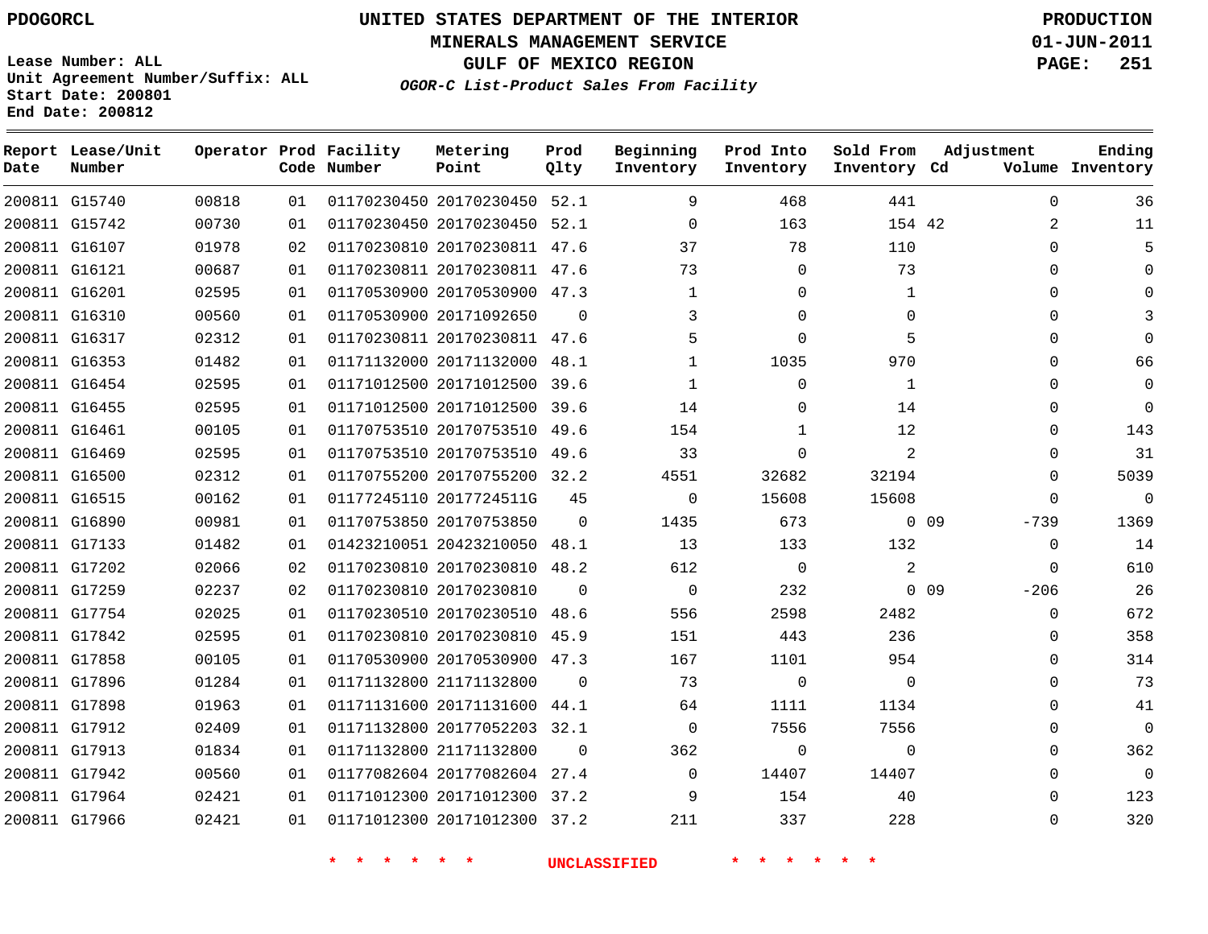PDOGORCL

# UNITED STATES DEPARTMENT OF THE INTERIOR
## MINERALS MANAGEMENT SERVICE
## GULF OF MEXICO REGION
### *OGOR-C List-Product Sales From Facility*

PRODUCTION
01-JUN-2011

Lease Number: ALL
Unit Agreement Number/Suffix: ALL
Start Date: 200801
End Date: 200812

| Report Date | Lease/Unit Number | Operator | Prod Code | Facility Number | Metering Point | Prod Qlty | Beginning Inventory | Prod Into Inventory | Sold From Inventory | Adjustment Cd | Adjustment Volume | Ending Inventory |
|---|---|---|---|---|---|---|---|---|---|---|---|---|
| 200811 | G15740 | 00818 | 01 | 01170230450 | 20170230450 | 52.1 | 9 | 468 | 441 | | 0 | 36 |
| 200811 | G15742 | 00730 | 01 | 01170230450 | 20170230450 | 52.1 | 0 | 163 | 154 | 42 | 2 | 11 |
| 200811 | G16107 | 01978 | 02 | 01170230810 | 20170230811 | 47.6 | 37 | 78 | 110 | | 0 | 5 |
| 200811 | G16121 | 00687 | 01 | 01170230811 | 20170230811 | 47.6 | 73 | 0 | 73 | | 0 | 0 |
| 200811 | G16201 | 02595 | 01 | 01170530900 | 20170530900 | 47.3 | 1 | 0 | 1 | | 0 | 0 |
| 200811 | G16310 | 00560 | 01 | 01170530900 | 20171092650 | 0 | 3 | 0 | 0 | | 0 | 3 |
| 200811 | G16317 | 02312 | 01 | 01170230811 | 20170230811 | 47.6 | 5 | 0 | 5 | | 0 | 0 |
| 200811 | G16353 | 01482 | 01 | 01171132000 | 20171132000 | 48.1 | 1 | 1035 | 970 | | 0 | 66 |
| 200811 | G16454 | 02595 | 01 | 01171012500 | 20171012500 | 39.6 | 1 | 0 | 1 | | 0 | 0 |
| 200811 | G16455 | 02595 | 01 | 01171012500 | 20171012500 | 39.6 | 14 | 0 | 14 | | 0 | 0 |
| 200811 | G16461 | 00105 | 01 | 01170753510 | 20170753510 | 49.6 | 154 | 1 | 12 | | 0 | 143 |
| 200811 | G16469 | 02595 | 01 | 01170753510 | 20170753510 | 49.6 | 33 | 0 | 2 | | 0 | 31 |
| 200811 | G16500 | 02312 | 01 | 01170755200 | 20170755200 | 32.2 | 4551 | 32682 | 32194 | | 0 | 5039 |
| 200811 | G16515 | 00162 | 01 | 01177245110 | 2017724511G | 45 | 0 | 15608 | 15608 | | 0 | 0 |
| 200811 | G16890 | 00981 | 01 | 01170753850 | 20170753850 | 0 | 1435 | 673 | 0 | 09 | -739 | 1369 |
| 200811 | G17133 | 01482 | 01 | 01423210051 | 20423210050 | 48.1 | 13 | 133 | 132 | | 0 | 14 |
| 200811 | G17202 | 02066 | 02 | 01170230810 | 20170230810 | 48.2 | 612 | 0 | 2 | | 0 | 610 |
| 200811 | G17259 | 02237 | 02 | 01170230810 | 20170230810 | 0 | 0 | 232 | 0 | 09 | -206 | 26 |
| 200811 | G17754 | 02025 | 01 | 01170230510 | 20170230510 | 48.6 | 556 | 2598 | 2482 | | 0 | 672 |
| 200811 | G17842 | 02595 | 01 | 01170230810 | 20170230810 | 45.9 | 151 | 443 | 236 | | 0 | 358 |
| 200811 | G17858 | 00105 | 01 | 01170530900 | 20170530900 | 47.3 | 167 | 1101 | 954 | | 0 | 314 |
| 200811 | G17896 | 01284 | 01 | 01171132800 | 21171132800 | 0 | 73 | 0 | 0 | | 0 | 73 |
| 200811 | G17898 | 01963 | 01 | 01171131600 | 20171131600 | 44.1 | 64 | 1111 | 1134 | | 0 | 41 |
| 200811 | G17912 | 02409 | 01 | 01171132800 | 20177052203 | 32.1 | 0 | 7556 | 7556 | | 0 | 0 |
| 200811 | G17913 | 01834 | 01 | 01171132800 | 21171132800 | 0 | 362 | 0 | 0 | | 0 | 362 |
| 200811 | G17942 | 00560 | 01 | 01177082604 | 20177082604 | 27.4 | 0 | 14407 | 14407 | | 0 | 0 |
| 200811 | G17964 | 02421 | 01 | 01171012300 | 20171012300 | 37.2 | 9 | 154 | 40 | | 0 | 123 |
| 200811 | G17966 | 02421 | 01 | 01171012300 | 20171012300 | 37.2 | 211 | 337 | 228 | | 0 | 320 |

* * * * * * * UNCLASSIFIED * * * * * * *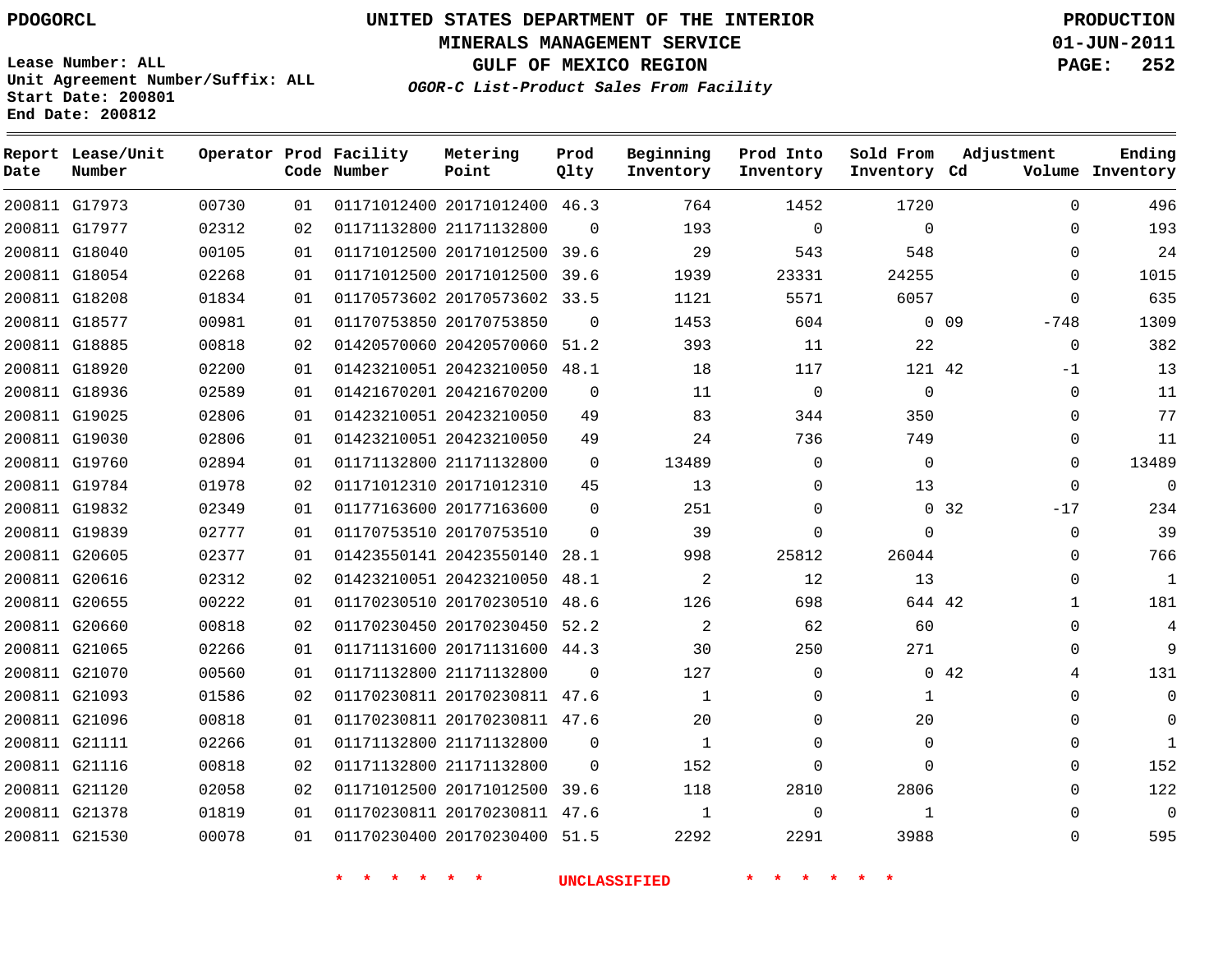PDOGORCL

# UNITED STATES DEPARTMENT OF THE INTERIOR
## MINERALS MANAGEMENT SERVICE
## GULF OF MEXICO REGION
### *OGOR-C List-Product Sales From Facility*

**PRODUCTION**
**01-JUN-2011**

Lease Number: ALL
Unit Agreement Number/Suffix: ALL
Start Date: 200801
End Date: 200812

| Report Date | Lease/Unit Number | Operator | Prod Code | Facility Number | Metering Point | Prod Qlty | Beginning Inventory | Prod Into Inventory | Sold From Inventory | Adjustment Cd | Adjustment Volume | Ending Inventory |
|---|---|---|---|---|---|---|---|---|---|---|---|---|
| 200811 | G17973 | 00730 | 01 | 01171012400 | 20171012400 | 46.3 | 764 | 1452 | 1720 | | 0 | 496 |
| 200811 | G17977 | 02312 | 02 | 01171132800 | 21171132800 | 0 | 193 | 0 | 0 | | 0 | 193 |
| 200811 | G18040 | 00105 | 01 | 01171012500 | 20171012500 | 39.6 | 29 | 543 | 548 | | 0 | 24 |
| 200811 | G18054 | 02268 | 01 | 01171012500 | 20171012500 | 39.6 | 1939 | 23331 | 24255 | | 0 | 1015 |
| 200811 | G18208 | 01834 | 01 | 01170573602 | 20170573602 | 33.5 | 1121 | 5571 | 6057 | | 0 | 635 |
| 200811 | G18577 | 00981 | 01 | 01170753850 | 20170753850 | 0 | 1453 | 604 | 0 | 09 | -748 | 1309 |
| 200811 | G18885 | 00818 | 02 | 01420570060 | 20420570060 | 51.2 | 393 | 11 | 22 | | 0 | 382 |
| 200811 | G18920 | 02200 | 01 | 01423210051 | 20423210050 | 48.1 | 18 | 117 | 121 | 42 | -1 | 13 |
| 200811 | G18936 | 02589 | 01 | 01421670201 | 20421670200 | 0 | 11 | 0 | 0 | | 0 | 11 |
| 200811 | G19025 | 02806 | 01 | 01423210051 | 20423210050 | 49 | 83 | 344 | 350 | | 0 | 77 |
| 200811 | G19030 | 02806 | 01 | 01423210051 | 20423210050 | 49 | 24 | 736 | 749 | | 0 | 11 |
| 200811 | G19760 | 02894 | 01 | 01171132800 | 21171132800 | 0 | 13489 | 0 | 0 | | 0 | 13489 |
| 200811 | G19784 | 01978 | 02 | 01171012310 | 20171012310 | 45 | 13 | 0 | 13 | | 0 | 0 |
| 200811 | G19832 | 02349 | 01 | 01177163600 | 20177163600 | 0 | 251 | 0 | 0 | 32 | -17 | 234 |
| 200811 | G19839 | 02777 | 01 | 01170753510 | 20170753510 | 0 | 39 | 0 | 0 | | 0 | 39 |
| 200811 | G20605 | 02377 | 01 | 01423550141 | 20423550140 | 28.1 | 998 | 25812 | 26044 | | 0 | 766 |
| 200811 | G20616 | 02312 | 02 | 01423210051 | 20423210050 | 48.1 | 2 | 12 | 13 | | 0 | 1 |
| 200811 | G20655 | 00222 | 01 | 01170230510 | 20170230510 | 48.6 | 126 | 698 | 644 | 42 | 1 | 181 |
| 200811 | G20660 | 00818 | 02 | 01170230450 | 20170230450 | 52.2 | 2 | 62 | 60 | | 0 | 4 |
| 200811 | G21065 | 02266 | 01 | 01171131600 | 20171131600 | 44.3 | 30 | 250 | 271 | | 0 | 9 |
| 200811 | G21070 | 00560 | 01 | 01171132800 | 21171132800 | 0 | 127 | 0 | 0 | 42 | 4 | 131 |
| 200811 | G21093 | 01586 | 02 | 01170230811 | 20170230811 | 47.6 | 1 | 0 | 1 | | 0 | 0 |
| 200811 | G21096 | 00818 | 01 | 01170230811 | 20170230811 | 47.6 | 20 | 0 | 20 | | 0 | 0 |
| 200811 | G21111 | 02266 | 01 | 01171132800 | 21171132800 | 0 | 1 | 0 | 0 | | 0 | 1 |
| 200811 | G21116 | 00818 | 02 | 01171132800 | 21171132800 | 0 | 152 | 0 | 0 | | 0 | 152 |
| 200811 | G21120 | 02058 | 02 | 01171012500 | 20171012500 | 39.6 | 118 | 2810 | 2806 | | 0 | 122 |
| 200811 | G21378 | 01819 | 01 | 01170230811 | 20170230811 | 47.6 | 1 | 0 | 1 | | 0 | 0 |
| 200811 | G21530 | 00078 | 01 | 01170230400 | 20170230400 | 51.5 | 2292 | 2291 | 3988 | | 0 | 595 |

* * * * * * UNCLASSIFIED * * * * * *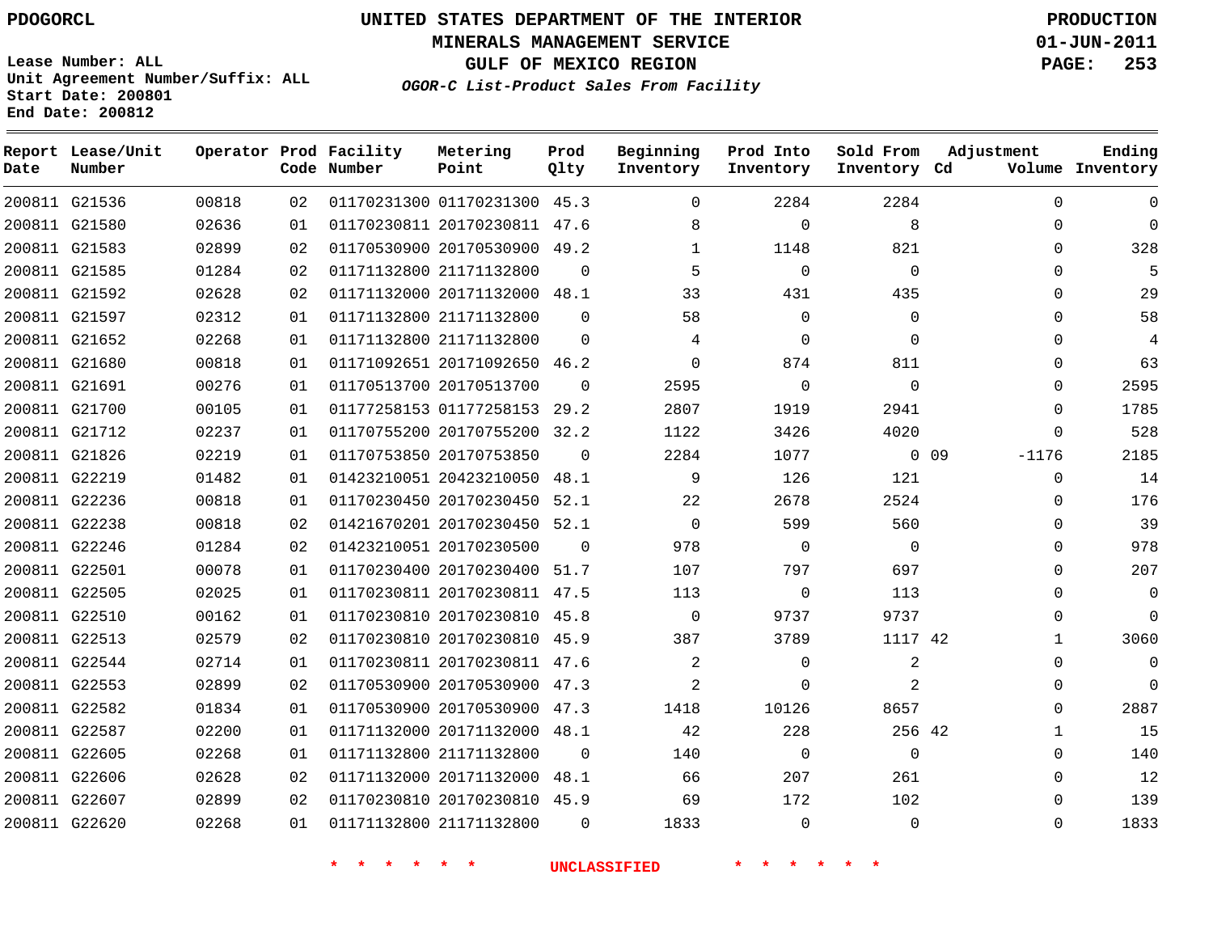# UNITED STATES DEPARTMENT OF THE INTERIOR
## MINERALS MANAGEMENT SERVICE
## GULF OF MEXICO REGION
### *OGOR-C List-Product Sales From Facility*

PDOGORCL

PRODUCTION 01-JUN-2011

Lease Number: ALL
Unit Agreement Number/Suffix: ALL
Start Date: 200801
End Date: 200812

| Report Date | Lease/Unit Number | Operator | Prod Code | Facility Number | Metering Point | Prod Qlty | Beginning Inventory | Prod Into Inventory | Sold From Inventory | Adjustment Cd | Adjustment Volume | Ending Inventory |
|---|---|---|---|---|---|---|---|---|---|---|---|---|
| 200811 | G21536 | 00818 | 02 | 01170231300 | 01170231300 | 45.3 | 0 | 2284 | 2284 | | 0 | 0 |
| 200811 | G21580 | 02636 | 01 | 01170230811 | 20170230811 | 47.6 | 8 | 0 | 8 | | 0 | 0 |
| 200811 | G21583 | 02899 | 02 | 01170530900 | 20170530900 | 49.2 | 1 | 1148 | 821 | | 0 | 328 |
| 200811 | G21585 | 01284 | 02 | 01171132800 | 21171132800 | 0 | 5 | 0 | 0 | | 0 | 5 |
| 200811 | G21592 | 02628 | 02 | 01171132000 | 20171132000 | 48.1 | 33 | 431 | 435 | | 0 | 29 |
| 200811 | G21597 | 02312 | 01 | 01171132800 | 21171132800 | 0 | 58 | 0 | 0 | | 0 | 58 |
| 200811 | G21652 | 02268 | 01 | 01171132800 | 21171132800 | 0 | 4 | 0 | 0 | | 0 | 4 |
| 200811 | G21680 | 00818 | 01 | 01171092651 | 20171092650 | 46.2 | 0 | 874 | 811 | | 0 | 63 |
| 200811 | G21691 | 00276 | 01 | 01170513700 | 20170513700 | 0 | 2595 | 0 | 0 | | 0 | 2595 |
| 200811 | G21700 | 00105 | 01 | 01177258153 | 01177258153 | 29.2 | 2807 | 1919 | 2941 | | 0 | 1785 |
| 200811 | G21712 | 02237 | 01 | 01170755200 | 20170755200 | 32.2 | 1122 | 3426 | 4020 | | 0 | 528 |
| 200811 | G21826 | 02219 | 01 | 01170753850 | 20170753850 | 0 | 2284 | 1077 | 0 | 09 | -1176 | 2185 |
| 200811 | G22219 | 01482 | 01 | 01423210051 | 20423210050 | 48.1 | 9 | 126 | 121 | | 0 | 14 |
| 200811 | G22236 | 00818 | 01 | 01170230450 | 20170230450 | 52.1 | 22 | 2678 | 2524 | | 0 | 176 |
| 200811 | G22238 | 00818 | 02 | 01421670201 | 20170230450 | 52.1 | 0 | 599 | 560 | | 0 | 39 |
| 200811 | G22246 | 01284 | 02 | 01423210051 | 20170230500 | 0 | 978 | 0 | 0 | | 0 | 978 |
| 200811 | G22501 | 00078 | 01 | 01170230400 | 20170230400 | 51.7 | 107 | 797 | 697 | | 0 | 207 |
| 200811 | G22505 | 02025 | 01 | 01170230811 | 20170230811 | 47.5 | 113 | 0 | 113 | | 0 | 0 |
| 200811 | G22510 | 00162 | 01 | 01170230810 | 20170230810 | 45.8 | 0 | 9737 | 9737 | | 0 | 0 |
| 200811 | G22513 | 02579 | 02 | 01170230810 | 20170230810 | 45.9 | 387 | 3789 | 1117 | 42 | 1 | 3060 |
| 200811 | G22544 | 02714 | 01 | 01170230811 | 20170230811 | 47.6 | 2 | 0 | 2 | | 0 | 0 |
| 200811 | G22553 | 02899 | 02 | 01170530900 | 20170530900 | 47.3 | 2 | 0 | 2 | | 0 | 0 |
| 200811 | G22582 | 01834 | 01 | 01170530900 | 20170530900 | 47.3 | 1418 | 10126 | 8657 | | 0 | 2887 |
| 200811 | G22587 | 02200 | 01 | 01171132000 | 20171132000 | 48.1 | 42 | 228 | 256 | 42 | 1 | 15 |
| 200811 | G22605 | 02268 | 01 | 01171132800 | 21171132800 | 0 | 140 | 0 | 0 | | 0 | 140 |
| 200811 | G22606 | 02628 | 02 | 01171132000 | 20171132000 | 48.1 | 66 | 207 | 261 | | 0 | 12 |
| 200811 | G22607 | 02899 | 02 | 01170230810 | 20170230810 | 45.9 | 69 | 172 | 102 | | 0 | 139 |
| 200811 | G22620 | 02268 | 01 | 01171132800 | 21171132800 | 0 | 1833 | 0 | 0 | | 0 | 1833 |

* * * * * * UNCLASSIFIED * * * * * *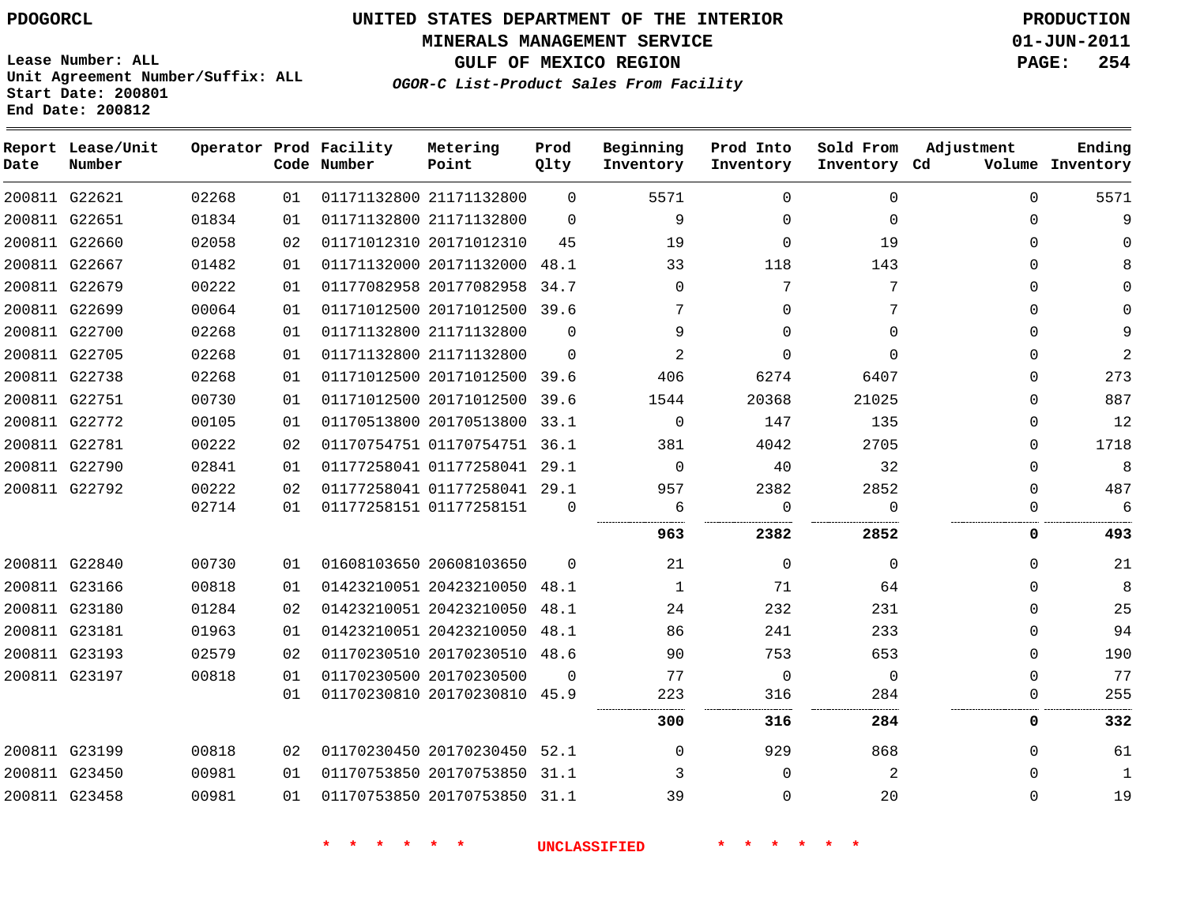PDOGORCL

Lease Number: ALL
Unit Agreement Number/Suffix: ALL
Start Date: 200801
End Date: 200812

# UNITED STATES DEPARTMENT OF THE INTERIOR
## MINERALS MANAGEMENT SERVICE
## GULF OF MEXICO REGION
### *OGOR-C List-Product Sales From Facility*

PRODUCTION
01-JUN-2011

| Report Date | Lease/Unit Number | Operator | Prod Code | Facility Number | Metering Point | Prod Qlty | Beginning Inventory | Prod Into Inventory | Sold From Inventory | Adjustment Cd | Volume | Ending Inventory |
|---|---|---|---|---|---|---|---|---|---|---|---|---|
| 200811 | G22621 | 02268 | 01 | 01171132800 | 21171132800 | 0 | 5571 | 0 | 0 | | 0 | 5571 |
| 200811 | G22651 | 01834 | 01 | 01171132800 | 21171132800 | 0 | 9 | 0 | 0 | | 0 | 9 |
| 200811 | G22660 | 02058 | 02 | 01171012310 | 20171012310 | 45 | 19 | 0 | 19 | | 0 | 0 |
| 200811 | G22667 | 01482 | 01 | 01171132000 | 20171132000 | 48.1 | 33 | 118 | 143 | | 0 | 8 |
| 200811 | G22679 | 00222 | 01 | 01177082958 | 20177082958 | 34.7 | 0 | 7 | 7 | | 0 | 0 |
| 200811 | G22699 | 00064 | 01 | 01171012500 | 20171012500 | 39.6 | 7 | 0 | 7 | | 0 | 0 |
| 200811 | G22700 | 02268 | 01 | 01171132800 | 21171132800 | 0 | 9 | 0 | 0 | | 0 | 9 |
| 200811 | G22705 | 02268 | 01 | 01171132800 | 21171132800 | 0 | 2 | 0 | 0 | | 0 | 2 |
| 200811 | G22738 | 02268 | 01 | 01171012500 | 20171012500 | 39.6 | 406 | 6274 | 6407 | | 0 | 273 |
| 200811 | G22751 | 00730 | 01 | 01171012500 | 20171012500 | 39.6 | 1544 | 20368 | 21025 | | 0 | 887 |
| 200811 | G22772 | 00105 | 01 | 01170513800 | 20170513800 | 33.1 | 0 | 147 | 135 | | 0 | 12 |
| 200811 | G22781 | 00222 | 02 | 01170754751 | 01170754751 | 36.1 | 381 | 4042 | 2705 | | 0 | 1718 |
| 200811 | G22790 | 02841 | 01 | 01177258041 | 01177258041 | 29.1 | 0 | 40 | 32 | | 0 | 8 |
| 200811 | G22792 | 00222 | 02 | 01177258041 | 01177258041 | 29.1 | 957 | 2382 | 2852 | | 0 | 487 |
| | | 02714 | 01 | 01177258151 | 01177258151 | 0 | 6 | 0 | 0 | | 0 | 6 |
| | | | | | | | **963** | **2382** | **2852** | | **0** | **493** |
| 200811 | G22840 | 00730 | 01 | 01608103650 | 20608103650 | 0 | 21 | 0 | 0 | | 0 | 21 |
| 200811 | G23166 | 00818 | 01 | 01423210051 | 20423210050 | 48.1 | 1 | 71 | 64 | | 0 | 8 |
| 200811 | G23180 | 01284 | 02 | 01423210051 | 20423210050 | 48.1 | 24 | 232 | 231 | | 0 | 25 |
| 200811 | G23181 | 01963 | 01 | 01423210051 | 20423210050 | 48.1 | 86 | 241 | 233 | | 0 | 94 |
| 200811 | G23193 | 02579 | 02 | 01170230510 | 20170230510 | 48.6 | 90 | 753 | 653 | | 0 | 190 |
| 200811 | G23197 | 00818 | 01 | 01170230500 | 20170230500 | 0 | 77 | 0 | 0 | | 0 | 77 |
| | | | 01 | 01170230810 | 20170230810 | 45.9 | 223 | 316 | 284 | | 0 | 255 |
| | | | | | | | **300** | **316** | **284** | | **0** | **332** |
| 200811 | G23199 | 00818 | 02 | 01170230450 | 20170230450 | 52.1 | 0 | 929 | 868 | | 0 | 61 |
| 200811 | G23450 | 00981 | 01 | 01170753850 | 20170753850 | 31.1 | 3 | 0 | 2 | | 0 | 1 |
| 200811 | G23458 | 00981 | 01 | 01170753850 | 20170753850 | 31.1 | 39 | 0 | 20 | | 0 | 19 |

* * * * * * UNCLASSIFIED * * * * * *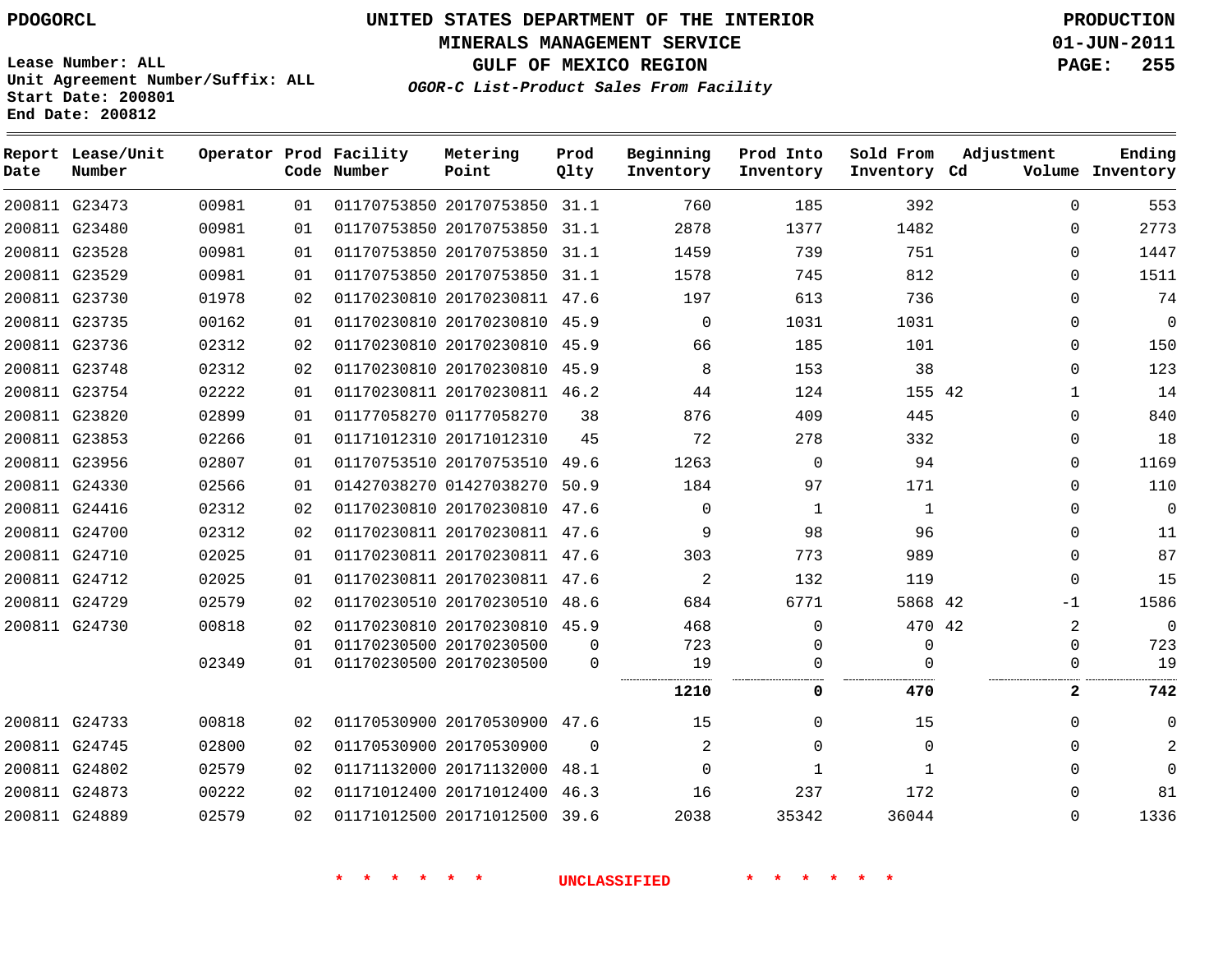PDOGORCL

# UNITED STATES DEPARTMENT OF THE INTERIOR
## MINERALS MANAGEMENT SERVICE
## GULF OF MEXICO REGION
### *OGOR-C List-Product Sales From Facility*

PRODUCTION
01-JUN-2011

Lease Number: ALL
Unit Agreement Number/Suffix: ALL
Start Date: 200801
End Date: 200812

| Report Date | Lease/Unit Number | Operator | Prod Code | Facility Number | Metering Point | Prod Qlty | Beginning Inventory | Prod Into Inventory | Sold From Inventory | Adjustment Cd | Volume | Ending Inventory |
|---|---|---|---|---|---|---|---|---|---|---|---|---|
| 200811 | G23473 | 00981 | 01 | 01170753850 | 20170753850 | 31.1 | 760 | 185 | 392 | | 0 | 553 |
| 200811 | G23480 | 00981 | 01 | 01170753850 | 20170753850 | 31.1 | 2878 | 1377 | 1482 | | 0 | 2773 |
| 200811 | G23528 | 00981 | 01 | 01170753850 | 20170753850 | 31.1 | 1459 | 739 | 751 | | 0 | 1447 |
| 200811 | G23529 | 00981 | 01 | 01170753850 | 20170753850 | 31.1 | 1578 | 745 | 812 | | 0 | 1511 |
| 200811 | G23730 | 01978 | 02 | 01170230810 | 20170230811 | 47.6 | 197 | 613 | 736 | | 0 | 74 |
| 200811 | G23735 | 00162 | 01 | 01170230810 | 20170230810 | 45.9 | 0 | 1031 | 1031 | | 0 | 0 |
| 200811 | G23736 | 02312 | 02 | 01170230810 | 20170230810 | 45.9 | 66 | 185 | 101 | | 0 | 150 |
| 200811 | G23748 | 02312 | 02 | 01170230810 | 20170230810 | 45.9 | 8 | 153 | 38 | | 0 | 123 |
| 200811 | G23754 | 02222 | 01 | 01170230811 | 20170230811 | 46.2 | 44 | 124 | 155 | 42 | 1 | 14 |
| 200811 | G23820 | 02899 | 01 | 01177058270 | 01177058270 | 38 | 876 | 409 | 445 | | 0 | 840 |
| 200811 | G23853 | 02266 | 01 | 01171012310 | 20171012310 | 45 | 72 | 278 | 332 | | 0 | 18 |
| 200811 | G23956 | 02807 | 01 | 01170753510 | 20170753510 | 49.6 | 1263 | 0 | 94 | | 0 | 1169 |
| 200811 | G24330 | 02566 | 01 | 01427038270 | 01427038270 | 50.9 | 184 | 97 | 171 | | 0 | 110 |
| 200811 | G24416 | 02312 | 02 | 01170230810 | 20170230810 | 47.6 | 0 | 1 | 1 | | 0 | 0 |
| 200811 | G24700 | 02312 | 02 | 01170230811 | 20170230811 | 47.6 | 9 | 98 | 96 | | 0 | 11 |
| 200811 | G24710 | 02025 | 01 | 01170230811 | 20170230811 | 47.6 | 303 | 773 | 989 | | 0 | 87 |
| 200811 | G24712 | 02025 | 01 | 01170230811 | 20170230811 | 47.6 | 2 | 132 | 119 | | 0 | 15 |
| 200811 | G24729 | 02579 | 02 | 01170230510 | 20170230510 | 48.6 | 684 | 6771 | 5868 | 42 | -1 | 1586 |
| 200811 | G24730 | 00818 | 02 | 01170230810 | 20170230810 | 45.9 | 468 | 0 | 470 | 42 | 2 | 0 |
| | | | 01 | 01170230500 | 20170230500 | 0 | 723 | 0 | 0 | | 0 | 723 |
| | | 02349 | 01 | 01170230500 | 20170230500 | 0 | 19 | 0 | 0 | | 0 | 19 |
| | | | | | | | **1210** | **0** | **470** | | **2** | **742** |
| 200811 | G24733 | 00818 | 02 | 01170530900 | 20170530900 | 47.6 | 15 | 0 | 15 | | 0 | 0 |
| 200811 | G24745 | 02800 | 02 | 01170530900 | 20170530900 | 0 | 2 | 0 | 0 | | 0 | 2 |
| 200811 | G24802 | 02579 | 02 | 01171132000 | 20171132000 | 48.1 | 0 | 1 | 1 | | 0 | 0 |
| 200811 | G24873 | 00222 | 02 | 01171012400 | 20171012400 | 46.3 | 16 | 237 | 172 | | 0 | 81 |
| 200811 | G24889 | 02579 | 02 | 01171012500 | 20171012500 | 39.6 | 2038 | 35342 | 36044 | | 0 | 1336 |

\* \* \* \* \* \* UNCLASSIFIED \* \* \* \* \* \*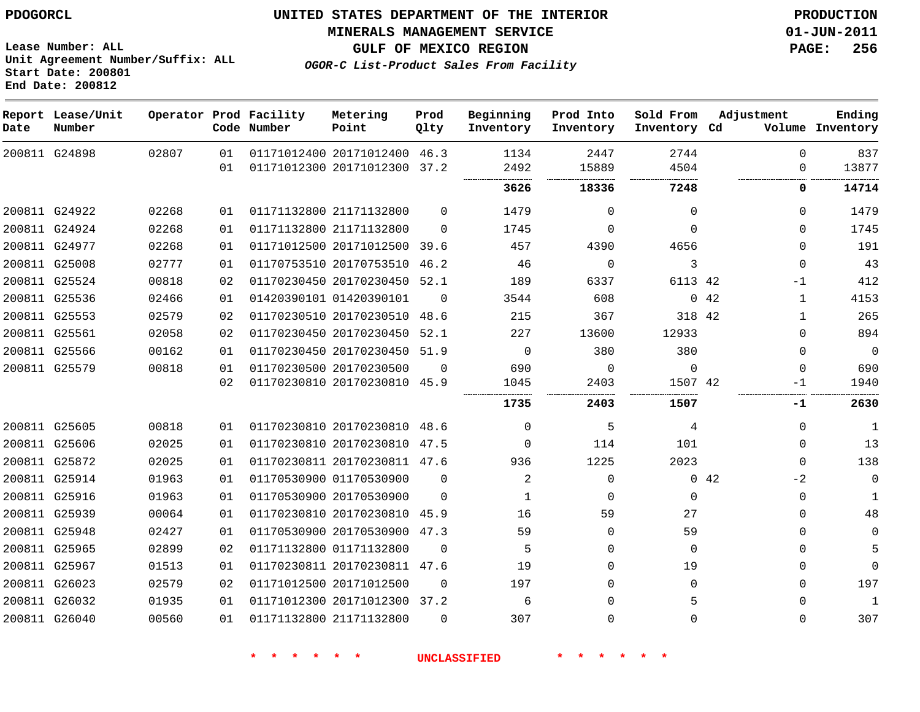PDOGORCL

Lease Number: ALL
Unit Agreement Number/Suffix: ALL
Start Date: 200801
End Date: 200812

# UNITED STATES DEPARTMENT OF THE INTERIOR
## MINERALS MANAGEMENT SERVICE
## GULF OF MEXICO REGION
### *OGOR-C List-Product Sales From Facility*

PRODUCTION
01-JUN-2011

| Report Date | Lease/Unit Number | Operator | Prod Code | Facility Number | Metering Point | Prod Qlty | Beginning Inventory | Prod Into Inventory | Sold From Inventory | Adjustment Cd | Adjustment Volume | Ending Inventory |
|---|---|---|---|---|---|---|---|---|---|---|---|---|
| 200811 | G24898 | 02807 | 01 | 01171012400 | 20171012400 | 46.3 | 1134 | 2447 | 2744 | | 0 | 837 |
| | | | 01 | 01171012300 | 20171012300 | 37.2 | 2492 | 15889 | 4504 | | 0 | 13877 |
| | | | | | | | **3626** | **18336** | **7248** | | **0** | **14714** |
| 200811 | G24922 | 02268 | 01 | 01171132800 | 21171132800 | 0 | 1479 | 0 | 0 | | 0 | 1479 |
| 200811 | G24924 | 02268 | 01 | 01171132800 | 21171132800 | 0 | 1745 | 0 | 0 | | 0 | 1745 |
| 200811 | G24977 | 02268 | 01 | 01171012500 | 20171012500 | 39.6 | 457 | 4390 | 4656 | | 0 | 191 |
| 200811 | G25008 | 02777 | 01 | 01170753510 | 20170753510 | 46.2 | 46 | 0 | 3 | | 0 | 43 |
| 200811 | G25524 | 00818 | 02 | 01170230450 | 20170230450 | 52.1 | 189 | 6337 | 6113 | 42 | -1 | 412 |
| 200811 | G25536 | 02466 | 01 | 01420390101 | 01420390101 | 0 | 3544 | 608 | 0 | 42 | 1 | 4153 |
| 200811 | G25553 | 02579 | 02 | 01170230510 | 20170230510 | 48.6 | 215 | 367 | 318 | 42 | 1 | 265 |
| 200811 | G25561 | 02058 | 02 | 01170230450 | 20170230450 | 52.1 | 227 | 13600 | 12933 | | 0 | 894 |
| 200811 | G25566 | 00162 | 01 | 01170230450 | 20170230450 | 51.9 | 0 | 380 | 380 | | 0 | 0 |
| 200811 | G25579 | 00818 | 01 | 01170230500 | 20170230500 | 0 | 690 | 0 | 0 | | 0 | 690 |
| | | | 02 | 01170230810 | 20170230810 | 45.9 | 1045 | 2403 | 1507 | 42 | -1 | 1940 |
| | | | | | | | **1735** | **2403** | **1507** | | **-1** | **2630** |
| 200811 | G25605 | 00818 | 01 | 01170230810 | 20170230810 | 48.6 | 0 | 5 | 4 | | 0 | 1 |
| 200811 | G25606 | 02025 | 01 | 01170230810 | 20170230810 | 47.5 | 0 | 114 | 101 | | 0 | 13 |
| 200811 | G25872 | 02025 | 01 | 01170230811 | 20170230811 | 47.6 | 936 | 1225 | 2023 | | 0 | 138 |
| 200811 | G25914 | 01963 | 01 | 01170530900 | 01170530900 | 0 | 2 | 0 | 0 | 42 | -2 | 0 |
| 200811 | G25916 | 01963 | 01 | 01170530900 | 20170530900 | 0 | 1 | 0 | 0 | | 0 | 1 |
| 200811 | G25939 | 00064 | 01 | 01170230810 | 20170230810 | 45.9 | 16 | 59 | 27 | | 0 | 48 |
| 200811 | G25948 | 02427 | 01 | 01170530900 | 20170530900 | 47.3 | 59 | 0 | 59 | | 0 | 0 |
| 200811 | G25965 | 02899 | 02 | 01171132800 | 01171132800 | 0 | 5 | 0 | 0 | | 0 | 5 |
| 200811 | G25967 | 01513 | 01 | 01170230811 | 20170230811 | 47.6 | 19 | 0 | 19 | | 0 | 0 |
| 200811 | G26023 | 02579 | 02 | 01171012500 | 20171012500 | 0 | 197 | 0 | 0 | | 0 | 197 |
| 200811 | G26032 | 01935 | 01 | 01171012300 | 20171012300 | 37.2 | 6 | 0 | 5 | | 0 | 1 |
| 200811 | G26040 | 00560 | 01 | 01171132800 | 21171132800 | 0 | 307 | 0 | 0 | | 0 | 307 |

\* \* \* \* \* \* UNCLASSIFIED \* \* \* \* \* \*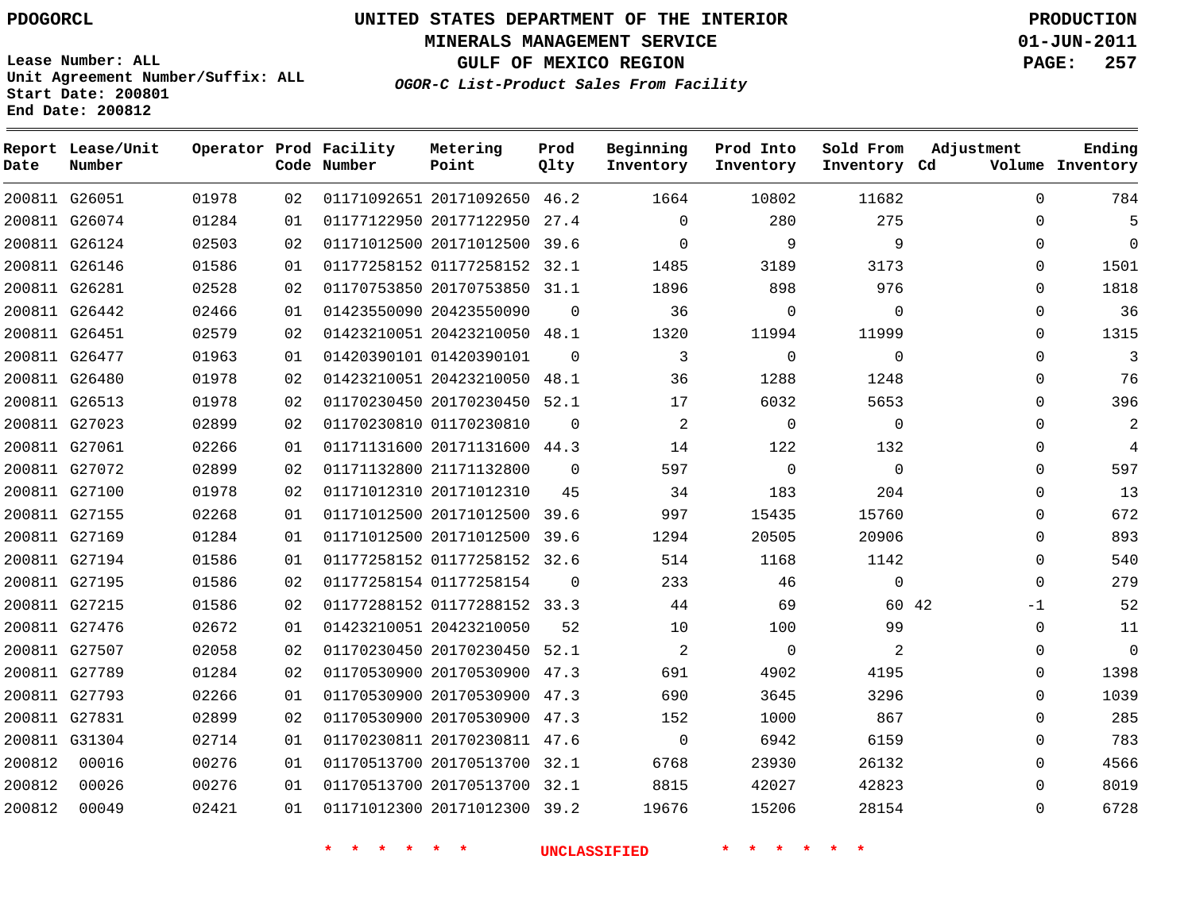PDOGORCL

Lease Number: ALL
Unit Agreement Number/Suffix: ALL
Start Date: 200801
End Date: 200812

# UNITED STATES DEPARTMENT OF THE INTERIOR
## MINERALS MANAGEMENT SERVICE
## GULF OF MEXICO REGION
### *OGOR-C List-Product Sales From Facility*

PRODUCTION
01-JUN-2011

| Report Date | Lease/Unit Number | Operator | Prod Code | Facility Number | Metering Point | Prod Qlty | Beginning Inventory | Prod Into Inventory | Sold From Inventory | Adjustment Cd | Adjustment Volume | Ending Inventory |
|---|---|---|---|---|---|---|---|---|---|---|---|---|
| 200811 | G26051 | 01978 | 02 | 01171092651 | 20171092650 | 46.2 | 1664 | 10802 | 11682 | | 0 | 784 |
| 200811 | G26074 | 01284 | 01 | 01177122950 | 20177122950 | 27.4 | 0 | 280 | 275 | | 0 | 5 |
| 200811 | G26124 | 02503 | 02 | 01171012500 | 20171012500 | 39.6 | 0 | 9 | 9 | | 0 | 0 |
| 200811 | G26146 | 01586 | 01 | 01177258152 | 01177258152 | 32.1 | 1485 | 3189 | 3173 | | 0 | 1501 |
| 200811 | G26281 | 02528 | 02 | 01170753850 | 20170753850 | 31.1 | 1896 | 898 | 976 | | 0 | 1818 |
| 200811 | G26442 | 02466 | 01 | 01423550090 | 20423550090 | 0 | 36 | 0 | 0 | | 0 | 36 |
| 200811 | G26451 | 02579 | 02 | 01423210051 | 20423210050 | 48.1 | 1320 | 11994 | 11999 | | 0 | 1315 |
| 200811 | G26477 | 01963 | 01 | 01420390101 | 01420390101 | 0 | 3 | 0 | 0 | | 0 | 3 |
| 200811 | G26480 | 01978 | 02 | 01423210051 | 20423210050 | 48.1 | 36 | 1288 | 1248 | | 0 | 76 |
| 200811 | G26513 | 01978 | 02 | 01170230450 | 20170230450 | 52.1 | 17 | 6032 | 5653 | | 0 | 396 |
| 200811 | G27023 | 02899 | 02 | 01170230810 | 01170230810 | 0 | 2 | 0 | 0 | | 0 | 2 |
| 200811 | G27061 | 02266 | 01 | 01171131600 | 20171131600 | 44.3 | 14 | 122 | 132 | | 0 | 4 |
| 200811 | G27072 | 02899 | 02 | 01171132800 | 21171132800 | 0 | 597 | 0 | 0 | | 0 | 597 |
| 200811 | G27100 | 01978 | 02 | 01171012310 | 20171012310 | 45 | 34 | 183 | 204 | | 0 | 13 |
| 200811 | G27155 | 02268 | 01 | 01171012500 | 20171012500 | 39.6 | 997 | 15435 | 15760 | | 0 | 672 |
| 200811 | G27169 | 01284 | 01 | 01171012500 | 20171012500 | 39.6 | 1294 | 20505 | 20906 | | 0 | 893 |
| 200811 | G27194 | 01586 | 01 | 01177258152 | 01177258152 | 32.6 | 514 | 1168 | 1142 | | 0 | 540 |
| 200811 | G27195 | 01586 | 02 | 01177258154 | 01177258154 | 0 | 233 | 46 | 0 | | 0 | 279 |
| 200811 | G27215 | 01586 | 02 | 01177288152 | 01177288152 | 33.3 | 44 | 69 | 60 | 42 | -1 | 52 |
| 200811 | G27476 | 02672 | 01 | 01423210051 | 20423210050 | 52 | 10 | 100 | 99 | | 0 | 11 |
| 200811 | G27507 | 02058 | 02 | 01170230450 | 20170230450 | 52.1 | 2 | 0 | 2 | | 0 | 0 |
| 200811 | G27789 | 01284 | 02 | 01170530900 | 20170530900 | 47.3 | 691 | 4902 | 4195 | | 0 | 1398 |
| 200811 | G27793 | 02266 | 01 | 01170530900 | 20170530900 | 47.3 | 690 | 3645 | 3296 | | 0 | 1039 |
| 200811 | G27831 | 02899 | 02 | 01170530900 | 20170530900 | 47.3 | 152 | 1000 | 867 | | 0 | 285 |
| 200811 | G31304 | 02714 | 01 | 01170230811 | 20170230811 | 47.6 | 0 | 6942 | 6159 | | 0 | 783 |
| 200812 | 00016 | 00276 | 01 | 01170513700 | 20170513700 | 32.1 | 6768 | 23930 | 26132 | | 0 | 4566 |
| 200812 | 00026 | 00276 | 01 | 01170513700 | 20170513700 | 32.1 | 8815 | 42027 | 42823 | | 0 | 8019 |
| 200812 | 00049 | 02421 | 01 | 01171012300 | 20171012300 | 39.2 | 19676 | 15206 | 28154 | | 0 | 6728 |

\* \* \* \* \* \* UNCLASSIFIED \* \* \* \* \* \*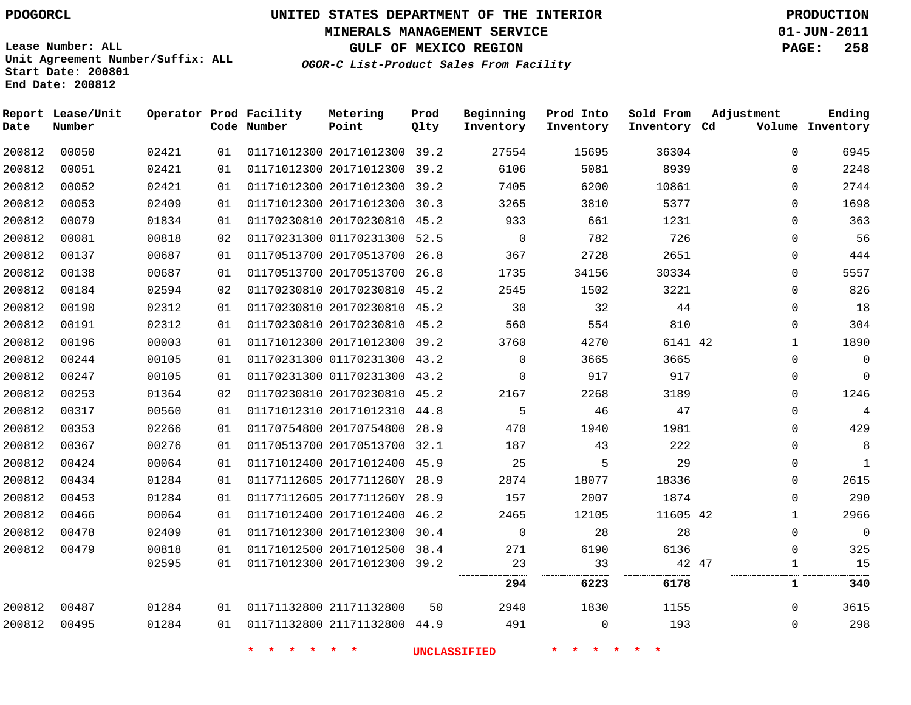**PDOGORCL**

# UNITED STATES DEPARTMENT OF THE INTERIOR
## MINERALS MANAGEMENT SERVICE
## GULF OF MEXICO REGION
### *OGOR-C List-Product Sales From Facility*

**PRODUCTION**
**01-JUN-2011**

Lease Number: ALL
Unit Agreement Number/Suffix: ALL
Start Date: 200801
End Date: 200812

| Report Date | Lease/Unit Number | Operator | Prod Code | Facility Number | Metering Point | Prod Qlty | Beginning Inventory | Prod Into Inventory | Sold From Inventory | Adjustment Cd | Adjustment Volume | Ending Inventory |
|---|---|---|---|---|---|---|---|---|---|---|---|---|
| 200812 | 00050 | 02421 | 01 | 01171012300 | 20171012300 | 39.2 | 27554 | 15695 | 36304 | | 0 | 6945 |
| 200812 | 00051 | 02421 | 01 | 01171012300 | 20171012300 | 39.2 | 6106 | 5081 | 8939 | | 0 | 2248 |
| 200812 | 00052 | 02421 | 01 | 01171012300 | 20171012300 | 39.2 | 7405 | 6200 | 10861 | | 0 | 2744 |
| 200812 | 00053 | 02409 | 01 | 01171012300 | 20171012300 | 30.3 | 3265 | 3810 | 5377 | | 0 | 1698 |
| 200812 | 00079 | 01834 | 01 | 01170230810 | 20170230810 | 45.2 | 933 | 661 | 1231 | | 0 | 363 |
| 200812 | 00081 | 00818 | 02 | 01170231300 | 01170231300 | 52.5 | 0 | 782 | 726 | | 0 | 56 |
| 200812 | 00137 | 00687 | 01 | 01170513700 | 20170513700 | 26.8 | 367 | 2728 | 2651 | | 0 | 444 |
| 200812 | 00138 | 00687 | 01 | 01170513700 | 20170513700 | 26.8 | 1735 | 34156 | 30334 | | 0 | 5557 |
| 200812 | 00184 | 02594 | 02 | 01170230810 | 20170230810 | 45.2 | 2545 | 1502 | 3221 | | 0 | 826 |
| 200812 | 00190 | 02312 | 01 | 01170230810 | 20170230810 | 45.2 | 30 | 32 | 44 | | 0 | 18 |
| 200812 | 00191 | 02312 | 01 | 01170230810 | 20170230810 | 45.2 | 560 | 554 | 810 | | 0 | 304 |
| 200812 | 00196 | 00003 | 01 | 01171012300 | 20171012300 | 39.2 | 3760 | 4270 | 6141 | 42 | 1 | 1890 |
| 200812 | 00244 | 00105 | 01 | 01170231300 | 01170231300 | 43.2 | 0 | 3665 | 3665 | | 0 | 0 |
| 200812 | 00247 | 00105 | 01 | 01170231300 | 01170231300 | 43.2 | 0 | 917 | 917 | | 0 | 0 |
| 200812 | 00253 | 01364 | 02 | 01170230810 | 20170230810 | 45.2 | 2167 | 2268 | 3189 | | 0 | 1246 |
| 200812 | 00317 | 00560 | 01 | 01171012310 | 20171012310 | 44.8 | 5 | 46 | 47 | | 0 | 4 |
| 200812 | 00353 | 02266 | 01 | 01170754800 | 20170754800 | 28.9 | 470 | 1940 | 1981 | | 0 | 429 |
| 200812 | 00367 | 00276 | 01 | 01170513700 | 20170513700 | 32.1 | 187 | 43 | 222 | | 0 | 8 |
| 200812 | 00424 | 00064 | 01 | 01171012400 | 20171012400 | 45.9 | 25 | 5 | 29 | | 0 | 1 |
| 200812 | 00434 | 01284 | 01 | 01177112605 | 2017711260Y | 28.9 | 2874 | 18077 | 18336 | | 0 | 2615 |
| 200812 | 00453 | 01284 | 01 | 01177112605 | 2017711260Y | 28.9 | 157 | 2007 | 1874 | | 0 | 290 |
| 200812 | 00466 | 00064 | 01 | 01171012400 | 20171012400 | 46.2 | 2465 | 12105 | 11605 | 42 | 1 | 2966 |
| 200812 | 00478 | 02409 | 01 | 01171012300 | 20171012300 | 30.4 | 0 | 28 | 28 | | 0 | 0 |
| 200812 | 00479 | 00818 | 01 | 01171012500 | 20171012500 | 38.4 | 271 | 6190 | 6136 | | 0 | 325 |
| | | 02595 | 01 | 01171012300 | 20171012300 | 39.2 | 23 | 33 | 42 | 47 | 1 | 15 |
| | | | | | | | **294** | **6223** | **6178** | | **1** | **340** |
| 200812 | 00487 | 01284 | 01 | 01171132800 | 21171132800 | 50 | 2940 | 1830 | 1155 | | 0 | 3615 |
| 200812 | 00495 | 01284 | 01 | 01171132800 | 21171132800 | 44.9 | 491 | 0 | 193 | | 0 | 298 |

\* \* \* \* \* \* UNCLASSIFIED \* \* \* \* \* \*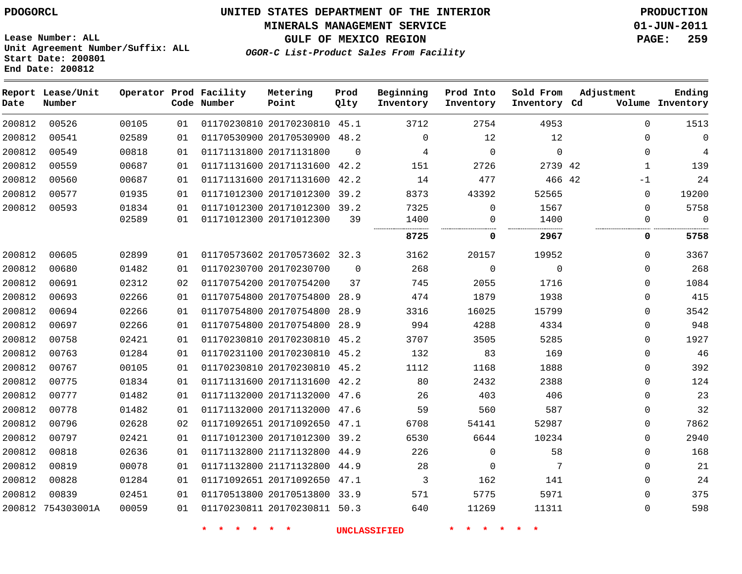PDOGORCL

# UNITED STATES DEPARTMENT OF THE INTERIOR
## MINERALS MANAGEMENT SERVICE
## GULF OF MEXICO REGION
### *OGOR-C List-Product Sales From Facility*

PRODUCTION
01-JUN-2011

Lease Number: ALL
Unit Agreement Number/Suffix: ALL
Start Date: 200801
End Date: 200812

| Report Date | Lease/Unit Number | Operator | Prod Code | Facility Number | Metering Point | Prod Qlty | Beginning Inventory | Prod Into Inventory | Sold From Inventory | Adjustment Cd | Adjustment Volume | Ending Inventory |
|---|---|---|---|---|---|---|---|---|---|---|---|---|
| 200812 | 00526 | 00105 | 01 | 01170230810 | 20170230810 | 45.1 | 3712 | 2754 | 4953 | | 0 | 1513 |
| 200812 | 00541 | 02589 | 01 | 01170530900 | 20170530900 | 48.2 | 0 | 12 | 12 | | 0 | 0 |
| 200812 | 00549 | 00818 | 01 | 01171131800 | 20171131800 | 0 | 4 | 0 | 0 | | 0 | 4 |
| 200812 | 00559 | 00687 | 01 | 01171131600 | 20171131600 | 42.2 | 151 | 2726 | 2739 | 42 | 1 | 139 |
| 200812 | 00560 | 00687 | 01 | 01171131600 | 20171131600 | 42.2 | 14 | 477 | 466 | 42 | -1 | 24 |
| 200812 | 00577 | 01935 | 01 | 01171012300 | 20171012300 | 39.2 | 8373 | 43392 | 52565 | | 0 | 19200 |
| 200812 | 00593 | 01834 | 01 | 01171012300 | 20171012300 | 39.2 | 7325 | 0 | 1567 | | 0 | 5758 |
| | | 02589 | 01 | 01171012300 | 20171012300 | 39 | 1400 | 0 | 1400 | | 0 | 0 |
| | | | | | | | **8725** | **0** | **2967** | | **0** | **5758** |
| 200812 | 00605 | 02899 | 01 | 01170573602 | 20170573602 | 32.3 | 3162 | 20157 | 19952 | | 0 | 3367 |
| 200812 | 00680 | 01482 | 01 | 01170230700 | 20170230700 | 0 | 268 | 0 | 0 | | 0 | 268 |
| 200812 | 00691 | 02312 | 02 | 01170754200 | 20170754200 | 37 | 745 | 2055 | 1716 | | 0 | 1084 |
| 200812 | 00693 | 02266 | 01 | 01170754800 | 20170754800 | 28.9 | 474 | 1879 | 1938 | | 0 | 415 |
| 200812 | 00694 | 02266 | 01 | 01170754800 | 20170754800 | 28.9 | 3316 | 16025 | 15799 | | 0 | 3542 |
| 200812 | 00697 | 02266 | 01 | 01170754800 | 20170754800 | 28.9 | 994 | 4288 | 4334 | | 0 | 948 |
| 200812 | 00758 | 02421 | 01 | 01170230810 | 20170230810 | 45.2 | 3707 | 3505 | 5285 | | 0 | 1927 |
| 200812 | 00763 | 01284 | 01 | 01170231100 | 20170230810 | 45.2 | 132 | 83 | 169 | | 0 | 46 |
| 200812 | 00767 | 00105 | 01 | 01170230810 | 20170230810 | 45.2 | 1112 | 1168 | 1888 | | 0 | 392 |
| 200812 | 00775 | 01834 | 01 | 01171131600 | 20171131600 | 42.2 | 80 | 2432 | 2388 | | 0 | 124 |
| 200812 | 00777 | 01482 | 01 | 01171132000 | 20171132000 | 47.6 | 26 | 403 | 406 | | 0 | 23 |
| 200812 | 00778 | 01482 | 01 | 01171132000 | 20171132000 | 47.6 | 59 | 560 | 587 | | 0 | 32 |
| 200812 | 00796 | 02628 | 02 | 01171092651 | 20171092650 | 47.1 | 6708 | 54141 | 52987 | | 0 | 7862 |
| 200812 | 00797 | 02421 | 01 | 01171012300 | 20171012300 | 39.2 | 6530 | 6644 | 10234 | | 0 | 2940 |
| 200812 | 00818 | 02636 | 01 | 01171132800 | 21171132800 | 44.9 | 226 | 0 | 58 | | 0 | 168 |
| 200812 | 00819 | 00078 | 01 | 01171132800 | 21171132800 | 44.9 | 28 | 0 | 7 | | 0 | 21 |
| 200812 | 00828 | 01284 | 01 | 01171092651 | 20171092650 | 47.1 | 3 | 162 | 141 | | 0 | 24 |
| 200812 | 00839 | 02451 | 01 | 01170513800 | 20170513800 | 33.9 | 571 | 5775 | 5971 | | 0 | 375 |
| 200812 | 754303001A | 00059 | 01 | 01170230811 | 20170230811 | 50.3 | 640 | 11269 | 11311 | | 0 | 598 |

\* \* \* \* \* \* UNCLASSIFIED \* \* \* \* \* \*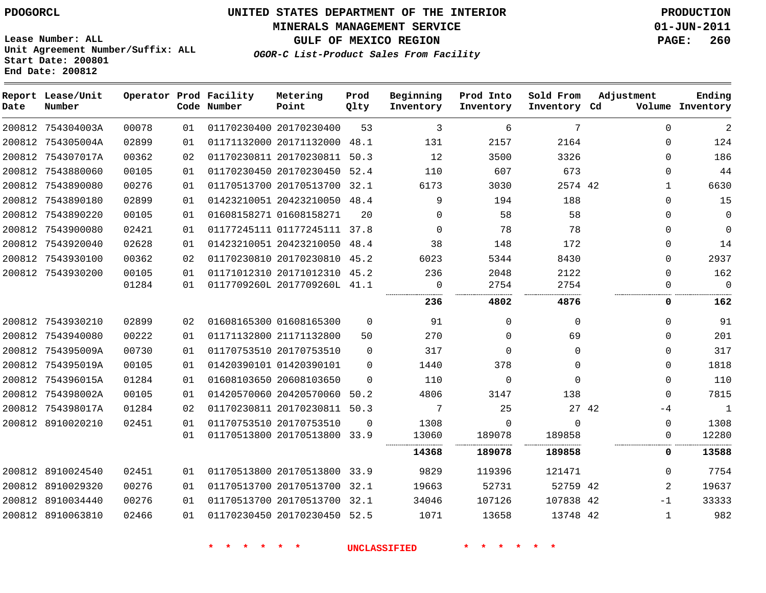PDOGORCL

# UNITED STATES DEPARTMENT OF THE INTERIOR
## MINERALS MANAGEMENT SERVICE
## GULF OF MEXICO REGION
### *OGOR-C List-Product Sales From Facility*

PRODUCTION
01-JUN-2011

Lease Number: ALL
Unit Agreement Number/Suffix: ALL
Start Date: 200801
End Date: 200812

| Report Date | Lease/Unit Number | Operator | Prod Code | Facility Number | Metering Point | Prod Qlty | Beginning Inventory | Prod Into Inventory | Sold From Inventory | Adjustment Cd | Adjustment Volume | Ending Inventory |
|---|---|---|---|---|---|---|---|---|---|---|---|---|
| 200812 | 754304003A | 00078 | 01 | 01170230400 | 20170230400 | 53 | 3 | 6 | 7 | | 0 | 2 |
| 200812 | 754305004A | 02899 | 01 | 01171132000 | 20171132000 | 48.1 | 131 | 2157 | 2164 | | 0 | 124 |
| 200812 | 754307017A | 00362 | 02 | 01170230811 | 20170230811 | 50.3 | 12 | 3500 | 3326 | | 0 | 186 |
| 200812 | 7543880060 | 00105 | 01 | 01170230450 | 20170230450 | 52.4 | 110 | 607 | 673 | | 0 | 44 |
| 200812 | 7543890080 | 00276 | 01 | 01170513700 | 20170513700 | 32.1 | 6173 | 3030 | 2574 | 42 | 1 | 6630 |
| 200812 | 7543890180 | 02899 | 01 | 01423210051 | 20423210050 | 48.4 | 9 | 194 | 188 | | 0 | 15 |
| 200812 | 7543890220 | 00105 | 01 | 01608158271 | 01608158271 | 20 | 0 | 58 | 58 | | 0 | 0 |
| 200812 | 7543900080 | 02421 | 01 | 01177245111 | 01177245111 | 37.8 | 0 | 78 | 78 | | 0 | 0 |
| 200812 | 7543920040 | 02628 | 01 | 01423210051 | 20423210050 | 48.4 | 38 | 148 | 172 | | 0 | 14 |
| 200812 | 7543930100 | 00362 | 02 | 01170230810 | 20170230810 | 45.2 | 6023 | 5344 | 8430 | | 0 | 2937 |
| 200812 | 7543930200 | 00105 | 01 | 01171012310 | 20171012310 | 45.2 | 236 | 2048 | 2122 | | 0 | 162 |
| | | 01284 | 01 | 0117709260L | 2017709260L | 41.1 | 0 | 2754 | 2754 | | 0 | 0 |
| | | | | | | | **236** | **4802** | **4876** | | **0** | **162** |
| 200812 | 7543930210 | 02899 | 02 | 01608165300 | 01608165300 | 0 | 91 | 0 | 0 | | 0 | 91 |
| 200812 | 7543940080 | 00222 | 01 | 01171132800 | 21171132800 | 50 | 270 | 0 | 69 | | 0 | 201 |
| 200812 | 754395009A | 00730 | 01 | 01170753510 | 20170753510 | 0 | 317 | 0 | 0 | | 0 | 317 |
| 200812 | 754395019A | 00105 | 01 | 01420390101 | 01420390101 | 0 | 1440 | 378 | 0 | | 0 | 1818 |
| 200812 | 754396015A | 01284 | 01 | 01608103650 | 20608103650 | 0 | 110 | 0 | 0 | | 0 | 110 |
| 200812 | 754398002A | 00105 | 01 | 01420570060 | 20420570060 | 50.2 | 4806 | 3147 | 138 | | 0 | 7815 |
| 200812 | 754398017A | 01284 | 02 | 01170230811 | 20170230811 | 50.3 | 7 | 25 | 27 | 42 | -4 | 1 |
| 200812 | 8910020210 | 02451 | 01 | 01170753510 | 20170753510 | 0 | 1308 | 0 | 0 | | 0 | 1308 |
| | | | 01 | 01170513800 | 20170513800 | 33.9 | 13060 | 189078 | 189858 | | 0 | 12280 |
| | | | | | | | **14368** | **189078** | **189858** | | **0** | **13588** |
| 200812 | 8910024540 | 02451 | 01 | 01170513800 | 20170513800 | 33.9 | 9829 | 119396 | 121471 | | 0 | 7754 |
| 200812 | 8910029320 | 00276 | 01 | 01170513700 | 20170513700 | 32.1 | 19663 | 52731 | 52759 | 42 | 2 | 19637 |
| 200812 | 8910034440 | 00276 | 01 | 01170513700 | 20170513700 | 32.1 | 34046 | 107126 | 107838 | 42 | -1 | 33333 |
| 200812 | 8910063810 | 02466 | 01 | 01170230450 | 20170230450 | 52.5 | 1071 | 13658 | 13748 | 42 | 1 | 982 |

\* \* \* \* \* \* UNCLASSIFIED \* \* \* \* \* \*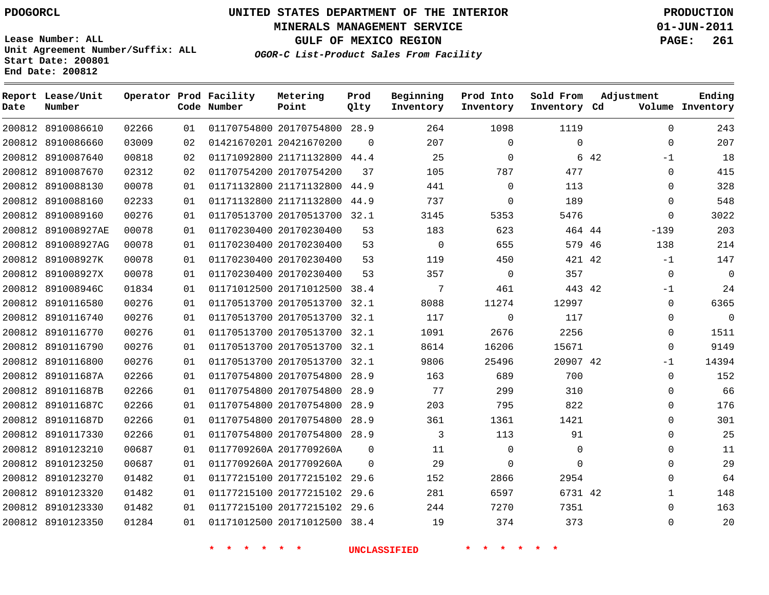**PDOGORCL**

# UNITED STATES DEPARTMENT OF THE INTERIOR
## MINERALS MANAGEMENT SERVICE
## GULF OF MEXICO REGION
### *OGOR-C List-Product Sales From Facility*

**PRODUCTION**
**01-JUN-2011**

Lease Number: ALL
Unit Agreement Number/Suffix: ALL
Start Date: 200801
End Date: 200812

| Report Date | Lease/Unit Number | Operator | Prod Code | Facility Number | Metering Point | Prod Qlty | Beginning Inventory | Prod Into Inventory | Sold From Inventory | Adjustment Cd | Adjustment Volume | Ending Inventory |
|---|---|---|---|---|---|---|---|---|---|---|---|---|
| 200812 | 8910086610 | 02266 | 01 | 01170754800 | 20170754800 | 28.9 | 264 | 1098 | 1119 | | 0 | 243 |
| 200812 | 8910086660 | 03009 | 02 | 01421670201 | 20421670200 | 0 | 207 | 0 | 0 | | 0 | 207 |
| 200812 | 8910087640 | 00818 | 02 | 01171092800 | 21171132800 | 44.4 | 25 | 0 | 6 | 42 | -1 | 18 |
| 200812 | 8910087670 | 02312 | 02 | 01170754200 | 20170754200 | 37 | 105 | 787 | 477 | | 0 | 415 |
| 200812 | 8910088130 | 00078 | 01 | 01171132800 | 21171132800 | 44.9 | 441 | 0 | 113 | | 0 | 328 |
| 200812 | 8910088160 | 02233 | 01 | 01171132800 | 21171132800 | 44.9 | 737 | 0 | 189 | | 0 | 548 |
| 200812 | 8910089160 | 00276 | 01 | 01170513700 | 20170513700 | 32.1 | 3145 | 5353 | 5476 | | 0 | 3022 |
| 200812 | 891008927AE | 00078 | 01 | 01170230400 | 20170230400 | 53 | 183 | 623 | 464 | 44 | -139 | 203 |
| 200812 | 891008927AG | 00078 | 01 | 01170230400 | 20170230400 | 53 | 0 | 655 | 579 | 46 | 138 | 214 |
| 200812 | 891008927K | 00078 | 01 | 01170230400 | 20170230400 | 53 | 119 | 450 | 421 | 42 | -1 | 147 |
| 200812 | 891008927X | 00078 | 01 | 01170230400 | 20170230400 | 53 | 357 | 0 | 357 | | 0 | 0 |
| 200812 | 891008946C | 01834 | 01 | 01171012500 | 20171012500 | 38.4 | 7 | 461 | 443 | 42 | -1 | 24 |
| 200812 | 8910116580 | 00276 | 01 | 01170513700 | 20170513700 | 32.1 | 8088 | 11274 | 12997 | | 0 | 6365 |
| 200812 | 8910116740 | 00276 | 01 | 01170513700 | 20170513700 | 32.1 | 117 | 0 | 117 | | 0 | 0 |
| 200812 | 8910116770 | 00276 | 01 | 01170513700 | 20170513700 | 32.1 | 1091 | 2676 | 2256 | | 0 | 1511 |
| 200812 | 8910116790 | 00276 | 01 | 01170513700 | 20170513700 | 32.1 | 8614 | 16206 | 15671 | | 0 | 9149 |
| 200812 | 8910116800 | 00276 | 01 | 01170513700 | 20170513700 | 32.1 | 9806 | 25496 | 20907 | 42 | -1 | 14394 |
| 200812 | 891011687A | 02266 | 01 | 01170754800 | 20170754800 | 28.9 | 163 | 689 | 700 | | 0 | 152 |
| 200812 | 891011687B | 02266 | 01 | 01170754800 | 20170754800 | 28.9 | 77 | 299 | 310 | | 0 | 66 |
| 200812 | 891011687C | 02266 | 01 | 01170754800 | 20170754800 | 28.9 | 203 | 795 | 822 | | 0 | 176 |
| 200812 | 891011687D | 02266 | 01 | 01170754800 | 20170754800 | 28.9 | 361 | 1361 | 1421 | | 0 | 301 |
| 200812 | 8910117330 | 02266 | 01 | 01170754800 | 20170754800 | 28.9 | 3 | 113 | 91 | | 0 | 25 |
| 200812 | 8910123210 | 00687 | 01 | 0117709260A | 2017709260A | 0 | 11 | 0 | 0 | | 0 | 11 |
| 200812 | 8910123250 | 00687 | 01 | 0117709260A | 2017709260A | 0 | 29 | 0 | 0 | | 0 | 29 |
| 200812 | 8910123270 | 01482 | 01 | 01177215100 | 20177215102 | 29.6 | 152 | 2866 | 2954 | | 0 | 64 |
| 200812 | 8910123320 | 01482 | 01 | 01177215100 | 20177215102 | 29.6 | 281 | 6597 | 6731 | 42 | 1 | 148 |
| 200812 | 8910123330 | 01482 | 01 | 01177215100 | 20177215102 | 29.6 | 244 | 7270 | 7351 | | 0 | 163 |
| 200812 | 8910123350 | 01284 | 01 | 01171012500 | 20171012500 | 38.4 | 19 | 374 | 373 | | 0 | 20 |

\* \* \* \* \* \* UNCLASSIFIED \* \* \* \* \* \*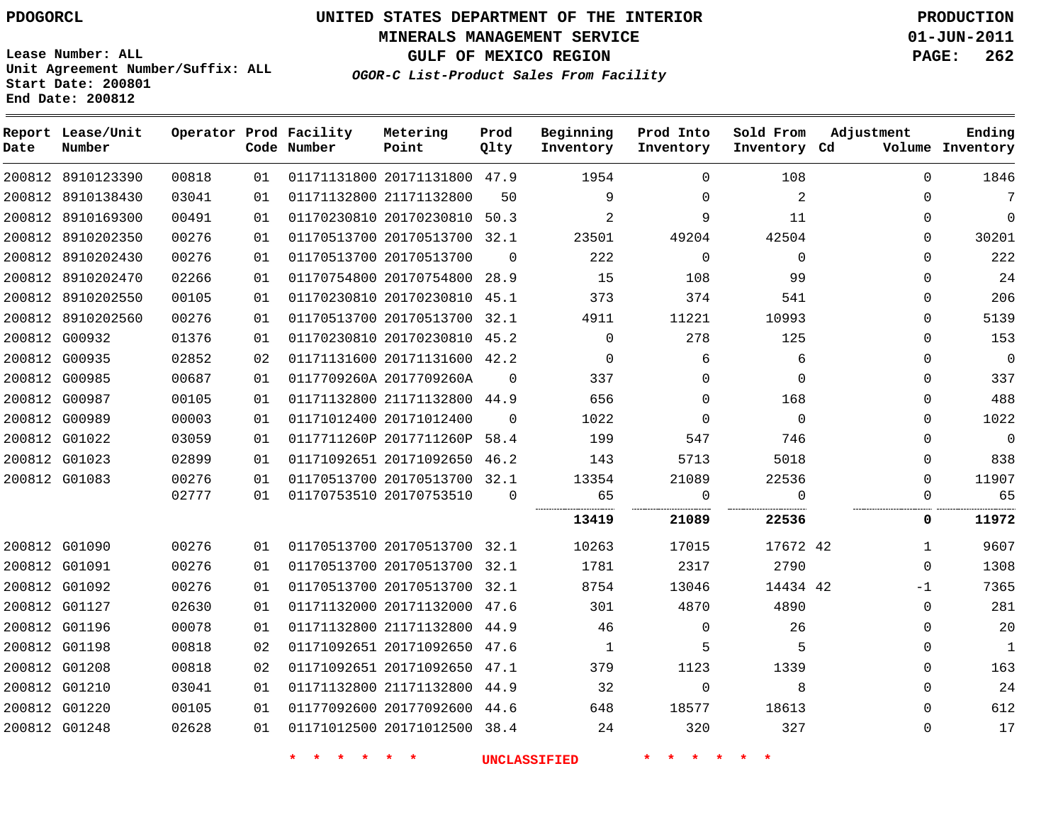PDOGORCL

# UNITED STATES DEPARTMENT OF THE INTERIOR
## MINERALS MANAGEMENT SERVICE
## GULF OF MEXICO REGION
### *OGOR-C List-Product Sales From Facility*

PRODUCTION
01-JUN-2011

Lease Number: ALL
Unit Agreement Number/Suffix: ALL
Start Date: 200801
End Date: 200812

| Report Date | Lease/Unit Number | Operator | Prod Code | Facility Number | Metering Point | Prod Qlty | Beginning Inventory | Prod Into Inventory | Sold From Inventory | Adjustment Cd | Adjustment Volume | Ending Inventory |
|---|---|---|---|---|---|---|---|---|---|---|---|---|
| 200812 | 8910123390 | 00818 | 01 | 01171131800 | 20171131800 | 47.9 | 1954 | 0 | 108 | | 0 | 1846 |
| 200812 | 8910138430 | 03041 | 01 | 01171132800 | 21171132800 | 50 | 9 | 0 | 2 | | 0 | 7 |
| 200812 | 8910169300 | 00491 | 01 | 01170230810 | 20170230810 | 50.3 | 2 | 9 | 11 | | 0 | 0 |
| 200812 | 8910202350 | 00276 | 01 | 01170513700 | 20170513700 | 32.1 | 23501 | 49204 | 42504 | | 0 | 30201 |
| 200812 | 8910202430 | 00276 | 01 | 01170513700 | 20170513700 | 0 | 222 | 0 | 0 | | 0 | 222 |
| 200812 | 8910202470 | 02266 | 01 | 01170754800 | 20170754800 | 28.9 | 15 | 108 | 99 | | 0 | 24 |
| 200812 | 8910202550 | 00105 | 01 | 01170230810 | 20170230810 | 45.1 | 373 | 374 | 541 | | 0 | 206 |
| 200812 | 8910202560 | 00276 | 01 | 01170513700 | 20170513700 | 32.1 | 4911 | 11221 | 10993 | | 0 | 5139 |
| 200812 | G00932 | 01376 | 01 | 01170230810 | 20170230810 | 45.2 | 0 | 278 | 125 | | 0 | 153 |
| 200812 | G00935 | 02852 | 02 | 01171131600 | 20171131600 | 42.2 | 0 | 6 | 6 | | 0 | 0 |
| 200812 | G00985 | 00687 | 01 | 0117709260A | 2017709260A | 0 | 337 | 0 | 0 | | 0 | 337 |
| 200812 | G00987 | 00105 | 01 | 01171132800 | 21171132800 | 44.9 | 656 | 0 | 168 | | 0 | 488 |
| 200812 | G00989 | 00003 | 01 | 01171012400 | 20171012400 | 0 | 1022 | 0 | 0 | | 0 | 1022 |
| 200812 | G01022 | 03059 | 01 | 0117711260P | 2017711260P | 58.4 | 199 | 547 | 746 | | 0 | 0 |
| 200812 | G01023 | 02899 | 01 | 01171092651 | 20171092650 | 46.2 | 143 | 5713 | 5018 | | 0 | 838 |
| 200812 | G01083 | 00276 | 01 | 01170513700 | 20170513700 | 32.1 | 13354 | 21089 | 22536 | | 0 | 11907 |
| | | 02777 | 01 | 01170753510 | 20170753510 | 0 | 65 | 0 | 0 | | 0 | 65 |
| | | | | | | | **13419** | **21089** | **22536** | | **0** | **11972** |
| 200812 | G01090 | 00276 | 01 | 01170513700 | 20170513700 | 32.1 | 10263 | 17015 | 17672 | 42 | 1 | 9607 |
| 200812 | G01091 | 00276 | 01 | 01170513700 | 20170513700 | 32.1 | 1781 | 2317 | 2790 | | 0 | 1308 |
| 200812 | G01092 | 00276 | 01 | 01170513700 | 20170513700 | 32.1 | 8754 | 13046 | 14434 | 42 | -1 | 7365 |
| 200812 | G01127 | 02630 | 01 | 01171132000 | 20171132000 | 47.6 | 301 | 4870 | 4890 | | 0 | 281 |
| 200812 | G01196 | 00078 | 01 | 01171132800 | 21171132800 | 44.9 | 46 | 0 | 26 | | 0 | 20 |
| 200812 | G01198 | 00818 | 02 | 01171092651 | 20171092650 | 47.6 | 1 | 5 | 5 | | 0 | 1 |
| 200812 | G01208 | 00818 | 02 | 01171092651 | 20171092650 | 47.1 | 379 | 1123 | 1339 | | 0 | 163 |
| 200812 | G01210 | 03041 | 01 | 01171132800 | 21171132800 | 44.9 | 32 | 0 | 8 | | 0 | 24 |
| 200812 | G01220 | 00105 | 01 | 01177092600 | 20177092600 | 44.6 | 648 | 18577 | 18613 | | 0 | 612 |
| 200812 | G01248 | 02628 | 01 | 01171012500 | 20171012500 | 38.4 | 24 | 320 | 327 | | 0 | 17 |

* * * * * * UNCLASSIFIED * * * * * *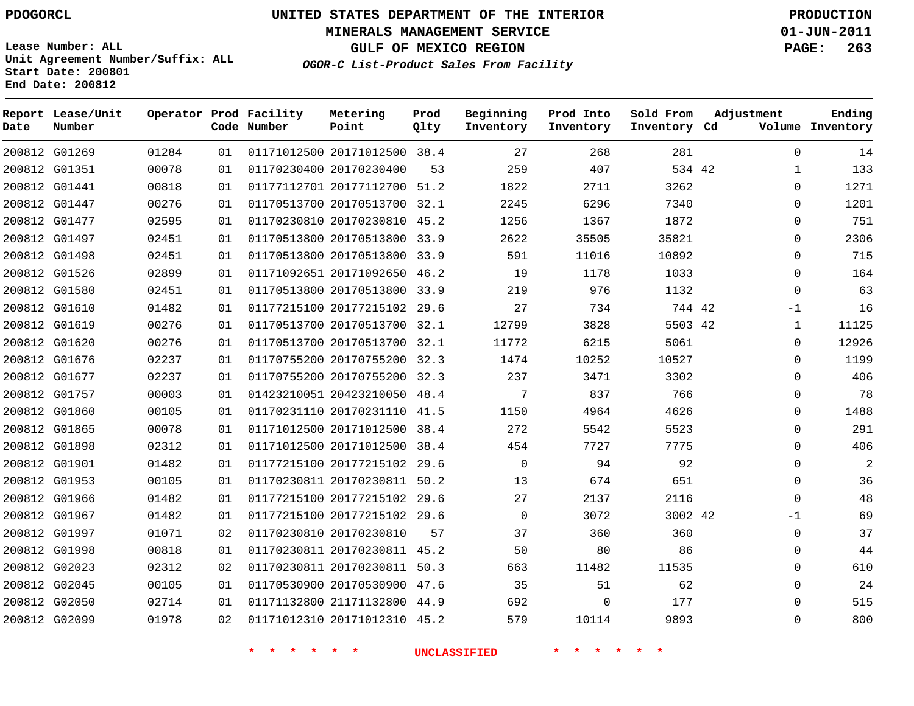**PDOGORCL**

Lease Number: ALL
Unit Agreement Number/Suffix: ALL
Start Date: 200801
End Date: 200812

# UNITED STATES DEPARTMENT OF THE INTERIOR
## MINERALS MANAGEMENT SERVICE
## GULF OF MEXICO REGION
### *OGOR-C List-Product Sales From Facility*

**PRODUCTION**
**01-JUN-2011**

| Report Date | Lease/Unit Number | Operator | Prod Code | Facility Number | Metering Point | Prod Qlty | Beginning Inventory | Prod Into Inventory | Sold From Inventory | Adjustment Cd | Adjustment Volume | Ending Inventory |
|---|---|---|---|---|---|---|---|---|---|---|---|---|
| 200812 | G01269 | 01284 | 01 | 01171012500 | 20171012500 | 38.4 | 27 | 268 | 281 | | 0 | 14 |
| 200812 | G01351 | 00078 | 01 | 01170230400 | 20170230400 | 53 | 259 | 407 | 534 | 42 | 1 | 133 |
| 200812 | G01441 | 00818 | 01 | 01177112701 | 20177112700 | 51.2 | 1822 | 2711 | 3262 | | 0 | 1271 |
| 200812 | G01447 | 00276 | 01 | 01170513700 | 20170513700 | 32.1 | 2245 | 6296 | 7340 | | 0 | 1201 |
| 200812 | G01477 | 02595 | 01 | 01170230810 | 20170230810 | 45.2 | 1256 | 1367 | 1872 | | 0 | 751 |
| 200812 | G01497 | 02451 | 01 | 01170513800 | 20170513800 | 33.9 | 2622 | 35505 | 35821 | | 0 | 2306 |
| 200812 | G01498 | 02451 | 01 | 01170513800 | 20170513800 | 33.9 | 591 | 11016 | 10892 | | 0 | 715 |
| 200812 | G01526 | 02899 | 01 | 01171092651 | 20171092650 | 46.2 | 19 | 1178 | 1033 | | 0 | 164 |
| 200812 | G01580 | 02451 | 01 | 01170513800 | 20170513800 | 33.9 | 219 | 976 | 1132 | | 0 | 63 |
| 200812 | G01610 | 01482 | 01 | 01177215100 | 20177215102 | 29.6 | 27 | 734 | 744 | 42 | -1 | 16 |
| 200812 | G01619 | 00276 | 01 | 01170513700 | 20170513700 | 32.1 | 12799 | 3828 | 5503 | 42 | 1 | 11125 |
| 200812 | G01620 | 00276 | 01 | 01170513700 | 20170513700 | 32.1 | 11772 | 6215 | 5061 | | 0 | 12926 |
| 200812 | G01676 | 02237 | 01 | 01170755200 | 20170755200 | 32.3 | 1474 | 10252 | 10527 | | 0 | 1199 |
| 200812 | G01677 | 02237 | 01 | 01170755200 | 20170755200 | 32.3 | 237 | 3471 | 3302 | | 0 | 406 |
| 200812 | G01757 | 00003 | 01 | 01423210051 | 20423210050 | 48.4 | 7 | 837 | 766 | | 0 | 78 |
| 200812 | G01860 | 00105 | 01 | 01170231110 | 20170231110 | 41.5 | 1150 | 4964 | 4626 | | 0 | 1488 |
| 200812 | G01865 | 00078 | 01 | 01171012500 | 20171012500 | 38.4 | 272 | 5542 | 5523 | | 0 | 291 |
| 200812 | G01898 | 02312 | 01 | 01171012500 | 20171012500 | 38.4 | 454 | 7727 | 7775 | | 0 | 406 |
| 200812 | G01901 | 01482 | 01 | 01177215100 | 20177215102 | 29.6 | 0 | 94 | 92 | | 0 | 2 |
| 200812 | G01953 | 00105 | 01 | 01170230811 | 20170230811 | 50.2 | 13 | 674 | 651 | | 0 | 36 |
| 200812 | G01966 | 01482 | 01 | 01177215100 | 20177215102 | 29.6 | 27 | 2137 | 2116 | | 0 | 48 |
| 200812 | G01967 | 01482 | 01 | 01177215100 | 20177215102 | 29.6 | 0 | 3072 | 3002 | 42 | -1 | 69 |
| 200812 | G01997 | 01071 | 02 | 01170230810 | 20170230810 | 57 | 37 | 360 | 360 | | 0 | 37 |
| 200812 | G01998 | 00818 | 01 | 01170230811 | 20170230811 | 45.2 | 50 | 80 | 86 | | 0 | 44 |
| 200812 | G02023 | 02312 | 02 | 01170230811 | 20170230811 | 50.3 | 663 | 11482 | 11535 | | 0 | 610 |
| 200812 | G02045 | 00105 | 01 | 01170530900 | 20170530900 | 47.6 | 35 | 51 | 62 | | 0 | 24 |
| 200812 | G02050 | 02714 | 01 | 01171132800 | 21171132800 | 44.9 | 692 | 0 | 177 | | 0 | 515 |
| 200812 | G02099 | 01978 | 02 | 01171012310 | 20171012310 | 45.2 | 579 | 10114 | 9893 | | 0 | 800 |

* * * * * * UNCLASSIFIED * * * * * *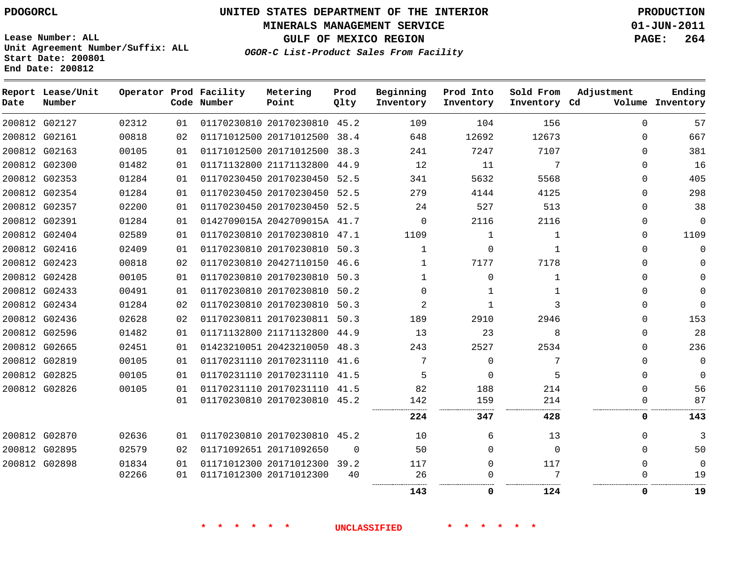PDOGORCL

# UNITED STATES DEPARTMENT OF THE INTERIOR
## MINERALS MANAGEMENT SERVICE
## GULF OF MEXICO REGION
### *OGOR-C List-Product Sales From Facility*

PRODUCTION
01-JUN-2011

Lease Number: ALL
Unit Agreement Number/Suffix: ALL
Start Date: 200801
End Date: 200812

| Report Date | Lease/Unit Number | Operator | Prod Code | Facility Number | Metering Point | Prod Qlty | Beginning Inventory | Prod Into Inventory | Sold From Inventory | Adjustment Cd | Volume | Ending Inventory |
|---|---|---|---|---|---|---|---|---|---|---|---|---|
| 200812 | G02127 | 02312 | 01 | 01170230810 | 20170230810 | 45.2 | 109 | 104 | 156 | | 0 | 57 |
| 200812 | G02161 | 00818 | 02 | 01171012500 | 20171012500 | 38.4 | 648 | 12692 | 12673 | | 0 | 667 |
| 200812 | G02163 | 00105 | 01 | 01171012500 | 20171012500 | 38.3 | 241 | 7247 | 7107 | | 0 | 381 |
| 200812 | G02300 | 01482 | 01 | 01171132800 | 21171132800 | 44.9 | 12 | 11 | 7 | | 0 | 16 |
| 200812 | G02353 | 01284 | 01 | 01170230450 | 20170230450 | 52.5 | 341 | 5632 | 5568 | | 0 | 405 |
| 200812 | G02354 | 01284 | 01 | 01170230450 | 20170230450 | 52.5 | 279 | 4144 | 4125 | | 0 | 298 |
| 200812 | G02357 | 02200 | 01 | 01170230450 | 20170230450 | 52.5 | 24 | 527 | 513 | | 0 | 38 |
| 200812 | G02391 | 01284 | 01 | 0142709015A | 2042709015A | 41.7 | 0 | 2116 | 2116 | | 0 | 0 |
| 200812 | G02404 | 02589 | 01 | 01170230810 | 20170230810 | 47.1 | 1109 | 1 | 1 | | 0 | 1109 |
| 200812 | G02416 | 02409 | 01 | 01170230810 | 20170230810 | 50.3 | 1 | 0 | 1 | | 0 | 0 |
| 200812 | G02423 | 00818 | 02 | 01170230810 | 20427110150 | 46.6 | 1 | 7177 | 7178 | | 0 | 0 |
| 200812 | G02428 | 00105 | 01 | 01170230810 | 20170230810 | 50.3 | 1 | 0 | 1 | | 0 | 0 |
| 200812 | G02433 | 00491 | 01 | 01170230810 | 20170230810 | 50.2 | 0 | 1 | 1 | | 0 | 0 |
| 200812 | G02434 | 01284 | 02 | 01170230810 | 20170230810 | 50.3 | 2 | 1 | 3 | | 0 | 0 |
| 200812 | G02436 | 02628 | 02 | 01170230811 | 20170230811 | 50.3 | 189 | 2910 | 2946 | | 0 | 153 |
| 200812 | G02596 | 01482 | 01 | 01171132800 | 21171132800 | 44.9 | 13 | 23 | 8 | | 0 | 28 |
| 200812 | G02665 | 02451 | 01 | 01423210051 | 20423210050 | 48.3 | 243 | 2527 | 2534 | | 0 | 236 |
| 200812 | G02819 | 00105 | 01 | 01170231110 | 20170231110 | 41.6 | 7 | 0 | 7 | | 0 | 0 |
| 200812 | G02825 | 00105 | 01 | 01170231110 | 20170231110 | 41.5 | 5 | 0 | 5 | | 0 | 0 |
| 200812 | G02826 | 00105 | 01 | 01170231110 | 20170231110 | 41.5 | 82 | 188 | 214 | | 0 | 56 |
| | | | 01 | 01170230810 | 20170230810 | 45.2 | 142 | 159 | 214 | | 0 | 87 |
| | | | | | | | **224** | **347** | **428** | | **0** | **143** |
| 200812 | G02870 | 02636 | 01 | 01170230810 | 20170230810 | 45.2 | 10 | 6 | 13 | | 0 | 3 |
| 200812 | G02895 | 02579 | 02 | 01171092651 | 20171092650 | 0 | 50 | 0 | 0 | | 0 | 50 |
| 200812 | G02898 | 01834 | 01 | 01171012300 | 20171012300 | 39.2 | 117 | 0 | 117 | | 0 | 0 |
| | | 02266 | 01 | 01171012300 | 20171012300 | 40 | 26 | 0 | 7 | | 0 | 19 |
| | | | | | | | **143** | **0** | **124** | | **0** | **19** |

\* \* \* \* \* \* UNCLASSIFIED \* \* \* \* \* \*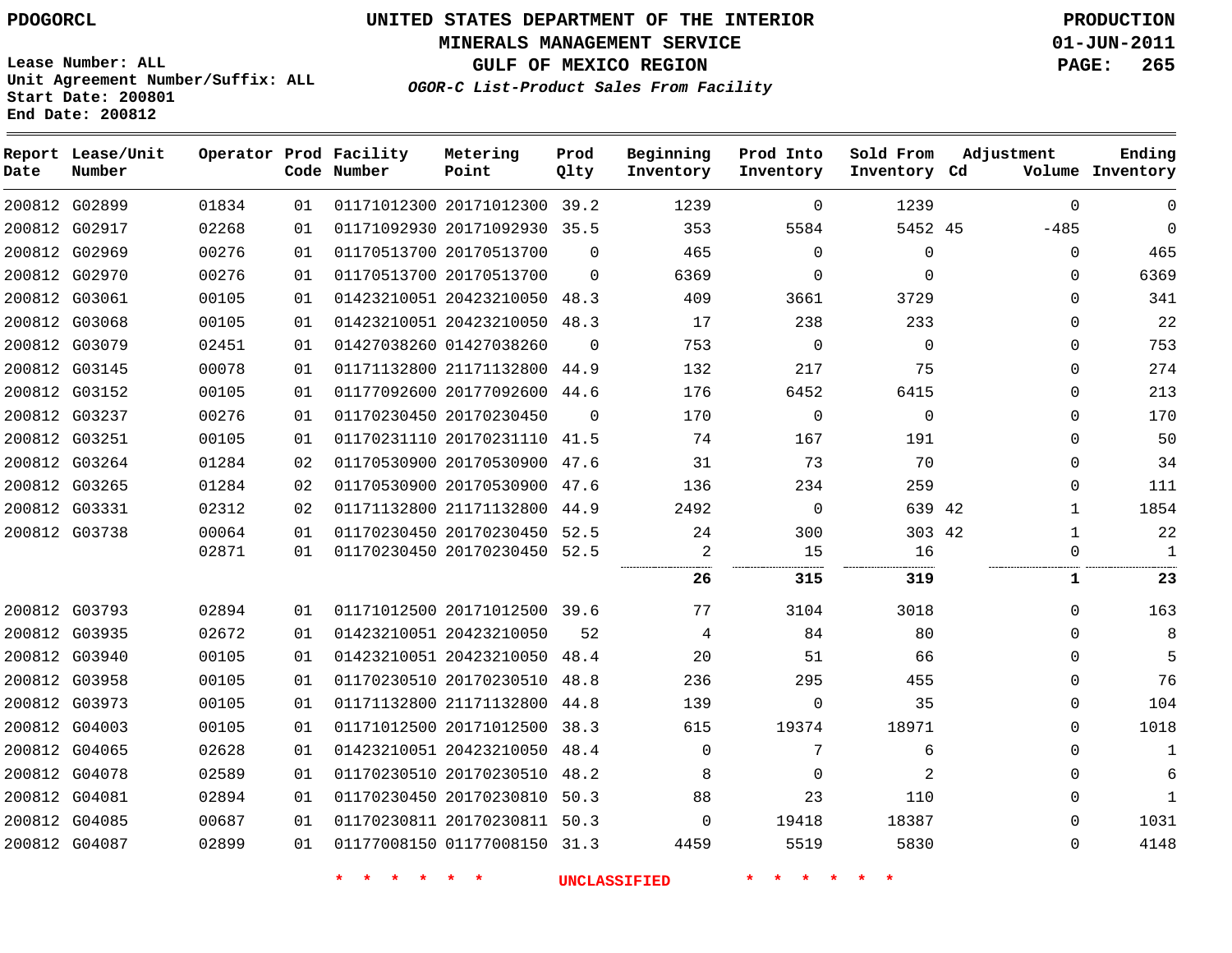PDOGORCL

Lease Number: ALL
Unit Agreement Number/Suffix: ALL
Start Date: 200801
End Date: 200812

# UNITED STATES DEPARTMENT OF THE INTERIOR
## MINERALS MANAGEMENT SERVICE
## GULF OF MEXICO REGION
### *OGOR-C List-Product Sales From Facility*

PRODUCTION
01-JUN-2011

| Report Date | Lease/Unit Number | Operator | Prod Code | Facility Number | Metering Point | Prod Qlty | Beginning Inventory | Prod Into Inventory | Sold From Inventory | Adjustment Cd | Adjustment Volume | Ending Inventory |
|---|---|---|---|---|---|---|---|---|---|---|---|---|
| 200812 | G02899 | 01834 | 01 | 01171012300 | 20171012300 | 39.2 | 1239 | 0 | 1239 | | 0 | 0 |
| 200812 | G02917 | 02268 | 01 | 01171092930 | 20171092930 | 35.5 | 353 | 5584 | 5452 | 45 | -485 | 0 |
| 200812 | G02969 | 00276 | 01 | 01170513700 | 20170513700 | 0 | 465 | 0 | 0 | | 0 | 465 |
| 200812 | G02970 | 00276 | 01 | 01170513700 | 20170513700 | 0 | 6369 | 0 | 0 | | 0 | 6369 |
| 200812 | G03061 | 00105 | 01 | 01423210051 | 20423210050 | 48.3 | 409 | 3661 | 3729 | | 0 | 341 |
| 200812 | G03068 | 00105 | 01 | 01423210051 | 20423210050 | 48.3 | 17 | 238 | 233 | | 0 | 22 |
| 200812 | G03079 | 02451 | 01 | 01427038260 | 01427038260 | 0 | 753 | 0 | 0 | | 0 | 753 |
| 200812 | G03145 | 00078 | 01 | 01171132800 | 21171132800 | 44.9 | 132 | 217 | 75 | | 0 | 274 |
| 200812 | G03152 | 00105 | 01 | 01177092600 | 20177092600 | 44.6 | 176 | 6452 | 6415 | | 0 | 213 |
| 200812 | G03237 | 00276 | 01 | 01170230450 | 20170230450 | 0 | 170 | 0 | 0 | | 0 | 170 |
| 200812 | G03251 | 00105 | 01 | 01170231110 | 20170231110 | 41.5 | 74 | 167 | 191 | | 0 | 50 |
| 200812 | G03264 | 01284 | 02 | 01170530900 | 20170530900 | 47.6 | 31 | 73 | 70 | | 0 | 34 |
| 200812 | G03265 | 01284 | 02 | 01170530900 | 20170530900 | 47.6 | 136 | 234 | 259 | | 0 | 111 |
| 200812 | G03331 | 02312 | 02 | 01171132800 | 21171132800 | 44.9 | 2492 | 0 | 639 | 42 | 1 | 1854 |
| 200812 | G03738 | 00064 | 01 | 01170230450 | 20170230450 | 52.5 | 24 | 300 | 303 | 42 | 1 | 22 |
| | | 02871 | 01 | 01170230450 | 20170230450 | 52.5 | 2 | 15 | 16 | | 0 | 1 |
| | | | | | | | **26** | **315** | **319** | | **1** | **23** |
| 200812 | G03793 | 02894 | 01 | 01171012500 | 20171012500 | 39.6 | 77 | 3104 | 3018 | | 0 | 163 |
| 200812 | G03935 | 02672 | 01 | 01423210051 | 20423210050 | 52 | 4 | 84 | 80 | | 0 | 8 |
| 200812 | G03940 | 00105 | 01 | 01423210051 | 20423210050 | 48.4 | 20 | 51 | 66 | | 0 | 5 |
| 200812 | G03958 | 00105 | 01 | 01170230510 | 20170230510 | 48.8 | 236 | 295 | 455 | | 0 | 76 |
| 200812 | G03973 | 00105 | 01 | 01171132800 | 21171132800 | 44.8 | 139 | 0 | 35 | | 0 | 104 |
| 200812 | G04003 | 00105 | 01 | 01171012500 | 20171012500 | 38.3 | 615 | 19374 | 18971 | | 0 | 1018 |
| 200812 | G04065 | 02628 | 01 | 01423210051 | 20423210050 | 48.4 | 0 | 7 | 6 | | 0 | 1 |
| 200812 | G04078 | 02589 | 01 | 01170230510 | 20170230510 | 48.2 | 8 | 0 | 2 | | 0 | 6 |
| 200812 | G04081 | 02894 | 01 | 01170230450 | 20170230810 | 50.3 | 88 | 23 | 110 | | 0 | 1 |
| 200812 | G04085 | 00687 | 01 | 01170230811 | 20170230811 | 50.3 | 0 | 19418 | 18387 | | 0 | 1031 |
| 200812 | G04087 | 02899 | 01 | 01177008150 | 01177008150 | 31.3 | 4459 | 5519 | 5830 | | 0 | 4148 |

* * * * * * UNCLASSIFIED * * * * * *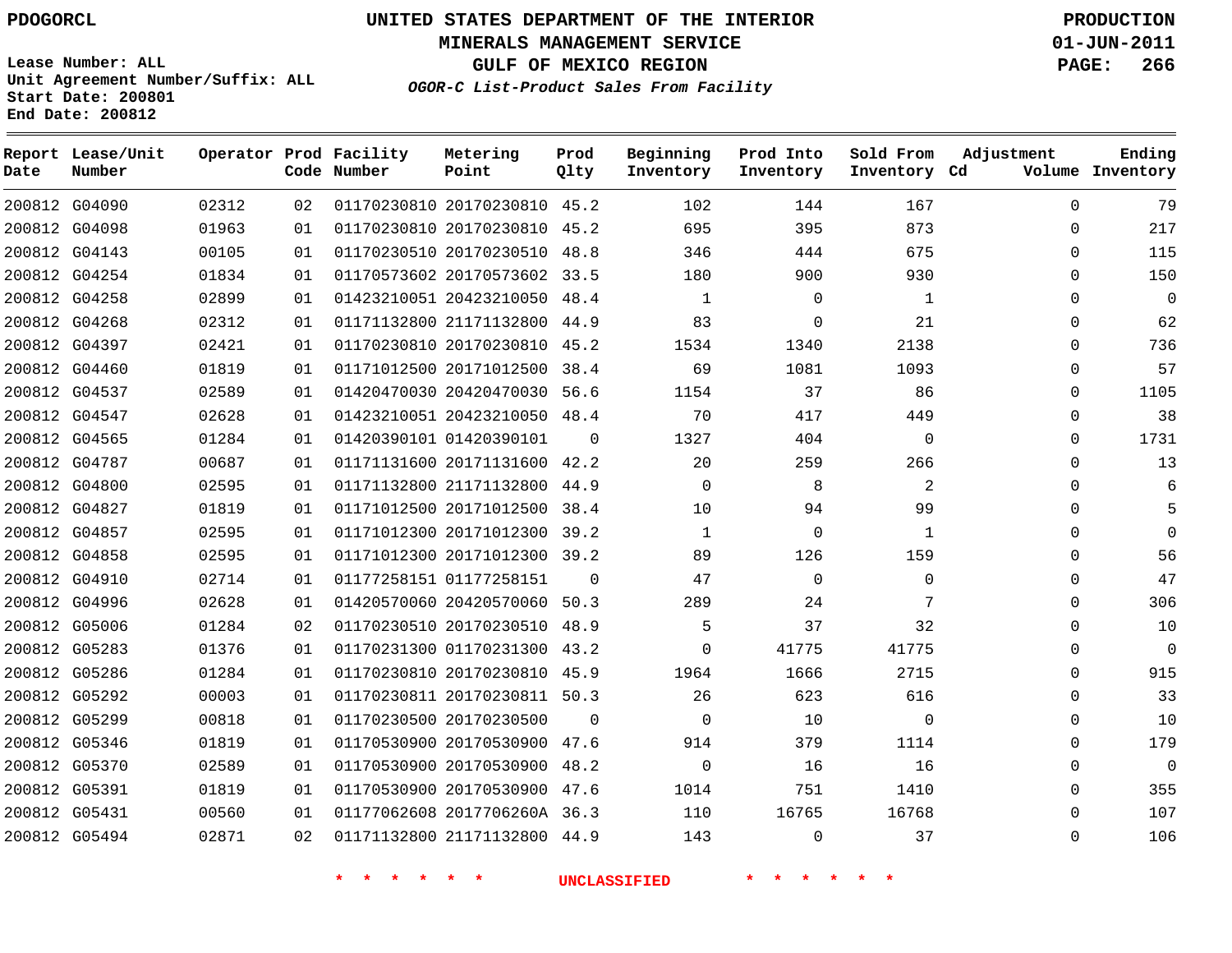PDOGORCL

# UNITED STATES DEPARTMENT OF THE INTERIOR
## MINERALS MANAGEMENT SERVICE
## GULF OF MEXICO REGION

**PRODUCTION**
**01-JUN-2011**
**PAGE: 266**

Lease Number: ALL
Unit Agreement Number/Suffix: ALL
Start Date: 200801
End Date: 200812

*OGOR-C List-Product Sales From Facility*

| Report Date | Lease/Unit Number | Operator | Prod Code | Facility Number | Metering Point | Prod Qlty | Beginning Inventory | Prod Into Inventory | Sold From Inventory | Adjustment Cd | Volume | Ending Inventory |
|---|---|---|---|---|---|---|---|---|---|---|---|---|
| 200812 | G04090 | 02312 | 02 | 01170230810 | 20170230810 | 45.2 | 102 | 144 | 167 | | 0 | 79 |
| 200812 | G04098 | 01963 | 01 | 01170230810 | 20170230810 | 45.2 | 695 | 395 | 873 | | 0 | 217 |
| 200812 | G04143 | 00105 | 01 | 01170230510 | 20170230510 | 48.8 | 346 | 444 | 675 | | 0 | 115 |
| 200812 | G04254 | 01834 | 01 | 01170573602 | 20170573602 | 33.5 | 180 | 900 | 930 | | 0 | 150 |
| 200812 | G04258 | 02899 | 01 | 01423210051 | 20423210050 | 48.4 | 1 | 0 | 1 | | 0 | 0 |
| 200812 | G04268 | 02312 | 01 | 01171132800 | 21171132800 | 44.9 | 83 | 0 | 21 | | 0 | 62 |
| 200812 | G04397 | 02421 | 01 | 01170230810 | 20170230810 | 45.2 | 1534 | 1340 | 2138 | | 0 | 736 |
| 200812 | G04460 | 01819 | 01 | 01171012500 | 20171012500 | 38.4 | 69 | 1081 | 1093 | | 0 | 57 |
| 200812 | G04537 | 02589 | 01 | 01420470030 | 20420470030 | 56.6 | 1154 | 37 | 86 | | 0 | 1105 |
| 200812 | G04547 | 02628 | 01 | 01423210051 | 20423210050 | 48.4 | 70 | 417 | 449 | | 0 | 38 |
| 200812 | G04565 | 01284 | 01 | 01420390101 | 01420390101 | 0 | 1327 | 404 | 0 | | 0 | 1731 |
| 200812 | G04787 | 00687 | 01 | 01171131600 | 20171131600 | 42.2 | 20 | 259 | 266 | | 0 | 13 |
| 200812 | G04800 | 02595 | 01 | 01171132800 | 21171132800 | 44.9 | 0 | 8 | 2 | | 0 | 6 |
| 200812 | G04827 | 01819 | 01 | 01171012500 | 20171012500 | 38.4 | 10 | 94 | 99 | | 0 | 5 |
| 200812 | G04857 | 02595 | 01 | 01171012300 | 20171012300 | 39.2 | 1 | 0 | 1 | | 0 | 0 |
| 200812 | G04858 | 02595 | 01 | 01171012300 | 20171012300 | 39.2 | 89 | 126 | 159 | | 0 | 56 |
| 200812 | G04910 | 02714 | 01 | 01177258151 | 01177258151 | 0 | 47 | 0 | 0 | | 0 | 47 |
| 200812 | G04996 | 02628 | 01 | 01420570060 | 20420570060 | 50.3 | 289 | 24 | 7 | | 0 | 306 |
| 200812 | G05006 | 01284 | 02 | 01170230510 | 20170230510 | 48.9 | 5 | 37 | 32 | | 0 | 10 |
| 200812 | G05283 | 01376 | 01 | 01170231300 | 01170231300 | 43.2 | 0 | 41775 | 41775 | | 0 | 0 |
| 200812 | G05286 | 01284 | 01 | 01170230810 | 20170230810 | 45.9 | 1964 | 1666 | 2715 | | 0 | 915 |
| 200812 | G05292 | 00003 | 01 | 01170230811 | 20170230811 | 50.3 | 26 | 623 | 616 | | 0 | 33 |
| 200812 | G05299 | 00818 | 01 | 01170230500 | 20170230500 | 0 | 0 | 10 | 0 | | 0 | 10 |
| 200812 | G05346 | 01819 | 01 | 01170530900 | 20170530900 | 47.6 | 914 | 379 | 1114 | | 0 | 179 |
| 200812 | G05370 | 02589 | 01 | 01170530900 | 20170530900 | 48.2 | 0 | 16 | 16 | | 0 | 0 |
| 200812 | G05391 | 01819 | 01 | 01170530900 | 20170530900 | 47.6 | 1014 | 751 | 1410 | | 0 | 355 |
| 200812 | G05431 | 00560 | 01 | 01177062608 | 2017706260A | 36.3 | 110 | 16765 | 16768 | | 0 | 107 |
| 200812 | G05494 | 02871 | 02 | 01171132800 | 21171132800 | 44.9 | 143 | 0 | 37 | | 0 | 106 |

* * * * * * * UNCLASSIFIED * * * * * * *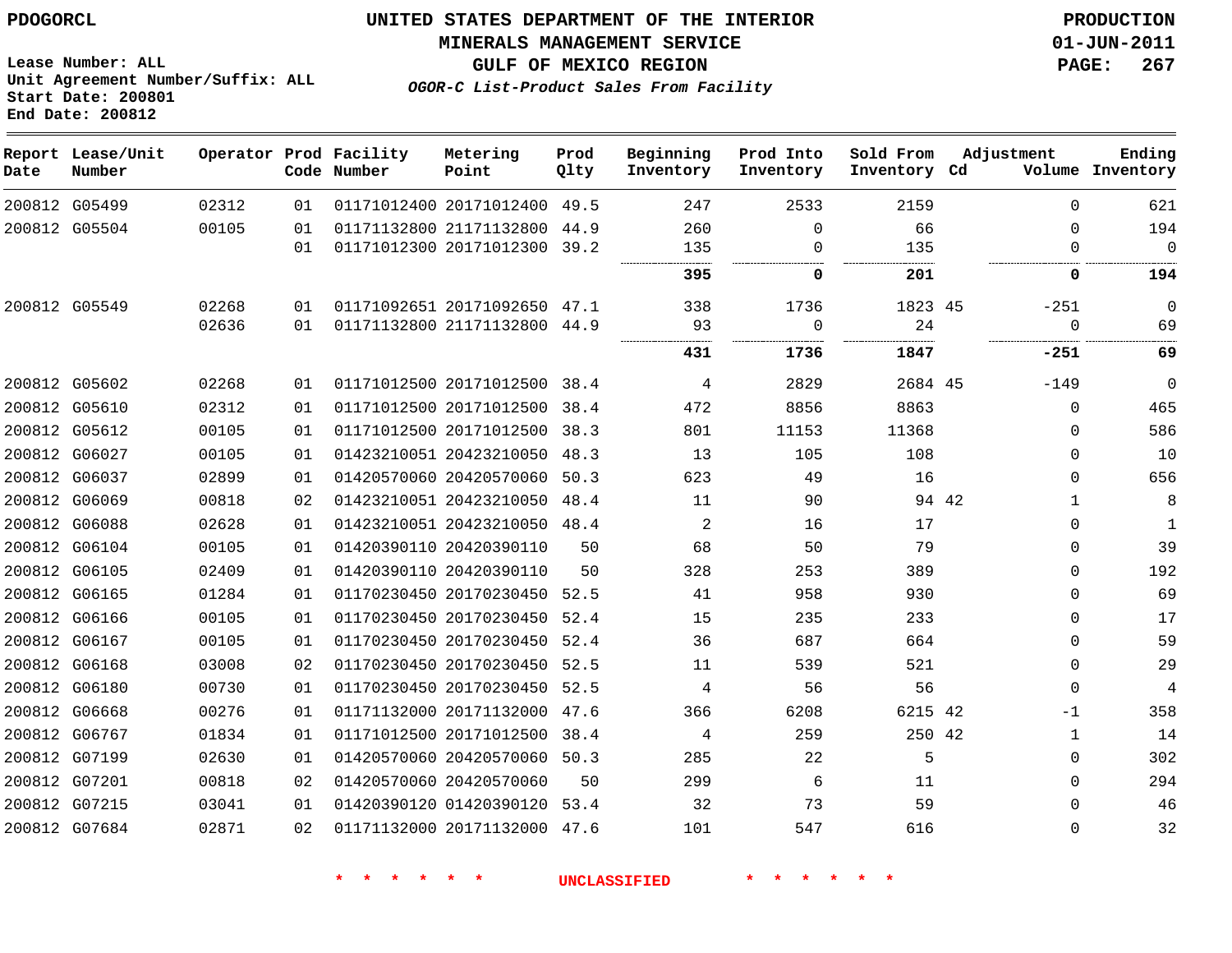PDOGORCL

**UNITED STATES DEPARTMENT OF THE INTERIOR**
**MINERALS MANAGEMENT SERVICE**
**GULF OF MEXICO REGION**
***OGOR-C List-Product Sales From Facility***

PRODUCTION
01-JUN-2011

Lease Number: ALL
Unit Agreement Number/Suffix: ALL
Start Date: 200801
End Date: 200812

| Report Date | Lease/Unit Number | Operator | Prod Code | Facility Number | Metering Point | Prod Qlty | Beginning Inventory | Prod Into Inventory | Sold From Inventory | Adjustment Cd | Adjustment Volume | Ending Inventory |
|---|---|---|---|---|---|---|---|---|---|---|---|---|
| 200812 | G05499 | 02312 | 01 | 01171012400 | 20171012400 | 49.5 | 247 | 2533 | 2159 | | 0 | 621 |
| 200812 | G05504 | 00105 | 01 | 01171132800 | 21171132800 | 44.9 | 260 | 0 | 66 | | 0 | 194 |
| | | | 01 | 01171012300 | 20171012300 | 39.2 | 135 | 0 | 135 | | 0 | 0 |
| | | | | | | | **395** | **0** | **201** | | **0** | **194** |
| 200812 | G05549 | 02268 | 01 | 01171092651 | 20171092650 | 47.1 | 338 | 1736 | 1823 | 45 | -251 | 0 |
| | | 02636 | 01 | 01171132800 | 21171132800 | 44.9 | 93 | 0 | 24 | | 0 | 69 |
| | | | | | | | **431** | **1736** | **1847** | | **-251** | **69** |
| 200812 | G05602 | 02268 | 01 | 01171012500 | 20171012500 | 38.4 | 4 | 2829 | 2684 | 45 | -149 | 0 |
| 200812 | G05610 | 02312 | 01 | 01171012500 | 20171012500 | 38.4 | 472 | 8856 | 8863 | | 0 | 465 |
| 200812 | G05612 | 00105 | 01 | 01171012500 | 20171012500 | 38.3 | 801 | 11153 | 11368 | | 0 | 586 |
| 200812 | G06027 | 00105 | 01 | 01423210051 | 20423210050 | 48.3 | 13 | 105 | 108 | | 0 | 10 |
| 200812 | G06037 | 02899 | 01 | 01420570060 | 20420570060 | 50.3 | 623 | 49 | 16 | | 0 | 656 |
| 200812 | G06069 | 00818 | 02 | 01423210051 | 20423210050 | 48.4 | 11 | 90 | 94 | 42 | 1 | 8 |
| 200812 | G06088 | 02628 | 01 | 01423210051 | 20423210050 | 48.4 | 2 | 16 | 17 | | 0 | 1 |
| 200812 | G06104 | 00105 | 01 | 01420390110 | 20420390110 | 50 | 68 | 50 | 79 | | 0 | 39 |
| 200812 | G06105 | 02409 | 01 | 01420390110 | 20420390110 | 50 | 328 | 253 | 389 | | 0 | 192 |
| 200812 | G06165 | 01284 | 01 | 01170230450 | 20170230450 | 52.5 | 41 | 958 | 930 | | 0 | 69 |
| 200812 | G06166 | 00105 | 01 | 01170230450 | 20170230450 | 52.4 | 15 | 235 | 233 | | 0 | 17 |
| 200812 | G06167 | 00105 | 01 | 01170230450 | 20170230450 | 52.4 | 36 | 687 | 664 | | 0 | 59 |
| 200812 | G06168 | 03008 | 02 | 01170230450 | 20170230450 | 52.5 | 11 | 539 | 521 | | 0 | 29 |
| 200812 | G06180 | 00730 | 01 | 01170230450 | 20170230450 | 52.5 | 4 | 56 | 56 | | 0 | 4 |
| 200812 | G06668 | 00276 | 01 | 01171132000 | 20171132000 | 47.6 | 366 | 6208 | 6215 | 42 | -1 | 358 |
| 200812 | G06767 | 01834 | 01 | 01171012500 | 20171012500 | 38.4 | 4 | 259 | 250 | 42 | 1 | 14 |
| 200812 | G07199 | 02630 | 01 | 01420570060 | 20420570060 | 50.3 | 285 | 22 | 5 | | 0 | 302 |
| 200812 | G07201 | 00818 | 02 | 01420570060 | 20420570060 | 50 | 299 | 6 | 11 | | 0 | 294 |
| 200812 | G07215 | 03041 | 01 | 01420390120 | 01420390120 | 53.4 | 32 | 73 | 59 | | 0 | 46 |
| 200812 | G07684 | 02871 | 02 | 01171132000 | 20171132000 | 47.6 | 101 | 547 | 616 | | 0 | 32 |

\* \* \* \* \* \* UNCLASSIFIED \* \* \* \* \* \*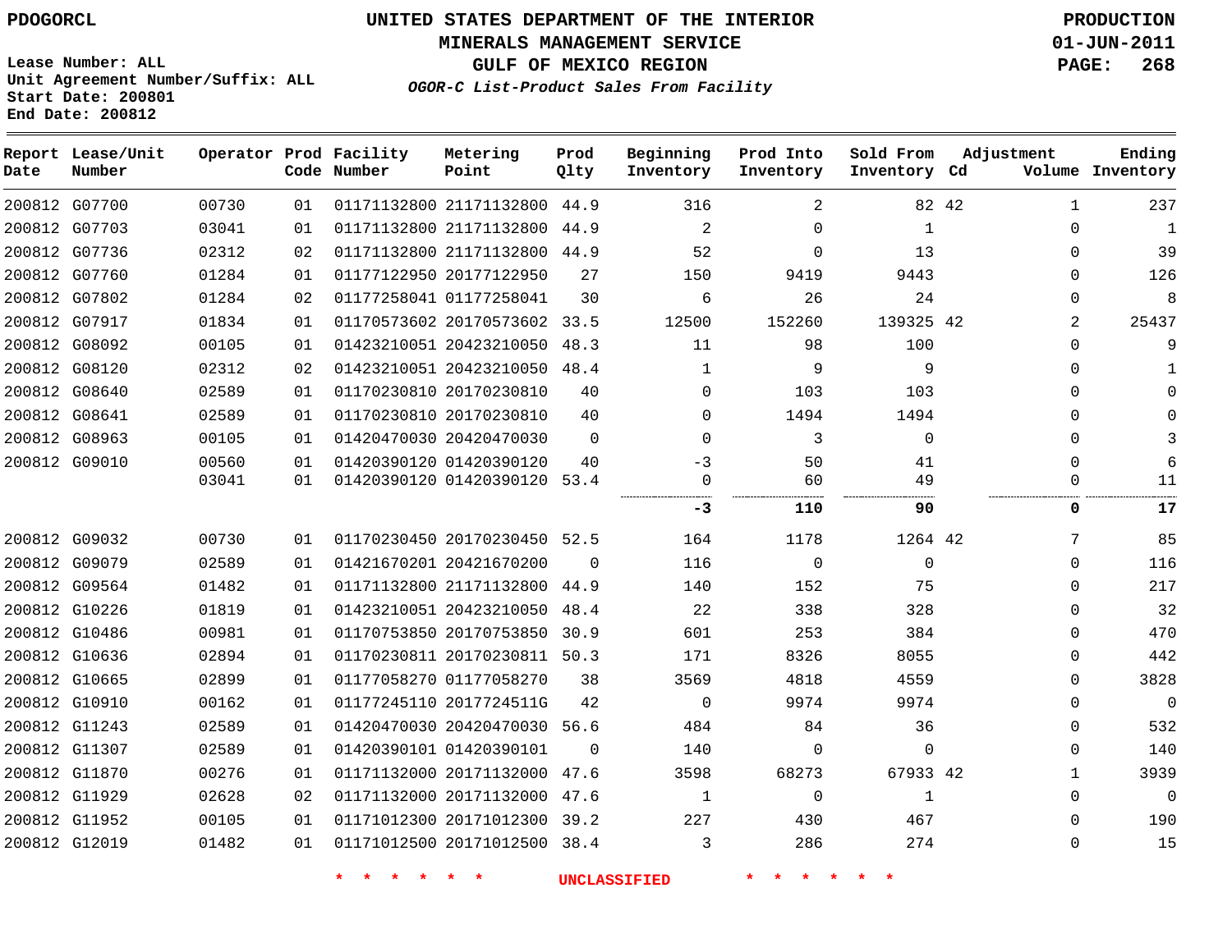PDOGORCL

**UNITED STATES DEPARTMENT OF THE INTERIOR**
**MINERALS MANAGEMENT SERVICE**
**GULF OF MEXICO REGION**
*OGOR-C List-Product Sales From Facility*

PRODUCTION
01-JUN-2011

Lease Number: ALL
Unit Agreement Number/Suffix: ALL
Start Date: 200801
End Date: 200812

| Report Date | Lease/Unit Number | Operator | Prod Code | Facility Number | Metering Point | Prod Qlty | Beginning Inventory | Prod Into Inventory | Sold From Inventory | Adjustment Cd | Adjustment Volume | Ending Inventory |
|---|---|---|---|---|---|---|---|---|---|---|---|---|
| 200812 | G07700 | 00730 | 01 | 01171132800 | 21171132800 | 44.9 | 316 | 2 | 82 | 42 | 1 | 237 |
| 200812 | G07703 | 03041 | 01 | 01171132800 | 21171132800 | 44.9 | 2 | 0 | 1 | | 0 | 1 |
| 200812 | G07736 | 02312 | 02 | 01171132800 | 21171132800 | 44.9 | 52 | 0 | 13 | | 0 | 39 |
| 200812 | G07760 | 01284 | 01 | 01177122950 | 20177122950 | 27 | 150 | 9419 | 9443 | | 0 | 126 |
| 200812 | G07802 | 01284 | 02 | 01177258041 | 01177258041 | 30 | 6 | 26 | 24 | | 0 | 8 |
| 200812 | G07917 | 01834 | 01 | 01170573602 | 20170573602 | 33.5 | 12500 | 152260 | 139325 | 42 | 2 | 25437 |
| 200812 | G08092 | 00105 | 01 | 01423210051 | 20423210050 | 48.3 | 11 | 98 | 100 | | 0 | 9 |
| 200812 | G08120 | 02312 | 02 | 01423210051 | 20423210050 | 48.4 | 1 | 9 | 9 | | 0 | 1 |
| 200812 | G08640 | 02589 | 01 | 01170230810 | 20170230810 | 40 | 0 | 103 | 103 | | 0 | 0 |
| 200812 | G08641 | 02589 | 01 | 01170230810 | 20170230810 | 40 | 0 | 1494 | 1494 | | 0 | 0 |
| 200812 | G08963 | 00105 | 01 | 01420470030 | 20420470030 | 0 | 0 | 3 | 0 | | 0 | 3 |
| 200812 | G09010 | 00560 | 01 | 01420390120 | 01420390120 | 40 | -3 | 50 | 41 | | 0 | 6 |
| | | 03041 | 01 | 01420390120 | 01420390120 | 53.4 | 0 | 60 | 49 | | 0 | 11 |
| | | | | | | | **-3** | **110** | **90** | | **0** | **17** |
| 200812 | G09032 | 00730 | 01 | 01170230450 | 20170230450 | 52.5 | 164 | 1178 | 1264 | 42 | 7 | 85 |
| 200812 | G09079 | 02589 | 01 | 01421670201 | 20421670200 | 0 | 116 | 0 | 0 | | 0 | 116 |
| 200812 | G09564 | 01482 | 01 | 01171132800 | 21171132800 | 44.9 | 140 | 152 | 75 | | 0 | 217 |
| 200812 | G10226 | 01819 | 01 | 01423210051 | 20423210050 | 48.4 | 22 | 338 | 328 | | 0 | 32 |
| 200812 | G10486 | 00981 | 01 | 01170753850 | 20170753850 | 30.9 | 601 | 253 | 384 | | 0 | 470 |
| 200812 | G10636 | 02894 | 01 | 01170230811 | 20170230811 | 50.3 | 171 | 8326 | 8055 | | 0 | 442 |
| 200812 | G10665 | 02899 | 01 | 01177058270 | 01177058270 | 38 | 3569 | 4818 | 4559 | | 0 | 3828 |
| 200812 | G10910 | 00162 | 01 | 01177245110 | 2017724511G | 42 | 0 | 9974 | 9974 | | 0 | 0 |
| 200812 | G11243 | 02589 | 01 | 01420470030 | 20420470030 | 56.6 | 484 | 84 | 36 | | 0 | 532 |
| 200812 | G11307 | 02589 | 01 | 01420390101 | 01420390101 | 0 | 140 | 0 | 0 | | 0 | 140 |
| 200812 | G11870 | 00276 | 01 | 01171132000 | 20171132000 | 47.6 | 3598 | 68273 | 67933 | 42 | 1 | 3939 |
| 200812 | G11929 | 02628 | 02 | 01171132000 | 20171132000 | 47.6 | 1 | 0 | 1 | | 0 | 0 |
| 200812 | G11952 | 00105 | 01 | 01171012300 | 20171012300 | 39.2 | 227 | 430 | 467 | | 0 | 190 |
| 200812 | G12019 | 01482 | 01 | 01171012500 | 20171012500 | 38.4 | 3 | 286 | 274 | | 0 | 15 |

\* \* \* \* \* \* UNCLASSIFIED \* \* \* \* \* \*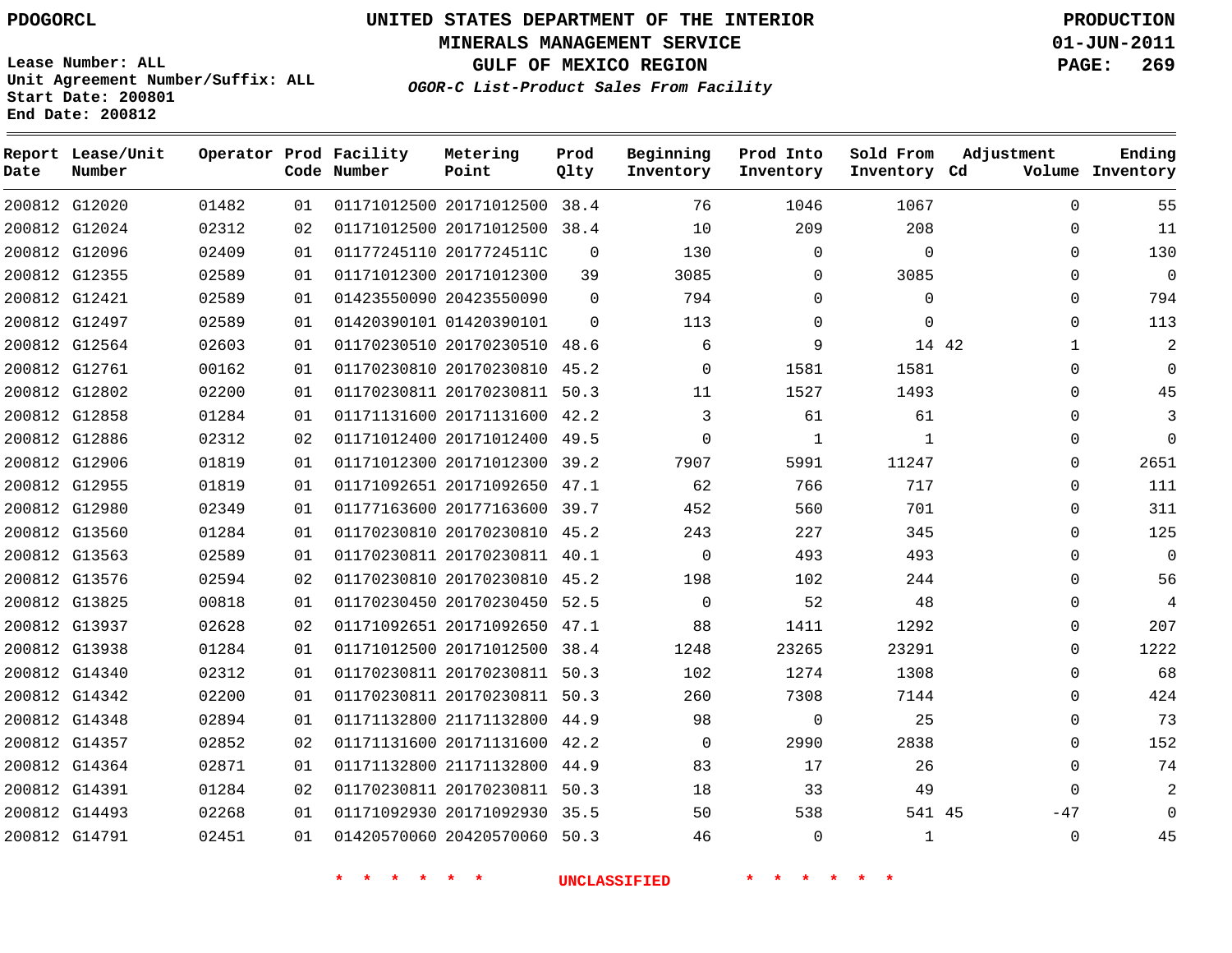PDOGORCL

# UNITED STATES DEPARTMENT OF THE INTERIOR
## MINERALS MANAGEMENT SERVICE
## GULF OF MEXICO REGION
### *OGOR-C List-Product Sales From Facility*

PRODUCTION
01-JUN-2011

Lease Number: ALL
Unit Agreement Number/Suffix: ALL
Start Date: 200801
End Date: 200812

| Report Date | Lease/Unit Number | Operator | Prod Code | Facility Number | Metering Point | Prod Qlty | Beginning Inventory | Prod Into Inventory | Sold From Inventory | Adjustment Cd | Adjustment Volume | Ending Inventory |
|---|---|---|---|---|---|---|---|---|---|---|---|---|
| 200812 | G12020 | 01482 | 01 | 01171012500 | 20171012500 | 38.4 | 76 | 1046 | 1067 | | 0 | 55 |
| 200812 | G12024 | 02312 | 02 | 01171012500 | 20171012500 | 38.4 | 10 | 209 | 208 | | 0 | 11 |
| 200812 | G12096 | 02409 | 01 | 01177245110 | 2017724511C | 0 | 130 | 0 | 0 | | 0 | 130 |
| 200812 | G12355 | 02589 | 01 | 01171012300 | 20171012300 | 39 | 3085 | 0 | 3085 | | 0 | 0 |
| 200812 | G12421 | 02589 | 01 | 01423550090 | 20423550090 | 0 | 794 | 0 | 0 | | 0 | 794 |
| 200812 | G12497 | 02589 | 01 | 01420390101 | 01420390101 | 0 | 113 | 0 | 0 | | 0 | 113 |
| 200812 | G12564 | 02603 | 01 | 01170230510 | 20170230510 | 48.6 | 6 | 9 | 14 | 42 | 1 | 2 |
| 200812 | G12761 | 00162 | 01 | 01170230810 | 20170230810 | 45.2 | 0 | 1581 | 1581 | | 0 | 0 |
| 200812 | G12802 | 02200 | 01 | 01170230811 | 20170230811 | 50.3 | 11 | 1527 | 1493 | | 0 | 45 |
| 200812 | G12858 | 01284 | 01 | 01171131600 | 20171131600 | 42.2 | 3 | 61 | 61 | | 0 | 3 |
| 200812 | G12886 | 02312 | 02 | 01171012400 | 20171012400 | 49.5 | 0 | 1 | 1 | | 0 | 0 |
| 200812 | G12906 | 01819 | 01 | 01171012300 | 20171012300 | 39.2 | 7907 | 5991 | 11247 | | 0 | 2651 |
| 200812 | G12955 | 01819 | 01 | 01171092651 | 20171092650 | 47.1 | 62 | 766 | 717 | | 0 | 111 |
| 200812 | G12980 | 02349 | 01 | 01177163600 | 20177163600 | 39.7 | 452 | 560 | 701 | | 0 | 311 |
| 200812 | G13560 | 01284 | 01 | 01170230810 | 20170230810 | 45.2 | 243 | 227 | 345 | | 0 | 125 |
| 200812 | G13563 | 02589 | 01 | 01170230811 | 20170230811 | 40.1 | 0 | 493 | 493 | | 0 | 0 |
| 200812 | G13576 | 02594 | 02 | 01170230810 | 20170230810 | 45.2 | 198 | 102 | 244 | | 0 | 56 |
| 200812 | G13825 | 00818 | 01 | 01170230450 | 20170230450 | 52.5 | 0 | 52 | 48 | | 0 | 4 |
| 200812 | G13937 | 02628 | 02 | 01171092651 | 20171092650 | 47.1 | 88 | 1411 | 1292 | | 0 | 207 |
| 200812 | G13938 | 01284 | 01 | 01171012500 | 20171012500 | 38.4 | 1248 | 23265 | 23291 | | 0 | 1222 |
| 200812 | G14340 | 02312 | 01 | 01170230811 | 20170230811 | 50.3 | 102 | 1274 | 1308 | | 0 | 68 |
| 200812 | G14342 | 02200 | 01 | 01170230811 | 20170230811 | 50.3 | 260 | 7308 | 7144 | | 0 | 424 |
| 200812 | G14348 | 02894 | 01 | 01171132800 | 21171132800 | 44.9 | 98 | 0 | 25 | | 0 | 73 |
| 200812 | G14357 | 02852 | 02 | 01171131600 | 20171131600 | 42.2 | 0 | 2990 | 2838 | | 0 | 152 |
| 200812 | G14364 | 02871 | 01 | 01171132800 | 21171132800 | 44.9 | 83 | 17 | 26 | | 0 | 74 |
| 200812 | G14391 | 01284 | 02 | 01170230811 | 20170230811 | 50.3 | 18 | 33 | 49 | | 0 | 2 |
| 200812 | G14493 | 02268 | 01 | 01171092930 | 20171092930 | 35.5 | 50 | 538 | 541 | 45 | -47 | 0 |
| 200812 | G14791 | 02451 | 01 | 01420570060 | 20420570060 | 50.3 | 46 | 0 | 1 | | 0 | 45 |

* * * * * * UNCLASSIFIED * * * * * *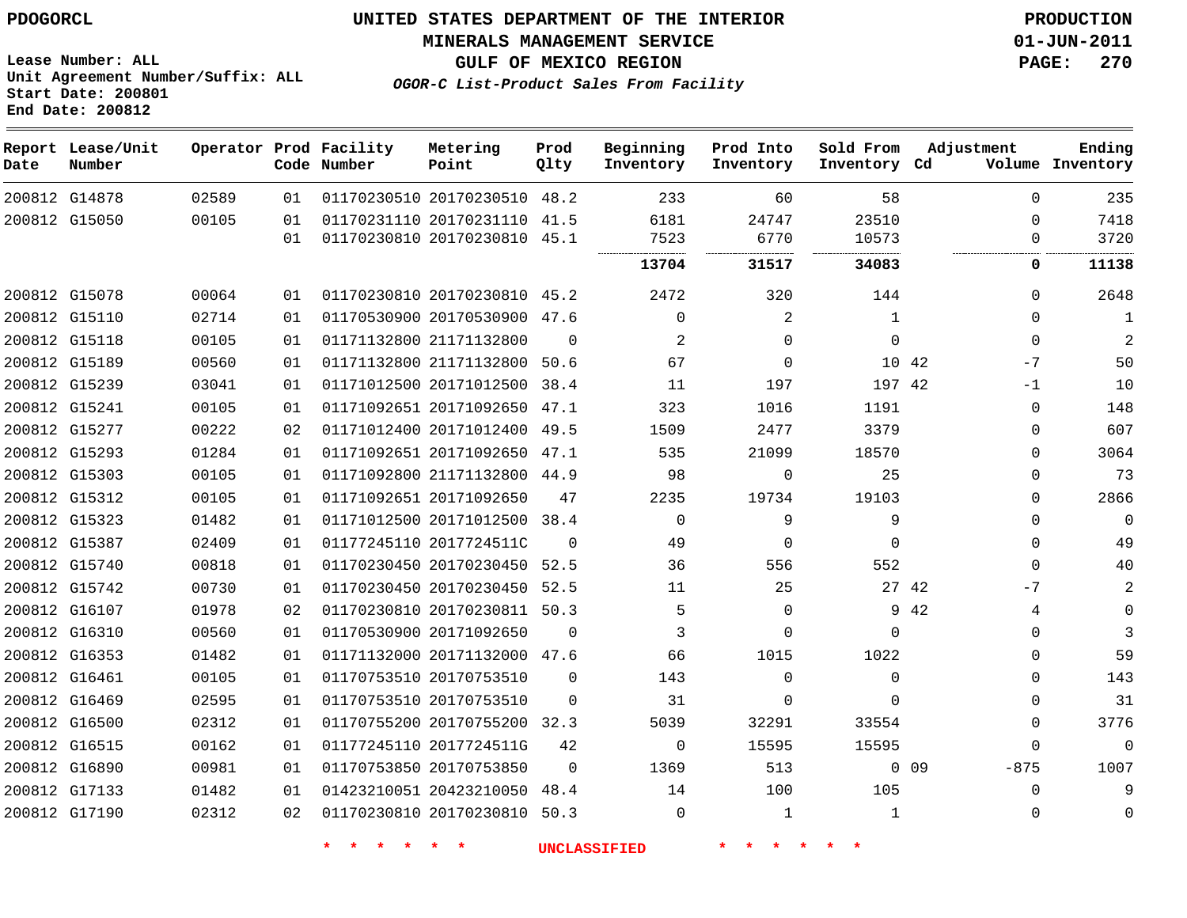PDOGORCL

# UNITED STATES DEPARTMENT OF THE INTERIOR
## MINERALS MANAGEMENT SERVICE
## GULF OF MEXICO REGION
### *OGOR-C List-Product Sales From Facility*

**PRODUCTION**
**01-JUN-2011**

Lease Number: ALL
Unit Agreement Number/Suffix: ALL
Start Date: 200801
End Date: 200812

| Report Date | Lease/Unit Number | Operator | Prod Code | Facility Number | Metering Point | Prod Qlty | Beginning Inventory | Prod Into Inventory | Sold From Inventory | Adjustment Cd | Adjustment Volume | Ending Inventory |
|---|---|---|---|---|---|---|---|---|---|---|---|---|
| 200812 | G14878 | 02589 | 01 | 01170230510 | 20170230510 | 48.2 | 233 | 60 | 58 | | 0 | 235 |
| 200812 | G15050 | 00105 | 01 | 01170231110 | 20170231110 | 41.5 | 6181 | 24747 | 23510 | | 0 | 7418 |
| | | | 01 | 01170230810 | 20170230810 | 45.1 | 7523 | 6770 | 10573 | | 0 | 3720 |
| | | | | | | | **13704** | **31517** | **34083** | | **0** | **11138** |
| 200812 | G15078 | 00064 | 01 | 01170230810 | 20170230810 | 45.2 | 2472 | 320 | 144 | | 0 | 2648 |
| 200812 | G15110 | 02714 | 01 | 01170530900 | 20170530900 | 47.6 | 0 | 2 | 1 | | 0 | 1 |
| 200812 | G15118 | 00105 | 01 | 01171132800 | 21171132800 | 0 | 2 | 0 | 0 | | 0 | 2 |
| 200812 | G15189 | 00560 | 01 | 01171132800 | 21171132800 | 50.6 | 67 | 0 | 10 | 42 | -7 | 50 |
| 200812 | G15239 | 03041 | 01 | 01171012500 | 20171012500 | 38.4 | 11 | 197 | 197 | 42 | -1 | 10 |
| 200812 | G15241 | 00105 | 01 | 01171092651 | 20171092650 | 47.1 | 323 | 1016 | 1191 | | 0 | 148 |
| 200812 | G15277 | 00222 | 02 | 01171012400 | 20171012400 | 49.5 | 1509 | 2477 | 3379 | | 0 | 607 |
| 200812 | G15293 | 01284 | 01 | 01171092651 | 20171092650 | 47.1 | 535 | 21099 | 18570 | | 0 | 3064 |
| 200812 | G15303 | 00105 | 01 | 01171092800 | 21171132800 | 44.9 | 98 | 0 | 25 | | 0 | 73 |
| 200812 | G15312 | 00105 | 01 | 01171092651 | 20171092650 | 47 | 2235 | 19734 | 19103 | | 0 | 2866 |
| 200812 | G15323 | 01482 | 01 | 01171012500 | 20171012500 | 38.4 | 0 | 9 | 9 | | 0 | 0 |
| 200812 | G15387 | 02409 | 01 | 01177245110 | 2017724511C | 0 | 49 | 0 | 0 | | 0 | 49 |
| 200812 | G15740 | 00818 | 01 | 01170230450 | 20170230450 | 52.5 | 36 | 556 | 552 | | 0 | 40 |
| 200812 | G15742 | 00730 | 01 | 01170230450 | 20170230450 | 52.5 | 11 | 25 | 27 | 42 | -7 | 2 |
| 200812 | G16107 | 01978 | 02 | 01170230810 | 20170230811 | 50.3 | 5 | 0 | 9 | 42 | 4 | 0 |
| 200812 | G16310 | 00560 | 01 | 01170530900 | 20171092650 | 0 | 3 | 0 | 0 | | 0 | 3 |
| 200812 | G16353 | 01482 | 01 | 01171132000 | 20171132000 | 47.6 | 66 | 1015 | 1022 | | 0 | 59 |
| 200812 | G16461 | 00105 | 01 | 01170753510 | 20170753510 | 0 | 143 | 0 | 0 | | 0 | 143 |
| 200812 | G16469 | 02595 | 01 | 01170753510 | 20170753510 | 0 | 31 | 0 | 0 | | 0 | 31 |
| 200812 | G16500 | 02312 | 01 | 01170755200 | 20170755200 | 32.3 | 5039 | 32291 | 33554 | | 0 | 3776 |
| 200812 | G16515 | 00162 | 01 | 01177245110 | 2017724511G | 42 | 0 | 15595 | 15595 | | 0 | 0 |
| 200812 | G16890 | 00981 | 01 | 01170753850 | 20170753850 | 0 | 1369 | 513 | 0 | 09 | -875 | 1007 |
| 200812 | G17133 | 01482 | 01 | 01423210051 | 20423210050 | 48.4 | 14 | 100 | 105 | | 0 | 9 |
| 200812 | G17190 | 02312 | 02 | 01170230810 | 20170230810 | 50.3 | 0 | 1 | 1 | | 0 | 0 |

* * * * * * UNCLASSIFIED * * * * * *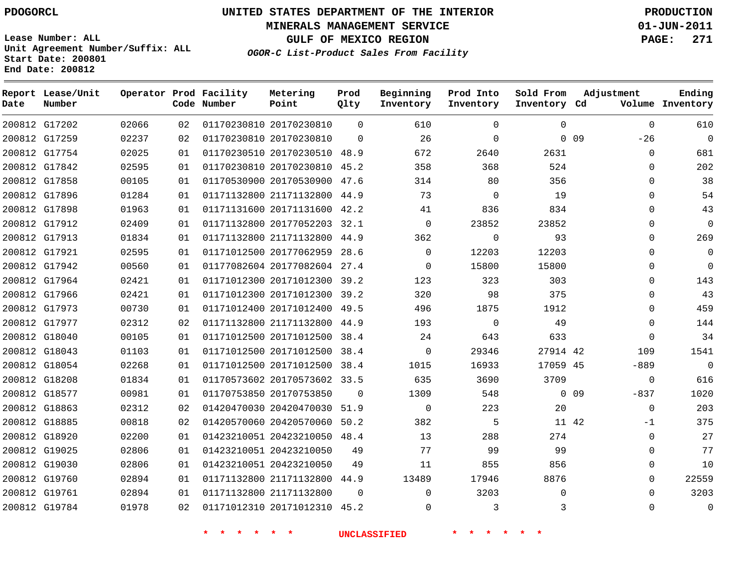PDOGORCL

# UNITED STATES DEPARTMENT OF THE INTERIOR
## MINERALS MANAGEMENT SERVICE
## GULF OF MEXICO REGION
### *OGOR-C List-Product Sales From Facility*

PRODUCTION
01-JUN-2011

Lease Number: ALL
Unit Agreement Number/Suffix: ALL
Start Date: 200801
End Date: 200812

| Report Date | Lease/Unit Number | Operator | Prod Code | Facility Number | Metering Point | Prod Qlty | Beginning Inventory | Prod Into Inventory | Sold From Inventory | Adjustment Cd | Volume | Ending Inventory |
|---|---|---|---|---|---|---|---|---|---|---|---|---|
| 200812 | G17202 | 02066 | 02 | 01170230810 | 20170230810 | 0 | 610 | 0 | 0 | | 0 | 610 |
| 200812 | G17259 | 02237 | 02 | 01170230810 | 20170230810 | 0 | 26 | 0 | 0 | 09 | -26 | 0 |
| 200812 | G17754 | 02025 | 01 | 01170230510 | 20170230510 | 48.9 | 672 | 2640 | 2631 | | 0 | 681 |
| 200812 | G17842 | 02595 | 01 | 01170230810 | 20170230810 | 45.2 | 358 | 368 | 524 | | 0 | 202 |
| 200812 | G17858 | 00105 | 01 | 01170530900 | 20170530900 | 47.6 | 314 | 80 | 356 | | 0 | 38 |
| 200812 | G17896 | 01284 | 01 | 01171132800 | 21171132800 | 44.9 | 73 | 0 | 19 | | 0 | 54 |
| 200812 | G17898 | 01963 | 01 | 01171131600 | 20171131600 | 42.2 | 41 | 836 | 834 | | 0 | 43 |
| 200812 | G17912 | 02409 | 01 | 01171132800 | 20177052203 | 32.1 | 0 | 23852 | 23852 | | 0 | 0 |
| 200812 | G17913 | 01834 | 01 | 01171132800 | 21171132800 | 44.9 | 362 | 0 | 93 | | 0 | 269 |
| 200812 | G17921 | 02595 | 01 | 01171012500 | 20177062959 | 28.6 | 0 | 12203 | 12203 | | 0 | 0 |
| 200812 | G17942 | 00560 | 01 | 01177082604 | 20177082604 | 27.4 | 0 | 15800 | 15800 | | 0 | 0 |
| 200812 | G17964 | 02421 | 01 | 01171012300 | 20171012300 | 39.2 | 123 | 323 | 303 | | 0 | 143 |
| 200812 | G17966 | 02421 | 01 | 01171012300 | 20171012300 | 39.2 | 320 | 98 | 375 | | 0 | 43 |
| 200812 | G17973 | 00730 | 01 | 01171012400 | 20171012400 | 49.5 | 496 | 1875 | 1912 | | 0 | 459 |
| 200812 | G17977 | 02312 | 02 | 01171132800 | 21171132800 | 44.9 | 193 | 0 | 49 | | 0 | 144 |
| 200812 | G18040 | 00105 | 01 | 01171012500 | 20171012500 | 38.4 | 24 | 643 | 633 | | 0 | 34 |
| 200812 | G18043 | 01103 | 01 | 01171012500 | 20171012500 | 38.4 | 0 | 29346 | 27914 | 42 | 109 | 1541 |
| 200812 | G18054 | 02268 | 01 | 01171012500 | 20171012500 | 38.4 | 1015 | 16933 | 17059 | 45 | -889 | 0 |
| 200812 | G18208 | 01834 | 01 | 01170573602 | 20170573602 | 33.5 | 635 | 3690 | 3709 | | 0 | 616 |
| 200812 | G18577 | 00981 | 01 | 01170753850 | 20170753850 | 0 | 1309 | 548 | 0 | 09 | -837 | 1020 |
| 200812 | G18863 | 02312 | 02 | 01420470030 | 20420470030 | 51.9 | 0 | 223 | 20 | | 0 | 203 |
| 200812 | G18885 | 00818 | 02 | 01420570060 | 20420570060 | 50.2 | 382 | 5 | 11 | 42 | -1 | 375 |
| 200812 | G18920 | 02200 | 01 | 01423210051 | 20423210050 | 48.4 | 13 | 288 | 274 | | 0 | 27 |
| 200812 | G19025 | 02806 | 01 | 01423210051 | 20423210050 | 49 | 77 | 99 | 99 | | 0 | 77 |
| 200812 | G19030 | 02806 | 01 | 01423210051 | 20423210050 | 49 | 11 | 855 | 856 | | 0 | 10 |
| 200812 | G19760 | 02894 | 01 | 01171132800 | 21171132800 | 44.9 | 13489 | 17946 | 8876 | | 0 | 22559 |
| 200812 | G19761 | 02894 | 01 | 01171132800 | 21171132800 | 0 | 0 | 3203 | 0 | | 0 | 3203 |
| 200812 | G19784 | 01978 | 02 | 01171012310 | 20171012310 | 45.2 | 0 | 3 | 3 | | 0 | 0 |

* * * * * * UNCLASSIFIED * * * * * *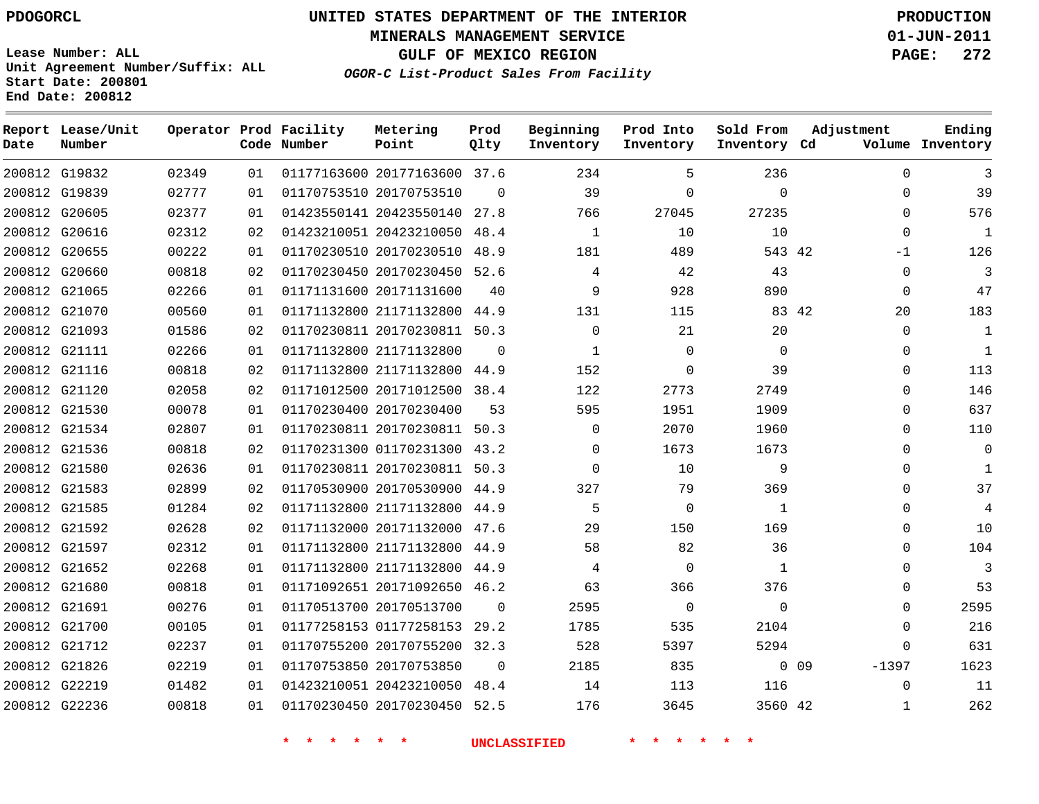PDOGORCL

# UNITED STATES DEPARTMENT OF THE INTERIOR
## MINERALS MANAGEMENT SERVICE
## GULF OF MEXICO REGION
### *OGOR-C List-Product Sales From Facility*

PRODUCTION
01-JUN-2011

Lease Number: ALL
Unit Agreement Number/Suffix: ALL
Start Date: 200801
End Date: 200812

| Report Date | Lease/Unit Number | Operator | Prod Code | Facility Number | Metering Point | Prod Qlty | Beginning Inventory | Prod Into Inventory | Sold From Inventory | Adjustment Cd | Volume | Ending Inventory |
|---|---|---|---|---|---|---|---|---|---|---|---|---|
| 200812 | G19832 | 02349 | 01 | 01177163600 | 20177163600 | 37.6 | 234 | 5 | 236 | | 0 | 3 |
| 200812 | G19839 | 02777 | 01 | 01170753510 | 20170753510 | 0 | 39 | 0 | 0 | | 0 | 39 |
| 200812 | G20605 | 02377 | 01 | 01423550141 | 20423550140 | 27.8 | 766 | 27045 | 27235 | | 0 | 576 |
| 200812 | G20616 | 02312 | 02 | 01423210051 | 20423210050 | 48.4 | 1 | 10 | 10 | | 0 | 1 |
| 200812 | G20655 | 00222 | 01 | 01170230510 | 20170230510 | 48.9 | 181 | 489 | 543 | 42 | -1 | 126 |
| 200812 | G20660 | 00818 | 02 | 01170230450 | 20170230450 | 52.6 | 4 | 42 | 43 | | 0 | 3 |
| 200812 | G21065 | 02266 | 01 | 01171131600 | 20171131600 | 40 | 9 | 928 | 890 | | 0 | 47 |
| 200812 | G21070 | 00560 | 01 | 01171132800 | 21171132800 | 44.9 | 131 | 115 | 83 | 42 | 20 | 183 |
| 200812 | G21093 | 01586 | 02 | 01170230811 | 20170230811 | 50.3 | 0 | 21 | 20 | | 0 | 1 |
| 200812 | G21111 | 02266 | 01 | 01171132800 | 21171132800 | 0 | 1 | 0 | 0 | | 0 | 1 |
| 200812 | G21116 | 00818 | 02 | 01171132800 | 21171132800 | 44.9 | 152 | 0 | 39 | | 0 | 113 |
| 200812 | G21120 | 02058 | 02 | 01171012500 | 20171012500 | 38.4 | 122 | 2773 | 2749 | | 0 | 146 |
| 200812 | G21530 | 00078 | 01 | 01170230400 | 20170230400 | 53 | 595 | 1951 | 1909 | | 0 | 637 |
| 200812 | G21534 | 02807 | 01 | 01170230811 | 20170230811 | 50.3 | 0 | 2070 | 1960 | | 0 | 110 |
| 200812 | G21536 | 00818 | 02 | 01170231300 | 01170231300 | 43.2 | 0 | 1673 | 1673 | | 0 | 0 |
| 200812 | G21580 | 02636 | 01 | 01170230811 | 20170230811 | 50.3 | 0 | 10 | 9 | | 0 | 1 |
| 200812 | G21583 | 02899 | 02 | 01170530900 | 20170530900 | 44.9 | 327 | 79 | 369 | | 0 | 37 |
| 200812 | G21585 | 01284 | 02 | 01171132800 | 21171132800 | 44.9 | 5 | 0 | 1 | | 0 | 4 |
| 200812 | G21592 | 02628 | 02 | 01171132000 | 20171132000 | 47.6 | 29 | 150 | 169 | | 0 | 10 |
| 200812 | G21597 | 02312 | 01 | 01171132800 | 21171132800 | 44.9 | 58 | 82 | 36 | | 0 | 104 |
| 200812 | G21652 | 02268 | 01 | 01171132800 | 21171132800 | 44.9 | 4 | 0 | 1 | | 0 | 3 |
| 200812 | G21680 | 00818 | 01 | 01171092651 | 20171092650 | 46.2 | 63 | 366 | 376 | | 0 | 53 |
| 200812 | G21691 | 00276 | 01 | 01170513700 | 20170513700 | 0 | 2595 | 0 | 0 | | 0 | 2595 |
| 200812 | G21700 | 00105 | 01 | 01177258153 | 01177258153 | 29.2 | 1785 | 535 | 2104 | | 0 | 216 |
| 200812 | G21712 | 02237 | 01 | 01170755200 | 20170755200 | 32.3 | 528 | 5397 | 5294 | | 0 | 631 |
| 200812 | G21826 | 02219 | 01 | 01170753850 | 20170753850 | 0 | 2185 | 835 | 0 | 09 | -1397 | 1623 |
| 200812 | G22219 | 01482 | 01 | 01423210051 | 20423210050 | 48.4 | 14 | 113 | 116 | | 0 | 11 |
| 200812 | G22236 | 00818 | 01 | 01170230450 | 20170230450 | 52.5 | 176 | 3645 | 3560 | 42 | 1 | 262 |

\* \* \* \* \* \* UNCLASSIFIED \* \* \* \* \* \*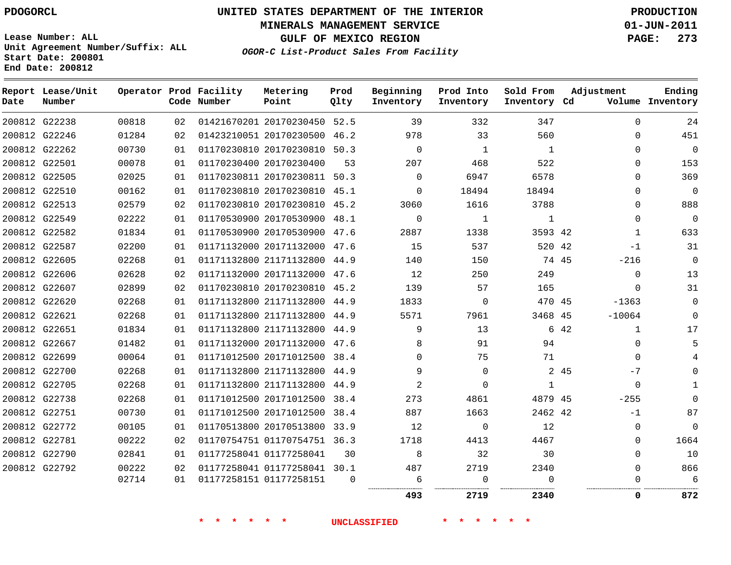PDOGORCL

# UNITED STATES DEPARTMENT OF THE INTERIOR
## MINERALS MANAGEMENT SERVICE
## GULF OF MEXICO REGION
### *OGOR-C List-Product Sales From Facility*

PRODUCTION
01-JUN-2011

Lease Number: ALL
Unit Agreement Number/Suffix: ALL
Start Date: 200801
End Date: 200812

| Report Date | Lease/Unit Number | Operator | Prod Code | Facility Number | Metering Point | Prod Qlty | Beginning Inventory | Prod Into Inventory | Sold From Inventory | Adjustment Cd | Adjustment Volume | Ending Inventory |
|---|---|---|---|---|---|---|---|---|---|---|---|---|
| 200812 | G22238 | 00818 | 02 | 01421670201 | 20170230450 | 52.5 | 39 | 332 | 347 | | 0 | 24 |
| 200812 | G22246 | 01284 | 02 | 01423210051 | 20170230500 | 46.2 | 978 | 33 | 560 | | 0 | 451 |
| 200812 | G22262 | 00730 | 01 | 01170230810 | 20170230810 | 50.3 | 0 | 1 | 1 | | 0 | 0 |
| 200812 | G22501 | 00078 | 01 | 01170230400 | 20170230400 | 53 | 207 | 468 | 522 | | 0 | 153 |
| 200812 | G22505 | 02025 | 01 | 01170230811 | 20170230811 | 50.3 | 0 | 6947 | 6578 | | 0 | 369 |
| 200812 | G22510 | 00162 | 01 | 01170230810 | 20170230810 | 45.1 | 0 | 18494 | 18494 | | 0 | 0 |
| 200812 | G22513 | 02579 | 02 | 01170230810 | 20170230810 | 45.2 | 3060 | 1616 | 3788 | | 0 | 888 |
| 200812 | G22549 | 02222 | 01 | 01170530900 | 20170530900 | 48.1 | 0 | 1 | 1 | | 0 | 0 |
| 200812 | G22582 | 01834 | 01 | 01170530900 | 20170530900 | 47.6 | 2887 | 1338 | 3593 | 42 | 1 | 633 |
| 200812 | G22587 | 02200 | 01 | 01171132000 | 20171132000 | 47.6 | 15 | 537 | 520 | 42 | -1 | 31 |
| 200812 | G22605 | 02268 | 01 | 01171132800 | 21171132800 | 44.9 | 140 | 150 | 74 | 45 | -216 | 0 |
| 200812 | G22606 | 02628 | 02 | 01171132000 | 20171132000 | 47.6 | 12 | 250 | 249 | | 0 | 13 |
| 200812 | G22607 | 02899 | 02 | 01170230810 | 20170230810 | 45.2 | 139 | 57 | 165 | | 0 | 31 |
| 200812 | G22620 | 02268 | 01 | 01171132800 | 21171132800 | 44.9 | 1833 | 0 | 470 | 45 | -1363 | 0 |
| 200812 | G22621 | 02268 | 01 | 01171132800 | 21171132800 | 44.9 | 5571 | 7961 | 3468 | 45 | -10064 | 0 |
| 200812 | G22651 | 01834 | 01 | 01171132800 | 21171132800 | 44.9 | 9 | 13 | 6 | 42 | 1 | 17 |
| 200812 | G22667 | 01482 | 01 | 01171132000 | 20171132000 | 47.6 | 8 | 91 | 94 | | 0 | 5 |
| 200812 | G22699 | 00064 | 01 | 01171012500 | 20171012500 | 38.4 | 0 | 75 | 71 | | 0 | 4 |
| 200812 | G22700 | 02268 | 01 | 01171132800 | 21171132800 | 44.9 | 9 | 0 | 2 | 45 | -7 | 0 |
| 200812 | G22705 | 02268 | 01 | 01171132800 | 21171132800 | 44.9 | 2 | 0 | 1 | | 0 | 1 |
| 200812 | G22738 | 02268 | 01 | 01171012500 | 20171012500 | 38.4 | 273 | 4861 | 4879 | 45 | -255 | 0 |
| 200812 | G22751 | 00730 | 01 | 01171012500 | 20171012500 | 38.4 | 887 | 1663 | 2462 | 42 | -1 | 87 |
| 200812 | G22772 | 00105 | 01 | 01170513800 | 20170513800 | 33.9 | 12 | 0 | 12 | | 0 | 0 |
| 200812 | G22781 | 00222 | 02 | 01170754751 | 01170754751 | 36.3 | 1718 | 4413 | 4467 | | 0 | 1664 |
| 200812 | G22790 | 02841 | 01 | 01177258041 | 01177258041 | 30 | 8 | 32 | 30 | | 0 | 10 |
| 200812 | G22792 | 00222 | 02 | 01177258041 | 01177258041 | 30.1 | 487 | 2719 | 2340 | | 0 | 866 |
| | | 02714 | 01 | 01177258151 | 01177258151 | 0 | 6 | 0 | 0 | | 0 | 6 |
| | | | | | | | **493** | **2719** | **2340** | | **0** | **872** |

\* \* \* \* \* \* UNCLASSIFIED \* \* \* \* \* \*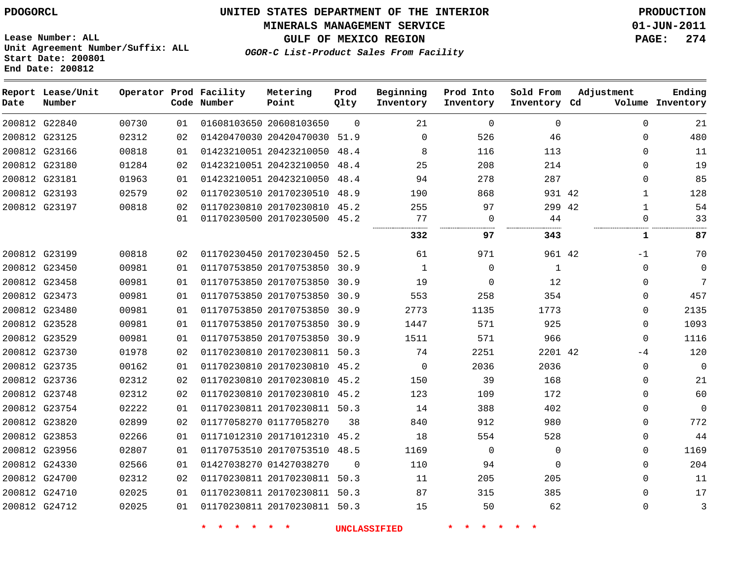PDOGORCL

**UNITED STATES DEPARTMENT OF THE INTERIOR**
**MINERALS MANAGEMENT SERVICE**
**GULF OF MEXICO REGION**
***OGOR-C List-Product Sales From Facility***

**PRODUCTION**
**01-JUN-2011**

Lease Number: ALL
Unit Agreement Number/Suffix: ALL
Start Date: 200801
End Date: 200812

| Report Date | Lease/Unit Number | Operator | Prod Code | Facility Number | Metering Point | Prod Qlty | Beginning Inventory | Prod Into Inventory | Sold From Inventory | Adjustment Cd | Adjustment Volume | Ending Inventory |
|---|---|---|---|---|---|---|---|---|---|---|---|---|
| 200812 | G22840 | 00730 | 01 | 01608103650 | 20608103650 | 0 | 21 | 0 | 0 | | 0 | 21 |
| 200812 | G23125 | 02312 | 02 | 01420470030 | 20420470030 | 51.9 | 0 | 526 | 46 | | 0 | 480 |
| 200812 | G23166 | 00818 | 01 | 01423210051 | 20423210050 | 48.4 | 8 | 116 | 113 | | 0 | 11 |
| 200812 | G23180 | 01284 | 02 | 01423210051 | 20423210050 | 48.4 | 25 | 208 | 214 | | 0 | 19 |
| 200812 | G23181 | 01963 | 01 | 01423210051 | 20423210050 | 48.4 | 94 | 278 | 287 | | 0 | 85 |
| 200812 | G23193 | 02579 | 02 | 01170230510 | 20170230510 | 48.9 | 190 | 868 | 931 | 42 | 1 | 128 |
| 200812 | G23197 | 00818 | 02 | 01170230810 | 20170230810 | 45.2 | 255 | 97 | 299 | 42 | 1 | 54 |
| | | | 01 | 01170230500 | 20170230500 | 45.2 | 77 | 0 | 44 | | 0 | 33 |
| | | | | | | | **332** | **97** | **343** | | **1** | **87** |
| 200812 | G23199 | 00818 | 02 | 01170230450 | 20170230450 | 52.5 | 61 | 971 | 961 | 42 | -1 | 70 |
| 200812 | G23450 | 00981 | 01 | 01170753850 | 20170753850 | 30.9 | 1 | 0 | 1 | | 0 | 0 |
| 200812 | G23458 | 00981 | 01 | 01170753850 | 20170753850 | 30.9 | 19 | 0 | 12 | | 0 | 7 |
| 200812 | G23473 | 00981 | 01 | 01170753850 | 20170753850 | 30.9 | 553 | 258 | 354 | | 0 | 457 |
| 200812 | G23480 | 00981 | 01 | 01170753850 | 20170753850 | 30.9 | 2773 | 1135 | 1773 | | 0 | 2135 |
| 200812 | G23528 | 00981 | 01 | 01170753850 | 20170753850 | 30.9 | 1447 | 571 | 925 | | 0 | 1093 |
| 200812 | G23529 | 00981 | 01 | 01170753850 | 20170753850 | 30.9 | 1511 | 571 | 966 | | 0 | 1116 |
| 200812 | G23730 | 01978 | 02 | 01170230810 | 20170230811 | 50.3 | 74 | 2251 | 2201 | 42 | -4 | 120 |
| 200812 | G23735 | 00162 | 01 | 01170230810 | 20170230810 | 45.2 | 0 | 2036 | 2036 | | 0 | 0 |
| 200812 | G23736 | 02312 | 02 | 01170230810 | 20170230810 | 45.2 | 150 | 39 | 168 | | 0 | 21 |
| 200812 | G23748 | 02312 | 02 | 01170230810 | 20170230810 | 45.2 | 123 | 109 | 172 | | 0 | 60 |
| 200812 | G23754 | 02222 | 01 | 01170230811 | 20170230811 | 50.3 | 14 | 388 | 402 | | 0 | 0 |
| 200812 | G23820 | 02899 | 02 | 01177058270 | 01177058270 | 38 | 840 | 912 | 980 | | 0 | 772 |
| 200812 | G23853 | 02266 | 01 | 01171012310 | 20171012310 | 45.2 | 18 | 554 | 528 | | 0 | 44 |
| 200812 | G23956 | 02807 | 01 | 01170753510 | 20170753510 | 48.5 | 1169 | 0 | 0 | | 0 | 1169 |
| 200812 | G24330 | 02566 | 01 | 01427038270 | 01427038270 | 0 | 110 | 94 | 0 | | 0 | 204 |
| 200812 | G24700 | 02312 | 02 | 01170230811 | 20170230811 | 50.3 | 11 | 205 | 205 | | 0 | 11 |
| 200812 | G24710 | 02025 | 01 | 01170230811 | 20170230811 | 50.3 | 87 | 315 | 385 | | 0 | 17 |
| 200812 | G24712 | 02025 | 01 | 01170230811 | 20170230811 | 50.3 | 15 | 50 | 62 | | 0 | 3 |

* * * * * * UNCLASSIFIED * * * * * *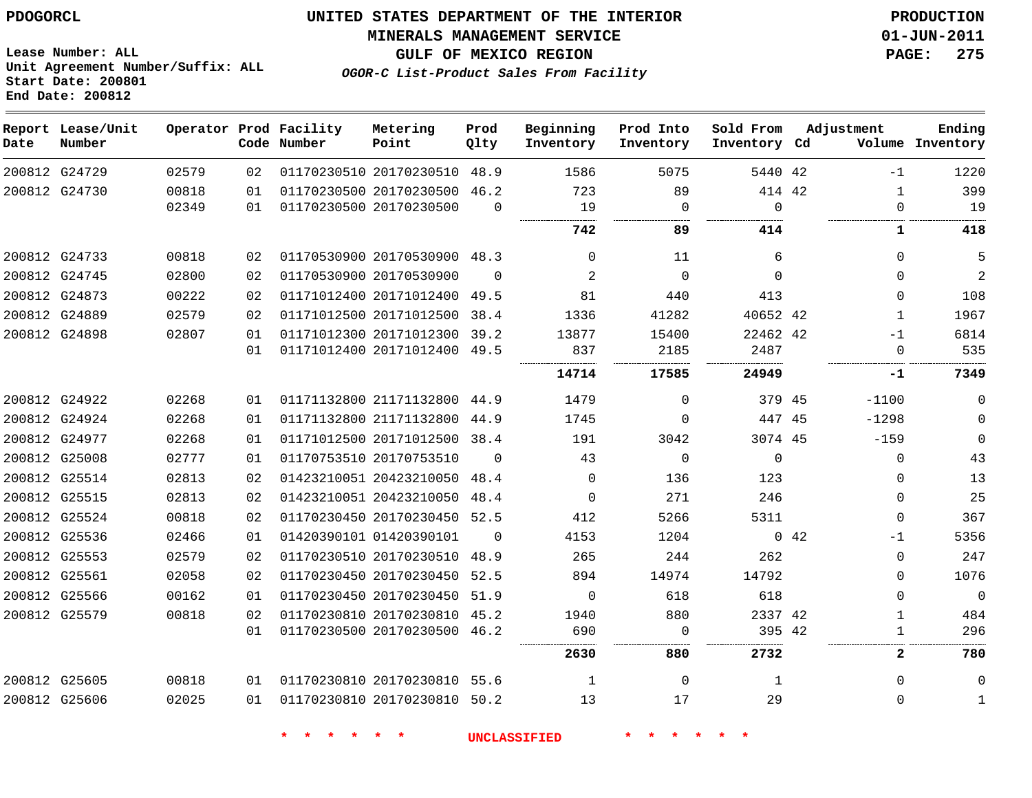PDOGORCL

Lease Number: ALL
Unit Agreement Number/Suffix: ALL
Start Date: 200801
End Date: 200812

# UNITED STATES DEPARTMENT OF THE INTERIOR
## MINERALS MANAGEMENT SERVICE
## GULF OF MEXICO REGION
### *OGOR-C List-Product Sales From Facility*

PRODUCTION
01-JUN-2011

| Report Date | Lease/Unit Number | Operator | Prod Code | Facility Number | Metering Point | Prod Qlty | Beginning Inventory | Prod Into Inventory | Sold From Inventory | Adjustment Cd | Adjustment Volume | Ending Inventory |
|---|---|---|---|---|---|---|---|---|---|---|---|---|
| 200812 | G24729 | 02579 | 02 | 01170230510 | 20170230510 | 48.9 | 1586 | 5075 | 5440 | 42 | -1 | 1220 |
| 200812 | G24730 | 00818 | 01 | 01170230500 | 20170230500 | 46.2 | 723 | 89 | 414 | 42 | 1 | 399 |
| | | 02349 | 01 | 01170230500 | 20170230500 | 0 | 19 | 0 | 0 | | 0 | 19 |
| | | | | | | | **742** | **89** | **414** | | **1** | **418** |
| 200812 | G24733 | 00818 | 02 | 01170530900 | 20170530900 | 48.3 | 0 | 11 | 6 | | 0 | 5 |
| 200812 | G24745 | 02800 | 02 | 01170530900 | 20170530900 | 0 | 2 | 0 | 0 | | 0 | 2 |
| 200812 | G24873 | 00222 | 02 | 01171012400 | 20171012400 | 49.5 | 81 | 440 | 413 | | 0 | 108 |
| 200812 | G24889 | 02579 | 02 | 01171012500 | 20171012500 | 38.4 | 1336 | 41282 | 40652 | 42 | 1 | 1967 |
| 200812 | G24898 | 02807 | 01 | 01171012300 | 20171012300 | 39.2 | 13877 | 15400 | 22462 | 42 | -1 | 6814 |
| | | | 01 | 01171012400 | 20171012400 | 49.5 | 837 | 2185 | 2487 | | 0 | 535 |
| | | | | | | | **14714** | **17585** | **24949** | | **-1** | **7349** |
| 200812 | G24922 | 02268 | 01 | 01171132800 | 21171132800 | 44.9 | 1479 | 0 | 379 | 45 | -1100 | 0 |
| 200812 | G24924 | 02268 | 01 | 01171132800 | 21171132800 | 44.9 | 1745 | 0 | 447 | 45 | -1298 | 0 |
| 200812 | G24977 | 02268 | 01 | 01171012500 | 20171012500 | 38.4 | 191 | 3042 | 3074 | 45 | -159 | 0 |
| 200812 | G25008 | 02777 | 01 | 01170753510 | 20170753510 | 0 | 43 | 0 | 0 | | 0 | 43 |
| 200812 | G25514 | 02813 | 02 | 01423210051 | 20423210050 | 48.4 | 0 | 136 | 123 | | 0 | 13 |
| 200812 | G25515 | 02813 | 02 | 01423210051 | 20423210050 | 48.4 | 0 | 271 | 246 | | 0 | 25 |
| 200812 | G25524 | 00818 | 02 | 01170230450 | 20170230450 | 52.5 | 412 | 5266 | 5311 | | 0 | 367 |
| 200812 | G25536 | 02466 | 01 | 01420390101 | 01420390101 | 0 | 4153 | 1204 | 0 | 42 | -1 | 5356 |
| 200812 | G25553 | 02579 | 02 | 01170230510 | 20170230510 | 48.9 | 265 | 244 | 262 | | 0 | 247 |
| 200812 | G25561 | 02058 | 02 | 01170230450 | 20170230450 | 52.5 | 894 | 14974 | 14792 | | 0 | 1076 |
| 200812 | G25566 | 00162 | 01 | 01170230450 | 20170230450 | 51.9 | 0 | 618 | 618 | | 0 | 0 |
| 200812 | G25579 | 00818 | 02 | 01170230810 | 20170230810 | 45.2 | 1940 | 880 | 2337 | 42 | 1 | 484 |
| | | | 01 | 01170230500 | 20170230500 | 46.2 | 690 | 0 | 395 | 42 | 1 | 296 |
| | | | | | | | **2630** | **880** | **2732** | | **2** | **780** |
| 200812 | G25605 | 00818 | 01 | 01170230810 | 20170230810 | 55.6 | 1 | 0 | 1 | | 0 | 0 |
| 200812 | G25606 | 02025 | 01 | 01170230810 | 20170230810 | 50.2 | 13 | 17 | 29 | | 0 | 1 |

* * * * * * UNCLASSIFIED * * * * * *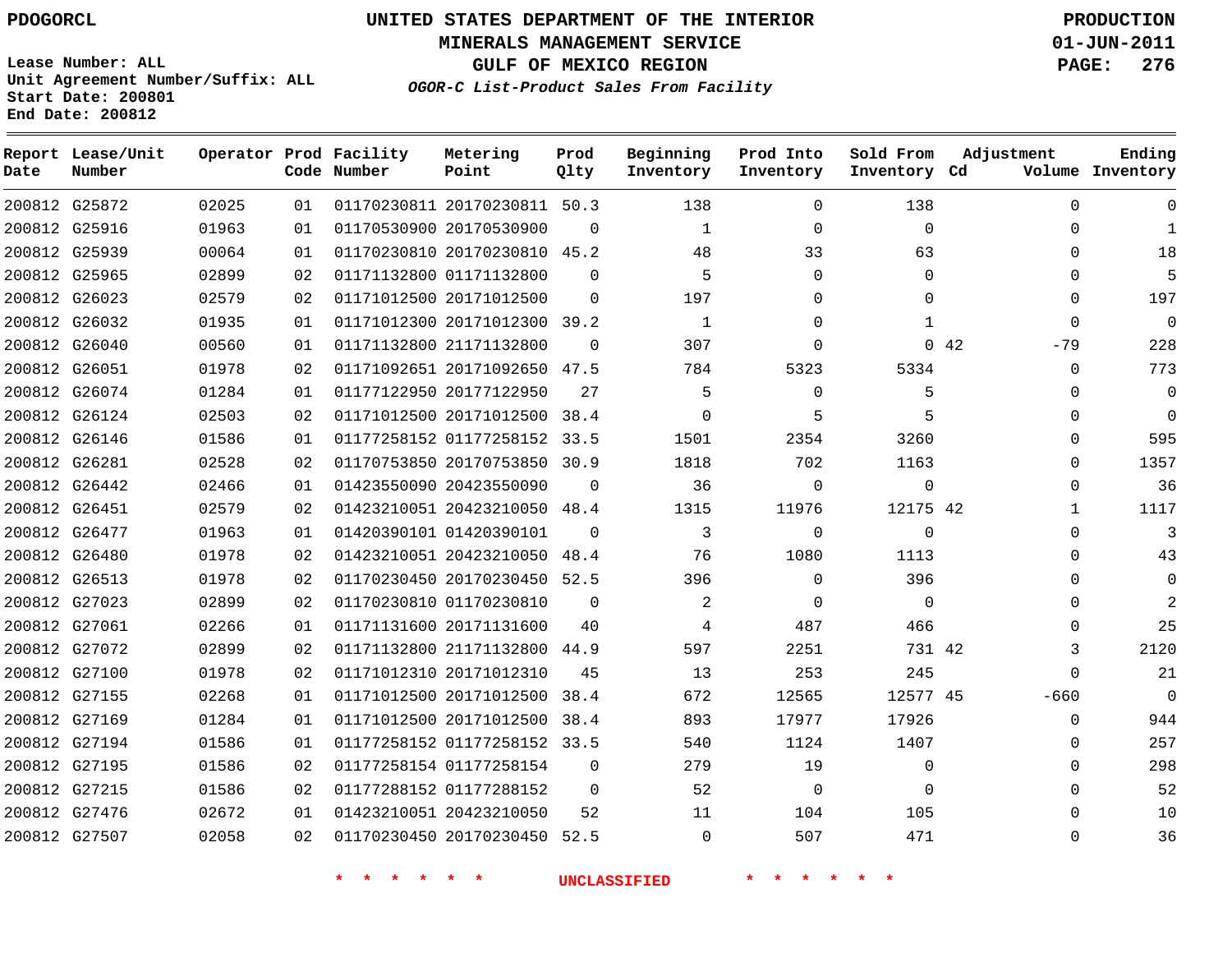PDOGORCL

Lease Number: ALL
Unit Agreement Number/Suffix: ALL
Start Date: 200801
End Date: 200812

# UNITED STATES DEPARTMENT OF THE INTERIOR
## MINERALS MANAGEMENT SERVICE
## GULF OF MEXICO REGION
### *OGOR-C List-Product Sales From Facility*

PRODUCTION
01-JUN-2011

| Report Date | Lease/Unit Number | Operator | Prod Code | Facility Number | Metering Point | Prod Qlty | Beginning Inventory | Prod Into Inventory | Sold From Inventory | Adjustment Cd | Adjustment Volume | Ending Inventory |
|---|---|---|---|---|---|---|---|---|---|---|---|---|
| 200812 | G25872 | 02025 | 01 | 01170230811 | 20170230811 | 50.3 | 138 | 0 | 138 | | 0 | 0 |
| 200812 | G25916 | 01963 | 01 | 01170530900 | 20170530900 | 0 | 1 | 0 | 0 | | 0 | 1 |
| 200812 | G25939 | 00064 | 01 | 01170230810 | 20170230810 | 45.2 | 48 | 33 | 63 | | 0 | 18 |
| 200812 | G25965 | 02899 | 02 | 01171132800 | 01171132800 | 0 | 5 | 0 | 0 | | 0 | 5 |
| 200812 | G26023 | 02579 | 02 | 01171012500 | 20171012500 | 0 | 197 | 0 | 0 | | 0 | 197 |
| 200812 | G26032 | 01935 | 01 | 01171012300 | 20171012300 | 39.2 | 1 | 0 | 1 | | 0 | 0 |
| 200812 | G26040 | 00560 | 01 | 01171132800 | 21171132800 | 0 | 307 | 0 | 0 | 42 | -79 | 228 |
| 200812 | G26051 | 01978 | 02 | 01171092651 | 20171092650 | 47.5 | 784 | 5323 | 5334 | | 0 | 773 |
| 200812 | G26074 | 01284 | 01 | 01177122950 | 20177122950 | 27 | 5 | 0 | 5 | | 0 | 0 |
| 200812 | G26124 | 02503 | 02 | 01171012500 | 20171012500 | 38.4 | 0 | 5 | 5 | | 0 | 0 |
| 200812 | G26146 | 01586 | 01 | 01177258152 | 01177258152 | 33.5 | 1501 | 2354 | 3260 | | 0 | 595 |
| 200812 | G26281 | 02528 | 02 | 01170753850 | 20170753850 | 30.9 | 1818 | 702 | 1163 | | 0 | 1357 |
| 200812 | G26442 | 02466 | 01 | 01423550090 | 20423550090 | 0 | 36 | 0 | 0 | | 0 | 36 |
| 200812 | G26451 | 02579 | 02 | 01423210051 | 20423210050 | 48.4 | 1315 | 11976 | 12175 | 42 | 1 | 1117 |
| 200812 | G26477 | 01963 | 01 | 01420390101 | 01420390101 | 0 | 3 | 0 | 0 | | 0 | 3 |
| 200812 | G26480 | 01978 | 02 | 01423210051 | 20423210050 | 48.4 | 76 | 1080 | 1113 | | 0 | 43 |
| 200812 | G26513 | 01978 | 02 | 01170230450 | 20170230450 | 52.5 | 396 | 0 | 396 | | 0 | 0 |
| 200812 | G27023 | 02899 | 02 | 01170230810 | 01170230810 | 0 | 2 | 0 | 0 | | 0 | 2 |
| 200812 | G27061 | 02266 | 01 | 01171131600 | 20171131600 | 40 | 4 | 487 | 466 | | 0 | 25 |
| 200812 | G27072 | 02899 | 02 | 01171132800 | 21171132800 | 44.9 | 597 | 2251 | 731 | 42 | 3 | 2120 |
| 200812 | G27100 | 01978 | 02 | 01171012310 | 20171012310 | 45 | 13 | 253 | 245 | | 0 | 21 |
| 200812 | G27155 | 02268 | 01 | 01171012500 | 20171012500 | 38.4 | 672 | 12565 | 12577 | 45 | -660 | 0 |
| 200812 | G27169 | 01284 | 01 | 01171012500 | 20171012500 | 38.4 | 893 | 17977 | 17926 | | 0 | 944 |
| 200812 | G27194 | 01586 | 01 | 01177258152 | 01177258152 | 33.5 | 540 | 1124 | 1407 | | 0 | 257 |
| 200812 | G27195 | 01586 | 02 | 01177258154 | 01177258154 | 0 | 279 | 19 | 0 | | 0 | 298 |
| 200812 | G27215 | 01586 | 02 | 01177288152 | 01177288152 | 0 | 52 | 0 | 0 | | 0 | 52 |
| 200812 | G27476 | 02672 | 01 | 01423210051 | 20423210050 | 52 | 11 | 104 | 105 | | 0 | 10 |
| 200812 | G27507 | 02058 | 02 | 01170230450 | 20170230450 | 52.5 | 0 | 507 | 471 | | 0 | 36 |

* * * * * * UNCLASSIFIED * * * * * *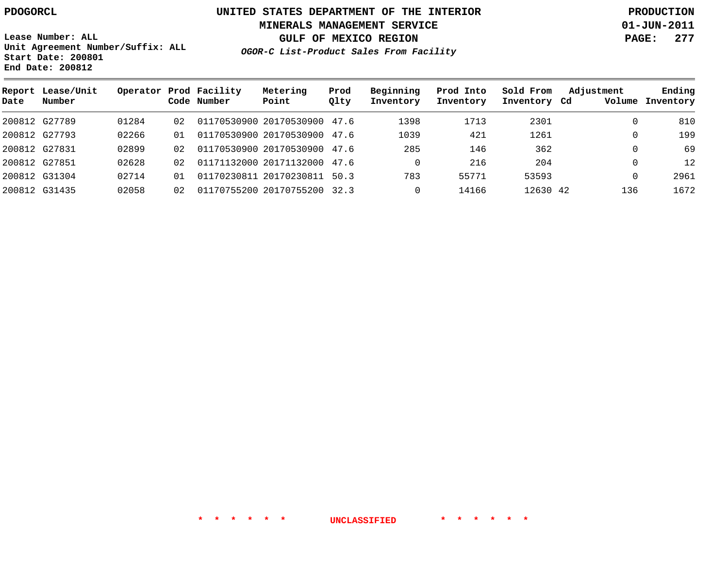PDOGORCL

**UNITED STATES DEPARTMENT OF THE INTERIOR**
**MINERALS MANAGEMENT SERVICE**
**GULF OF MEXICO REGION**
***OGOR-C List-Product Sales From Facility***

**PRODUCTION**
**01-JUN-2011**

Lease Number: ALL
Unit Agreement Number/Suffix: ALL
Start Date: 200801
End Date: 200812

| Report Date | Lease/Unit Number | Operator | Prod Code | Facility Number | Metering Point | Prod Qlty | Beginning Inventory | Prod Into Inventory | Sold From Inventory | Adjustment Cd | Adjustment Volume | Ending Inventory |
|---|---|---|---|---|---|---|---|---|---|---|---|---|
| 200812 | G27789 | 01284 | 02 | 01170530900 | 20170530900 | 47.6 | 1398 | 1713 | 2301 | | 0 | 810 |
| 200812 | G27793 | 02266 | 01 | 01170530900 | 20170530900 | 47.6 | 1039 | 421 | 1261 | | 0 | 199 |
| 200812 | G27831 | 02899 | 02 | 01170530900 | 20170530900 | 47.6 | 285 | 146 | 362 | | 0 | 69 |
| 200812 | G27851 | 02628 | 02 | 01171132000 | 20171132000 | 47.6 | 0 | 216 | 204 | | 0 | 12 |
| 200812 | G31304 | 02714 | 01 | 01170230811 | 20170230811 | 50.3 | 783 | 55771 | 53593 | | 0 | 2961 |
| 200812 | G31435 | 02058 | 02 | 01170755200 | 20170755200 | 32.3 | 0 | 14166 | 12630 | 42 | 136 | 1672 |

\* \* \* \* \* \* UNCLASSIFIED \* \* \* \* \* \*